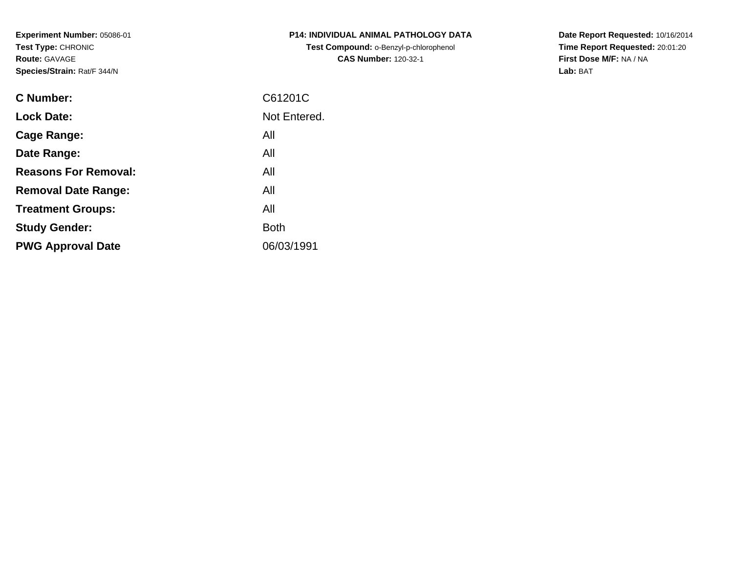**Experiment Number:** 05086-01
**Test Type:** CHRONIC
**Route:** GAVAGE
**Species/Strain:** Rat/F 344/N

**P14: INDIVIDUAL ANIMAL PATHOLOGY DATA**
**Test Compound:** o-Benzyl-p-chlorophenol
**CAS Number:** 120-32-1

**Date Report Requested:** 10/16/2014
**Time Report Requested:** 20:01:20
**First Dose M/F:** NA / NA
**Lab:** BAT

| | |
|---|---|
| **C Number:** | C61201C |
| **Lock Date:** | Not Entered. |
| **Cage Range:** | All |
| **Date Range:** | All |
| **Reasons For Removal:** | All |
| **Removal Date Range:** | All |
| **Treatment Groups:** | All |
| **Study Gender:** | Both |
| **PWG Approval Date** | 06/03/1991 |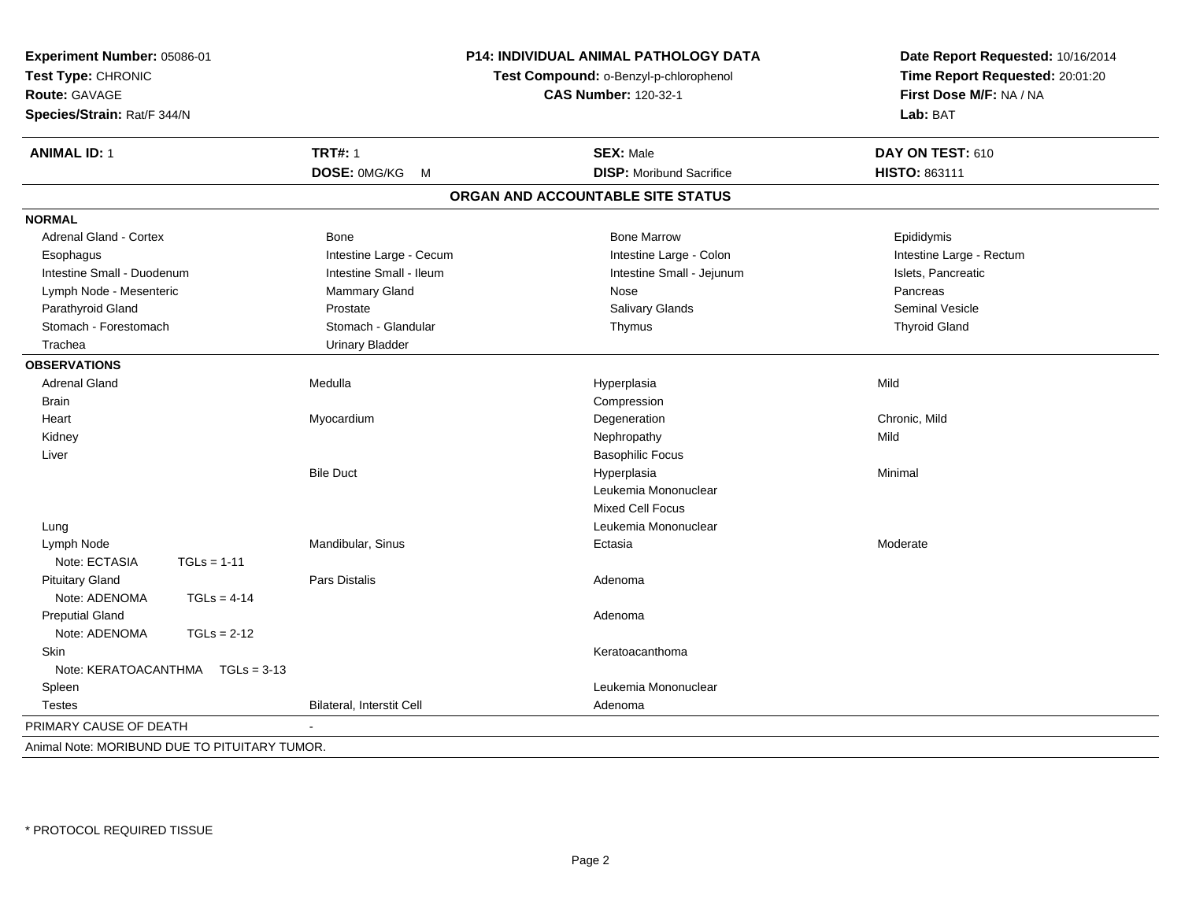**Experiment Number:** 05086-01
**Test Type:** CHRONIC
**Route:** GAVAGE
**Species/Strain:** Rat/F 344/N

**P14: INDIVIDUAL ANIMAL PATHOLOGY DATA**
**Test Compound:** o-Benzyl-p-chlorophenol
**CAS Number:** 120-32-1

**Date Report Requested:** 10/16/2014
**Time Report Requested:** 20:01:20
**First Dose M/F:** NA / NA
**Lab:** BAT

| **ANIMAL ID:** 1 | **TRT#:** 1 | **SEX:** Male | **DAY ON TEST:** 610 |
|---|---|---|---|
| | **DOSE:** 0MG/KG M | **DISP:** Moribund Sacrifice | **HISTO:** 863111 |

## ORGAN AND ACCOUNTABLE SITE STATUS

**NORMAL**

| | | | |
|---|---|---|---|
| Adrenal Gland - Cortex | Bone | Bone Marrow | Epididymis |
| Esophagus | Intestine Large - Cecum | Intestine Large - Colon | Intestine Large - Rectum |
| Intestine Small - Duodenum | Intestine Small - Ileum | Intestine Small - Jejunum | Islets, Pancreatic |
| Lymph Node - Mesenteric | Mammary Gland | Nose | Pancreas |
| Parathyroid Gland | Prostate | Salivary Glands | Seminal Vesicle |
| Stomach - Forestomach | Stomach - Glandular | Thymus | Thyroid Gland |
| Trachea | Urinary Bladder | | |

**OBSERVATIONS**

| | | | |
|---|---|---|---|
| Adrenal Gland | Medulla | Hyperplasia | Mild |
| Brain | | Compression | |
| Heart | Myocardium | Degeneration | Chronic, Mild |
| Kidney | | Nephropathy | Mild |
| Liver | | Basophilic Focus | |
| | Bile Duct | Hyperplasia | Minimal |
| | | Leukemia Mononuclear | |
| | | Mixed Cell Focus | |
| Lung | | Leukemia Mononuclear | |
| Lymph Node | Mandibular, Sinus | Ectasia | Moderate |
| Note: ECTASIA TGLs = 1-11 | | | |
| Pituitary Gland | Pars Distalis | Adenoma | |
| Note: ADENOMA TGLs = 4-14 | | | |
| Preputial Gland | | Adenoma | |
| Note: ADENOMA TGLs = 2-12 | | | |
| Skin | | Keratoacanthoma | |
| Note: KERATOACANTHMA TGLs = 3-13 | | | |
| Spleen | | Leukemia Mononuclear | |
| Testes | Bilateral, Interstit Cell | Adenoma | |

PRIMARY CAUSE OF DEATH -

Animal Note: MORIBUND DUE TO PITUITARY TUMOR.

\* PROTOCOL REQUIRED TISSUE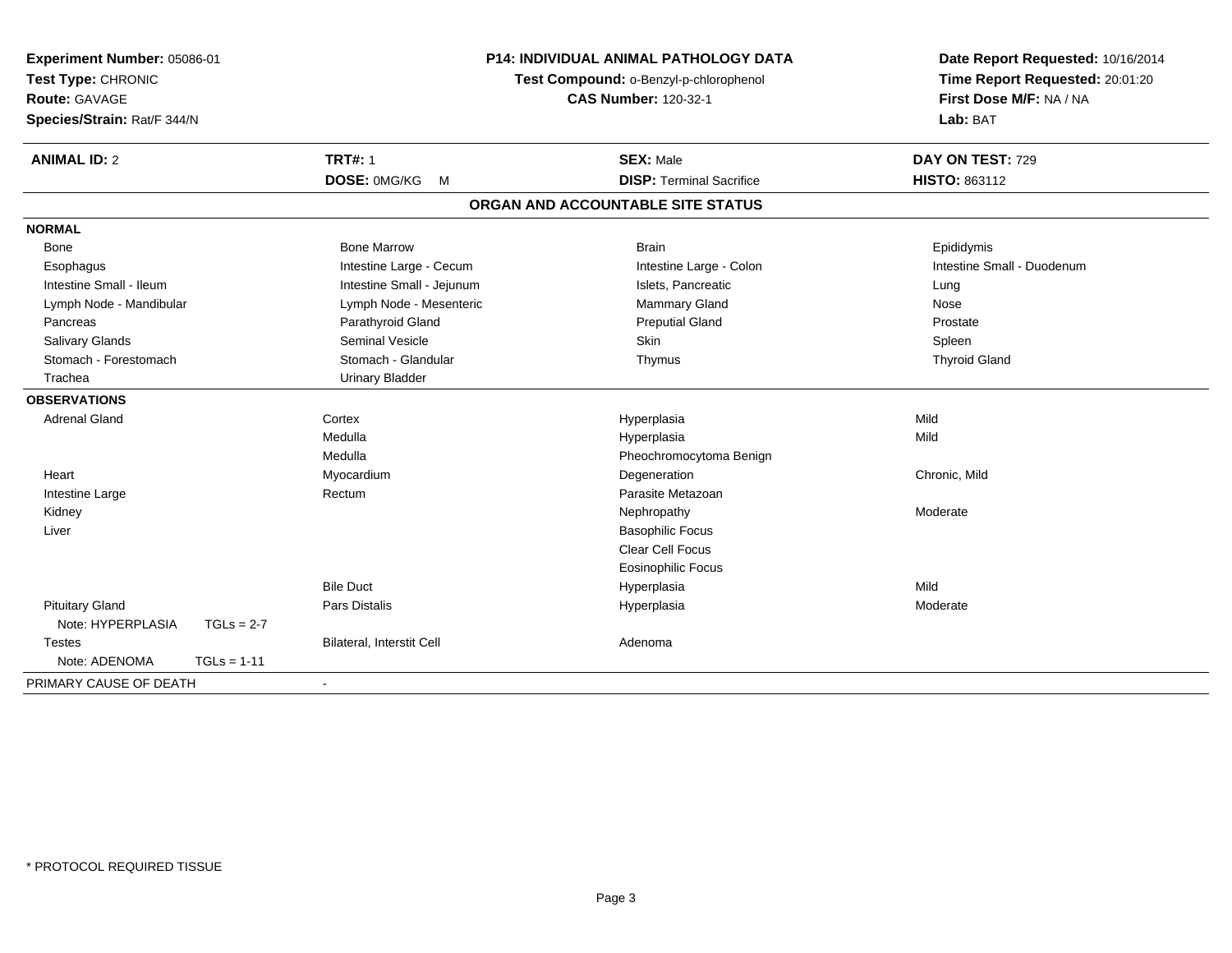**Experiment Number:** 05086-01
**Test Type:** CHRONIC
**Route:** GAVAGE
**Species/Strain:** Rat/F 344/N

## P14: INDIVIDUAL ANIMAL PATHOLOGY DATA

**Test Compound:** o-Benzyl-p-chlorophenol
**CAS Number:** 120-32-1

**Date Report Requested:** 10/16/2014
**Time Report Requested:** 20:01:20
**First Dose M/F:** NA / NA
**Lab:** BAT

| **ANIMAL ID:** 2 | **TRT#:** 1 | **SEX:** Male | **DAY ON TEST:** 729 |
|---|---|---|---|
| | **DOSE:** 0MG/KG M | **DISP:** Terminal Sacrifice | **HISTO:** 863112 |

### ORGAN AND ACCOUNTABLE SITE STATUS

**NORMAL**

| | | | |
|---|---|---|---|
| Bone | Bone Marrow | Brain | Epididymis |
| Esophagus | Intestine Large - Cecum | Intestine Large - Colon | Intestine Small - Duodenum |
| Intestine Small - Ileum | Intestine Small - Jejunum | Islets, Pancreatic | Lung |
| Lymph Node - Mandibular | Lymph Node - Mesenteric | Mammary Gland | Nose |
| Pancreas | Parathyroid Gland | Preputial Gland | Prostate |
| Salivary Glands | Seminal Vesicle | Skin | Spleen |
| Stomach - Forestomach | Stomach - Glandular | Thymus | Thyroid Gland |
| Trachea | Urinary Bladder | | |

**OBSERVATIONS**

| | | | |
|---|---|---|---|
| Adrenal Gland | Cortex | Hyperplasia | Mild |
| | Medulla | Hyperplasia | Mild |
| | Medulla | Pheochromocytoma Benign | |
| Heart | Myocardium | Degeneration | Chronic, Mild |
| Intestine Large | Rectum | Parasite Metazoan | |
| Kidney | | Nephropathy | Moderate |
| Liver | | Basophilic Focus | |
| | | Clear Cell Focus | |
| | | Eosinophilic Focus | |
| | Bile Duct | Hyperplasia | Mild |
| Pituitary Gland | Pars Distalis | Hyperplasia | Moderate |
| Note: HYPERPLASIA TGLs = 2-7 | | | |
| Testes | Bilateral, Interstit Cell | Adenoma | |
| Note: ADENOMA TGLs = 1-11 | | | |

PRIMARY CAUSE OF DEATH -

\* PROTOCOL REQUIRED TISSUE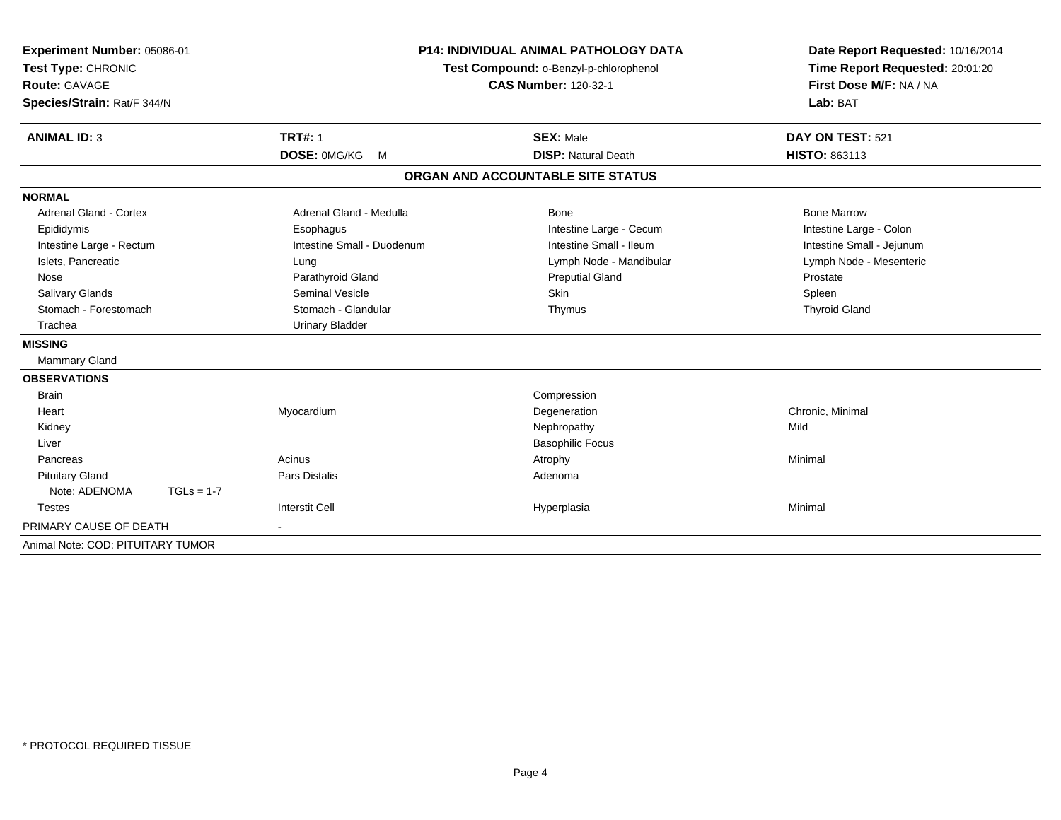**Experiment Number:** 05086-01
**Test Type:** CHRONIC
**Route:** GAVAGE
**Species/Strain:** Rat/F 344/N

**P14: INDIVIDUAL ANIMAL PATHOLOGY DATA**
**Test Compound:** o-Benzyl-p-chlorophenol
**CAS Number:** 120-32-1

**Date Report Requested:** 10/16/2014
**Time Report Requested:** 20:01:20
**First Dose M/F:** NA / NA
**Lab:** BAT

| **ANIMAL ID:** 3 | **TRT#:** 1 | **SEX:** Male | **DAY ON TEST:** 521 |
|---|---|---|---|
| | **DOSE:** 0MG/KG M | **DISP:** Natural Death | **HISTO:** 863113 |

## ORGAN AND ACCOUNTABLE SITE STATUS

**NORMAL**

| | | | |
|---|---|---|---|
| Adrenal Gland - Cortex | Adrenal Gland - Medulla | Bone | Bone Marrow |
| Epididymis | Esophagus | Intestine Large - Cecum | Intestine Large - Colon |
| Intestine Large - Rectum | Intestine Small - Duodenum | Intestine Small - Ileum | Intestine Small - Jejunum |
| Islets, Pancreatic | Lung | Lymph Node - Mandibular | Lymph Node - Mesenteric |
| Nose | Parathyroid Gland | Preputial Gland | Prostate |
| Salivary Glands | Seminal Vesicle | Skin | Spleen |
| Stomach - Forestomach | Stomach - Glandular | Thymus | Thyroid Gland |
| Trachea | Urinary Bladder | | |

**MISSING**

Mammary Gland

**OBSERVATIONS**

| | | | |
|---|---|---|---|
| Brain | | Compression | |
| Heart | Myocardium | Degeneration | Chronic, Minimal |
| Kidney | | Nephropathy | Mild |
| Liver | | Basophilic Focus | |
| Pancreas | Acinus | Atrophy | Minimal |
| Pituitary Gland | Pars Distalis | Adenoma | |
| Note: ADENOMA TGLs = 1-7 | | | |
| Testes | Interstit Cell | Hyperplasia | Minimal |

PRIMARY CAUSE OF DEATH -

Animal Note: COD: PITUITARY TUMOR

\* PROTOCOL REQUIRED TISSUE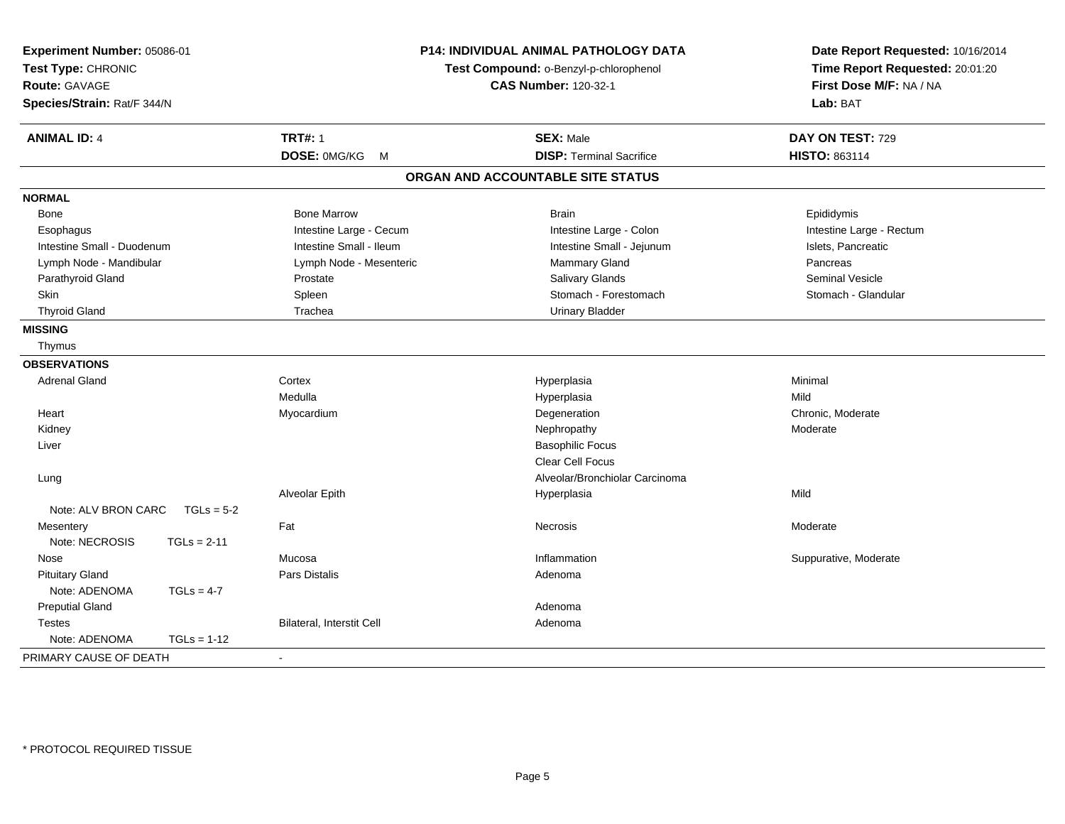**Experiment Number:** 05086-01
**Test Type:** CHRONIC
**Route:** GAVAGE
**Species/Strain:** Rat/F 344/N

**P14: INDIVIDUAL ANIMAL PATHOLOGY DATA**
**Test Compound:** o-Benzyl-p-chlorophenol
**CAS Number:** 120-32-1

**Date Report Requested:** 10/16/2014
**Time Report Requested:** 20:01:20
**First Dose M/F:** NA / NA
**Lab:** BAT

| **ANIMAL ID:** 4 | **TRT#:** 1 | **SEX:** Male | **DAY ON TEST:** 729 |
|---|---|---|---|
| | **DOSE:** 0MG/KG M | **DISP:** Terminal Sacrifice | **HISTO:** 863114 |

## ORGAN AND ACCOUNTABLE SITE STATUS

| | | | |
|---|---|---|---|
| **NORMAL** | | | |
| Bone | Bone Marrow | Brain | Epididymis |
| Esophagus | Intestine Large - Cecum | Intestine Large - Colon | Intestine Large - Rectum |
| Intestine Small - Duodenum | Intestine Small - Ileum | Intestine Small - Jejunum | Islets, Pancreatic |
| Lymph Node - Mandibular | Lymph Node - Mesenteric | Mammary Gland | Pancreas |
| Parathyroid Gland | Prostate | Salivary Glands | Seminal Vesicle |
| Skin | Spleen | Stomach - Forestomach | Stomach - Glandular |
| Thyroid Gland | Trachea | Urinary Bladder | |
| **MISSING** | | | |
| Thymus | | | |
| **OBSERVATIONS** | | | |
| Adrenal Gland | Cortex | Hyperplasia | Minimal |
| | Medulla | Hyperplasia | Mild |
| Heart | Myocardium | Degeneration | Chronic, Moderate |
| Kidney | | Nephropathy | Moderate |
| Liver | | Basophilic Focus | |
| | | Clear Cell Focus | |
| Lung | | Alveolar/Bronchiolar Carcinoma | |
| | Alveolar Epith | Hyperplasia | Mild |
| Note: ALV BRON CARC TGLs = 5-2 | | | |
| Mesentery | Fat | Necrosis | Moderate |
| Note: NECROSIS TGLs = 2-11 | | | |
| Nose | Mucosa | Inflammation | Suppurative, Moderate |
| Pituitary Gland | Pars Distalis | Adenoma | |
| Note: ADENOMA TGLs = 4-7 | | | |
| Preputial Gland | | Adenoma | |
| Testes | Bilateral, Interstit Cell | Adenoma | |
| Note: ADENOMA TGLs = 1-12 | | | |
| PRIMARY CAUSE OF DEATH | - | | |

\* PROTOCOL REQUIRED TISSUE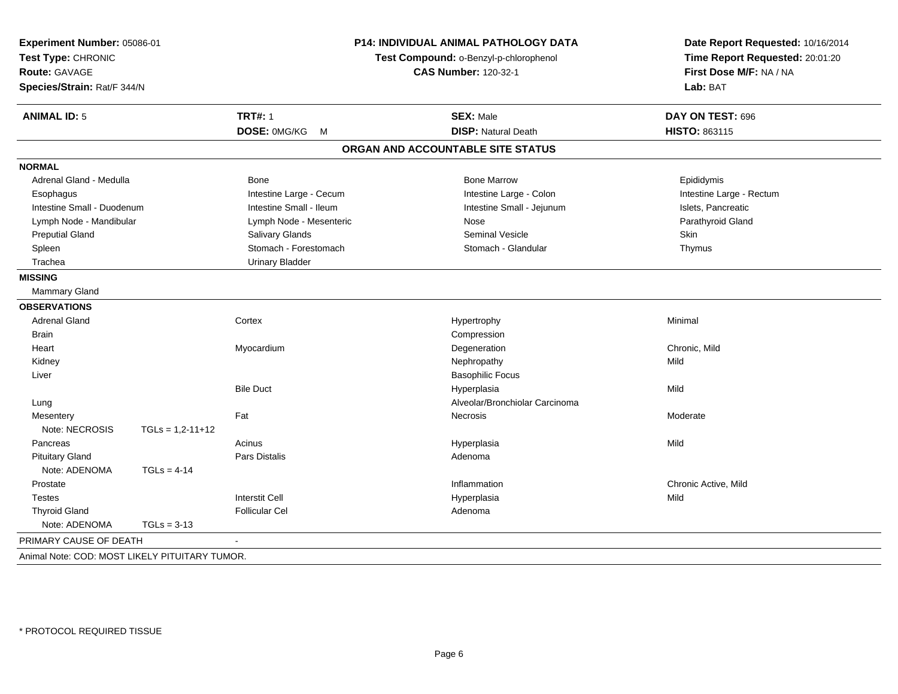**Experiment Number:** 05086-01
**Test Type:** CHRONIC
**Route:** GAVAGE
**Species/Strain:** Rat/F 344/N

**P14: INDIVIDUAL ANIMAL PATHOLOGY DATA**
**Test Compound:** o-Benzyl-p-chlorophenol
**CAS Number:** 120-32-1

**Date Report Requested:** 10/16/2014
**Time Report Requested:** 20:01:20
**First Dose M/F:** NA / NA
**Lab:** BAT

| **ANIMAL ID:** 5 | **TRT#:** 1 | **SEX:** Male | **DAY ON TEST:** 696 |
|---|---|---|---|
| | **DOSE:** 0MG/KG M | **DISP:** Natural Death | **HISTO:** 863115 |

## ORGAN AND ACCOUNTABLE SITE STATUS

**NORMAL**

| | | | |
|---|---|---|---|
| Adrenal Gland - Medulla | Bone | Bone Marrow | Epididymis |
| Esophagus | Intestine Large - Cecum | Intestine Large - Colon | Intestine Large - Rectum |
| Intestine Small - Duodenum | Intestine Small - Ileum | Intestine Small - Jejunum | Islets, Pancreatic |
| Lymph Node - Mandibular | Lymph Node - Mesenteric | Nose | Parathyroid Gland |
| Preputial Gland | Salivary Glands | Seminal Vesicle | Skin |
| Spleen | Stomach - Forestomach | Stomach - Glandular | Thymus |
| Trachea | Urinary Bladder | | |

**MISSING**

Mammary Gland

**OBSERVATIONS**

| | | | |
|---|---|---|---|
| Adrenal Gland | Cortex | Hypertrophy | Minimal |
| Brain | | Compression | |
| Heart | Myocardium | Degeneration | Chronic, Mild |
| Kidney | | Nephropathy | Mild |
| Liver | | Basophilic Focus | |
| | Bile Duct | Hyperplasia | Mild |
| Lung | | Alveolar/Bronchiolar Carcinoma | |
| Mesentery | Fat | Necrosis | Moderate |
| Note: NECROSIS TGLs = 1,2-11+12 | | | |
| Pancreas | Acinus | Hyperplasia | Mild |
| Pituitary Gland | Pars Distalis | Adenoma | |
| Note: ADENOMA TGLs = 4-14 | | | |
| Prostate | | Inflammation | Chronic Active, Mild |
| Testes | Interstit Cell | Hyperplasia | Mild |
| Thyroid Gland | Follicular Cel | Adenoma | |
| Note: ADENOMA TGLs = 3-13 | | | |

PRIMARY CAUSE OF DEATH -

Animal Note: COD: MOST LIKELY PITUITARY TUMOR.

\* PROTOCOL REQUIRED TISSUE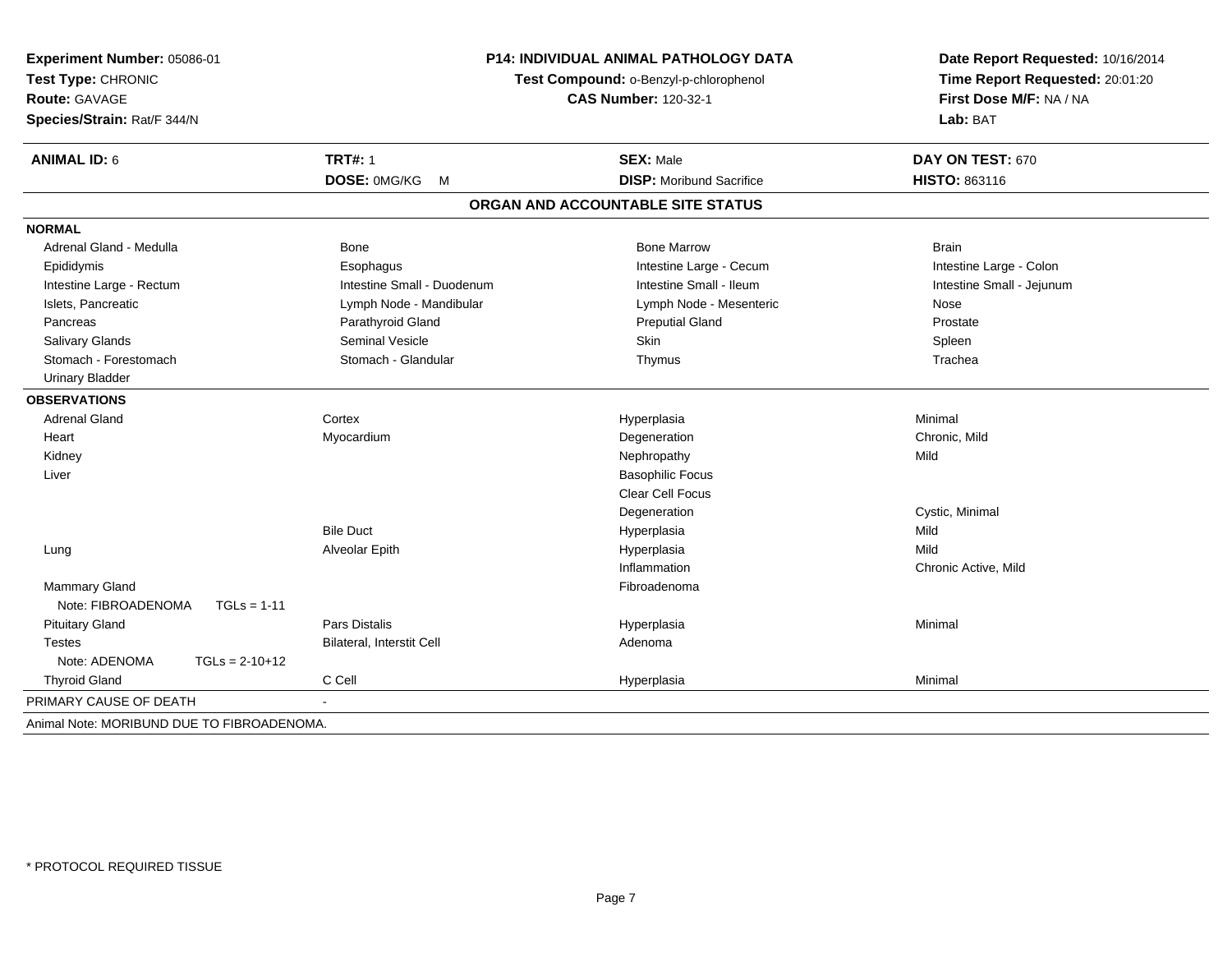**Experiment Number:** 05086-01
**Test Type:** CHRONIC
**Route:** GAVAGE
**Species/Strain:** Rat/F 344/N

**P14: INDIVIDUAL ANIMAL PATHOLOGY DATA**
**Test Compound:** o-Benzyl-p-chlorophenol
**CAS Number:** 120-32-1

**Date Report Requested:** 10/16/2014
**Time Report Requested:** 20:01:20
**First Dose M/F:** NA / NA
**Lab:** BAT

| **ANIMAL ID:** 6 | **TRT#:** 1 | **SEX:** Male | **DAY ON TEST:** 670 |
|---|---|---|---|
| | **DOSE:** 0MG/KG M | **DISP:** Moribund Sacrifice | **HISTO:** 863116 |

## ORGAN AND ACCOUNTABLE SITE STATUS

**NORMAL**

| | | | |
|---|---|---|---|
| Adrenal Gland - Medulla | Bone | Bone Marrow | Brain |
| Epididymis | Esophagus | Intestine Large - Cecum | Intestine Large - Colon |
| Intestine Large - Rectum | Intestine Small - Duodenum | Intestine Small - Ileum | Intestine Small - Jejunum |
| Islets, Pancreatic | Lymph Node - Mandibular | Lymph Node - Mesenteric | Nose |
| Pancreas | Parathyroid Gland | Preputial Gland | Prostate |
| Salivary Glands | Seminal Vesicle | Skin | Spleen |
| Stomach - Forestomach | Stomach - Glandular | Thymus | Trachea |
| Urinary Bladder | | | |

**OBSERVATIONS**

| | | | |
|---|---|---|---|
| Adrenal Gland | Cortex | Hyperplasia | Minimal |
| Heart | Myocardium | Degeneration | Chronic, Mild |
| Kidney | | Nephropathy | Mild |
| Liver | | Basophilic Focus | |
| | | Clear Cell Focus | |
| | | Degeneration | Cystic, Minimal |
| | Bile Duct | Hyperplasia | Mild |
| Lung | Alveolar Epith | Hyperplasia | Mild |
| | | Inflammation | Chronic Active, Mild |
| Mammary Gland | | Fibroadenoma | |
| Note: FIBROADENOMA TGLs = 1-11 | | | |
| Pituitary Gland | Pars Distalis | Hyperplasia | Minimal |
| Testes | Bilateral, Interstit Cell | Adenoma | |
| Note: ADENOMA TGLs = 2-10+12 | | | |
| Thyroid Gland | C Cell | Hyperplasia | Minimal |

PRIMARY CAUSE OF DEATH -

Animal Note: MORIBUND DUE TO FIBROADENOMA.

* PROTOCOL REQUIRED TISSUE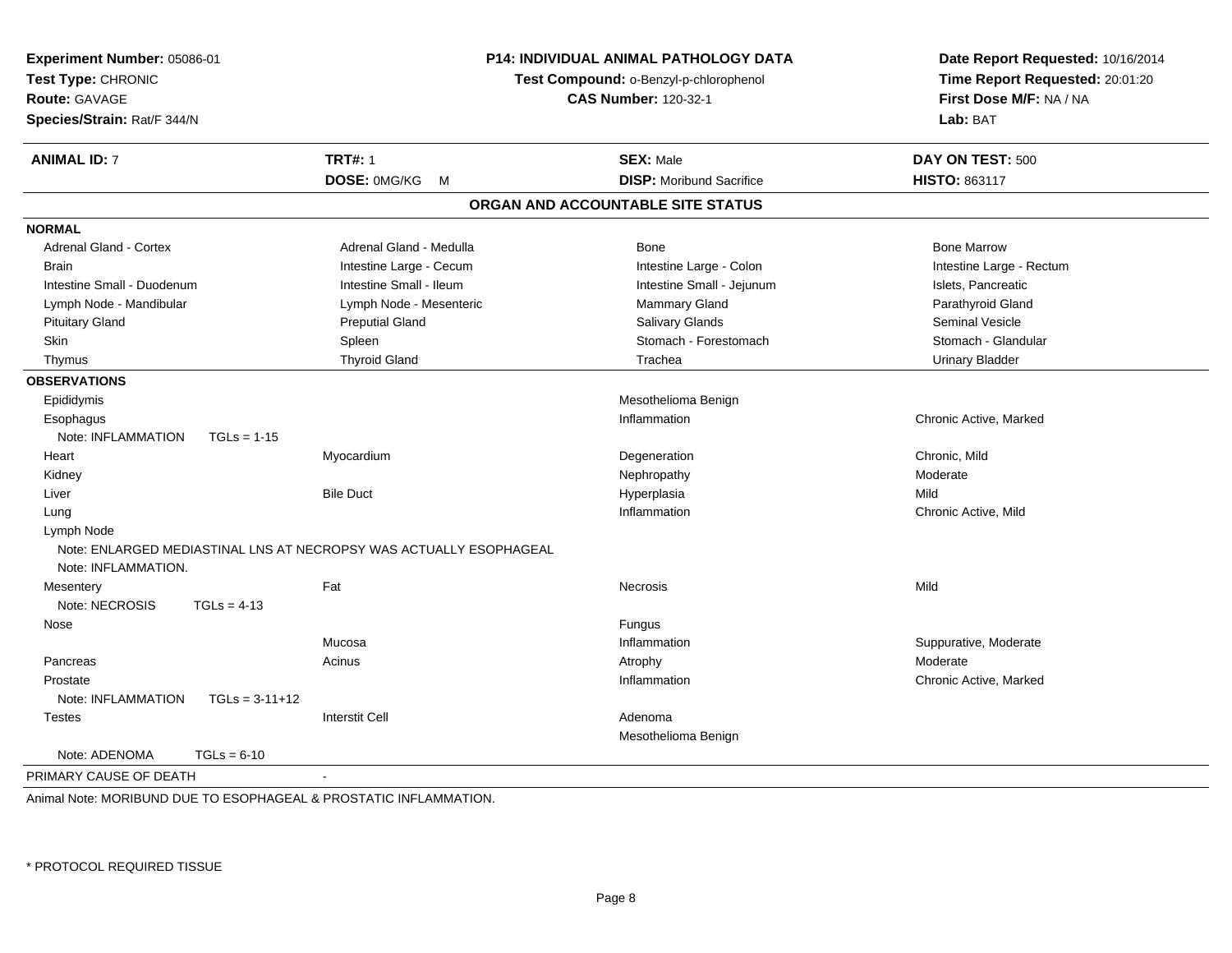**Experiment Number:** 05086-01
**Test Type:** CHRONIC
**Route:** GAVAGE
**Species/Strain:** Rat/F 344/N

**P14: INDIVIDUAL ANIMAL PATHOLOGY DATA**
**Test Compound:** o-Benzyl-p-chlorophenol
**CAS Number:** 120-32-1

**Date Report Requested:** 10/16/2014
**Time Report Requested:** 20:01:20
**First Dose M/F:** NA / NA
**Lab:** BAT

| **ANIMAL ID:** 7 | **TRT#:** 1 | **SEX:** Male | **DAY ON TEST:** 500 |
|---|---|---|---|
| | **DOSE:** 0MG/KG M | **DISP:** Moribund Sacrifice | **HISTO:** 863117 |

## ORGAN AND ACCOUNTABLE SITE STATUS

**NORMAL**

| | | | |
|---|---|---|---|
| Adrenal Gland - Cortex | Adrenal Gland - Medulla | Bone | Bone Marrow |
| Brain | Intestine Large - Cecum | Intestine Large - Colon | Intestine Large - Rectum |
| Intestine Small - Duodenum | Intestine Small - Ileum | Intestine Small - Jejunum | Islets, Pancreatic |
| Lymph Node - Mandibular | Lymph Node - Mesenteric | Mammary Gland | Parathyroid Gland |
| Pituitary Gland | Preputial Gland | Salivary Glands | Seminal Vesicle |
| Skin | Spleen | Stomach - Forestomach | Stomach - Glandular |
| Thymus | Thyroid Gland | Trachea | Urinary Bladder |

**OBSERVATIONS**

| | | | |
|---|---|---|---|
| Epididymis | | Mesothelioma Benign | |
| Esophagus | | Inflammation | Chronic Active, Marked |
| Note: INFLAMMATION TGLs = 1-15 | | | |
| Heart | Myocardium | Degeneration | Chronic, Mild |
| Kidney | | Nephropathy | Moderate |
| Liver | Bile Duct | Hyperplasia | Mild |
| Lung | | Inflammation | Chronic Active, Mild |
| Lymph Node | | | |
| Note: ENLARGED MEDIASTINAL LNS AT NECROPSY WAS ACTUALLY ESOPHAGEAL Note: INFLAMMATION. | | | |
| Mesentery | Fat | Necrosis | Mild |
| Note: NECROSIS TGLs = 4-13 | | | |
| Nose | | Fungus | |
| | Mucosa | Inflammation | Suppurative, Moderate |
| Pancreas | Acinus | Atrophy | Moderate |
| Prostate | | Inflammation | Chronic Active, Marked |
| Note: INFLAMMATION TGLs = 3-11+12 | | | |
| Testes | Interstit Cell | Adenoma | |
| | | Mesothelioma Benign | |
| Note: ADENOMA TGLs = 6-10 | | | |

PRIMARY CAUSE OF DEATH -

Animal Note: MORIBUND DUE TO ESOPHAGEAL & PROSTATIC INFLAMMATION.

* PROTOCOL REQUIRED TISSUE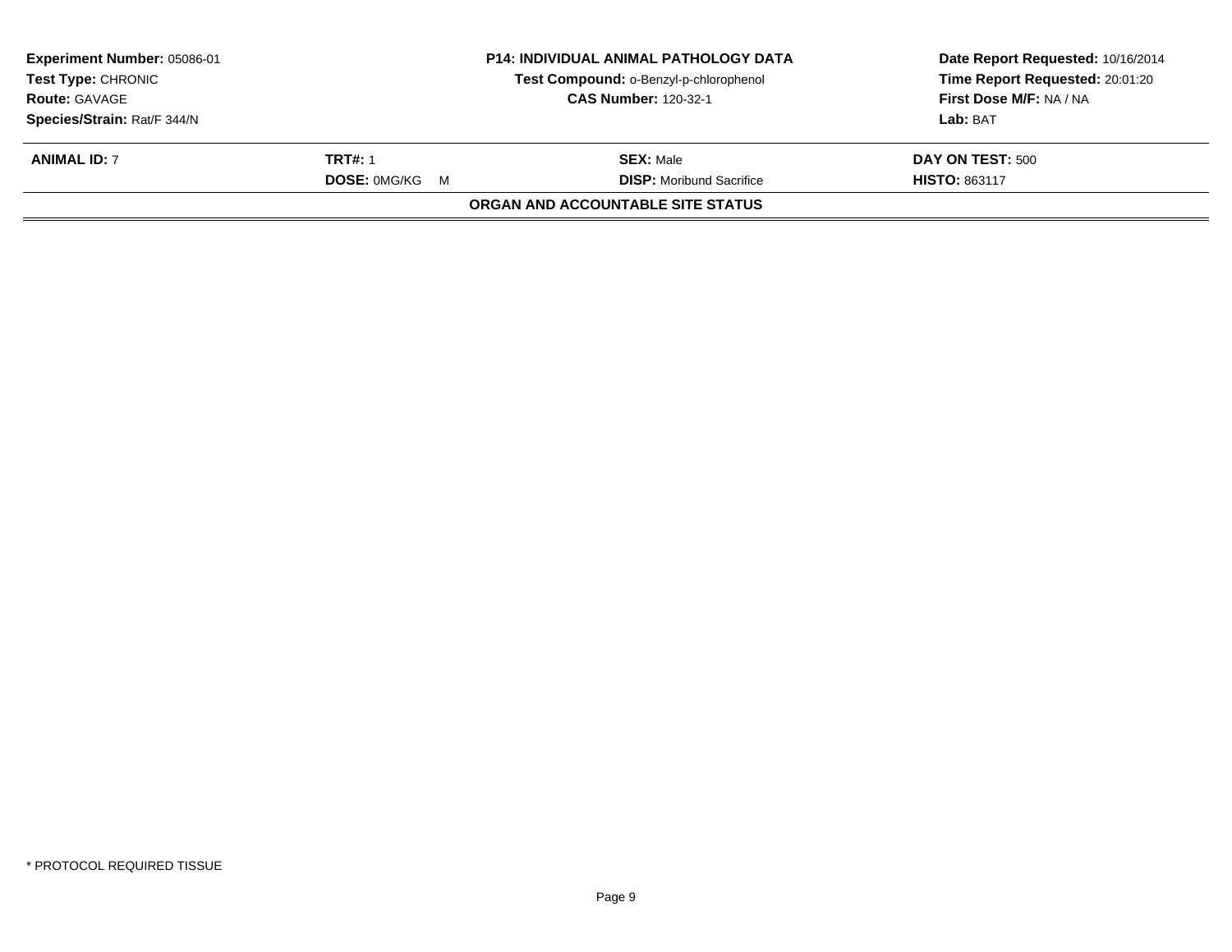| **Experiment Number:** 05086-01 | **P14: INDIVIDUAL ANIMAL PATHOLOGY DATA** | **Date Report Requested:** 10/16/2014 |
|---|---|---|
| **Test Type:** CHRONIC | **Test Compound:** o-Benzyl-p-chlorophenol | **Time Report Requested:** 20:01:20 |
| **Route:** GAVAGE | **CAS Number:** 120-32-1 | **First Dose M/F:** NA / NA |
| **Species/Strain:** Rat/F 344/N | | **Lab:** BAT |

| **ANIMAL ID:** 7 | **TRT#:** 1 | **SEX:** Male | **DAY ON TEST:** 500 |
|---|---|---|---|
| | **DOSE:** 0MG/KG M | **DISP:** Moribund Sacrifice | **HISTO:** 863117 |

**ORGAN AND ACCOUNTABLE SITE STATUS**

* PROTOCOL REQUIRED TISSUE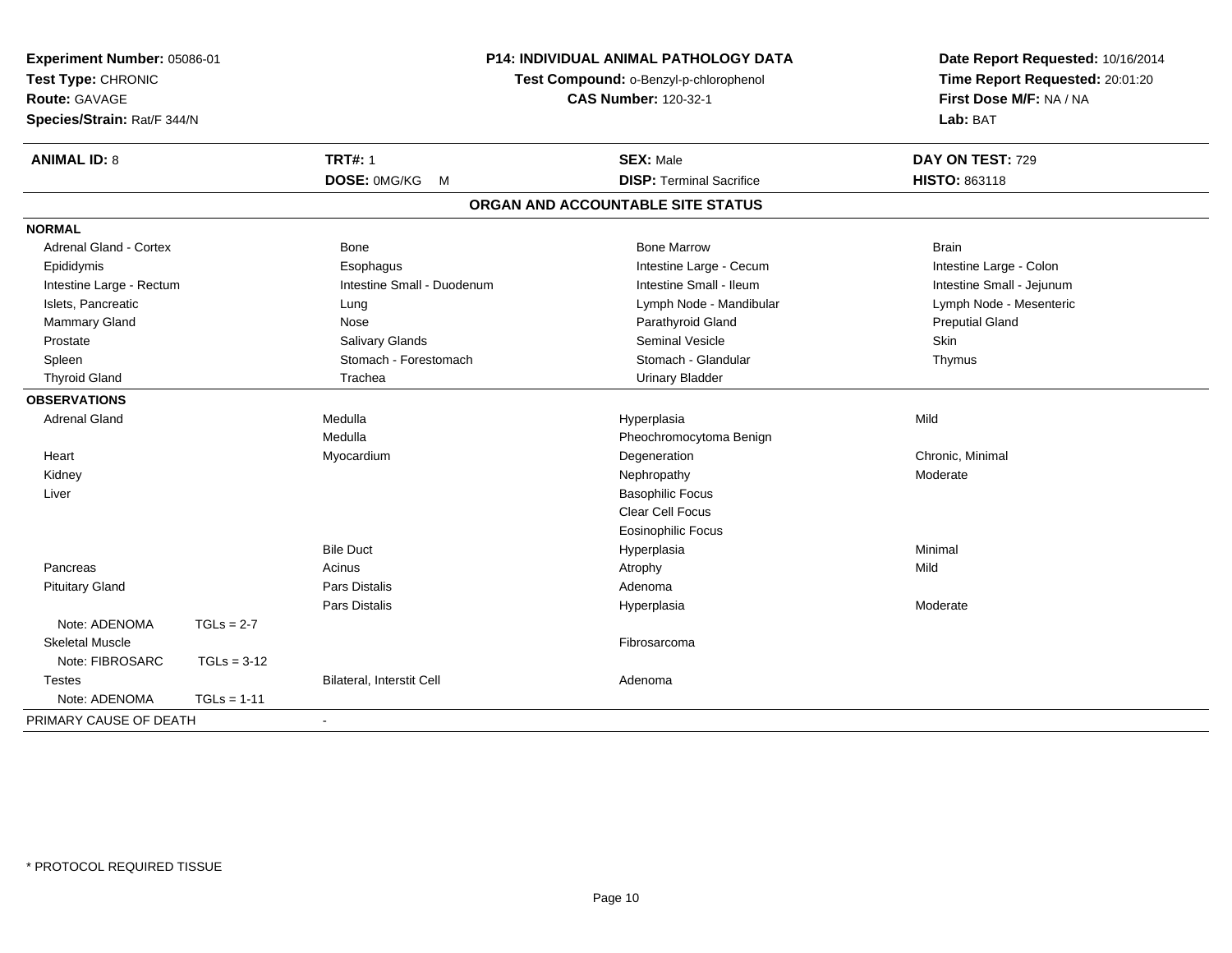**Experiment Number:** 05086-01
**Test Type:** CHRONIC
**Route:** GAVAGE
**Species/Strain:** Rat/F 344/N

**P14: INDIVIDUAL ANIMAL PATHOLOGY DATA**
**Test Compound:** o-Benzyl-p-chlorophenol
**CAS Number:** 120-32-1

**Date Report Requested:** 10/16/2014
**Time Report Requested:** 20:01:20
**First Dose M/F:** NA / NA
**Lab:** BAT

| **ANIMAL ID:** 8 | **TRT#:** 1 | **SEX:** Male | **DAY ON TEST:** 729 |
|---|---|---|---|
| | **DOSE:** 0MG/KG M | **DISP:** Terminal Sacrifice | **HISTO:** 863118 |

## ORGAN AND ACCOUNTABLE SITE STATUS

**NORMAL**

| | | | |
|---|---|---|---|
| Adrenal Gland - Cortex | Bone | Bone Marrow | Brain |
| Epididymis | Esophagus | Intestine Large - Cecum | Intestine Large - Colon |
| Intestine Large - Rectum | Intestine Small - Duodenum | Intestine Small - Ileum | Intestine Small - Jejunum |
| Islets, Pancreatic | Lung | Lymph Node - Mandibular | Lymph Node - Mesenteric |
| Mammary Gland | Nose | Parathyroid Gland | Preputial Gland |
| Prostate | Salivary Glands | Seminal Vesicle | Skin |
| Spleen | Stomach - Forestomach | Stomach - Glandular | Thymus |
| Thyroid Gland | Trachea | Urinary Bladder | |

**OBSERVATIONS**

| | | | |
|---|---|---|---|
| Adrenal Gland | Medulla | Hyperplasia | Mild |
| | Medulla | Pheochromocytoma Benign | |
| Heart | Myocardium | Degeneration | Chronic, Minimal |
| Kidney | | Nephropathy | Moderate |
| Liver | | Basophilic Focus | |
| | | Clear Cell Focus | |
| | | Eosinophilic Focus | |
| | Bile Duct | Hyperplasia | Minimal |
| Pancreas | Acinus | Atrophy | Mild |
| Pituitary Gland | Pars Distalis | Adenoma | |
| | Pars Distalis | Hyperplasia | Moderate |
| Note: ADENOMA TGLs = 2-7 | | | |
| Skeletal Muscle | | Fibrosarcoma | |
| Note: FIBROSARC TGLs = 3-12 | | | |
| Testes | Bilateral, Interstit Cell | Adenoma | |
| Note: ADENOMA TGLs = 1-11 | | | |

PRIMARY CAUSE OF DEATH -

* PROTOCOL REQUIRED TISSUE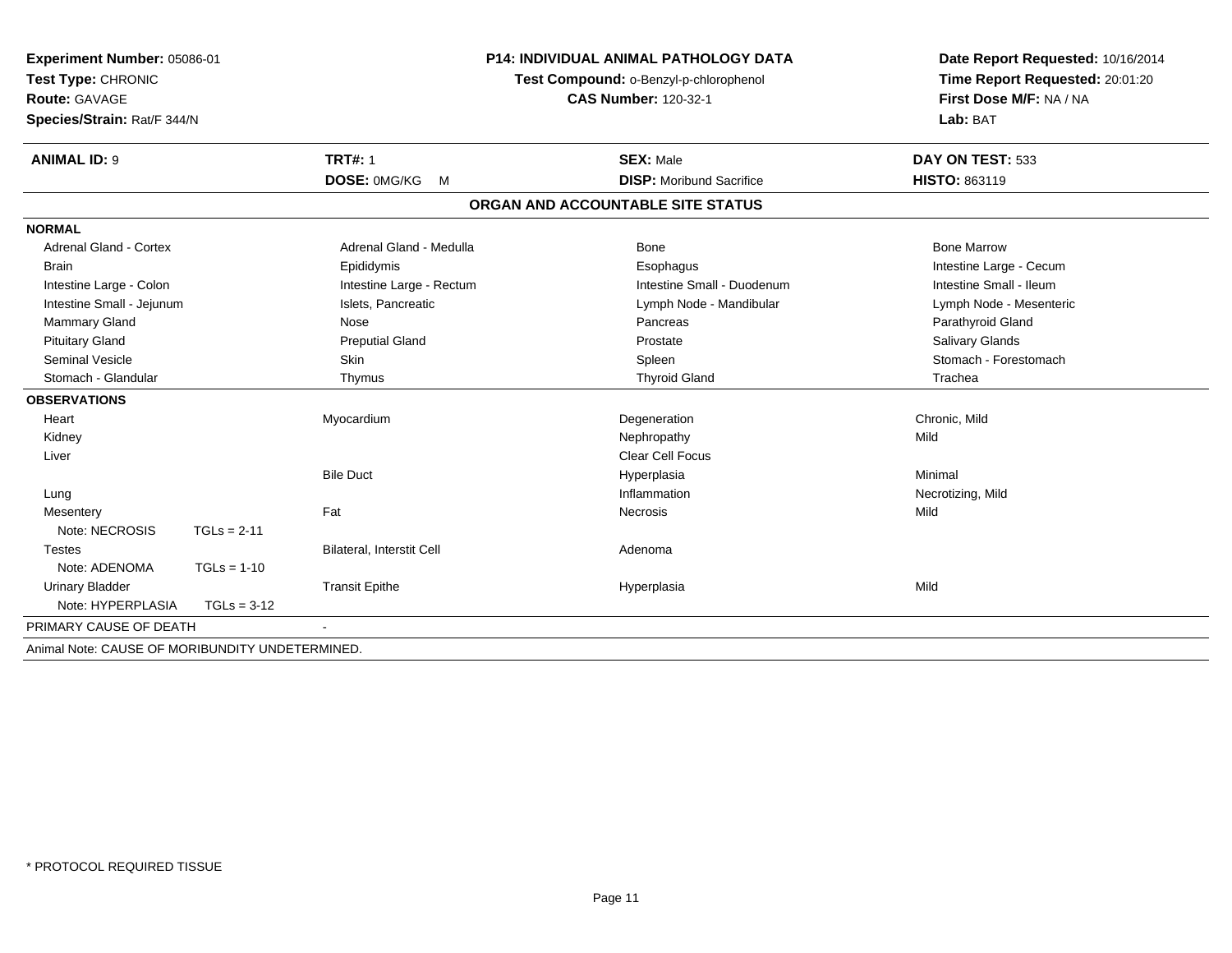**Experiment Number:** 05086-01
**Test Type:** CHRONIC
**Route:** GAVAGE
**Species/Strain:** Rat/F 344/N

**P14: INDIVIDUAL ANIMAL PATHOLOGY DATA**
**Test Compound:** o-Benzyl-p-chlorophenol
**CAS Number:** 120-32-1

**Date Report Requested:** 10/16/2014
**Time Report Requested:** 20:01:20
**First Dose M/F:** NA / NA
**Lab:** BAT

| **ANIMAL ID:** 9 | **TRT#:** 1 | **SEX:** Male | **DAY ON TEST:** 533 |
|---|---|---|---|
| | **DOSE:** 0MG/KG M | **DISP:** Moribund Sacrifice | **HISTO:** 863119 |

## ORGAN AND ACCOUNTABLE SITE STATUS

**NORMAL**

| | | | |
|---|---|---|---|
| Adrenal Gland - Cortex | Adrenal Gland - Medulla | Bone | Bone Marrow |
| Brain | Epididymis | Esophagus | Intestine Large - Cecum |
| Intestine Large - Colon | Intestine Large - Rectum | Intestine Small - Duodenum | Intestine Small - Ileum |
| Intestine Small - Jejunum | Islets, Pancreatic | Lymph Node - Mandibular | Lymph Node - Mesenteric |
| Mammary Gland | Nose | Pancreas | Parathyroid Gland |
| Pituitary Gland | Preputial Gland | Prostate | Salivary Glands |
| Seminal Vesicle | Skin | Spleen | Stomach - Forestomach |
| Stomach - Glandular | Thymus | Thyroid Gland | Trachea |

**OBSERVATIONS**

| | | | |
|---|---|---|---|
| Heart | Myocardium | Degeneration | Chronic, Mild |
| Kidney | | Nephropathy | Mild |
| Liver | | Clear Cell Focus | |
| | Bile Duct | Hyperplasia | Minimal |
| Lung | | Inflammation | Necrotizing, Mild |
| Mesentery | Fat | Necrosis | Mild |
| Note: NECROSIS TGLs = 2-11 | | | |
| Testes | Bilateral, Interstit Cell | Adenoma | |
| Note: ADENOMA TGLs = 1-10 | | | |
| Urinary Bladder | Transit Epithe | Hyperplasia | Mild |
| Note: HYPERPLASIA TGLs = 3-12 | | | |

PRIMARY CAUSE OF DEATH -

Animal Note: CAUSE OF MORIBUNDITY UNDETERMINED.

* PROTOCOL REQUIRED TISSUE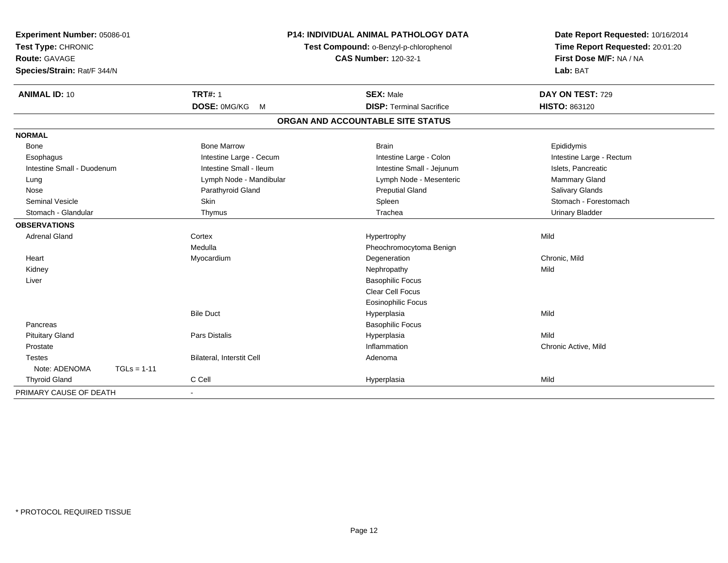**Experiment Number:** 05086-01
**Test Type:** CHRONIC
**Route:** GAVAGE
**Species/Strain:** Rat/F 344/N

**P14: INDIVIDUAL ANIMAL PATHOLOGY DATA**
**Test Compound:** o-Benzyl-p-chlorophenol
**CAS Number:** 120-32-1

**Date Report Requested:** 10/16/2014
**Time Report Requested:** 20:01:20
**First Dose M/F:** NA / NA
**Lab:** BAT

| **ANIMAL ID:** 10 | **TRT#:** 1 | **SEX:** Male | **DAY ON TEST:** 729 |
|---|---|---|---|
| | **DOSE:** 0MG/KG M | **DISP:** Terminal Sacrifice | **HISTO:** 863120 |

## ORGAN AND ACCOUNTABLE SITE STATUS

| | | | |
|---|---|---|---|
| **NORMAL** | | | |
| Bone | Bone Marrow | Brain | Epididymis |
| Esophagus | Intestine Large - Cecum | Intestine Large - Colon | Intestine Large - Rectum |
| Intestine Small - Duodenum | Intestine Small - Ileum | Intestine Small - Jejunum | Islets, Pancreatic |
| Lung | Lymph Node - Mandibular | Lymph Node - Mesenteric | Mammary Gland |
| Nose | Parathyroid Gland | Preputial Gland | Salivary Glands |
| Seminal Vesicle | Skin | Spleen | Stomach - Forestomach |
| Stomach - Glandular | Thymus | Trachea | Urinary Bladder |
| **OBSERVATIONS** | | | |
| Adrenal Gland | Cortex | Hypertrophy | Mild |
| | Medulla | Pheochromocytoma Benign | |
| Heart | Myocardium | Degeneration | Chronic, Mild |
| Kidney | | Nephropathy | Mild |
| Liver | | Basophilic Focus | |
| | | Clear Cell Focus | |
| | | Eosinophilic Focus | |
| | Bile Duct | Hyperplasia | Mild |
| Pancreas | | Basophilic Focus | |
| Pituitary Gland | Pars Distalis | Hyperplasia | Mild |
| Prostate | | Inflammation | Chronic Active, Mild |
| Testes | Bilateral, Interstit Cell | Adenoma | |
| Note: ADENOMA TGLs = 1-11 | | | |
| Thyroid Gland | C Cell | Hyperplasia | Mild |
| PRIMARY CAUSE OF DEATH | - | | |

* PROTOCOL REQUIRED TISSUE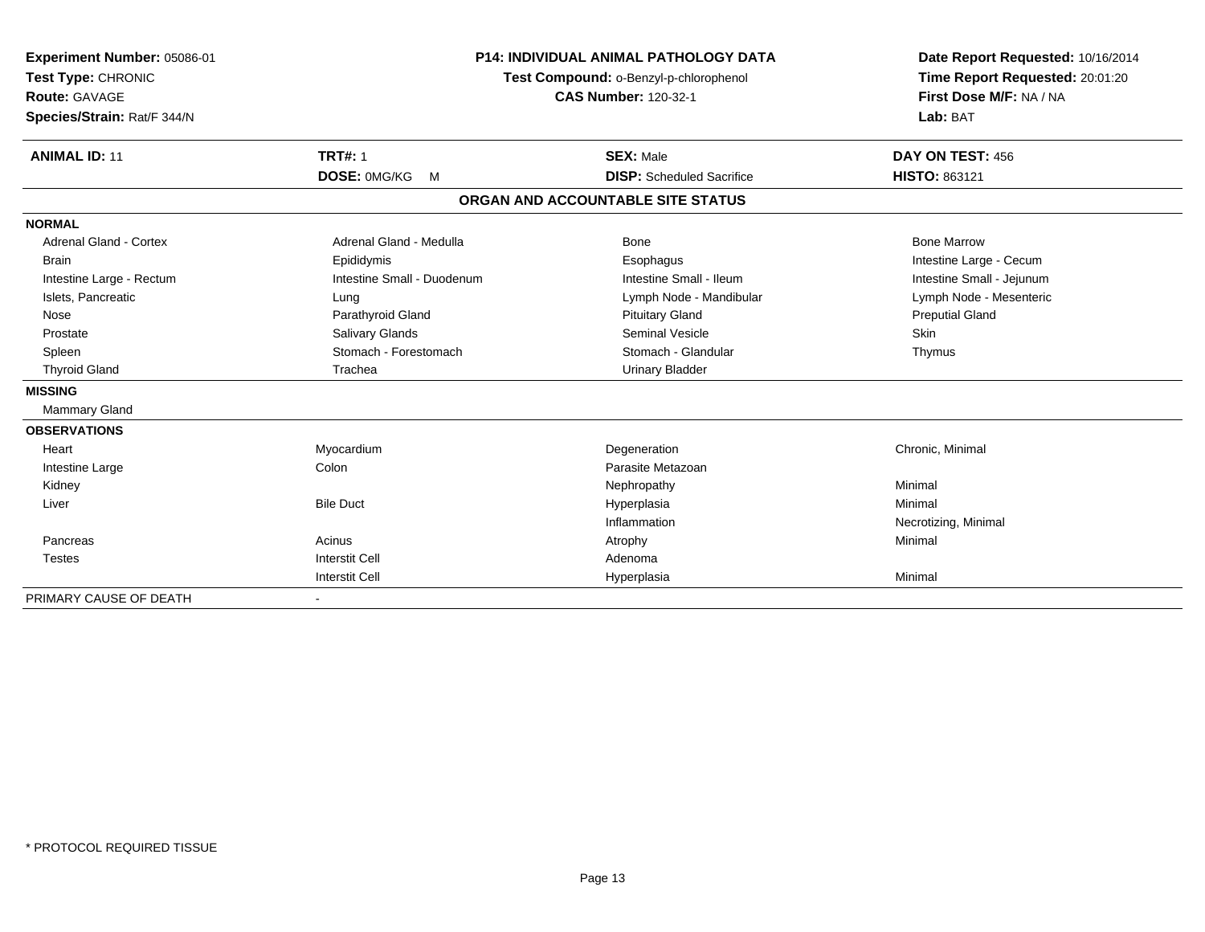**Experiment Number:** 05086-01
**Test Type:** CHRONIC
**Route:** GAVAGE
**Species/Strain:** Rat/F 344/N

**P14: INDIVIDUAL ANIMAL PATHOLOGY DATA**
**Test Compound:** o-Benzyl-p-chlorophenol
**CAS Number:** 120-32-1

**Date Report Requested:** 10/16/2014
**Time Report Requested:** 20:01:20
**First Dose M/F:** NA / NA
**Lab:** BAT

| **ANIMAL ID:** 11 | **TRT#:** 1 | **SEX:** Male | **DAY ON TEST:** 456 |
|---|---|---|---|
| | **DOSE:** 0MG/KG M | **DISP:** Scheduled Sacrifice | **HISTO:** 863121 |

**ORGAN AND ACCOUNTABLE SITE STATUS**

**NORMAL**

| | | | |
|---|---|---|---|
| Adrenal Gland - Cortex | Adrenal Gland - Medulla | Bone | Bone Marrow |
| Brain | Epididymis | Esophagus | Intestine Large - Cecum |
| Intestine Large - Rectum | Intestine Small - Duodenum | Intestine Small - Ileum | Intestine Small - Jejunum |
| Islets, Pancreatic | Lung | Lymph Node - Mandibular | Lymph Node - Mesenteric |
| Nose | Parathyroid Gland | Pituitary Gland | Preputial Gland |
| Prostate | Salivary Glands | Seminal Vesicle | Skin |
| Spleen | Stomach - Forestomach | Stomach - Glandular | Thymus |
| Thyroid Gland | Trachea | Urinary Bladder | |

**MISSING**

Mammary Gland

**OBSERVATIONS**

| | | | |
|---|---|---|---|
| Heart | Myocardium | Degeneration | Chronic, Minimal |
| Intestine Large | Colon | Parasite Metazoan | |
| Kidney | | Nephropathy | Minimal |
| Liver | Bile Duct | Hyperplasia | Minimal |
| | | Inflammation | Necrotizing, Minimal |
| Pancreas | Acinus | Atrophy | Minimal |
| Testes | Interstit Cell | Adenoma | |
| | Interstit Cell | Hyperplasia | Minimal |

PRIMARY CAUSE OF DEATH -

\* PROTOCOL REQUIRED TISSUE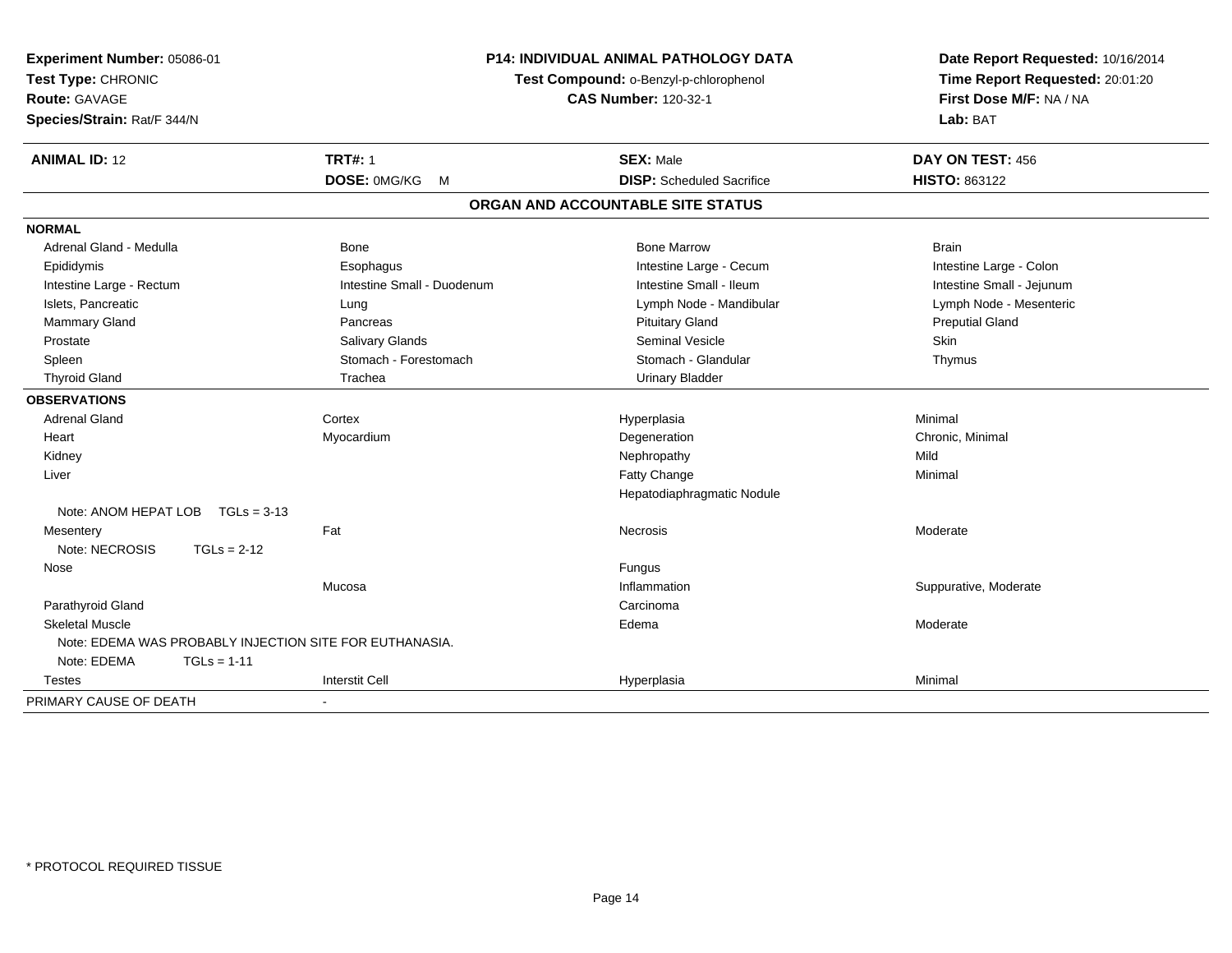**Experiment Number:** 05086-01
**Test Type:** CHRONIC
**Route:** GAVAGE
**Species/Strain:** Rat/F 344/N

**P14: INDIVIDUAL ANIMAL PATHOLOGY DATA**
**Test Compound:** o-Benzyl-p-chlorophenol
**CAS Number:** 120-32-1

**Date Report Requested:** 10/16/2014
**Time Report Requested:** 20:01:20
**First Dose M/F:** NA / NA
**Lab:** BAT

| **ANIMAL ID:** 12 | **TRT#:** 1 | **SEX:** Male | **DAY ON TEST:** 456 |
|---|---|---|---|
| | **DOSE:** 0MG/KG M | **DISP:** Scheduled Sacrifice | **HISTO:** 863122 |

## ORGAN AND ACCOUNTABLE SITE STATUS

| | | | |
|---|---|---|---|
| **NORMAL** | | | |
| Adrenal Gland - Medulla | Bone | Bone Marrow | Brain |
| Epididymis | Esophagus | Intestine Large - Cecum | Intestine Large - Colon |
| Intestine Large - Rectum | Intestine Small - Duodenum | Intestine Small - Ileum | Intestine Small - Jejunum |
| Islets, Pancreatic | Lung | Lymph Node - Mandibular | Lymph Node - Mesenteric |
| Mammary Gland | Pancreas | Pituitary Gland | Preputial Gland |
| Prostate | Salivary Glands | Seminal Vesicle | Skin |
| Spleen | Stomach - Forestomach | Stomach - Glandular | Thymus |
| Thyroid Gland | Trachea | Urinary Bladder | |
| **OBSERVATIONS** | | | |
| Adrenal Gland | Cortex | Hyperplasia | Minimal |
| Heart | Myocardium | Degeneration | Chronic, Minimal |
| Kidney | | Nephropathy | Mild |
| Liver | | Fatty Change | Minimal |
| | | Hepatodiaphragmatic Nodule | |
| Note: ANOM HEPAT LOB TGLs = 3-13 | | | |
| Mesentery | Fat | Necrosis | Moderate |
| Note: NECROSIS TGLs = 2-12 | | | |
| Nose | | Fungus | |
| | Mucosa | Inflammation | Suppurative, Moderate |
| Parathyroid Gland | | Carcinoma | |
| Skeletal Muscle | | Edema | Moderate |
| Note: EDEMA WAS PROBABLY INJECTION SITE FOR EUTHANASIA. | | | |
| Note: EDEMA TGLs = 1-11 | | | |
| Testes | Interstit Cell | Hyperplasia | Minimal |
| PRIMARY CAUSE OF DEATH | - | | |

\* PROTOCOL REQUIRED TISSUE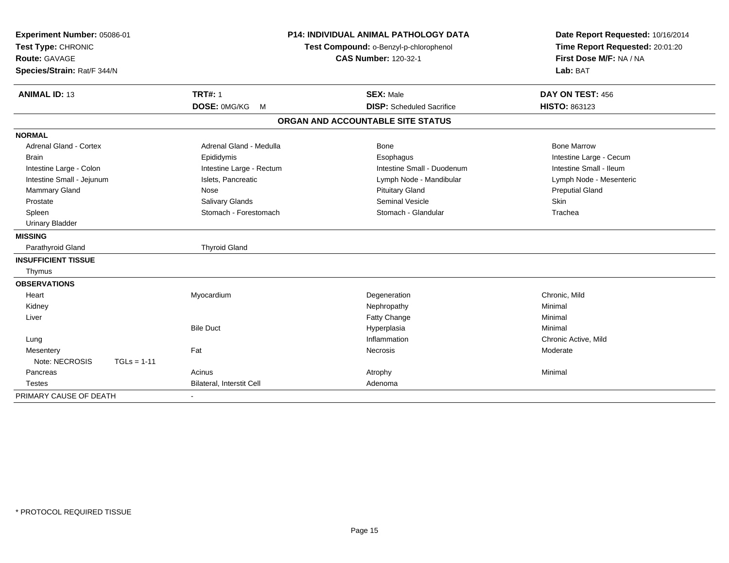**Experiment Number:** 05086-01
**Test Type:** CHRONIC
**Route:** GAVAGE
**Species/Strain:** Rat/F 344/N

**P14: INDIVIDUAL ANIMAL PATHOLOGY DATA**
**Test Compound:** o-Benzyl-p-chlorophenol
**CAS Number:** 120-32-1

**Date Report Requested:** 10/16/2014
**Time Report Requested:** 20:01:20
**First Dose M/F:** NA / NA
**Lab:** BAT

| **ANIMAL ID:** 13 | **TRT#:** 1 | **SEX:** Male | **DAY ON TEST:** 456 |
|---|---|---|---|
| | **DOSE:** 0MG/KG M | **DISP:** Scheduled Sacrifice | **HISTO:** 863123 |

## ORGAN AND ACCOUNTABLE SITE STATUS

| | | | |
|---|---|---|---|
| **NORMAL** | | | |
| Adrenal Gland - Cortex | Adrenal Gland - Medulla | Bone | Bone Marrow |
| Brain | Epididymis | Esophagus | Intestine Large - Cecum |
| Intestine Large - Colon | Intestine Large - Rectum | Intestine Small - Duodenum | Intestine Small - Ileum |
| Intestine Small - Jejunum | Islets, Pancreatic | Lymph Node - Mandibular | Lymph Node - Mesenteric |
| Mammary Gland | Nose | Pituitary Gland | Preputial Gland |
| Prostate | Salivary Glands | Seminal Vesicle | Skin |
| Spleen | Stomach - Forestomach | Stomach - Glandular | Trachea |
| Urinary Bladder | | | |
| **MISSING** | | | |
| Parathyroid Gland | Thyroid Gland | | |
| **INSUFFICIENT TISSUE** | | | |
| Thymus | | | |
| **OBSERVATIONS** | | | |
| Heart | Myocardium | Degeneration | Chronic, Mild |
| Kidney | | Nephropathy | Minimal |
| Liver | | Fatty Change | Minimal |
| | Bile Duct | Hyperplasia | Minimal |
| Lung | | Inflammation | Chronic Active, Mild |
| Mesentery | Fat | Necrosis | Moderate |
| Note: NECROSIS TGLs = 1-11 | | | |
| Pancreas | Acinus | Atrophy | Minimal |
| Testes | Bilateral, Interstit Cell | Adenoma | |
| PRIMARY CAUSE OF DEATH | - | | |

\* PROTOCOL REQUIRED TISSUE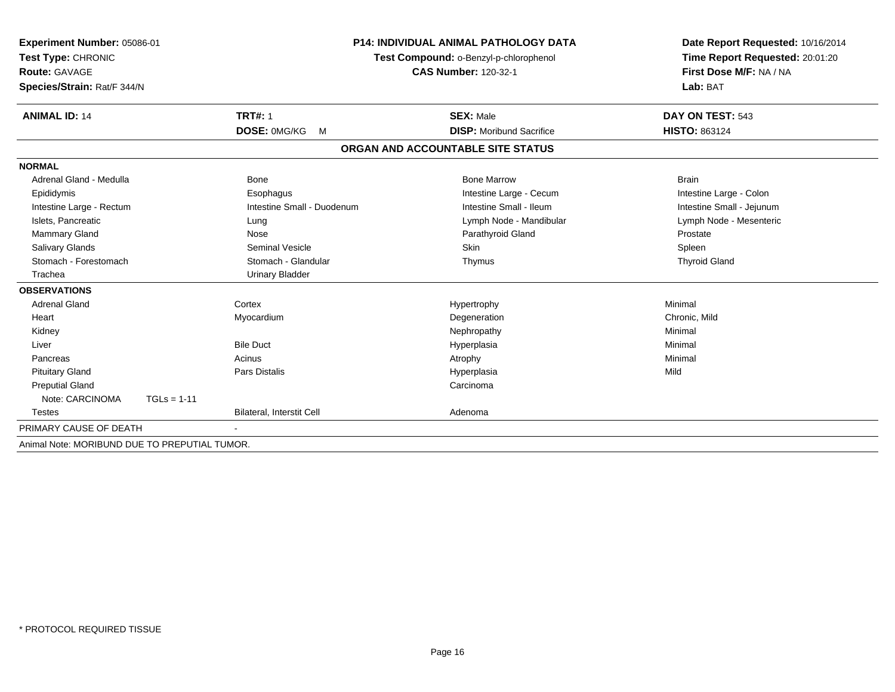**Experiment Number:** 05086-01
**Test Type:** CHRONIC
**Route:** GAVAGE
**Species/Strain:** Rat/F 344/N

**P14: INDIVIDUAL ANIMAL PATHOLOGY DATA**
**Test Compound:** o-Benzyl-p-chlorophenol
**CAS Number:** 120-32-1

**Date Report Requested:** 10/16/2014
**Time Report Requested:** 20:01:20
**First Dose M/F:** NA / NA
**Lab:** BAT

| **ANIMAL ID:** 14 | **TRT#:** 1 | **SEX:** Male | **DAY ON TEST:** 543 |
|---|---|---|---|
| | **DOSE:** 0MG/KG M | **DISP:** Moribund Sacrifice | **HISTO:** 863124 |

## ORGAN AND ACCOUNTABLE SITE STATUS

**NORMAL**

| | | | |
|---|---|---|---|
| Adrenal Gland - Medulla | Bone | Bone Marrow | Brain |
| Epididymis | Esophagus | Intestine Large - Cecum | Intestine Large - Colon |
| Intestine Large - Rectum | Intestine Small - Duodenum | Intestine Small - Ileum | Intestine Small - Jejunum |
| Islets, Pancreatic | Lung | Lymph Node - Mandibular | Lymph Node - Mesenteric |
| Mammary Gland | Nose | Parathyroid Gland | Prostate |
| Salivary Glands | Seminal Vesicle | Skin | Spleen |
| Stomach - Forestomach | Stomach - Glandular | Thymus | Thyroid Gland |
| Trachea | Urinary Bladder | | |

**OBSERVATIONS**

| | | | |
|---|---|---|---|
| Adrenal Gland | Cortex | Hypertrophy | Minimal |
| Heart | Myocardium | Degeneration | Chronic, Mild |
| Kidney | | Nephropathy | Minimal |
| Liver | Bile Duct | Hyperplasia | Minimal |
| Pancreas | Acinus | Atrophy | Minimal |
| Pituitary Gland | Pars Distalis | Hyperplasia | Mild |
| Preputial Gland | | Carcinoma | |
| Note: CARCINOMA TGLs = 1-11 | | | |
| Testes | Bilateral, Interstit Cell | Adenoma | |

PRIMARY CAUSE OF DEATH -

Animal Note: MORIBUND DUE TO PREPUTIAL TUMOR.

\* PROTOCOL REQUIRED TISSUE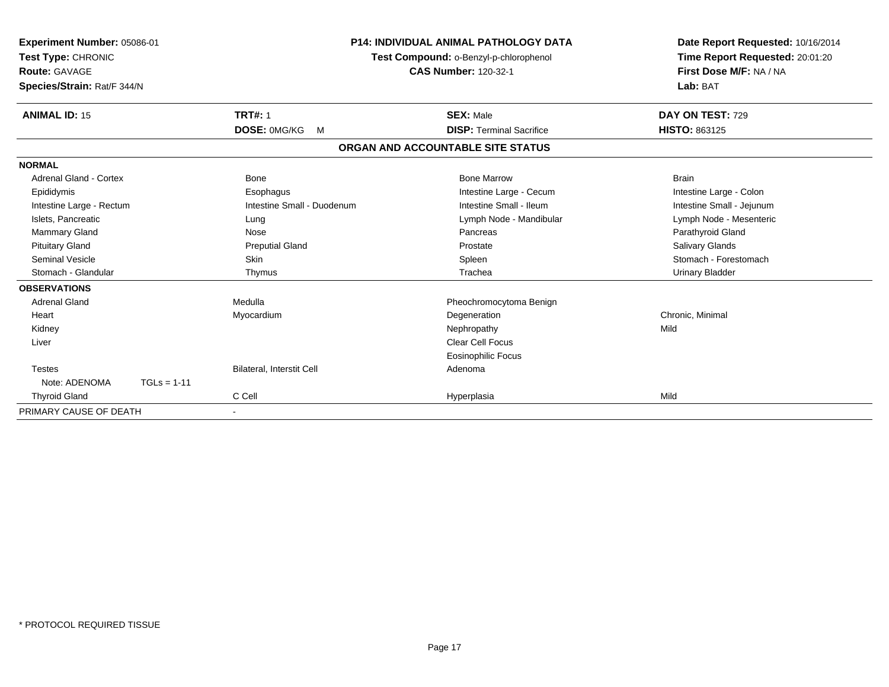**Experiment Number:** 05086-01
**Test Type:** CHRONIC
**Route:** GAVAGE
**Species/Strain:** Rat/F 344/N

**P14: INDIVIDUAL ANIMAL PATHOLOGY DATA**
**Test Compound:** o-Benzyl-p-chlorophenol
**CAS Number:** 120-32-1

**Date Report Requested:** 10/16/2014
**Time Report Requested:** 20:01:20
**First Dose M/F:** NA / NA
**Lab:** BAT

| **ANIMAL ID:** 15 | **TRT#:** 1 | **SEX:** Male | **DAY ON TEST:** 729 |
|---|---|---|---|
| | **DOSE:** 0MG/KG M | **DISP:** Terminal Sacrifice | **HISTO:** 863125 |

## ORGAN AND ACCOUNTABLE SITE STATUS

| | | | |
|---|---|---|---|
| **NORMAL** | | | |
| Adrenal Gland - Cortex | Bone | Bone Marrow | Brain |
| Epididymis | Esophagus | Intestine Large - Cecum | Intestine Large - Colon |
| Intestine Large - Rectum | Intestine Small - Duodenum | Intestine Small - Ileum | Intestine Small - Jejunum |
| Islets, Pancreatic | Lung | Lymph Node - Mandibular | Lymph Node - Mesenteric |
| Mammary Gland | Nose | Pancreas | Parathyroid Gland |
| Pituitary Gland | Preputial Gland | Prostate | Salivary Glands |
| Seminal Vesicle | Skin | Spleen | Stomach - Forestomach |
| Stomach - Glandular | Thymus | Trachea | Urinary Bladder |
| **OBSERVATIONS** | | | |
| Adrenal Gland | Medulla | Pheochromocytoma Benign | |
| Heart | Myocardium | Degeneration | Chronic, Minimal |
| Kidney | | Nephropathy | Mild |
| Liver | | Clear Cell Focus | |
| | | Eosinophilic Focus | |
| Testes | Bilateral, Interstit Cell | Adenoma | |
| Note: ADENOMA TGLs = 1-11 | | | |
| Thyroid Gland | C Cell | Hyperplasia | Mild |
| PRIMARY CAUSE OF DEATH | - | | |

* PROTOCOL REQUIRED TISSUE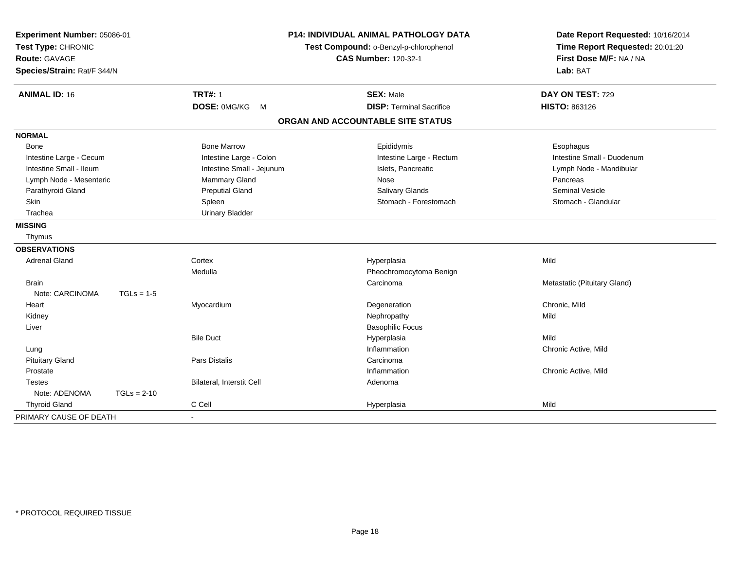**Experiment Number:** 05086-01
**Test Type:** CHRONIC
**Route:** GAVAGE
**Species/Strain:** Rat/F 344/N

**P14: INDIVIDUAL ANIMAL PATHOLOGY DATA**
**Test Compound:** o-Benzyl-p-chlorophenol
**CAS Number:** 120-32-1

**Date Report Requested:** 10/16/2014
**Time Report Requested:** 20:01:20
**First Dose M/F:** NA / NA
**Lab:** BAT

| **ANIMAL ID:** 16 | **TRT#:** 1 | **SEX:** Male | **DAY ON TEST:** 729 |
|---|---|---|---|
| | **DOSE:** 0MG/KG M | **DISP:** Terminal Sacrifice | **HISTO:** 863126 |

**ORGAN AND ACCOUNTABLE SITE STATUS**

| | | | |
|---|---|---|---|
| **NORMAL** | | | |
| Bone | Bone Marrow | Epididymis | Esophagus |
| Intestine Large - Cecum | Intestine Large - Colon | Intestine Large - Rectum | Intestine Small - Duodenum |
| Intestine Small - Ileum | Intestine Small - Jejunum | Islets, Pancreatic | Lymph Node - Mandibular |
| Lymph Node - Mesenteric | Mammary Gland | Nose | Pancreas |
| Parathyroid Gland | Preputial Gland | Salivary Glands | Seminal Vesicle |
| Skin | Spleen | Stomach - Forestomach | Stomach - Glandular |
| Trachea | Urinary Bladder | | |
| **MISSING** | | | |
| Thymus | | | |
| **OBSERVATIONS** | | | |
| Adrenal Gland | Cortex | Hyperplasia | Mild |
| | Medulla | Pheochromocytoma Benign | |
| Brain | | Carcinoma | Metastatic (Pituitary Gland) |
| Note: CARCINOMA TGLs = 1-5 | | | |
| Heart | Myocardium | Degeneration | Chronic, Mild |
| Kidney | | Nephropathy | Mild |
| Liver | | Basophilic Focus | |
| | Bile Duct | Hyperplasia | Mild |
| Lung | | Inflammation | Chronic Active, Mild |
| Pituitary Gland | Pars Distalis | Carcinoma | |
| Prostate | | Inflammation | Chronic Active, Mild |
| Testes | Bilateral, Interstit Cell | Adenoma | |
| Note: ADENOMA TGLs = 2-10 | | | |
| Thyroid Gland | C Cell | Hyperplasia | Mild |
| PRIMARY CAUSE OF DEATH | - | | |

* PROTOCOL REQUIRED TISSUE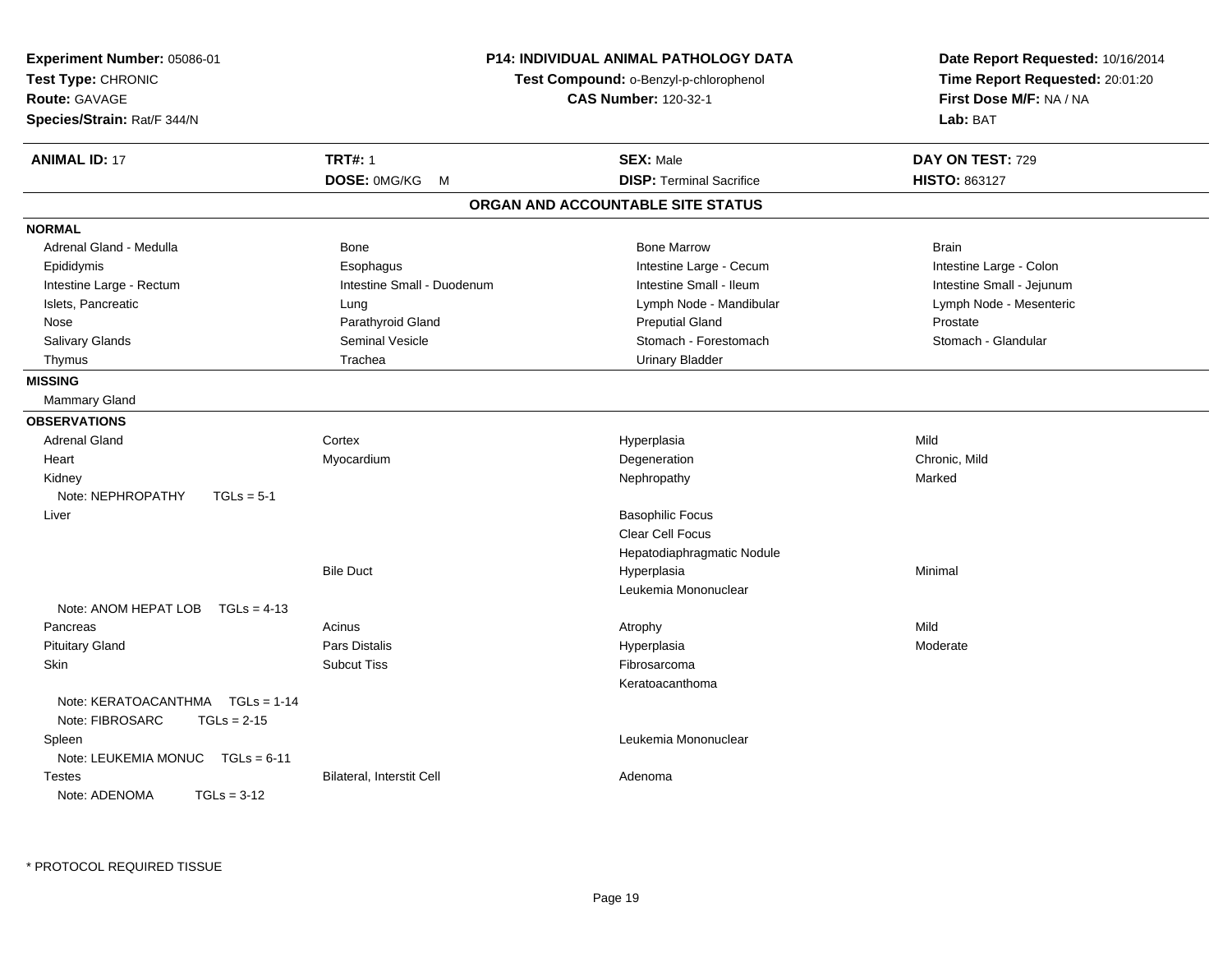**Experiment Number:** 05086-01
**Test Type:** CHRONIC
**Route:** GAVAGE
**Species/Strain:** Rat/F 344/N

**P14: INDIVIDUAL ANIMAL PATHOLOGY DATA**
**Test Compound:** o-Benzyl-p-chlorophenol
**CAS Number:** 120-32-1

**Date Report Requested:** 10/16/2014
**Time Report Requested:** 20:01:20
**First Dose M/F:** NA / NA
**Lab:** BAT

| **ANIMAL ID:** 17 | **TRT#:** 1 | **SEX:** Male | **DAY ON TEST:** 729 |
|---|---|---|---|
| | **DOSE:** 0MG/KG M | **DISP:** Terminal Sacrifice | **HISTO:** 863127 |

## ORGAN AND ACCOUNTABLE SITE STATUS

**NORMAL**

| | | | |
|---|---|---|---|
| Adrenal Gland - Medulla | Bone | Bone Marrow | Brain |
| Epididymis | Esophagus | Intestine Large - Cecum | Intestine Large - Colon |
| Intestine Large - Rectum | Intestine Small - Duodenum | Intestine Small - Ileum | Intestine Small - Jejunum |
| Islets, Pancreatic | Lung | Lymph Node - Mandibular | Lymph Node - Mesenteric |
| Nose | Parathyroid Gland | Preputial Gland | Prostate |
| Salivary Glands | Seminal Vesicle | Stomach - Forestomach | Stomach - Glandular |
| Thymus | Trachea | Urinary Bladder | |

**MISSING**

Mammary Gland

**OBSERVATIONS**

| | | | |
|---|---|---|---|
| Adrenal Gland | Cortex | Hyperplasia | Mild |
| Heart | Myocardium | Degeneration | Chronic, Mild |
| Kidney | | Nephropathy | Marked |
| Note: NEPHROPATHY TGLs = 5-1 | | | |
| Liver | | Basophilic Focus | |
| | | Clear Cell Focus | |
| | | Hepatodiaphragmatic Nodule | |
| | Bile Duct | Hyperplasia | Minimal |
| | | Leukemia Mononuclear | |
| Note: ANOM HEPAT LOB TGLs = 4-13 | | | |
| Pancreas | Acinus | Atrophy | Mild |
| Pituitary Gland | Pars Distalis | Hyperplasia | Moderate |
| Skin | Subcut Tiss | Fibrosarcoma | |
| | | Keratoacanthoma | |
| Note: KERATOACANTHMA TGLs = 1-14 | | | |
| Note: FIBROSARC TGLs = 2-15 | | | |
| Spleen | | Leukemia Mononuclear | |
| Note: LEUKEMIA MONUC TGLs = 6-11 | | | |
| Testes | Bilateral, Interstit Cell | Adenoma | |
| Note: ADENOMA TGLs = 3-12 | | | |

* PROTOCOL REQUIRED TISSUE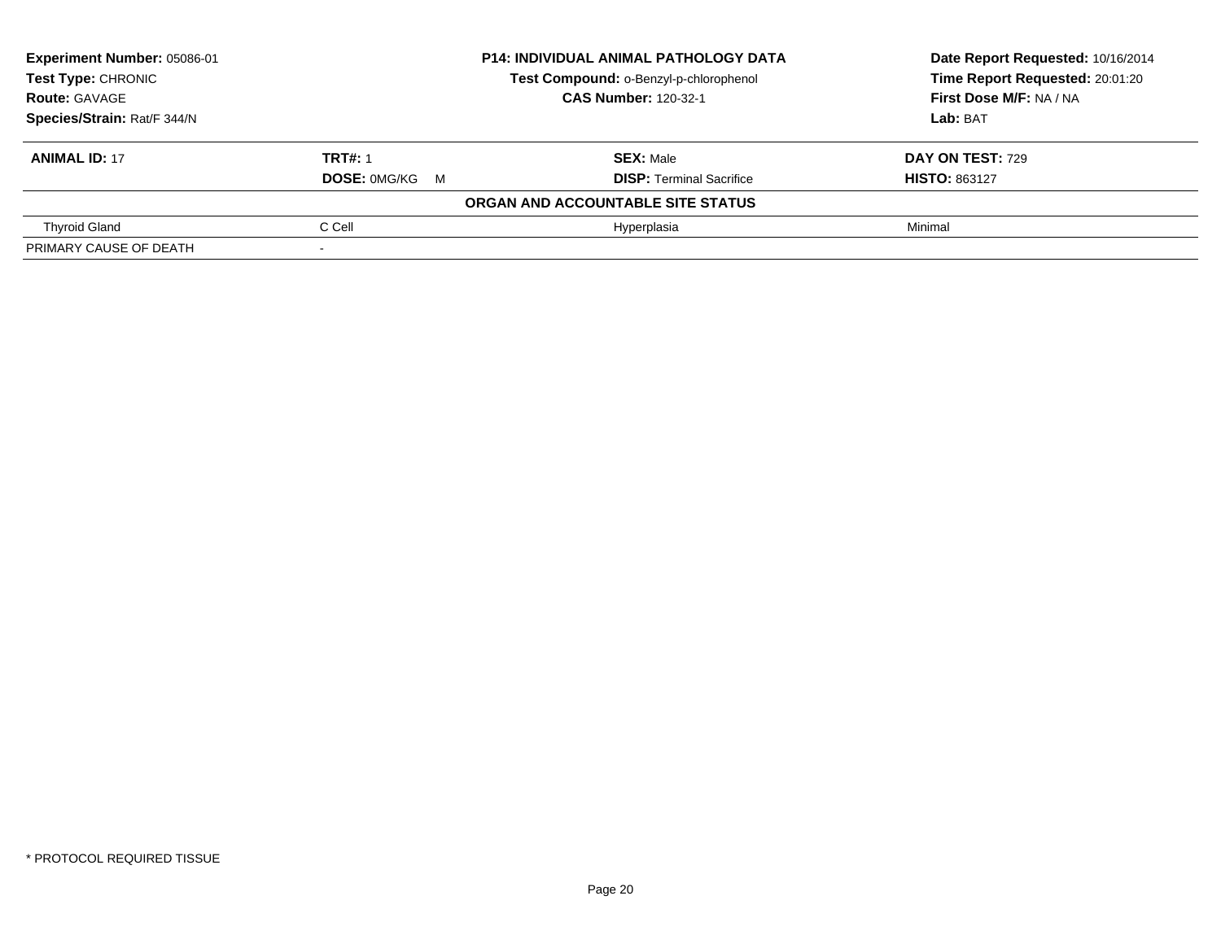**Experiment Number:** 05086-01
**Test Type:** CHRONIC
**Route:** GAVAGE
**Species/Strain:** Rat/F 344/N

**P14: INDIVIDUAL ANIMAL PATHOLOGY DATA**
**Test Compound:** o-Benzyl-p-chlorophenol
**CAS Number:** 120-32-1

**Date Report Requested:** 10/16/2014
**Time Report Requested:** 20:01:20
**First Dose M/F:** NA / NA
**Lab:** BAT

| **ANIMAL ID:** 17 | **TRT#:** 1 | **SEX:** Male | **DAY ON TEST:** 729 |
|---|---|---|---|
| | **DOSE:** 0MG/KG M | **DISP:** Terminal Sacrifice | **HISTO:** 863127 |
| | | **ORGAN AND ACCOUNTABLE SITE STATUS** | |
| Thyroid Gland | C Cell | Hyperplasia | Minimal |
| PRIMARY CAUSE OF DEATH | - | | |

* PROTOCOL REQUIRED TISSUE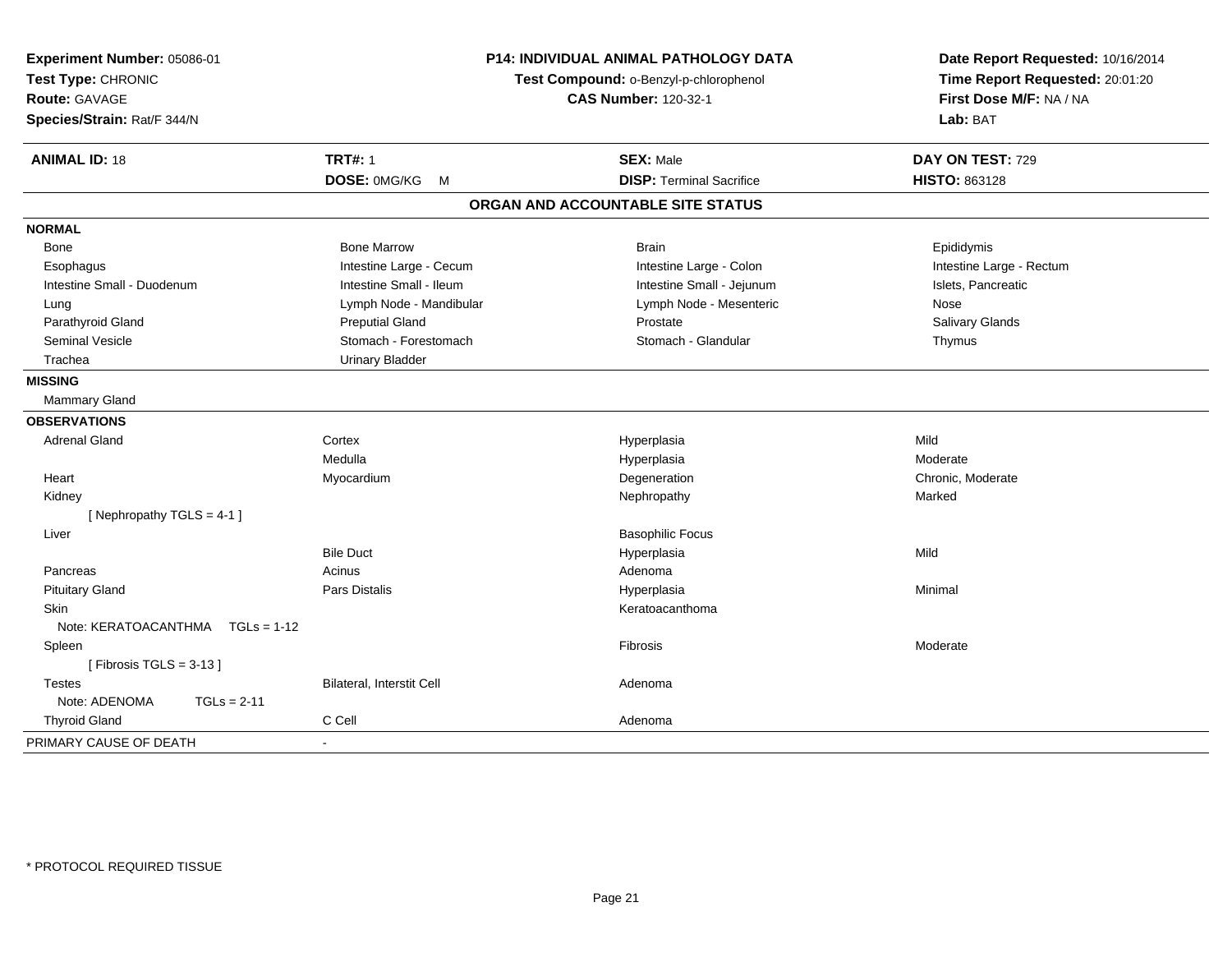**Experiment Number:** 05086-01
**Test Type:** CHRONIC
**Route:** GAVAGE
**Species/Strain:** Rat/F 344/N

**P14: INDIVIDUAL ANIMAL PATHOLOGY DATA**
**Test Compound:** o-Benzyl-p-chlorophenol
**CAS Number:** 120-32-1

**Date Report Requested:** 10/16/2014
**Time Report Requested:** 20:01:20
**First Dose M/F:** NA / NA
**Lab:** BAT

| **ANIMAL ID:** 18 | **TRT#:** 1 | **SEX:** Male | **DAY ON TEST:** 729 |
|---|---|---|---|
| | **DOSE:** 0MG/KG M | **DISP:** Terminal Sacrifice | **HISTO:** 863128 |

## ORGAN AND ACCOUNTABLE SITE STATUS

**NORMAL**

| | | | |
|---|---|---|---|
| Bone | Bone Marrow | Brain | Epididymis |
| Esophagus | Intestine Large - Cecum | Intestine Large - Colon | Intestine Large - Rectum |
| Intestine Small - Duodenum | Intestine Small - Ileum | Intestine Small - Jejunum | Islets, Pancreatic |
| Lung | Lymph Node - Mandibular | Lymph Node - Mesenteric | Nose |
| Parathyroid Gland | Preputial Gland | Prostate | Salivary Glands |
| Seminal Vesicle | Stomach - Forestomach | Stomach - Glandular | Thymus |
| Trachea | Urinary Bladder | | |

**MISSING**

Mammary Gland

**OBSERVATIONS**

| | | | |
|---|---|---|---|
| Adrenal Gland | Cortex | Hyperplasia | Mild |
| | Medulla | Hyperplasia | Moderate |
| Heart | Myocardium | Degeneration | Chronic, Moderate |
| Kidney | | Nephropathy | Marked |
| [ Nephropathy TGLS = 4-1 ] | | | |
| Liver | | Basophilic Focus | |
| | Bile Duct | Hyperplasia | Mild |
| Pancreas | Acinus | Adenoma | |
| Pituitary Gland | Pars Distalis | Hyperplasia | Minimal |
| Skin | | Keratoacanthoma | |
| Note: KERATOACANTHMA TGLs = 1-12 | | | |
| Spleen | | Fibrosis | Moderate |
| [ Fibrosis TGLS = 3-13 ] | | | |
| Testes | Bilateral, Interstit Cell | Adenoma | |
| Note: ADENOMA TGLs = 2-11 | | | |
| Thyroid Gland | C Cell | Adenoma | |

PRIMARY CAUSE OF DEATH -

\* PROTOCOL REQUIRED TISSUE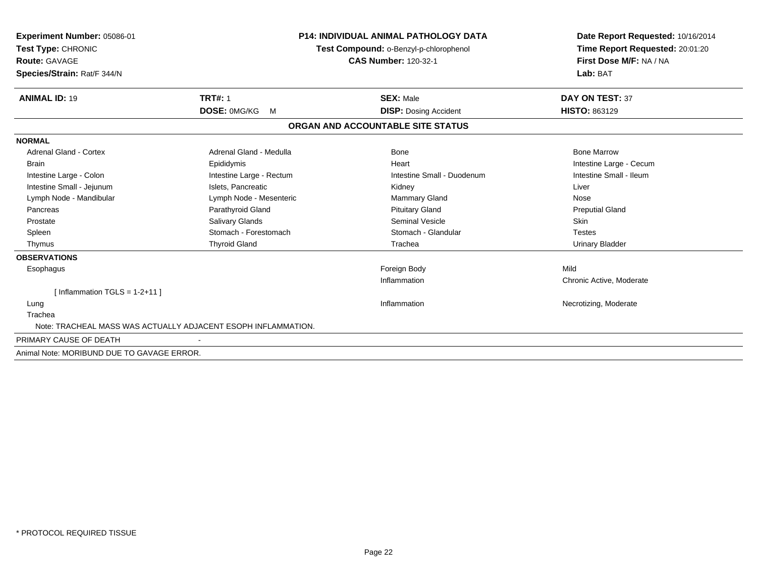**Experiment Number:** 05086-01
**Test Type:** CHRONIC
**Route:** GAVAGE
**Species/Strain:** Rat/F 344/N

**P14: INDIVIDUAL ANIMAL PATHOLOGY DATA**
**Test Compound:** o-Benzyl-p-chlorophenol
**CAS Number:** 120-32-1

**Date Report Requested:** 10/16/2014
**Time Report Requested:** 20:01:20
**First Dose M/F:** NA / NA
**Lab:** BAT

| **ANIMAL ID:** 19 | **TRT#:** 1 | **SEX:** Male | **DAY ON TEST:** 37 |
|---|---|---|---|
| | **DOSE:** 0MG/KG M | **DISP:** Dosing Accident | **HISTO:** 863129 |

**ORGAN AND ACCOUNTABLE SITE STATUS**

**NORMAL**

| | | | |
|---|---|---|---|
| Adrenal Gland - Cortex | Adrenal Gland - Medulla | Bone | Bone Marrow |
| Brain | Epididymis | Heart | Intestine Large - Cecum |
| Intestine Large - Colon | Intestine Large - Rectum | Intestine Small - Duodenum | Intestine Small - Ileum |
| Intestine Small - Jejunum | Islets, Pancreatic | Kidney | Liver |
| Lymph Node - Mandibular | Lymph Node - Mesenteric | Mammary Gland | Nose |
| Pancreas | Parathyroid Gland | Pituitary Gland | Preputial Gland |
| Prostate | Salivary Glands | Seminal Vesicle | Skin |
| Spleen | Stomach - Forestomach | Stomach - Glandular | Testes |
| Thymus | Thyroid Gland | Trachea | Urinary Bladder |

**OBSERVATIONS**

| | | |
|---|---|---|
| Esophagus | Foreign Body | Mild |
| | Inflammation | Chronic Active, Moderate |
| [ Inflammation TGLS = 1-2+11 ] | | |
| Lung | Inflammation | Necrotizing, Moderate |
| Trachea | | |

Note: TRACHEAL MASS WAS ACTUALLY ADJACENT ESOPH INFLAMMATION.

PRIMARY CAUSE OF DEATH -

Animal Note: MORIBUND DUE TO GAVAGE ERROR.

* PROTOCOL REQUIRED TISSUE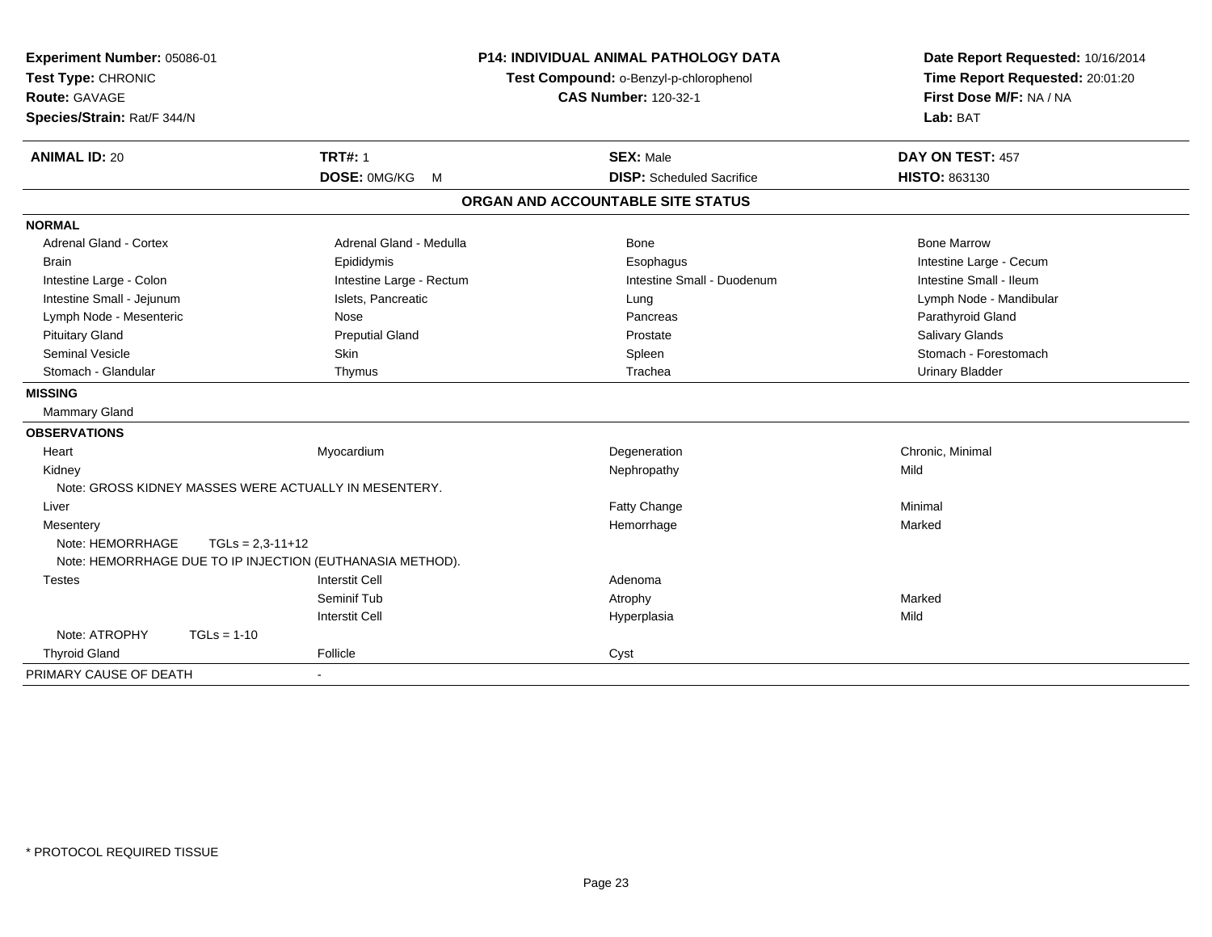| **Experiment Number:** 05086-01 | **P14: INDIVIDUAL ANIMAL PATHOLOGY DATA** | **Date Report Requested:** 10/16/2014 |
|---|---|---|
| **Test Type:** CHRONIC | **Test Compound:** o-Benzyl-p-chlorophenol | **Time Report Requested:** 20:01:20 |
| **Route:** GAVAGE | **CAS Number:** 120-32-1 | **First Dose M/F:** NA / NA |
| **Species/Strain:** Rat/F 344/N | | **Lab:** BAT |

| **ANIMAL ID:** 20 | **TRT#:** 1 | **SEX:** Male | **DAY ON TEST:** 457 |
|---|---|---|---|
| | **DOSE:** 0MG/KG M | **DISP:** Scheduled Sacrifice | **HISTO:** 863130 |

## ORGAN AND ACCOUNTABLE SITE STATUS

| | | | |
|---|---|---|---|
| **NORMAL** | | | |
| Adrenal Gland - Cortex | Adrenal Gland - Medulla | Bone | Bone Marrow |
| Brain | Epididymis | Esophagus | Intestine Large - Cecum |
| Intestine Large - Colon | Intestine Large - Rectum | Intestine Small - Duodenum | Intestine Small - Ileum |
| Intestine Small - Jejunum | Islets, Pancreatic | Lung | Lymph Node - Mandibular |
| Lymph Node - Mesenteric | Nose | Pancreas | Parathyroid Gland |
| Pituitary Gland | Preputial Gland | Prostate | Salivary Glands |
| Seminal Vesicle | Skin | Spleen | Stomach - Forestomach |
| Stomach - Glandular | Thymus | Trachea | Urinary Bladder |
| **MISSING** | | | |
| Mammary Gland | | | |
| **OBSERVATIONS** | | | |
| Heart | Myocardium | Degeneration | Chronic, Minimal |
| Kidney | | Nephropathy | Mild |
| Note: GROSS KIDNEY MASSES WERE ACTUALLY IN MESENTERY. | | | |
| Liver | | Fatty Change | Minimal |
| Mesentery | | Hemorrhage | Marked |
| Note: HEMORRHAGE TGLs = 2,3-11+12 | | | |
| Note: HEMORRHAGE DUE TO IP INJECTION (EUTHANASIA METHOD). | | | |
| Testes | Interstit Cell | Adenoma | |
| | Seminif Tub | Atrophy | Marked |
| | Interstit Cell | Hyperplasia | Mild |
| Note: ATROPHY TGLs = 1-10 | | | |
| Thyroid Gland | Follicle | Cyst | |
| PRIMARY CAUSE OF DEATH | - | | |

* PROTOCOL REQUIRED TISSUE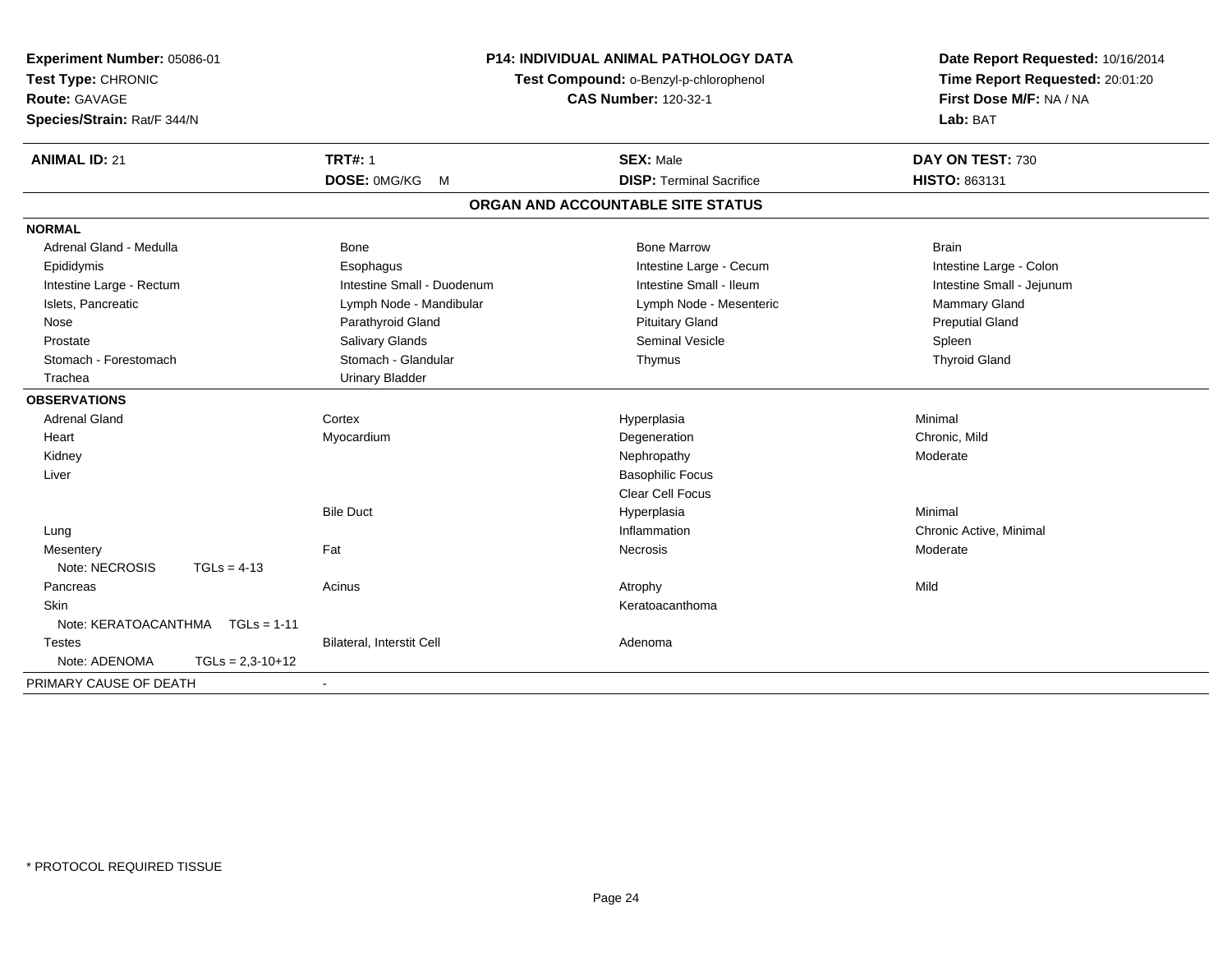**Experiment Number:** 05086-01
**Test Type:** CHRONIC
**Route:** GAVAGE
**Species/Strain:** Rat/F 344/N

**P14: INDIVIDUAL ANIMAL PATHOLOGY DATA**
**Test Compound:** o-Benzyl-p-chlorophenol
**CAS Number:** 120-32-1

**Date Report Requested:** 10/16/2014
**Time Report Requested:** 20:01:20
**First Dose M/F:** NA / NA
**Lab:** BAT

| **ANIMAL ID:** 21 | **TRT#:** 1 | **SEX:** Male | **DAY ON TEST:** 730 |
|---|---|---|---|
| | **DOSE:** 0MG/KG M | **DISP:** Terminal Sacrifice | **HISTO:** 863131 |

## ORGAN AND ACCOUNTABLE SITE STATUS

| | | | |
|---|---|---|---|
| **NORMAL** | | | |
| Adrenal Gland - Medulla | Bone | Bone Marrow | Brain |
| Epididymis | Esophagus | Intestine Large - Cecum | Intestine Large - Colon |
| Intestine Large - Rectum | Intestine Small - Duodenum | Intestine Small - Ileum | Intestine Small - Jejunum |
| Islets, Pancreatic | Lymph Node - Mandibular | Lymph Node - Mesenteric | Mammary Gland |
| Nose | Parathyroid Gland | Pituitary Gland | Preputial Gland |
| Prostate | Salivary Glands | Seminal Vesicle | Spleen |
| Stomach - Forestomach | Stomach - Glandular | Thymus | Thyroid Gland |
| Trachea | Urinary Bladder | | |
| **OBSERVATIONS** | | | |
| Adrenal Gland | Cortex | Hyperplasia | Minimal |
| Heart | Myocardium | Degeneration | Chronic, Mild |
| Kidney | | Nephropathy | Moderate |
| Liver | | Basophilic Focus | |
| | | Clear Cell Focus | |
| | Bile Duct | Hyperplasia | Minimal |
| Lung | | Inflammation | Chronic Active, Minimal |
| Mesentery | Fat | Necrosis | Moderate |
| Note: NECROSIS TGLs = 4-13 | | | |
| Pancreas | Acinus | Atrophy | Mild |
| Skin | | Keratoacanthoma | |
| Note: KERATOACANTHMA TGLs = 1-11 | | | |
| Testes | Bilateral, Interstit Cell | Adenoma | |
| Note: ADENOMA TGLs = 2,3-10+12 | | | |
| PRIMARY CAUSE OF DEATH | - | | |

* PROTOCOL REQUIRED TISSUE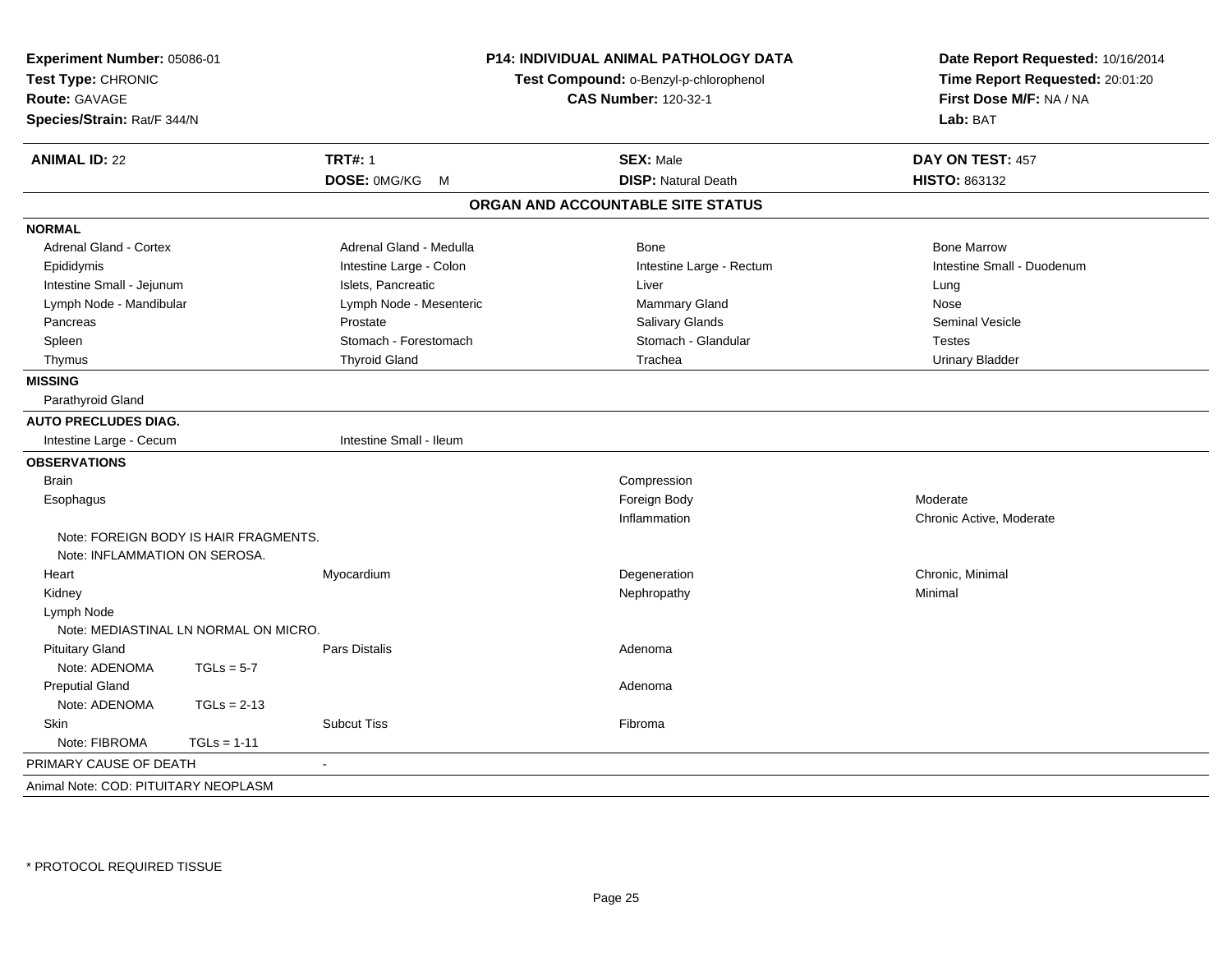**Experiment Number:** 05086-01
**Test Type:** CHRONIC
**Route:** GAVAGE
**Species/Strain:** Rat/F 344/N

**P14: INDIVIDUAL ANIMAL PATHOLOGY DATA**
**Test Compound:** o-Benzyl-p-chlorophenol
**CAS Number:** 120-32-1

**Date Report Requested:** 10/16/2014
**Time Report Requested:** 20:01:20
**First Dose M/F:** NA / NA
**Lab:** BAT

| **ANIMAL ID:** 22 | **TRT#:** 1 | **SEX:** Male | **DAY ON TEST:** 457 |
|---|---|---|---|
| | **DOSE:** 0MG/KG M | **DISP:** Natural Death | **HISTO:** 863132 |

## ORGAN AND ACCOUNTABLE SITE STATUS

**NORMAL**

| | | | |
|---|---|---|---|
| Adrenal Gland - Cortex | Adrenal Gland - Medulla | Bone | Bone Marrow |
| Epididymis | Intestine Large - Colon | Intestine Large - Rectum | Intestine Small - Duodenum |
| Intestine Small - Jejunum | Islets, Pancreatic | Liver | Lung |
| Lymph Node - Mandibular | Lymph Node - Mesenteric | Mammary Gland | Nose |
| Pancreas | Prostate | Salivary Glands | Seminal Vesicle |
| Spleen | Stomach - Forestomach | Stomach - Glandular | Testes |
| Thymus | Thyroid Gland | Trachea | Urinary Bladder |

**MISSING**

Parathyroid Gland

**AUTO PRECLUDES DIAG.**

Intestine Large - Cecum    Intestine Small - Ileum

**OBSERVATIONS**

| | | | |
|---|---|---|---|
| Brain | | Compression | |
| Esophagus | | Foreign Body | Moderate |
| | | Inflammation | Chronic Active, Moderate |
| Note: FOREIGN BODY IS HAIR FRAGMENTS. | | | |
| Note: INFLAMMATION ON SEROSA. | | | |
| Heart | Myocardium | Degeneration | Chronic, Minimal |
| Kidney | | Nephropathy | Minimal |
| Lymph Node | | | |
| Note: MEDIASTINAL LN NORMAL ON MICRO. | | | |
| Pituitary Gland | Pars Distalis | Adenoma | |
| Note: ADENOMA TGLs = 5-7 | | | |
| Preputial Gland | | Adenoma | |
| Note: ADENOMA TGLs = 2-13 | | | |
| Skin | Subcut Tiss | Fibroma | |
| Note: FIBROMA TGLs = 1-11 | | | |

PRIMARY CAUSE OF DEATH    -

Animal Note: COD: PITUITARY NEOPLASM

\* PROTOCOL REQUIRED TISSUE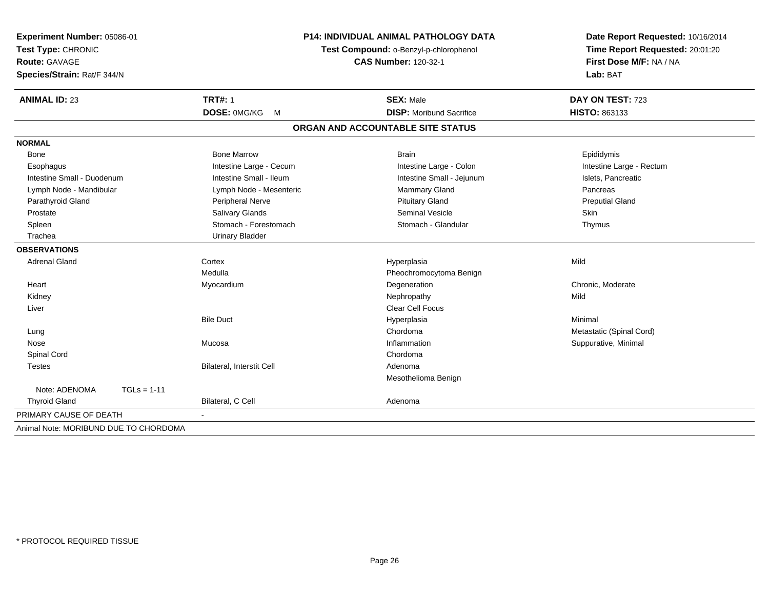**Experiment Number:** 05086-01
**Test Type:** CHRONIC
**Route:** GAVAGE
**Species/Strain:** Rat/F 344/N

**P14: INDIVIDUAL ANIMAL PATHOLOGY DATA**
**Test Compound:** o-Benzyl-p-chlorophenol
**CAS Number:** 120-32-1

**Date Report Requested:** 10/16/2014
**Time Report Requested:** 20:01:20
**First Dose M/F:** NA / NA
**Lab:** BAT

| **ANIMAL ID:** 23 | **TRT#:** 1 | **SEX:** Male | **DAY ON TEST:** 723 |
|---|---|---|---|
| | **DOSE:** 0MG/KG M | **DISP:** Moribund Sacrifice | **HISTO:** 863133 |

## ORGAN AND ACCOUNTABLE SITE STATUS

**NORMAL**

| | | | |
|---|---|---|---|
| Bone | Bone Marrow | Brain | Epididymis |
| Esophagus | Intestine Large - Cecum | Intestine Large - Colon | Intestine Large - Rectum |
| Intestine Small - Duodenum | Intestine Small - Ileum | Intestine Small - Jejunum | Islets, Pancreatic |
| Lymph Node - Mandibular | Lymph Node - Mesenteric | Mammary Gland | Pancreas |
| Parathyroid Gland | Peripheral Nerve | Pituitary Gland | Preputial Gland |
| Prostate | Salivary Glands | Seminal Vesicle | Skin |
| Spleen | Stomach - Forestomach | Stomach - Glandular | Thymus |
| Trachea | Urinary Bladder | | |

**OBSERVATIONS**

| | | | |
|---|---|---|---|
| Adrenal Gland | Cortex | Hyperplasia | Mild |
| | Medulla | Pheochromocytoma Benign | |
| Heart | Myocardium | Degeneration | Chronic, Moderate |
| Kidney | | Nephropathy | Mild |
| Liver | | Clear Cell Focus | |
| | Bile Duct | Hyperplasia | Minimal |
| Lung | | Chordoma | Metastatic (Spinal Cord) |
| Nose | Mucosa | Inflammation | Suppurative, Minimal |
| Spinal Cord | | Chordoma | |
| Testes | Bilateral, Interstit Cell | Adenoma | |
| | | Mesothelioma Benign | |
| Note: ADENOMA TGLs = 1-11 | | | |
| Thyroid Gland | Bilateral, C Cell | Adenoma | |

PRIMARY CAUSE OF DEATH -

Animal Note: MORIBUND DUE TO CHORDOMA

\* PROTOCOL REQUIRED TISSUE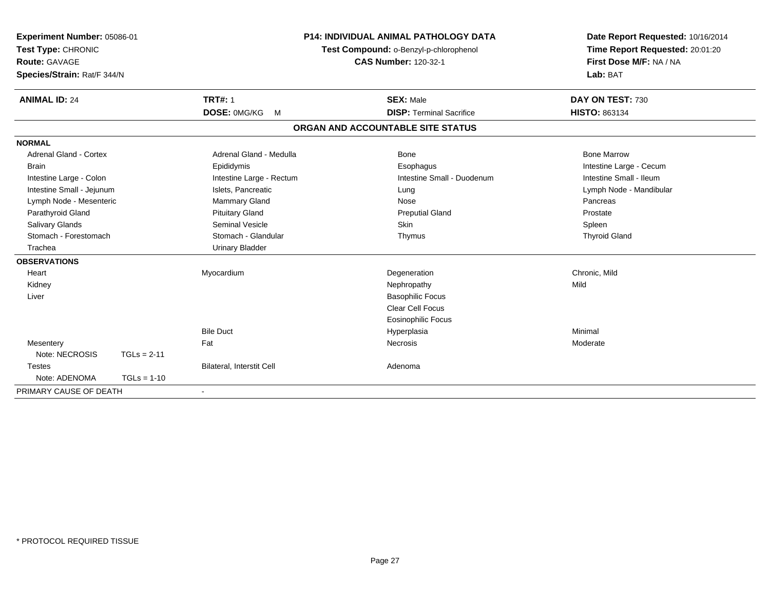**Experiment Number:** 05086-01
**Test Type:** CHRONIC
**Route:** GAVAGE
**Species/Strain:** Rat/F 344/N

**P14: INDIVIDUAL ANIMAL PATHOLOGY DATA**
**Test Compound:** o-Benzyl-p-chlorophenol
**CAS Number:** 120-32-1

**Date Report Requested:** 10/16/2014
**Time Report Requested:** 20:01:20
**First Dose M/F:** NA / NA
**Lab:** BAT

| **ANIMAL ID:** 24 | **TRT#:** 1 | **SEX:** Male | **DAY ON TEST:** 730 |
|---|---|---|---|
| | **DOSE:** 0MG/KG M | **DISP:** Terminal Sacrifice | **HISTO:** 863134 |

## ORGAN AND ACCOUNTABLE SITE STATUS

**NORMAL**

| | | | |
|---|---|---|---|
| Adrenal Gland - Cortex | Adrenal Gland - Medulla | Bone | Bone Marrow |
| Brain | Epididymis | Esophagus | Intestine Large - Cecum |
| Intestine Large - Colon | Intestine Large - Rectum | Intestine Small - Duodenum | Intestine Small - Ileum |
| Intestine Small - Jejunum | Islets, Pancreatic | Lung | Lymph Node - Mandibular |
| Lymph Node - Mesenteric | Mammary Gland | Nose | Pancreas |
| Parathyroid Gland | Pituitary Gland | Preputial Gland | Prostate |
| Salivary Glands | Seminal Vesicle | Skin | Spleen |
| Stomach - Forestomach | Stomach - Glandular | Thymus | Thyroid Gland |
| Trachea | Urinary Bladder | | |

**OBSERVATIONS**

| | | | |
|---|---|---|---|
| Heart | Myocardium | Degeneration | Chronic, Mild |
| Kidney | | Nephropathy | Mild |
| Liver | | Basophilic Focus | |
| | | Clear Cell Focus | |
| | | Eosinophilic Focus | |
| | Bile Duct | Hyperplasia | Minimal |
| Mesentery | Fat | Necrosis | Moderate |
| Note: NECROSIS TGLs = 2-11 | | | |
| Testes | Bilateral, Interstit Cell | Adenoma | |
| Note: ADENOMA TGLs = 1-10 | | | |

PRIMARY CAUSE OF DEATH -

\* PROTOCOL REQUIRED TISSUE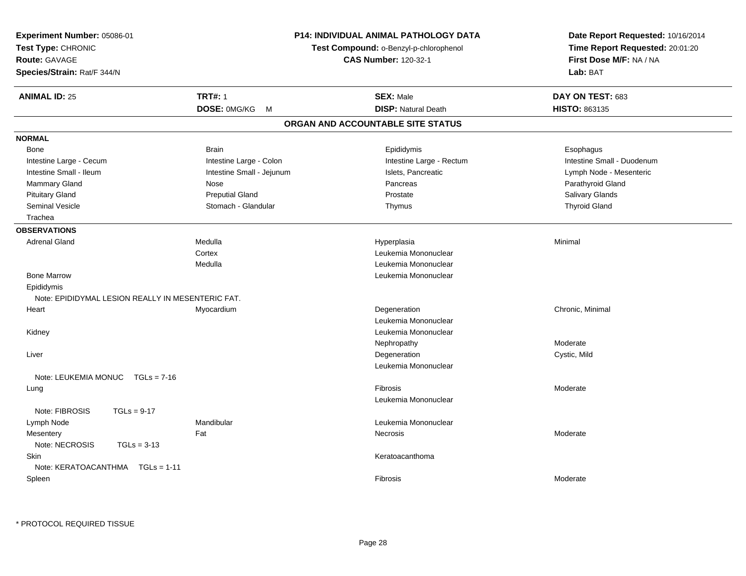**Experiment Number:** 05086-01
**Test Type:** CHRONIC
**Route:** GAVAGE
**Species/Strain:** Rat/F 344/N

**P14: INDIVIDUAL ANIMAL PATHOLOGY DATA**
**Test Compound:** o-Benzyl-p-chlorophenol
**CAS Number:** 120-32-1

**Date Report Requested:** 10/16/2014
**Time Report Requested:** 20:01:20
**First Dose M/F:** NA / NA
**Lab:** BAT

| **ANIMAL ID:** 25 | **TRT#:** 1 | **SEX:** Male | **DAY ON TEST:** 683 |
|---|---|---|---|
| | **DOSE:** 0MG/KG M | **DISP:** Natural Death | **HISTO:** 863135 |

## ORGAN AND ACCOUNTABLE SITE STATUS

**NORMAL**

| | | | |
|---|---|---|---|
| Bone | Brain | Epididymis | Esophagus |
| Intestine Large - Cecum | Intestine Large - Colon | Intestine Large - Rectum | Intestine Small - Duodenum |
| Intestine Small - Ileum | Intestine Small - Jejunum | Islets, Pancreatic | Lymph Node - Mesenteric |
| Mammary Gland | Nose | Pancreas | Parathyroid Gland |
| Pituitary Gland | Preputial Gland | Prostate | Salivary Glands |
| Seminal Vesicle | Stomach - Glandular | Thymus | Thyroid Gland |
| Trachea | | | |

**OBSERVATIONS**

| | | | |
|---|---|---|---|
| Adrenal Gland | Medulla | Hyperplasia | Minimal |
| | Cortex | Leukemia Mononuclear | |
| | Medulla | Leukemia Mononuclear | |
| Bone Marrow | | Leukemia Mononuclear | |
| Epididymis | | | |
| Note: EPIDIDYMAL LESION REALLY IN MESENTERIC FAT. | | | |
| Heart | Myocardium | Degeneration | Chronic, Minimal |
| | | Leukemia Mononuclear | |
| Kidney | | Leukemia Mononuclear | |
| | | Nephropathy | Moderate |
| Liver | | Degeneration | Cystic, Mild |
| | | Leukemia Mononuclear | |
| Note: LEUKEMIA MONUC TGLs = 7-16 | | | |
| Lung | | Fibrosis | Moderate |
| | | Leukemia Mononuclear | |
| Note: FIBROSIS TGLs = 9-17 | | | |
| Lymph Node | Mandibular | Leukemia Mononuclear | |
| Mesentery | Fat | Necrosis | Moderate |
| Note: NECROSIS TGLs = 3-13 | | | |
| Skin | | Keratoacanthoma | |
| Note: KERATOACANTHMA TGLs = 1-11 | | | |
| Spleen | | Fibrosis | Moderate |

* PROTOCOL REQUIRED TISSUE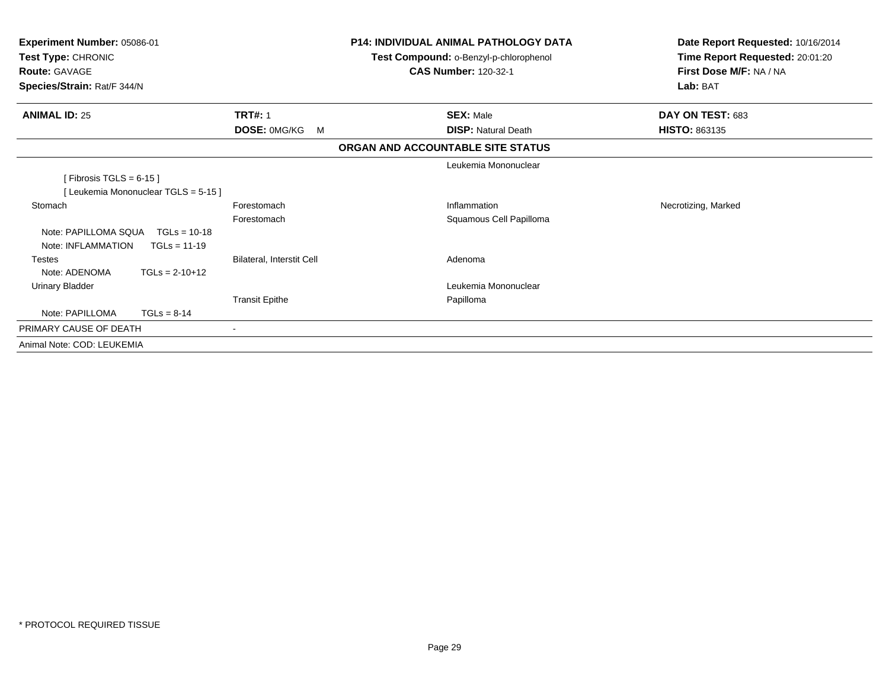**Experiment Number:** 05086-01
**Test Type:** CHRONIC
**Route:** GAVAGE
**Species/Strain:** Rat/F 344/N

**P14: INDIVIDUAL ANIMAL PATHOLOGY DATA**
**Test Compound:** o-Benzyl-p-chlorophenol
**CAS Number:** 120-32-1

**Date Report Requested:** 10/16/2014
**Time Report Requested:** 20:01:20
**First Dose M/F:** NA / NA
**Lab:** BAT

| **ANIMAL ID:** 25 | **TRT#:** 1 | **SEX:** Male | **DAY ON TEST:** 683 |
|---|---|---|---|
| | **DOSE:** 0MG/KG M | **DISP:** Natural Death | **HISTO:** 863135 |

**ORGAN AND ACCOUNTABLE SITE STATUS**

| | | | |
|---|---|---|---|
| | | Leukemia Mononuclear | |
| [ Fibrosis TGLS = 6-15 ] | | | |
| [ Leukemia Mononuclear TGLS = 5-15 ] | | | |
| Stomach | Forestomach | Inflammation | Necrotizing, Marked |
| | Forestomach | Squamous Cell Papilloma | |
| Note: PAPILLOMA SQUA TGLs = 10-18 | | | |
| Note: INFLAMMATION TGLs = 11-19 | | | |
| Testes | Bilateral, Interstit Cell | Adenoma | |
| Note: ADENOMA TGLs = 2-10+12 | | | |
| Urinary Bladder | | Leukemia Mononuclear | |
| | Transit Epithe | Papilloma | |
| Note: PAPILLOMA TGLs = 8-14 | | | |
| PRIMARY CAUSE OF DEATH | - | | |
| Animal Note: COD: LEUKEMIA | | | |

* PROTOCOL REQUIRED TISSUE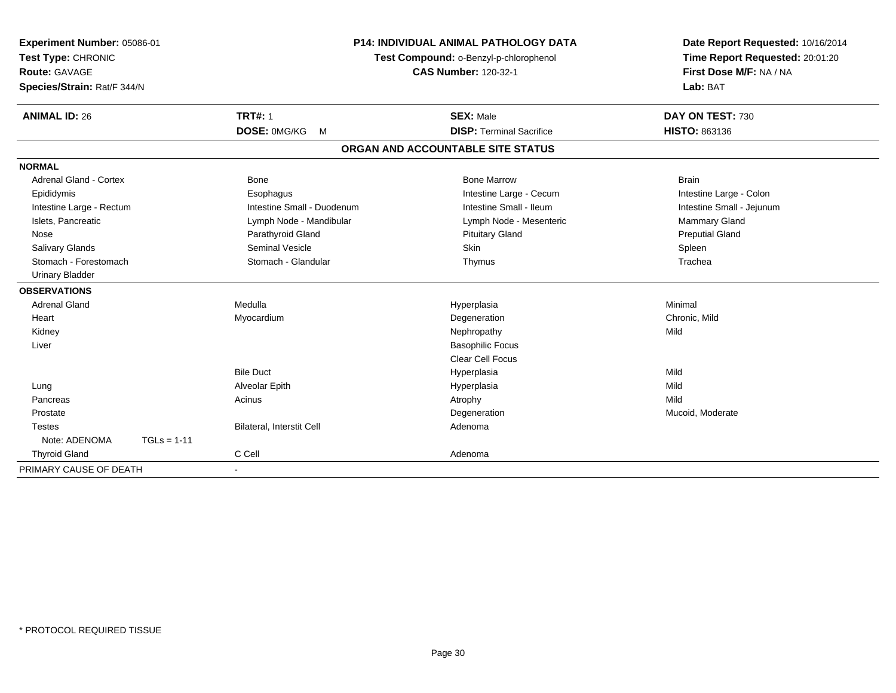**Experiment Number:** 05086-01
**Test Type:** CHRONIC
**Route:** GAVAGE
**Species/Strain:** Rat/F 344/N

**P14: INDIVIDUAL ANIMAL PATHOLOGY DATA**
**Test Compound:** o-Benzyl-p-chlorophenol
**CAS Number:** 120-32-1

**Date Report Requested:** 10/16/2014
**Time Report Requested:** 20:01:20
**First Dose M/F:** NA / NA
**Lab:** BAT

| **ANIMAL ID:** 26 | **TRT#:** 1 | **SEX:** Male | **DAY ON TEST:** 730 |
|---|---|---|---|
| | **DOSE:** 0MG/KG M | **DISP:** Terminal Sacrifice | **HISTO:** 863136 |

## ORGAN AND ACCOUNTABLE SITE STATUS

| | | | |
|---|---|---|---|
| **NORMAL** | | | |
| Adrenal Gland - Cortex | Bone | Bone Marrow | Brain |
| Epididymis | Esophagus | Intestine Large - Cecum | Intestine Large - Colon |
| Intestine Large - Rectum | Intestine Small - Duodenum | Intestine Small - Ileum | Intestine Small - Jejunum |
| Islets, Pancreatic | Lymph Node - Mandibular | Lymph Node - Mesenteric | Mammary Gland |
| Nose | Parathyroid Gland | Pituitary Gland | Preputial Gland |
| Salivary Glands | Seminal Vesicle | Skin | Spleen |
| Stomach - Forestomach | Stomach - Glandular | Thymus | Trachea |
| Urinary Bladder | | | |
| **OBSERVATIONS** | | | |
| Adrenal Gland | Medulla | Hyperplasia | Minimal |
| Heart | Myocardium | Degeneration | Chronic, Mild |
| Kidney | | Nephropathy | Mild |
| Liver | | Basophilic Focus | |
| | | Clear Cell Focus | |
| | Bile Duct | Hyperplasia | Mild |
| Lung | Alveolar Epith | Hyperplasia | Mild |
| Pancreas | Acinus | Atrophy | Mild |
| Prostate | | Degeneration | Mucoid, Moderate |
| Testes | Bilateral, Interstit Cell | Adenoma | |
| Note: ADENOMA TGLs = 1-11 | | | |
| Thyroid Gland | C Cell | Adenoma | |
| PRIMARY CAUSE OF DEATH | - | | |

\* PROTOCOL REQUIRED TISSUE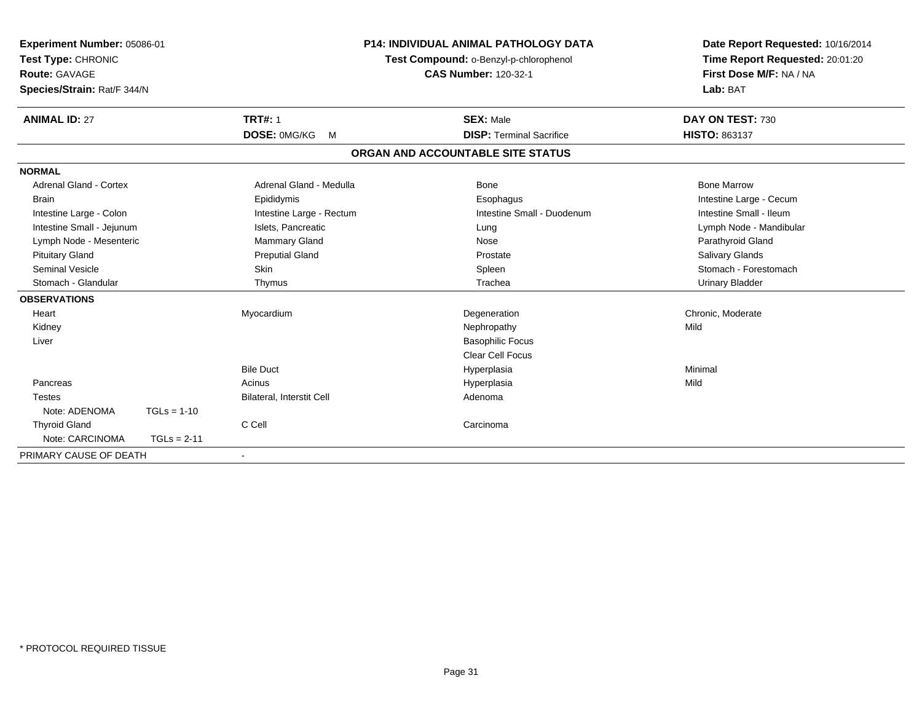**Experiment Number:** 05086-01
**Test Type:** CHRONIC
**Route:** GAVAGE
**Species/Strain:** Rat/F 344/N

**P14: INDIVIDUAL ANIMAL PATHOLOGY DATA**
**Test Compound:** o-Benzyl-p-chlorophenol
**CAS Number:** 120-32-1

**Date Report Requested:** 10/16/2014
**Time Report Requested:** 20:01:20
**First Dose M/F:** NA / NA
**Lab:** BAT

| **ANIMAL ID:** 27 | **TRT#:** 1 | **SEX:** Male | **DAY ON TEST:** 730 |
|---|---|---|---|
| | **DOSE:** 0MG/KG M | **DISP:** Terminal Sacrifice | **HISTO:** 863137 |

## ORGAN AND ACCOUNTABLE SITE STATUS

**NORMAL**

| | | | |
|---|---|---|---|
| Adrenal Gland - Cortex | Adrenal Gland - Medulla | Bone | Bone Marrow |
| Brain | Epididymis | Esophagus | Intestine Large - Cecum |
| Intestine Large - Colon | Intestine Large - Rectum | Intestine Small - Duodenum | Intestine Small - Ileum |
| Intestine Small - Jejunum | Islets, Pancreatic | Lung | Lymph Node - Mandibular |
| Lymph Node - Mesenteric | Mammary Gland | Nose | Parathyroid Gland |
| Pituitary Gland | Preputial Gland | Prostate | Salivary Glands |
| Seminal Vesicle | Skin | Spleen | Stomach - Forestomach |
| Stomach - Glandular | Thymus | Trachea | Urinary Bladder |

**OBSERVATIONS**

| | | | |
|---|---|---|---|
| Heart | Myocardium | Degeneration | Chronic, Moderate |
| Kidney | | Nephropathy | Mild |
| Liver | | Basophilic Focus | |
| | | Clear Cell Focus | |
| | Bile Duct | Hyperplasia | Minimal |
| Pancreas | Acinus | Hyperplasia | Mild |
| Testes | Bilateral, Interstit Cell | Adenoma | |
| Note: ADENOMA TGLs = 1-10 | | | |
| Thyroid Gland | C Cell | Carcinoma | |
| Note: CARCINOMA TGLs = 2-11 | | | |

PRIMARY CAUSE OF DEATH -

* PROTOCOL REQUIRED TISSUE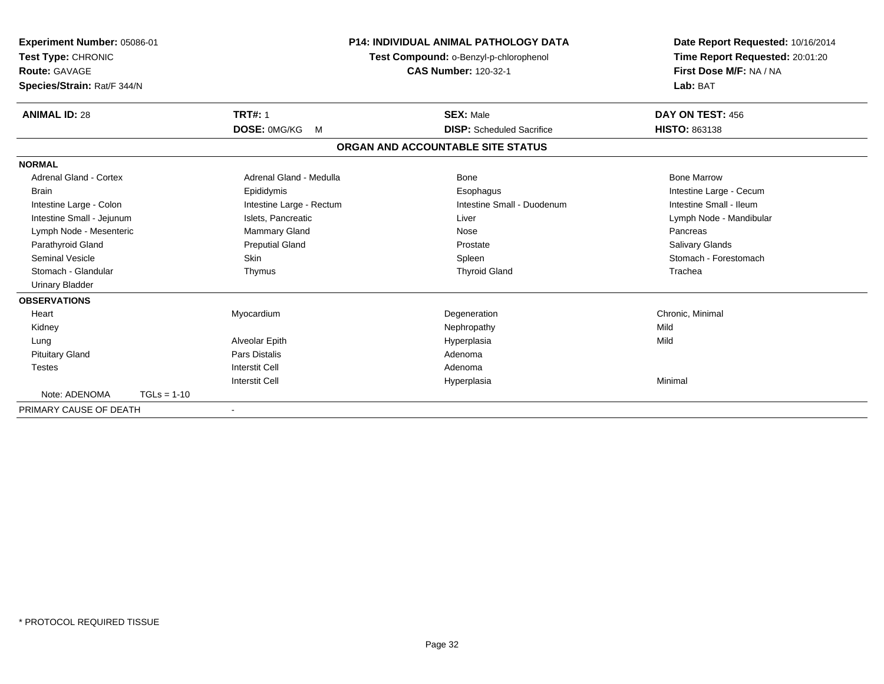**Experiment Number:** 05086-01
**Test Type:** CHRONIC
**Route:** GAVAGE
**Species/Strain:** Rat/F 344/N

**P14: INDIVIDUAL ANIMAL PATHOLOGY DATA**
**Test Compound:** o-Benzyl-p-chlorophenol
**CAS Number:** 120-32-1

**Date Report Requested:** 10/16/2014
**Time Report Requested:** 20:01:20
**First Dose M/F:** NA / NA
**Lab:** BAT

| **ANIMAL ID:** 28 | **TRT#:** 1 | **SEX:** Male | **DAY ON TEST:** 456 |
|---|---|---|---|
| | **DOSE:** 0MG/KG M | **DISP:** Scheduled Sacrifice | **HISTO:** 863138 |

## ORGAN AND ACCOUNTABLE SITE STATUS

**NORMAL**

| | | | |
|---|---|---|---|
| Adrenal Gland - Cortex | Adrenal Gland - Medulla | Bone | Bone Marrow |
| Brain | Epididymis | Esophagus | Intestine Large - Cecum |
| Intestine Large - Colon | Intestine Large - Rectum | Intestine Small - Duodenum | Intestine Small - Ileum |
| Intestine Small - Jejunum | Islets, Pancreatic | Liver | Lymph Node - Mandibular |
| Lymph Node - Mesenteric | Mammary Gland | Nose | Pancreas |
| Parathyroid Gland | Preputial Gland | Prostate | Salivary Glands |
| Seminal Vesicle | Skin | Spleen | Stomach - Forestomach |
| Stomach - Glandular | Thymus | Thyroid Gland | Trachea |
| Urinary Bladder | | | |

**OBSERVATIONS**

| | | | |
|---|---|---|---|
| Heart | Myocardium | Degeneration | Chronic, Minimal |
| Kidney | | Nephropathy | Mild |
| Lung | Alveolar Epith | Hyperplasia | Mild |
| Pituitary Gland | Pars Distalis | Adenoma | |
| Testes | Interstit Cell | Adenoma | |
| | Interstit Cell | Hyperplasia | Minimal |
| Note: ADENOMA TGLs = 1-10 | | | |

PRIMARY CAUSE OF DEATH -

* PROTOCOL REQUIRED TISSUE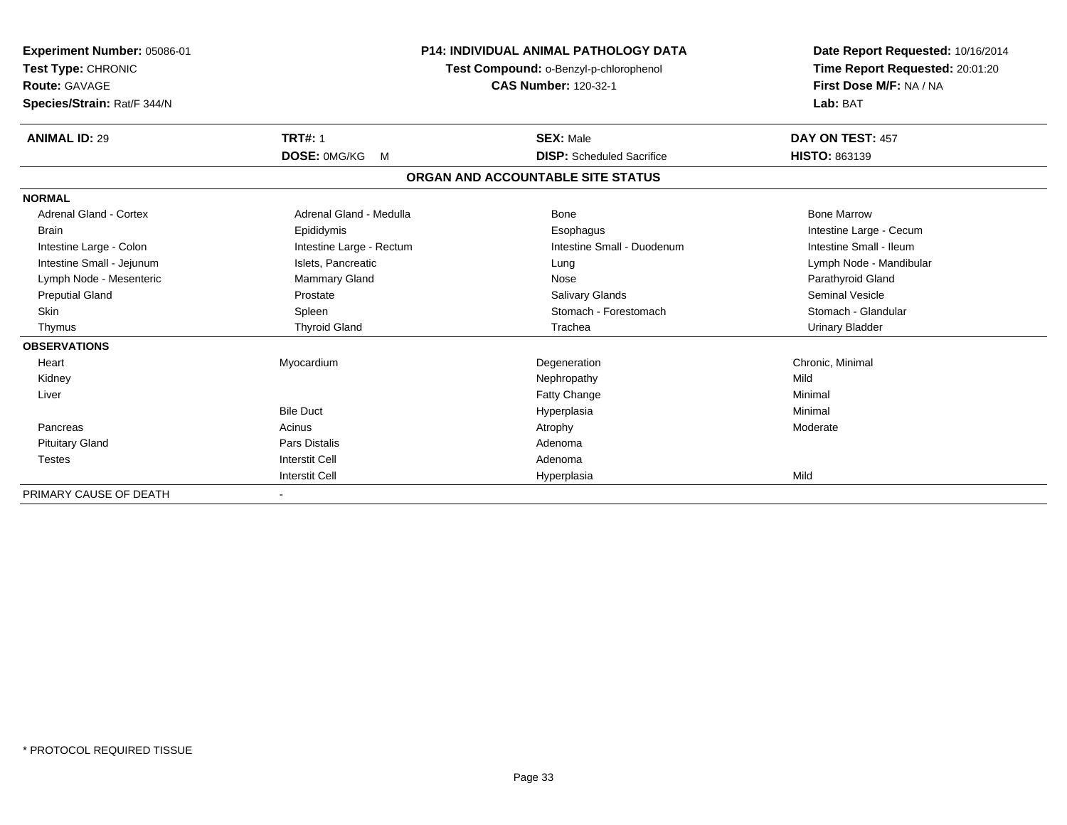**Experiment Number:** 05086-01
**Test Type:** CHRONIC
**Route:** GAVAGE
**Species/Strain:** Rat/F 344/N

**P14: INDIVIDUAL ANIMAL PATHOLOGY DATA**
**Test Compound:** o-Benzyl-p-chlorophenol
**CAS Number:** 120-32-1

**Date Report Requested:** 10/16/2014
**Time Report Requested:** 20:01:20
**First Dose M/F:** NA / NA
**Lab:** BAT

| **ANIMAL ID:** 29 | **TRT#:** 1 | **SEX:** Male | **DAY ON TEST:** 457 |
|---|---|---|---|
| | **DOSE:** 0MG/KG M | **DISP:** Scheduled Sacrifice | **HISTO:** 863139 |

## ORGAN AND ACCOUNTABLE SITE STATUS

| **NORMAL** | | | |
|---|---|---|---|
| Adrenal Gland - Cortex | Adrenal Gland - Medulla | Bone | Bone Marrow |
| Brain | Epididymis | Esophagus | Intestine Large - Cecum |
| Intestine Large - Colon | Intestine Large - Rectum | Intestine Small - Duodenum | Intestine Small - Ileum |
| Intestine Small - Jejunum | Islets, Pancreatic | Lung | Lymph Node - Mandibular |
| Lymph Node - Mesenteric | Mammary Gland | Nose | Parathyroid Gland |
| Preputial Gland | Prostate | Salivary Glands | Seminal Vesicle |
| Skin | Spleen | Stomach - Forestomach | Stomach - Glandular |
| Thymus | Thyroid Gland | Trachea | Urinary Bladder |

| **OBSERVATIONS** | | | |
|---|---|---|---|
| Heart | Myocardium | Degeneration | Chronic, Minimal |
| Kidney | | Nephropathy | Mild |
| Liver | | Fatty Change | Minimal |
| | Bile Duct | Hyperplasia | Minimal |
| Pancreas | Acinus | Atrophy | Moderate |
| Pituitary Gland | Pars Distalis | Adenoma | |
| Testes | Interstit Cell | Adenoma | |
| | Interstit Cell | Hyperplasia | Mild |

PRIMARY CAUSE OF DEATH -

\* PROTOCOL REQUIRED TISSUE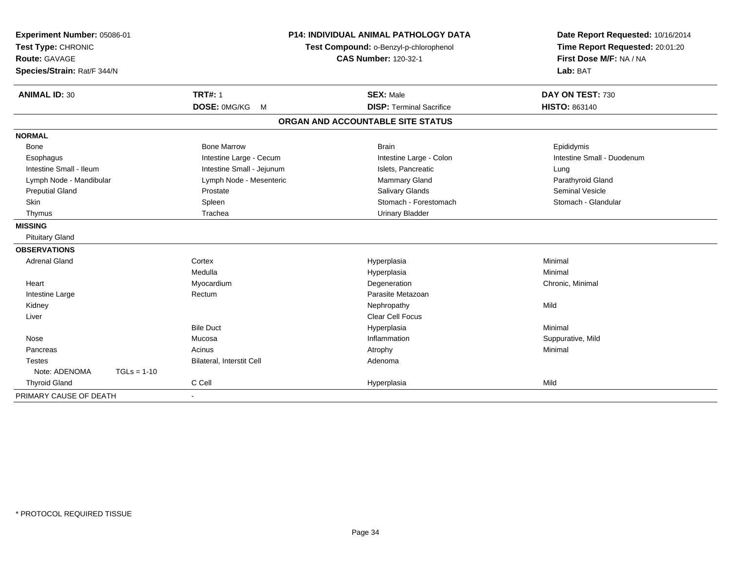**Experiment Number:** 05086-01
**Test Type:** CHRONIC
**Route:** GAVAGE
**Species/Strain:** Rat/F 344/N

**P14: INDIVIDUAL ANIMAL PATHOLOGY DATA**
**Test Compound:** o-Benzyl-p-chlorophenol
**CAS Number:** 120-32-1

**Date Report Requested:** 10/16/2014
**Time Report Requested:** 20:01:20
**First Dose M/F:** NA / NA
**Lab:** BAT

| **ANIMAL ID:** 30 | **TRT#:** 1 | **SEX:** Male | **DAY ON TEST:** 730 |
|---|---|---|---|
| | **DOSE:** 0MG/KG M | **DISP:** Terminal Sacrifice | **HISTO:** 863140 |

## ORGAN AND ACCOUNTABLE SITE STATUS

| | | | |
|---|---|---|---|
| **NORMAL** | | | |
| Bone | Bone Marrow | Brain | Epididymis |
| Esophagus | Intestine Large - Cecum | Intestine Large - Colon | Intestine Small - Duodenum |
| Intestine Small - Ileum | Intestine Small - Jejunum | Islets, Pancreatic | Lung |
| Lymph Node - Mandibular | Lymph Node - Mesenteric | Mammary Gland | Parathyroid Gland |
| Preputial Gland | Prostate | Salivary Glands | Seminal Vesicle |
| Skin | Spleen | Stomach - Forestomach | Stomach - Glandular |
| Thymus | Trachea | Urinary Bladder | |
| **MISSING** | | | |
| Pituitary Gland | | | |
| **OBSERVATIONS** | | | |
| Adrenal Gland | Cortex | Hyperplasia | Minimal |
| | Medulla | Hyperplasia | Minimal |
| Heart | Myocardium | Degeneration | Chronic, Minimal |
| Intestine Large | Rectum | Parasite Metazoan | |
| Kidney | | Nephropathy | Mild |
| Liver | | Clear Cell Focus | |
| | Bile Duct | Hyperplasia | Minimal |
| Nose | Mucosa | Inflammation | Suppurative, Mild |
| Pancreas | Acinus | Atrophy | Minimal |
| Testes | Bilateral, Interstit Cell | Adenoma | |
| Note: ADENOMA TGLs = 1-10 | | | |
| Thyroid Gland | C Cell | Hyperplasia | Mild |
| PRIMARY CAUSE OF DEATH | - | | |

\* PROTOCOL REQUIRED TISSUE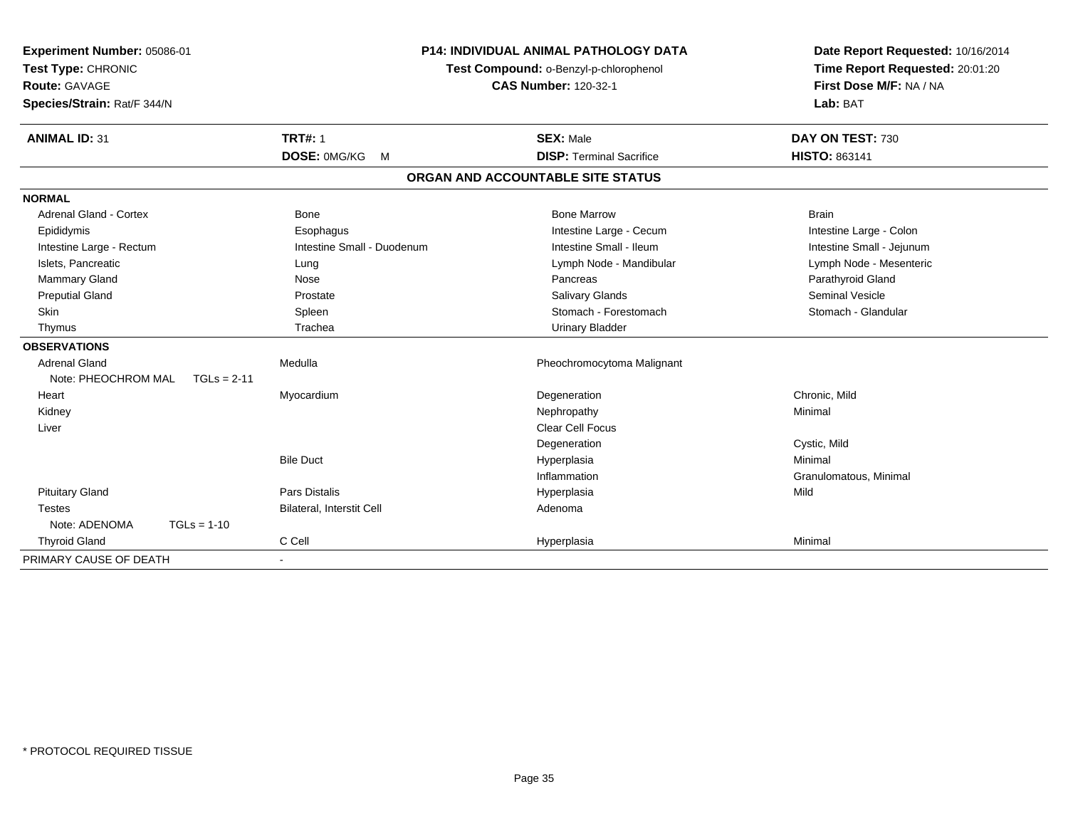**Experiment Number:** 05086-01
**Test Type:** CHRONIC
**Route:** GAVAGE
**Species/Strain:** Rat/F 344/N

**P14: INDIVIDUAL ANIMAL PATHOLOGY DATA**
**Test Compound:** o-Benzyl-p-chlorophenol
**CAS Number:** 120-32-1

**Date Report Requested:** 10/16/2014
**Time Report Requested:** 20:01:20
**First Dose M/F:** NA / NA
**Lab:** BAT

| **ANIMAL ID:** 31 | **TRT#:** 1 | **SEX:** Male | **DAY ON TEST:** 730 |
|---|---|---|---|
| | **DOSE:** 0MG/KG M | **DISP:** Terminal Sacrifice | **HISTO:** 863141 |

## ORGAN AND ACCOUNTABLE SITE STATUS

| | | | |
|---|---|---|---|
| **NORMAL** | | | |
| Adrenal Gland - Cortex | Bone | Bone Marrow | Brain |
| Epididymis | Esophagus | Intestine Large - Cecum | Intestine Large - Colon |
| Intestine Large - Rectum | Intestine Small - Duodenum | Intestine Small - Ileum | Intestine Small - Jejunum |
| Islets, Pancreatic | Lung | Lymph Node - Mandibular | Lymph Node - Mesenteric |
| Mammary Gland | Nose | Pancreas | Parathyroid Gland |
| Preputial Gland | Prostate | Salivary Glands | Seminal Vesicle |
| Skin | Spleen | Stomach - Forestomach | Stomach - Glandular |
| Thymus | Trachea | Urinary Bladder | |
| **OBSERVATIONS** | | | |
| Adrenal Gland | Medulla | Pheochromocytoma Malignant | |
| Note: PHEOCHROM MAL TGLs = 2-11 | | | |
| Heart | Myocardium | Degeneration | Chronic, Mild |
| Kidney | | Nephropathy | Minimal |
| Liver | | Clear Cell Focus | |
| | | Degeneration | Cystic, Mild |
| | Bile Duct | Hyperplasia | Minimal |
| | | Inflammation | Granulomatous, Minimal |
| Pituitary Gland | Pars Distalis | Hyperplasia | Mild |
| Testes | Bilateral, Interstit Cell | Adenoma | |
| Note: ADENOMA TGLs = 1-10 | | | |
| Thyroid Gland | C Cell | Hyperplasia | Minimal |
| PRIMARY CAUSE OF DEATH | - | | |

\* PROTOCOL REQUIRED TISSUE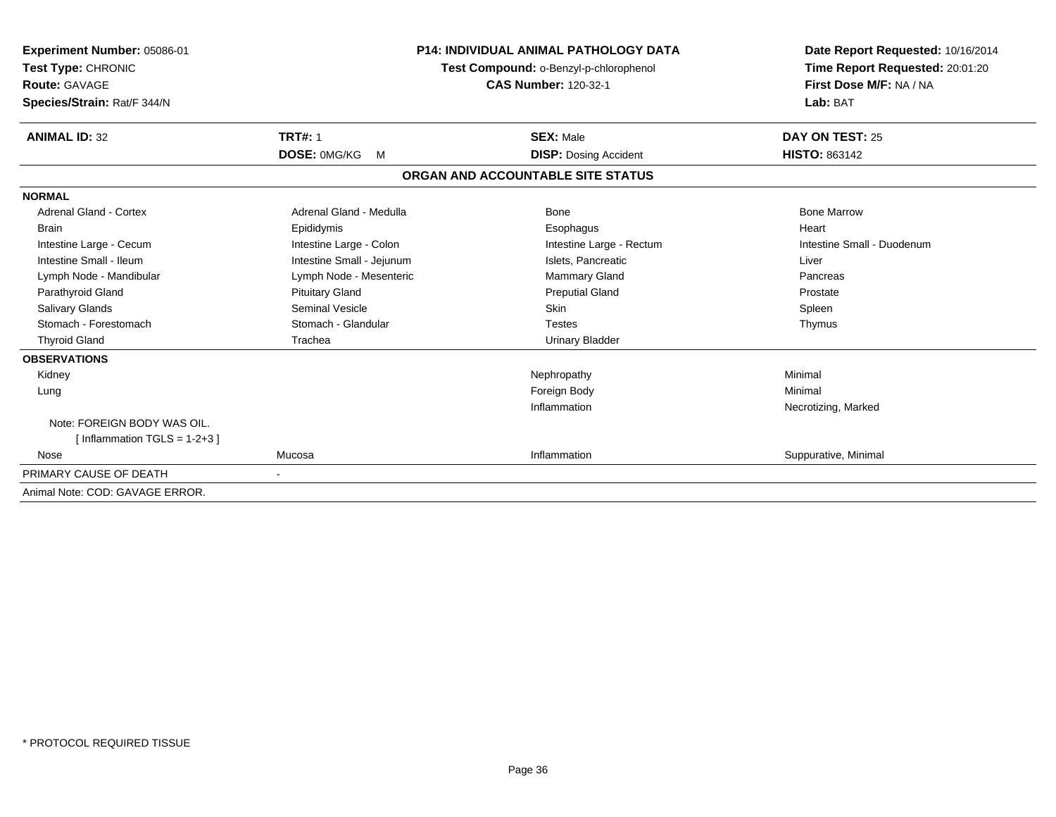**Experiment Number:** 05086-01
**Test Type:** CHRONIC
**Route:** GAVAGE
**Species/Strain:** Rat/F 344/N

**P14: INDIVIDUAL ANIMAL PATHOLOGY DATA**
**Test Compound:** o-Benzyl-p-chlorophenol
**CAS Number:** 120-32-1

**Date Report Requested:** 10/16/2014
**Time Report Requested:** 20:01:20
**First Dose M/F:** NA / NA
**Lab:** BAT

| **ANIMAL ID:** 32 | **TRT#:** 1 | **SEX:** Male | **DAY ON TEST:** 25 |
|---|---|---|---|
| | **DOSE:** 0MG/KG M | **DISP:** Dosing Accident | **HISTO:** 863142 |

**ORGAN AND ACCOUNTABLE SITE STATUS**

**NORMAL**

| | | | |
|---|---|---|---|
| Adrenal Gland - Cortex | Adrenal Gland - Medulla | Bone | Bone Marrow |
| Brain | Epididymis | Esophagus | Heart |
| Intestine Large - Cecum | Intestine Large - Colon | Intestine Large - Rectum | Intestine Small - Duodenum |
| Intestine Small - Ileum | Intestine Small - Jejunum | Islets, Pancreatic | Liver |
| Lymph Node - Mandibular | Lymph Node - Mesenteric | Mammary Gland | Pancreas |
| Parathyroid Gland | Pituitary Gland | Preputial Gland | Prostate |
| Salivary Glands | Seminal Vesicle | Skin | Spleen |
| Stomach - Forestomach | Stomach - Glandular | Testes | Thymus |
| Thyroid Gland | Trachea | Urinary Bladder | |

**OBSERVATIONS**

| | | | |
|---|---|---|---|
| Kidney | | Nephropathy | Minimal |
| Lung | | Foreign Body | Minimal |
| | | Inflammation | Necrotizing, Marked |
| Note: FOREIGN BODY WAS OIL. [ Inflammation TGLS = 1-2+3 ] | | | |
| Nose | Mucosa | Inflammation | Suppurative, Minimal |

PRIMARY CAUSE OF DEATH -

Animal Note: COD: GAVAGE ERROR.

\* PROTOCOL REQUIRED TISSUE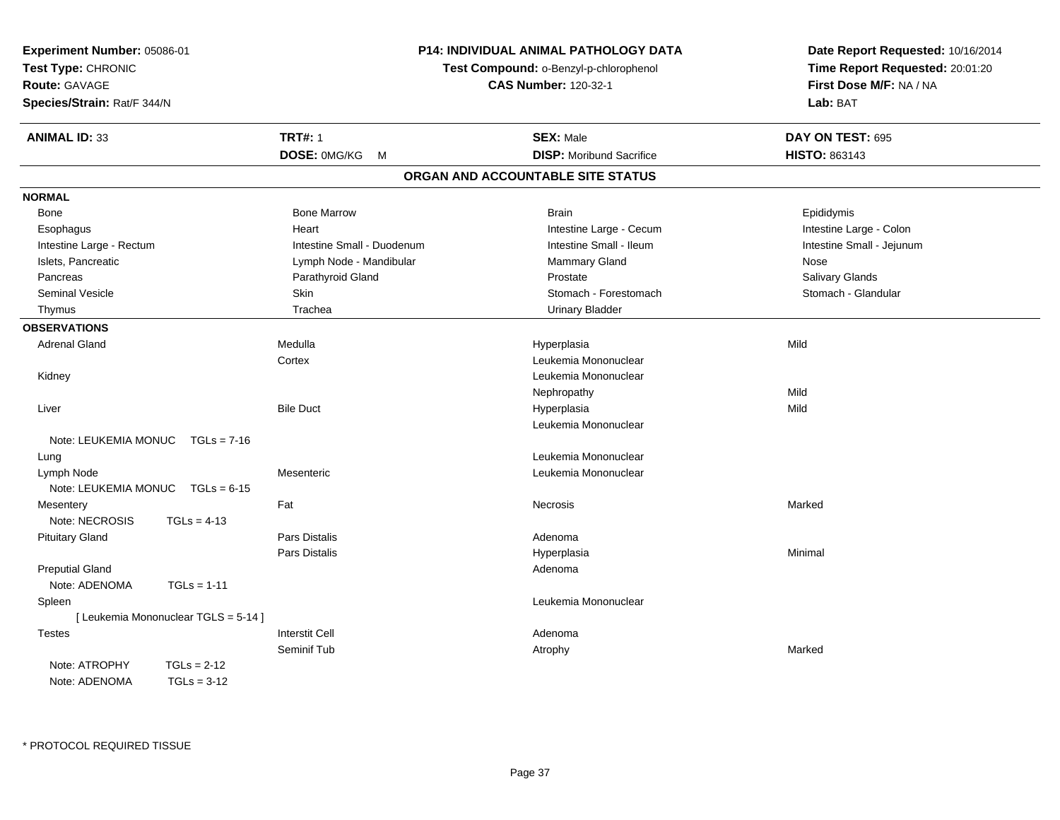**Experiment Number:** 05086-01
**Test Type:** CHRONIC
**Route:** GAVAGE
**Species/Strain:** Rat/F 344/N

**P14: INDIVIDUAL ANIMAL PATHOLOGY DATA**
**Test Compound:** o-Benzyl-p-chlorophenol
**CAS Number:** 120-32-1

**Date Report Requested:** 10/16/2014
**Time Report Requested:** 20:01:20
**First Dose M/F:** NA / NA
**Lab:** BAT

| **ANIMAL ID:** 33 | **TRT#:** 1 | **SEX:** Male | **DAY ON TEST:** 695 |
|---|---|---|---|
| | **DOSE:** 0MG/KG M | **DISP:** Moribund Sacrifice | **HISTO:** 863143 |

## ORGAN AND ACCOUNTABLE SITE STATUS

**NORMAL**

| | | | |
|---|---|---|---|
| Bone | Bone Marrow | Brain | Epididymis |
| Esophagus | Heart | Intestine Large - Cecum | Intestine Large - Colon |
| Intestine Large - Rectum | Intestine Small - Duodenum | Intestine Small - Ileum | Intestine Small - Jejunum |
| Islets, Pancreatic | Lymph Node - Mandibular | Mammary Gland | Nose |
| Pancreas | Parathyroid Gland | Prostate | Salivary Glands |
| Seminal Vesicle | Skin | Stomach - Forestomach | Stomach - Glandular |
| Thymus | Trachea | Urinary Bladder | |

**OBSERVATIONS**

| | | | |
|---|---|---|---|
| Adrenal Gland | Medulla | Hyperplasia | Mild |
| | Cortex | Leukemia Mononuclear | |
| Kidney | | Leukemia Mononuclear | |
| | | Nephropathy | Mild |
| Liver | Bile Duct | Hyperplasia | Mild |
| | | Leukemia Mononuclear | |
| Note: LEUKEMIA MONUC TGLs = 7-16 | | | |
| Lung | | Leukemia Mononuclear | |
| Lymph Node | Mesenteric | Leukemia Mononuclear | |
| Note: LEUKEMIA MONUC TGLs = 6-15 | | | |
| Mesentery | Fat | Necrosis | Marked |
| Note: NECROSIS TGLs = 4-13 | | | |
| Pituitary Gland | Pars Distalis | Adenoma | |
| | Pars Distalis | Hyperplasia | Minimal |
| Preputial Gland | | Adenoma | |
| Note: ADENOMA TGLs = 1-11 | | | |
| Spleen | | Leukemia Mononuclear | |
| [ Leukemia Mononuclear TGLS = 5-14 ] | | | |
| Testes | Interstit Cell | Adenoma | |
| | Seminif Tub | Atrophy | Marked |
| Note: ATROPHY TGLs = 2-12 | | | |
| Note: ADENOMA TGLs = 3-12 | | | |

* PROTOCOL REQUIRED TISSUE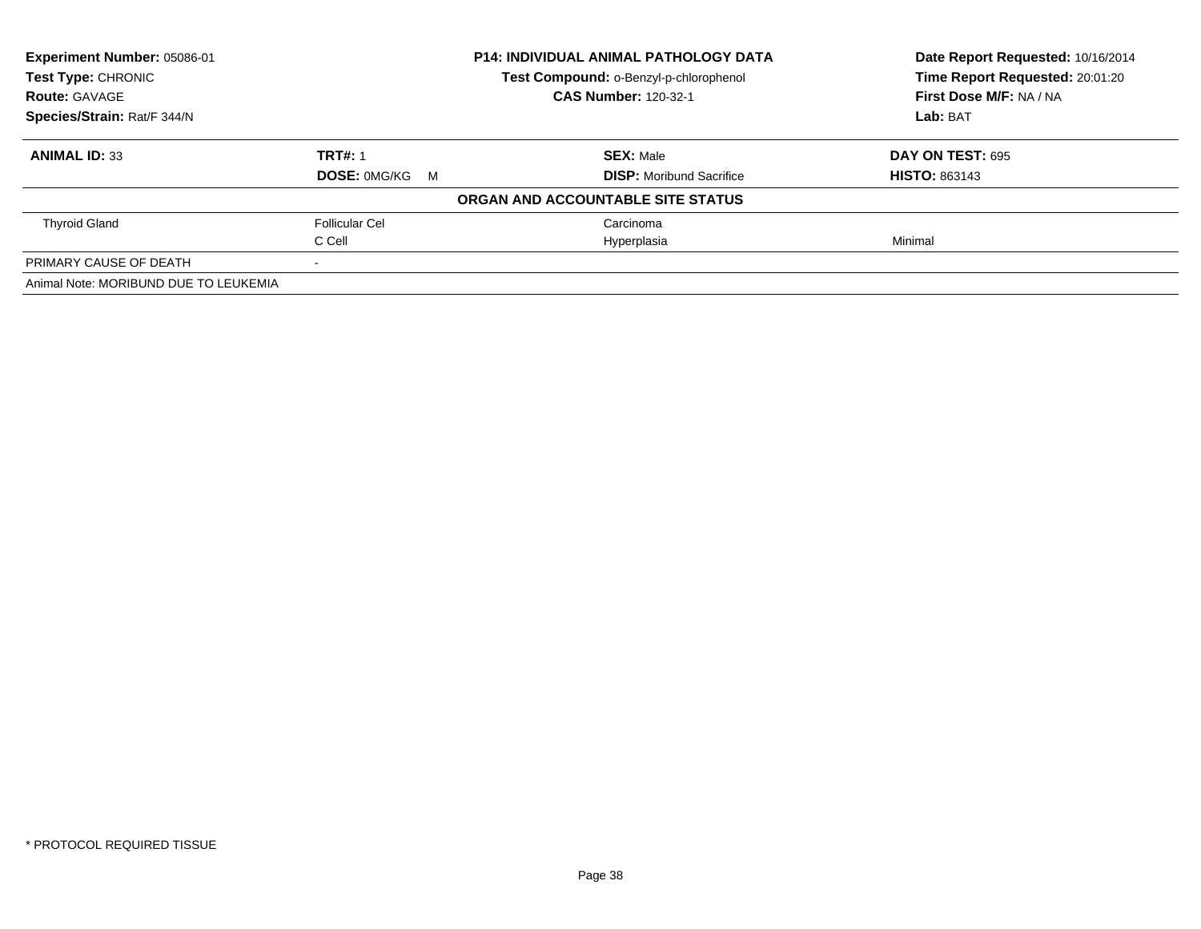**Experiment Number:** 05086-01
**Test Type:** CHRONIC
**Route:** GAVAGE
**Species/Strain:** Rat/F 344/N

**P14: INDIVIDUAL ANIMAL PATHOLOGY DATA**
**Test Compound:** o-Benzyl-p-chlorophenol
**CAS Number:** 120-32-1

**Date Report Requested:** 10/16/2014
**Time Report Requested:** 20:01:20
**First Dose M/F:** NA / NA
**Lab:** BAT

| **ANIMAL ID:** 33 | **TRT#:** 1 | **SEX:** Male | **DAY ON TEST:** 695 |
|---|---|---|---|
| | **DOSE:** 0MG/KG M | **DISP:** Moribund Sacrifice | **HISTO:** 863143 |
| | | **ORGAN AND ACCOUNTABLE SITE STATUS** | |
| Thyroid Gland | Follicular Cel | Carcinoma | |
| | C Cell | Hyperplasia | Minimal |
| PRIMARY CAUSE OF DEATH | - | | |
| Animal Note: MORIBUND DUE TO LEUKEMIA | | | |

* PROTOCOL REQUIRED TISSUE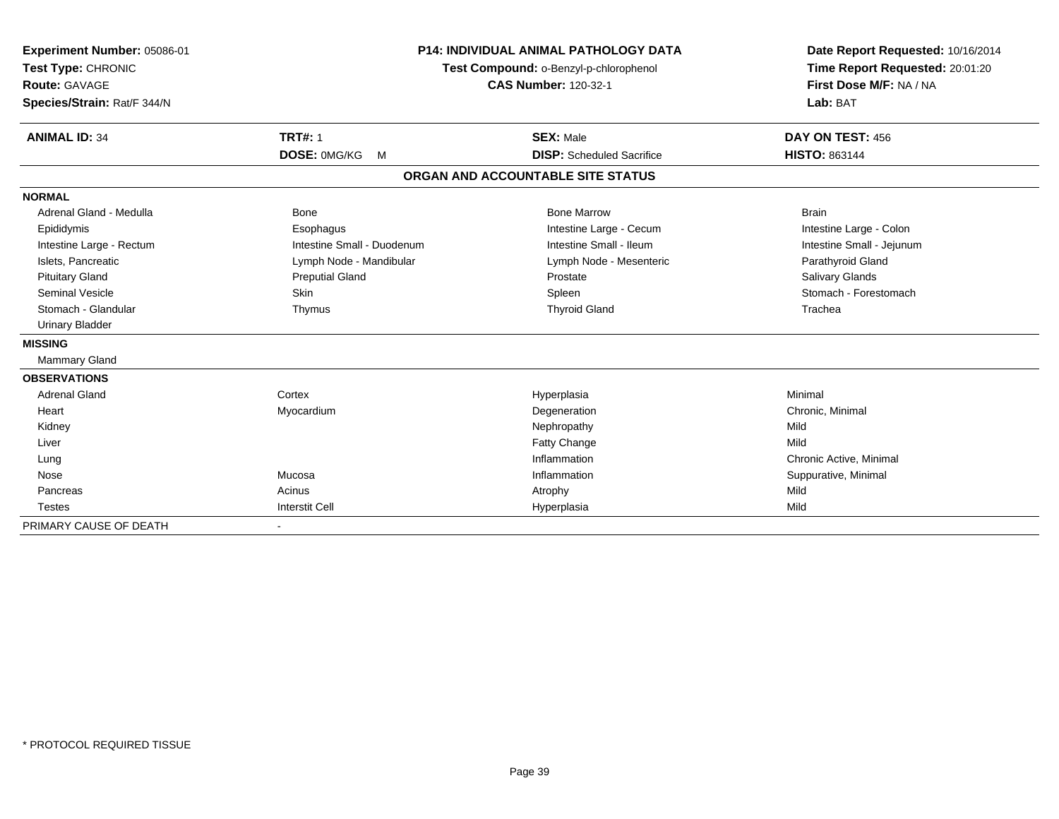**Experiment Number:** 05086-01
**Test Type:** CHRONIC
**Route:** GAVAGE
**Species/Strain:** Rat/F 344/N

**P14: INDIVIDUAL ANIMAL PATHOLOGY DATA**
**Test Compound:** o-Benzyl-p-chlorophenol
**CAS Number:** 120-32-1

**Date Report Requested:** 10/16/2014
**Time Report Requested:** 20:01:20
**First Dose M/F:** NA / NA
**Lab:** BAT

| **ANIMAL ID:** 34 | **TRT#:** 1 | **SEX:** Male | **DAY ON TEST:** 456 |
|---|---|---|---|
| | **DOSE:** 0MG/KG M | **DISP:** Scheduled Sacrifice | **HISTO:** 863144 |

## ORGAN AND ACCOUNTABLE SITE STATUS

**NORMAL**

| | | | |
|---|---|---|---|
| Adrenal Gland - Medulla | Bone | Bone Marrow | Brain |
| Epididymis | Esophagus | Intestine Large - Cecum | Intestine Large - Colon |
| Intestine Large - Rectum | Intestine Small - Duodenum | Intestine Small - Ileum | Intestine Small - Jejunum |
| Islets, Pancreatic | Lymph Node - Mandibular | Lymph Node - Mesenteric | Parathyroid Gland |
| Pituitary Gland | Preputial Gland | Prostate | Salivary Glands |
| Seminal Vesicle | Skin | Spleen | Stomach - Forestomach |
| Stomach - Glandular | Thymus | Thyroid Gland | Trachea |
| Urinary Bladder | | | |

**MISSING**

Mammary Gland

**OBSERVATIONS**

| | | | |
|---|---|---|---|
| Adrenal Gland | Cortex | Hyperplasia | Minimal |
| Heart | Myocardium | Degeneration | Chronic, Minimal |
| Kidney | | Nephropathy | Mild |
| Liver | | Fatty Change | Mild |
| Lung | | Inflammation | Chronic Active, Minimal |
| Nose | Mucosa | Inflammation | Suppurative, Minimal |
| Pancreas | Acinus | Atrophy | Mild |
| Testes | Interstit Cell | Hyperplasia | Mild |

PRIMARY CAUSE OF DEATH -

* PROTOCOL REQUIRED TISSUE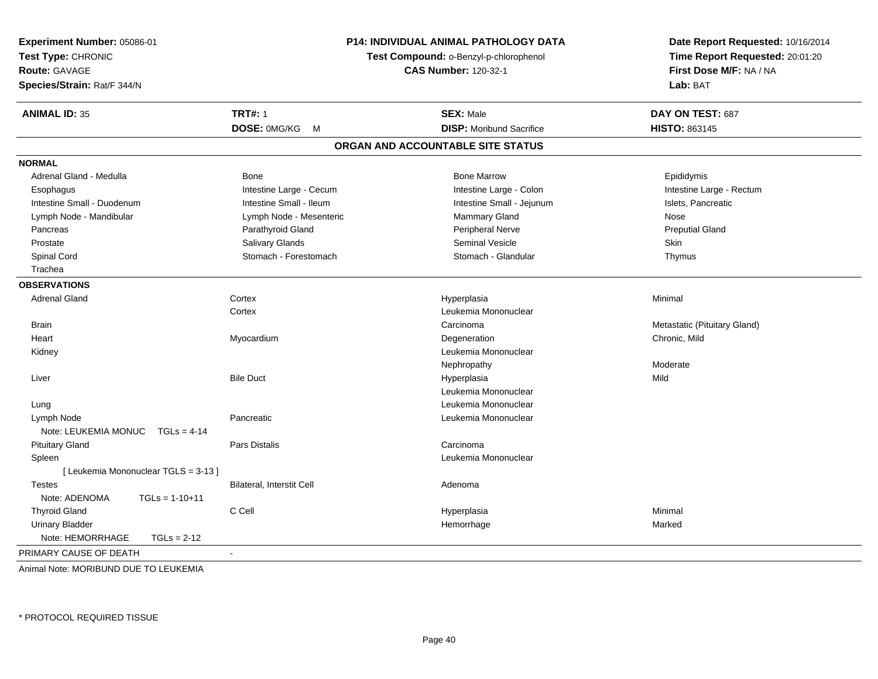**Experiment Number:** 05086-01
**Test Type:** CHRONIC
**Route:** GAVAGE
**Species/Strain:** Rat/F 344/N

**P14: INDIVIDUAL ANIMAL PATHOLOGY DATA**
**Test Compound:** o-Benzyl-p-chlorophenol
**CAS Number:** 120-32-1

**Date Report Requested:** 10/16/2014
**Time Report Requested:** 20:01:20
**First Dose M/F:** NA / NA
**Lab:** BAT

| **ANIMAL ID:** 35 | **TRT#:** 1 | **SEX:** Male | **DAY ON TEST:** 687 |
|---|---|---|---|
| | **DOSE:** 0MG/KG M | **DISP:** Moribund Sacrifice | **HISTO:** 863145 |

## ORGAN AND ACCOUNTABLE SITE STATUS

**NORMAL**

| | | | |
|---|---|---|---|
| Adrenal Gland - Medulla | Bone | Bone Marrow | Epididymis |
| Esophagus | Intestine Large - Cecum | Intestine Large - Colon | Intestine Large - Rectum |
| Intestine Small - Duodenum | Intestine Small - Ileum | Intestine Small - Jejunum | Islets, Pancreatic |
| Lymph Node - Mandibular | Lymph Node - Mesenteric | Mammary Gland | Nose |
| Pancreas | Parathyroid Gland | Peripheral Nerve | Preputial Gland |
| Prostate | Salivary Glands | Seminal Vesicle | Skin |
| Spinal Cord | Stomach - Forestomach | Stomach - Glandular | Thymus |
| Trachea | | | |

**OBSERVATIONS**

| | | | |
|---|---|---|---|
| Adrenal Gland | Cortex | Hyperplasia | Minimal |
| | Cortex | Leukemia Mononuclear | |
| Brain | | Carcinoma | Metastatic (Pituitary Gland) |
| Heart | Myocardium | Degeneration | Chronic, Mild |
| Kidney | | Leukemia Mononuclear | |
| | | Nephropathy | Moderate |
| Liver | Bile Duct | Hyperplasia | Mild |
| | | Leukemia Mononuclear | |
| Lung | | Leukemia Mononuclear | |
| Lymph Node | Pancreatic | Leukemia Mononuclear | |
| Note: LEUKEMIA MONUC TGLs = 4-14 | | | |
| Pituitary Gland | Pars Distalis | Carcinoma | |
| Spleen | | Leukemia Mononuclear | |
| [ Leukemia Mononuclear TGLS = 3-13 ] | | | |
| Testes | Bilateral, Interstit Cell | Adenoma | |
| Note: ADENOMA TGLs = 1-10+11 | | | |
| Thyroid Gland | C Cell | Hyperplasia | Minimal |
| Urinary Bladder | | Hemorrhage | Marked |
| Note: HEMORRHAGE TGLs = 2-12 | | | |

PRIMARY CAUSE OF DEATH -

Animal Note: MORIBUND DUE TO LEUKEMIA

\* PROTOCOL REQUIRED TISSUE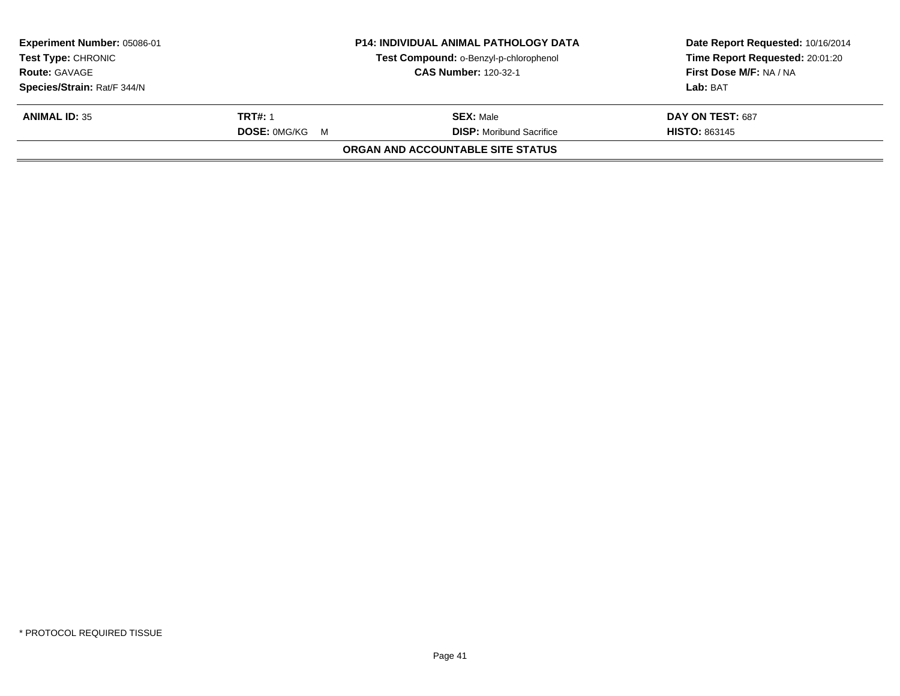| **Experiment Number:** 05086-01 | **P14: INDIVIDUAL ANIMAL PATHOLOGY DATA** | **Date Report Requested:** 10/16/2014 |
|---|---|---|
| **Test Type:** CHRONIC | **Test Compound:** o-Benzyl-p-chlorophenol | **Time Report Requested:** 20:01:20 |
| **Route:** GAVAGE | **CAS Number:** 120-32-1 | **First Dose M/F:** NA / NA |
| **Species/Strain:** Rat/F 344/N | | **Lab:** BAT |

| **ANIMAL ID:** 35 | **TRT#:** 1 | **SEX:** Male | **DAY ON TEST:** 687 |
|---|---|---|---|
| | **DOSE:** 0MG/KG M | **DISP:** Moribund Sacrifice | **HISTO:** 863145 |

**ORGAN AND ACCOUNTABLE SITE STATUS**

* PROTOCOL REQUIRED TISSUE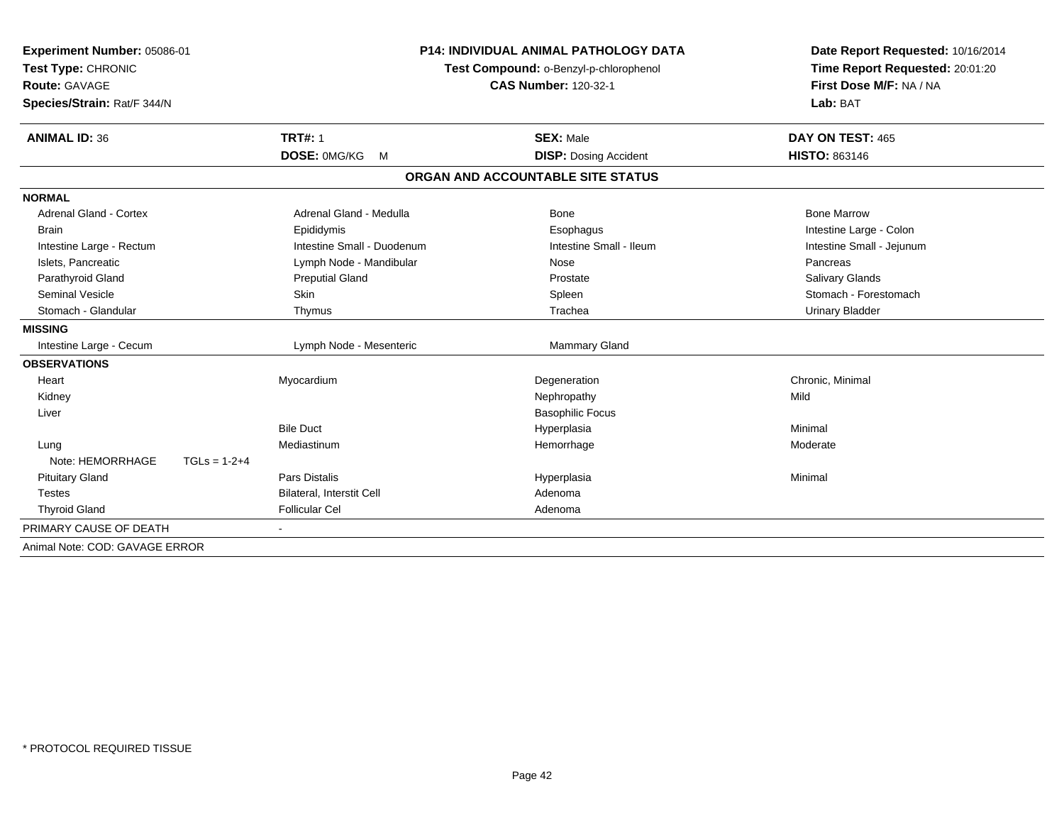**Experiment Number:** 05086-01
**Test Type:** CHRONIC
**Route:** GAVAGE
**Species/Strain:** Rat/F 344/N

**P14: INDIVIDUAL ANIMAL PATHOLOGY DATA**
**Test Compound:** o-Benzyl-p-chlorophenol
**CAS Number:** 120-32-1

**Date Report Requested:** 10/16/2014
**Time Report Requested:** 20:01:20
**First Dose M/F:** NA / NA
**Lab:** BAT

| **ANIMAL ID:** 36 | **TRT#:** 1 | **SEX:** Male | **DAY ON TEST:** 465 |
|---|---|---|---|
| | **DOSE:** 0MG/KG M | **DISP:** Dosing Accident | **HISTO:** 863146 |

## ORGAN AND ACCOUNTABLE SITE STATUS

**NORMAL**

| | | | |
|---|---|---|---|
| Adrenal Gland - Cortex | Adrenal Gland - Medulla | Bone | Bone Marrow |
| Brain | Epididymis | Esophagus | Intestine Large - Colon |
| Intestine Large - Rectum | Intestine Small - Duodenum | Intestine Small - Ileum | Intestine Small - Jejunum |
| Islets, Pancreatic | Lymph Node - Mandibular | Nose | Pancreas |
| Parathyroid Gland | Preputial Gland | Prostate | Salivary Glands |
| Seminal Vesicle | Skin | Spleen | Stomach - Forestomach |
| Stomach - Glandular | Thymus | Trachea | Urinary Bladder |

**MISSING**

| | | |
|---|---|---|
| Intestine Large - Cecum | Lymph Node - Mesenteric | Mammary Gland |

**OBSERVATIONS**

| | | | |
|---|---|---|---|
| Heart | Myocardium | Degeneration | Chronic, Minimal |
| Kidney | | Nephropathy | Mild |
| Liver | | Basophilic Focus | |
| | Bile Duct | Hyperplasia | Minimal |
| Lung | Mediastinum | Hemorrhage | Moderate |
| Note: HEMORRHAGE TGLs = 1-2+4 | | | |
| Pituitary Gland | Pars Distalis | Hyperplasia | Minimal |
| Testes | Bilateral, Interstit Cell | Adenoma | |
| Thyroid Gland | Follicular Cel | Adenoma | |

PRIMARY CAUSE OF DEATH -

Animal Note: COD: GAVAGE ERROR

\* PROTOCOL REQUIRED TISSUE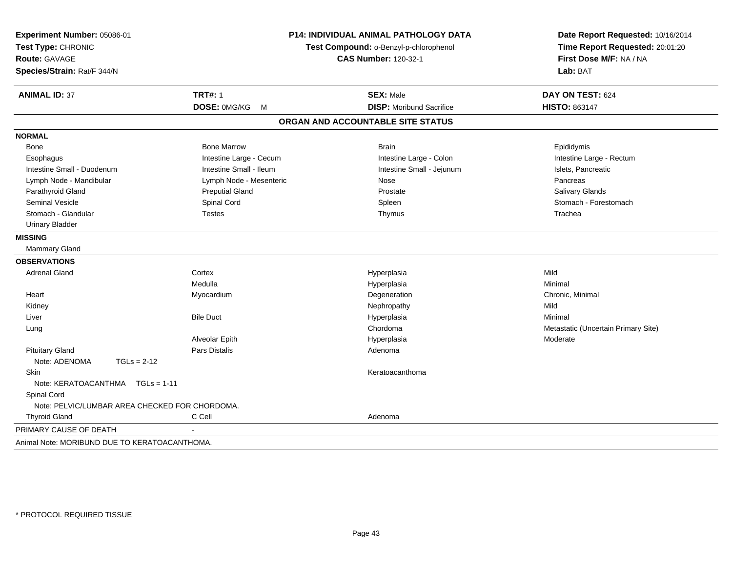**Experiment Number:** 05086-01
**Test Type:** CHRONIC
**Route:** GAVAGE
**Species/Strain:** Rat/F 344/N

**P14: INDIVIDUAL ANIMAL PATHOLOGY DATA**
**Test Compound:** o-Benzyl-p-chlorophenol
**CAS Number:** 120-32-1

**Date Report Requested:** 10/16/2014
**Time Report Requested:** 20:01:20
**First Dose M/F:** NA / NA
**Lab:** BAT

| **ANIMAL ID:** 37 | **TRT#:** 1 | **SEX:** Male | **DAY ON TEST:** 624 |
|---|---|---|---|
| | **DOSE:** 0MG/KG M | **DISP:** Moribund Sacrifice | **HISTO:** 863147 |

## ORGAN AND ACCOUNTABLE SITE STATUS

**NORMAL**

| | | | |
|---|---|---|---|
| Bone | Bone Marrow | Brain | Epididymis |
| Esophagus | Intestine Large - Cecum | Intestine Large - Colon | Intestine Large - Rectum |
| Intestine Small - Duodenum | Intestine Small - Ileum | Intestine Small - Jejunum | Islets, Pancreatic |
| Lymph Node - Mandibular | Lymph Node - Mesenteric | Nose | Pancreas |
| Parathyroid Gland | Preputial Gland | Prostate | Salivary Glands |
| Seminal Vesicle | Spinal Cord | Spleen | Stomach - Forestomach |
| Stomach - Glandular | Testes | Thymus | Trachea |
| Urinary Bladder | | | |

**MISSING**

Mammary Gland

**OBSERVATIONS**

| | | | |
|---|---|---|---|
| Adrenal Gland | Cortex | Hyperplasia | Mild |
| | Medulla | Hyperplasia | Minimal |
| Heart | Myocardium | Degeneration | Chronic, Minimal |
| Kidney | | Nephropathy | Mild |
| Liver | Bile Duct | Hyperplasia | Minimal |
| Lung | | Chordoma | Metastatic (Uncertain Primary Site) |
| | Alveolar Epith | Hyperplasia | Moderate |
| Pituitary Gland | Pars Distalis | Adenoma | |
| Note: ADENOMA TGLs = 2-12 | | | |
| Skin | | Keratoacanthoma | |
| Note: KERATOACANTHMA TGLs = 1-11 | | | |
| Spinal Cord | | | |
| Note: PELVIC/LUMBAR AREA CHECKED FOR CHORDOMA. | | | |
| Thyroid Gland | C Cell | Adenoma | |

PRIMARY CAUSE OF DEATH -

Animal Note: MORIBUND DUE TO KERATOACANTHOMA.

\* PROTOCOL REQUIRED TISSUE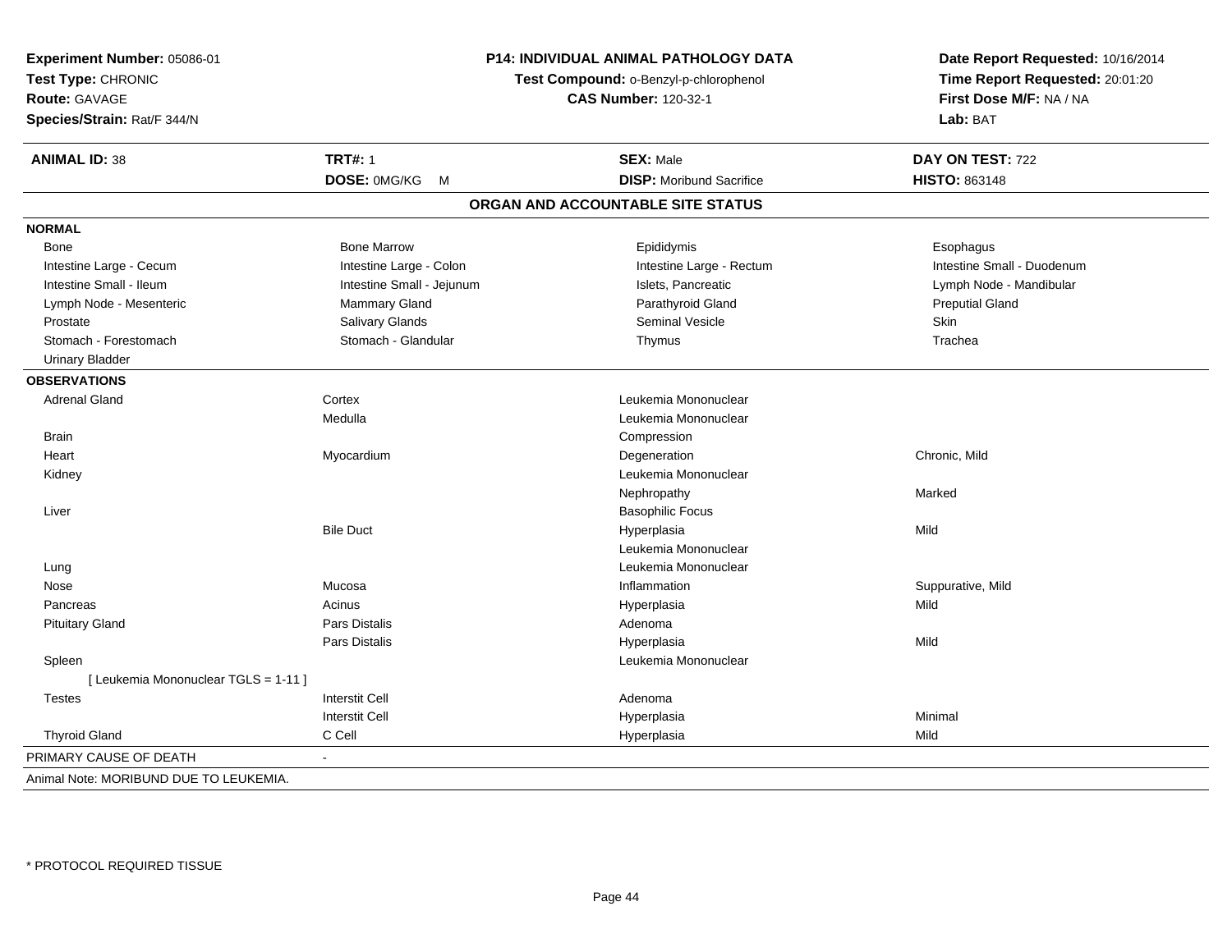**Experiment Number:** 05086-01
**Test Type:** CHRONIC
**Route:** GAVAGE
**Species/Strain:** Rat/F 344/N

**P14: INDIVIDUAL ANIMAL PATHOLOGY DATA**
**Test Compound:** o-Benzyl-p-chlorophenol
**CAS Number:** 120-32-1

**Date Report Requested:** 10/16/2014
**Time Report Requested:** 20:01:20
**First Dose M/F:** NA / NA
**Lab:** BAT

| **ANIMAL ID:** 38 | **TRT#:** 1 | **SEX:** Male | **DAY ON TEST:** 722 |
|---|---|---|---|
| | **DOSE:** 0MG/KG M | **DISP:** Moribund Sacrifice | **HISTO:** 863148 |

## ORGAN AND ACCOUNTABLE SITE STATUS

**NORMAL**

| | | | |
|---|---|---|---|
| Bone | Bone Marrow | Epididymis | Esophagus |
| Intestine Large - Cecum | Intestine Large - Colon | Intestine Large - Rectum | Intestine Small - Duodenum |
| Intestine Small - Ileum | Intestine Small - Jejunum | Islets, Pancreatic | Lymph Node - Mandibular |
| Lymph Node - Mesenteric | Mammary Gland | Parathyroid Gland | Preputial Gland |
| Prostate | Salivary Glands | Seminal Vesicle | Skin |
| Stomach - Forestomach | Stomach - Glandular | Thymus | Trachea |
| Urinary Bladder | | | |

**OBSERVATIONS**

| | | | |
|---|---|---|---|
| Adrenal Gland | Cortex | Leukemia Mononuclear | |
| | Medulla | Leukemia Mononuclear | |
| Brain | | Compression | |
| Heart | Myocardium | Degeneration | Chronic, Mild |
| Kidney | | Leukemia Mononuclear | |
| | | Nephropathy | Marked |
| Liver | | Basophilic Focus | |
| | Bile Duct | Hyperplasia | Mild |
| | | Leukemia Mononuclear | |
| Lung | | Leukemia Mononuclear | |
| Nose | Mucosa | Inflammation | Suppurative, Mild |
| Pancreas | Acinus | Hyperplasia | Mild |
| Pituitary Gland | Pars Distalis | Adenoma | |
| | Pars Distalis | Hyperplasia | Mild |
| Spleen | | Leukemia Mononuclear | |
| [ Leukemia Mononuclear TGLS = 1-11 ] | | | |
| Testes | Interstit Cell | Adenoma | |
| | Interstit Cell | Hyperplasia | Minimal |
| Thyroid Gland | C Cell | Hyperplasia | Mild |

PRIMARY CAUSE OF DEATH -

Animal Note: MORIBUND DUE TO LEUKEMIA.

* PROTOCOL REQUIRED TISSUE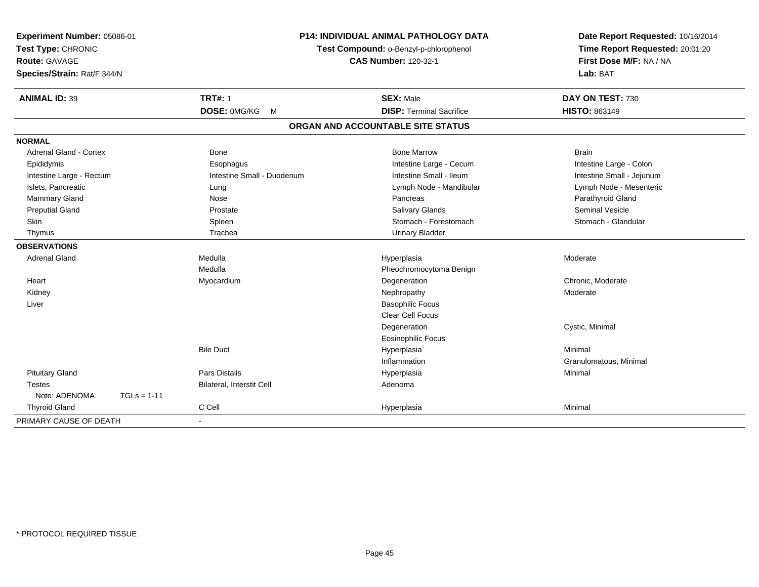**Experiment Number:** 05086-01
**Test Type:** CHRONIC
**Route:** GAVAGE
**Species/Strain:** Rat/F 344/N

**P14: INDIVIDUAL ANIMAL PATHOLOGY DATA**
**Test Compound:** o-Benzyl-p-chlorophenol
**CAS Number:** 120-32-1

**Date Report Requested:** 10/16/2014
**Time Report Requested:** 20:01:20
**First Dose M/F:** NA / NA
**Lab:** BAT

| **ANIMAL ID:** 39 | **TRT#:** 1 | **SEX:** Male | **DAY ON TEST:** 730 |
|---|---|---|---|
| | **DOSE:** 0MG/KG M | **DISP:** Terminal Sacrifice | **HISTO:** 863149 |

## ORGAN AND ACCOUNTABLE SITE STATUS

| | | | |
|---|---|---|---|
| **NORMAL** | | | |
| Adrenal Gland - Cortex | Bone | Bone Marrow | Brain |
| Epididymis | Esophagus | Intestine Large - Cecum | Intestine Large - Colon |
| Intestine Large - Rectum | Intestine Small - Duodenum | Intestine Small - Ileum | Intestine Small - Jejunum |
| Islets, Pancreatic | Lung | Lymph Node - Mandibular | Lymph Node - Mesenteric |
| Mammary Gland | Nose | Pancreas | Parathyroid Gland |
| Preputial Gland | Prostate | Salivary Glands | Seminal Vesicle |
| Skin | Spleen | Stomach - Forestomach | Stomach - Glandular |
| Thymus | Trachea | Urinary Bladder | |
| **OBSERVATIONS** | | | |
| Adrenal Gland | Medulla | Hyperplasia | Moderate |
| | Medulla | Pheochromocytoma Benign | |
| Heart | Myocardium | Degeneration | Chronic, Moderate |
| Kidney | | Nephropathy | Moderate |
| Liver | | Basophilic Focus | |
| | | Clear Cell Focus | |
| | | Degeneration | Cystic, Minimal |
| | | Eosinophilic Focus | |
| | Bile Duct | Hyperplasia | Minimal |
| | | Inflammation | Granulomatous, Minimal |
| Pituitary Gland | Pars Distalis | Hyperplasia | Minimal |
| Testes | Bilateral, Interstit Cell | Adenoma | |
| Note: ADENOMA TGLs = 1-11 | | | |
| Thyroid Gland | C Cell | Hyperplasia | Minimal |
| PRIMARY CAUSE OF DEATH | - | | |

\* PROTOCOL REQUIRED TISSUE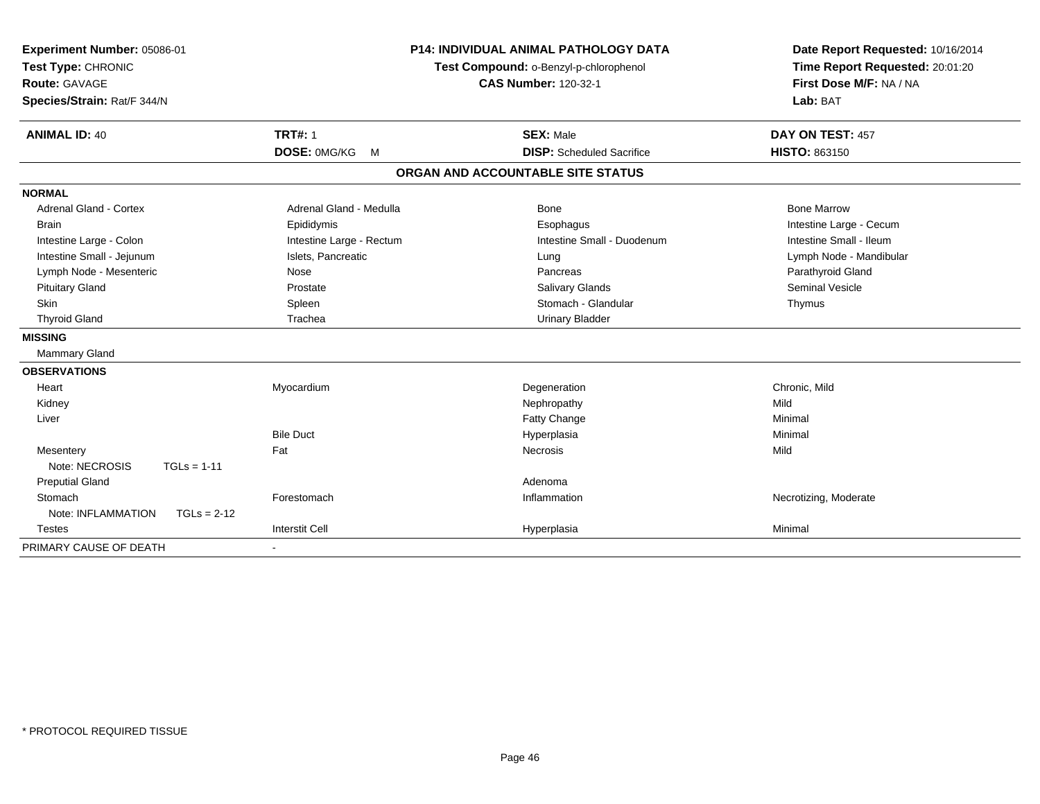**Experiment Number:** 05086-01
**Test Type:** CHRONIC
**Route:** GAVAGE
**Species/Strain:** Rat/F 344/N

**P14: INDIVIDUAL ANIMAL PATHOLOGY DATA**
**Test Compound:** o-Benzyl-p-chlorophenol
**CAS Number:** 120-32-1

**Date Report Requested:** 10/16/2014
**Time Report Requested:** 20:01:20
**First Dose M/F:** NA / NA
**Lab:** BAT

| **ANIMAL ID:** 40 | **TRT#:** 1 | **SEX:** Male | **DAY ON TEST:** 457 |
|---|---|---|---|
| | **DOSE:** 0MG/KG M | **DISP:** Scheduled Sacrifice | **HISTO:** 863150 |

## ORGAN AND ACCOUNTABLE SITE STATUS

| | | | |
|---|---|---|---|
| **NORMAL** | | | |
| Adrenal Gland - Cortex | Adrenal Gland - Medulla | Bone | Bone Marrow |
| Brain | Epididymis | Esophagus | Intestine Large - Cecum |
| Intestine Large - Colon | Intestine Large - Rectum | Intestine Small - Duodenum | Intestine Small - Ileum |
| Intestine Small - Jejunum | Islets, Pancreatic | Lung | Lymph Node - Mandibular |
| Lymph Node - Mesenteric | Nose | Pancreas | Parathyroid Gland |
| Pituitary Gland | Prostate | Salivary Glands | Seminal Vesicle |
| Skin | Spleen | Stomach - Glandular | Thymus |
| Thyroid Gland | Trachea | Urinary Bladder | |
| **MISSING** | | | |
| Mammary Gland | | | |
| **OBSERVATIONS** | | | |
| Heart | Myocardium | Degeneration | Chronic, Mild |
| Kidney | | Nephropathy | Mild |
| Liver | | Fatty Change | Minimal |
| | Bile Duct | Hyperplasia | Minimal |
| Mesentery | Fat | Necrosis | Mild |
| Note: NECROSIS TGLs = 1-11 | | | |
| Preputial Gland | | Adenoma | |
| Stomach | Forestomach | Inflammation | Necrotizing, Moderate |
| Note: INFLAMMATION TGLs = 2-12 | | | |
| Testes | Interstit Cell | Hyperplasia | Minimal |
| PRIMARY CAUSE OF DEATH | - | | |

\* PROTOCOL REQUIRED TISSUE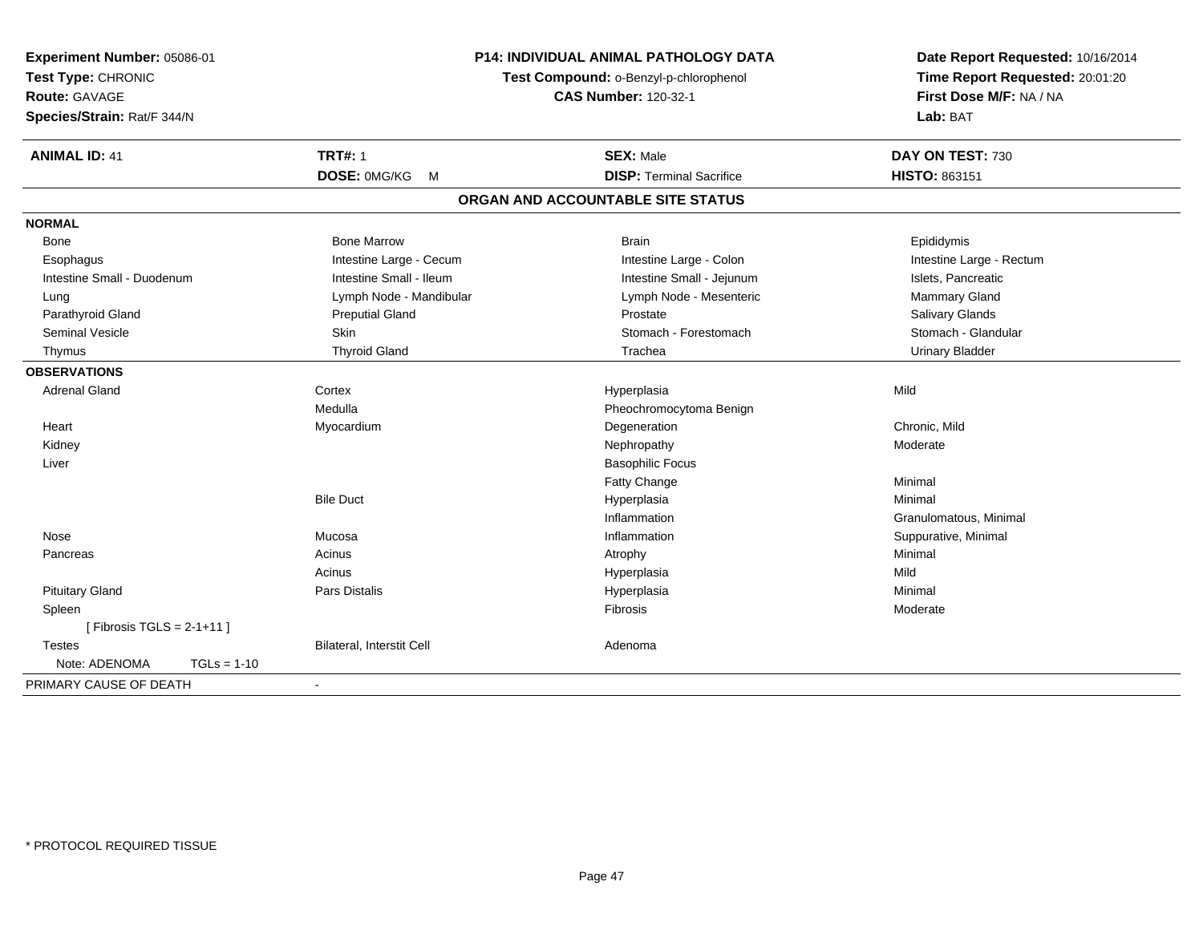**Experiment Number:** 05086-01
**Test Type:** CHRONIC
**Route:** GAVAGE
**Species/Strain:** Rat/F 344/N

**P14: INDIVIDUAL ANIMAL PATHOLOGY DATA**
**Test Compound:** o-Benzyl-p-chlorophenol
**CAS Number:** 120-32-1

**Date Report Requested:** 10/16/2014
**Time Report Requested:** 20:01:20
**First Dose M/F:** NA / NA
**Lab:** BAT

| **ANIMAL ID:** 41 | **TRT#:** 1 | **SEX:** Male | **DAY ON TEST:** 730 |
|---|---|---|---|
| | **DOSE:** 0MG/KG M | **DISP:** Terminal Sacrifice | **HISTO:** 863151 |

## ORGAN AND ACCOUNTABLE SITE STATUS

| | | | |
|---|---|---|---|
| **NORMAL** | | | |
| Bone | Bone Marrow | Brain | Epididymis |
| Esophagus | Intestine Large - Cecum | Intestine Large - Colon | Intestine Large - Rectum |
| Intestine Small - Duodenum | Intestine Small - Ileum | Intestine Small - Jejunum | Islets, Pancreatic |
| Lung | Lymph Node - Mandibular | Lymph Node - Mesenteric | Mammary Gland |
| Parathyroid Gland | Preputial Gland | Prostate | Salivary Glands |
| Seminal Vesicle | Skin | Stomach - Forestomach | Stomach - Glandular |
| Thymus | Thyroid Gland | Trachea | Urinary Bladder |
| **OBSERVATIONS** | | | |
| Adrenal Gland | Cortex | Hyperplasia | Mild |
| | Medulla | Pheochromocytoma Benign | |
| Heart | Myocardium | Degeneration | Chronic, Mild |
| Kidney | | Nephropathy | Moderate |
| Liver | | Basophilic Focus | |
| | | Fatty Change | Minimal |
| | Bile Duct | Hyperplasia | Minimal |
| | | Inflammation | Granulomatous, Minimal |
| Nose | Mucosa | Inflammation | Suppurative, Minimal |
| Pancreas | Acinus | Atrophy | Minimal |
| | Acinus | Hyperplasia | Mild |
| Pituitary Gland | Pars Distalis | Hyperplasia | Minimal |
| Spleen | | Fibrosis | Moderate |
| [ Fibrosis TGLS = 2-1+11 ] | | | |
| Testes | Bilateral, Interstit Cell | Adenoma | |
| Note: ADENOMA TGLs = 1-10 | | | |
| PRIMARY CAUSE OF DEATH | - | | |

* PROTOCOL REQUIRED TISSUE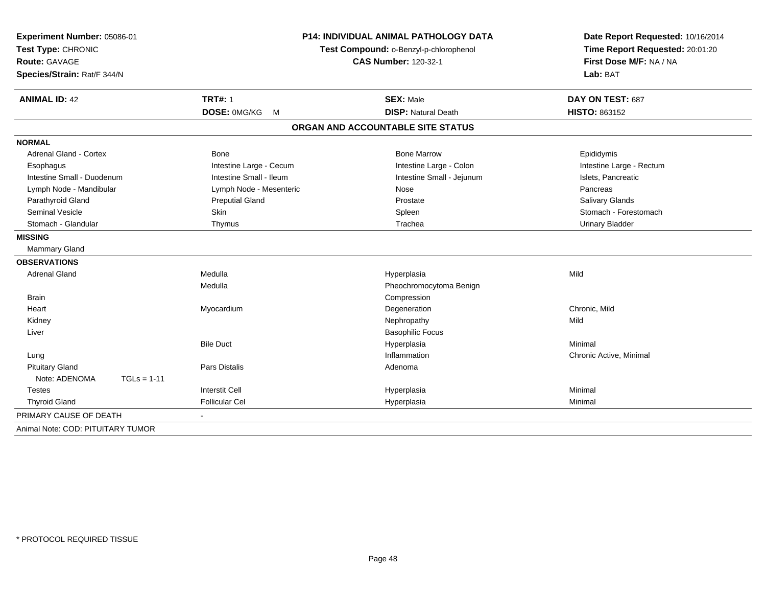**Experiment Number:** 05086-01
**Test Type:** CHRONIC
**Route:** GAVAGE
**Species/Strain:** Rat/F 344/N

**P14: INDIVIDUAL ANIMAL PATHOLOGY DATA**
**Test Compound:** o-Benzyl-p-chlorophenol
**CAS Number:** 120-32-1

**Date Report Requested:** 10/16/2014
**Time Report Requested:** 20:01:20
**First Dose M/F:** NA / NA
**Lab:** BAT

| **ANIMAL ID:** 42 | **TRT#:** 1 | **SEX:** Male | **DAY ON TEST:** 687 |
|---|---|---|---|
| | **DOSE:** 0MG/KG M | **DISP:** Natural Death | **HISTO:** 863152 |

## ORGAN AND ACCOUNTABLE SITE STATUS

**NORMAL**

| | | | |
|---|---|---|---|
| Adrenal Gland - Cortex | Bone | Bone Marrow | Epididymis |
| Esophagus | Intestine Large - Cecum | Intestine Large - Colon | Intestine Large - Rectum |
| Intestine Small - Duodenum | Intestine Small - Ileum | Intestine Small - Jejunum | Islets, Pancreatic |
| Lymph Node - Mandibular | Lymph Node - Mesenteric | Nose | Pancreas |
| Parathyroid Gland | Preputial Gland | Prostate | Salivary Glands |
| Seminal Vesicle | Skin | Spleen | Stomach - Forestomach |
| Stomach - Glandular | Thymus | Trachea | Urinary Bladder |

**MISSING**

Mammary Gland

**OBSERVATIONS**

| | | | |
|---|---|---|---|
| Adrenal Gland | Medulla | Hyperplasia | Mild |
| | Medulla | Pheochromocytoma Benign | |
| Brain | | Compression | |
| Heart | Myocardium | Degeneration | Chronic, Mild |
| Kidney | | Nephropathy | Mild |
| Liver | | Basophilic Focus | |
| | Bile Duct | Hyperplasia | Minimal |
| Lung | | Inflammation | Chronic Active, Minimal |
| Pituitary Gland | Pars Distalis | Adenoma | |
| Note: ADENOMA TGLs = 1-11 | | | |
| Testes | Interstit Cell | Hyperplasia | Minimal |
| Thyroid Gland | Follicular Cel | Hyperplasia | Minimal |

PRIMARY CAUSE OF DEATH -

Animal Note: COD: PITUITARY TUMOR

\* PROTOCOL REQUIRED TISSUE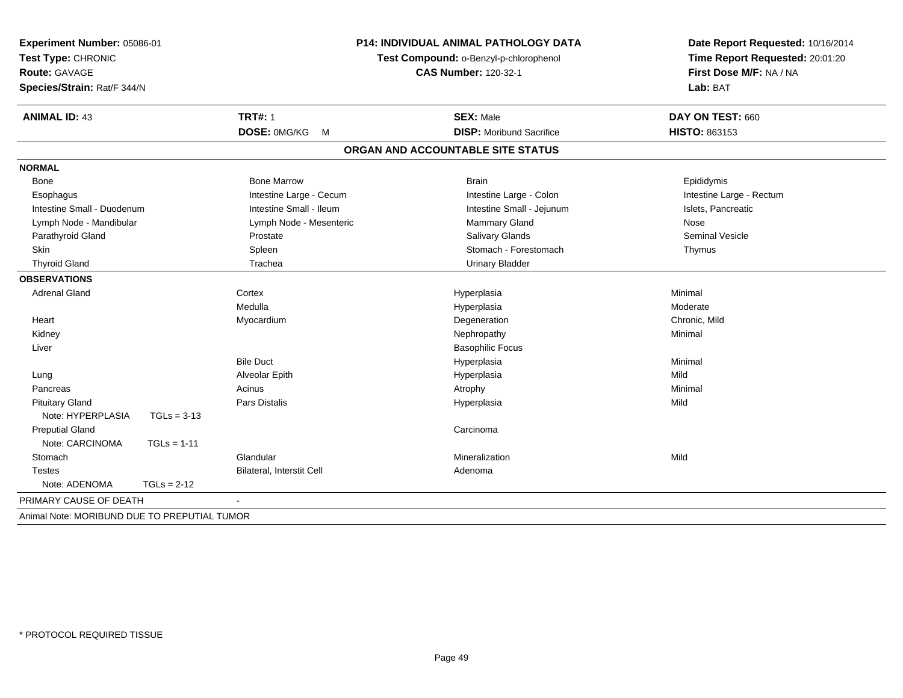**Experiment Number:** 05086-01
**Test Type:** CHRONIC
**Route:** GAVAGE
**Species/Strain:** Rat/F 344/N

**P14: INDIVIDUAL ANIMAL PATHOLOGY DATA**
**Test Compound:** o-Benzyl-p-chlorophenol
**CAS Number:** 120-32-1

**Date Report Requested:** 10/16/2014
**Time Report Requested:** 20:01:20
**First Dose M/F:** NA / NA
**Lab:** BAT

| **ANIMAL ID:** 43 | **TRT#:** 1 | **SEX:** Male | **DAY ON TEST:** 660 |
|---|---|---|---|
| | **DOSE:** 0MG/KG M | **DISP:** Moribund Sacrifice | **HISTO:** 863153 |

## ORGAN AND ACCOUNTABLE SITE STATUS

| | | | |
|---|---|---|---|
| **NORMAL** | | | |
| Bone | Bone Marrow | Brain | Epididymis |
| Esophagus | Intestine Large - Cecum | Intestine Large - Colon | Intestine Large - Rectum |
| Intestine Small - Duodenum | Intestine Small - Ileum | Intestine Small - Jejunum | Islets, Pancreatic |
| Lymph Node - Mandibular | Lymph Node - Mesenteric | Mammary Gland | Nose |
| Parathyroid Gland | Prostate | Salivary Glands | Seminal Vesicle |
| Skin | Spleen | Stomach - Forestomach | Thymus |
| Thyroid Gland | Trachea | Urinary Bladder | |
| **OBSERVATIONS** | | | |
| Adrenal Gland | Cortex | Hyperplasia | Minimal |
| | Medulla | Hyperplasia | Moderate |
| Heart | Myocardium | Degeneration | Chronic, Mild |
| Kidney | | Nephropathy | Minimal |
| Liver | | Basophilic Focus | |
| | Bile Duct | Hyperplasia | Minimal |
| Lung | Alveolar Epith | Hyperplasia | Mild |
| Pancreas | Acinus | Atrophy | Minimal |
| Pituitary Gland | Pars Distalis | Hyperplasia | Mild |
| Note: HYPERPLASIA TGLs = 3-13 | | | |
| Preputial Gland | | Carcinoma | |
| Note: CARCINOMA TGLs = 1-11 | | | |
| Stomach | Glandular | Mineralization | Mild |
| Testes | Bilateral, Interstit Cell | Adenoma | |
| Note: ADENOMA TGLs = 2-12 | | | |
| PRIMARY CAUSE OF DEATH | - | | |

Animal Note: MORIBUND DUE TO PREPUTIAL TUMOR

* PROTOCOL REQUIRED TISSUE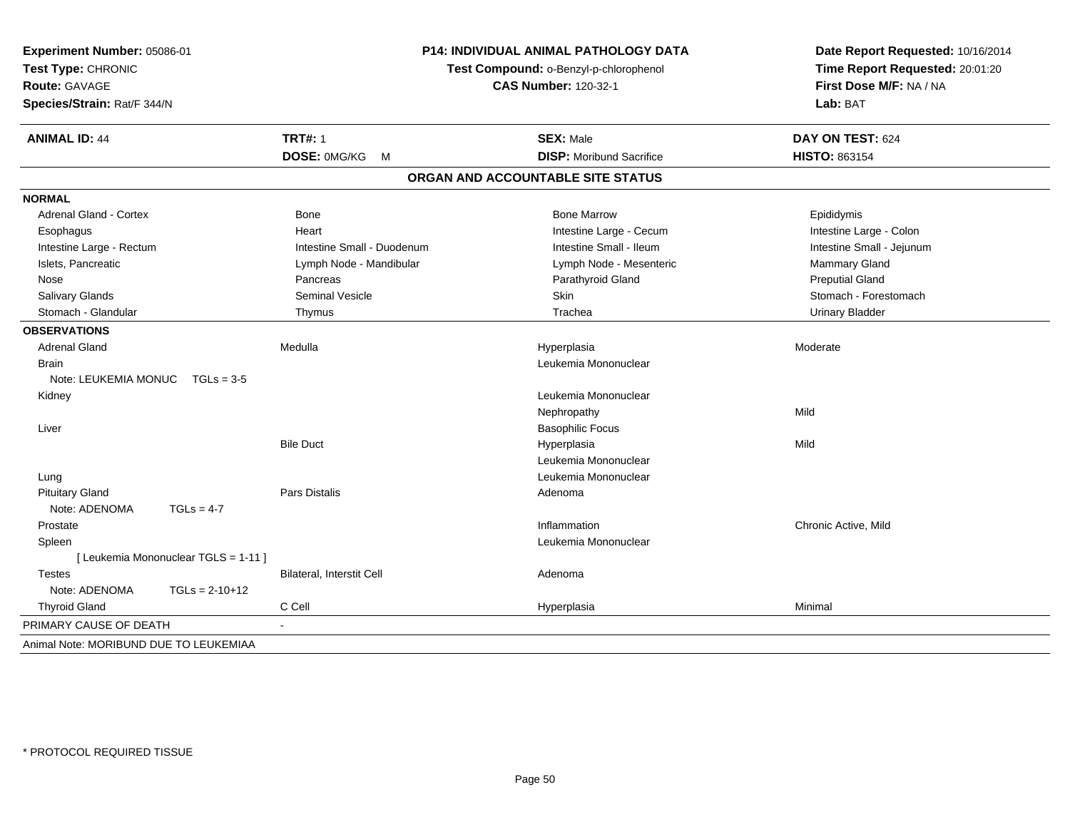**Experiment Number:** 05086-01
**Test Type:** CHRONIC
**Route:** GAVAGE
**Species/Strain:** Rat/F 344/N

**P14: INDIVIDUAL ANIMAL PATHOLOGY DATA**
**Test Compound:** o-Benzyl-p-chlorophenol
**CAS Number:** 120-32-1

**Date Report Requested:** 10/16/2014
**Time Report Requested:** 20:01:20
**First Dose M/F:** NA / NA
**Lab:** BAT

| **ANIMAL ID:** 44 | **TRT#:** 1 | **SEX:** Male | **DAY ON TEST:** 624 |
|---|---|---|---|
| | **DOSE:** 0MG/KG M | **DISP:** Moribund Sacrifice | **HISTO:** 863154 |

## ORGAN AND ACCOUNTABLE SITE STATUS

| | | | |
|---|---|---|---|
| **NORMAL** | | | |
| Adrenal Gland - Cortex | Bone | Bone Marrow | Epididymis |
| Esophagus | Heart | Intestine Large - Cecum | Intestine Large - Colon |
| Intestine Large - Rectum | Intestine Small - Duodenum | Intestine Small - Ileum | Intestine Small - Jejunum |
| Islets, Pancreatic | Lymph Node - Mandibular | Lymph Node - Mesenteric | Mammary Gland |
| Nose | Pancreas | Parathyroid Gland | Preputial Gland |
| Salivary Glands | Seminal Vesicle | Skin | Stomach - Forestomach |
| Stomach - Glandular | Thymus | Trachea | Urinary Bladder |
| **OBSERVATIONS** | | | |
| Adrenal Gland | Medulla | Hyperplasia | Moderate |
| Brain | | Leukemia Mononuclear | |
| Note: LEUKEMIA MONUC TGLs = 3-5 | | | |
| Kidney | | Leukemia Mononuclear | |
| | | Nephropathy | Mild |
| Liver | | Basophilic Focus | |
| | Bile Duct | Hyperplasia | Mild |
| | | Leukemia Mononuclear | |
| Lung | | Leukemia Mononuclear | |
| Pituitary Gland | Pars Distalis | Adenoma | |
| Note: ADENOMA TGLs = 4-7 | | | |
| Prostate | | Inflammation | Chronic Active, Mild |
| Spleen | | Leukemia Mononuclear | |
| [ Leukemia Mononuclear TGLS = 1-11 ] | | | |
| Testes | Bilateral, Interstit Cell | Adenoma | |
| Note: ADENOMA TGLs = 2-10+12 | | | |
| Thyroid Gland | C Cell | Hyperplasia | Minimal |
| PRIMARY CAUSE OF DEATH | - | | |
| Animal Note: MORIBUND DUE TO LEUKEMIAA | | | |

* PROTOCOL REQUIRED TISSUE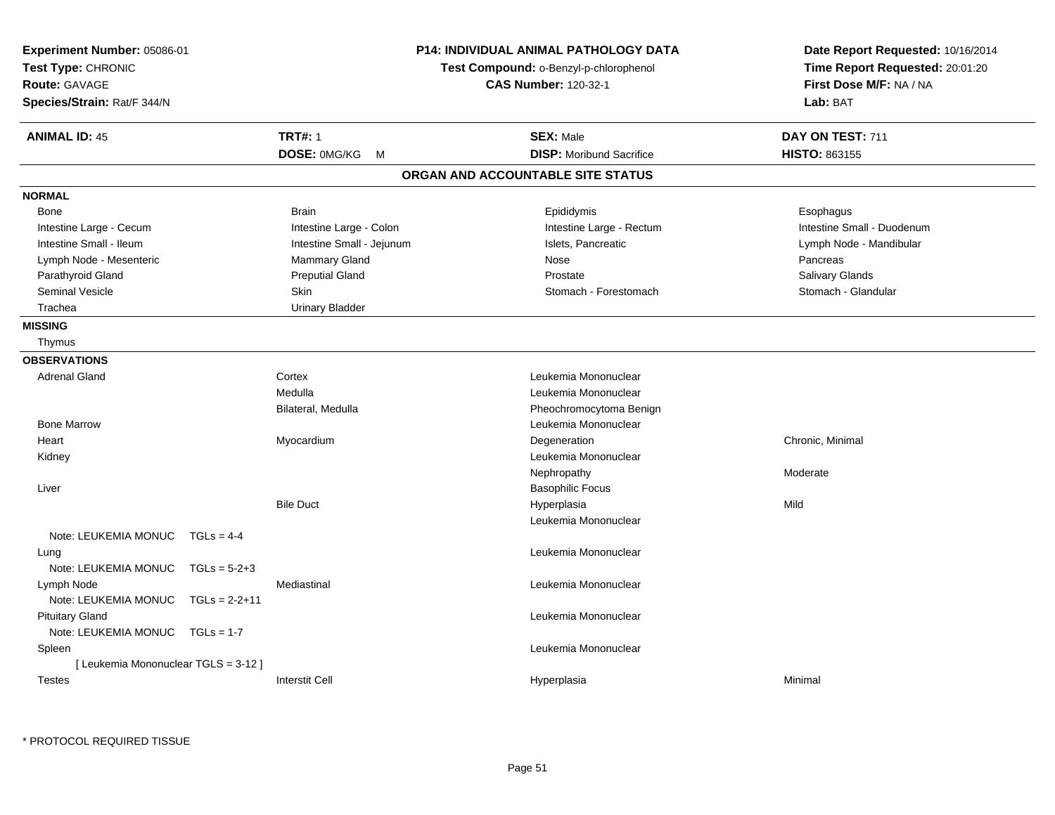**Experiment Number:** 05086-01
**Test Type:** CHRONIC
**Route:** GAVAGE
**Species/Strain:** Rat/F 344/N

**P14: INDIVIDUAL ANIMAL PATHOLOGY DATA**
**Test Compound:** o-Benzyl-p-chlorophenol
**CAS Number:** 120-32-1

**Date Report Requested:** 10/16/2014
**Time Report Requested:** 20:01:20
**First Dose M/F:** NA / NA
**Lab:** BAT

| **ANIMAL ID:** 45 | **TRT#:** 1 | **SEX:** Male | **DAY ON TEST:** 711 |
|---|---|---|---|
| | **DOSE:** 0MG/KG M | **DISP:** Moribund Sacrifice | **HISTO:** 863155 |

## ORGAN AND ACCOUNTABLE SITE STATUS

**NORMAL**

| | | | |
|---|---|---|---|
| Bone | Brain | Epididymis | Esophagus |
| Intestine Large - Cecum | Intestine Large - Colon | Intestine Large - Rectum | Intestine Small - Duodenum |
| Intestine Small - Ileum | Intestine Small - Jejunum | Islets, Pancreatic | Lymph Node - Mandibular |
| Lymph Node - Mesenteric | Mammary Gland | Nose | Pancreas |
| Parathyroid Gland | Preputial Gland | Prostate | Salivary Glands |
| Seminal Vesicle | Skin | Stomach - Forestomach | Stomach - Glandular |
| Trachea | Urinary Bladder | | |

**MISSING**

Thymus

**OBSERVATIONS**

| | | | |
|---|---|---|---|
| Adrenal Gland | Cortex | Leukemia Mononuclear | |
| | Medulla | Leukemia Mononuclear | |
| | Bilateral, Medulla | Pheochromocytoma Benign | |
| Bone Marrow | | Leukemia Mononuclear | |
| Heart | Myocardium | Degeneration | Chronic, Minimal |
| Kidney | | Leukemia Mononuclear | |
| | | Nephropathy | Moderate |
| Liver | | Basophilic Focus | |
| | Bile Duct | Hyperplasia | Mild |
| | | Leukemia Mononuclear | |
| Note: LEUKEMIA MONUC TGLs = 4-4 | | | |
| Lung | | Leukemia Mononuclear | |
| Note: LEUKEMIA MONUC TGLs = 5-2+3 | | | |
| Lymph Node | Mediastinal | Leukemia Mononuclear | |
| Note: LEUKEMIA MONUC TGLs = 2-2+11 | | | |
| Pituitary Gland | | Leukemia Mononuclear | |
| Note: LEUKEMIA MONUC TGLs = 1-7 | | | |
| Spleen | | Leukemia Mononuclear | |
| [ Leukemia Mononuclear TGLS = 3-12 ] | | | |
| Testes | Interstit Cell | Hyperplasia | Minimal |

\* PROTOCOL REQUIRED TISSUE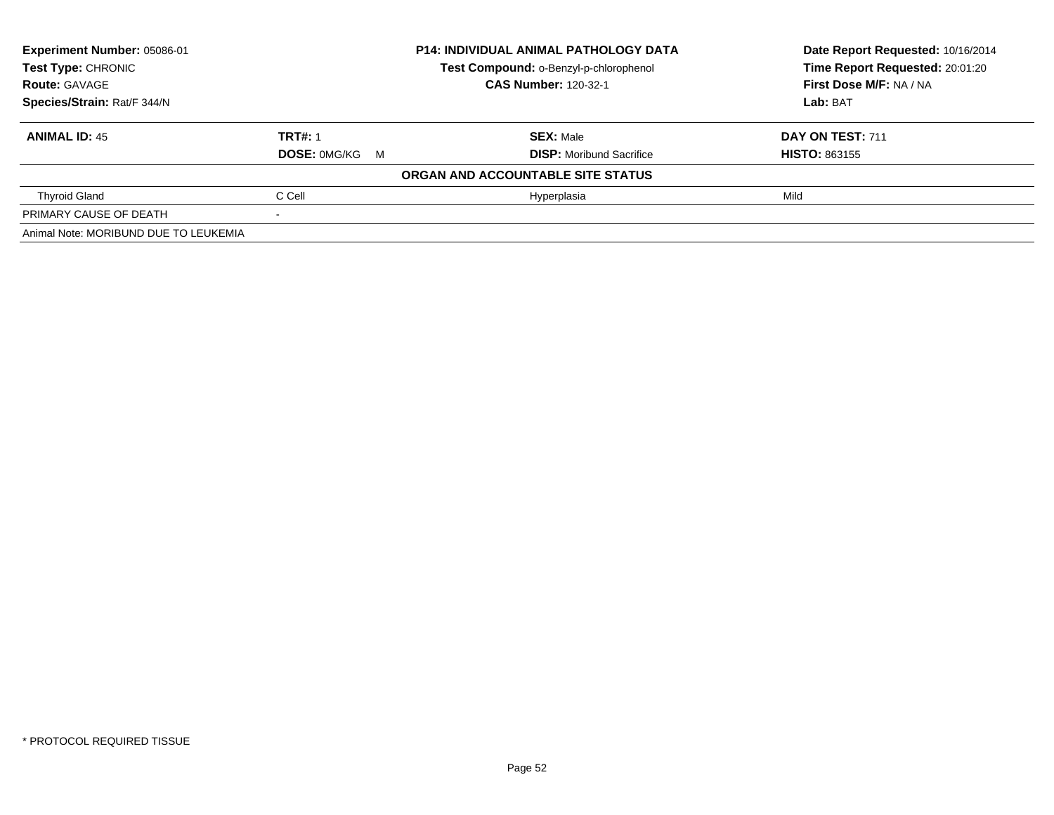| **Experiment Number:** 05086-01 | **P14: INDIVIDUAL ANIMAL PATHOLOGY DATA** | **Date Report Requested:** 10/16/2014 |
|---|---|---|
| **Test Type:** CHRONIC | **Test Compound:** o-Benzyl-p-chlorophenol | **Time Report Requested:** 20:01:20 |
| **Route:** GAVAGE | **CAS Number:** 120-32-1 | **First Dose M/F:** NA / NA |
| **Species/Strain:** Rat/F 344/N | | **Lab:** BAT |

| **ANIMAL ID:** 45 | **TRT#:** 1 | **SEX:** Male | **DAY ON TEST:** 711 |
|---|---|---|---|
| | **DOSE:** 0MG/KG M | **DISP:** Moribund Sacrifice | **HISTO:** 863155 |
| | | **ORGAN AND ACCOUNTABLE SITE STATUS** | |
| Thyroid Gland | C Cell | Hyperplasia | Mild |
| PRIMARY CAUSE OF DEATH | - | | |
| Animal Note: MORIBUND DUE TO LEUKEMIA | | | |

* PROTOCOL REQUIRED TISSUE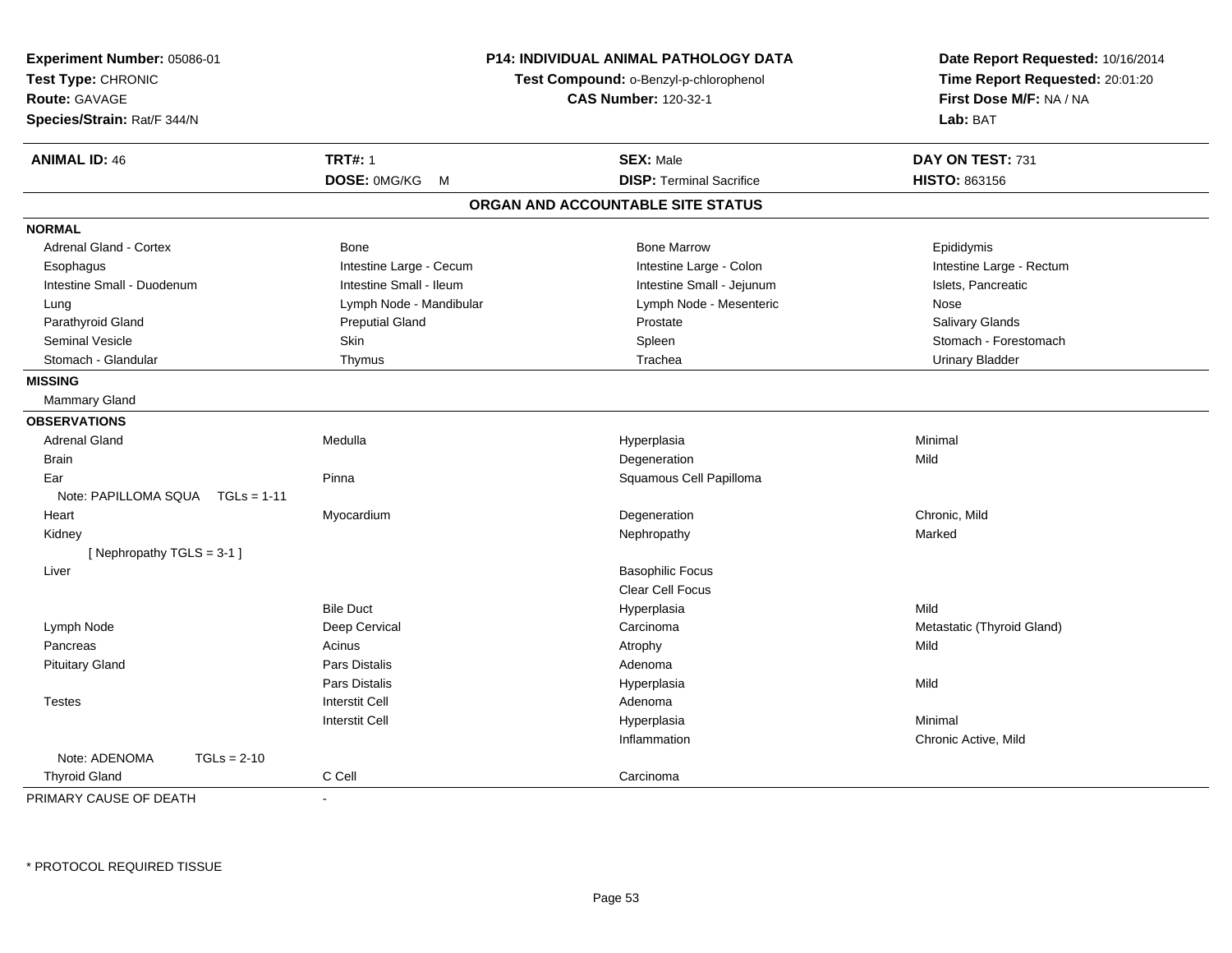**Experiment Number:** 05086-01
**Test Type:** CHRONIC
**Route:** GAVAGE
**Species/Strain:** Rat/F 344/N

**P14: INDIVIDUAL ANIMAL PATHOLOGY DATA**
**Test Compound:** o-Benzyl-p-chlorophenol
**CAS Number:** 120-32-1

**Date Report Requested:** 10/16/2014
**Time Report Requested:** 20:01:20
**First Dose M/F:** NA / NA
**Lab:** BAT

| **ANIMAL ID:** 46 | **TRT#:** 1 | **SEX:** Male | **DAY ON TEST:** 731 |
|---|---|---|---|
| | **DOSE:** 0MG/KG M | **DISP:** Terminal Sacrifice | **HISTO:** 863156 |

## ORGAN AND ACCOUNTABLE SITE STATUS

**NORMAL**

| | | | |
|---|---|---|---|
| Adrenal Gland - Cortex | Bone | Bone Marrow | Epididymis |
| Esophagus | Intestine Large - Cecum | Intestine Large - Colon | Intestine Large - Rectum |
| Intestine Small - Duodenum | Intestine Small - Ileum | Intestine Small - Jejunum | Islets, Pancreatic |
| Lung | Lymph Node - Mandibular | Lymph Node - Mesenteric | Nose |
| Parathyroid Gland | Preputial Gland | Prostate | Salivary Glands |
| Seminal Vesicle | Skin | Spleen | Stomach - Forestomach |
| Stomach - Glandular | Thymus | Trachea | Urinary Bladder |

**MISSING**

Mammary Gland

**OBSERVATIONS**

| | | | |
|---|---|---|---|
| Adrenal Gland | Medulla | Hyperplasia | Minimal |
| Brain | | Degeneration | Mild |
| Ear | Pinna | Squamous Cell Papilloma | |
| Note: PAPILLOMA SQUA TGLs = 1-11 | | | |
| Heart | Myocardium | Degeneration | Chronic, Mild |
| Kidney | | Nephropathy | Marked |
| [ Nephropathy TGLS = 3-1 ] | | | |
| Liver | | Basophilic Focus | |
| | | Clear Cell Focus | |
| | Bile Duct | Hyperplasia | Mild |
| Lymph Node | Deep Cervical | Carcinoma | Metastatic (Thyroid Gland) |
| Pancreas | Acinus | Atrophy | Mild |
| Pituitary Gland | Pars Distalis | Adenoma | |
| | Pars Distalis | Hyperplasia | Mild |
| Testes | Interstit Cell | Adenoma | |
| | Interstit Cell | Hyperplasia | Minimal |
| | | Inflammation | Chronic Active, Mild |
| Note: ADENOMA TGLs = 2-10 | | | |
| Thyroid Gland | C Cell | Carcinoma | |

PRIMARY CAUSE OF DEATH -

\* PROTOCOL REQUIRED TISSUE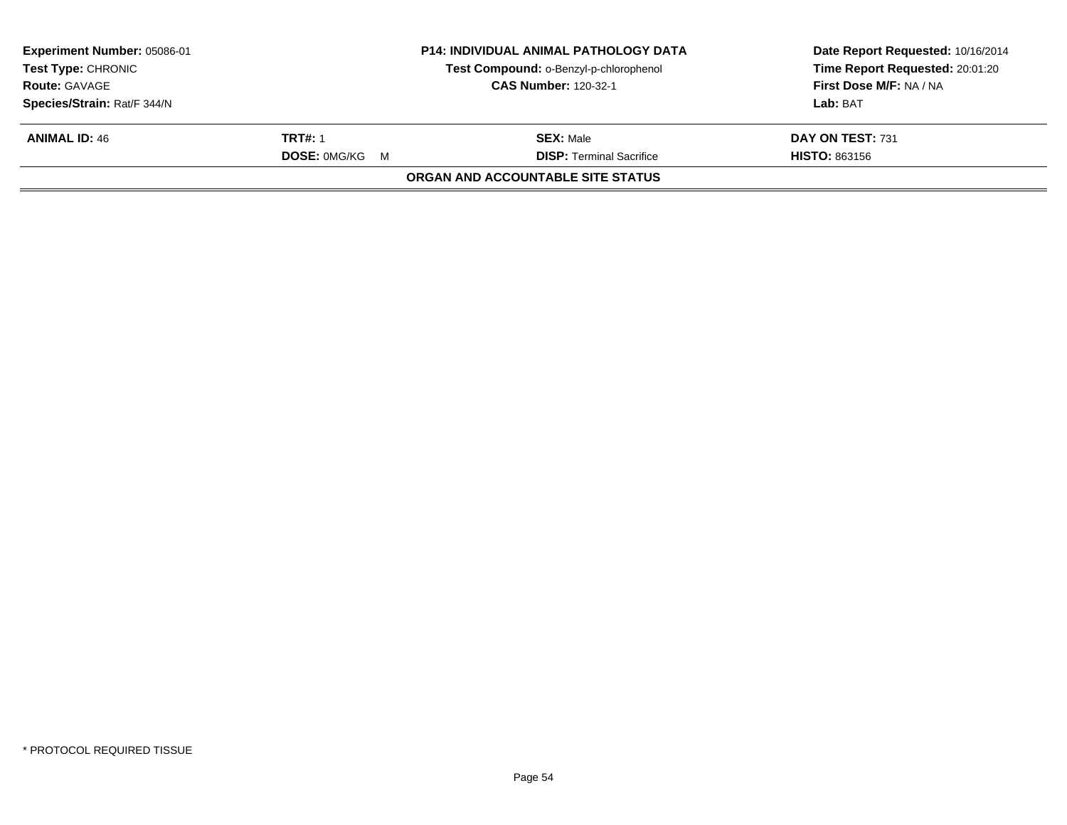| **Experiment Number:** 05086-01 | **P14: INDIVIDUAL ANIMAL PATHOLOGY DATA** | **Date Report Requested:** 10/16/2014 |
|---|---|---|
| **Test Type:** CHRONIC | **Test Compound:** o-Benzyl-p-chlorophenol | **Time Report Requested:** 20:01:20 |
| **Route:** GAVAGE | **CAS Number:** 120-32-1 | **First Dose M/F:** NA / NA |
| **Species/Strain:** Rat/F 344/N | | **Lab:** BAT |

| **ANIMAL ID:** 46 | **TRT#:** 1 | **SEX:** Male | **DAY ON TEST:** 731 |
|---|---|---|---|
| | **DOSE:** 0MG/KG M | **DISP:** Terminal Sacrifice | **HISTO:** 863156 |

**ORGAN AND ACCOUNTABLE SITE STATUS**

* PROTOCOL REQUIRED TISSUE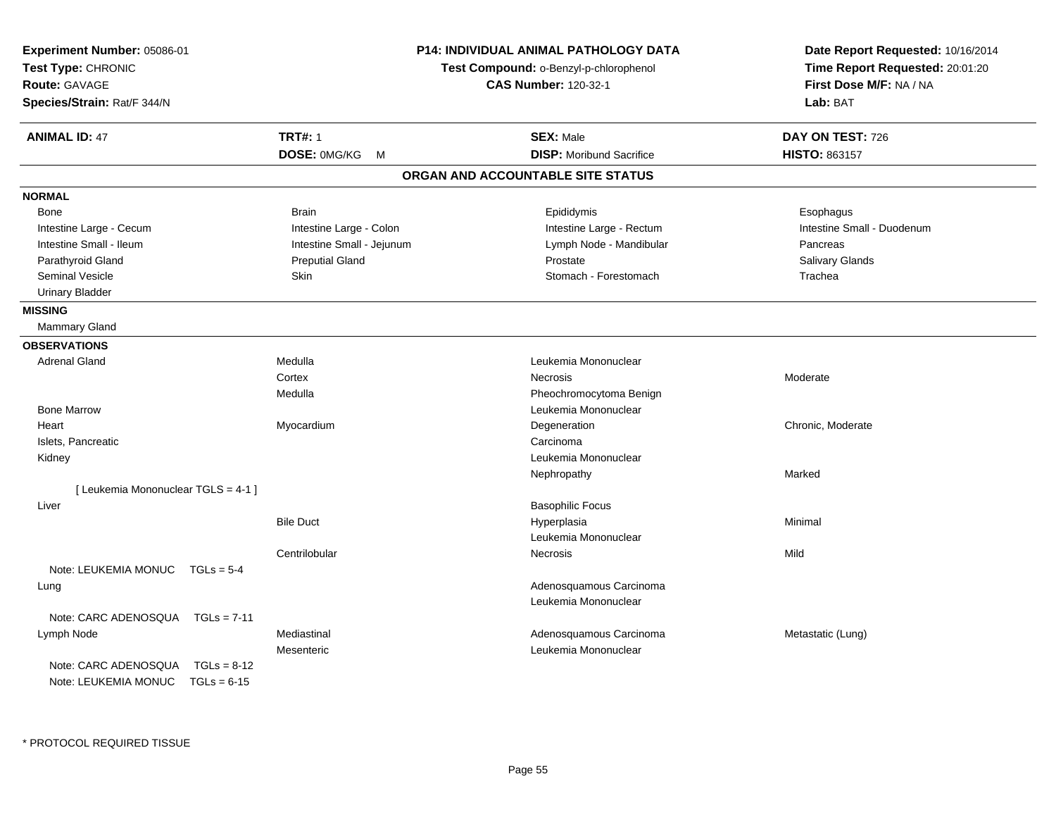**Experiment Number:** 05086-01
**Test Type:** CHRONIC
**Route:** GAVAGE
**Species/Strain:** Rat/F 344/N

**P14: INDIVIDUAL ANIMAL PATHOLOGY DATA**
**Test Compound:** o-Benzyl-p-chlorophenol
**CAS Number:** 120-32-1

**Date Report Requested:** 10/16/2014
**Time Report Requested:** 20:01:20
**First Dose M/F:** NA / NA
**Lab:** BAT

| **ANIMAL ID:** 47 | **TRT#:** 1 | **SEX:** Male | **DAY ON TEST:** 726 |
|---|---|---|---|
| | **DOSE:** 0MG/KG M | **DISP:** Moribund Sacrifice | **HISTO:** 863157 |

## ORGAN AND ACCOUNTABLE SITE STATUS

**NORMAL**

| | | | |
|---|---|---|---|
| Bone | Brain | Epididymis | Esophagus |
| Intestine Large - Cecum | Intestine Large - Colon | Intestine Large - Rectum | Intestine Small - Duodenum |
| Intestine Small - Ileum | Intestine Small - Jejunum | Lymph Node - Mandibular | Pancreas |
| Parathyroid Gland | Preputial Gland | Prostate | Salivary Glands |
| Seminal Vesicle | Skin | Stomach - Forestomach | Trachea |
| Urinary Bladder | | | |

**MISSING**

Mammary Gland

**OBSERVATIONS**

| | | | |
|---|---|---|---|
| Adrenal Gland | Medulla | Leukemia Mononuclear | |
| | Cortex | Necrosis | Moderate |
| | Medulla | Pheochromocytoma Benign | |
| Bone Marrow | | Leukemia Mononuclear | |
| Heart | Myocardium | Degeneration | Chronic, Moderate |
| Islets, Pancreatic | | Carcinoma | |
| Kidney | | Leukemia Mononuclear | |
| | | Nephropathy | Marked |
| [ Leukemia Mononuclear TGLS = 4-1 ] | | | |
| Liver | | Basophilic Focus | |
| | Bile Duct | Hyperplasia | Minimal |
| | | Leukemia Mononuclear | |
| | Centrilobular | Necrosis | Mild |
| Note: LEUKEMIA MONUC TGLs = 5-4 | | | |
| Lung | | Adenosquamous Carcinoma | |
| | | Leukemia Mononuclear | |
| Note: CARC ADENOSQUA TGLs = 7-11 | | | |
| Lymph Node | Mediastinal | Adenosquamous Carcinoma | Metastatic (Lung) |
| | Mesenteric | Leukemia Mononuclear | |
| Note: CARC ADENOSQUA TGLs = 8-12 | | | |
| Note: LEUKEMIA MONUC TGLs = 6-15 | | | |

* PROTOCOL REQUIRED TISSUE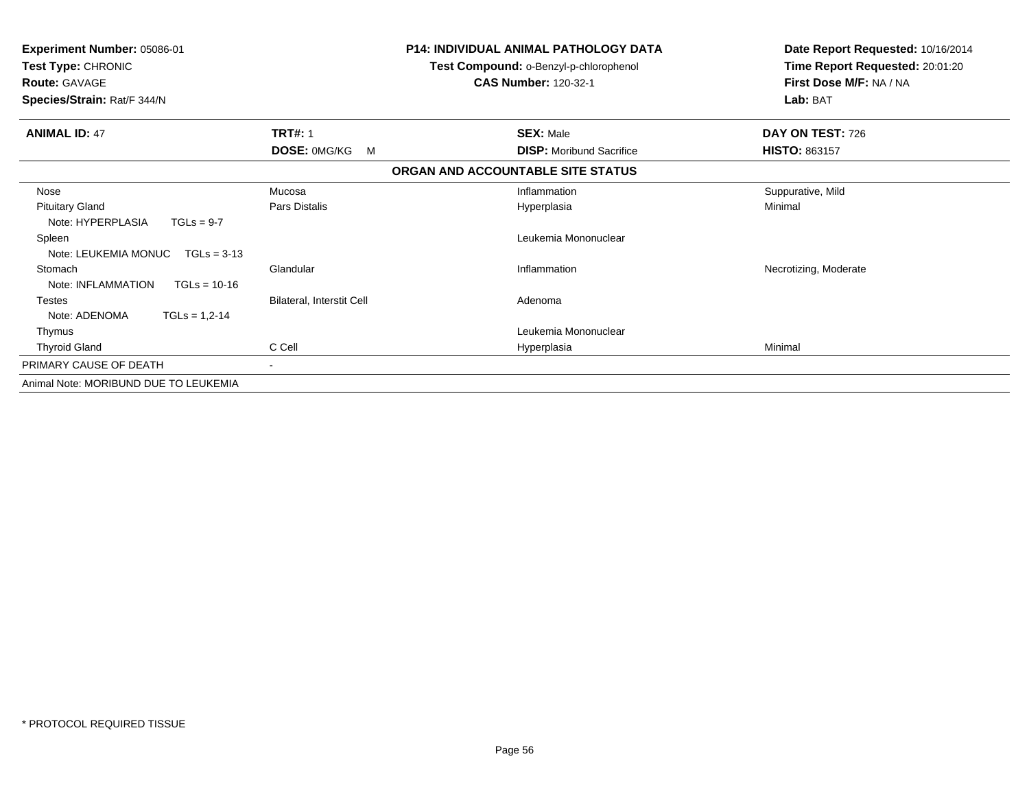**Experiment Number:** 05086-01
**Test Type:** CHRONIC
**Route:** GAVAGE
**Species/Strain:** Rat/F 344/N

**P14: INDIVIDUAL ANIMAL PATHOLOGY DATA**
**Test Compound:** o-Benzyl-p-chlorophenol
**CAS Number:** 120-32-1

**Date Report Requested:** 10/16/2014
**Time Report Requested:** 20:01:20
**First Dose M/F:** NA / NA
**Lab:** BAT

| **ANIMAL ID:** 47 | **TRT#:** 1 | **SEX:** Male | **DAY ON TEST:** 726 |
|---|---|---|---|
| | **DOSE:** 0MG/KG M | **DISP:** Moribund Sacrifice | **HISTO:** 863157 |

**ORGAN AND ACCOUNTABLE SITE STATUS**

| | | | |
|---|---|---|---|
| Nose | Mucosa | Inflammation | Suppurative, Mild |
| Pituitary Gland | Pars Distalis | Hyperplasia | Minimal |
| Note: HYPERPLASIA TGLs = 9-7 | | | |
| Spleen | | Leukemia Mononuclear | |
| Note: LEUKEMIA MONUC TGLs = 3-13 | | | |
| Stomach | Glandular | Inflammation | Necrotizing, Moderate |
| Note: INFLAMMATION TGLs = 10-16 | | | |
| Testes | Bilateral, Interstit Cell | Adenoma | |
| Note: ADENOMA TGLs = 1,2-14 | | | |
| Thymus | | Leukemia Mononuclear | |
| Thyroid Gland | C Cell | Hyperplasia | Minimal |
| PRIMARY CAUSE OF DEATH | - | | |

Animal Note: MORIBUND DUE TO LEUKEMIA

* PROTOCOL REQUIRED TISSUE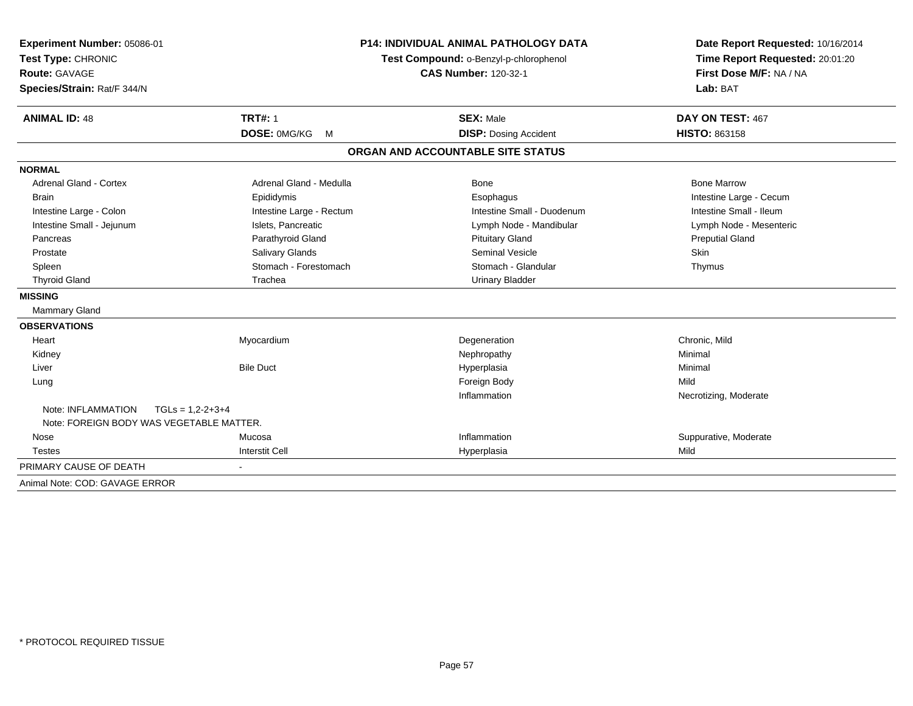**Experiment Number:** 05086-01
**Test Type:** CHRONIC
**Route:** GAVAGE
**Species/Strain:** Rat/F 344/N

**P14: INDIVIDUAL ANIMAL PATHOLOGY DATA**
**Test Compound:** o-Benzyl-p-chlorophenol
**CAS Number:** 120-32-1

**Date Report Requested:** 10/16/2014
**Time Report Requested:** 20:01:20
**First Dose M/F:** NA / NA
**Lab:** BAT

| **ANIMAL ID:** 48 | **TRT#:** 1 | **SEX:** Male | **DAY ON TEST:** 467 |
|---|---|---|---|
| | **DOSE:** 0MG/KG M | **DISP:** Dosing Accident | **HISTO:** 863158 |

## ORGAN AND ACCOUNTABLE SITE STATUS

**NORMAL**

| | | | |
|---|---|---|---|
| Adrenal Gland - Cortex | Adrenal Gland - Medulla | Bone | Bone Marrow |
| Brain | Epididymis | Esophagus | Intestine Large - Cecum |
| Intestine Large - Colon | Intestine Large - Rectum | Intestine Small - Duodenum | Intestine Small - Ileum |
| Intestine Small - Jejunum | Islets, Pancreatic | Lymph Node - Mandibular | Lymph Node - Mesenteric |
| Pancreas | Parathyroid Gland | Pituitary Gland | Preputial Gland |
| Prostate | Salivary Glands | Seminal Vesicle | Skin |
| Spleen | Stomach - Forestomach | Stomach - Glandular | Thymus |
| Thyroid Gland | Trachea | Urinary Bladder | |

**MISSING**

Mammary Gland

**OBSERVATIONS**

| | | | |
|---|---|---|---|
| Heart | Myocardium | Degeneration | Chronic, Mild |
| Kidney | | Nephropathy | Minimal |
| Liver | Bile Duct | Hyperplasia | Minimal |
| Lung | | Foreign Body | Mild |
| | | Inflammation | Necrotizing, Moderate |

Note: INFLAMMATION TGLs = 1,2-2+3+4
Note: FOREIGN BODY WAS VEGETABLE MATTER.

| | | | |
|---|---|---|---|
| Nose | Mucosa | Inflammation | Suppurative, Moderate |
| Testes | Interstit Cell | Hyperplasia | Mild |

PRIMARY CAUSE OF DEATH -

Animal Note: COD: GAVAGE ERROR

\* PROTOCOL REQUIRED TISSUE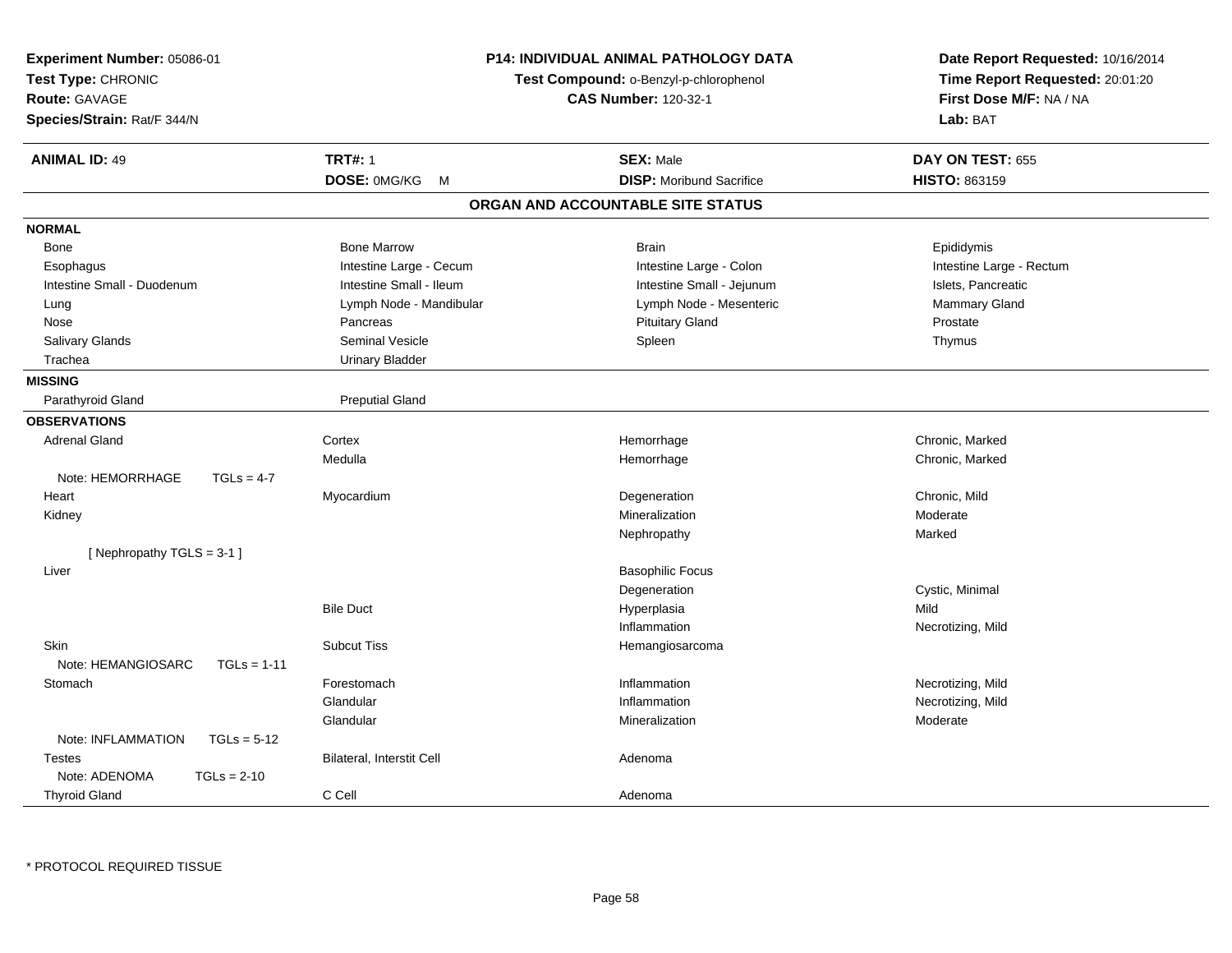**Experiment Number:** 05086-01
**Test Type:** CHRONIC
**Route:** GAVAGE
**Species/Strain:** Rat/F 344/N

**P14: INDIVIDUAL ANIMAL PATHOLOGY DATA**
**Test Compound:** o-Benzyl-p-chlorophenol
**CAS Number:** 120-32-1

**Date Report Requested:** 10/16/2014
**Time Report Requested:** 20:01:20
**First Dose M/F:** NA / NA
**Lab:** BAT

| **ANIMAL ID:** 49 | **TRT#:** 1 | **SEX:** Male | **DAY ON TEST:** 655 |
|---|---|---|---|
| | **DOSE:** 0MG/KG M | **DISP:** Moribund Sacrifice | **HISTO:** 863159 |

## ORGAN AND ACCOUNTABLE SITE STATUS

**NORMAL**

| | | | |
|---|---|---|---|
| Bone | Bone Marrow | Brain | Epididymis |
| Esophagus | Intestine Large - Cecum | Intestine Large - Colon | Intestine Large - Rectum |
| Intestine Small - Duodenum | Intestine Small - Ileum | Intestine Small - Jejunum | Islets, Pancreatic |
| Lung | Lymph Node - Mandibular | Lymph Node - Mesenteric | Mammary Gland |
| Nose | Pancreas | Pituitary Gland | Prostate |
| Salivary Glands | Seminal Vesicle | Spleen | Thymus |
| Trachea | Urinary Bladder | | |

**MISSING**

| | |
|---|---|
| Parathyroid Gland | Preputial Gland |

**OBSERVATIONS**

| | | | |
|---|---|---|---|
| Adrenal Gland | Cortex | Hemorrhage | Chronic, Marked |
| | Medulla | Hemorrhage | Chronic, Marked |
| Note: HEMORRHAGE TGLs = 4-7 | | | |
| Heart | Myocardium | Degeneration | Chronic, Mild |
| Kidney | | Mineralization | Moderate |
| | | Nephropathy | Marked |
| [ Nephropathy TGLS = 3-1 ] | | | |
| Liver | | Basophilic Focus | |
| | | Degeneration | Cystic, Minimal |
| | Bile Duct | Hyperplasia | Mild |
| | | Inflammation | Necrotizing, Mild |
| Skin | Subcut Tiss | Hemangiosarcoma | |
| Note: HEMANGIOSARC TGLs = 1-11 | | | |
| Stomach | Forestomach | Inflammation | Necrotizing, Mild |
| | Glandular | Inflammation | Necrotizing, Mild |
| | Glandular | Mineralization | Moderate |
| Note: INFLAMMATION TGLs = 5-12 | | | |
| Testes | Bilateral, Interstit Cell | Adenoma | |
| Note: ADENOMA TGLs = 2-10 | | | |
| Thyroid Gland | C Cell | Adenoma | |

* PROTOCOL REQUIRED TISSUE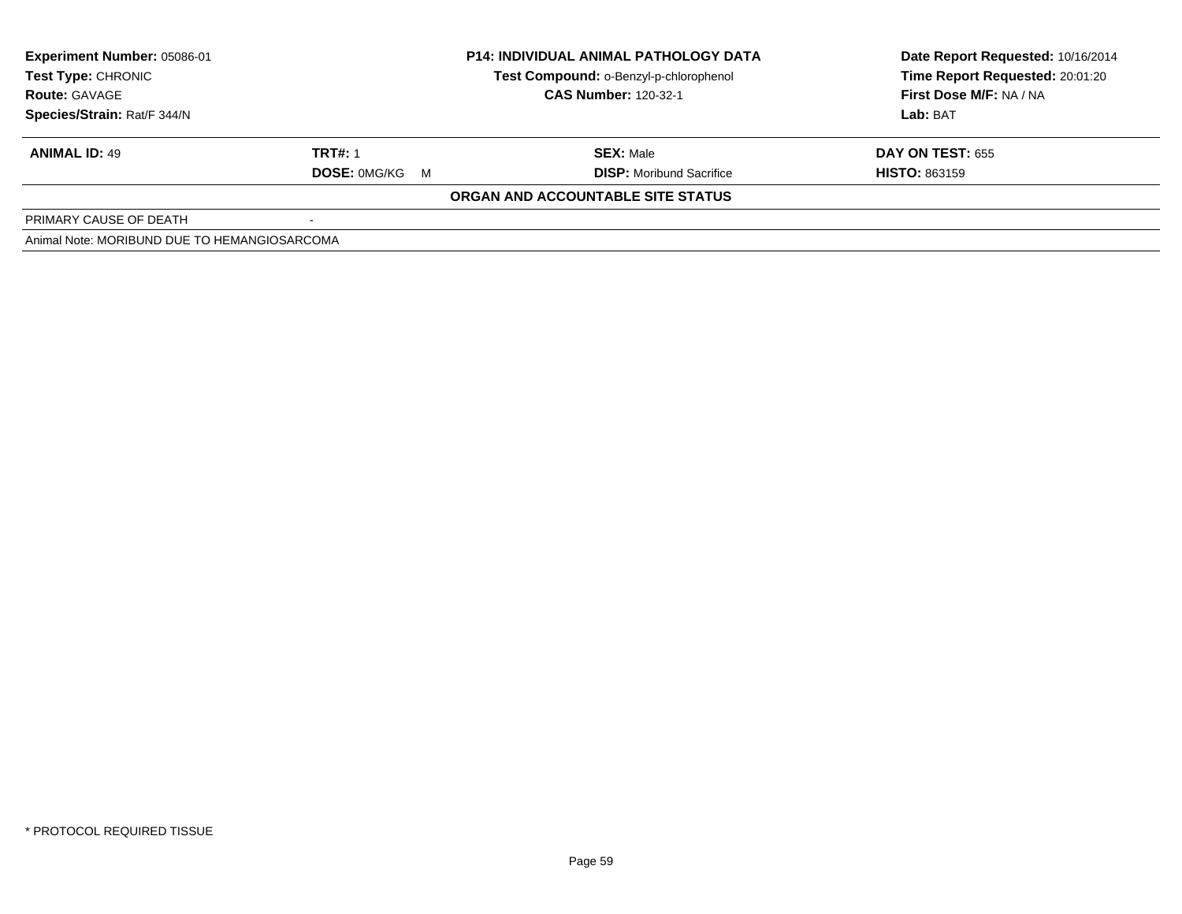**Experiment Number:** 05086-01
**Test Type:** CHRONIC
**Route:** GAVAGE
**Species/Strain:** Rat/F 344/N

**P14: INDIVIDUAL ANIMAL PATHOLOGY DATA**
**Test Compound:** o-Benzyl-p-chlorophenol
**CAS Number:** 120-32-1

**Date Report Requested:** 10/16/2014
**Time Report Requested:** 20:01:20
**First Dose M/F:** NA / NA
**Lab:** BAT

| **ANIMAL ID:** 49 | **TRT#:** 1 | **SEX:** Male | **DAY ON TEST:** 655 |
|---|---|---|---|
| | **DOSE:** 0MG/KG M | **DISP:** Moribund Sacrifice | **HISTO:** 863159 |

**ORGAN AND ACCOUNTABLE SITE STATUS**

| PRIMARY CAUSE OF DEATH | - |
|---|---|

Animal Note: MORIBUND DUE TO HEMANGIOSARCOMA

* PROTOCOL REQUIRED TISSUE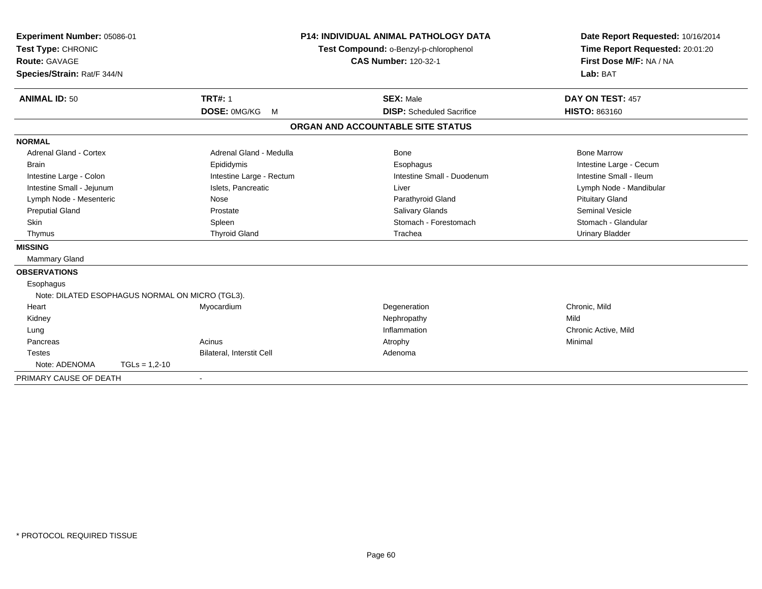**Experiment Number:** 05086-01
**Test Type:** CHRONIC
**Route:** GAVAGE
**Species/Strain:** Rat/F 344/N

**P14: INDIVIDUAL ANIMAL PATHOLOGY DATA**
**Test Compound:** o-Benzyl-p-chlorophenol
**CAS Number:** 120-32-1

**Date Report Requested:** 10/16/2014
**Time Report Requested:** 20:01:20
**First Dose M/F:** NA / NA
**Lab:** BAT

| **ANIMAL ID:** 50 | **TRT#:** 1 | **SEX:** Male | **DAY ON TEST:** 457 |
|---|---|---|---|
| | **DOSE:** 0MG/KG M | **DISP:** Scheduled Sacrifice | **HISTO:** 863160 |

## ORGAN AND ACCOUNTABLE SITE STATUS

**NORMAL**

| | | | |
|---|---|---|---|
| Adrenal Gland - Cortex | Adrenal Gland - Medulla | Bone | Bone Marrow |
| Brain | Epididymis | Esophagus | Intestine Large - Cecum |
| Intestine Large - Colon | Intestine Large - Rectum | Intestine Small - Duodenum | Intestine Small - Ileum |
| Intestine Small - Jejunum | Islets, Pancreatic | Liver | Lymph Node - Mandibular |
| Lymph Node - Mesenteric | Nose | Parathyroid Gland | Pituitary Gland |
| Preputial Gland | Prostate | Salivary Glands | Seminal Vesicle |
| Skin | Spleen | Stomach - Forestomach | Stomach - Glandular |
| Thymus | Thyroid Gland | Trachea | Urinary Bladder |

**MISSING**

Mammary Gland

**OBSERVATIONS**

| | | | |
|---|---|---|---|
| Esophagus | | | |
| Note: DILATED ESOPHAGUS NORMAL ON MICRO (TGL3). | | | |
| Heart | Myocardium | Degeneration | Chronic, Mild |
| Kidney | | Nephropathy | Mild |
| Lung | | Inflammation | Chronic Active, Mild |
| Pancreas | Acinus | Atrophy | Minimal |
| Testes | Bilateral, Interstit Cell | Adenoma | |
| Note: ADENOMA TGLs = 1,2-10 | | | |

PRIMARY CAUSE OF DEATH -

\* PROTOCOL REQUIRED TISSUE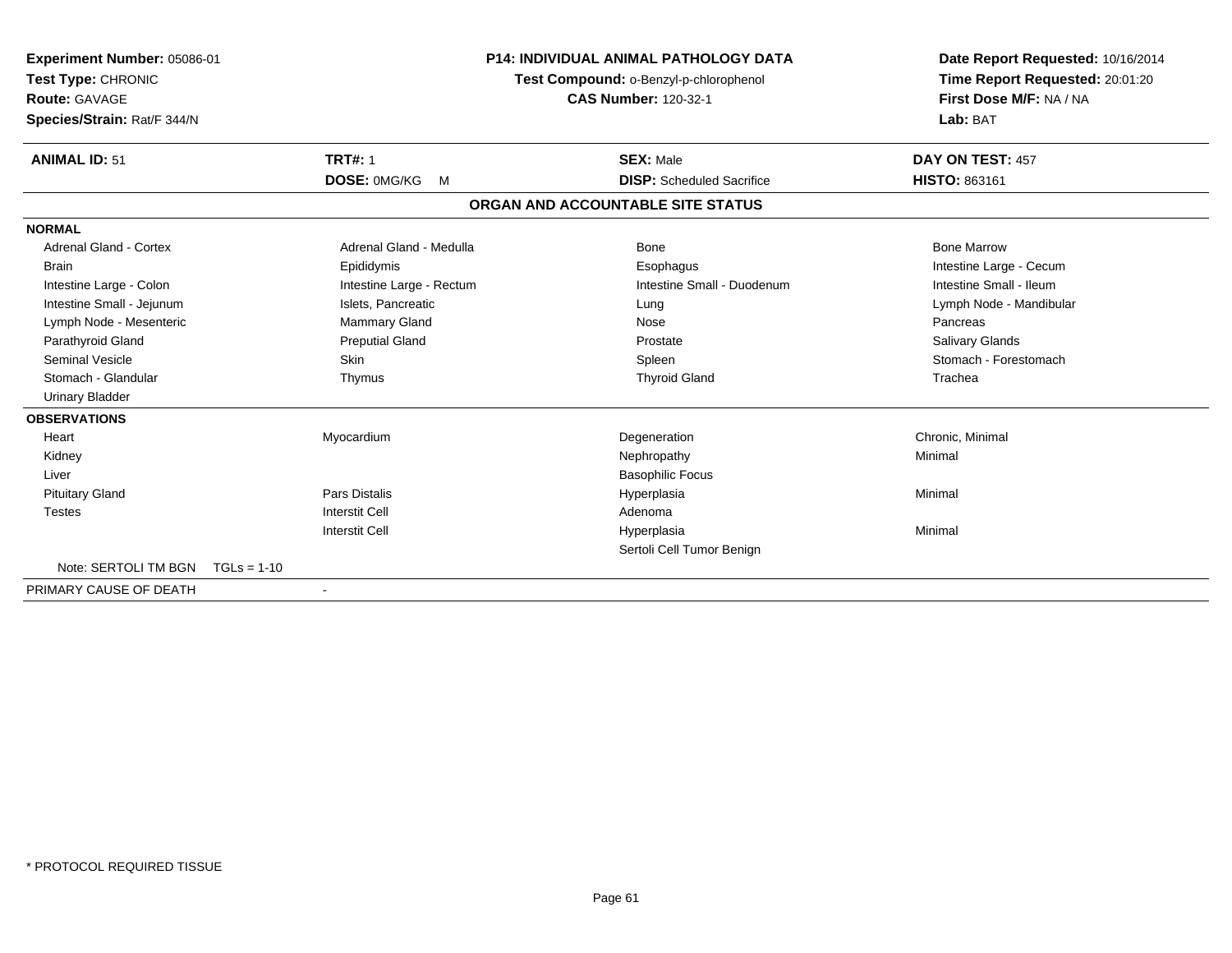**Experiment Number:** 05086-01
**Test Type:** CHRONIC
**Route:** GAVAGE
**Species/Strain:** Rat/F 344/N

**P14: INDIVIDUAL ANIMAL PATHOLOGY DATA**
**Test Compound:** o-Benzyl-p-chlorophenol
**CAS Number:** 120-32-1

**Date Report Requested:** 10/16/2014
**Time Report Requested:** 20:01:20
**First Dose M/F:** NA / NA
**Lab:** BAT

| **ANIMAL ID:** 51 | **TRT#:** 1 | **SEX:** Male | **DAY ON TEST:** 457 |
|---|---|---|---|
| | **DOSE:** 0MG/KG M | **DISP:** Scheduled Sacrifice | **HISTO:** 863161 |

## ORGAN AND ACCOUNTABLE SITE STATUS

| | | | |
|---|---|---|---|
| **NORMAL** | | | |
| Adrenal Gland - Cortex | Adrenal Gland - Medulla | Bone | Bone Marrow |
| Brain | Epididymis | Esophagus | Intestine Large - Cecum |
| Intestine Large - Colon | Intestine Large - Rectum | Intestine Small - Duodenum | Intestine Small - Ileum |
| Intestine Small - Jejunum | Islets, Pancreatic | Lung | Lymph Node - Mandibular |
| Lymph Node - Mesenteric | Mammary Gland | Nose | Pancreas |
| Parathyroid Gland | Preputial Gland | Prostate | Salivary Glands |
| Seminal Vesicle | Skin | Spleen | Stomach - Forestomach |
| Stomach - Glandular | Thymus | Thyroid Gland | Trachea |
| Urinary Bladder | | | |
| **OBSERVATIONS** | | | |
| Heart | Myocardium | Degeneration | Chronic, Minimal |
| Kidney | | Nephropathy | Minimal |
| Liver | | Basophilic Focus | |
| Pituitary Gland | Pars Distalis | Hyperplasia | Minimal |
| Testes | Interstit Cell | Adenoma | |
| | Interstit Cell | Hyperplasia | Minimal |
| | | Sertoli Cell Tumor Benign | |
| Note: SERTOLI TM BGN TGLs = 1-10 | | | |
| PRIMARY CAUSE OF DEATH | - | | |

\* PROTOCOL REQUIRED TISSUE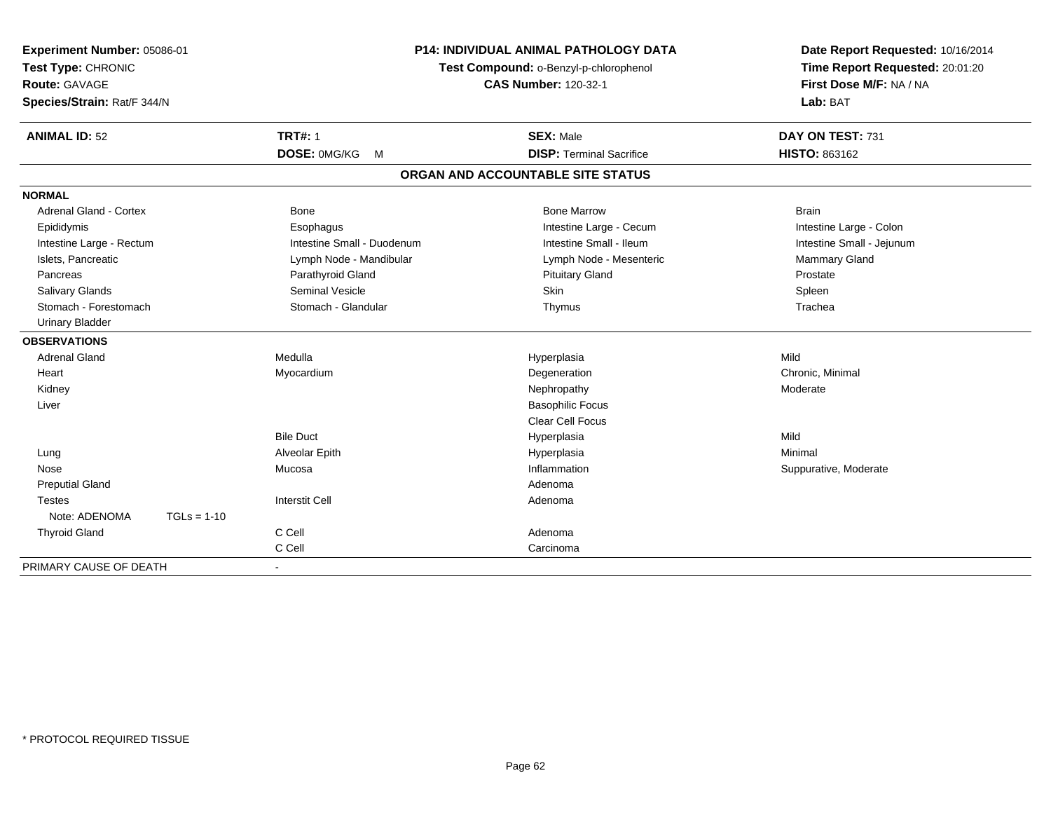**Experiment Number:** 05086-01
**Test Type:** CHRONIC
**Route:** GAVAGE
**Species/Strain:** Rat/F 344/N

**P14: INDIVIDUAL ANIMAL PATHOLOGY DATA**
**Test Compound:** o-Benzyl-p-chlorophenol
**CAS Number:** 120-32-1

**Date Report Requested:** 10/16/2014
**Time Report Requested:** 20:01:20
**First Dose M/F:** NA / NA
**Lab:** BAT

| **ANIMAL ID:** 52 | **TRT#:** 1 | **SEX:** Male | **DAY ON TEST:** 731 |
|---|---|---|---|
| | **DOSE:** 0MG/KG M | **DISP:** Terminal Sacrifice | **HISTO:** 863162 |

## ORGAN AND ACCOUNTABLE SITE STATUS

| | | | |
|---|---|---|---|
| **NORMAL** | | | |
| Adrenal Gland - Cortex | Bone | Bone Marrow | Brain |
| Epididymis | Esophagus | Intestine Large - Cecum | Intestine Large - Colon |
| Intestine Large - Rectum | Intestine Small - Duodenum | Intestine Small - Ileum | Intestine Small - Jejunum |
| Islets, Pancreatic | Lymph Node - Mandibular | Lymph Node - Mesenteric | Mammary Gland |
| Pancreas | Parathyroid Gland | Pituitary Gland | Prostate |
| Salivary Glands | Seminal Vesicle | Skin | Spleen |
| Stomach - Forestomach | Stomach - Glandular | Thymus | Trachea |
| Urinary Bladder | | | |
| **OBSERVATIONS** | | | |
| Adrenal Gland | Medulla | Hyperplasia | Mild |
| Heart | Myocardium | Degeneration | Chronic, Minimal |
| Kidney | | Nephropathy | Moderate |
| Liver | | Basophilic Focus | |
| | | Clear Cell Focus | |
| | Bile Duct | Hyperplasia | Mild |
| Lung | Alveolar Epith | Hyperplasia | Minimal |
| Nose | Mucosa | Inflammation | Suppurative, Moderate |
| Preputial Gland | | Adenoma | |
| Testes | Interstit Cell | Adenoma | |
| Note: ADENOMA TGLs = 1-10 | | | |
| Thyroid Gland | C Cell | Adenoma | |
| | C Cell | Carcinoma | |
| PRIMARY CAUSE OF DEATH | - | | |

* PROTOCOL REQUIRED TISSUE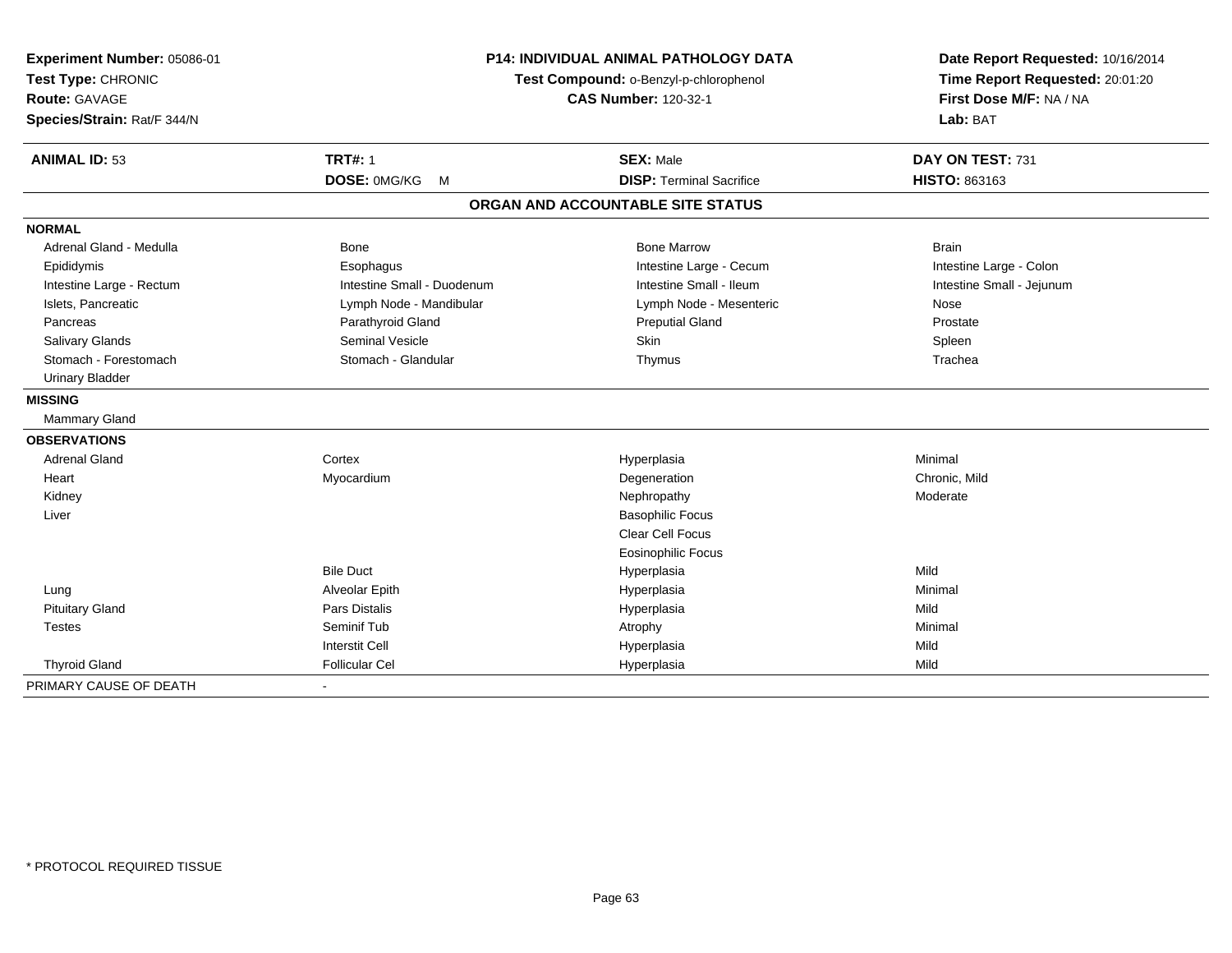**Experiment Number:** 05086-01
**Test Type:** CHRONIC
**Route:** GAVAGE
**Species/Strain:** Rat/F 344/N

**P14: INDIVIDUAL ANIMAL PATHOLOGY DATA**
**Test Compound:** o-Benzyl-p-chlorophenol
**CAS Number:** 120-32-1

**Date Report Requested:** 10/16/2014
**Time Report Requested:** 20:01:20
**First Dose M/F:** NA / NA
**Lab:** BAT

| **ANIMAL ID:** 53 | **TRT#:** 1 | **SEX:** Male | **DAY ON TEST:** 731 |
|---|---|---|---|
| | **DOSE:** 0MG/KG M | **DISP:** Terminal Sacrifice | **HISTO:** 863163 |

## ORGAN AND ACCOUNTABLE SITE STATUS

| | | | |
|---|---|---|---|
| **NORMAL** | | | |
| Adrenal Gland - Medulla | Bone | Bone Marrow | Brain |
| Epididymis | Esophagus | Intestine Large - Cecum | Intestine Large - Colon |
| Intestine Large - Rectum | Intestine Small - Duodenum | Intestine Small - Ileum | Intestine Small - Jejunum |
| Islets, Pancreatic | Lymph Node - Mandibular | Lymph Node - Mesenteric | Nose |
| Pancreas | Parathyroid Gland | Preputial Gland | Prostate |
| Salivary Glands | Seminal Vesicle | Skin | Spleen |
| Stomach - Forestomach | Stomach - Glandular | Thymus | Trachea |
| Urinary Bladder | | | |
| **MISSING** | | | |
| Mammary Gland | | | |
| **OBSERVATIONS** | | | |
| Adrenal Gland | Cortex | Hyperplasia | Minimal |
| Heart | Myocardium | Degeneration | Chronic, Mild |
| Kidney | | Nephropathy | Moderate |
| Liver | | Basophilic Focus | |
| | | Clear Cell Focus | |
| | | Eosinophilic Focus | |
| | Bile Duct | Hyperplasia | Mild |
| Lung | Alveolar Epith | Hyperplasia | Minimal |
| Pituitary Gland | Pars Distalis | Hyperplasia | Mild |
| Testes | Seminif Tub | Atrophy | Minimal |
| | Interstit Cell | Hyperplasia | Mild |
| Thyroid Gland | Follicular Cel | Hyperplasia | Mild |
| PRIMARY CAUSE OF DEATH | - | | |

* PROTOCOL REQUIRED TISSUE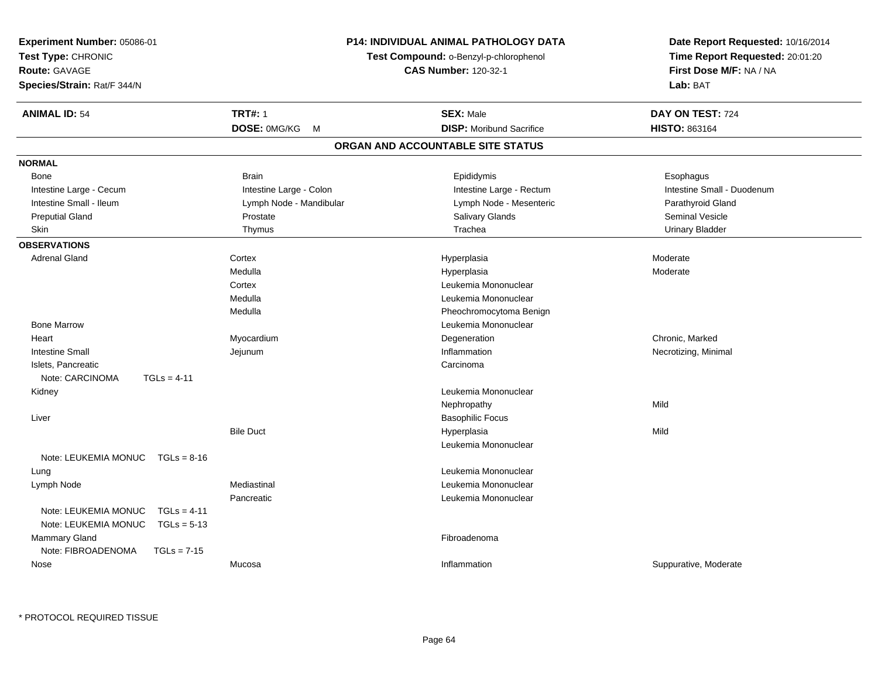**Experiment Number:** 05086-01
**Test Type:** CHRONIC
**Route:** GAVAGE
**Species/Strain:** Rat/F 344/N

**P14: INDIVIDUAL ANIMAL PATHOLOGY DATA**
**Test Compound:** o-Benzyl-p-chlorophenol
**CAS Number:** 120-32-1

**Date Report Requested:** 10/16/2014
**Time Report Requested:** 20:01:20
**First Dose M/F:** NA / NA
**Lab:** BAT

| **ANIMAL ID:** 54 | **TRT#:** 1 | **SEX:** Male | **DAY ON TEST:** 724 |
|---|---|---|---|
| | **DOSE:** 0MG/KG M | **DISP:** Moribund Sacrifice | **HISTO:** 863164 |

## ORGAN AND ACCOUNTABLE SITE STATUS

**NORMAL**

| | | | |
|---|---|---|---|
| Bone | Brain | Epididymis | Esophagus |
| Intestine Large - Cecum | Intestine Large - Colon | Intestine Large - Rectum | Intestine Small - Duodenum |
| Intestine Small - Ileum | Lymph Node - Mandibular | Lymph Node - Mesenteric | Parathyroid Gland |
| Preputial Gland | Prostate | Salivary Glands | Seminal Vesicle |
| Skin | Thymus | Trachea | Urinary Bladder |

**OBSERVATIONS**

| | | | |
|---|---|---|---|
| Adrenal Gland | Cortex | Hyperplasia | Moderate |
| | Medulla | Hyperplasia | Moderate |
| | Cortex | Leukemia Mononuclear | |
| | Medulla | Leukemia Mononuclear | |
| | Medulla | Pheochromocytoma Benign | |
| Bone Marrow | | Leukemia Mononuclear | |
| Heart | Myocardium | Degeneration | Chronic, Marked |
| Intestine Small | Jejunum | Inflammation | Necrotizing, Minimal |
| Islets, Pancreatic | | Carcinoma | |
| Note: CARCINOMA TGLs = 4-11 | | | |
| Kidney | | Leukemia Mononuclear | |
| | | Nephropathy | Mild |
| Liver | | Basophilic Focus | |
| | Bile Duct | Hyperplasia | Mild |
| | | Leukemia Mononuclear | |
| Note: LEUKEMIA MONUC TGLs = 8-16 | | | |
| Lung | | Leukemia Mononuclear | |
| Lymph Node | Mediastinal | Leukemia Mononuclear | |
| | Pancreatic | Leukemia Mononuclear | |
| Note: LEUKEMIA MONUC TGLs = 4-11 | | | |
| Note: LEUKEMIA MONUC TGLs = 5-13 | | | |
| Mammary Gland | | Fibroadenoma | |
| Note: FIBROADENOMA TGLs = 7-15 | | | |
| Nose | Mucosa | Inflammation | Suppurative, Moderate |

\* PROTOCOL REQUIRED TISSUE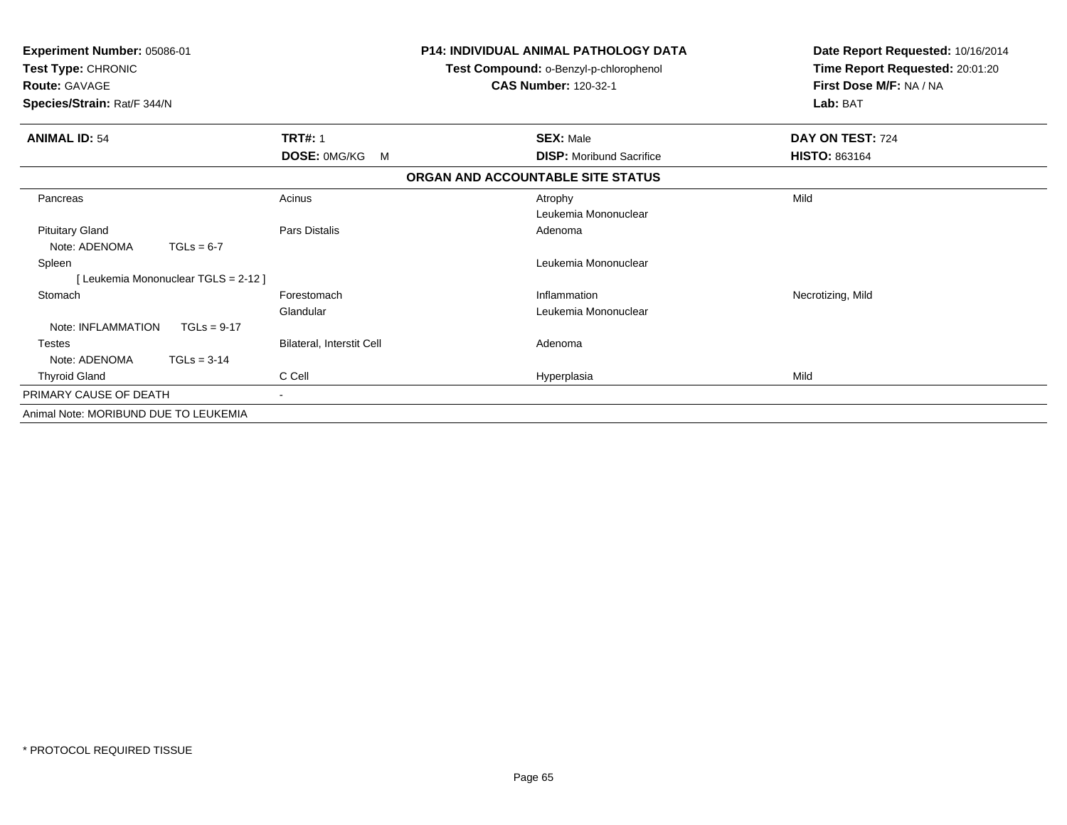**Experiment Number:** 05086-01
**Test Type:** CHRONIC
**Route:** GAVAGE
**Species/Strain:** Rat/F 344/N

**P14: INDIVIDUAL ANIMAL PATHOLOGY DATA**
**Test Compound:** o-Benzyl-p-chlorophenol
**CAS Number:** 120-32-1

**Date Report Requested:** 10/16/2014
**Time Report Requested:** 20:01:20
**First Dose M/F:** NA / NA
**Lab:** BAT

| **ANIMAL ID:** 54 | **TRT#:** 1 | **SEX:** Male | **DAY ON TEST:** 724 |
|---|---|---|---|
| | **DOSE:** 0MG/KG M | **DISP:** Moribund Sacrifice | **HISTO:** 863164 |

**ORGAN AND ACCOUNTABLE SITE STATUS**

| Organ | Site | Finding | Severity |
|---|---|---|---|
| Pancreas | Acinus | Atrophy | Mild |
| | | Leukemia Mononuclear | |
| Pituitary Gland | Pars Distalis | Adenoma | |
| Note: ADENOMA TGLs = 6-7 | | | |
| Spleen | | Leukemia Mononuclear | |
| [ Leukemia Mononuclear TGLS = 2-12 ] | | | |
| Stomach | Forestomach | Inflammation | Necrotizing, Mild |
| | Glandular | Leukemia Mononuclear | |
| Note: INFLAMMATION TGLs = 9-17 | | | |
| Testes | Bilateral, Interstit Cell | Adenoma | |
| Note: ADENOMA TGLs = 3-14 | | | |
| Thyroid Gland | C Cell | Hyperplasia | Mild |
| PRIMARY CAUSE OF DEATH | - | | |

Animal Note: MORIBUND DUE TO LEUKEMIA

* PROTOCOL REQUIRED TISSUE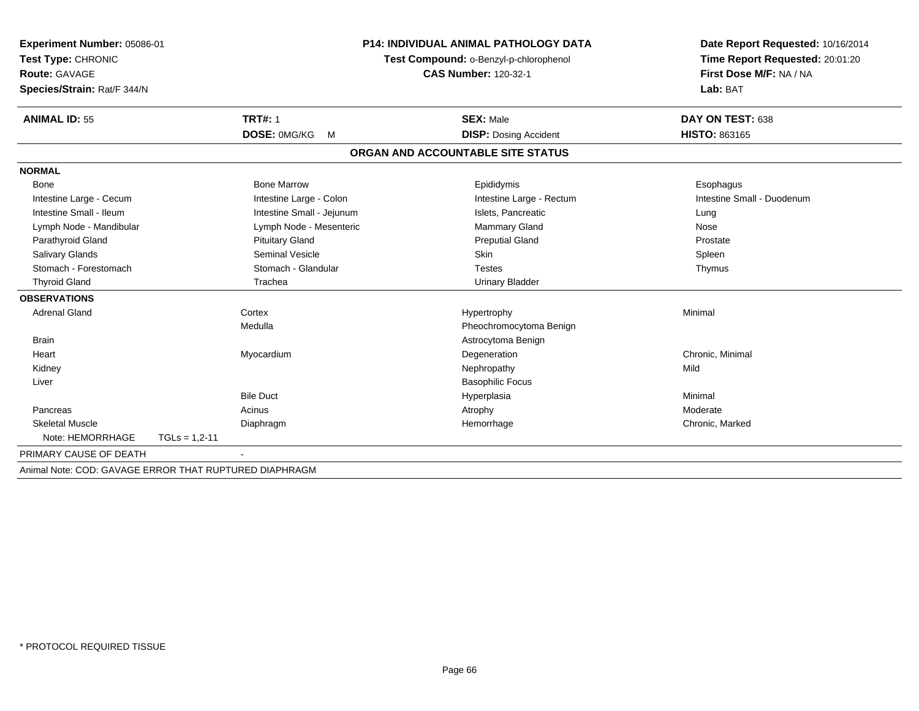**Experiment Number:** 05086-01
**Test Type:** CHRONIC
**Route:** GAVAGE
**Species/Strain:** Rat/F 344/N

**P14: INDIVIDUAL ANIMAL PATHOLOGY DATA**
**Test Compound:** o-Benzyl-p-chlorophenol
**CAS Number:** 120-32-1

**Date Report Requested:** 10/16/2014
**Time Report Requested:** 20:01:20
**First Dose M/F:** NA / NA
**Lab:** BAT

| **ANIMAL ID:** 55 | **TRT#:** 1 | **SEX:** Male | **DAY ON TEST:** 638 |
|---|---|---|---|
| | **DOSE:** 0MG/KG M | **DISP:** Dosing Accident | **HISTO:** 863165 |

## ORGAN AND ACCOUNTABLE SITE STATUS

**NORMAL**

| | | | |
|---|---|---|---|
| Bone | Bone Marrow | Epididymis | Esophagus |
| Intestine Large - Cecum | Intestine Large - Colon | Intestine Large - Rectum | Intestine Small - Duodenum |
| Intestine Small - Ileum | Intestine Small - Jejunum | Islets, Pancreatic | Lung |
| Lymph Node - Mandibular | Lymph Node - Mesenteric | Mammary Gland | Nose |
| Parathyroid Gland | Pituitary Gland | Preputial Gland | Prostate |
| Salivary Glands | Seminal Vesicle | Skin | Spleen |
| Stomach - Forestomach | Stomach - Glandular | Testes | Thymus |
| Thyroid Gland | Trachea | Urinary Bladder | |

**OBSERVATIONS**

| | | | |
|---|---|---|---|
| Adrenal Gland | Cortex | Hypertrophy | Minimal |
| | Medulla | Pheochromocytoma Benign | |
| Brain | | Astrocytoma Benign | |
| Heart | Myocardium | Degeneration | Chronic, Minimal |
| Kidney | | Nephropathy | Mild |
| Liver | | Basophilic Focus | |
| | Bile Duct | Hyperplasia | Minimal |
| Pancreas | Acinus | Atrophy | Moderate |
| Skeletal Muscle | Diaphragm | Hemorrhage | Chronic, Marked |
| Note: HEMORRHAGE TGLs = 1,2-11 | | | |

PRIMARY CAUSE OF DEATH -

Animal Note: COD: GAVAGE ERROR THAT RUPTURED DIAPHRAGM

\* PROTOCOL REQUIRED TISSUE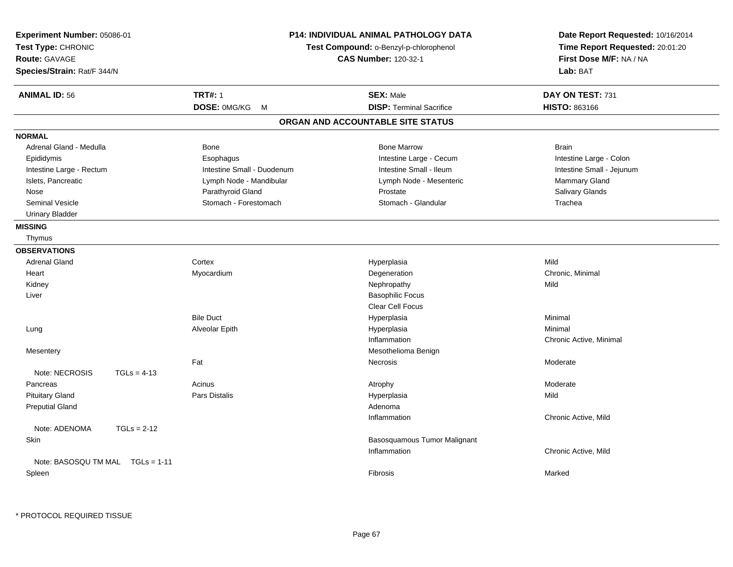**Experiment Number:** 05086-01
**Test Type:** CHRONIC
**Route:** GAVAGE
**Species/Strain:** Rat/F 344/N

**P14: INDIVIDUAL ANIMAL PATHOLOGY DATA**
**Test Compound:** o-Benzyl-p-chlorophenol
**CAS Number:** 120-32-1

**Date Report Requested:** 10/16/2014
**Time Report Requested:** 20:01:20
**First Dose M/F:** NA / NA
**Lab:** BAT

| **ANIMAL ID:** 56 | **TRT#:** 1 | **SEX:** Male | **DAY ON TEST:** 731 |
|---|---|---|---|
| | **DOSE:** 0MG/KG M | **DISP:** Terminal Sacrifice | **HISTO:** 863166 |

## ORGAN AND ACCOUNTABLE SITE STATUS

**NORMAL**

| | | | |
|---|---|---|---|
| Adrenal Gland - Medulla | Bone | Bone Marrow | Brain |
| Epididymis | Esophagus | Intestine Large - Cecum | Intestine Large - Colon |
| Intestine Large - Rectum | Intestine Small - Duodenum | Intestine Small - Ileum | Intestine Small - Jejunum |
| Islets, Pancreatic | Lymph Node - Mandibular | Lymph Node - Mesenteric | Mammary Gland |
| Nose | Parathyroid Gland | Prostate | Salivary Glands |
| Seminal Vesicle | Stomach - Forestomach | Stomach - Glandular | Trachea |
| Urinary Bladder | | | |

**MISSING**

Thymus

**OBSERVATIONS**

| | | | |
|---|---|---|---|
| Adrenal Gland | Cortex | Hyperplasia | Mild |
| Heart | Myocardium | Degeneration | Chronic, Minimal |
| Kidney | | Nephropathy | Mild |
| Liver | | Basophilic Focus | |
| | | Clear Cell Focus | |
| | Bile Duct | Hyperplasia | Minimal |
| Lung | Alveolar Epith | Hyperplasia | Minimal |
| | | Inflammation | Chronic Active, Minimal |
| Mesentery | | Mesothelioma Benign | |
| | Fat | Necrosis | Moderate |
| Note: NECROSIS TGLs = 4-13 | | | |
| Pancreas | Acinus | Atrophy | Moderate |
| Pituitary Gland | Pars Distalis | Hyperplasia | Mild |
| Preputial Gland | | Adenoma | |
| | | Inflammation | Chronic Active, Mild |
| Note: ADENOMA TGLs = 2-12 | | | |
| Skin | | Basosquamous Tumor Malignant | |
| | | Inflammation | Chronic Active, Mild |
| Note: BASOSQU TM MAL TGLs = 1-11 | | | |
| Spleen | | Fibrosis | Marked |

\* PROTOCOL REQUIRED TISSUE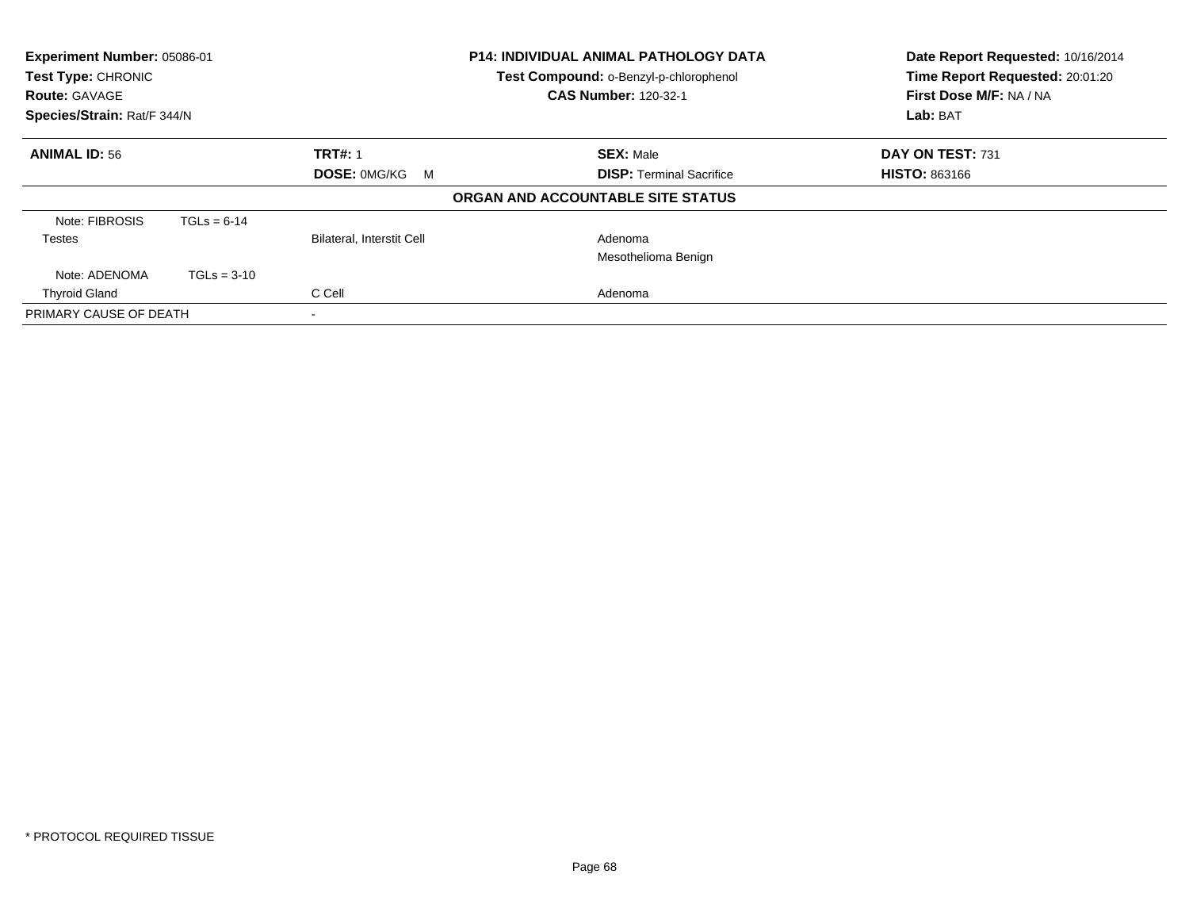**Experiment Number:** 05086-01
**Test Type:** CHRONIC
**Route:** GAVAGE
**Species/Strain:** Rat/F 344/N

**P14: INDIVIDUAL ANIMAL PATHOLOGY DATA**
**Test Compound:** o-Benzyl-p-chlorophenol
**CAS Number:** 120-32-1

**Date Report Requested:** 10/16/2014
**Time Report Requested:** 20:01:20
**First Dose M/F:** NA / NA
**Lab:** BAT

| **ANIMAL ID:** 56 | **TRT#:** 1 | **SEX:** Male | **DAY ON TEST:** 731 |
|---|---|---|---|
| | **DOSE:** 0MG/KG M | **DISP:** Terminal Sacrifice | **HISTO:** 863166 |

**ORGAN AND ACCOUNTABLE SITE STATUS**

| | | | |
|---|---|---|---|
| Note: FIBROSIS | TGLs = 6-14 | | |
| Testes | | Bilateral, Interstit Cell | Adenoma |
| | | | Mesothelioma Benign |
| Note: ADENOMA | TGLs = 3-10 | | |
| Thyroid Gland | | C Cell | Adenoma |
| PRIMARY CAUSE OF DEATH | | - | |

* PROTOCOL REQUIRED TISSUE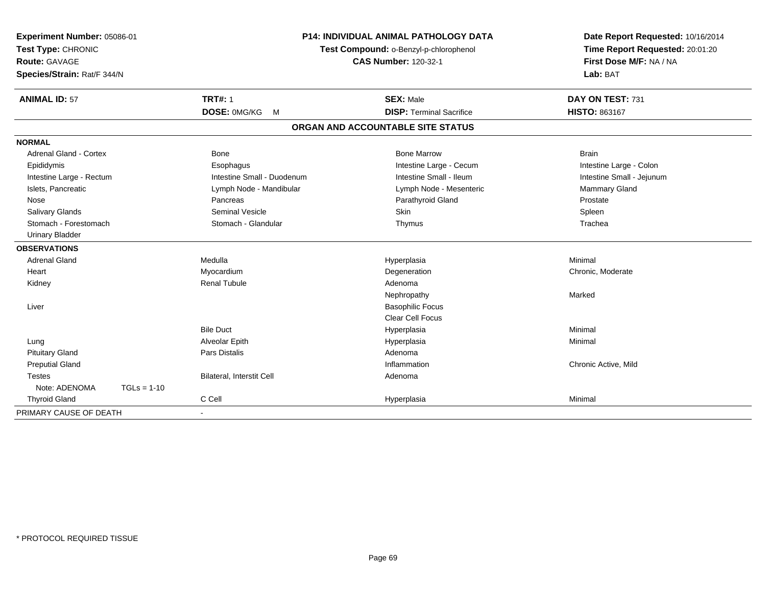**Experiment Number:** 05086-01
**Test Type:** CHRONIC
**Route:** GAVAGE
**Species/Strain:** Rat/F 344/N

**P14: INDIVIDUAL ANIMAL PATHOLOGY DATA**
**Test Compound:** o-Benzyl-p-chlorophenol
**CAS Number:** 120-32-1

**Date Report Requested:** 10/16/2014
**Time Report Requested:** 20:01:20
**First Dose M/F:** NA / NA
**Lab:** BAT

| **ANIMAL ID:** 57 | **TRT#:** 1 | **SEX:** Male | **DAY ON TEST:** 731 |
|---|---|---|---|
| | **DOSE:** 0MG/KG M | **DISP:** Terminal Sacrifice | **HISTO:** 863167 |

## ORGAN AND ACCOUNTABLE SITE STATUS

| | | | |
|---|---|---|---|
| **NORMAL** | | | |
| Adrenal Gland - Cortex | Bone | Bone Marrow | Brain |
| Epididymis | Esophagus | Intestine Large - Cecum | Intestine Large - Colon |
| Intestine Large - Rectum | Intestine Small - Duodenum | Intestine Small - Ileum | Intestine Small - Jejunum |
| Islets, Pancreatic | Lymph Node - Mandibular | Lymph Node - Mesenteric | Mammary Gland |
| Nose | Pancreas | Parathyroid Gland | Prostate |
| Salivary Glands | Seminal Vesicle | Skin | Spleen |
| Stomach - Forestomach | Stomach - Glandular | Thymus | Trachea |
| Urinary Bladder | | | |
| **OBSERVATIONS** | | | |
| Adrenal Gland | Medulla | Hyperplasia | Minimal |
| Heart | Myocardium | Degeneration | Chronic, Moderate |
| Kidney | Renal Tubule | Adenoma | |
| | | Nephropathy | Marked |
| Liver | | Basophilic Focus | |
| | | Clear Cell Focus | |
| | Bile Duct | Hyperplasia | Minimal |
| Lung | Alveolar Epith | Hyperplasia | Minimal |
| Pituitary Gland | Pars Distalis | Adenoma | |
| Preputial Gland | | Inflammation | Chronic Active, Mild |
| Testes | Bilateral, Interstit Cell | Adenoma | |
| Note: ADENOMA TGLs = 1-10 | | | |
| Thyroid Gland | C Cell | Hyperplasia | Minimal |
| PRIMARY CAUSE OF DEATH | - | | |

\* PROTOCOL REQUIRED TISSUE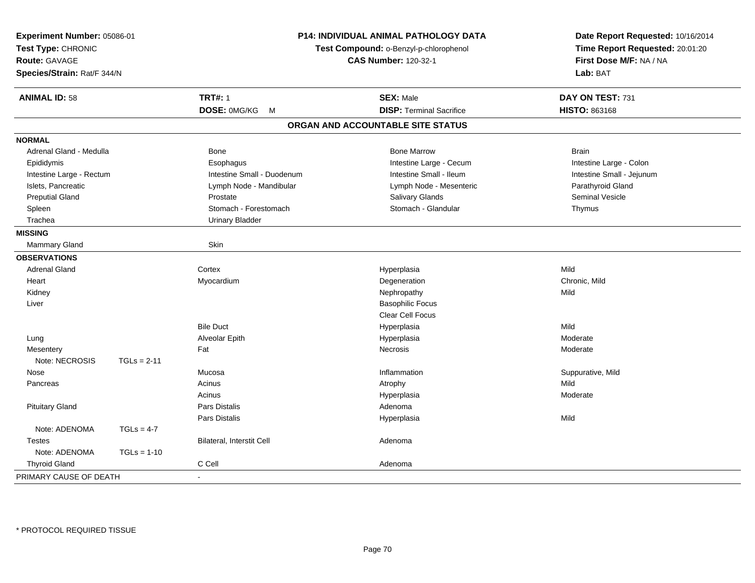**Experiment Number:** 05086-01
**Test Type:** CHRONIC
**Route:** GAVAGE
**Species/Strain:** Rat/F 344/N

**P14: INDIVIDUAL ANIMAL PATHOLOGY DATA**
**Test Compound:** o-Benzyl-p-chlorophenol
**CAS Number:** 120-32-1

**Date Report Requested:** 10/16/2014
**Time Report Requested:** 20:01:20
**First Dose M/F:** NA / NA
**Lab:** BAT

| **ANIMAL ID:** 58 | **TRT#:** 1 | **SEX:** Male | **DAY ON TEST:** 731 |
|---|---|---|---|
| | **DOSE:** 0MG/KG M | **DISP:** Terminal Sacrifice | **HISTO:** 863168 |

## ORGAN AND ACCOUNTABLE SITE STATUS

**NORMAL**

| | | | |
|---|---|---|---|
| Adrenal Gland - Medulla | Bone | Bone Marrow | Brain |
| Epididymis | Esophagus | Intestine Large - Cecum | Intestine Large - Colon |
| Intestine Large - Rectum | Intestine Small - Duodenum | Intestine Small - Ileum | Intestine Small - Jejunum |
| Islets, Pancreatic | Lymph Node - Mandibular | Lymph Node - Mesenteric | Parathyroid Gland |
| Preputial Gland | Prostate | Salivary Glands | Seminal Vesicle |
| Spleen | Stomach - Forestomach | Stomach - Glandular | Thymus |
| Trachea | Urinary Bladder | | |

**MISSING**

| | |
|---|---|
| Mammary Gland | Skin |

**OBSERVATIONS**

| Organ | Site | Finding | Severity |
|---|---|---|---|
| Adrenal Gland | Cortex | Hyperplasia | Mild |
| Heart | Myocardium | Degeneration | Chronic, Mild |
| Kidney | | Nephropathy | Mild |
| Liver | | Basophilic Focus | |
| | | Clear Cell Focus | |
| | Bile Duct | Hyperplasia | Mild |
| Lung | Alveolar Epith | Hyperplasia | Moderate |
| Mesentery | Fat | Necrosis | Moderate |
| Note: NECROSIS TGLs = 2-11 | | | |
| Nose | Mucosa | Inflammation | Suppurative, Mild |
| Pancreas | Acinus | Atrophy | Mild |
| | Acinus | Hyperplasia | Moderate |
| Pituitary Gland | Pars Distalis | Adenoma | |
| | Pars Distalis | Hyperplasia | Mild |
| Note: ADENOMA TGLs = 4-7 | | | |
| Testes | Bilateral, Interstit Cell | Adenoma | |
| Note: ADENOMA TGLs = 1-10 | | | |
| Thyroid Gland | C Cell | Adenoma | |

PRIMARY CAUSE OF DEATH -

\* PROTOCOL REQUIRED TISSUE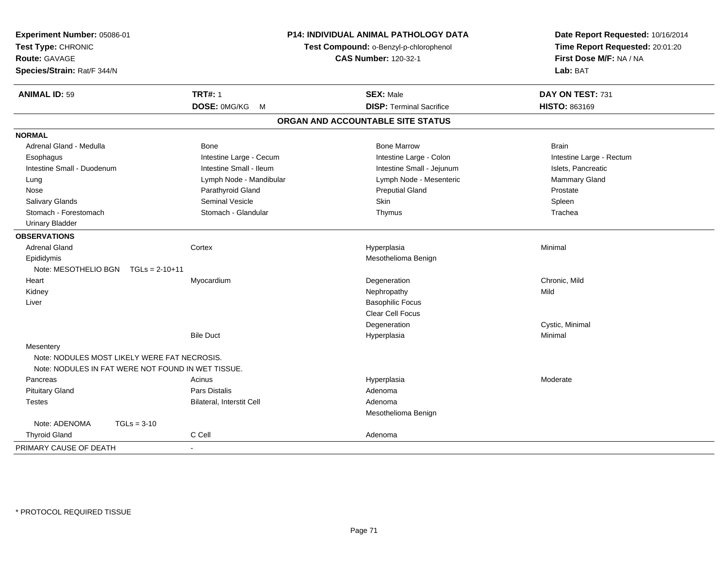**Experiment Number:** 05086-01
**Test Type:** CHRONIC
**Route:** GAVAGE
**Species/Strain:** Rat/F 344/N

**P14: INDIVIDUAL ANIMAL PATHOLOGY DATA**
**Test Compound:** o-Benzyl-p-chlorophenol
**CAS Number:** 120-32-1

**Date Report Requested:** 10/16/2014
**Time Report Requested:** 20:01:20
**First Dose M/F:** NA / NA
**Lab:** BAT

| **ANIMAL ID:** 59 | **TRT#:** 1 | **SEX:** Male | **DAY ON TEST:** 731 |
|---|---|---|---|
| | **DOSE:** 0MG/KG M | **DISP:** Terminal Sacrifice | **HISTO:** 863169 |

## ORGAN AND ACCOUNTABLE SITE STATUS

**NORMAL**

| | | | |
|---|---|---|---|
| Adrenal Gland - Medulla | Bone | Bone Marrow | Brain |
| Esophagus | Intestine Large - Cecum | Intestine Large - Colon | Intestine Large - Rectum |
| Intestine Small - Duodenum | Intestine Small - Ileum | Intestine Small - Jejunum | Islets, Pancreatic |
| Lung | Lymph Node - Mandibular | Lymph Node - Mesenteric | Mammary Gland |
| Nose | Parathyroid Gland | Preputial Gland | Prostate |
| Salivary Glands | Seminal Vesicle | Skin | Spleen |
| Stomach - Forestomach | Stomach - Glandular | Thymus | Trachea |
| Urinary Bladder | | | |

**OBSERVATIONS**

| | | | |
|---|---|---|---|
| Adrenal Gland | Cortex | Hyperplasia | Minimal |
| Epididymis | | Mesothelioma Benign | |
| Note: MESOTHELIO BGN TGLs = 2-10+11 | | | |
| Heart | Myocardium | Degeneration | Chronic, Mild |
| Kidney | | Nephropathy | Mild |
| Liver | | Basophilic Focus | |
| | | Clear Cell Focus | |
| | | Degeneration | Cystic, Minimal |
| | Bile Duct | Hyperplasia | Minimal |
| Mesentery | | | |
| Note: NODULES MOST LIKELY WERE FAT NECROSIS. | | | |
| Note: NODULES IN FAT WERE NOT FOUND IN WET TISSUE. | | | |
| Pancreas | Acinus | Hyperplasia | Moderate |
| Pituitary Gland | Pars Distalis | Adenoma | |
| Testes | Bilateral, Interstit Cell | Adenoma | |
| | | Mesothelioma Benign | |
| Note: ADENOMA TGLs = 3-10 | | | |
| Thyroid Gland | C Cell | Adenoma | |

PRIMARY CAUSE OF DEATH -

* PROTOCOL REQUIRED TISSUE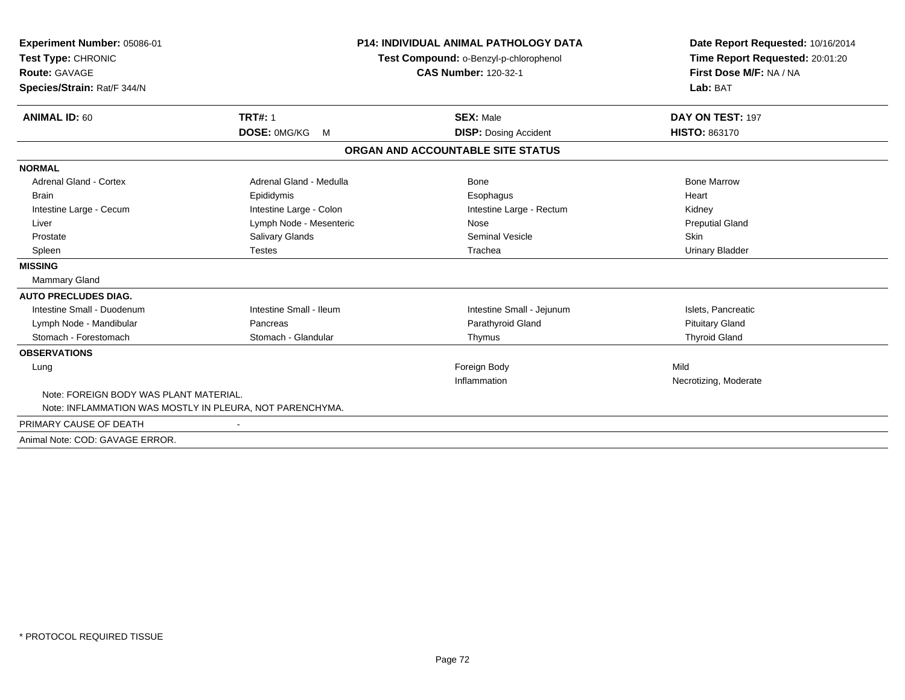**Experiment Number:** 05086-01
**Test Type:** CHRONIC
**Route:** GAVAGE
**Species/Strain:** Rat/F 344/N

**P14: INDIVIDUAL ANIMAL PATHOLOGY DATA**
**Test Compound:** o-Benzyl-p-chlorophenol
**CAS Number:** 120-32-1

**Date Report Requested:** 10/16/2014
**Time Report Requested:** 20:01:20
**First Dose M/F:** NA / NA
**Lab:** BAT

| **ANIMAL ID:** 60 | **TRT#:** 1 | **SEX:** Male | **DAY ON TEST:** 197 |
|---|---|---|---|
| | **DOSE:** 0MG/KG M | **DISP:** Dosing Accident | **HISTO:** 863170 |

**ORGAN AND ACCOUNTABLE SITE STATUS**

| | | | |
|---|---|---|---|
| **NORMAL** | | | |
| Adrenal Gland - Cortex | Adrenal Gland - Medulla | Bone | Bone Marrow |
| Brain | Epididymis | Esophagus | Heart |
| Intestine Large - Cecum | Intestine Large - Colon | Intestine Large - Rectum | Kidney |
| Liver | Lymph Node - Mesenteric | Nose | Preputial Gland |
| Prostate | Salivary Glands | Seminal Vesicle | Skin |
| Spleen | Testes | Trachea | Urinary Bladder |
| **MISSING** | | | |
| Mammary Gland | | | |
| **AUTO PRECLUDES DIAG.** | | | |
| Intestine Small - Duodenum | Intestine Small - Ileum | Intestine Small - Jejunum | Islets, Pancreatic |
| Lymph Node - Mandibular | Pancreas | Parathyroid Gland | Pituitary Gland |
| Stomach - Forestomach | Stomach - Glandular | Thymus | Thyroid Gland |
| **OBSERVATIONS** | | | |
| Lung | | Foreign Body | Mild |
| | | Inflammation | Necrotizing, Moderate |

Note: FOREIGN BODY WAS PLANT MATERIAL.
Note: INFLAMMATION WAS MOSTLY IN PLEURA, NOT PARENCHYMA.

PRIMARY CAUSE OF DEATH -

Animal Note: COD: GAVAGE ERROR.

* PROTOCOL REQUIRED TISSUE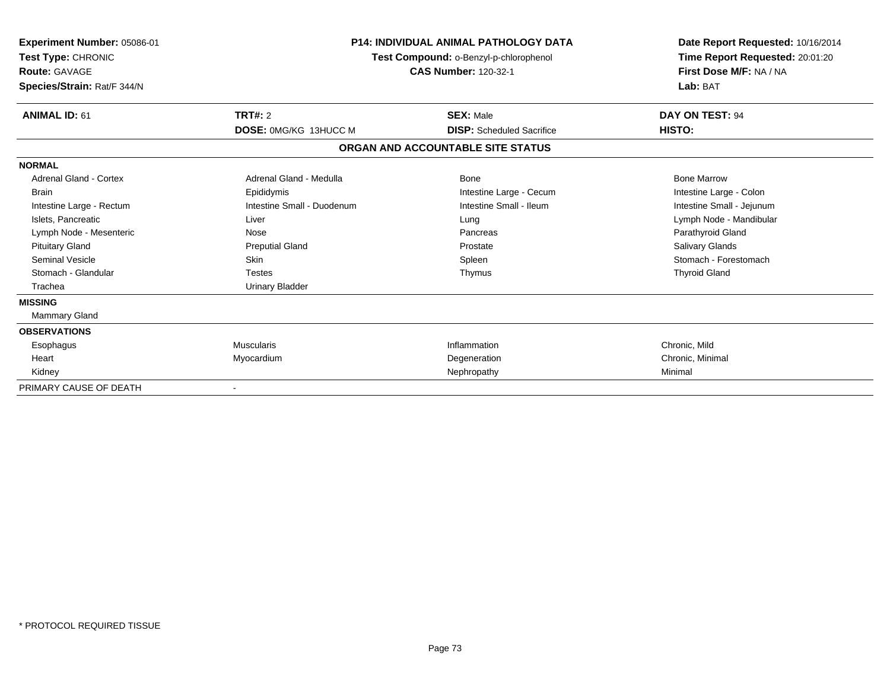**Experiment Number:** 05086-01
**Test Type:** CHRONIC
**Route:** GAVAGE
**Species/Strain:** Rat/F 344/N

**P14: INDIVIDUAL ANIMAL PATHOLOGY DATA**
**Test Compound:** o-Benzyl-p-chlorophenol
**CAS Number:** 120-32-1

**Date Report Requested:** 10/16/2014
**Time Report Requested:** 20:01:20
**First Dose M/F:** NA / NA
**Lab:** BAT

| **ANIMAL ID:** 61 | **TRT#:** 2 | **SEX:** Male | **DAY ON TEST:** 94 |
|---|---|---|---|
| | **DOSE:** 0MG/KG 13HUCC M | **DISP:** Scheduled Sacrifice | **HISTO:** |

**ORGAN AND ACCOUNTABLE SITE STATUS**

| | | | |
|---|---|---|---|
| **NORMAL** | | | |
| Adrenal Gland - Cortex | Adrenal Gland - Medulla | Bone | Bone Marrow |
| Brain | Epididymis | Intestine Large - Cecum | Intestine Large - Colon |
| Intestine Large - Rectum | Intestine Small - Duodenum | Intestine Small - Ileum | Intestine Small - Jejunum |
| Islets, Pancreatic | Liver | Lung | Lymph Node - Mandibular |
| Lymph Node - Mesenteric | Nose | Pancreas | Parathyroid Gland |
| Pituitary Gland | Preputial Gland | Prostate | Salivary Glands |
| Seminal Vesicle | Skin | Spleen | Stomach - Forestomach |
| Stomach - Glandular | Testes | Thymus | Thyroid Gland |
| Trachea | Urinary Bladder | | |
| **MISSING** | | | |
| Mammary Gland | | | |
| **OBSERVATIONS** | | | |
| Esophagus | Muscularis | Inflammation | Chronic, Mild |
| Heart | Myocardium | Degeneration | Chronic, Minimal |
| Kidney | | Nephropathy | Minimal |
| PRIMARY CAUSE OF DEATH | - | | |

\* PROTOCOL REQUIRED TISSUE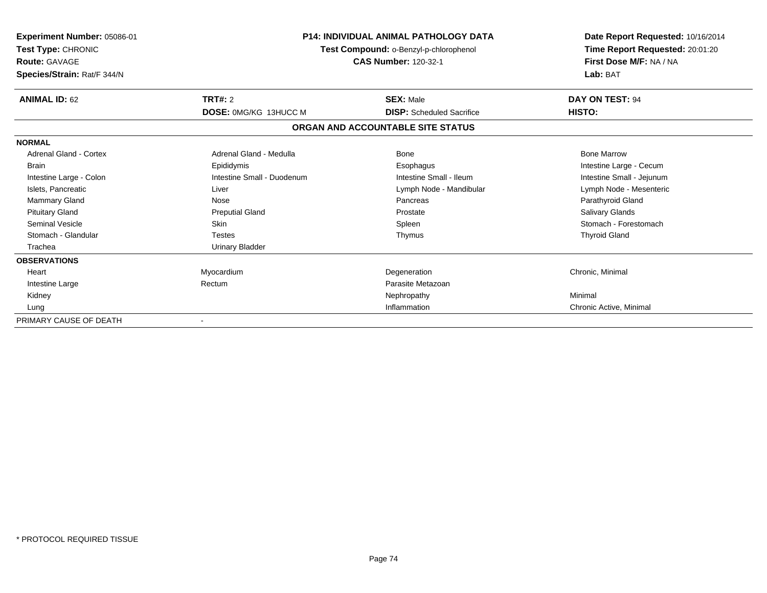**Experiment Number:** 05086-01
**Test Type:** CHRONIC
**Route:** GAVAGE
**Species/Strain:** Rat/F 344/N

**P14: INDIVIDUAL ANIMAL PATHOLOGY DATA**
**Test Compound:** o-Benzyl-p-chlorophenol
**CAS Number:** 120-32-1

**Date Report Requested:** 10/16/2014
**Time Report Requested:** 20:01:20
**First Dose M/F:** NA / NA
**Lab:** BAT

| **ANIMAL ID:** 62 | **TRT#:** 2 | **SEX:** Male | **DAY ON TEST:** 94 |
|---|---|---|---|
| | **DOSE:** 0MG/KG 13HUCC M | **DISP:** Scheduled Sacrifice | **HISTO:** |

**ORGAN AND ACCOUNTABLE SITE STATUS**

| | | | |
|---|---|---|---|
| **NORMAL** | | | |
| Adrenal Gland - Cortex | Adrenal Gland - Medulla | Bone | Bone Marrow |
| Brain | Epididymis | Esophagus | Intestine Large - Cecum |
| Intestine Large - Colon | Intestine Small - Duodenum | Intestine Small - Ileum | Intestine Small - Jejunum |
| Islets, Pancreatic | Liver | Lymph Node - Mandibular | Lymph Node - Mesenteric |
| Mammary Gland | Nose | Pancreas | Parathyroid Gland |
| Pituitary Gland | Preputial Gland | Prostate | Salivary Glands |
| Seminal Vesicle | Skin | Spleen | Stomach - Forestomach |
| Stomach - Glandular | Testes | Thymus | Thyroid Gland |
| Trachea | Urinary Bladder | | |
| **OBSERVATIONS** | | | |
| Heart | Myocardium | Degeneration | Chronic, Minimal |
| Intestine Large | Rectum | Parasite Metazoan | |
| Kidney | | Nephropathy | Minimal |
| Lung | | Inflammation | Chronic Active, Minimal |
| PRIMARY CAUSE OF DEATH | - | | |

\* PROTOCOL REQUIRED TISSUE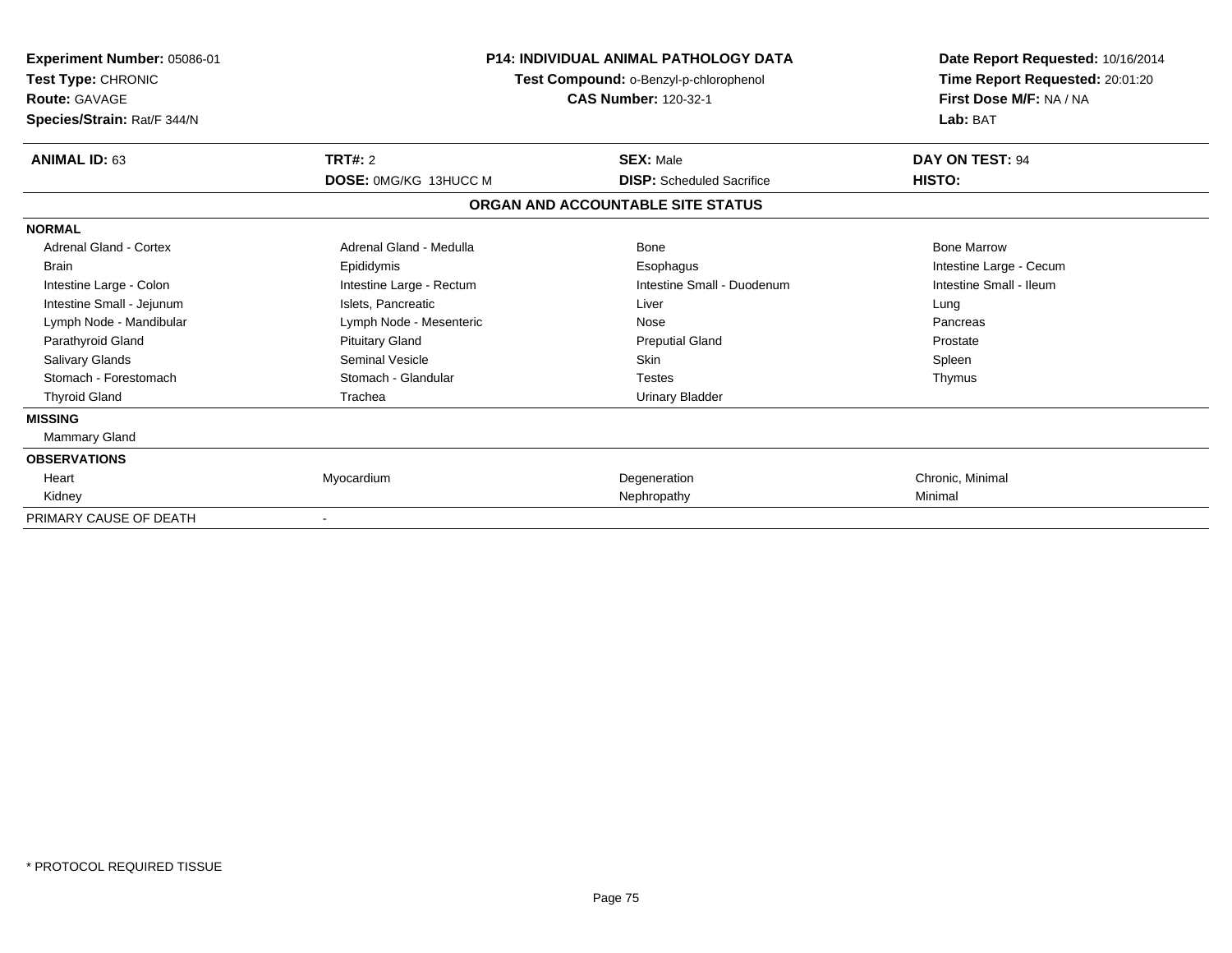**Experiment Number:** 05086-01
**Test Type:** CHRONIC
**Route:** GAVAGE
**Species/Strain:** Rat/F 344/N

**P14: INDIVIDUAL ANIMAL PATHOLOGY DATA**
**Test Compound:** o-Benzyl-p-chlorophenol
**CAS Number:** 120-32-1

**Date Report Requested:** 10/16/2014
**Time Report Requested:** 20:01:20
**First Dose M/F:** NA / NA
**Lab:** BAT

| **ANIMAL ID:** 63 | **TRT#:** 2 | **SEX:** Male | **DAY ON TEST:** 94 |
|---|---|---|---|
| | **DOSE:** 0MG/KG 13HUCC M | **DISP:** Scheduled Sacrifice | **HISTO:** |

## ORGAN AND ACCOUNTABLE SITE STATUS

| | | | |
|---|---|---|---|
| **NORMAL** | | | |
| Adrenal Gland - Cortex | Adrenal Gland - Medulla | Bone | Bone Marrow |
| Brain | Epididymis | Esophagus | Intestine Large - Cecum |
| Intestine Large - Colon | Intestine Large - Rectum | Intestine Small - Duodenum | Intestine Small - Ileum |
| Intestine Small - Jejunum | Islets, Pancreatic | Liver | Lung |
| Lymph Node - Mandibular | Lymph Node - Mesenteric | Nose | Pancreas |
| Parathyroid Gland | Pituitary Gland | Preputial Gland | Prostate |
| Salivary Glands | Seminal Vesicle | Skin | Spleen |
| Stomach - Forestomach | Stomach - Glandular | Testes | Thymus |
| Thyroid Gland | Trachea | Urinary Bladder | |
| **MISSING** | | | |
| Mammary Gland | | | |
| **OBSERVATIONS** | | | |
| Heart | Myocardium | Degeneration | Chronic, Minimal |
| Kidney | | Nephropathy | Minimal |
| PRIMARY CAUSE OF DEATH | - | | |

* PROTOCOL REQUIRED TISSUE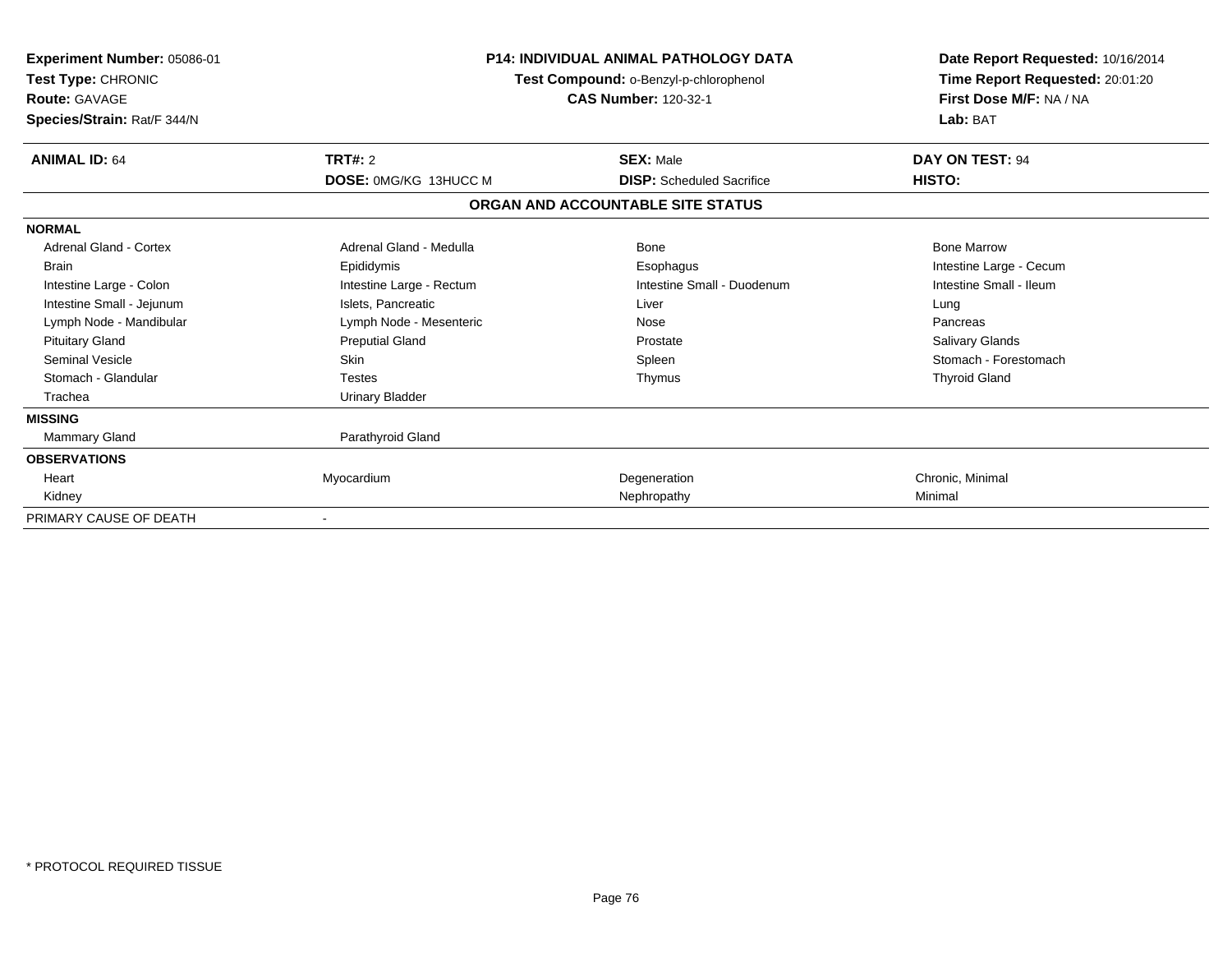**Experiment Number:** 05086-01
**Test Type:** CHRONIC
**Route:** GAVAGE
**Species/Strain:** Rat/F 344/N

**P14: INDIVIDUAL ANIMAL PATHOLOGY DATA**
**Test Compound:** o-Benzyl-p-chlorophenol
**CAS Number:** 120-32-1

**Date Report Requested:** 10/16/2014
**Time Report Requested:** 20:01:20
**First Dose M/F:** NA / NA
**Lab:** BAT

| **ANIMAL ID:** 64 | **TRT#:** 2 | **SEX:** Male | **DAY ON TEST:** 94 |
|---|---|---|---|
| | **DOSE:** 0MG/KG 13HUCC M | **DISP:** Scheduled Sacrifice | **HISTO:** |

**ORGAN AND ACCOUNTABLE SITE STATUS**

| | | | |
|---|---|---|---|
| **NORMAL** | | | |
| Adrenal Gland - Cortex | Adrenal Gland - Medulla | Bone | Bone Marrow |
| Brain | Epididymis | Esophagus | Intestine Large - Cecum |
| Intestine Large - Colon | Intestine Large - Rectum | Intestine Small - Duodenum | Intestine Small - Ileum |
| Intestine Small - Jejunum | Islets, Pancreatic | Liver | Lung |
| Lymph Node - Mandibular | Lymph Node - Mesenteric | Nose | Pancreas |
| Pituitary Gland | Preputial Gland | Prostate | Salivary Glands |
| Seminal Vesicle | Skin | Spleen | Stomach - Forestomach |
| Stomach - Glandular | Testes | Thymus | Thyroid Gland |
| Trachea | Urinary Bladder | | |
| **MISSING** | | | |
| Mammary Gland | Parathyroid Gland | | |
| **OBSERVATIONS** | | | |
| Heart | Myocardium | Degeneration | Chronic, Minimal |
| Kidney | | Nephropathy | Minimal |
| PRIMARY CAUSE OF DEATH | - | | |

\* PROTOCOL REQUIRED TISSUE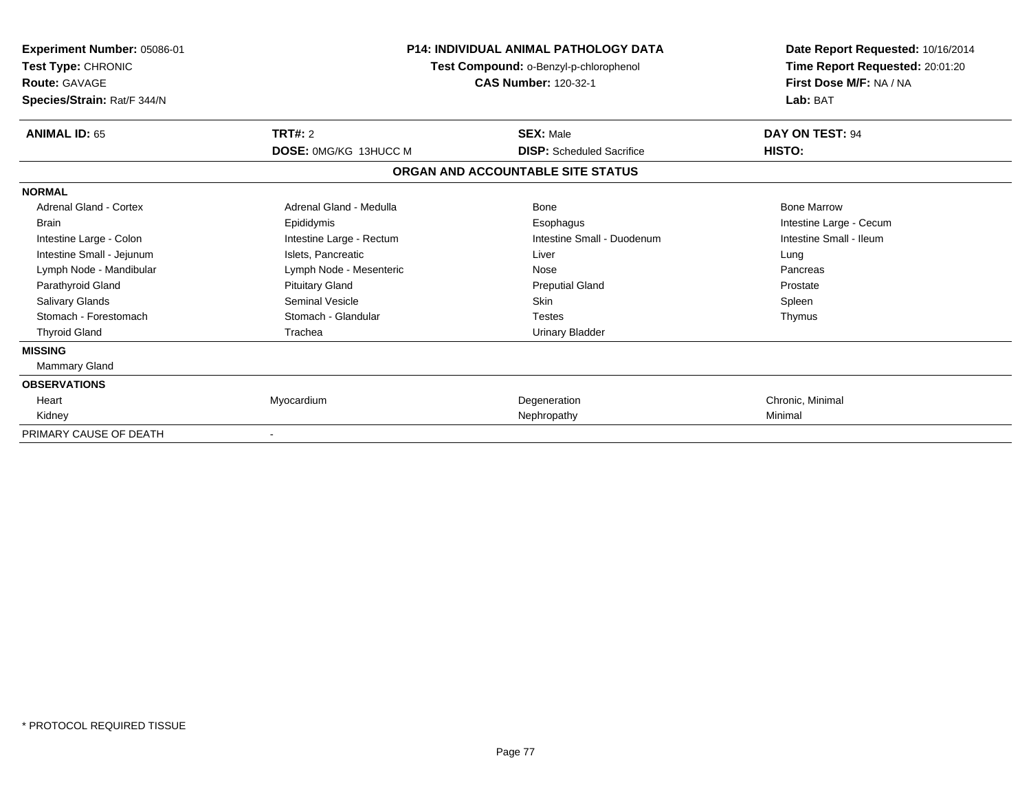**Experiment Number:** 05086-01
**Test Type:** CHRONIC
**Route:** GAVAGE
**Species/Strain:** Rat/F 344/N

**P14: INDIVIDUAL ANIMAL PATHOLOGY DATA**
**Test Compound:** o-Benzyl-p-chlorophenol
**CAS Number:** 120-32-1

**Date Report Requested:** 10/16/2014
**Time Report Requested:** 20:01:20
**First Dose M/F:** NA / NA
**Lab:** BAT

| **ANIMAL ID:** 65 | **TRT#:** 2 | **SEX:** Male | **DAY ON TEST:** 94 |
|---|---|---|---|
| | **DOSE:** 0MG/KG 13HUCC M | **DISP:** Scheduled Sacrifice | **HISTO:** |

**ORGAN AND ACCOUNTABLE SITE STATUS**

| | | | |
|---|---|---|---|
| **NORMAL** | | | |
| Adrenal Gland - Cortex | Adrenal Gland - Medulla | Bone | Bone Marrow |
| Brain | Epididymis | Esophagus | Intestine Large - Cecum |
| Intestine Large - Colon | Intestine Large - Rectum | Intestine Small - Duodenum | Intestine Small - Ileum |
| Intestine Small - Jejunum | Islets, Pancreatic | Liver | Lung |
| Lymph Node - Mandibular | Lymph Node - Mesenteric | Nose | Pancreas |
| Parathyroid Gland | Pituitary Gland | Preputial Gland | Prostate |
| Salivary Glands | Seminal Vesicle | Skin | Spleen |
| Stomach - Forestomach | Stomach - Glandular | Testes | Thymus |
| Thyroid Gland | Trachea | Urinary Bladder | |
| **MISSING** | | | |
| Mammary Gland | | | |
| **OBSERVATIONS** | | | |
| Heart | Myocardium | Degeneration | Chronic, Minimal |
| Kidney | | Nephropathy | Minimal |
| PRIMARY CAUSE OF DEATH | - | | |

* PROTOCOL REQUIRED TISSUE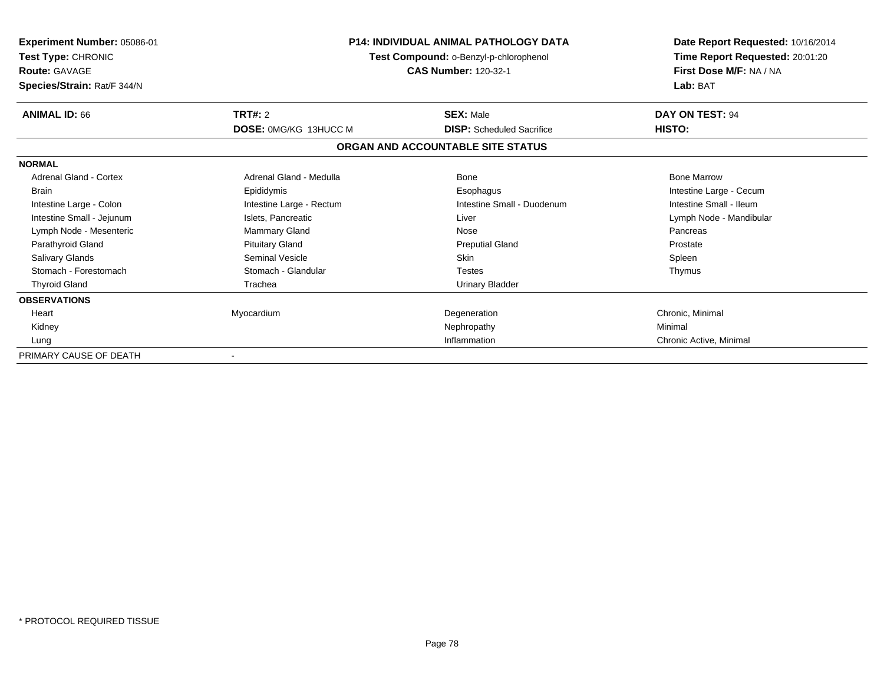**Experiment Number:** 05086-01
**Test Type:** CHRONIC
**Route:** GAVAGE
**Species/Strain:** Rat/F 344/N

**P14: INDIVIDUAL ANIMAL PATHOLOGY DATA**
**Test Compound:** o-Benzyl-p-chlorophenol
**CAS Number:** 120-32-1

**Date Report Requested:** 10/16/2014
**Time Report Requested:** 20:01:20
**First Dose M/F:** NA / NA
**Lab:** BAT

| **ANIMAL ID:** 66 | **TRT#:** 2 | **SEX:** Male | **DAY ON TEST:** 94 |
|---|---|---|---|
| | **DOSE:** 0MG/KG 13HUCC M | **DISP:** Scheduled Sacrifice | **HISTO:** |

**ORGAN AND ACCOUNTABLE SITE STATUS**

| | | | |
|---|---|---|---|
| **NORMAL** | | | |
| Adrenal Gland - Cortex | Adrenal Gland - Medulla | Bone | Bone Marrow |
| Brain | Epididymis | Esophagus | Intestine Large - Cecum |
| Intestine Large - Colon | Intestine Large - Rectum | Intestine Small - Duodenum | Intestine Small - Ileum |
| Intestine Small - Jejunum | Islets, Pancreatic | Liver | Lymph Node - Mandibular |
| Lymph Node - Mesenteric | Mammary Gland | Nose | Pancreas |
| Parathyroid Gland | Pituitary Gland | Preputial Gland | Prostate |
| Salivary Glands | Seminal Vesicle | Skin | Spleen |
| Stomach - Forestomach | Stomach - Glandular | Testes | Thymus |
| Thyroid Gland | Trachea | Urinary Bladder | |
| **OBSERVATIONS** | | | |
| Heart | Myocardium | Degeneration | Chronic, Minimal |
| Kidney | | Nephropathy | Minimal |
| Lung | | Inflammation | Chronic Active, Minimal |
| PRIMARY CAUSE OF DEATH | - | | |

* PROTOCOL REQUIRED TISSUE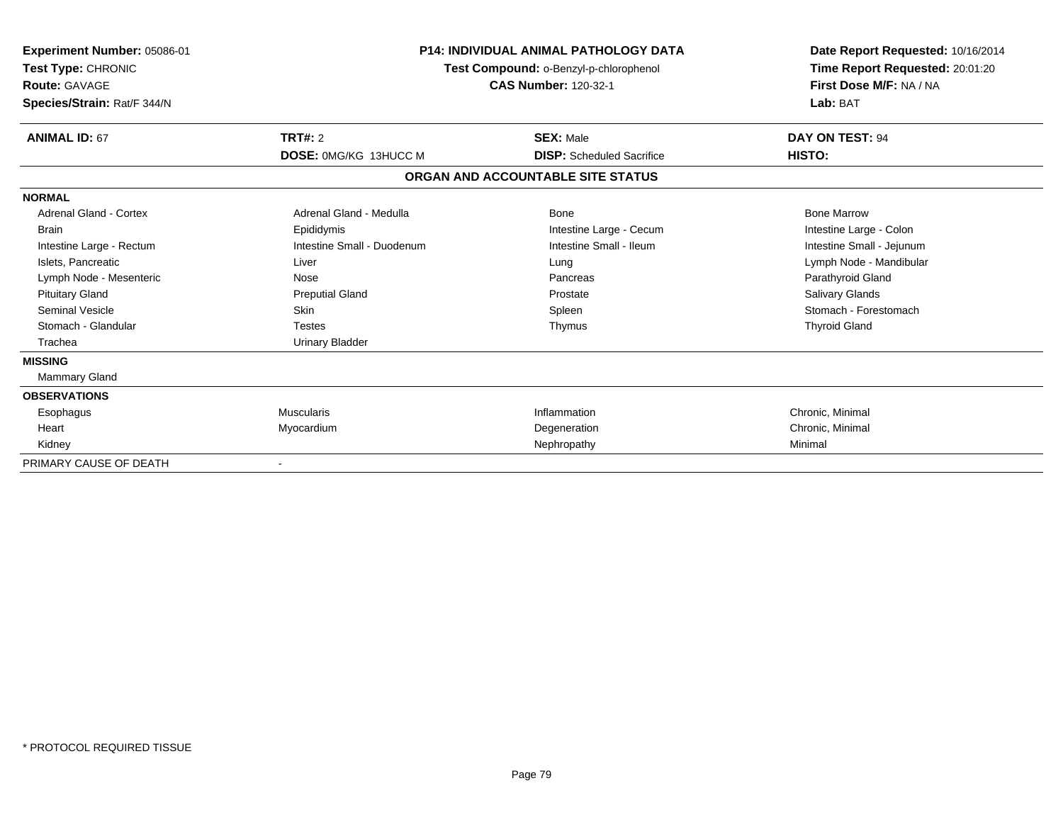**Experiment Number:** 05086-01
**Test Type:** CHRONIC
**Route:** GAVAGE
**Species/Strain:** Rat/F 344/N

**P14: INDIVIDUAL ANIMAL PATHOLOGY DATA**
**Test Compound:** o-Benzyl-p-chlorophenol
**CAS Number:** 120-32-1

**Date Report Requested:** 10/16/2014
**Time Report Requested:** 20:01:20
**First Dose M/F:** NA / NA
**Lab:** BAT

| **ANIMAL ID:** 67 | **TRT#:** 2 | **SEX:** Male | **DAY ON TEST:** 94 |
|---|---|---|---|
| | **DOSE:** 0MG/KG 13HUCC M | **DISP:** Scheduled Sacrifice | **HISTO:** |

**ORGAN AND ACCOUNTABLE SITE STATUS**

| | | | |
|---|---|---|---|
| **NORMAL** | | | |
| Adrenal Gland - Cortex | Adrenal Gland - Medulla | Bone | Bone Marrow |
| Brain | Epididymis | Intestine Large - Cecum | Intestine Large - Colon |
| Intestine Large - Rectum | Intestine Small - Duodenum | Intestine Small - Ileum | Intestine Small - Jejunum |
| Islets, Pancreatic | Liver | Lung | Lymph Node - Mandibular |
| Lymph Node - Mesenteric | Nose | Pancreas | Parathyroid Gland |
| Pituitary Gland | Preputial Gland | Prostate | Salivary Glands |
| Seminal Vesicle | Skin | Spleen | Stomach - Forestomach |
| Stomach - Glandular | Testes | Thymus | Thyroid Gland |
| Trachea | Urinary Bladder | | |
| **MISSING** | | | |
| Mammary Gland | | | |
| **OBSERVATIONS** | | | |
| Esophagus | Muscularis | Inflammation | Chronic, Minimal |
| Heart | Myocardium | Degeneration | Chronic, Minimal |
| Kidney | | Nephropathy | Minimal |
| PRIMARY CAUSE OF DEATH | - | | |

\* PROTOCOL REQUIRED TISSUE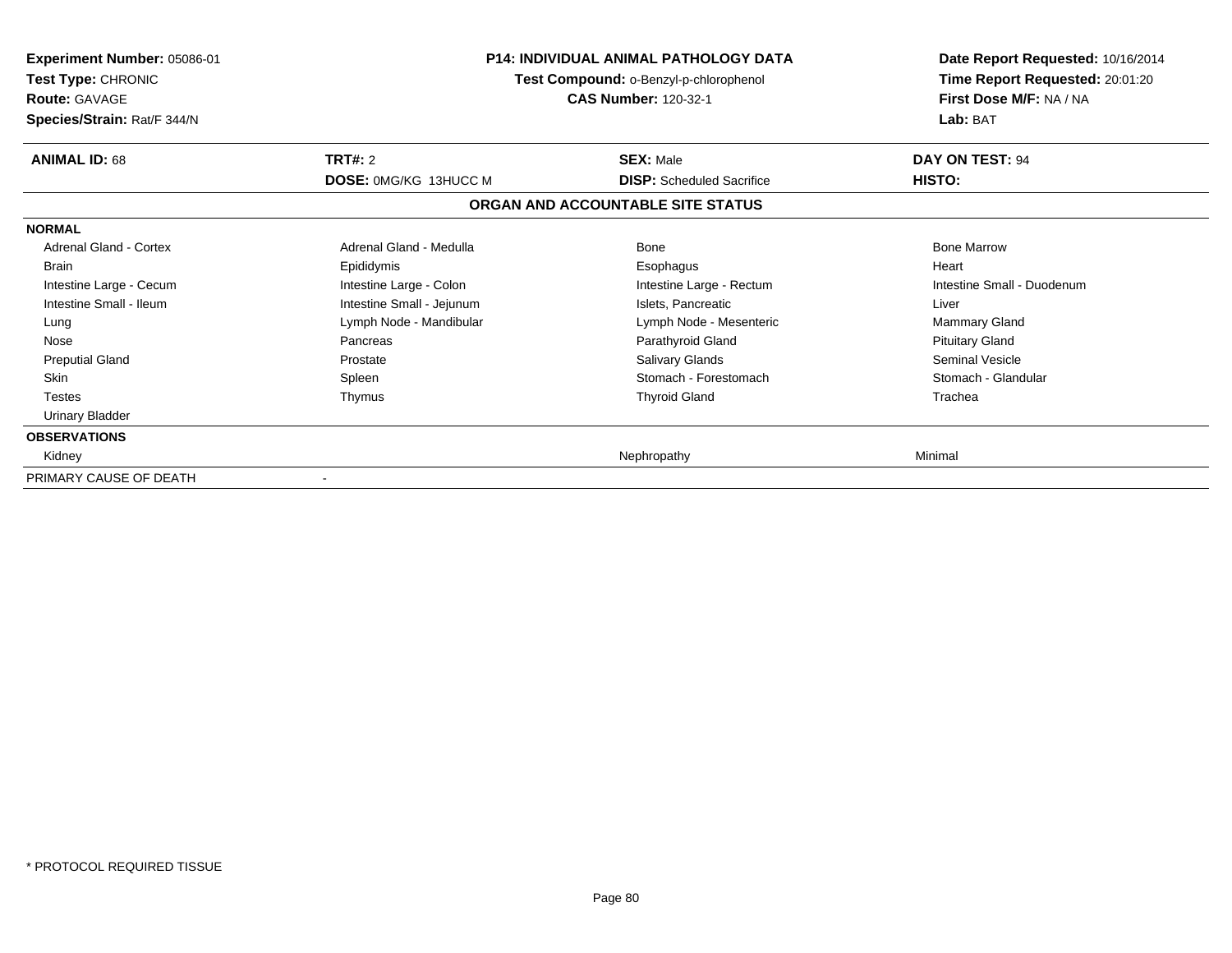**Experiment Number:** 05086-01
**Test Type:** CHRONIC
**Route:** GAVAGE
**Species/Strain:** Rat/F 344/N

**P14: INDIVIDUAL ANIMAL PATHOLOGY DATA**
**Test Compound:** o-Benzyl-p-chlorophenol
**CAS Number:** 120-32-1

**Date Report Requested:** 10/16/2014
**Time Report Requested:** 20:01:20
**First Dose M/F:** NA / NA
**Lab:** BAT

| **ANIMAL ID:** 68 | **TRT#:** 2 | **SEX:** Male | **DAY ON TEST:** 94 |
|---|---|---|---|
| | **DOSE:** 0MG/KG 13HUCC M | **DISP:** Scheduled Sacrifice | **HISTO:** |

**ORGAN AND ACCOUNTABLE SITE STATUS**

| | | | |
|---|---|---|---|
| **NORMAL** | | | |
| Adrenal Gland - Cortex | Adrenal Gland - Medulla | Bone | Bone Marrow |
| Brain | Epididymis | Esophagus | Heart |
| Intestine Large - Cecum | Intestine Large - Colon | Intestine Large - Rectum | Intestine Small - Duodenum |
| Intestine Small - Ileum | Intestine Small - Jejunum | Islets, Pancreatic | Liver |
| Lung | Lymph Node - Mandibular | Lymph Node - Mesenteric | Mammary Gland |
| Nose | Pancreas | Parathyroid Gland | Pituitary Gland |
| Preputial Gland | Prostate | Salivary Glands | Seminal Vesicle |
| Skin | Spleen | Stomach - Forestomach | Stomach - Glandular |
| Testes | Thymus | Thyroid Gland | Trachea |
| Urinary Bladder | | | |
| **OBSERVATIONS** | | | |
| Kidney | | Nephropathy | Minimal |
| PRIMARY CAUSE OF DEATH | - | | |

* PROTOCOL REQUIRED TISSUE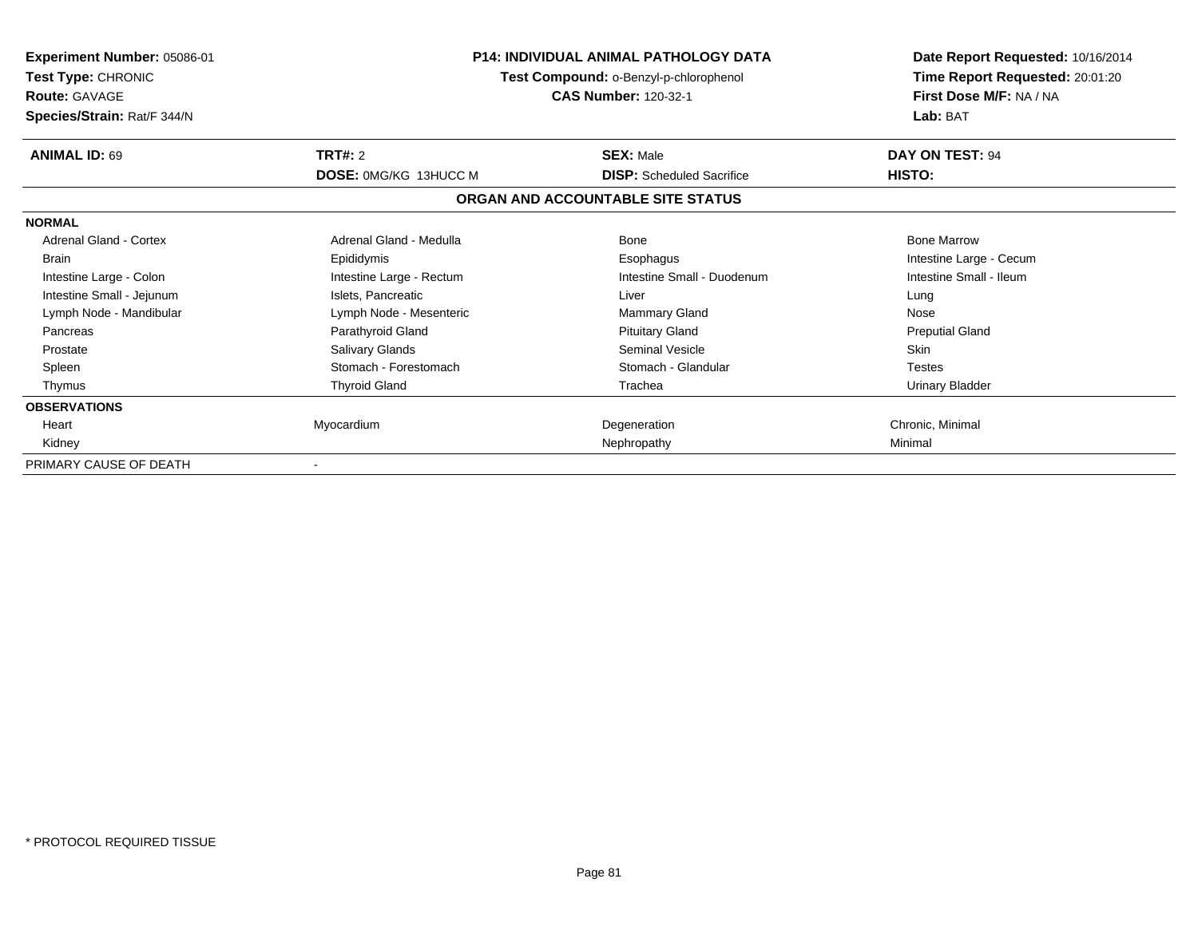**Experiment Number:** 05086-01
**Test Type:** CHRONIC
**Route:** GAVAGE
**Species/Strain:** Rat/F 344/N

**P14: INDIVIDUAL ANIMAL PATHOLOGY DATA**
**Test Compound:** o-Benzyl-p-chlorophenol
**CAS Number:** 120-32-1

**Date Report Requested:** 10/16/2014
**Time Report Requested:** 20:01:20
**First Dose M/F:** NA / NA
**Lab:** BAT

| **ANIMAL ID:** 69 | **TRT#:** 2 | **SEX:** Male | **DAY ON TEST:** 94 |
|---|---|---|---|
| | **DOSE:** 0MG/KG 13HUCC M | **DISP:** Scheduled Sacrifice | **HISTO:** |

**ORGAN AND ACCOUNTABLE SITE STATUS**

| | | | |
|---|---|---|---|
| **NORMAL** | | | |
| Adrenal Gland - Cortex | Adrenal Gland - Medulla | Bone | Bone Marrow |
| Brain | Epididymis | Esophagus | Intestine Large - Cecum |
| Intestine Large - Colon | Intestine Large - Rectum | Intestine Small - Duodenum | Intestine Small - Ileum |
| Intestine Small - Jejunum | Islets, Pancreatic | Liver | Lung |
| Lymph Node - Mandibular | Lymph Node - Mesenteric | Mammary Gland | Nose |
| Pancreas | Parathyroid Gland | Pituitary Gland | Preputial Gland |
| Prostate | Salivary Glands | Seminal Vesicle | Skin |
| Spleen | Stomach - Forestomach | Stomach - Glandular | Testes |
| Thymus | Thyroid Gland | Trachea | Urinary Bladder |
| **OBSERVATIONS** | | | |
| Heart | Myocardium | Degeneration | Chronic, Minimal |
| Kidney | | Nephropathy | Minimal |
| PRIMARY CAUSE OF DEATH | - | | |

* PROTOCOL REQUIRED TISSUE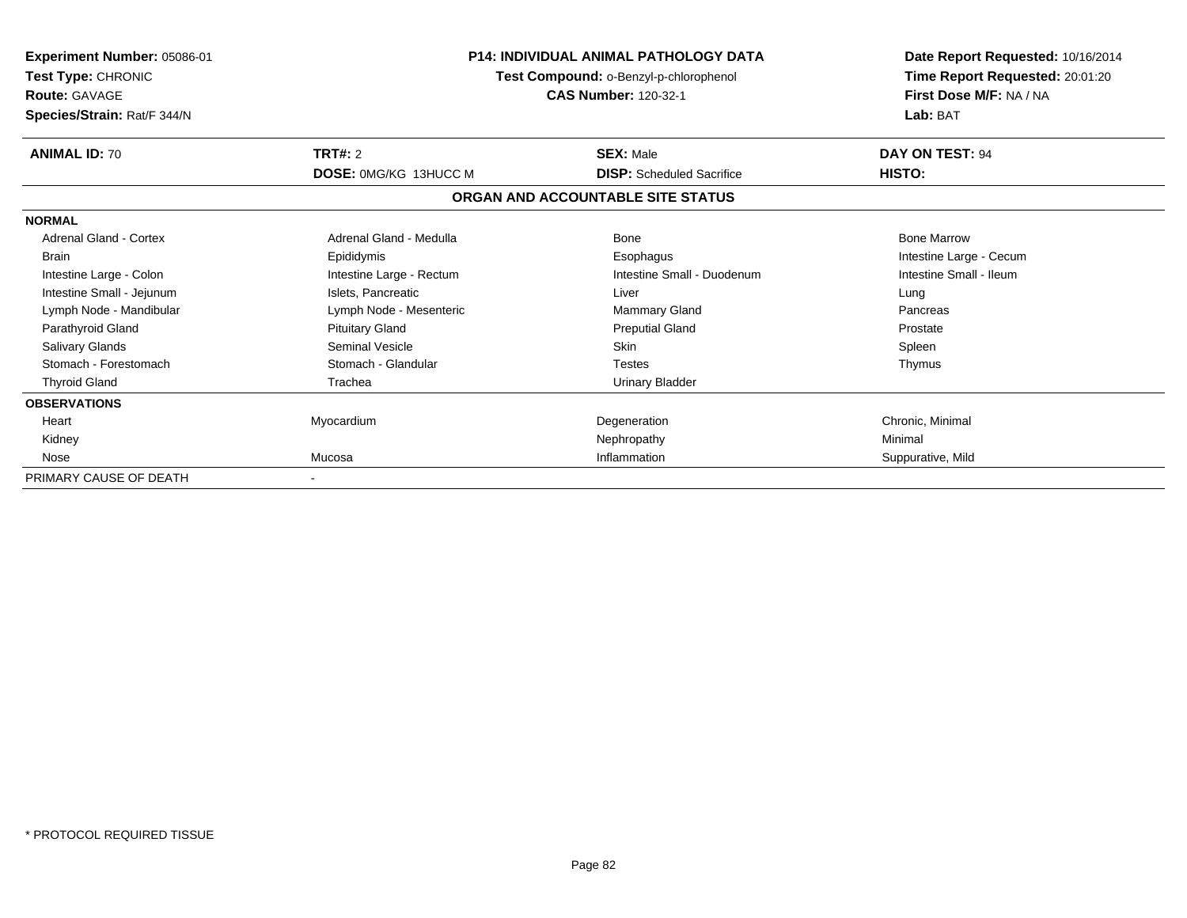**Experiment Number:** 05086-01
**Test Type:** CHRONIC
**Route:** GAVAGE
**Species/Strain:** Rat/F 344/N

**P14: INDIVIDUAL ANIMAL PATHOLOGY DATA**
**Test Compound:** o-Benzyl-p-chlorophenol
**CAS Number:** 120-32-1

**Date Report Requested:** 10/16/2014
**Time Report Requested:** 20:01:20
**First Dose M/F:** NA / NA
**Lab:** BAT

| **ANIMAL ID:** 70 | **TRT#:** 2 | **SEX:** Male | **DAY ON TEST:** 94 |
|---|---|---|---|
| | **DOSE:** 0MG/KG 13HUCC M | **DISP:** Scheduled Sacrifice | **HISTO:** |

## ORGAN AND ACCOUNTABLE SITE STATUS

| | | | |
|---|---|---|---|
| **NORMAL** | | | |
| Adrenal Gland - Cortex | Adrenal Gland - Medulla | Bone | Bone Marrow |
| Brain | Epididymis | Esophagus | Intestine Large - Cecum |
| Intestine Large - Colon | Intestine Large - Rectum | Intestine Small - Duodenum | Intestine Small - Ileum |
| Intestine Small - Jejunum | Islets, Pancreatic | Liver | Lung |
| Lymph Node - Mandibular | Lymph Node - Mesenteric | Mammary Gland | Pancreas |
| Parathyroid Gland | Pituitary Gland | Preputial Gland | Prostate |
| Salivary Glands | Seminal Vesicle | Skin | Spleen |
| Stomach - Forestomach | Stomach - Glandular | Testes | Thymus |
| Thyroid Gland | Trachea | Urinary Bladder | |
| **OBSERVATIONS** | | | |
| Heart | Myocardium | Degeneration | Chronic, Minimal |
| Kidney | | Nephropathy | Minimal |
| Nose | Mucosa | Inflammation | Suppurative, Mild |
| PRIMARY CAUSE OF DEATH | - | | |

* PROTOCOL REQUIRED TISSUE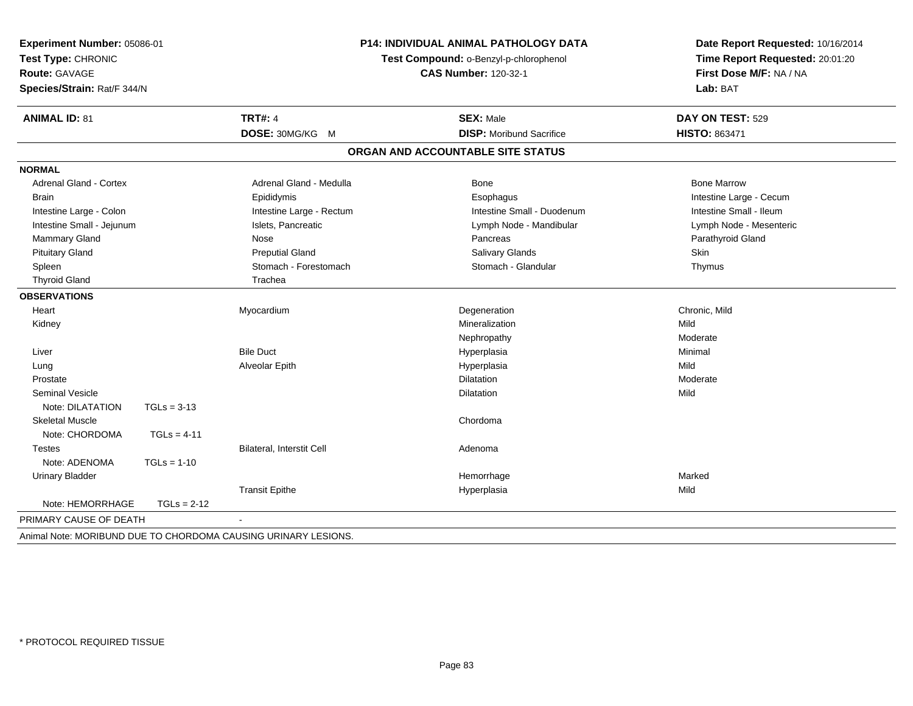**Experiment Number:** 05086-01
**Test Type:** CHRONIC
**Route:** GAVAGE
**Species/Strain:** Rat/F 344/N

**P14: INDIVIDUAL ANIMAL PATHOLOGY DATA**
**Test Compound:** o-Benzyl-p-chlorophenol
**CAS Number:** 120-32-1

**Date Report Requested:** 10/16/2014
**Time Report Requested:** 20:01:20
**First Dose M/F:** NA / NA
**Lab:** BAT

| **ANIMAL ID:** 81 | **TRT#:** 4 | **SEX:** Male | **DAY ON TEST:** 529 |
|---|---|---|---|
| | **DOSE:** 30MG/KG M | **DISP:** Moribund Sacrifice | **HISTO:** 863471 |

## ORGAN AND ACCOUNTABLE SITE STATUS

**NORMAL**

| | | | |
|---|---|---|---|
| Adrenal Gland - Cortex | Adrenal Gland - Medulla | Bone | Bone Marrow |
| Brain | Epididymis | Esophagus | Intestine Large - Cecum |
| Intestine Large - Colon | Intestine Large - Rectum | Intestine Small - Duodenum | Intestine Small - Ileum |
| Intestine Small - Jejunum | Islets, Pancreatic | Lymph Node - Mandibular | Lymph Node - Mesenteric |
| Mammary Gland | Nose | Pancreas | Parathyroid Gland |
| Pituitary Gland | Preputial Gland | Salivary Glands | Skin |
| Spleen | Stomach - Forestomach | Stomach - Glandular | Thymus |
| Thyroid Gland | Trachea | | |

**OBSERVATIONS**

| Organ | Site | Observation | Severity |
|---|---|---|---|
| Heart | Myocardium | Degeneration | Chronic, Mild |
| Kidney | | Mineralization | Mild |
| | | Nephropathy | Moderate |
| Liver | Bile Duct | Hyperplasia | Minimal |
| Lung | Alveolar Epith | Hyperplasia | Mild |
| Prostate | | Dilatation | Moderate |
| Seminal Vesicle | | Dilatation | Mild |
| Note: DILATATION TGLs = 3-13 | | | |
| Skeletal Muscle | | Chordoma | |
| Note: CHORDOMA TGLs = 4-11 | | | |
| Testes | Bilateral, Interstit Cell | Adenoma | |
| Note: ADENOMA TGLs = 1-10 | | | |
| Urinary Bladder | | Hemorrhage | Marked |
| | Transit Epithe | Hyperplasia | Mild |
| Note: HEMORRHAGE TGLs = 2-12 | | | |

PRIMARY CAUSE OF DEATH -

Animal Note: MORIBUND DUE TO CHORDOMA CAUSING URINARY LESIONS.

\* PROTOCOL REQUIRED TISSUE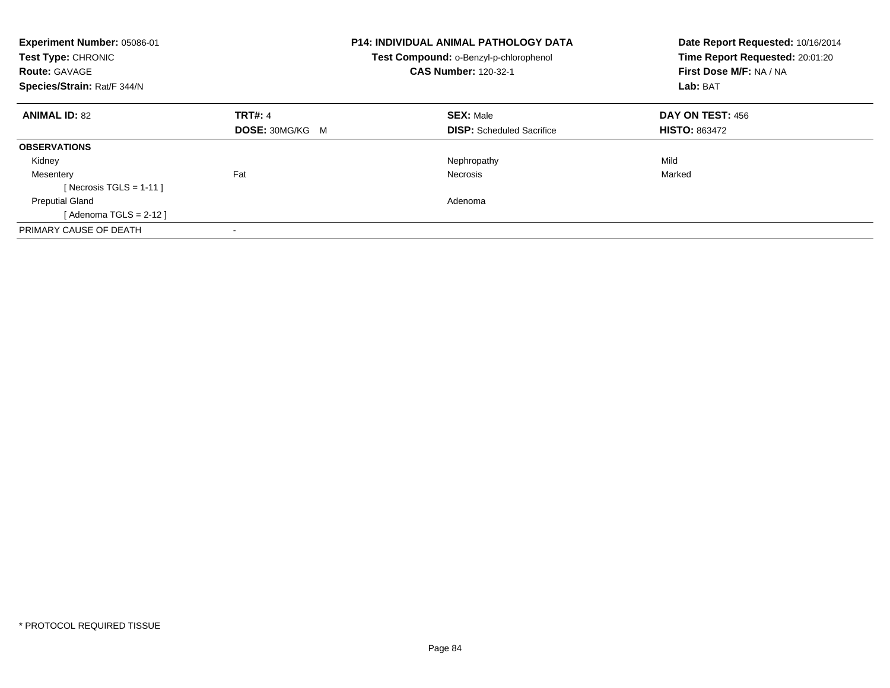**Experiment Number:** 05086-01
**Test Type:** CHRONIC
**Route:** GAVAGE
**Species/Strain:** Rat/F 344/N

**P14: INDIVIDUAL ANIMAL PATHOLOGY DATA**
**Test Compound:** o-Benzyl-p-chlorophenol
**CAS Number:** 120-32-1

**Date Report Requested:** 10/16/2014
**Time Report Requested:** 20:01:20
**First Dose M/F:** NA / NA
**Lab:** BAT

| **ANIMAL ID:** 82 | **TRT#:** 4 | **SEX:** Male | **DAY ON TEST:** 456 |
|---|---|---|---|
| | **DOSE:** 30MG/KG M | **DISP:** Scheduled Sacrifice | **HISTO:** 863472 |
| **OBSERVATIONS** | | | |
| Kidney | | Nephropathy | Mild |
| Mesentery | Fat | Necrosis | Marked |
| [ Necrosis TGLS = 1-11 ] | | | |
| Preputial Gland | | Adenoma | |
| [ Adenoma TGLS = 2-12 ] | | | |
| PRIMARY CAUSE OF DEATH | - | | |

* PROTOCOL REQUIRED TISSUE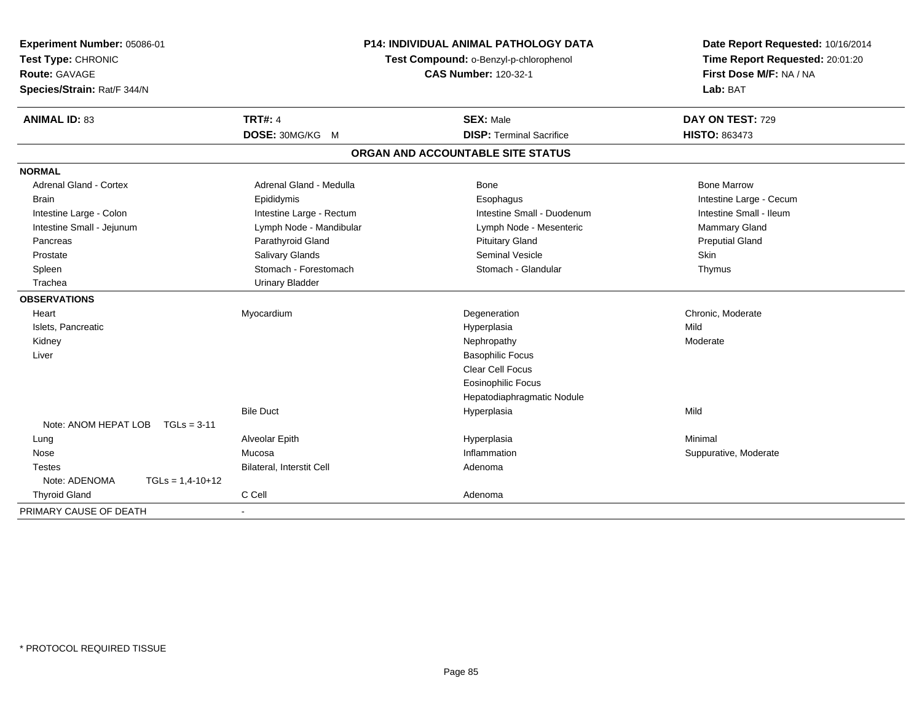**Experiment Number:** 05086-01
**Test Type:** CHRONIC
**Route:** GAVAGE
**Species/Strain:** Rat/F 344/N

**P14: INDIVIDUAL ANIMAL PATHOLOGY DATA**
**Test Compound:** o-Benzyl-p-chlorophenol
**CAS Number:** 120-32-1

**Date Report Requested:** 10/16/2014
**Time Report Requested:** 20:01:20
**First Dose M/F:** NA / NA
**Lab:** BAT

| **ANIMAL ID:** 83 | **TRT#:** 4 | **SEX:** Male | **DAY ON TEST:** 729 |
|---|---|---|---|
| | **DOSE:** 30MG/KG M | **DISP:** Terminal Sacrifice | **HISTO:** 863473 |

## ORGAN AND ACCOUNTABLE SITE STATUS

| | | | |
|---|---|---|---|
| **NORMAL** | | | |
| Adrenal Gland - Cortex | Adrenal Gland - Medulla | Bone | Bone Marrow |
| Brain | Epididymis | Esophagus | Intestine Large - Cecum |
| Intestine Large - Colon | Intestine Large - Rectum | Intestine Small - Duodenum | Intestine Small - Ileum |
| Intestine Small - Jejunum | Lymph Node - Mandibular | Lymph Node - Mesenteric | Mammary Gland |
| Pancreas | Parathyroid Gland | Pituitary Gland | Preputial Gland |
| Prostate | Salivary Glands | Seminal Vesicle | Skin |
| Spleen | Stomach - Forestomach | Stomach - Glandular | Thymus |
| Trachea | Urinary Bladder | | |
| **OBSERVATIONS** | | | |
| Heart | Myocardium | Degeneration | Chronic, Moderate |
| Islets, Pancreatic | | Hyperplasia | Mild |
| Kidney | | Nephropathy | Moderate |
| Liver | | Basophilic Focus | |
| | | Clear Cell Focus | |
| | | Eosinophilic Focus | |
| | | Hepatodiaphragmatic Nodule | |
| | Bile Duct | Hyperplasia | Mild |
| Note: ANOM HEPAT LOB TGLs = 3-11 | | | |
| Lung | Alveolar Epith | Hyperplasia | Minimal |
| Nose | Mucosa | Inflammation | Suppurative, Moderate |
| Testes | Bilateral, Interstit Cell | Adenoma | |
| Note: ADENOMA TGLs = 1,4-10+12 | | | |
| Thyroid Gland | C Cell | Adenoma | |
| PRIMARY CAUSE OF DEATH | - | | |

* PROTOCOL REQUIRED TISSUE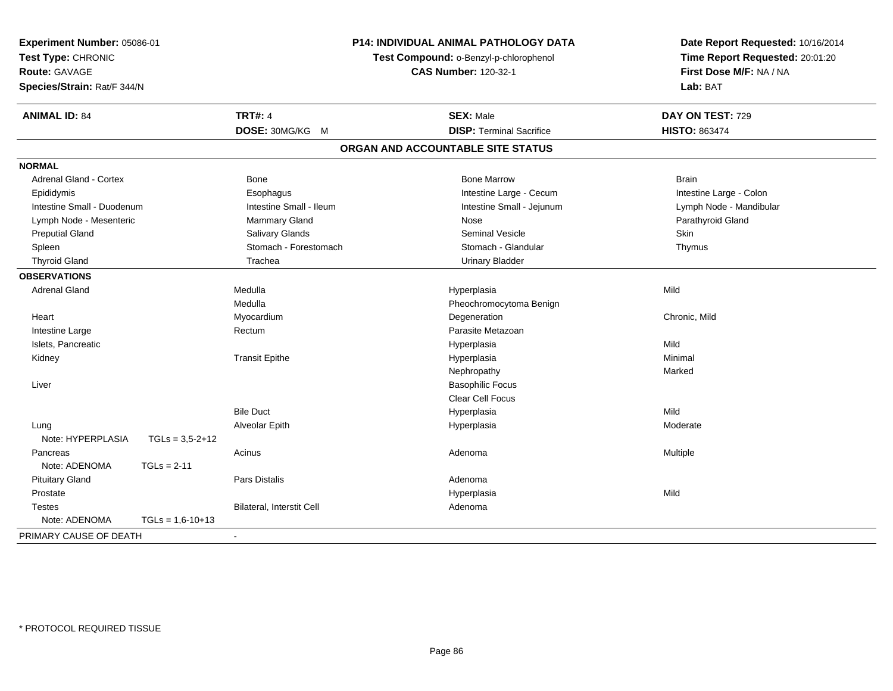**Experiment Number:** 05086-01
**Test Type:** CHRONIC
**Route:** GAVAGE
**Species/Strain:** Rat/F 344/N

**P14: INDIVIDUAL ANIMAL PATHOLOGY DATA**
**Test Compound:** o-Benzyl-p-chlorophenol
**CAS Number:** 120-32-1

**Date Report Requested:** 10/16/2014
**Time Report Requested:** 20:01:20
**First Dose M/F:** NA / NA
**Lab:** BAT

| **ANIMAL ID:** 84 | **TRT#:** 4 | **SEX:** Male | **DAY ON TEST:** 729 |
|---|---|---|---|
| | **DOSE:** 30MG/KG M | **DISP:** Terminal Sacrifice | **HISTO:** 863474 |

## ORGAN AND ACCOUNTABLE SITE STATUS

| | | | |
|---|---|---|---|
| **NORMAL** | | | |
| Adrenal Gland - Cortex | Bone | Bone Marrow | Brain |
| Epididymis | Esophagus | Intestine Large - Cecum | Intestine Large - Colon |
| Intestine Small - Duodenum | Intestine Small - Ileum | Intestine Small - Jejunum | Lymph Node - Mandibular |
| Lymph Node - Mesenteric | Mammary Gland | Nose | Parathyroid Gland |
| Preputial Gland | Salivary Glands | Seminal Vesicle | Skin |
| Spleen | Stomach - Forestomach | Stomach - Glandular | Thymus |
| Thyroid Gland | Trachea | Urinary Bladder | |
| **OBSERVATIONS** | | | |
| Adrenal Gland | Medulla | Hyperplasia | Mild |
| | Medulla | Pheochromocytoma Benign | |
| Heart | Myocardium | Degeneration | Chronic, Mild |
| Intestine Large | Rectum | Parasite Metazoan | |
| Islets, Pancreatic | | Hyperplasia | Mild |
| Kidney | Transit Epithe | Hyperplasia | Minimal |
| | | Nephropathy | Marked |
| Liver | | Basophilic Focus | |
| | | Clear Cell Focus | |
| | Bile Duct | Hyperplasia | Mild |
| Lung | Alveolar Epith | Hyperplasia | Moderate |
| Note: HYPERPLASIA TGLs = 3,5-2+12 | | | |
| Pancreas | Acinus | Adenoma | Multiple |
| Note: ADENOMA TGLs = 2-11 | | | |
| Pituitary Gland | Pars Distalis | Adenoma | |
| Prostate | | Hyperplasia | Mild |
| Testes | Bilateral, Interstit Cell | Adenoma | |
| Note: ADENOMA TGLs = 1,6-10+13 | | | |
| PRIMARY CAUSE OF DEATH | - | | |

* PROTOCOL REQUIRED TISSUE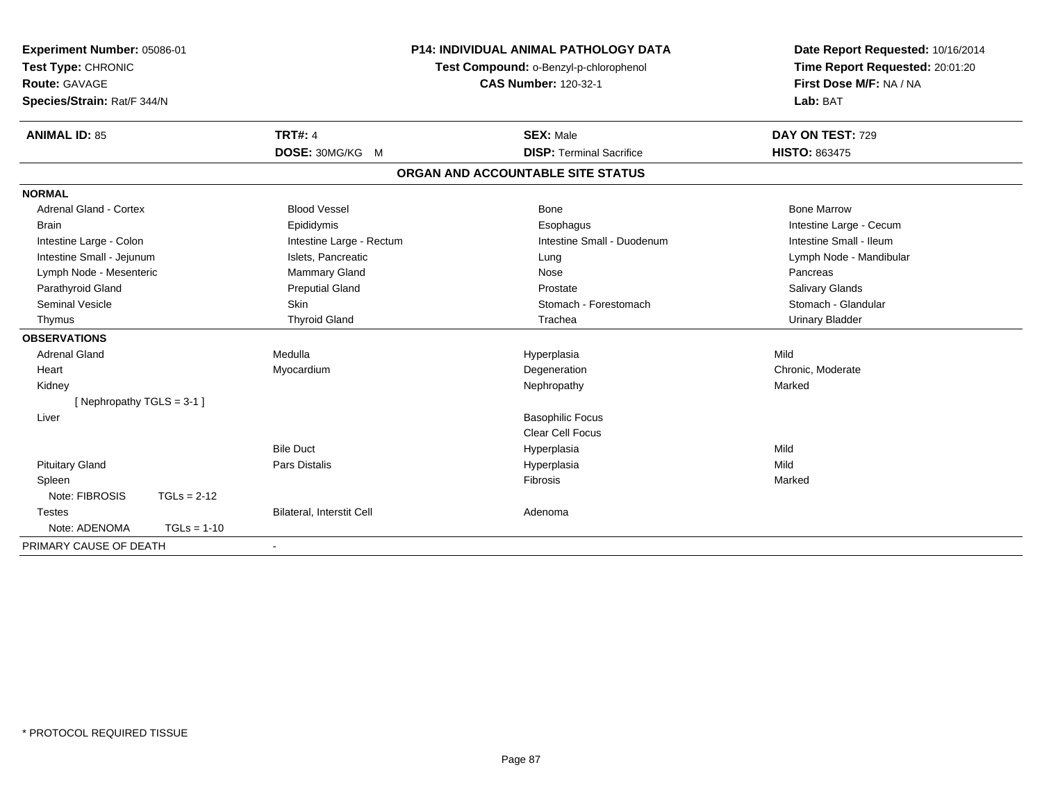**Experiment Number:** 05086-01
**Test Type:** CHRONIC
**Route:** GAVAGE
**Species/Strain:** Rat/F 344/N

**P14: INDIVIDUAL ANIMAL PATHOLOGY DATA**
**Test Compound:** o-Benzyl-p-chlorophenol
**CAS Number:** 120-32-1

**Date Report Requested:** 10/16/2014
**Time Report Requested:** 20:01:20
**First Dose M/F:** NA / NA
**Lab:** BAT

| **ANIMAL ID:** 85 | **TRT#:** 4 | **SEX:** Male | **DAY ON TEST:** 729 |
|---|---|---|---|
| | **DOSE:** 30MG/KG M | **DISP:** Terminal Sacrifice | **HISTO:** 863475 |

## ORGAN AND ACCOUNTABLE SITE STATUS

| | | | |
|---|---|---|---|
| **NORMAL** | | | |
| Adrenal Gland - Cortex | Blood Vessel | Bone | Bone Marrow |
| Brain | Epididymis | Esophagus | Intestine Large - Cecum |
| Intestine Large - Colon | Intestine Large - Rectum | Intestine Small - Duodenum | Intestine Small - Ileum |
| Intestine Small - Jejunum | Islets, Pancreatic | Lung | Lymph Node - Mandibular |
| Lymph Node - Mesenteric | Mammary Gland | Nose | Pancreas |
| Parathyroid Gland | Preputial Gland | Prostate | Salivary Glands |
| Seminal Vesicle | Skin | Stomach - Forestomach | Stomach - Glandular |
| Thymus | Thyroid Gland | Trachea | Urinary Bladder |
| **OBSERVATIONS** | | | |
| Adrenal Gland | Medulla | Hyperplasia | Mild |
| Heart | Myocardium | Degeneration | Chronic, Moderate |
| Kidney | | Nephropathy | Marked |
| [ Nephropathy TGLS = 3-1 ] | | | |
| Liver | | Basophilic Focus | |
| | | Clear Cell Focus | |
| | Bile Duct | Hyperplasia | Mild |
| Pituitary Gland | Pars Distalis | Hyperplasia | Mild |
| Spleen | | Fibrosis | Marked |
| Note: FIBROSIS TGLs = 2-12 | | | |
| Testes | Bilateral, Interstit Cell | Adenoma | |
| Note: ADENOMA TGLs = 1-10 | | | |
| PRIMARY CAUSE OF DEATH | - | | |

\* PROTOCOL REQUIRED TISSUE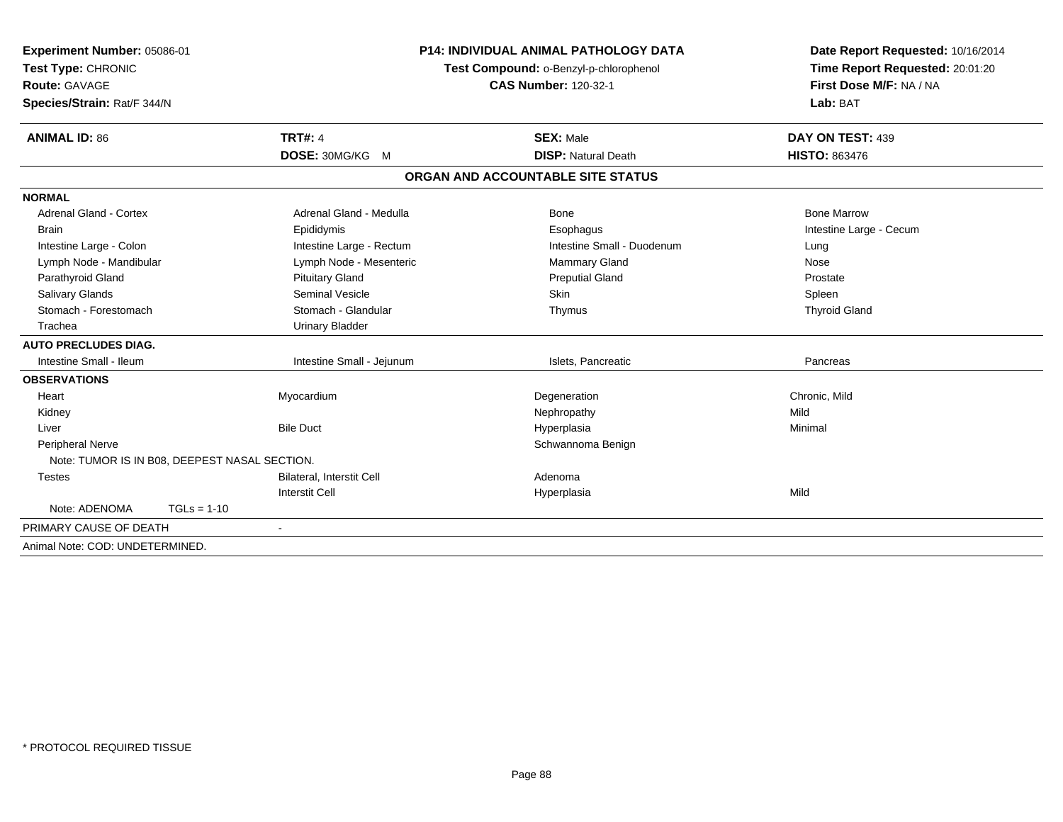**Experiment Number:** 05086-01
**Test Type:** CHRONIC
**Route:** GAVAGE
**Species/Strain:** Rat/F 344/N

**P14: INDIVIDUAL ANIMAL PATHOLOGY DATA**
**Test Compound:** o-Benzyl-p-chlorophenol
**CAS Number:** 120-32-1

**Date Report Requested:** 10/16/2014
**Time Report Requested:** 20:01:20
**First Dose M/F:** NA / NA
**Lab:** BAT

| **ANIMAL ID:** 86 | **TRT#:** 4 | **SEX:** Male | **DAY ON TEST:** 439 |
|---|---|---|---|
| | **DOSE:** 30MG/KG M | **DISP:** Natural Death | **HISTO:** 863476 |

## ORGAN AND ACCOUNTABLE SITE STATUS

| | | | |
|---|---|---|---|
| **NORMAL** | | | |
| Adrenal Gland - Cortex | Adrenal Gland - Medulla | Bone | Bone Marrow |
| Brain | Epididymis | Esophagus | Intestine Large - Cecum |
| Intestine Large - Colon | Intestine Large - Rectum | Intestine Small - Duodenum | Lung |
| Lymph Node - Mandibular | Lymph Node - Mesenteric | Mammary Gland | Nose |
| Parathyroid Gland | Pituitary Gland | Preputial Gland | Prostate |
| Salivary Glands | Seminal Vesicle | Skin | Spleen |
| Stomach - Forestomach | Stomach - Glandular | Thymus | Thyroid Gland |
| Trachea | Urinary Bladder | | |
| **AUTO PRECLUDES DIAG.** | | | |
| Intestine Small - Ileum | Intestine Small - Jejunum | Islets, Pancreatic | Pancreas |
| **OBSERVATIONS** | | | |
| Heart | Myocardium | Degeneration | Chronic, Mild |
| Kidney | | Nephropathy | Mild |
| Liver | Bile Duct | Hyperplasia | Minimal |
| Peripheral Nerve | | Schwannoma Benign | |
| Note: TUMOR IS IN B08, DEEPEST NASAL SECTION. | | | |
| Testes | Bilateral, Interstit Cell | Adenoma | |
| | Interstit Cell | Hyperplasia | Mild |
| Note: ADENOMA TGLs = 1-10 | | | |
| PRIMARY CAUSE OF DEATH | - | | |
| Animal Note: COD: UNDETERMINED. | | | |

\* PROTOCOL REQUIRED TISSUE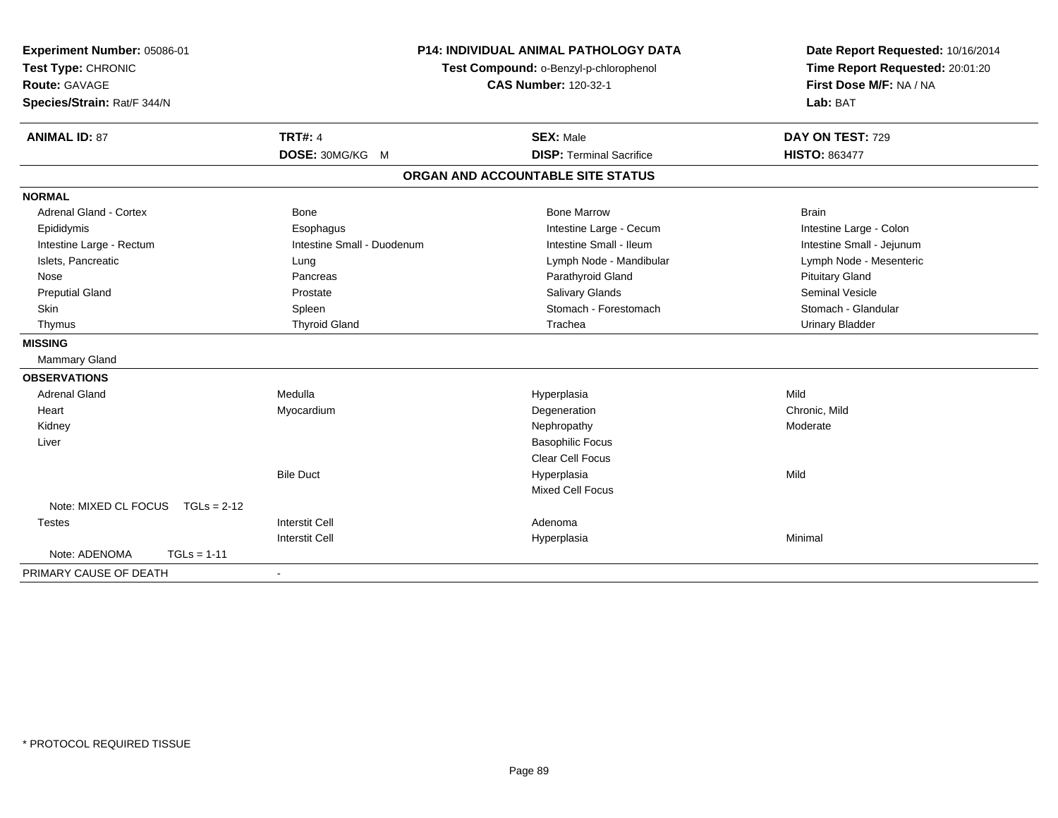**Experiment Number:** 05086-01
**Test Type:** CHRONIC
**Route:** GAVAGE
**Species/Strain:** Rat/F 344/N

**P14: INDIVIDUAL ANIMAL PATHOLOGY DATA**
**Test Compound:** o-Benzyl-p-chlorophenol
**CAS Number:** 120-32-1

**Date Report Requested:** 10/16/2014
**Time Report Requested:** 20:01:20
**First Dose M/F:** NA / NA
**Lab:** BAT

| **ANIMAL ID:** 87 | **TRT#:** 4 | **SEX:** Male | **DAY ON TEST:** 729 |
|---|---|---|---|
| | **DOSE:** 30MG/KG M | **DISP:** Terminal Sacrifice | **HISTO:** 863477 |

## ORGAN AND ACCOUNTABLE SITE STATUS

| | | | |
|---|---|---|---|
| **NORMAL** | | | |
| Adrenal Gland - Cortex | Bone | Bone Marrow | Brain |
| Epididymis | Esophagus | Intestine Large - Cecum | Intestine Large - Colon |
| Intestine Large - Rectum | Intestine Small - Duodenum | Intestine Small - Ileum | Intestine Small - Jejunum |
| Islets, Pancreatic | Lung | Lymph Node - Mandibular | Lymph Node - Mesenteric |
| Nose | Pancreas | Parathyroid Gland | Pituitary Gland |
| Preputial Gland | Prostate | Salivary Glands | Seminal Vesicle |
| Skin | Spleen | Stomach - Forestomach | Stomach - Glandular |
| Thymus | Thyroid Gland | Trachea | Urinary Bladder |
| **MISSING** | | | |
| Mammary Gland | | | |
| **OBSERVATIONS** | | | |
| Adrenal Gland | Medulla | Hyperplasia | Mild |
| Heart | Myocardium | Degeneration | Chronic, Mild |
| Kidney | | Nephropathy | Moderate |
| Liver | | Basophilic Focus | |
| | | Clear Cell Focus | |
| | Bile Duct | Hyperplasia | Mild |
| | | Mixed Cell Focus | |
| Note: MIXED CL FOCUS TGLs = 2-12 | | | |
| Testes | Interstit Cell | Adenoma | |
| | Interstit Cell | Hyperplasia | Minimal |
| Note: ADENOMA TGLs = 1-11 | | | |
| PRIMARY CAUSE OF DEATH | - | | |

* PROTOCOL REQUIRED TISSUE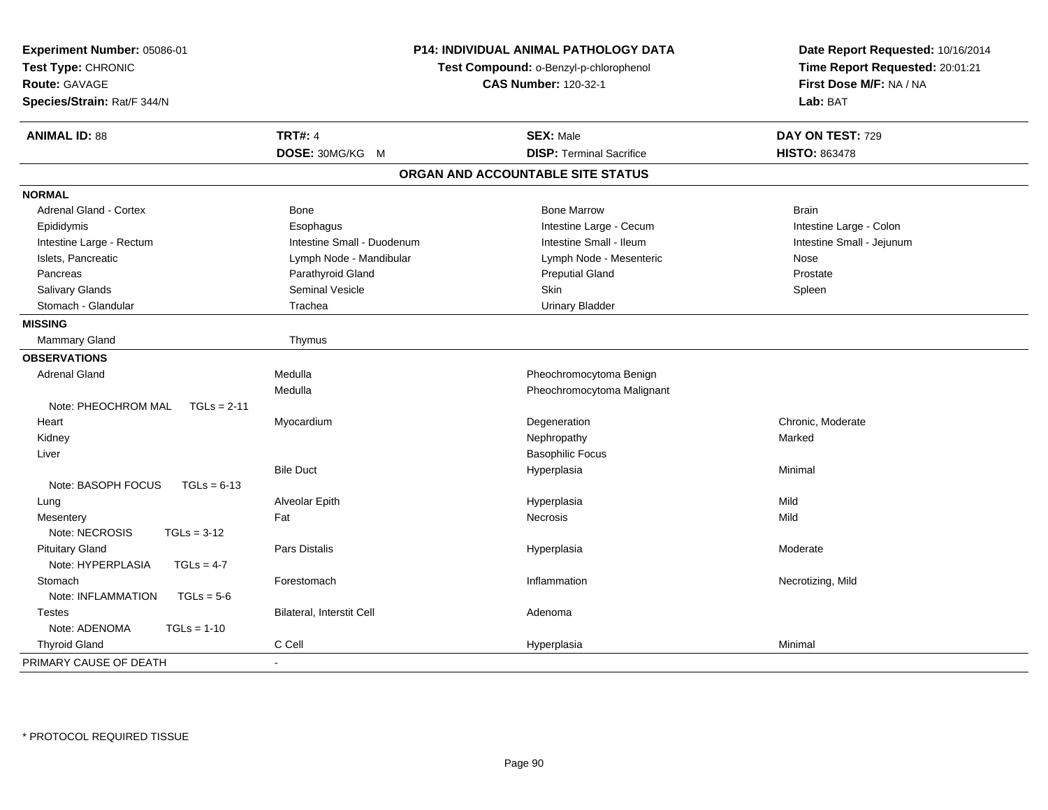**Experiment Number:** 05086-01
**Test Type:** CHRONIC
**Route:** GAVAGE
**Species/Strain:** Rat/F 344/N

**P14: INDIVIDUAL ANIMAL PATHOLOGY DATA**
**Test Compound:** o-Benzyl-p-chlorophenol
**CAS Number:** 120-32-1

**Date Report Requested:** 10/16/2014
**Time Report Requested:** 20:01:21
**First Dose M/F:** NA / NA
**Lab:** BAT

| **ANIMAL ID:** 88 | **TRT#:** 4 | **SEX:** Male | **DAY ON TEST:** 729 |
|---|---|---|---|
| | **DOSE:** 30MG/KG M | **DISP:** Terminal Sacrifice | **HISTO:** 863478 |

## ORGAN AND ACCOUNTABLE SITE STATUS

| | | | |
|---|---|---|---|
| **NORMAL** | | | |
| Adrenal Gland - Cortex | Bone | Bone Marrow | Brain |
| Epididymis | Esophagus | Intestine Large - Cecum | Intestine Large - Colon |
| Intestine Large - Rectum | Intestine Small - Duodenum | Intestine Small - Ileum | Intestine Small - Jejunum |
| Islets, Pancreatic | Lymph Node - Mandibular | Lymph Node - Mesenteric | Nose |
| Pancreas | Parathyroid Gland | Preputial Gland | Prostate |
| Salivary Glands | Seminal Vesicle | Skin | Spleen |
| Stomach - Glandular | Trachea | Urinary Bladder | |
| **MISSING** | | | |
| Mammary Gland | Thymus | | |
| **OBSERVATIONS** | | | |
| Adrenal Gland | Medulla | Pheochromocytoma Benign | |
| | Medulla | Pheochromocytoma Malignant | |
| Note: PHEOCHROM MAL TGLs = 2-11 | | | |
| Heart | Myocardium | Degeneration | Chronic, Moderate |
| Kidney | | Nephropathy | Marked |
| Liver | | Basophilic Focus | |
| | Bile Duct | Hyperplasia | Minimal |
| Note: BASOPH FOCUS TGLs = 6-13 | | | |
| Lung | Alveolar Epith | Hyperplasia | Mild |
| Mesentery | Fat | Necrosis | Mild |
| Note: NECROSIS TGLs = 3-12 | | | |
| Pituitary Gland | Pars Distalis | Hyperplasia | Moderate |
| Note: HYPERPLASIA TGLs = 4-7 | | | |
| Stomach | Forestomach | Inflammation | Necrotizing, Mild |
| Note: INFLAMMATION TGLs = 5-6 | | | |
| Testes | Bilateral, Interstit Cell | Adenoma | |
| Note: ADENOMA TGLs = 1-10 | | | |
| Thyroid Gland | C Cell | Hyperplasia | Minimal |
| PRIMARY CAUSE OF DEATH | - | | |

* PROTOCOL REQUIRED TISSUE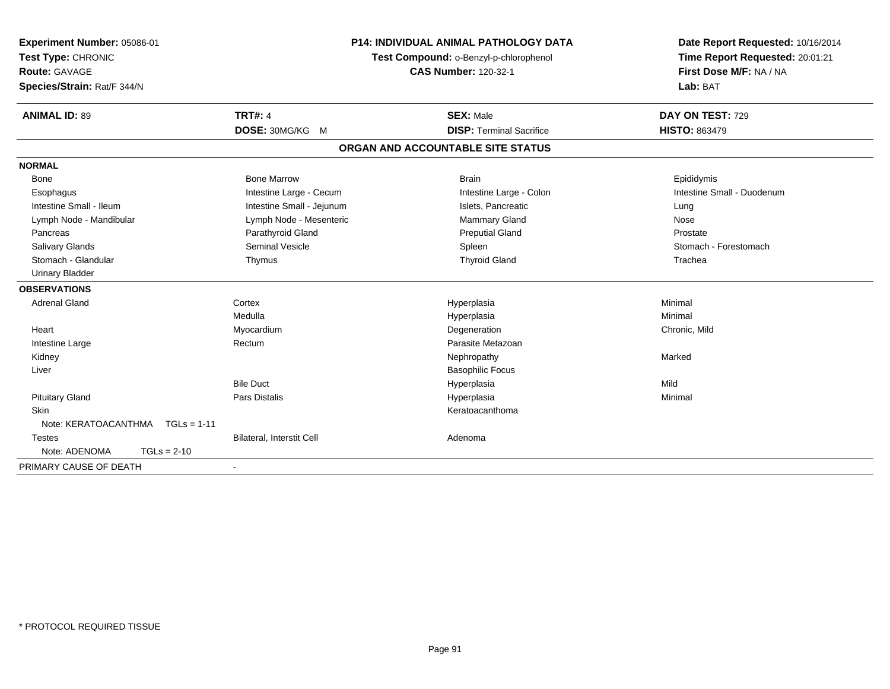**Experiment Number:** 05086-01
**Test Type:** CHRONIC
**Route:** GAVAGE
**Species/Strain:** Rat/F 344/N

**P14: INDIVIDUAL ANIMAL PATHOLOGY DATA**
**Test Compound:** o-Benzyl-p-chlorophenol
**CAS Number:** 120-32-1

**Date Report Requested:** 10/16/2014
**Time Report Requested:** 20:01:21
**First Dose M/F:** NA / NA
**Lab:** BAT

| **ANIMAL ID:** 89 | **TRT#:** 4 | **SEX:** Male | **DAY ON TEST:** 729 |
|---|---|---|---|
| | **DOSE:** 30MG/KG M | **DISP:** Terminal Sacrifice | **HISTO:** 863479 |

## ORGAN AND ACCOUNTABLE SITE STATUS

| | | | |
|---|---|---|---|
| **NORMAL** | | | |
| Bone | Bone Marrow | Brain | Epididymis |
| Esophagus | Intestine Large - Cecum | Intestine Large - Colon | Intestine Small - Duodenum |
| Intestine Small - Ileum | Intestine Small - Jejunum | Islets, Pancreatic | Lung |
| Lymph Node - Mandibular | Lymph Node - Mesenteric | Mammary Gland | Nose |
| Pancreas | Parathyroid Gland | Preputial Gland | Prostate |
| Salivary Glands | Seminal Vesicle | Spleen | Stomach - Forestomach |
| Stomach - Glandular | Thymus | Thyroid Gland | Trachea |
| Urinary Bladder | | | |
| **OBSERVATIONS** | | | |
| Adrenal Gland | Cortex | Hyperplasia | Minimal |
| | Medulla | Hyperplasia | Minimal |
| Heart | Myocardium | Degeneration | Chronic, Mild |
| Intestine Large | Rectum | Parasite Metazoan | |
| Kidney | | Nephropathy | Marked |
| Liver | | Basophilic Focus | |
| | Bile Duct | Hyperplasia | Mild |
| Pituitary Gland | Pars Distalis | Hyperplasia | Minimal |
| Skin | | Keratoacanthoma | |
| Note: KERATOACANTHMA TGLs = 1-11 | | | |
| Testes | Bilateral, Interstit Cell | Adenoma | |
| Note: ADENOMA TGLs = 2-10 | | | |
| PRIMARY CAUSE OF DEATH | - | | |

* PROTOCOL REQUIRED TISSUE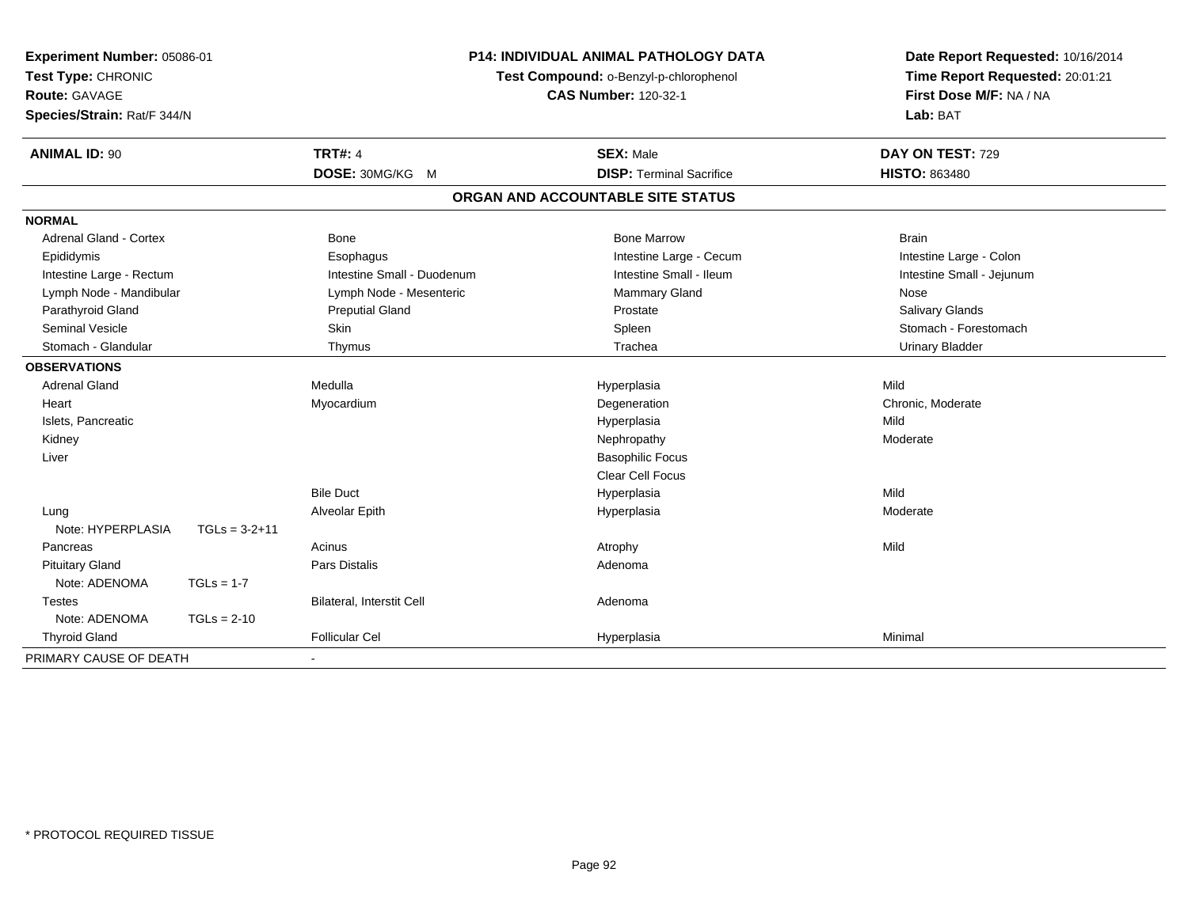**Experiment Number:** 05086-01
**Test Type:** CHRONIC
**Route:** GAVAGE
**Species/Strain:** Rat/F 344/N

**P14: INDIVIDUAL ANIMAL PATHOLOGY DATA**
**Test Compound:** o-Benzyl-p-chlorophenol
**CAS Number:** 120-32-1

**Date Report Requested:** 10/16/2014
**Time Report Requested:** 20:01:21
**First Dose M/F:** NA / NA
**Lab:** BAT

| **ANIMAL ID:** 90 | **TRT#:** 4 | **SEX:** Male | **DAY ON TEST:** 729 |
|---|---|---|---|
| | **DOSE:** 30MG/KG M | **DISP:** Terminal Sacrifice | **HISTO:** 863480 |

## ORGAN AND ACCOUNTABLE SITE STATUS

| | | | |
|---|---|---|---|
| **NORMAL** | | | |
| Adrenal Gland - Cortex | Bone | Bone Marrow | Brain |
| Epididymis | Esophagus | Intestine Large - Cecum | Intestine Large - Colon |
| Intestine Large - Rectum | Intestine Small - Duodenum | Intestine Small - Ileum | Intestine Small - Jejunum |
| Lymph Node - Mandibular | Lymph Node - Mesenteric | Mammary Gland | Nose |
| Parathyroid Gland | Preputial Gland | Prostate | Salivary Glands |
| Seminal Vesicle | Skin | Spleen | Stomach - Forestomach |
| Stomach - Glandular | Thymus | Trachea | Urinary Bladder |
| **OBSERVATIONS** | | | |
| Adrenal Gland | Medulla | Hyperplasia | Mild |
| Heart | Myocardium | Degeneration | Chronic, Moderate |
| Islets, Pancreatic | | Hyperplasia | Mild |
| Kidney | | Nephropathy | Moderate |
| Liver | | Basophilic Focus | |
| | | Clear Cell Focus | |
| | Bile Duct | Hyperplasia | Mild |
| Lung | Alveolar Epith | Hyperplasia | Moderate |
| Note: HYPERPLASIA TGLs = 3-2+11 | | | |
| Pancreas | Acinus | Atrophy | Mild |
| Pituitary Gland | Pars Distalis | Adenoma | |
| Note: ADENOMA TGLs = 1-7 | | | |
| Testes | Bilateral, Interstit Cell | Adenoma | |
| Note: ADENOMA TGLs = 2-10 | | | |
| Thyroid Gland | Follicular Cel | Hyperplasia | Minimal |
| PRIMARY CAUSE OF DEATH | - | | |

* PROTOCOL REQUIRED TISSUE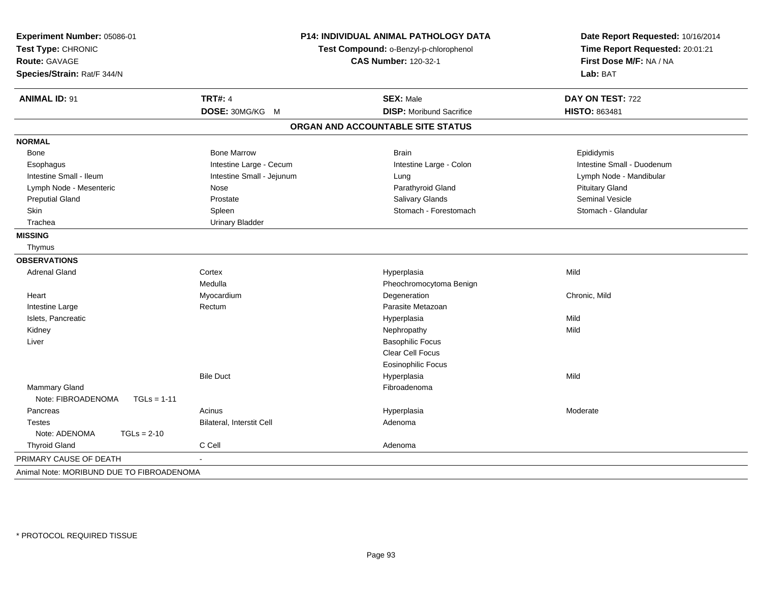**Experiment Number:** 05086-01
**Test Type:** CHRONIC
**Route:** GAVAGE
**Species/Strain:** Rat/F 344/N

**P14: INDIVIDUAL ANIMAL PATHOLOGY DATA**
**Test Compound:** o-Benzyl-p-chlorophenol
**CAS Number:** 120-32-1

**Date Report Requested:** 10/16/2014
**Time Report Requested:** 20:01:21
**First Dose M/F:** NA / NA
**Lab:** BAT

| **ANIMAL ID:** 91 | **TRT#:** 4 | **SEX:** Male | **DAY ON TEST:** 722 |
|---|---|---|---|
| | **DOSE:** 30MG/KG M | **DISP:** Moribund Sacrifice | **HISTO:** 863481 |

## ORGAN AND ACCOUNTABLE SITE STATUS

| | | | |
|---|---|---|---|
| **NORMAL** | | | |
| Bone | Bone Marrow | Brain | Epididymis |
| Esophagus | Intestine Large - Cecum | Intestine Large - Colon | Intestine Small - Duodenum |
| Intestine Small - Ileum | Intestine Small - Jejunum | Lung | Lymph Node - Mandibular |
| Lymph Node - Mesenteric | Nose | Parathyroid Gland | Pituitary Gland |
| Preputial Gland | Prostate | Salivary Glands | Seminal Vesicle |
| Skin | Spleen | Stomach - Forestomach | Stomach - Glandular |
| Trachea | Urinary Bladder | | |
| **MISSING** | | | |
| Thymus | | | |
| **OBSERVATIONS** | | | |
| Adrenal Gland | Cortex | Hyperplasia | Mild |
| | Medulla | Pheochromocytoma Benign | |
| Heart | Myocardium | Degeneration | Chronic, Mild |
| Intestine Large | Rectum | Parasite Metazoan | |
| Islets, Pancreatic | | Hyperplasia | Mild |
| Kidney | | Nephropathy | Mild |
| Liver | | Basophilic Focus | |
| | | Clear Cell Focus | |
| | | Eosinophilic Focus | |
| | Bile Duct | Hyperplasia | Mild |
| Mammary Gland | | Fibroadenoma | |
| Note: FIBROADENOMA TGLs = 1-11 | | | |
| Pancreas | Acinus | Hyperplasia | Moderate |
| Testes | Bilateral, Interstit Cell | Adenoma | |
| Note: ADENOMA TGLs = 2-10 | | | |
| Thyroid Gland | C Cell | Adenoma | |
| PRIMARY CAUSE OF DEATH | - | | |
| Animal Note: MORIBUND DUE TO FIBROADENOMA | | | |

* PROTOCOL REQUIRED TISSUE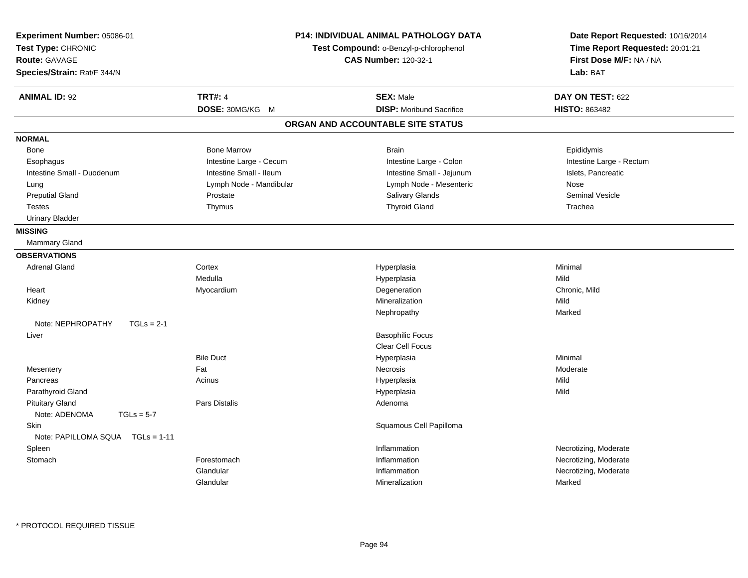**Experiment Number:** 05086-01
**Test Type:** CHRONIC
**Route:** GAVAGE
**Species/Strain:** Rat/F 344/N

**P14: INDIVIDUAL ANIMAL PATHOLOGY DATA**
**Test Compound:** o-Benzyl-p-chlorophenol
**CAS Number:** 120-32-1

**Date Report Requested:** 10/16/2014
**Time Report Requested:** 20:01:21
**First Dose M/F:** NA / NA
**Lab:** BAT

| **ANIMAL ID:** 92 | **TRT#:** 4 | **SEX:** Male | **DAY ON TEST:** 622 |
|---|---|---|---|
| | **DOSE:** 30MG/KG M | **DISP:** Moribund Sacrifice | **HISTO:** 863482 |

## ORGAN AND ACCOUNTABLE SITE STATUS

**NORMAL**

| | | | |
|---|---|---|---|
| Bone | Bone Marrow | Brain | Epididymis |
| Esophagus | Intestine Large - Cecum | Intestine Large - Colon | Intestine Large - Rectum |
| Intestine Small - Duodenum | Intestine Small - Ileum | Intestine Small - Jejunum | Islets, Pancreatic |
| Lung | Lymph Node - Mandibular | Lymph Node - Mesenteric | Nose |
| Preputial Gland | Prostate | Salivary Glands | Seminal Vesicle |
| Testes | Thymus | Thyroid Gland | Trachea |
| Urinary Bladder | | | |

**MISSING**

Mammary Gland

**OBSERVATIONS**

| | | | |
|---|---|---|---|
| Adrenal Gland | Cortex | Hyperplasia | Minimal |
| | Medulla | Hyperplasia | Mild |
| Heart | Myocardium | Degeneration | Chronic, Mild |
| Kidney | | Mineralization | Mild |
| | | Nephropathy | Marked |
| Note: NEPHROPATHY TGLs = 2-1 | | | |
| Liver | | Basophilic Focus | |
| | | Clear Cell Focus | |
| | Bile Duct | Hyperplasia | Minimal |
| Mesentery | Fat | Necrosis | Moderate |
| Pancreas | Acinus | Hyperplasia | Mild |
| Parathyroid Gland | | Hyperplasia | Mild |
| Pituitary Gland | Pars Distalis | Adenoma | |
| Note: ADENOMA TGLs = 5-7 | | | |
| Skin | | Squamous Cell Papilloma | |
| Note: PAPILLOMA SQUA TGLs = 1-11 | | | |
| Spleen | | Inflammation | Necrotizing, Moderate |
| Stomach | Forestomach | Inflammation | Necrotizing, Moderate |
| | Glandular | Inflammation | Necrotizing, Moderate |
| | Glandular | Mineralization | Marked |

* PROTOCOL REQUIRED TISSUE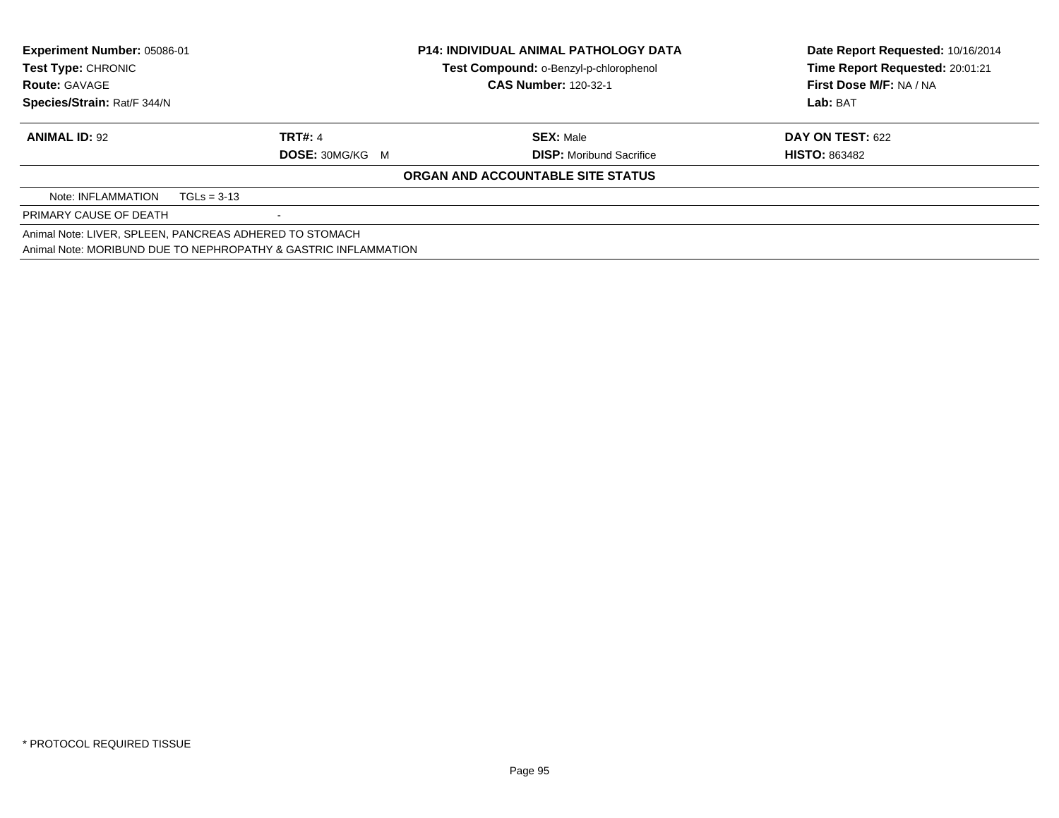| Experiment Number: 05086-01 | P14: INDIVIDUAL ANIMAL PATHOLOGY DATA | Date Report Requested: 10/16/2014 |
|---|---|---|
| Test Type: CHRONIC | Test Compound: o-Benzyl-p-chlorophenol | Time Report Requested: 20:01:21 |
| Route: GAVAGE | CAS Number: 120-32-1 | First Dose M/F: NA / NA |
| Species/Strain: Rat/F 344/N | | Lab: BAT |

| ANIMAL ID: 92 | TRT#: 4 | SEX: Male | DAY ON TEST: 622 |
|---|---|---|---|
| | DOSE: 30MG/KG M | DISP: Moribund Sacrifice | HISTO: 863482 |

**ORGAN AND ACCOUNTABLE SITE STATUS**

Note: INFLAMMATION TGLs = 3-13

PRIMARY CAUSE OF DEATH -

Animal Note: LIVER, SPLEEN, PANCREAS ADHERED TO STOMACH

Animal Note: MORIBUND DUE TO NEPHROPATHY & GASTRIC INFLAMMATION

\* PROTOCOL REQUIRED TISSUE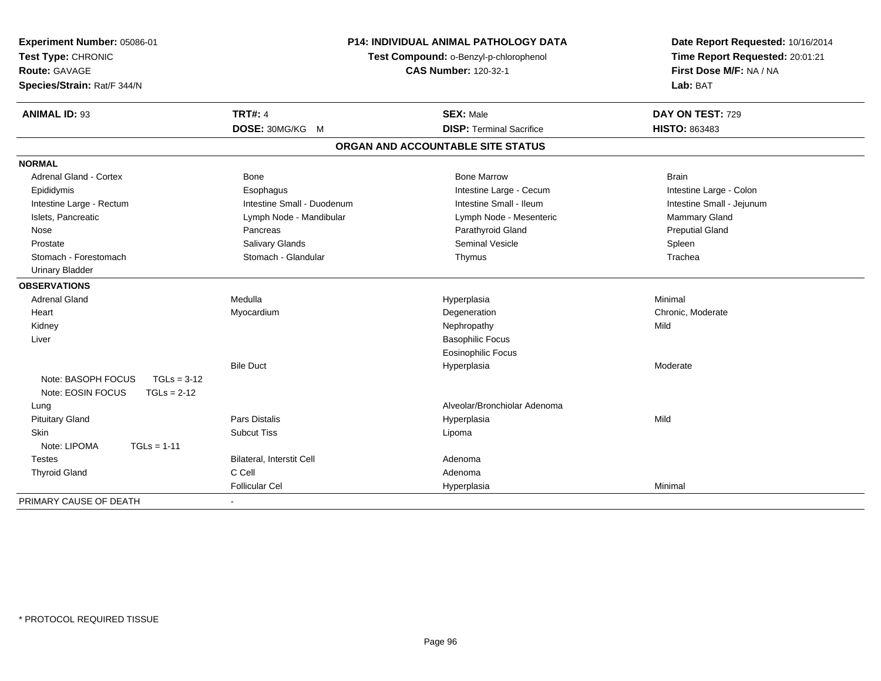**Experiment Number:** 05086-01
**Test Type:** CHRONIC
**Route:** GAVAGE
**Species/Strain:** Rat/F 344/N

**P14: INDIVIDUAL ANIMAL PATHOLOGY DATA**
**Test Compound:** o-Benzyl-p-chlorophenol
**CAS Number:** 120-32-1

**Date Report Requested:** 10/16/2014
**Time Report Requested:** 20:01:21
**First Dose M/F:** NA / NA
**Lab:** BAT

| **ANIMAL ID:** 93 | **TRT#:** 4 | **SEX:** Male | **DAY ON TEST:** 729 |
|---|---|---|---|
| | **DOSE:** 30MG/KG M | **DISP:** Terminal Sacrifice | **HISTO:** 863483 |

## ORGAN AND ACCOUNTABLE SITE STATUS

| | | | |
|---|---|---|---|
| **NORMAL** | | | |
| Adrenal Gland - Cortex | Bone | Bone Marrow | Brain |
| Epididymis | Esophagus | Intestine Large - Cecum | Intestine Large - Colon |
| Intestine Large - Rectum | Intestine Small - Duodenum | Intestine Small - Ileum | Intestine Small - Jejunum |
| Islets, Pancreatic | Lymph Node - Mandibular | Lymph Node - Mesenteric | Mammary Gland |
| Nose | Pancreas | Parathyroid Gland | Preputial Gland |
| Prostate | Salivary Glands | Seminal Vesicle | Spleen |
| Stomach - Forestomach | Stomach - Glandular | Thymus | Trachea |
| Urinary Bladder | | | |
| **OBSERVATIONS** | | | |
| Adrenal Gland | Medulla | Hyperplasia | Minimal |
| Heart | Myocardium | Degeneration | Chronic, Moderate |
| Kidney | | Nephropathy | Mild |
| Liver | | Basophilic Focus | |
| | | Eosinophilic Focus | |
| | Bile Duct | Hyperplasia | Moderate |
| Note: BASOPH FOCUS TGLs = 3-12 | | | |
| Note: EOSIN FOCUS TGLs = 2-12 | | | |
| Lung | | Alveolar/Bronchiolar Adenoma | |
| Pituitary Gland | Pars Distalis | Hyperplasia | Mild |
| Skin | Subcut Tiss | Lipoma | |
| Note: LIPOMA TGLs = 1-11 | | | |
| Testes | Bilateral, Interstit Cell | Adenoma | |
| Thyroid Gland | C Cell | Adenoma | |
| | Follicular Cel | Hyperplasia | Minimal |
| PRIMARY CAUSE OF DEATH | - | | |

\* PROTOCOL REQUIRED TISSUE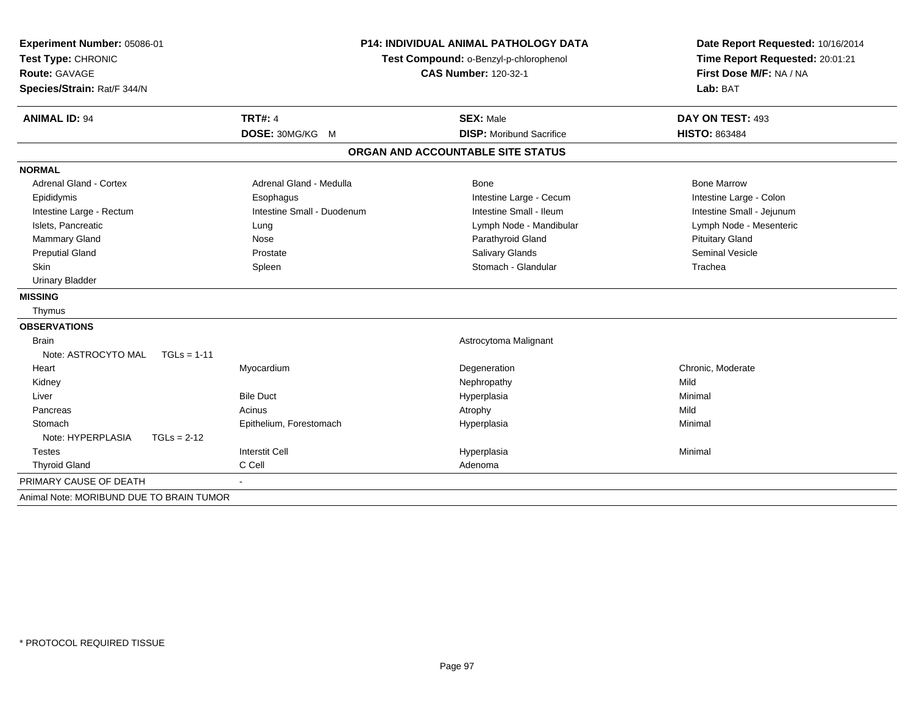**Experiment Number:** 05086-01
**Test Type:** CHRONIC
**Route:** GAVAGE
**Species/Strain:** Rat/F 344/N

**P14: INDIVIDUAL ANIMAL PATHOLOGY DATA**
**Test Compound:** o-Benzyl-p-chlorophenol
**CAS Number:** 120-32-1

**Date Report Requested:** 10/16/2014
**Time Report Requested:** 20:01:21
**First Dose M/F:** NA / NA
**Lab:** BAT

| **ANIMAL ID:** 94 | **TRT#:** 4 | **SEX:** Male | **DAY ON TEST:** 493 |
|---|---|---|---|
| | **DOSE:** 30MG/KG M | **DISP:** Moribund Sacrifice | **HISTO:** 863484 |

## ORGAN AND ACCOUNTABLE SITE STATUS

**NORMAL**

| | | | |
|---|---|---|---|
| Adrenal Gland - Cortex | Adrenal Gland - Medulla | Bone | Bone Marrow |
| Epididymis | Esophagus | Intestine Large - Cecum | Intestine Large - Colon |
| Intestine Large - Rectum | Intestine Small - Duodenum | Intestine Small - Ileum | Intestine Small - Jejunum |
| Islets, Pancreatic | Lung | Lymph Node - Mandibular | Lymph Node - Mesenteric |
| Mammary Gland | Nose | Parathyroid Gland | Pituitary Gland |
| Preputial Gland | Prostate | Salivary Glands | Seminal Vesicle |
| Skin | Spleen | Stomach - Glandular | Trachea |
| Urinary Bladder | | | |

**MISSING**

Thymus

**OBSERVATIONS**

| | | | |
|---|---|---|---|
| Brain | | Astrocytoma Malignant | |
| Note: ASTROCYTO MAL TGLs = 1-11 | | | |
| Heart | Myocardium | Degeneration | Chronic, Moderate |
| Kidney | | Nephropathy | Mild |
| Liver | Bile Duct | Hyperplasia | Minimal |
| Pancreas | Acinus | Atrophy | Mild |
| Stomach | Epithelium, Forestomach | Hyperplasia | Minimal |
| Note: HYPERPLASIA TGLs = 2-12 | | | |
| Testes | Interstit Cell | Hyperplasia | Minimal |
| Thyroid Gland | C Cell | Adenoma | |

PRIMARY CAUSE OF DEATH -

Animal Note: MORIBUND DUE TO BRAIN TUMOR

\* PROTOCOL REQUIRED TISSUE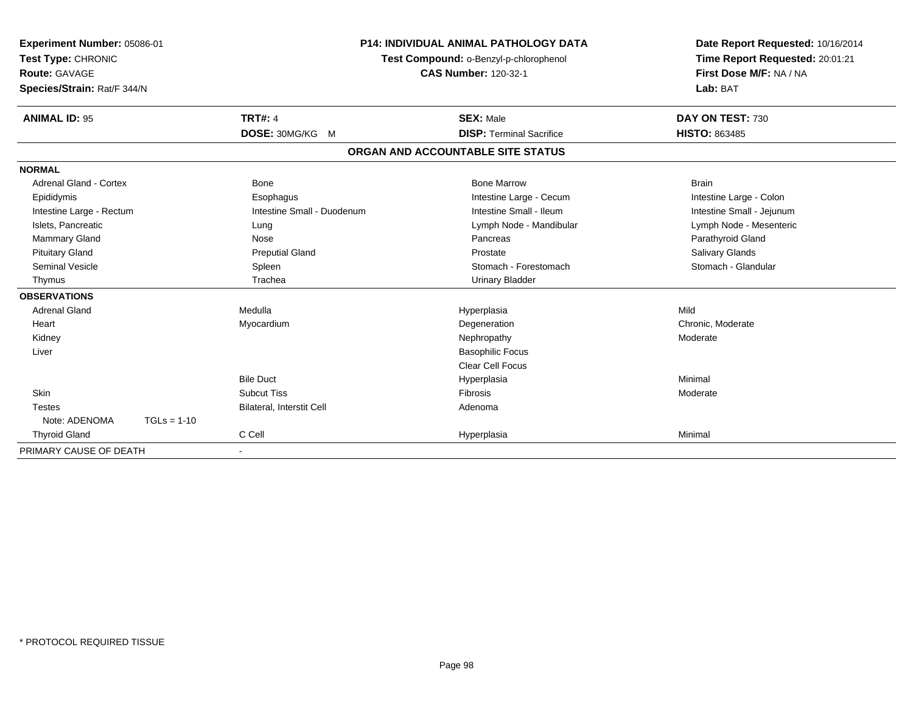**Experiment Number:** 05086-01
**Test Type:** CHRONIC
**Route:** GAVAGE
**Species/Strain:** Rat/F 344/N

**P14: INDIVIDUAL ANIMAL PATHOLOGY DATA**
**Test Compound:** o-Benzyl-p-chlorophenol
**CAS Number:** 120-32-1

**Date Report Requested:** 10/16/2014
**Time Report Requested:** 20:01:21
**First Dose M/F:** NA / NA
**Lab:** BAT

| **ANIMAL ID:** 95 | **TRT#:** 4 | **SEX:** Male | **DAY ON TEST:** 730 |
|---|---|---|---|
| | **DOSE:** 30MG/KG M | **DISP:** Terminal Sacrifice | **HISTO:** 863485 |

**ORGAN AND ACCOUNTABLE SITE STATUS**

| | | | |
|---|---|---|---|
| **NORMAL** | | | |
| Adrenal Gland - Cortex | Bone | Bone Marrow | Brain |
| Epididymis | Esophagus | Intestine Large - Cecum | Intestine Large - Colon |
| Intestine Large - Rectum | Intestine Small - Duodenum | Intestine Small - Ileum | Intestine Small - Jejunum |
| Islets, Pancreatic | Lung | Lymph Node - Mandibular | Lymph Node - Mesenteric |
| Mammary Gland | Nose | Pancreas | Parathyroid Gland |
| Pituitary Gland | Preputial Gland | Prostate | Salivary Glands |
| Seminal Vesicle | Spleen | Stomach - Forestomach | Stomach - Glandular |
| Thymus | Trachea | Urinary Bladder | |
| **OBSERVATIONS** | | | |
| Adrenal Gland | Medulla | Hyperplasia | Mild |
| Heart | Myocardium | Degeneration | Chronic, Moderate |
| Kidney | | Nephropathy | Moderate |
| Liver | | Basophilic Focus | |
| | | Clear Cell Focus | |
| | Bile Duct | Hyperplasia | Minimal |
| Skin | Subcut Tiss | Fibrosis | Moderate |
| Testes | Bilateral, Interstit Cell | Adenoma | |
| Note: ADENOMA TGLs = 1-10 | | | |
| Thyroid Gland | C Cell | Hyperplasia | Minimal |
| PRIMARY CAUSE OF DEATH | - | | |

* PROTOCOL REQUIRED TISSUE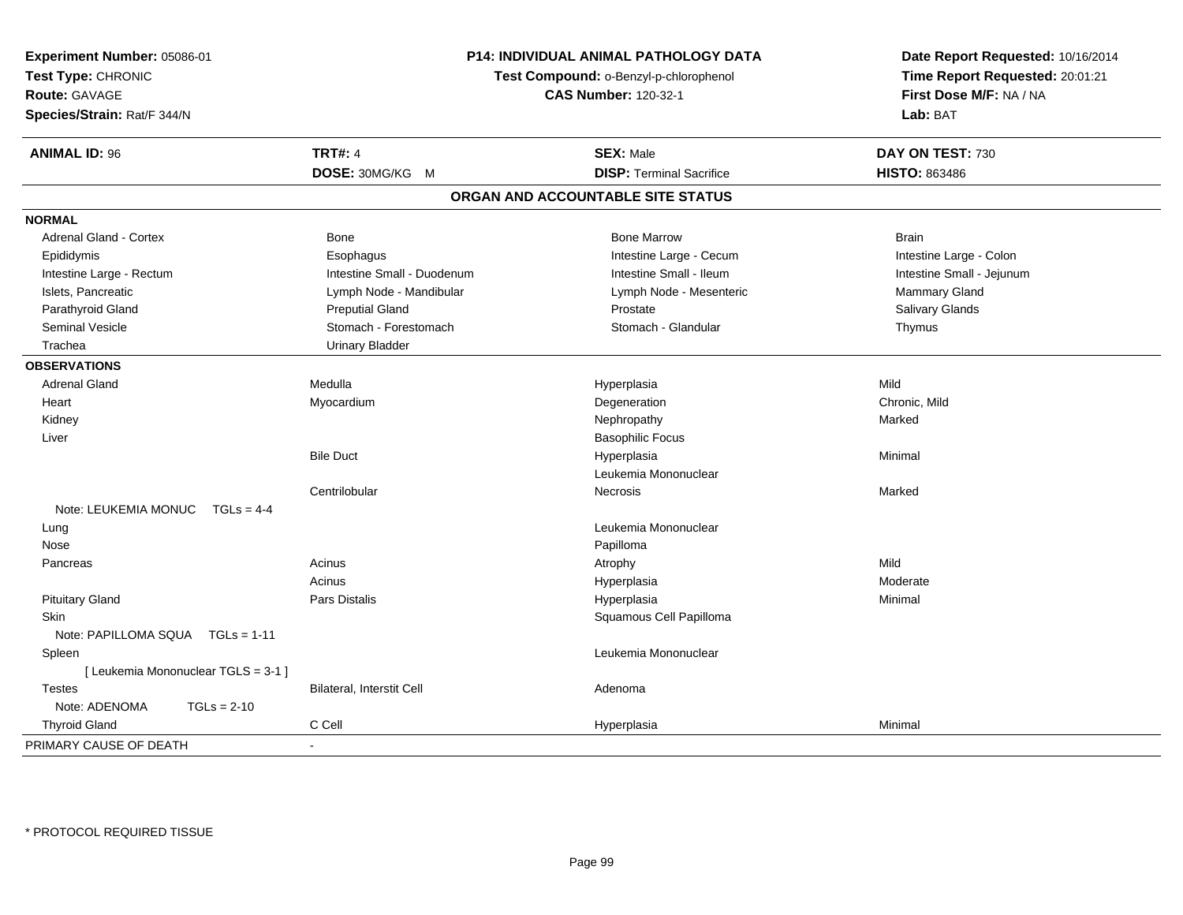**Experiment Number:** 05086-01
**Test Type:** CHRONIC
**Route:** GAVAGE
**Species/Strain:** Rat/F 344/N

**P14: INDIVIDUAL ANIMAL PATHOLOGY DATA**
**Test Compound:** o-Benzyl-p-chlorophenol
**CAS Number:** 120-32-1

**Date Report Requested:** 10/16/2014
**Time Report Requested:** 20:01:21
**First Dose M/F:** NA / NA
**Lab:** BAT

| **ANIMAL ID:** 96 | **TRT#:** 4 | **SEX:** Male | **DAY ON TEST:** 730 |
|---|---|---|---|
| | **DOSE:** 30MG/KG M | **DISP:** Terminal Sacrifice | **HISTO:** 863486 |

## ORGAN AND ACCOUNTABLE SITE STATUS

| | | | |
|---|---|---|---|
| **NORMAL** | | | |
| Adrenal Gland - Cortex | Bone | Bone Marrow | Brain |
| Epididymis | Esophagus | Intestine Large - Cecum | Intestine Large - Colon |
| Intestine Large - Rectum | Intestine Small - Duodenum | Intestine Small - Ileum | Intestine Small - Jejunum |
| Islets, Pancreatic | Lymph Node - Mandibular | Lymph Node - Mesenteric | Mammary Gland |
| Parathyroid Gland | Preputial Gland | Prostate | Salivary Glands |
| Seminal Vesicle | Stomach - Forestomach | Stomach - Glandular | Thymus |
| Trachea | Urinary Bladder | | |
| **OBSERVATIONS** | | | |
| Adrenal Gland | Medulla | Hyperplasia | Mild |
| Heart | Myocardium | Degeneration | Chronic, Mild |
| Kidney | | Nephropathy | Marked |
| Liver | | Basophilic Focus | |
| | Bile Duct | Hyperplasia | Minimal |
| | | Leukemia Mononuclear | |
| | Centrilobular | Necrosis | Marked |
| Note: LEUKEMIA MONUC TGLs = 4-4 | | | |
| Lung | | Leukemia Mononuclear | |
| Nose | | Papilloma | |
| Pancreas | Acinus | Atrophy | Mild |
| | Acinus | Hyperplasia | Moderate |
| Pituitary Gland | Pars Distalis | Hyperplasia | Minimal |
| Skin | | Squamous Cell Papilloma | |
| Note: PAPILLOMA SQUA TGLs = 1-11 | | | |
| Spleen | | Leukemia Mononuclear | |
| [ Leukemia Mononuclear TGLS = 3-1 ] | | | |
| Testes | Bilateral, Interstit Cell | Adenoma | |
| Note: ADENOMA TGLs = 2-10 | | | |
| Thyroid Gland | C Cell | Hyperplasia | Minimal |
| PRIMARY CAUSE OF DEATH | - | | |

* PROTOCOL REQUIRED TISSUE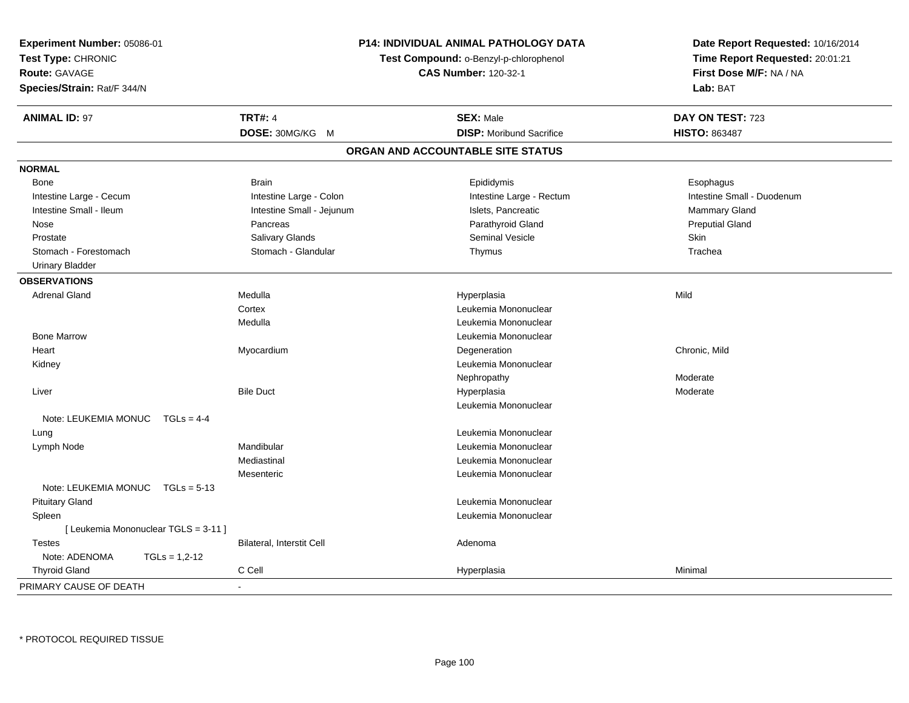**Experiment Number:** 05086-01
**Test Type:** CHRONIC
**Route:** GAVAGE
**Species/Strain:** Rat/F 344/N

**P14: INDIVIDUAL ANIMAL PATHOLOGY DATA**
**Test Compound:** o-Benzyl-p-chlorophenol
**CAS Number:** 120-32-1

**Date Report Requested:** 10/16/2014
**Time Report Requested:** 20:01:21
**First Dose M/F:** NA / NA
**Lab:** BAT

| **ANIMAL ID:** 97 | **TRT#:** 4 | **SEX:** Male | **DAY ON TEST:** 723 |
|---|---|---|---|
| | **DOSE:** 30MG/KG M | **DISP:** Moribund Sacrifice | **HISTO:** 863487 |

**ORGAN AND ACCOUNTABLE SITE STATUS**

**NORMAL**

| | | | |
|---|---|---|---|
| Bone | Brain | Epididymis | Esophagus |
| Intestine Large - Cecum | Intestine Large - Colon | Intestine Large - Rectum | Intestine Small - Duodenum |
| Intestine Small - Ileum | Intestine Small - Jejunum | Islets, Pancreatic | Mammary Gland |
| Nose | Pancreas | Parathyroid Gland | Preputial Gland |
| Prostate | Salivary Glands | Seminal Vesicle | Skin |
| Stomach - Forestomach | Stomach - Glandular | Thymus | Trachea |
| Urinary Bladder | | | |

**OBSERVATIONS**

| | | | |
|---|---|---|---|
| Adrenal Gland | Medulla | Hyperplasia | Mild |
| | Cortex | Leukemia Mononuclear | |
| | Medulla | Leukemia Mononuclear | |
| Bone Marrow | | Leukemia Mononuclear | |
| Heart | Myocardium | Degeneration | Chronic, Mild |
| Kidney | | Leukemia Mononuclear | |
| | | Nephropathy | Moderate |
| Liver | Bile Duct | Hyperplasia | Moderate |
| | | Leukemia Mononuclear | |
| Note: LEUKEMIA MONUC TGLs = 4-4 | | | |
| Lung | | Leukemia Mononuclear | |
| Lymph Node | Mandibular | Leukemia Mononuclear | |
| | Mediastinal | Leukemia Mononuclear | |
| | Mesenteric | Leukemia Mononuclear | |
| Note: LEUKEMIA MONUC TGLs = 5-13 | | | |
| Pituitary Gland | | Leukemia Mononuclear | |
| Spleen | | Leukemia Mononuclear | |
| [ Leukemia Mononuclear TGLS = 3-11 ] | | | |
| Testes | Bilateral, Interstit Cell | Adenoma | |
| Note: ADENOMA TGLs = 1,2-12 | | | |
| Thyroid Gland | C Cell | Hyperplasia | Minimal |

PRIMARY CAUSE OF DEATH -

* PROTOCOL REQUIRED TISSUE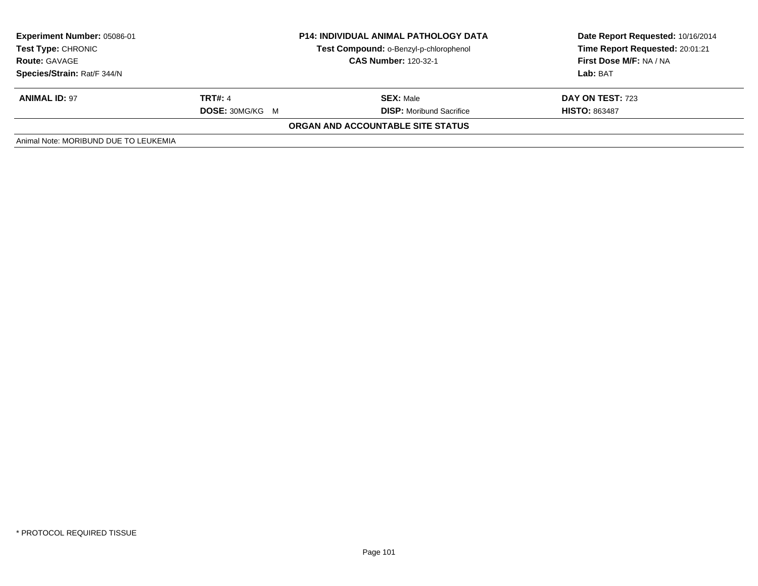| **Experiment Number:** 05086-01 | **P14: INDIVIDUAL ANIMAL PATHOLOGY DATA** | **Date Report Requested:** 10/16/2014 |
|---|---|---|
| **Test Type:** CHRONIC | **Test Compound:** o-Benzyl-p-chlorophenol | **Time Report Requested:** 20:01:21 |
| **Route:** GAVAGE | **CAS Number:** 120-32-1 | **First Dose M/F:** NA / NA |
| **Species/Strain:** Rat/F 344/N | | **Lab:** BAT |

| **ANIMAL ID:** 97 | **TRT#:** 4 | **SEX:** Male | **DAY ON TEST:** 723 |
|---|---|---|---|
| | **DOSE:** 30MG/KG M | **DISP:** Moribund Sacrifice | **HISTO:** 863487 |

**ORGAN AND ACCOUNTABLE SITE STATUS**

Animal Note: MORIBUND DUE TO LEUKEMIA

* PROTOCOL REQUIRED TISSUE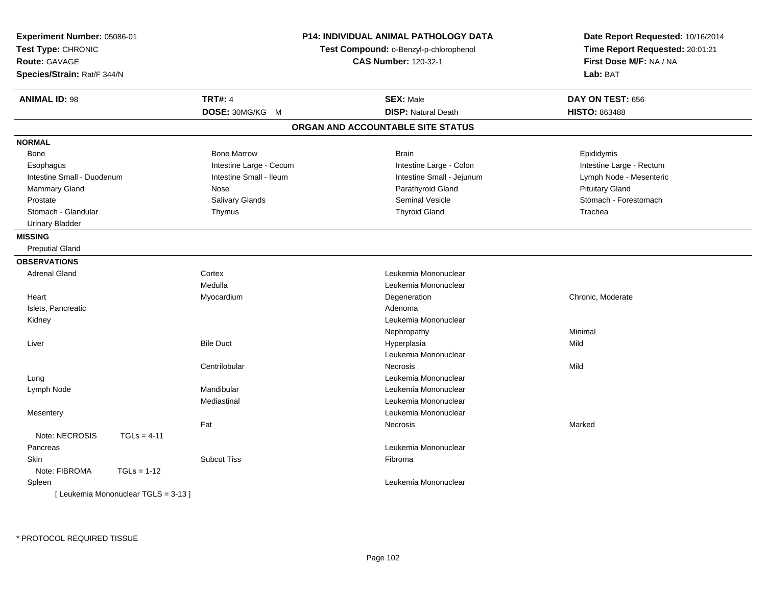**Experiment Number:** 05086-01
**Test Type:** CHRONIC
**Route:** GAVAGE
**Species/Strain:** Rat/F 344/N

**P14: INDIVIDUAL ANIMAL PATHOLOGY DATA**
**Test Compound:** o-Benzyl-p-chlorophenol
**CAS Number:** 120-32-1

**Date Report Requested:** 10/16/2014
**Time Report Requested:** 20:01:21
**First Dose M/F:** NA / NA
**Lab:** BAT

| **ANIMAL ID:** 98 | **TRT#:** 4 | **SEX:** Male | **DAY ON TEST:** 656 |
|---|---|---|---|
| | **DOSE:** 30MG/KG M | **DISP:** Natural Death | **HISTO:** 863488 |

## ORGAN AND ACCOUNTABLE SITE STATUS

**NORMAL**

| | | | |
|---|---|---|---|
| Bone | Bone Marrow | Brain | Epididymis |
| Esophagus | Intestine Large - Cecum | Intestine Large - Colon | Intestine Large - Rectum |
| Intestine Small - Duodenum | Intestine Small - Ileum | Intestine Small - Jejunum | Lymph Node - Mesenteric |
| Mammary Gland | Nose | Parathyroid Gland | Pituitary Gland |
| Prostate | Salivary Glands | Seminal Vesicle | Stomach - Forestomach |
| Stomach - Glandular | Thymus | Thyroid Gland | Trachea |
| Urinary Bladder | | | |

**MISSING**

Preputial Gland

**OBSERVATIONS**

| | | | |
|---|---|---|---|
| Adrenal Gland | Cortex | Leukemia Mononuclear | |
| | Medulla | Leukemia Mononuclear | |
| Heart | Myocardium | Degeneration | Chronic, Moderate |
| Islets, Pancreatic | | Adenoma | |
| Kidney | | Leukemia Mononuclear | |
| | | Nephropathy | Minimal |
| Liver | Bile Duct | Hyperplasia | Mild |
| | | Leukemia Mononuclear | |
| | Centrilobular | Necrosis | Mild |
| Lung | | Leukemia Mononuclear | |
| Lymph Node | Mandibular | Leukemia Mononuclear | |
| | Mediastinal | Leukemia Mononuclear | |
| Mesentery | | Leukemia Mononuclear | |
| | Fat | Necrosis | Marked |
| Note: NECROSIS TGLs = 4-11 | | | |
| Pancreas | | Leukemia Mononuclear | |
| Skin | Subcut Tiss | Fibroma | |
| Note: FIBROMA TGLs = 1-12 | | | |
| Spleen | | Leukemia Mononuclear | |
| [ Leukemia Mononuclear TGLS = 3-13 ] | | | |

\* PROTOCOL REQUIRED TISSUE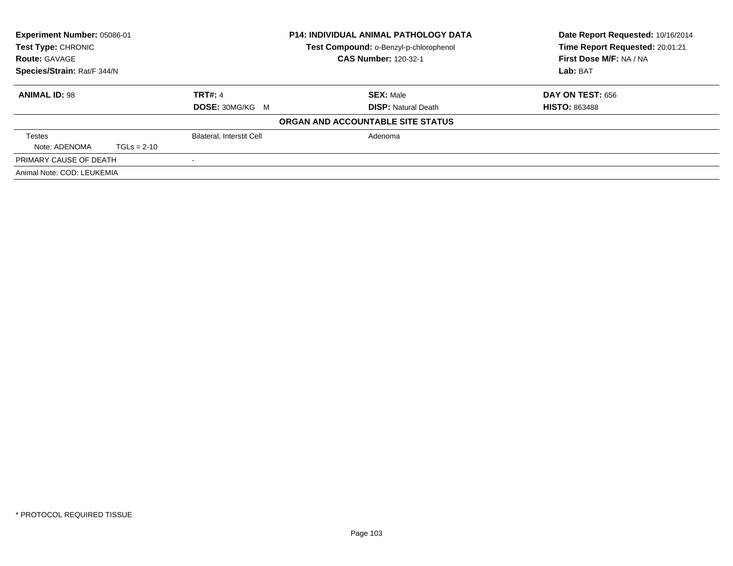**Experiment Number:** 05086-01
**Test Type:** CHRONIC
**Route:** GAVAGE
**Species/Strain:** Rat/F 344/N

**P14: INDIVIDUAL ANIMAL PATHOLOGY DATA**
**Test Compound:** o-Benzyl-p-chlorophenol
**CAS Number:** 120-32-1

**Date Report Requested:** 10/16/2014
**Time Report Requested:** 20:01:21
**First Dose M/F:** NA / NA
**Lab:** BAT

| **ANIMAL ID:** 98 | **TRT#:** 4 | **SEX:** Male | **DAY ON TEST:** 656 |
|---|---|---|---|
| | **DOSE:** 30MG/KG M | **DISP:** Natural Death | **HISTO:** 863488 |

**ORGAN AND ACCOUNTABLE SITE STATUS**

| | | |
|---|---|---|
| Testes | Bilateral, Interstit Cell | Adenoma |
| Note: ADENOMA TGLs = 2-10 | | |
| PRIMARY CAUSE OF DEATH | - | |
| Animal Note: COD: LEUKEMIA | | |

* PROTOCOL REQUIRED TISSUE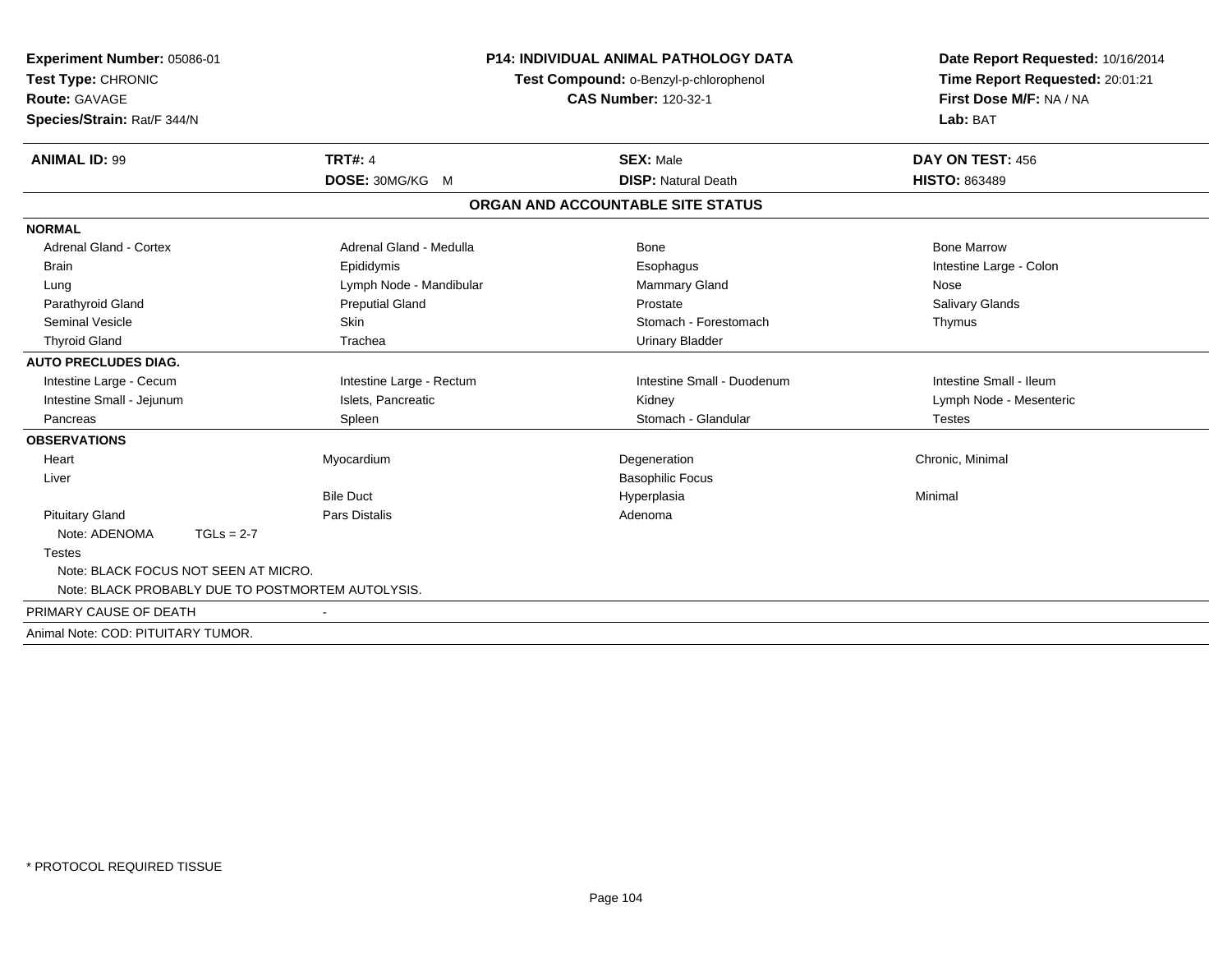**Experiment Number:** 05086-01
**Test Type:** CHRONIC
**Route:** GAVAGE
**Species/Strain:** Rat/F 344/N

**P14: INDIVIDUAL ANIMAL PATHOLOGY DATA**
**Test Compound:** o-Benzyl-p-chlorophenol
**CAS Number:** 120-32-1

**Date Report Requested:** 10/16/2014
**Time Report Requested:** 20:01:21
**First Dose M/F:** NA / NA
**Lab:** BAT

| **ANIMAL ID:** 99 | **TRT#:** 4 | **SEX:** Male | **DAY ON TEST:** 456 |
|---|---|---|---|
| | **DOSE:** 30MG/KG M | **DISP:** Natural Death | **HISTO:** 863489 |

## ORGAN AND ACCOUNTABLE SITE STATUS

| | | | |
|---|---|---|---|
| **NORMAL** | | | |
| Adrenal Gland - Cortex | Adrenal Gland - Medulla | Bone | Bone Marrow |
| Brain | Epididymis | Esophagus | Intestine Large - Colon |
| Lung | Lymph Node - Mandibular | Mammary Gland | Nose |
| Parathyroid Gland | Preputial Gland | Prostate | Salivary Glands |
| Seminal Vesicle | Skin | Stomach - Forestomach | Thymus |
| Thyroid Gland | Trachea | Urinary Bladder | |
| **AUTO PRECLUDES DIAG.** | | | |
| Intestine Large - Cecum | Intestine Large - Rectum | Intestine Small - Duodenum | Intestine Small - Ileum |
| Intestine Small - Jejunum | Islets, Pancreatic | Kidney | Lymph Node - Mesenteric |
| Pancreas | Spleen | Stomach - Glandular | Testes |
| **OBSERVATIONS** | | | |
| Heart | Myocardium | Degeneration | Chronic, Minimal |
| Liver | | Basophilic Focus | |
| | Bile Duct | Hyperplasia | Minimal |
| Pituitary Gland | Pars Distalis | Adenoma | |
| Note: ADENOMA TGLs = 2-7 | | | |
| Testes | | | |
| Note: BLACK FOCUS NOT SEEN AT MICRO. | | | |
| Note: BLACK PROBABLY DUE TO POSTMORTEM AUTOLYSIS. | | | |
| PRIMARY CAUSE OF DEATH | - | | |
| Animal Note: COD: PITUITARY TUMOR. | | | |

\* PROTOCOL REQUIRED TISSUE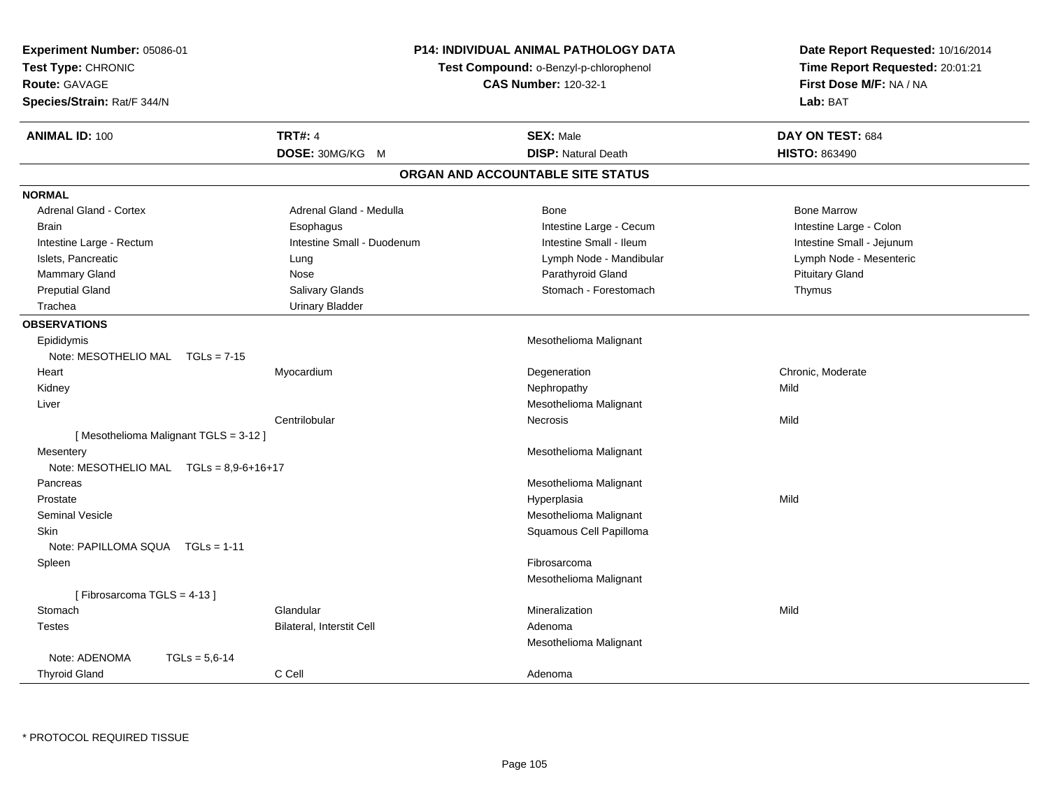**Experiment Number:** 05086-01
**Test Type:** CHRONIC
**Route:** GAVAGE
**Species/Strain:** Rat/F 344/N

**P14: INDIVIDUAL ANIMAL PATHOLOGY DATA**
**Test Compound:** o-Benzyl-p-chlorophenol
**CAS Number:** 120-32-1

**Date Report Requested:** 10/16/2014
**Time Report Requested:** 20:01:21
**First Dose M/F:** NA / NA
**Lab:** BAT

| **ANIMAL ID:** 100 | **TRT#:** 4 | **SEX:** Male | **DAY ON TEST:** 684 |
|---|---|---|---|
| | **DOSE:** 30MG/KG M | **DISP:** Natural Death | **HISTO:** 863490 |

## ORGAN AND ACCOUNTABLE SITE STATUS

**NORMAL**

| | | | |
|---|---|---|---|
| Adrenal Gland - Cortex | Adrenal Gland - Medulla | Bone | Bone Marrow |
| Brain | Esophagus | Intestine Large - Cecum | Intestine Large - Colon |
| Intestine Large - Rectum | Intestine Small - Duodenum | Intestine Small - Ileum | Intestine Small - Jejunum |
| Islets, Pancreatic | Lung | Lymph Node - Mandibular | Lymph Node - Mesenteric |
| Mammary Gland | Nose | Parathyroid Gland | Pituitary Gland |
| Preputial Gland | Salivary Glands | Stomach - Forestomach | Thymus |
| Trachea | Urinary Bladder | | |

**OBSERVATIONS**

| | | | |
|---|---|---|---|
| Epididymis | | Mesothelioma Malignant | |
| Note: MESOTHELIO MAL TGLs = 7-15 | | | |
| Heart | Myocardium | Degeneration | Chronic, Moderate |
| Kidney | | Nephropathy | Mild |
| Liver | | Mesothelioma Malignant | |
| | Centrilobular | Necrosis | Mild |
| [ Mesothelioma Malignant TGLS = 3-12 ] | | | |
| Mesentery | | Mesothelioma Malignant | |
| Note: MESOTHELIO MAL TGLs = 8,9-6+16+17 | | | |
| Pancreas | | Mesothelioma Malignant | |
| Prostate | | Hyperplasia | Mild |
| Seminal Vesicle | | Mesothelioma Malignant | |
| Skin | | Squamous Cell Papilloma | |
| Note: PAPILLOMA SQUA TGLs = 1-11 | | | |
| Spleen | | Fibrosarcoma | |
| | | Mesothelioma Malignant | |
| [ Fibrosarcoma TGLS = 4-13 ] | | | |
| Stomach | Glandular | Mineralization | Mild |
| Testes | Bilateral, Interstit Cell | Adenoma | |
| | | Mesothelioma Malignant | |
| Note: ADENOMA TGLs = 5,6-14 | | | |
| Thyroid Gland | C Cell | Adenoma | |

\* PROTOCOL REQUIRED TISSUE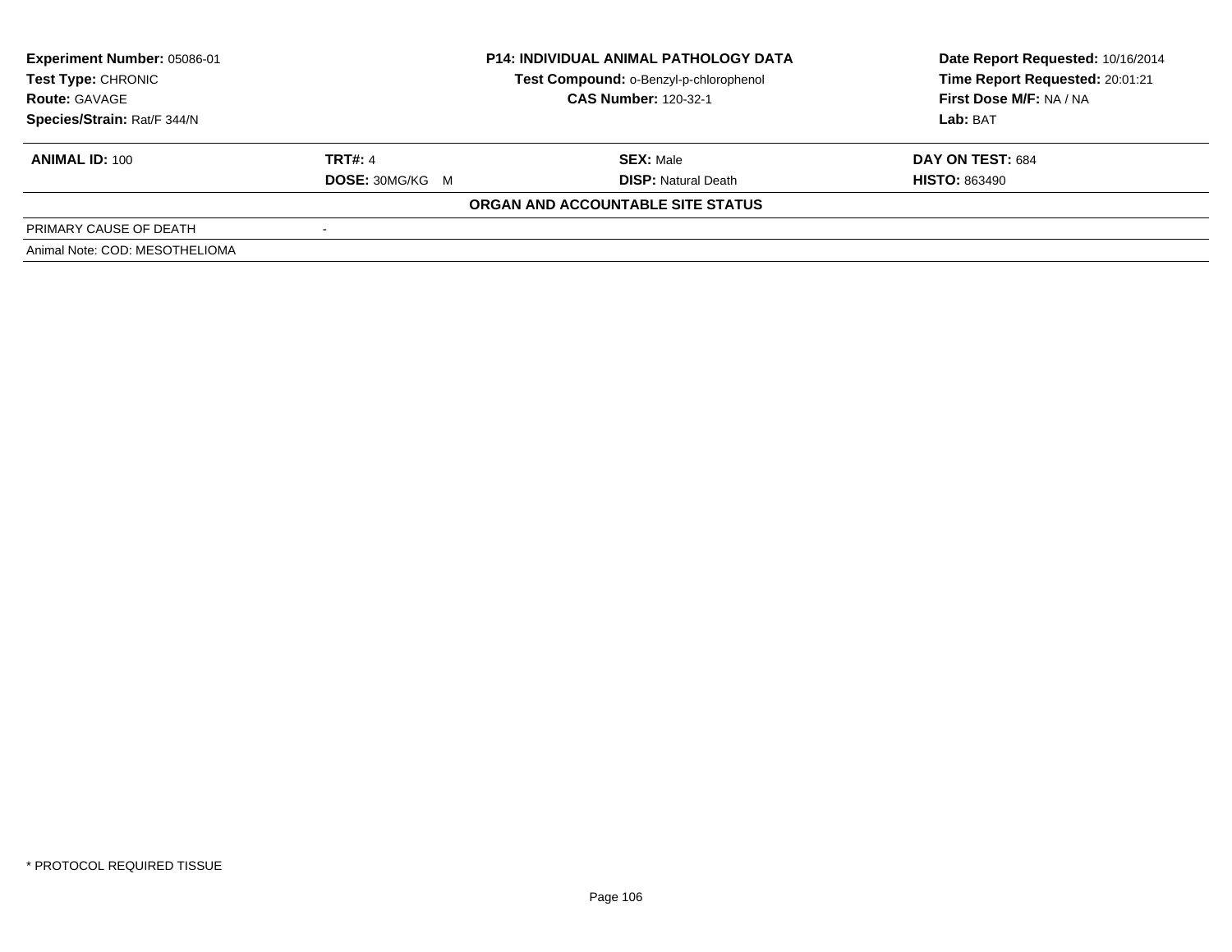**Experiment Number:** 05086-01
**Test Type:** CHRONIC
**Route:** GAVAGE
**Species/Strain:** Rat/F 344/N

**P14: INDIVIDUAL ANIMAL PATHOLOGY DATA**
**Test Compound:** o-Benzyl-p-chlorophenol
**CAS Number:** 120-32-1

**Date Report Requested:** 10/16/2014
**Time Report Requested:** 20:01:21
**First Dose M/F:** NA / NA
**Lab:** BAT

| **ANIMAL ID:** 100 | **TRT#:** 4 | **SEX:** Male | **DAY ON TEST:** 684 |
|---|---|---|---|
| | **DOSE:** 30MG/KG M | **DISP:** Natural Death | **HISTO:** 863490 |

**ORGAN AND ACCOUNTABLE SITE STATUS**

| | |
|---|---|
| PRIMARY CAUSE OF DEATH | - |

Animal Note: COD: MESOTHELIOMA

* PROTOCOL REQUIRED TISSUE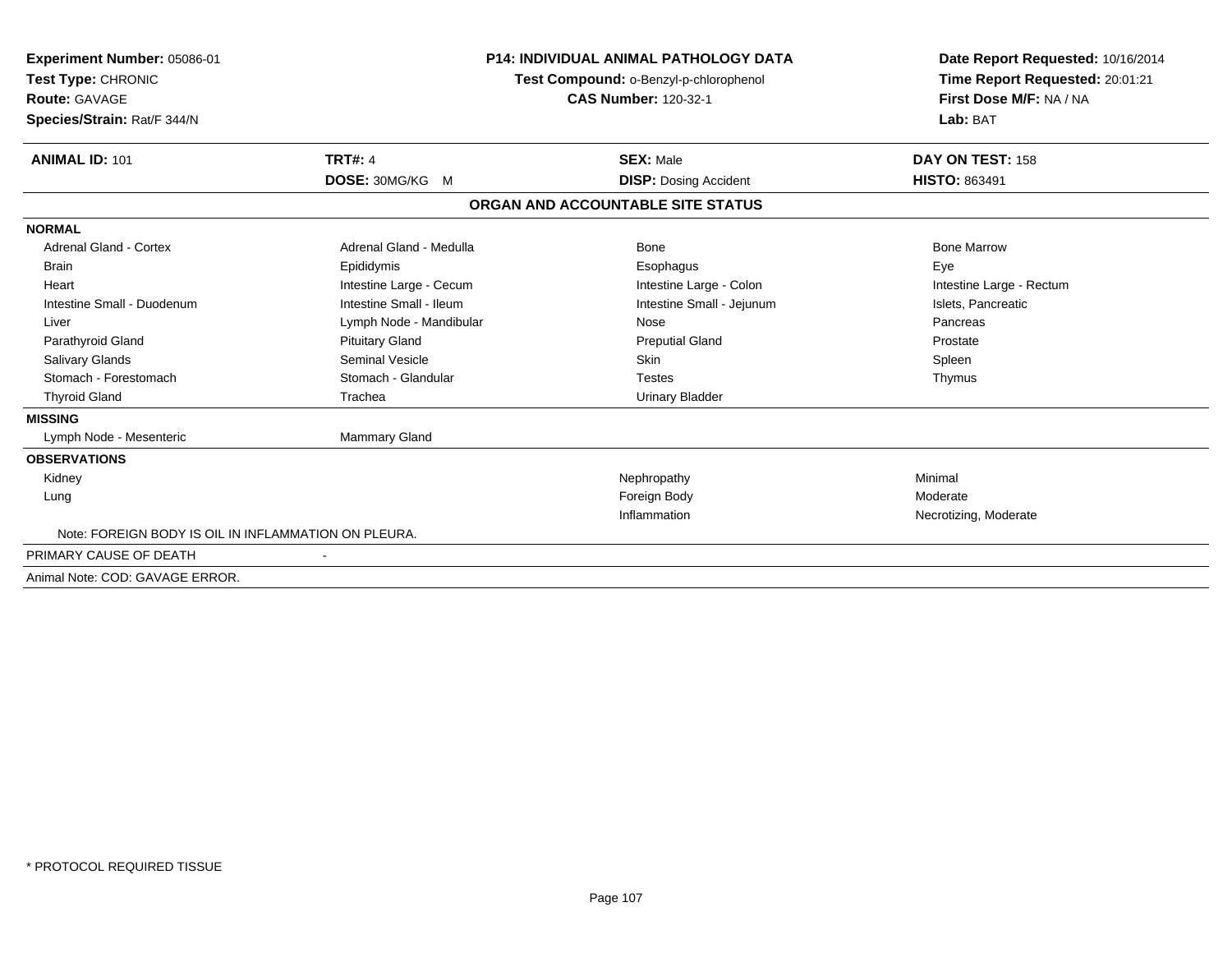**Experiment Number:** 05086-01
**Test Type:** CHRONIC
**Route:** GAVAGE
**Species/Strain:** Rat/F 344/N

**P14: INDIVIDUAL ANIMAL PATHOLOGY DATA**
**Test Compound:** o-Benzyl-p-chlorophenol
**CAS Number:** 120-32-1

**Date Report Requested:** 10/16/2014
**Time Report Requested:** 20:01:21
**First Dose M/F:** NA / NA
**Lab:** BAT

| **ANIMAL ID:** 101 | **TRT#:** 4 | **SEX:** Male | **DAY ON TEST:** 158 |
|---|---|---|---|
| | **DOSE:** 30MG/KG M | **DISP:** Dosing Accident | **HISTO:** 863491 |

## ORGAN AND ACCOUNTABLE SITE STATUS

**NORMAL**

| | | | |
|---|---|---|---|
| Adrenal Gland - Cortex | Adrenal Gland - Medulla | Bone | Bone Marrow |
| Brain | Epididymis | Esophagus | Eye |
| Heart | Intestine Large - Cecum | Intestine Large - Colon | Intestine Large - Rectum |
| Intestine Small - Duodenum | Intestine Small - Ileum | Intestine Small - Jejunum | Islets, Pancreatic |
| Liver | Lymph Node - Mandibular | Nose | Pancreas |
| Parathyroid Gland | Pituitary Gland | Preputial Gland | Prostate |
| Salivary Glands | Seminal Vesicle | Skin | Spleen |
| Stomach - Forestomach | Stomach - Glandular | Testes | Thymus |
| Thyroid Gland | Trachea | Urinary Bladder | |

**MISSING**

| | |
|---|---|
| Lymph Node - Mesenteric | Mammary Gland |

**OBSERVATIONS**

| | | |
|---|---|---|
| Kidney | Nephropathy | Minimal |
| Lung | Foreign Body | Moderate |
| | Inflammation | Necrotizing, Moderate |

Note: FOREIGN BODY IS OIL IN INFLAMMATION ON PLEURA.

PRIMARY CAUSE OF DEATH -

Animal Note: COD: GAVAGE ERROR.

\* PROTOCOL REQUIRED TISSUE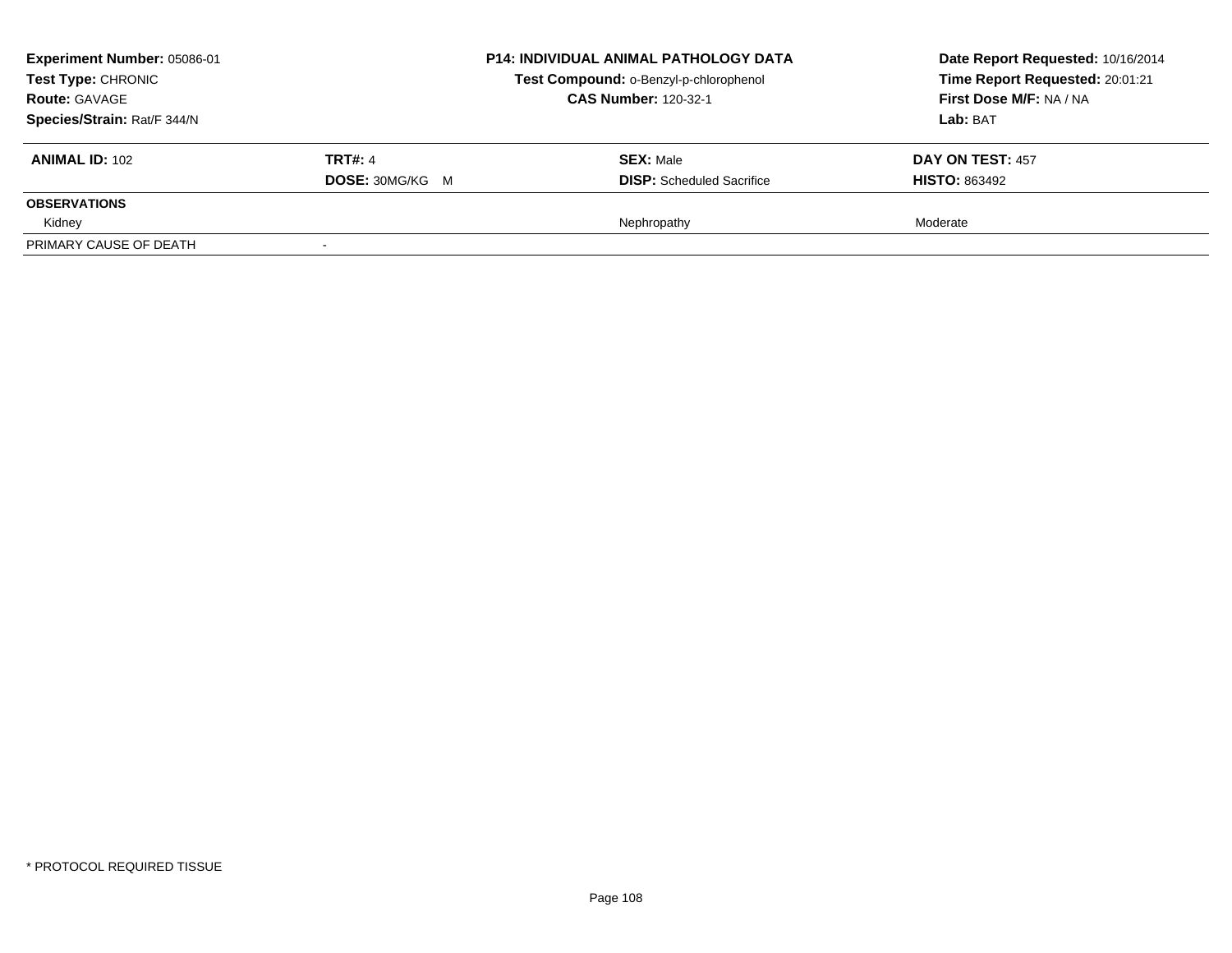**Experiment Number:** 05086-01
**Test Type:** CHRONIC
**Route:** GAVAGE
**Species/Strain:** Rat/F 344/N

**P14: INDIVIDUAL ANIMAL PATHOLOGY DATA**
**Test Compound:** o-Benzyl-p-chlorophenol
**CAS Number:** 120-32-1

**Date Report Requested:** 10/16/2014
**Time Report Requested:** 20:01:21
**First Dose M/F:** NA / NA
**Lab:** BAT

| **ANIMAL ID:** 102 | **TRT#:** 4 | **SEX:** Male | **DAY ON TEST:** 457 |
|---|---|---|---|
| | **DOSE:** 30MG/KG M | **DISP:** Scheduled Sacrifice | **HISTO:** 863492 |
| **OBSERVATIONS** | | | |
| Kidney | | Nephropathy | Moderate |
| PRIMARY CAUSE OF DEATH | - | | |

* PROTOCOL REQUIRED TISSUE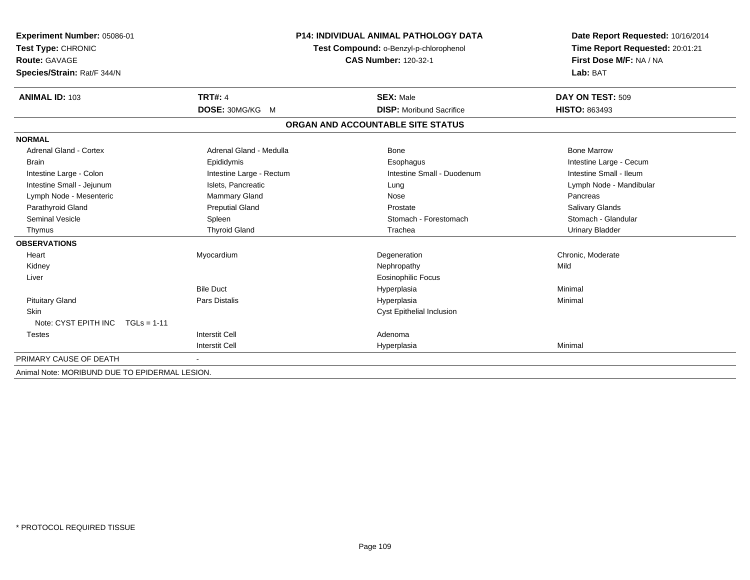**Experiment Number:** 05086-01
**Test Type:** CHRONIC
**Route:** GAVAGE
**Species/Strain:** Rat/F 344/N

**P14: INDIVIDUAL ANIMAL PATHOLOGY DATA**
**Test Compound:** o-Benzyl-p-chlorophenol
**CAS Number:** 120-32-1

**Date Report Requested:** 10/16/2014
**Time Report Requested:** 20:01:21
**First Dose M/F:** NA / NA
**Lab:** BAT

| **ANIMAL ID:** 103 | **TRT#:** 4 | **SEX:** Male | **DAY ON TEST:** 509 |
|---|---|---|---|
| | **DOSE:** 30MG/KG M | **DISP:** Moribund Sacrifice | **HISTO:** 863493 |

## ORGAN AND ACCOUNTABLE SITE STATUS

**NORMAL**

| | | | |
|---|---|---|---|
| Adrenal Gland - Cortex | Adrenal Gland - Medulla | Bone | Bone Marrow |
| Brain | Epididymis | Esophagus | Intestine Large - Cecum |
| Intestine Large - Colon | Intestine Large - Rectum | Intestine Small - Duodenum | Intestine Small - Ileum |
| Intestine Small - Jejunum | Islets, Pancreatic | Lung | Lymph Node - Mandibular |
| Lymph Node - Mesenteric | Mammary Gland | Nose | Pancreas |
| Parathyroid Gland | Preputial Gland | Prostate | Salivary Glands |
| Seminal Vesicle | Spleen | Stomach - Forestomach | Stomach - Glandular |
| Thymus | Thyroid Gland | Trachea | Urinary Bladder |

**OBSERVATIONS**

| | | | |
|---|---|---|---|
| Heart | Myocardium | Degeneration | Chronic, Moderate |
| Kidney | | Nephropathy | Mild |
| Liver | | Eosinophilic Focus | |
| | Bile Duct | Hyperplasia | Minimal |
| Pituitary Gland | Pars Distalis | Hyperplasia | Minimal |
| Skin | | Cyst Epithelial Inclusion | |
| Note: CYST EPITH INC TGLs = 1-11 | | | |
| Testes | Interstit Cell | Adenoma | |
| | Interstit Cell | Hyperplasia | Minimal |

PRIMARY CAUSE OF DEATH -

Animal Note: MORIBUND DUE TO EPIDERMAL LESION.

\* PROTOCOL REQUIRED TISSUE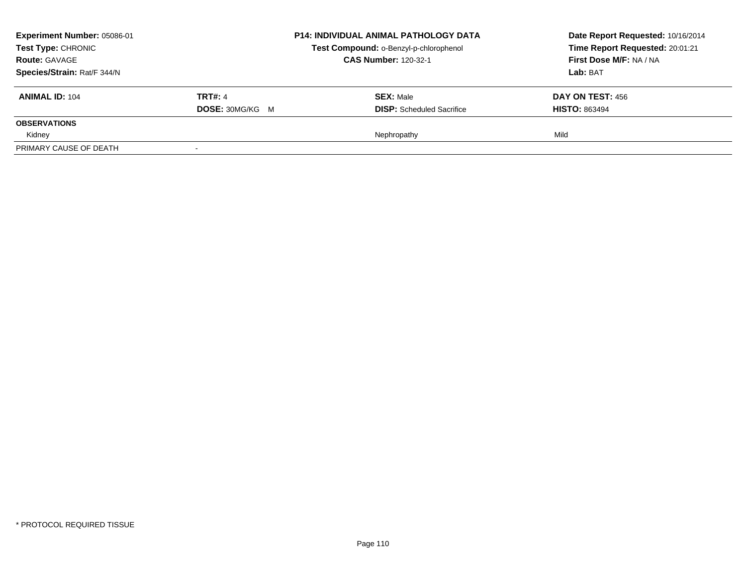**Experiment Number:** 05086-01
**Test Type:** CHRONIC
**Route:** GAVAGE
**Species/Strain:** Rat/F 344/N

**P14: INDIVIDUAL ANIMAL PATHOLOGY DATA**
**Test Compound:** o-Benzyl-p-chlorophenol
**CAS Number:** 120-32-1

**Date Report Requested:** 10/16/2014
**Time Report Requested:** 20:01:21
**First Dose M/F:** NA / NA
**Lab:** BAT

| **ANIMAL ID:** 104 | **TRT#:** 4 | **SEX:** Male | **DAY ON TEST:** 456 |
|---|---|---|---|
| | **DOSE:** 30MG/KG M | **DISP:** Scheduled Sacrifice | **HISTO:** 863494 |
| **OBSERVATIONS** | | | |
| Kidney | | Nephropathy | Mild |
| PRIMARY CAUSE OF DEATH | - | | |

* PROTOCOL REQUIRED TISSUE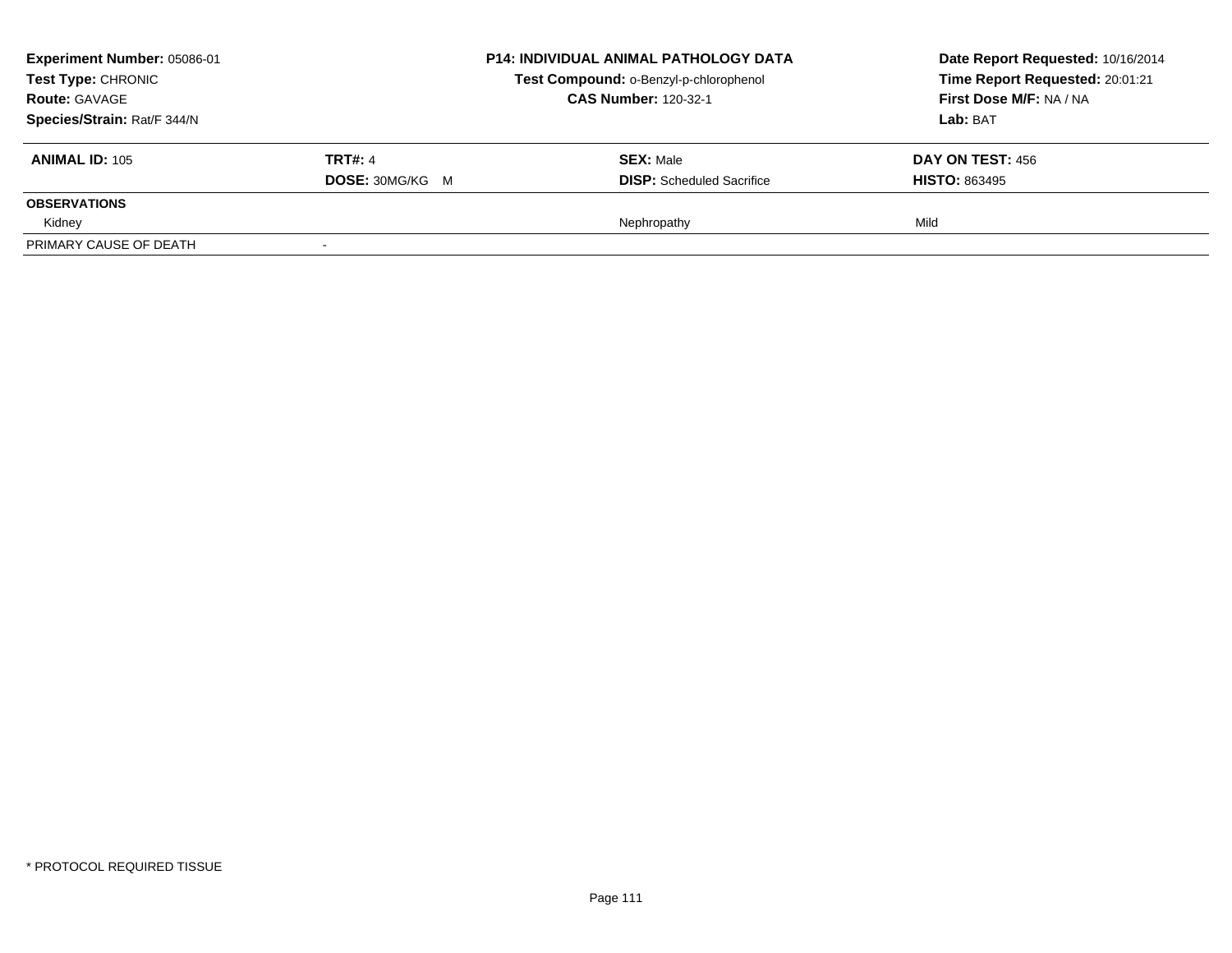**Experiment Number:** 05086-01
**Test Type:** CHRONIC
**Route:** GAVAGE
**Species/Strain:** Rat/F 344/N

**P14: INDIVIDUAL ANIMAL PATHOLOGY DATA**
**Test Compound:** o-Benzyl-p-chlorophenol
**CAS Number:** 120-32-1

**Date Report Requested:** 10/16/2014
**Time Report Requested:** 20:01:21
**First Dose M/F:** NA / NA
**Lab:** BAT

| **ANIMAL ID:** 105 | **TRT#:** 4 | **SEX:** Male | **DAY ON TEST:** 456 |
|---|---|---|---|
| | **DOSE:** 30MG/KG M | **DISP:** Scheduled Sacrifice | **HISTO:** 863495 |
| **OBSERVATIONS** | | | |
| Kidney | | Nephropathy | Mild |
| PRIMARY CAUSE OF DEATH | - | | |

* PROTOCOL REQUIRED TISSUE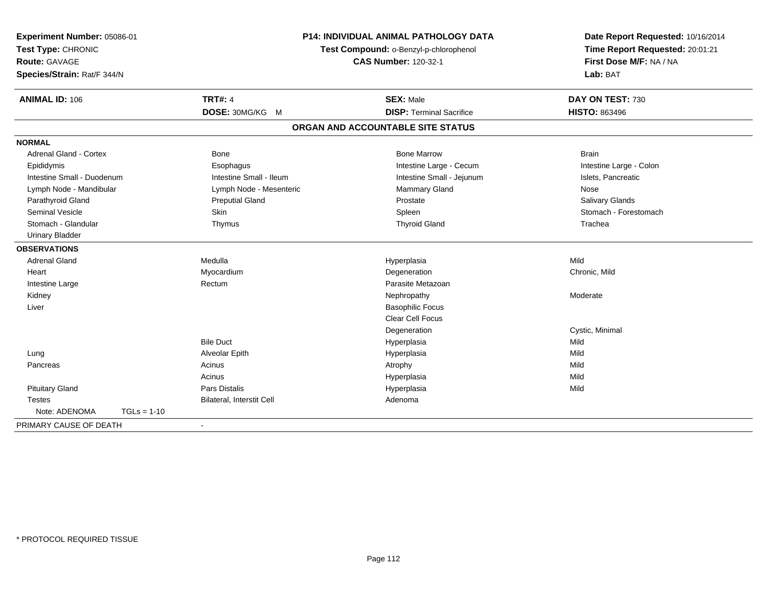**Experiment Number:** 05086-01
**Test Type:** CHRONIC
**Route:** GAVAGE
**Species/Strain:** Rat/F 344/N

**P14: INDIVIDUAL ANIMAL PATHOLOGY DATA**
**Test Compound:** o-Benzyl-p-chlorophenol
**CAS Number:** 120-32-1

**Date Report Requested:** 10/16/2014
**Time Report Requested:** 20:01:21
**First Dose M/F:** NA / NA
**Lab:** BAT

| **ANIMAL ID:** 106 | **TRT#:** 4 | **SEX:** Male | **DAY ON TEST:** 730 |
|---|---|---|---|
| | **DOSE:** 30MG/KG M | **DISP:** Terminal Sacrifice | **HISTO:** 863496 |

## ORGAN AND ACCOUNTABLE SITE STATUS

**NORMAL**

| | | | |
|---|---|---|---|
| Adrenal Gland - Cortex | Bone | Bone Marrow | Brain |
| Epididymis | Esophagus | Intestine Large - Cecum | Intestine Large - Colon |
| Intestine Small - Duodenum | Intestine Small - Ileum | Intestine Small - Jejunum | Islets, Pancreatic |
| Lymph Node - Mandibular | Lymph Node - Mesenteric | Mammary Gland | Nose |
| Parathyroid Gland | Preputial Gland | Prostate | Salivary Glands |
| Seminal Vesicle | Skin | Spleen | Stomach - Forestomach |
| Stomach - Glandular | Thymus | Thyroid Gland | Trachea |
| Urinary Bladder | | | |

**OBSERVATIONS**

| | | | |
|---|---|---|---|
| Adrenal Gland | Medulla | Hyperplasia | Mild |
| Heart | Myocardium | Degeneration | Chronic, Mild |
| Intestine Large | Rectum | Parasite Metazoan | |
| Kidney | | Nephropathy | Moderate |
| Liver | | Basophilic Focus | |
| | | Clear Cell Focus | |
| | | Degeneration | Cystic, Minimal |
| | Bile Duct | Hyperplasia | Mild |
| Lung | Alveolar Epith | Hyperplasia | Mild |
| Pancreas | Acinus | Atrophy | Mild |
| | Acinus | Hyperplasia | Mild |
| Pituitary Gland | Pars Distalis | Hyperplasia | Mild |
| Testes | Bilateral, Interstit Cell | Adenoma | |
| Note: ADENOMA TGLs = 1-10 | | | |

PRIMARY CAUSE OF DEATH -

* PROTOCOL REQUIRED TISSUE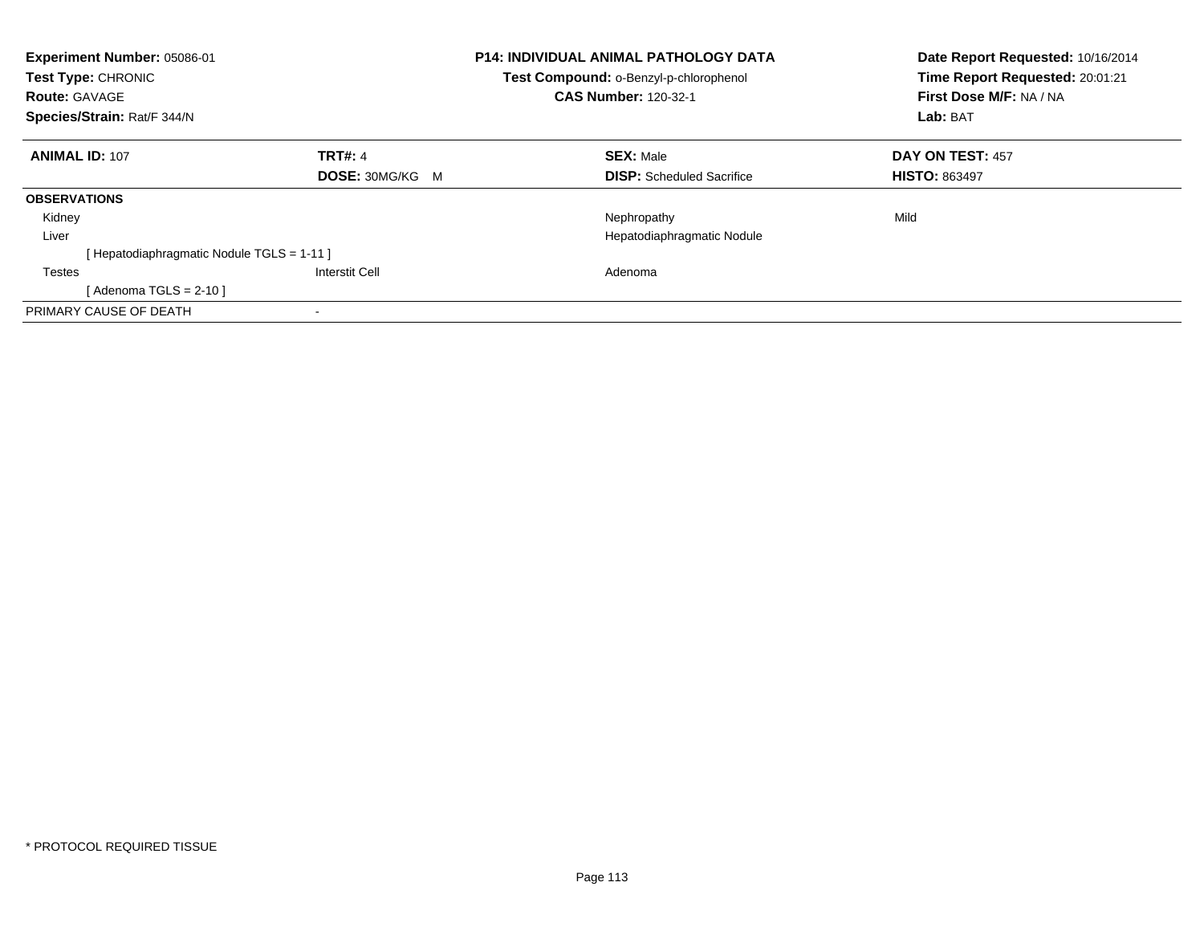**Experiment Number:** 05086-01
**Test Type:** CHRONIC
**Route:** GAVAGE
**Species/Strain:** Rat/F 344/N

**P14: INDIVIDUAL ANIMAL PATHOLOGY DATA**
**Test Compound:** o-Benzyl-p-chlorophenol
**CAS Number:** 120-32-1

**Date Report Requested:** 10/16/2014
**Time Report Requested:** 20:01:21
**First Dose M/F:** NA / NA
**Lab:** BAT

| **ANIMAL ID:** 107 | **TRT#:** 4 | **SEX:** Male | **DAY ON TEST:** 457 |
|---|---|---|---|
| | **DOSE:** 30MG/KG M | **DISP:** Scheduled Sacrifice | **HISTO:** 863497 |
| **OBSERVATIONS** | | | |
| Kidney | | Nephropathy | Mild |
| Liver | | Hepatodiaphragmatic Nodule | |
| [ Hepatodiaphragmatic Nodule TGLS = 1-11 ] | | | |
| Testes | Interstit Cell | Adenoma | |
| [ Adenoma TGLS = 2-10 ] | | | |
| PRIMARY CAUSE OF DEATH | - | | |

* PROTOCOL REQUIRED TISSUE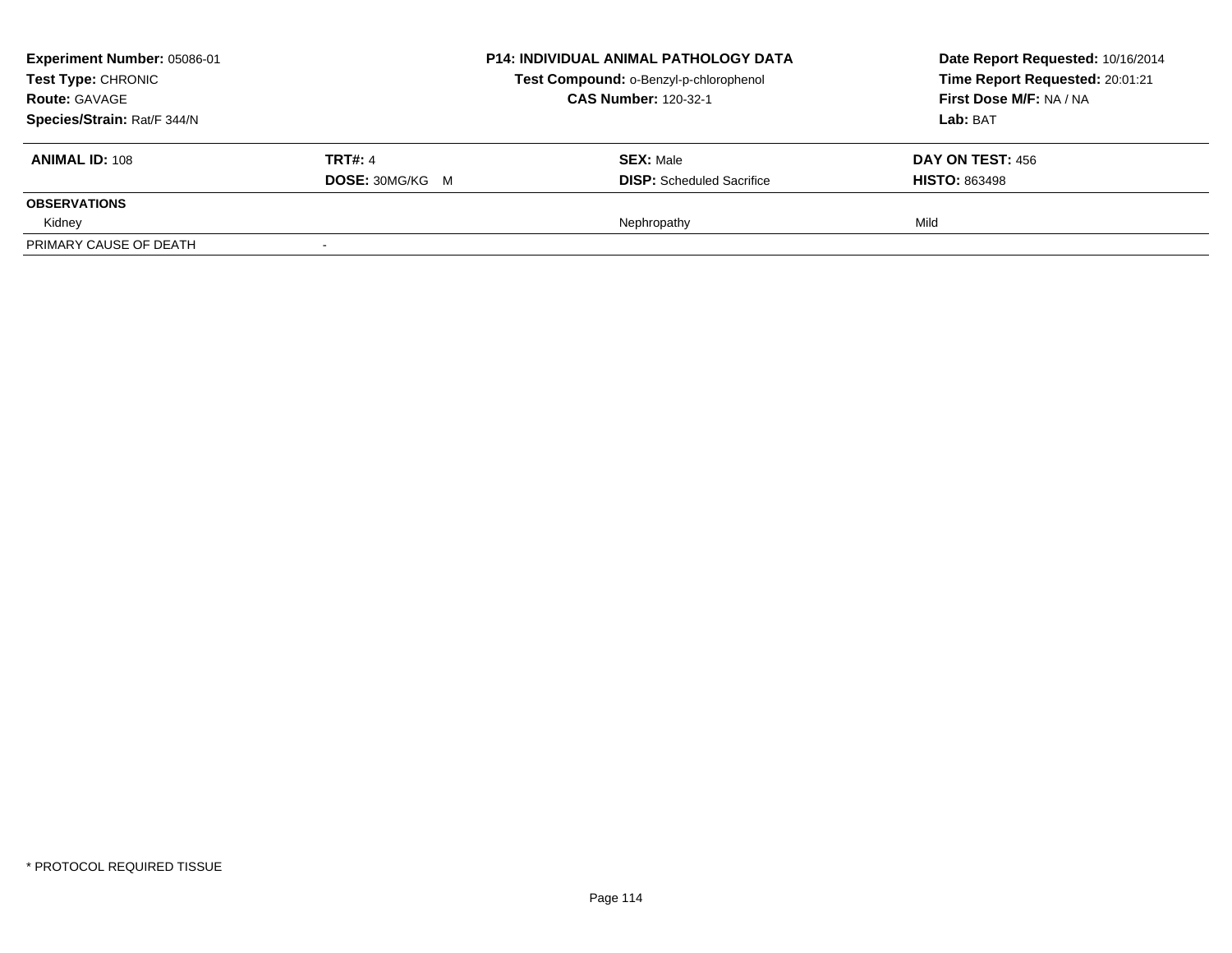**Experiment Number:** 05086-01
**Test Type:** CHRONIC
**Route:** GAVAGE
**Species/Strain:** Rat/F 344/N

**P14: INDIVIDUAL ANIMAL PATHOLOGY DATA**
**Test Compound:** o-Benzyl-p-chlorophenol
**CAS Number:** 120-32-1

**Date Report Requested:** 10/16/2014
**Time Report Requested:** 20:01:21
**First Dose M/F:** NA / NA
**Lab:** BAT

| **ANIMAL ID:** 108 | **TRT#:** 4 | **SEX:** Male | **DAY ON TEST:** 456 |
|---|---|---|---|
| | **DOSE:** 30MG/KG M | **DISP:** Scheduled Sacrifice | **HISTO:** 863498 |
| **OBSERVATIONS** | | | |
| Kidney | | Nephropathy | Mild |
| PRIMARY CAUSE OF DEATH | - | | |

* PROTOCOL REQUIRED TISSUE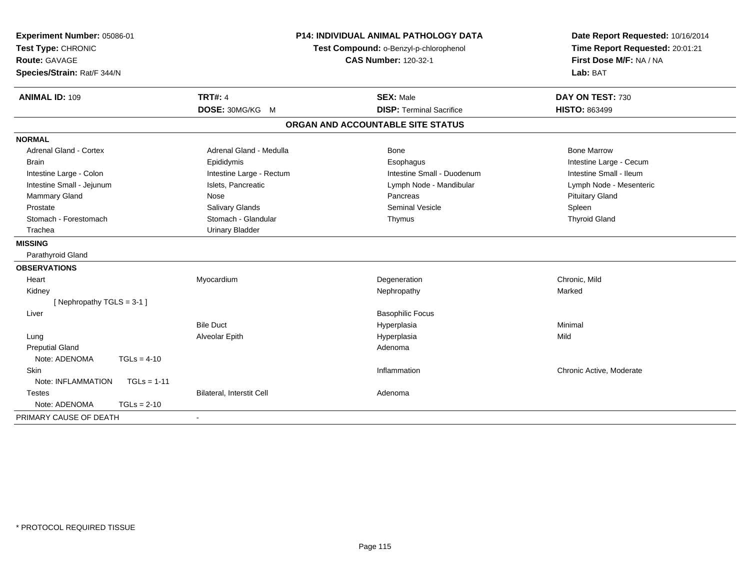**Experiment Number:** 05086-01
**Test Type:** CHRONIC
**Route:** GAVAGE
**Species/Strain:** Rat/F 344/N

**P14: INDIVIDUAL ANIMAL PATHOLOGY DATA**
**Test Compound:** o-Benzyl-p-chlorophenol
**CAS Number:** 120-32-1

**Date Report Requested:** 10/16/2014
**Time Report Requested:** 20:01:21
**First Dose M/F:** NA / NA
**Lab:** BAT

| **ANIMAL ID:** 109 | **TRT#:** 4 | **SEX:** Male | **DAY ON TEST:** 730 |
|---|---|---|---|
| | **DOSE:** 30MG/KG M | **DISP:** Terminal Sacrifice | **HISTO:** 863499 |

## ORGAN AND ACCOUNTABLE SITE STATUS

**NORMAL**

| | | | |
|---|---|---|---|
| Adrenal Gland - Cortex | Adrenal Gland - Medulla | Bone | Bone Marrow |
| Brain | Epididymis | Esophagus | Intestine Large - Cecum |
| Intestine Large - Colon | Intestine Large - Rectum | Intestine Small - Duodenum | Intestine Small - Ileum |
| Intestine Small - Jejunum | Islets, Pancreatic | Lymph Node - Mandibular | Lymph Node - Mesenteric |
| Mammary Gland | Nose | Pancreas | Pituitary Gland |
| Prostate | Salivary Glands | Seminal Vesicle | Spleen |
| Stomach - Forestomach | Stomach - Glandular | Thymus | Thyroid Gland |
| Trachea | Urinary Bladder | | |

**MISSING**

Parathyroid Gland

**OBSERVATIONS**

| | | | |
|---|---|---|---|
| Heart | Myocardium | Degeneration | Chronic, Mild |
| Kidney | | Nephropathy | Marked |
| [ Nephropathy TGLS = 3-1 ] | | | |
| Liver | | Basophilic Focus | |
| | Bile Duct | Hyperplasia | Minimal |
| Lung | Alveolar Epith | Hyperplasia | Mild |
| Preputial Gland | | Adenoma | |
| Note: ADENOMA TGLs = 4-10 | | | |
| Skin | | Inflammation | Chronic Active, Moderate |
| Note: INFLAMMATION TGLs = 1-11 | | | |
| Testes | Bilateral, Interstit Cell | Adenoma | |
| Note: ADENOMA TGLs = 2-10 | | | |

PRIMARY CAUSE OF DEATH -

\* PROTOCOL REQUIRED TISSUE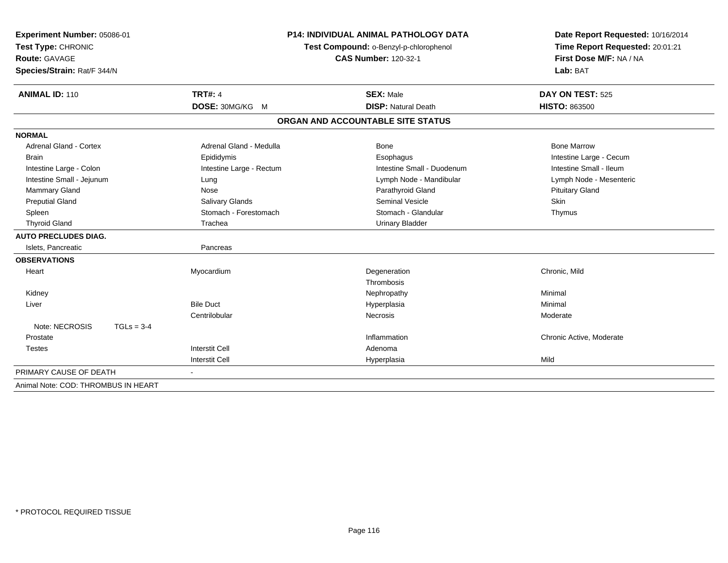**Experiment Number:** 05086-01
**Test Type:** CHRONIC
**Route:** GAVAGE
**Species/Strain:** Rat/F 344/N

**P14: INDIVIDUAL ANIMAL PATHOLOGY DATA**
**Test Compound:** o-Benzyl-p-chlorophenol
**CAS Number:** 120-32-1

**Date Report Requested:** 10/16/2014
**Time Report Requested:** 20:01:21
**First Dose M/F:** NA / NA
**Lab:** BAT

| **ANIMAL ID:** 110 | **TRT#:** 4 | **SEX:** Male | **DAY ON TEST:** 525 |
|---|---|---|---|
| | **DOSE:** 30MG/KG M | **DISP:** Natural Death | **HISTO:** 863500 |

## ORGAN AND ACCOUNTABLE SITE STATUS

| | | | |
|---|---|---|---|
| **NORMAL** | | | |
| Adrenal Gland - Cortex | Adrenal Gland - Medulla | Bone | Bone Marrow |
| Brain | Epididymis | Esophagus | Intestine Large - Cecum |
| Intestine Large - Colon | Intestine Large - Rectum | Intestine Small - Duodenum | Intestine Small - Ileum |
| Intestine Small - Jejunum | Lung | Lymph Node - Mandibular | Lymph Node - Mesenteric |
| Mammary Gland | Nose | Parathyroid Gland | Pituitary Gland |
| Preputial Gland | Salivary Glands | Seminal Vesicle | Skin |
| Spleen | Stomach - Forestomach | Stomach - Glandular | Thymus |
| Thyroid Gland | Trachea | Urinary Bladder | |
| **AUTO PRECLUDES DIAG.** | | | |
| Islets, Pancreatic | Pancreas | | |
| **OBSERVATIONS** | | | |
| Heart | Myocardium | Degeneration | Chronic, Mild |
| | | Thrombosis | |
| Kidney | | Nephropathy | Minimal |
| Liver | Bile Duct | Hyperplasia | Minimal |
| | Centrilobular | Necrosis | Moderate |
| Note: NECROSIS TGLs = 3-4 | | | |
| Prostate | | Inflammation | Chronic Active, Moderate |
| Testes | Interstit Cell | Adenoma | |
| | Interstit Cell | Hyperplasia | Mild |
| PRIMARY CAUSE OF DEATH | - | | |
| Animal Note: COD: THROMBUS IN HEART | | | |

* PROTOCOL REQUIRED TISSUE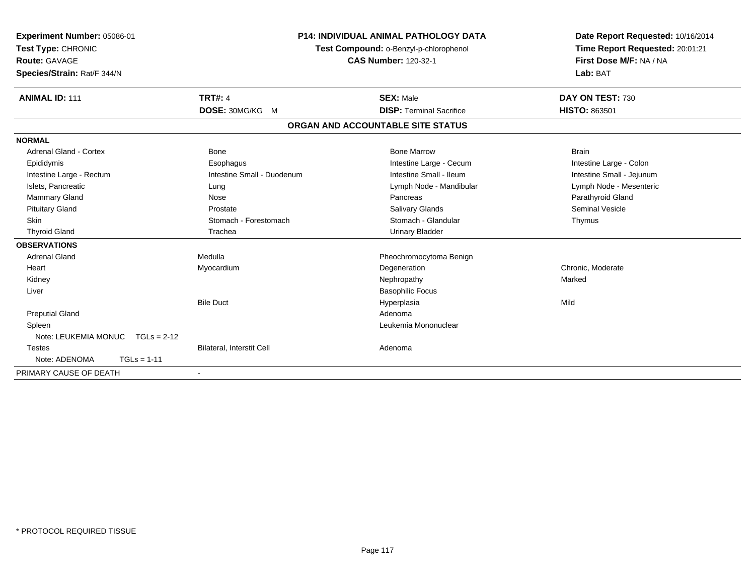**Experiment Number:** 05086-01
**Test Type:** CHRONIC
**Route:** GAVAGE
**Species/Strain:** Rat/F 344/N

**P14: INDIVIDUAL ANIMAL PATHOLOGY DATA**
**Test Compound:** o-Benzyl-p-chlorophenol
**CAS Number:** 120-32-1

**Date Report Requested:** 10/16/2014
**Time Report Requested:** 20:01:21
**First Dose M/F:** NA / NA
**Lab:** BAT

| **ANIMAL ID:** 111 | **TRT#:** 4 | **SEX:** Male | **DAY ON TEST:** 730 |
|---|---|---|---|
| | **DOSE:** 30MG/KG M | **DISP:** Terminal Sacrifice | **HISTO:** 863501 |

## ORGAN AND ACCOUNTABLE SITE STATUS

| | | | |
|---|---|---|---|
| **NORMAL** | | | |
| Adrenal Gland - Cortex | Bone | Bone Marrow | Brain |
| Epididymis | Esophagus | Intestine Large - Cecum | Intestine Large - Colon |
| Intestine Large - Rectum | Intestine Small - Duodenum | Intestine Small - Ileum | Intestine Small - Jejunum |
| Islets, Pancreatic | Lung | Lymph Node - Mandibular | Lymph Node - Mesenteric |
| Mammary Gland | Nose | Pancreas | Parathyroid Gland |
| Pituitary Gland | Prostate | Salivary Glands | Seminal Vesicle |
| Skin | Stomach - Forestomach | Stomach - Glandular | Thymus |
| Thyroid Gland | Trachea | Urinary Bladder | |
| **OBSERVATIONS** | | | |
| Adrenal Gland | Medulla | Pheochromocytoma Benign | |
| Heart | Myocardium | Degeneration | Chronic, Moderate |
| Kidney | | Nephropathy | Marked |
| Liver | | Basophilic Focus | |
| | Bile Duct | Hyperplasia | Mild |
| Preputial Gland | | Adenoma | |
| Spleen | | Leukemia Mononuclear | |
| Note: LEUKEMIA MONUC TGLs = 2-12 | | | |
| Testes | Bilateral, Interstit Cell | Adenoma | |
| Note: ADENOMA TGLs = 1-11 | | | |
| PRIMARY CAUSE OF DEATH | - | | |

* PROTOCOL REQUIRED TISSUE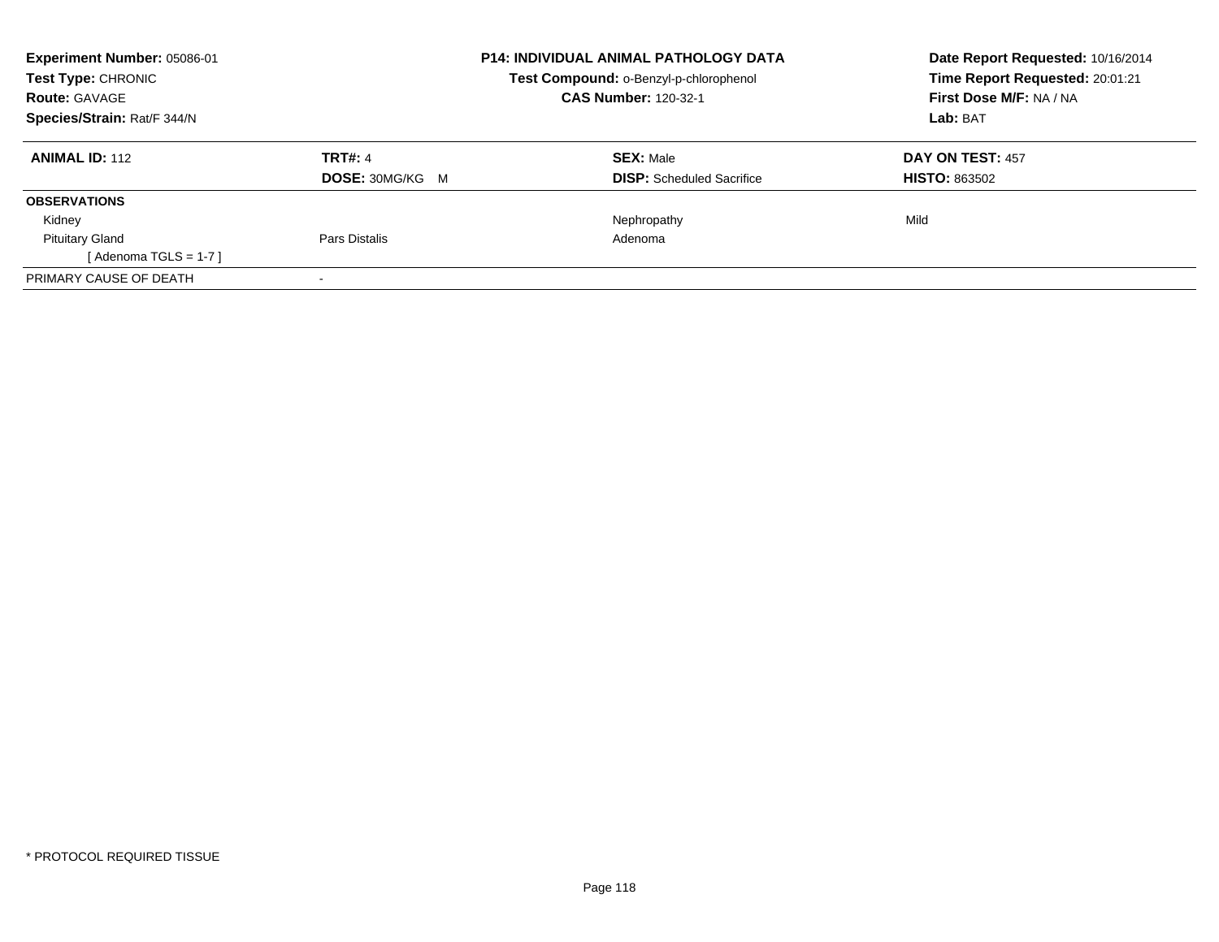**Experiment Number:** 05086-01
**Test Type:** CHRONIC
**Route:** GAVAGE
**Species/Strain:** Rat/F 344/N

**P14: INDIVIDUAL ANIMAL PATHOLOGY DATA**
**Test Compound:** o-Benzyl-p-chlorophenol
**CAS Number:** 120-32-1

**Date Report Requested:** 10/16/2014
**Time Report Requested:** 20:01:21
**First Dose M/F:** NA / NA
**Lab:** BAT

| **ANIMAL ID:** 112 | **TRT#:** 4 | **SEX:** Male | **DAY ON TEST:** 457 |
|---|---|---|---|
| | **DOSE:** 30MG/KG M | **DISP:** Scheduled Sacrifice | **HISTO:** 863502 |
| **OBSERVATIONS** | | | |
| Kidney | | Nephropathy | Mild |
| Pituitary Gland | Pars Distalis | Adenoma | |
| [ Adenoma TGLS = 1-7 ] | | | |
| PRIMARY CAUSE OF DEATH | - | | |

* PROTOCOL REQUIRED TISSUE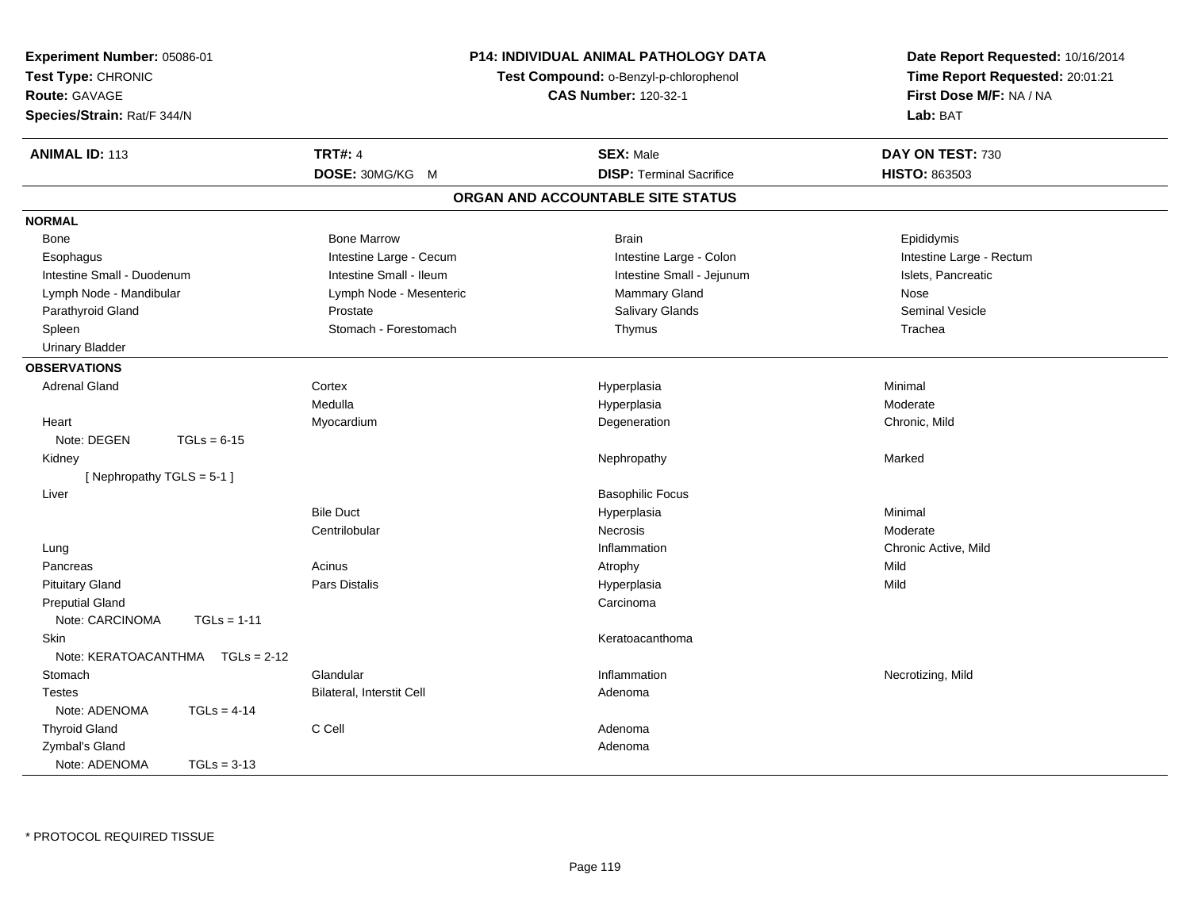**Experiment Number:** 05086-01
**Test Type:** CHRONIC
**Route:** GAVAGE
**Species/Strain:** Rat/F 344/N

**P14: INDIVIDUAL ANIMAL PATHOLOGY DATA**
**Test Compound:** o-Benzyl-p-chlorophenol
**CAS Number:** 120-32-1

**Date Report Requested:** 10/16/2014
**Time Report Requested:** 20:01:21
**First Dose M/F:** NA / NA
**Lab:** BAT

| **ANIMAL ID:** 113 | **TRT#:** 4 | **SEX:** Male | **DAY ON TEST:** 730 |
|---|---|---|---|
| | **DOSE:** 30MG/KG M | **DISP:** Terminal Sacrifice | **HISTO:** 863503 |

## ORGAN AND ACCOUNTABLE SITE STATUS

**NORMAL**

| | | | |
|---|---|---|---|
| Bone | Bone Marrow | Brain | Epididymis |
| Esophagus | Intestine Large - Cecum | Intestine Large - Colon | Intestine Large - Rectum |
| Intestine Small - Duodenum | Intestine Small - Ileum | Intestine Small - Jejunum | Islets, Pancreatic |
| Lymph Node - Mandibular | Lymph Node - Mesenteric | Mammary Gland | Nose |
| Parathyroid Gland | Prostate | Salivary Glands | Seminal Vesicle |
| Spleen | Stomach - Forestomach | Thymus | Trachea |
| Urinary Bladder | | | |

**OBSERVATIONS**

| | | | |
|---|---|---|---|
| Adrenal Gland | Cortex | Hyperplasia | Minimal |
| | Medulla | Hyperplasia | Moderate |
| Heart | Myocardium | Degeneration | Chronic, Mild |
| Note: DEGEN TGLs = 6-15 | | | |
| Kidney | | Nephropathy | Marked |
| [ Nephropathy TGLS = 5-1 ] | | | |
| Liver | | Basophilic Focus | |
| | Bile Duct | Hyperplasia | Minimal |
| | Centrilobular | Necrosis | Moderate |
| Lung | | Inflammation | Chronic Active, Mild |
| Pancreas | Acinus | Atrophy | Mild |
| Pituitary Gland | Pars Distalis | Hyperplasia | Mild |
| Preputial Gland | | Carcinoma | |
| Note: CARCINOMA TGLs = 1-11 | | | |
| Skin | | Keratoacanthoma | |
| Note: KERATOACANTHMA TGLs = 2-12 | | | |
| Stomach | Glandular | Inflammation | Necrotizing, Mild |
| Testes | Bilateral, Interstit Cell | Adenoma | |
| Note: ADENOMA TGLs = 4-14 | | | |
| Thyroid Gland | C Cell | Adenoma | |
| Zymbal's Gland | | Adenoma | |
| Note: ADENOMA TGLs = 3-13 | | | |

* PROTOCOL REQUIRED TISSUE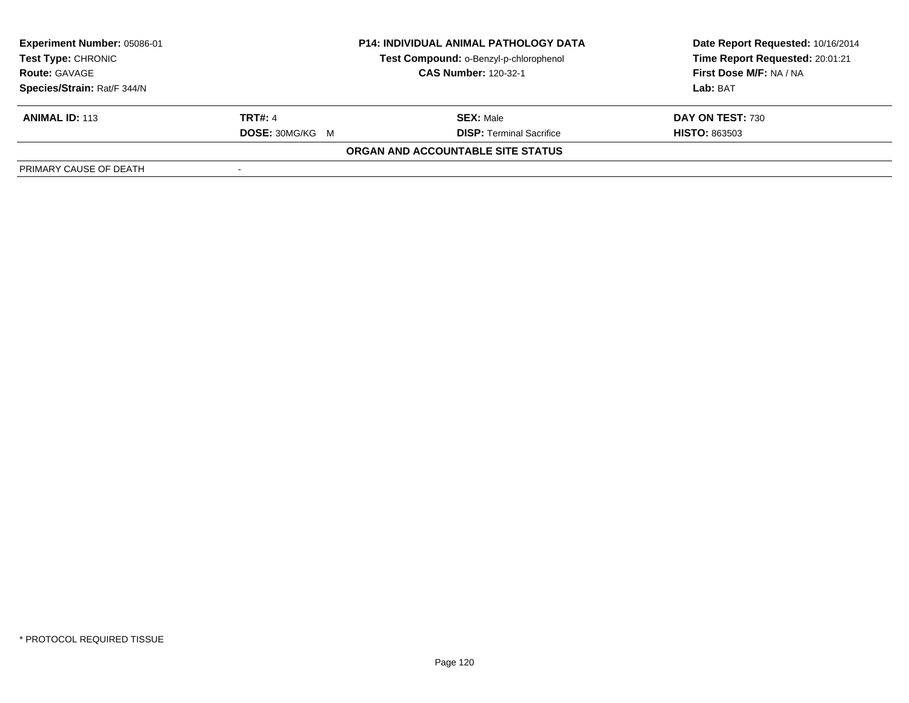**Experiment Number:** 05086-01
**Test Type:** CHRONIC
**Route:** GAVAGE
**Species/Strain:** Rat/F 344/N

**P14: INDIVIDUAL ANIMAL PATHOLOGY DATA**
**Test Compound:** o-Benzyl-p-chlorophenol
**CAS Number:** 120-32-1

**Date Report Requested:** 10/16/2014
**Time Report Requested:** 20:01:21
**First Dose M/F:** NA / NA
**Lab:** BAT

| **ANIMAL ID:** 113 | **TRT#:** 4 | **SEX:** Male | **DAY ON TEST:** 730 |
|---|---|---|---|
| | **DOSE:** 30MG/KG M | **DISP:** Terminal Sacrifice | **HISTO:** 863503 |

**ORGAN AND ACCOUNTABLE SITE STATUS**

| PRIMARY CAUSE OF DEATH | - |
|---|---|

* PROTOCOL REQUIRED TISSUE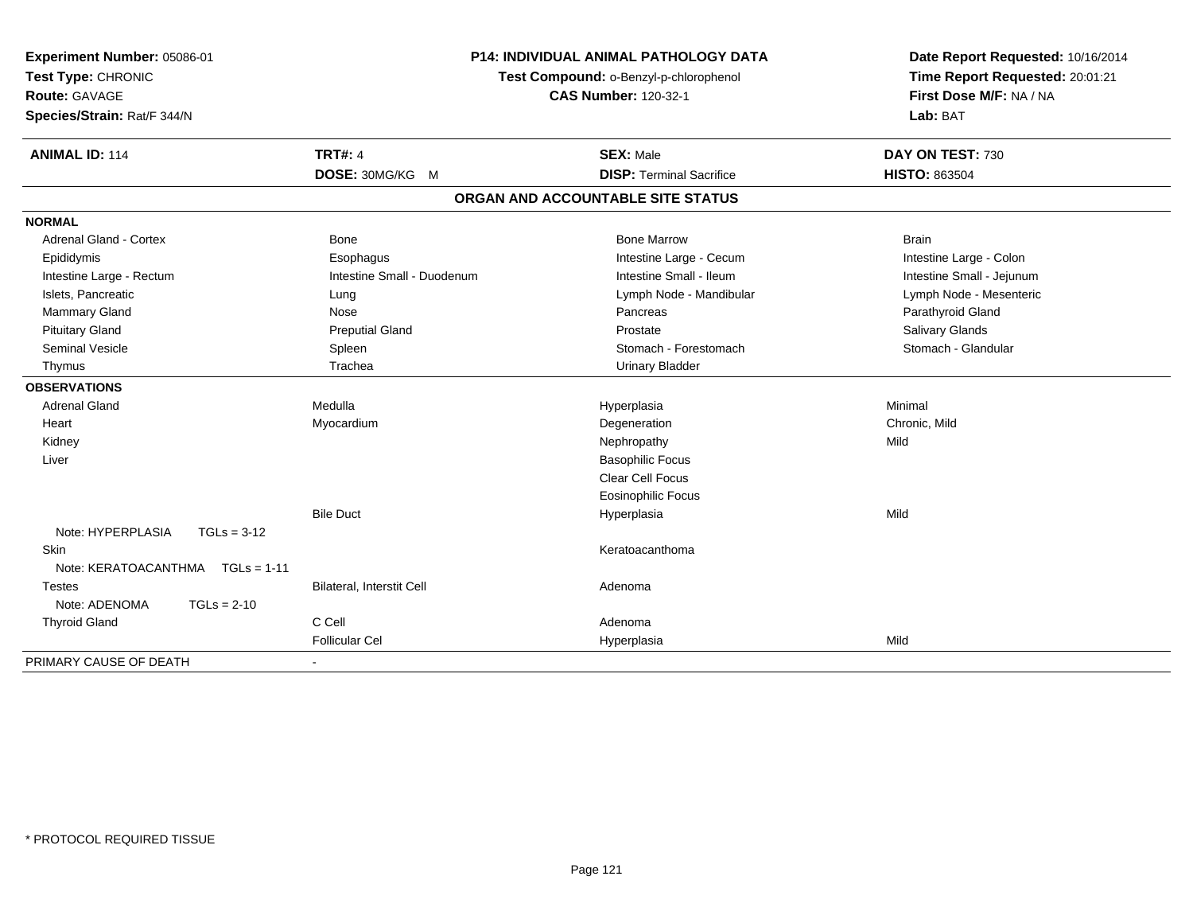**Experiment Number:** 05086-01
**Test Type:** CHRONIC
**Route:** GAVAGE
**Species/Strain:** Rat/F 344/N

**P14: INDIVIDUAL ANIMAL PATHOLOGY DATA**
**Test Compound:** o-Benzyl-p-chlorophenol
**CAS Number:** 120-32-1

**Date Report Requested:** 10/16/2014
**Time Report Requested:** 20:01:21
**First Dose M/F:** NA / NA
**Lab:** BAT

| **ANIMAL ID:** 114 | **TRT#:** 4 | **SEX:** Male | **DAY ON TEST:** 730 |
|---|---|---|---|
| | **DOSE:** 30MG/KG M | **DISP:** Terminal Sacrifice | **HISTO:** 863504 |

## ORGAN AND ACCOUNTABLE SITE STATUS

| | | | |
|---|---|---|---|
| **NORMAL** | | | |
| Adrenal Gland - Cortex | Bone | Bone Marrow | Brain |
| Epididymis | Esophagus | Intestine Large - Cecum | Intestine Large - Colon |
| Intestine Large - Rectum | Intestine Small - Duodenum | Intestine Small - Ileum | Intestine Small - Jejunum |
| Islets, Pancreatic | Lung | Lymph Node - Mandibular | Lymph Node - Mesenteric |
| Mammary Gland | Nose | Pancreas | Parathyroid Gland |
| Pituitary Gland | Preputial Gland | Prostate | Salivary Glands |
| Seminal Vesicle | Spleen | Stomach - Forestomach | Stomach - Glandular |
| Thymus | Trachea | Urinary Bladder | |
| **OBSERVATIONS** | | | |
| Adrenal Gland | Medulla | Hyperplasia | Minimal |
| Heart | Myocardium | Degeneration | Chronic, Mild |
| Kidney | | Nephropathy | Mild |
| Liver | | Basophilic Focus | |
| | | Clear Cell Focus | |
| | | Eosinophilic Focus | |
| | Bile Duct | Hyperplasia | Mild |
| Note: HYPERPLASIA TGLs = 3-12 | | | |
| Skin | | Keratoacanthoma | |
| Note: KERATOACANTHMA TGLs = 1-11 | | | |
| Testes | Bilateral, Interstit Cell | Adenoma | |
| Note: ADENOMA TGLs = 2-10 | | | |
| Thyroid Gland | C Cell | Adenoma | |
| | Follicular Cel | Hyperplasia | Mild |
| PRIMARY CAUSE OF DEATH | - | | |

* PROTOCOL REQUIRED TISSUE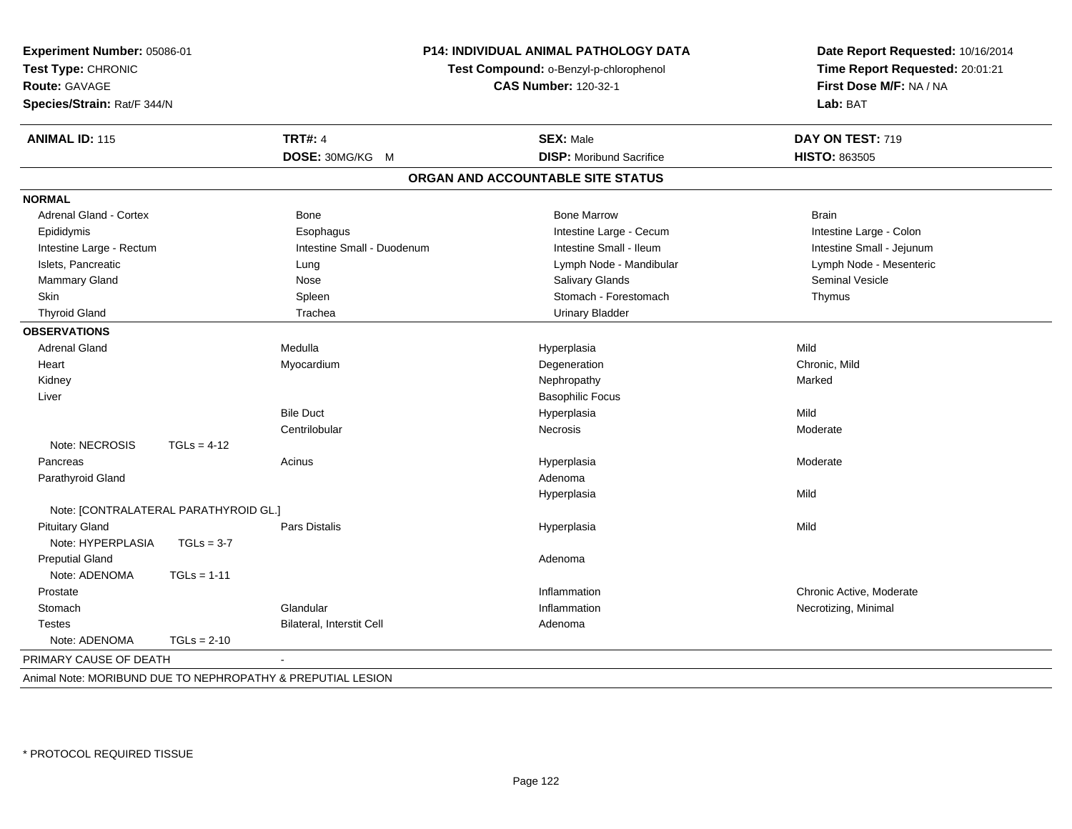**Experiment Number:** 05086-01
**Test Type:** CHRONIC
**Route:** GAVAGE
**Species/Strain:** Rat/F 344/N

**P14: INDIVIDUAL ANIMAL PATHOLOGY DATA**
**Test Compound:** o-Benzyl-p-chlorophenol
**CAS Number:** 120-32-1

**Date Report Requested:** 10/16/2014
**Time Report Requested:** 20:01:21
**First Dose M/F:** NA / NA
**Lab:** BAT

| **ANIMAL ID:** 115 | **TRT#:** 4 | **SEX:** Male | **DAY ON TEST:** 719 |
|---|---|---|---|
| | **DOSE:** 30MG/KG M | **DISP:** Moribund Sacrifice | **HISTO:** 863505 |

## ORGAN AND ACCOUNTABLE SITE STATUS

| | | | |
|---|---|---|---|
| **NORMAL** | | | |
| Adrenal Gland - Cortex | Bone | Bone Marrow | Brain |
| Epididymis | Esophagus | Intestine Large - Cecum | Intestine Large - Colon |
| Intestine Large - Rectum | Intestine Small - Duodenum | Intestine Small - Ileum | Intestine Small - Jejunum |
| Islets, Pancreatic | Lung | Lymph Node - Mandibular | Lymph Node - Mesenteric |
| Mammary Gland | Nose | Salivary Glands | Seminal Vesicle |
| Skin | Spleen | Stomach - Forestomach | Thymus |
| Thyroid Gland | Trachea | Urinary Bladder | |
| **OBSERVATIONS** | | | |
| Adrenal Gland | Medulla | Hyperplasia | Mild |
| Heart | Myocardium | Degeneration | Chronic, Mild |
| Kidney | | Nephropathy | Marked |
| Liver | | Basophilic Focus | |
| | Bile Duct | Hyperplasia | Mild |
| | Centrilobular | Necrosis | Moderate |
| Note: NECROSIS TGLs = 4-12 | | | |
| Pancreas | Acinus | Hyperplasia | Moderate |
| Parathyroid Gland | | Adenoma | |
| | | Hyperplasia | Mild |
| Note: [CONTRALATERAL PARATHYROID GL.] | | | |
| Pituitary Gland | Pars Distalis | Hyperplasia | Mild |
| Note: HYPERPLASIA TGLs = 3-7 | | | |
| Preputial Gland | | Adenoma | |
| Note: ADENOMA TGLs = 1-11 | | | |
| Prostate | | Inflammation | Chronic Active, Moderate |
| Stomach | Glandular | Inflammation | Necrotizing, Minimal |
| Testes | Bilateral, Interstit Cell | Adenoma | |
| Note: ADENOMA TGLs = 2-10 | | | |

PRIMARY CAUSE OF DEATH -

Animal Note: MORIBUND DUE TO NEPHROPATHY & PREPUTIAL LESION

\* PROTOCOL REQUIRED TISSUE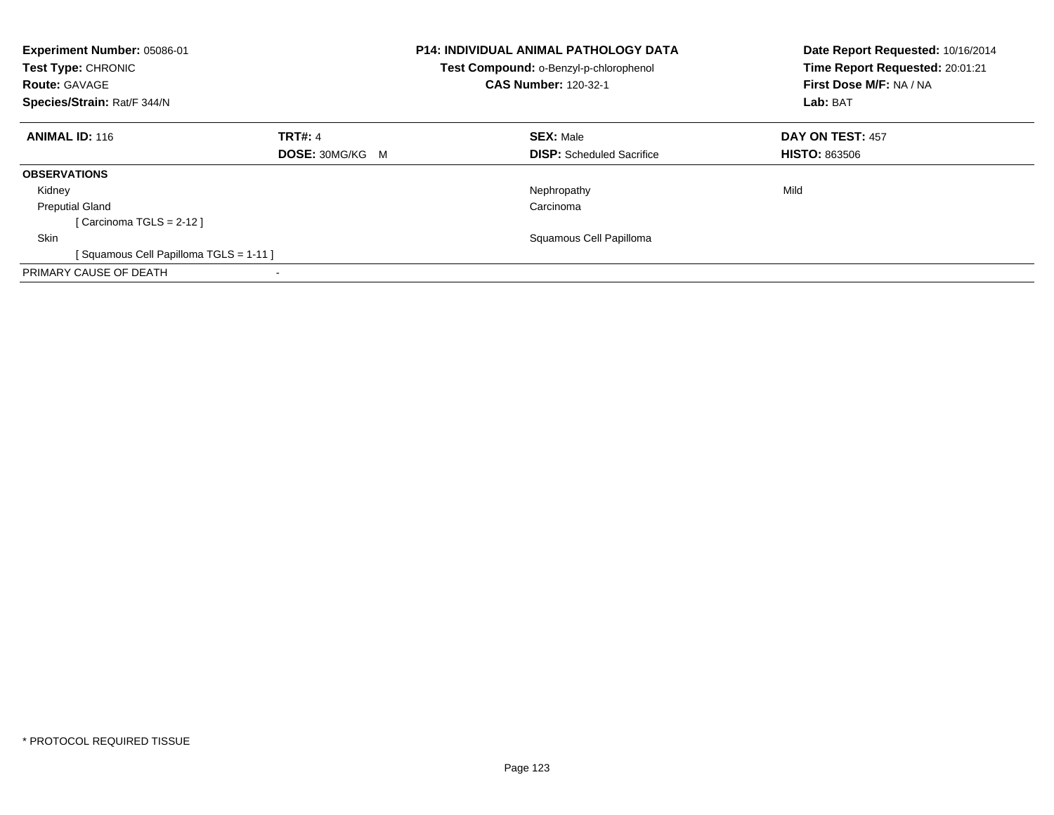| **Experiment Number:** 05086-01 | **P14: INDIVIDUAL ANIMAL PATHOLOGY DATA** | **Date Report Requested:** 10/16/2014 |
|---|---|---|
| **Test Type:** CHRONIC | **Test Compound:** o-Benzyl-p-chlorophenol | **Time Report Requested:** 20:01:21 |
| **Route:** GAVAGE | **CAS Number:** 120-32-1 | **First Dose M/F:** NA / NA |
| **Species/Strain:** Rat/F 344/N | | **Lab:** BAT |

| **ANIMAL ID:** 116 | **TRT#:** 4 | **SEX:** Male | **DAY ON TEST:** 457 |
|---|---|---|---|
| | **DOSE:** 30MG/KG M | **DISP:** Scheduled Sacrifice | **HISTO:** 863506 |

**OBSERVATIONS**

| | | | |
|---|---|---|---|
| Kidney | | Nephropathy | Mild |
| Preutial Gland | | Carcinoma | |
| [ Carcinoma TGLS = 2-12 ] | | | |
| Skin | | Squamous Cell Papilloma | |
| [ Squamous Cell Papilloma TGLS = 1-11 ] | | | |
| PRIMARY CAUSE OF DEATH | - | | |

* PROTOCOL REQUIRED TISSUE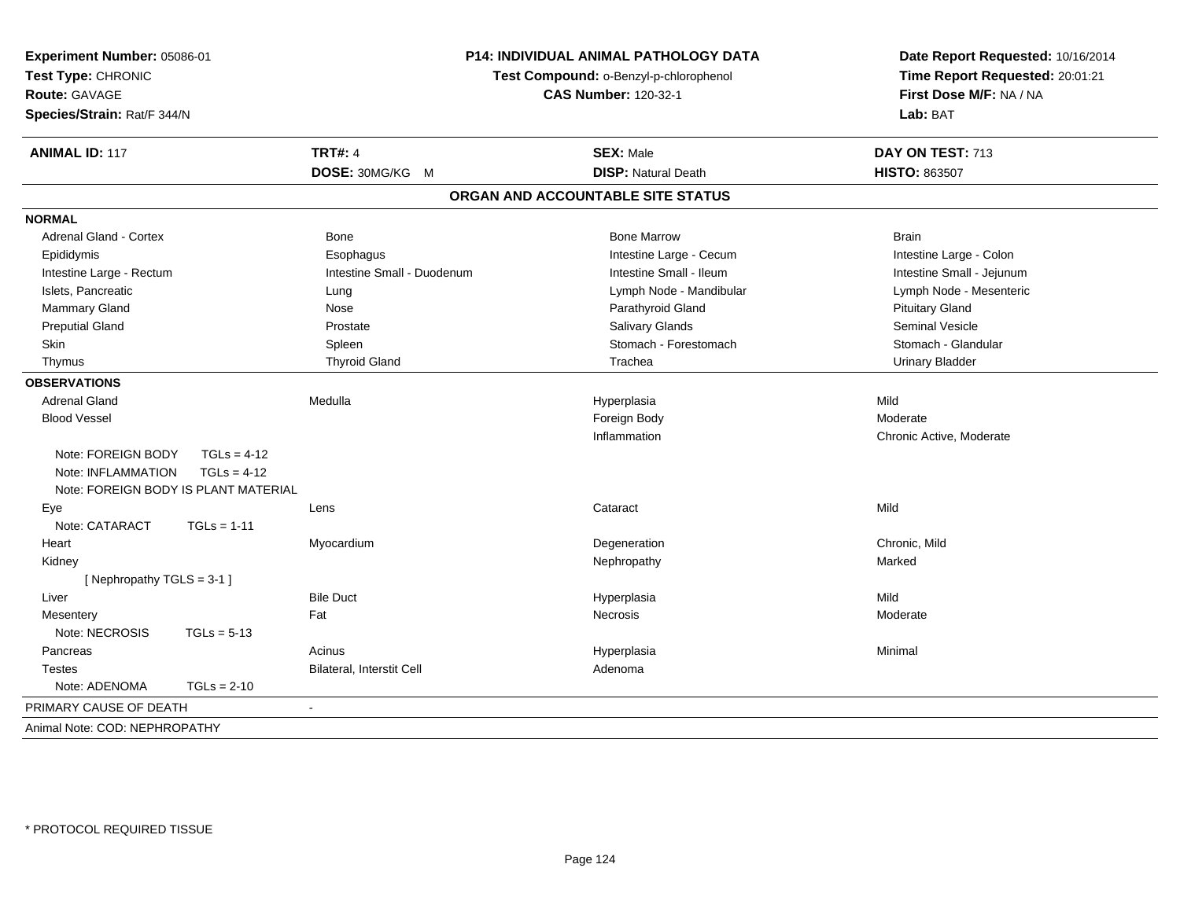**Experiment Number:** 05086-01
**Test Type:** CHRONIC
**Route:** GAVAGE
**Species/Strain:** Rat/F 344/N

**P14: INDIVIDUAL ANIMAL PATHOLOGY DATA**
**Test Compound:** o-Benzyl-p-chlorophenol
**CAS Number:** 120-32-1

**Date Report Requested:** 10/16/2014
**Time Report Requested:** 20:01:21
**First Dose M/F:** NA / NA
**Lab:** BAT

| **ANIMAL ID:** 117 | **TRT#:** 4 | **SEX:** Male | **DAY ON TEST:** 713 |
|---|---|---|---|
| | **DOSE:** 30MG/KG M | **DISP:** Natural Death | **HISTO:** 863507 |

## ORGAN AND ACCOUNTABLE SITE STATUS

| | | | |
|---|---|---|---|
| **NORMAL** | | | |
| Adrenal Gland - Cortex | Bone | Bone Marrow | Brain |
| Epididymis | Esophagus | Intestine Large - Cecum | Intestine Large - Colon |
| Intestine Large - Rectum | Intestine Small - Duodenum | Intestine Small - Ileum | Intestine Small - Jejunum |
| Islets, Pancreatic | Lung | Lymph Node - Mandibular | Lymph Node - Mesenteric |
| Mammary Gland | Nose | Parathyroid Gland | Pituitary Gland |
| Preputial Gland | Prostate | Salivary Glands | Seminal Vesicle |
| Skin | Spleen | Stomach - Forestomach | Stomach - Glandular |
| Thymus | Thyroid Gland | Trachea | Urinary Bladder |
| **OBSERVATIONS** | | | |
| Adrenal Gland | Medulla | Hyperplasia | Mild |
| Blood Vessel | | Foreign Body | Moderate |
| | | Inflammation | Chronic Active, Moderate |
| Note: FOREIGN BODY TGLs = 4-12 | | | |
| Note: INFLAMMATION TGLs = 4-12 | | | |
| Note: FOREIGN BODY IS PLANT MATERIAL | | | |
| Eye | Lens | Cataract | Mild |
| Note: CATARACT TGLs = 1-11 | | | |
| Heart | Myocardium | Degeneration | Chronic, Mild |
| Kidney | | Nephropathy | Marked |
| [ Nephropathy TGLS = 3-1 ] | | | |
| Liver | Bile Duct | Hyperplasia | Mild |
| Mesentery | Fat | Necrosis | Moderate |
| Note: NECROSIS TGLs = 5-13 | | | |
| Pancreas | Acinus | Hyperplasia | Minimal |
| Testes | Bilateral, Interstit Cell | Adenoma | |
| Note: ADENOMA TGLs = 2-10 | | | |
| PRIMARY CAUSE OF DEATH | - | | |
| Animal Note: COD: NEPHROPATHY | | | |

* PROTOCOL REQUIRED TISSUE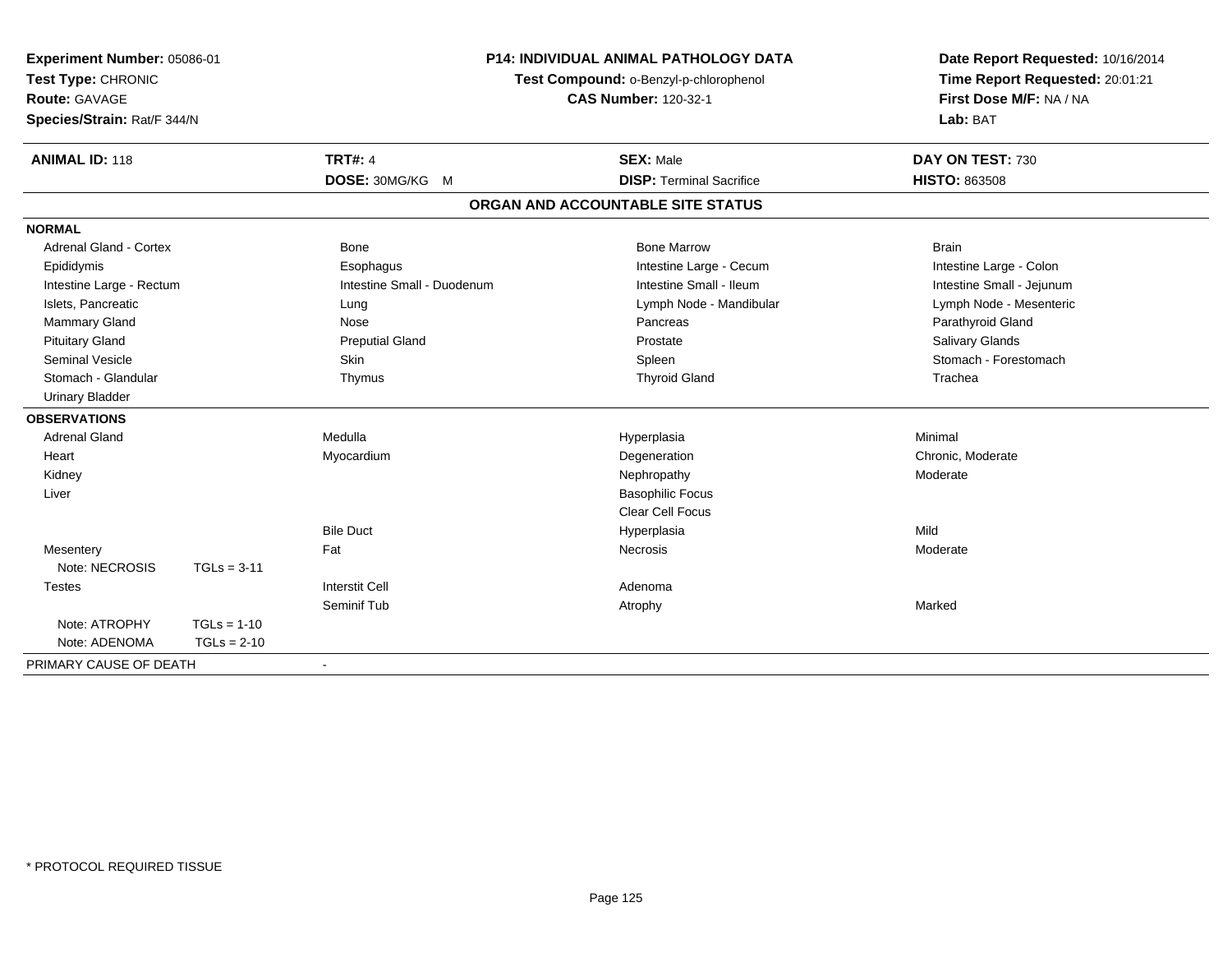**Experiment Number:** 05086-01
**Test Type:** CHRONIC
**Route:** GAVAGE
**Species/Strain:** Rat/F 344/N

**P14: INDIVIDUAL ANIMAL PATHOLOGY DATA**
**Test Compound:** o-Benzyl-p-chlorophenol
**CAS Number:** 120-32-1

**Date Report Requested:** 10/16/2014
**Time Report Requested:** 20:01:21
**First Dose M/F:** NA / NA
**Lab:** BAT

| **ANIMAL ID:** 118 | **TRT#:** 4 | **SEX:** Male | **DAY ON TEST:** 730 |
|---|---|---|---|
| | **DOSE:** 30MG/KG M | **DISP:** Terminal Sacrifice | **HISTO:** 863508 |

## ORGAN AND ACCOUNTABLE SITE STATUS

**NORMAL**

| | | | |
|---|---|---|---|
| Adrenal Gland - Cortex | Bone | Bone Marrow | Brain |
| Epididymis | Esophagus | Intestine Large - Cecum | Intestine Large - Colon |
| Intestine Large - Rectum | Intestine Small - Duodenum | Intestine Small - Ileum | Intestine Small - Jejunum |
| Islets, Pancreatic | Lung | Lymph Node - Mandibular | Lymph Node - Mesenteric |
| Mammary Gland | Nose | Pancreas | Parathyroid Gland |
| Pituitary Gland | Preputial Gland | Prostate | Salivary Glands |
| Seminal Vesicle | Skin | Spleen | Stomach - Forestomach |
| Stomach - Glandular | Thymus | Thyroid Gland | Trachea |
| Urinary Bladder | | | |

**OBSERVATIONS**

| | | | |
|---|---|---|---|
| Adrenal Gland | Medulla | Hyperplasia | Minimal |
| Heart | Myocardium | Degeneration | Chronic, Moderate |
| Kidney | | Nephropathy | Moderate |
| Liver | | Basophilic Focus | |
| | | Clear Cell Focus | |
| | Bile Duct | Hyperplasia | Mild |
| Mesentery | Fat | Necrosis | Moderate |
| Note: NECROSIS TGLs = 3-11 | | | |
| Testes | Interstit Cell | Adenoma | |
| | Seminif Tub | Atrophy | Marked |
| Note: ATROPHY TGLs = 1-10 | | | |
| Note: ADENOMA TGLs = 2-10 | | | |

PRIMARY CAUSE OF DEATH -

\* PROTOCOL REQUIRED TISSUE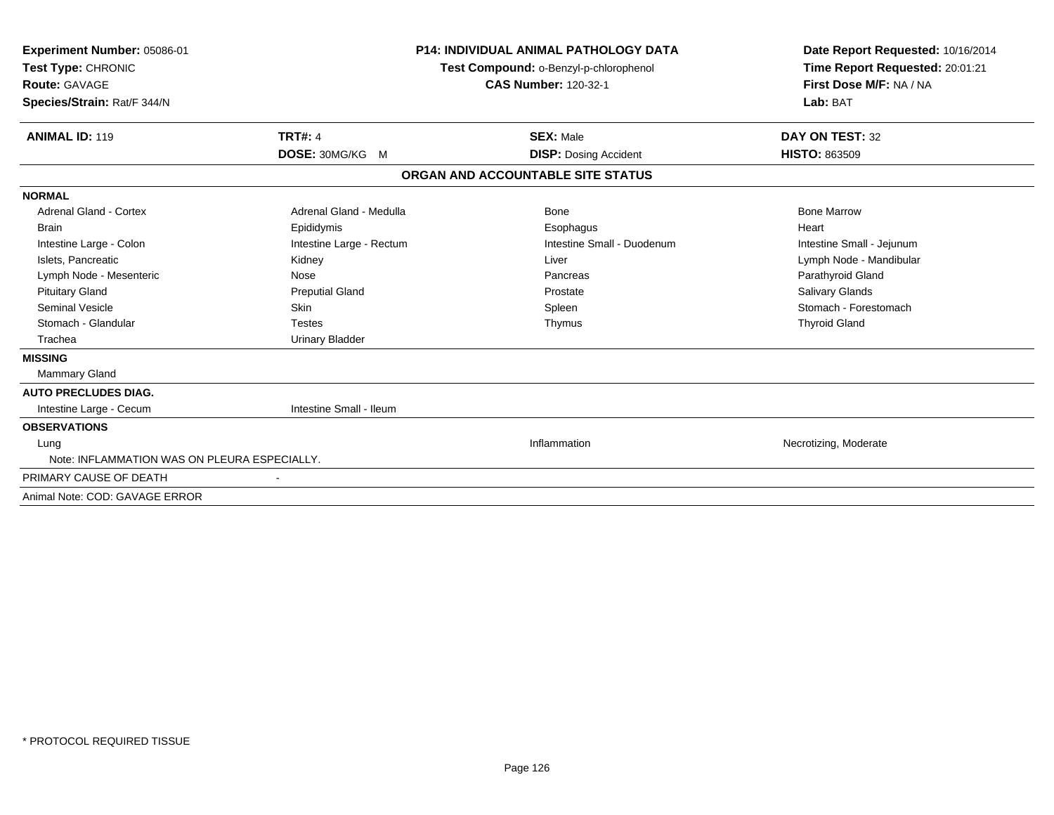**Experiment Number:** 05086-01
**Test Type:** CHRONIC
**Route:** GAVAGE
**Species/Strain:** Rat/F 344/N

**P14: INDIVIDUAL ANIMAL PATHOLOGY DATA**
**Test Compound:** o-Benzyl-p-chlorophenol
**CAS Number:** 120-32-1

**Date Report Requested:** 10/16/2014
**Time Report Requested:** 20:01:21
**First Dose M/F:** NA / NA
**Lab:** BAT

| **ANIMAL ID:** 119 | **TRT#:** 4 | **SEX:** Male | **DAY ON TEST:** 32 |
|---|---|---|---|
| | **DOSE:** 30MG/KG M | **DISP:** Dosing Accident | **HISTO:** 863509 |

## ORGAN AND ACCOUNTABLE SITE STATUS

| | | | |
|---|---|---|---|
| **NORMAL** | | | |
| Adrenal Gland - Cortex | Adrenal Gland - Medulla | Bone | Bone Marrow |
| Brain | Epididymis | Esophagus | Heart |
| Intestine Large - Colon | Intestine Large - Rectum | Intestine Small - Duodenum | Intestine Small - Jejunum |
| Islets, Pancreatic | Kidney | Liver | Lymph Node - Mandibular |
| Lymph Node - Mesenteric | Nose | Pancreas | Parathyroid Gland |
| Pituitary Gland | Preputial Gland | Prostate | Salivary Glands |
| Seminal Vesicle | Skin | Spleen | Stomach - Forestomach |
| Stomach - Glandular | Testes | Thymus | Thyroid Gland |
| Trachea | Urinary Bladder | | |
| **MISSING** | | | |
| Mammary Gland | | | |
| **AUTO PRECLUDES DIAG.** | | | |
| Intestine Large - Cecum | Intestine Small - Ileum | | |
| **OBSERVATIONS** | | | |
| Lung | | Inflammation | Necrotizing, Moderate |
| Note: INFLAMMATION WAS ON PLEURA ESPECIALLY. | | | |
| PRIMARY CAUSE OF DEATH | - | | |
| Animal Note: COD: GAVAGE ERROR | | | |

* PROTOCOL REQUIRED TISSUE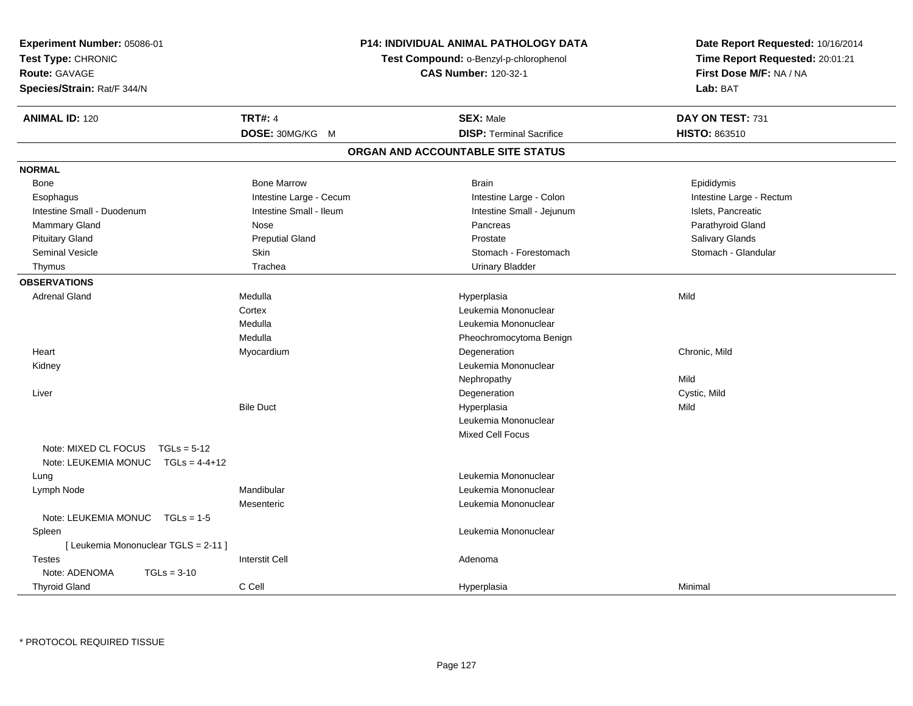**Experiment Number:** 05086-01
**Test Type:** CHRONIC
**Route:** GAVAGE
**Species/Strain:** Rat/F 344/N

**P14: INDIVIDUAL ANIMAL PATHOLOGY DATA**
**Test Compound:** o-Benzyl-p-chlorophenol
**CAS Number:** 120-32-1

**Date Report Requested:** 10/16/2014
**Time Report Requested:** 20:01:21
**First Dose M/F:** NA / NA
**Lab:** BAT

| **ANIMAL ID:** 120 | **TRT#:** 4 | **SEX:** Male | **DAY ON TEST:** 731 |
|---|---|---|---|
| | **DOSE:** 30MG/KG M | **DISP:** Terminal Sacrifice | **HISTO:** 863510 |

## ORGAN AND ACCOUNTABLE SITE STATUS

| | | | |
|---|---|---|---|
| **NORMAL** | | | |
| Bone | Bone Marrow | Brain | Epididymis |
| Esophagus | Intestine Large - Cecum | Intestine Large - Colon | Intestine Large - Rectum |
| Intestine Small - Duodenum | Intestine Small - Ileum | Intestine Small - Jejunum | Islets, Pancreatic |
| Mammary Gland | Nose | Pancreas | Parathyroid Gland |
| Pituitary Gland | Preputial Gland | Prostate | Salivary Glands |
| Seminal Vesicle | Skin | Stomach - Forestomach | Stomach - Glandular |
| Thymus | Trachea | Urinary Bladder | |
| **OBSERVATIONS** | | | |
| Adrenal Gland | Medulla | Hyperplasia | Mild |
| | Cortex | Leukemia Mononuclear | |
| | Medulla | Leukemia Mononuclear | |
| | Medulla | Pheochromocytoma Benign | |
| Heart | Myocardium | Degeneration | Chronic, Mild |
| Kidney | | Leukemia Mononuclear | |
| | | Nephropathy | Mild |
| Liver | | Degeneration | Cystic, Mild |
| | Bile Duct | Hyperplasia | Mild |
| | | Leukemia Mononuclear | |
| | | Mixed Cell Focus | |
| Note: MIXED CL FOCUS TGLs = 5-12 | | | |
| Note: LEUKEMIA MONUC TGLs = 4-4+12 | | | |
| Lung | | Leukemia Mononuclear | |
| Lymph Node | Mandibular | Leukemia Mononuclear | |
| | Mesenteric | Leukemia Mononuclear | |
| Note: LEUKEMIA MONUC TGLs = 1-5 | | | |
| Spleen | | Leukemia Mononuclear | |
| [ Leukemia Mononuclear TGLS = 2-11 ] | | | |
| Testes | Interstit Cell | Adenoma | |
| Note: ADENOMA TGLs = 3-10 | | | |
| Thyroid Gland | C Cell | Hyperplasia | Minimal |

* PROTOCOL REQUIRED TISSUE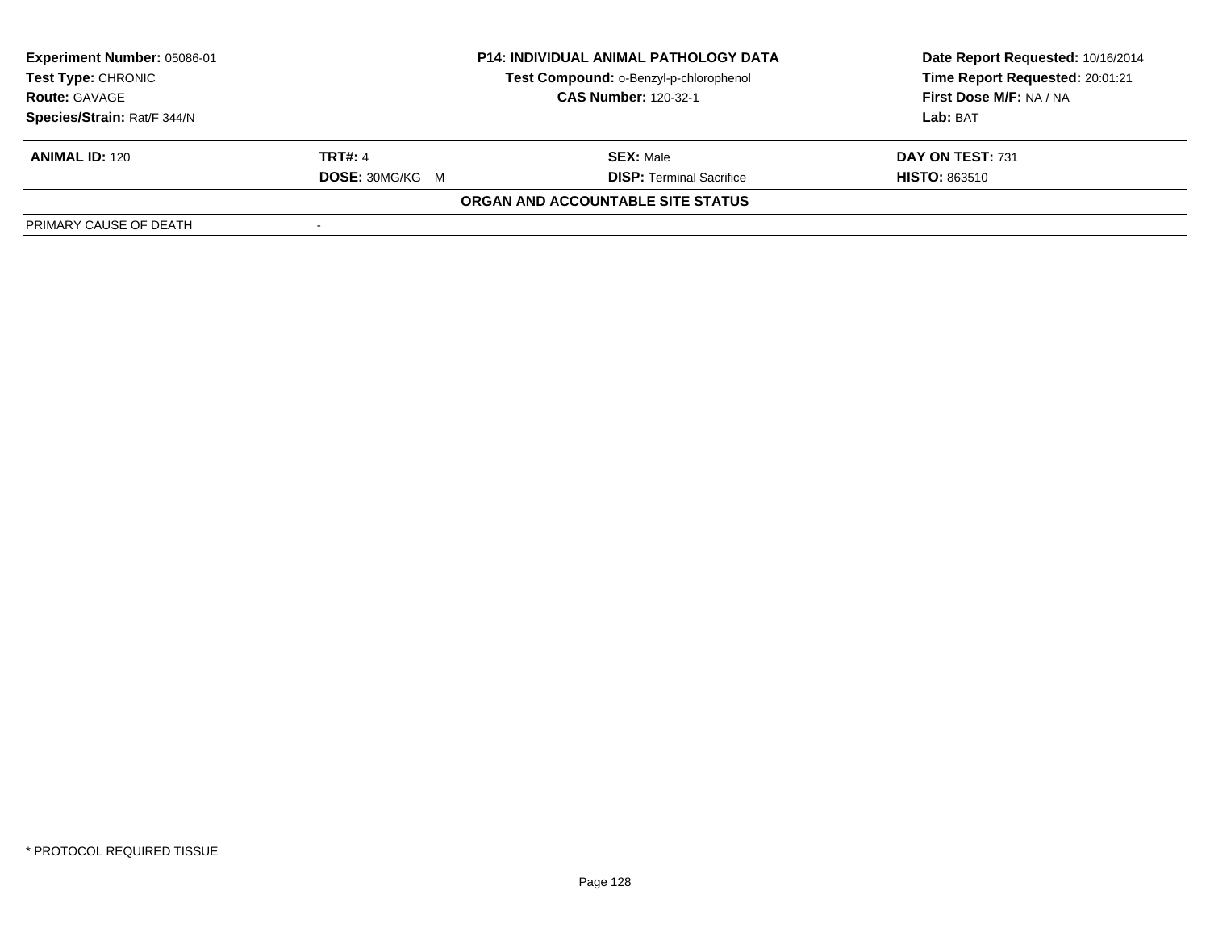**Experiment Number:** 05086-01
**Test Type:** CHRONIC
**Route:** GAVAGE
**Species/Strain:** Rat/F 344/N

**P14: INDIVIDUAL ANIMAL PATHOLOGY DATA**
**Test Compound:** o-Benzyl-p-chlorophenol
**CAS Number:** 120-32-1

**Date Report Requested:** 10/16/2014
**Time Report Requested:** 20:01:21
**First Dose M/F:** NA / NA
**Lab:** BAT

| **ANIMAL ID:** 120 | **TRT#:** 4 | **SEX:** Male | **DAY ON TEST:** 731 |
|---|---|---|---|
| | **DOSE:** 30MG/KG M | **DISP:** Terminal Sacrifice | **HISTO:** 863510 |

**ORGAN AND ACCOUNTABLE SITE STATUS**

| PRIMARY CAUSE OF DEATH | - |
|---|---|

* PROTOCOL REQUIRED TISSUE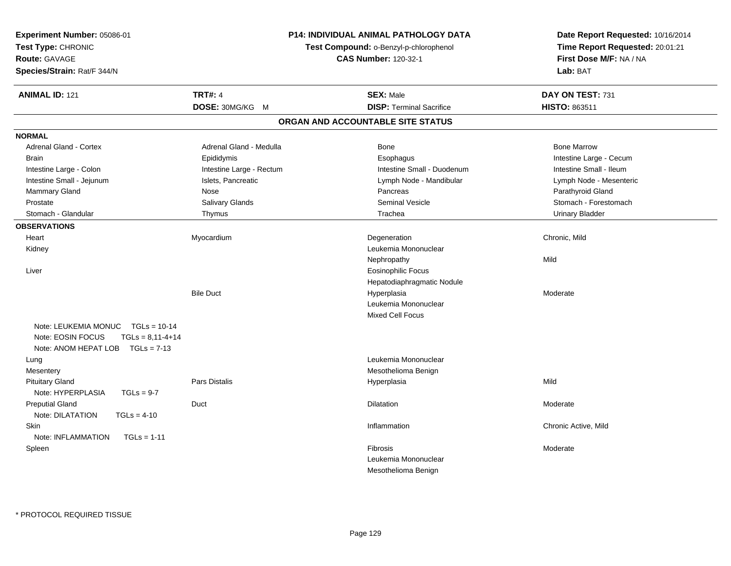**Experiment Number:** 05086-01
**Test Type:** CHRONIC
**Route:** GAVAGE
**Species/Strain:** Rat/F 344/N

**P14: INDIVIDUAL ANIMAL PATHOLOGY DATA**
**Test Compound:** o-Benzyl-p-chlorophenol
**CAS Number:** 120-32-1

**Date Report Requested:** 10/16/2014
**Time Report Requested:** 20:01:21
**First Dose M/F:** NA / NA
**Lab:** BAT

| **ANIMAL ID:** 121 | **TRT#:** 4 | **SEX:** Male | **DAY ON TEST:** 731 |
|---|---|---|---|
| | **DOSE:** 30MG/KG M | **DISP:** Terminal Sacrifice | **HISTO:** 863511 |

## ORGAN AND ACCOUNTABLE SITE STATUS

**NORMAL**

| | | | |
|---|---|---|---|
| Adrenal Gland - Cortex | Adrenal Gland - Medulla | Bone | Bone Marrow |
| Brain | Epididymis | Esophagus | Intestine Large - Cecum |
| Intestine Large - Colon | Intestine Large - Rectum | Intestine Small - Duodenum | Intestine Small - Ileum |
| Intestine Small - Jejunum | Islets, Pancreatic | Lymph Node - Mandibular | Lymph Node - Mesenteric |
| Mammary Gland | Nose | Pancreas | Parathyroid Gland |
| Prostate | Salivary Glands | Seminal Vesicle | Stomach - Forestomach |
| Stomach - Glandular | Thymus | Trachea | Urinary Bladder |

**OBSERVATIONS**

| | | | |
|---|---|---|---|
| Heart | Myocardium | Degeneration | Chronic, Mild |
| Kidney | | Leukemia Mononuclear | |
| | | Nephropathy | Mild |
| Liver | | Eosinophilic Focus | |
| | | Hepatodiaphragmatic Nodule | |
| | Bile Duct | Hyperplasia | Moderate |
| | | Leukemia Mononuclear | |
| | | Mixed Cell Focus | |
| Note: LEUKEMIA MONUC TGLs = 10-14 | | | |
| Note: EOSIN FOCUS TGLs = 8,11-4+14 | | | |
| Note: ANOM HEPAT LOB TGLs = 7-13 | | | |
| Lung | | Leukemia Mononuclear | |
| Mesentery | | Mesothelioma Benign | |
| Pituitary Gland | Pars Distalis | Hyperplasia | Mild |
| Note: HYPERPLASIA TGLs = 9-7 | | | |
| Preputial Gland | Duct | Dilatation | Moderate |
| Note: DILATATION TGLs = 4-10 | | | |
| Skin | | Inflammation | Chronic Active, Mild |
| Note: INFLAMMATION TGLs = 1-11 | | | |
| Spleen | | Fibrosis | Moderate |
| | | Leukemia Mononuclear | |
| | | Mesothelioma Benign | |

* PROTOCOL REQUIRED TISSUE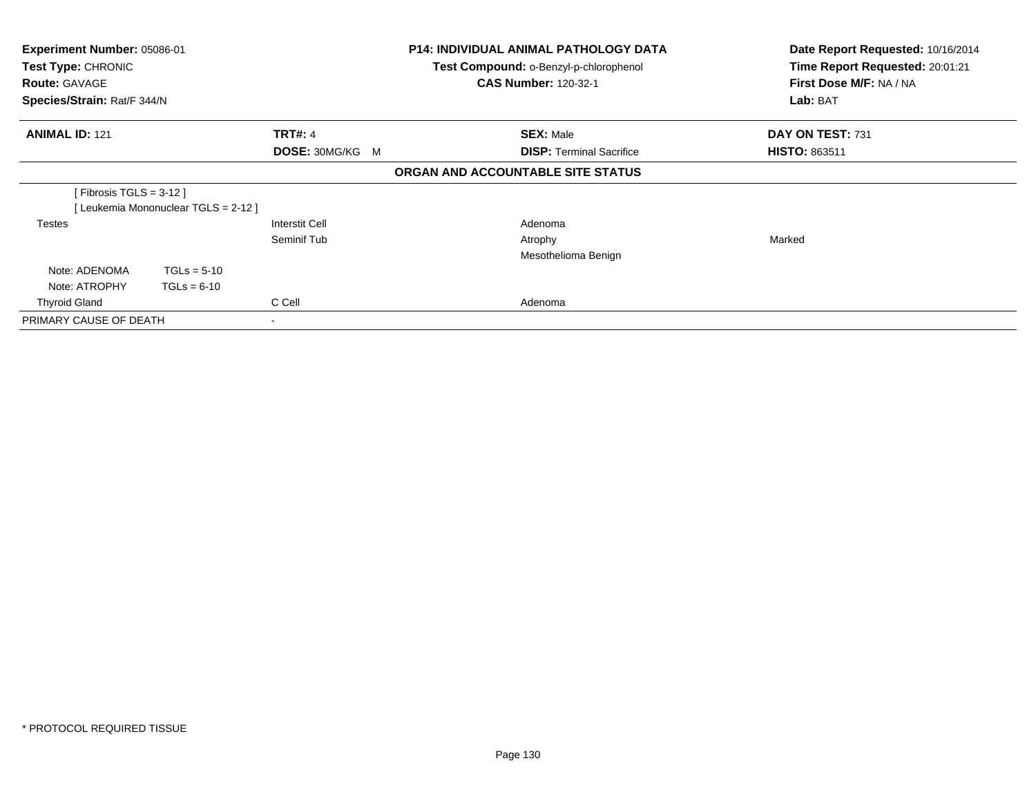**Experiment Number:** 05086-01
**Test Type:** CHRONIC
**Route:** GAVAGE
**Species/Strain:** Rat/F 344/N

**P14: INDIVIDUAL ANIMAL PATHOLOGY DATA**
**Test Compound:** o-Benzyl-p-chlorophenol
**CAS Number:** 120-32-1

**Date Report Requested:** 10/16/2014
**Time Report Requested:** 20:01:21
**First Dose M/F:** NA / NA
**Lab:** BAT

| **ANIMAL ID:** 121 | **TRT#:** 4 | **SEX:** Male | **DAY ON TEST:** 731 |
|---|---|---|---|
| | **DOSE:** 30MG/KG M | **DISP:** Terminal Sacrifice | **HISTO:** 863511 |

**ORGAN AND ACCOUNTABLE SITE STATUS**

| | | | |
|---|---|---|---|
| [ Fibrosis TGLS = 3-12 ] | | | |
| [ Leukemia Mononuclear TGLS = 2-12 ] | | | |
| Testes | Interstit Cell | Adenoma | |
| | Seminif Tub | Atrophy | Marked |
| | | Mesothelioma Benign | |
| Note: ADENOMA TGLs = 5-10 | | | |
| Note: ATROPHY TGLs = 6-10 | | | |
| Thyroid Gland | C Cell | Adenoma | |
| PRIMARY CAUSE OF DEATH | - | | |

\* PROTOCOL REQUIRED TISSUE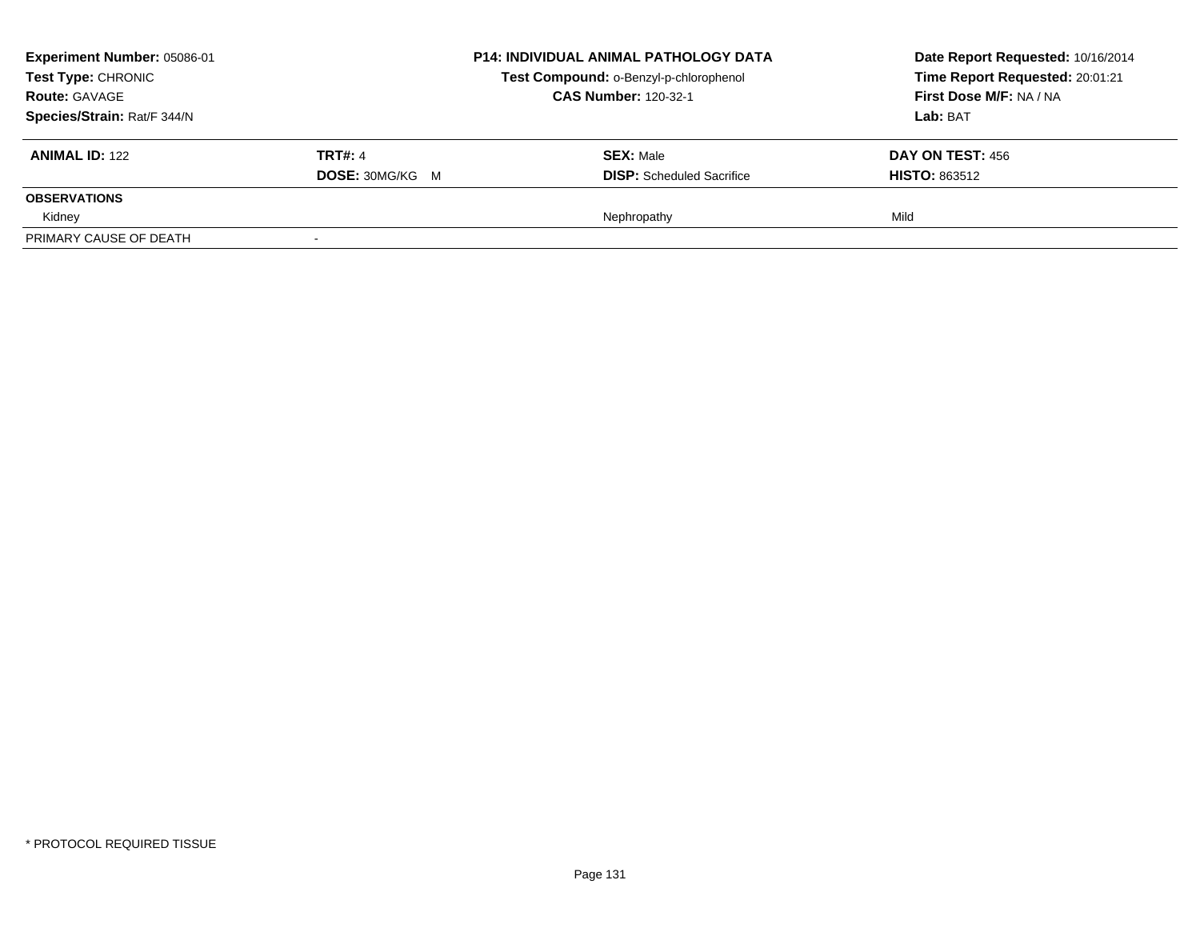**Experiment Number:** 05086-01
**Test Type:** CHRONIC
**Route:** GAVAGE
**Species/Strain:** Rat/F 344/N

**P14: INDIVIDUAL ANIMAL PATHOLOGY DATA**
**Test Compound:** o-Benzyl-p-chlorophenol
**CAS Number:** 120-32-1

**Date Report Requested:** 10/16/2014
**Time Report Requested:** 20:01:21
**First Dose M/F:** NA / NA
**Lab:** BAT

| **ANIMAL ID:** 122 | **TRT#:** 4 | **SEX:** Male | **DAY ON TEST:** 456 |
|---|---|---|---|
| | **DOSE:** 30MG/KG M | **DISP:** Scheduled Sacrifice | **HISTO:** 863512 |
| **OBSERVATIONS** | | | |
| Kidney | | Nephropathy | Mild |
| PRIMARY CAUSE OF DEATH | - | | |

\* PROTOCOL REQUIRED TISSUE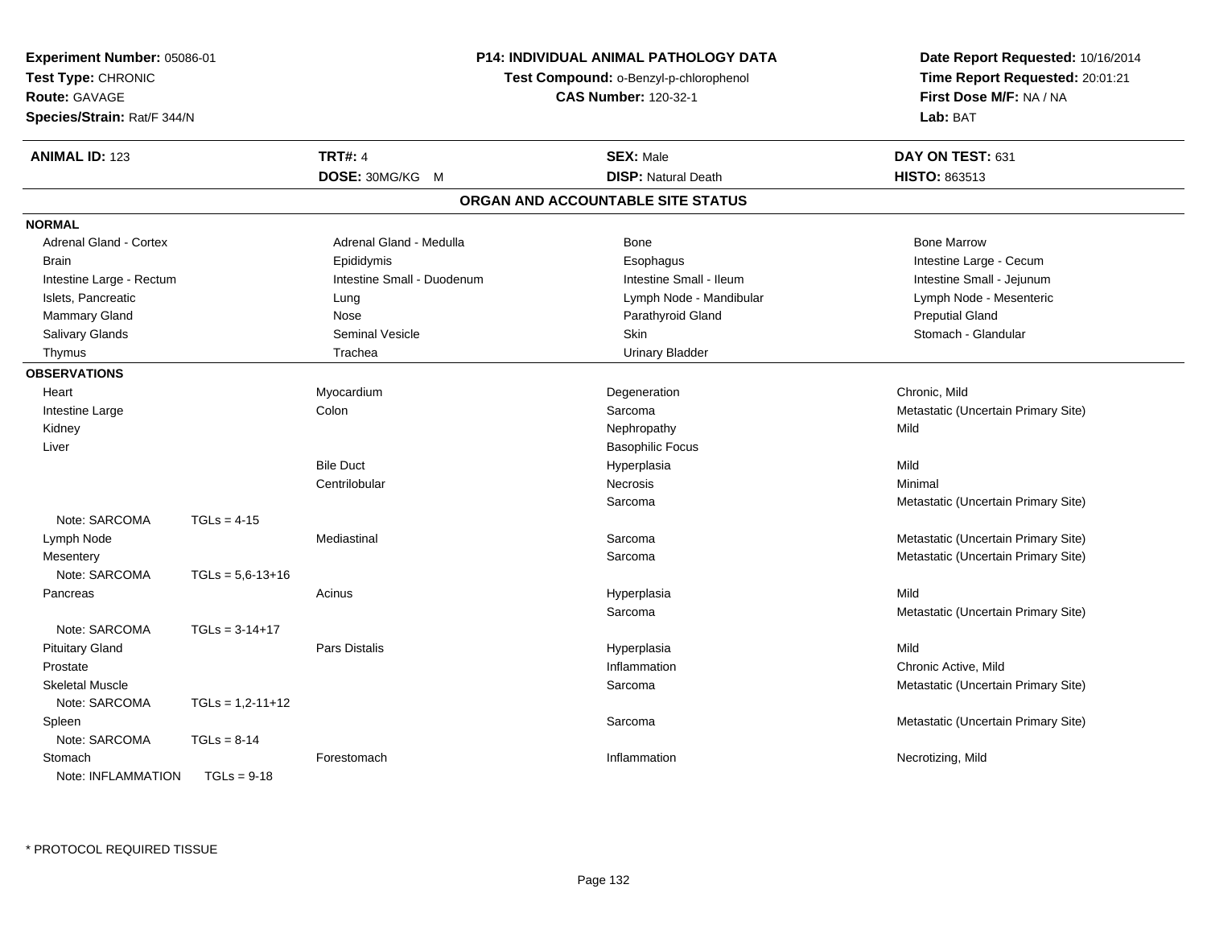**Experiment Number:** 05086-01
**Test Type:** CHRONIC
**Route:** GAVAGE
**Species/Strain:** Rat/F 344/N

**P14: INDIVIDUAL ANIMAL PATHOLOGY DATA**
**Test Compound:** o-Benzyl-p-chlorophenol
**CAS Number:** 120-32-1

**Date Report Requested:** 10/16/2014
**Time Report Requested:** 20:01:21
**First Dose M/F:** NA / NA
**Lab:** BAT

| **ANIMAL ID:** 123 | **TRT#:** 4 | **SEX:** Male | **DAY ON TEST:** 631 |
|---|---|---|---|
| | **DOSE:** 30MG/KG M | **DISP:** Natural Death | **HISTO:** 863513 |

## ORGAN AND ACCOUNTABLE SITE STATUS

**NORMAL**

| | | | |
|---|---|---|---|
| Adrenal Gland - Cortex | Adrenal Gland - Medulla | Bone | Bone Marrow |
| Brain | Epididymis | Esophagus | Intestine Large - Cecum |
| Intestine Large - Rectum | Intestine Small - Duodenum | Intestine Small - Ileum | Intestine Small - Jejunum |
| Islets, Pancreatic | Lung | Lymph Node - Mandibular | Lymph Node - Mesenteric |
| Mammary Gland | Nose | Parathyroid Gland | Preputial Gland |
| Salivary Glands | Seminal Vesicle | Skin | Stomach - Glandular |
| Thymus | Trachea | Urinary Bladder | |

**OBSERVATIONS**

| | | | |
|---|---|---|---|
| Heart | Myocardium | Degeneration | Chronic, Mild |
| Intestine Large | Colon | Sarcoma | Metastatic (Uncertain Primary Site) |
| Kidney | | Nephropathy | Mild |
| Liver | | Basophilic Focus | |
| | Bile Duct | Hyperplasia | Mild |
| | Centrilobular | Necrosis | Minimal |
| | | Sarcoma | Metastatic (Uncertain Primary Site) |
| Note: SARCOMA TGLs = 4-15 | | | |
| Lymph Node | Mediastinal | Sarcoma | Metastatic (Uncertain Primary Site) |
| Mesentery | | Sarcoma | Metastatic (Uncertain Primary Site) |
| Note: SARCOMA TGLs = 5,6-13+16 | | | |
| Pancreas | Acinus | Hyperplasia | Mild |
| | | Sarcoma | Metastatic (Uncertain Primary Site) |
| Note: SARCOMA TGLs = 3-14+17 | | | |
| Pituitary Gland | Pars Distalis | Hyperplasia | Mild |
| Prostate | | Inflammation | Chronic Active, Mild |
| Skeletal Muscle | | Sarcoma | Metastatic (Uncertain Primary Site) |
| Note: SARCOMA TGLs = 1,2-11+12 | | | |
| Spleen | | Sarcoma | Metastatic (Uncertain Primary Site) |
| Note: SARCOMA TGLs = 8-14 | | | |
| Stomach | Forestomach | Inflammation | Necrotizing, Mild |
| Note: INFLAMMATION TGLs = 9-18 | | | |

* PROTOCOL REQUIRED TISSUE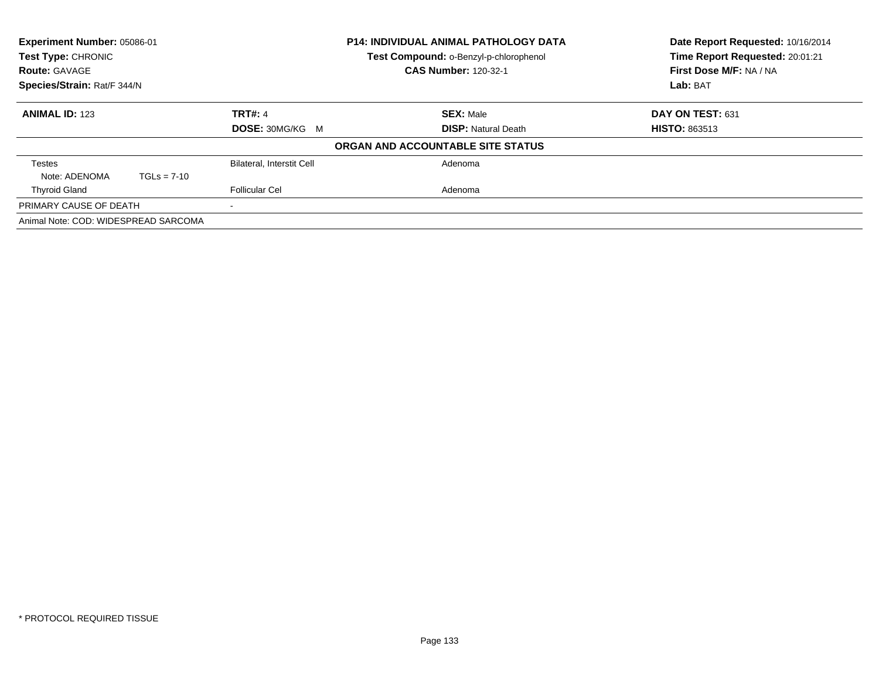| Experiment Number: 05086-01 | P14: INDIVIDUAL ANIMAL PATHOLOGY DATA | Date Report Requested: 10/16/2014 |
|---|---|---|
| Test Type: CHRONIC | Test Compound: o-Benzyl-p-chlorophenol | Time Report Requested: 20:01:21 |
| Route: GAVAGE | CAS Number: 120-32-1 | First Dose M/F: NA / NA |
| Species/Strain: Rat/F 344/N | | Lab: BAT |

| ANIMAL ID: 123 | TRT#: 4 | SEX: Male | DAY ON TEST: 631 |
|---|---|---|---|
| | DOSE: 30MG/KG M | DISP: Natural Death | HISTO: 863513 |

**ORGAN AND ACCOUNTABLE SITE STATUS**

| | | |
|---|---|---|
| Testes | Bilateral, Interstit Cell | Adenoma |
| Note: ADENOMA TGLs = 7-10 | | |
| Thyroid Gland | Follicular Cel | Adenoma |
| PRIMARY CAUSE OF DEATH | - | |
| Animal Note: COD: WIDESPREAD SARCOMA | | |

* PROTOCOL REQUIRED TISSUE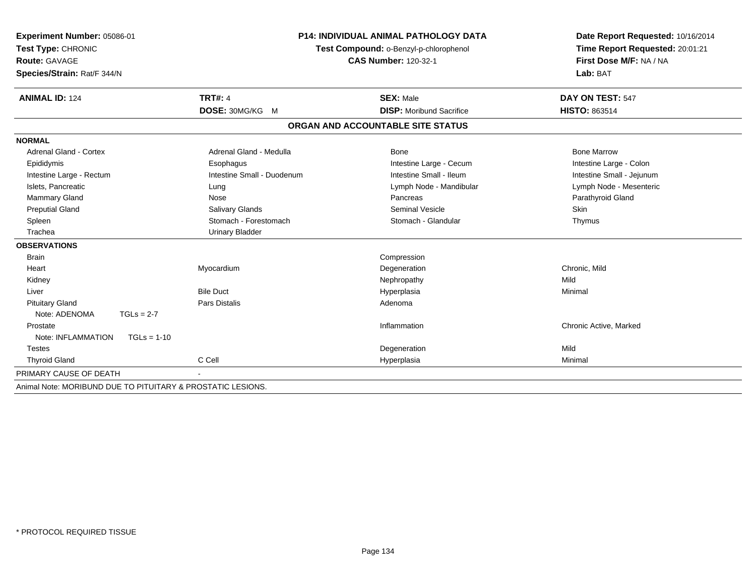**Experiment Number:** 05086-01
**Test Type:** CHRONIC
**Route:** GAVAGE
**Species/Strain:** Rat/F 344/N

**P14: INDIVIDUAL ANIMAL PATHOLOGY DATA**
**Test Compound:** o-Benzyl-p-chlorophenol
**CAS Number:** 120-32-1

**Date Report Requested:** 10/16/2014
**Time Report Requested:** 20:01:21
**First Dose M/F:** NA / NA
**Lab:** BAT

| **ANIMAL ID:** 124 | **TRT#:** 4 | **SEX:** Male | **DAY ON TEST:** 547 |
|---|---|---|---|
| | **DOSE:** 30MG/KG M | **DISP:** Moribund Sacrifice | **HISTO:** 863514 |

## ORGAN AND ACCOUNTABLE SITE STATUS

| | | | |
|---|---|---|---|
| **NORMAL** | | | |
| Adrenal Gland - Cortex | Adrenal Gland - Medulla | Bone | Bone Marrow |
| Epididymis | Esophagus | Intestine Large - Cecum | Intestine Large - Colon |
| Intestine Large - Rectum | Intestine Small - Duodenum | Intestine Small - Ileum | Intestine Small - Jejunum |
| Islets, Pancreatic | Lung | Lymph Node - Mandibular | Lymph Node - Mesenteric |
| Mammary Gland | Nose | Pancreas | Parathyroid Gland |
| Preputial Gland | Salivary Glands | Seminal Vesicle | Skin |
| Spleen | Stomach - Forestomach | Stomach - Glandular | Thymus |
| Trachea | Urinary Bladder | | |
| **OBSERVATIONS** | | | |
| Brain | | Compression | |
| Heart | Myocardium | Degeneration | Chronic, Mild |
| Kidney | | Nephropathy | Mild |
| Liver | Bile Duct | Hyperplasia | Minimal |
| Pituitary Gland | Pars Distalis | Adenoma | |
| Note: ADENOMA TGLs = 2-7 | | | |
| Prostate | | Inflammation | Chronic Active, Marked |
| Note: INFLAMMATION TGLs = 1-10 | | | |
| Testes | | Degeneration | Mild |
| Thyroid Gland | C Cell | Hyperplasia | Minimal |
| PRIMARY CAUSE OF DEATH | - | | |

Animal Note: MORIBUND DUE TO PITUITARY & PROSTATIC LESIONS.

* PROTOCOL REQUIRED TISSUE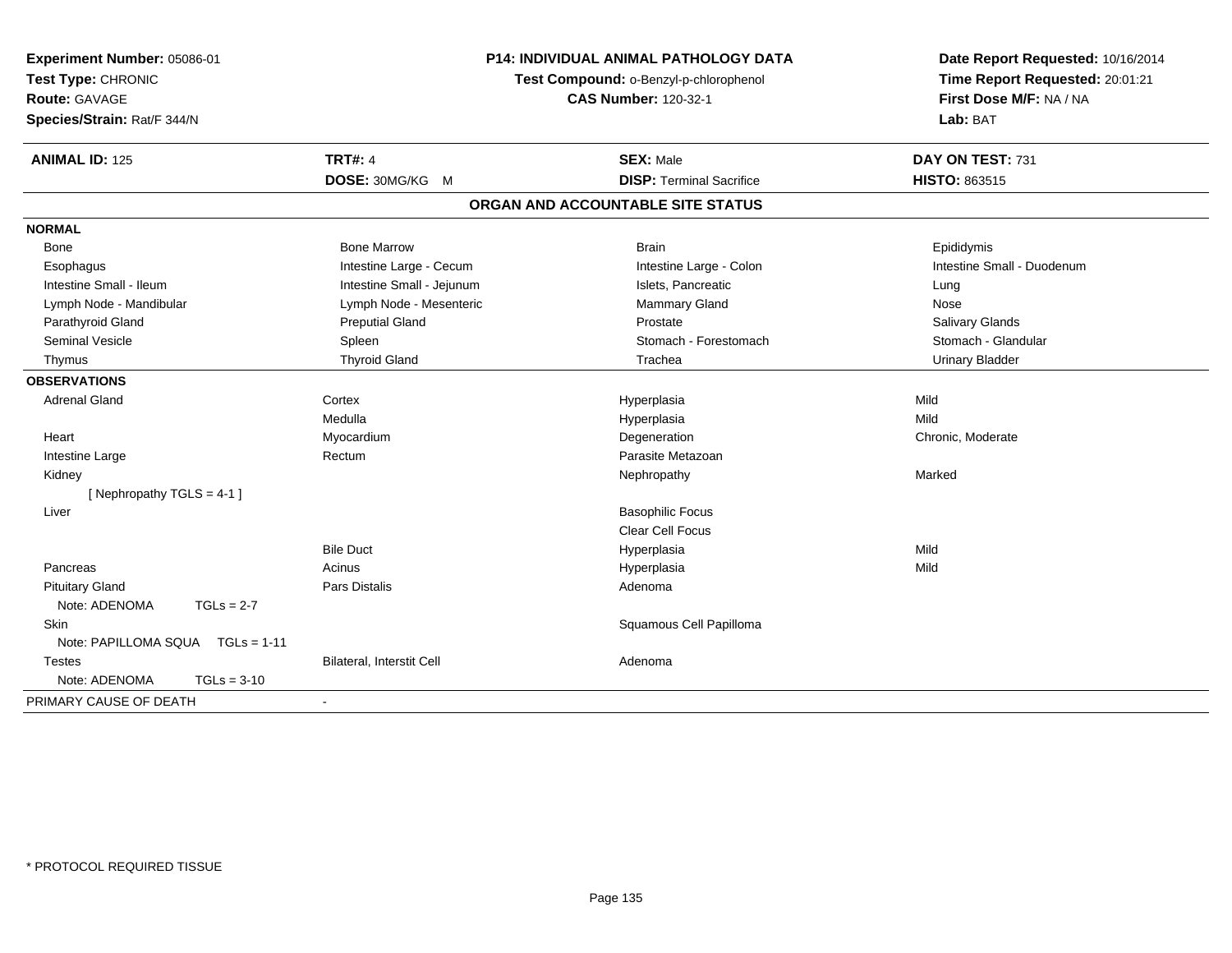**Experiment Number:** 05086-01
**Test Type:** CHRONIC
**Route:** GAVAGE
**Species/Strain:** Rat/F 344/N

**P14: INDIVIDUAL ANIMAL PATHOLOGY DATA**
**Test Compound:** o-Benzyl-p-chlorophenol
**CAS Number:** 120-32-1

**Date Report Requested:** 10/16/2014
**Time Report Requested:** 20:01:21
**First Dose M/F:** NA / NA
**Lab:** BAT

| **ANIMAL ID:** 125 | **TRT#:** 4 | **SEX:** Male | **DAY ON TEST:** 731 |
|---|---|---|---|
| | **DOSE:** 30MG/KG M | **DISP:** Terminal Sacrifice | **HISTO:** 863515 |

**ORGAN AND ACCOUNTABLE SITE STATUS**

| | | | |
|---|---|---|---|
| **NORMAL** | | | |
| Bone | Bone Marrow | Brain | Epididymis |
| Esophagus | Intestine Large - Cecum | Intestine Large - Colon | Intestine Small - Duodenum |
| Intestine Small - Ileum | Intestine Small - Jejunum | Islets, Pancreatic | Lung |
| Lymph Node - Mandibular | Lymph Node - Mesenteric | Mammary Gland | Nose |
| Parathyroid Gland | Preputial Gland | Prostate | Salivary Glands |
| Seminal Vesicle | Spleen | Stomach - Forestomach | Stomach - Glandular |
| Thymus | Thyroid Gland | Trachea | Urinary Bladder |
| **OBSERVATIONS** | | | |
| Adrenal Gland | Cortex | Hyperplasia | Mild |
| | Medulla | Hyperplasia | Mild |
| Heart | Myocardium | Degeneration | Chronic, Moderate |
| Intestine Large | Rectum | Parasite Metazoan | |
| Kidney | | Nephropathy | Marked |
| [ Nephropathy TGLS = 4-1 ] | | | |
| Liver | | Basophilic Focus | |
| | | Clear Cell Focus | |
| | Bile Duct | Hyperplasia | Mild |
| Pancreas | Acinus | Hyperplasia | Mild |
| Pituitary Gland | Pars Distalis | Adenoma | |
| Note: ADENOMA TGLs = 2-7 | | | |
| Skin | | Squamous Cell Papilloma | |
| Note: PAPILLOMA SQUA TGLs = 1-11 | | | |
| Testes | Bilateral, Interstit Cell | Adenoma | |
| Note: ADENOMA TGLs = 3-10 | | | |
| PRIMARY CAUSE OF DEATH | - | | |

* PROTOCOL REQUIRED TISSUE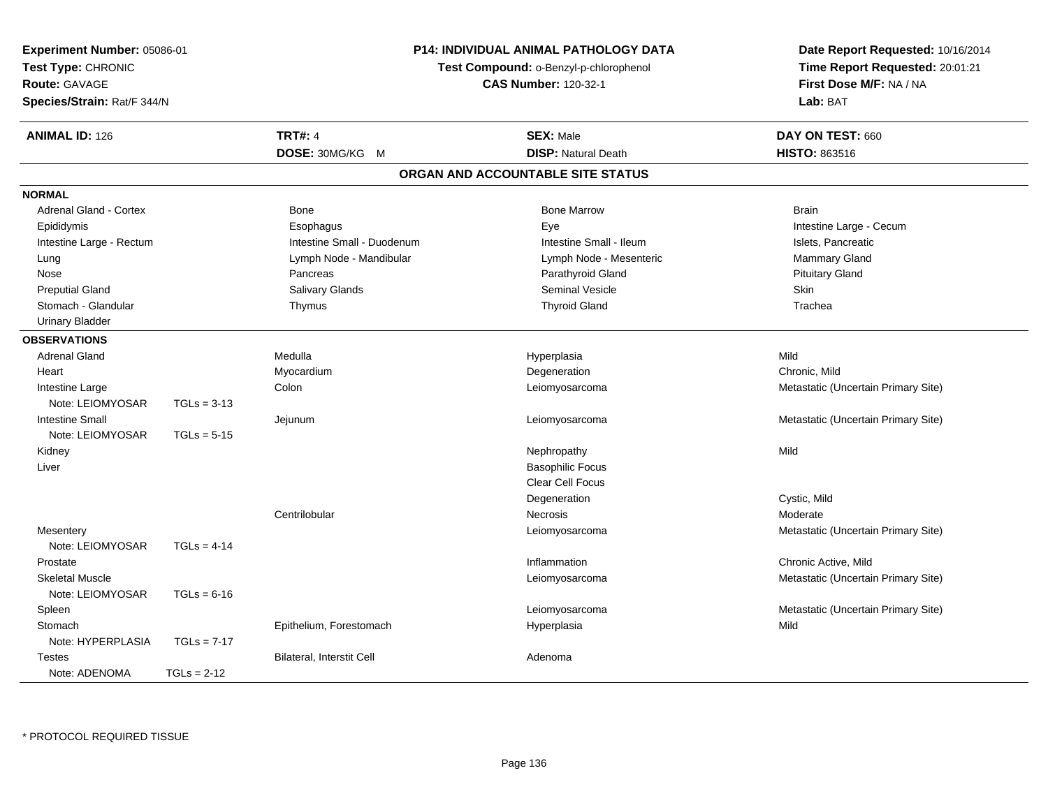**Experiment Number:** 05086-01
**Test Type:** CHRONIC
**Route:** GAVAGE
**Species/Strain:** Rat/F 344/N

**P14: INDIVIDUAL ANIMAL PATHOLOGY DATA**
**Test Compound:** o-Benzyl-p-chlorophenol
**CAS Number:** 120-32-1

**Date Report Requested:** 10/16/2014
**Time Report Requested:** 20:01:21
**First Dose M/F:** NA / NA
**Lab:** BAT

| **ANIMAL ID:** 126 | **TRT#:** 4 | **SEX:** Male | **DAY ON TEST:** 660 |
|---|---|---|---|
| | **DOSE:** 30MG/KG M | **DISP:** Natural Death | **HISTO:** 863516 |

## ORGAN AND ACCOUNTABLE SITE STATUS

**NORMAL**

| | | | |
|---|---|---|---|
| Adrenal Gland - Cortex | Bone | Bone Marrow | Brain |
| Epididymis | Esophagus | Eye | Intestine Large - Cecum |
| Intestine Large - Rectum | Intestine Small - Duodenum | Intestine Small - Ileum | Islets, Pancreatic |
| Lung | Lymph Node - Mandibular | Lymph Node - Mesenteric | Mammary Gland |
| Nose | Pancreas | Parathyroid Gland | Pituitary Gland |
| Preputial Gland | Salivary Glands | Seminal Vesicle | Skin |
| Stomach - Glandular | Thymus | Thyroid Gland | Trachea |
| Urinary Bladder | | | |

**OBSERVATIONS**

| Organ | Site | Finding | Qualifier |
|---|---|---|---|
| Adrenal Gland | Medulla | Hyperplasia | Mild |
| Heart | Myocardium | Degeneration | Chronic, Mild |
| Intestine Large | Colon | Leiomyosarcoma | Metastatic (Uncertain Primary Site) |
| Note: LEIOMYOSAR TGLs = 3-13 | | | |
| Intestine Small | Jejunum | Leiomyosarcoma | Metastatic (Uncertain Primary Site) |
| Note: LEIOMYOSAR TGLs = 5-15 | | | |
| Kidney | | Nephropathy | Mild |
| Liver | | Basophilic Focus | |
| | | Clear Cell Focus | |
| | | Degeneration | Cystic, Mild |
| | Centrilobular | Necrosis | Moderate |
| Mesentery | | Leiomyosarcoma | Metastatic (Uncertain Primary Site) |
| Note: LEIOMYOSAR TGLs = 4-14 | | | |
| Prostate | | Inflammation | Chronic Active, Mild |
| Skeletal Muscle | | Leiomyosarcoma | Metastatic (Uncertain Primary Site) |
| Note: LEIOMYOSAR TGLs = 6-16 | | | |
| Spleen | | Leiomyosarcoma | Metastatic (Uncertain Primary Site) |
| Stomach | Epithelium, Forestomach | Hyperplasia | Mild |
| Note: HYPERPLASIA TGLs = 7-17 | | | |
| Testes | Bilateral, Interstit Cell | Adenoma | |
| Note: ADENOMA TGLs = 2-12 | | | |

* PROTOCOL REQUIRED TISSUE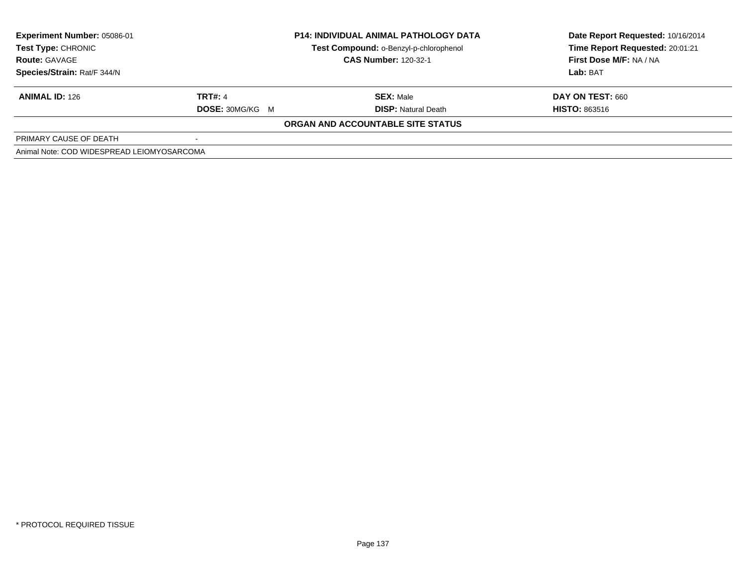| **Experiment Number:** 05086-01 | **P14: INDIVIDUAL ANIMAL PATHOLOGY DATA** | **Date Report Requested:** 10/16/2014 |
|---|---|---|
| **Test Type:** CHRONIC | **Test Compound:** o-Benzyl-p-chlorophenol | **Time Report Requested:** 20:01:21 |
| **Route:** GAVAGE | **CAS Number:** 120-32-1 | **First Dose M/F:** NA / NA |
| **Species/Strain:** Rat/F 344/N | | **Lab:** BAT |

| **ANIMAL ID:** 126 | **TRT#:** 4 | **SEX:** Male | **DAY ON TEST:** 660 |
|---|---|---|---|
| | **DOSE:** 30MG/KG M | **DISP:** Natural Death | **HISTO:** 863516 |

**ORGAN AND ACCOUNTABLE SITE STATUS**

| PRIMARY CAUSE OF DEATH | - |
|---|---|

Animal Note: COD WIDESPREAD LEIOMYOSARCOMA

* PROTOCOL REQUIRED TISSUE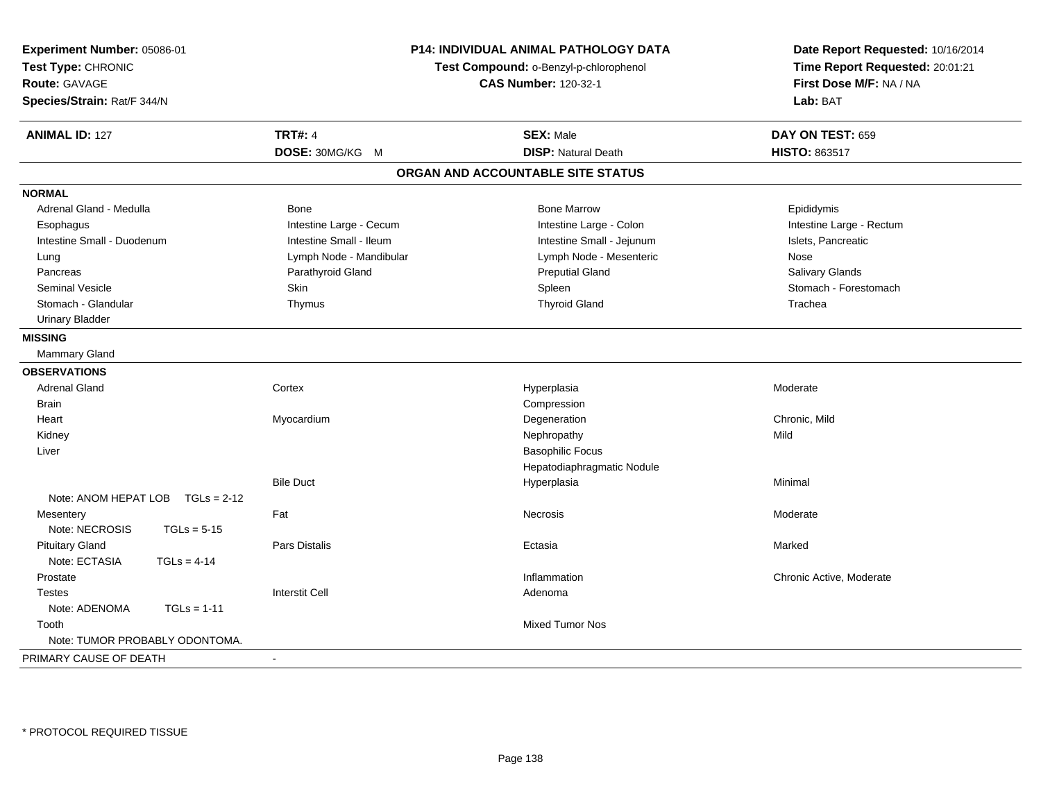**Experiment Number:** 05086-01
**Test Type:** CHRONIC
**Route:** GAVAGE
**Species/Strain:** Rat/F 344/N

**P14: INDIVIDUAL ANIMAL PATHOLOGY DATA**
**Test Compound:** o-Benzyl-p-chlorophenol
**CAS Number:** 120-32-1

**Date Report Requested:** 10/16/2014
**Time Report Requested:** 20:01:21
**First Dose M/F:** NA / NA
**Lab:** BAT

| **ANIMAL ID:** 127 | **TRT#:** 4 | **SEX:** Male | **DAY ON TEST:** 659 |
|---|---|---|---|
| | **DOSE:** 30MG/KG M | **DISP:** Natural Death | **HISTO:** 863517 |

## ORGAN AND ACCOUNTABLE SITE STATUS

**NORMAL**

| | | | |
|---|---|---|---|
| Adrenal Gland - Medulla | Bone | Bone Marrow | Epididymis |
| Esophagus | Intestine Large - Cecum | Intestine Large - Colon | Intestine Large - Rectum |
| Intestine Small - Duodenum | Intestine Small - Ileum | Intestine Small - Jejunum | Islets, Pancreatic |
| Lung | Lymph Node - Mandibular | Lymph Node - Mesenteric | Nose |
| Pancreas | Parathyroid Gland | Preputial Gland | Salivary Glands |
| Seminal Vesicle | Skin | Spleen | Stomach - Forestomach |
| Stomach - Glandular | Thymus | Thyroid Gland | Trachea |
| Urinary Bladder | | | |

**MISSING**

Mammary Gland

**OBSERVATIONS**

| | | | |
|---|---|---|---|
| Adrenal Gland | Cortex | Hyperplasia | Moderate |
| Brain | | Compression | |
| Heart | Myocardium | Degeneration | Chronic, Mild |
| Kidney | | Nephropathy | Mild |
| Liver | | Basophilic Focus | |
| | | Hepatodiaphragmatic Nodule | |
| | Bile Duct | Hyperplasia | Minimal |
| Note: ANOM HEPAT LOB TGLs = 2-12 | | | |
| Mesentery | Fat | Necrosis | Moderate |
| Note: NECROSIS TGLs = 5-15 | | | |
| Pituitary Gland | Pars Distalis | Ectasia | Marked |
| Note: ECTASIA TGLs = 4-14 | | | |
| Prostate | | Inflammation | Chronic Active, Moderate |
| Testes | Interstit Cell | Adenoma | |
| Note: ADENOMA TGLs = 1-11 | | | |
| Tooth | | Mixed Tumor Nos | |
| Note: TUMOR PROBABLY ODONTOMA. | | | |

PRIMARY CAUSE OF DEATH -

* PROTOCOL REQUIRED TISSUE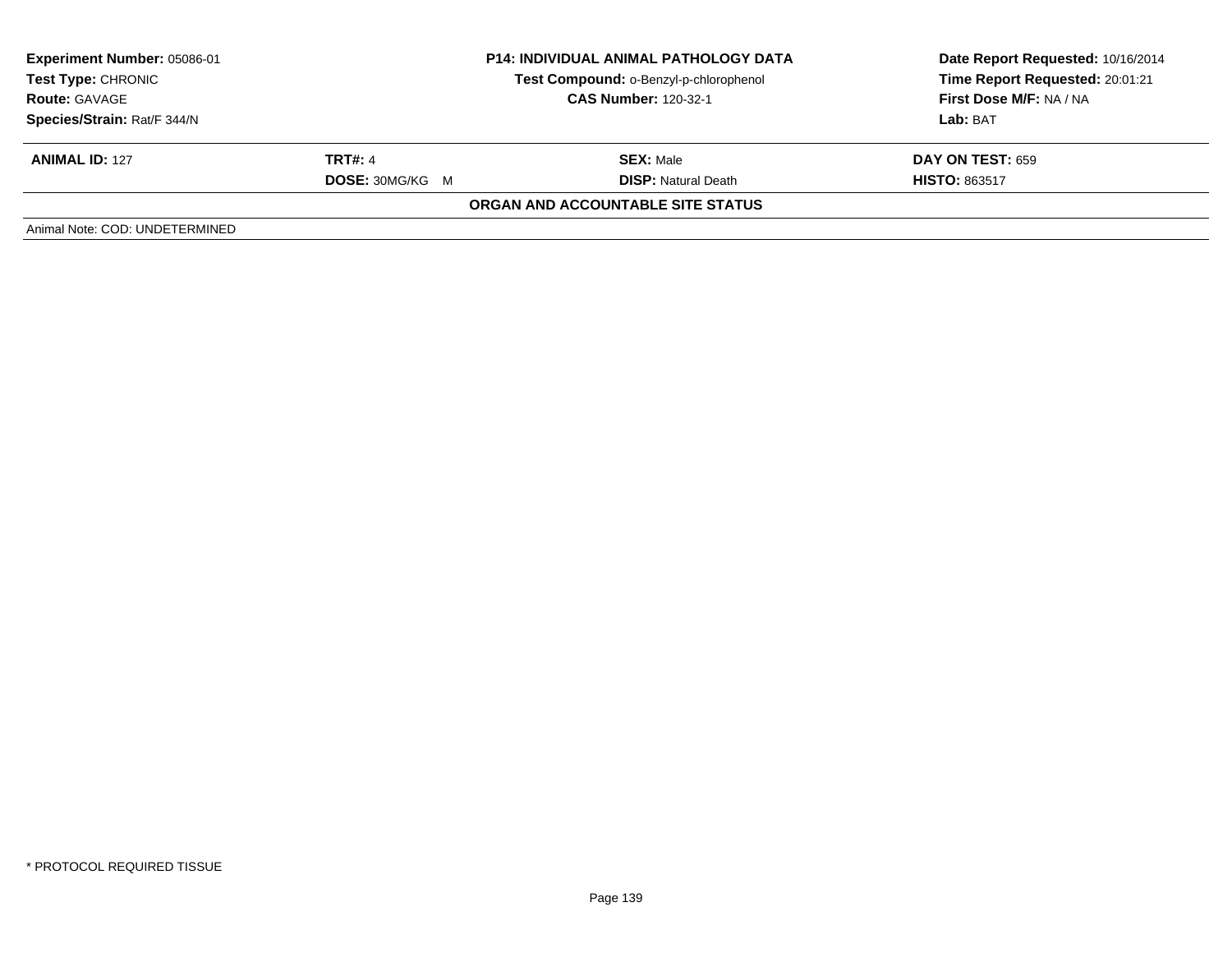**Experiment Number:** 05086-01
**Test Type:** CHRONIC
**Route:** GAVAGE
**Species/Strain:** Rat/F 344/N

**P14: INDIVIDUAL ANIMAL PATHOLOGY DATA**
**Test Compound:** o-Benzyl-p-chlorophenol
**CAS Number:** 120-32-1

**Date Report Requested:** 10/16/2014
**Time Report Requested:** 20:01:21
**First Dose M/F:** NA / NA
**Lab:** BAT

| **ANIMAL ID:** 127 | **TRT#:** 4 | **SEX:** Male | **DAY ON TEST:** 659 |
|---|---|---|---|
| | **DOSE:** 30MG/KG M | **DISP:** Natural Death | **HISTO:** 863517 |

**ORGAN AND ACCOUNTABLE SITE STATUS**

Animal Note: COD: UNDETERMINED

* PROTOCOL REQUIRED TISSUE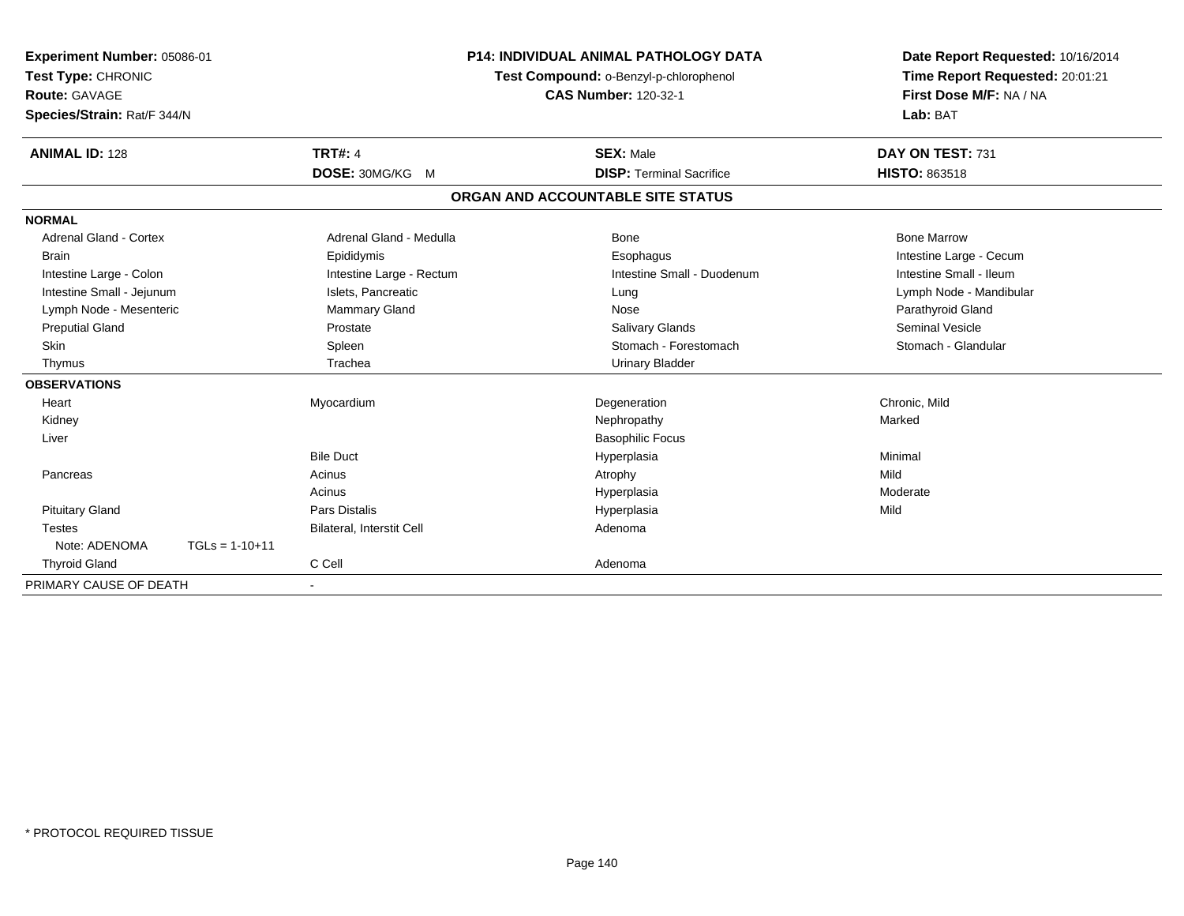**Experiment Number:** 05086-01
**Test Type:** CHRONIC
**Route:** GAVAGE
**Species/Strain:** Rat/F 344/N

**P14: INDIVIDUAL ANIMAL PATHOLOGY DATA**
**Test Compound:** o-Benzyl-p-chlorophenol
**CAS Number:** 120-32-1

**Date Report Requested:** 10/16/2014
**Time Report Requested:** 20:01:21
**First Dose M/F:** NA / NA
**Lab:** BAT

| **ANIMAL ID:** 128 | **TRT#:** 4 | **SEX:** Male | **DAY ON TEST:** 731 |
|---|---|---|---|
| | **DOSE:** 30MG/KG M | **DISP:** Terminal Sacrifice | **HISTO:** 863518 |

## ORGAN AND ACCOUNTABLE SITE STATUS

**NORMAL**

| | | | |
|---|---|---|---|
| Adrenal Gland - Cortex | Adrenal Gland - Medulla | Bone | Bone Marrow |
| Brain | Epididymis | Esophagus | Intestine Large - Cecum |
| Intestine Large - Colon | Intestine Large - Rectum | Intestine Small - Duodenum | Intestine Small - Ileum |
| Intestine Small - Jejunum | Islets, Pancreatic | Lung | Lymph Node - Mandibular |
| Lymph Node - Mesenteric | Mammary Gland | Nose | Parathyroid Gland |
| Preputial Gland | Prostate | Salivary Glands | Seminal Vesicle |
| Skin | Spleen | Stomach - Forestomach | Stomach - Glandular |
| Thymus | Trachea | Urinary Bladder | |

**OBSERVATIONS**

| | | | |
|---|---|---|---|
| Heart | Myocardium | Degeneration | Chronic, Mild |
| Kidney | | Nephropathy | Marked |
| Liver | | Basophilic Focus | |
| | Bile Duct | Hyperplasia | Minimal |
| Pancreas | Acinus | Atrophy | Mild |
| | Acinus | Hyperplasia | Moderate |
| Pituitary Gland | Pars Distalis | Hyperplasia | Mild |
| Testes | Bilateral, Interstit Cell | Adenoma | |
| Note: ADENOMA TGLs = 1-10+11 | | | |
| Thyroid Gland | C Cell | Adenoma | |

PRIMARY CAUSE OF DEATH -

\* PROTOCOL REQUIRED TISSUE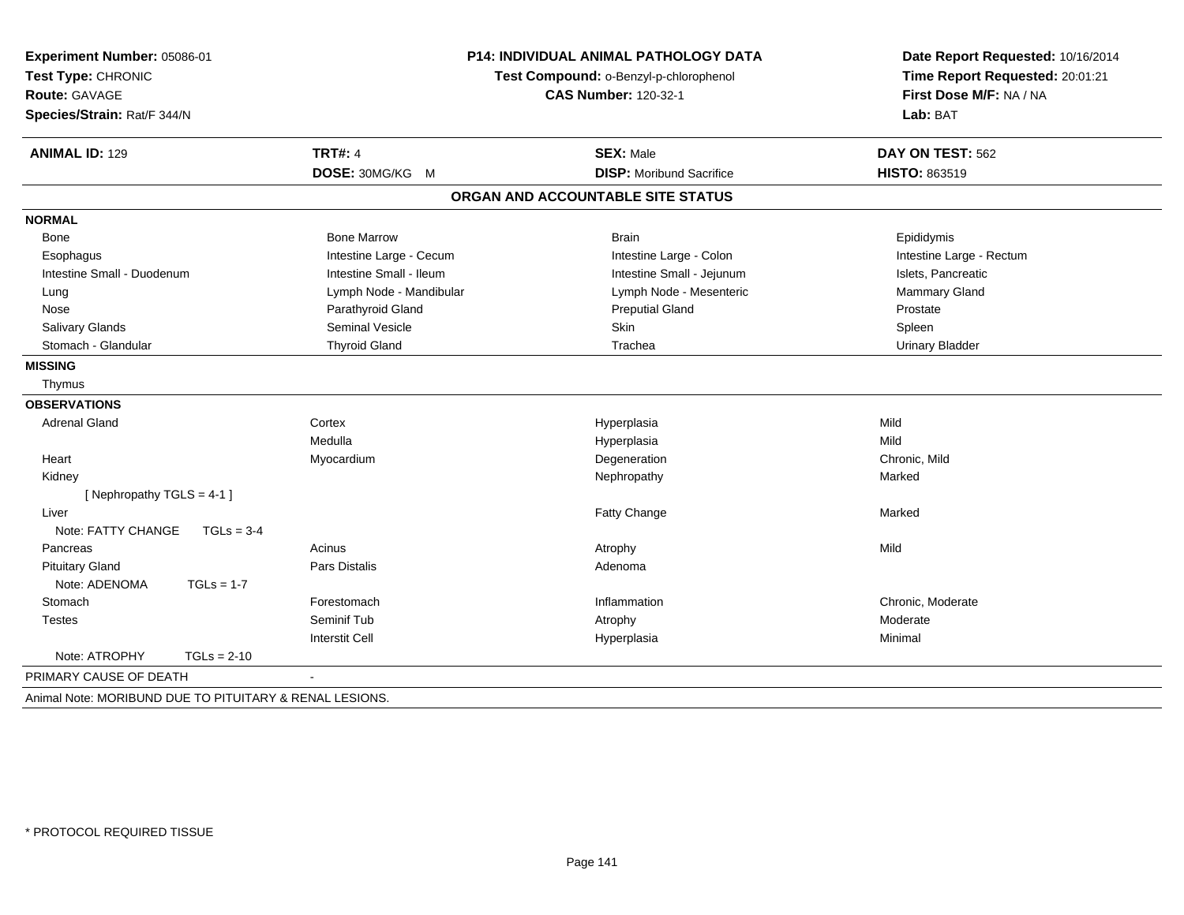**Experiment Number:** 05086-01
**Test Type:** CHRONIC
**Route:** GAVAGE
**Species/Strain:** Rat/F 344/N

**P14: INDIVIDUAL ANIMAL PATHOLOGY DATA**
**Test Compound:** o-Benzyl-p-chlorophenol
**CAS Number:** 120-32-1

**Date Report Requested:** 10/16/2014
**Time Report Requested:** 20:01:21
**First Dose M/F:** NA / NA
**Lab:** BAT

| **ANIMAL ID:** 129 | **TRT#:** 4 | **SEX:** Male | **DAY ON TEST:** 562 |
|---|---|---|---|
| | **DOSE:** 30MG/KG M | **DISP:** Moribund Sacrifice | **HISTO:** 863519 |

## ORGAN AND ACCOUNTABLE SITE STATUS

**NORMAL**

| | | | |
|---|---|---|---|
| Bone | Bone Marrow | Brain | Epididymis |
| Esophagus | Intestine Large - Cecum | Intestine Large - Colon | Intestine Large - Rectum |
| Intestine Small - Duodenum | Intestine Small - Ileum | Intestine Small - Jejunum | Islets, Pancreatic |
| Lung | Lymph Node - Mandibular | Lymph Node - Mesenteric | Mammary Gland |
| Nose | Parathyroid Gland | Preputial Gland | Prostate |
| Salivary Glands | Seminal Vesicle | Skin | Spleen |
| Stomach - Glandular | Thyroid Gland | Trachea | Urinary Bladder |

**MISSING**

Thymus

**OBSERVATIONS**

| | | | |
|---|---|---|---|
| Adrenal Gland | Cortex | Hyperplasia | Mild |
| | Medulla | Hyperplasia | Mild |
| Heart | Myocardium | Degeneration | Chronic, Mild |
| Kidney | | Nephropathy | Marked |
| [ Nephropathy TGLS = 4-1 ] | | | |
| Liver | | Fatty Change | Marked |
| Note: FATTY CHANGE TGLs = 3-4 | | | |
| Pancreas | Acinus | Atrophy | Mild |
| Pituitary Gland | Pars Distalis | Adenoma | |
| Note: ADENOMA TGLs = 1-7 | | | |
| Stomach | Forestomach | Inflammation | Chronic, Moderate |
| Testes | Seminif Tub | Atrophy | Moderate |
| | Interstit Cell | Hyperplasia | Minimal |
| Note: ATROPHY TGLs = 2-10 | | | |

PRIMARY CAUSE OF DEATH -

Animal Note: MORIBUND DUE TO PITUITARY & RENAL LESIONS.

* PROTOCOL REQUIRED TISSUE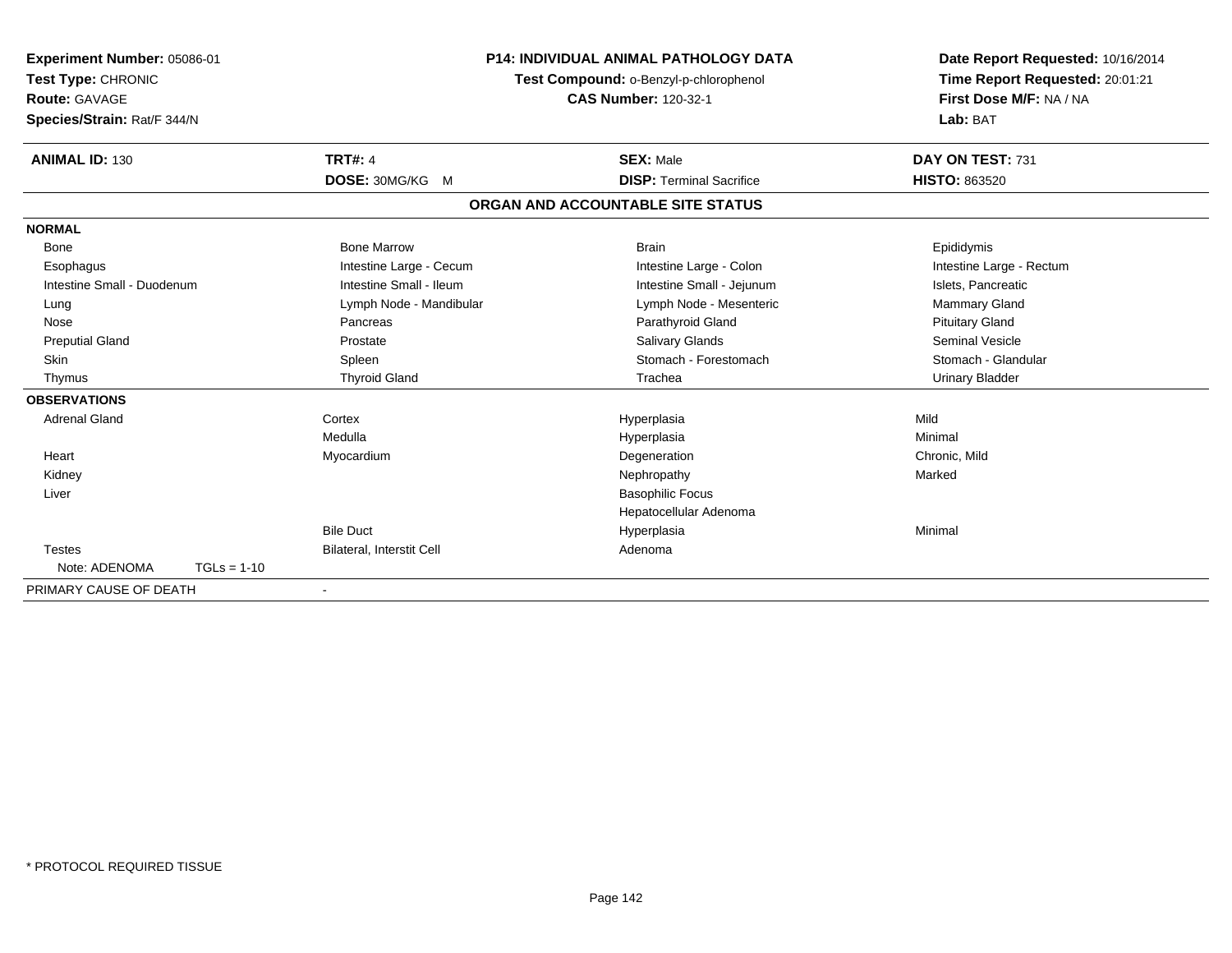**Experiment Number:** 05086-01
**Test Type:** CHRONIC
**Route:** GAVAGE
**Species/Strain:** Rat/F 344/N

**P14: INDIVIDUAL ANIMAL PATHOLOGY DATA**
**Test Compound:** o-Benzyl-p-chlorophenol
**CAS Number:** 120-32-1

**Date Report Requested:** 10/16/2014
**Time Report Requested:** 20:01:21
**First Dose M/F:** NA / NA
**Lab:** BAT

| **ANIMAL ID:** 130 | **TRT#:** 4 | **SEX:** Male | **DAY ON TEST:** 731 |
|---|---|---|---|
| | **DOSE:** 30MG/KG M | **DISP:** Terminal Sacrifice | **HISTO:** 863520 |

## ORGAN AND ACCOUNTABLE SITE STATUS

| | | | |
|---|---|---|---|
| **NORMAL** | | | |
| Bone | Bone Marrow | Brain | Epididymis |
| Esophagus | Intestine Large - Cecum | Intestine Large - Colon | Intestine Large - Rectum |
| Intestine Small - Duodenum | Intestine Small - Ileum | Intestine Small - Jejunum | Islets, Pancreatic |
| Lung | Lymph Node - Mandibular | Lymph Node - Mesenteric | Mammary Gland |
| Nose | Pancreas | Parathyroid Gland | Pituitary Gland |
| Preputial Gland | Prostate | Salivary Glands | Seminal Vesicle |
| Skin | Spleen | Stomach - Forestomach | Stomach - Glandular |
| Thymus | Thyroid Gland | Trachea | Urinary Bladder |
| **OBSERVATIONS** | | | |
| Adrenal Gland | Cortex | Hyperplasia | Mild |
| | Medulla | Hyperplasia | Minimal |
| Heart | Myocardium | Degeneration | Chronic, Mild |
| Kidney | | Nephropathy | Marked |
| Liver | | Basophilic Focus | |
| | | Hepatocellular Adenoma | |
| | Bile Duct | Hyperplasia | Minimal |
| Testes | Bilateral, Interstit Cell | Adenoma | |
| Note: ADENOMA TGLs = 1-10 | | | |
| PRIMARY CAUSE OF DEATH | - | | |

\* PROTOCOL REQUIRED TISSUE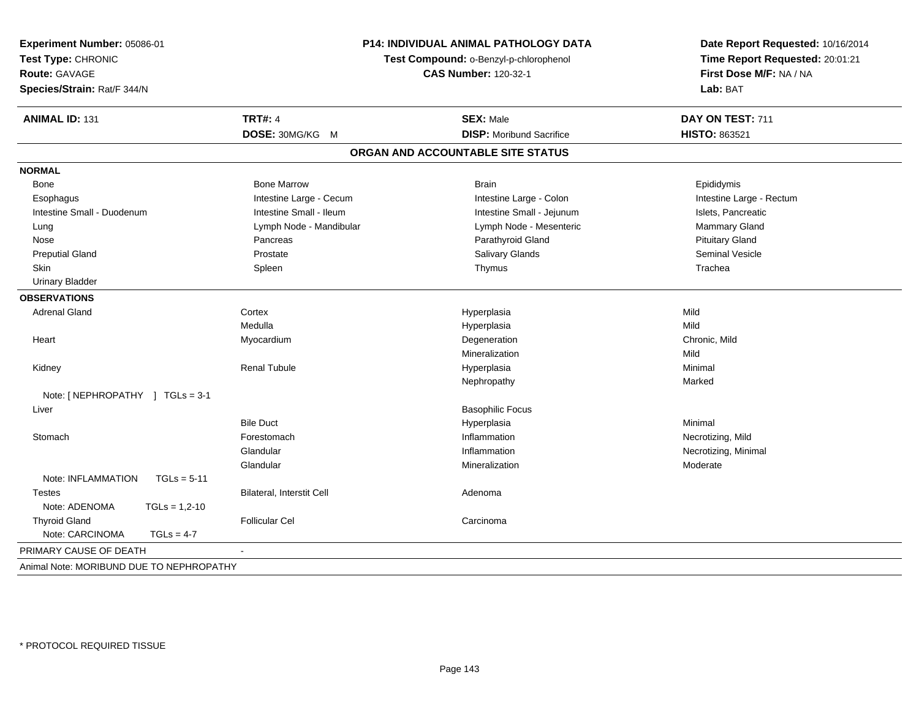**Experiment Number:** 05086-01
**Test Type:** CHRONIC
**Route:** GAVAGE
**Species/Strain:** Rat/F 344/N

**P14: INDIVIDUAL ANIMAL PATHOLOGY DATA**
**Test Compound:** o-Benzyl-p-chlorophenol
**CAS Number:** 120-32-1

**Date Report Requested:** 10/16/2014
**Time Report Requested:** 20:01:21
**First Dose M/F:** NA / NA
**Lab:** BAT

| **ANIMAL ID:** 131 | **TRT#:** 4 | **SEX:** Male | **DAY ON TEST:** 711 |
|---|---|---|---|
| | **DOSE:** 30MG/KG M | **DISP:** Moribund Sacrifice | **HISTO:** 863521 |

## ORGAN AND ACCOUNTABLE SITE STATUS

**NORMAL**

| | | | |
|---|---|---|---|
| Bone | Bone Marrow | Brain | Epididymis |
| Esophagus | Intestine Large - Cecum | Intestine Large - Colon | Intestine Large - Rectum |
| Intestine Small - Duodenum | Intestine Small - Ileum | Intestine Small - Jejunum | Islets, Pancreatic |
| Lung | Lymph Node - Mandibular | Lymph Node - Mesenteric | Mammary Gland |
| Nose | Pancreas | Parathyroid Gland | Pituitary Gland |
| Preputial Gland | Prostate | Salivary Glands | Seminal Vesicle |
| Skin | Spleen | Thymus | Trachea |
| Urinary Bladder | | | |

**OBSERVATIONS**

| | | | |
|---|---|---|---|
| Adrenal Gland | Cortex | Hyperplasia | Mild |
| | Medulla | Hyperplasia | Mild |
| Heart | Myocardium | Degeneration | Chronic, Mild |
| | | Mineralization | Mild |
| Kidney | Renal Tubule | Hyperplasia | Minimal |
| | | Nephropathy | Marked |
| Note: [ NEPHROPATHY ] TGLs = 3-1 | | | |
| Liver | | Basophilic Focus | |
| | Bile Duct | Hyperplasia | Minimal |
| Stomach | Forestomach | Inflammation | Necrotizing, Mild |
| | Glandular | Inflammation | Necrotizing, Minimal |
| | Glandular | Mineralization | Moderate |
| Note: INFLAMMATION TGLs = 5-11 | | | |
| Testes | Bilateral, Interstit Cell | Adenoma | |
| Note: ADENOMA TGLs = 1,2-10 | | | |
| Thyroid Gland | Follicular Cel | Carcinoma | |
| Note: CARCINOMA TGLs = 4-7 | | | |

PRIMARY CAUSE OF DEATH -

Animal Note: MORIBUND DUE TO NEPHROPATHY

\* PROTOCOL REQUIRED TISSUE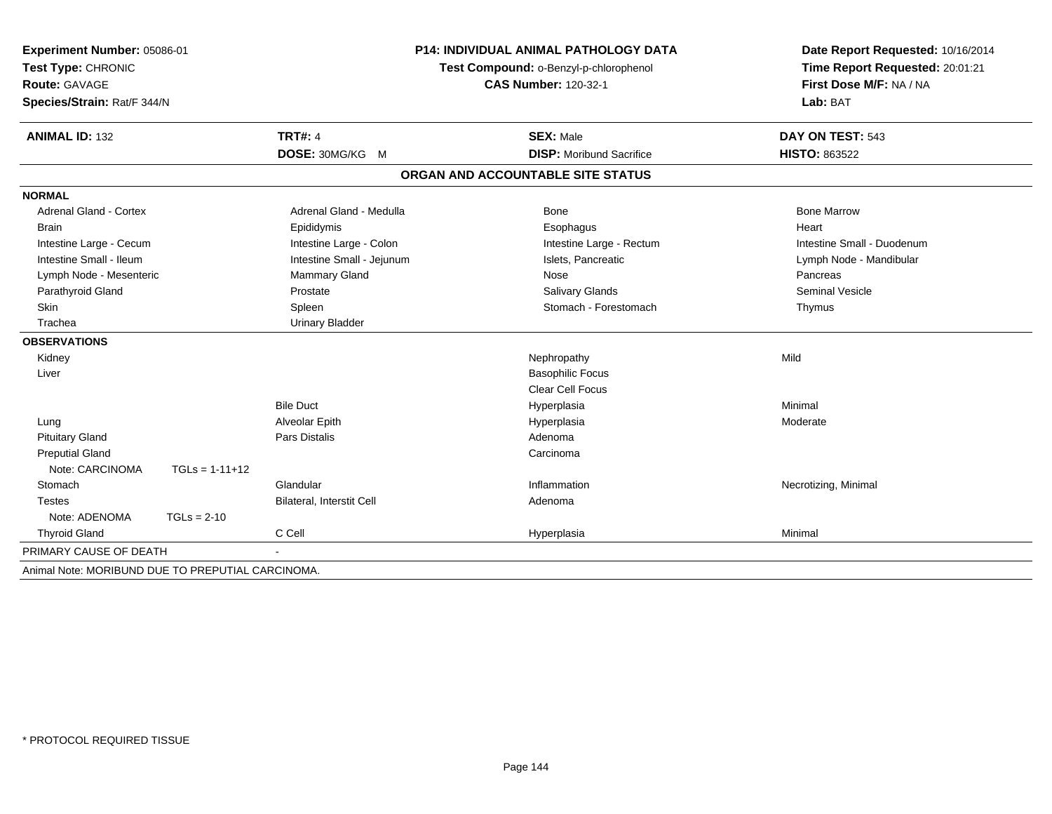**Experiment Number:** 05086-01
**Test Type:** CHRONIC
**Route:** GAVAGE
**Species/Strain:** Rat/F 344/N

**P14: INDIVIDUAL ANIMAL PATHOLOGY DATA**
**Test Compound:** o-Benzyl-p-chlorophenol
**CAS Number:** 120-32-1

**Date Report Requested:** 10/16/2014
**Time Report Requested:** 20:01:21
**First Dose M/F:** NA / NA
**Lab:** BAT

| **ANIMAL ID:** 132 | **TRT#:** 4 | **SEX:** Male | **DAY ON TEST:** 543 |
|---|---|---|---|
| | **DOSE:** 30MG/KG M | **DISP:** Moribund Sacrifice | **HISTO:** 863522 |

## ORGAN AND ACCOUNTABLE SITE STATUS

**NORMAL**

| | | | |
|---|---|---|---|
| Adrenal Gland - Cortex | Adrenal Gland - Medulla | Bone | Bone Marrow |
| Brain | Epididymis | Esophagus | Heart |
| Intestine Large - Cecum | Intestine Large - Colon | Intestine Large - Rectum | Intestine Small - Duodenum |
| Intestine Small - Ileum | Intestine Small - Jejunum | Islets, Pancreatic | Lymph Node - Mandibular |
| Lymph Node - Mesenteric | Mammary Gland | Nose | Pancreas |
| Parathyroid Gland | Prostate | Salivary Glands | Seminal Vesicle |
| Skin | Spleen | Stomach - Forestomach | Thymus |
| Trachea | Urinary Bladder | | |

**OBSERVATIONS**

| | | | |
|---|---|---|---|
| Kidney | | Nephropathy | Mild |
| Liver | | Basophilic Focus | |
| | | Clear Cell Focus | |
| | Bile Duct | Hyperplasia | Minimal |
| Lung | Alveolar Epith | Hyperplasia | Moderate |
| Pituitary Gland | Pars Distalis | Adenoma | |
| Preputial Gland | | Carcinoma | |
| Note: CARCINOMA TGLs = 1-11+12 | | | |
| Stomach | Glandular | Inflammation | Necrotizing, Minimal |
| Testes | Bilateral, Interstit Cell | Adenoma | |
| Note: ADENOMA TGLs = 2-10 | | | |
| Thyroid Gland | C Cell | Hyperplasia | Minimal |

PRIMARY CAUSE OF DEATH -

Animal Note: MORIBUND DUE TO PREPUTIAL CARCINOMA.

* PROTOCOL REQUIRED TISSUE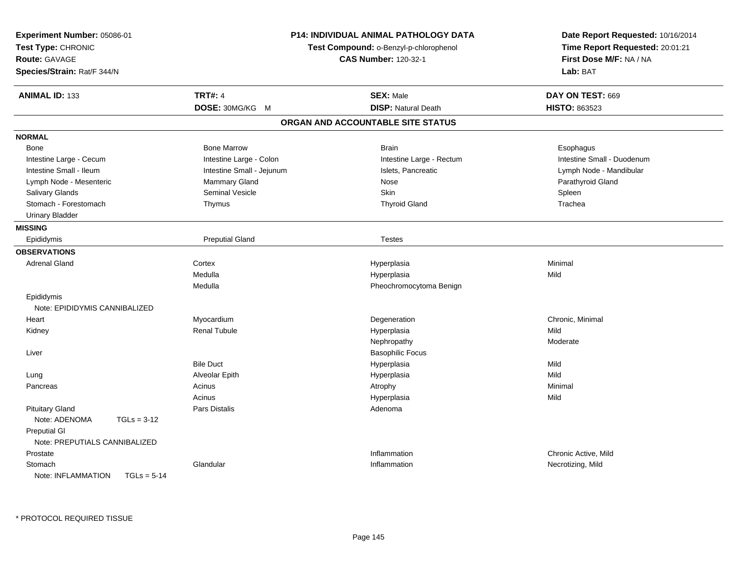**Experiment Number:** 05086-01
**Test Type:** CHRONIC
**Route:** GAVAGE
**Species/Strain:** Rat/F 344/N

**P14: INDIVIDUAL ANIMAL PATHOLOGY DATA**
**Test Compound:** o-Benzyl-p-chlorophenol
**CAS Number:** 120-32-1

**Date Report Requested:** 10/16/2014
**Time Report Requested:** 20:01:21
**First Dose M/F:** NA / NA
**Lab:** BAT

| **ANIMAL ID:** 133 | **TRT#:** 4 | **SEX:** Male | **DAY ON TEST:** 669 |
|---|---|---|---|
| | **DOSE:** 30MG/KG M | **DISP:** Natural Death | **HISTO:** 863523 |

## ORGAN AND ACCOUNTABLE SITE STATUS

**NORMAL**

| | | | |
|---|---|---|---|
| Bone | Bone Marrow | Brain | Esophagus |
| Intestine Large - Cecum | Intestine Large - Colon | Intestine Large - Rectum | Intestine Small - Duodenum |
| Intestine Small - Ileum | Intestine Small - Jejunum | Islets, Pancreatic | Lymph Node - Mandibular |
| Lymph Node - Mesenteric | Mammary Gland | Nose | Parathyroid Gland |
| Salivary Glands | Seminal Vesicle | Skin | Spleen |
| Stomach - Forestomach | Thymus | Thyroid Gland | Trachea |
| Urinary Bladder | | | |

**MISSING**

| | | | |
|---|---|---|---|
| Epididymis | Preputial Gland | Testes | |

**OBSERVATIONS**

| | | | |
|---|---|---|---|
| Adrenal Gland | Cortex | Hyperplasia | Minimal |
| | Medulla | Hyperplasia | Mild |
| | Medulla | Pheochromocytoma Benign | |
| Epididymis | | | |
| Note: EPIDIDYMIS CANNIBALIZED | | | |
| Heart | Myocardium | Degeneration | Chronic, Minimal |
| Kidney | Renal Tubule | Hyperplasia | Mild |
| | | Nephropathy | Moderate |
| Liver | | Basophilic Focus | |
| | Bile Duct | Hyperplasia | Mild |
| Lung | Alveolar Epith | Hyperplasia | Mild |
| Pancreas | Acinus | Atrophy | Minimal |
| | Acinus | Hyperplasia | Mild |
| Pituitary Gland | Pars Distalis | Adenoma | |
| Note: ADENOMA TGLs = 3-12 | | | |
| Preputial Gl | | | |
| Note: PREPUTIALS CANNIBALIZED | | | |
| Prostate | | Inflammation | Chronic Active, Mild |
| Stomach | Glandular | Inflammation | Necrotizing, Mild |
| Note: INFLAMMATION TGLs = 5-14 | | | |

\* PROTOCOL REQUIRED TISSUE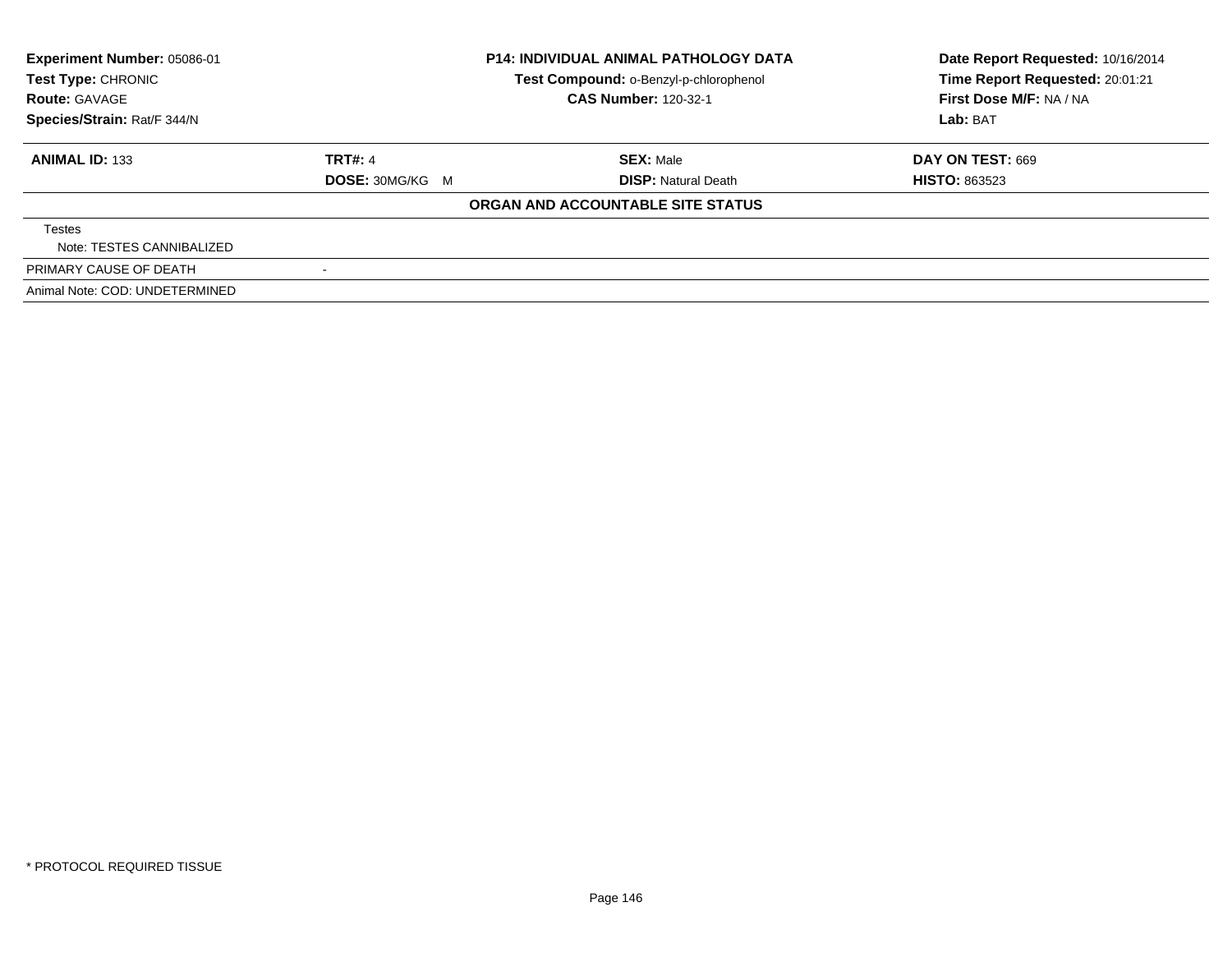**Experiment Number:** 05086-01
**Test Type:** CHRONIC
**Route:** GAVAGE
**Species/Strain:** Rat/F 344/N

**P14: INDIVIDUAL ANIMAL PATHOLOGY DATA**
**Test Compound:** o-Benzyl-p-chlorophenol
**CAS Number:** 120-32-1

**Date Report Requested:** 10/16/2014
**Time Report Requested:** 20:01:21
**First Dose M/F:** NA / NA
**Lab:** BAT

| **ANIMAL ID:** 133 | **TRT#:** 4 | **SEX:** Male | **DAY ON TEST:** 669 |
|---|---|---|---|
| | **DOSE:** 30MG/KG M | **DISP:** Natural Death | **HISTO:** 863523 |

**ORGAN AND ACCOUNTABLE SITE STATUS**

| | |
|---|---|
| Testes<br>Note: TESTES CANNIBALIZED | |
| PRIMARY CAUSE OF DEATH | - |
| Animal Note: COD: UNDETERMINED | |

* PROTOCOL REQUIRED TISSUE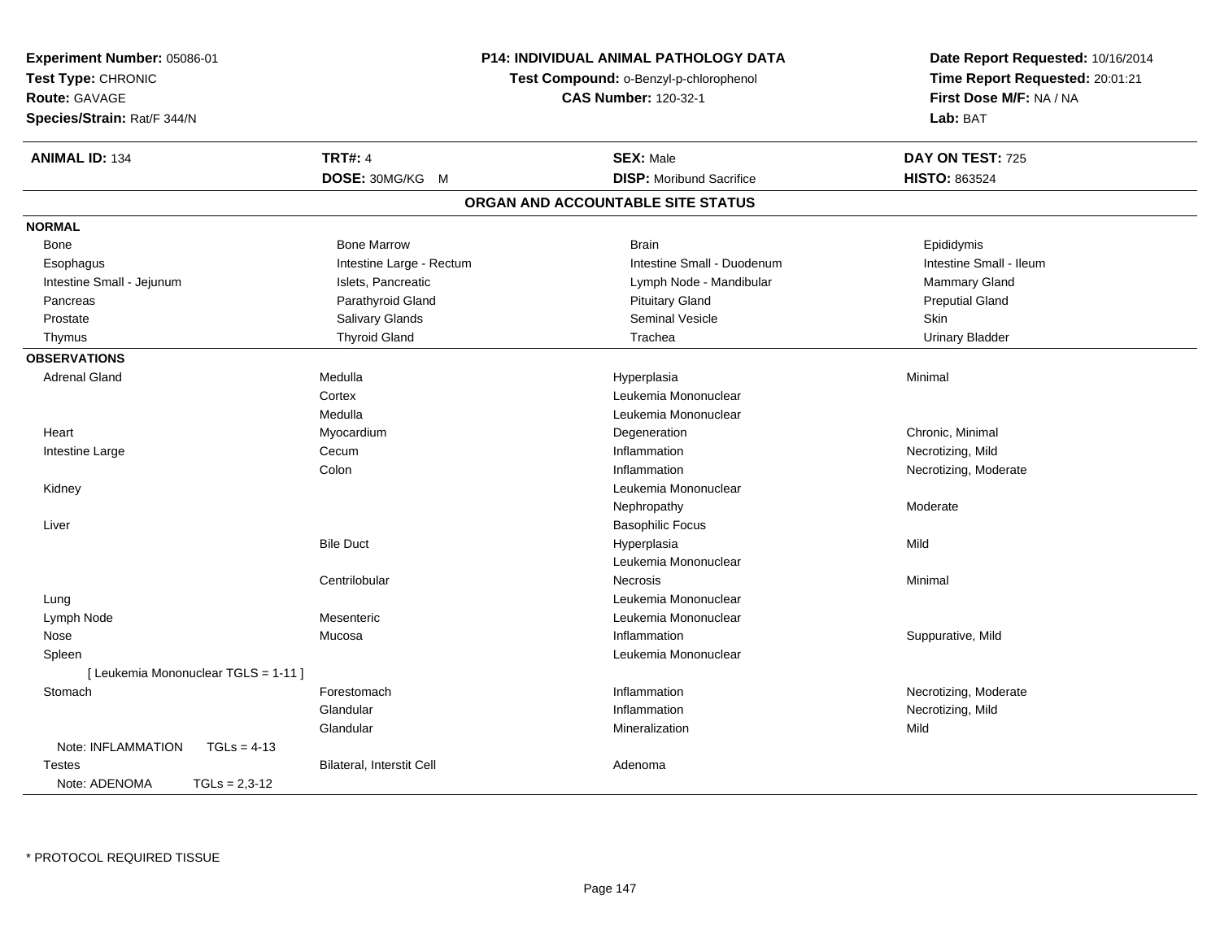**Experiment Number:** 05086-01
**Test Type:** CHRONIC
**Route:** GAVAGE
**Species/Strain:** Rat/F 344/N

**P14: INDIVIDUAL ANIMAL PATHOLOGY DATA**
**Test Compound:** o-Benzyl-p-chlorophenol
**CAS Number:** 120-32-1

**Date Report Requested:** 10/16/2014
**Time Report Requested:** 20:01:21
**First Dose M/F:** NA / NA
**Lab:** BAT

| **ANIMAL ID:** 134 | **TRT#:** 4 | **SEX:** Male | **DAY ON TEST:** 725 |
|---|---|---|---|
| | **DOSE:** 30MG/KG M | **DISP:** Moribund Sacrifice | **HISTO:** 863524 |

## ORGAN AND ACCOUNTABLE SITE STATUS

| | | | |
|---|---|---|---|
| **NORMAL** | | | |
| Bone | Bone Marrow | Brain | Epididymis |
| Esophagus | Intestine Large - Rectum | Intestine Small - Duodenum | Intestine Small - Ileum |
| Intestine Small - Jejunum | Islets, Pancreatic | Lymph Node - Mandibular | Mammary Gland |
| Pancreas | Parathyroid Gland | Pituitary Gland | Preputial Gland |
| Prostate | Salivary Glands | Seminal Vesicle | Skin |
| Thymus | Thyroid Gland | Trachea | Urinary Bladder |
| **OBSERVATIONS** | | | |
| Adrenal Gland | Medulla | Hyperplasia | Minimal |
| | Cortex | Leukemia Mononuclear | |
| | Medulla | Leukemia Mononuclear | |
| Heart | Myocardium | Degeneration | Chronic, Minimal |
| Intestine Large | Cecum | Inflammation | Necrotizing, Mild |
| | Colon | Inflammation | Necrotizing, Moderate |
| Kidney | | Leukemia Mononuclear | |
| | | Nephropathy | Moderate |
| Liver | | Basophilic Focus | |
| | Bile Duct | Hyperplasia | Mild |
| | | Leukemia Mononuclear | |
| | Centrilobular | Necrosis | Minimal |
| Lung | | Leukemia Mononuclear | |
| Lymph Node | Mesenteric | Leukemia Mononuclear | |
| Nose | Mucosa | Inflammation | Suppurative, Mild |
| Spleen | | Leukemia Mononuclear | |
| [ Leukemia Mononuclear TGLS = 1-11 ] | | | |
| Stomach | Forestomach | Inflammation | Necrotizing, Moderate |
| | Glandular | Inflammation | Necrotizing, Mild |
| | Glandular | Mineralization | Mild |
| Note: INFLAMMATION TGLs = 4-13 | | | |
| Testes | Bilateral, Interstit Cell | Adenoma | |
| Note: ADENOMA TGLs = 2,3-12 | | | |

\* PROTOCOL REQUIRED TISSUE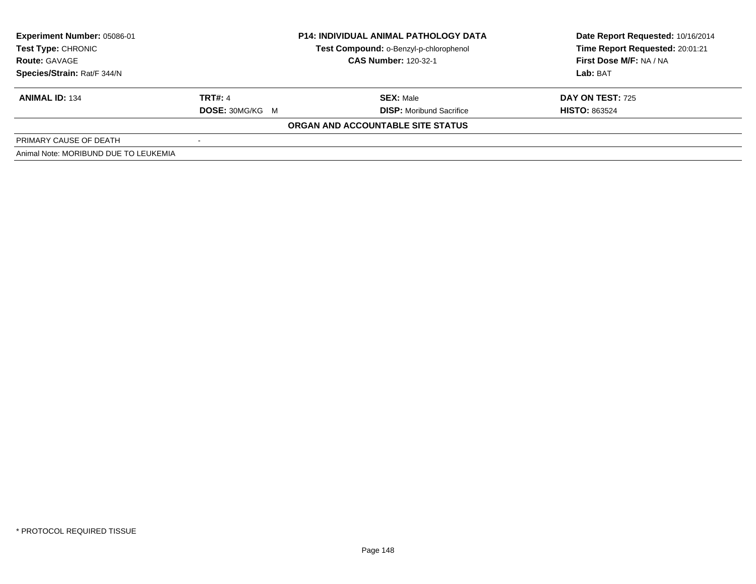| Experiment Number: 05086-01 | P14: INDIVIDUAL ANIMAL PATHOLOGY DATA | Date Report Requested: 10/16/2014 |
|---|---|---|
| Test Type: CHRONIC | Test Compound: o-Benzyl-p-chlorophenol | Time Report Requested: 20:01:21 |
| Route: GAVAGE | CAS Number: 120-32-1 | First Dose M/F: NA / NA |
| Species/Strain: Rat/F 344/N | | Lab: BAT |

| ANIMAL ID: 134 | TRT#: 4 | SEX: Male | DAY ON TEST: 725 |
|---|---|---|---|
| | DOSE: 30MG/KG M | DISP: Moribund Sacrifice | HISTO: 863524 |

**ORGAN AND ACCOUNTABLE SITE STATUS**

| PRIMARY CAUSE OF DEATH | - |
|---|---|

Animal Note: MORIBUND DUE TO LEUKEMIA

* PROTOCOL REQUIRED TISSUE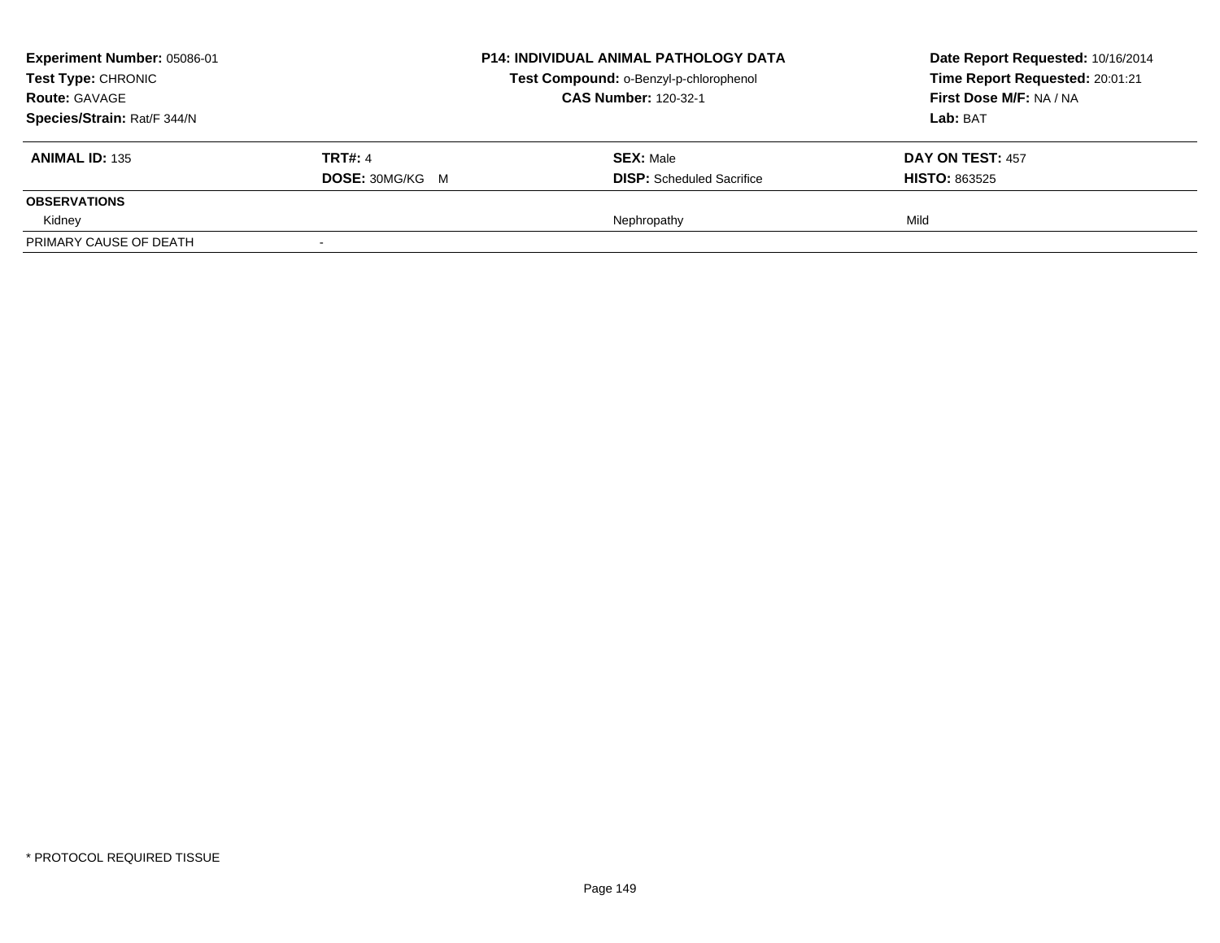| **Experiment Number:** 05086-01 | **P14: INDIVIDUAL ANIMAL PATHOLOGY DATA** | **Date Report Requested:** 10/16/2014 |
|---|---|---|
| **Test Type:** CHRONIC | **Test Compound:** o-Benzyl-p-chlorophenol | **Time Report Requested:** 20:01:21 |
| **Route:** GAVAGE | **CAS Number:** 120-32-1 | **First Dose M/F:** NA / NA |
| **Species/Strain:** Rat/F 344/N | | **Lab:** BAT |

| **ANIMAL ID:** 135 | **TRT#:** 4 | **SEX:** Male | **DAY ON TEST:** 457 |
|---|---|---|---|
| | **DOSE:** 30MG/KG M | **DISP:** Scheduled Sacrifice | **HISTO:** 863525 |
| **OBSERVATIONS** | | | |
| Kidney | | Nephropathy | Mild |
| PRIMARY CAUSE OF DEATH | - | | |

\* PROTOCOL REQUIRED TISSUE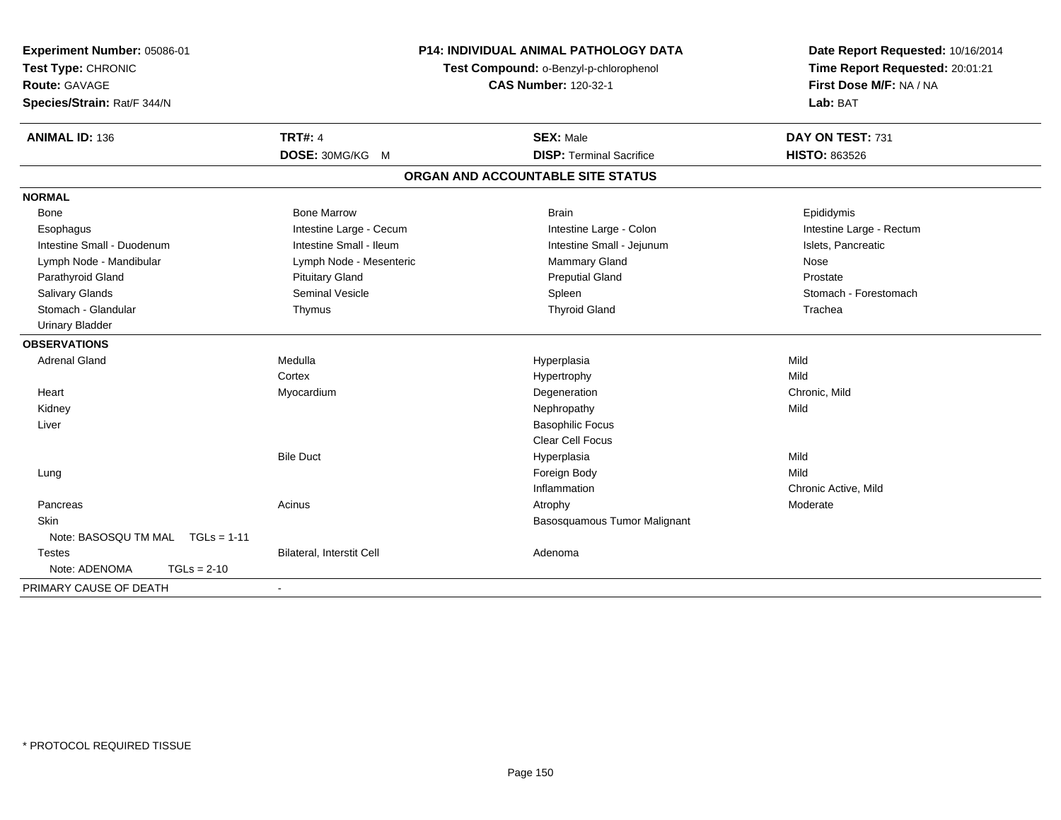**Experiment Number:** 05086-01
**Test Type:** CHRONIC
**Route:** GAVAGE
**Species/Strain:** Rat/F 344/N

**P14: INDIVIDUAL ANIMAL PATHOLOGY DATA**
**Test Compound:** o-Benzyl-p-chlorophenol
**CAS Number:** 120-32-1

**Date Report Requested:** 10/16/2014
**Time Report Requested:** 20:01:21
**First Dose M/F:** NA / NA
**Lab:** BAT

| **ANIMAL ID:** 136 | **TRT#:** 4 | **SEX:** Male | **DAY ON TEST:** 731 |
|---|---|---|---|
| | **DOSE:** 30MG/KG M | **DISP:** Terminal Sacrifice | **HISTO:** 863526 |

## ORGAN AND ACCOUNTABLE SITE STATUS

| | | | |
|---|---|---|---|
| **NORMAL** | | | |
| Bone | Bone Marrow | Brain | Epididymis |
| Esophagus | Intestine Large - Cecum | Intestine Large - Colon | Intestine Large - Rectum |
| Intestine Small - Duodenum | Intestine Small - Ileum | Intestine Small - Jejunum | Islets, Pancreatic |
| Lymph Node - Mandibular | Lymph Node - Mesenteric | Mammary Gland | Nose |
| Parathyroid Gland | Pituitary Gland | Preputial Gland | Prostate |
| Salivary Glands | Seminal Vesicle | Spleen | Stomach - Forestomach |
| Stomach - Glandular | Thymus | Thyroid Gland | Trachea |
| Urinary Bladder | | | |
| **OBSERVATIONS** | | | |
| Adrenal Gland | Medulla | Hyperplasia | Mild |
| | Cortex | Hypertrophy | Mild |
| Heart | Myocardium | Degeneration | Chronic, Mild |
| Kidney | | Nephropathy | Mild |
| Liver | | Basophilic Focus | |
| | | Clear Cell Focus | |
| | Bile Duct | Hyperplasia | Mild |
| Lung | | Foreign Body | Mild |
| | | Inflammation | Chronic Active, Mild |
| Pancreas | Acinus | Atrophy | Moderate |
| Skin | | Basosquamous Tumor Malignant | |
| Note: BASOSQU TM MAL TGLs = 1-11 | | | |
| Testes | Bilateral, Interstit Cell | Adenoma | |
| Note: ADENOMA TGLs = 2-10 | | | |
| PRIMARY CAUSE OF DEATH | - | | |

* PROTOCOL REQUIRED TISSUE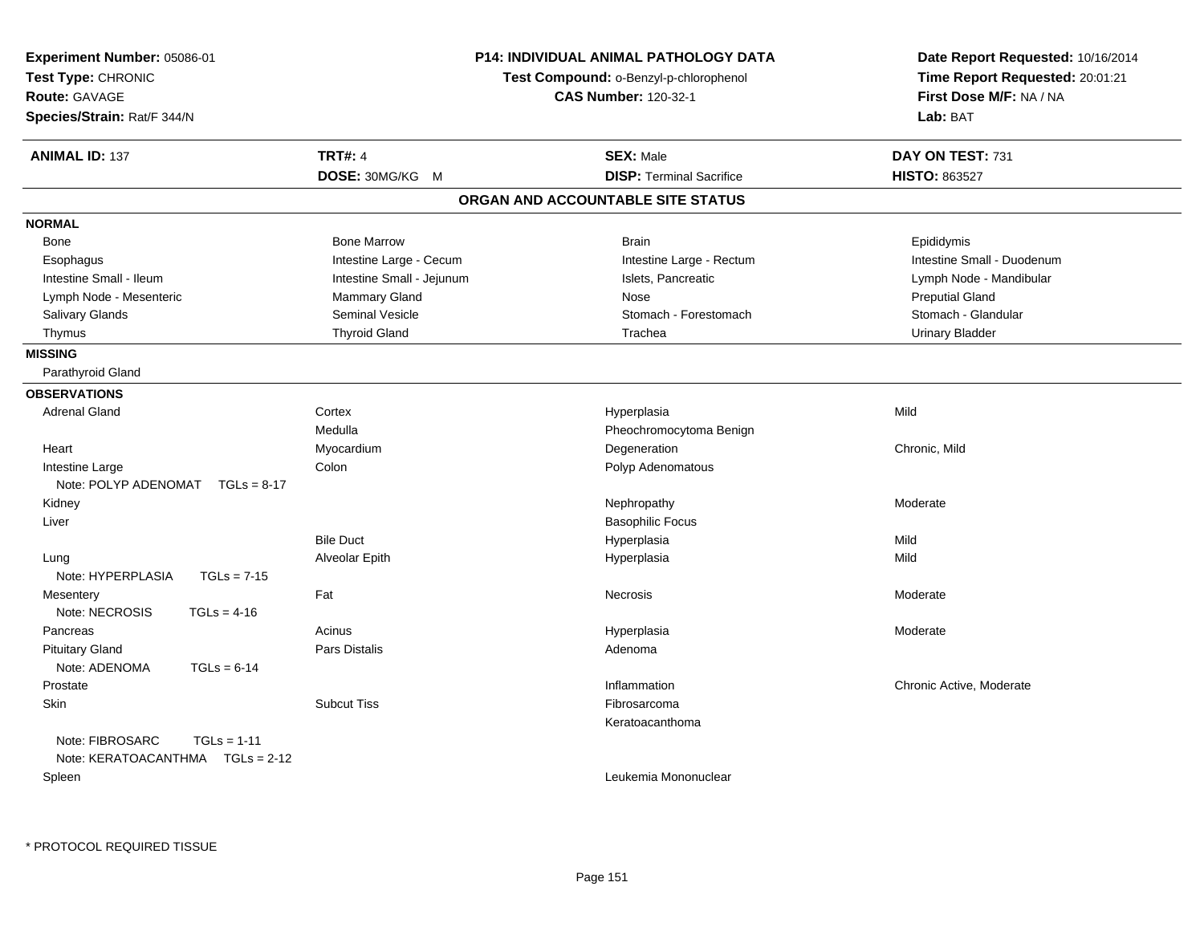**Experiment Number:** 05086-01
**Test Type:** CHRONIC
**Route:** GAVAGE
**Species/Strain:** Rat/F 344/N

**P14: INDIVIDUAL ANIMAL PATHOLOGY DATA**
**Test Compound:** o-Benzyl-p-chlorophenol
**CAS Number:** 120-32-1

**Date Report Requested:** 10/16/2014
**Time Report Requested:** 20:01:21
**First Dose M/F:** NA / NA
**Lab:** BAT

| **ANIMAL ID:** 137 | **TRT#:** 4 | **SEX:** Male | **DAY ON TEST:** 731 |
|---|---|---|---|
| | **DOSE:** 30MG/KG M | **DISP:** Terminal Sacrifice | **HISTO:** 863527 |

## ORGAN AND ACCOUNTABLE SITE STATUS

**NORMAL**

| | | | |
|---|---|---|---|
| Bone | Bone Marrow | Brain | Epididymis |
| Esophagus | Intestine Large - Cecum | Intestine Large - Rectum | Intestine Small - Duodenum |
| Intestine Small - Ileum | Intestine Small - Jejunum | Islets, Pancreatic | Lymph Node - Mandibular |
| Lymph Node - Mesenteric | Mammary Gland | Nose | Preputial Gland |
| Salivary Glands | Seminal Vesicle | Stomach - Forestomach | Stomach - Glandular |
| Thymus | Thyroid Gland | Trachea | Urinary Bladder |

**MISSING**

Parathyroid Gland

**OBSERVATIONS**

| Organ | Site | Observation | Severity |
|---|---|---|---|
| Adrenal Gland | Cortex | Hyperplasia | Mild |
| | Medulla | Pheochromocytoma Benign | |
| Heart | Myocardium | Degeneration | Chronic, Mild |
| Intestine Large | Colon | Polyp Adenomatous | |
| Note: POLYP ADENOMAT TGLs = 8-17 | | | |
| Kidney | | Nephropathy | Moderate |
| Liver | | Basophilic Focus | |
| | Bile Duct | Hyperplasia | Mild |
| Lung | Alveolar Epith | Hyperplasia | Mild |
| Note: HYPERPLASIA TGLs = 7-15 | | | |
| Mesentery | Fat | Necrosis | Moderate |
| Note: NECROSIS TGLs = 4-16 | | | |
| Pancreas | Acinus | Hyperplasia | Moderate |
| Pituitary Gland | Pars Distalis | Adenoma | |
| Note: ADENOMA TGLs = 6-14 | | | |
| Prostate | | Inflammation | Chronic Active, Moderate |
| Skin | Subcut Tiss | Fibrosarcoma | |
| | | Keratoacanthoma | |
| Note: FIBROSARC TGLs = 1-11 | | | |
| Note: KERATOACANTHMA TGLs = 2-12 | | | |
| Spleen | | Leukemia Mononuclear | |

* PROTOCOL REQUIRED TISSUE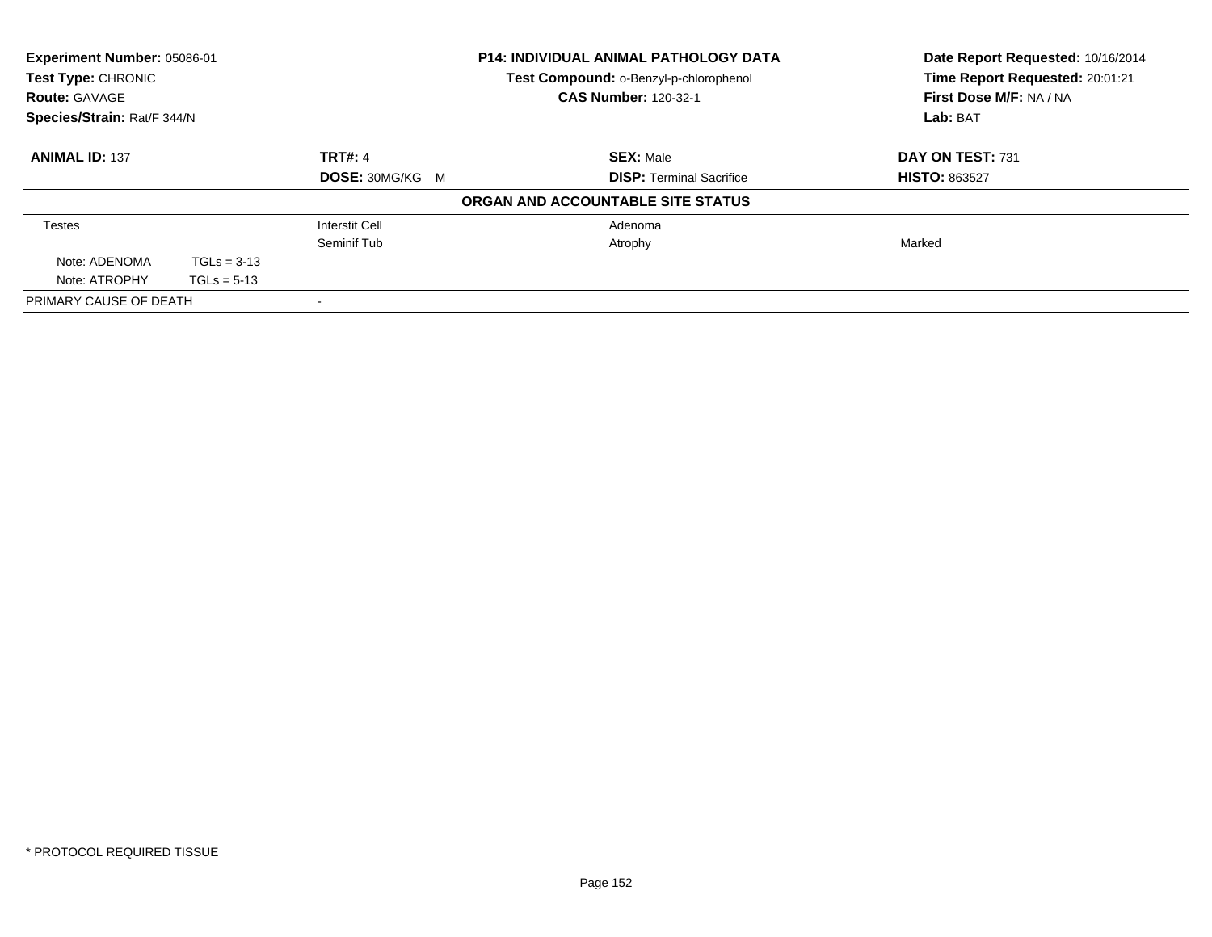**Experiment Number:** 05086-01
**Test Type:** CHRONIC
**Route:** GAVAGE
**Species/Strain:** Rat/F 344/N

**P14: INDIVIDUAL ANIMAL PATHOLOGY DATA**
**Test Compound:** o-Benzyl-p-chlorophenol
**CAS Number:** 120-32-1

**Date Report Requested:** 10/16/2014
**Time Report Requested:** 20:01:21
**First Dose M/F:** NA / NA
**Lab:** BAT

| **ANIMAL ID:** 137 | **TRT#:** 4 | **SEX:** Male | **DAY ON TEST:** 731 |
|---|---|---|---|
| | **DOSE:** 30MG/KG M | **DISP:** Terminal Sacrifice | **HISTO:** 863527 |

**ORGAN AND ACCOUNTABLE SITE STATUS**

| | | | |
|---|---|---|---|
| Testes | Interstit Cell | Adenoma | |
| | Seminif Tub | Atrophy | Marked |
| Note: ADENOMA TGLs = 3-13 | | | |
| Note: ATROPHY TGLs = 5-13 | | | |
| PRIMARY CAUSE OF DEATH | - | | |

* PROTOCOL REQUIRED TISSUE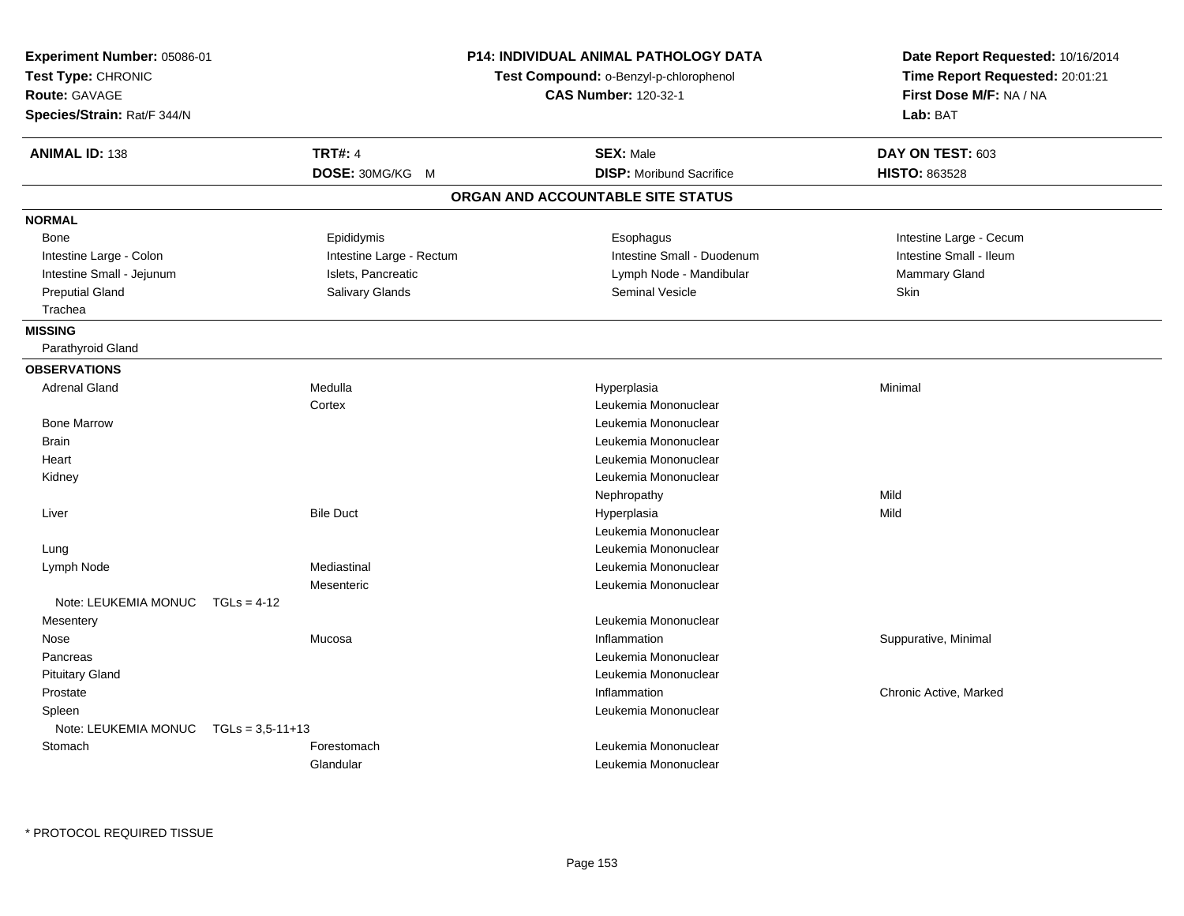**Experiment Number:** 05086-01
**Test Type:** CHRONIC
**Route:** GAVAGE
**Species/Strain:** Rat/F 344/N

**P14: INDIVIDUAL ANIMAL PATHOLOGY DATA**
**Test Compound:** o-Benzyl-p-chlorophenol
**CAS Number:** 120-32-1

**Date Report Requested:** 10/16/2014
**Time Report Requested:** 20:01:21
**First Dose M/F:** NA / NA
**Lab:** BAT

| **ANIMAL ID:** 138 | **TRT#:** 4 | **SEX:** Male | **DAY ON TEST:** 603 |
|---|---|---|---|
| | **DOSE:** 30MG/KG M | **DISP:** Moribund Sacrifice | **HISTO:** 863528 |

## ORGAN AND ACCOUNTABLE SITE STATUS

**NORMAL**

| | | | |
|---|---|---|---|
| Bone | Epididymis | Esophagus | Intestine Large - Cecum |
| Intestine Large - Colon | Intestine Large - Rectum | Intestine Small - Duodenum | Intestine Small - Ileum |
| Intestine Small - Jejunum | Islets, Pancreatic | Lymph Node - Mandibular | Mammary Gland |
| Preputial Gland | Salivary Glands | Seminal Vesicle | Skin |
| Trachea | | | |

**MISSING**

Parathyroid Gland

**OBSERVATIONS**

| Organ | Site | Observation | Severity |
|---|---|---|---|
| Adrenal Gland | Medulla | Hyperplasia | Minimal |
| | Cortex | Leukemia Mononuclear | |
| Bone Marrow | | Leukemia Mononuclear | |
| Brain | | Leukemia Mononuclear | |
| Heart | | Leukemia Mononuclear | |
| Kidney | | Leukemia Mononuclear | |
| | | Nephropathy | Mild |
| Liver | Bile Duct | Hyperplasia | Mild |
| | | Leukemia Mononuclear | |
| Lung | | Leukemia Mononuclear | |
| Lymph Node | Mediastinal | Leukemia Mononuclear | |
| | Mesenteric | Leukemia Mononuclear | |
| Note: LEUKEMIA MONUC TGLs = 4-12 | | | |
| Mesentery | | Leukemia Mononuclear | |
| Nose | Mucosa | Inflammation | Suppurative, Minimal |
| Pancreas | | Leukemia Mononuclear | |
| Pituitary Gland | | Leukemia Mononuclear | |
| Prostate | | Inflammation | Chronic Active, Marked |
| Spleen | | Leukemia Mononuclear | |
| Note: LEUKEMIA MONUC TGLs = 3,5-11+13 | | | |
| Stomach | Forestomach | Leukemia Mononuclear | |
| | Glandular | Leukemia Mononuclear | |

* PROTOCOL REQUIRED TISSUE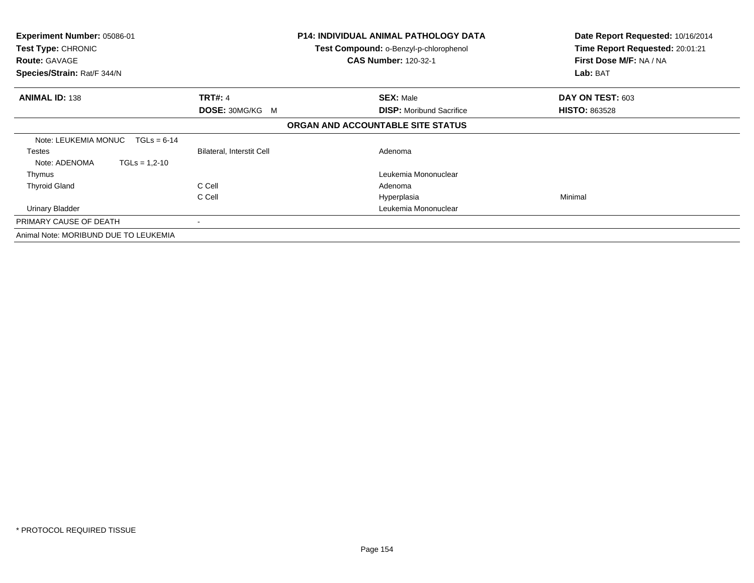**Experiment Number:** 05086-01
**Test Type:** CHRONIC
**Route:** GAVAGE
**Species/Strain:** Rat/F 344/N

**P14: INDIVIDUAL ANIMAL PATHOLOGY DATA**
**Test Compound:** o-Benzyl-p-chlorophenol
**CAS Number:** 120-32-1

**Date Report Requested:** 10/16/2014
**Time Report Requested:** 20:01:21
**First Dose M/F:** NA / NA
**Lab:** BAT

| **ANIMAL ID:** 138 | **TRT#:** 4 | **SEX:** Male | **DAY ON TEST:** 603 |
|---|---|---|---|
| | **DOSE:** 30MG/KG M | **DISP:** Moribund Sacrifice | **HISTO:** 863528 |

**ORGAN AND ACCOUNTABLE SITE STATUS**

| | | | |
|---|---|---|---|
| Note: LEUKEMIA MONUC TGLs = 6-14 | | | |
| Testes | Bilateral, Interstit Cell | Adenoma | |
| Note: ADENOMA TGLs = 1,2-10 | | | |
| Thymus | | Leukemia Mononuclear | |
| Thyroid Gland | C Cell | Adenoma | |
| | C Cell | Hyperplasia | Minimal |
| Urinary Bladder | | Leukemia Mononuclear | |
| PRIMARY CAUSE OF DEATH | - | | |
| Animal Note: MORIBUND DUE TO LEUKEMIA | | | |

* PROTOCOL REQUIRED TISSUE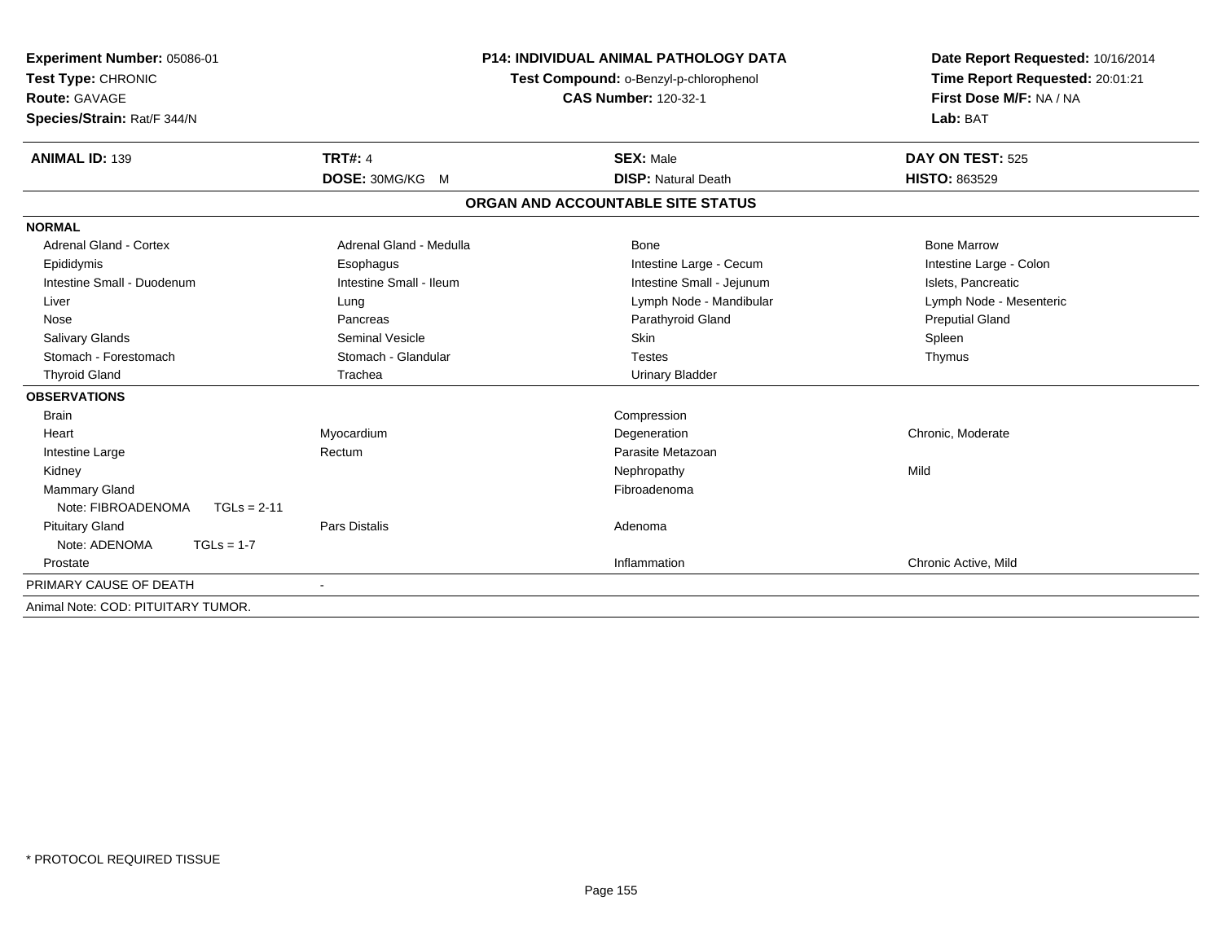**Experiment Number:** 05086-01
**Test Type:** CHRONIC
**Route:** GAVAGE
**Species/Strain:** Rat/F 344/N

**P14: INDIVIDUAL ANIMAL PATHOLOGY DATA**
**Test Compound:** o-Benzyl-p-chlorophenol
**CAS Number:** 120-32-1

**Date Report Requested:** 10/16/2014
**Time Report Requested:** 20:01:21
**First Dose M/F:** NA / NA
**Lab:** BAT

| **ANIMAL ID:** 139 | **TRT#:** 4 | **SEX:** Male | **DAY ON TEST:** 525 |
|---|---|---|---|
| | **DOSE:** 30MG/KG M | **DISP:** Natural Death | **HISTO:** 863529 |

## ORGAN AND ACCOUNTABLE SITE STATUS

| | | | |
|---|---|---|---|
| **NORMAL** | | | |
| Adrenal Gland - Cortex | Adrenal Gland - Medulla | Bone | Bone Marrow |
| Epididymis | Esophagus | Intestine Large - Cecum | Intestine Large - Colon |
| Intestine Small - Duodenum | Intestine Small - Ileum | Intestine Small - Jejunum | Islets, Pancreatic |
| Liver | Lung | Lymph Node - Mandibular | Lymph Node - Mesenteric |
| Nose | Pancreas | Parathyroid Gland | Preputial Gland |
| Salivary Glands | Seminal Vesicle | Skin | Spleen |
| Stomach - Forestomach | Stomach - Glandular | Testes | Thymus |
| Thyroid Gland | Trachea | Urinary Bladder | |
| **OBSERVATIONS** | | | |
| Brain | | Compression | |
| Heart | Myocardium | Degeneration | Chronic, Moderate |
| Intestine Large | Rectum | Parasite Metazoan | |
| Kidney | | Nephropathy | Mild |
| Mammary Gland | | Fibroadenoma | |
| Note: FIBROADENOMA TGLs = 2-11 | | | |
| Pituitary Gland | Pars Distalis | Adenoma | |
| Note: ADENOMA TGLs = 1-7 | | | |
| Prostate | | Inflammation | Chronic Active, Mild |
| PRIMARY CAUSE OF DEATH | - | | |
| Animal Note: COD: PITUITARY TUMOR. | | | |

* PROTOCOL REQUIRED TISSUE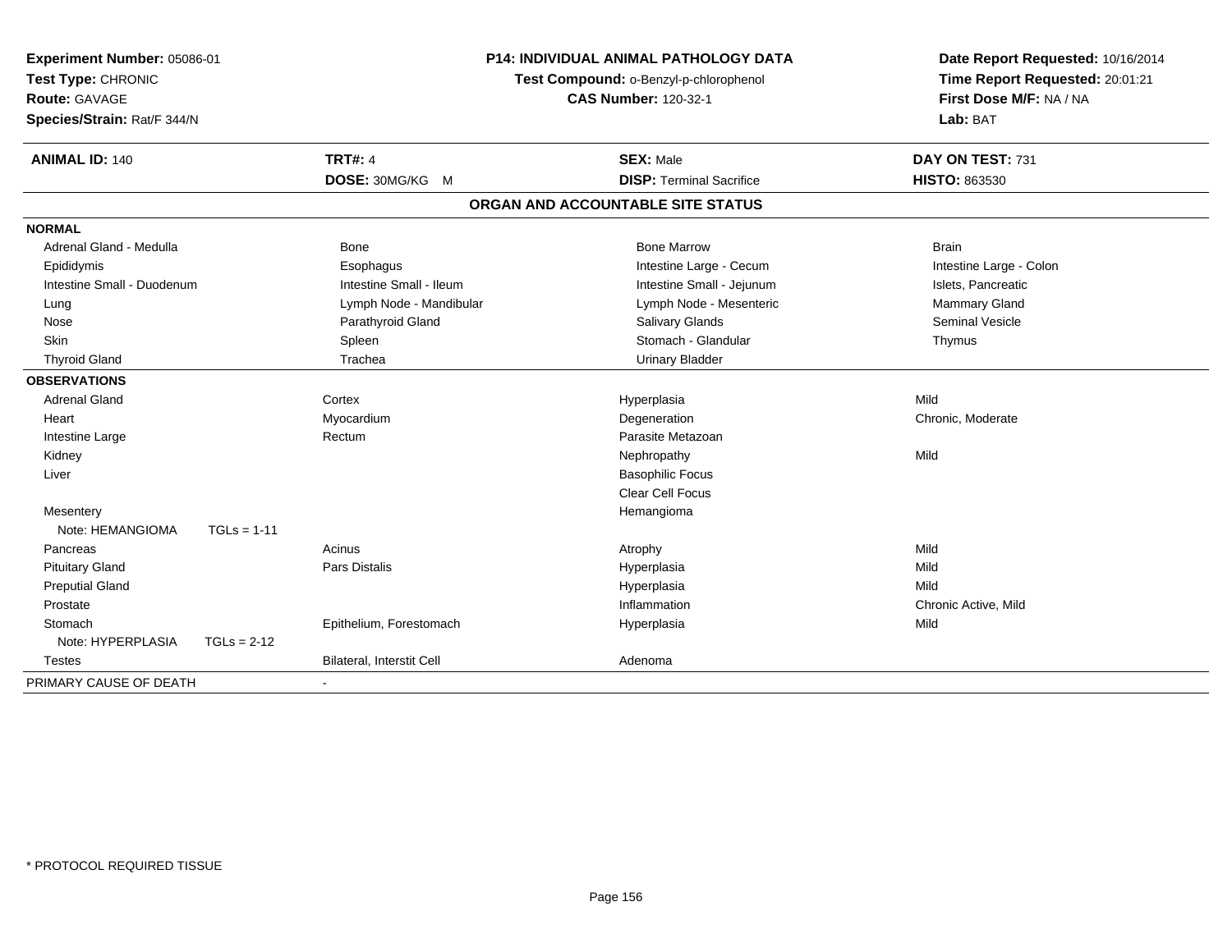**Experiment Number:** 05086-01
**Test Type:** CHRONIC
**Route:** GAVAGE
**Species/Strain:** Rat/F 344/N

**P14: INDIVIDUAL ANIMAL PATHOLOGY DATA**
**Test Compound:** o-Benzyl-p-chlorophenol
**CAS Number:** 120-32-1

**Date Report Requested:** 10/16/2014
**Time Report Requested:** 20:01:21
**First Dose M/F:** NA / NA
**Lab:** BAT

| **ANIMAL ID:** 140 | **TRT#:** 4 | **SEX:** Male | **DAY ON TEST:** 731 |
|---|---|---|---|
| | **DOSE:** 30MG/KG M | **DISP:** Terminal Sacrifice | **HISTO:** 863530 |

## ORGAN AND ACCOUNTABLE SITE STATUS

**NORMAL**

| | | | |
|---|---|---|---|
| Adrenal Gland - Medulla | Bone | Bone Marrow | Brain |
| Epididymis | Esophagus | Intestine Large - Cecum | Intestine Large - Colon |
| Intestine Small - Duodenum | Intestine Small - Ileum | Intestine Small - Jejunum | Islets, Pancreatic |
| Lung | Lymph Node - Mandibular | Lymph Node - Mesenteric | Mammary Gland |
| Nose | Parathyroid Gland | Salivary Glands | Seminal Vesicle |
| Skin | Spleen | Stomach - Glandular | Thymus |
| Thyroid Gland | Trachea | Urinary Bladder | |

**OBSERVATIONS**

| | | | |
|---|---|---|---|
| Adrenal Gland | Cortex | Hyperplasia | Mild |
| Heart | Myocardium | Degeneration | Chronic, Moderate |
| Intestine Large | Rectum | Parasite Metazoan | |
| Kidney | | Nephropathy | Mild |
| Liver | | Basophilic Focus | |
| | | Clear Cell Focus | |
| Mesentery | | Hemangioma | |
| Note: HEMANGIOMA TGLs = 1-11 | | | |
| Pancreas | Acinus | Atrophy | Mild |
| Pituitary Gland | Pars Distalis | Hyperplasia | Mild |
| Preputial Gland | | Hyperplasia | Mild |
| Prostate | | Inflammation | Chronic Active, Mild |
| Stomach | Epithelium, Forestomach | Hyperplasia | Mild |
| Note: HYPERPLASIA TGLs = 2-12 | | | |
| Testes | Bilateral, Interstit Cell | Adenoma | |

PRIMARY CAUSE OF DEATH -

* PROTOCOL REQUIRED TISSUE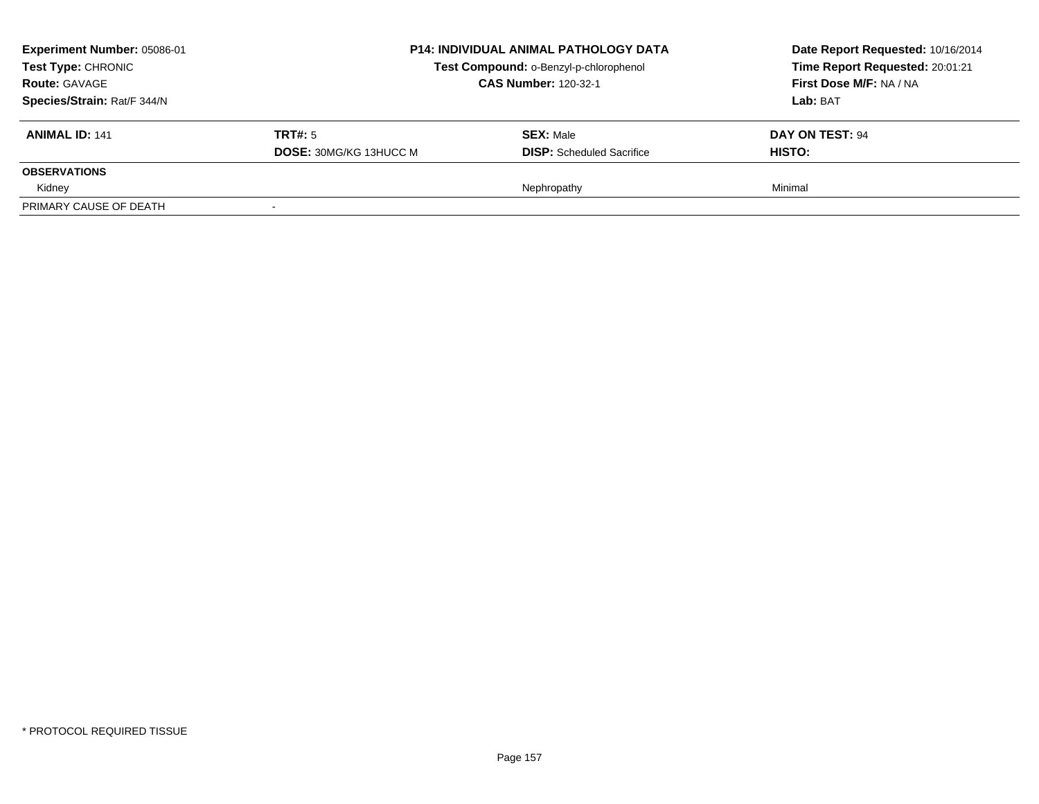**Experiment Number:** 05086-01
**Test Type:** CHRONIC
**Route:** GAVAGE
**Species/Strain:** Rat/F 344/N

**P14: INDIVIDUAL ANIMAL PATHOLOGY DATA**
**Test Compound:** o-Benzyl-p-chlorophenol
**CAS Number:** 120-32-1

**Date Report Requested:** 10/16/2014
**Time Report Requested:** 20:01:21
**First Dose M/F:** NA / NA
**Lab:** BAT

| **ANIMAL ID:** 141 | **TRT#:** 5 | **SEX:** Male | **DAY ON TEST:** 94 |
|---|---|---|---|
| | **DOSE:** 30MG/KG 13HUCC M | **DISP:** Scheduled Sacrifice | **HISTO:** |
| **OBSERVATIONS** | | | |
| Kidney | | Nephropathy | Minimal |
| PRIMARY CAUSE OF DEATH | - | | |

* PROTOCOL REQUIRED TISSUE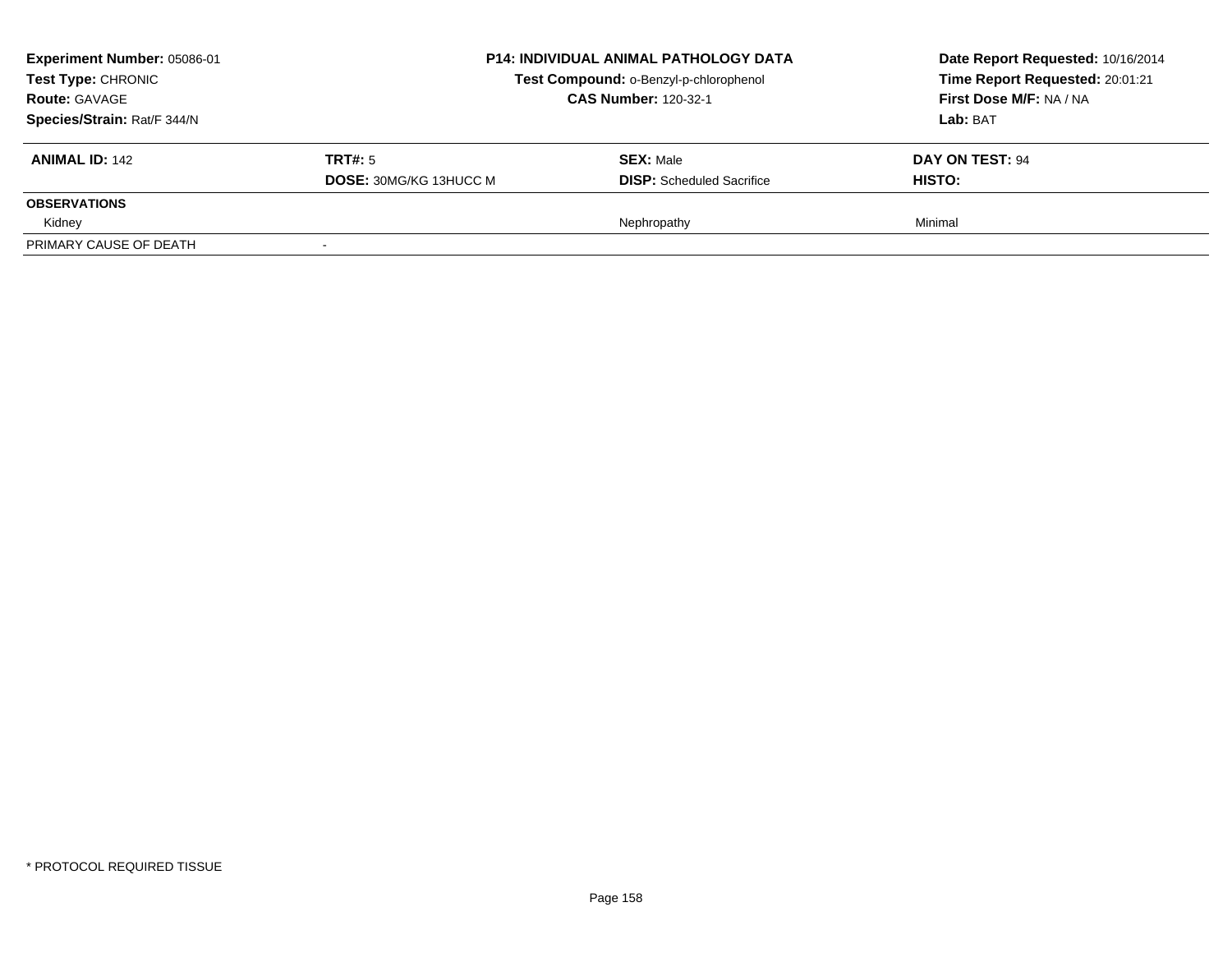**Experiment Number:** 05086-01
**Test Type:** CHRONIC
**Route:** GAVAGE
**Species/Strain:** Rat/F 344/N

**P14: INDIVIDUAL ANIMAL PATHOLOGY DATA**
**Test Compound:** o-Benzyl-p-chlorophenol
**CAS Number:** 120-32-1

**Date Report Requested:** 10/16/2014
**Time Report Requested:** 20:01:21
**First Dose M/F:** NA / NA
**Lab:** BAT

| **ANIMAL ID:** 142 | **TRT#:** 5 | **SEX:** Male | **DAY ON TEST:** 94 |
|---|---|---|---|
| | **DOSE:** 30MG/KG 13HUCC M | **DISP:** Scheduled Sacrifice | **HISTO:** |
| **OBSERVATIONS** | | | |
| Kidney | | Nephropathy | Minimal |
| PRIMARY CAUSE OF DEATH | - | | |

\* PROTOCOL REQUIRED TISSUE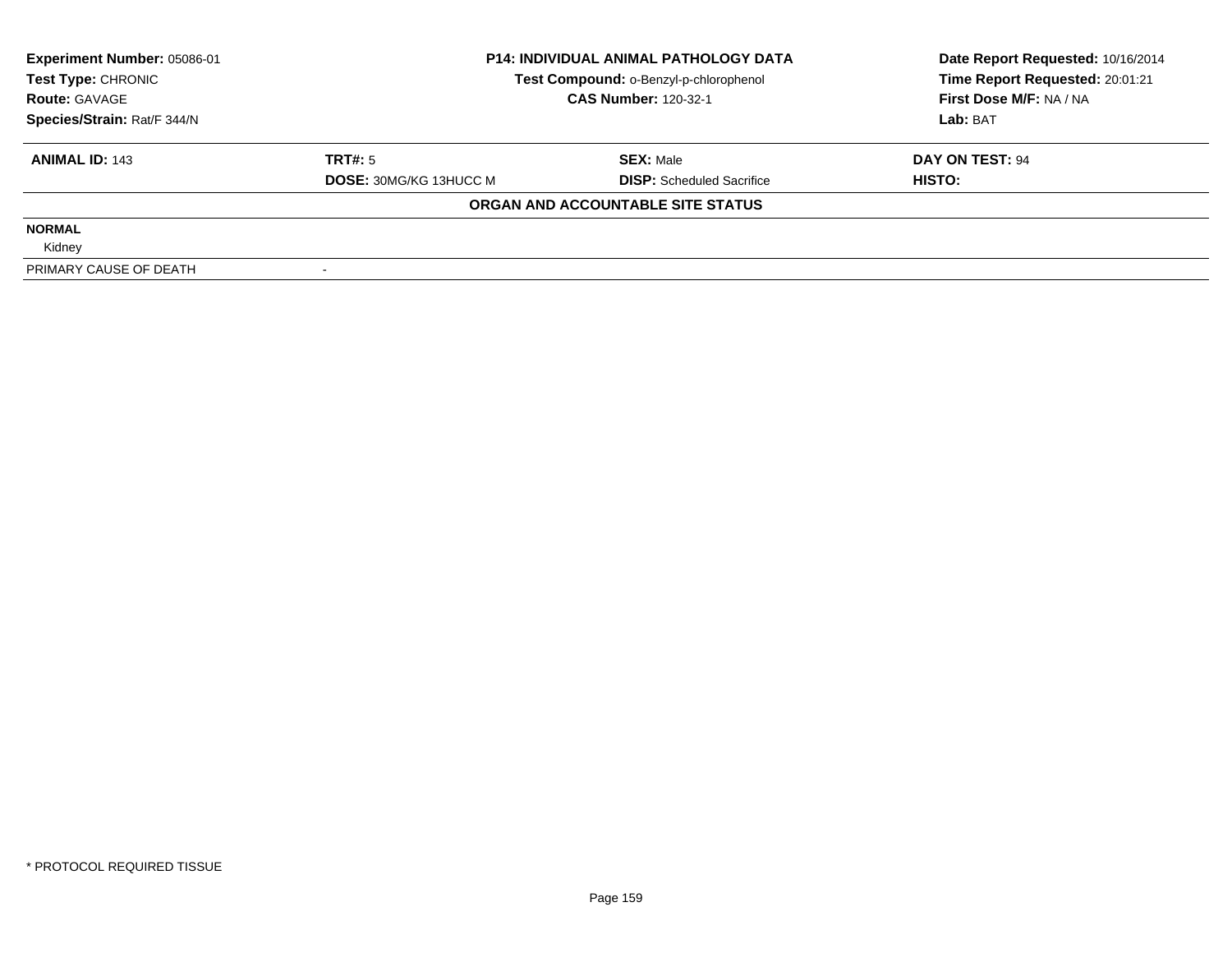| **Experiment Number:** 05086-01 | **P14: INDIVIDUAL ANIMAL PATHOLOGY DATA** | **Date Report Requested:** 10/16/2014 |
|---|---|---|
| **Test Type:** CHRONIC | **Test Compound:** o-Benzyl-p-chlorophenol | **Time Report Requested:** 20:01:21 |
| **Route:** GAVAGE | **CAS Number:** 120-32-1 | **First Dose M/F:** NA / NA |
| **Species/Strain:** Rat/F 344/N | | **Lab:** BAT |

| **ANIMAL ID:** 143 | **TRT#:** 5 | **SEX:** Male | **DAY ON TEST:** 94 |
|---|---|---|---|
| | **DOSE:** 30MG/KG 13HUCC M | **DISP:** Scheduled Sacrifice | **HISTO:** |
| | **ORGAN AND ACCOUNTABLE SITE STATUS** | | |
| **NORMAL** | | | |
| Kidney | | | |
| PRIMARY CAUSE OF DEATH | - | | |

\* PROTOCOL REQUIRED TISSUE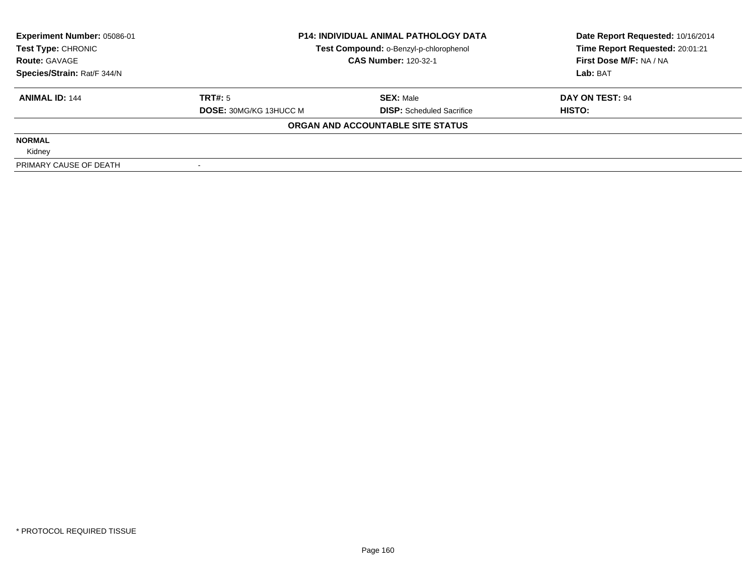| Experiment Number: 05086-01 | P14: INDIVIDUAL ANIMAL PATHOLOGY DATA | Date Report Requested: 10/16/2014 |
|---|---|---|
| Test Type: CHRONIC | Test Compound: o-Benzyl-p-chlorophenol | Time Report Requested: 20:01:21 |
| Route: GAVAGE | CAS Number: 120-32-1 | First Dose M/F: NA / NA |
| Species/Strain: Rat/F 344/N | | Lab: BAT |

| ANIMAL ID: 144 | TRT#: 5 | SEX: Male | DAY ON TEST: 94 |
|---|---|---|---|
| | DOSE: 30MG/KG 13HUCC M | DISP: Scheduled Sacrifice | HISTO: |

**ORGAN AND ACCOUNTABLE SITE STATUS**

**NORMAL**

Kidney

| PRIMARY CAUSE OF DEATH | - |
|---|---|

* PROTOCOL REQUIRED TISSUE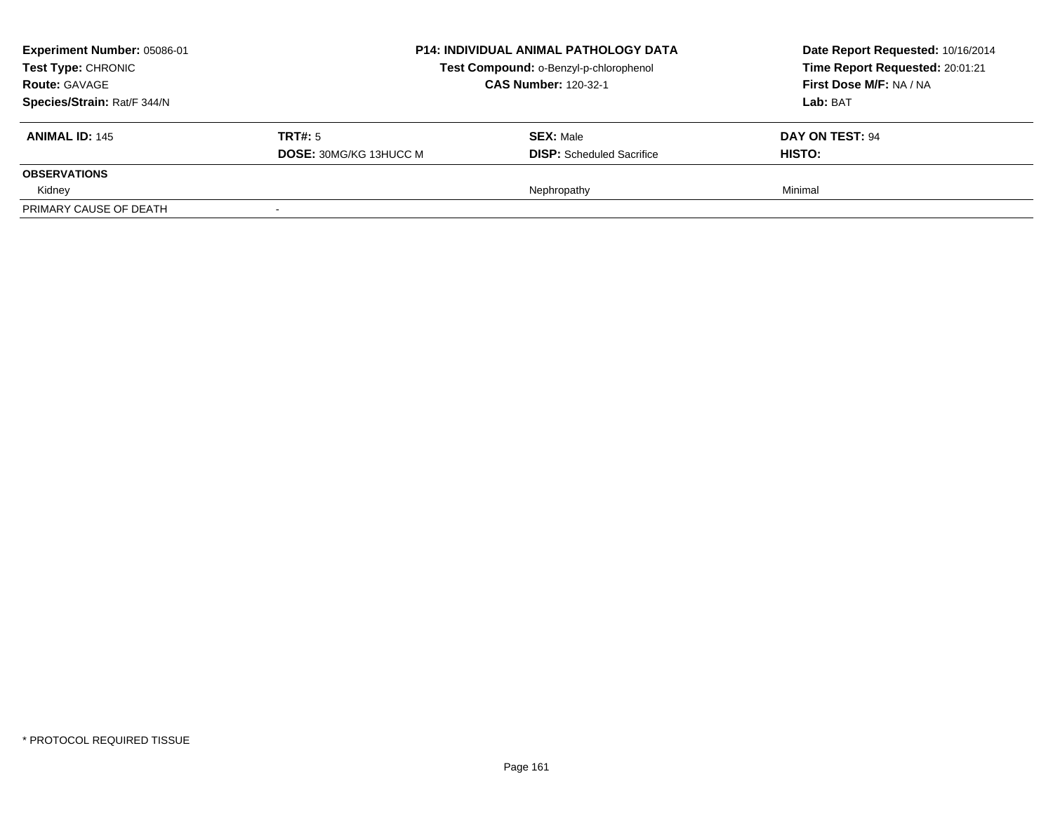| **Experiment Number:** 05086-01 | **P14: INDIVIDUAL ANIMAL PATHOLOGY DATA** | **Date Report Requested:** 10/16/2014 |
|---|---|---|
| **Test Type:** CHRONIC | **Test Compound:** o-Benzyl-p-chlorophenol | **Time Report Requested:** 20:01:21 |
| **Route:** GAVAGE | **CAS Number:** 120-32-1 | **First Dose M/F:** NA / NA |
| **Species/Strain:** Rat/F 344/N | | **Lab:** BAT |

| **ANIMAL ID:** 145 | **TRT#:** 5 | **SEX:** Male | **DAY ON TEST:** 94 |
|---|---|---|---|
| | **DOSE:** 30MG/KG 13HUCC M | **DISP:** Scheduled Sacrifice | **HISTO:** |
| **OBSERVATIONS** | | | |
| Kidney | | Nephropathy | Minimal |
| PRIMARY CAUSE OF DEATH | - | | |

\* PROTOCOL REQUIRED TISSUE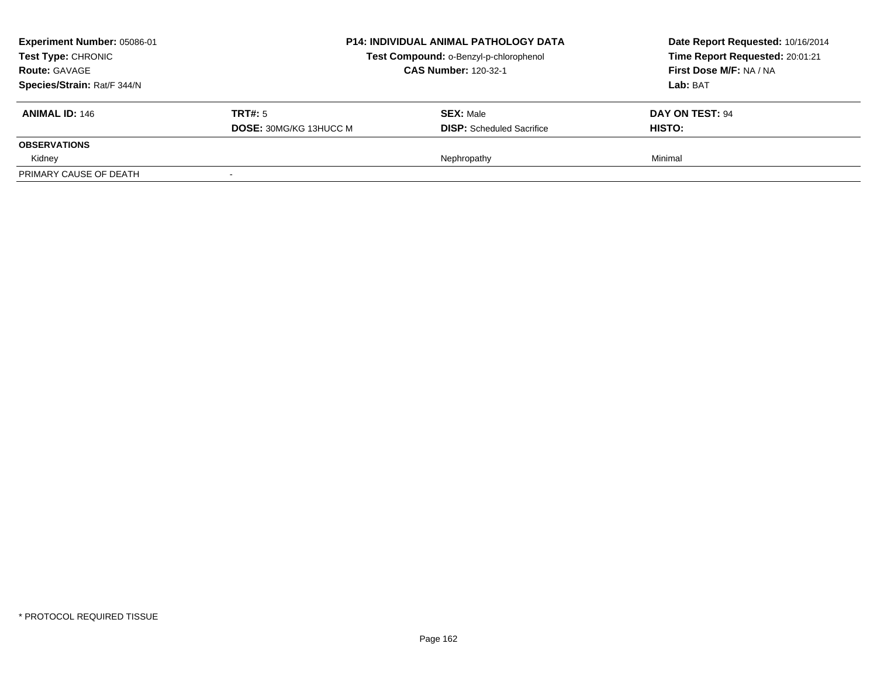**Experiment Number:** 05086-01
**Test Type:** CHRONIC
**Route:** GAVAGE
**Species/Strain:** Rat/F 344/N

**P14: INDIVIDUAL ANIMAL PATHOLOGY DATA**
**Test Compound:** o-Benzyl-p-chlorophenol
**CAS Number:** 120-32-1

**Date Report Requested:** 10/16/2014
**Time Report Requested:** 20:01:21
**First Dose M/F:** NA / NA
**Lab:** BAT

| **ANIMAL ID:** 146 | **TRT#:** 5 | **SEX:** Male | **DAY ON TEST:** 94 |
|---|---|---|---|
| | **DOSE:** 30MG/KG 13HUCC M | **DISP:** Scheduled Sacrifice | **HISTO:** |
| **OBSERVATIONS** | | | |
| Kidney | | Nephropathy | Minimal |
| PRIMARY CAUSE OF DEATH | - | | |

\* PROTOCOL REQUIRED TISSUE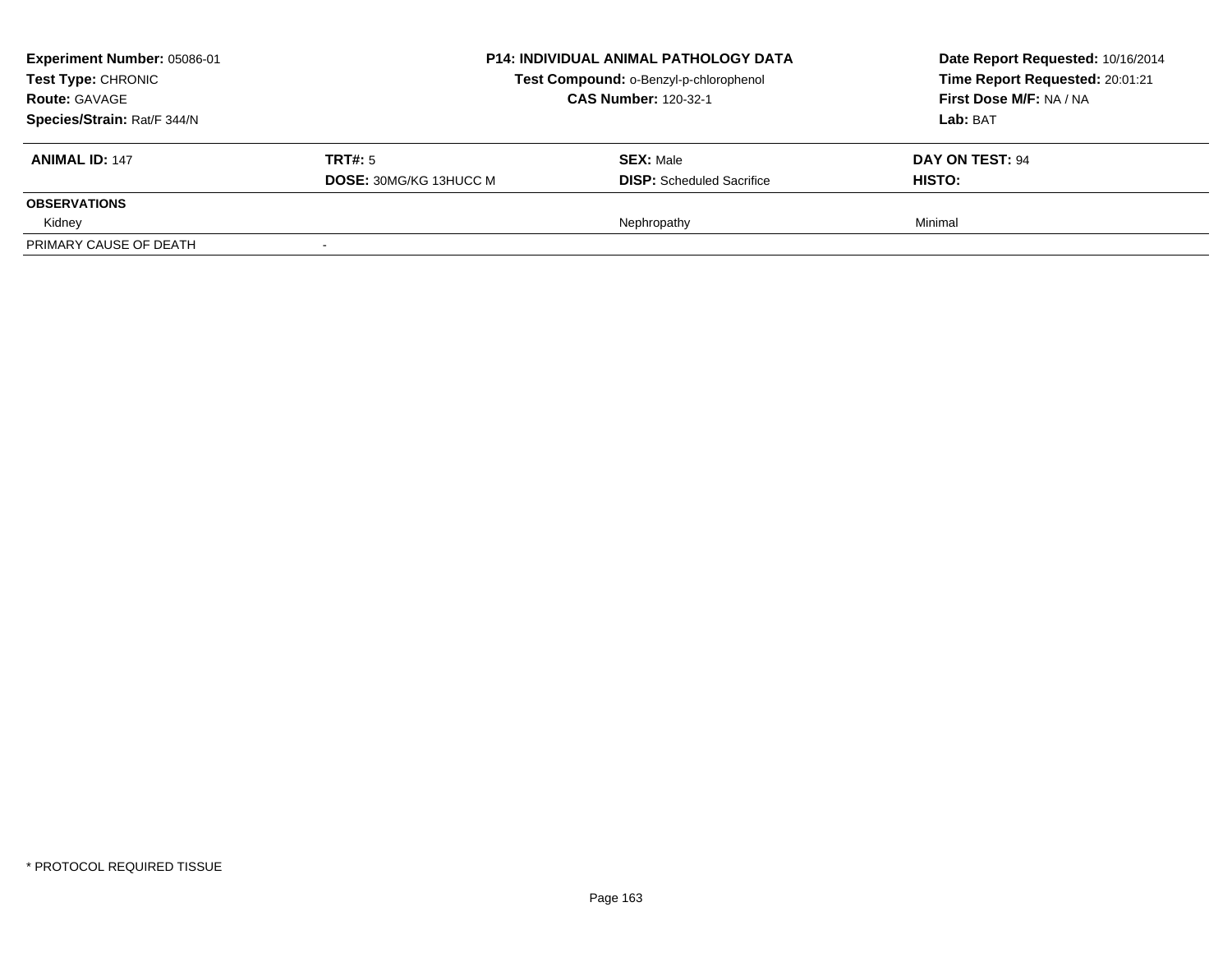| **Experiment Number:** 05086-01 | **P14: INDIVIDUAL ANIMAL PATHOLOGY DATA** | | **Date Report Requested:** 10/16/2014 |
|---|---|---|---|
| **Test Type:** CHRONIC | **Test Compound:** o-Benzyl-p-chlorophenol | | **Time Report Requested:** 20:01:21 |
| **Route:** GAVAGE | **CAS Number:** 120-32-1 | | **First Dose M/F:** NA / NA |
| **Species/Strain:** Rat/F 344/N | | | **Lab:** BAT |

| **ANIMAL ID:** 147 | **TRT#:** 5 | **SEX:** Male | **DAY ON TEST:** 94 |
|---|---|---|---|
| | **DOSE:** 30MG/KG 13HUCC M | **DISP:** Scheduled Sacrifice | **HISTO:** |
| **OBSERVATIONS** | | | |
| Kidney | | Nephropathy | Minimal |
| PRIMARY CAUSE OF DEATH | - | | |

* PROTOCOL REQUIRED TISSUE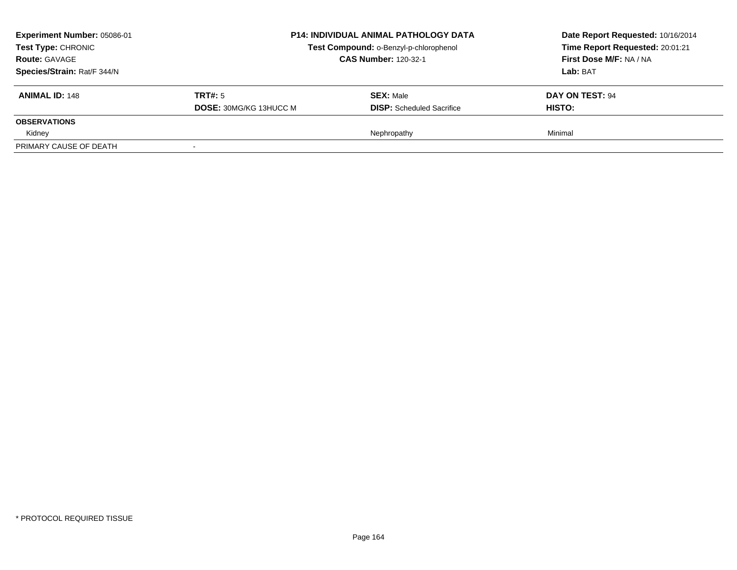**Experiment Number:** 05086-01
**Test Type:** CHRONIC
**Route:** GAVAGE
**Species/Strain:** Rat/F 344/N

**P14: INDIVIDUAL ANIMAL PATHOLOGY DATA**
**Test Compound:** o-Benzyl-p-chlorophenol
**CAS Number:** 120-32-1

**Date Report Requested:** 10/16/2014
**Time Report Requested:** 20:01:21
**First Dose M/F:** NA / NA
**Lab:** BAT

| **ANIMAL ID:** 148 | **TRT#:** 5 | **SEX:** Male | **DAY ON TEST:** 94 |
|---|---|---|---|
| | **DOSE:** 30MG/KG 13HUCC M | **DISP:** Scheduled Sacrifice | **HISTO:** |
| **OBSERVATIONS** | | | |
| Kidney | | Nephropathy | Minimal |
| PRIMARY CAUSE OF DEATH | - | | |

\* PROTOCOL REQUIRED TISSUE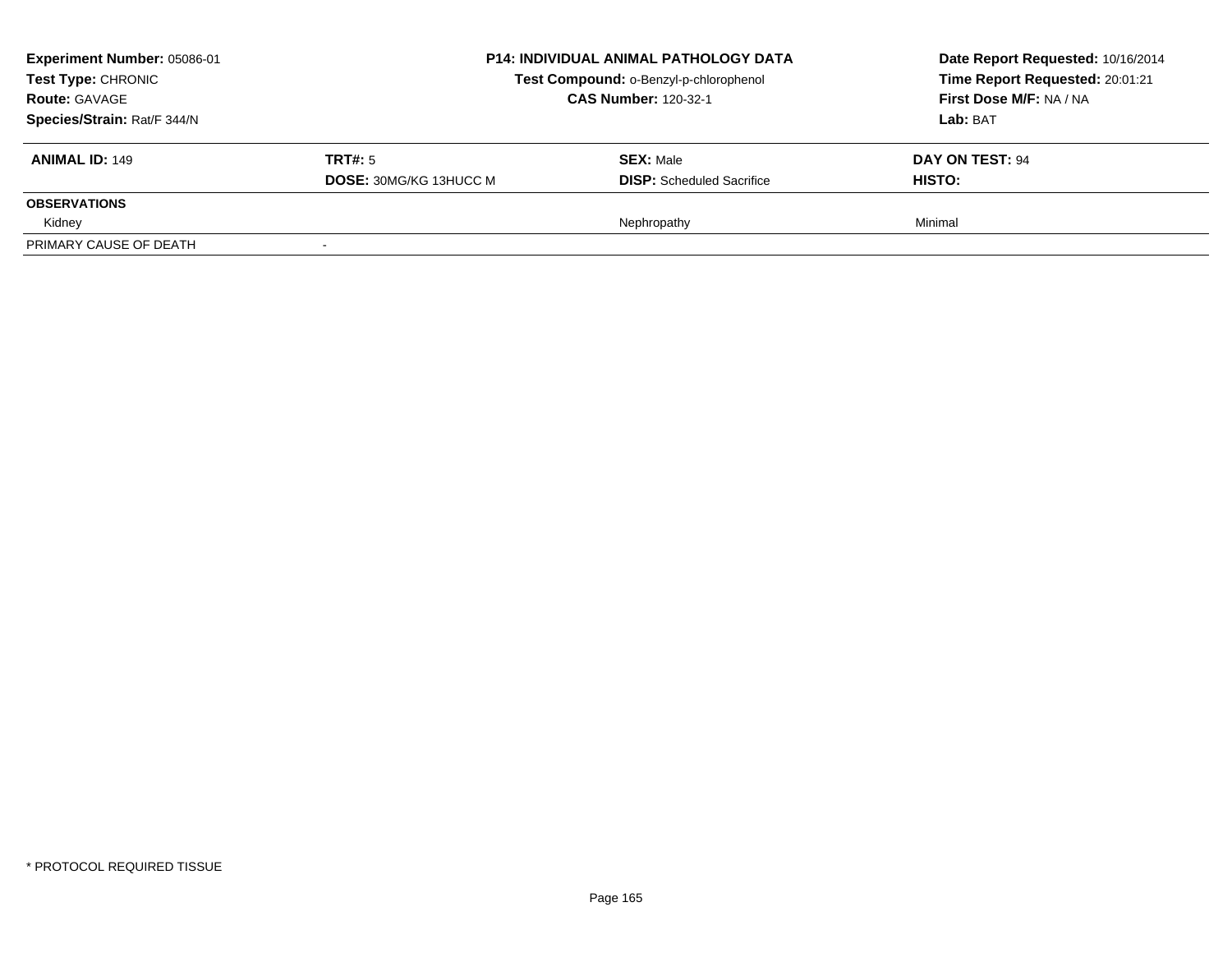**Experiment Number:** 05086-01
**Test Type:** CHRONIC
**Route:** GAVAGE
**Species/Strain:** Rat/F 344/N

**P14: INDIVIDUAL ANIMAL PATHOLOGY DATA**
**Test Compound:** o-Benzyl-p-chlorophenol
**CAS Number:** 120-32-1

**Date Report Requested:** 10/16/2014
**Time Report Requested:** 20:01:21
**First Dose M/F:** NA / NA
**Lab:** BAT

| **ANIMAL ID:** 149 | **TRT#:** 5 | **SEX:** Male | **DAY ON TEST:** 94 |
|---|---|---|---|
| | **DOSE:** 30MG/KG 13HUCC M | **DISP:** Scheduled Sacrifice | **HISTO:** |
| **OBSERVATIONS** | | | |
| Kidney | | Nephropathy | Minimal |
| PRIMARY CAUSE OF DEATH | - | | |

\* PROTOCOL REQUIRED TISSUE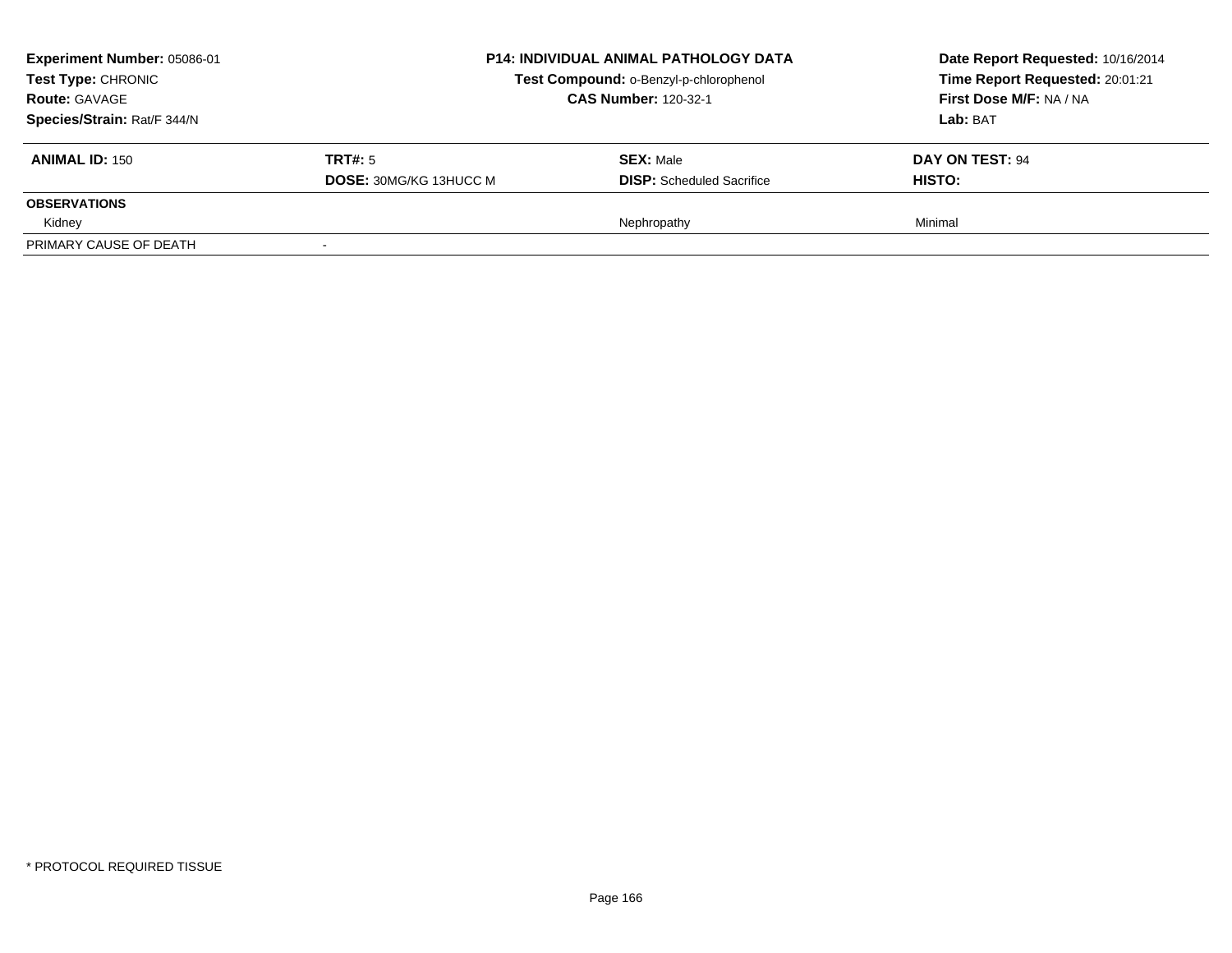**Experiment Number:** 05086-01
**Test Type:** CHRONIC
**Route:** GAVAGE
**Species/Strain:** Rat/F 344/N

**P14: INDIVIDUAL ANIMAL PATHOLOGY DATA**
**Test Compound:** o-Benzyl-p-chlorophenol
**CAS Number:** 120-32-1

**Date Report Requested:** 10/16/2014
**Time Report Requested:** 20:01:21
**First Dose M/F:** NA / NA
**Lab:** BAT

| **ANIMAL ID:** 150 | **TRT#:** 5 | **SEX:** Male | **DAY ON TEST:** 94 |
|---|---|---|---|
| | **DOSE:** 30MG/KG 13HUCC M | **DISP:** Scheduled Sacrifice | **HISTO:** |
| **OBSERVATIONS** | | | |
| Kidney | | Nephropathy | Minimal |
| PRIMARY CAUSE OF DEATH | - | | |

* PROTOCOL REQUIRED TISSUE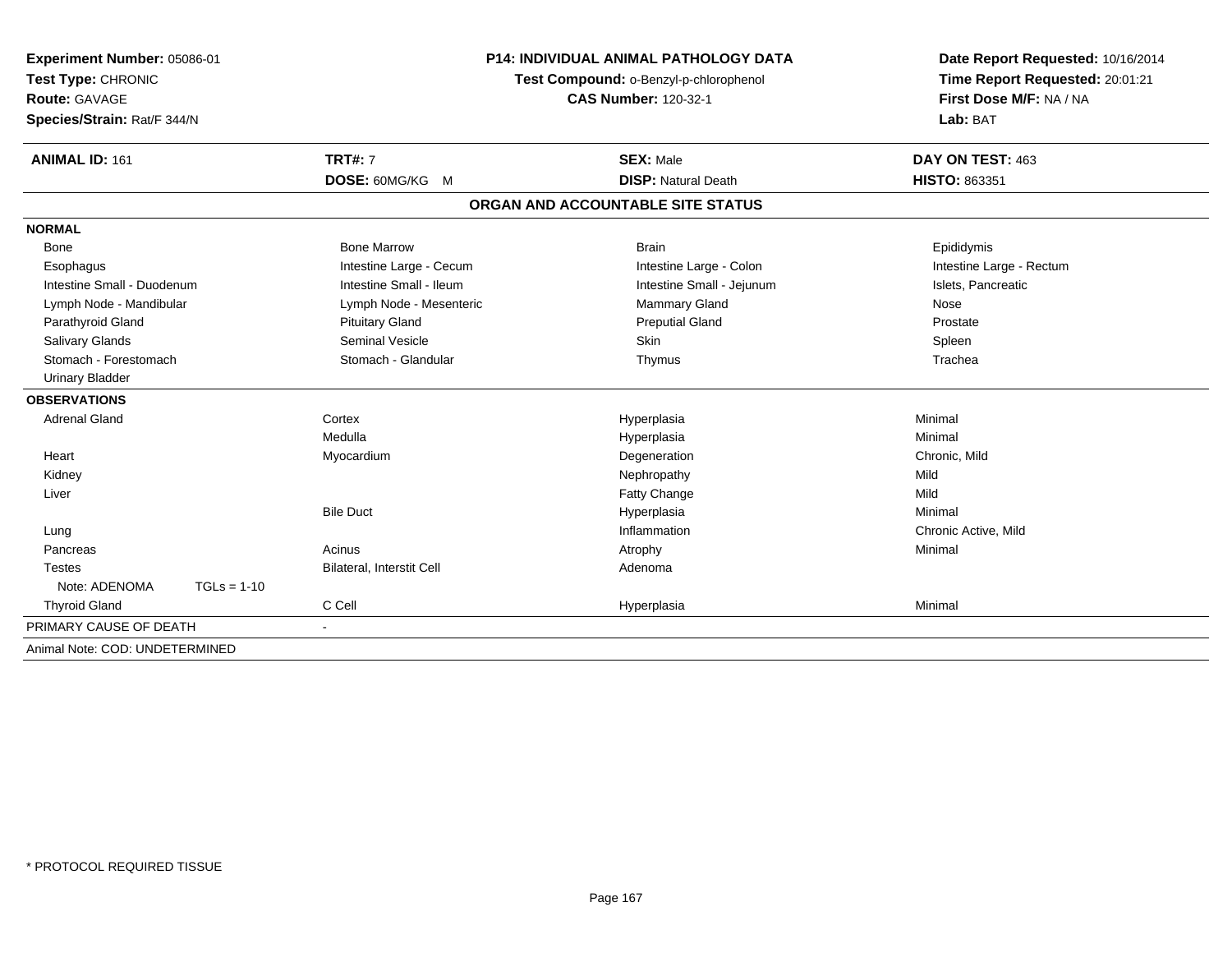**Experiment Number:** 05086-01
**Test Type:** CHRONIC
**Route:** GAVAGE
**Species/Strain:** Rat/F 344/N

**P14: INDIVIDUAL ANIMAL PATHOLOGY DATA**
**Test Compound:** o-Benzyl-p-chlorophenol
**CAS Number:** 120-32-1

**Date Report Requested:** 10/16/2014
**Time Report Requested:** 20:01:21
**First Dose M/F:** NA / NA
**Lab:** BAT

| **ANIMAL ID:** 161 | **TRT#:** 7 | **SEX:** Male | **DAY ON TEST:** 463 |
|---|---|---|---|
| | **DOSE:** 60MG/KG M | **DISP:** Natural Death | **HISTO:** 863351 |

## ORGAN AND ACCOUNTABLE SITE STATUS

**NORMAL**

| | | | |
|---|---|---|---|
| Bone | Bone Marrow | Brain | Epididymis |
| Esophagus | Intestine Large - Cecum | Intestine Large - Colon | Intestine Large - Rectum |
| Intestine Small - Duodenum | Intestine Small - Ileum | Intestine Small - Jejunum | Islets, Pancreatic |
| Lymph Node - Mandibular | Lymph Node - Mesenteric | Mammary Gland | Nose |
| Parathyroid Gland | Pituitary Gland | Preputial Gland | Prostate |
| Salivary Glands | Seminal Vesicle | Skin | Spleen |
| Stomach - Forestomach | Stomach - Glandular | Thymus | Trachea |
| Urinary Bladder | | | |

**OBSERVATIONS**

| | | | |
|---|---|---|---|
| Adrenal Gland | Cortex | Hyperplasia | Minimal |
| | Medulla | Hyperplasia | Minimal |
| Heart | Myocardium | Degeneration | Chronic, Mild |
| Kidney | | Nephropathy | Mild |
| Liver | | Fatty Change | Mild |
| | Bile Duct | Hyperplasia | Minimal |
| Lung | | Inflammation | Chronic Active, Mild |
| Pancreas | Acinus | Atrophy | Minimal |
| Testes | Bilateral, Interstit Cell | Adenoma | |
| Note: ADENOMA TGLs = 1-10 | | | |
| Thyroid Gland | C Cell | Hyperplasia | Minimal |

PRIMARY CAUSE OF DEATH -

Animal Note: COD: UNDETERMINED

\* PROTOCOL REQUIRED TISSUE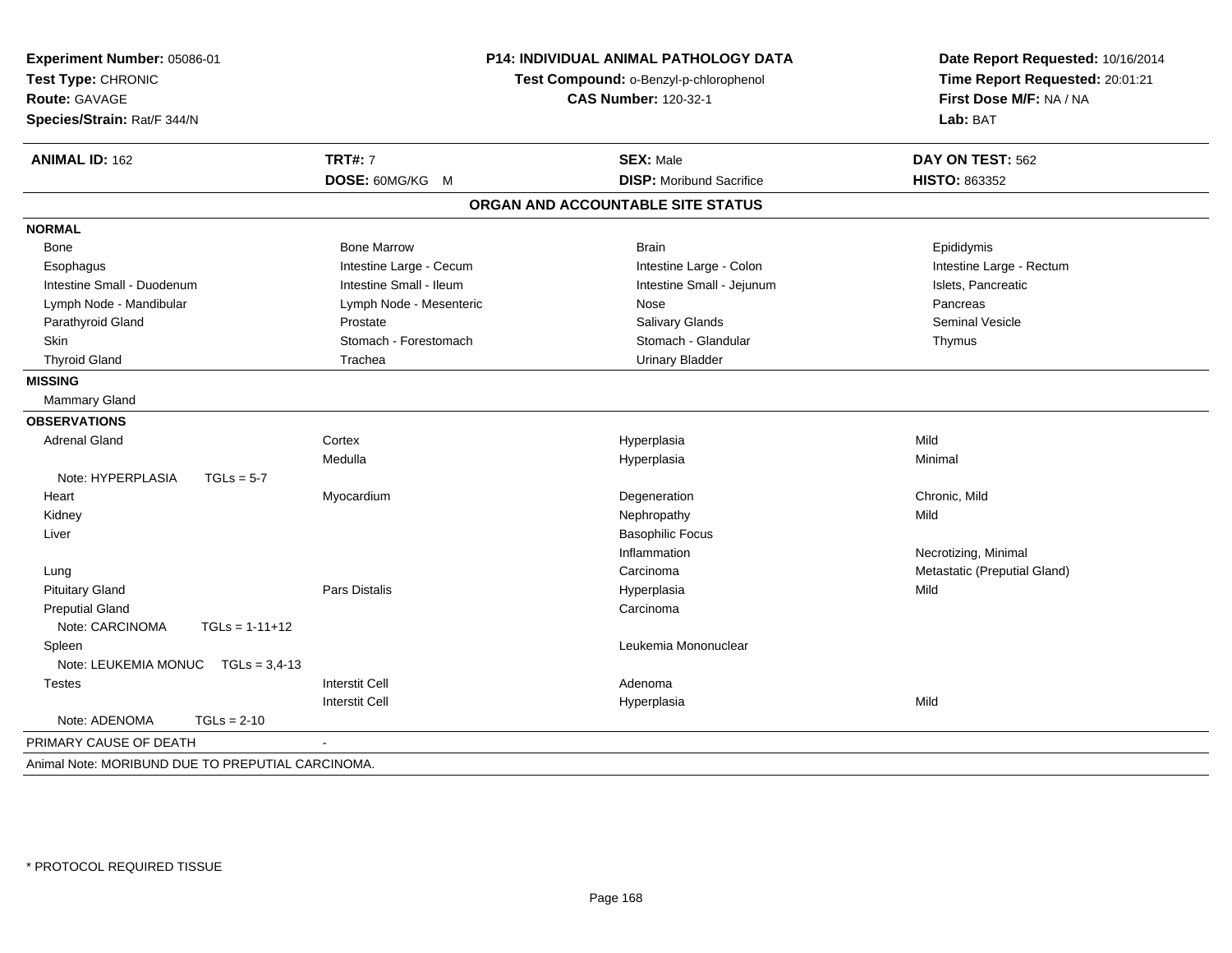**Experiment Number:** 05086-01
**Test Type:** CHRONIC
**Route:** GAVAGE
**Species/Strain:** Rat/F 344/N

**P14: INDIVIDUAL ANIMAL PATHOLOGY DATA**
**Test Compound:** o-Benzyl-p-chlorophenol
**CAS Number:** 120-32-1

**Date Report Requested:** 10/16/2014
**Time Report Requested:** 20:01:21
**First Dose M/F:** NA / NA
**Lab:** BAT

| **ANIMAL ID:** 162 | **TRT#:** 7 | **SEX:** Male | **DAY ON TEST:** 562 |
|---|---|---|---|
| | **DOSE:** 60MG/KG M | **DISP:** Moribund Sacrifice | **HISTO:** 863352 |

## ORGAN AND ACCOUNTABLE SITE STATUS

**NORMAL**

| | | | |
|---|---|---|---|
| Bone | Bone Marrow | Brain | Epididymis |
| Esophagus | Intestine Large - Cecum | Intestine Large - Colon | Intestine Large - Rectum |
| Intestine Small - Duodenum | Intestine Small - Ileum | Intestine Small - Jejunum | Islets, Pancreatic |
| Lymph Node - Mandibular | Lymph Node - Mesenteric | Nose | Pancreas |
| Parathyroid Gland | Prostate | Salivary Glands | Seminal Vesicle |
| Skin | Stomach - Forestomach | Stomach - Glandular | Thymus |
| Thyroid Gland | Trachea | Urinary Bladder | |

**MISSING**

Mammary Gland

**OBSERVATIONS**

| | | | |
|---|---|---|---|
| Adrenal Gland | Cortex | Hyperplasia | Mild |
| | Medulla | Hyperplasia | Minimal |
| Note: HYPERPLASIA TGLs = 5-7 | | | |
| Heart | Myocardium | Degeneration | Chronic, Mild |
| Kidney | | Nephropathy | Mild |
| Liver | | Basophilic Focus | |
| | | Inflammation | Necrotizing, Minimal |
| Lung | | Carcinoma | Metastatic (Preputial Gland) |
| Pituitary Gland | Pars Distalis | Hyperplasia | Mild |
| Preputial Gland | | Carcinoma | |
| Note: CARCINOMA TGLs = 1-11+12 | | | |
| Spleen | | Leukemia Mononuclear | |
| Note: LEUKEMIA MONUC TGLs = 3,4-13 | | | |
| Testes | Interstit Cell | Adenoma | |
| | Interstit Cell | Hyperplasia | Mild |
| Note: ADENOMA TGLs = 2-10 | | | |

PRIMARY CAUSE OF DEATH -

Animal Note: MORIBUND DUE TO PREPUTIAL CARCINOMA.

\* PROTOCOL REQUIRED TISSUE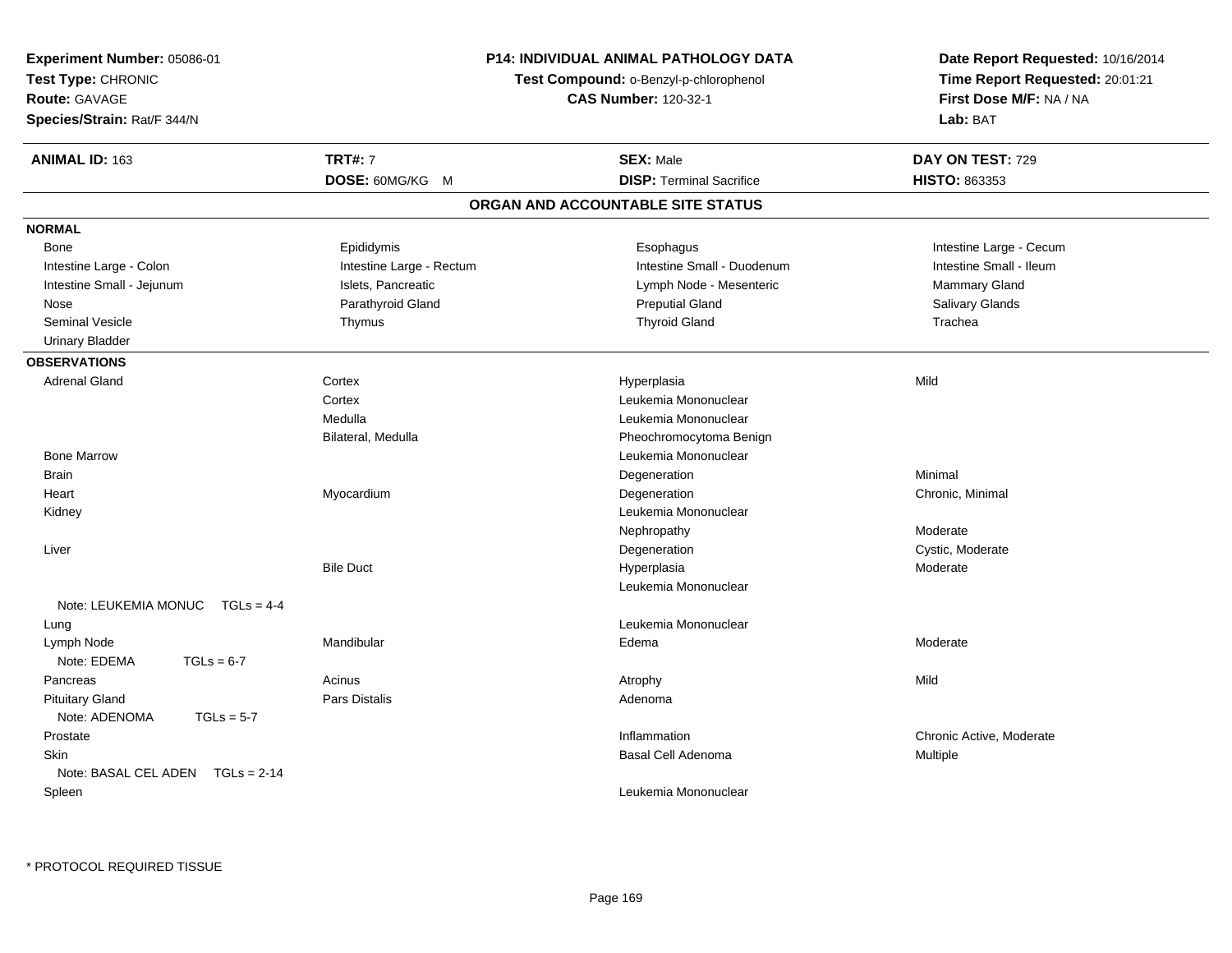**Experiment Number:** 05086-01
**Test Type:** CHRONIC
**Route:** GAVAGE
**Species/Strain:** Rat/F 344/N

**P14: INDIVIDUAL ANIMAL PATHOLOGY DATA**
**Test Compound:** o-Benzyl-p-chlorophenol
**CAS Number:** 120-32-1

**Date Report Requested:** 10/16/2014
**Time Report Requested:** 20:01:21
**First Dose M/F:** NA / NA
**Lab:** BAT

| **ANIMAL ID:** 163 | **TRT#:** 7 | **SEX:** Male | **DAY ON TEST:** 729 |
|---|---|---|---|
| | **DOSE:** 60MG/KG M | **DISP:** Terminal Sacrifice | **HISTO:** 863353 |

## ORGAN AND ACCOUNTABLE SITE STATUS

**NORMAL**

| | | | |
|---|---|---|---|
| Bone | Epididymis | Esophagus | Intestine Large - Cecum |
| Intestine Large - Colon | Intestine Large - Rectum | Intestine Small - Duodenum | Intestine Small - Ileum |
| Intestine Small - Jejunum | Islets, Pancreatic | Lymph Node - Mesenteric | Mammary Gland |
| Nose | Parathyroid Gland | Preputial Gland | Salivary Glands |
| Seminal Vesicle | Thymus | Thyroid Gland | Trachea |
| Urinary Bladder | | | |

**OBSERVATIONS**

| | | | |
|---|---|---|---|
| Adrenal Gland | Cortex | Hyperplasia | Mild |
| | Cortex | Leukemia Mononuclear | |
| | Medulla | Leukemia Mononuclear | |
| | Bilateral, Medulla | Pheochromocytoma Benign | |
| Bone Marrow | | Leukemia Mononuclear | |
| Brain | | Degeneration | Minimal |
| Heart | Myocardium | Degeneration | Chronic, Minimal |
| Kidney | | Leukemia Mononuclear | |
| | | Nephropathy | Moderate |
| Liver | | Degeneration | Cystic, Moderate |
| | Bile Duct | Hyperplasia | Moderate |
| | | Leukemia Mononuclear | |
| Note: LEUKEMIA MONUC TGLs = 4-4 | | | |
| Lung | | Leukemia Mononuclear | |
| Lymph Node | Mandibular | Edema | Moderate |
| Note: EDEMA TGLs = 6-7 | | | |
| Pancreas | Acinus | Atrophy | Mild |
| Pituitary Gland | Pars Distalis | Adenoma | |
| Note: ADENOMA TGLs = 5-7 | | | |
| Prostate | | Inflammation | Chronic Active, Moderate |
| Skin | | Basal Cell Adenoma | Multiple |
| Note: BASAL CEL ADEN TGLs = 2-14 | | | |
| Spleen | | Leukemia Mononuclear | |

* PROTOCOL REQUIRED TISSUE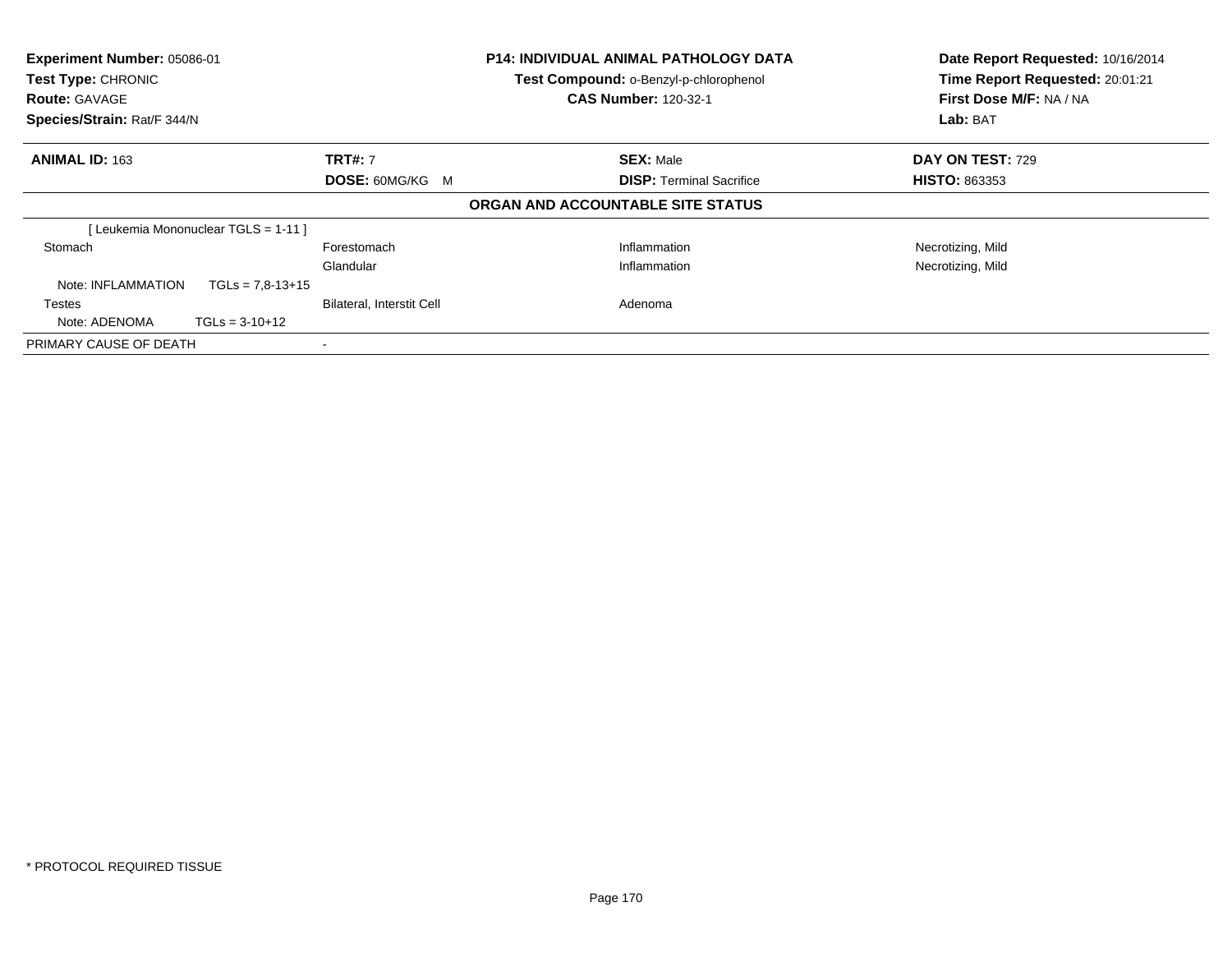**Experiment Number:** 05086-01
**Test Type:** CHRONIC
**Route:** GAVAGE
**Species/Strain:** Rat/F 344/N

**P14: INDIVIDUAL ANIMAL PATHOLOGY DATA**
**Test Compound:** o-Benzyl-p-chlorophenol
**CAS Number:** 120-32-1

**Date Report Requested:** 10/16/2014
**Time Report Requested:** 20:01:21
**First Dose M/F:** NA / NA
**Lab:** BAT

| **ANIMAL ID:** 163 | **TRT#:** 7 | **SEX:** Male | **DAY ON TEST:** 729 |
|---|---|---|---|
| | **DOSE:** 60MG/KG M | **DISP:** Terminal Sacrifice | **HISTO:** 863353 |

**ORGAN AND ACCOUNTABLE SITE STATUS**

| | | | |
|---|---|---|---|
| [ Leukemia Mononuclear TGLS = 1-11 ] | | | |
| Stomach | Forestomach | Inflammation | Necrotizing, Mild |
| | Glandular | Inflammation | Necrotizing, Mild |
| Note: INFLAMMATION TGLs = 7,8-13+15 | | | |
| Testes | Bilateral, Interstit Cell | Adenoma | |
| Note: ADENOMA TGLs = 3-10+12 | | | |
| PRIMARY CAUSE OF DEATH | - | | |

* PROTOCOL REQUIRED TISSUE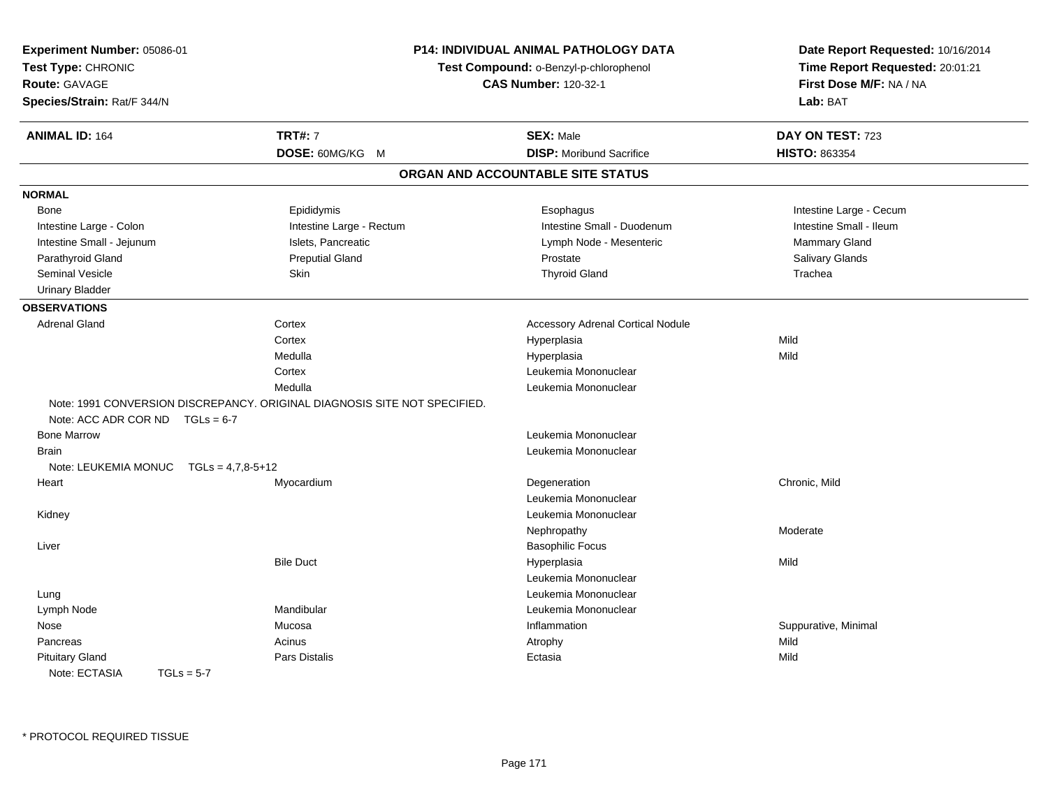**Experiment Number:** 05086-01
**Test Type:** CHRONIC
**Route:** GAVAGE
**Species/Strain:** Rat/F 344/N

**P14: INDIVIDUAL ANIMAL PATHOLOGY DATA**
**Test Compound:** o-Benzyl-p-chlorophenol
**CAS Number:** 120-32-1

**Date Report Requested:** 10/16/2014
**Time Report Requested:** 20:01:21
**First Dose M/F:** NA / NA
**Lab:** BAT

| **ANIMAL ID:** 164 | **TRT#:** 7 | **SEX:** Male | **DAY ON TEST:** 723 |
|---|---|---|---|
| | **DOSE:** 60MG/KG M | **DISP:** Moribund Sacrifice | **HISTO:** 863354 |

## ORGAN AND ACCOUNTABLE SITE STATUS

**NORMAL**

| | | | |
|---|---|---|---|
| Bone | Epididymis | Esophagus | Intestine Large - Cecum |
| Intestine Large - Colon | Intestine Large - Rectum | Intestine Small - Duodenum | Intestine Small - Ileum |
| Intestine Small - Jejunum | Islets, Pancreatic | Lymph Node - Mesenteric | Mammary Gland |
| Parathyroid Gland | Preputial Gland | Prostate | Salivary Glands |
| Seminal Vesicle | Skin | Thyroid Gland | Trachea |
| Urinary Bladder | | | |

**OBSERVATIONS**

| Organ | Site | Observation | Severity |
|---|---|---|---|
| Adrenal Gland | Cortex | Accessory Adrenal Cortical Nodule | |
| | Cortex | Hyperplasia | Mild |
| | Medulla | Hyperplasia | Mild |
| | Cortex | Leukemia Mononuclear | |
| | Medulla | Leukemia Mononuclear | |
| Note: 1991 CONVERSION DISCREPANCY. ORIGINAL DIAGNOSIS SITE NOT SPECIFIED. | | | |
| Note: ACC ADR COR ND TGLs = 6-7 | | | |
| Bone Marrow | | Leukemia Mononuclear | |
| Brain | | Leukemia Mononuclear | |
| Note: LEUKEMIA MONUC TGLs = 4,7,8-5+12 | | | |
| Heart | Myocardium | Degeneration | Chronic, Mild |
| | | Leukemia Mononuclear | |
| Kidney | | Leukemia Mononuclear | |
| | | Nephropathy | Moderate |
| Liver | | Basophilic Focus | |
| | Bile Duct | Hyperplasia | Mild |
| | | Leukemia Mononuclear | |
| Lung | | Leukemia Mononuclear | |
| Lymph Node | Mandibular | Leukemia Mononuclear | |
| Nose | Mucosa | Inflammation | Suppurative, Minimal |
| Pancreas | Acinus | Atrophy | Mild |
| Pituitary Gland | Pars Distalis | Ectasia | Mild |
| Note: ECTASIA TGLs = 5-7 | | | |

* PROTOCOL REQUIRED TISSUE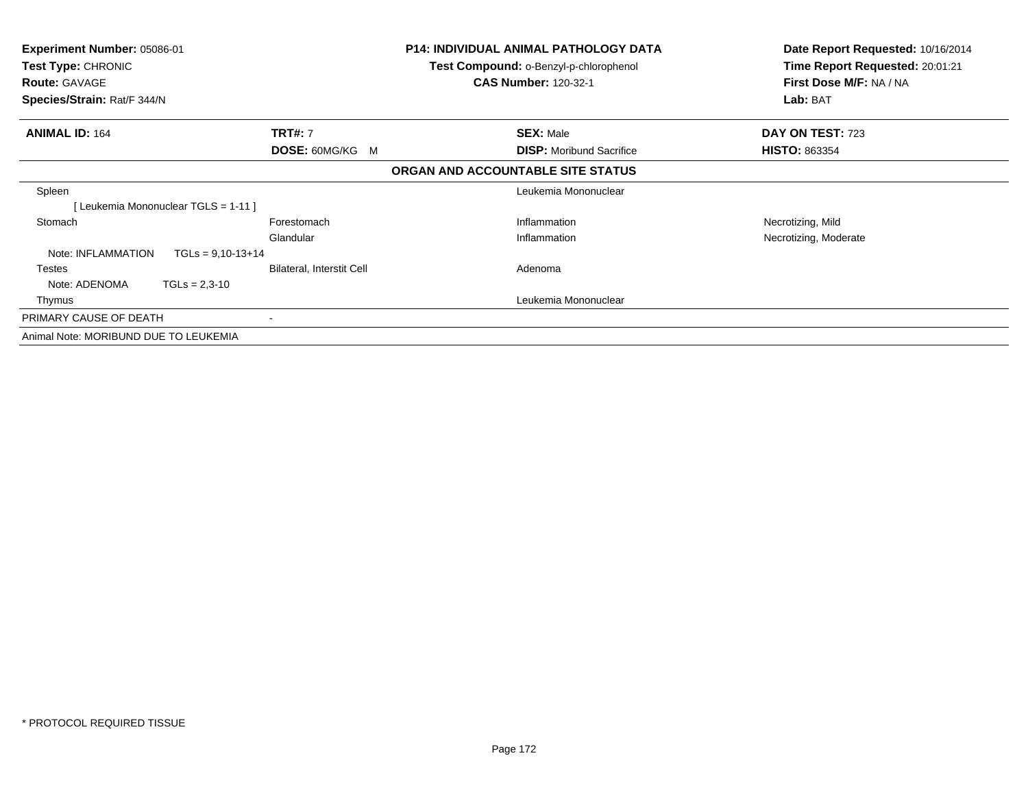**Experiment Number:** 05086-01
**Test Type:** CHRONIC
**Route:** GAVAGE
**Species/Strain:** Rat/F 344/N

**P14: INDIVIDUAL ANIMAL PATHOLOGY DATA**
**Test Compound:** o-Benzyl-p-chlorophenol
**CAS Number:** 120-32-1

**Date Report Requested:** 10/16/2014
**Time Report Requested:** 20:01:21
**First Dose M/F:** NA / NA
**Lab:** BAT

| **ANIMAL ID:** 164 | **TRT#:** 7 | **SEX:** Male | **DAY ON TEST:** 723 |
|---|---|---|---|
| | **DOSE:** 60MG/KG M | **DISP:** Moribund Sacrifice | **HISTO:** 863354 |

**ORGAN AND ACCOUNTABLE SITE STATUS**

| | | | |
|---|---|---|---|
| Spleen | | Leukemia Mononuclear | |
| [ Leukemia Mononuclear TGLS = 1-11 ] | | | |
| Stomach | Forestomach | Inflammation | Necrotizing, Mild |
| | Glandular | Inflammation | Necrotizing, Moderate |
| Note: INFLAMMATION TGLs = 9,10-13+14 | | | |
| Testes | Bilateral, Interstit Cell | Adenoma | |
| Note: ADENOMA TGLs = 2,3-10 | | | |
| Thymus | | Leukemia Mononuclear | |
| PRIMARY CAUSE OF DEATH | - | | |
| Animal Note: MORIBUND DUE TO LEUKEMIA | | | |

\* PROTOCOL REQUIRED TISSUE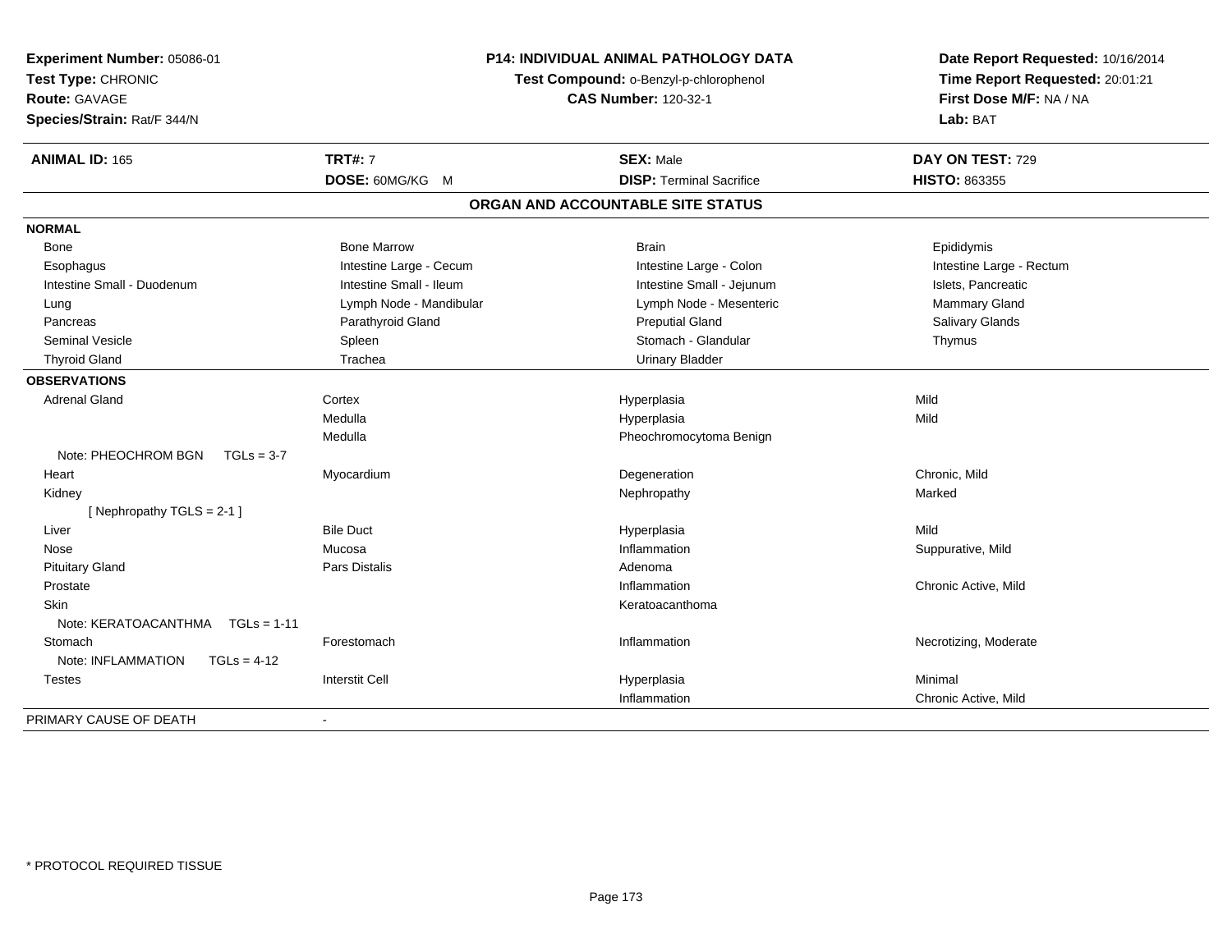**Experiment Number:** 05086-01
**Test Type:** CHRONIC
**Route:** GAVAGE
**Species/Strain:** Rat/F 344/N

**P14: INDIVIDUAL ANIMAL PATHOLOGY DATA**
**Test Compound:** o-Benzyl-p-chlorophenol
**CAS Number:** 120-32-1

**Date Report Requested:** 10/16/2014
**Time Report Requested:** 20:01:21
**First Dose M/F:** NA / NA
**Lab:** BAT

| **ANIMAL ID:** 165 | **TRT#:** 7 | **SEX:** Male | **DAY ON TEST:** 729 |
|---|---|---|---|
| | **DOSE:** 60MG/KG M | **DISP:** Terminal Sacrifice | **HISTO:** 863355 |

## ORGAN AND ACCOUNTABLE SITE STATUS

| | | | |
|---|---|---|---|
| **NORMAL** | | | |
| Bone | Bone Marrow | Brain | Epididymis |
| Esophagus | Intestine Large - Cecum | Intestine Large - Colon | Intestine Large - Rectum |
| Intestine Small - Duodenum | Intestine Small - Ileum | Intestine Small - Jejunum | Islets, Pancreatic |
| Lung | Lymph Node - Mandibular | Lymph Node - Mesenteric | Mammary Gland |
| Pancreas | Parathyroid Gland | Preputial Gland | Salivary Glands |
| Seminal Vesicle | Spleen | Stomach - Glandular | Thymus |
| Thyroid Gland | Trachea | Urinary Bladder | |
| **OBSERVATIONS** | | | |
| Adrenal Gland | Cortex | Hyperplasia | Mild |
| | Medulla | Hyperplasia | Mild |
| | Medulla | Pheochromocytoma Benign | |
| Note: PHEOCHROM BGN TGLs = 3-7 | | | |
| Heart | Myocardium | Degeneration | Chronic, Mild |
| Kidney | | Nephropathy | Marked |
| [ Nephropathy TGLS = 2-1 ] | | | |
| Liver | Bile Duct | Hyperplasia | Mild |
| Nose | Mucosa | Inflammation | Suppurative, Mild |
| Pituitary Gland | Pars Distalis | Adenoma | |
| Prostate | | Inflammation | Chronic Active, Mild |
| Skin | | Keratoacanthoma | |
| Note: KERATOACANTHMA TGLs = 1-11 | | | |
| Stomach | Forestomach | Inflammation | Necrotizing, Moderate |
| Note: INFLAMMATION TGLs = 4-12 | | | |
| Testes | Interstit Cell | Hyperplasia | Minimal |
| | | Inflammation | Chronic Active, Mild |
| PRIMARY CAUSE OF DEATH | - | | |

* PROTOCOL REQUIRED TISSUE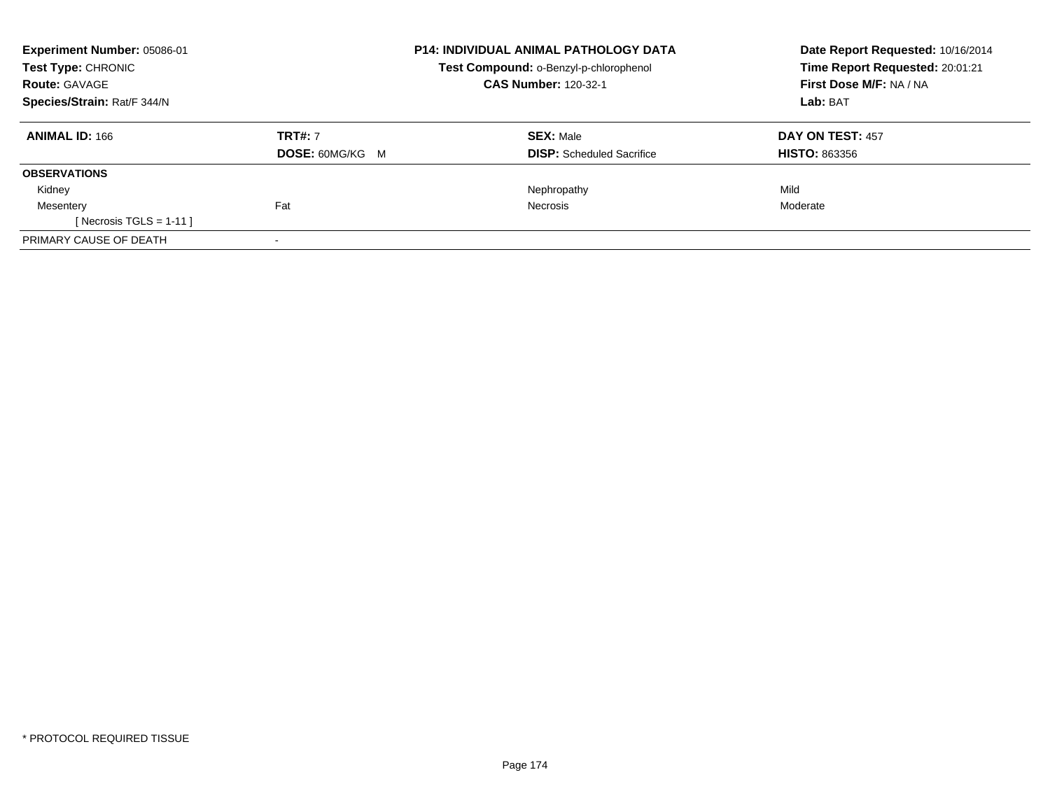| **Experiment Number:** 05086-01 | **P14: INDIVIDUAL ANIMAL PATHOLOGY DATA** | **Date Report Requested:** 10/16/2014 |
|---|---|---|
| **Test Type:** CHRONIC | **Test Compound:** o-Benzyl-p-chlorophenol | **Time Report Requested:** 20:01:21 |
| **Route:** GAVAGE | **CAS Number:** 120-32-1 | **First Dose M/F:** NA / NA |
| **Species/Strain:** Rat/F 344/N | | **Lab:** BAT |

| **ANIMAL ID:** 166 | **TRT#:** 7 | **SEX:** Male | **DAY ON TEST:** 457 |
|---|---|---|---|
| | **DOSE:** 60MG/KG M | **DISP:** Scheduled Sacrifice | **HISTO:** 863356 |
| **OBSERVATIONS** | | | |
| Kidney | | Nephropathy | Mild |
| Mesentery | Fat | Necrosis | Moderate |
| [ Necrosis TGLS = 1-11 ] | | | |
| PRIMARY CAUSE OF DEATH | - | | |

* PROTOCOL REQUIRED TISSUE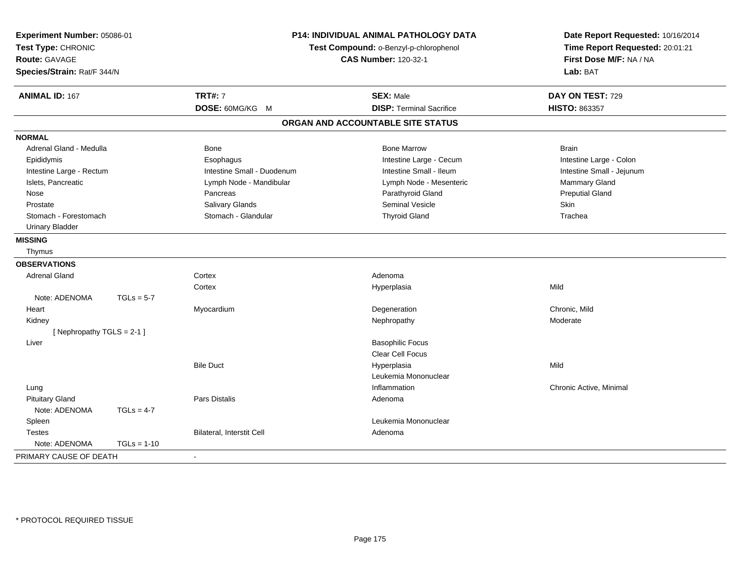**Experiment Number:** 05086-01
**Test Type:** CHRONIC
**Route:** GAVAGE
**Species/Strain:** Rat/F 344/N

**P14: INDIVIDUAL ANIMAL PATHOLOGY DATA**
**Test Compound:** o-Benzyl-p-chlorophenol
**CAS Number:** 120-32-1

**Date Report Requested:** 10/16/2014
**Time Report Requested:** 20:01:21
**First Dose M/F:** NA / NA
**Lab:** BAT

| **ANIMAL ID:** 167 | **TRT#:** 7 | **SEX:** Male | **DAY ON TEST:** 729 |
|---|---|---|---|
| | **DOSE:** 60MG/KG M | **DISP:** Terminal Sacrifice | **HISTO:** 863357 |

## ORGAN AND ACCOUNTABLE SITE STATUS

**NORMAL**

| | | | |
|---|---|---|---|
| Adrenal Gland - Medulla | Bone | Bone Marrow | Brain |
| Epididymis | Esophagus | Intestine Large - Cecum | Intestine Large - Colon |
| Intestine Large - Rectum | Intestine Small - Duodenum | Intestine Small - Ileum | Intestine Small - Jejunum |
| Islets, Pancreatic | Lymph Node - Mandibular | Lymph Node - Mesenteric | Mammary Gland |
| Nose | Pancreas | Parathyroid Gland | Preputial Gland |
| Prostate | Salivary Glands | Seminal Vesicle | Skin |
| Stomach - Forestomach | Stomach - Glandular | Thyroid Gland | Trachea |
| Urinary Bladder | | | |

**MISSING**

Thymus

**OBSERVATIONS**

| | | | |
|---|---|---|---|
| Adrenal Gland | Cortex | Adenoma | |
| | Cortex | Hyperplasia | Mild |
| Note: ADENOMA TGLs = 5-7 | | | |
| Heart | Myocardium | Degeneration | Chronic, Mild |
| Kidney | | Nephropathy | Moderate |
| [ Nephropathy TGLS = 2-1 ] | | | |
| Liver | | Basophilic Focus | |
| | | Clear Cell Focus | |
| | Bile Duct | Hyperplasia | Mild |
| | | Leukemia Mononuclear | |
| Lung | | Inflammation | Chronic Active, Minimal |
| Pituitary Gland | Pars Distalis | Adenoma | |
| Note: ADENOMA TGLs = 4-7 | | | |
| Spleen | | Leukemia Mononuclear | |
| Testes | Bilateral, Interstit Cell | Adenoma | |
| Note: ADENOMA TGLs = 1-10 | | | |

PRIMARY CAUSE OF DEATH -

* PROTOCOL REQUIRED TISSUE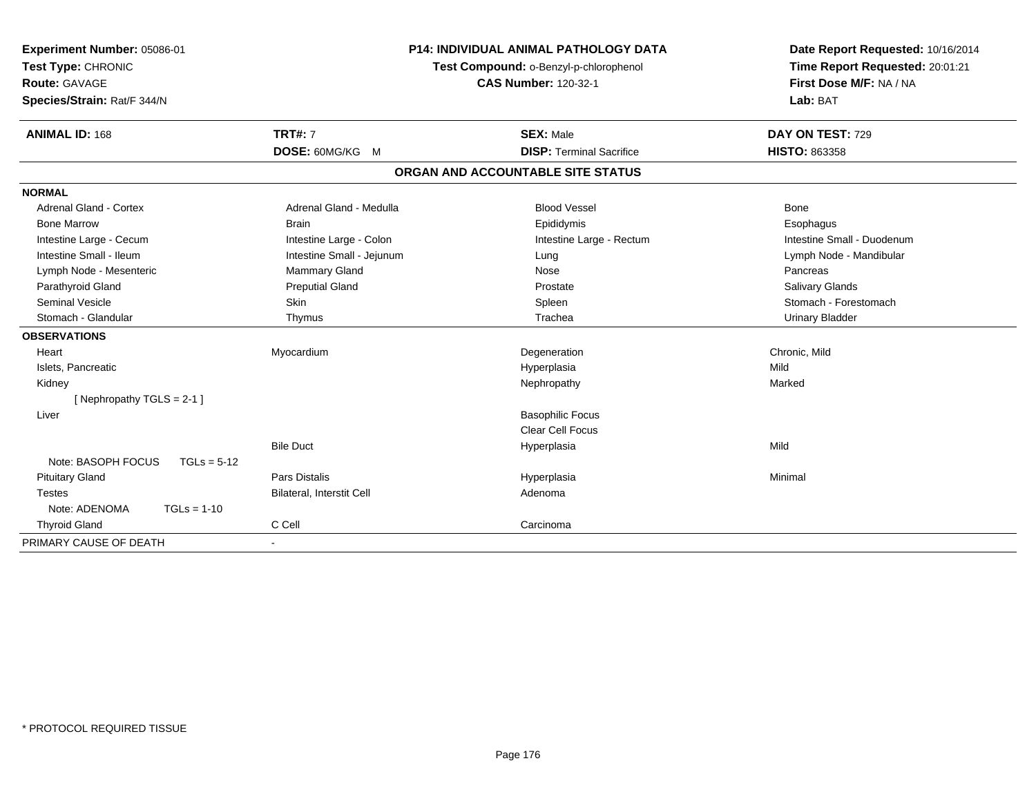**Experiment Number:** 05086-01
**Test Type:** CHRONIC
**Route:** GAVAGE
**Species/Strain:** Rat/F 344/N

**P14: INDIVIDUAL ANIMAL PATHOLOGY DATA**
**Test Compound:** o-Benzyl-p-chlorophenol
**CAS Number:** 120-32-1

**Date Report Requested:** 10/16/2014
**Time Report Requested:** 20:01:21
**First Dose M/F:** NA / NA
**Lab:** BAT

| **ANIMAL ID:** 168 | **TRT#:** 7 | **SEX:** Male | **DAY ON TEST:** 729 |
|---|---|---|---|
| | **DOSE:** 60MG/KG M | **DISP:** Terminal Sacrifice | **HISTO:** 863358 |

## ORGAN AND ACCOUNTABLE SITE STATUS

| | | | |
|---|---|---|---|
| **NORMAL** | | | |
| Adrenal Gland - Cortex | Adrenal Gland - Medulla | Blood Vessel | Bone |
| Bone Marrow | Brain | Epididymis | Esophagus |
| Intestine Large - Cecum | Intestine Large - Colon | Intestine Large - Rectum | Intestine Small - Duodenum |
| Intestine Small - Ileum | Intestine Small - Jejunum | Lung | Lymph Node - Mandibular |
| Lymph Node - Mesenteric | Mammary Gland | Nose | Pancreas |
| Parathyroid Gland | Preputial Gland | Prostate | Salivary Glands |
| Seminal Vesicle | Skin | Spleen | Stomach - Forestomach |
| Stomach - Glandular | Thymus | Trachea | Urinary Bladder |
| **OBSERVATIONS** | | | |
| Heart | Myocardium | Degeneration | Chronic, Mild |
| Islets, Pancreatic | | Hyperplasia | Mild |
| Kidney | | Nephropathy | Marked |
| [ Nephropathy TGLS = 2-1 ] | | | |
| Liver | | Basophilic Focus | |
| | | Clear Cell Focus | |
| | Bile Duct | Hyperplasia | Mild |
| Note: BASOPH FOCUS TGLs = 5-12 | | | |
| Pituitary Gland | Pars Distalis | Hyperplasia | Minimal |
| Testes | Bilateral, Interstit Cell | Adenoma | |
| Note: ADENOMA TGLs = 1-10 | | | |
| Thyroid Gland | C Cell | Carcinoma | |
| PRIMARY CAUSE OF DEATH | - | | |

* PROTOCOL REQUIRED TISSUE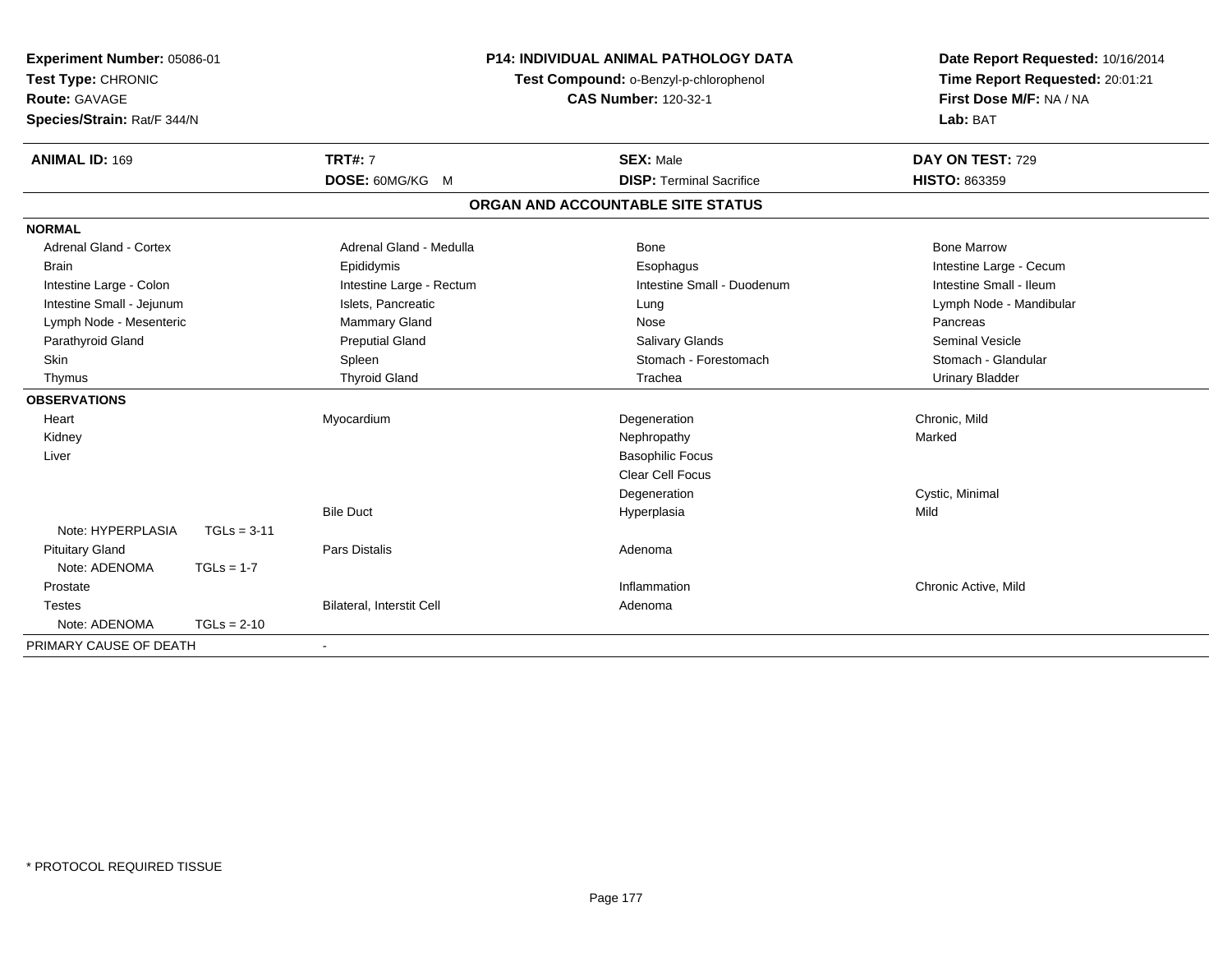**Experiment Number:** 05086-01
**Test Type:** CHRONIC
**Route:** GAVAGE
**Species/Strain:** Rat/F 344/N

**P14: INDIVIDUAL ANIMAL PATHOLOGY DATA**
**Test Compound:** o-Benzyl-p-chlorophenol
**CAS Number:** 120-32-1

**Date Report Requested:** 10/16/2014
**Time Report Requested:** 20:01:21
**First Dose M/F:** NA / NA
**Lab:** BAT

| **ANIMAL ID:** 169 | **TRT#:** 7 | **SEX:** Male | **DAY ON TEST:** 729 |
|---|---|---|---|
| | **DOSE:** 60MG/KG M | **DISP:** Terminal Sacrifice | **HISTO:** 863359 |

## ORGAN AND ACCOUNTABLE SITE STATUS

| | | | |
|---|---|---|---|
| **NORMAL** | | | |
| Adrenal Gland - Cortex | Adrenal Gland - Medulla | Bone | Bone Marrow |
| Brain | Epididymis | Esophagus | Intestine Large - Cecum |
| Intestine Large - Colon | Intestine Large - Rectum | Intestine Small - Duodenum | Intestine Small - Ileum |
| Intestine Small - Jejunum | Islets, Pancreatic | Lung | Lymph Node - Mandibular |
| Lymph Node - Mesenteric | Mammary Gland | Nose | Pancreas |
| Parathyroid Gland | Preputial Gland | Salivary Glands | Seminal Vesicle |
| Skin | Spleen | Stomach - Forestomach | Stomach - Glandular |
| Thymus | Thyroid Gland | Trachea | Urinary Bladder |
| **OBSERVATIONS** | | | |
| Heart | Myocardium | Degeneration | Chronic, Mild |
| Kidney | | Nephropathy | Marked |
| Liver | | Basophilic Focus | |
| | | Clear Cell Focus | |
| | | Degeneration | Cystic, Minimal |
| | Bile Duct | Hyperplasia | Mild |
| Note: HYPERPLASIA TGLs = 3-11 | | | |
| Pituitary Gland | Pars Distalis | Adenoma | |
| Note: ADENOMA TGLs = 1-7 | | | |
| Prostate | | Inflammation | Chronic Active, Mild |
| Testes | Bilateral, Interstit Cell | Adenoma | |
| Note: ADENOMA TGLs = 2-10 | | | |
| PRIMARY CAUSE OF DEATH | - | | |

* PROTOCOL REQUIRED TISSUE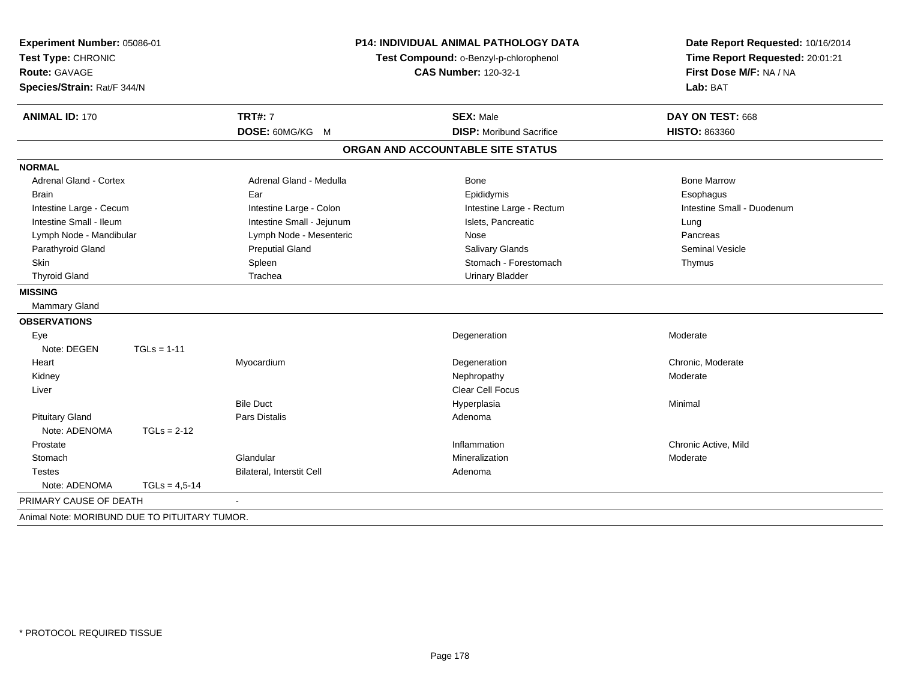**Experiment Number:** 05086-01
**Test Type:** CHRONIC
**Route:** GAVAGE
**Species/Strain:** Rat/F 344/N

**P14: INDIVIDUAL ANIMAL PATHOLOGY DATA**
**Test Compound:** o-Benzyl-p-chlorophenol
**CAS Number:** 120-32-1

**Date Report Requested:** 10/16/2014
**Time Report Requested:** 20:01:21
**First Dose M/F:** NA / NA
**Lab:** BAT

| **ANIMAL ID:** 170 | **TRT#:** 7 | **SEX:** Male | **DAY ON TEST:** 668 |
|---|---|---|---|
| | **DOSE:** 60MG/KG M | **DISP:** Moribund Sacrifice | **HISTO:** 863360 |

## ORGAN AND ACCOUNTABLE SITE STATUS

| | | | |
|---|---|---|---|
| **NORMAL** | | | |
| Adrenal Gland - Cortex | Adrenal Gland - Medulla | Bone | Bone Marrow |
| Brain | Ear | Epididymis | Esophagus |
| Intestine Large - Cecum | Intestine Large - Colon | Intestine Large - Rectum | Intestine Small - Duodenum |
| Intestine Small - Ileum | Intestine Small - Jejunum | Islets, Pancreatic | Lung |
| Lymph Node - Mandibular | Lymph Node - Mesenteric | Nose | Pancreas |
| Parathyroid Gland | Preputial Gland | Salivary Glands | Seminal Vesicle |
| Skin | Spleen | Stomach - Forestomach | Thymus |
| Thyroid Gland | Trachea | Urinary Bladder | |
| **MISSING** | | | |
| Mammary Gland | | | |
| **OBSERVATIONS** | | | |
| Eye | | Degeneration | Moderate |
| Note: DEGEN TGLs = 1-11 | | | |
| Heart | Myocardium | Degeneration | Chronic, Moderate |
| Kidney | | Nephropathy | Moderate |
| Liver | | Clear Cell Focus | |
| | Bile Duct | Hyperplasia | Minimal |
| Pituitary Gland | Pars Distalis | Adenoma | |
| Note: ADENOMA TGLs = 2-12 | | | |
| Prostate | | Inflammation | Chronic Active, Mild |
| Stomach | Glandular | Mineralization | Moderate |
| Testes | Bilateral, Interstit Cell | Adenoma | |
| Note: ADENOMA TGLs = 4,5-14 | | | |
| PRIMARY CAUSE OF DEATH | - | | |

Animal Note: MORIBUND DUE TO PITUITARY TUMOR.

* PROTOCOL REQUIRED TISSUE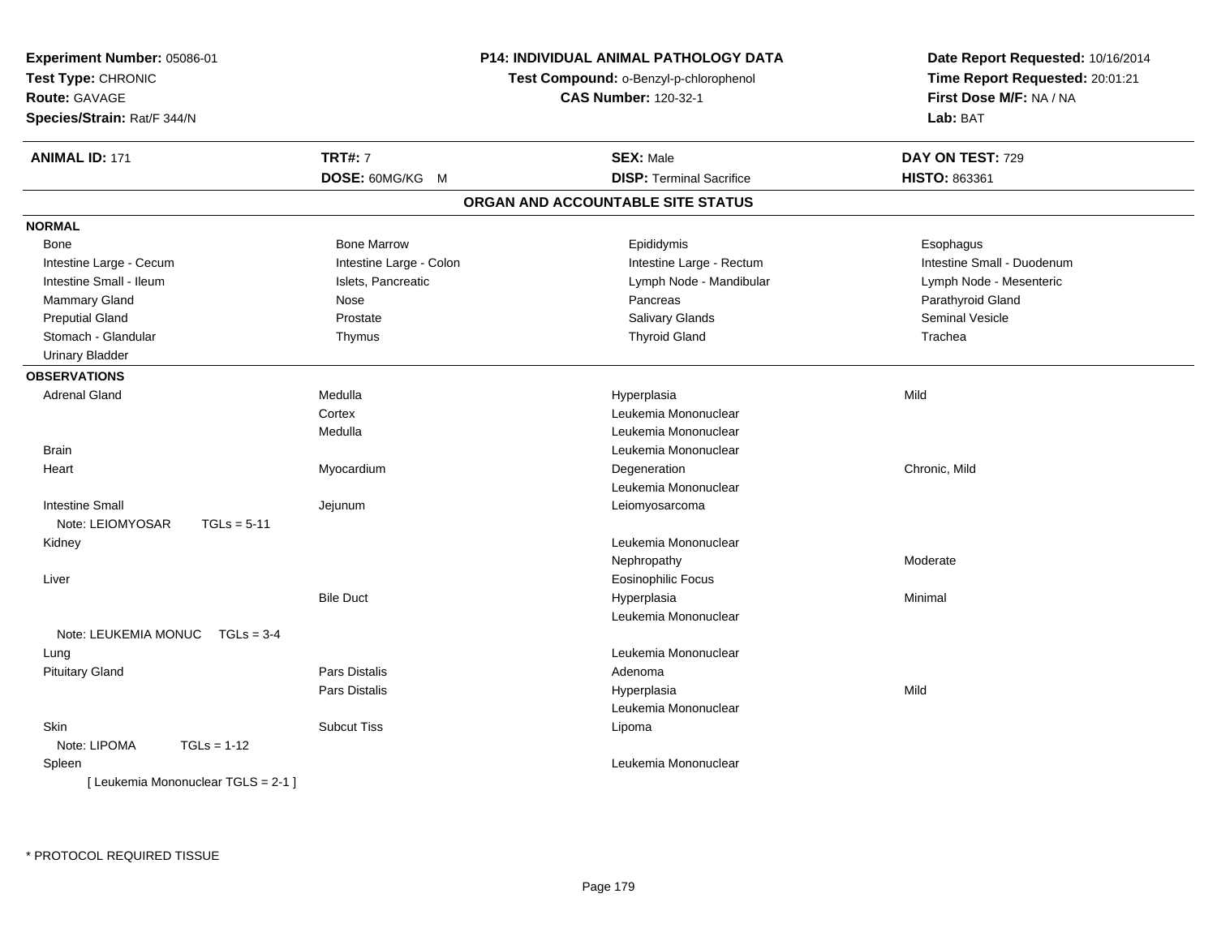**Experiment Number:** 05086-01
**Test Type:** CHRONIC
**Route:** GAVAGE
**Species/Strain:** Rat/F 344/N

**P14: INDIVIDUAL ANIMAL PATHOLOGY DATA**
**Test Compound:** o-Benzyl-p-chlorophenol
**CAS Number:** 120-32-1

**Date Report Requested:** 10/16/2014
**Time Report Requested:** 20:01:21
**First Dose M/F:** NA / NA
**Lab:** BAT

| **ANIMAL ID:** 171 | **TRT#:** 7 | **SEX:** Male | **DAY ON TEST:** 729 |
|---|---|---|---|
| | **DOSE:** 60MG/KG M | **DISP:** Terminal Sacrifice | **HISTO:** 863361 |

## ORGAN AND ACCOUNTABLE SITE STATUS

**NORMAL**

| | | | |
|---|---|---|---|
| Bone | Bone Marrow | Epididymis | Esophagus |
| Intestine Large - Cecum | Intestine Large - Colon | Intestine Large - Rectum | Intestine Small - Duodenum |
| Intestine Small - Ileum | Islets, Pancreatic | Lymph Node - Mandibular | Lymph Node - Mesenteric |
| Mammary Gland | Nose | Pancreas | Parathyroid Gland |
| Preputial Gland | Prostate | Salivary Glands | Seminal Vesicle |
| Stomach - Glandular | Thymus | Thyroid Gland | Trachea |
| Urinary Bladder | | | |

**OBSERVATIONS**

| | | | |
|---|---|---|---|
| Adrenal Gland | Medulla | Hyperplasia | Mild |
| | Cortex | Leukemia Mononuclear | |
| | Medulla | Leukemia Mononuclear | |
| Brain | | Leukemia Mononuclear | |
| Heart | Myocardium | Degeneration | Chronic, Mild |
| | | Leukemia Mononuclear | |
| Intestine Small | Jejunum | Leiomyosarcoma | |
| Note: LEIOMYOSAR TGLs = 5-11 | | | |
| Kidney | | Leukemia Mononuclear | |
| | | Nephropathy | Moderate |
| Liver | | Eosinophilic Focus | |
| | Bile Duct | Hyperplasia | Minimal |
| | | Leukemia Mononuclear | |
| Note: LEUKEMIA MONUC TGLs = 3-4 | | | |
| Lung | | Leukemia Mononuclear | |
| Pituitary Gland | Pars Distalis | Adenoma | |
| | Pars Distalis | Hyperplasia | Mild |
| | | Leukemia Mononuclear | |
| Skin | Subcut Tiss | Lipoma | |
| Note: LIPOMA TGLs = 1-12 | | | |
| Spleen | | Leukemia Mononuclear | |
| [ Leukemia Mononuclear TGLS = 2-1 ] | | | |

* PROTOCOL REQUIRED TISSUE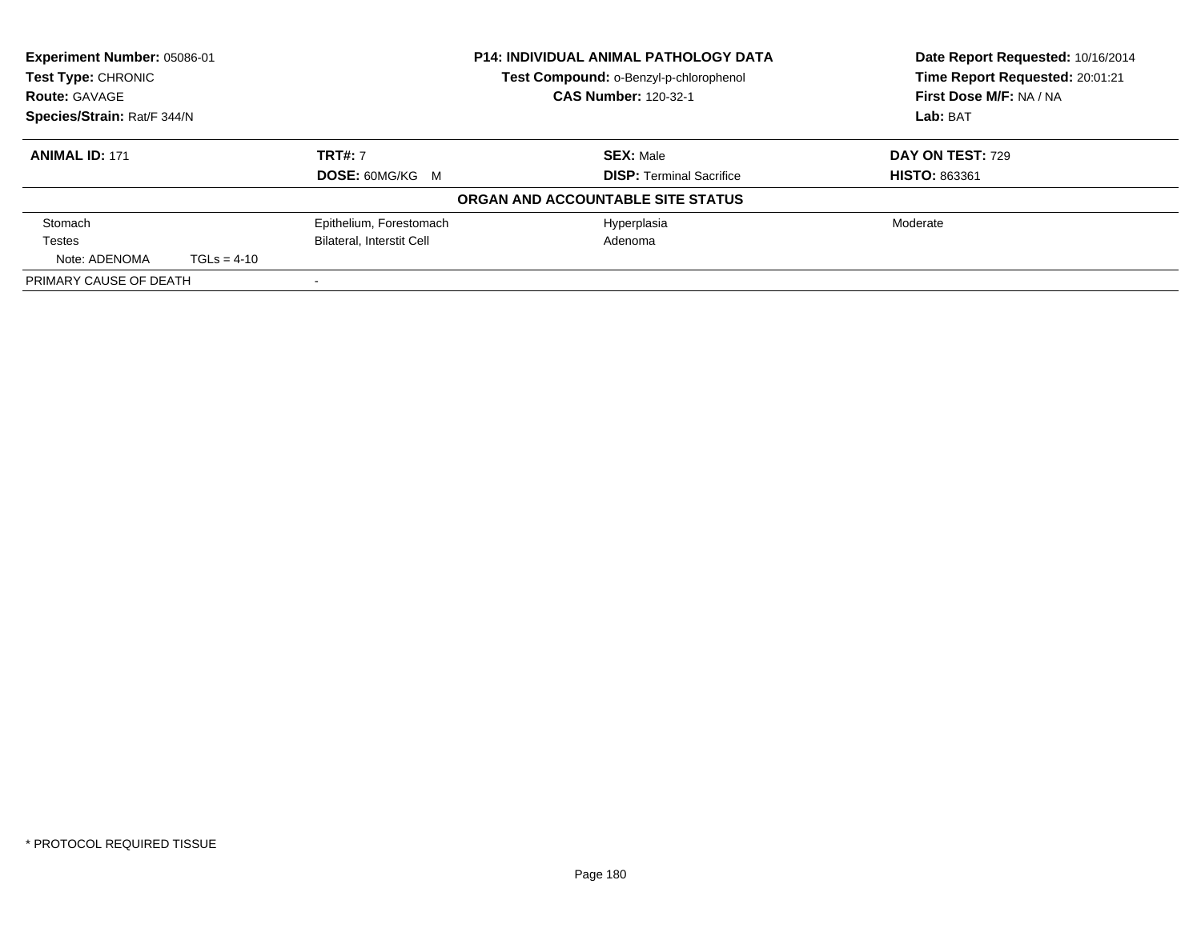**Experiment Number:** 05086-01
**Test Type:** CHRONIC
**Route:** GAVAGE
**Species/Strain:** Rat/F 344/N

**P14: INDIVIDUAL ANIMAL PATHOLOGY DATA**
**Test Compound:** o-Benzyl-p-chlorophenol
**CAS Number:** 120-32-1

**Date Report Requested:** 10/16/2014
**Time Report Requested:** 20:01:21
**First Dose M/F:** NA / NA
**Lab:** BAT

| **ANIMAL ID:** 171 | **TRT#:** 7 | **SEX:** Male | **DAY ON TEST:** 729 |
|---|---|---|---|
| | **DOSE:** 60MG/KG M | **DISP:** Terminal Sacrifice | **HISTO:** 863361 |

**ORGAN AND ACCOUNTABLE SITE STATUS**

| | | | |
|---|---|---|---|
| Stomach | Epithelium, Forestomach | Hyperplasia | Moderate |
| Testes | Bilateral, Interstit Cell | Adenoma | |
| Note: ADENOMA TGLs = 4-10 | | | |
| PRIMARY CAUSE OF DEATH | - | | |

* PROTOCOL REQUIRED TISSUE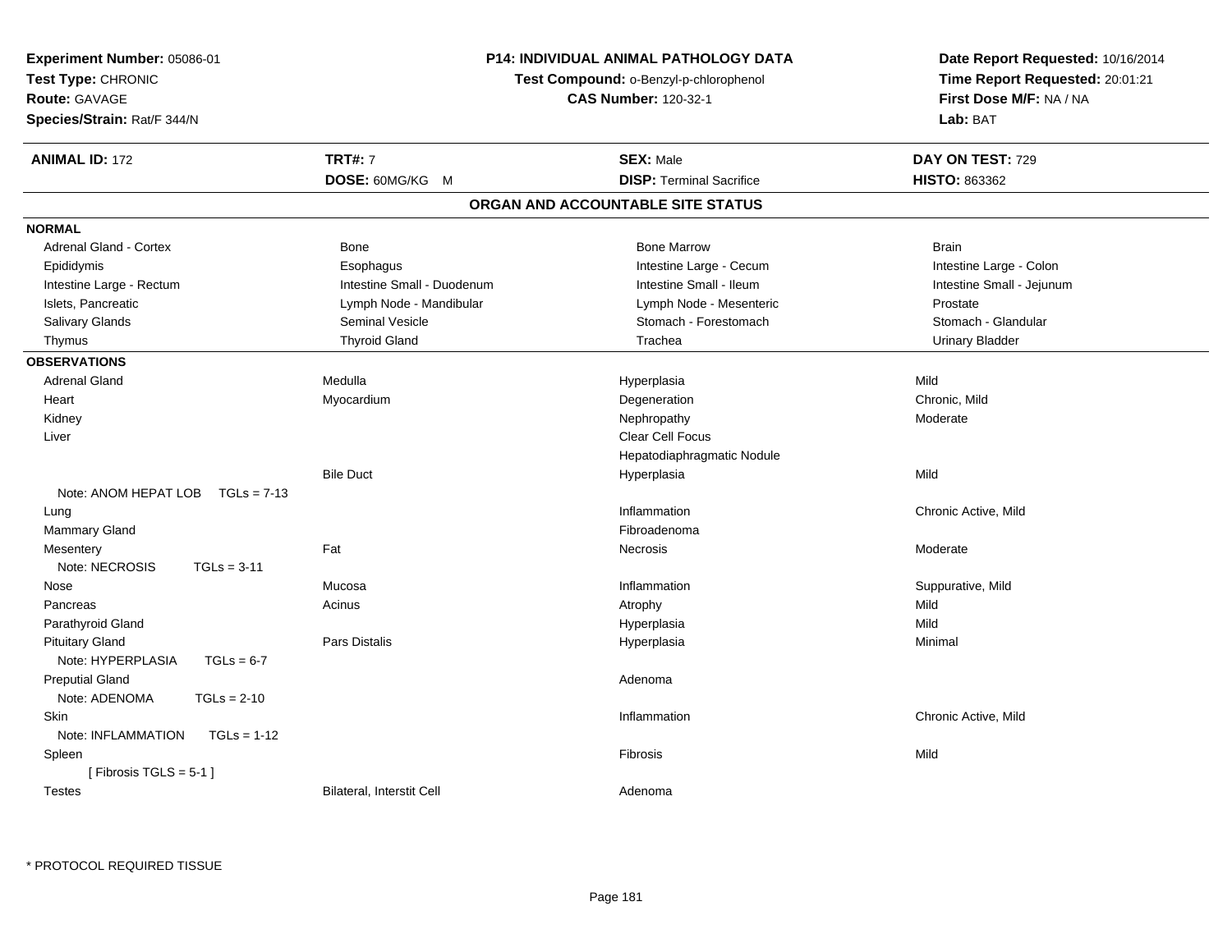**Experiment Number:** 05086-01
**Test Type:** CHRONIC
**Route:** GAVAGE
**Species/Strain:** Rat/F 344/N

**P14: INDIVIDUAL ANIMAL PATHOLOGY DATA**
**Test Compound:** o-Benzyl-p-chlorophenol
**CAS Number:** 120-32-1

**Date Report Requested:** 10/16/2014
**Time Report Requested:** 20:01:21
**First Dose M/F:** NA / NA
**Lab:** BAT

| **ANIMAL ID:** 172 | **TRT#:** 7 | **SEX:** Male | **DAY ON TEST:** 729 |
|---|---|---|---|
| | **DOSE:** 60MG/KG M | **DISP:** Terminal Sacrifice | **HISTO:** 863362 |

## ORGAN AND ACCOUNTABLE SITE STATUS

**NORMAL**

| | | | |
|---|---|---|---|
| Adrenal Gland - Cortex | Bone | Bone Marrow | Brain |
| Epididymis | Esophagus | Intestine Large - Cecum | Intestine Large - Colon |
| Intestine Large - Rectum | Intestine Small - Duodenum | Intestine Small - Ileum | Intestine Small - Jejunum |
| Islets, Pancreatic | Lymph Node - Mandibular | Lymph Node - Mesenteric | Prostate |
| Salivary Glands | Seminal Vesicle | Stomach - Forestomach | Stomach - Glandular |
| Thymus | Thyroid Gland | Trachea | Urinary Bladder |

**OBSERVATIONS**

| | | | |
|---|---|---|---|
| Adrenal Gland | Medulla | Hyperplasia | Mild |
| Heart | Myocardium | Degeneration | Chronic, Mild |
| Kidney | | Nephropathy | Moderate |
| Liver | | Clear Cell Focus | |
| | | Hepatodiaphragmatic Nodule | |
| | Bile Duct | Hyperplasia | Mild |
| Note: ANOM HEPAT LOB TGLs = 7-13 | | | |
| Lung | | Inflammation | Chronic Active, Mild |
| Mammary Gland | | Fibroadenoma | |
| Mesentery | Fat | Necrosis | Moderate |
| Note: NECROSIS TGLs = 3-11 | | | |
| Nose | Mucosa | Inflammation | Suppurative, Mild |
| Pancreas | Acinus | Atrophy | Mild |
| Parathyroid Gland | | Hyperplasia | Mild |
| Pituitary Gland | Pars Distalis | Hyperplasia | Minimal |
| Note: HYPERPLASIA TGLs = 6-7 | | | |
| Preputial Gland | | Adenoma | |
| Note: ADENOMA TGLs = 2-10 | | | |
| Skin | | Inflammation | Chronic Active, Mild |
| Note: INFLAMMATION TGLs = 1-12 | | | |
| Spleen | | Fibrosis | Mild |
| [ Fibrosis TGLS = 5-1 ] | | | |
| Testes | Bilateral, Interstit Cell | Adenoma | |

* PROTOCOL REQUIRED TISSUE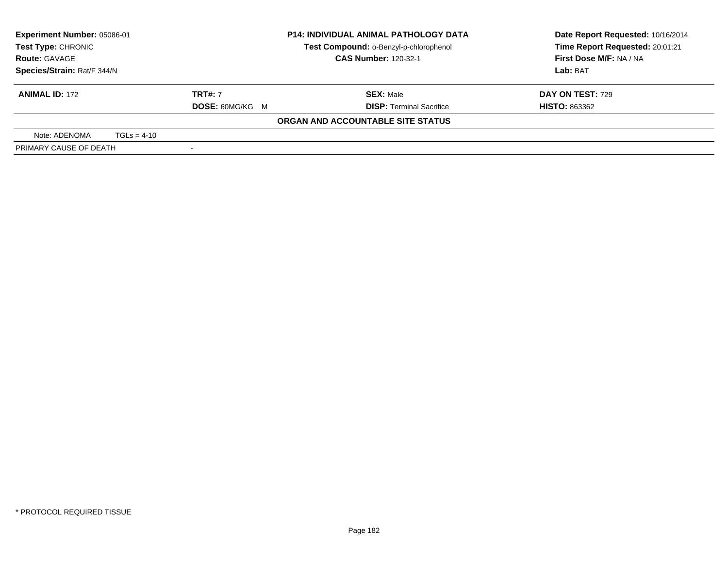**Experiment Number:** 05086-01
**Test Type:** CHRONIC
**Route:** GAVAGE
**Species/Strain:** Rat/F 344/N

**P14: INDIVIDUAL ANIMAL PATHOLOGY DATA**
**Test Compound:** o-Benzyl-p-chlorophenol
**CAS Number:** 120-32-1

**Date Report Requested:** 10/16/2014
**Time Report Requested:** 20:01:21
**First Dose M/F:** NA / NA
**Lab:** BAT

| **ANIMAL ID:** 172 | **TRT#:** 7 | **SEX:** Male | **DAY ON TEST:** 729 |
|---|---|---|---|
| | **DOSE:** 60MG/KG M | **DISP:** Terminal Sacrifice | **HISTO:** 863362 |

**ORGAN AND ACCOUNTABLE SITE STATUS**

| | |
|---|---|
| Note: ADENOMA TGLs = 4-10 | |
| PRIMARY CAUSE OF DEATH | - |

* PROTOCOL REQUIRED TISSUE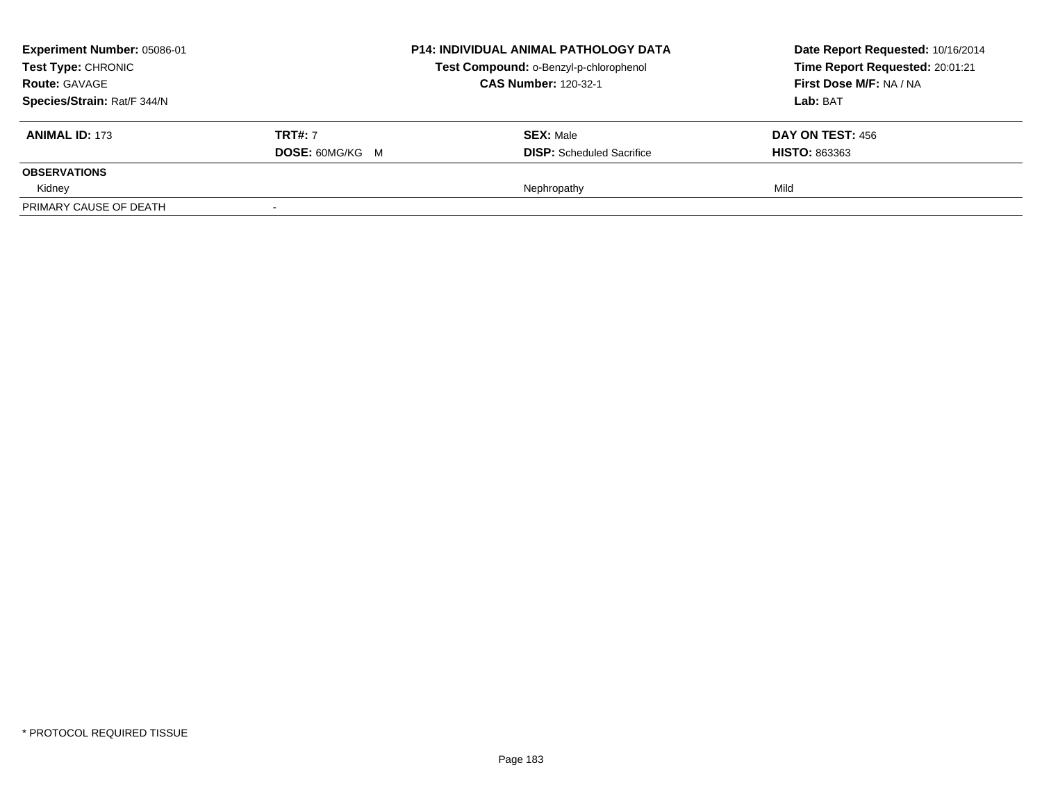**Experiment Number:** 05086-01
**Test Type:** CHRONIC
**Route:** GAVAGE
**Species/Strain:** Rat/F 344/N

**P14: INDIVIDUAL ANIMAL PATHOLOGY DATA**
**Test Compound:** o-Benzyl-p-chlorophenol
**CAS Number:** 120-32-1

**Date Report Requested:** 10/16/2014
**Time Report Requested:** 20:01:21
**First Dose M/F:** NA / NA
**Lab:** BAT

| **ANIMAL ID:** 173 | **TRT#:** 7 | **SEX:** Male | **DAY ON TEST:** 456 |
|---|---|---|---|
| | **DOSE:** 60MG/KG M | **DISP:** Scheduled Sacrifice | **HISTO:** 863363 |
| **OBSERVATIONS** | | | |
| Kidney | | Nephropathy | Mild |
| PRIMARY CAUSE OF DEATH | - | | |

* PROTOCOL REQUIRED TISSUE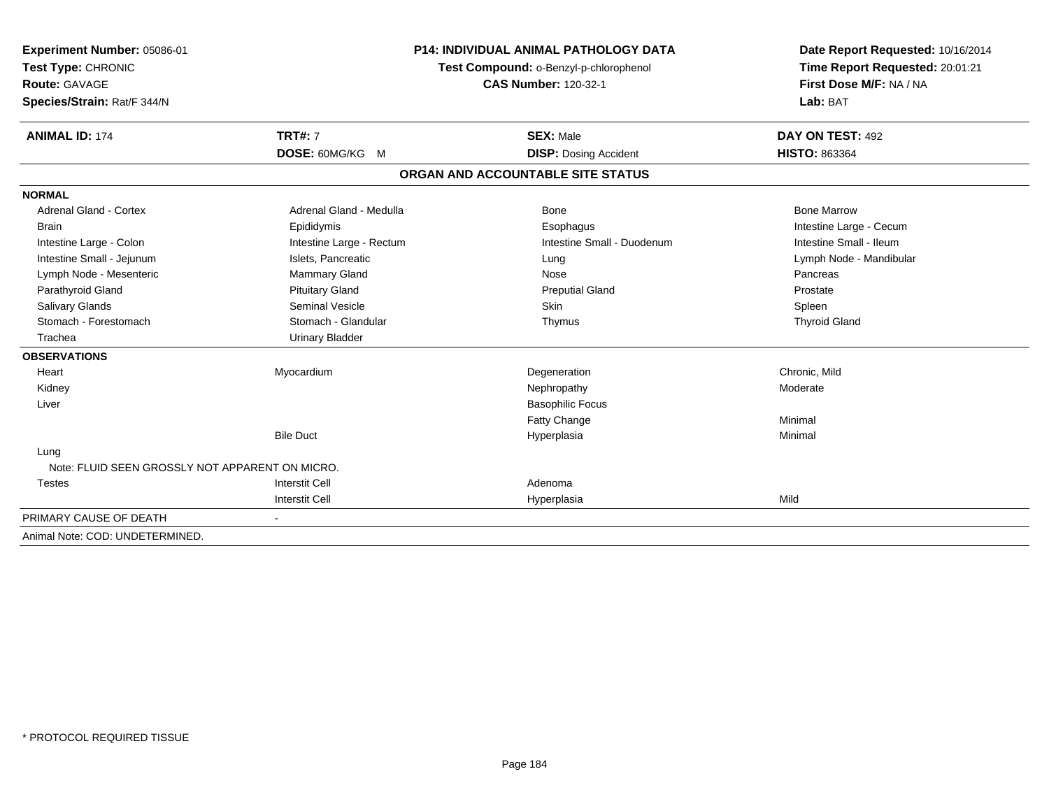**Experiment Number:** 05086-01
**Test Type:** CHRONIC
**Route:** GAVAGE
**Species/Strain:** Rat/F 344/N

**P14: INDIVIDUAL ANIMAL PATHOLOGY DATA**
**Test Compound:** o-Benzyl-p-chlorophenol
**CAS Number:** 120-32-1

**Date Report Requested:** 10/16/2014
**Time Report Requested:** 20:01:21
**First Dose M/F:** NA / NA
**Lab:** BAT

| **ANIMAL ID:** 174 | **TRT#:** 7 | **SEX:** Male | **DAY ON TEST:** 492 |
|---|---|---|---|
| | **DOSE:** 60MG/KG M | **DISP:** Dosing Accident | **HISTO:** 863364 |

## ORGAN AND ACCOUNTABLE SITE STATUS

**NORMAL**

| | | | |
|---|---|---|---|
| Adrenal Gland - Cortex | Adrenal Gland - Medulla | Bone | Bone Marrow |
| Brain | Epididymis | Esophagus | Intestine Large - Cecum |
| Intestine Large - Colon | Intestine Large - Rectum | Intestine Small - Duodenum | Intestine Small - Ileum |
| Intestine Small - Jejunum | Islets, Pancreatic | Lung | Lymph Node - Mandibular |
| Lymph Node - Mesenteric | Mammary Gland | Nose | Pancreas |
| Parathyroid Gland | Pituitary Gland | Preputial Gland | Prostate |
| Salivary Glands | Seminal Vesicle | Skin | Spleen |
| Stomach - Forestomach | Stomach - Glandular | Thymus | Thyroid Gland |
| Trachea | Urinary Bladder | | |

**OBSERVATIONS**

| | | | |
|---|---|---|---|
| Heart | Myocardium | Degeneration | Chronic, Mild |
| Kidney | | Nephropathy | Moderate |
| Liver | | Basophilic Focus | |
| | | Fatty Change | Minimal |
| | Bile Duct | Hyperplasia | Minimal |
| Lung | | | |
| Note: FLUID SEEN GROSSLY NOT APPARENT ON MICRO. | | | |
| Testes | Interstit Cell | Adenoma | |
| | Interstit Cell | Hyperplasia | Mild |

PRIMARY CAUSE OF DEATH -

Animal Note: COD: UNDETERMINED.

* PROTOCOL REQUIRED TISSUE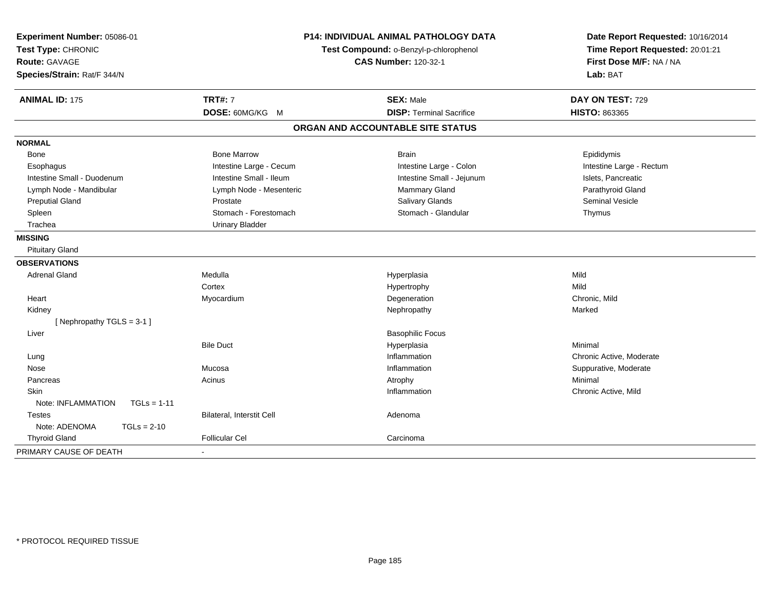**Experiment Number:** 05086-01
**Test Type:** CHRONIC
**Route:** GAVAGE
**Species/Strain:** Rat/F 344/N

**P14: INDIVIDUAL ANIMAL PATHOLOGY DATA**
**Test Compound:** o-Benzyl-p-chlorophenol
**CAS Number:** 120-32-1

**Date Report Requested:** 10/16/2014
**Time Report Requested:** 20:01:21
**First Dose M/F:** NA / NA
**Lab:** BAT

| **ANIMAL ID:** 175 | **TRT#:** 7 | **SEX:** Male | **DAY ON TEST:** 729 |
|---|---|---|---|
| | **DOSE:** 60MG/KG M | **DISP:** Terminal Sacrifice | **HISTO:** 863365 |

## ORGAN AND ACCOUNTABLE SITE STATUS

| | | | |
|---|---|---|---|
| **NORMAL** | | | |
| Bone | Bone Marrow | Brain | Epididymis |
| Esophagus | Intestine Large - Cecum | Intestine Large - Colon | Intestine Large - Rectum |
| Intestine Small - Duodenum | Intestine Small - Ileum | Intestine Small - Jejunum | Islets, Pancreatic |
| Lymph Node - Mandibular | Lymph Node - Mesenteric | Mammary Gland | Parathyroid Gland |
| Preputial Gland | Prostate | Salivary Glands | Seminal Vesicle |
| Spleen | Stomach - Forestomach | Stomach - Glandular | Thymus |
| Trachea | Urinary Bladder | | |
| **MISSING** | | | |
| Pituitary Gland | | | |
| **OBSERVATIONS** | | | |
| Adrenal Gland | Medulla | Hyperplasia | Mild |
| | Cortex | Hypertrophy | Mild |
| Heart | Myocardium | Degeneration | Chronic, Mild |
| Kidney | | Nephropathy | Marked |
| [ Nephropathy TGLS = 3-1 ] | | | |
| Liver | | Basophilic Focus | |
| | Bile Duct | Hyperplasia | Minimal |
| Lung | | Inflammation | Chronic Active, Moderate |
| Nose | Mucosa | Inflammation | Suppurative, Moderate |
| Pancreas | Acinus | Atrophy | Minimal |
| Skin | | Inflammation | Chronic Active, Mild |
| Note: INFLAMMATION TGLs = 1-11 | | | |
| Testes | Bilateral, Interstit Cell | Adenoma | |
| Note: ADENOMA TGLs = 2-10 | | | |
| Thyroid Gland | Follicular Cel | Carcinoma | |
| PRIMARY CAUSE OF DEATH | - | | |

\* PROTOCOL REQUIRED TISSUE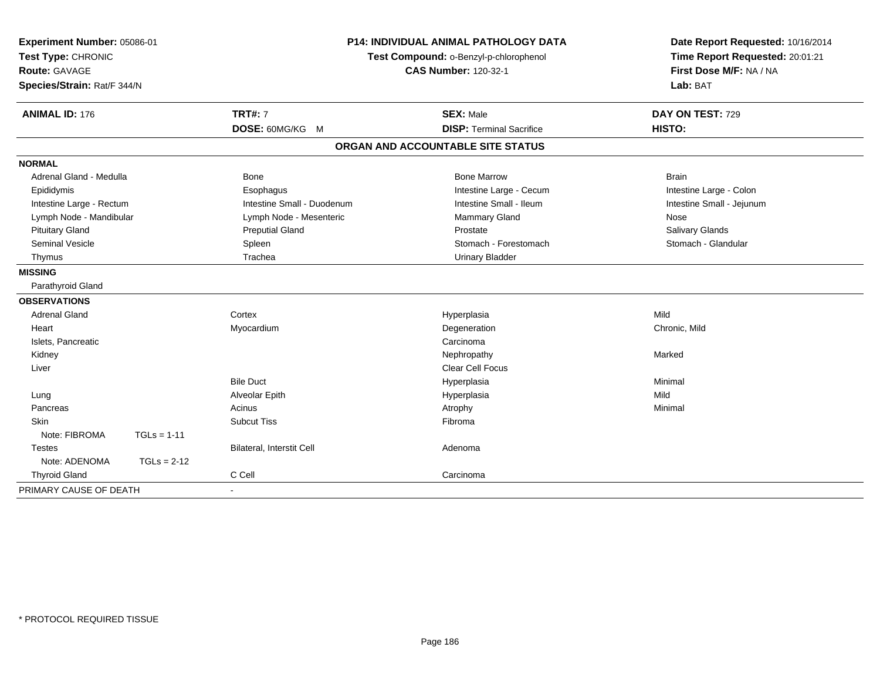**Experiment Number:** 05086-01
**Test Type:** CHRONIC
**Route:** GAVAGE
**Species/Strain:** Rat/F 344/N

**P14: INDIVIDUAL ANIMAL PATHOLOGY DATA**
**Test Compound:** o-Benzyl-p-chlorophenol
**CAS Number:** 120-32-1

**Date Report Requested:** 10/16/2014
**Time Report Requested:** 20:01:21
**First Dose M/F:** NA / NA
**Lab:** BAT

| **ANIMAL ID:** 176 | **TRT#:** 7 | **SEX:** Male | **DAY ON TEST:** 729 |
|---|---|---|---|
| | **DOSE:** 60MG/KG M | **DISP:** Terminal Sacrifice | **HISTO:** |

## ORGAN AND ACCOUNTABLE SITE STATUS

**NORMAL**

| | | | |
|---|---|---|---|
| Adrenal Gland - Medulla | Bone | Bone Marrow | Brain |
| Epididymis | Esophagus | Intestine Large - Cecum | Intestine Large - Colon |
| Intestine Large - Rectum | Intestine Small - Duodenum | Intestine Small - Ileum | Intestine Small - Jejunum |
| Lymph Node - Mandibular | Lymph Node - Mesenteric | Mammary Gland | Nose |
| Pituitary Gland | Preputial Gland | Prostate | Salivary Glands |
| Seminal Vesicle | Spleen | Stomach - Forestomach | Stomach - Glandular |
| Thymus | Trachea | Urinary Bladder | |

**MISSING**

Parathyroid Gland

**OBSERVATIONS**

| | | | |
|---|---|---|---|
| Adrenal Gland | Cortex | Hyperplasia | Mild |
| Heart | Myocardium | Degeneration | Chronic, Mild |
| Islets, Pancreatic | | Carcinoma | |
| Kidney | | Nephropathy | Marked |
| Liver | | Clear Cell Focus | |
| | Bile Duct | Hyperplasia | Minimal |
| Lung | Alveolar Epith | Hyperplasia | Mild |
| Pancreas | Acinus | Atrophy | Minimal |
| Skin | Subcut Tiss | Fibroma | |
| Note: FIBROMA TGLs = 1-11 | | | |
| Testes | Bilateral, Interstit Cell | Adenoma | |
| Note: ADENOMA TGLs = 2-12 | | | |
| Thyroid Gland | C Cell | Carcinoma | |

PRIMARY CAUSE OF DEATH -

\* PROTOCOL REQUIRED TISSUE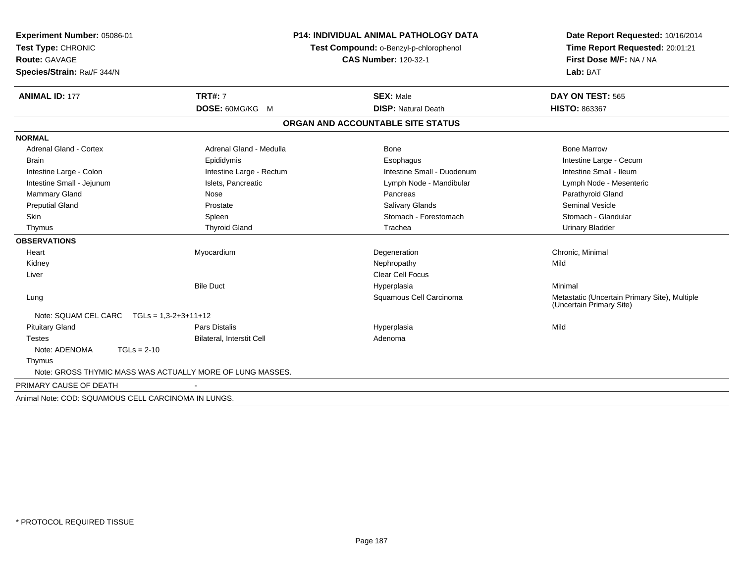**Experiment Number:** 05086-01
**Test Type:** CHRONIC
**Route:** GAVAGE
**Species/Strain:** Rat/F 344/N

**P14: INDIVIDUAL ANIMAL PATHOLOGY DATA**
**Test Compound:** o-Benzyl-p-chlorophenol
**CAS Number:** 120-32-1

**Date Report Requested:** 10/16/2014
**Time Report Requested:** 20:01:21
**First Dose M/F:** NA / NA
**Lab:** BAT

| **ANIMAL ID:** 177 | **TRT#:** 7 | **SEX:** Male | **DAY ON TEST:** 565 |
|---|---|---|---|
| | **DOSE:** 60MG/KG M | **DISP:** Natural Death | **HISTO:** 863367 |

## ORGAN AND ACCOUNTABLE SITE STATUS

| | | | |
|---|---|---|---|
| **NORMAL** | | | |
| Adrenal Gland - Cortex | Adrenal Gland - Medulla | Bone | Bone Marrow |
| Brain | Epididymis | Esophagus | Intestine Large - Cecum |
| Intestine Large - Colon | Intestine Large - Rectum | Intestine Small - Duodenum | Intestine Small - Ileum |
| Intestine Small - Jejunum | Islets, Pancreatic | Lymph Node - Mandibular | Lymph Node - Mesenteric |
| Mammary Gland | Nose | Pancreas | Parathyroid Gland |
| Preputial Gland | Prostate | Salivary Glands | Seminal Vesicle |
| Skin | Spleen | Stomach - Forestomach | Stomach - Glandular |
| Thymus | Thyroid Gland | Trachea | Urinary Bladder |
| **OBSERVATIONS** | | | |
| Heart | Myocardium | Degeneration | Chronic, Minimal |
| Kidney | | Nephropathy | Mild |
| Liver | | Clear Cell Focus | |
| | Bile Duct | Hyperplasia | Minimal |
| Lung | | Squamous Cell Carcinoma | Metastatic (Uncertain Primary Site), Multiple (Uncertain Primary Site) |
| Note: SQUAM CEL CARC TGLs = 1,3-2+3+11+12 | | | |
| Pituitary Gland | Pars Distalis | Hyperplasia | Mild |
| Testes | Bilateral, Interstit Cell | Adenoma | |
| Note: ADENOMA TGLs = 2-10 | | | |
| Thymus | | | |
| Note: GROSS THYMIC MASS WAS ACTUALLY MORE OF LUNG MASSES. | | | |
| PRIMARY CAUSE OF DEATH | - | | |
| Animal Note: COD: SQUAMOUS CELL CARCINOMA IN LUNGS. | | | |

* PROTOCOL REQUIRED TISSUE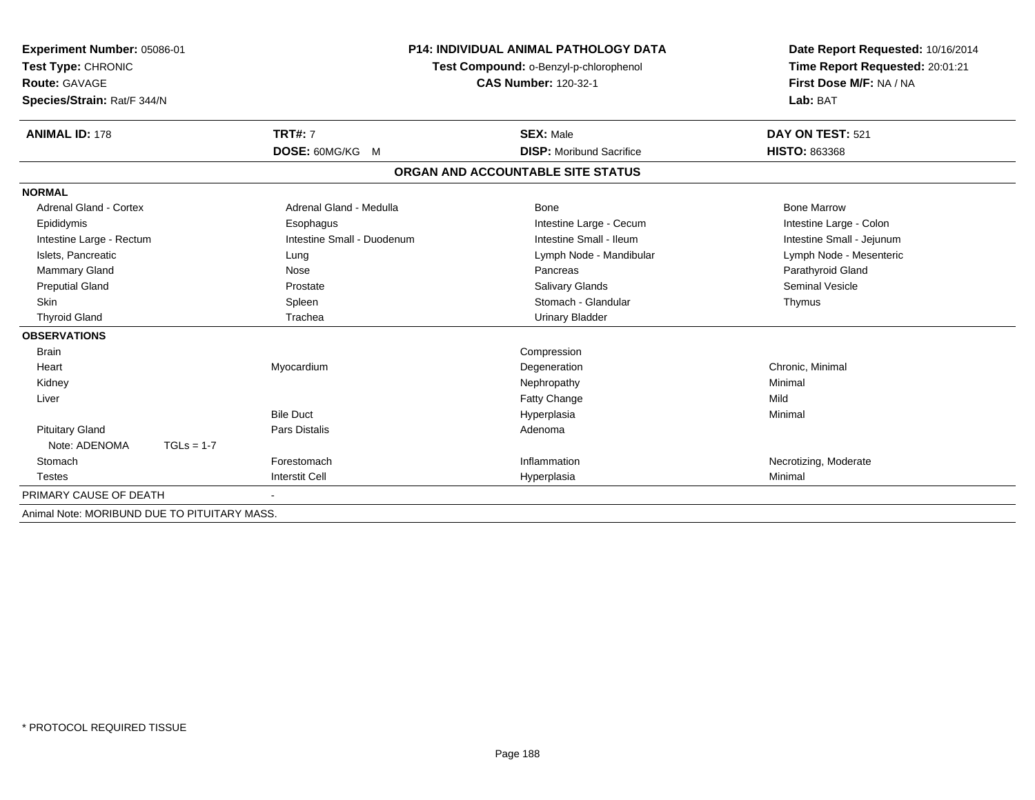**Experiment Number:** 05086-01
**Test Type:** CHRONIC
**Route:** GAVAGE
**Species/Strain:** Rat/F 344/N

**P14: INDIVIDUAL ANIMAL PATHOLOGY DATA**
**Test Compound:** o-Benzyl-p-chlorophenol
**CAS Number:** 120-32-1

**Date Report Requested:** 10/16/2014
**Time Report Requested:** 20:01:21
**First Dose M/F:** NA / NA
**Lab:** BAT

| **ANIMAL ID:** 178 | **TRT#:** 7 | **SEX:** Male | **DAY ON TEST:** 521 |
|---|---|---|---|
| | **DOSE:** 60MG/KG M | **DISP:** Moribund Sacrifice | **HISTO:** 863368 |

## ORGAN AND ACCOUNTABLE SITE STATUS

**NORMAL**

| | | | |
|---|---|---|---|
| Adrenal Gland - Cortex | Adrenal Gland - Medulla | Bone | Bone Marrow |
| Epididymis | Esophagus | Intestine Large - Cecum | Intestine Large - Colon |
| Intestine Large - Rectum | Intestine Small - Duodenum | Intestine Small - Ileum | Intestine Small - Jejunum |
| Islets, Pancreatic | Lung | Lymph Node - Mandibular | Lymph Node - Mesenteric |
| Mammary Gland | Nose | Pancreas | Parathyroid Gland |
| Preputial Gland | Prostate | Salivary Glands | Seminal Vesicle |
| Skin | Spleen | Stomach - Glandular | Thymus |
| Thyroid Gland | Trachea | Urinary Bladder | |

**OBSERVATIONS**

| | | | |
|---|---|---|---|
| Brain | | Compression | |
| Heart | Myocardium | Degeneration | Chronic, Minimal |
| Kidney | | Nephropathy | Minimal |
| Liver | | Fatty Change | Mild |
| | Bile Duct | Hyperplasia | Minimal |
| Pituitary Gland | Pars Distalis | Adenoma | |
| Note: ADENOMA TGLs = 1-7 | | | |
| Stomach | Forestomach | Inflammation | Necrotizing, Moderate |
| Testes | Interstit Cell | Hyperplasia | Minimal |

PRIMARY CAUSE OF DEATH -

Animal Note: MORIBUND DUE TO PITUITARY MASS.

* PROTOCOL REQUIRED TISSUE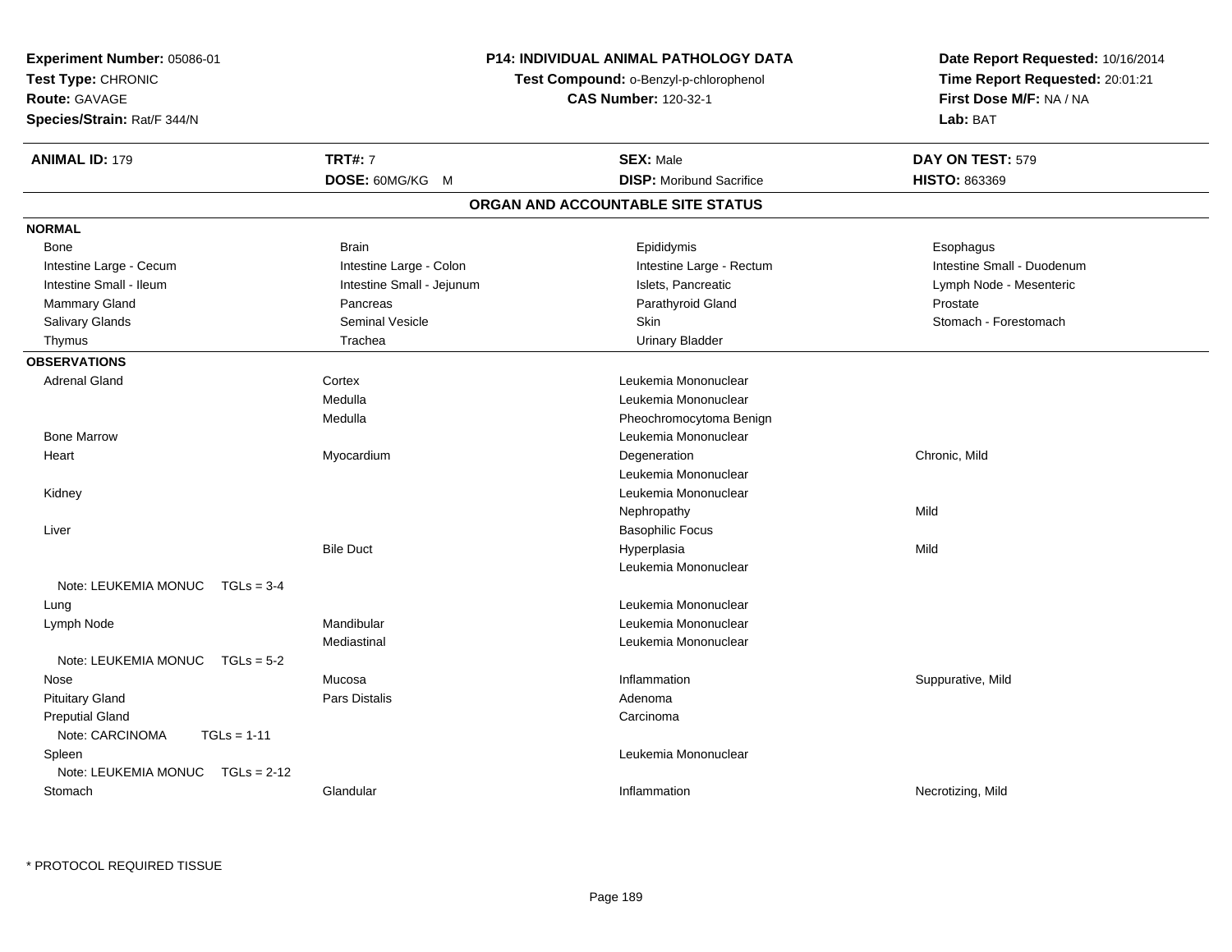**Experiment Number:** 05086-01
**Test Type:** CHRONIC
**Route:** GAVAGE
**Species/Strain:** Rat/F 344/N

**P14: INDIVIDUAL ANIMAL PATHOLOGY DATA**
**Test Compound:** o-Benzyl-p-chlorophenol
**CAS Number:** 120-32-1

**Date Report Requested:** 10/16/2014
**Time Report Requested:** 20:01:21
**First Dose M/F:** NA / NA
**Lab:** BAT

| **ANIMAL ID:** 179 | **TRT#:** 7 | **SEX:** Male | **DAY ON TEST:** 579 |
|---|---|---|---|
| | **DOSE:** 60MG/KG M | **DISP:** Moribund Sacrifice | **HISTO:** 863369 |

## ORGAN AND ACCOUNTABLE SITE STATUS

**NORMAL**

| | | | |
|---|---|---|---|
| Bone | Brain | Epididymis | Esophagus |
| Intestine Large - Cecum | Intestine Large - Colon | Intestine Large - Rectum | Intestine Small - Duodenum |
| Intestine Small - Ileum | Intestine Small - Jejunum | Islets, Pancreatic | Lymph Node - Mesenteric |
| Mammary Gland | Pancreas | Parathyroid Gland | Prostate |
| Salivary Glands | Seminal Vesicle | Skin | Stomach - Forestomach |
| Thymus | Trachea | Urinary Bladder | |

**OBSERVATIONS**

| | | | |
|---|---|---|---|
| Adrenal Gland | Cortex | Leukemia Mononuclear | |
| | Medulla | Leukemia Mononuclear | |
| | Medulla | Pheochromocytoma Benign | |
| Bone Marrow | | Leukemia Mononuclear | |
| Heart | Myocardium | Degeneration | Chronic, Mild |
| | | Leukemia Mononuclear | |
| Kidney | | Leukemia Mononuclear | |
| | | Nephropathy | Mild |
| Liver | | Basophilic Focus | |
| | Bile Duct | Hyperplasia | Mild |
| | | Leukemia Mononuclear | |
| Note: LEUKEMIA MONUC TGLs = 3-4 | | | |
| Lung | | Leukemia Mononuclear | |
| Lymph Node | Mandibular | Leukemia Mononuclear | |
| | Mediastinal | Leukemia Mononuclear | |
| Note: LEUKEMIA MONUC TGLs = 5-2 | | | |
| Nose | Mucosa | Inflammation | Suppurative, Mild |
| Pituitary Gland | Pars Distalis | Adenoma | |
| Preputial Gland | | Carcinoma | |
| Note: CARCINOMA TGLs = 1-11 | | | |
| Spleen | | Leukemia Mononuclear | |
| Note: LEUKEMIA MONUC TGLs = 2-12 | | | |
| Stomach | Glandular | Inflammation | Necrotizing, Mild |

* PROTOCOL REQUIRED TISSUE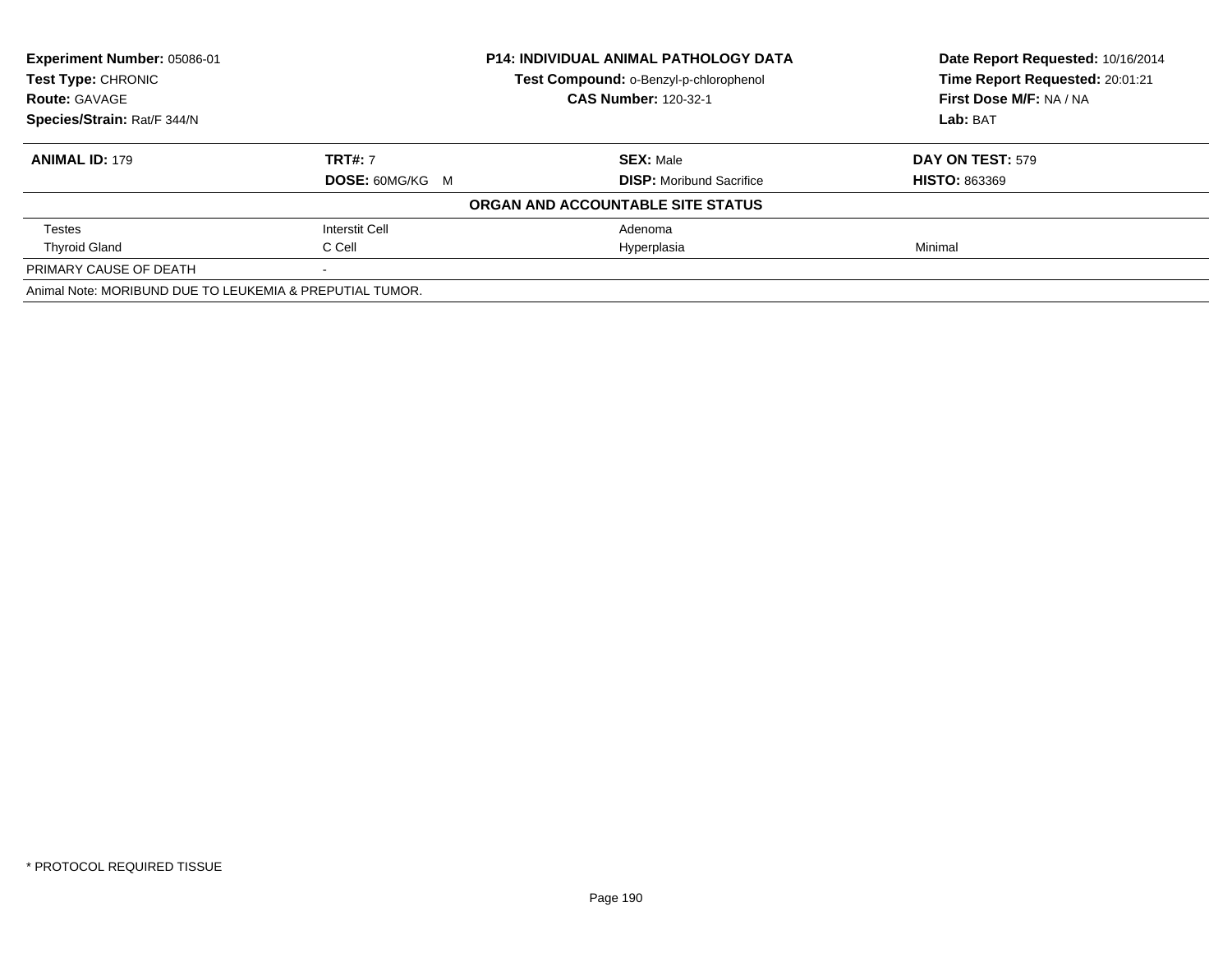| Experiment Number: 05086-01 | P14: INDIVIDUAL ANIMAL PATHOLOGY DATA | Date Report Requested: 10/16/2014 |
|---|---|---|
| Test Type: CHRONIC | Test Compound: o-Benzyl-p-chlorophenol | Time Report Requested: 20:01:21 |
| Route: GAVAGE | CAS Number: 120-32-1 | First Dose M/F: NA / NA |
| Species/Strain: Rat/F 344/N | | Lab: BAT |

| ANIMAL ID: 179 | TRT#: 7 | SEX: Male | DAY ON TEST: 579 |
|---|---|---|---|
| | DOSE: 60MG/KG M | DISP: Moribund Sacrifice | HISTO: 863369 |
| **ORGAN AND ACCOUNTABLE SITE STATUS** | | | |
| Testes | Interstit Cell | Adenoma | |
| Thyroid Gland | C Cell | Hyperplasia | Minimal |
| PRIMARY CAUSE OF DEATH | - | | |
| Animal Note: MORIBUND DUE TO LEUKEMIA & PREPUTIAL TUMOR. | | | |

* PROTOCOL REQUIRED TISSUE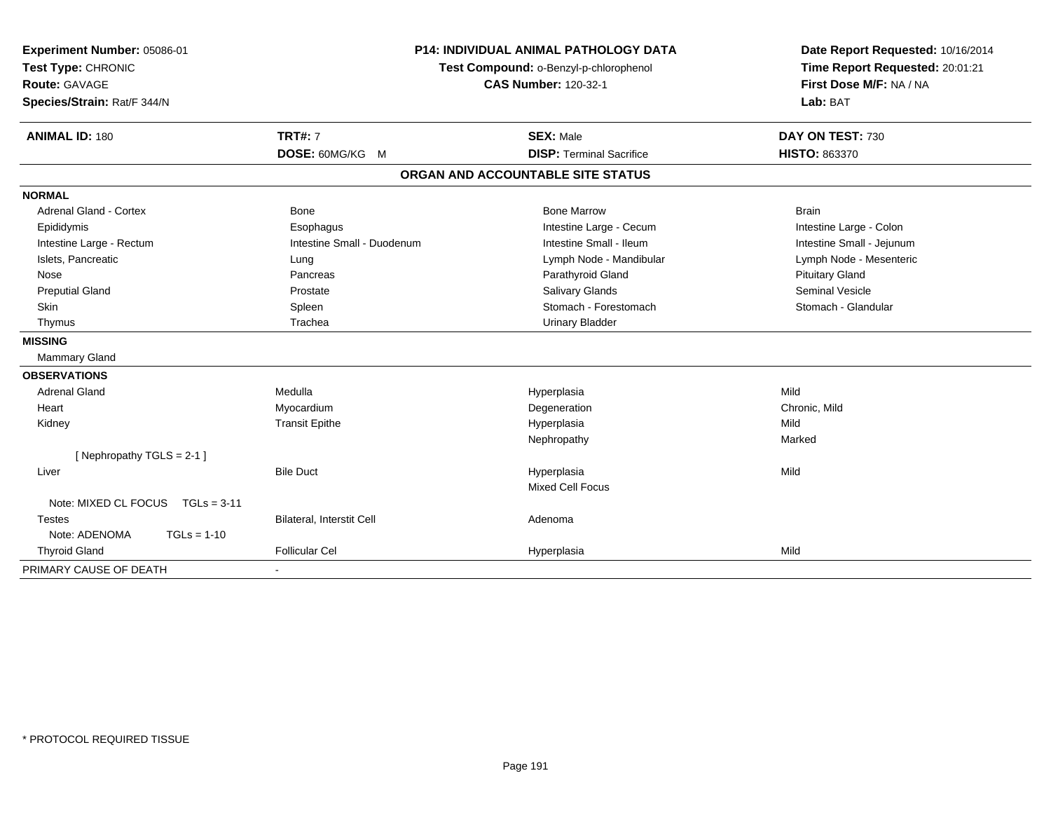**Experiment Number:** 05086-01
**Test Type:** CHRONIC
**Route:** GAVAGE
**Species/Strain:** Rat/F 344/N

**P14: INDIVIDUAL ANIMAL PATHOLOGY DATA**
**Test Compound:** o-Benzyl-p-chlorophenol
**CAS Number:** 120-32-1

**Date Report Requested:** 10/16/2014
**Time Report Requested:** 20:01:21
**First Dose M/F:** NA / NA
**Lab:** BAT

| **ANIMAL ID:** 180 | **TRT#:** 7 | **SEX:** Male | **DAY ON TEST:** 730 |
|---|---|---|---|
| | **DOSE:** 60MG/KG M | **DISP:** Terminal Sacrifice | **HISTO:** 863370 |

## ORGAN AND ACCOUNTABLE SITE STATUS

**NORMAL**

| | | | |
|---|---|---|---|
| Adrenal Gland - Cortex | Bone | Bone Marrow | Brain |
| Epididymis | Esophagus | Intestine Large - Cecum | Intestine Large - Colon |
| Intestine Large - Rectum | Intestine Small - Duodenum | Intestine Small - Ileum | Intestine Small - Jejunum |
| Islets, Pancreatic | Lung | Lymph Node - Mandibular | Lymph Node - Mesenteric |
| Nose | Pancreas | Parathyroid Gland | Pituitary Gland |
| Preputial Gland | Prostate | Salivary Glands | Seminal Vesicle |
| Skin | Spleen | Stomach - Forestomach | Stomach - Glandular |
| Thymus | Trachea | Urinary Bladder | |

**MISSING**

Mammary Gland

**OBSERVATIONS**

| | | | |
|---|---|---|---|
| Adrenal Gland | Medulla | Hyperplasia | Mild |
| Heart | Myocardium | Degeneration | Chronic, Mild |
| Kidney | Transit Epithe | Hyperplasia | Mild |
| | | Nephropathy | Marked |
| [ Nephropathy TGLS = 2-1 ] | | | |
| Liver | Bile Duct | Hyperplasia | Mild |
| | | Mixed Cell Focus | |
| Note: MIXED CL FOCUS TGLs = 3-11 | | | |
| Testes | Bilateral, Interstit Cell | Adenoma | |
| Note: ADENOMA TGLs = 1-10 | | | |
| Thyroid Gland | Follicular Cel | Hyperplasia | Mild |

PRIMARY CAUSE OF DEATH -

* PROTOCOL REQUIRED TISSUE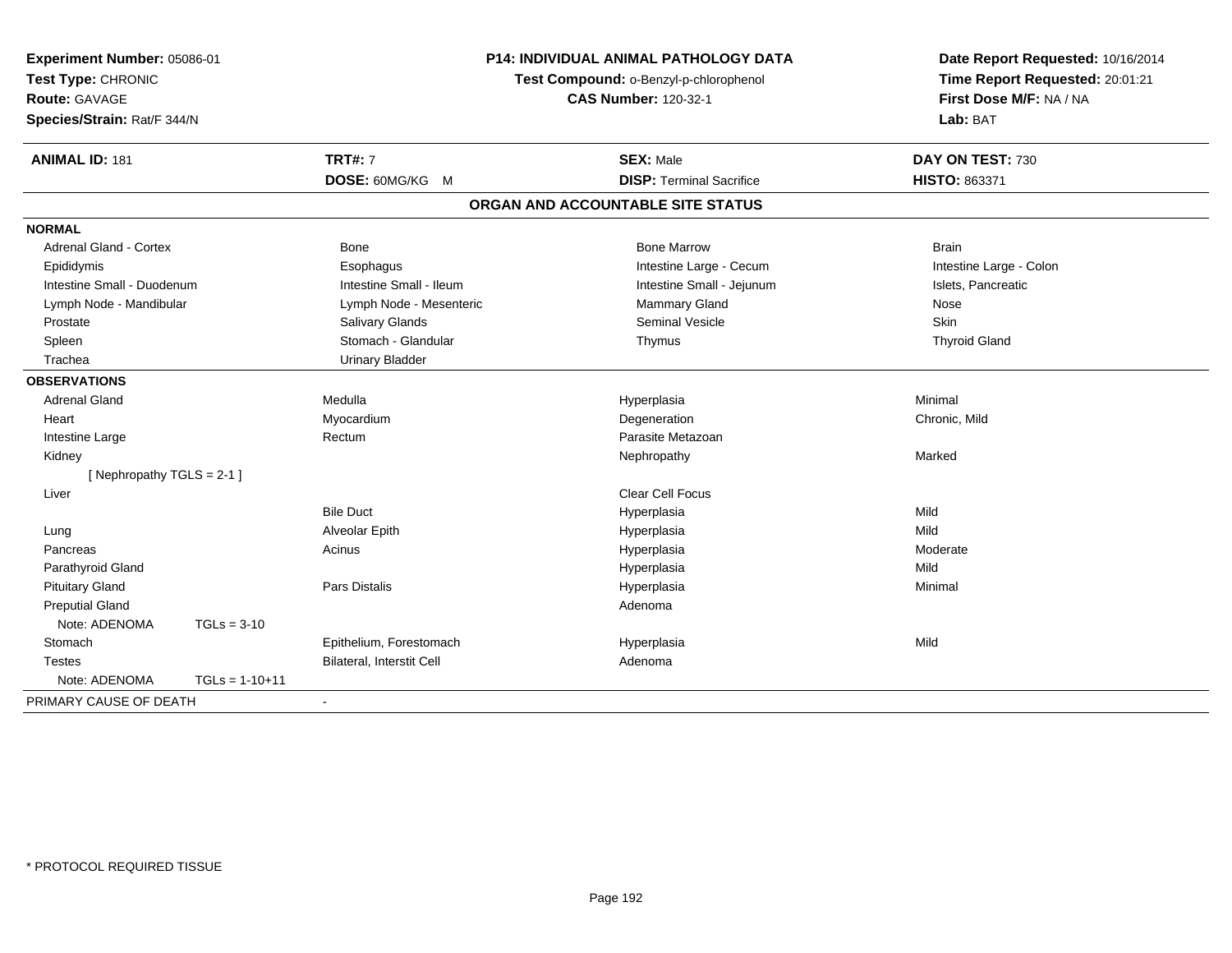**Experiment Number:** 05086-01
**Test Type:** CHRONIC
**Route:** GAVAGE
**Species/Strain:** Rat/F 344/N

**P14: INDIVIDUAL ANIMAL PATHOLOGY DATA**
**Test Compound:** o-Benzyl-p-chlorophenol
**CAS Number:** 120-32-1

**Date Report Requested:** 10/16/2014
**Time Report Requested:** 20:01:21
**First Dose M/F:** NA / NA
**Lab:** BAT

| **ANIMAL ID:** 181 | **TRT#:** 7 | **SEX:** Male | **DAY ON TEST:** 730 |
|---|---|---|---|
| | **DOSE:** 60MG/KG M | **DISP:** Terminal Sacrifice | **HISTO:** 863371 |

## ORGAN AND ACCOUNTABLE SITE STATUS

| | | | |
|---|---|---|---|
| **NORMAL** | | | |
| Adrenal Gland - Cortex | Bone | Bone Marrow | Brain |
| Epididymis | Esophagus | Intestine Large - Cecum | Intestine Large - Colon |
| Intestine Small - Duodenum | Intestine Small - Ileum | Intestine Small - Jejunum | Islets, Pancreatic |
| Lymph Node - Mandibular | Lymph Node - Mesenteric | Mammary Gland | Nose |
| Prostate | Salivary Glands | Seminal Vesicle | Skin |
| Spleen | Stomach - Glandular | Thymus | Thyroid Gland |
| Trachea | Urinary Bladder | | |
| **OBSERVATIONS** | | | |
| Adrenal Gland | Medulla | Hyperplasia | Minimal |
| Heart | Myocardium | Degeneration | Chronic, Mild |
| Intestine Large | Rectum | Parasite Metazoan | |
| Kidney | | Nephropathy | Marked |
| [ Nephropathy TGLS = 2-1 ] | | | |
| Liver | | Clear Cell Focus | |
| | Bile Duct | Hyperplasia | Mild |
| Lung | Alveolar Epith | Hyperplasia | Mild |
| Pancreas | Acinus | Hyperplasia | Moderate |
| Parathyroid Gland | | Hyperplasia | Mild |
| Pituitary Gland | Pars Distalis | Hyperplasia | Minimal |
| Preputial Gland | | Adenoma | |
| Note: ADENOMA TGLs = 3-10 | | | |
| Stomach | Epithelium, Forestomach | Hyperplasia | Mild |
| Testes | Bilateral, Interstit Cell | Adenoma | |
| Note: ADENOMA TGLs = 1-10+11 | | | |
| PRIMARY CAUSE OF DEATH | - | | |

* PROTOCOL REQUIRED TISSUE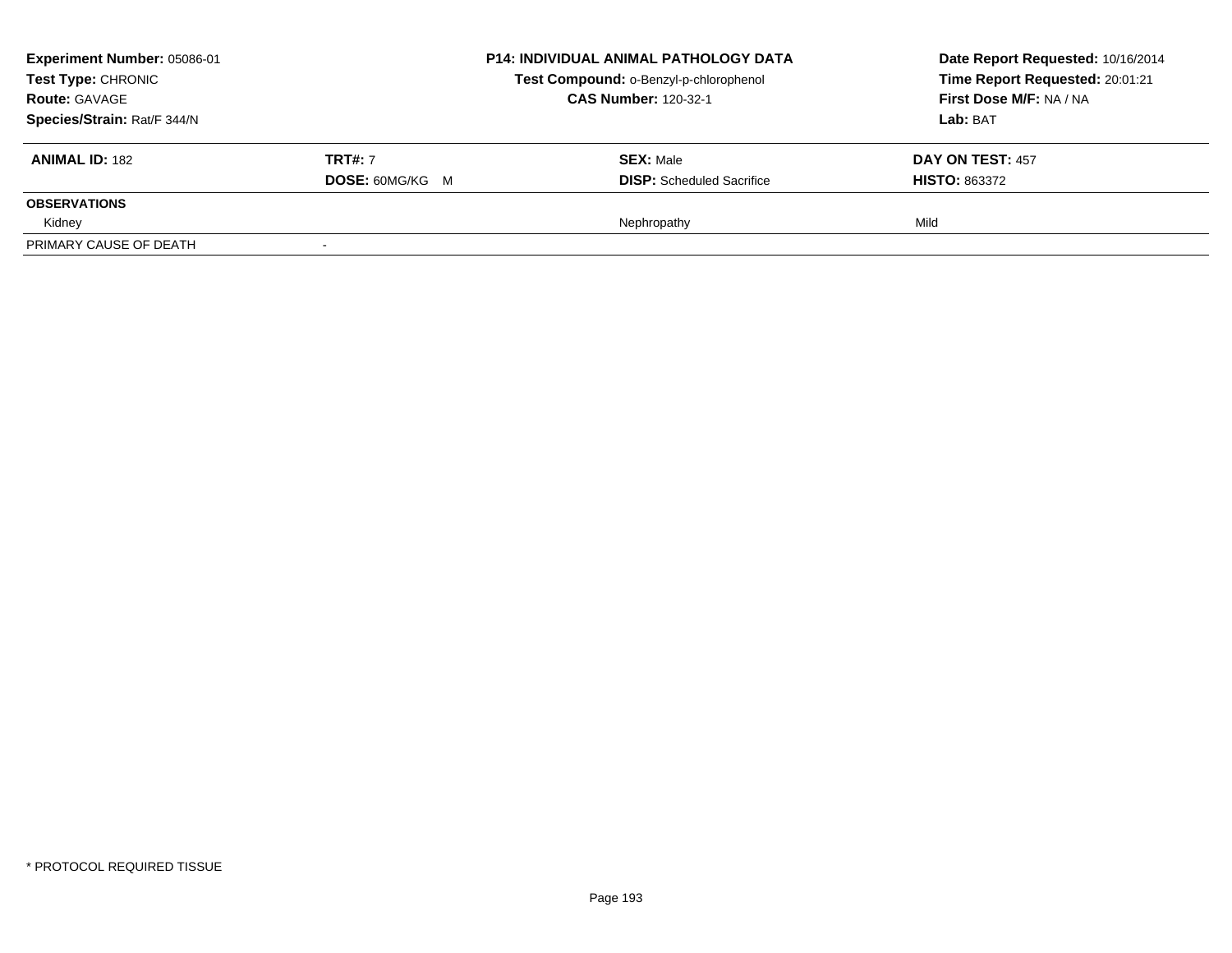**Experiment Number:** 05086-01
**Test Type:** CHRONIC
**Route:** GAVAGE
**Species/Strain:** Rat/F 344/N

**P14: INDIVIDUAL ANIMAL PATHOLOGY DATA**
**Test Compound:** o-Benzyl-p-chlorophenol
**CAS Number:** 120-32-1

**Date Report Requested:** 10/16/2014
**Time Report Requested:** 20:01:21
**First Dose M/F:** NA / NA
**Lab:** BAT

| **ANIMAL ID:** 182 | **TRT#:** 7 | **SEX:** Male | **DAY ON TEST:** 457 |
|---|---|---|---|
| | **DOSE:** 60MG/KG M | **DISP:** Scheduled Sacrifice | **HISTO:** 863372 |
| **OBSERVATIONS** | | | |
| Kidney | | Nephropathy | Mild |
| PRIMARY CAUSE OF DEATH | - | | |

* PROTOCOL REQUIRED TISSUE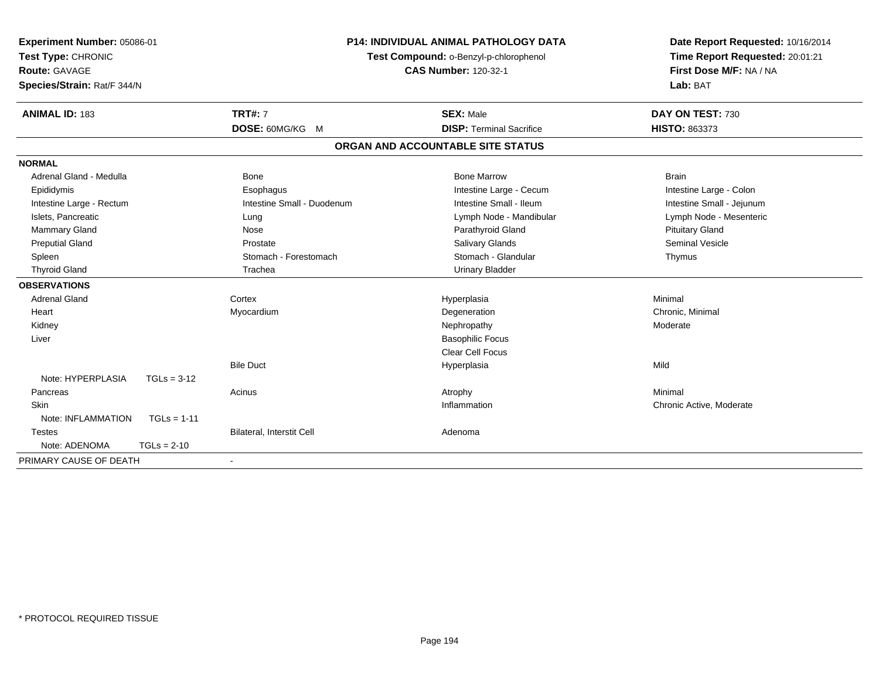**Experiment Number:** 05086-01
**Test Type:** CHRONIC
**Route:** GAVAGE
**Species/Strain:** Rat/F 344/N

**P14: INDIVIDUAL ANIMAL PATHOLOGY DATA**
**Test Compound:** o-Benzyl-p-chlorophenol
**CAS Number:** 120-32-1

**Date Report Requested:** 10/16/2014
**Time Report Requested:** 20:01:21
**First Dose M/F:** NA / NA
**Lab:** BAT

| **ANIMAL ID:** 183 | **TRT#:** 7 | **SEX:** Male | **DAY ON TEST:** 730 |
|---|---|---|---|
| | **DOSE:** 60MG/KG M | **DISP:** Terminal Sacrifice | **HISTO:** 863373 |

## ORGAN AND ACCOUNTABLE SITE STATUS

**NORMAL**

| | | | |
|---|---|---|---|
| Adrenal Gland - Medulla | Bone | Bone Marrow | Brain |
| Epididymis | Esophagus | Intestine Large - Cecum | Intestine Large - Colon |
| Intestine Large - Rectum | Intestine Small - Duodenum | Intestine Small - Ileum | Intestine Small - Jejunum |
| Islets, Pancreatic | Lung | Lymph Node - Mandibular | Lymph Node - Mesenteric |
| Mammary Gland | Nose | Parathyroid Gland | Pituitary Gland |
| Preputial Gland | Prostate | Salivary Glands | Seminal Vesicle |
| Spleen | Stomach - Forestomach | Stomach - Glandular | Thymus |
| Thyroid Gland | Trachea | Urinary Bladder | |

**OBSERVATIONS**

| | | | |
|---|---|---|---|
| Adrenal Gland | Cortex | Hyperplasia | Minimal |
| Heart | Myocardium | Degeneration | Chronic, Minimal |
| Kidney | | Nephropathy | Moderate |
| Liver | | Basophilic Focus | |
| | | Clear Cell Focus | |
| | Bile Duct | Hyperplasia | Mild |
| Note: HYPERPLASIA TGLs = 3-12 | | | |
| Pancreas | Acinus | Atrophy | Minimal |
| Skin | | Inflammation | Chronic Active, Moderate |
| Note: INFLAMMATION TGLs = 1-11 | | | |
| Testes | Bilateral, Interstit Cell | Adenoma | |
| Note: ADENOMA TGLs = 2-10 | | | |

PRIMARY CAUSE OF DEATH -

* PROTOCOL REQUIRED TISSUE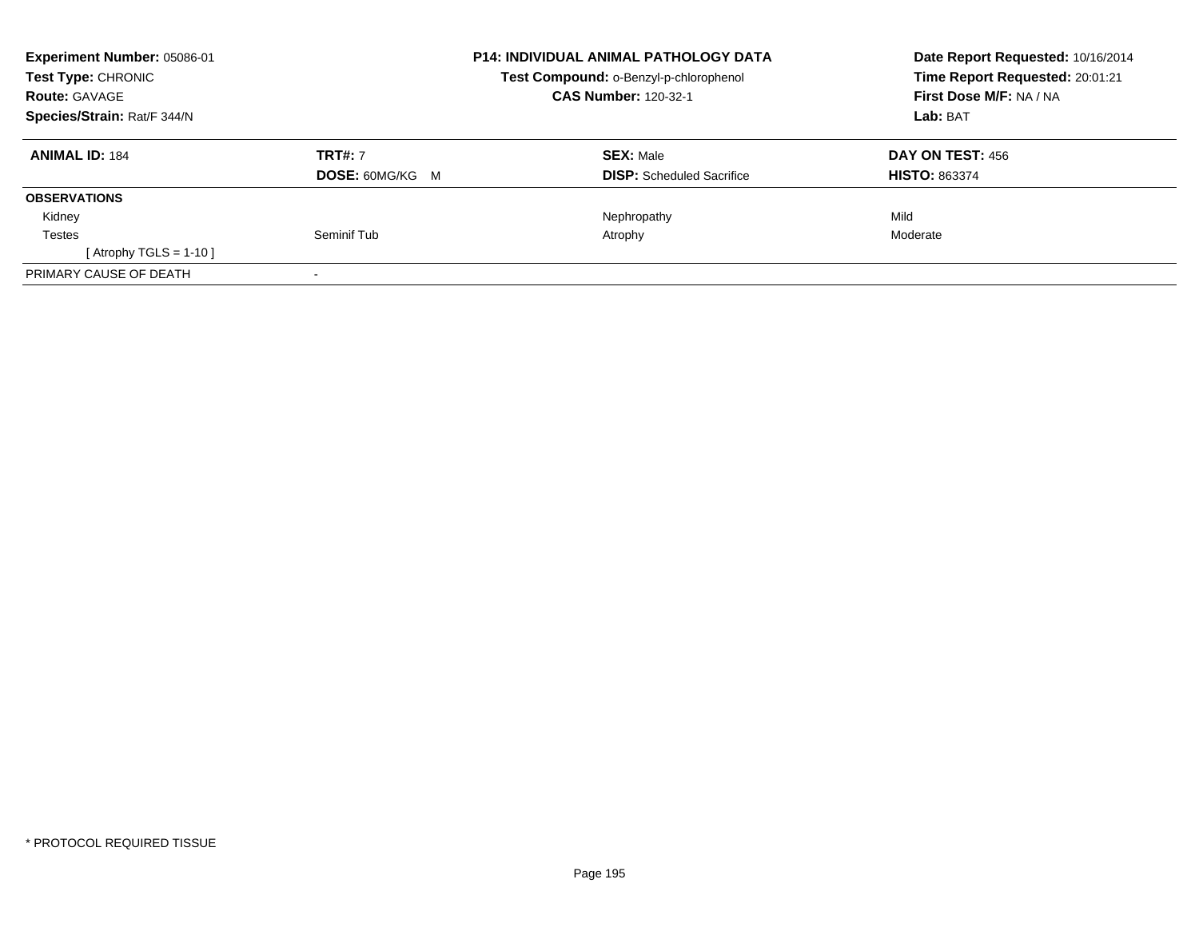**Experiment Number:** 05086-01
**Test Type:** CHRONIC
**Route:** GAVAGE
**Species/Strain:** Rat/F 344/N

**P14: INDIVIDUAL ANIMAL PATHOLOGY DATA**
**Test Compound:** o-Benzyl-p-chlorophenol
**CAS Number:** 120-32-1

**Date Report Requested:** 10/16/2014
**Time Report Requested:** 20:01:21
**First Dose M/F:** NA / NA
**Lab:** BAT

| **ANIMAL ID:** 184 | **TRT#:** 7 | **SEX:** Male | **DAY ON TEST:** 456 |
|---|---|---|---|
| | **DOSE:** 60MG/KG M | **DISP:** Scheduled Sacrifice | **HISTO:** 863374 |
| **OBSERVATIONS** | | | |
| Kidney | | Nephropathy | Mild |
| Testes | Seminif Tub | Atrophy | Moderate |
| [ Atrophy TGLS = 1-10 ] | | | |
| PRIMARY CAUSE OF DEATH | - | | |

* PROTOCOL REQUIRED TISSUE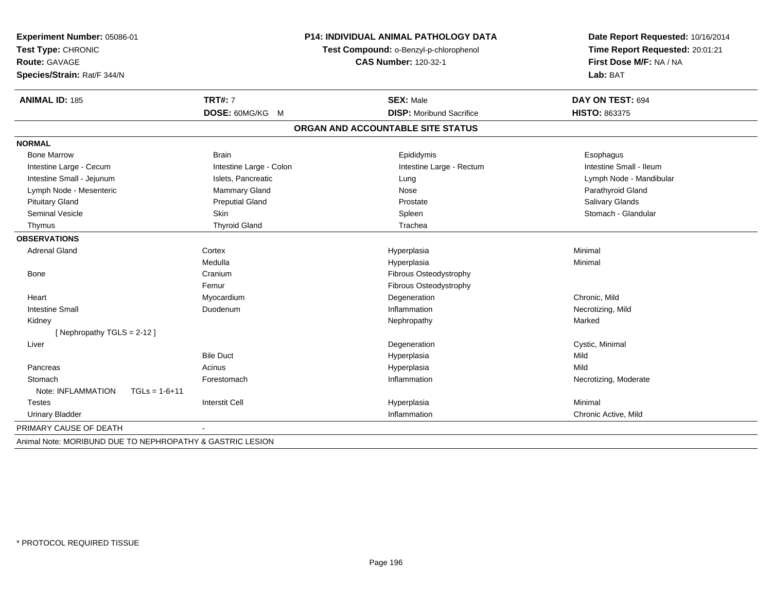**Experiment Number:** 05086-01
**Test Type:** CHRONIC
**Route:** GAVAGE
**Species/Strain:** Rat/F 344/N

**P14: INDIVIDUAL ANIMAL PATHOLOGY DATA**
**Test Compound:** o-Benzyl-p-chlorophenol
**CAS Number:** 120-32-1

**Date Report Requested:** 10/16/2014
**Time Report Requested:** 20:01:21
**First Dose M/F:** NA / NA
**Lab:** BAT

| **ANIMAL ID:** 185 | **TRT#:** 7 | **SEX:** Male | **DAY ON TEST:** 694 |
|---|---|---|---|
| | **DOSE:** 60MG/KG M | **DISP:** Moribund Sacrifice | **HISTO:** 863375 |

## ORGAN AND ACCOUNTABLE SITE STATUS

**NORMAL**

| | | | |
|---|---|---|---|
| Bone Marrow | Brain | Epididymis | Esophagus |
| Intestine Large - Cecum | Intestine Large - Colon | Intestine Large - Rectum | Intestine Small - Ileum |
| Intestine Small - Jejunum | Islets, Pancreatic | Lung | Lymph Node - Mandibular |
| Lymph Node - Mesenteric | Mammary Gland | Nose | Parathyroid Gland |
| Pituitary Gland | Preputial Gland | Prostate | Salivary Glands |
| Seminal Vesicle | Skin | Spleen | Stomach - Glandular |
| Thymus | Thyroid Gland | Trachea | |

**OBSERVATIONS**

| | | | |
|---|---|---|---|
| Adrenal Gland | Cortex | Hyperplasia | Minimal |
| | Medulla | Hyperplasia | Minimal |
| Bone | Cranium | Fibrous Osteodystrophy | |
| | Femur | Fibrous Osteodystrophy | |
| Heart | Myocardium | Degeneration | Chronic, Mild |
| Intestine Small | Duodenum | Inflammation | Necrotizing, Mild |
| Kidney | | Nephropathy | Marked |
| [ Nephropathy TGLS = 2-12 ] | | | |
| Liver | | Degeneration | Cystic, Minimal |
| | Bile Duct | Hyperplasia | Mild |
| Pancreas | Acinus | Hyperplasia | Mild |
| Stomach | Forestomach | Inflammation | Necrotizing, Moderate |
| Note: INFLAMMATION TGLs = 1-6+11 | | | |
| Testes | Interstit Cell | Hyperplasia | Minimal |
| Urinary Bladder | | Inflammation | Chronic Active, Mild |

PRIMARY CAUSE OF DEATH -

Animal Note: MORIBUND DUE TO NEPHROPATHY & GASTRIC LESION

\* PROTOCOL REQUIRED TISSUE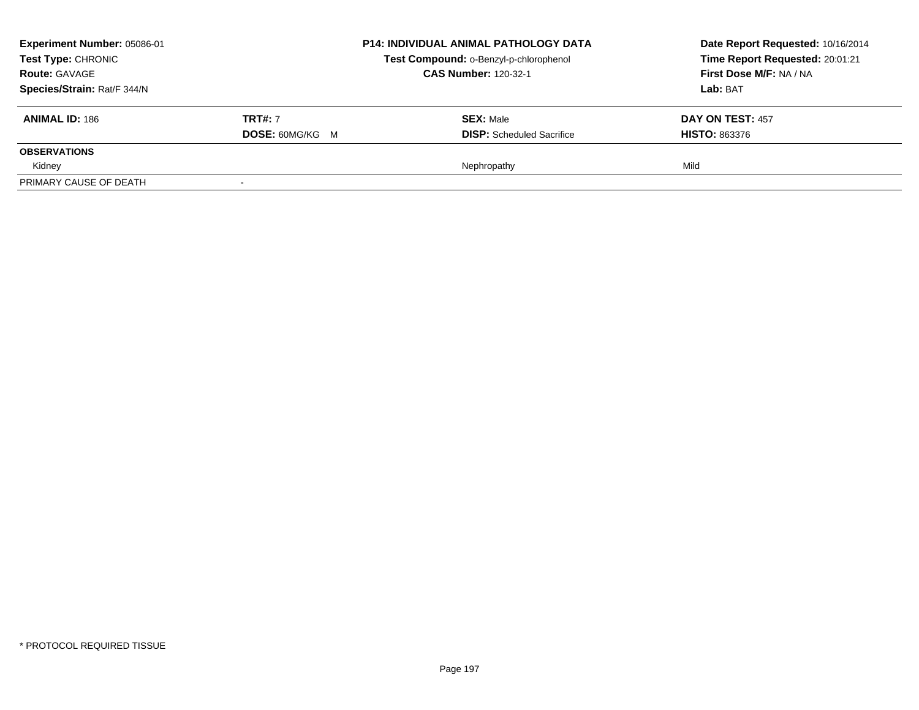| Experiment Number: 05086-01 | P14: INDIVIDUAL ANIMAL PATHOLOGY DATA | Date Report Requested: 10/16/2014 |
|---|---|---|
| Test Type: CHRONIC | Test Compound: o-Benzyl-p-chlorophenol | Time Report Requested: 20:01:21 |
| Route: GAVAGE | CAS Number: 120-32-1 | First Dose M/F: NA / NA |
| Species/Strain: Rat/F 344/N | | Lab: BAT |

| ANIMAL ID: 186 | TRT#: 7 | SEX: Male | DAY ON TEST: 457 |
|---|---|---|---|
| | DOSE: 60MG/KG M | DISP: Scheduled Sacrifice | HISTO: 863376 |
| **OBSERVATIONS** | | | |
| Kidney | | Nephropathy | Mild |
| PRIMARY CAUSE OF DEATH | - | | |

* PROTOCOL REQUIRED TISSUE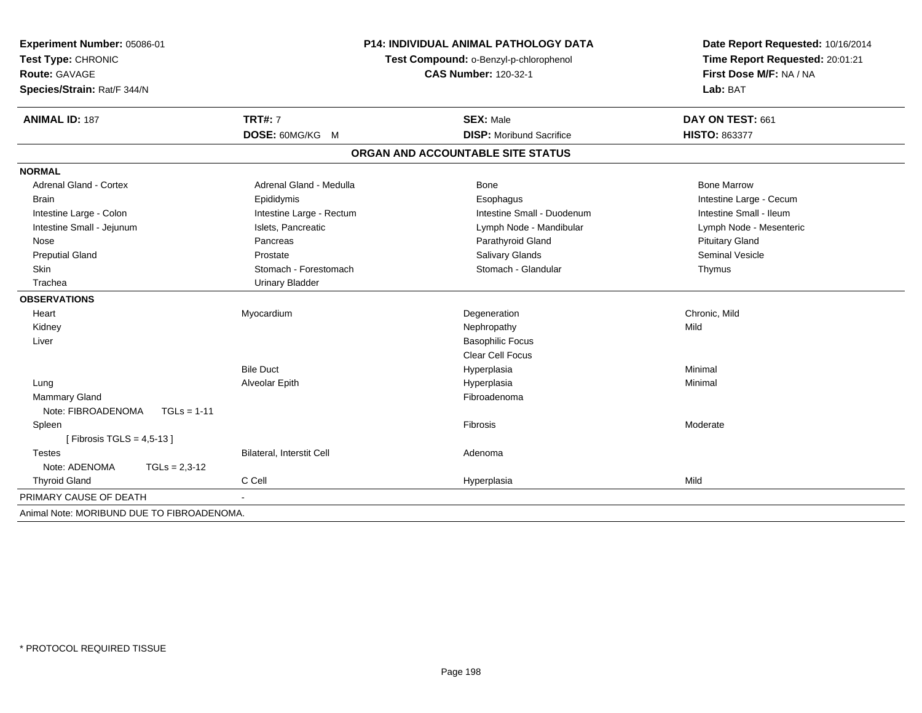**Experiment Number:** 05086-01
**Test Type:** CHRONIC
**Route:** GAVAGE
**Species/Strain:** Rat/F 344/N

**P14: INDIVIDUAL ANIMAL PATHOLOGY DATA**
**Test Compound:** o-Benzyl-p-chlorophenol
**CAS Number:** 120-32-1

**Date Report Requested:** 10/16/2014
**Time Report Requested:** 20:01:21
**First Dose M/F:** NA / NA
**Lab:** BAT

| **ANIMAL ID:** 187 | **TRT#:** 7 | **SEX:** Male | **DAY ON TEST:** 661 |
|---|---|---|---|
| | **DOSE:** 60MG/KG M | **DISP:** Moribund Sacrifice | **HISTO:** 863377 |

## ORGAN AND ACCOUNTABLE SITE STATUS

**NORMAL**

| | | | |
|---|---|---|---|
| Adrenal Gland - Cortex | Adrenal Gland - Medulla | Bone | Bone Marrow |
| Brain | Epididymis | Esophagus | Intestine Large - Cecum |
| Intestine Large - Colon | Intestine Large - Rectum | Intestine Small - Duodenum | Intestine Small - Ileum |
| Intestine Small - Jejunum | Islets, Pancreatic | Lymph Node - Mandibular | Lymph Node - Mesenteric |
| Nose | Pancreas | Parathyroid Gland | Pituitary Gland |
| Preputial Gland | Prostate | Salivary Glands | Seminal Vesicle |
| Skin | Stomach - Forestomach | Stomach - Glandular | Thymus |
| Trachea | Urinary Bladder | | |

**OBSERVATIONS**

| | | | |
|---|---|---|---|
| Heart | Myocardium | Degeneration | Chronic, Mild |
| Kidney | | Nephropathy | Mild |
| Liver | | Basophilic Focus | |
| | | Clear Cell Focus | |
| | Bile Duct | Hyperplasia | Minimal |
| Lung | Alveolar Epith | Hyperplasia | Minimal |
| Mammary Gland | | Fibroadenoma | |
| Note: FIBROADENOMA TGLs = 1-11 | | | |
| Spleen | | Fibrosis | Moderate |
| [ Fibrosis TGLS = 4,5-13 ] | | | |
| Testes | Bilateral, Interstit Cell | Adenoma | |
| Note: ADENOMA TGLs = 2,3-12 | | | |
| Thyroid Gland | C Cell | Hyperplasia | Mild |

PRIMARY CAUSE OF DEATH -

Animal Note: MORIBUND DUE TO FIBROADENOMA.

* PROTOCOL REQUIRED TISSUE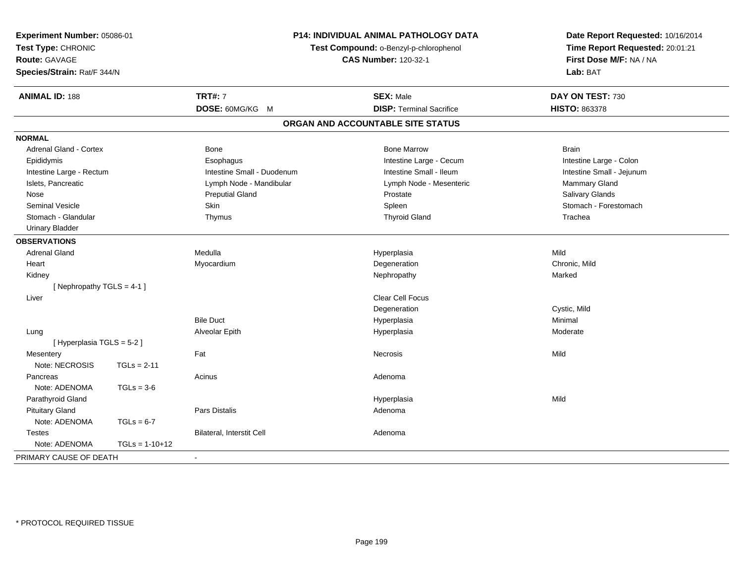**Experiment Number:** 05086-01
**Test Type:** CHRONIC
**Route:** GAVAGE
**Species/Strain:** Rat/F 344/N

**P14: INDIVIDUAL ANIMAL PATHOLOGY DATA**
**Test Compound:** o-Benzyl-p-chlorophenol
**CAS Number:** 120-32-1

**Date Report Requested:** 10/16/2014
**Time Report Requested:** 20:01:21
**First Dose M/F:** NA / NA
**Lab:** BAT

| **ANIMAL ID:** 188 | **TRT#:** 7 | **SEX:** Male | **DAY ON TEST:** 730 |
|---|---|---|---|
| | **DOSE:** 60MG/KG M | **DISP:** Terminal Sacrifice | **HISTO:** 863378 |

## ORGAN AND ACCOUNTABLE SITE STATUS

**NORMAL**

| | | | |
|---|---|---|---|
| Adrenal Gland - Cortex | Bone | Bone Marrow | Brain |
| Epididymis | Esophagus | Intestine Large - Cecum | Intestine Large - Colon |
| Intestine Large - Rectum | Intestine Small - Duodenum | Intestine Small - Ileum | Intestine Small - Jejunum |
| Islets, Pancreatic | Lymph Node - Mandibular | Lymph Node - Mesenteric | Mammary Gland |
| Nose | Preputial Gland | Prostate | Salivary Glands |
| Seminal Vesicle | Skin | Spleen | Stomach - Forestomach |
| Stomach - Glandular | Thymus | Thyroid Gland | Trachea |
| Urinary Bladder | | | |

**OBSERVATIONS**

| Organ | Site | Observation | Severity |
|---|---|---|---|
| Adrenal Gland | Medulla | Hyperplasia | Mild |
| Heart | Myocardium | Degeneration | Chronic, Mild |
| Kidney | | Nephropathy | Marked |
| [ Nephropathy TGLS = 4-1 ] | | | |
| Liver | | Clear Cell Focus | |
| | | Degeneration | Cystic, Mild |
| | Bile Duct | Hyperplasia | Minimal |
| Lung | Alveolar Epith | Hyperplasia | Moderate |
| [ Hyperplasia TGLS = 5-2 ] | | | |
| Mesentery | Fat | Necrosis | Mild |
| Note: NECROSIS TGLs = 2-11 | | | |
| Pancreas | Acinus | Adenoma | |
| Note: ADENOMA TGLs = 3-6 | | | |
| Parathyroid Gland | | Hyperplasia | Mild |
| Pituitary Gland | Pars Distalis | Adenoma | |
| Note: ADENOMA TGLs = 6-7 | | | |
| Testes | Bilateral, Interstit Cell | Adenoma | |
| Note: ADENOMA TGLs = 1-10+12 | | | |

PRIMARY CAUSE OF DEATH -

\* PROTOCOL REQUIRED TISSUE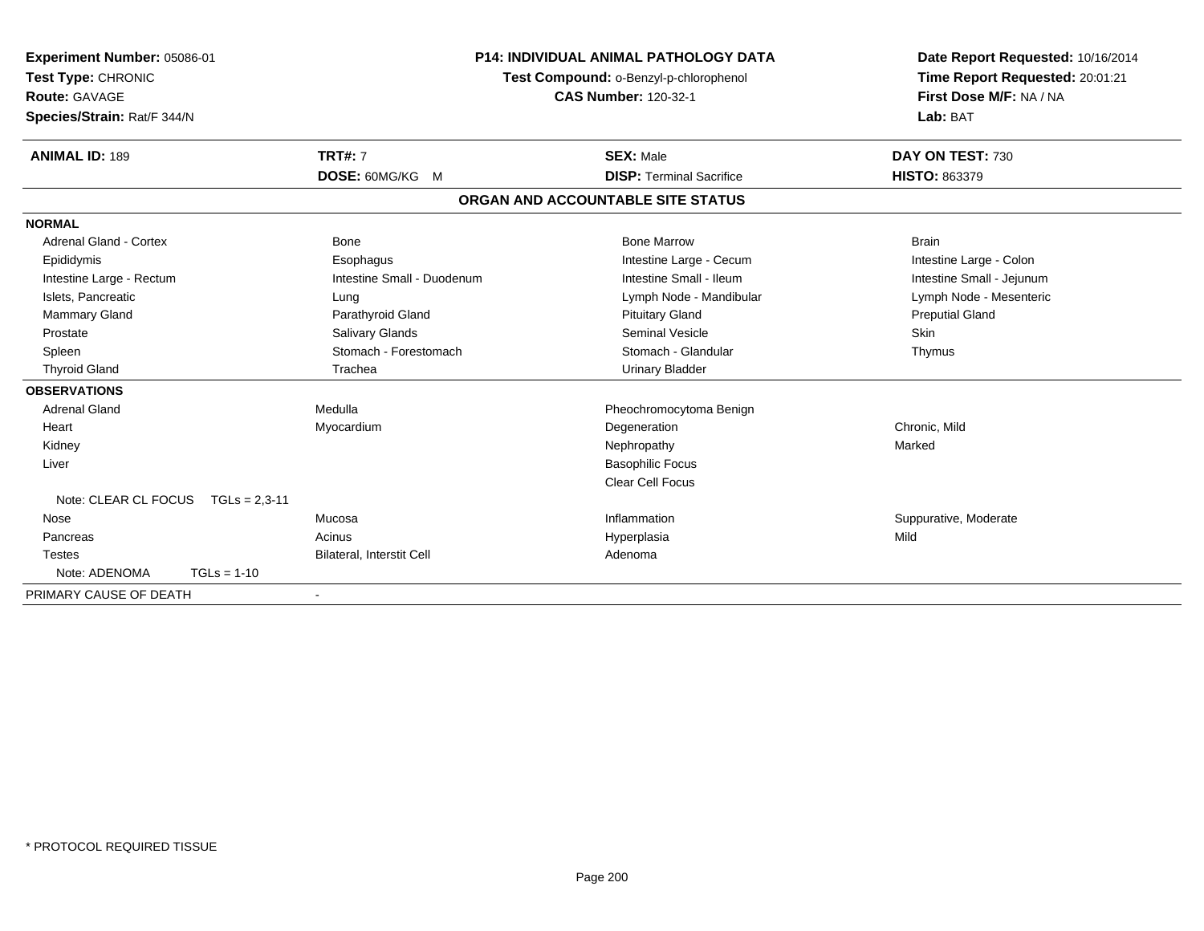**Experiment Number:** 05086-01
**Test Type:** CHRONIC
**Route:** GAVAGE
**Species/Strain:** Rat/F 344/N

**P14: INDIVIDUAL ANIMAL PATHOLOGY DATA**
**Test Compound:** o-Benzyl-p-chlorophenol
**CAS Number:** 120-32-1

**Date Report Requested:** 10/16/2014
**Time Report Requested:** 20:01:21
**First Dose M/F:** NA / NA
**Lab:** BAT

| **ANIMAL ID:** 189 | **TRT#:** 7 | **SEX:** Male | **DAY ON TEST:** 730 |
|---|---|---|---|
| | **DOSE:** 60MG/KG M | **DISP:** Terminal Sacrifice | **HISTO:** 863379 |

## ORGAN AND ACCOUNTABLE SITE STATUS

| | | | |
|---|---|---|---|
| **NORMAL** | | | |
| Adrenal Gland - Cortex | Bone | Bone Marrow | Brain |
| Epididymis | Esophagus | Intestine Large - Cecum | Intestine Large - Colon |
| Intestine Large - Rectum | Intestine Small - Duodenum | Intestine Small - Ileum | Intestine Small - Jejunum |
| Islets, Pancreatic | Lung | Lymph Node - Mandibular | Lymph Node - Mesenteric |
| Mammary Gland | Parathyroid Gland | Pituitary Gland | Preputial Gland |
| Prostate | Salivary Glands | Seminal Vesicle | Skin |
| Spleen | Stomach - Forestomach | Stomach - Glandular | Thymus |
| Thyroid Gland | Trachea | Urinary Bladder | |
| **OBSERVATIONS** | | | |
| Adrenal Gland | Medulla | Pheochromocytoma Benign | |
| Heart | Myocardium | Degeneration | Chronic, Mild |
| Kidney | | Nephropathy | Marked |
| Liver | | Basophilic Focus | |
| | | Clear Cell Focus | |
| Note: CLEAR CL FOCUS TGLs = 2,3-11 | | | |
| Nose | Mucosa | Inflammation | Suppurative, Moderate |
| Pancreas | Acinus | Hyperplasia | Mild |
| Testes | Bilateral, Interstit Cell | Adenoma | |
| Note: ADENOMA TGLs = 1-10 | | | |
| PRIMARY CAUSE OF DEATH | - | | |

\* PROTOCOL REQUIRED TISSUE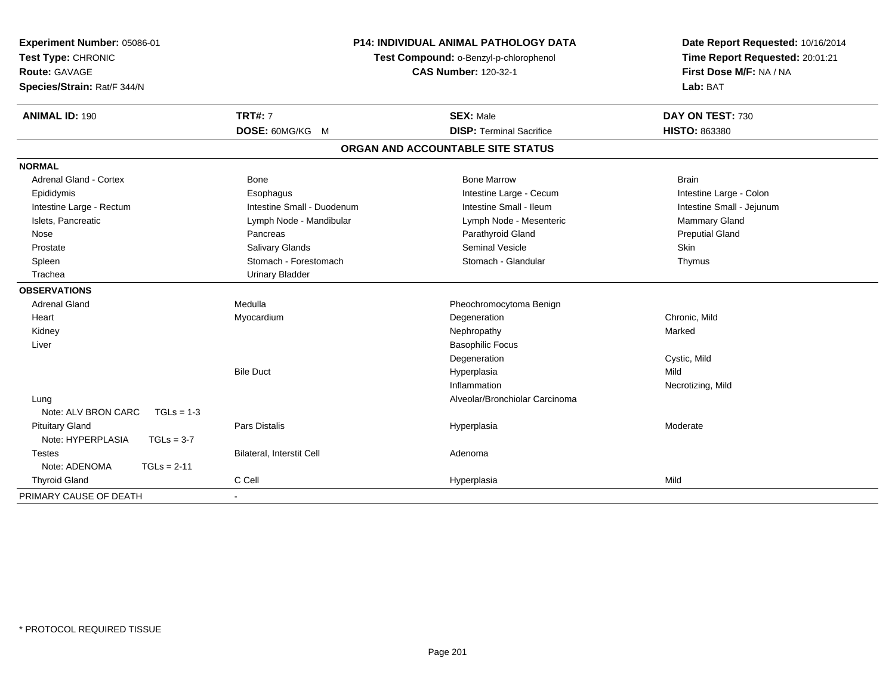**Experiment Number:** 05086-01
**Test Type:** CHRONIC
**Route:** GAVAGE
**Species/Strain:** Rat/F 344/N

**P14: INDIVIDUAL ANIMAL PATHOLOGY DATA**
**Test Compound:** o-Benzyl-p-chlorophenol
**CAS Number:** 120-32-1

**Date Report Requested:** 10/16/2014
**Time Report Requested:** 20:01:21
**First Dose M/F:** NA / NA
**Lab:** BAT

| **ANIMAL ID:** 190 | **TRT#:** 7 | **SEX:** Male | **DAY ON TEST:** 730 |
|---|---|---|---|
| | **DOSE:** 60MG/KG M | **DISP:** Terminal Sacrifice | **HISTO:** 863380 |

## ORGAN AND ACCOUNTABLE SITE STATUS

| | | | |
|---|---|---|---|
| **NORMAL** | | | |
| Adrenal Gland - Cortex | Bone | Bone Marrow | Brain |
| Epididymis | Esophagus | Intestine Large - Cecum | Intestine Large - Colon |
| Intestine Large - Rectum | Intestine Small - Duodenum | Intestine Small - Ileum | Intestine Small - Jejunum |
| Islets, Pancreatic | Lymph Node - Mandibular | Lymph Node - Mesenteric | Mammary Gland |
| Nose | Pancreas | Parathyroid Gland | Preputial Gland |
| Prostate | Salivary Glands | Seminal Vesicle | Skin |
| Spleen | Stomach - Forestomach | Stomach - Glandular | Thymus |
| Trachea | Urinary Bladder | | |
| **OBSERVATIONS** | | | |
| Adrenal Gland | Medulla | Pheochromocytoma Benign | |
| Heart | Myocardium | Degeneration | Chronic, Mild |
| Kidney | | Nephropathy | Marked |
| Liver | | Basophilic Focus | |
| | | Degeneration | Cystic, Mild |
| | Bile Duct | Hyperplasia | Mild |
| | | Inflammation | Necrotizing, Mild |
| Lung | | Alveolar/Bronchiolar Carcinoma | |
| Note: ALV BRON CARC TGLs = 1-3 | | | |
| Pituitary Gland | Pars Distalis | Hyperplasia | Moderate |
| Note: HYPERPLASIA TGLs = 3-7 | | | |
| Testes | Bilateral, Interstit Cell | Adenoma | |
| Note: ADENOMA TGLs = 2-11 | | | |
| Thyroid Gland | C Cell | Hyperplasia | Mild |
| PRIMARY CAUSE OF DEATH | - | | |

* PROTOCOL REQUIRED TISSUE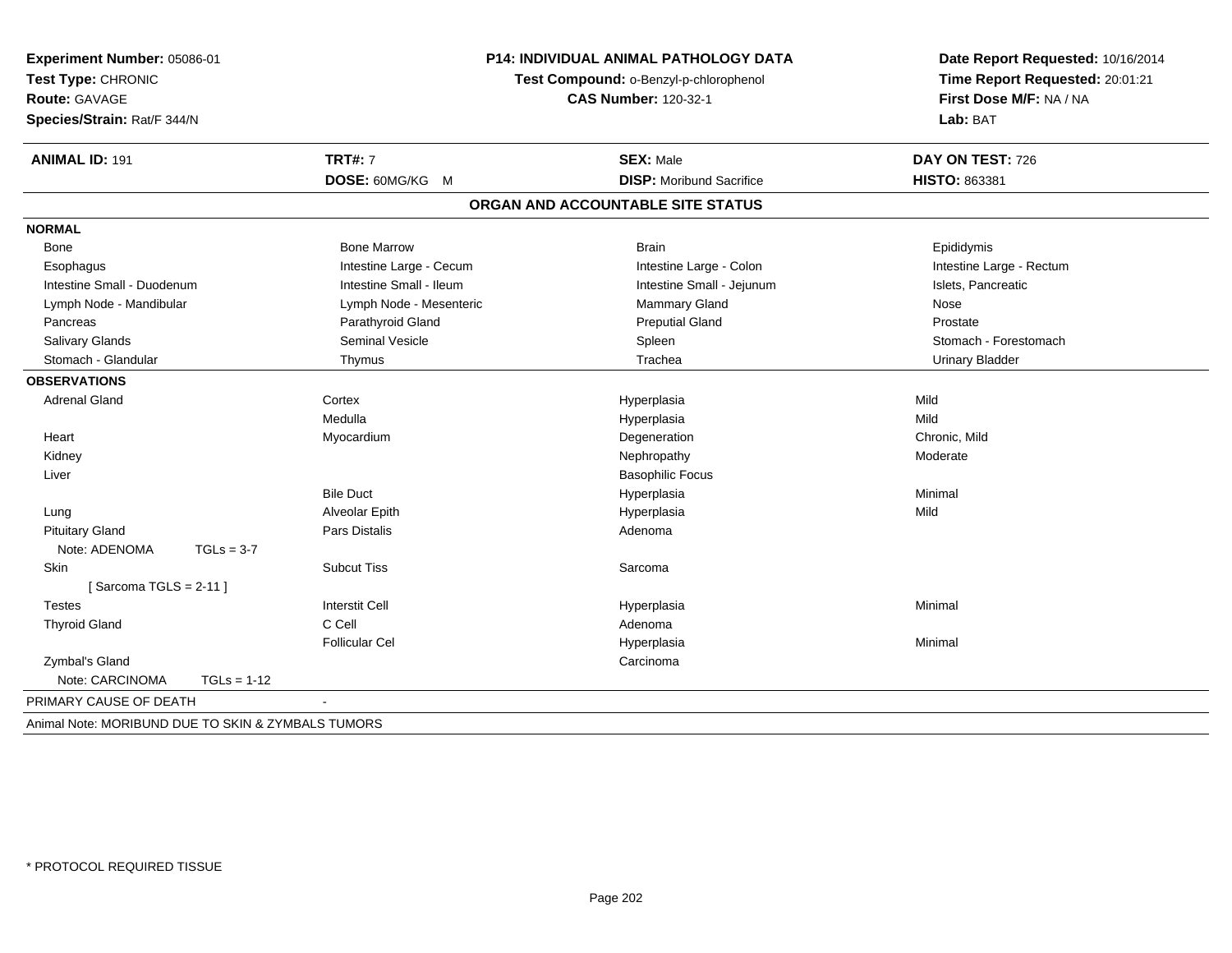**Experiment Number:** 05086-01
**Test Type:** CHRONIC
**Route:** GAVAGE
**Species/Strain:** Rat/F 344/N

**P14: INDIVIDUAL ANIMAL PATHOLOGY DATA**
**Test Compound:** o-Benzyl-p-chlorophenol
**CAS Number:** 120-32-1

**Date Report Requested:** 10/16/2014
**Time Report Requested:** 20:01:21
**First Dose M/F:** NA / NA
**Lab:** BAT

| **ANIMAL ID:** 191 | **TRT#:** 7 | **SEX:** Male | **DAY ON TEST:** 726 |
|---|---|---|---|
| | **DOSE:** 60MG/KG M | **DISP:** Moribund Sacrifice | **HISTO:** 863381 |

## ORGAN AND ACCOUNTABLE SITE STATUS

| | | | |
|---|---|---|---|
| **NORMAL** | | | |
| Bone | Bone Marrow | Brain | Epididymis |
| Esophagus | Intestine Large - Cecum | Intestine Large - Colon | Intestine Large - Rectum |
| Intestine Small - Duodenum | Intestine Small - Ileum | Intestine Small - Jejunum | Islets, Pancreatic |
| Lymph Node - Mandibular | Lymph Node - Mesenteric | Mammary Gland | Nose |
| Pancreas | Parathyroid Gland | Preputial Gland | Prostate |
| Salivary Glands | Seminal Vesicle | Spleen | Stomach - Forestomach |
| Stomach - Glandular | Thymus | Trachea | Urinary Bladder |
| **OBSERVATIONS** | | | |
| Adrenal Gland | Cortex | Hyperplasia | Mild |
| | Medulla | Hyperplasia | Mild |
| Heart | Myocardium | Degeneration | Chronic, Mild |
| Kidney | | Nephropathy | Moderate |
| Liver | | Basophilic Focus | |
| | Bile Duct | Hyperplasia | Minimal |
| Lung | Alveolar Epith | Hyperplasia | Mild |
| Pituitary Gland | Pars Distalis | Adenoma | |
| Note: ADENOMA TGLs = 3-7 | | | |
| Skin | Subcut Tiss | Sarcoma | |
| [ Sarcoma TGLS = 2-11 ] | | | |
| Testes | Interstit Cell | Hyperplasia | Minimal |
| Thyroid Gland | C Cell | Adenoma | |
| | Follicular Cel | Hyperplasia | Minimal |
| Zymbal's Gland | | Carcinoma | |
| Note: CARCINOMA TGLs = 1-12 | | | |
| PRIMARY CAUSE OF DEATH | - | | |

Animal Note: MORIBUND DUE TO SKIN & ZYMBALS TUMORS

* PROTOCOL REQUIRED TISSUE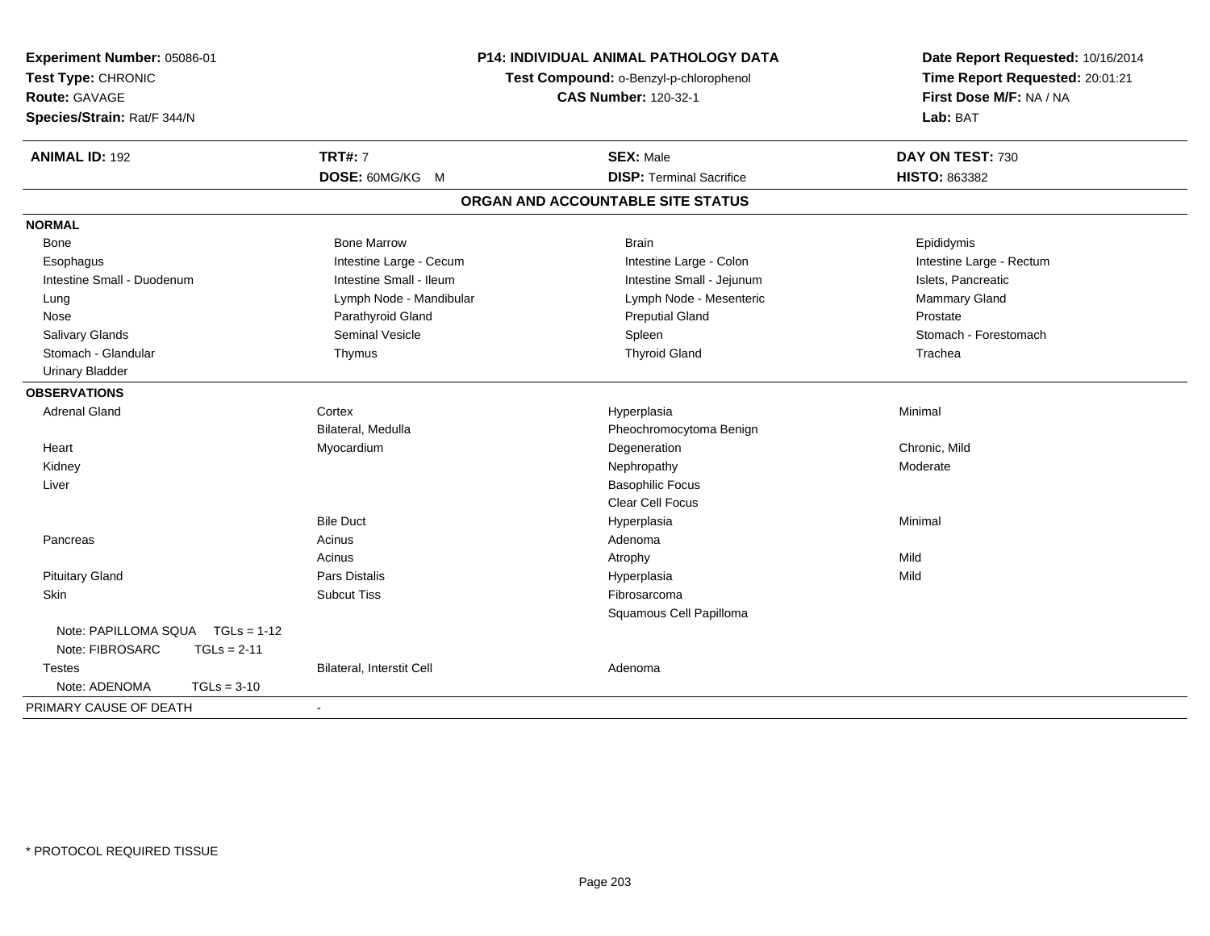**Experiment Number:** 05086-01
**Test Type:** CHRONIC
**Route:** GAVAGE
**Species/Strain:** Rat/F 344/N

**P14: INDIVIDUAL ANIMAL PATHOLOGY DATA**
**Test Compound:** o-Benzyl-p-chlorophenol
**CAS Number:** 120-32-1

**Date Report Requested:** 10/16/2014
**Time Report Requested:** 20:01:21
**First Dose M/F:** NA / NA
**Lab:** BAT

| **ANIMAL ID:** 192 | **TRT#:** 7 | **SEX:** Male | **DAY ON TEST:** 730 |
|---|---|---|---|
| | **DOSE:** 60MG/KG M | **DISP:** Terminal Sacrifice | **HISTO:** 863382 |

## ORGAN AND ACCOUNTABLE SITE STATUS

| | | | |
|---|---|---|---|
| **NORMAL** | | | |
| Bone | Bone Marrow | Brain | Epididymis |
| Esophagus | Intestine Large - Cecum | Intestine Large - Colon | Intestine Large - Rectum |
| Intestine Small - Duodenum | Intestine Small - Ileum | Intestine Small - Jejunum | Islets, Pancreatic |
| Lung | Lymph Node - Mandibular | Lymph Node - Mesenteric | Mammary Gland |
| Nose | Parathyroid Gland | Preputial Gland | Prostate |
| Salivary Glands | Seminal Vesicle | Spleen | Stomach - Forestomach |
| Stomach - Glandular | Thymus | Thyroid Gland | Trachea |
| Urinary Bladder | | | |
| **OBSERVATIONS** | | | |
| Adrenal Gland | Cortex | Hyperplasia | Minimal |
| | Bilateral, Medulla | Pheochromocytoma Benign | |
| Heart | Myocardium | Degeneration | Chronic, Mild |
| Kidney | | Nephropathy | Moderate |
| Liver | | Basophilic Focus | |
| | | Clear Cell Focus | |
| | Bile Duct | Hyperplasia | Minimal |
| Pancreas | Acinus | Adenoma | |
| | Acinus | Atrophy | Mild |
| Pituitary Gland | Pars Distalis | Hyperplasia | Mild |
| Skin | Subcut Tiss | Fibrosarcoma | |
| | | Squamous Cell Papilloma | |
| Note: PAPILLOMA SQUA TGLs = 1-12 | | | |
| Note: FIBROSARC TGLs = 2-11 | | | |
| Testes | Bilateral, Interstit Cell | Adenoma | |
| Note: ADENOMA TGLs = 3-10 | | | |
| PRIMARY CAUSE OF DEATH | - | | |

* PROTOCOL REQUIRED TISSUE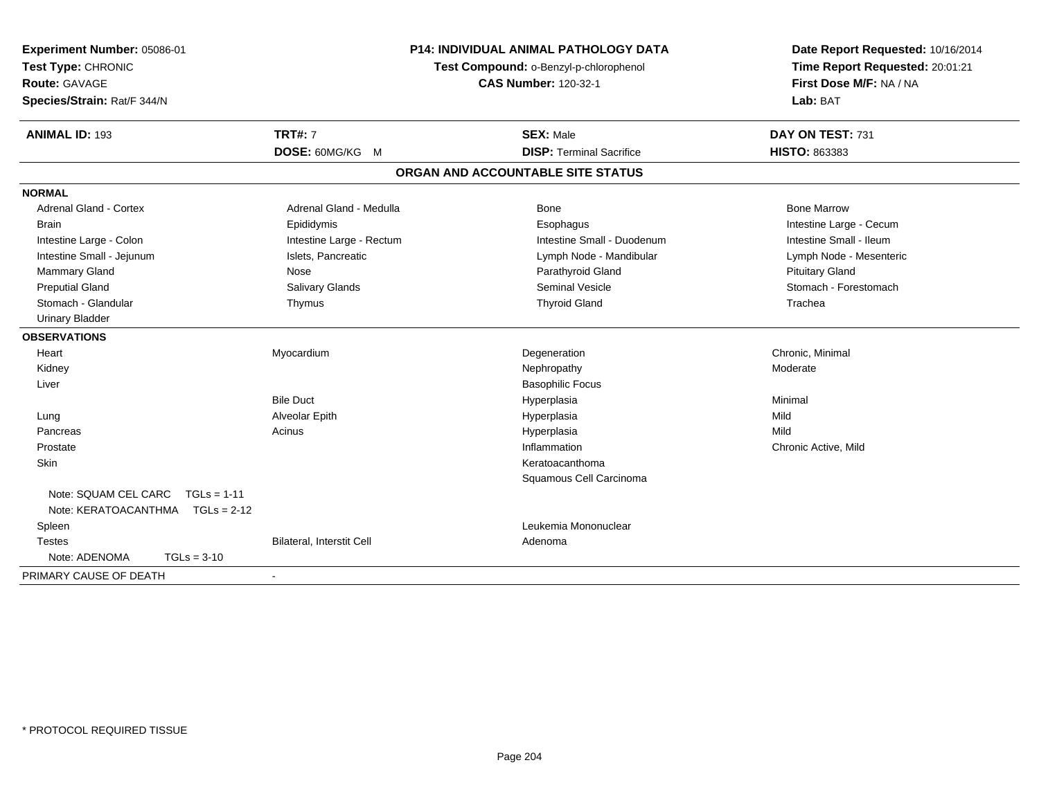**Experiment Number:** 05086-01
**Test Type:** CHRONIC
**Route:** GAVAGE
**Species/Strain:** Rat/F 344/N

**P14: INDIVIDUAL ANIMAL PATHOLOGY DATA**
**Test Compound:** o-Benzyl-p-chlorophenol
**CAS Number:** 120-32-1

**Date Report Requested:** 10/16/2014
**Time Report Requested:** 20:01:21
**First Dose M/F:** NA / NA
**Lab:** BAT

| **ANIMAL ID:** 193 | **TRT#:** 7 | **SEX:** Male | **DAY ON TEST:** 731 |
|---|---|---|---|
| | **DOSE:** 60MG/KG M | **DISP:** Terminal Sacrifice | **HISTO:** 863383 |

**ORGAN AND ACCOUNTABLE SITE STATUS**

| | | | |
|---|---|---|---|
| **NORMAL** | | | |
| Adrenal Gland - Cortex | Adrenal Gland - Medulla | Bone | Bone Marrow |
| Brain | Epididymis | Esophagus | Intestine Large - Cecum |
| Intestine Large - Colon | Intestine Large - Rectum | Intestine Small - Duodenum | Intestine Small - Ileum |
| Intestine Small - Jejunum | Islets, Pancreatic | Lymph Node - Mandibular | Lymph Node - Mesenteric |
| Mammary Gland | Nose | Parathyroid Gland | Pituitary Gland |
| Preputial Gland | Salivary Glands | Seminal Vesicle | Stomach - Forestomach |
| Stomach - Glandular | Thymus | Thyroid Gland | Trachea |
| Urinary Bladder | | | |
| **OBSERVATIONS** | | | |
| Heart | Myocardium | Degeneration | Chronic, Minimal |
| Kidney | | Nephropathy | Moderate |
| Liver | | Basophilic Focus | |
| | Bile Duct | Hyperplasia | Minimal |
| Lung | Alveolar Epith | Hyperplasia | Mild |
| Pancreas | Acinus | Hyperplasia | Mild |
| Prostate | | Inflammation | Chronic Active, Mild |
| Skin | | Keratoacanthoma | |
| | | Squamous Cell Carcinoma | |
| Note: SQUAM CEL CARC TGLs = 1-11 | | | |
| Note: KERATOACANTHMA TGLs = 2-12 | | | |
| Spleen | | Leukemia Mononuclear | |
| Testes | Bilateral, Interstit Cell | Adenoma | |
| Note: ADENOMA TGLs = 3-10 | | | |
| PRIMARY CAUSE OF DEATH | - | | |

* PROTOCOL REQUIRED TISSUE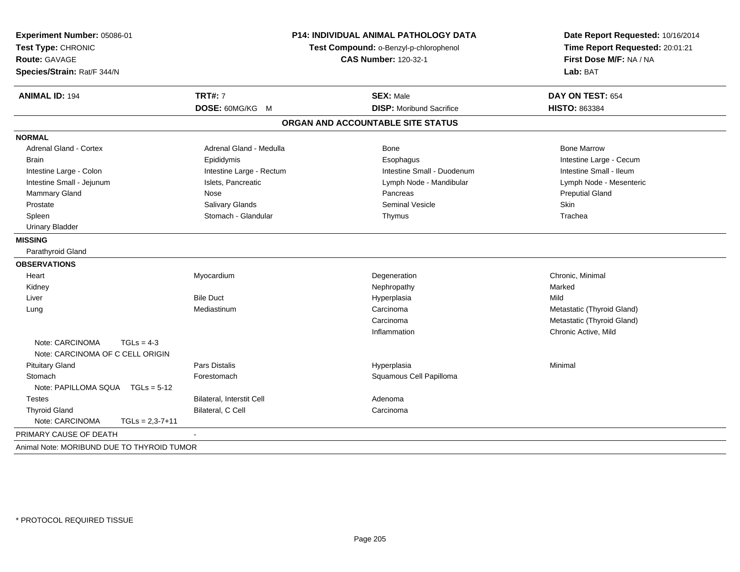**Experiment Number:** 05086-01
**Test Type:** CHRONIC
**Route:** GAVAGE
**Species/Strain:** Rat/F 344/N

**P14: INDIVIDUAL ANIMAL PATHOLOGY DATA**
**Test Compound:** o-Benzyl-p-chlorophenol
**CAS Number:** 120-32-1

**Date Report Requested:** 10/16/2014
**Time Report Requested:** 20:01:21
**First Dose M/F:** NA / NA
**Lab:** BAT

| **ANIMAL ID:** 194 | **TRT#:** 7 | **SEX:** Male | **DAY ON TEST:** 654 |
|---|---|---|---|
| | **DOSE:** 60MG/KG M | **DISP:** Moribund Sacrifice | **HISTO:** 863384 |

## ORGAN AND ACCOUNTABLE SITE STATUS

**NORMAL**

| | | | |
|---|---|---|---|
| Adrenal Gland - Cortex | Adrenal Gland - Medulla | Bone | Bone Marrow |
| Brain | Epididymis | Esophagus | Intestine Large - Cecum |
| Intestine Large - Colon | Intestine Large - Rectum | Intestine Small - Duodenum | Intestine Small - Ileum |
| Intestine Small - Jejunum | Islets, Pancreatic | Lymph Node - Mandibular | Lymph Node - Mesenteric |
| Mammary Gland | Nose | Pancreas | Preputial Gland |
| Prostate | Salivary Glands | Seminal Vesicle | Skin |
| Spleen | Stomach - Glandular | Thymus | Trachea |
| Urinary Bladder | | | |

**MISSING**

Parathyroid Gland

**OBSERVATIONS**

| | | | |
|---|---|---|---|
| Heart | Myocardium | Degeneration | Chronic, Minimal |
| Kidney | | Nephropathy | Marked |
| Liver | Bile Duct | Hyperplasia | Mild |
| Lung | Mediastinum | Carcinoma | Metastatic (Thyroid Gland) |
| | | Carcinoma | Metastatic (Thyroid Gland) |
| | | Inflammation | Chronic Active, Mild |
| Note: CARCINOMA TGLs = 4-3 | | | |
| Note: CARCINOMA OF C CELL ORIGIN | | | |
| Pituitary Gland | Pars Distalis | Hyperplasia | Minimal |
| Stomach | Forestomach | Squamous Cell Papilloma | |
| Note: PAPILLOMA SQUA TGLs = 5-12 | | | |
| Testes | Bilateral, Interstit Cell | Adenoma | |
| Thyroid Gland | Bilateral, C Cell | Carcinoma | |
| Note: CARCINOMA TGLs = 2,3-7+11 | | | |

PRIMARY CAUSE OF DEATH -

Animal Note: MORIBUND DUE TO THYROID TUMOR

\* PROTOCOL REQUIRED TISSUE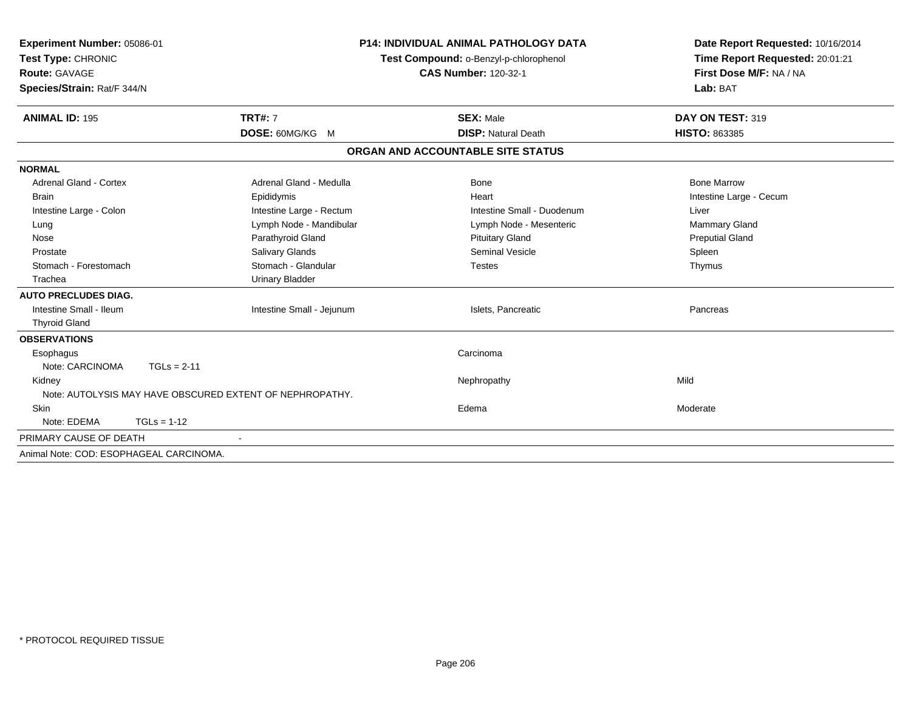**Experiment Number:** 05086-01
**Test Type:** CHRONIC
**Route:** GAVAGE
**Species/Strain:** Rat/F 344/N

**P14: INDIVIDUAL ANIMAL PATHOLOGY DATA**
**Test Compound:** o-Benzyl-p-chlorophenol
**CAS Number:** 120-32-1

**Date Report Requested:** 10/16/2014
**Time Report Requested:** 20:01:21
**First Dose M/F:** NA / NA
**Lab:** BAT

| **ANIMAL ID:** 195 | **TRT#:** 7 | **SEX:** Male | **DAY ON TEST:** 319 |
|---|---|---|---|
| | **DOSE:** 60MG/KG M | **DISP:** Natural Death | **HISTO:** 863385 |

## ORGAN AND ACCOUNTABLE SITE STATUS

**NORMAL**

| | | | |
|---|---|---|---|
| Adrenal Gland - Cortex | Adrenal Gland - Medulla | Bone | Bone Marrow |
| Brain | Epididymis | Heart | Intestine Large - Cecum |
| Intestine Large - Colon | Intestine Large - Rectum | Intestine Small - Duodenum | Liver |
| Lung | Lymph Node - Mandibular | Lymph Node - Mesenteric | Mammary Gland |
| Nose | Parathyroid Gland | Pituitary Gland | Preputial Gland |
| Prostate | Salivary Glands | Seminal Vesicle | Spleen |
| Stomach - Forestomach | Stomach - Glandular | Testes | Thymus |
| Trachea | Urinary Bladder | | |

**AUTO PRECLUDES DIAG.**

| | | | |
|---|---|---|---|
| Intestine Small - Ileum | Intestine Small - Jejunum | Islets, Pancreatic | Pancreas |
| Thyroid Gland | | | |

**OBSERVATIONS**

| | | |
|---|---|---|
| Esophagus | Carcinoma | |
| Note: CARCINOMA TGLs = 2-11 | | |
| Kidney | Nephropathy | Mild |
| Note: AUTOLYSIS MAY HAVE OBSCURED EXTENT OF NEPHROPATHY. | | |
| Skin | Edema | Moderate |
| Note: EDEMA TGLs = 1-12 | | |

PRIMARY CAUSE OF DEATH -

Animal Note: COD: ESOPHAGEAL CARCINOMA.

\* PROTOCOL REQUIRED TISSUE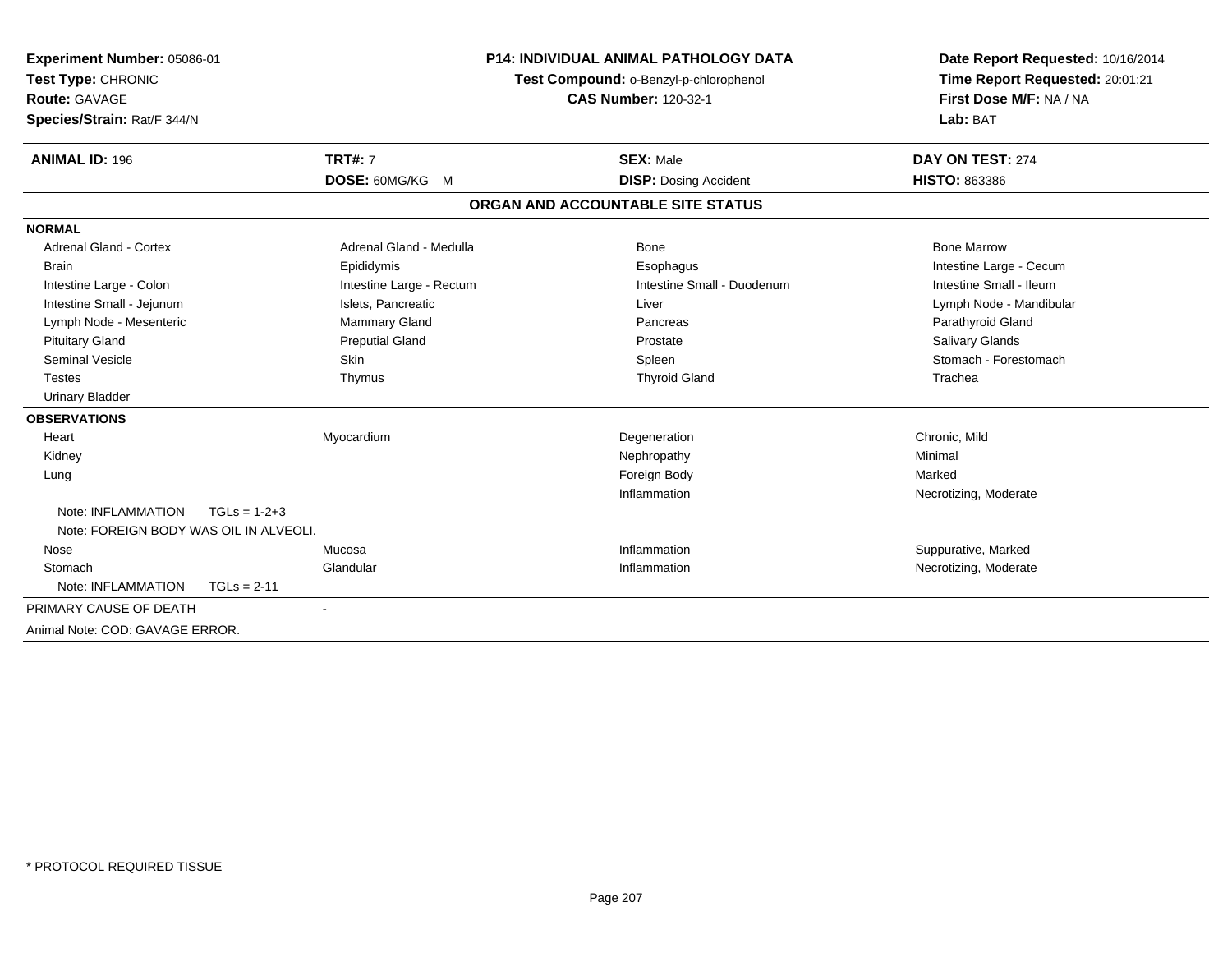**Experiment Number:** 05086-01
**Test Type:** CHRONIC
**Route:** GAVAGE
**Species/Strain:** Rat/F 344/N

**P14: INDIVIDUAL ANIMAL PATHOLOGY DATA**
**Test Compound:** o-Benzyl-p-chlorophenol
**CAS Number:** 120-32-1

**Date Report Requested:** 10/16/2014
**Time Report Requested:** 20:01:21
**First Dose M/F:** NA / NA
**Lab:** BAT

| **ANIMAL ID:** 196 | **TRT#:** 7 | **SEX:** Male | **DAY ON TEST:** 274 |
|---|---|---|---|
| | **DOSE:** 60MG/KG M | **DISP:** Dosing Accident | **HISTO:** 863386 |

**ORGAN AND ACCOUNTABLE SITE STATUS**

**NORMAL**

| | | | |
|---|---|---|---|
| Adrenal Gland - Cortex | Adrenal Gland - Medulla | Bone | Bone Marrow |
| Brain | Epididymis | Esophagus | Intestine Large - Cecum |
| Intestine Large - Colon | Intestine Large - Rectum | Intestine Small - Duodenum | Intestine Small - Ileum |
| Intestine Small - Jejunum | Islets, Pancreatic | Liver | Lymph Node - Mandibular |
| Lymph Node - Mesenteric | Mammary Gland | Pancreas | Parathyroid Gland |
| Pituitary Gland | Preputial Gland | Prostate | Salivary Glands |
| Seminal Vesicle | Skin | Spleen | Stomach - Forestomach |
| Testes | Thymus | Thyroid Gland | Trachea |
| Urinary Bladder | | | |

**OBSERVATIONS**

| | | | |
|---|---|---|---|
| Heart | Myocardium | Degeneration | Chronic, Mild |
| Kidney | | Nephropathy | Minimal |
| Lung | | Foreign Body | Marked |
| | | Inflammation | Necrotizing, Moderate |
| Note: INFLAMMATION TGLs = 1-2+3 | | | |
| Note: FOREIGN BODY WAS OIL IN ALVEOLI. | | | |
| Nose | Mucosa | Inflammation | Suppurative, Marked |
| Stomach | Glandular | Inflammation | Necrotizing, Moderate |
| Note: INFLAMMATION TGLs = 2-11 | | | |

PRIMARY CAUSE OF DEATH -

Animal Note: COD: GAVAGE ERROR.

* PROTOCOL REQUIRED TISSUE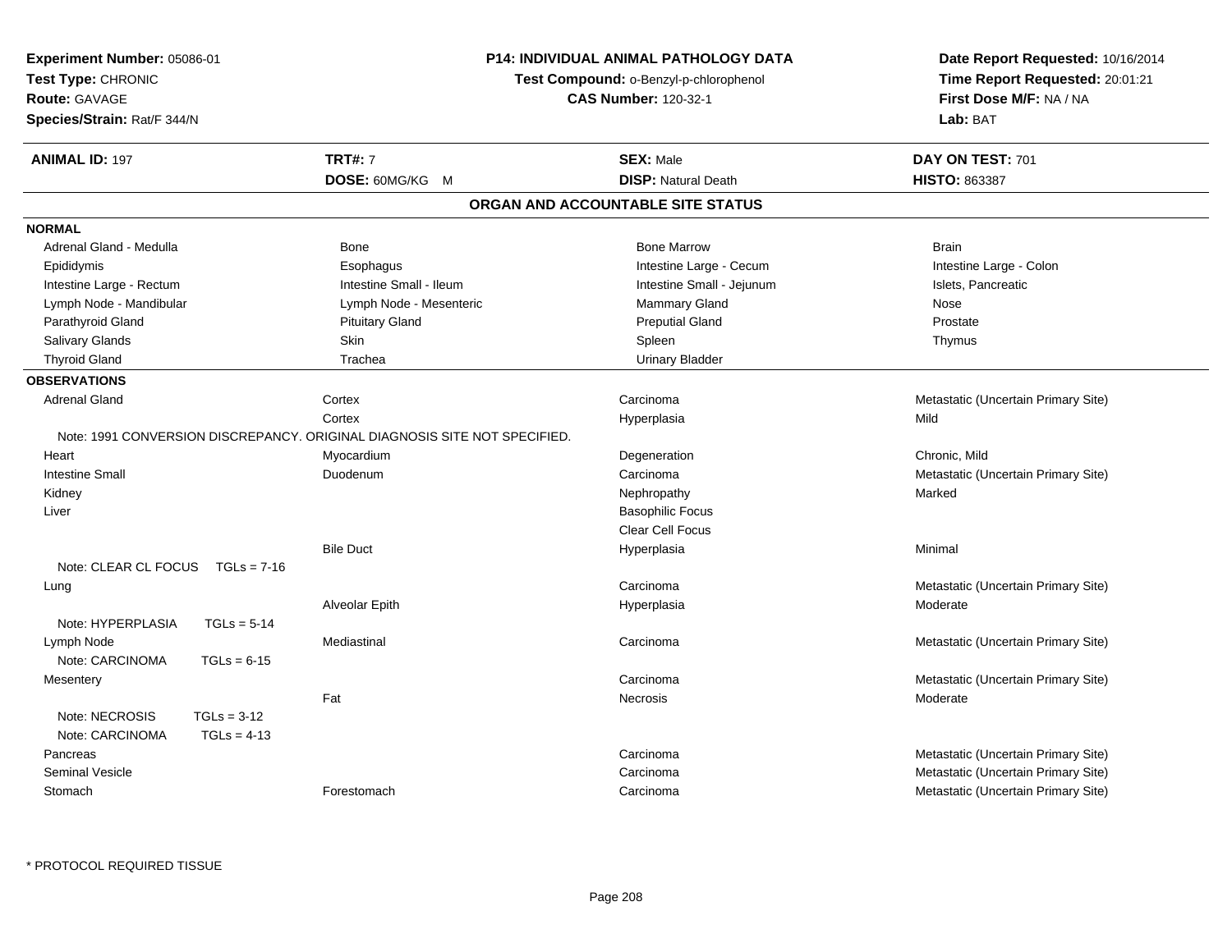**Experiment Number:** 05086-01
**Test Type:** CHRONIC
**Route:** GAVAGE
**Species/Strain:** Rat/F 344/N

**P14: INDIVIDUAL ANIMAL PATHOLOGY DATA**
**Test Compound:** o-Benzyl-p-chlorophenol
**CAS Number:** 120-32-1

**Date Report Requested:** 10/16/2014
**Time Report Requested:** 20:01:21
**First Dose M/F:** NA / NA
**Lab:** BAT

| **ANIMAL ID:** 197 | **TRT#:** 7 | **SEX:** Male | **DAY ON TEST:** 701 |
|---|---|---|---|
| | **DOSE:** 60MG/KG M | **DISP:** Natural Death | **HISTO:** 863387 |

## ORGAN AND ACCOUNTABLE SITE STATUS

**NORMAL**

| | | | |
|---|---|---|---|
| Adrenal Gland - Medulla | Bone | Bone Marrow | Brain |
| Epididymis | Esophagus | Intestine Large - Cecum | Intestine Large - Colon |
| Intestine Large - Rectum | Intestine Small - Ileum | Intestine Small - Jejunum | Islets, Pancreatic |
| Lymph Node - Mandibular | Lymph Node - Mesenteric | Mammary Gland | Nose |
| Parathyroid Gland | Pituitary Gland | Preputial Gland | Prostate |
| Salivary Glands | Skin | Spleen | Thymus |
| Thyroid Gland | Trachea | Urinary Bladder | |

**OBSERVATIONS**

| | | | |
|---|---|---|---|
| Adrenal Gland | Cortex | Carcinoma | Metastatic (Uncertain Primary Site) |
| | Cortex | Hyperplasia | Mild |
| Note: 1991 CONVERSION DISCREPANCY. ORIGINAL DIAGNOSIS SITE NOT SPECIFIED. | | | |
| Heart | Myocardium | Degeneration | Chronic, Mild |
| Intestine Small | Duodenum | Carcinoma | Metastatic (Uncertain Primary Site) |
| Kidney | | Nephropathy | Marked |
| Liver | | Basophilic Focus | |
| | | Clear Cell Focus | |
| | Bile Duct | Hyperplasia | Minimal |
| Note: CLEAR CL FOCUS TGLs = 7-16 | | | |
| Lung | | Carcinoma | Metastatic (Uncertain Primary Site) |
| | Alveolar Epith | Hyperplasia | Moderate |
| Note: HYPERPLASIA TGLs = 5-14 | | | |
| Lymph Node | Mediastinal | Carcinoma | Metastatic (Uncertain Primary Site) |
| Note: CARCINOMA TGLs = 6-15 | | | |
| Mesentery | | Carcinoma | Metastatic (Uncertain Primary Site) |
| | Fat | Necrosis | Moderate |
| Note: NECROSIS TGLs = 3-12 | | | |
| Note: CARCINOMA TGLs = 4-13 | | | |
| Pancreas | | Carcinoma | Metastatic (Uncertain Primary Site) |
| Seminal Vesicle | | Carcinoma | Metastatic (Uncertain Primary Site) |
| Stomach | Forestomach | Carcinoma | Metastatic (Uncertain Primary Site) |

* PROTOCOL REQUIRED TISSUE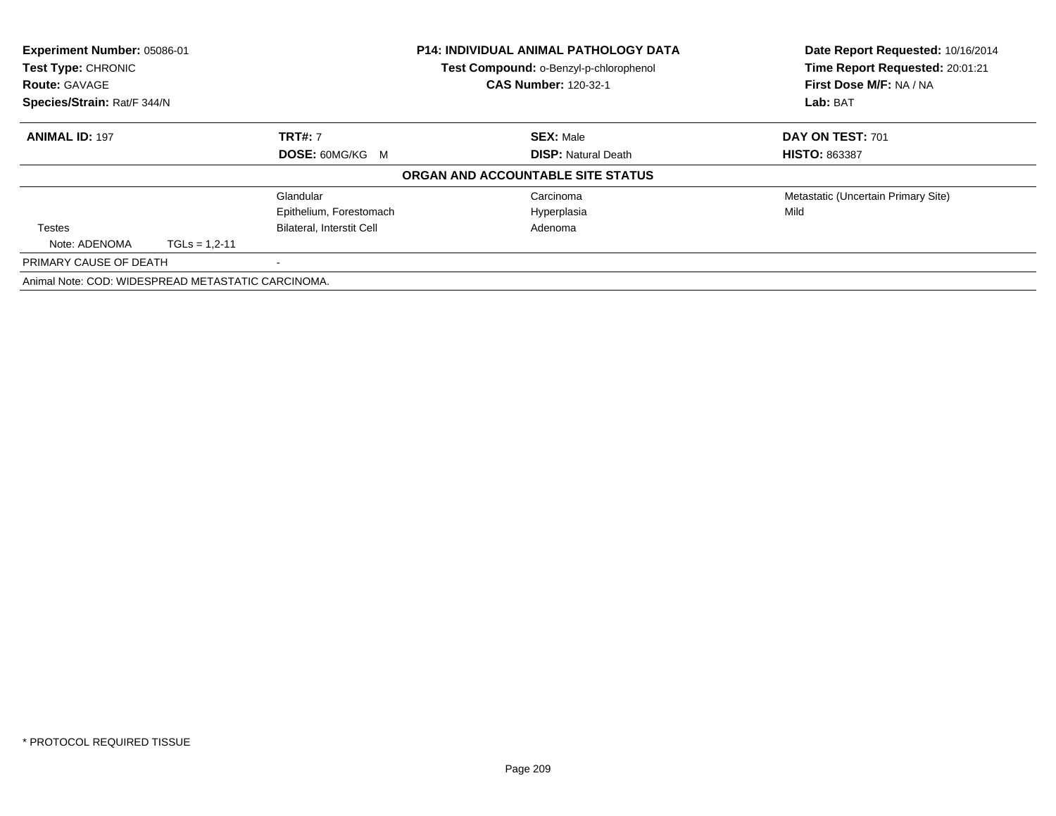**Experiment Number:** 05086-01
**Test Type:** CHRONIC
**Route:** GAVAGE
**Species/Strain:** Rat/F 344/N

**P14: INDIVIDUAL ANIMAL PATHOLOGY DATA**
**Test Compound:** o-Benzyl-p-chlorophenol
**CAS Number:** 120-32-1

**Date Report Requested:** 10/16/2014
**Time Report Requested:** 20:01:21
**First Dose M/F:** NA / NA
**Lab:** BAT

| **ANIMAL ID:** 197 | **TRT#:** 7 | **SEX:** Male | **DAY ON TEST:** 701 |
|---|---|---|---|
| | **DOSE:** 60MG/KG M | **DISP:** Natural Death | **HISTO:** 863387 |

**ORGAN AND ACCOUNTABLE SITE STATUS**

| | | | |
|---|---|---|---|
| | Glandular | Carcinoma | Metastatic (Uncertain Primary Site) |
| | Epithelium, Forestomach | Hyperplasia | Mild |
| Testes | Bilateral, Interstit Cell | Adenoma | |
| Note: ADENOMA TGLs = 1,2-11 | | | |
| PRIMARY CAUSE OF DEATH | - | | |

Animal Note: COD: WIDESPREAD METASTATIC CARCINOMA.

* PROTOCOL REQUIRED TISSUE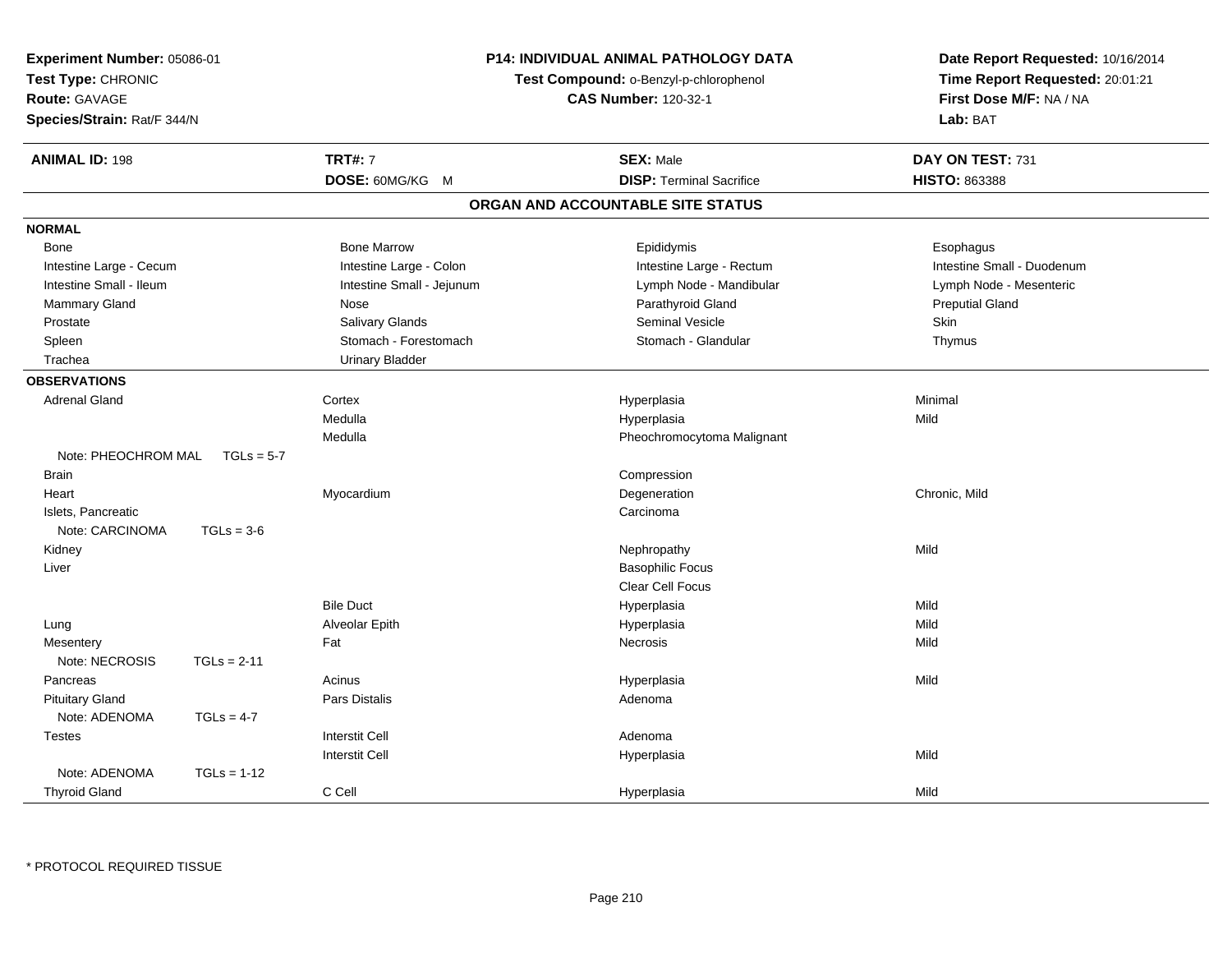**Experiment Number:** 05086-01
**Test Type:** CHRONIC
**Route:** GAVAGE
**Species/Strain:** Rat/F 344/N

**P14: INDIVIDUAL ANIMAL PATHOLOGY DATA**
**Test Compound:** o-Benzyl-p-chlorophenol
**CAS Number:** 120-32-1

**Date Report Requested:** 10/16/2014
**Time Report Requested:** 20:01:21
**First Dose M/F:** NA / NA
**Lab:** BAT

| **ANIMAL ID:** 198 | **TRT#:** 7 | **SEX:** Male | **DAY ON TEST:** 731 |
|---|---|---|---|
| | **DOSE:** 60MG/KG M | **DISP:** Terminal Sacrifice | **HISTO:** 863388 |

## ORGAN AND ACCOUNTABLE SITE STATUS

| | | | |
|---|---|---|---|
| **NORMAL** | | | |
| Bone | Bone Marrow | Epididymis | Esophagus |
| Intestine Large - Cecum | Intestine Large - Colon | Intestine Large - Rectum | Intestine Small - Duodenum |
| Intestine Small - Ileum | Intestine Small - Jejunum | Lymph Node - Mandibular | Lymph Node - Mesenteric |
| Mammary Gland | Nose | Parathyroid Gland | Preputial Gland |
| Prostate | Salivary Glands | Seminal Vesicle | Skin |
| Spleen | Stomach - Forestomach | Stomach - Glandular | Thymus |
| Trachea | Urinary Bladder | | |
| **OBSERVATIONS** | | | |
| Adrenal Gland | Cortex | Hyperplasia | Minimal |
| | Medulla | Hyperplasia | Mild |
| | Medulla | Pheochromocytoma Malignant | |
| Note: PHEOCHROM MAL TGLs = 5-7 | | | |
| Brain | | Compression | |
| Heart | Myocardium | Degeneration | Chronic, Mild |
| Islets, Pancreatic | | Carcinoma | |
| Note: CARCINOMA TGLs = 3-6 | | | |
| Kidney | | Nephropathy | Mild |
| Liver | | Basophilic Focus | |
| | | Clear Cell Focus | |
| | Bile Duct | Hyperplasia | Mild |
| Lung | Alveolar Epith | Hyperplasia | Mild |
| Mesentery | Fat | Necrosis | Mild |
| Note: NECROSIS TGLs = 2-11 | | | |
| Pancreas | Acinus | Hyperplasia | Mild |
| Pituitary Gland | Pars Distalis | Adenoma | |
| Note: ADENOMA TGLs = 4-7 | | | |
| Testes | Interstit Cell | Adenoma | |
| | Interstit Cell | Hyperplasia | Mild |
| Note: ADENOMA TGLs = 1-12 | | | |
| Thyroid Gland | C Cell | Hyperplasia | Mild |

* PROTOCOL REQUIRED TISSUE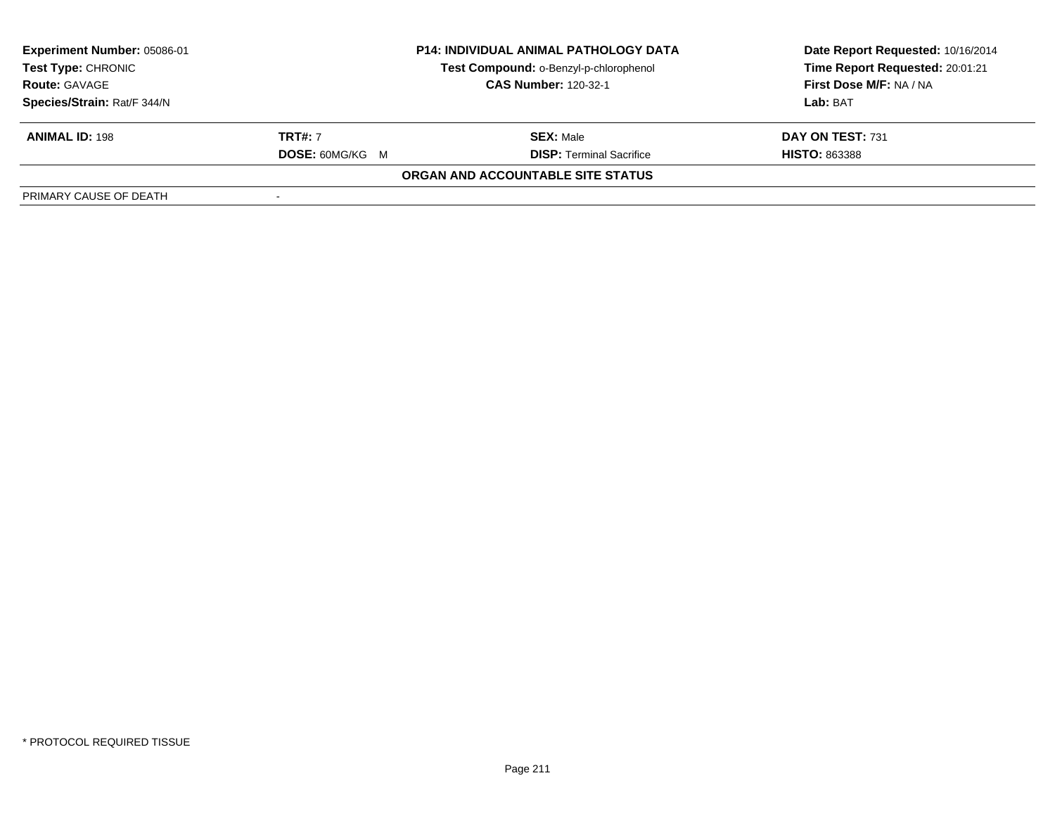| **Experiment Number:** 05086-01 | **P14: INDIVIDUAL ANIMAL PATHOLOGY DATA** | **Date Report Requested:** 10/16/2014 |
|---|---|---|
| **Test Type:** CHRONIC | **Test Compound:** o-Benzyl-p-chlorophenol | **Time Report Requested:** 20:01:21 |
| **Route:** GAVAGE | **CAS Number:** 120-32-1 | **First Dose M/F:** NA / NA |
| **Species/Strain:** Rat/F 344/N | | **Lab:** BAT |

| **ANIMAL ID:** 198 | **TRT#:** 7 | **SEX:** Male | **DAY ON TEST:** 731 |
|---|---|---|---|
| | **DOSE:** 60MG/KG M | **DISP:** Terminal Sacrifice | **HISTO:** 863388 |

**ORGAN AND ACCOUNTABLE SITE STATUS**

| PRIMARY CAUSE OF DEATH | - |
|---|---|

* PROTOCOL REQUIRED TISSUE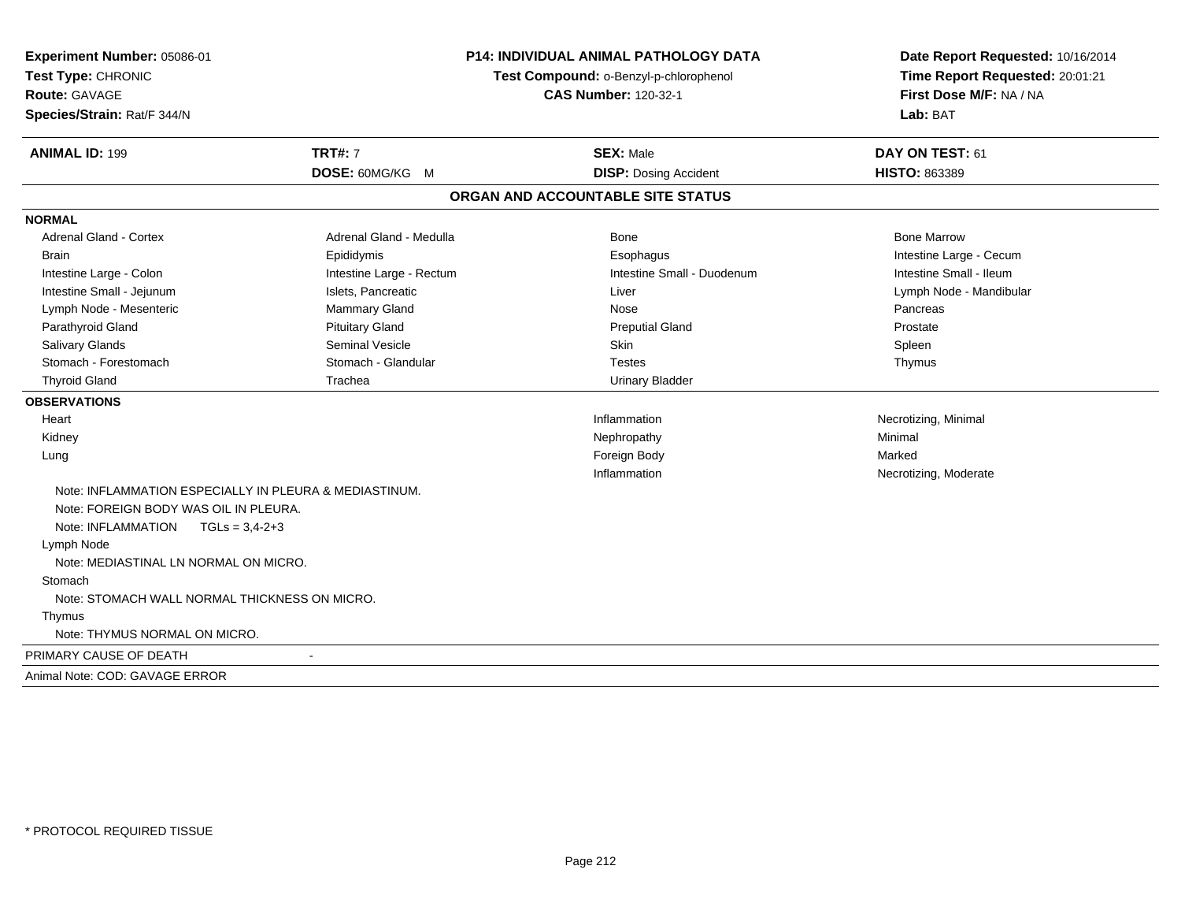**Experiment Number:** 05086-01
**Test Type:** CHRONIC
**Route:** GAVAGE
**Species/Strain:** Rat/F 344/N

**P14: INDIVIDUAL ANIMAL PATHOLOGY DATA**
**Test Compound:** o-Benzyl-p-chlorophenol
**CAS Number:** 120-32-1

**Date Report Requested:** 10/16/2014
**Time Report Requested:** 20:01:21
**First Dose M/F:** NA / NA
**Lab:** BAT

| **ANIMAL ID:** 199 | **TRT#:** 7 | **SEX:** Male | **DAY ON TEST:** 61 |
|---|---|---|---|
| | **DOSE:** 60MG/KG M | **DISP:** Dosing Accident | **HISTO:** 863389 |

## ORGAN AND ACCOUNTABLE SITE STATUS

**NORMAL**

| | | | |
|---|---|---|---|
| Adrenal Gland - Cortex | Adrenal Gland - Medulla | Bone | Bone Marrow |
| Brain | Epididymis | Esophagus | Intestine Large - Cecum |
| Intestine Large - Colon | Intestine Large - Rectum | Intestine Small - Duodenum | Intestine Small - Ileum |
| Intestine Small - Jejunum | Islets, Pancreatic | Liver | Lymph Node - Mandibular |
| Lymph Node - Mesenteric | Mammary Gland | Nose | Pancreas |
| Parathyroid Gland | Pituitary Gland | Preputial Gland | Prostate |
| Salivary Glands | Seminal Vesicle | Skin | Spleen |
| Stomach - Forestomach | Stomach - Glandular | Testes | Thymus |
| Thyroid Gland | Trachea | Urinary Bladder | |

**OBSERVATIONS**

| | | |
|---|---|---|
| Heart | Inflammation | Necrotizing, Minimal |
| Kidney | Nephropathy | Minimal |
| Lung | Foreign Body | Marked |
| | Inflammation | Necrotizing, Moderate |

Note: INFLAMMATION ESPECIALLY IN PLEURA & MEDIASTINUM.
Note: FOREIGN BODY WAS OIL IN PLEURA.
Note: INFLAMMATION TGLs = 3,4-2+3

Lymph Node
Note: MEDIASTINAL LN NORMAL ON MICRO.

Stomach
Note: STOMACH WALL NORMAL THICKNESS ON MICRO.

Thymus
Note: THYMUS NORMAL ON MICRO.

PRIMARY CAUSE OF DEATH -

Animal Note: COD: GAVAGE ERROR

* PROTOCOL REQUIRED TISSUE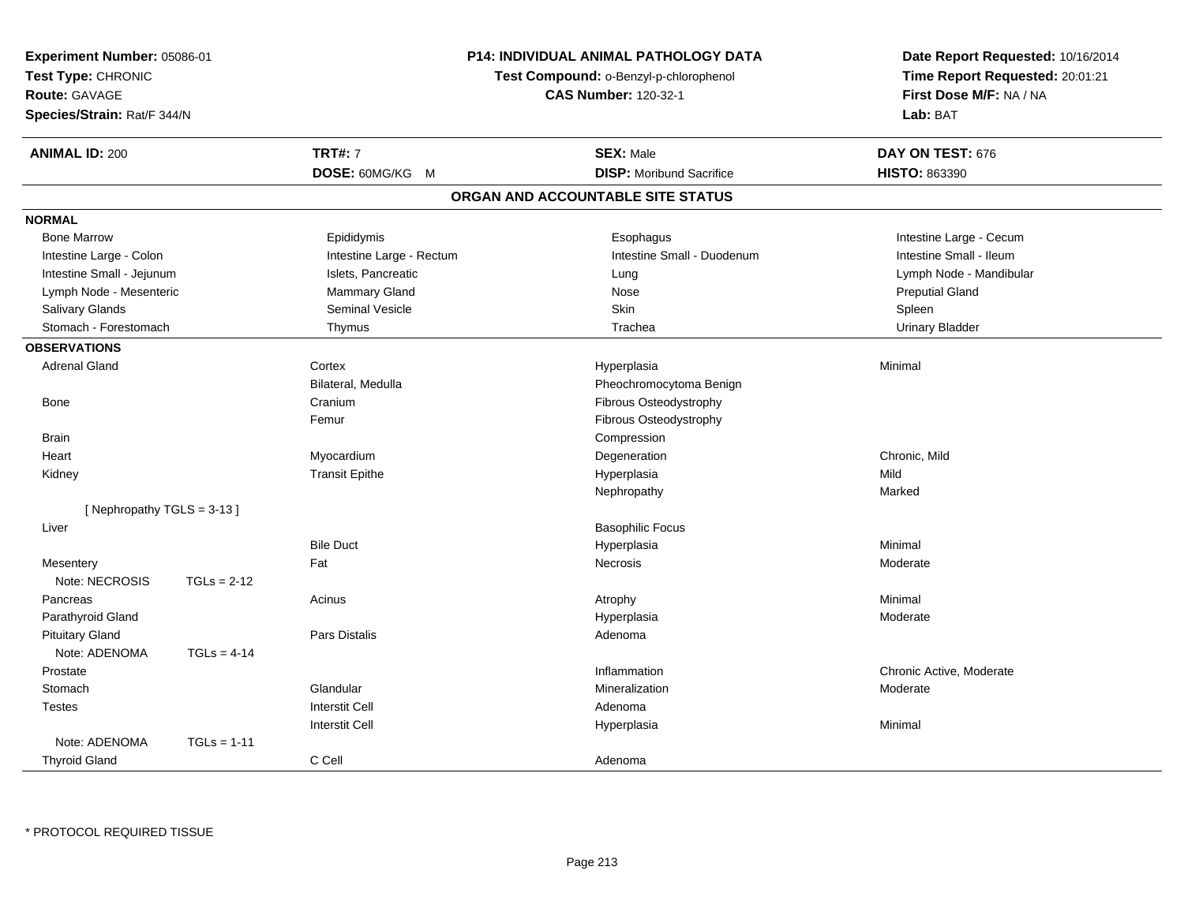**Experiment Number:** 05086-01
**Test Type:** CHRONIC
**Route:** GAVAGE
**Species/Strain:** Rat/F 344/N

**P14: INDIVIDUAL ANIMAL PATHOLOGY DATA**
**Test Compound:** o-Benzyl-p-chlorophenol
**CAS Number:** 120-32-1

**Date Report Requested:** 10/16/2014
**Time Report Requested:** 20:01:21
**First Dose M/F:** NA / NA
**Lab:** BAT

| **ANIMAL ID:** 200 | **TRT#:** 7 | **SEX:** Male | **DAY ON TEST:** 676 |
|---|---|---|---|
| | **DOSE:** 60MG/KG M | **DISP:** Moribund Sacrifice | **HISTO:** 863390 |

## ORGAN AND ACCOUNTABLE SITE STATUS

**NORMAL**

| | | | |
|---|---|---|---|
| Bone Marrow | Epididymis | Esophagus | Intestine Large - Cecum |
| Intestine Large - Colon | Intestine Large - Rectum | Intestine Small - Duodenum | Intestine Small - Ileum |
| Intestine Small - Jejunum | Islets, Pancreatic | Lung | Lymph Node - Mandibular |
| Lymph Node - Mesenteric | Mammary Gland | Nose | Preputial Gland |
| Salivary Glands | Seminal Vesicle | Skin | Spleen |
| Stomach - Forestomach | Thymus | Trachea | Urinary Bladder |

**OBSERVATIONS**

| | | | |
|---|---|---|---|
| Adrenal Gland | Cortex | Hyperplasia | Minimal |
| | Bilateral, Medulla | Pheochromocytoma Benign | |
| Bone | Cranium | Fibrous Osteodystrophy | |
| | Femur | Fibrous Osteodystrophy | |
| Brain | | Compression | |
| Heart | Myocardium | Degeneration | Chronic, Mild |
| Kidney | Transit Epithe | Hyperplasia | Mild |
| | | Nephropathy | Marked |
| [ Nephropathy TGLS = 3-13 ] | | | |
| Liver | | Basophilic Focus | |
| | Bile Duct | Hyperplasia | Minimal |
| Mesentery | Fat | Necrosis | Moderate |
| Note: NECROSIS TGLs = 2-12 | | | |
| Pancreas | Acinus | Atrophy | Minimal |
| Parathyroid Gland | | Hyperplasia | Moderate |
| Pituitary Gland | Pars Distalis | Adenoma | |
| Note: ADENOMA TGLs = 4-14 | | | |
| Prostate | | Inflammation | Chronic Active, Moderate |
| Stomach | Glandular | Mineralization | Moderate |
| Testes | Interstit Cell | Adenoma | |
| | Interstit Cell | Hyperplasia | Minimal |
| Note: ADENOMA TGLs = 1-11 | | | |
| Thyroid Gland | C Cell | Adenoma | |

* PROTOCOL REQUIRED TISSUE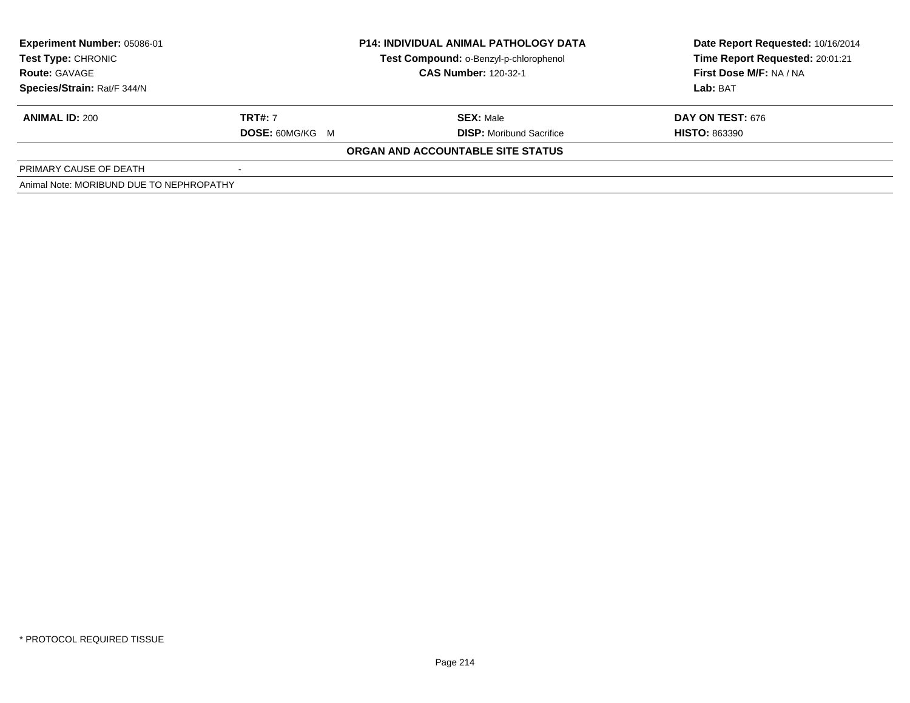| Experiment Number: 05086-01 | P14: INDIVIDUAL ANIMAL PATHOLOGY DATA | Date Report Requested: 10/16/2014 |
|---|---|---|
| Test Type: CHRONIC | Test Compound: o-Benzyl-p-chlorophenol | Time Report Requested: 20:01:21 |
| Route: GAVAGE | CAS Number: 120-32-1 | First Dose M/F: NA / NA |
| Species/Strain: Rat/F 344/N | | Lab: BAT |

| ANIMAL ID: 200 | TRT#: 7 | SEX: Male | DAY ON TEST: 676 |
|---|---|---|---|
| | DOSE: 60MG/KG M | DISP: Moribund Sacrifice | HISTO: 863390 |

**ORGAN AND ACCOUNTABLE SITE STATUS**

| PRIMARY CAUSE OF DEATH | - |
|---|---|

Animal Note: MORIBUND DUE TO NEPHROPATHY

* PROTOCOL REQUIRED TISSUE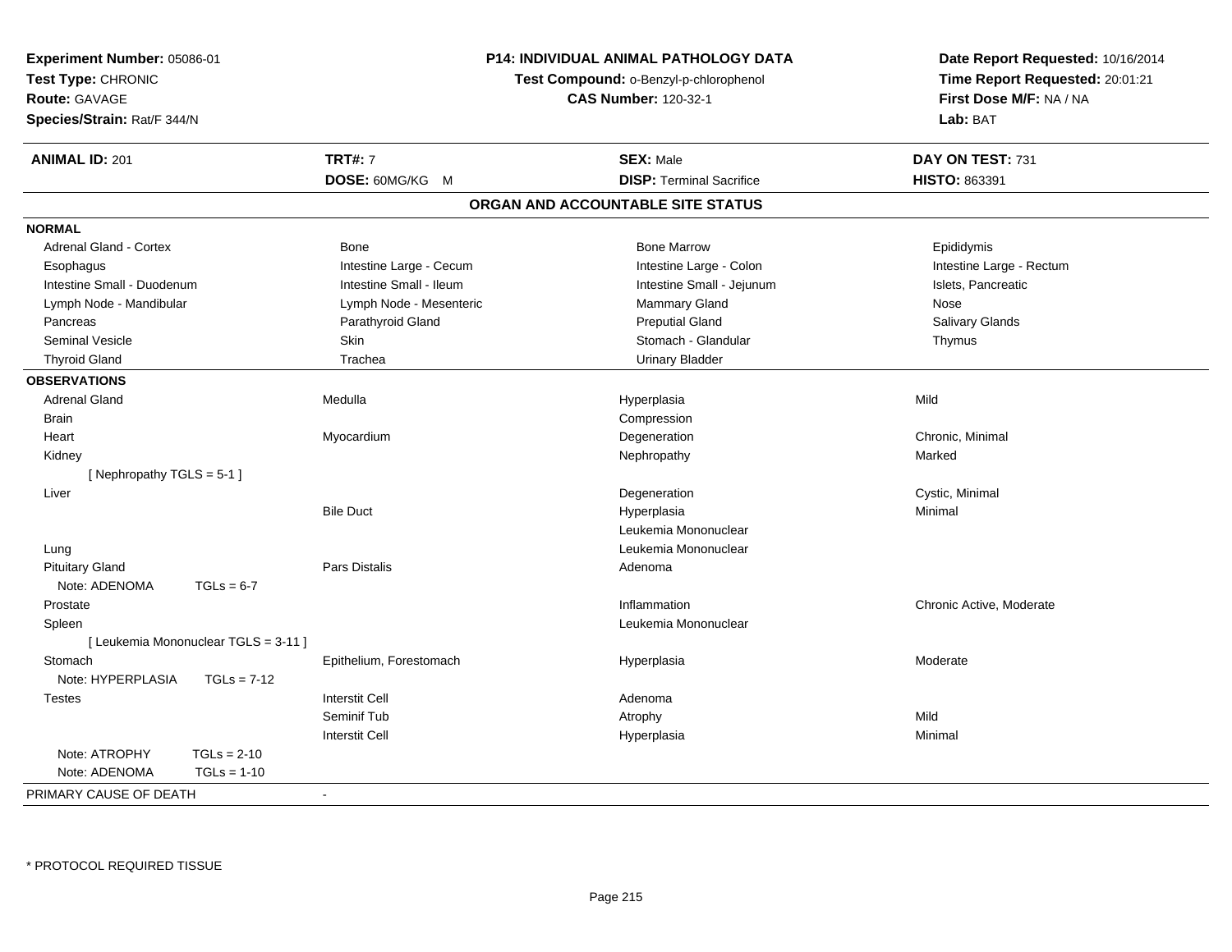**Experiment Number:** 05086-01
**Test Type:** CHRONIC
**Route:** GAVAGE
**Species/Strain:** Rat/F 344/N

**P14: INDIVIDUAL ANIMAL PATHOLOGY DATA**
**Test Compound:** o-Benzyl-p-chlorophenol
**CAS Number:** 120-32-1

**Date Report Requested:** 10/16/2014
**Time Report Requested:** 20:01:21
**First Dose M/F:** NA / NA
**Lab:** BAT

| **ANIMAL ID:** 201 | **TRT#:** 7 | **SEX:** Male | **DAY ON TEST:** 731 |
|---|---|---|---|
| | **DOSE:** 60MG/KG M | **DISP:** Terminal Sacrifice | **HISTO:** 863391 |

## ORGAN AND ACCOUNTABLE SITE STATUS

**NORMAL**

| | | | |
|---|---|---|---|
| Adrenal Gland - Cortex | Bone | Bone Marrow | Epididymis |
| Esophagus | Intestine Large - Cecum | Intestine Large - Colon | Intestine Large - Rectum |
| Intestine Small - Duodenum | Intestine Small - Ileum | Intestine Small - Jejunum | Islets, Pancreatic |
| Lymph Node - Mandibular | Lymph Node - Mesenteric | Mammary Gland | Nose |
| Pancreas | Parathyroid Gland | Preputial Gland | Salivary Glands |
| Seminal Vesicle | Skin | Stomach - Glandular | Thymus |
| Thyroid Gland | Trachea | Urinary Bladder | |

**OBSERVATIONS**

| | | | |
|---|---|---|---|
| Adrenal Gland | Medulla | Hyperplasia | Mild |
| Brain | | Compression | |
| Heart | Myocardium | Degeneration | Chronic, Minimal |
| Kidney | | Nephropathy | Marked |
| [ Nephropathy TGLS = 5-1 ] | | | |
| Liver | | Degeneration | Cystic, Minimal |
| | Bile Duct | Hyperplasia | Minimal |
| | | Leukemia Mononuclear | |
| Lung | | Leukemia Mononuclear | |
| Pituitary Gland | Pars Distalis | Adenoma | |
| Note: ADENOMA TGLs = 6-7 | | | |
| Prostate | | Inflammation | Chronic Active, Moderate |
| Spleen | | Leukemia Mononuclear | |
| [ Leukemia Mononuclear TGLS = 3-11 ] | | | |
| Stomach | Epithelium, Forestomach | Hyperplasia | Moderate |
| Note: HYPERPLASIA TGLs = 7-12 | | | |
| Testes | Interstit Cell | Adenoma | |
| | Seminif Tub | Atrophy | Mild |
| | Interstit Cell | Hyperplasia | Minimal |
| Note: ATROPHY TGLs = 2-10 | | | |
| Note: ADENOMA TGLs = 1-10 | | | |

PRIMARY CAUSE OF DEATH -

\* PROTOCOL REQUIRED TISSUE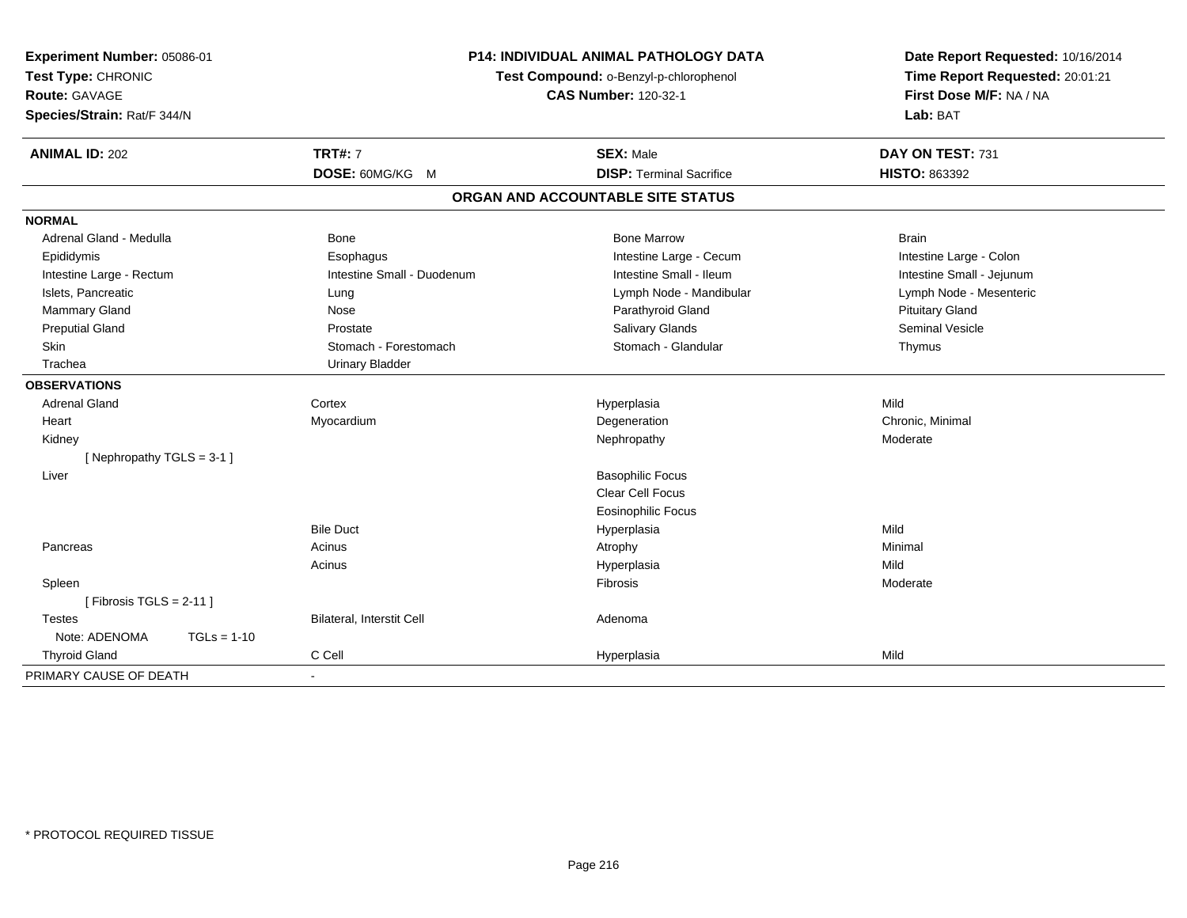**Experiment Number:** 05086-01
**Test Type:** CHRONIC
**Route:** GAVAGE
**Species/Strain:** Rat/F 344/N

**P14: INDIVIDUAL ANIMAL PATHOLOGY DATA**
**Test Compound:** o-Benzyl-p-chlorophenol
**CAS Number:** 120-32-1

**Date Report Requested:** 10/16/2014
**Time Report Requested:** 20:01:21
**First Dose M/F:** NA / NA
**Lab:** BAT

| **ANIMAL ID:** 202 | **TRT#:** 7 | **SEX:** Male | **DAY ON TEST:** 731 |
|---|---|---|---|
| | **DOSE:** 60MG/KG M | **DISP:** Terminal Sacrifice | **HISTO:** 863392 |

## ORGAN AND ACCOUNTABLE SITE STATUS

| | | | |
|---|---|---|---|
| **NORMAL** | | | |
| Adrenal Gland - Medulla | Bone | Bone Marrow | Brain |
| Epididymis | Esophagus | Intestine Large - Cecum | Intestine Large - Colon |
| Intestine Large - Rectum | Intestine Small - Duodenum | Intestine Small - Ileum | Intestine Small - Jejunum |
| Islets, Pancreatic | Lung | Lymph Node - Mandibular | Lymph Node - Mesenteric |
| Mammary Gland | Nose | Parathyroid Gland | Pituitary Gland |
| Preputial Gland | Prostate | Salivary Glands | Seminal Vesicle |
| Skin | Stomach - Forestomach | Stomach - Glandular | Thymus |
| Trachea | Urinary Bladder | | |
| **OBSERVATIONS** | | | |
| Adrenal Gland | Cortex | Hyperplasia | Mild |
| Heart | Myocardium | Degeneration | Chronic, Minimal |
| Kidney | | Nephropathy | Moderate |
| [ Nephropathy TGLS = 3-1 ] | | | |
| Liver | | Basophilic Focus | |
| | | Clear Cell Focus | |
| | | Eosinophilic Focus | |
| | Bile Duct | Hyperplasia | Mild |
| Pancreas | Acinus | Atrophy | Minimal |
| | Acinus | Hyperplasia | Mild |
| Spleen | | Fibrosis | Moderate |
| [ Fibrosis TGLS = 2-11 ] | | | |
| Testes | Bilateral, Interstit Cell | Adenoma | |
| Note: ADENOMA TGLs = 1-10 | | | |
| Thyroid Gland | C Cell | Hyperplasia | Mild |
| PRIMARY CAUSE OF DEATH | - | | |

* PROTOCOL REQUIRED TISSUE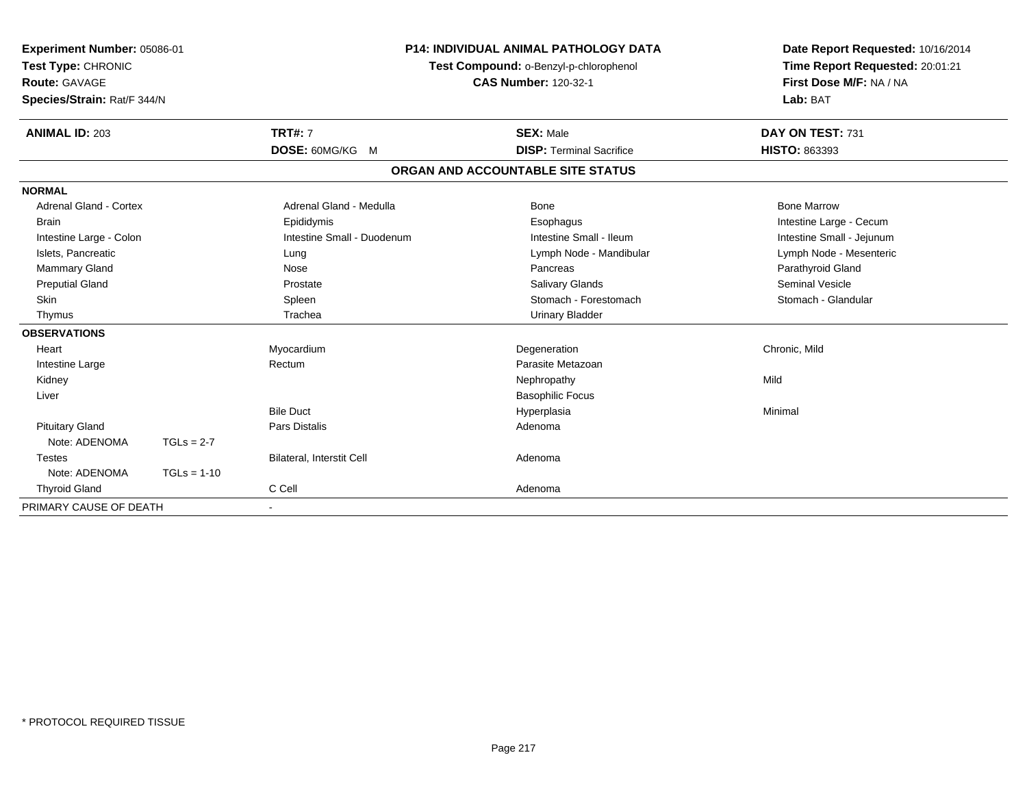**Experiment Number:** 05086-01
**Test Type:** CHRONIC
**Route:** GAVAGE
**Species/Strain:** Rat/F 344/N

**P14: INDIVIDUAL ANIMAL PATHOLOGY DATA**
**Test Compound:** o-Benzyl-p-chlorophenol
**CAS Number:** 120-32-1

**Date Report Requested:** 10/16/2014
**Time Report Requested:** 20:01:21
**First Dose M/F:** NA / NA
**Lab:** BAT

| **ANIMAL ID:** 203 | **TRT#:** 7 | **SEX:** Male | **DAY ON TEST:** 731 |
|---|---|---|---|
| | **DOSE:** 60MG/KG M | **DISP:** Terminal Sacrifice | **HISTO:** 863393 |

## ORGAN AND ACCOUNTABLE SITE STATUS

**NORMAL**

| | | | |
|---|---|---|---|
| Adrenal Gland - Cortex | Adrenal Gland - Medulla | Bone | Bone Marrow |
| Brain | Epididymis | Esophagus | Intestine Large - Cecum |
| Intestine Large - Colon | Intestine Small - Duodenum | Intestine Small - Ileum | Intestine Small - Jejunum |
| Islets, Pancreatic | Lung | Lymph Node - Mandibular | Lymph Node - Mesenteric |
| Mammary Gland | Nose | Pancreas | Parathyroid Gland |
| Preputial Gland | Prostate | Salivary Glands | Seminal Vesicle |
| Skin | Spleen | Stomach - Forestomach | Stomach - Glandular |
| Thymus | Trachea | Urinary Bladder | |

**OBSERVATIONS**

| | | | |
|---|---|---|---|
| Heart | Myocardium | Degeneration | Chronic, Mild |
| Intestine Large | Rectum | Parasite Metazoan | |
| Kidney | | Nephropathy | Mild |
| Liver | | Basophilic Focus | |
| | Bile Duct | Hyperplasia | Minimal |
| Pituitary Gland | Pars Distalis | Adenoma | |
| Note: ADENOMA TGLs = 2-7 | | | |
| Testes | Bilateral, Interstit Cell | Adenoma | |
| Note: ADENOMA TGLs = 1-10 | | | |
| Thyroid Gland | C Cell | Adenoma | |

PRIMARY CAUSE OF DEATH -

\* PROTOCOL REQUIRED TISSUE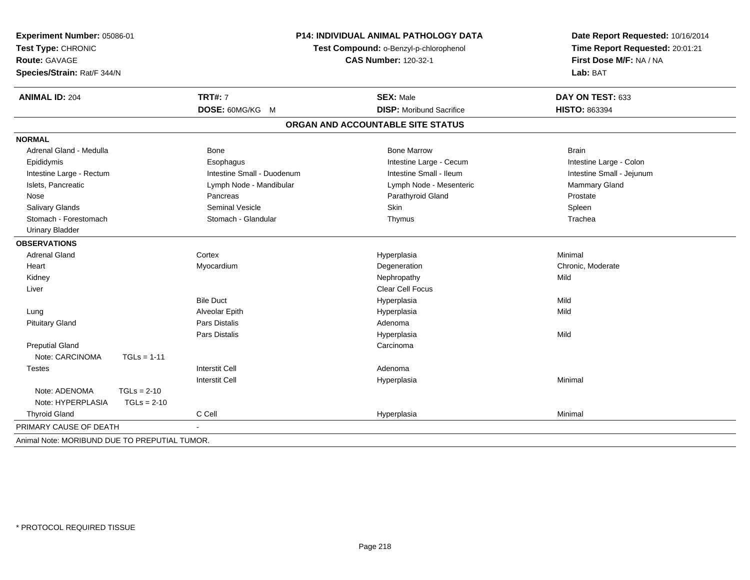**Experiment Number:** 05086-01
**Test Type:** CHRONIC
**Route:** GAVAGE
**Species/Strain:** Rat/F 344/N

**P14: INDIVIDUAL ANIMAL PATHOLOGY DATA**
**Test Compound:** o-Benzyl-p-chlorophenol
**CAS Number:** 120-32-1

**Date Report Requested:** 10/16/2014
**Time Report Requested:** 20:01:21
**First Dose M/F:** NA / NA
**Lab:** BAT

| **ANIMAL ID:** 204 | **TRT#:** 7 | **SEX:** Male | **DAY ON TEST:** 633 |
|---|---|---|---|
| | **DOSE:** 60MG/KG M | **DISP:** Moribund Sacrifice | **HISTO:** 863394 |

## ORGAN AND ACCOUNTABLE SITE STATUS

**NORMAL**

| | | | |
|---|---|---|---|
| Adrenal Gland - Medulla | Bone | Bone Marrow | Brain |
| Epididymis | Esophagus | Intestine Large - Cecum | Intestine Large - Colon |
| Intestine Large - Rectum | Intestine Small - Duodenum | Intestine Small - Ileum | Intestine Small - Jejunum |
| Islets, Pancreatic | Lymph Node - Mandibular | Lymph Node - Mesenteric | Mammary Gland |
| Nose | Pancreas | Parathyroid Gland | Prostate |
| Salivary Glands | Seminal Vesicle | Skin | Spleen |
| Stomach - Forestomach | Stomach - Glandular | Thymus | Trachea |
| Urinary Bladder | | | |

**OBSERVATIONS**

| | | | |
|---|---|---|---|
| Adrenal Gland | Cortex | Hyperplasia | Minimal |
| Heart | Myocardium | Degeneration | Chronic, Moderate |
| Kidney | | Nephropathy | Mild |
| Liver | | Clear Cell Focus | |
| | Bile Duct | Hyperplasia | Mild |
| Lung | Alveolar Epith | Hyperplasia | Mild |
| Pituitary Gland | Pars Distalis | Adenoma | |
| | Pars Distalis | Hyperplasia | Mild |
| Preputial Gland | | Carcinoma | |
| Note: CARCINOMA TGLs = 1-11 | | | |
| Testes | Interstit Cell | Adenoma | |
| | Interstit Cell | Hyperplasia | Minimal |
| Note: ADENOMA TGLs = 2-10 | | | |
| Note: HYPERPLASIA TGLs = 2-10 | | | |
| Thyroid Gland | C Cell | Hyperplasia | Minimal |

PRIMARY CAUSE OF DEATH -

Animal Note: MORIBUND DUE TO PREPUTIAL TUMOR.

* PROTOCOL REQUIRED TISSUE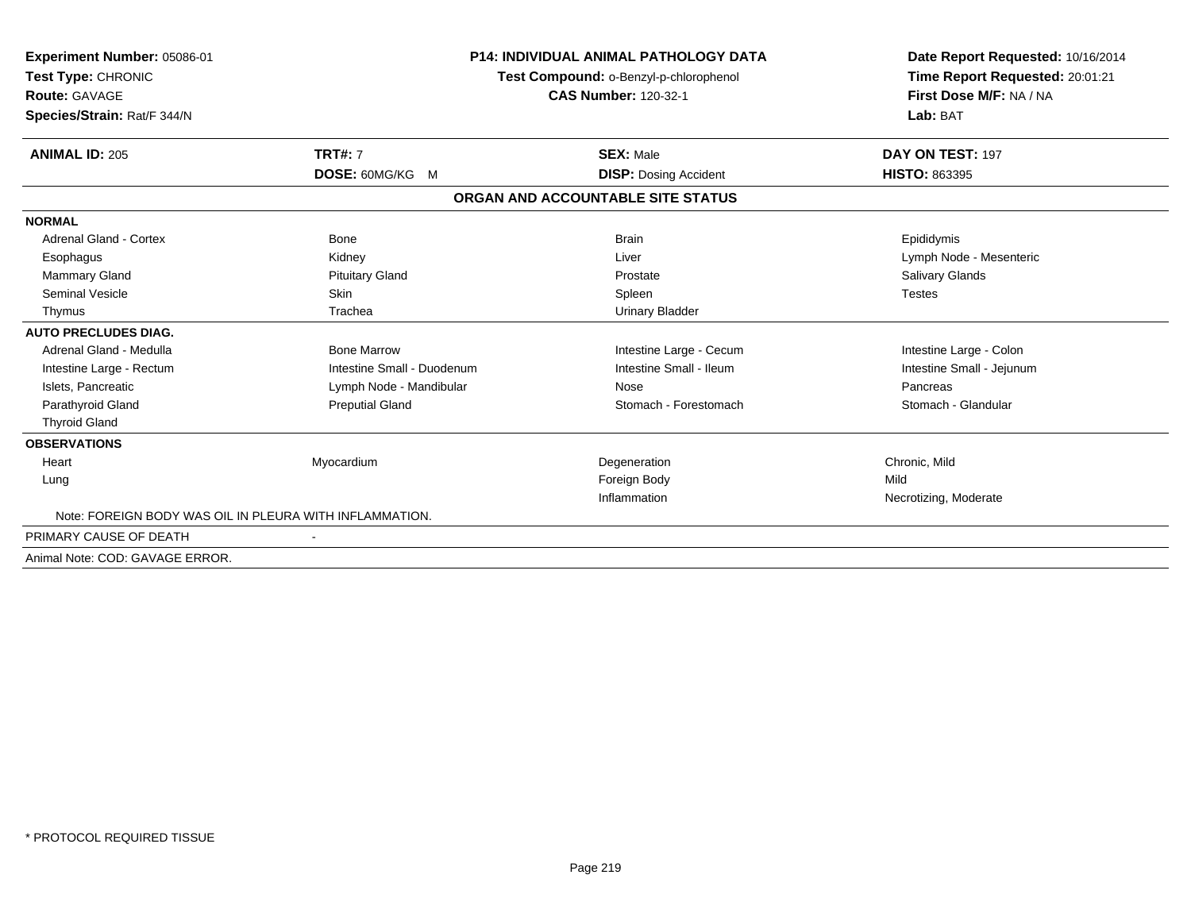**Experiment Number:** 05086-01
**Test Type:** CHRONIC
**Route:** GAVAGE
**Species/Strain:** Rat/F 344/N

**P14: INDIVIDUAL ANIMAL PATHOLOGY DATA**
**Test Compound:** o-Benzyl-p-chlorophenol
**CAS Number:** 120-32-1

**Date Report Requested:** 10/16/2014
**Time Report Requested:** 20:01:21
**First Dose M/F:** NA / NA
**Lab:** BAT

| **ANIMAL ID:** 205 | **TRT#:** 7 | **SEX:** Male | **DAY ON TEST:** 197 |
|---|---|---|---|
| | **DOSE:** 60MG/KG M | **DISP:** Dosing Accident | **HISTO:** 863395 |

## ORGAN AND ACCOUNTABLE SITE STATUS

| | | | |
|---|---|---|---|
| **NORMAL** | | | |
| Adrenal Gland - Cortex | Bone | Brain | Epididymis |
| Esophagus | Kidney | Liver | Lymph Node - Mesenteric |
| Mammary Gland | Pituitary Gland | Prostate | Salivary Glands |
| Seminal Vesicle | Skin | Spleen | Testes |
| Thymus | Trachea | Urinary Bladder | |
| **AUTO PRECLUDES DIAG.** | | | |
| Adrenal Gland - Medulla | Bone Marrow | Intestine Large - Cecum | Intestine Large - Colon |
| Intestine Large - Rectum | Intestine Small - Duodenum | Intestine Small - Ileum | Intestine Small - Jejunum |
| Islets, Pancreatic | Lymph Node - Mandibular | Nose | Pancreas |
| Parathyroid Gland | Preputial Gland | Stomach - Forestomach | Stomach - Glandular |
| Thyroid Gland | | | |
| **OBSERVATIONS** | | | |
| Heart | Myocardium | Degeneration | Chronic, Mild |
| Lung | | Foreign Body | Mild |
| | | Inflammation | Necrotizing, Moderate |

Note: FOREIGN BODY WAS OIL IN PLEURA WITH INFLAMMATION.

PRIMARY CAUSE OF DEATH -

Animal Note: COD: GAVAGE ERROR.

\* PROTOCOL REQUIRED TISSUE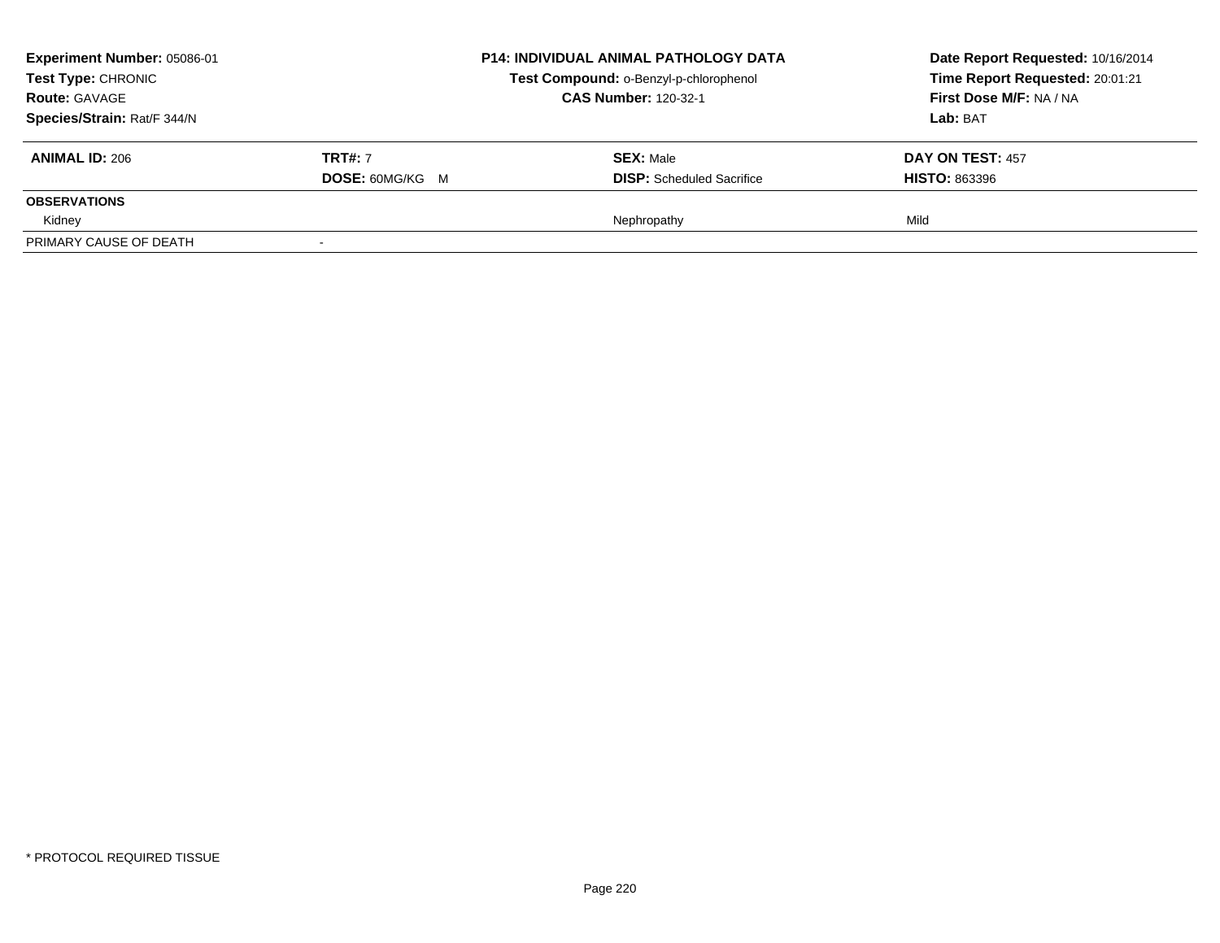**Experiment Number:** 05086-01
**Test Type:** CHRONIC
**Route:** GAVAGE
**Species/Strain:** Rat/F 344/N

**P14: INDIVIDUAL ANIMAL PATHOLOGY DATA**
**Test Compound:** o-Benzyl-p-chlorophenol
**CAS Number:** 120-32-1

**Date Report Requested:** 10/16/2014
**Time Report Requested:** 20:01:21
**First Dose M/F:** NA / NA
**Lab:** BAT

| **ANIMAL ID:** 206 | **TRT#:** 7 | **SEX:** Male | **DAY ON TEST:** 457 |
|---|---|---|---|
| | **DOSE:** 60MG/KG M | **DISP:** Scheduled Sacrifice | **HISTO:** 863396 |
| **OBSERVATIONS** | | | |
| Kidney | | Nephropathy | Mild |
| PRIMARY CAUSE OF DEATH | - | | |

* PROTOCOL REQUIRED TISSUE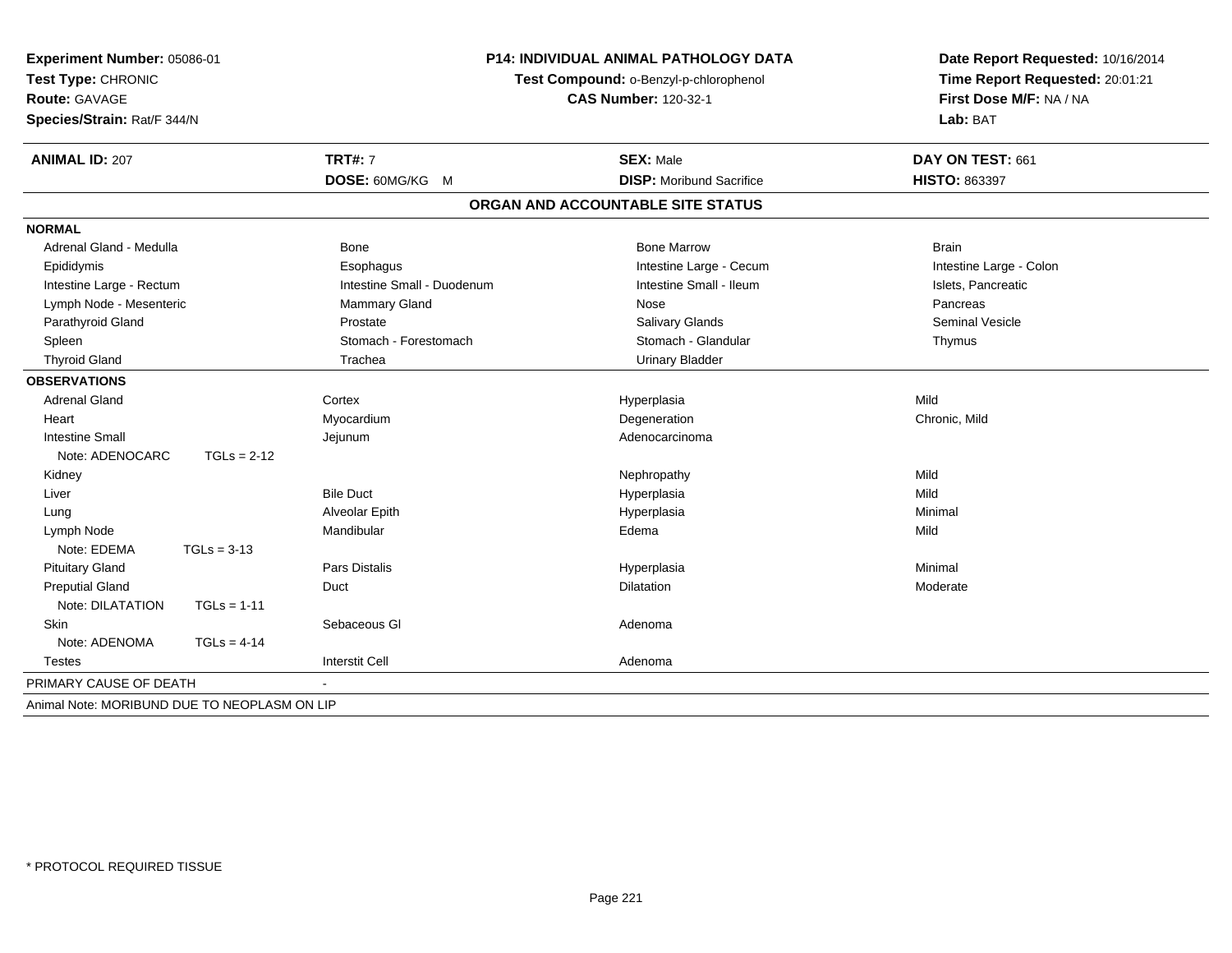**Experiment Number:** 05086-01
**Test Type:** CHRONIC
**Route:** GAVAGE
**Species/Strain:** Rat/F 344/N

**P14: INDIVIDUAL ANIMAL PATHOLOGY DATA**
**Test Compound:** o-Benzyl-p-chlorophenol
**CAS Number:** 120-32-1

**Date Report Requested:** 10/16/2014
**Time Report Requested:** 20:01:21
**First Dose M/F:** NA / NA
**Lab:** BAT

| **ANIMAL ID:** 207 | **TRT#:** 7 | **SEX:** Male | **DAY ON TEST:** 661 |
|---|---|---|---|
| | **DOSE:** 60MG/KG M | **DISP:** Moribund Sacrifice | **HISTO:** 863397 |

## ORGAN AND ACCOUNTABLE SITE STATUS

| | | | |
|---|---|---|---|
| **NORMAL** | | | |
| Adrenal Gland - Medulla | Bone | Bone Marrow | Brain |
| Epididymis | Esophagus | Intestine Large - Cecum | Intestine Large - Colon |
| Intestine Large - Rectum | Intestine Small - Duodenum | Intestine Small - Ileum | Islets, Pancreatic |
| Lymph Node - Mesenteric | Mammary Gland | Nose | Pancreas |
| Parathyroid Gland | Prostate | Salivary Glands | Seminal Vesicle |
| Spleen | Stomach - Forestomach | Stomach - Glandular | Thymus |
| Thyroid Gland | Trachea | Urinary Bladder | |
| **OBSERVATIONS** | | | |
| Adrenal Gland | Cortex | Hyperplasia | Mild |
| Heart | Myocardium | Degeneration | Chronic, Mild |
| Intestine Small | Jejunum | Adenocarcinoma | |
| Note: ADENOCARC TGLs = 2-12 | | | |
| Kidney | | Nephropathy | Mild |
| Liver | Bile Duct | Hyperplasia | Mild |
| Lung | Alveolar Epith | Hyperplasia | Minimal |
| Lymph Node | Mandibular | Edema | Mild |
| Note: EDEMA TGLs = 3-13 | | | |
| Pituitary Gland | Pars Distalis | Hyperplasia | Minimal |
| Preputial Gland | Duct | Dilatation | Moderate |
| Note: DILATATION TGLs = 1-11 | | | |
| Skin | Sebaceous Gl | Adenoma | |
| Note: ADENOMA TGLs = 4-14 | | | |
| Testes | Interstit Cell | Adenoma | |
| PRIMARY CAUSE OF DEATH | - | | |

Animal Note: MORIBUND DUE TO NEOPLASM ON LIP

* PROTOCOL REQUIRED TISSUE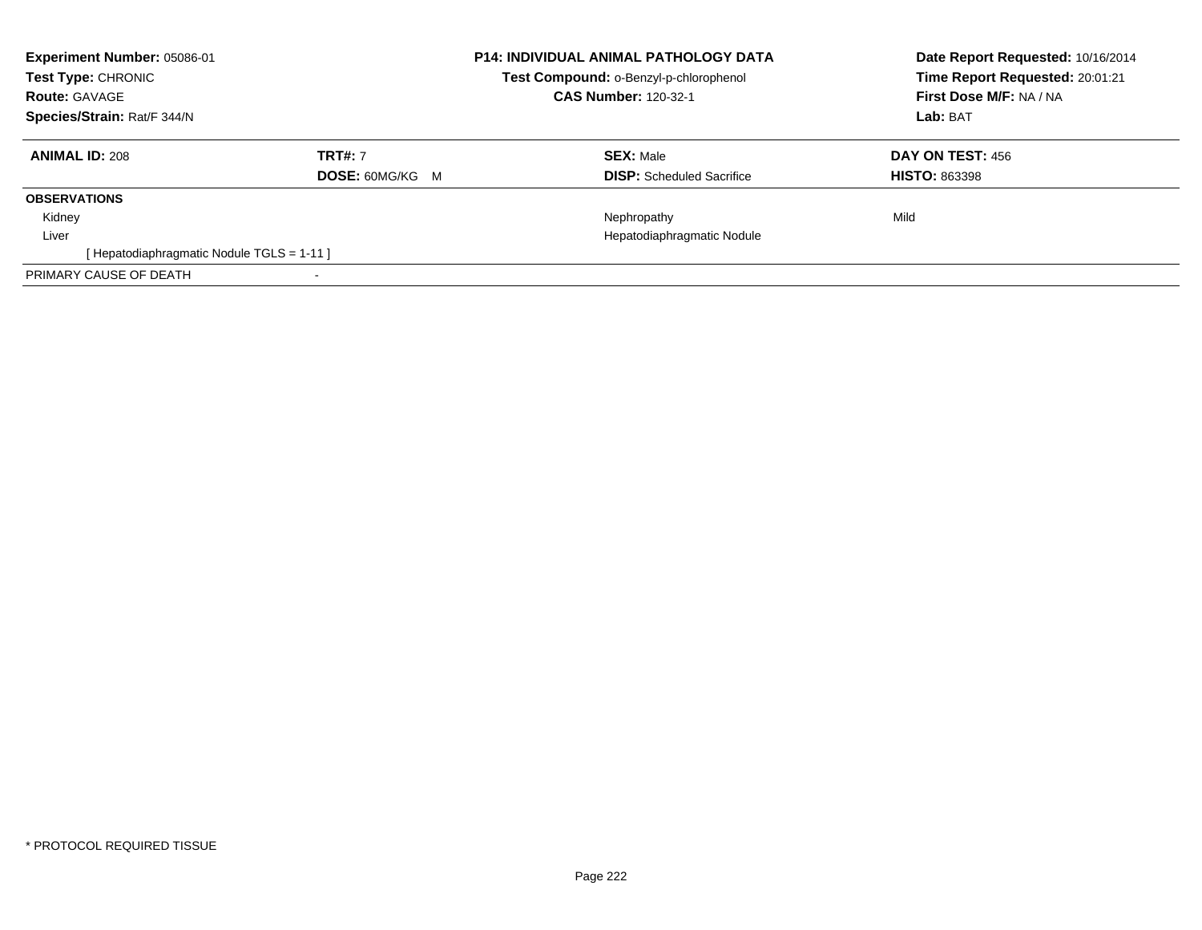**Experiment Number:** 05086-01
**Test Type:** CHRONIC
**Route:** GAVAGE
**Species/Strain:** Rat/F 344/N

**P14: INDIVIDUAL ANIMAL PATHOLOGY DATA**
**Test Compound:** o-Benzyl-p-chlorophenol
**CAS Number:** 120-32-1

**Date Report Requested:** 10/16/2014
**Time Report Requested:** 20:01:21
**First Dose M/F:** NA / NA
**Lab:** BAT

| **ANIMAL ID:** 208 | **TRT#:** 7 | **SEX:** Male | **DAY ON TEST:** 456 |
|---|---|---|---|
| | **DOSE:** 60MG/KG M | **DISP:** Scheduled Sacrifice | **HISTO:** 863398 |
| **OBSERVATIONS** | | | |
| Kidney | | Nephropathy | Mild |
| Liver | | Hepatodiaphragmatic Nodule | |
| [ Hepatodiaphragmatic Nodule TGLS = 1-11 ] | | | |
| PRIMARY CAUSE OF DEATH | - | | |

* PROTOCOL REQUIRED TISSUE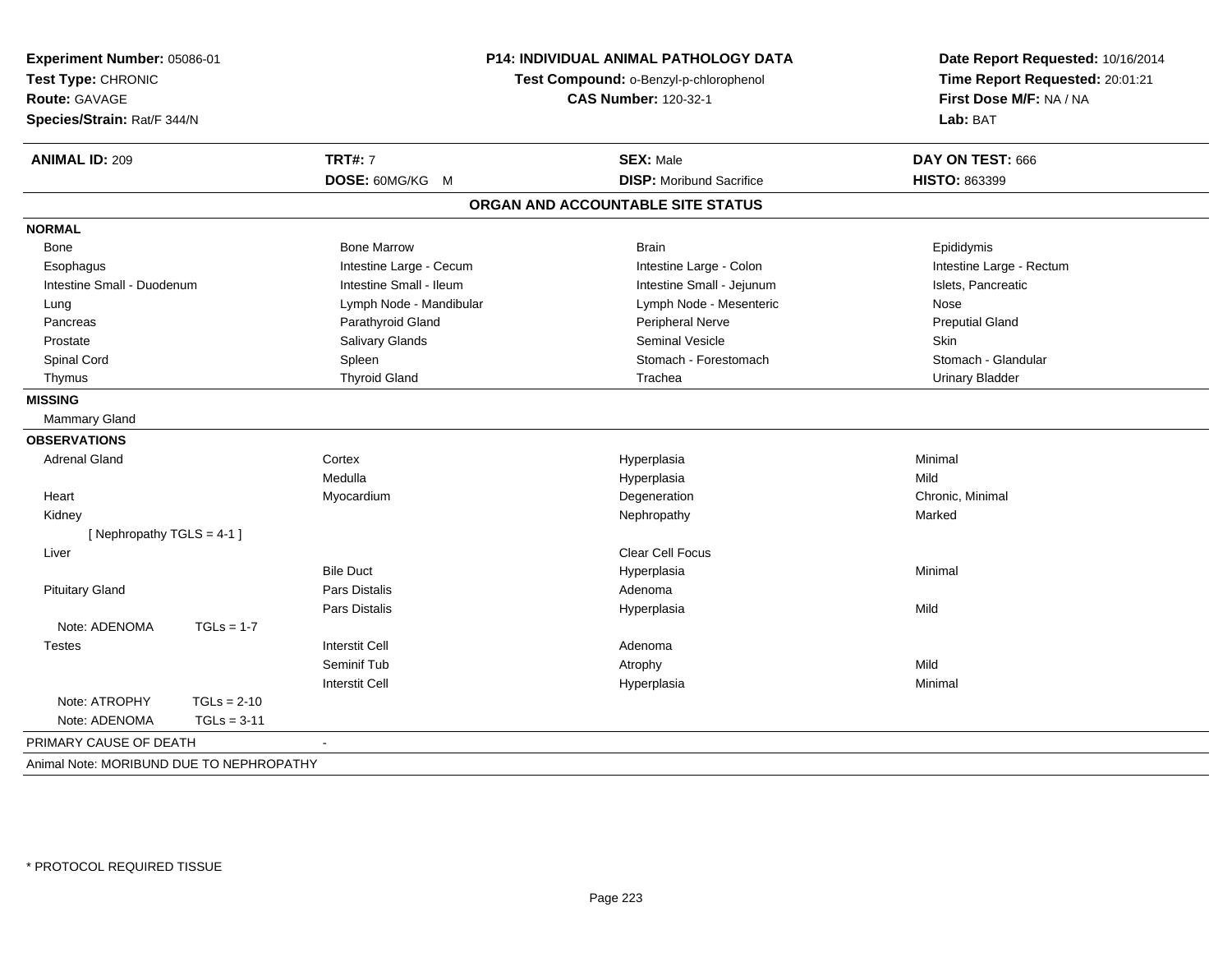**Experiment Number:** 05086-01
**Test Type:** CHRONIC
**Route:** GAVAGE
**Species/Strain:** Rat/F 344/N

**P14: INDIVIDUAL ANIMAL PATHOLOGY DATA**
**Test Compound:** o-Benzyl-p-chlorophenol
**CAS Number:** 120-32-1

**Date Report Requested:** 10/16/2014
**Time Report Requested:** 20:01:21
**First Dose M/F:** NA / NA
**Lab:** BAT

| **ANIMAL ID:** 209 | **TRT#:** 7 | **SEX:** Male | **DAY ON TEST:** 666 |
|---|---|---|---|
| | **DOSE:** 60MG/KG M | **DISP:** Moribund Sacrifice | **HISTO:** 863399 |

## ORGAN AND ACCOUNTABLE SITE STATUS

**NORMAL**

| | | | |
|---|---|---|---|
| Bone | Bone Marrow | Brain | Epididymis |
| Esophagus | Intestine Large - Cecum | Intestine Large - Colon | Intestine Large - Rectum |
| Intestine Small - Duodenum | Intestine Small - Ileum | Intestine Small - Jejunum | Islets, Pancreatic |
| Lung | Lymph Node - Mandibular | Lymph Node - Mesenteric | Nose |
| Pancreas | Parathyroid Gland | Peripheral Nerve | Preputial Gland |
| Prostate | Salivary Glands | Seminal Vesicle | Skin |
| Spinal Cord | Spleen | Stomach - Forestomach | Stomach - Glandular |
| Thymus | Thyroid Gland | Trachea | Urinary Bladder |

**MISSING**

Mammary Gland

**OBSERVATIONS**

| | | | |
|---|---|---|---|
| Adrenal Gland | Cortex | Hyperplasia | Minimal |
| | Medulla | Hyperplasia | Mild |
| Heart | Myocardium | Degeneration | Chronic, Minimal |
| Kidney | | Nephropathy | Marked |
| [ Nephropathy TGLS = 4-1 ] | | | |
| Liver | | Clear Cell Focus | |
| | Bile Duct | Hyperplasia | Minimal |
| Pituitary Gland | Pars Distalis | Adenoma | |
| | Pars Distalis | Hyperplasia | Mild |
| Note: ADENOMA TGLs = 1-7 | | | |
| Testes | Interstit Cell | Adenoma | |
| | Seminif Tub | Atrophy | Mild |
| | Interstit Cell | Hyperplasia | Minimal |
| Note: ATROPHY TGLs = 2-10 | | | |
| Note: ADENOMA TGLs = 3-11 | | | |

PRIMARY CAUSE OF DEATH -

Animal Note: MORIBUND DUE TO NEPHROPATHY

* PROTOCOL REQUIRED TISSUE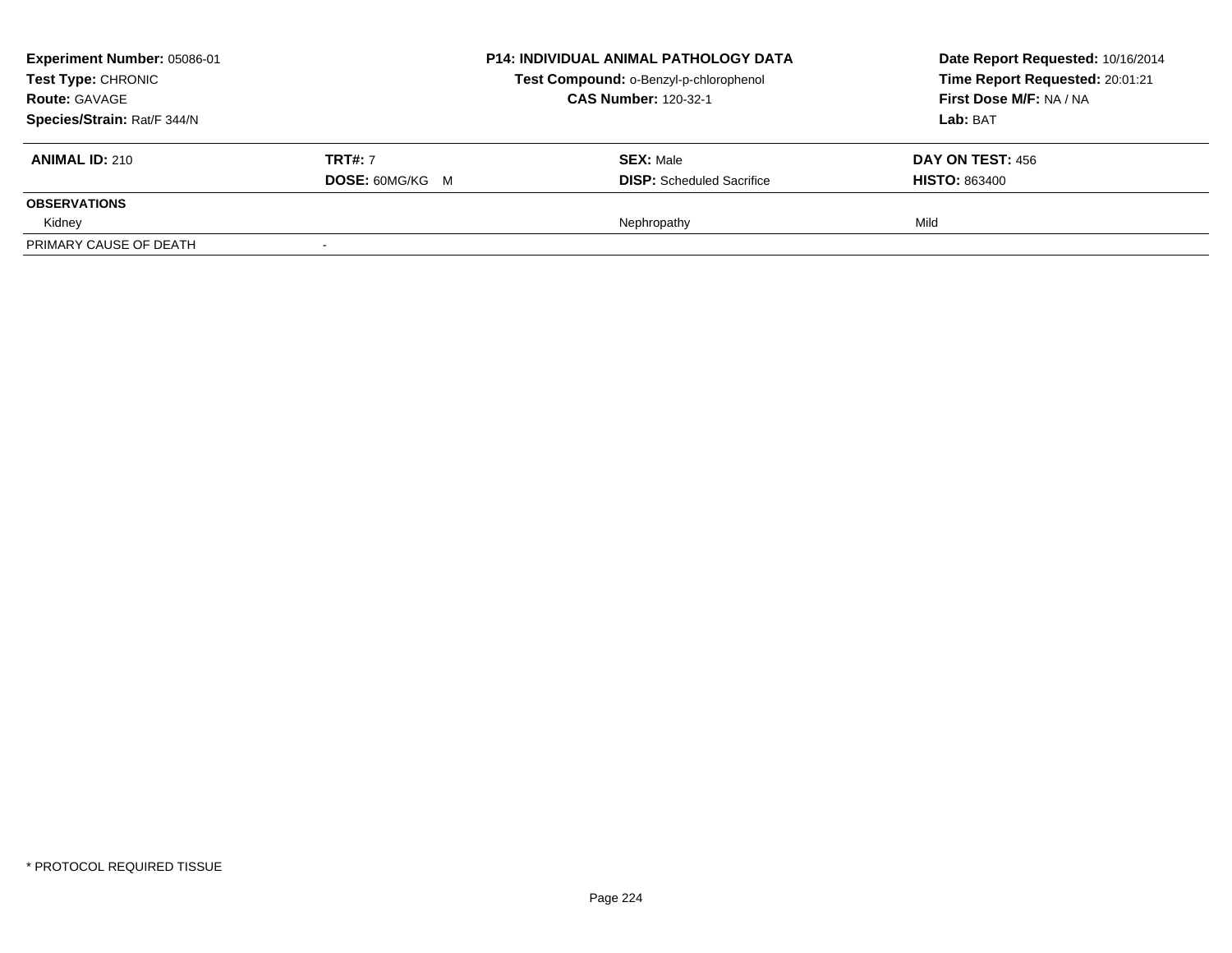**Experiment Number:** 05086-01
**Test Type:** CHRONIC
**Route:** GAVAGE
**Species/Strain:** Rat/F 344/N

**P14: INDIVIDUAL ANIMAL PATHOLOGY DATA**
**Test Compound:** o-Benzyl-p-chlorophenol
**CAS Number:** 120-32-1

**Date Report Requested:** 10/16/2014
**Time Report Requested:** 20:01:21
**First Dose M/F:** NA / NA
**Lab:** BAT

| **ANIMAL ID:** 210 | **TRT#:** 7 | **SEX:** Male | **DAY ON TEST:** 456 |
|---|---|---|---|
| | **DOSE:** 60MG/KG M | **DISP:** Scheduled Sacrifice | **HISTO:** 863400 |
| **OBSERVATIONS** | | | |
| Kidney | | Nephropathy | Mild |
| PRIMARY CAUSE OF DEATH | - | | |

* PROTOCOL REQUIRED TISSUE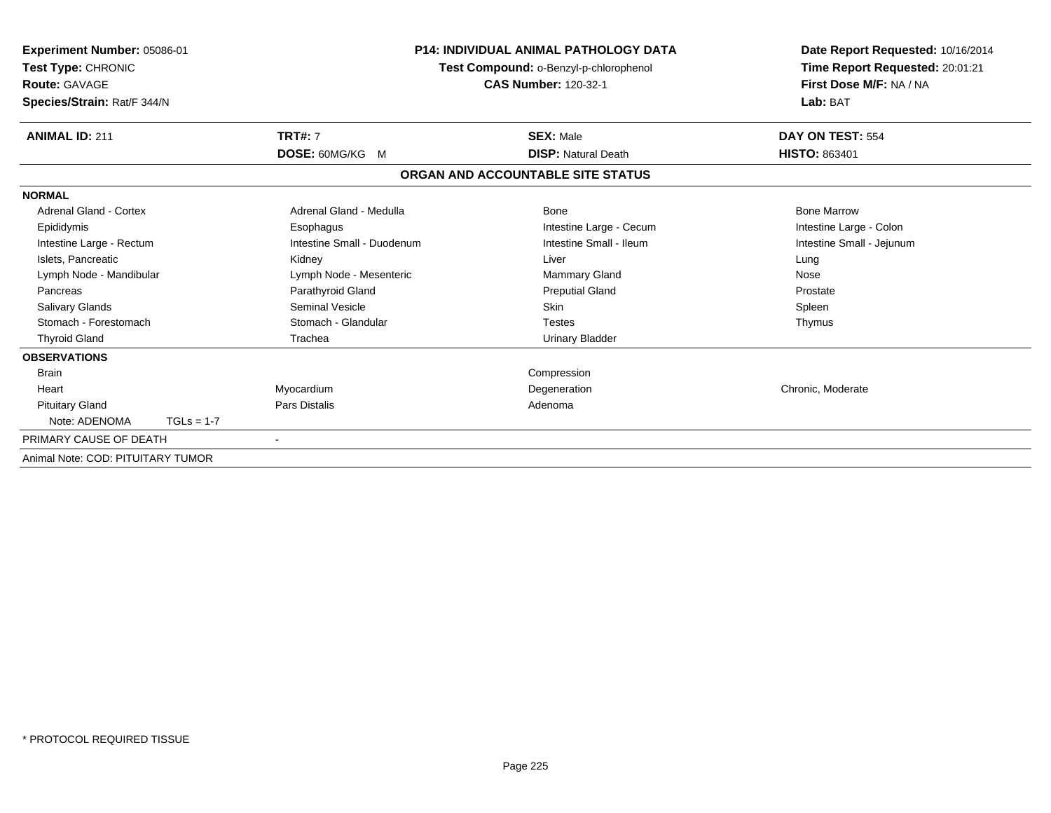**Experiment Number:** 05086-01
**Test Type:** CHRONIC
**Route:** GAVAGE
**Species/Strain:** Rat/F 344/N

**P14: INDIVIDUAL ANIMAL PATHOLOGY DATA**
**Test Compound:** o-Benzyl-p-chlorophenol
**CAS Number:** 120-32-1

**Date Report Requested:** 10/16/2014
**Time Report Requested:** 20:01:21
**First Dose M/F:** NA / NA
**Lab:** BAT

| **ANIMAL ID:** 211 | **TRT#:** 7 | **SEX:** Male | **DAY ON TEST:** 554 |
|---|---|---|---|
| | **DOSE:** 60MG/KG M | **DISP:** Natural Death | **HISTO:** 863401 |

## ORGAN AND ACCOUNTABLE SITE STATUS

| | | | |
|---|---|---|---|
| **NORMAL** | | | |
| Adrenal Gland - Cortex | Adrenal Gland - Medulla | Bone | Bone Marrow |
| Epididymis | Esophagus | Intestine Large - Cecum | Intestine Large - Colon |
| Intestine Large - Rectum | Intestine Small - Duodenum | Intestine Small - Ileum | Intestine Small - Jejunum |
| Islets, Pancreatic | Kidney | Liver | Lung |
| Lymph Node - Mandibular | Lymph Node - Mesenteric | Mammary Gland | Nose |
| Pancreas | Parathyroid Gland | Preputial Gland | Prostate |
| Salivary Glands | Seminal Vesicle | Skin | Spleen |
| Stomach - Forestomach | Stomach - Glandular | Testes | Thymus |
| Thyroid Gland | Trachea | Urinary Bladder | |
| **OBSERVATIONS** | | | |
| Brain | | Compression | |
| Heart | Myocardium | Degeneration | Chronic, Moderate |
| Pituitary Gland | Pars Distalis | Adenoma | |
| Note: ADENOMA TGLs = 1-7 | | | |
| PRIMARY CAUSE OF DEATH | - | | |
| Animal Note: COD: PITUITARY TUMOR | | | |

\* PROTOCOL REQUIRED TISSUE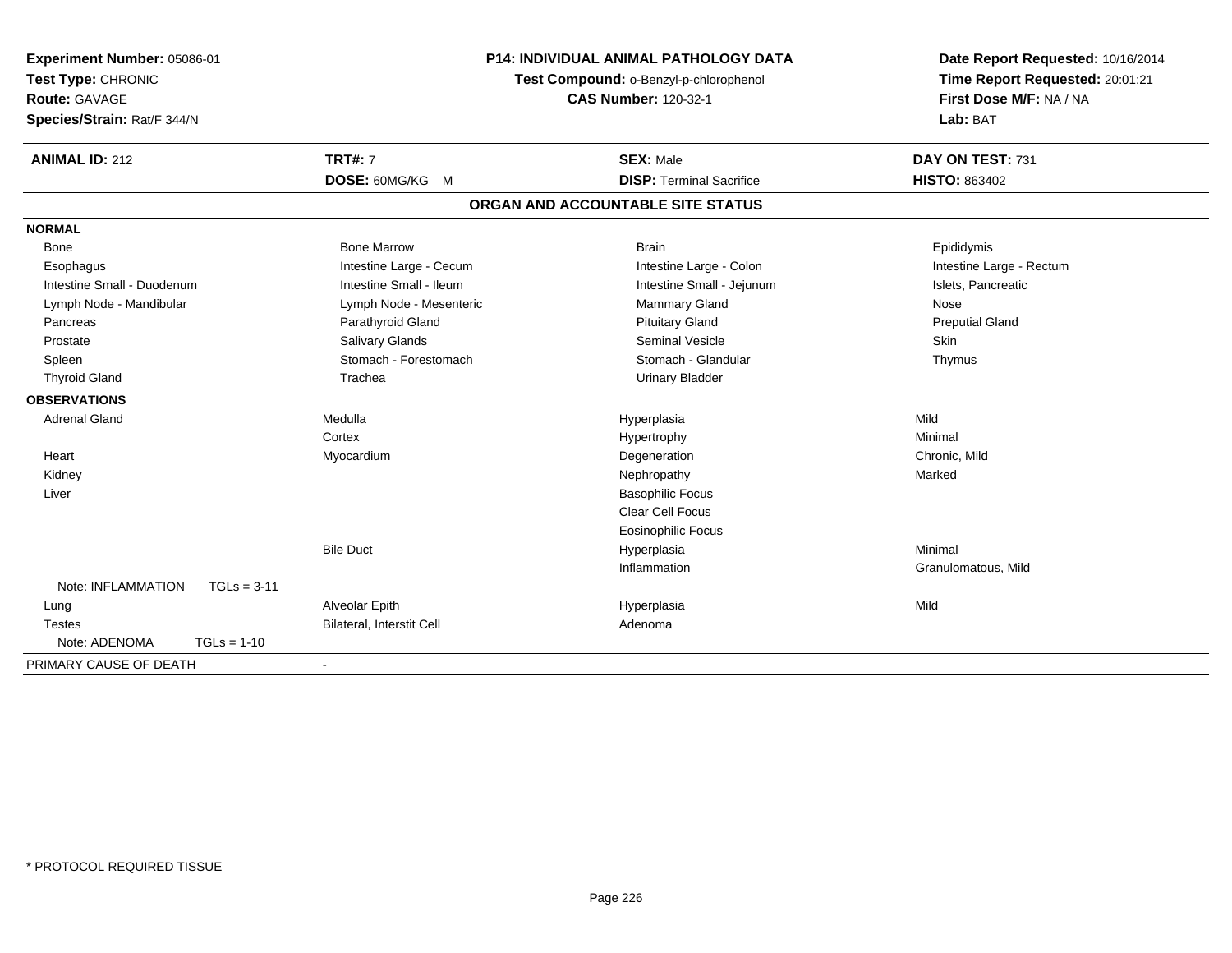**Experiment Number:** 05086-01
**Test Type:** CHRONIC
**Route:** GAVAGE
**Species/Strain:** Rat/F 344/N

**P14: INDIVIDUAL ANIMAL PATHOLOGY DATA**
**Test Compound:** o-Benzyl-p-chlorophenol
**CAS Number:** 120-32-1

**Date Report Requested:** 10/16/2014
**Time Report Requested:** 20:01:21
**First Dose M/F:** NA / NA
**Lab:** BAT

| **ANIMAL ID:** 212 | **TRT#:** 7 | **SEX:** Male | **DAY ON TEST:** 731 |
|---|---|---|---|
| | **DOSE:** 60MG/KG M | **DISP:** Terminal Sacrifice | **HISTO:** 863402 |

## ORGAN AND ACCOUNTABLE SITE STATUS

| | | | |
|---|---|---|---|
| **NORMAL** | | | |
| Bone | Bone Marrow | Brain | Epididymis |
| Esophagus | Intestine Large - Cecum | Intestine Large - Colon | Intestine Large - Rectum |
| Intestine Small - Duodenum | Intestine Small - Ileum | Intestine Small - Jejunum | Islets, Pancreatic |
| Lymph Node - Mandibular | Lymph Node - Mesenteric | Mammary Gland | Nose |
| Pancreas | Parathyroid Gland | Pituitary Gland | Preputial Gland |
| Prostate | Salivary Glands | Seminal Vesicle | Skin |
| Spleen | Stomach - Forestomach | Stomach - Glandular | Thymus |
| Thyroid Gland | Trachea | Urinary Bladder | |
| **OBSERVATIONS** | | | |
| Adrenal Gland | Medulla | Hyperplasia | Mild |
| | Cortex | Hypertrophy | Minimal |
| Heart | Myocardium | Degeneration | Chronic, Mild |
| Kidney | | Nephropathy | Marked |
| Liver | | Basophilic Focus | |
| | | Clear Cell Focus | |
| | | Eosinophilic Focus | |
| | Bile Duct | Hyperplasia | Minimal |
| | | Inflammation | Granulomatous, Mild |
| Note: INFLAMMATION TGLs = 3-11 | | | |
| Lung | Alveolar Epith | Hyperplasia | Mild |
| Testes | Bilateral, Interstit Cell | Adenoma | |
| Note: ADENOMA TGLs = 1-10 | | | |
| PRIMARY CAUSE OF DEATH | - | | |

* PROTOCOL REQUIRED TISSUE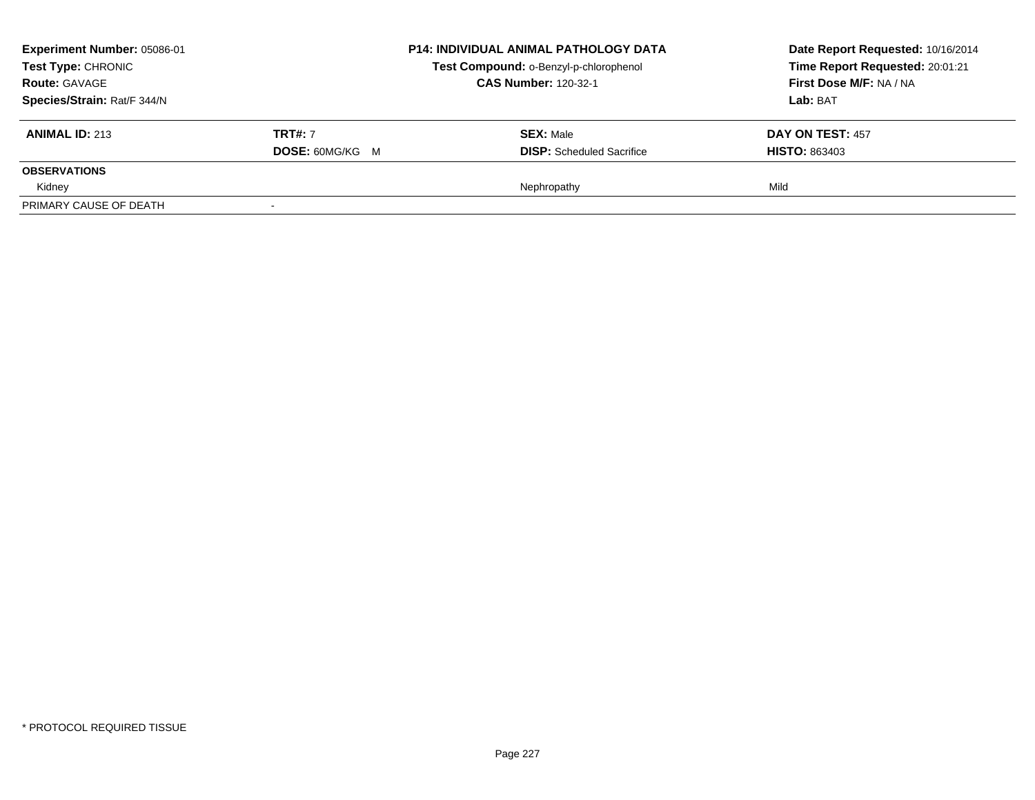| Experiment Number: 05086-01 | P14: INDIVIDUAL ANIMAL PATHOLOGY DATA | Date Report Requested: 10/16/2014 |
|---|---|---|
| Test Type: CHRONIC | Test Compound: o-Benzyl-p-chlorophenol | Time Report Requested: 20:01:21 |
| Route: GAVAGE | CAS Number: 120-32-1 | First Dose M/F: NA / NA |
| Species/Strain: Rat/F 344/N | | Lab: BAT |

| ANIMAL ID: 213 | TRT#: 7 | SEX: Male | DAY ON TEST: 457 |
|---|---|---|---|
| | DOSE: 60MG/KG M | DISP: Scheduled Sacrifice | HISTO: 863403 |
| **OBSERVATIONS** | | | |
| Kidney | | Nephropathy | Mild |
| PRIMARY CAUSE OF DEATH | - | | |

* PROTOCOL REQUIRED TISSUE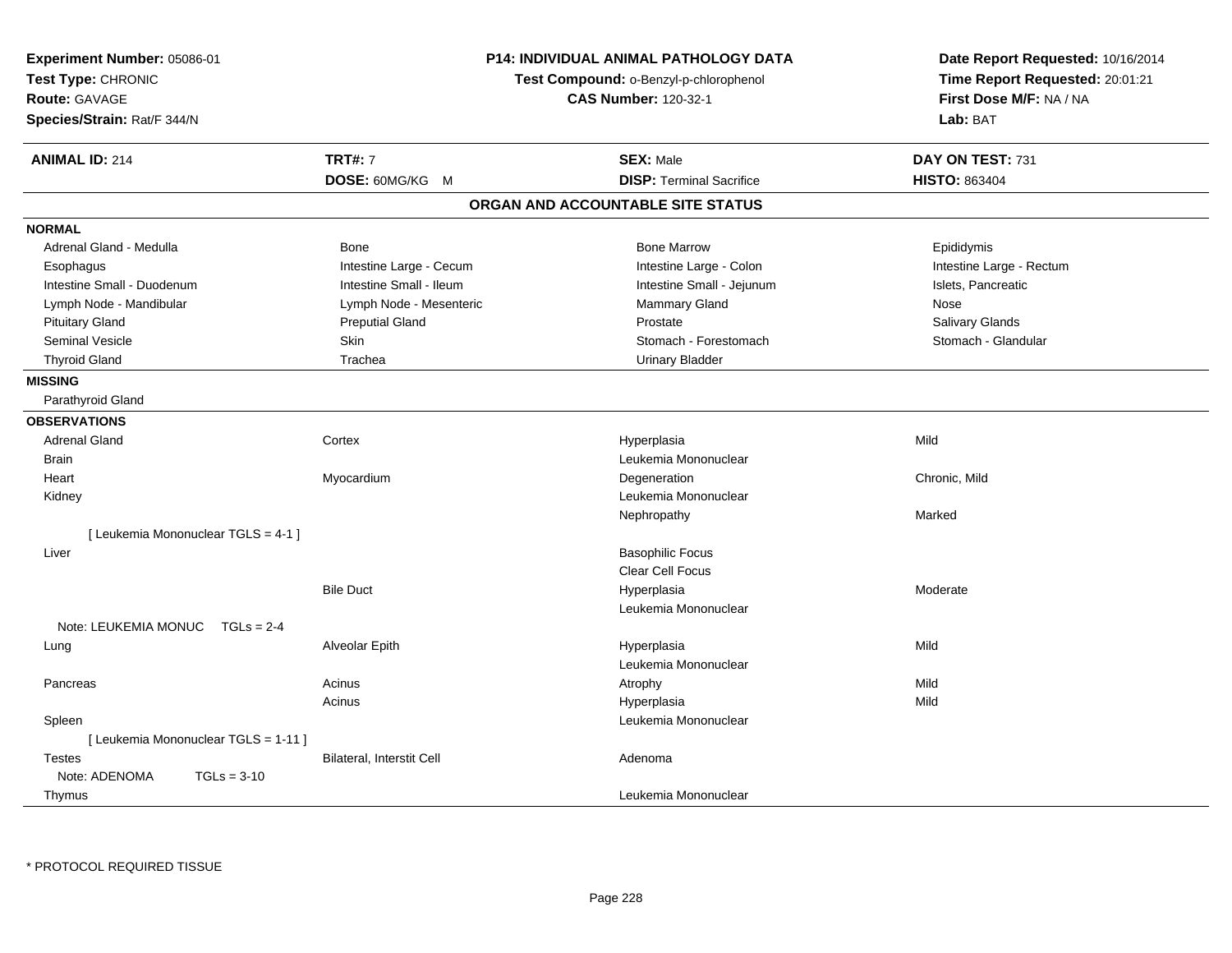**Experiment Number:** 05086-01
**Test Type:** CHRONIC
**Route:** GAVAGE
**Species/Strain:** Rat/F 344/N

**P14: INDIVIDUAL ANIMAL PATHOLOGY DATA**
**Test Compound:** o-Benzyl-p-chlorophenol
**CAS Number:** 120-32-1

**Date Report Requested:** 10/16/2014
**Time Report Requested:** 20:01:21
**First Dose M/F:** NA / NA
**Lab:** BAT

| **ANIMAL ID:** 214 | **TRT#:** 7 | **SEX:** Male | **DAY ON TEST:** 731 |
|---|---|---|---|
| | **DOSE:** 60MG/KG M | **DISP:** Terminal Sacrifice | **HISTO:** 863404 |

## ORGAN AND ACCOUNTABLE SITE STATUS

**NORMAL**

| | | | |
|---|---|---|---|
| Adrenal Gland - Medulla | Bone | Bone Marrow | Epididymis |
| Esophagus | Intestine Large - Cecum | Intestine Large - Colon | Intestine Large - Rectum |
| Intestine Small - Duodenum | Intestine Small - Ileum | Intestine Small - Jejunum | Islets, Pancreatic |
| Lymph Node - Mandibular | Lymph Node - Mesenteric | Mammary Gland | Nose |
| Pituitary Gland | Preputial Gland | Prostate | Salivary Glands |
| Seminal Vesicle | Skin | Stomach - Forestomach | Stomach - Glandular |
| Thyroid Gland | Trachea | Urinary Bladder | |

**MISSING**

Parathyroid Gland

**OBSERVATIONS**

| | | | |
|---|---|---|---|
| Adrenal Gland | Cortex | Hyperplasia | Mild |
| Brain | | Leukemia Mononuclear | |
| Heart | Myocardium | Degeneration | Chronic, Mild |
| Kidney | | Leukemia Mononuclear | |
| | | Nephropathy | Marked |
| [ Leukemia Mononuclear TGLS = 4-1 ] | | | |
| Liver | | Basophilic Focus | |
| | | Clear Cell Focus | |
| | Bile Duct | Hyperplasia | Moderate |
| | | Leukemia Mononuclear | |
| Note: LEUKEMIA MONUC TGLs = 2-4 | | | |
| Lung | Alveolar Epith | Hyperplasia | Mild |
| | | Leukemia Mononuclear | |
| Pancreas | Acinus | Atrophy | Mild |
| | Acinus | Hyperplasia | Mild |
| Spleen | | Leukemia Mononuclear | |
| [ Leukemia Mononuclear TGLS = 1-11 ] | | | |
| Testes | Bilateral, Interstit Cell | Adenoma | |
| Note: ADENOMA TGLs = 3-10 | | | |
| Thymus | | Leukemia Mononuclear | |

\* PROTOCOL REQUIRED TISSUE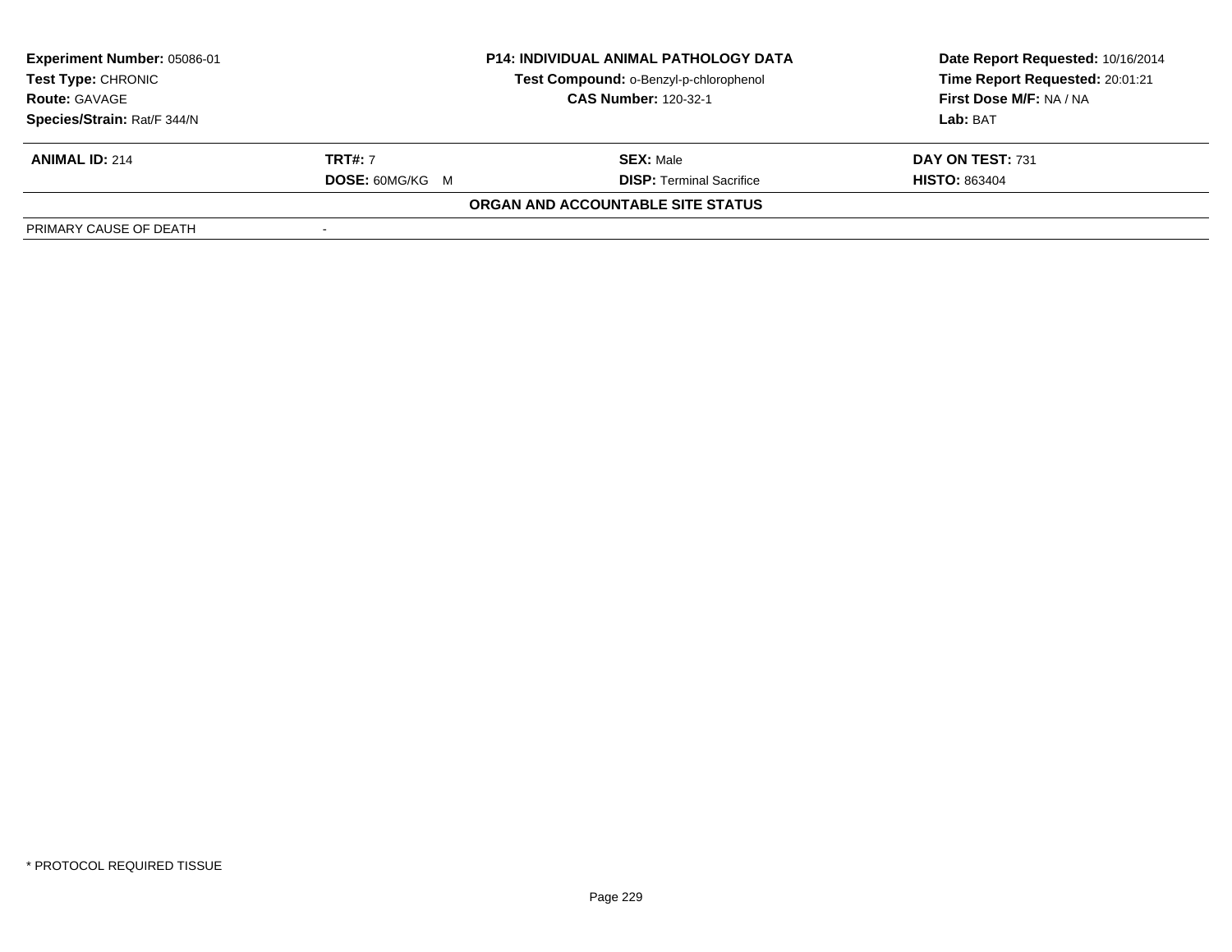| **Experiment Number:** 05086-01 | **P14: INDIVIDUAL ANIMAL PATHOLOGY DATA** | **Date Report Requested:** 10/16/2014 |
|---|---|---|
| **Test Type:** CHRONIC | **Test Compound:** o-Benzyl-p-chlorophenol | **Time Report Requested:** 20:01:21 |
| **Route:** GAVAGE | **CAS Number:** 120-32-1 | **First Dose M/F:** NA / NA |
| **Species/Strain:** Rat/F 344/N | | **Lab:** BAT |

| **ANIMAL ID:** 214 | **TRT#:** 7 | **SEX:** Male | **DAY ON TEST:** 731 |
|---|---|---|---|
| | **DOSE:** 60MG/KG M | **DISP:** Terminal Sacrifice | **HISTO:** 863404 |

**ORGAN AND ACCOUNTABLE SITE STATUS**

| PRIMARY CAUSE OF DEATH | - |
|---|---|

* PROTOCOL REQUIRED TISSUE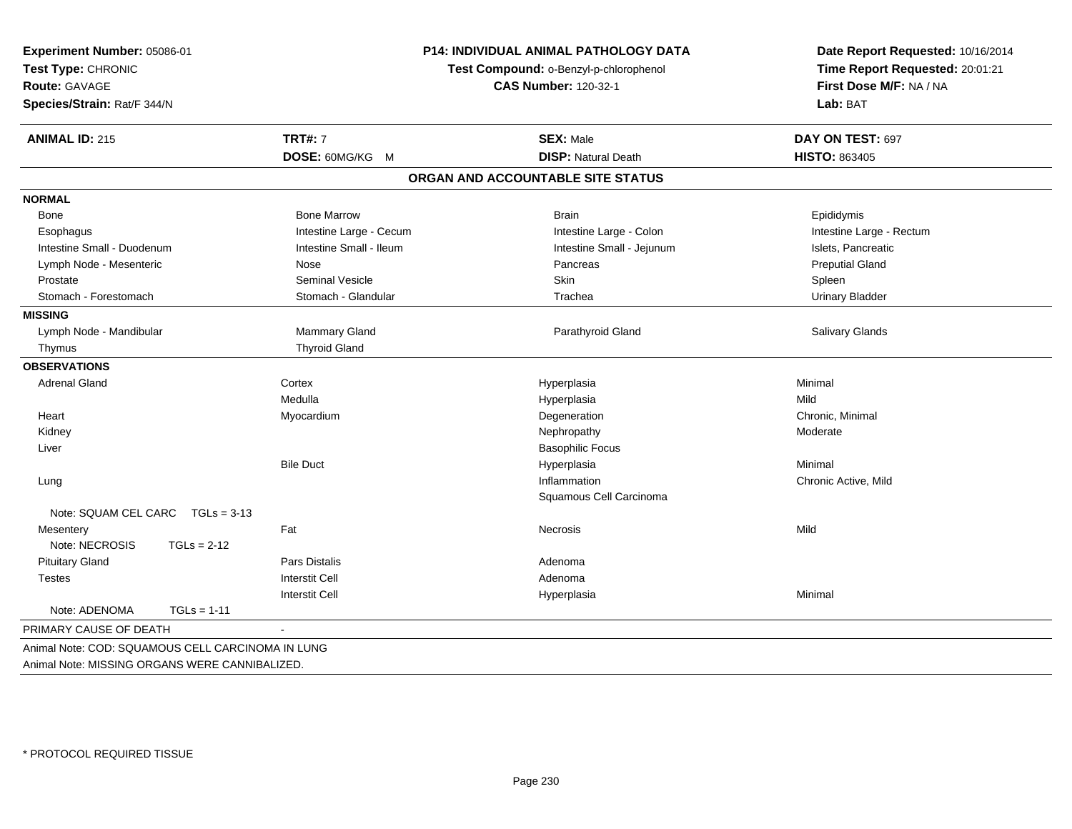**Experiment Number:** 05086-01
**Test Type:** CHRONIC
**Route:** GAVAGE
**Species/Strain:** Rat/F 344/N

**P14: INDIVIDUAL ANIMAL PATHOLOGY DATA**
**Test Compound:** o-Benzyl-p-chlorophenol
**CAS Number:** 120-32-1

**Date Report Requested:** 10/16/2014
**Time Report Requested:** 20:01:21
**First Dose M/F:** NA / NA
**Lab:** BAT

| **ANIMAL ID:** 215 | **TRT#:** 7 | **SEX:** Male | **DAY ON TEST:** 697 |
|---|---|---|---|
| | **DOSE:** 60MG/KG M | **DISP:** Natural Death | **HISTO:** 863405 |

## ORGAN AND ACCOUNTABLE SITE STATUS

**NORMAL**

| | | | |
|---|---|---|---|
| Bone | Bone Marrow | Brain | Epididymis |
| Esophagus | Intestine Large - Cecum | Intestine Large - Colon | Intestine Large - Rectum |
| Intestine Small - Duodenum | Intestine Small - Ileum | Intestine Small - Jejunum | Islets, Pancreatic |
| Lymph Node - Mesenteric | Nose | Pancreas | Preputial Gland |
| Prostate | Seminal Vesicle | Skin | Spleen |
| Stomach - Forestomach | Stomach - Glandular | Trachea | Urinary Bladder |

**MISSING**

| | | | |
|---|---|---|---|
| Lymph Node - Mandibular | Mammary Gland | Parathyroid Gland | Salivary Glands |
| Thymus | Thyroid Gland | | |

**OBSERVATIONS**

| | | | |
|---|---|---|---|
| Adrenal Gland | Cortex | Hyperplasia | Minimal |
| | Medulla | Hyperplasia | Mild |
| Heart | Myocardium | Degeneration | Chronic, Minimal |
| Kidney | | Nephropathy | Moderate |
| Liver | | Basophilic Focus | |
| | Bile Duct | Hyperplasia | Minimal |
| Lung | | Inflammation | Chronic Active, Mild |
| | | Squamous Cell Carcinoma | |
| Note: SQUAM CEL CARC TGLs = 3-13 | | | |
| Mesentery | Fat | Necrosis | Mild |
| Note: NECROSIS TGLs = 2-12 | | | |
| Pituitary Gland | Pars Distalis | Adenoma | |
| Testes | Interstit Cell | Adenoma | |
| | Interstit Cell | Hyperplasia | Minimal |
| Note: ADENOMA TGLs = 1-11 | | | |

PRIMARY CAUSE OF DEATH -

Animal Note: COD: SQUAMOUS CELL CARCINOMA IN LUNG
Animal Note: MISSING ORGANS WERE CANNIBALIZED.

* PROTOCOL REQUIRED TISSUE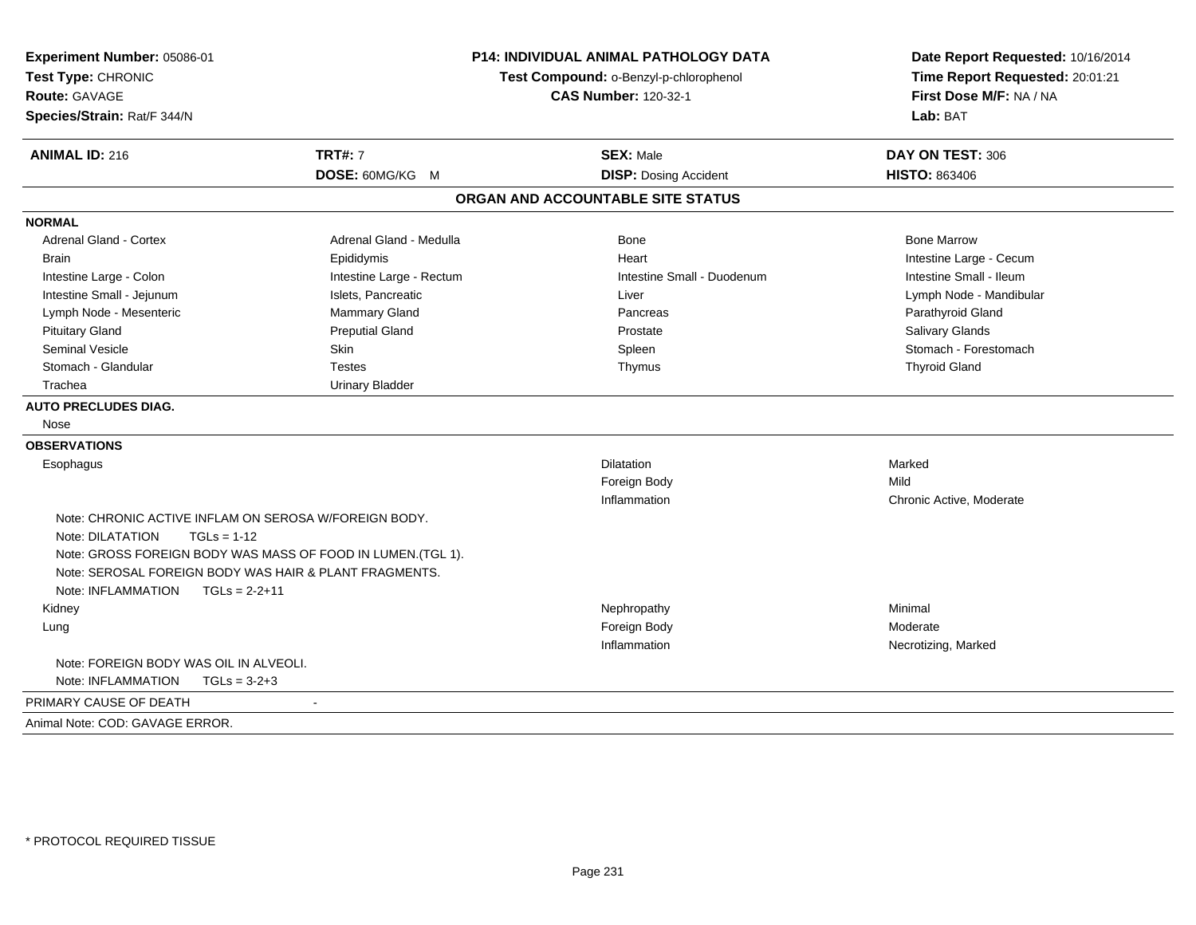**Experiment Number:** 05086-01
**Test Type:** CHRONIC
**Route:** GAVAGE
**Species/Strain:** Rat/F 344/N

**P14: INDIVIDUAL ANIMAL PATHOLOGY DATA**
**Test Compound:** o-Benzyl-p-chlorophenol
**CAS Number:** 120-32-1

**Date Report Requested:** 10/16/2014
**Time Report Requested:** 20:01:21
**First Dose M/F:** NA / NA
**Lab:** BAT

| **ANIMAL ID:** 216 | **TRT#:** 7 | **SEX:** Male | **DAY ON TEST:** 306 |
|---|---|---|---|
| | **DOSE:** 60MG/KG M | **DISP:** Dosing Accident | **HISTO:** 863406 |

## ORGAN AND ACCOUNTABLE SITE STATUS

**NORMAL**

| | | | |
|---|---|---|---|
| Adrenal Gland - Cortex | Adrenal Gland - Medulla | Bone | Bone Marrow |
| Brain | Epididymis | Heart | Intestine Large - Cecum |
| Intestine Large - Colon | Intestine Large - Rectum | Intestine Small - Duodenum | Intestine Small - Ileum |
| Intestine Small - Jejunum | Islets, Pancreatic | Liver | Lymph Node - Mandibular |
| Lymph Node - Mesenteric | Mammary Gland | Pancreas | Parathyroid Gland |
| Pituitary Gland | Preputial Gland | Prostate | Salivary Glands |
| Seminal Vesicle | Skin | Spleen | Stomach - Forestomach |
| Stomach - Glandular | Testes | Thymus | Thyroid Gland |
| Trachea | Urinary Bladder | | |

**AUTO PRECLUDES DIAG.**

Nose

**OBSERVATIONS**

| Organ | Observation | Severity |
|---|---|---|
| Esophagus | Dilatation | Marked |
| | Foreign Body | Mild |
| | Inflammation | Chronic Active, Moderate |

Note: CHRONIC ACTIVE INFLAM ON SEROSA W/FOREIGN BODY.
Note: DILATATION TGLs = 1-12
Note: GROSS FOREIGN BODY WAS MASS OF FOOD IN LUMEN.(TGL 1).
Note: SEROSAL FOREIGN BODY WAS HAIR & PLANT FRAGMENTS.
Note: INFLAMMATION TGLs = 2-2+11

| Organ | Observation | Severity |
|---|---|---|
| Kidney | Nephropathy | Minimal |
| Lung | Foreign Body | Moderate |
| | Inflammation | Necrotizing, Marked |

Note: FOREIGN BODY WAS OIL IN ALVEOLI.
Note: INFLAMMATION TGLs = 3-2+3

PRIMARY CAUSE OF DEATH -

Animal Note: COD: GAVAGE ERROR.

* PROTOCOL REQUIRED TISSUE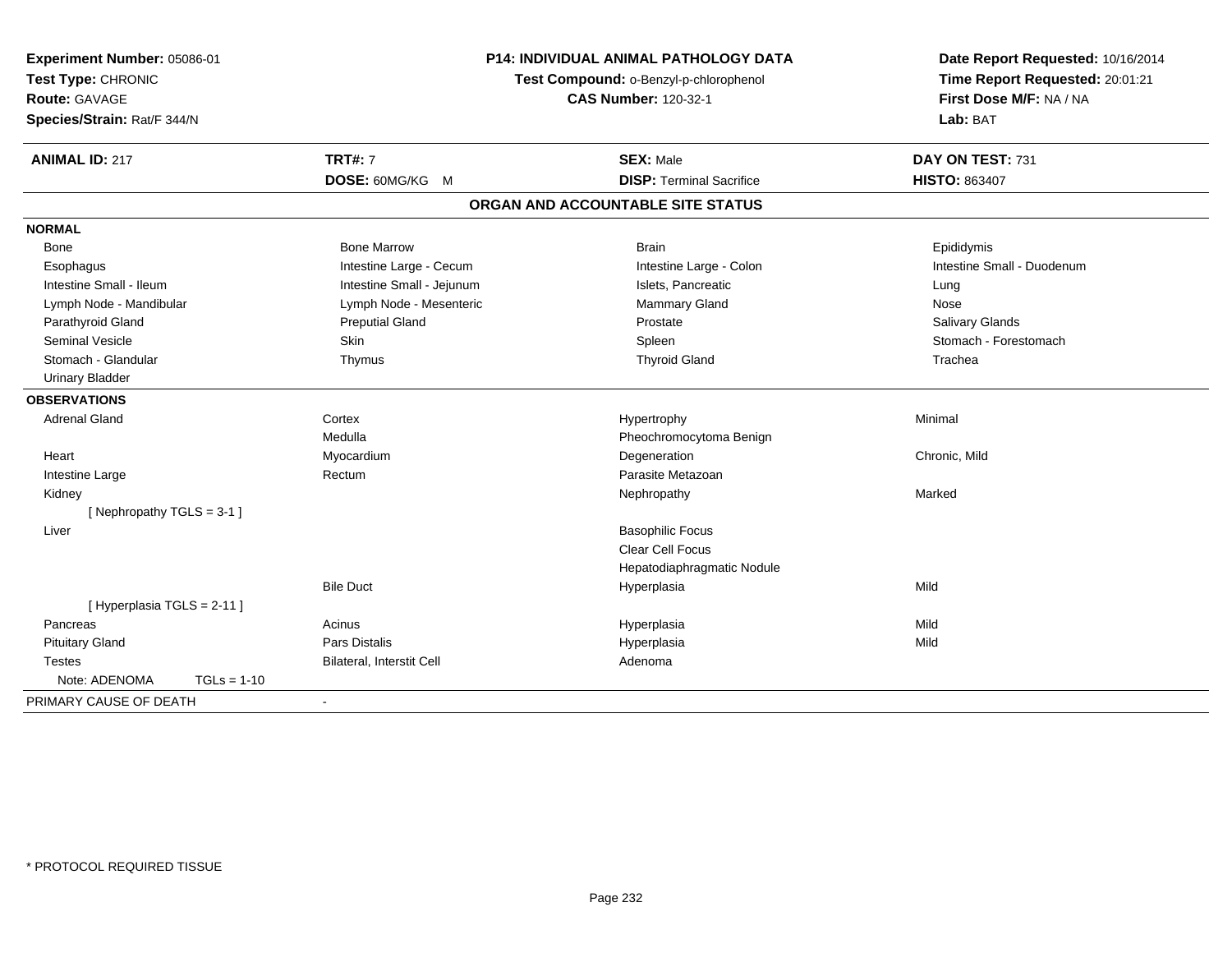**Experiment Number:** 05086-01
**Test Type:** CHRONIC
**Route:** GAVAGE
**Species/Strain:** Rat/F 344/N

**P14: INDIVIDUAL ANIMAL PATHOLOGY DATA**
**Test Compound:** o-Benzyl-p-chlorophenol
**CAS Number:** 120-32-1

**Date Report Requested:** 10/16/2014
**Time Report Requested:** 20:01:21
**First Dose M/F:** NA / NA
**Lab:** BAT

| **ANIMAL ID:** 217 | **TRT#:** 7 | **SEX:** Male | **DAY ON TEST:** 731 |
|---|---|---|---|
| | **DOSE:** 60MG/KG M | **DISP:** Terminal Sacrifice | **HISTO:** 863407 |

## ORGAN AND ACCOUNTABLE SITE STATUS

| | | | |
|---|---|---|---|
| **NORMAL** | | | |
| Bone | Bone Marrow | Brain | Epididymis |
| Esophagus | Intestine Large - Cecum | Intestine Large - Colon | Intestine Small - Duodenum |
| Intestine Small - Ileum | Intestine Small - Jejunum | Islets, Pancreatic | Lung |
| Lymph Node - Mandibular | Lymph Node - Mesenteric | Mammary Gland | Nose |
| Parathyroid Gland | Preputial Gland | Prostate | Salivary Glands |
| Seminal Vesicle | Skin | Spleen | Stomach - Forestomach |
| Stomach - Glandular | Thymus | Thyroid Gland | Trachea |
| Urinary Bladder | | | |
| **OBSERVATIONS** | | | |
| Adrenal Gland | Cortex | Hypertrophy | Minimal |
| | Medulla | Pheochromocytoma Benign | |
| Heart | Myocardium | Degeneration | Chronic, Mild |
| Intestine Large | Rectum | Parasite Metazoan | |
| Kidney | | Nephropathy | Marked |
| [ Nephropathy TGLS = 3-1 ] | | | |
| Liver | | Basophilic Focus | |
| | | Clear Cell Focus | |
| | | Hepatodiaphragmatic Nodule | |
| | Bile Duct | Hyperplasia | Mild |
| [ Hyperplasia TGLS = 2-11 ] | | | |
| Pancreas | Acinus | Hyperplasia | Mild |
| Pituitary Gland | Pars Distalis | Hyperplasia | Mild |
| Testes | Bilateral, Interstit Cell | Adenoma | |
| Note: ADENOMA TGLs = 1-10 | | | |
| PRIMARY CAUSE OF DEATH | - | | |

* PROTOCOL REQUIRED TISSUE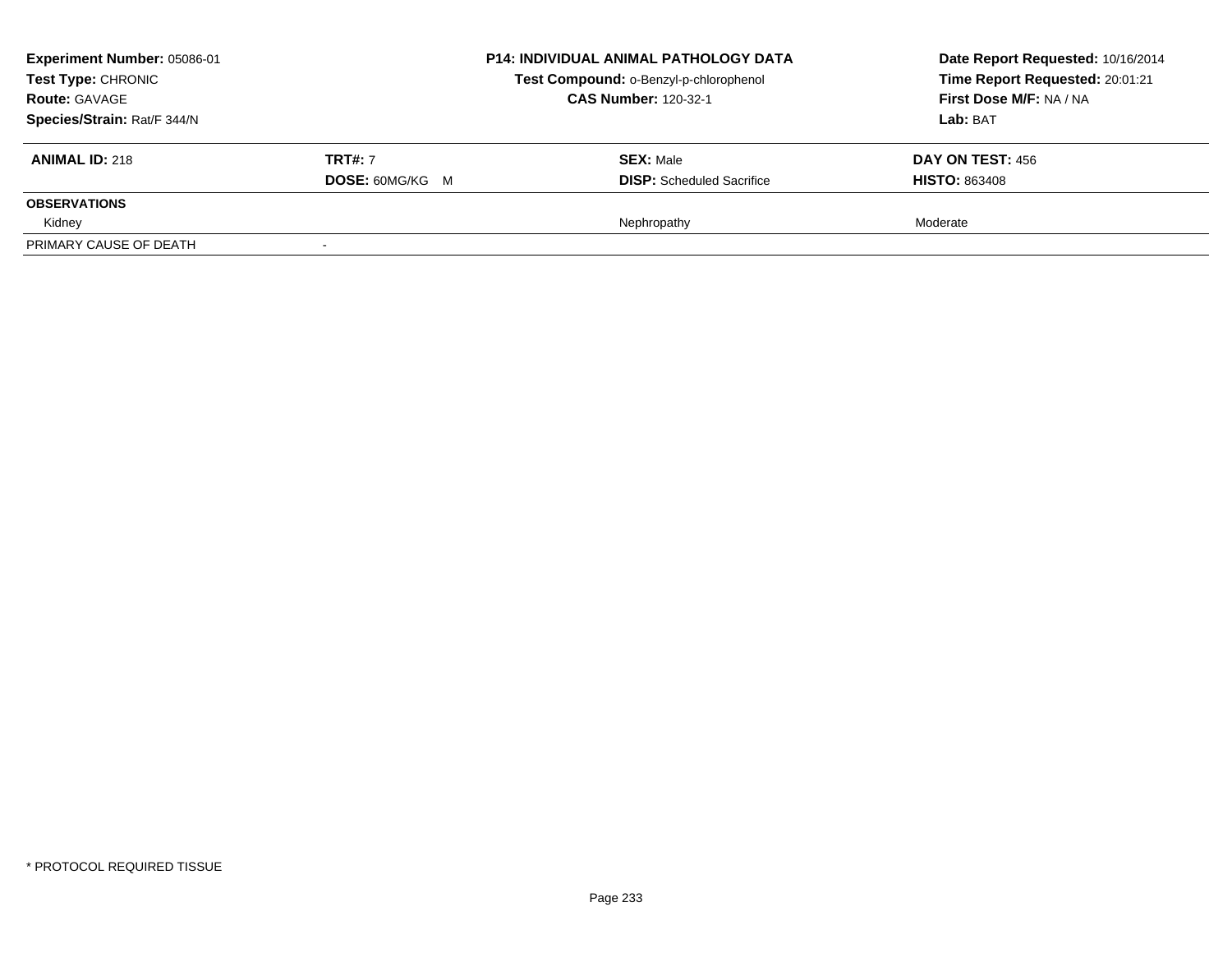| **Experiment Number:** 05086-01 | **P14: INDIVIDUAL ANIMAL PATHOLOGY DATA** | **Date Report Requested:** 10/16/2014 |
|---|---|---|
| **Test Type:** CHRONIC | **Test Compound:** o-Benzyl-p-chlorophenol | **Time Report Requested:** 20:01:21 |
| **Route:** GAVAGE | **CAS Number:** 120-32-1 | **First Dose M/F:** NA / NA |
| **Species/Strain:** Rat/F 344/N | | **Lab:** BAT |

| **ANIMAL ID:** 218 | **TRT#:** 7 | **SEX:** Male | **DAY ON TEST:** 456 |
|---|---|---|---|
| | **DOSE:** 60MG/KG M | **DISP:** Scheduled Sacrifice | **HISTO:** 863408 |
| **OBSERVATIONS** | | | |
| Kidney | | Nephropathy | Moderate |
| PRIMARY CAUSE OF DEATH | - | | |

* PROTOCOL REQUIRED TISSUE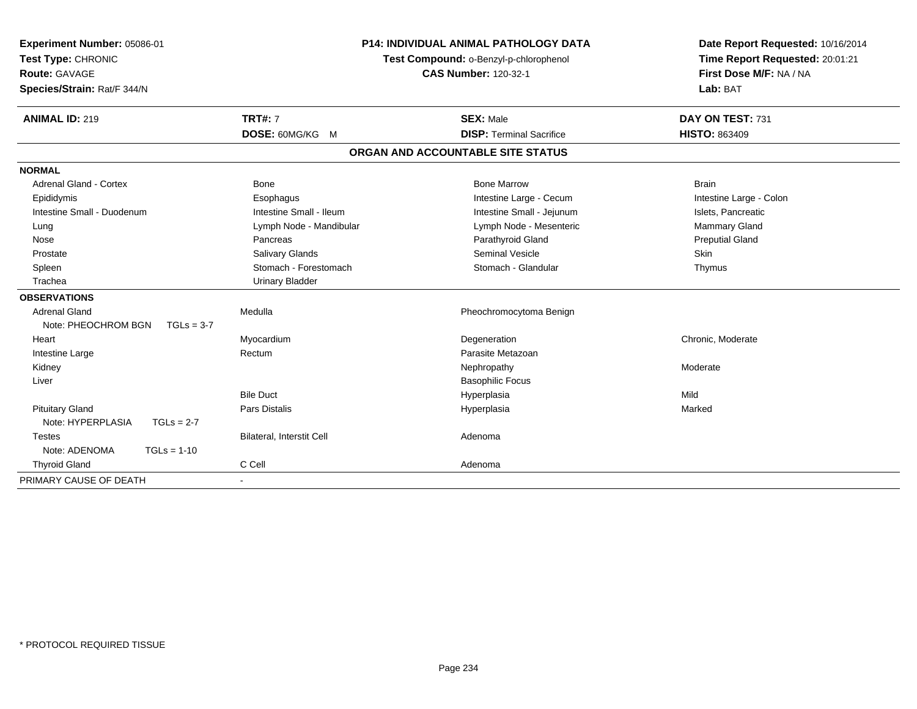**Experiment Number:** 05086-01
**Test Type:** CHRONIC
**Route:** GAVAGE
**Species/Strain:** Rat/F 344/N

**P14: INDIVIDUAL ANIMAL PATHOLOGY DATA**
**Test Compound:** o-Benzyl-p-chlorophenol
**CAS Number:** 120-32-1

**Date Report Requested:** 10/16/2014
**Time Report Requested:** 20:01:21
**First Dose M/F:** NA / NA
**Lab:** BAT

| **ANIMAL ID:** 219 | **TRT#:** 7 | **SEX:** Male | **DAY ON TEST:** 731 |
|---|---|---|---|
| | **DOSE:** 60MG/KG M | **DISP:** Terminal Sacrifice | **HISTO:** 863409 |

## ORGAN AND ACCOUNTABLE SITE STATUS

| | | | |
|---|---|---|---|
| **NORMAL** | | | |
| Adrenal Gland - Cortex | Bone | Bone Marrow | Brain |
| Epididymis | Esophagus | Intestine Large - Cecum | Intestine Large - Colon |
| Intestine Small - Duodenum | Intestine Small - Ileum | Intestine Small - Jejunum | Islets, Pancreatic |
| Lung | Lymph Node - Mandibular | Lymph Node - Mesenteric | Mammary Gland |
| Nose | Pancreas | Parathyroid Gland | Preputial Gland |
| Prostate | Salivary Glands | Seminal Vesicle | Skin |
| Spleen | Stomach - Forestomach | Stomach - Glandular | Thymus |
| Trachea | Urinary Bladder | | |
| **OBSERVATIONS** | | | |
| Adrenal Gland | Medulla | Pheochromocytoma Benign | |
| Note: PHEOCHROM BGN TGLs = 3-7 | | | |
| Heart | Myocardium | Degeneration | Chronic, Moderate |
| Intestine Large | Rectum | Parasite Metazoan | |
| Kidney | | Nephropathy | Moderate |
| Liver | | Basophilic Focus | |
| | Bile Duct | Hyperplasia | Mild |
| Pituitary Gland | Pars Distalis | Hyperplasia | Marked |
| Note: HYPERPLASIA TGLs = 2-7 | | | |
| Testes | Bilateral, Interstit Cell | Adenoma | |
| Note: ADENOMA TGLs = 1-10 | | | |
| Thyroid Gland | C Cell | Adenoma | |
| PRIMARY CAUSE OF DEATH | - | | |

* PROTOCOL REQUIRED TISSUE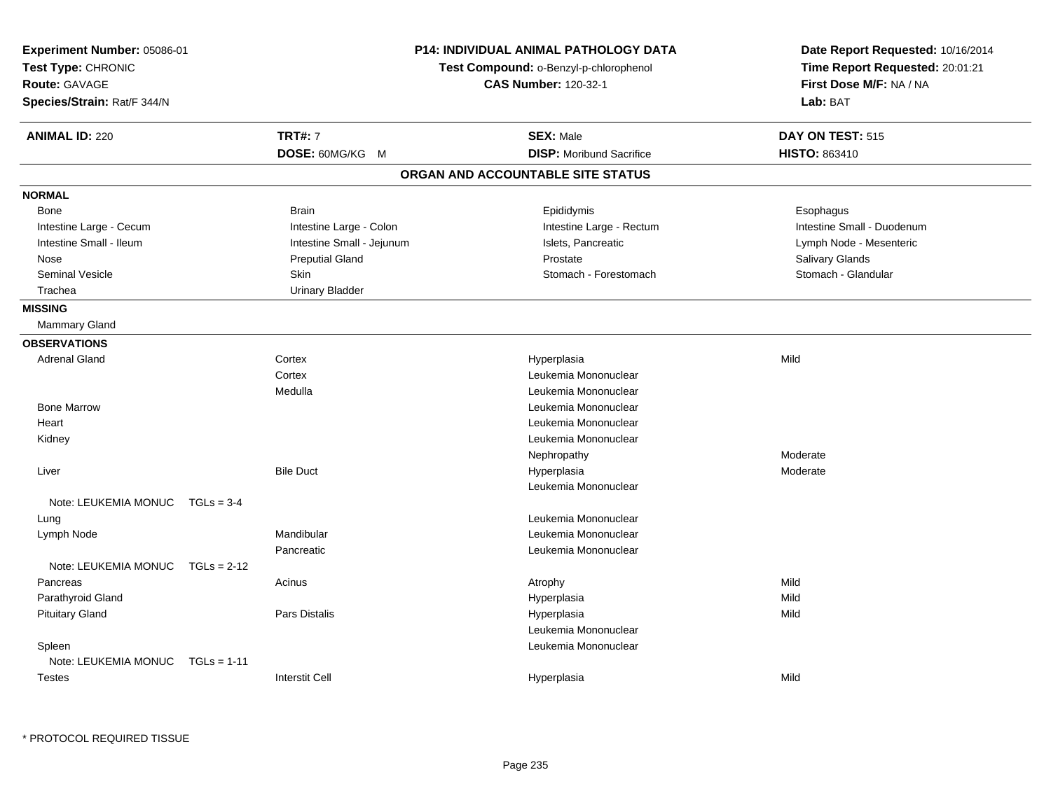**Experiment Number:** 05086-01
**Test Type:** CHRONIC
**Route:** GAVAGE
**Species/Strain:** Rat/F 344/N

**P14: INDIVIDUAL ANIMAL PATHOLOGY DATA**
**Test Compound:** o-Benzyl-p-chlorophenol
**CAS Number:** 120-32-1

**Date Report Requested:** 10/16/2014
**Time Report Requested:** 20:01:21
**First Dose M/F:** NA / NA
**Lab:** BAT

| **ANIMAL ID:** 220 | **TRT#:** 7 | **SEX:** Male | **DAY ON TEST:** 515 |
|---|---|---|---|
| | **DOSE:** 60MG/KG M | **DISP:** Moribund Sacrifice | **HISTO:** 863410 |

## ORGAN AND ACCOUNTABLE SITE STATUS

**NORMAL**

| | | | |
|---|---|---|---|
| Bone | Brain | Epididymis | Esophagus |
| Intestine Large - Cecum | Intestine Large - Colon | Intestine Large - Rectum | Intestine Small - Duodenum |
| Intestine Small - Ileum | Intestine Small - Jejunum | Islets, Pancreatic | Lymph Node - Mesenteric |
| Nose | Preputial Gland | Prostate | Salivary Glands |
| Seminal Vesicle | Skin | Stomach - Forestomach | Stomach - Glandular |
| Trachea | Urinary Bladder | | |

**MISSING**

Mammary Gland

**OBSERVATIONS**

| Organ | Site | Observation | Severity |
|---|---|---|---|
| Adrenal Gland | Cortex | Hyperplasia | Mild |
| | Cortex | Leukemia Mononuclear | |
| | Medulla | Leukemia Mononuclear | |
| Bone Marrow | | Leukemia Mononuclear | |
| Heart | | Leukemia Mononuclear | |
| Kidney | | Leukemia Mononuclear | |
| | | Nephropathy | Moderate |
| Liver | Bile Duct | Hyperplasia | Moderate |
| | | Leukemia Mononuclear | |
| Note: LEUKEMIA MONUC TGLs = 3-4 | | | |
| Lung | | Leukemia Mononuclear | |
| Lymph Node | Mandibular | Leukemia Mononuclear | |
| | Pancreatic | Leukemia Mononuclear | |
| Note: LEUKEMIA MONUC TGLs = 2-12 | | | |
| Pancreas | Acinus | Atrophy | Mild |
| Parathyroid Gland | | Hyperplasia | Mild |
| Pituitary Gland | Pars Distalis | Hyperplasia | Mild |
| | | Leukemia Mononuclear | |
| Spleen | | Leukemia Mononuclear | |
| Note: LEUKEMIA MONUC TGLs = 1-11 | | | |
| Testes | Interstit Cell | Hyperplasia | Mild |

* PROTOCOL REQUIRED TISSUE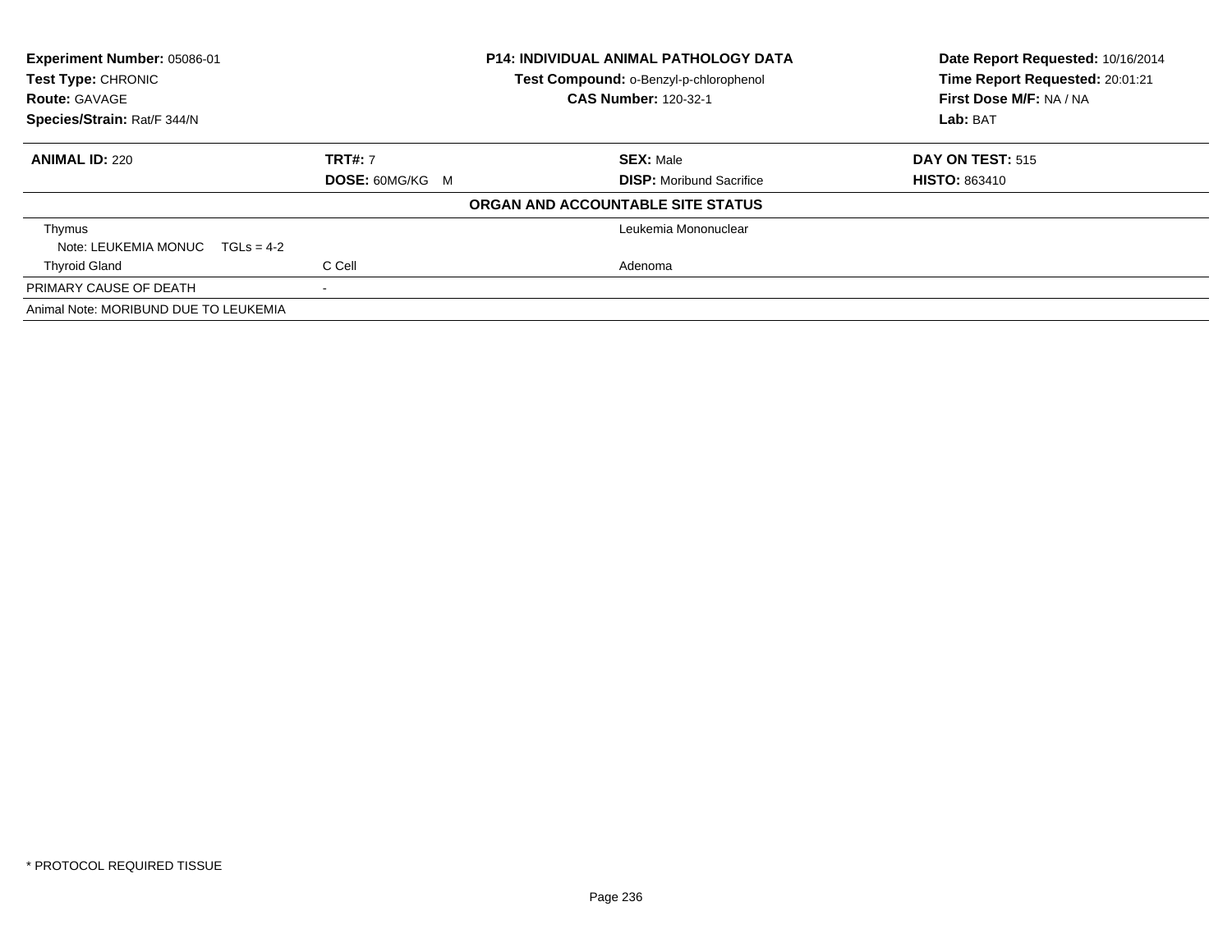**Experiment Number:** 05086-01
**Test Type:** CHRONIC
**Route:** GAVAGE
**Species/Strain:** Rat/F 344/N

**P14: INDIVIDUAL ANIMAL PATHOLOGY DATA**
**Test Compound:** o-Benzyl-p-chlorophenol
**CAS Number:** 120-32-1

**Date Report Requested:** 10/16/2014
**Time Report Requested:** 20:01:21
**First Dose M/F:** NA / NA
**Lab:** BAT

| **ANIMAL ID:** 220 | **TRT#:** 7 | **SEX:** Male | **DAY ON TEST:** 515 |
|---|---|---|---|
| | **DOSE:** 60MG/KG M | **DISP:** Moribund Sacrifice | **HISTO:** 863410 |

**ORGAN AND ACCOUNTABLE SITE STATUS**

| | | | |
|---|---|---|---|
| Thymus | | Leukemia Mononuclear | |
| Note: LEUKEMIA MONUC TGLs = 4-2 | | | |
| Thyroid Gland | C Cell | Adenoma | |
| PRIMARY CAUSE OF DEATH | - | | |
| Animal Note: MORIBUND DUE TO LEUKEMIA | | | |

* PROTOCOL REQUIRED TISSUE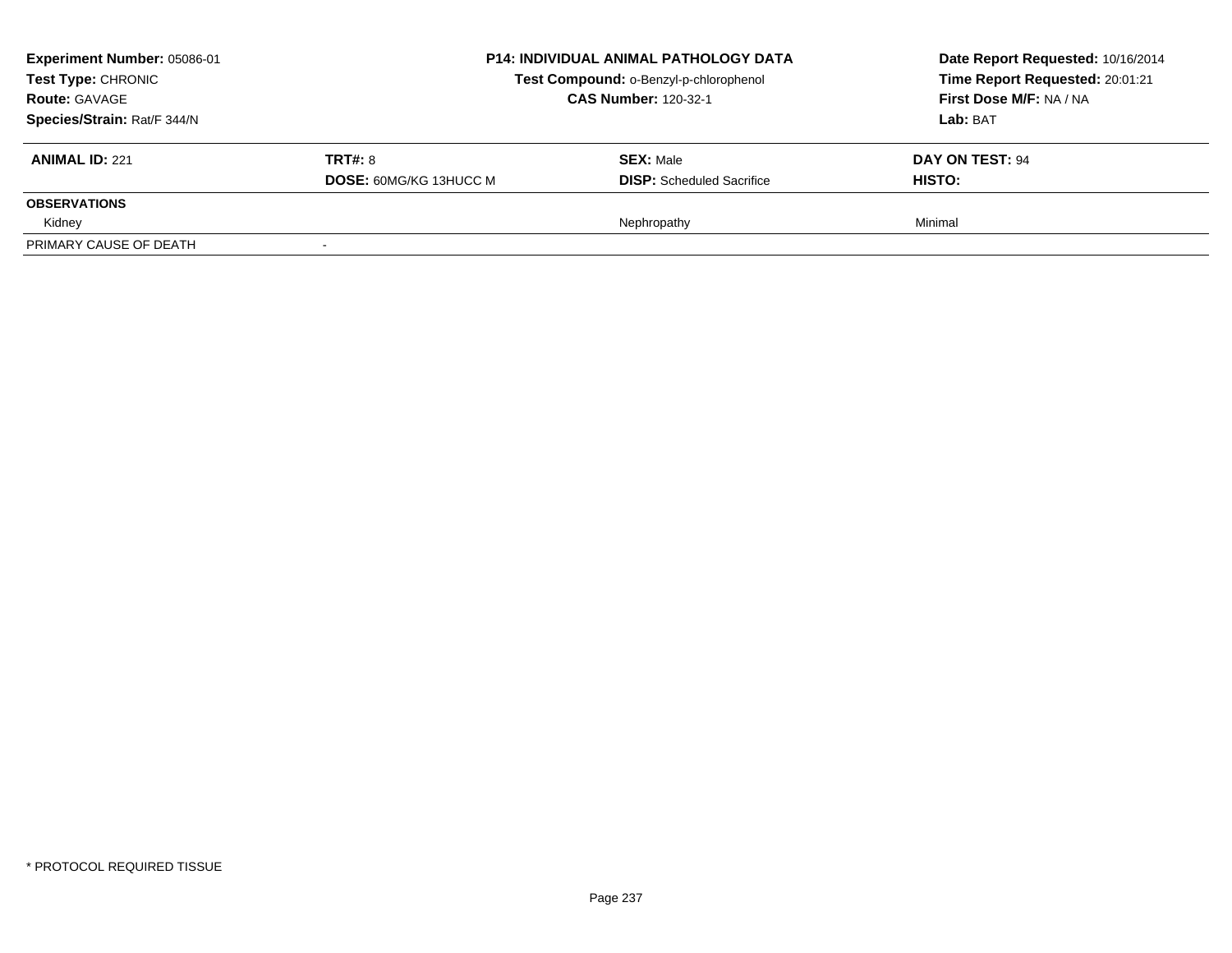| **Experiment Number:** 05086-01 | **P14: INDIVIDUAL ANIMAL PATHOLOGY DATA** | **Date Report Requested:** 10/16/2014 |
|---|---|---|
| **Test Type:** CHRONIC | **Test Compound:** o-Benzyl-p-chlorophenol | **Time Report Requested:** 20:01:21 |
| **Route:** GAVAGE | **CAS Number:** 120-32-1 | **First Dose M/F:** NA / NA |
| **Species/Strain:** Rat/F 344/N | | **Lab:** BAT |

| **ANIMAL ID:** 221 | **TRT#:** 8 | **SEX:** Male | **DAY ON TEST:** 94 |
|---|---|---|---|
| | **DOSE:** 60MG/KG 13HUCC M | **DISP:** Scheduled Sacrifice | **HISTO:** |
| **OBSERVATIONS** | | | |
| Kidney | | Nephropathy | Minimal |
| PRIMARY CAUSE OF DEATH | - | | |

\* PROTOCOL REQUIRED TISSUE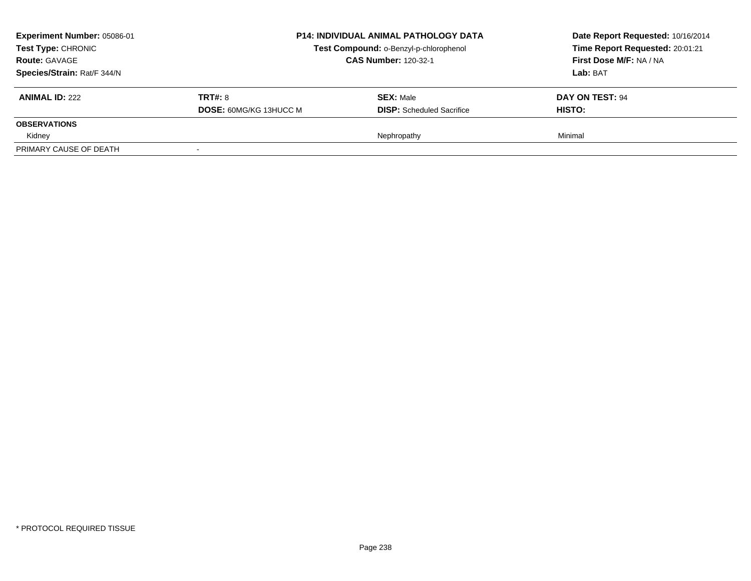| **Experiment Number:** 05086-01 | **P14: INDIVIDUAL ANIMAL PATHOLOGY DATA** | | **Date Report Requested:** 10/16/2014 |
|---|---|---|---|
| **Test Type:** CHRONIC | **Test Compound:** o-Benzyl-p-chlorophenol | | **Time Report Requested:** 20:01:21 |
| **Route:** GAVAGE | **CAS Number:** 120-32-1 | | **First Dose M/F:** NA / NA |
| **Species/Strain:** Rat/F 344/N | | | **Lab:** BAT |

| **ANIMAL ID:** 222 | **TRT#:** 8 | **SEX:** Male | **DAY ON TEST:** 94 |
|---|---|---|---|
| | **DOSE:** 60MG/KG 13HUCC M | **DISP:** Scheduled Sacrifice | **HISTO:** |
| **OBSERVATIONS** | | | |
| Kidney | | Nephropathy | Minimal |
| PRIMARY CAUSE OF DEATH | - | | |

* PROTOCOL REQUIRED TISSUE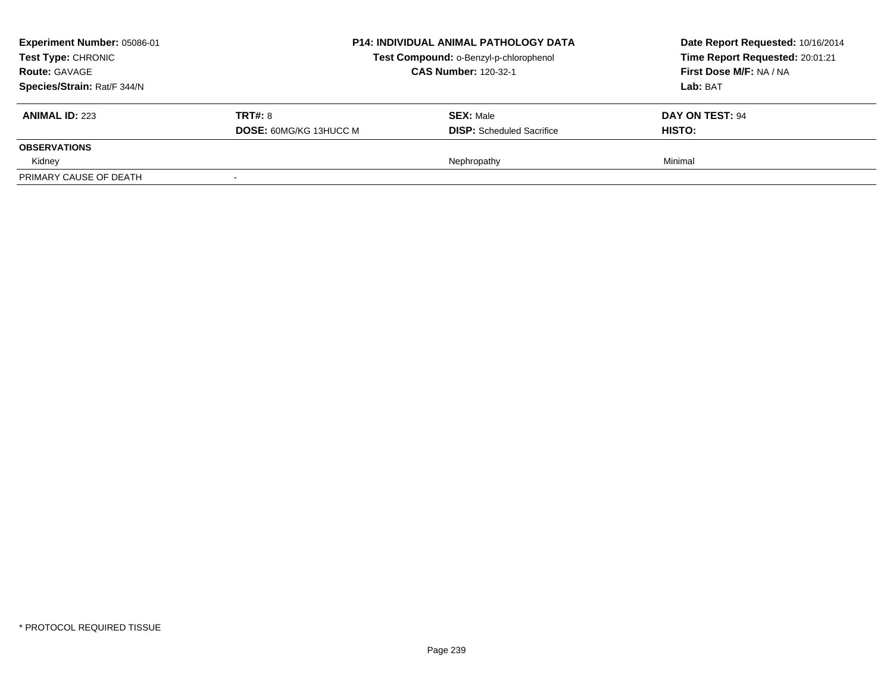**Experiment Number:** 05086-01
**Test Type:** CHRONIC
**Route:** GAVAGE
**Species/Strain:** Rat/F 344/N

**P14: INDIVIDUAL ANIMAL PATHOLOGY DATA**
**Test Compound:** o-Benzyl-p-chlorophenol
**CAS Number:** 120-32-1

**Date Report Requested:** 10/16/2014
**Time Report Requested:** 20:01:21
**First Dose M/F:** NA / NA
**Lab:** BAT

| **ANIMAL ID:** 223 | **TRT#:** 8 | **SEX:** Male | **DAY ON TEST:** 94 |
|---|---|---|---|
| | **DOSE:** 60MG/KG 13HUCC M | **DISP:** Scheduled Sacrifice | **HISTO:** |
| **OBSERVATIONS** | | | |
| Kidney | | Nephropathy | Minimal |
| PRIMARY CAUSE OF DEATH | - | | |

* PROTOCOL REQUIRED TISSUE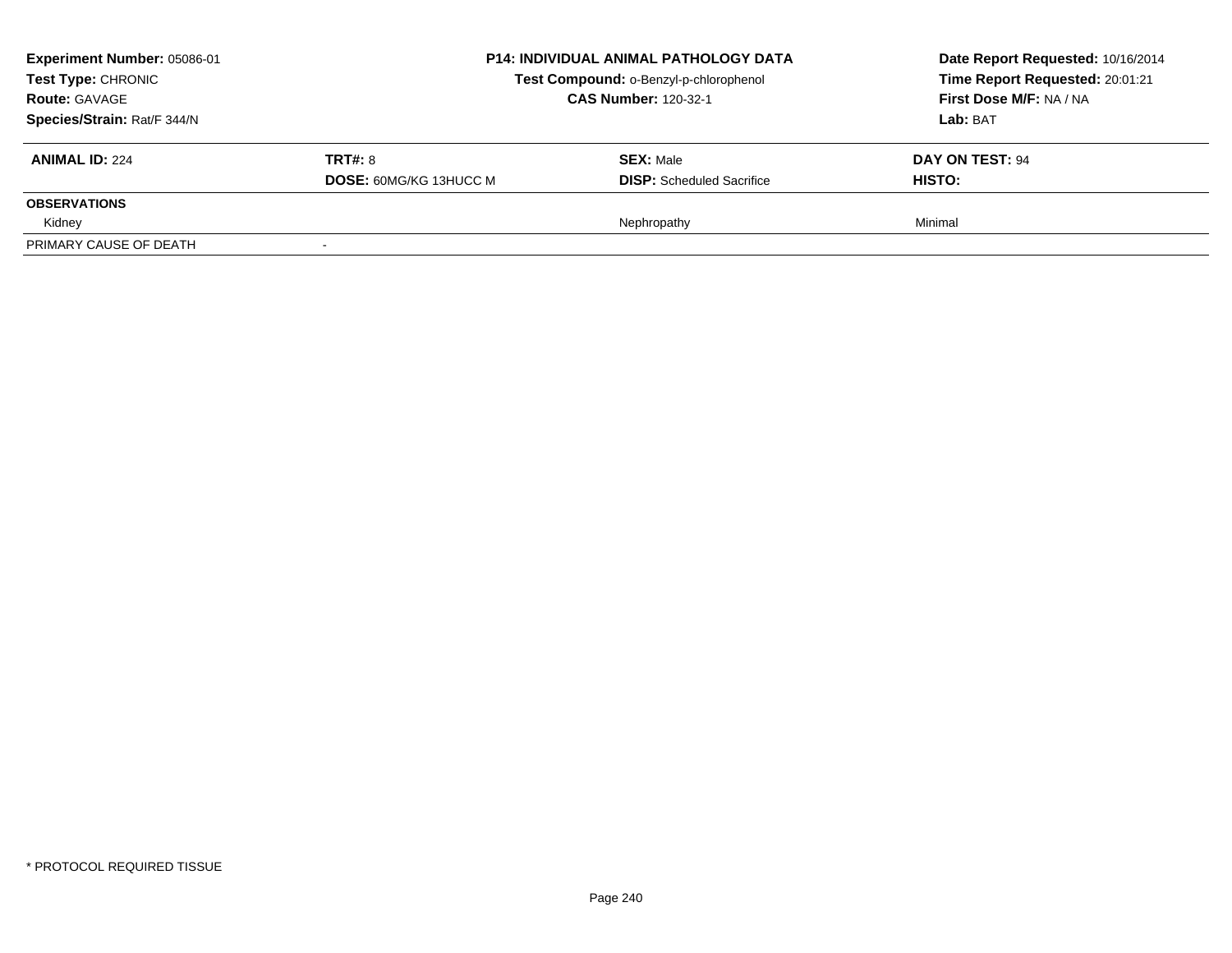**Experiment Number:** 05086-01
**Test Type:** CHRONIC
**Route:** GAVAGE
**Species/Strain:** Rat/F 344/N

**P14: INDIVIDUAL ANIMAL PATHOLOGY DATA**
**Test Compound:** o-Benzyl-p-chlorophenol
**CAS Number:** 120-32-1

**Date Report Requested:** 10/16/2014
**Time Report Requested:** 20:01:21
**First Dose M/F:** NA / NA
**Lab:** BAT

| **ANIMAL ID:** 224 | **TRT#:** 8 | **SEX:** Male | **DAY ON TEST:** 94 |
|---|---|---|---|
| | **DOSE:** 60MG/KG 13HUCC M | **DISP:** Scheduled Sacrifice | **HISTO:** |
| **OBSERVATIONS** | | | |
| Kidney | | Nephropathy | Minimal |
| PRIMARY CAUSE OF DEATH | - | | |

* PROTOCOL REQUIRED TISSUE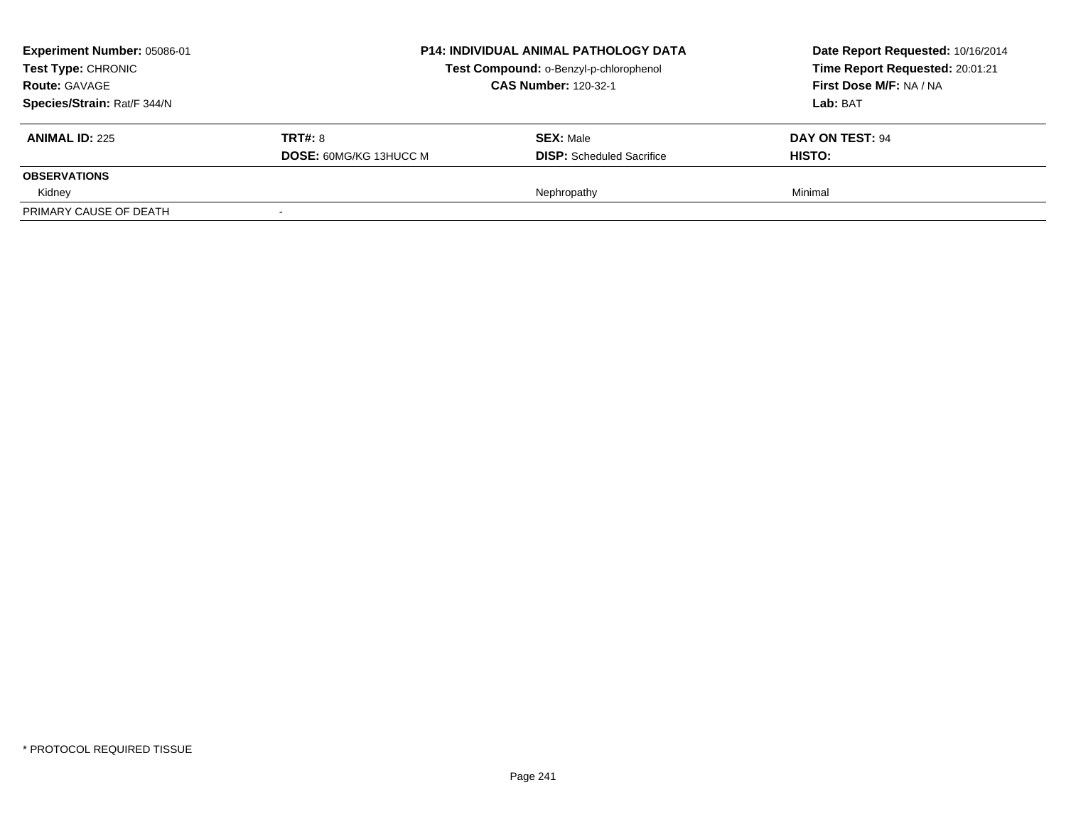**Experiment Number:** 05086-01
**Test Type:** CHRONIC
**Route:** GAVAGE
**Species/Strain:** Rat/F 344/N

**P14: INDIVIDUAL ANIMAL PATHOLOGY DATA**
**Test Compound:** o-Benzyl-p-chlorophenol
**CAS Number:** 120-32-1

**Date Report Requested:** 10/16/2014
**Time Report Requested:** 20:01:21
**First Dose M/F:** NA / NA
**Lab:** BAT

| **ANIMAL ID:** 225 | **TRT#:** 8 | **SEX:** Male | **DAY ON TEST:** 94 |
|---|---|---|---|
| | **DOSE:** 60MG/KG 13HUCC M | **DISP:** Scheduled Sacrifice | **HISTO:** |
| **OBSERVATIONS** | | | |
| Kidney | | Nephropathy | Minimal |
| PRIMARY CAUSE OF DEATH | - | | |

* PROTOCOL REQUIRED TISSUE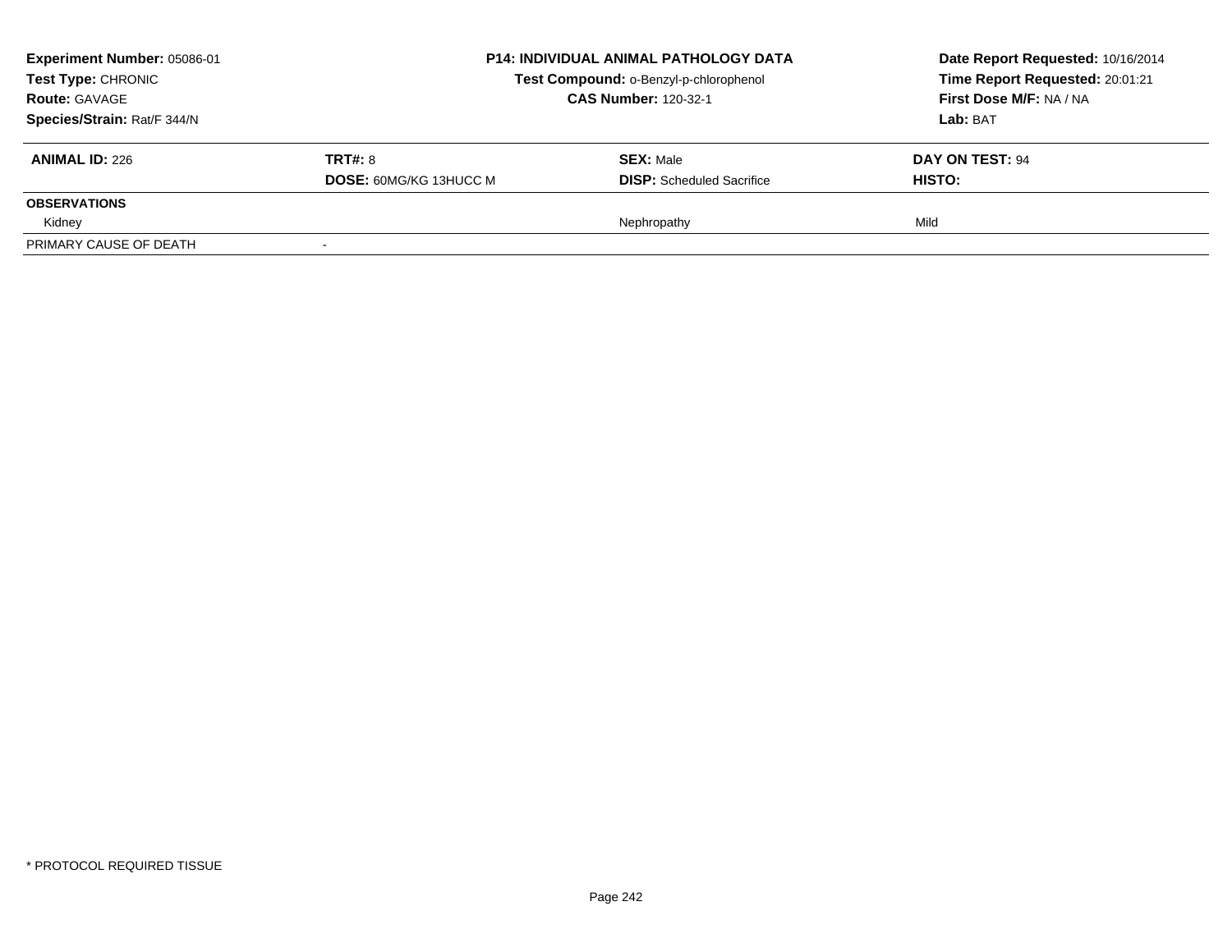| **Experiment Number:** 05086-01 | **P14: INDIVIDUAL ANIMAL PATHOLOGY DATA** | **Date Report Requested:** 10/16/2014 |
|---|---|---|
| **Test Type:** CHRONIC | **Test Compound:** o-Benzyl-p-chlorophenol | **Time Report Requested:** 20:01:21 |
| **Route:** GAVAGE | **CAS Number:** 120-32-1 | **First Dose M/F:** NA / NA |
| **Species/Strain:** Rat/F 344/N | | **Lab:** BAT |

| **ANIMAL ID:** 226 | **TRT#:** 8 | **SEX:** Male | **DAY ON TEST:** 94 |
|---|---|---|---|
| | **DOSE:** 60MG/KG 13HUCC M | **DISP:** Scheduled Sacrifice | **HISTO:** |
| **OBSERVATIONS** | | | |
| Kidney | | Nephropathy | Mild |
| PRIMARY CAUSE OF DEATH | - | | |

\* PROTOCOL REQUIRED TISSUE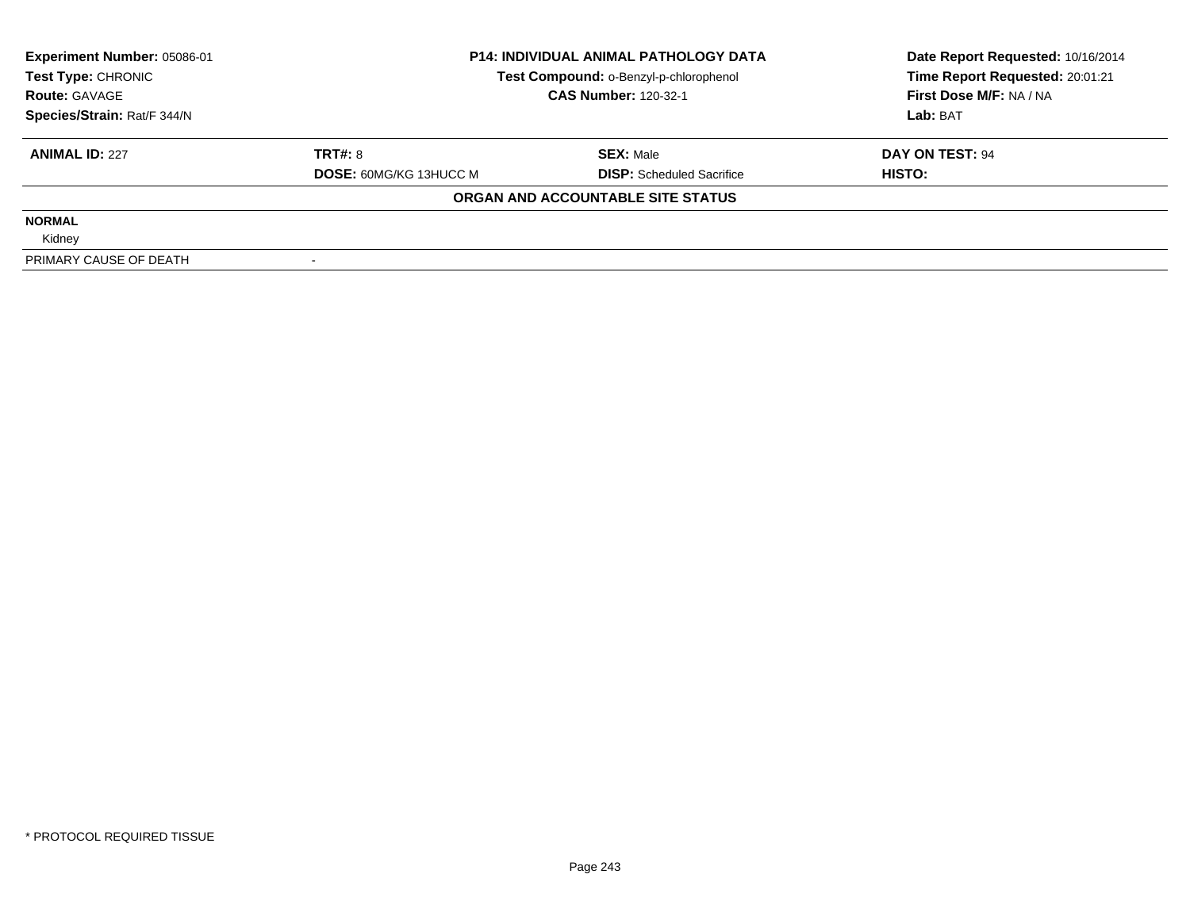| Experiment Number: 05086-01 | P14: INDIVIDUAL ANIMAL PATHOLOGY DATA | Date Report Requested: 10/16/2014 |
|---|---|---|
| Test Type: CHRONIC | Test Compound: o-Benzyl-p-chlorophenol | Time Report Requested: 20:01:21 |
| Route: GAVAGE | CAS Number: 120-32-1 | First Dose M/F: NA / NA |
| Species/Strain: Rat/F 344/N | | Lab: BAT |

| ANIMAL ID: 227 | TRT#: 8 | SEX: Male | DAY ON TEST: 94 |
|---|---|---|---|
| | DOSE: 60MG/KG 13HUCC M | DISP: Scheduled Sacrifice | HISTO: |

**ORGAN AND ACCOUNTABLE SITE STATUS**

**NORMAL**

Kidney

| PRIMARY CAUSE OF DEATH | - |
|---|---|

\* PROTOCOL REQUIRED TISSUE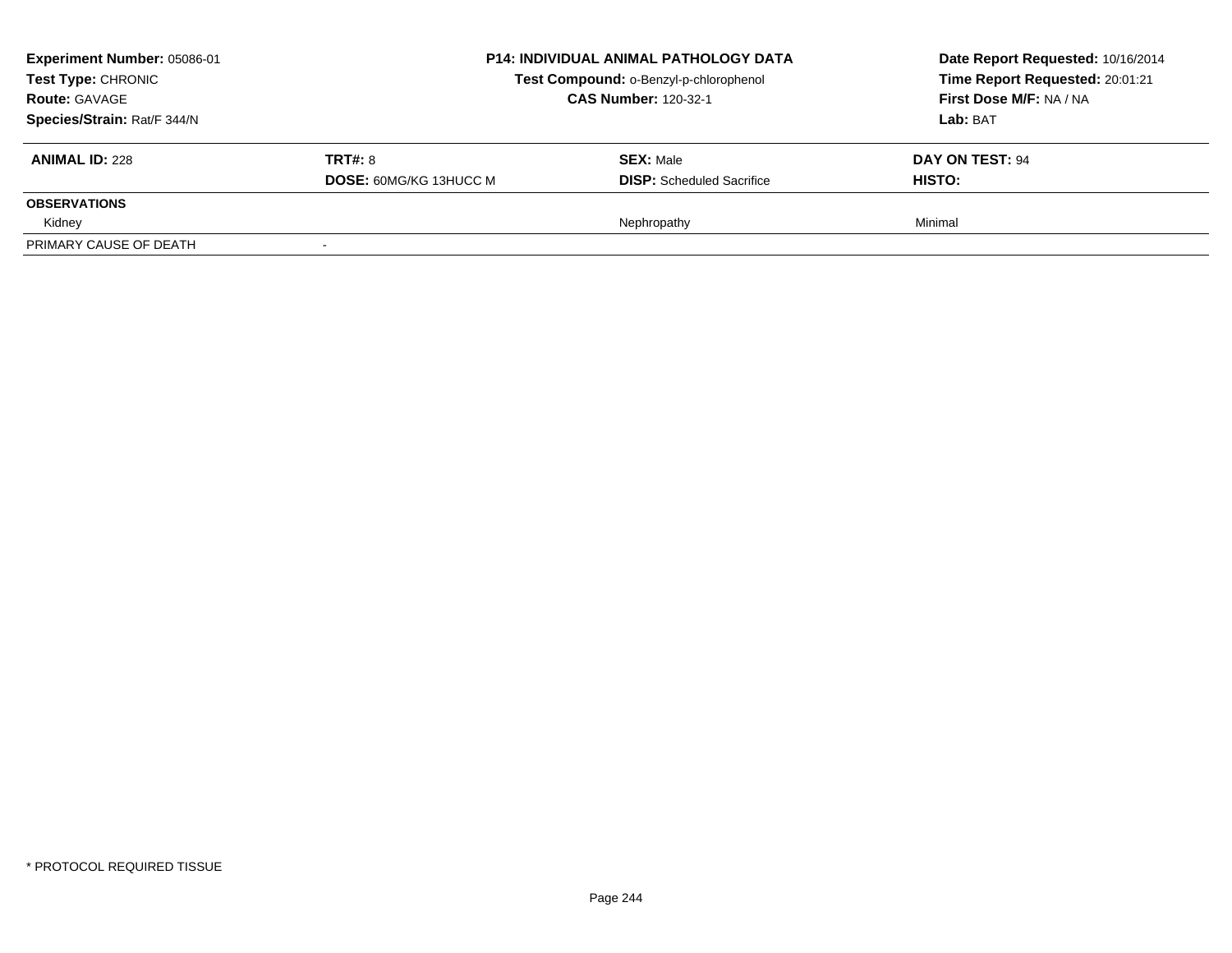**Experiment Number:** 05086-01
**Test Type:** CHRONIC
**Route:** GAVAGE
**Species/Strain:** Rat/F 344/N

**P14: INDIVIDUAL ANIMAL PATHOLOGY DATA**
**Test Compound:** o-Benzyl-p-chlorophenol
**CAS Number:** 120-32-1

**Date Report Requested:** 10/16/2014
**Time Report Requested:** 20:01:21
**First Dose M/F:** NA / NA
**Lab:** BAT

| **ANIMAL ID:** 228 | **TRT#:** 8 | **SEX:** Male | **DAY ON TEST:** 94 |
|---|---|---|---|
| | **DOSE:** 60MG/KG 13HUCC M | **DISP:** Scheduled Sacrifice | **HISTO:** |
| **OBSERVATIONS** | | | |
| Kidney | | Nephropathy | Minimal |
| PRIMARY CAUSE OF DEATH | - | | |

\* PROTOCOL REQUIRED TISSUE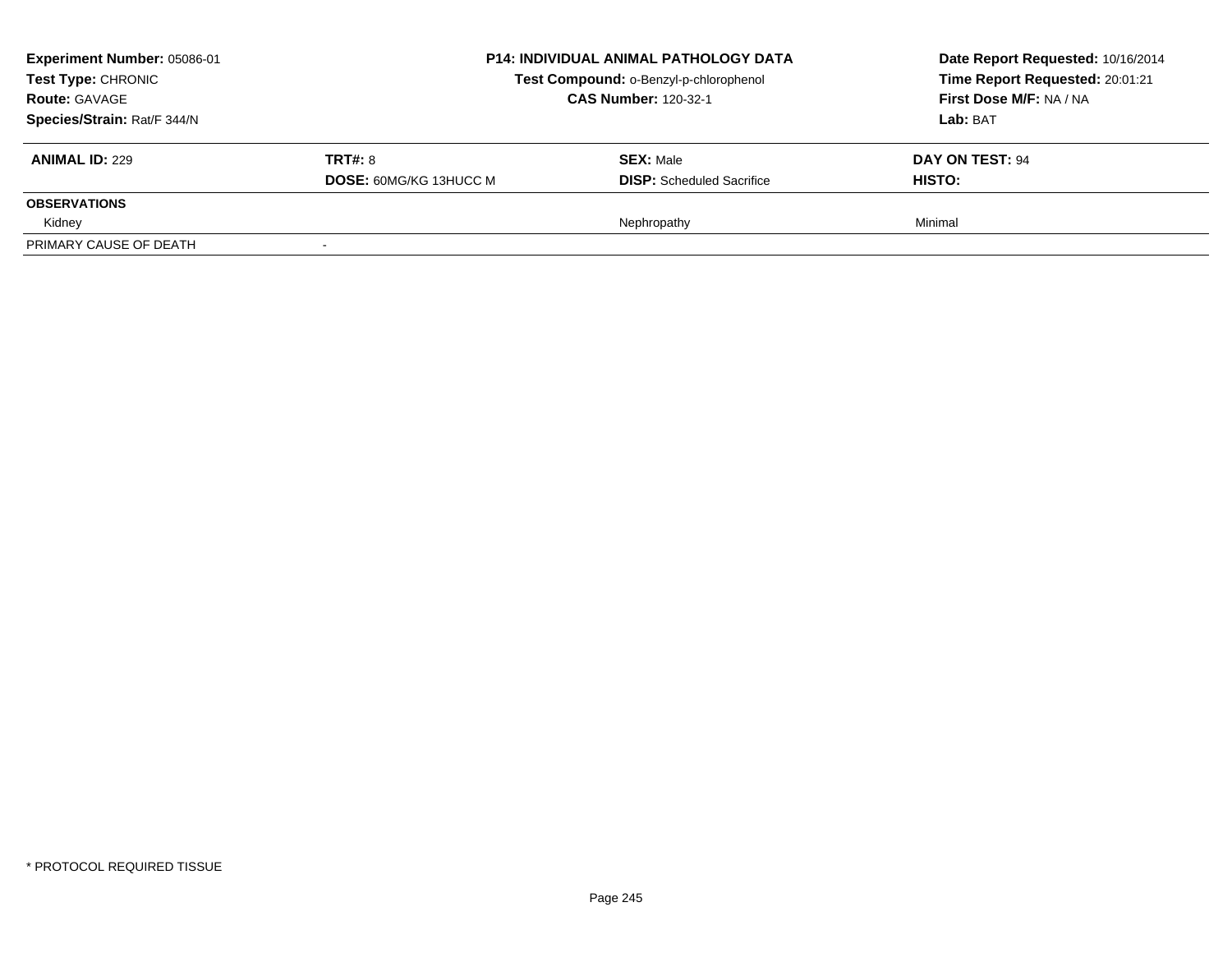**Experiment Number:** 05086-01
**Test Type:** CHRONIC
**Route:** GAVAGE
**Species/Strain:** Rat/F 344/N

**P14: INDIVIDUAL ANIMAL PATHOLOGY DATA**
**Test Compound:** o-Benzyl-p-chlorophenol
**CAS Number:** 120-32-1

**Date Report Requested:** 10/16/2014
**Time Report Requested:** 20:01:21
**First Dose M/F:** NA / NA
**Lab:** BAT

| **ANIMAL ID:** 229 | **TRT#:** 8 | **SEX:** Male | **DAY ON TEST:** 94 |
|---|---|---|---|
| | **DOSE:** 60MG/KG 13HUCC M | **DISP:** Scheduled Sacrifice | **HISTO:** |
| **OBSERVATIONS** | | | |
| Kidney | | Nephropathy | Minimal |
| PRIMARY CAUSE OF DEATH | - | | |

\* PROTOCOL REQUIRED TISSUE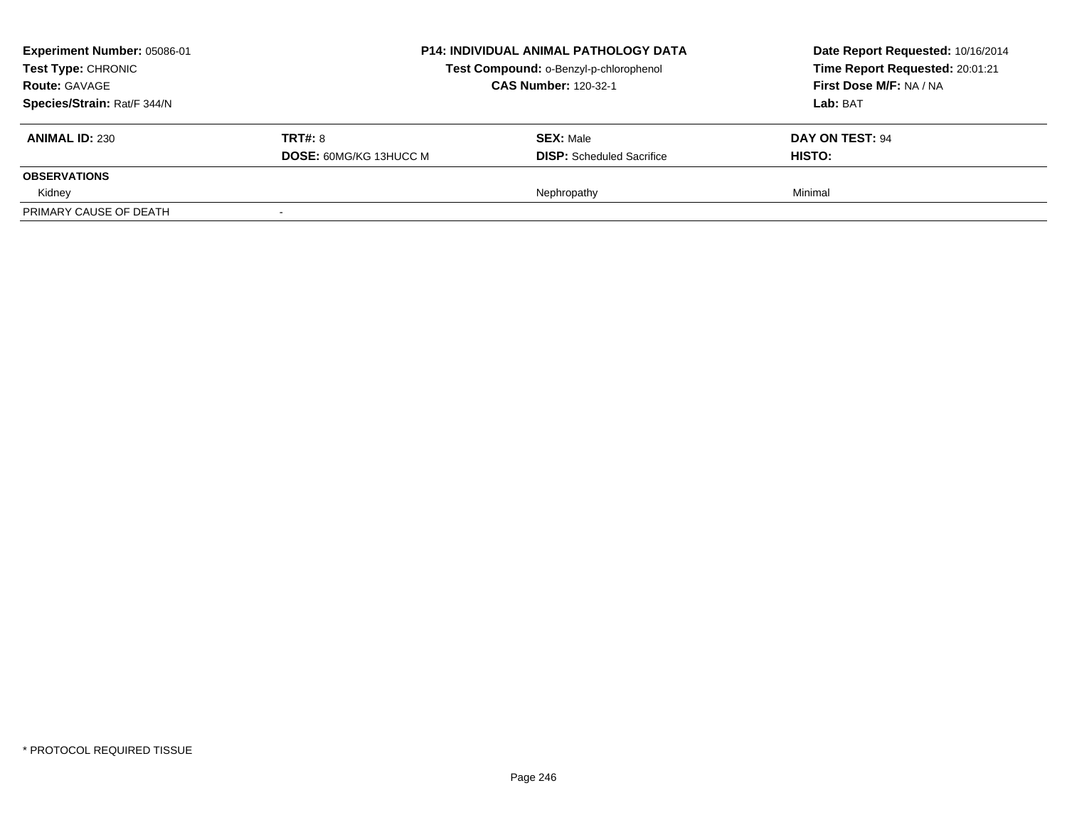| **Experiment Number:** 05086-01 | **P14: INDIVIDUAL ANIMAL PATHOLOGY DATA** | | **Date Report Requested:** 10/16/2014 |
|---|---|---|---|
| **Test Type:** CHRONIC | **Test Compound:** o-Benzyl-p-chlorophenol | | **Time Report Requested:** 20:01:21 |
| **Route:** GAVAGE | **CAS Number:** 120-32-1 | | **First Dose M/F:** NA / NA |
| **Species/Strain:** Rat/F 344/N | | | **Lab:** BAT |

| **ANIMAL ID:** 230 | **TRT#:** 8 | **SEX:** Male | **DAY ON TEST:** 94 |
|---|---|---|---|
| | **DOSE:** 60MG/KG 13HUCC M | **DISP:** Scheduled Sacrifice | **HISTO:** |
| **OBSERVATIONS** | | | |
| Kidney | | Nephropathy | Minimal |
| PRIMARY CAUSE OF DEATH | - | | |

* PROTOCOL REQUIRED TISSUE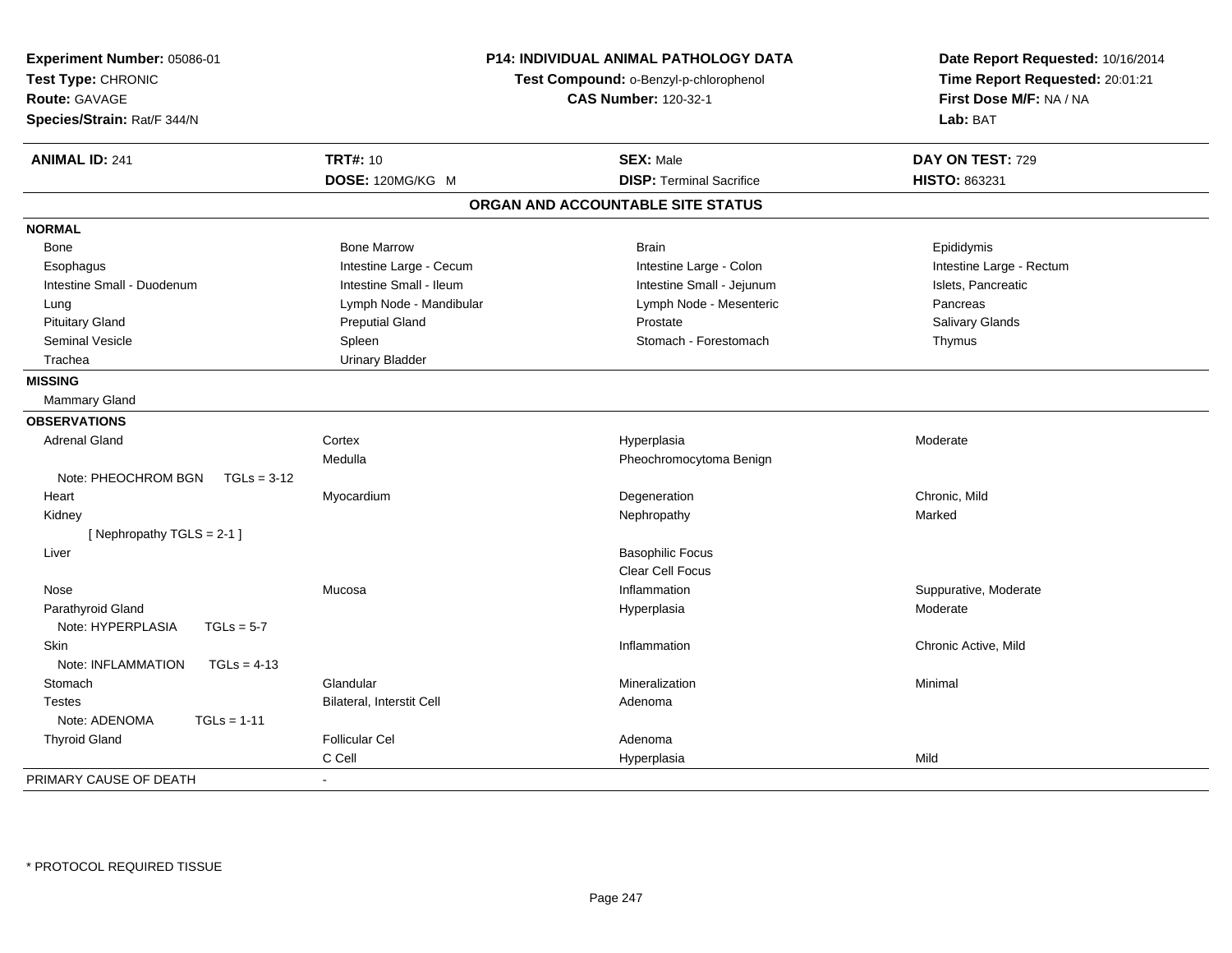**Experiment Number:** 05086-01
**Test Type:** CHRONIC
**Route:** GAVAGE
**Species/Strain:** Rat/F 344/N

**P14: INDIVIDUAL ANIMAL PATHOLOGY DATA**
**Test Compound:** o-Benzyl-p-chlorophenol
**CAS Number:** 120-32-1

**Date Report Requested:** 10/16/2014
**Time Report Requested:** 20:01:21
**First Dose M/F:** NA / NA
**Lab:** BAT

| **ANIMAL ID:** 241 | **TRT#:** 10 | **SEX:** Male | **DAY ON TEST:** 729 |
|---|---|---|---|
| | **DOSE:** 120MG/KG M | **DISP:** Terminal Sacrifice | **HISTO:** 863231 |

## ORGAN AND ACCOUNTABLE SITE STATUS

| | | | |
|---|---|---|---|
| **NORMAL** | | | |
| Bone | Bone Marrow | Brain | Epididymis |
| Esophagus | Intestine Large - Cecum | Intestine Large - Colon | Intestine Large - Rectum |
| Intestine Small - Duodenum | Intestine Small - Ileum | Intestine Small - Jejunum | Islets, Pancreatic |
| Lung | Lymph Node - Mandibular | Lymph Node - Mesenteric | Pancreas |
| Pituitary Gland | Preputial Gland | Prostate | Salivary Glands |
| Seminal Vesicle | Spleen | Stomach - Forestomach | Thymus |
| Trachea | Urinary Bladder | | |
| **MISSING** | | | |
| Mammary Gland | | | |
| **OBSERVATIONS** | | | |
| Adrenal Gland | Cortex | Hyperplasia | Moderate |
| | Medulla | Pheochromocytoma Benign | |
| Note: PHEOCHROM BGN TGLs = 3-12 | | | |
| Heart | Myocardium | Degeneration | Chronic, Mild |
| Kidney | | Nephropathy | Marked |
| [ Nephropathy TGLS = 2-1 ] | | | |
| Liver | | Basophilic Focus | |
| | | Clear Cell Focus | |
| Nose | Mucosa | Inflammation | Suppurative, Moderate |
| Parathyroid Gland | | Hyperplasia | Moderate |
| Note: HYPERPLASIA TGLs = 5-7 | | | |
| Skin | | Inflammation | Chronic Active, Mild |
| Note: INFLAMMATION TGLs = 4-13 | | | |
| Stomach | Glandular | Mineralization | Minimal |
| Testes | Bilateral, Interstit Cell | Adenoma | |
| Note: ADENOMA TGLs = 1-11 | | | |
| Thyroid Gland | Follicular Cel | Adenoma | |
| | C Cell | Hyperplasia | Mild |
| PRIMARY CAUSE OF DEATH | - | | |

* PROTOCOL REQUIRED TISSUE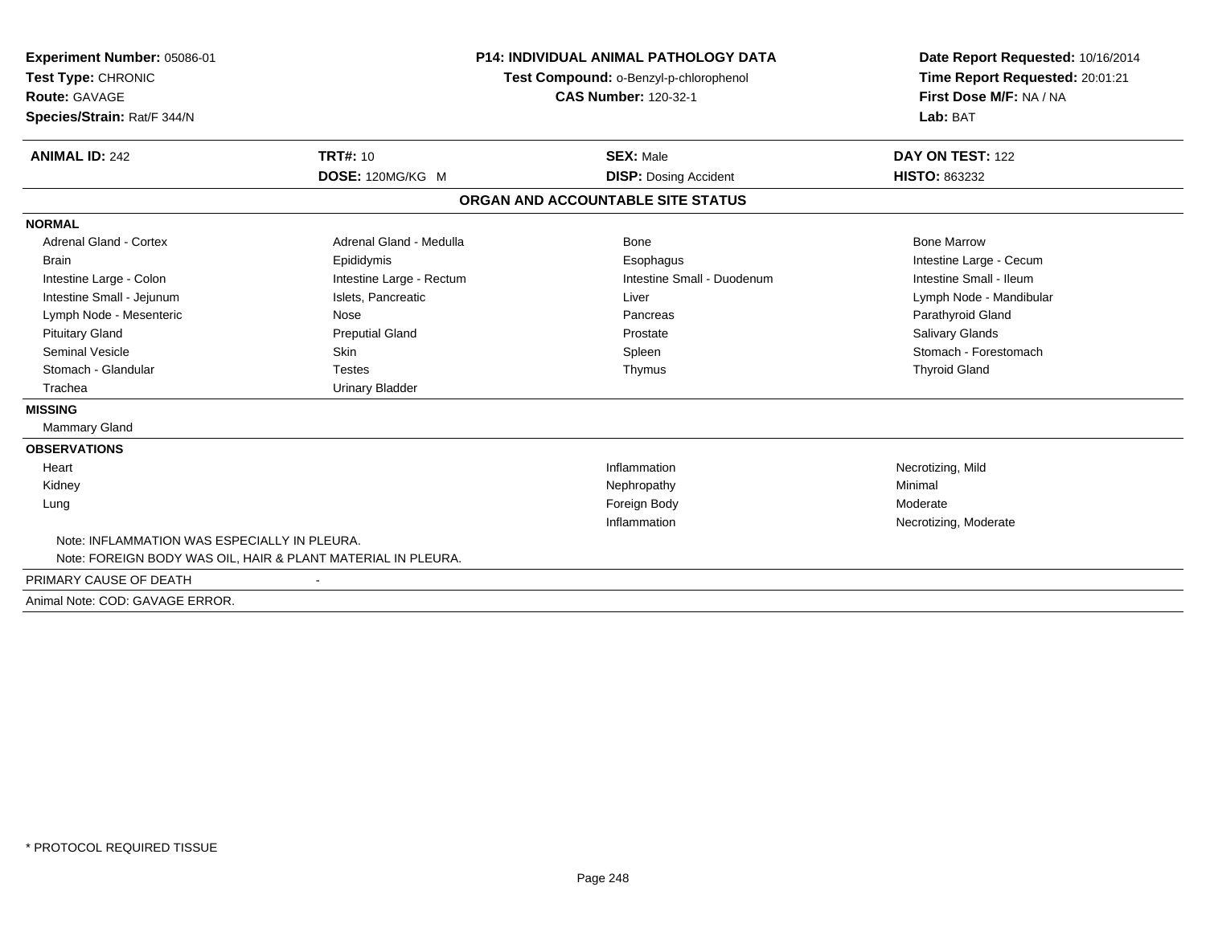**Experiment Number:** 05086-01
**Test Type:** CHRONIC
**Route:** GAVAGE
**Species/Strain:** Rat/F 344/N

**P14: INDIVIDUAL ANIMAL PATHOLOGY DATA**
**Test Compound:** o-Benzyl-p-chlorophenol
**CAS Number:** 120-32-1

**Date Report Requested:** 10/16/2014
**Time Report Requested:** 20:01:21
**First Dose M/F:** NA / NA
**Lab:** BAT

| **ANIMAL ID:** 242 | **TRT#:** 10 | **SEX:** Male | **DAY ON TEST:** 122 |
|---|---|---|---|
| | **DOSE:** 120MG/KG M | **DISP:** Dosing Accident | **HISTO:** 863232 |

## ORGAN AND ACCOUNTABLE SITE STATUS

**NORMAL**

| | | | |
|---|---|---|---|
| Adrenal Gland - Cortex | Adrenal Gland - Medulla | Bone | Bone Marrow |
| Brain | Epididymis | Esophagus | Intestine Large - Cecum |
| Intestine Large - Colon | Intestine Large - Rectum | Intestine Small - Duodenum | Intestine Small - Ileum |
| Intestine Small - Jejunum | Islets, Pancreatic | Liver | Lymph Node - Mandibular |
| Lymph Node - Mesenteric | Nose | Pancreas | Parathyroid Gland |
| Pituitary Gland | Preputial Gland | Prostate | Salivary Glands |
| Seminal Vesicle | Skin | Spleen | Stomach - Forestomach |
| Stomach - Glandular | Testes | Thymus | Thyroid Gland |
| Trachea | Urinary Bladder | | |

**MISSING**

Mammary Gland

**OBSERVATIONS**

| Organ | Observation | Severity |
|---|---|---|
| Heart | Inflammation | Necrotizing, Mild |
| Kidney | Nephropathy | Minimal |
| Lung | Foreign Body | Moderate |
| | Inflammation | Necrotizing, Moderate |

Note: INFLAMMATION WAS ESPECIALLY IN PLEURA.
Note: FOREIGN BODY WAS OIL, HAIR & PLANT MATERIAL IN PLEURA.

PRIMARY CAUSE OF DEATH -

Animal Note: COD: GAVAGE ERROR.

* PROTOCOL REQUIRED TISSUE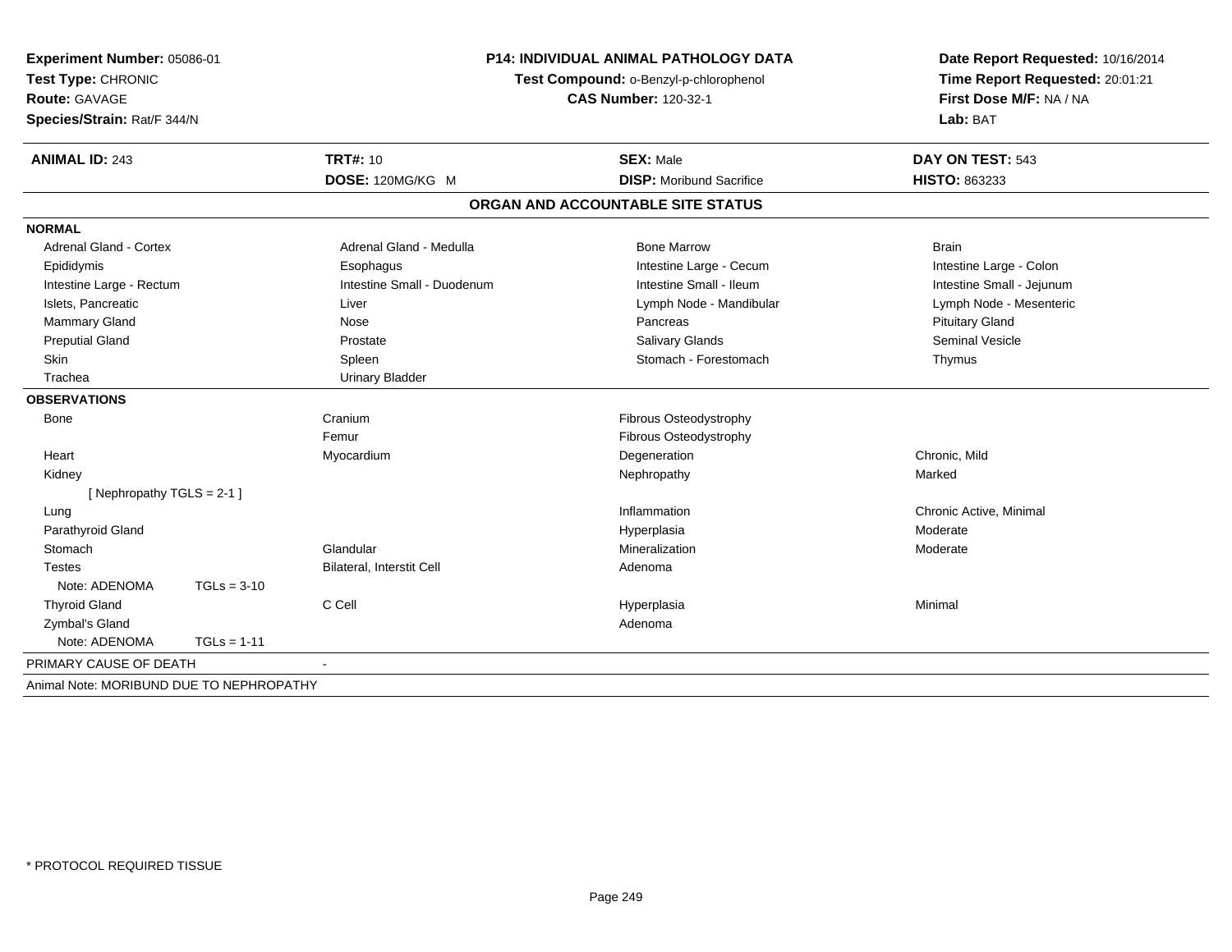**Experiment Number:** 05086-01
**Test Type:** CHRONIC
**Route:** GAVAGE
**Species/Strain:** Rat/F 344/N

**P14: INDIVIDUAL ANIMAL PATHOLOGY DATA**
**Test Compound:** o-Benzyl-p-chlorophenol
**CAS Number:** 120-32-1

**Date Report Requested:** 10/16/2014
**Time Report Requested:** 20:01:21
**First Dose M/F:** NA / NA
**Lab:** BAT

| **ANIMAL ID:** 243 | **TRT#:** 10 | **SEX:** Male | **DAY ON TEST:** 543 |
|---|---|---|---|
| | **DOSE:** 120MG/KG M | **DISP:** Moribund Sacrifice | **HISTO:** 863233 |

## ORGAN AND ACCOUNTABLE SITE STATUS

**NORMAL**

| | | | |
|---|---|---|---|
| Adrenal Gland - Cortex | Adrenal Gland - Medulla | Bone Marrow | Brain |
| Epididymis | Esophagus | Intestine Large - Cecum | Intestine Large - Colon |
| Intestine Large - Rectum | Intestine Small - Duodenum | Intestine Small - Ileum | Intestine Small - Jejunum |
| Islets, Pancreatic | Liver | Lymph Node - Mandibular | Lymph Node - Mesenteric |
| Mammary Gland | Nose | Pancreas | Pituitary Gland |
| Preputial Gland | Prostate | Salivary Glands | Seminal Vesicle |
| Skin | Spleen | Stomach - Forestomach | Thymus |
| Trachea | Urinary Bladder | | |

**OBSERVATIONS**

| | | | |
|---|---|---|---|
| Bone | Cranium | Fibrous Osteodystrophy | |
| | Femur | Fibrous Osteodystrophy | |
| Heart | Myocardium | Degeneration | Chronic, Mild |
| Kidney | | Nephropathy | Marked |
| [ Nephropathy TGLS = 2-1 ] | | | |
| Lung | | Inflammation | Chronic Active, Minimal |
| Parathyroid Gland | | Hyperplasia | Moderate |
| Stomach | Glandular | Mineralization | Moderate |
| Testes | Bilateral, Interstit Cell | Adenoma | |
| Note: ADENOMA TGLs = 3-10 | | | |
| Thyroid Gland | C Cell | Hyperplasia | Minimal |
| Zymbal's Gland | | Adenoma | |
| Note: ADENOMA TGLs = 1-11 | | | |

PRIMARY CAUSE OF DEATH -

Animal Note: MORIBUND DUE TO NEPHROPATHY

\* PROTOCOL REQUIRED TISSUE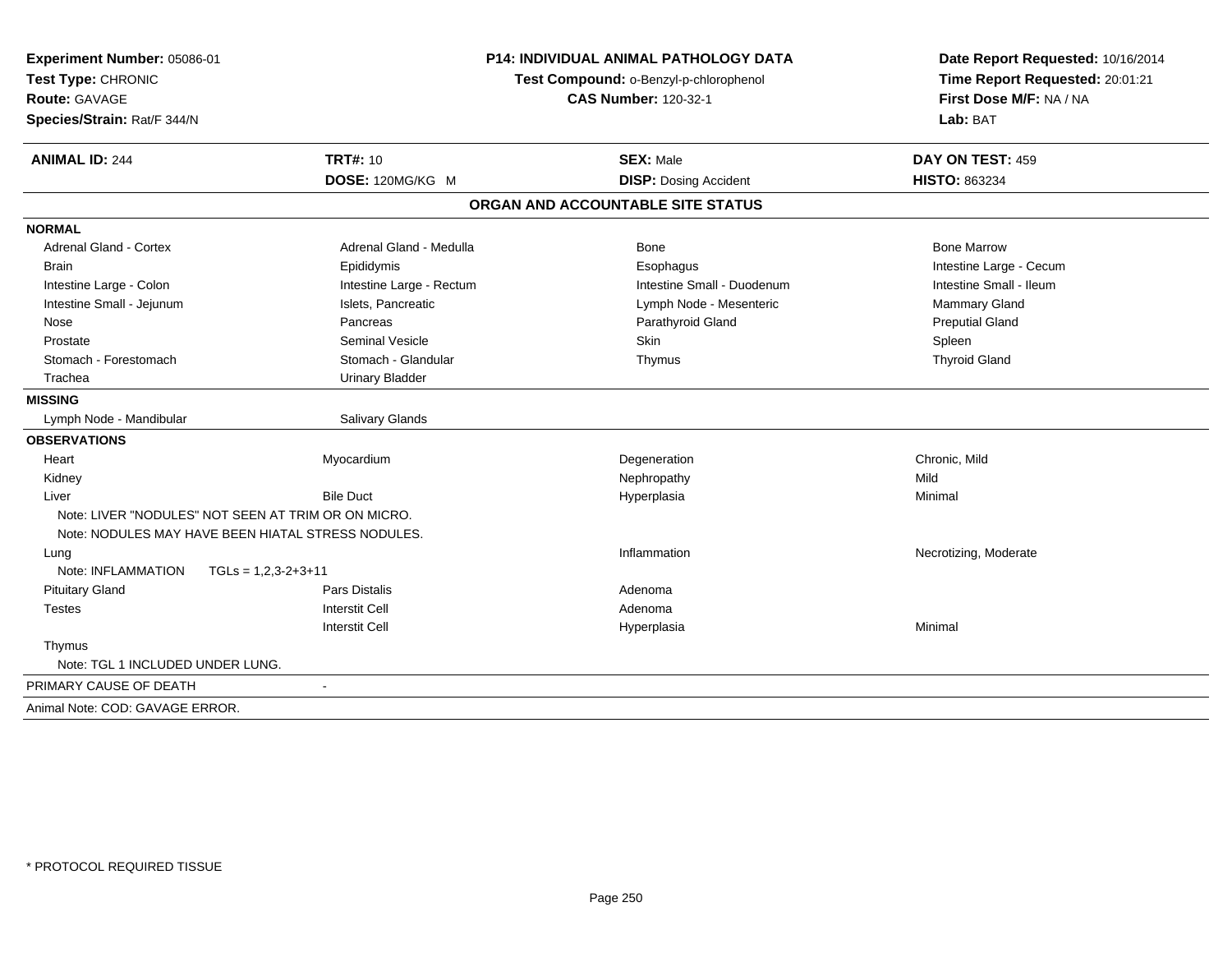**Experiment Number:** 05086-01
**Test Type:** CHRONIC
**Route:** GAVAGE
**Species/Strain:** Rat/F 344/N

**P14: INDIVIDUAL ANIMAL PATHOLOGY DATA**
**Test Compound:** o-Benzyl-p-chlorophenol
**CAS Number:** 120-32-1

**Date Report Requested:** 10/16/2014
**Time Report Requested:** 20:01:21
**First Dose M/F:** NA / NA
**Lab:** BAT

| **ANIMAL ID:** 244 | **TRT#:** 10 | **SEX:** Male | **DAY ON TEST:** 459 |
|---|---|---|---|
| | **DOSE:** 120MG/KG M | **DISP:** Dosing Accident | **HISTO:** 863234 |

## ORGAN AND ACCOUNTABLE SITE STATUS

**NORMAL**

| | | | |
|---|---|---|---|
| Adrenal Gland - Cortex | Adrenal Gland - Medulla | Bone | Bone Marrow |
| Brain | Epididymis | Esophagus | Intestine Large - Cecum |
| Intestine Large - Colon | Intestine Large - Rectum | Intestine Small - Duodenum | Intestine Small - Ileum |
| Intestine Small - Jejunum | Islets, Pancreatic | Lymph Node - Mesenteric | Mammary Gland |
| Nose | Pancreas | Parathyroid Gland | Preputial Gland |
| Prostate | Seminal Vesicle | Skin | Spleen |
| Stomach - Forestomach | Stomach - Glandular | Thymus | Thyroid Gland |
| Trachea | Urinary Bladder | | |

**MISSING**

| | |
|---|---|
| Lymph Node - Mandibular | Salivary Glands |

**OBSERVATIONS**

| | | | |
|---|---|---|---|
| Heart | Myocardium | Degeneration | Chronic, Mild |
| Kidney | | Nephropathy | Mild |
| Liver | Bile Duct | Hyperplasia | Minimal |
| Note: LIVER "NODULES" NOT SEEN AT TRIM OR ON MICRO. | | | |
| Note: NODULES MAY HAVE BEEN HIATAL STRESS NODULES. | | | |
| Lung | | Inflammation | Necrotizing, Moderate |
| Note: INFLAMMATION TGLs = 1,2,3-2+3+11 | | | |
| Pituitary Gland | Pars Distalis | Adenoma | |
| Testes | Interstit Cell | Adenoma | |
| | Interstit Cell | Hyperplasia | Minimal |
| Thymus | | | |
| Note: TGL 1 INCLUDED UNDER LUNG. | | | |

PRIMARY CAUSE OF DEATH -

Animal Note: COD: GAVAGE ERROR.

\* PROTOCOL REQUIRED TISSUE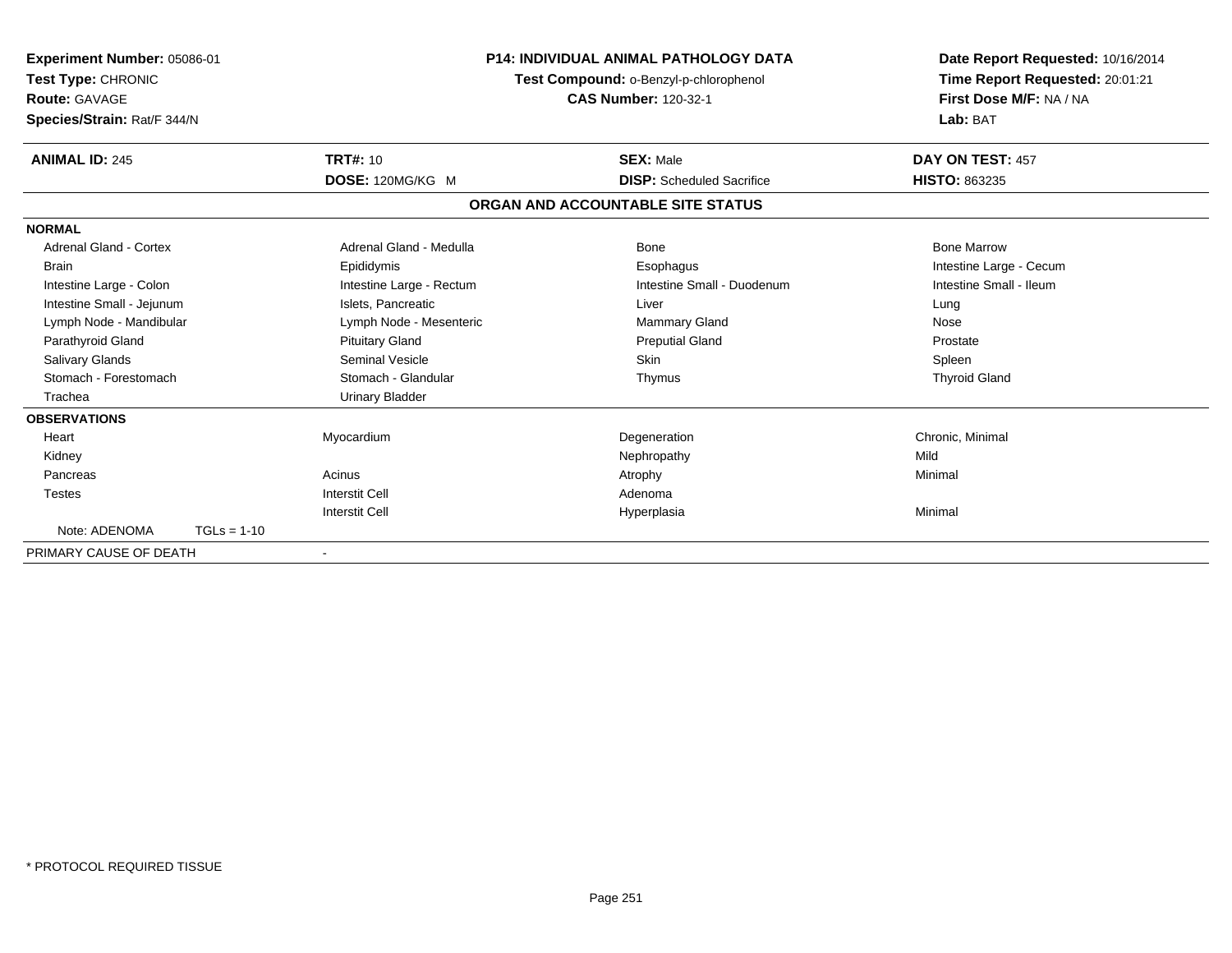**Experiment Number:** 05086-01
**Test Type:** CHRONIC
**Route:** GAVAGE
**Species/Strain:** Rat/F 344/N

**P14: INDIVIDUAL ANIMAL PATHOLOGY DATA**
**Test Compound:** o-Benzyl-p-chlorophenol
**CAS Number:** 120-32-1

**Date Report Requested:** 10/16/2014
**Time Report Requested:** 20:01:21
**First Dose M/F:** NA / NA
**Lab:** BAT

| **ANIMAL ID:** 245 | **TRT#:** 10 | **SEX:** Male | **DAY ON TEST:** 457 |
|---|---|---|---|
| | **DOSE:** 120MG/KG M | **DISP:** Scheduled Sacrifice | **HISTO:** 863235 |

**ORGAN AND ACCOUNTABLE SITE STATUS**

**NORMAL**

| | | | |
|---|---|---|---|
| Adrenal Gland - Cortex | Adrenal Gland - Medulla | Bone | Bone Marrow |
| Brain | Epididymis | Esophagus | Intestine Large - Cecum |
| Intestine Large - Colon | Intestine Large - Rectum | Intestine Small - Duodenum | Intestine Small - Ileum |
| Intestine Small - Jejunum | Islets, Pancreatic | Liver | Lung |
| Lymph Node - Mandibular | Lymph Node - Mesenteric | Mammary Gland | Nose |
| Parathyroid Gland | Pituitary Gland | Preputial Gland | Prostate |
| Salivary Glands | Seminal Vesicle | Skin | Spleen |
| Stomach - Forestomach | Stomach - Glandular | Thymus | Thyroid Gland |
| Trachea | Urinary Bladder | | |

**OBSERVATIONS**

| | | | |
|---|---|---|---|
| Heart | Myocardium | Degeneration | Chronic, Minimal |
| Kidney | | Nephropathy | Mild |
| Pancreas | Acinus | Atrophy | Minimal |
| Testes | Interstit Cell | Adenoma | |
| | Interstit Cell | Hyperplasia | Minimal |
| Note: ADENOMA TGLs = 1-10 | | | |

PRIMARY CAUSE OF DEATH -

* PROTOCOL REQUIRED TISSUE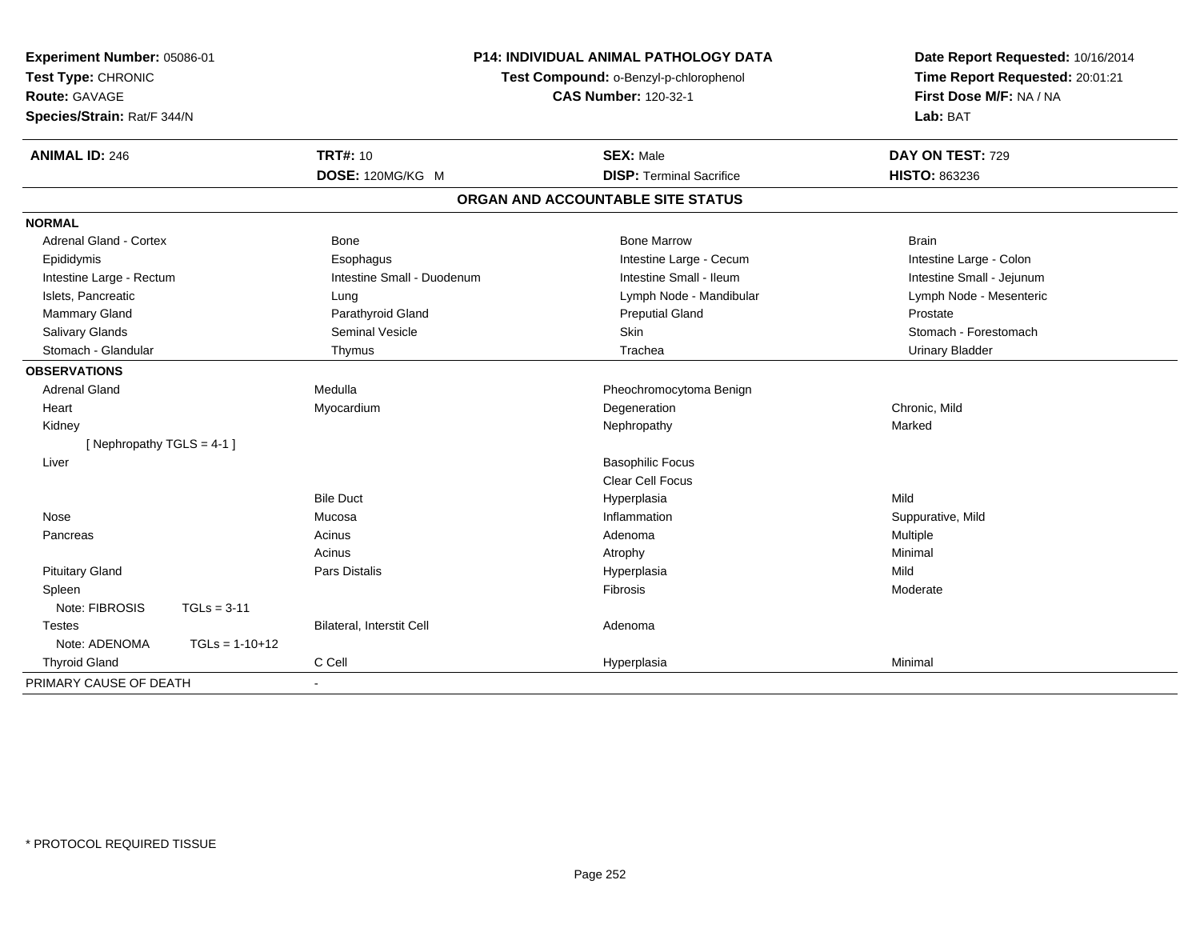**Experiment Number:** 05086-01
**Test Type:** CHRONIC
**Route:** GAVAGE
**Species/Strain:** Rat/F 344/N

**P14: INDIVIDUAL ANIMAL PATHOLOGY DATA**
**Test Compound:** o-Benzyl-p-chlorophenol
**CAS Number:** 120-32-1

**Date Report Requested:** 10/16/2014
**Time Report Requested:** 20:01:21
**First Dose M/F:** NA / NA
**Lab:** BAT

| **ANIMAL ID:** 246 | **TRT#:** 10 | **SEX:** Male | **DAY ON TEST:** 729 |
|---|---|---|---|
| | **DOSE:** 120MG/KG M | **DISP:** Terminal Sacrifice | **HISTO:** 863236 |

## ORGAN AND ACCOUNTABLE SITE STATUS

| | | | |
|---|---|---|---|
| **NORMAL** | | | |
| Adrenal Gland - Cortex | Bone | Bone Marrow | Brain |
| Epididymis | Esophagus | Intestine Large - Cecum | Intestine Large - Colon |
| Intestine Large - Rectum | Intestine Small - Duodenum | Intestine Small - Ileum | Intestine Small - Jejunum |
| Islets, Pancreatic | Lung | Lymph Node - Mandibular | Lymph Node - Mesenteric |
| Mammary Gland | Parathyroid Gland | Preputial Gland | Prostate |
| Salivary Glands | Seminal Vesicle | Skin | Stomach - Forestomach |
| Stomach - Glandular | Thymus | Trachea | Urinary Bladder |
| **OBSERVATIONS** | | | |
| Adrenal Gland | Medulla | Pheochromocytoma Benign | |
| Heart | Myocardium | Degeneration | Chronic, Mild |
| Kidney | | Nephropathy | Marked |
| [ Nephropathy TGLS = 4-1 ] | | | |
| Liver | | Basophilic Focus | |
| | | Clear Cell Focus | |
| | Bile Duct | Hyperplasia | Mild |
| Nose | Mucosa | Inflammation | Suppurative, Mild |
| Pancreas | Acinus | Adenoma | Multiple |
| | Acinus | Atrophy | Minimal |
| Pituitary Gland | Pars Distalis | Hyperplasia | Mild |
| Spleen | | Fibrosis | Moderate |
| Note: FIBROSIS TGLs = 3-11 | | | |
| Testes | Bilateral, Interstit Cell | Adenoma | |
| Note: ADENOMA TGLs = 1-10+12 | | | |
| Thyroid Gland | C Cell | Hyperplasia | Minimal |
| PRIMARY CAUSE OF DEATH | - | | |

\* PROTOCOL REQUIRED TISSUE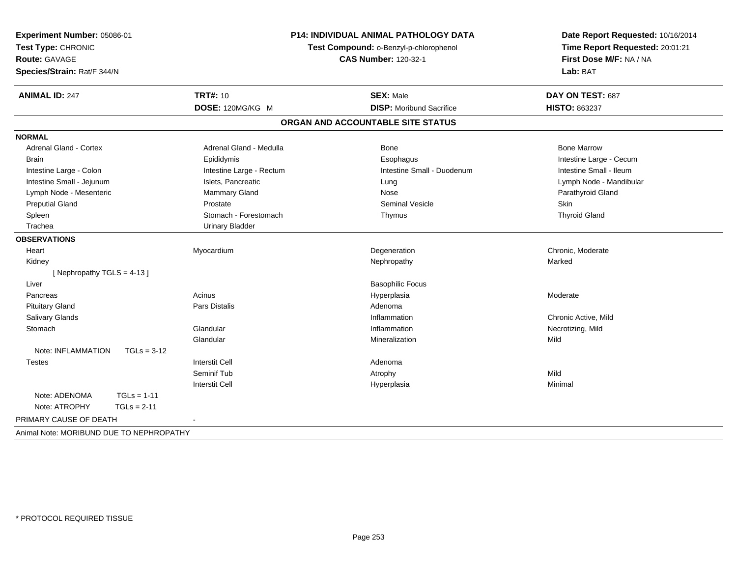**Experiment Number:** 05086-01
**Test Type:** CHRONIC
**Route:** GAVAGE
**Species/Strain:** Rat/F 344/N

**P14: INDIVIDUAL ANIMAL PATHOLOGY DATA**
**Test Compound:** o-Benzyl-p-chlorophenol
**CAS Number:** 120-32-1

**Date Report Requested:** 10/16/2014
**Time Report Requested:** 20:01:21
**First Dose M/F:** NA / NA
**Lab:** BAT

| **ANIMAL ID:** 247 | **TRT#:** 10 | **SEX:** Male | **DAY ON TEST:** 687 |
|---|---|---|---|
| | **DOSE:** 120MG/KG M | **DISP:** Moribund Sacrifice | **HISTO:** 863237 |

## ORGAN AND ACCOUNTABLE SITE STATUS

| | | | |
|---|---|---|---|
| **NORMAL** | | | |
| Adrenal Gland - Cortex | Adrenal Gland - Medulla | Bone | Bone Marrow |
| Brain | Epididymis | Esophagus | Intestine Large - Cecum |
| Intestine Large - Colon | Intestine Large - Rectum | Intestine Small - Duodenum | Intestine Small - Ileum |
| Intestine Small - Jejunum | Islets, Pancreatic | Lung | Lymph Node - Mandibular |
| Lymph Node - Mesenteric | Mammary Gland | Nose | Parathyroid Gland |
| Preputial Gland | Prostate | Seminal Vesicle | Skin |
| Spleen | Stomach - Forestomach | Thymus | Thyroid Gland |
| Trachea | Urinary Bladder | | |
| **OBSERVATIONS** | | | |
| Heart | Myocardium | Degeneration | Chronic, Moderate |
| Kidney | | Nephropathy | Marked |
| [ Nephropathy TGLS = 4-13 ] | | | |
| Liver | | Basophilic Focus | |
| Pancreas | Acinus | Hyperplasia | Moderate |
| Pituitary Gland | Pars Distalis | Adenoma | |
| Salivary Glands | | Inflammation | Chronic Active, Mild |
| Stomach | Glandular | Inflammation | Necrotizing, Mild |
| | Glandular | Mineralization | Mild |
| Note: INFLAMMATION TGLs = 3-12 | | | |
| Testes | Interstit Cell | Adenoma | |
| | Seminif Tub | Atrophy | Mild |
| | Interstit Cell | Hyperplasia | Minimal |
| Note: ADENOMA TGLs = 1-11 | | | |
| Note: ATROPHY TGLs = 2-11 | | | |
| PRIMARY CAUSE OF DEATH | - | | |
| Animal Note: MORIBUND DUE TO NEPHROPATHY | | | |

* PROTOCOL REQUIRED TISSUE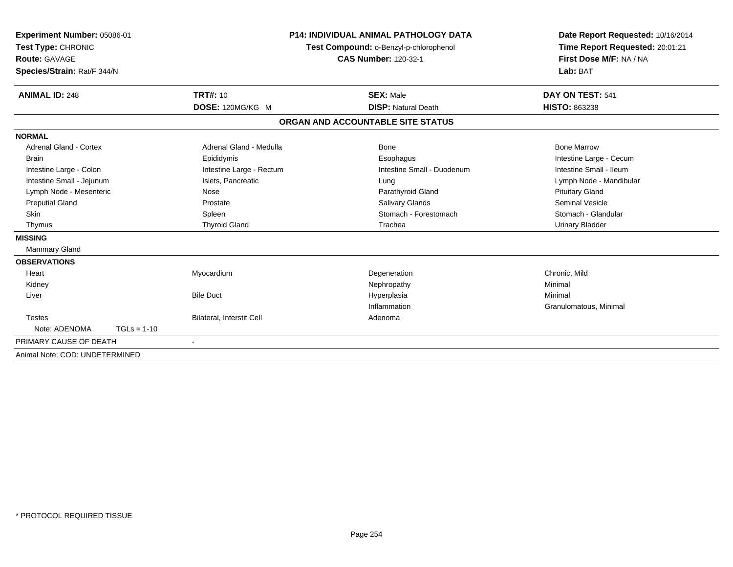**Experiment Number:** 05086-01
**Test Type:** CHRONIC
**Route:** GAVAGE
**Species/Strain:** Rat/F 344/N

**P14: INDIVIDUAL ANIMAL PATHOLOGY DATA**
**Test Compound:** o-Benzyl-p-chlorophenol
**CAS Number:** 120-32-1

**Date Report Requested:** 10/16/2014
**Time Report Requested:** 20:01:21
**First Dose M/F:** NA / NA
**Lab:** BAT

| **ANIMAL ID:** 248 | **TRT#:** 10 | **SEX:** Male | **DAY ON TEST:** 541 |
|---|---|---|---|
| | **DOSE:** 120MG/KG M | **DISP:** Natural Death | **HISTO:** 863238 |

## ORGAN AND ACCOUNTABLE SITE STATUS

**NORMAL**

| | | | |
|---|---|---|---|
| Adrenal Gland - Cortex | Adrenal Gland - Medulla | Bone | Bone Marrow |
| Brain | Epididymis | Esophagus | Intestine Large - Cecum |
| Intestine Large - Colon | Intestine Large - Rectum | Intestine Small - Duodenum | Intestine Small - Ileum |
| Intestine Small - Jejunum | Islets, Pancreatic | Lung | Lymph Node - Mandibular |
| Lymph Node - Mesenteric | Nose | Parathyroid Gland | Pituitary Gland |
| Preputial Gland | Prostate | Salivary Glands | Seminal Vesicle |
| Skin | Spleen | Stomach - Forestomach | Stomach - Glandular |
| Thymus | Thyroid Gland | Trachea | Urinary Bladder |

**MISSING**

Mammary Gland

**OBSERVATIONS**

| | | | |
|---|---|---|---|
| Heart | Myocardium | Degeneration | Chronic, Mild |
| Kidney | | Nephropathy | Minimal |
| Liver | Bile Duct | Hyperplasia | Minimal |
| | | Inflammation | Granulomatous, Minimal |
| Testes | Bilateral, Interstit Cell | Adenoma | |
| Note: ADENOMA TGLs = 1-10 | | | |

PRIMARY CAUSE OF DEATH -

Animal Note: COD: UNDETERMINED

\* PROTOCOL REQUIRED TISSUE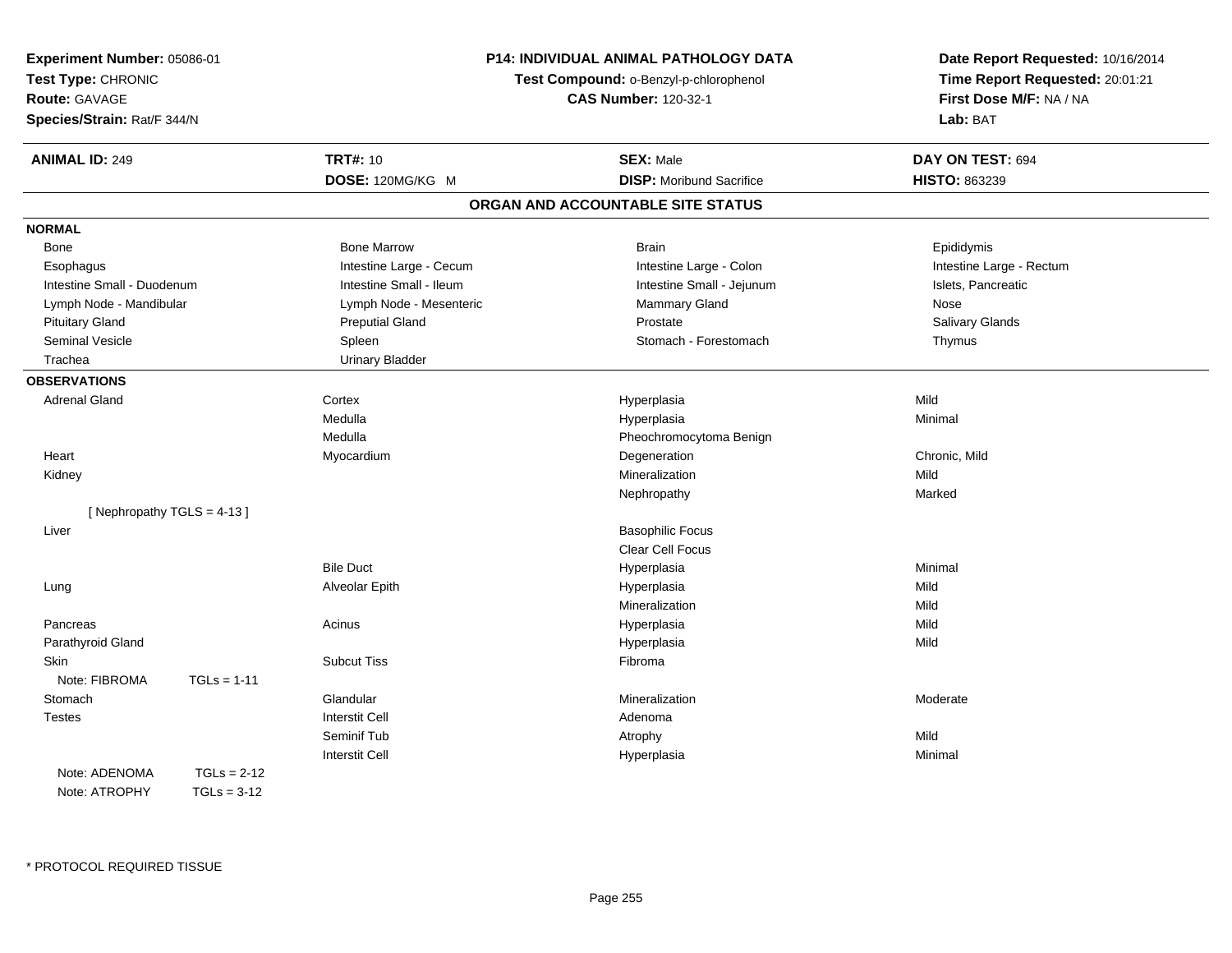**Experiment Number:** 05086-01
**Test Type:** CHRONIC
**Route:** GAVAGE
**Species/Strain:** Rat/F 344/N

**P14: INDIVIDUAL ANIMAL PATHOLOGY DATA**
**Test Compound:** o-Benzyl-p-chlorophenol
**CAS Number:** 120-32-1

**Date Report Requested:** 10/16/2014
**Time Report Requested:** 20:01:21
**First Dose M/F:** NA / NA
**Lab:** BAT

| **ANIMAL ID:** 249 | **TRT#:** 10 | **SEX:** Male | **DAY ON TEST:** 694 |
|---|---|---|---|
| | **DOSE:** 120MG/KG M | **DISP:** Moribund Sacrifice | **HISTO:** 863239 |

## ORGAN AND ACCOUNTABLE SITE STATUS

**NORMAL**

| | | | |
|---|---|---|---|
| Bone | Bone Marrow | Brain | Epididymis |
| Esophagus | Intestine Large - Cecum | Intestine Large - Colon | Intestine Large - Rectum |
| Intestine Small - Duodenum | Intestine Small - Ileum | Intestine Small - Jejunum | Islets, Pancreatic |
| Lymph Node - Mandibular | Lymph Node - Mesenteric | Mammary Gland | Nose |
| Pituitary Gland | Preputial Gland | Prostate | Salivary Glands |
| Seminal Vesicle | Spleen | Stomach - Forestomach | Thymus |
| Trachea | Urinary Bladder | | |

**OBSERVATIONS**

| | | | |
|---|---|---|---|
| Adrenal Gland | Cortex | Hyperplasia | Mild |
| | Medulla | Hyperplasia | Minimal |
| | Medulla | Pheochromocytoma Benign | |
| Heart | Myocardium | Degeneration | Chronic, Mild |
| Kidney | | Mineralization | Mild |
| | | Nephropathy | Marked |
| [ Nephropathy TGLS = 4-13 ] | | | |
| Liver | | Basophilic Focus | |
| | | Clear Cell Focus | |
| | Bile Duct | Hyperplasia | Minimal |
| Lung | Alveolar Epith | Hyperplasia | Mild |
| | | Mineralization | Mild |
| Pancreas | Acinus | Hyperplasia | Mild |
| Parathyroid Gland | | Hyperplasia | Mild |
| Skin | Subcut Tiss | Fibroma | |
| Note: FIBROMA TGLs = 1-11 | | | |
| Stomach | Glandular | Mineralization | Moderate |
| Testes | Interstit Cell | Adenoma | |
| | Seminif Tub | Atrophy | Mild |
| | Interstit Cell | Hyperplasia | Minimal |
| Note: ADENOMA TGLs = 2-12 | | | |
| Note: ATROPHY TGLs = 3-12 | | | |

* PROTOCOL REQUIRED TISSUE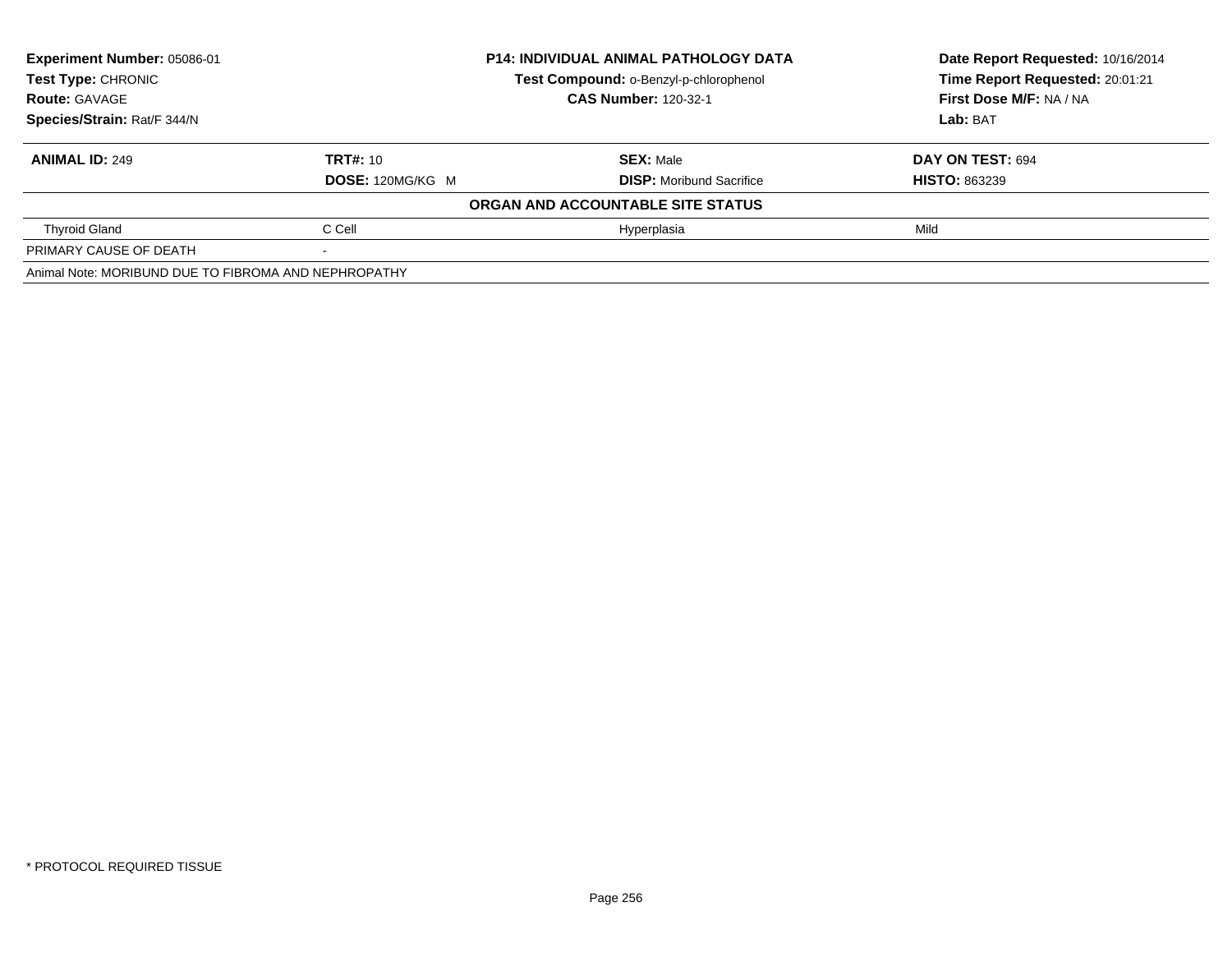**Experiment Number:** 05086-01
**Test Type:** CHRONIC
**Route:** GAVAGE
**Species/Strain:** Rat/F 344/N

**P14: INDIVIDUAL ANIMAL PATHOLOGY DATA**
**Test Compound:** o-Benzyl-p-chlorophenol
**CAS Number:** 120-32-1

**Date Report Requested:** 10/16/2014
**Time Report Requested:** 20:01:21
**First Dose M/F:** NA / NA
**Lab:** BAT

| **ANIMAL ID:** 249 | **TRT#:** 10 | **SEX:** Male | **DAY ON TEST:** 694 |
|---|---|---|---|
| | **DOSE:** 120MG/KG M | **DISP:** Moribund Sacrifice | **HISTO:** 863239 |
| | | **ORGAN AND ACCOUNTABLE SITE STATUS** | |
| Thyroid Gland | C Cell | Hyperplasia | Mild |
| PRIMARY CAUSE OF DEATH | - | | |
| Animal Note: MORIBUND DUE TO FIBROMA AND NEPHROPATHY | | | |

* PROTOCOL REQUIRED TISSUE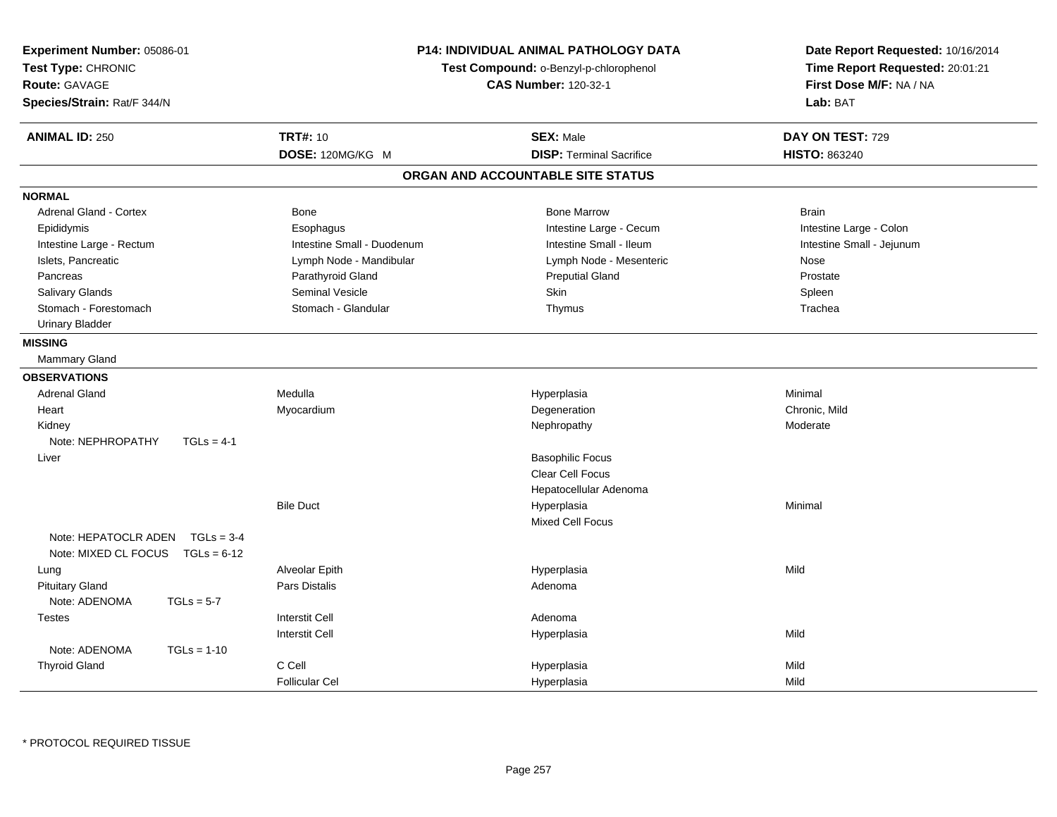**Experiment Number:** 05086-01
**Test Type:** CHRONIC
**Route:** GAVAGE
**Species/Strain:** Rat/F 344/N

**P14: INDIVIDUAL ANIMAL PATHOLOGY DATA**
**Test Compound:** o-Benzyl-p-chlorophenol
**CAS Number:** 120-32-1

**Date Report Requested:** 10/16/2014
**Time Report Requested:** 20:01:21
**First Dose M/F:** NA / NA
**Lab:** BAT

| **ANIMAL ID:** 250 | **TRT#:** 10 | **SEX:** Male | **DAY ON TEST:** 729 |
|---|---|---|---|
| | **DOSE:** 120MG/KG M | **DISP:** Terminal Sacrifice | **HISTO:** 863240 |

## ORGAN AND ACCOUNTABLE SITE STATUS

**NORMAL**

| | | | |
|---|---|---|---|
| Adrenal Gland - Cortex | Bone | Bone Marrow | Brain |
| Epididymis | Esophagus | Intestine Large - Cecum | Intestine Large - Colon |
| Intestine Large - Rectum | Intestine Small - Duodenum | Intestine Small - Ileum | Intestine Small - Jejunum |
| Islets, Pancreatic | Lymph Node - Mandibular | Lymph Node - Mesenteric | Nose |
| Pancreas | Parathyroid Gland | Preputial Gland | Prostate |
| Salivary Glands | Seminal Vesicle | Skin | Spleen |
| Stomach - Forestomach | Stomach - Glandular | Thymus | Trachea |
| Urinary Bladder | | | |

**MISSING**

Mammary Gland

**OBSERVATIONS**

| | | | |
|---|---|---|---|
| Adrenal Gland | Medulla | Hyperplasia | Minimal |
| Heart | Myocardium | Degeneration | Chronic, Mild |
| Kidney | | Nephropathy | Moderate |
| Note: NEPHROPATHY TGLs = 4-1 | | | |
| Liver | | Basophilic Focus | |
| | | Clear Cell Focus | |
| | | Hepatocellular Adenoma | |
| | Bile Duct | Hyperplasia | Minimal |
| | | Mixed Cell Focus | |
| Note: HEPATOCLR ADEN TGLs = 3-4 | | | |
| Note: MIXED CL FOCUS TGLs = 6-12 | | | |
| Lung | Alveolar Epith | Hyperplasia | Mild |
| Pituitary Gland | Pars Distalis | Adenoma | |
| Note: ADENOMA TGLs = 5-7 | | | |
| Testes | Interstit Cell | Adenoma | |
| | Interstit Cell | Hyperplasia | Mild |
| Note: ADENOMA TGLs = 1-10 | | | |
| Thyroid Gland | C Cell | Hyperplasia | Mild |
| | Follicular Cel | Hyperplasia | Mild |

* PROTOCOL REQUIRED TISSUE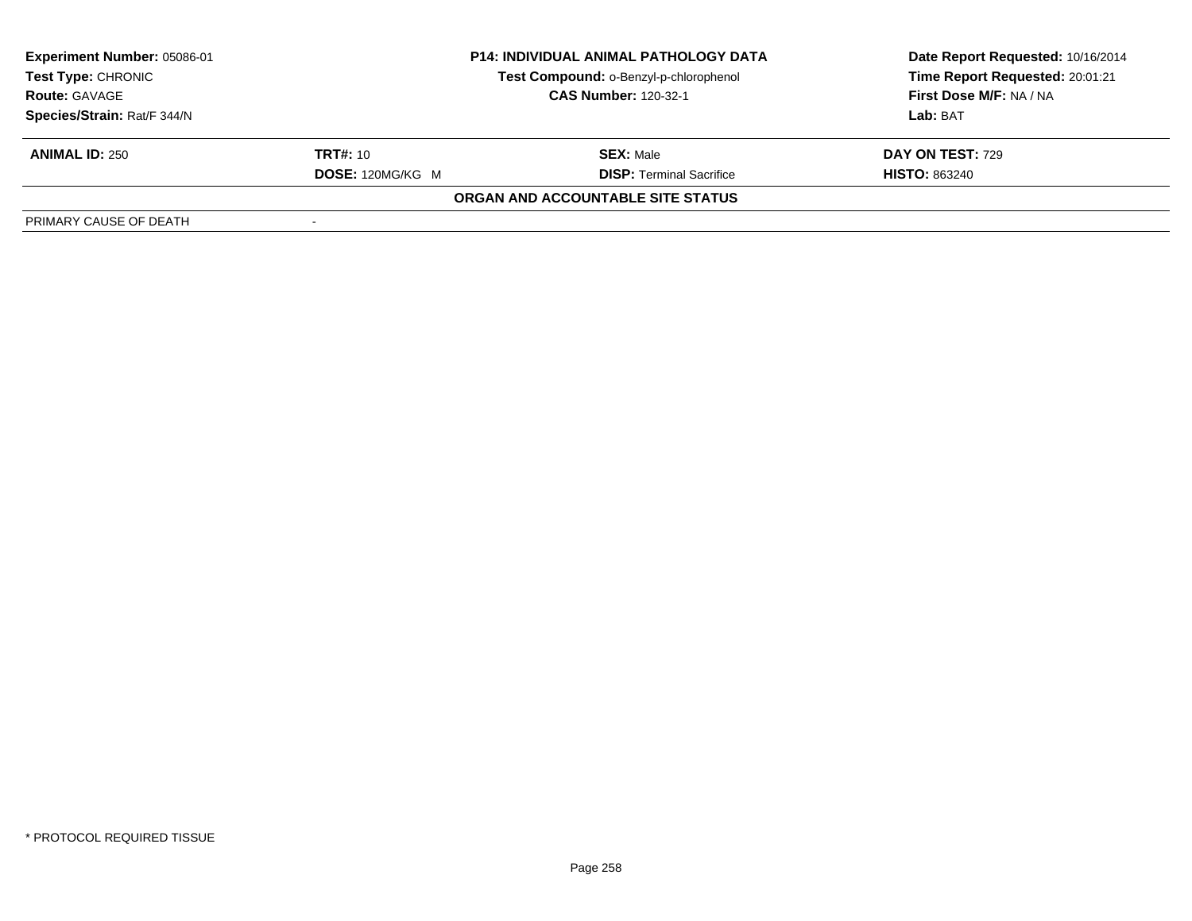| Experiment Number: 05086-01 | P14: INDIVIDUAL ANIMAL PATHOLOGY DATA | Date Report Requested: 10/16/2014 |
|---|---|---|
| Test Type: CHRONIC | Test Compound: o-Benzyl-p-chlorophenol | Time Report Requested: 20:01:21 |
| Route: GAVAGE | CAS Number: 120-32-1 | First Dose M/F: NA / NA |
| Species/Strain: Rat/F 344/N | | Lab: BAT |

| ANIMAL ID: 250 | TRT#: 10 | SEX: Male | DAY ON TEST: 729 |
|---|---|---|---|
| | DOSE: 120MG/KG M | DISP: Terminal Sacrifice | HISTO: 863240 |

**ORGAN AND ACCOUNTABLE SITE STATUS**

| PRIMARY CAUSE OF DEATH | - |
|---|---|

\* PROTOCOL REQUIRED TISSUE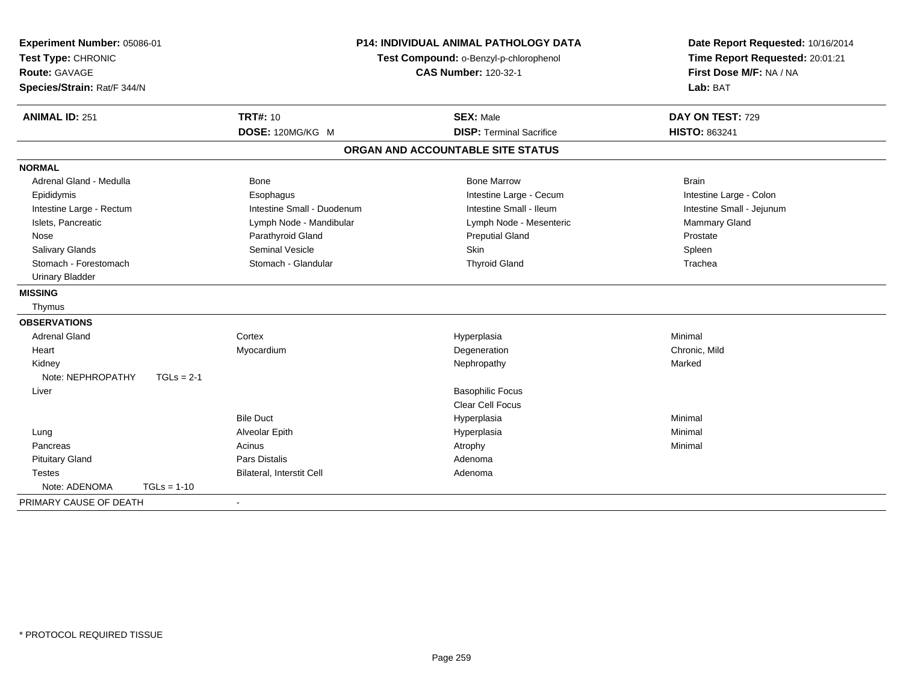**Experiment Number:** 05086-01
**Test Type:** CHRONIC
**Route:** GAVAGE
**Species/Strain:** Rat/F 344/N

**P14: INDIVIDUAL ANIMAL PATHOLOGY DATA**
**Test Compound:** o-Benzyl-p-chlorophenol
**CAS Number:** 120-32-1

**Date Report Requested:** 10/16/2014
**Time Report Requested:** 20:01:21
**First Dose M/F:** NA / NA
**Lab:** BAT

| **ANIMAL ID:** 251 | **TRT#:** 10 | **SEX:** Male | **DAY ON TEST:** 729 |
|---|---|---|---|
| | **DOSE:** 120MG/KG M | **DISP:** Terminal Sacrifice | **HISTO:** 863241 |

## ORGAN AND ACCOUNTABLE SITE STATUS

**NORMAL**

| | | | |
|---|---|---|---|
| Adrenal Gland - Medulla | Bone | Bone Marrow | Brain |
| Epididymis | Esophagus | Intestine Large - Cecum | Intestine Large - Colon |
| Intestine Large - Rectum | Intestine Small - Duodenum | Intestine Small - Ileum | Intestine Small - Jejunum |
| Islets, Pancreatic | Lymph Node - Mandibular | Lymph Node - Mesenteric | Mammary Gland |
| Nose | Parathyroid Gland | Preputial Gland | Prostate |
| Salivary Glands | Seminal Vesicle | Skin | Spleen |
| Stomach - Forestomach | Stomach - Glandular | Thyroid Gland | Trachea |
| Urinary Bladder | | | |

**MISSING**

Thymus

**OBSERVATIONS**

| | | | |
|---|---|---|---|
| Adrenal Gland | Cortex | Hyperplasia | Minimal |
| Heart | Myocardium | Degeneration | Chronic, Mild |
| Kidney | | Nephropathy | Marked |
| Note: NEPHROPATHY TGLs = 2-1 | | | |
| Liver | | Basophilic Focus | |
| | | Clear Cell Focus | |
| | Bile Duct | Hyperplasia | Minimal |
| Lung | Alveolar Epith | Hyperplasia | Minimal |
| Pancreas | Acinus | Atrophy | Minimal |
| Pituitary Gland | Pars Distalis | Adenoma | |
| Testes | Bilateral, Interstit Cell | Adenoma | |
| Note: ADENOMA TGLs = 1-10 | | | |

PRIMARY CAUSE OF DEATH -

\* PROTOCOL REQUIRED TISSUE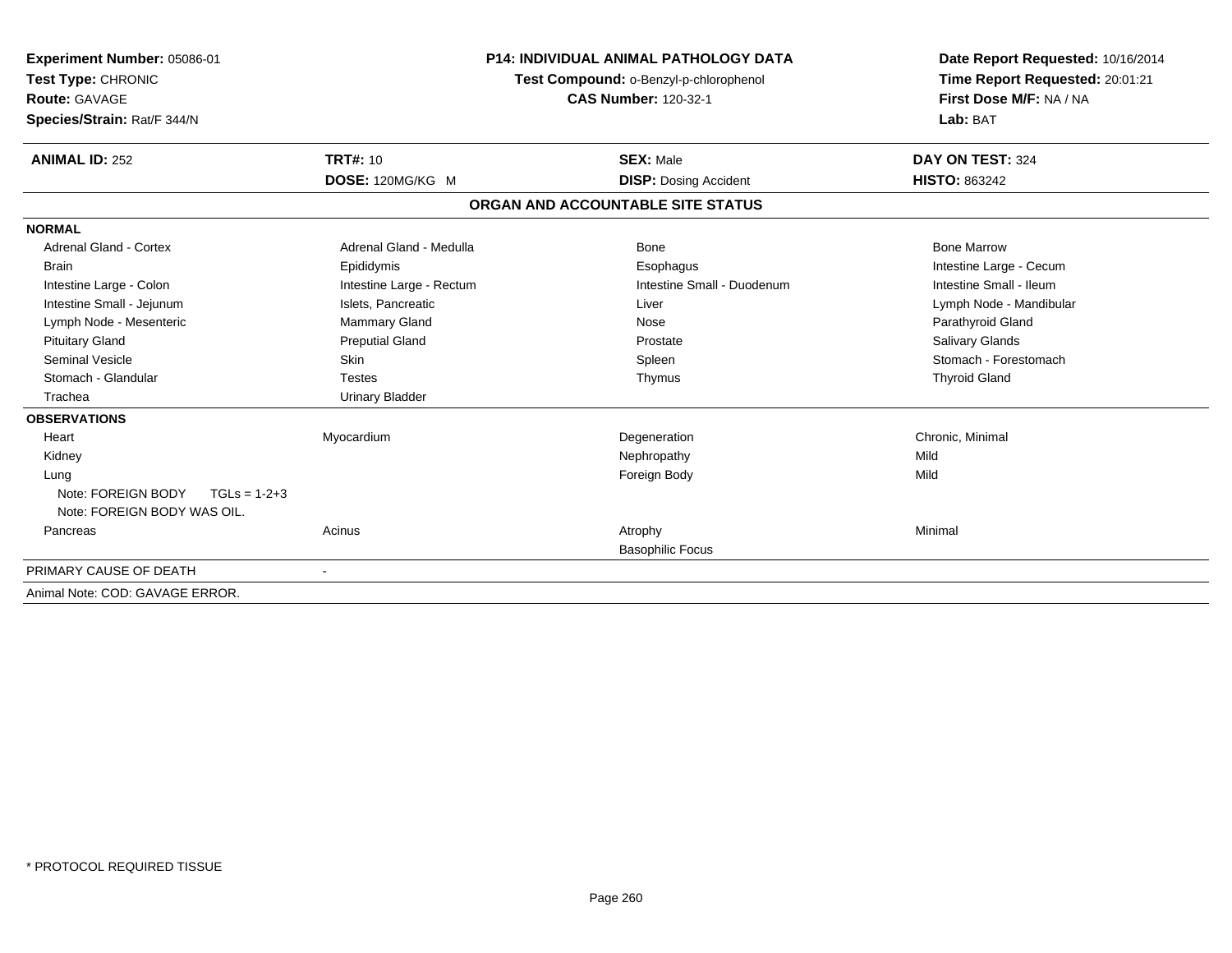**Experiment Number:** 05086-01
**Test Type:** CHRONIC
**Route:** GAVAGE
**Species/Strain:** Rat/F 344/N

**P14: INDIVIDUAL ANIMAL PATHOLOGY DATA**
**Test Compound:** o-Benzyl-p-chlorophenol
**CAS Number:** 120-32-1

**Date Report Requested:** 10/16/2014
**Time Report Requested:** 20:01:21
**First Dose M/F:** NA / NA
**Lab:** BAT

| **ANIMAL ID:** 252 | **TRT#:** 10 | **SEX:** Male | **DAY ON TEST:** 324 |
|---|---|---|---|
| | **DOSE:** 120MG/KG M | **DISP:** Dosing Accident | **HISTO:** 863242 |

## ORGAN AND ACCOUNTABLE SITE STATUS

| | | | |
|---|---|---|---|
| **NORMAL** | | | |
| Adrenal Gland - Cortex | Adrenal Gland - Medulla | Bone | Bone Marrow |
| Brain | Epididymis | Esophagus | Intestine Large - Cecum |
| Intestine Large - Colon | Intestine Large - Rectum | Intestine Small - Duodenum | Intestine Small - Ileum |
| Intestine Small - Jejunum | Islets, Pancreatic | Liver | Lymph Node - Mandibular |
| Lymph Node - Mesenteric | Mammary Gland | Nose | Parathyroid Gland |
| Pituitary Gland | Preputial Gland | Prostate | Salivary Glands |
| Seminal Vesicle | Skin | Spleen | Stomach - Forestomach |
| Stomach - Glandular | Testes | Thymus | Thyroid Gland |
| Trachea | Urinary Bladder | | |
| **OBSERVATIONS** | | | |
| Heart | Myocardium | Degeneration | Chronic, Minimal |
| Kidney | | Nephropathy | Mild |
| Lung | | Foreign Body | Mild |
| Note: FOREIGN BODY TGLs = 1-2+3 | | | |
| Note: FOREIGN BODY WAS OIL. | | | |
| Pancreas | Acinus | Atrophy | Minimal |
| | | Basophilic Focus | |
| PRIMARY CAUSE OF DEATH | - | | |
| Animal Note: COD: GAVAGE ERROR. | | | |

\* PROTOCOL REQUIRED TISSUE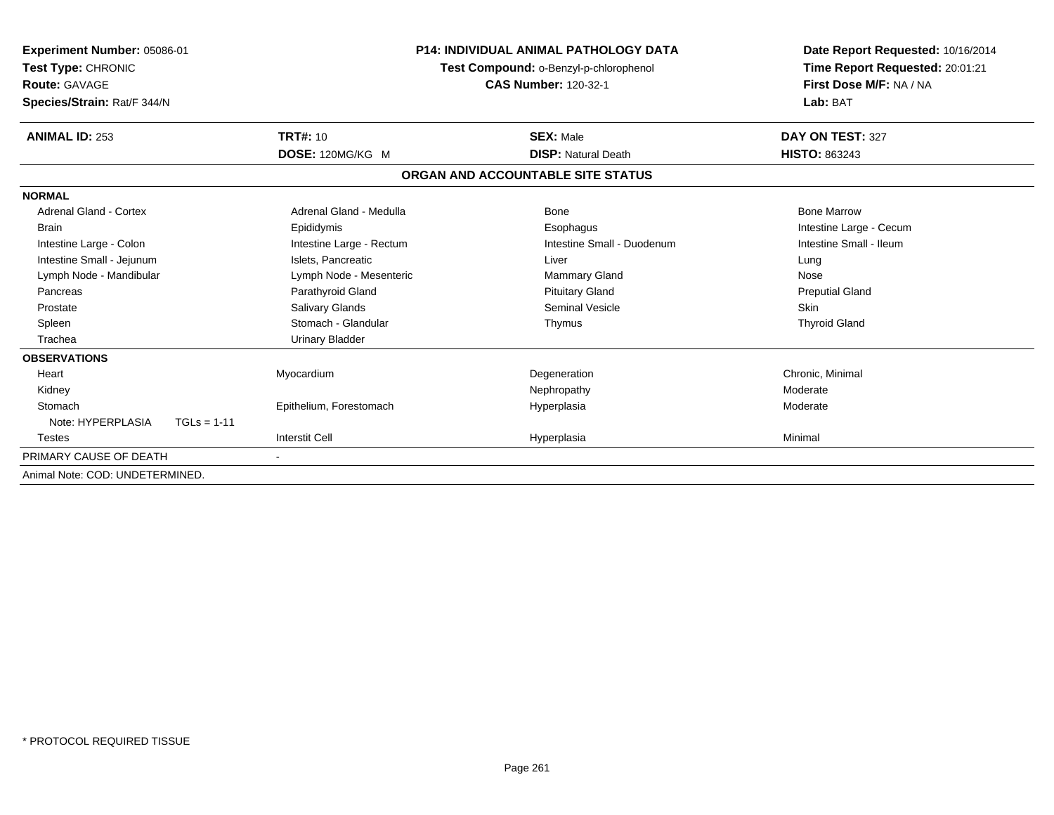**Experiment Number:** 05086-01
**Test Type:** CHRONIC
**Route:** GAVAGE
**Species/Strain:** Rat/F 344/N

**P14: INDIVIDUAL ANIMAL PATHOLOGY DATA**
**Test Compound:** o-Benzyl-p-chlorophenol
**CAS Number:** 120-32-1

**Date Report Requested:** 10/16/2014
**Time Report Requested:** 20:01:21
**First Dose M/F:** NA / NA
**Lab:** BAT

| **ANIMAL ID:** 253 | **TRT#:** 10 | **SEX:** Male | **DAY ON TEST:** 327 |
|---|---|---|---|
| | **DOSE:** 120MG/KG M | **DISP:** Natural Death | **HISTO:** 863243 |

## ORGAN AND ACCOUNTABLE SITE STATUS

| | | | |
|---|---|---|---|
| **NORMAL** | | | |
| Adrenal Gland - Cortex | Adrenal Gland - Medulla | Bone | Bone Marrow |
| Brain | Epididymis | Esophagus | Intestine Large - Cecum |
| Intestine Large - Colon | Intestine Large - Rectum | Intestine Small - Duodenum | Intestine Small - Ileum |
| Intestine Small - Jejunum | Islets, Pancreatic | Liver | Lung |
| Lymph Node - Mandibular | Lymph Node - Mesenteric | Mammary Gland | Nose |
| Pancreas | Parathyroid Gland | Pituitary Gland | Preputial Gland |
| Prostate | Salivary Glands | Seminal Vesicle | Skin |
| Spleen | Stomach - Glandular | Thymus | Thyroid Gland |
| Trachea | Urinary Bladder | | |
| **OBSERVATIONS** | | | |
| Heart | Myocardium | Degeneration | Chronic, Minimal |
| Kidney | | Nephropathy | Moderate |
| Stomach | Epithelium, Forestomach | Hyperplasia | Moderate |
| Note: HYPERPLASIA TGLs = 1-11 | | | |
| Testes | Interstit Cell | Hyperplasia | Minimal |
| PRIMARY CAUSE OF DEATH | - | | |
| Animal Note: COD: UNDETERMINED. | | | |

\* PROTOCOL REQUIRED TISSUE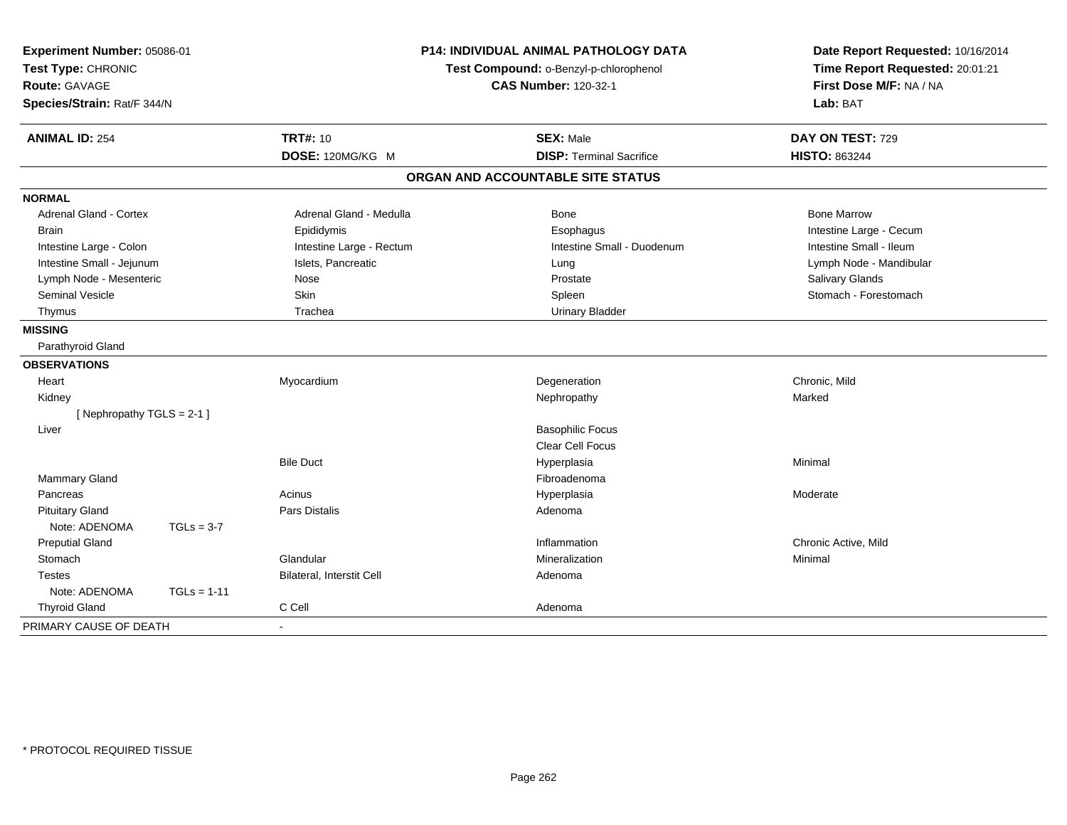**Experiment Number:** 05086-01
**Test Type:** CHRONIC
**Route:** GAVAGE
**Species/Strain:** Rat/F 344/N

**P14: INDIVIDUAL ANIMAL PATHOLOGY DATA**
**Test Compound:** o-Benzyl-p-chlorophenol
**CAS Number:** 120-32-1

**Date Report Requested:** 10/16/2014
**Time Report Requested:** 20:01:21
**First Dose M/F:** NA / NA
**Lab:** BAT

| **ANIMAL ID:** 254 | **TRT#:** 10 | **SEX:** Male | **DAY ON TEST:** 729 |
|---|---|---|---|
| | **DOSE:** 120MG/KG M | **DISP:** Terminal Sacrifice | **HISTO:** 863244 |

## ORGAN AND ACCOUNTABLE SITE STATUS

**NORMAL**

| | | | |
|---|---|---|---|
| Adrenal Gland - Cortex | Adrenal Gland - Medulla | Bone | Bone Marrow |
| Brain | Epididymis | Esophagus | Intestine Large - Cecum |
| Intestine Large - Colon | Intestine Large - Rectum | Intestine Small - Duodenum | Intestine Small - Ileum |
| Intestine Small - Jejunum | Islets, Pancreatic | Lung | Lymph Node - Mandibular |
| Lymph Node - Mesenteric | Nose | Prostate | Salivary Glands |
| Seminal Vesicle | Skin | Spleen | Stomach - Forestomach |
| Thymus | Trachea | Urinary Bladder | |

**MISSING**

Parathyroid Gland

**OBSERVATIONS**

| | | | |
|---|---|---|---|
| Heart | Myocardium | Degeneration | Chronic, Mild |
| Kidney | | Nephropathy | Marked |
| [ Nephropathy TGLS = 2-1 ] | | | |
| Liver | | Basophilic Focus | |
| | | Clear Cell Focus | |
| | Bile Duct | Hyperplasia | Minimal |
| Mammary Gland | | Fibroadenoma | |
| Pancreas | Acinus | Hyperplasia | Moderate |
| Pituitary Gland | Pars Distalis | Adenoma | |
| Note: ADENOMA TGLs = 3-7 | | | |
| Preputial Gland | | Inflammation | Chronic Active, Mild |
| Stomach | Glandular | Mineralization | Minimal |
| Testes | Bilateral, Interstit Cell | Adenoma | |
| Note: ADENOMA TGLs = 1-11 | | | |
| Thyroid Gland | C Cell | Adenoma | |

PRIMARY CAUSE OF DEATH -

\* PROTOCOL REQUIRED TISSUE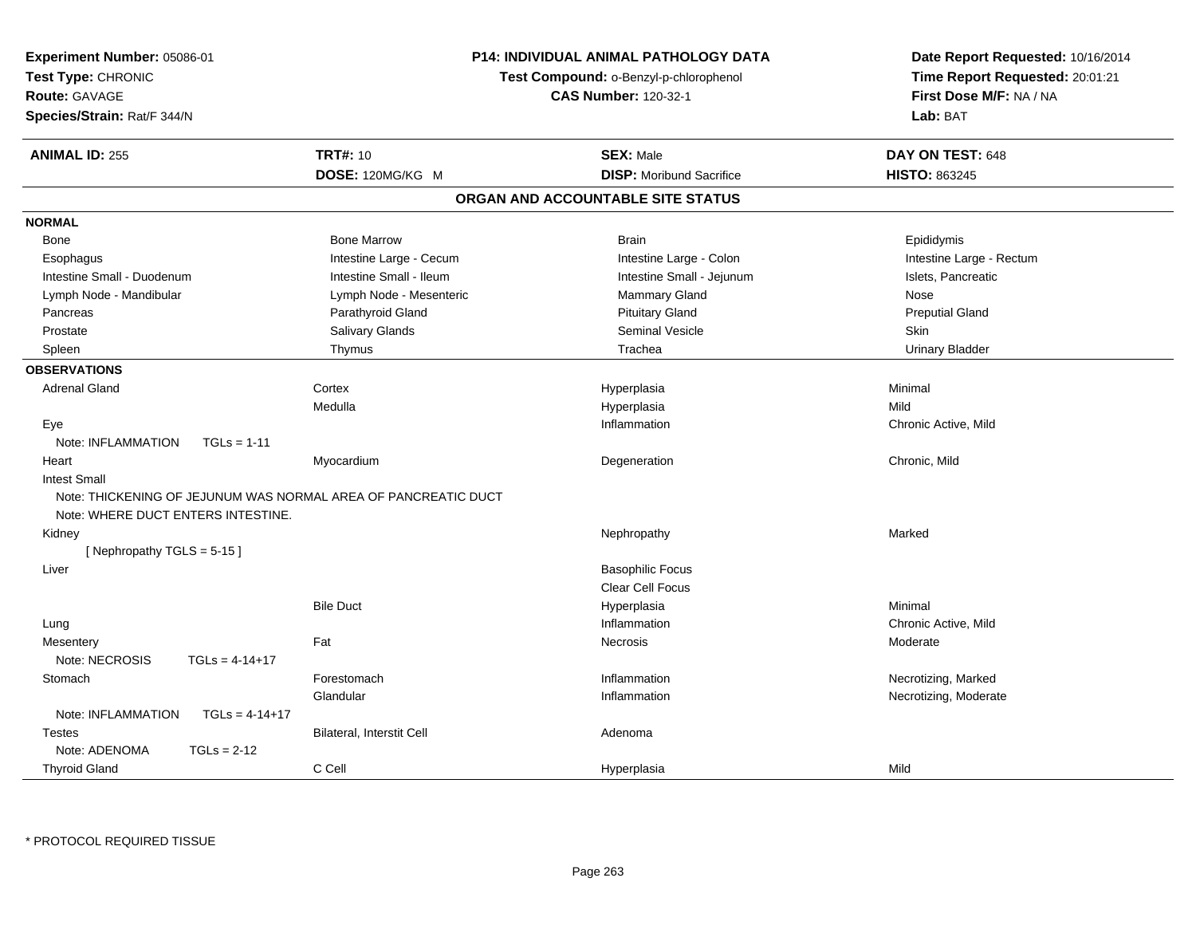**Experiment Number:** 05086-01
**Test Type:** CHRONIC
**Route:** GAVAGE
**Species/Strain:** Rat/F 344/N

**P14: INDIVIDUAL ANIMAL PATHOLOGY DATA**
**Test Compound:** o-Benzyl-p-chlorophenol
**CAS Number:** 120-32-1

**Date Report Requested:** 10/16/2014
**Time Report Requested:** 20:01:21
**First Dose M/F:** NA / NA
**Lab:** BAT

| **ANIMAL ID:** 255 | **TRT#:** 10 | **SEX:** Male | **DAY ON TEST:** 648 |
|---|---|---|---|
| | **DOSE:** 120MG/KG M | **DISP:** Moribund Sacrifice | **HISTO:** 863245 |

## ORGAN AND ACCOUNTABLE SITE STATUS

**NORMAL**

| | | | |
|---|---|---|---|
| Bone | Bone Marrow | Brain | Epididymis |
| Esophagus | Intestine Large - Cecum | Intestine Large - Colon | Intestine Large - Rectum |
| Intestine Small - Duodenum | Intestine Small - Ileum | Intestine Small - Jejunum | Islets, Pancreatic |
| Lymph Node - Mandibular | Lymph Node - Mesenteric | Mammary Gland | Nose |
| Pancreas | Parathyroid Gland | Pituitary Gland | Preputial Gland |
| Prostate | Salivary Glands | Seminal Vesicle | Skin |
| Spleen | Thymus | Trachea | Urinary Bladder |

**OBSERVATIONS**

| | | | |
|---|---|---|---|
| Adrenal Gland | Cortex | Hyperplasia | Minimal |
| | Medulla | Hyperplasia | Mild |
| Eye | | Inflammation | Chronic Active, Mild |
| Note: INFLAMMATION TGLs = 1-11 | | | |
| Heart | Myocardium | Degeneration | Chronic, Mild |
| Intest Small | | | |
| Note: THICKENING OF JEJUNUM WAS NORMAL AREA OF PANCREATIC DUCT | | | |
| Note: WHERE DUCT ENTERS INTESTINE. | | | |
| Kidney | | Nephropathy | Marked |
| [ Nephropathy TGLS = 5-15 ] | | | |
| Liver | | Basophilic Focus | |
| | | Clear Cell Focus | |
| | Bile Duct | Hyperplasia | Minimal |
| Lung | | Inflammation | Chronic Active, Mild |
| Mesentery | Fat | Necrosis | Moderate |
| Note: NECROSIS TGLs = 4-14+17 | | | |
| Stomach | Forestomach | Inflammation | Necrotizing, Marked |
| | Glandular | Inflammation | Necrotizing, Moderate |
| Note: INFLAMMATION TGLs = 4-14+17 | | | |
| Testes | Bilateral, Interstit Cell | Adenoma | |
| Note: ADENOMA TGLs = 2-12 | | | |
| Thyroid Gland | C Cell | Hyperplasia | Mild |

* PROTOCOL REQUIRED TISSUE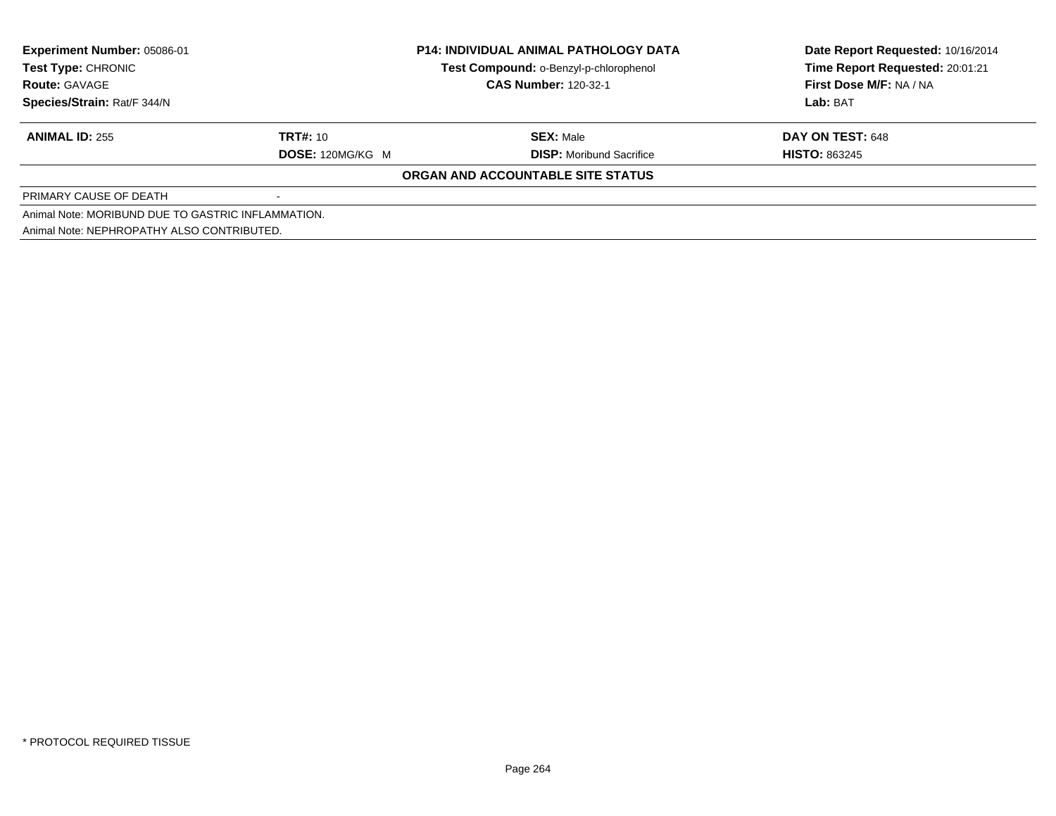**Experiment Number:** 05086-01
**Test Type:** CHRONIC
**Route:** GAVAGE
**Species/Strain:** Rat/F 344/N

**P14: INDIVIDUAL ANIMAL PATHOLOGY DATA**
**Test Compound:** o-Benzyl-p-chlorophenol
**CAS Number:** 120-32-1

**Date Report Requested:** 10/16/2014
**Time Report Requested:** 20:01:21
**First Dose M/F:** NA / NA
**Lab:** BAT

| **ANIMAL ID:** 255 | **TRT#:** 10 | **SEX:** Male | **DAY ON TEST:** 648 |
|---|---|---|---|
| | **DOSE:** 120MG/KG M | **DISP:** Moribund Sacrifice | **HISTO:** 863245 |

**ORGAN AND ACCOUNTABLE SITE STATUS**

PRIMARY CAUSE OF DEATH -

Animal Note: MORIBUND DUE TO GASTRIC INFLAMMATION.
Animal Note: NEPHROPATHY ALSO CONTRIBUTED.

* PROTOCOL REQUIRED TISSUE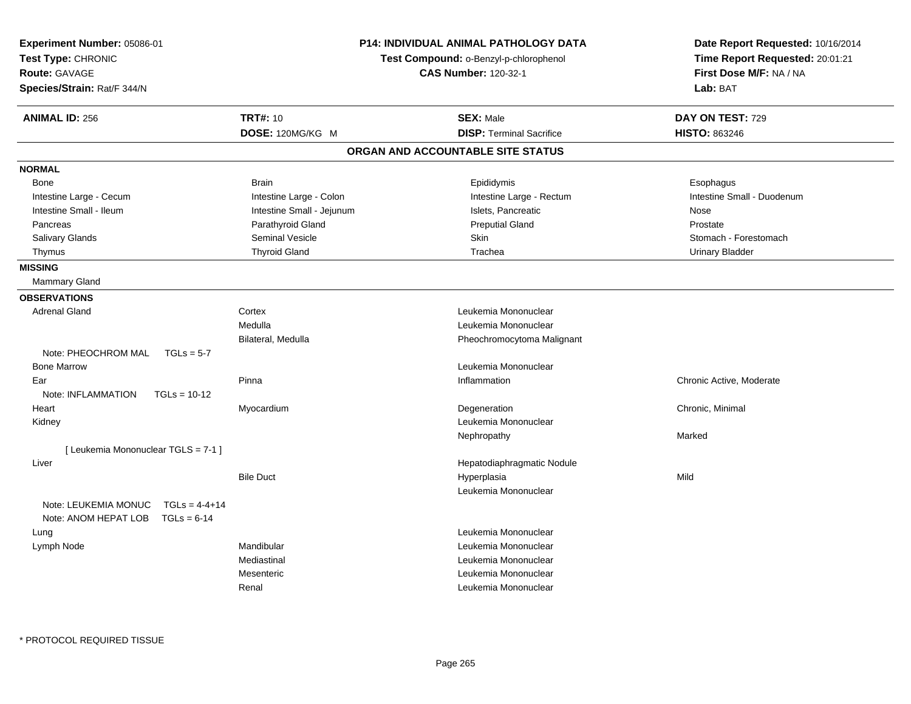**Experiment Number:** 05086-01
**Test Type:** CHRONIC
**Route:** GAVAGE
**Species/Strain:** Rat/F 344/N

**P14: INDIVIDUAL ANIMAL PATHOLOGY DATA**
**Test Compound:** o-Benzyl-p-chlorophenol
**CAS Number:** 120-32-1

**Date Report Requested:** 10/16/2014
**Time Report Requested:** 20:01:21
**First Dose M/F:** NA / NA
**Lab:** BAT

| **ANIMAL ID:** 256 | **TRT#:** 10 | **SEX:** Male | **DAY ON TEST:** 729 |
|---|---|---|---|
| | **DOSE:** 120MG/KG M | **DISP:** Terminal Sacrifice | **HISTO:** 863246 |

## ORGAN AND ACCOUNTABLE SITE STATUS

**NORMAL**

| | | | |
|---|---|---|---|
| Bone | Brain | Epididymis | Esophagus |
| Intestine Large - Cecum | Intestine Large - Colon | Intestine Large - Rectum | Intestine Small - Duodenum |
| Intestine Small - Ileum | Intestine Small - Jejunum | Islets, Pancreatic | Nose |
| Pancreas | Parathyroid Gland | Preputial Gland | Prostate |
| Salivary Glands | Seminal Vesicle | Skin | Stomach - Forestomach |
| Thymus | Thyroid Gland | Trachea | Urinary Bladder |

**MISSING**

Mammary Gland

**OBSERVATIONS**

| | | | |
|---|---|---|---|
| Adrenal Gland | Cortex | Leukemia Mononuclear | |
| | Medulla | Leukemia Mononuclear | |
| | Bilateral, Medulla | Pheochromocytoma Malignant | |
| Note: PHEOCHROM MAL TGLs = 5-7 | | | |
| Bone Marrow | | Leukemia Mononuclear | |
| Ear | Pinna | Inflammation | Chronic Active, Moderate |
| Note: INFLAMMATION TGLs = 10-12 | | | |
| Heart | Myocardium | Degeneration | Chronic, Minimal |
| Kidney | | Leukemia Mononuclear | |
| | | Nephropathy | Marked |
| [ Leukemia Mononuclear TGLS = 7-1 ] | | | |
| Liver | | Hepatodiaphragmatic Nodule | |
| | Bile Duct | Hyperplasia | Mild |
| | | Leukemia Mononuclear | |
| Note: LEUKEMIA MONUC TGLs = 4-4+14 | | | |
| Note: ANOM HEPAT LOB TGLs = 6-14 | | | |
| Lung | | Leukemia Mononuclear | |
| Lymph Node | Mandibular | Leukemia Mononuclear | |
| | Mediastinal | Leukemia Mononuclear | |
| | Mesenteric | Leukemia Mononuclear | |
| | Renal | Leukemia Mononuclear | |

* PROTOCOL REQUIRED TISSUE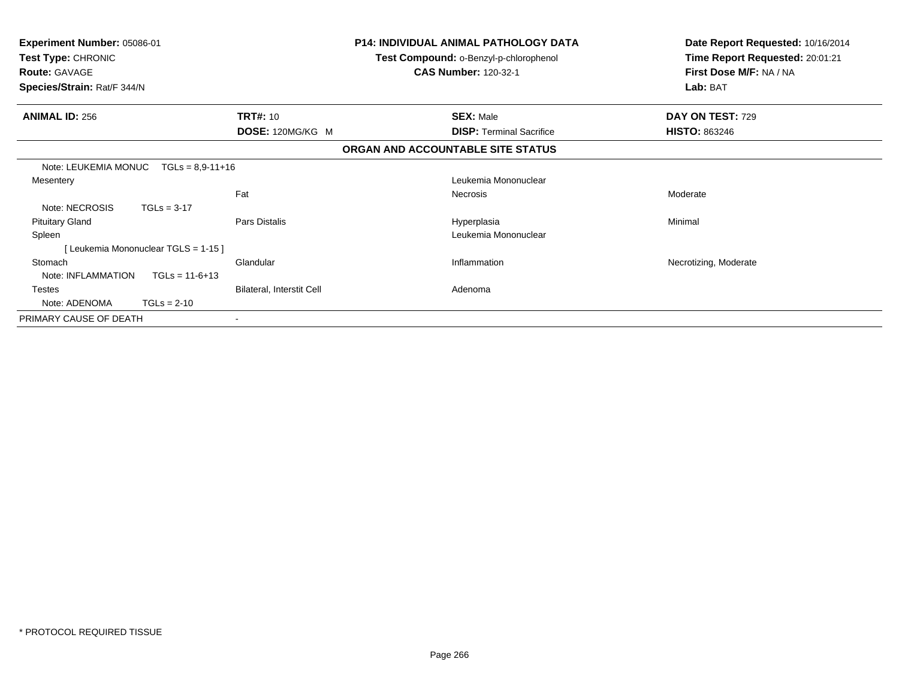**Experiment Number:** 05086-01
**Test Type:** CHRONIC
**Route:** GAVAGE
**Species/Strain:** Rat/F 344/N

**P14: INDIVIDUAL ANIMAL PATHOLOGY DATA**
**Test Compound:** o-Benzyl-p-chlorophenol
**CAS Number:** 120-32-1

**Date Report Requested:** 10/16/2014
**Time Report Requested:** 20:01:21
**First Dose M/F:** NA / NA
**Lab:** BAT

| **ANIMAL ID:** 256 | **TRT#:** 10 | **SEX:** Male | **DAY ON TEST:** 729 |
|---|---|---|---|
| | **DOSE:** 120MG/KG M | **DISP:** Terminal Sacrifice | **HISTO:** 863246 |

**ORGAN AND ACCOUNTABLE SITE STATUS**

| | | | |
|---|---|---|---|
| Note: LEUKEMIA MONUC TGLs = 8,9-11+16 | | | |
| Mesentery | | Leukemia Mononuclear | |
| | Fat | Necrosis | Moderate |
| Note: NECROSIS TGLs = 3-17 | | | |
| Pituitary Gland | Pars Distalis | Hyperplasia | Minimal |
| Spleen | | Leukemia Mononuclear | |
| [ Leukemia Mononuclear TGLS = 1-15 ] | | | |
| Stomach | Glandular | Inflammation | Necrotizing, Moderate |
| Note: INFLAMMATION TGLs = 11-6+13 | | | |
| Testes | Bilateral, Interstit Cell | Adenoma | |
| Note: ADENOMA TGLs = 2-10 | | | |
| PRIMARY CAUSE OF DEATH | - | | |

\* PROTOCOL REQUIRED TISSUE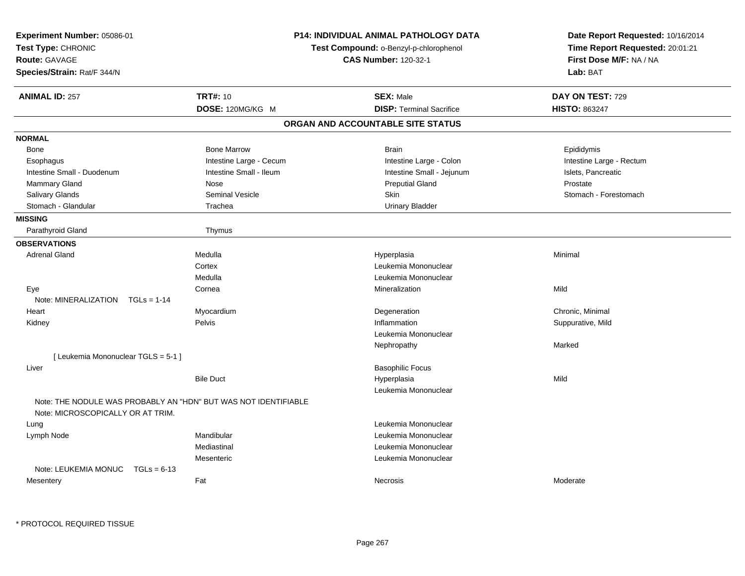**Experiment Number:** 05086-01
**Test Type:** CHRONIC
**Route:** GAVAGE
**Species/Strain:** Rat/F 344/N

**P14: INDIVIDUAL ANIMAL PATHOLOGY DATA**
**Test Compound:** o-Benzyl-p-chlorophenol
**CAS Number:** 120-32-1

**Date Report Requested:** 10/16/2014
**Time Report Requested:** 20:01:21
**First Dose M/F:** NA / NA
**Lab:** BAT

| **ANIMAL ID:** 257 | **TRT#:** 10 | **SEX:** Male | **DAY ON TEST:** 729 |
|---|---|---|---|
| | **DOSE:** 120MG/KG M | **DISP:** Terminal Sacrifice | **HISTO:** 863247 |

## ORGAN AND ACCOUNTABLE SITE STATUS

**NORMAL**

| | | | |
|---|---|---|---|
| Bone | Bone Marrow | Brain | Epididymis |
| Esophagus | Intestine Large - Cecum | Intestine Large - Colon | Intestine Large - Rectum |
| Intestine Small - Duodenum | Intestine Small - Ileum | Intestine Small - Jejunum | Islets, Pancreatic |
| Mammary Gland | Nose | Preputial Gland | Prostate |
| Salivary Glands | Seminal Vesicle | Skin | Stomach - Forestomach |
| Stomach - Glandular | Trachea | Urinary Bladder | |

**MISSING**

| | |
|---|---|
| Parathyroid Gland | Thymus |

**OBSERVATIONS**

| | | | |
|---|---|---|---|
| Adrenal Gland | Medulla | Hyperplasia | Minimal |
| | Cortex | Leukemia Mononuclear | |
| | Medulla | Leukemia Mononuclear | |
| Eye | Cornea | Mineralization | Mild |
| Note: MINERALIZATION TGLs = 1-14 | | | |
| Heart | Myocardium | Degeneration | Chronic, Minimal |
| Kidney | Pelvis | Inflammation | Suppurative, Mild |
| | | Leukemia Mononuclear | |
| | | Nephropathy | Marked |
| [ Leukemia Mononuclear TGLS = 5-1 ] | | | |
| Liver | | Basophilic Focus | |
| | Bile Duct | Hyperplasia | Mild |
| | | Leukemia Mononuclear | |
| Note: THE NODULE WAS PROBABLY AN "HDN" BUT WAS NOT IDENTIFIABLE | | | |
| Note: MICROSCOPICALLY OR AT TRIM. | | | |
| Lung | | Leukemia Mononuclear | |
| Lymph Node | Mandibular | Leukemia Mononuclear | |
| | Mediastinal | Leukemia Mononuclear | |
| | Mesenteric | Leukemia Mononuclear | |
| Note: LEUKEMIA MONUC TGLs = 6-13 | | | |
| Mesentery | Fat | Necrosis | Moderate |

* PROTOCOL REQUIRED TISSUE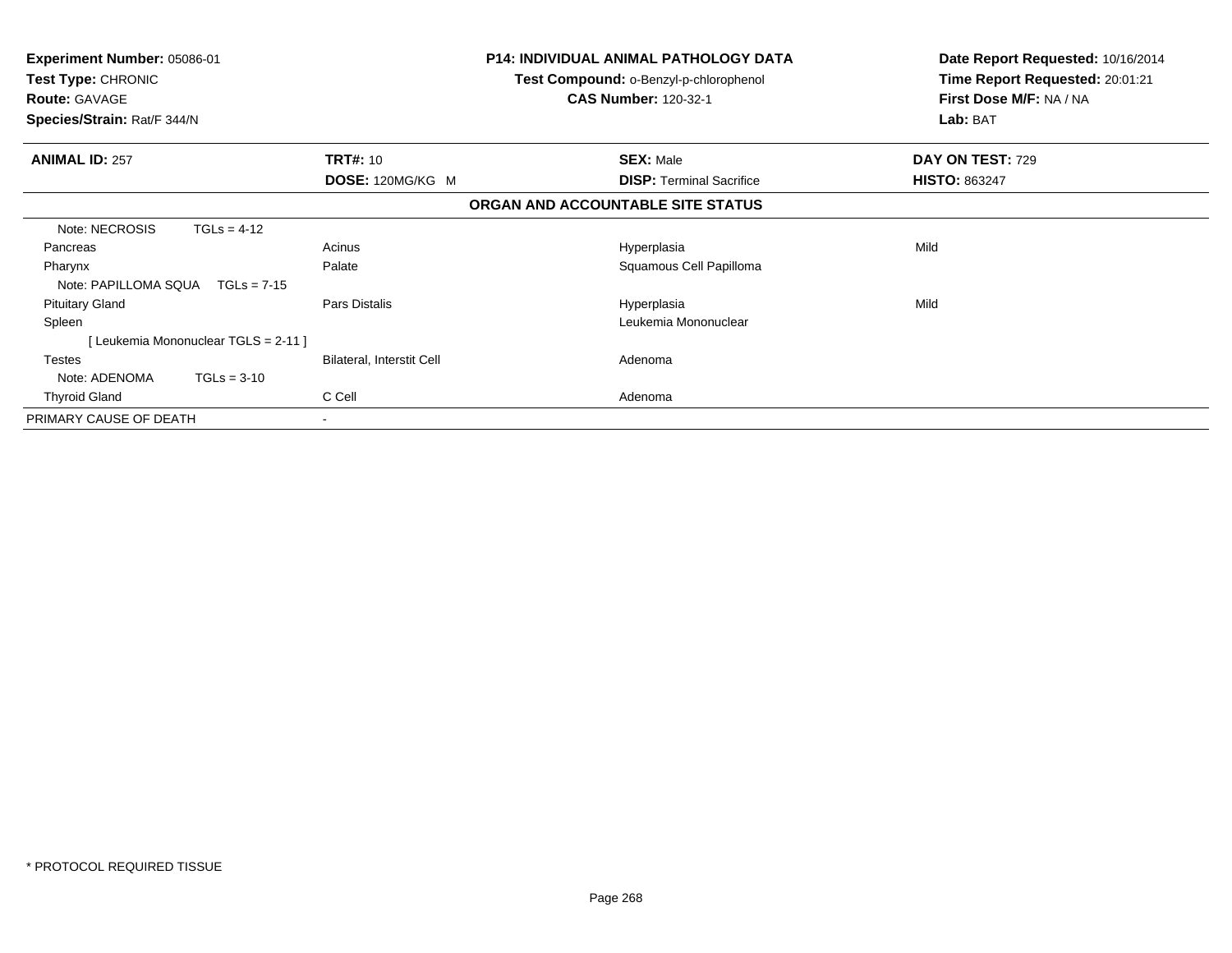**Experiment Number:** 05086-01
**Test Type:** CHRONIC
**Route:** GAVAGE
**Species/Strain:** Rat/F 344/N

**P14: INDIVIDUAL ANIMAL PATHOLOGY DATA**
**Test Compound:** o-Benzyl-p-chlorophenol
**CAS Number:** 120-32-1

**Date Report Requested:** 10/16/2014
**Time Report Requested:** 20:01:21
**First Dose M/F:** NA / NA
**Lab:** BAT

| **ANIMAL ID:** 257 | **TRT#:** 10 | **SEX:** Male | **DAY ON TEST:** 729 |
|---|---|---|---|
| | **DOSE:** 120MG/KG M | **DISP:** Terminal Sacrifice | **HISTO:** 863247 |

**ORGAN AND ACCOUNTABLE SITE STATUS**

| | | | |
|---|---|---|---|
| Note: NECROSIS TGLs = 4-12 | | | |
| Pancreas | Acinus | Hyperplasia | Mild |
| Pharynx | Palate | Squamous Cell Papilloma | |
| Note: PAPILLOMA SQUA TGLs = 7-15 | | | |
| Pituitary Gland | Pars Distalis | Hyperplasia | Mild |
| Spleen | | Leukemia Mononuclear | |
| [ Leukemia Mononuclear TGLS = 2-11 ] | | | |
| Testes | Bilateral, Interstit Cell | Adenoma | |
| Note: ADENOMA TGLs = 3-10 | | | |
| Thyroid Gland | C Cell | Adenoma | |
| PRIMARY CAUSE OF DEATH | - | | |

\* PROTOCOL REQUIRED TISSUE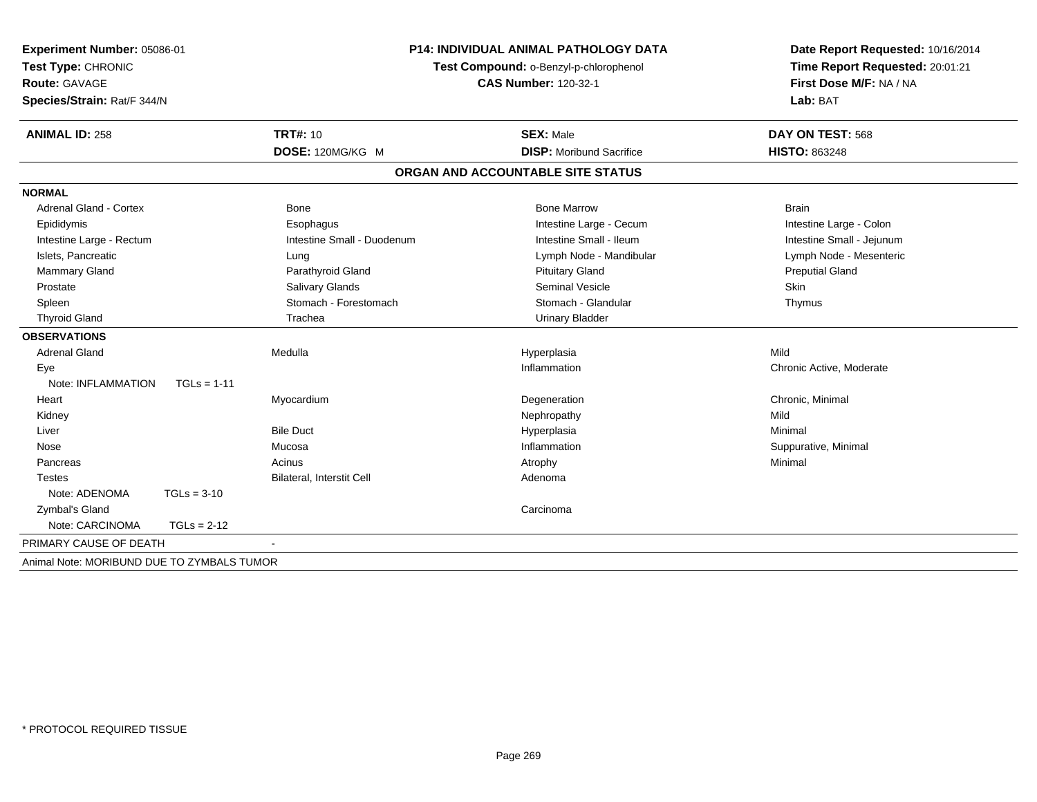**Experiment Number:** 05086-01
**Test Type:** CHRONIC
**Route:** GAVAGE
**Species/Strain:** Rat/F 344/N

**P14: INDIVIDUAL ANIMAL PATHOLOGY DATA**
**Test Compound:** o-Benzyl-p-chlorophenol
**CAS Number:** 120-32-1

**Date Report Requested:** 10/16/2014
**Time Report Requested:** 20:01:21
**First Dose M/F:** NA / NA
**Lab:** BAT

| **ANIMAL ID:** 258 | **TRT#:** 10 | **SEX:** Male | **DAY ON TEST:** 568 |
|---|---|---|---|
| | **DOSE:** 120MG/KG M | **DISP:** Moribund Sacrifice | **HISTO:** 863248 |

**ORGAN AND ACCOUNTABLE SITE STATUS**

| | | | |
|---|---|---|---|
| **NORMAL** | | | |
| Adrenal Gland - Cortex | Bone | Bone Marrow | Brain |
| Epididymis | Esophagus | Intestine Large - Cecum | Intestine Large - Colon |
| Intestine Large - Rectum | Intestine Small - Duodenum | Intestine Small - Ileum | Intestine Small - Jejunum |
| Islets, Pancreatic | Lung | Lymph Node - Mandibular | Lymph Node - Mesenteric |
| Mammary Gland | Parathyroid Gland | Pituitary Gland | Preputial Gland |
| Prostate | Salivary Glands | Seminal Vesicle | Skin |
| Spleen | Stomach - Forestomach | Stomach - Glandular | Thymus |
| Thyroid Gland | Trachea | Urinary Bladder | |
| **OBSERVATIONS** | | | |
| Adrenal Gland | Medulla | Hyperplasia | Mild |
| Eye | | Inflammation | Chronic Active, Moderate |
| Note: INFLAMMATION TGLs = 1-11 | | | |
| Heart | Myocardium | Degeneration | Chronic, Minimal |
| Kidney | | Nephropathy | Mild |
| Liver | Bile Duct | Hyperplasia | Minimal |
| Nose | Mucosa | Inflammation | Suppurative, Minimal |
| Pancreas | Acinus | Atrophy | Minimal |
| Testes | Bilateral, Interstit Cell | Adenoma | |
| Note: ADENOMA TGLs = 3-10 | | | |
| Zymbal's Gland | | Carcinoma | |
| Note: CARCINOMA TGLs = 2-12 | | | |
| PRIMARY CAUSE OF DEATH | - | | |

Animal Note: MORIBUND DUE TO ZYMBALS TUMOR

* PROTOCOL REQUIRED TISSUE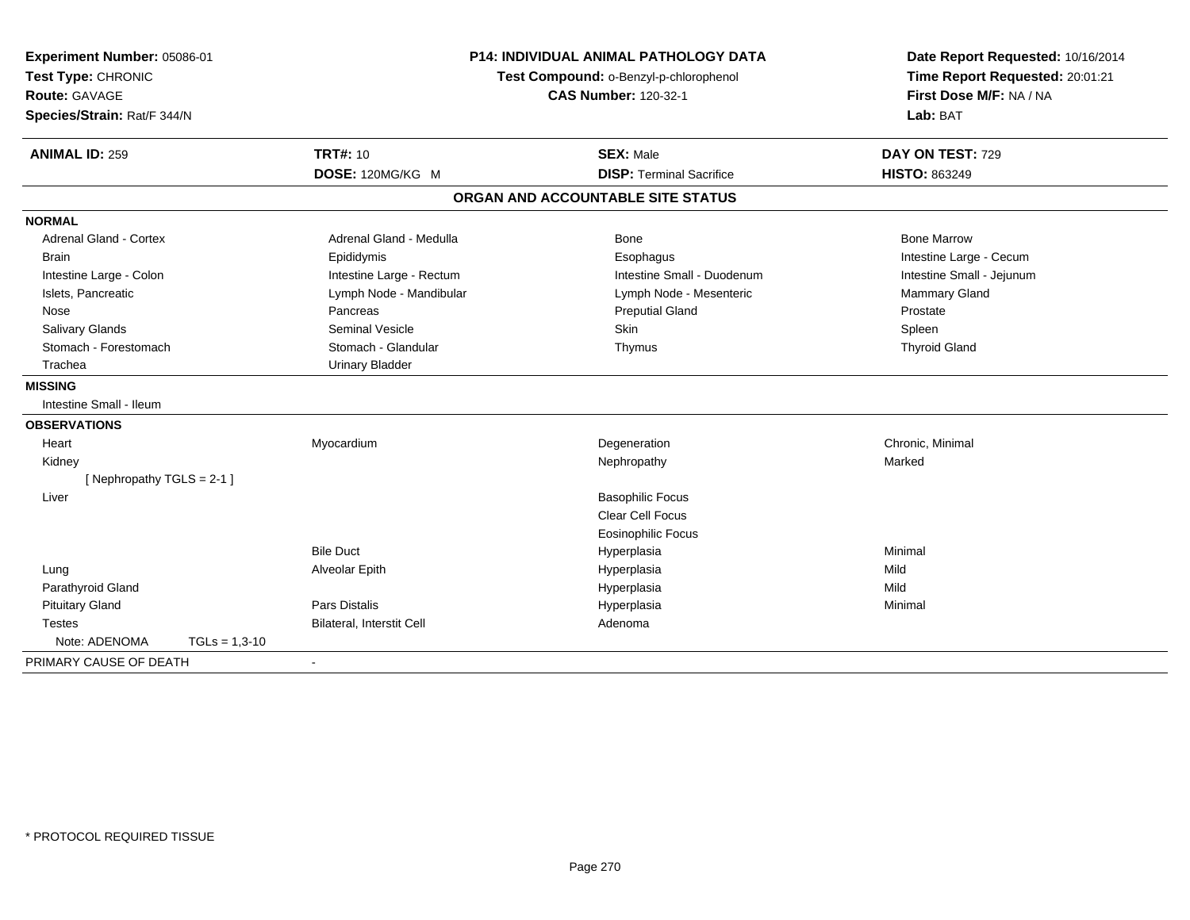**Experiment Number:** 05086-01
**Test Type:** CHRONIC
**Route:** GAVAGE
**Species/Strain:** Rat/F 344/N

**P14: INDIVIDUAL ANIMAL PATHOLOGY DATA**
**Test Compound:** o-Benzyl-p-chlorophenol
**CAS Number:** 120-32-1

**Date Report Requested:** 10/16/2014
**Time Report Requested:** 20:01:21
**First Dose M/F:** NA / NA
**Lab:** BAT

| **ANIMAL ID:** 259 | **TRT#:** 10 | **SEX:** Male | **DAY ON TEST:** 729 |
|---|---|---|---|
| | **DOSE:** 120MG/KG M | **DISP:** Terminal Sacrifice | **HISTO:** 863249 |

## ORGAN AND ACCOUNTABLE SITE STATUS

**NORMAL**

| | | | |
|---|---|---|---|
| Adrenal Gland - Cortex | Adrenal Gland - Medulla | Bone | Bone Marrow |
| Brain | Epididymis | Esophagus | Intestine Large - Cecum |
| Intestine Large - Colon | Intestine Large - Rectum | Intestine Small - Duodenum | Intestine Small - Jejunum |
| Islets, Pancreatic | Lymph Node - Mandibular | Lymph Node - Mesenteric | Mammary Gland |
| Nose | Pancreas | Preputial Gland | Prostate |
| Salivary Glands | Seminal Vesicle | Skin | Spleen |
| Stomach - Forestomach | Stomach - Glandular | Thymus | Thyroid Gland |
| Trachea | Urinary Bladder | | |

**MISSING**

Intestine Small - Ileum

**OBSERVATIONS**

| | | | |
|---|---|---|---|
| Heart | Myocardium | Degeneration | Chronic, Minimal |
| Kidney | | Nephropathy | Marked |
| [ Nephropathy TGLS = 2-1 ] | | | |
| Liver | | Basophilic Focus | |
| | | Clear Cell Focus | |
| | | Eosinophilic Focus | |
| | Bile Duct | Hyperplasia | Minimal |
| Lung | Alveolar Epith | Hyperplasia | Mild |
| Parathyroid Gland | | Hyperplasia | Mild |
| Pituitary Gland | Pars Distalis | Hyperplasia | Minimal |
| Testes | Bilateral, Interstit Cell | Adenoma | |
| Note: ADENOMA TGLs = 1,3-10 | | | |

PRIMARY CAUSE OF DEATH -

* PROTOCOL REQUIRED TISSUE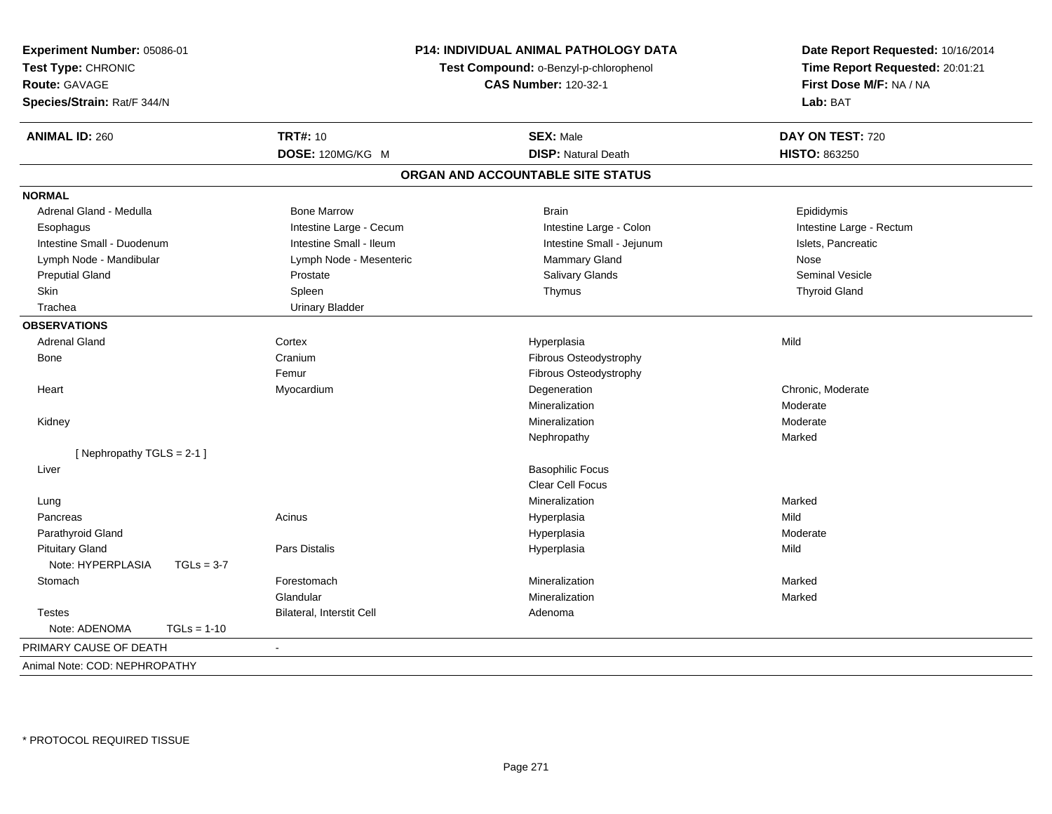**Experiment Number:** 05086-01
**Test Type:** CHRONIC
**Route:** GAVAGE
**Species/Strain:** Rat/F 344/N

**P14: INDIVIDUAL ANIMAL PATHOLOGY DATA**
**Test Compound:** o-Benzyl-p-chlorophenol
**CAS Number:** 120-32-1

**Date Report Requested:** 10/16/2014
**Time Report Requested:** 20:01:21
**First Dose M/F:** NA / NA
**Lab:** BAT

| **ANIMAL ID:** 260 | **TRT#:** 10 | **SEX:** Male | **DAY ON TEST:** 720 |
|---|---|---|---|
| | **DOSE:** 120MG/KG M | **DISP:** Natural Death | **HISTO:** 863250 |

## ORGAN AND ACCOUNTABLE SITE STATUS

**NORMAL**

| | | | |
|---|---|---|---|
| Adrenal Gland - Medulla | Bone Marrow | Brain | Epididymis |
| Esophagus | Intestine Large - Cecum | Intestine Large - Colon | Intestine Large - Rectum |
| Intestine Small - Duodenum | Intestine Small - Ileum | Intestine Small - Jejunum | Islets, Pancreatic |
| Lymph Node - Mandibular | Lymph Node - Mesenteric | Mammary Gland | Nose |
| Preputial Gland | Prostate | Salivary Glands | Seminal Vesicle |
| Skin | Spleen | Thymus | Thyroid Gland |
| Trachea | Urinary Bladder | | |

**OBSERVATIONS**

| | | | |
|---|---|---|---|
| Adrenal Gland | Cortex | Hyperplasia | Mild |
| Bone | Cranium | Fibrous Osteodystrophy | |
| | Femur | Fibrous Osteodystrophy | |
| Heart | Myocardium | Degeneration | Chronic, Moderate |
| | | Mineralization | Moderate |
| Kidney | | Mineralization | Moderate |
| | | Nephropathy | Marked |
| [ Nephropathy TGLS = 2-1 ] | | | |
| Liver | | Basophilic Focus | |
| | | Clear Cell Focus | |
| Lung | | Mineralization | Marked |
| Pancreas | Acinus | Hyperplasia | Mild |
| Parathyroid Gland | | Hyperplasia | Moderate |
| Pituitary Gland | Pars Distalis | Hyperplasia | Mild |
| Note: HYPERPLASIA TGLs = 3-7 | | | |
| Stomach | Forestomach | Mineralization | Marked |
| | Glandular | Mineralization | Marked |
| Testes | Bilateral, Interstit Cell | Adenoma | |
| Note: ADENOMA TGLs = 1-10 | | | |

PRIMARY CAUSE OF DEATH -

Animal Note: COD: NEPHROPATHY

* PROTOCOL REQUIRED TISSUE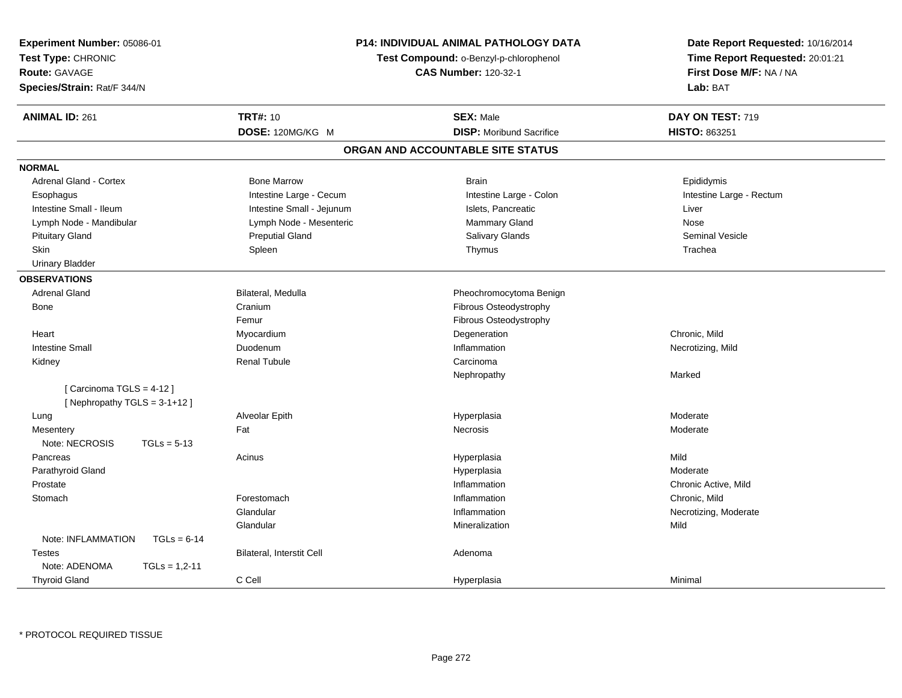**Experiment Number:** 05086-01
**Test Type:** CHRONIC
**Route:** GAVAGE
**Species/Strain:** Rat/F 344/N

**P14: INDIVIDUAL ANIMAL PATHOLOGY DATA**
**Test Compound:** o-Benzyl-p-chlorophenol
**CAS Number:** 120-32-1

**Date Report Requested:** 10/16/2014
**Time Report Requested:** 20:01:21
**First Dose M/F:** NA / NA
**Lab:** BAT

| **ANIMAL ID:** 261 | **TRT#:** 10 | **SEX:** Male | **DAY ON TEST:** 719 |
|---|---|---|---|
| | **DOSE:** 120MG/KG M | **DISP:** Moribund Sacrifice | **HISTO:** 863251 |

## ORGAN AND ACCOUNTABLE SITE STATUS

**NORMAL**

| | | | |
|---|---|---|---|
| Adrenal Gland - Cortex | Bone Marrow | Brain | Epididymis |
| Esophagus | Intestine Large - Cecum | Intestine Large - Colon | Intestine Large - Rectum |
| Intestine Small - Ileum | Intestine Small - Jejunum | Islets, Pancreatic | Liver |
| Lymph Node - Mandibular | Lymph Node - Mesenteric | Mammary Gland | Nose |
| Pituitary Gland | Preputial Gland | Salivary Glands | Seminal Vesicle |
| Skin | Spleen | Thymus | Trachea |
| Urinary Bladder | | | |

**OBSERVATIONS**

| | | | |
|---|---|---|---|
| Adrenal Gland | Bilateral, Medulla | Pheochromocytoma Benign | |
| Bone | Cranium | Fibrous Osteodystrophy | |
| | Femur | Fibrous Osteodystrophy | |
| Heart | Myocardium | Degeneration | Chronic, Mild |
| Intestine Small | Duodenum | Inflammation | Necrotizing, Mild |
| Kidney | Renal Tubule | Carcinoma | |
| | | Nephropathy | Marked |
| [ Carcinoma TGLS = 4-12 ] | | | |
| [ Nephropathy TGLS = 3-1+12 ] | | | |
| Lung | Alveolar Epith | Hyperplasia | Moderate |
| Mesentery | Fat | Necrosis | Moderate |
| Note: NECROSIS TGLs = 5-13 | | | |
| Pancreas | Acinus | Hyperplasia | Mild |
| Parathyroid Gland | | Hyperplasia | Moderate |
| Prostate | | Inflammation | Chronic Active, Mild |
| Stomach | Forestomach | Inflammation | Chronic, Mild |
| | Glandular | Inflammation | Necrotizing, Moderate |
| | Glandular | Mineralization | Mild |
| Note: INFLAMMATION TGLs = 6-14 | | | |
| Testes | Bilateral, Interstit Cell | Adenoma | |
| Note: ADENOMA TGLs = 1,2-11 | | | |
| Thyroid Gland | C Cell | Hyperplasia | Minimal |

* PROTOCOL REQUIRED TISSUE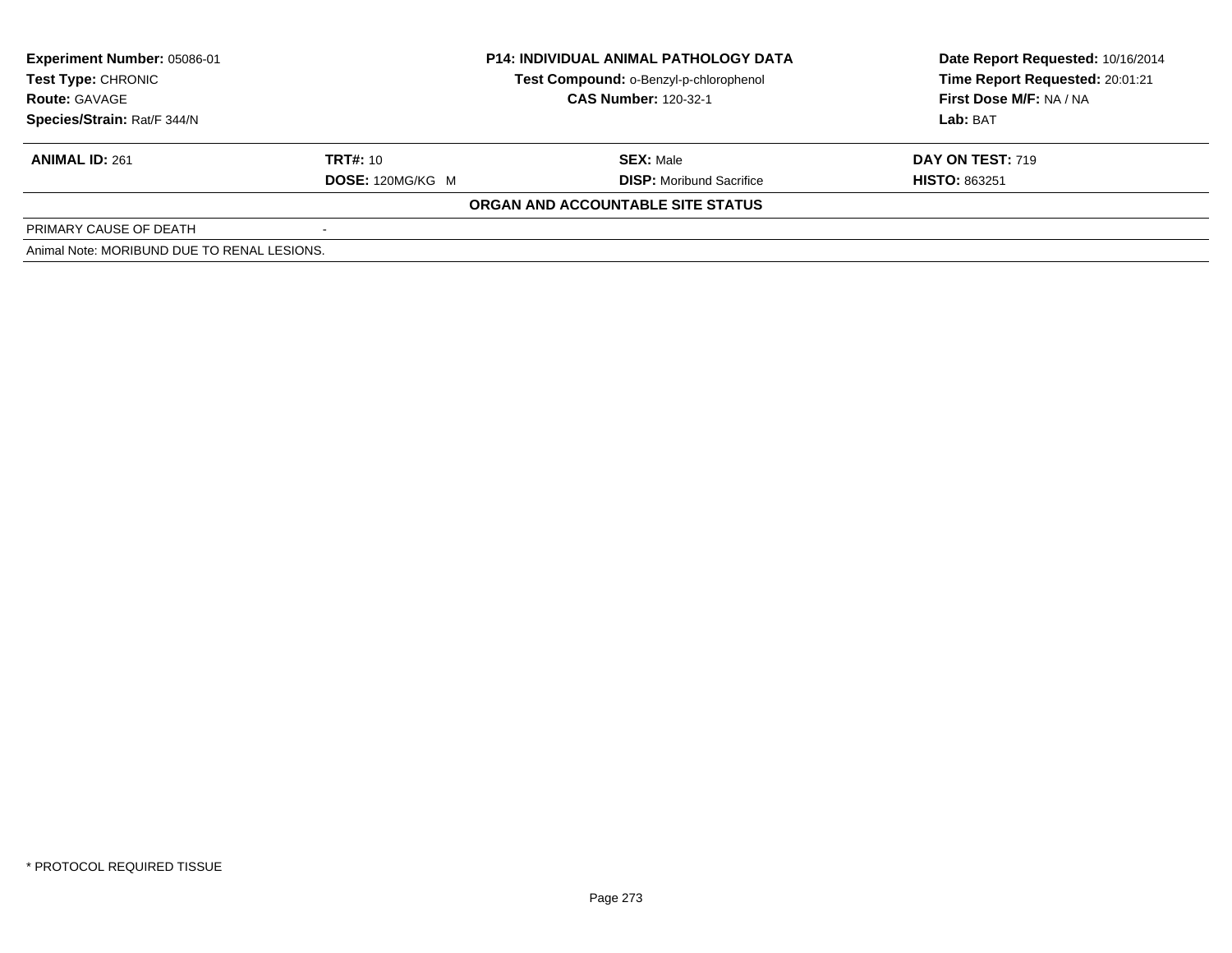**Experiment Number:** 05086-01
**Test Type:** CHRONIC
**Route:** GAVAGE
**Species/Strain:** Rat/F 344/N

**P14: INDIVIDUAL ANIMAL PATHOLOGY DATA**
**Test Compound:** o-Benzyl-p-chlorophenol
**CAS Number:** 120-32-1

**Date Report Requested:** 10/16/2014
**Time Report Requested:** 20:01:21
**First Dose M/F:** NA / NA
**Lab:** BAT

| **ANIMAL ID:** 261 | **TRT#:** 10 | **SEX:** Male | **DAY ON TEST:** 719 |
|---|---|---|---|
| | **DOSE:** 120MG/KG M | **DISP:** Moribund Sacrifice | **HISTO:** 863251 |

**ORGAN AND ACCOUNTABLE SITE STATUS**

| PRIMARY CAUSE OF DEATH | - |
|---|---|

Animal Note: MORIBUND DUE TO RENAL LESIONS.

* PROTOCOL REQUIRED TISSUE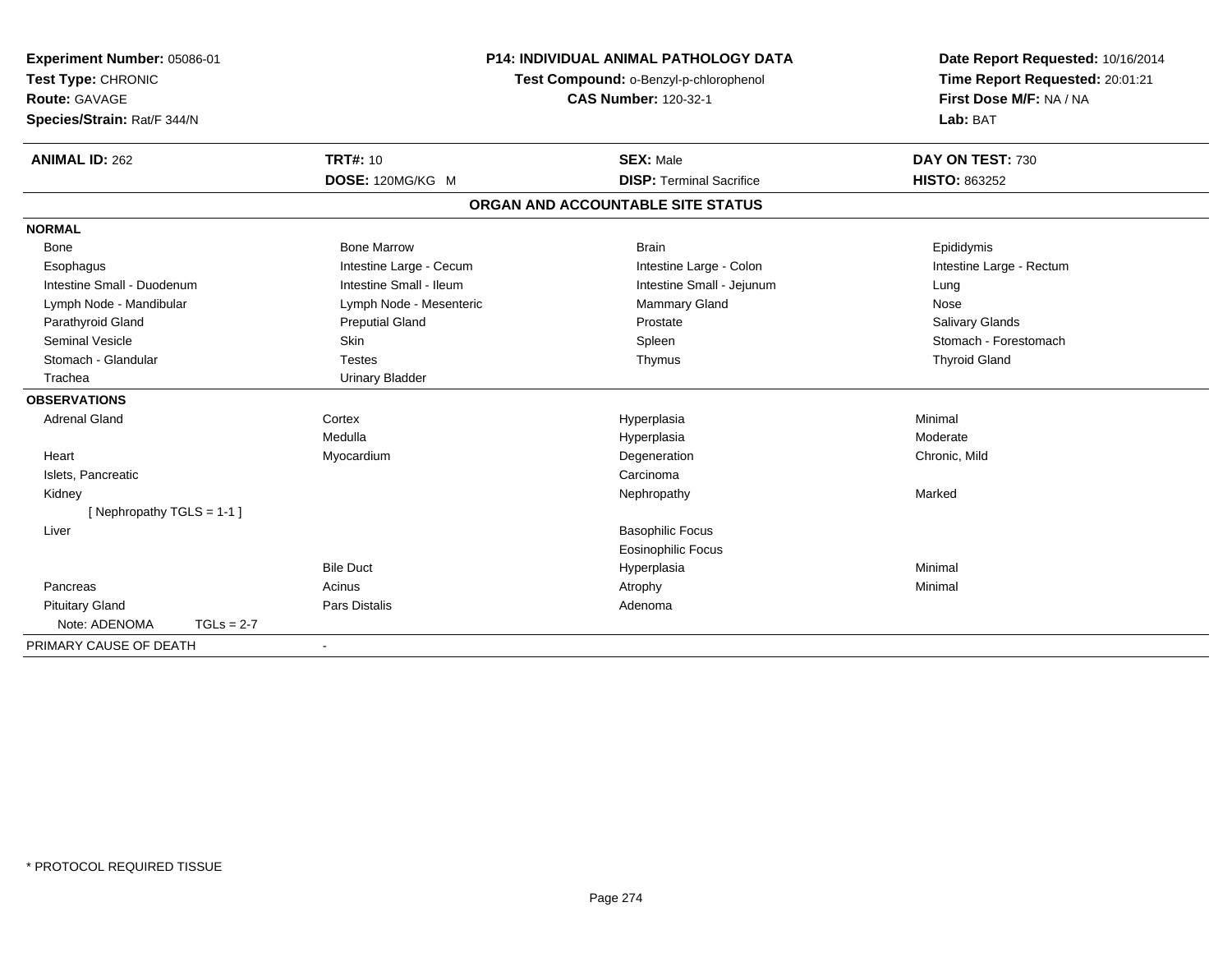**Experiment Number:** 05086-01
**Test Type:** CHRONIC
**Route:** GAVAGE
**Species/Strain:** Rat/F 344/N

**P14: INDIVIDUAL ANIMAL PATHOLOGY DATA**
**Test Compound:** o-Benzyl-p-chlorophenol
**CAS Number:** 120-32-1

**Date Report Requested:** 10/16/2014
**Time Report Requested:** 20:01:21
**First Dose M/F:** NA / NA
**Lab:** BAT

| **ANIMAL ID:** 262 | **TRT#:** 10 | **SEX:** Male | **DAY ON TEST:** 730 |
|---|---|---|---|
| | **DOSE:** 120MG/KG M | **DISP:** Terminal Sacrifice | **HISTO:** 863252 |

## ORGAN AND ACCOUNTABLE SITE STATUS

| | | | |
|---|---|---|---|
| **NORMAL** | | | |
| Bone | Bone Marrow | Brain | Epididymis |
| Esophagus | Intestine Large - Cecum | Intestine Large - Colon | Intestine Large - Rectum |
| Intestine Small - Duodenum | Intestine Small - Ileum | Intestine Small - Jejunum | Lung |
| Lymph Node - Mandibular | Lymph Node - Mesenteric | Mammary Gland | Nose |
| Parathyroid Gland | Preputial Gland | Prostate | Salivary Glands |
| Seminal Vesicle | Skin | Spleen | Stomach - Forestomach |
| Stomach - Glandular | Testes | Thymus | Thyroid Gland |
| Trachea | Urinary Bladder | | |
| **OBSERVATIONS** | | | |
| Adrenal Gland | Cortex | Hyperplasia | Minimal |
| | Medulla | Hyperplasia | Moderate |
| Heart | Myocardium | Degeneration | Chronic, Mild |
| Islets, Pancreatic | | Carcinoma | |
| Kidney | | Nephropathy | Marked |
| [ Nephropathy TGLS = 1-1 ] | | | |
| Liver | | Basophilic Focus | |
| | | Eosinophilic Focus | |
| | Bile Duct | Hyperplasia | Minimal |
| Pancreas | Acinus | Atrophy | Minimal |
| Pituitary Gland | Pars Distalis | Adenoma | |
| Note: ADENOMA TGLs = 2-7 | | | |
| PRIMARY CAUSE OF DEATH | - | | |

* PROTOCOL REQUIRED TISSUE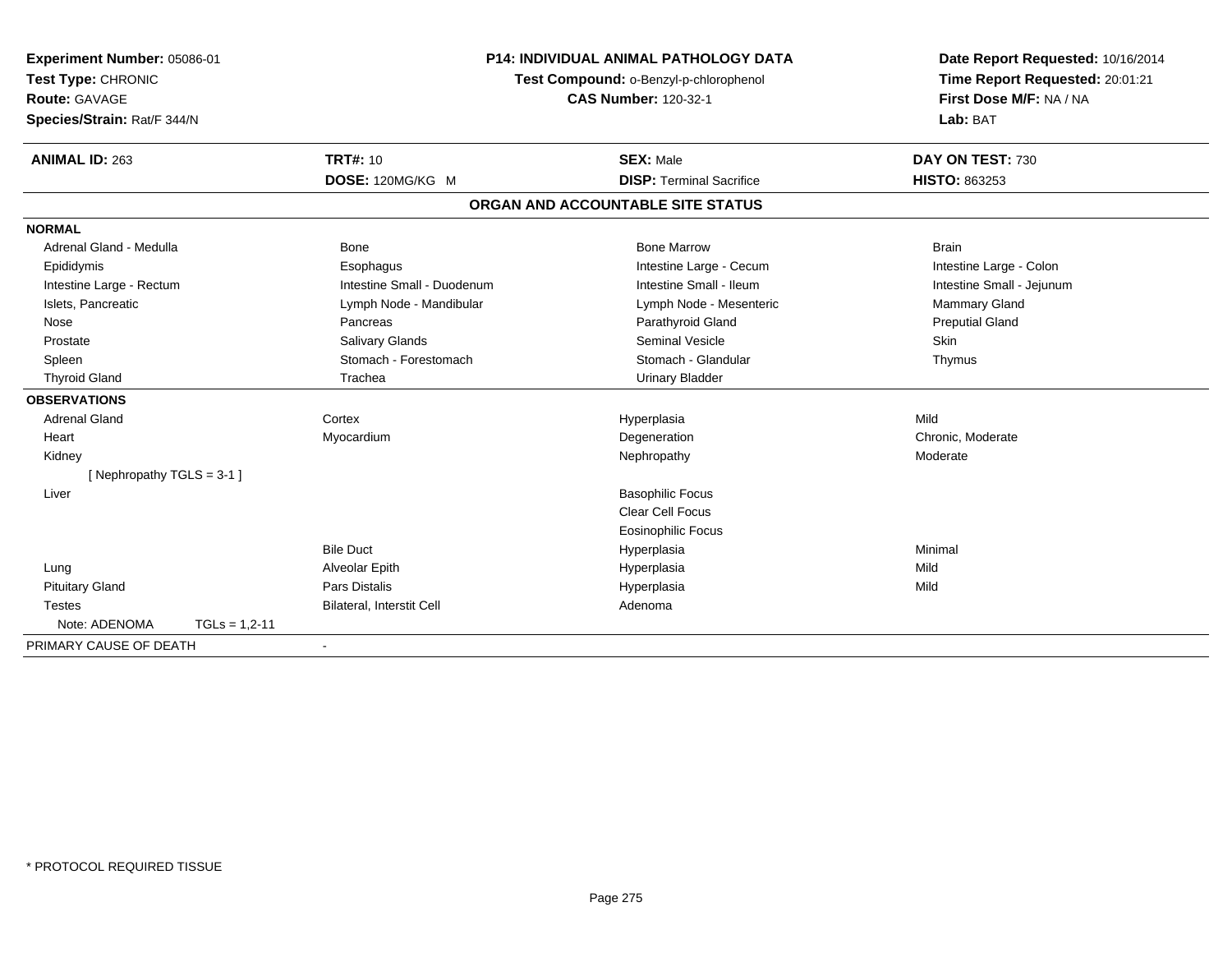**Experiment Number:** 05086-01
**Test Type:** CHRONIC
**Route:** GAVAGE
**Species/Strain:** Rat/F 344/N

**P14: INDIVIDUAL ANIMAL PATHOLOGY DATA**
**Test Compound:** o-Benzyl-p-chlorophenol
**CAS Number:** 120-32-1

**Date Report Requested:** 10/16/2014
**Time Report Requested:** 20:01:21
**First Dose M/F:** NA / NA
**Lab:** BAT

| **ANIMAL ID:** 263 | **TRT#:** 10 | **SEX:** Male | **DAY ON TEST:** 730 |
|---|---|---|---|
| | **DOSE:** 120MG/KG M | **DISP:** Terminal Sacrifice | **HISTO:** 863253 |

## ORGAN AND ACCOUNTABLE SITE STATUS

| | | | |
|---|---|---|---|
| **NORMAL** | | | |
| Adrenal Gland - Medulla | Bone | Bone Marrow | Brain |
| Epididymis | Esophagus | Intestine Large - Cecum | Intestine Large - Colon |
| Intestine Large - Rectum | Intestine Small - Duodenum | Intestine Small - Ileum | Intestine Small - Jejunum |
| Islets, Pancreatic | Lymph Node - Mandibular | Lymph Node - Mesenteric | Mammary Gland |
| Nose | Pancreas | Parathyroid Gland | Preputial Gland |
| Prostate | Salivary Glands | Seminal Vesicle | Skin |
| Spleen | Stomach - Forestomach | Stomach - Glandular | Thymus |
| Thyroid Gland | Trachea | Urinary Bladder | |
| **OBSERVATIONS** | | | |
| Adrenal Gland | Cortex | Hyperplasia | Mild |
| Heart | Myocardium | Degeneration | Chronic, Moderate |
| Kidney | | Nephropathy | Moderate |
| [ Nephropathy TGLS = 3-1 ] | | | |
| Liver | | Basophilic Focus | |
| | | Clear Cell Focus | |
| | | Eosinophilic Focus | |
| | Bile Duct | Hyperplasia | Minimal |
| Lung | Alveolar Epith | Hyperplasia | Mild |
| Pituitary Gland | Pars Distalis | Hyperplasia | Mild |
| Testes | Bilateral, Interstit Cell | Adenoma | |
| Note: ADENOMA TGLs = 1,2-11 | | | |
| PRIMARY CAUSE OF DEATH | - | | |

\* PROTOCOL REQUIRED TISSUE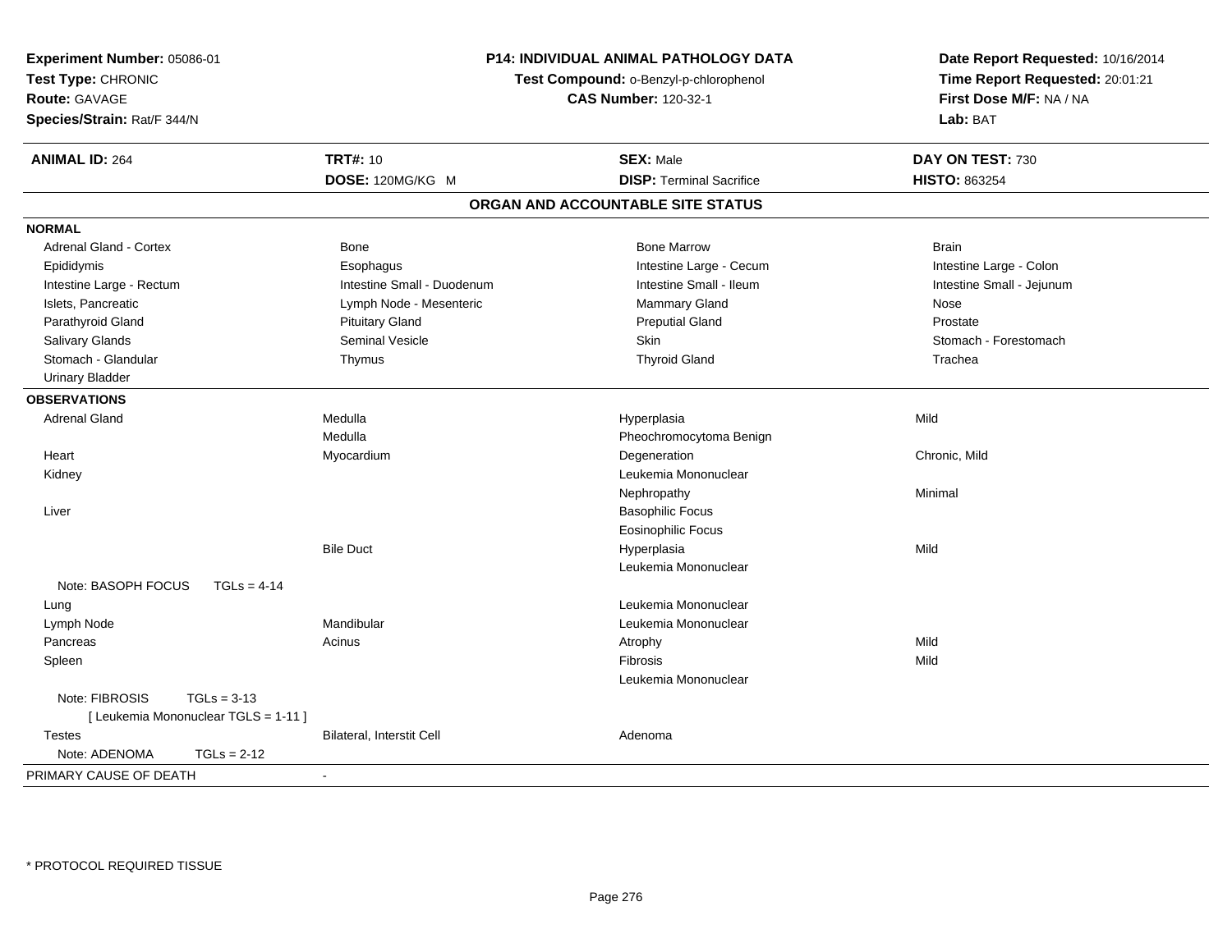**Experiment Number:** 05086-01
**Test Type:** CHRONIC
**Route:** GAVAGE
**Species/Strain:** Rat/F 344/N

**P14: INDIVIDUAL ANIMAL PATHOLOGY DATA**
**Test Compound:** o-Benzyl-p-chlorophenol
**CAS Number:** 120-32-1

**Date Report Requested:** 10/16/2014
**Time Report Requested:** 20:01:21
**First Dose M/F:** NA / NA
**Lab:** BAT

| **ANIMAL ID:** 264 | **TRT#:** 10 | **SEX:** Male | **DAY ON TEST:** 730 |
|---|---|---|---|
| | **DOSE:** 120MG/KG M | **DISP:** Terminal Sacrifice | **HISTO:** 863254 |

## ORGAN AND ACCOUNTABLE SITE STATUS

**NORMAL**

| | | | |
|---|---|---|---|
| Adrenal Gland - Cortex | Bone | Bone Marrow | Brain |
| Epididymis | Esophagus | Intestine Large - Cecum | Intestine Large - Colon |
| Intestine Large - Rectum | Intestine Small - Duodenum | Intestine Small - Ileum | Intestine Small - Jejunum |
| Islets, Pancreatic | Lymph Node - Mesenteric | Mammary Gland | Nose |
| Parathyroid Gland | Pituitary Gland | Preputial Gland | Prostate |
| Salivary Glands | Seminal Vesicle | Skin | Stomach - Forestomach |
| Stomach - Glandular | Thymus | Thyroid Gland | Trachea |
| Urinary Bladder | | | |

**OBSERVATIONS**

| | | | |
|---|---|---|---|
| Adrenal Gland | Medulla | Hyperplasia | Mild |
| | Medulla | Pheochromocytoma Benign | |
| Heart | Myocardium | Degeneration | Chronic, Mild |
| Kidney | | Leukemia Mononuclear | |
| | | Nephropathy | Minimal |
| Liver | | Basophilic Focus | |
| | | Eosinophilic Focus | |
| | Bile Duct | Hyperplasia | Mild |
| | | Leukemia Mononuclear | |
| Note: BASOPH FOCUS TGLs = 4-14 | | | |
| Lung | | Leukemia Mononuclear | |
| Lymph Node | Mandibular | Leukemia Mononuclear | |
| Pancreas | Acinus | Atrophy | Mild |
| Spleen | | Fibrosis | Mild |
| | | Leukemia Mononuclear | |
| Note: FIBROSIS TGLs = 3-13 [ Leukemia Mononuclear TGLS = 1-11 ] | | | |
| Testes | Bilateral, Interstit Cell | Adenoma | |
| Note: ADENOMA TGLs = 2-12 | | | |

PRIMARY CAUSE OF DEATH -

* PROTOCOL REQUIRED TISSUE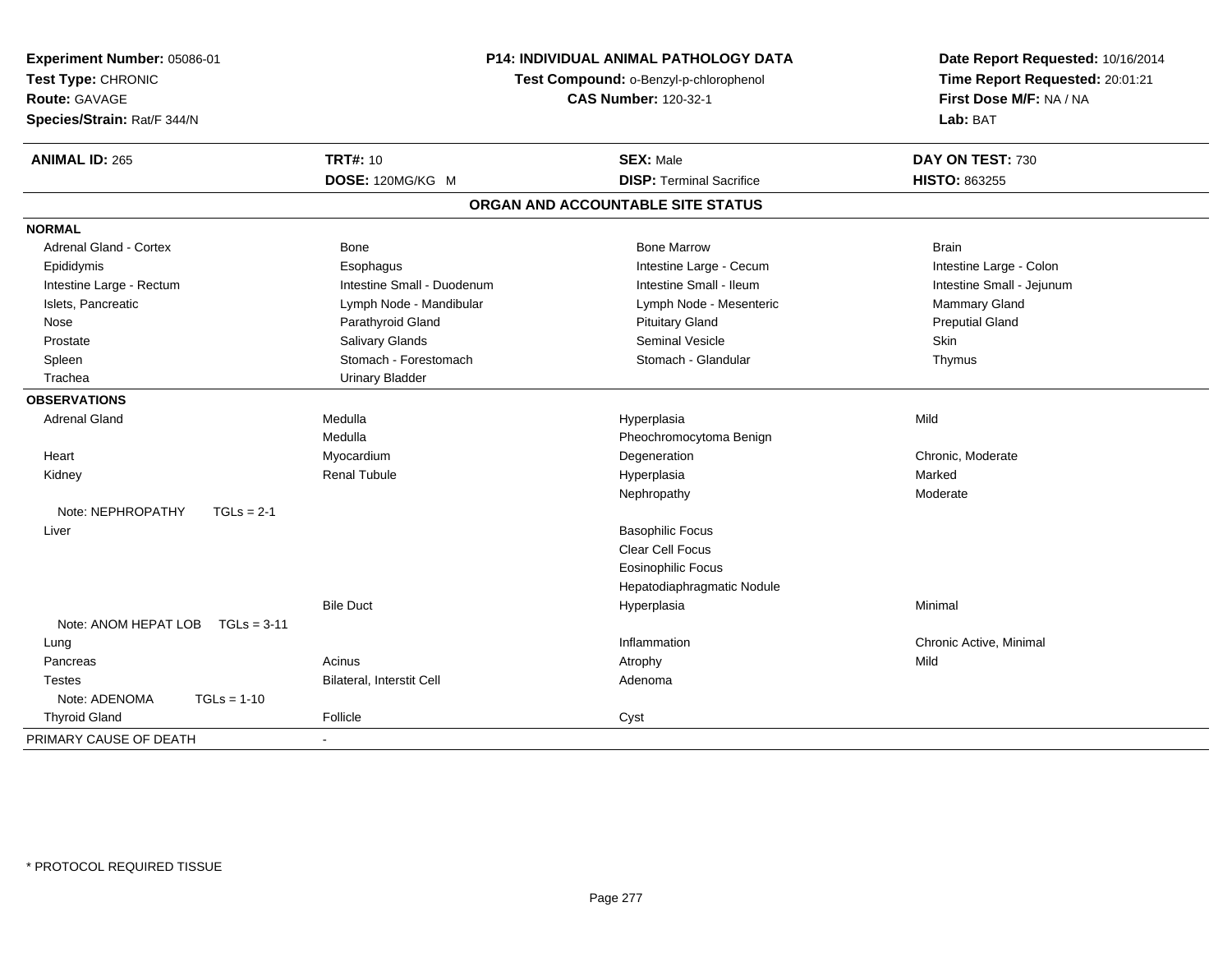**Experiment Number:** 05086-01
**Test Type:** CHRONIC
**Route:** GAVAGE
**Species/Strain:** Rat/F 344/N

**P14: INDIVIDUAL ANIMAL PATHOLOGY DATA**
**Test Compound:** o-Benzyl-p-chlorophenol
**CAS Number:** 120-32-1

**Date Report Requested:** 10/16/2014
**Time Report Requested:** 20:01:21
**First Dose M/F:** NA / NA
**Lab:** BAT

| **ANIMAL ID:** 265 | **TRT#:** 10 | **SEX:** Male | **DAY ON TEST:** 730 |
|---|---|---|---|
| | **DOSE:** 120MG/KG M | **DISP:** Terminal Sacrifice | **HISTO:** 863255 |

## ORGAN AND ACCOUNTABLE SITE STATUS

| | | | |
|---|---|---|---|
| **NORMAL** | | | |
| Adrenal Gland - Cortex | Bone | Bone Marrow | Brain |
| Epididymis | Esophagus | Intestine Large - Cecum | Intestine Large - Colon |
| Intestine Large - Rectum | Intestine Small - Duodenum | Intestine Small - Ileum | Intestine Small - Jejunum |
| Islets, Pancreatic | Lymph Node - Mandibular | Lymph Node - Mesenteric | Mammary Gland |
| Nose | Parathyroid Gland | Pituitary Gland | Preputial Gland |
| Prostate | Salivary Glands | Seminal Vesicle | Skin |
| Spleen | Stomach - Forestomach | Stomach - Glandular | Thymus |
| Trachea | Urinary Bladder | | |
| **OBSERVATIONS** | | | |
| Adrenal Gland | Medulla | Hyperplasia | Mild |
| | Medulla | Pheochromocytoma Benign | |
| Heart | Myocardium | Degeneration | Chronic, Moderate |
| Kidney | Renal Tubule | Hyperplasia | Marked |
| | | Nephropathy | Moderate |
| Note: NEPHROPATHY TGLs = 2-1 | | | |
| Liver | | Basophilic Focus | |
| | | Clear Cell Focus | |
| | | Eosinophilic Focus | |
| | | Hepatodiaphragmatic Nodule | |
| | Bile Duct | Hyperplasia | Minimal |
| Note: ANOM HEPAT LOB TGLs = 3-11 | | | |
| Lung | | Inflammation | Chronic Active, Minimal |
| Pancreas | Acinus | Atrophy | Mild |
| Testes | Bilateral, Interstit Cell | Adenoma | |
| Note: ADENOMA TGLs = 1-10 | | | |
| Thyroid Gland | Follicle | Cyst | |
| PRIMARY CAUSE OF DEATH | - | | |

* PROTOCOL REQUIRED TISSUE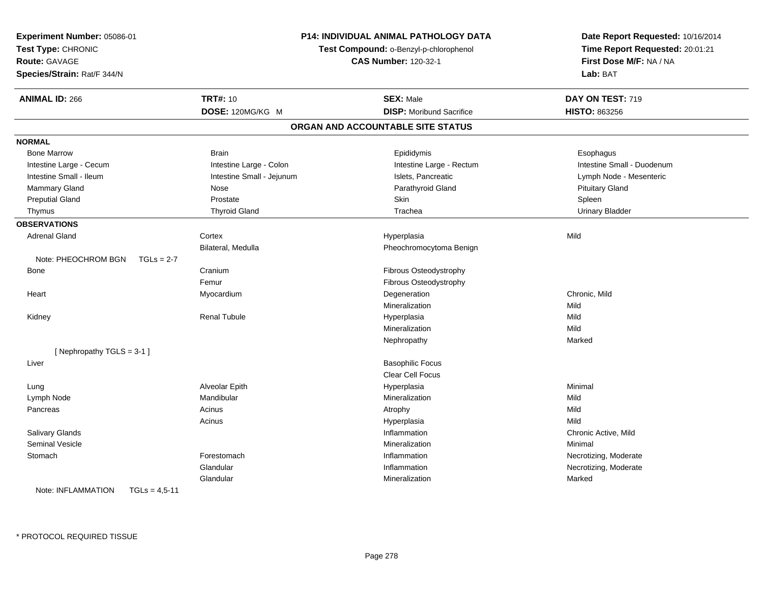**Experiment Number:** 05086-01
**Test Type:** CHRONIC
**Route:** GAVAGE
**Species/Strain:** Rat/F 344/N

**P14: INDIVIDUAL ANIMAL PATHOLOGY DATA**
**Test Compound:** o-Benzyl-p-chlorophenol
**CAS Number:** 120-32-1

**Date Report Requested:** 10/16/2014
**Time Report Requested:** 20:01:21
**First Dose M/F:** NA / NA
**Lab:** BAT

| **ANIMAL ID:** 266 | **TRT#:** 10 | **SEX:** Male | **DAY ON TEST:** 719 |
|---|---|---|---|
| | **DOSE:** 120MG/KG M | **DISP:** Moribund Sacrifice | **HISTO:** 863256 |

## ORGAN AND ACCOUNTABLE SITE STATUS

**NORMAL**

| | | | |
|---|---|---|---|
| Bone Marrow | Brain | Epididymis | Esophagus |
| Intestine Large - Cecum | Intestine Large - Colon | Intestine Large - Rectum | Intestine Small - Duodenum |
| Intestine Small - Ileum | Intestine Small - Jejunum | Islets, Pancreatic | Lymph Node - Mesenteric |
| Mammary Gland | Nose | Parathyroid Gland | Pituitary Gland |
| Preputial Gland | Prostate | Skin | Spleen |
| Thymus | Thyroid Gland | Trachea | Urinary Bladder |

**OBSERVATIONS**

| | | | |
|---|---|---|---|
| Adrenal Gland | Cortex | Hyperplasia | Mild |
| | Bilateral, Medulla | Pheochromocytoma Benign | |
| Note: PHEOCHROM BGN TGLs = 2-7 | | | |
| Bone | Cranium | Fibrous Osteodystrophy | |
| | Femur | Fibrous Osteodystrophy | |
| Heart | Myocardium | Degeneration | Chronic, Mild |
| | | Mineralization | Mild |
| Kidney | Renal Tubule | Hyperplasia | Mild |
| | | Mineralization | Mild |
| | | Nephropathy | Marked |
| [ Nephropathy TGLS = 3-1 ] | | | |
| Liver | | Basophilic Focus | |
| | | Clear Cell Focus | |
| Lung | Alveolar Epith | Hyperplasia | Minimal |
| Lymph Node | Mandibular | Mineralization | Mild |
| Pancreas | Acinus | Atrophy | Mild |
| | Acinus | Hyperplasia | Mild |
| Salivary Glands | | Inflammation | Chronic Active, Mild |
| Seminal Vesicle | | Mineralization | Minimal |
| Stomach | Forestomach | Inflammation | Necrotizing, Moderate |
| | Glandular | Inflammation | Necrotizing, Moderate |
| | Glandular | Mineralization | Marked |
| Note: INFLAMMATION TGLs = 4,5-11 | | | |

* PROTOCOL REQUIRED TISSUE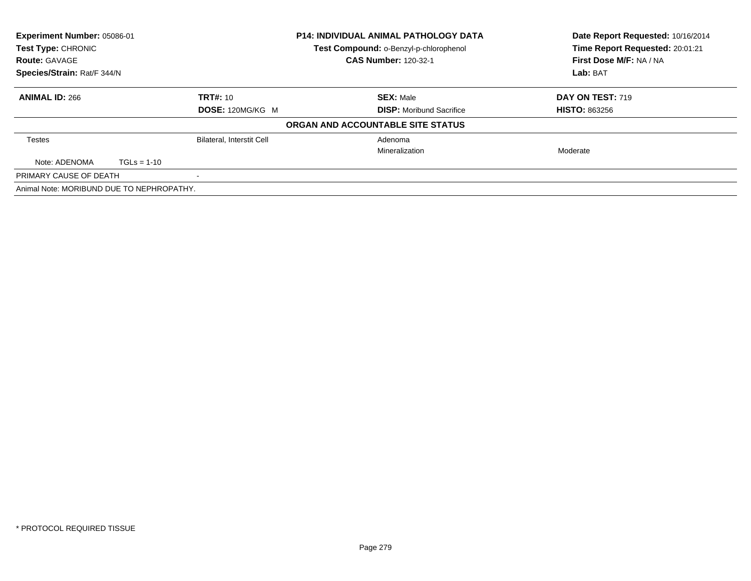**Experiment Number:** 05086-01
**Test Type:** CHRONIC
**Route:** GAVAGE
**Species/Strain:** Rat/F 344/N

**P14: INDIVIDUAL ANIMAL PATHOLOGY DATA**
**Test Compound:** o-Benzyl-p-chlorophenol
**CAS Number:** 120-32-1

**Date Report Requested:** 10/16/2014
**Time Report Requested:** 20:01:21
**First Dose M/F:** NA / NA
**Lab:** BAT

| **ANIMAL ID:** 266 | **TRT#:** 10 | **SEX:** Male | **DAY ON TEST:** 719 |
|---|---|---|---|
| | **DOSE:** 120MG/KG M | **DISP:** Moribund Sacrifice | **HISTO:** 863256 |

**ORGAN AND ACCOUNTABLE SITE STATUS**

| | | | |
|---|---|---|---|
| Testes | Bilateral, Interstit Cell | Adenoma | |
| | | Mineralization | Moderate |
| Note: ADENOMA TGLs = 1-10 | | | |
| PRIMARY CAUSE OF DEATH | - | | |
| Animal Note: MORIBUND DUE TO NEPHROPATHY. | | | |

* PROTOCOL REQUIRED TISSUE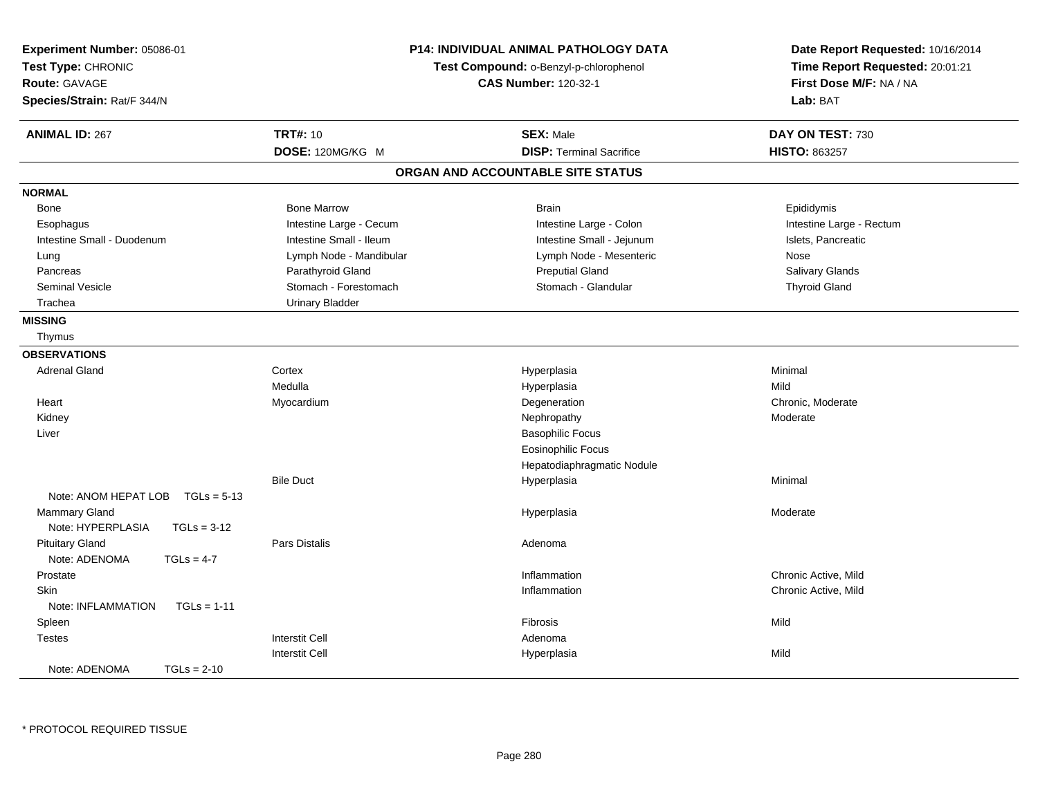**Experiment Number:** 05086-01
**Test Type:** CHRONIC
**Route:** GAVAGE
**Species/Strain:** Rat/F 344/N

**P14: INDIVIDUAL ANIMAL PATHOLOGY DATA**
**Test Compound:** o-Benzyl-p-chlorophenol
**CAS Number:** 120-32-1

**Date Report Requested:** 10/16/2014
**Time Report Requested:** 20:01:21
**First Dose M/F:** NA / NA
**Lab:** BAT

| **ANIMAL ID:** 267 | **TRT#:** 10 | **SEX:** Male | **DAY ON TEST:** 730 |
|---|---|---|---|
| | **DOSE:** 120MG/KG M | **DISP:** Terminal Sacrifice | **HISTO:** 863257 |

## ORGAN AND ACCOUNTABLE SITE STATUS

**NORMAL**

| | | | |
|---|---|---|---|
| Bone | Bone Marrow | Brain | Epididymis |
| Esophagus | Intestine Large - Cecum | Intestine Large - Colon | Intestine Large - Rectum |
| Intestine Small - Duodenum | Intestine Small - Ileum | Intestine Small - Jejunum | Islets, Pancreatic |
| Lung | Lymph Node - Mandibular | Lymph Node - Mesenteric | Nose |
| Pancreas | Parathyroid Gland | Preputial Gland | Salivary Glands |
| Seminal Vesicle | Stomach - Forestomach | Stomach - Glandular | Thyroid Gland |
| Trachea | Urinary Bladder | | |

**MISSING**

Thymus

**OBSERVATIONS**

| | | | |
|---|---|---|---|
| Adrenal Gland | Cortex | Hyperplasia | Minimal |
| | Medulla | Hyperplasia | Mild |
| Heart | Myocardium | Degeneration | Chronic, Moderate |
| Kidney | | Nephropathy | Moderate |
| Liver | | Basophilic Focus | |
| | | Eosinophilic Focus | |
| | | Hepatodiaphragmatic Nodule | |
| | Bile Duct | Hyperplasia | Minimal |
| Note: ANOM HEPAT LOB TGLs = 5-13 | | | |
| Mammary Gland | | Hyperplasia | Moderate |
| Note: HYPERPLASIA TGLs = 3-12 | | | |
| Pituitary Gland | Pars Distalis | Adenoma | |
| Note: ADENOMA TGLs = 4-7 | | | |
| Prostate | | Inflammation | Chronic Active, Mild |
| Skin | | Inflammation | Chronic Active, Mild |
| Note: INFLAMMATION TGLs = 1-11 | | | |
| Spleen | | Fibrosis | Mild |
| Testes | Interstit Cell | Adenoma | |
| | Interstit Cell | Hyperplasia | Mild |
| Note: ADENOMA TGLs = 2-10 | | | |

* PROTOCOL REQUIRED TISSUE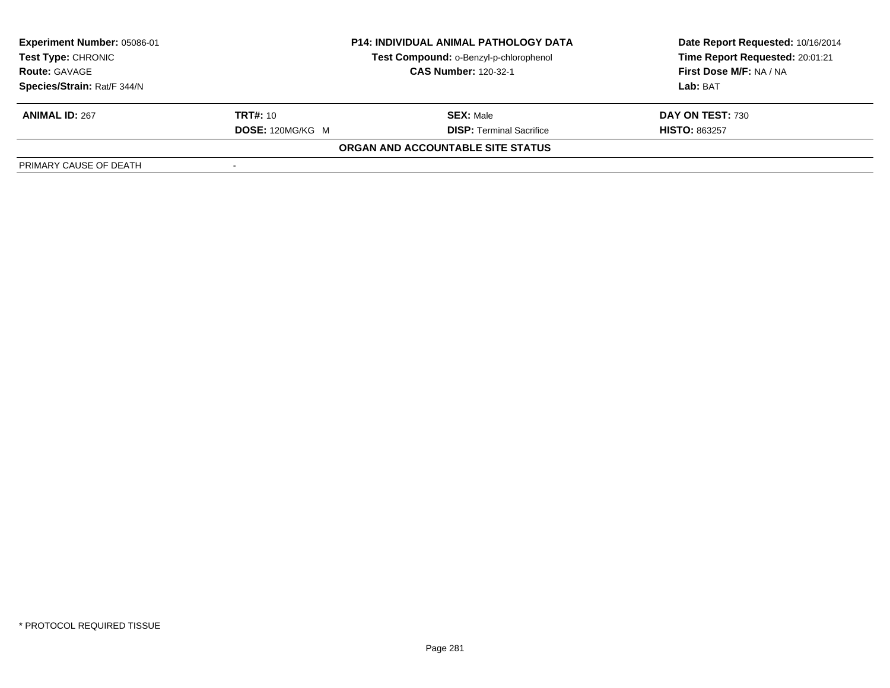**Experiment Number:** 05086-01
**Test Type:** CHRONIC
**Route:** GAVAGE
**Species/Strain:** Rat/F 344/N

**P14: INDIVIDUAL ANIMAL PATHOLOGY DATA**
**Test Compound:** o-Benzyl-p-chlorophenol
**CAS Number:** 120-32-1

**Date Report Requested:** 10/16/2014
**Time Report Requested:** 20:01:21
**First Dose M/F:** NA / NA
**Lab:** BAT

| **ANIMAL ID:** 267 | **TRT#:** 10 | **SEX:** Male | **DAY ON TEST:** 730 |
|---|---|---|---|
| | **DOSE:** 120MG/KG M | **DISP:** Terminal Sacrifice | **HISTO:** 863257 |

**ORGAN AND ACCOUNTABLE SITE STATUS**

| PRIMARY CAUSE OF DEATH | - |
|---|---|

* PROTOCOL REQUIRED TISSUE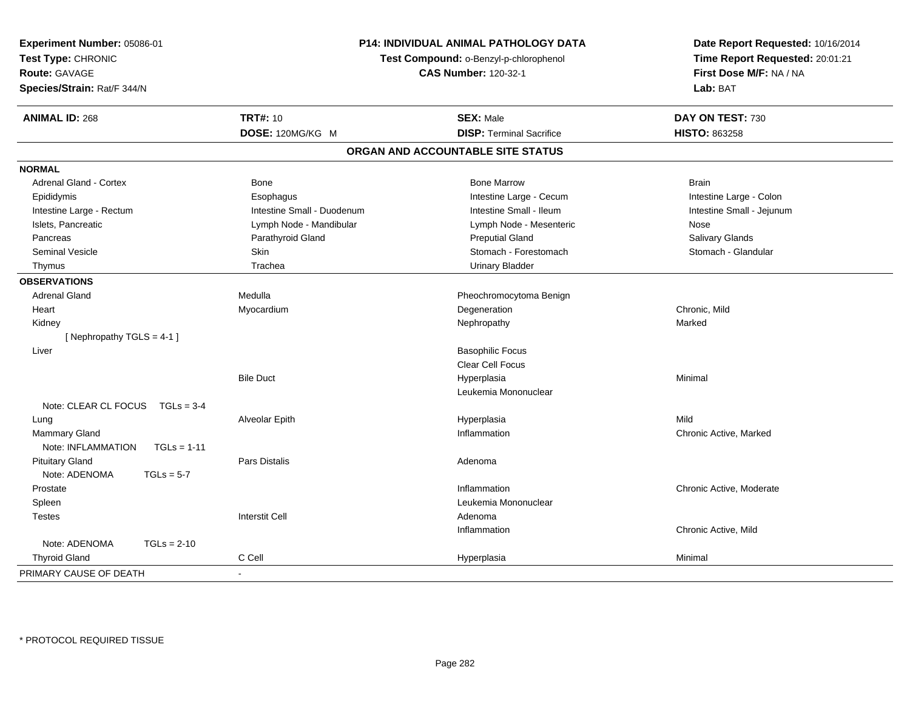**Experiment Number:** 05086-01
**Test Type:** CHRONIC
**Route:** GAVAGE
**Species/Strain:** Rat/F 344/N

**P14: INDIVIDUAL ANIMAL PATHOLOGY DATA**
**Test Compound:** o-Benzyl-p-chlorophenol
**CAS Number:** 120-32-1

**Date Report Requested:** 10/16/2014
**Time Report Requested:** 20:01:21
**First Dose M/F:** NA / NA
**Lab:** BAT

| **ANIMAL ID:** 268 | **TRT#:** 10 | **SEX:** Male | **DAY ON TEST:** 730 |
|---|---|---|---|
| | **DOSE:** 120MG/KG M | **DISP:** Terminal Sacrifice | **HISTO:** 863258 |

## ORGAN AND ACCOUNTABLE SITE STATUS

| | | | |
|---|---|---|---|
| **NORMAL** | | | |
| Adrenal Gland - Cortex | Bone | Bone Marrow | Brain |
| Epididymis | Esophagus | Intestine Large - Cecum | Intestine Large - Colon |
| Intestine Large - Rectum | Intestine Small - Duodenum | Intestine Small - Ileum | Intestine Small - Jejunum |
| Islets, Pancreatic | Lymph Node - Mandibular | Lymph Node - Mesenteric | Nose |
| Pancreas | Parathyroid Gland | Preputial Gland | Salivary Glands |
| Seminal Vesicle | Skin | Stomach - Forestomach | Stomach - Glandular |
| Thymus | Trachea | Urinary Bladder | |
| **OBSERVATIONS** | | | |
| Adrenal Gland | Medulla | Pheochromocytoma Benign | |
| Heart | Myocardium | Degeneration | Chronic, Mild |
| Kidney | | Nephropathy | Marked |
| [ Nephropathy TGLS = 4-1 ] | | | |
| Liver | | Basophilic Focus | |
| | | Clear Cell Focus | |
| | Bile Duct | Hyperplasia | Minimal |
| | | Leukemia Mononuclear | |
| Note: CLEAR CL FOCUS TGLs = 3-4 | | | |
| Lung | Alveolar Epith | Hyperplasia | Mild |
| Mammary Gland | | Inflammation | Chronic Active, Marked |
| Note: INFLAMMATION TGLs = 1-11 | | | |
| Pituitary Gland | Pars Distalis | Adenoma | |
| Note: ADENOMA TGLs = 5-7 | | | |
| Prostate | | Inflammation | Chronic Active, Moderate |
| Spleen | | Leukemia Mononuclear | |
| Testes | Interstit Cell | Adenoma | |
| | | Inflammation | Chronic Active, Mild |
| Note: ADENOMA TGLs = 2-10 | | | |
| Thyroid Gland | C Cell | Hyperplasia | Minimal |
| PRIMARY CAUSE OF DEATH | - | | |

* PROTOCOL REQUIRED TISSUE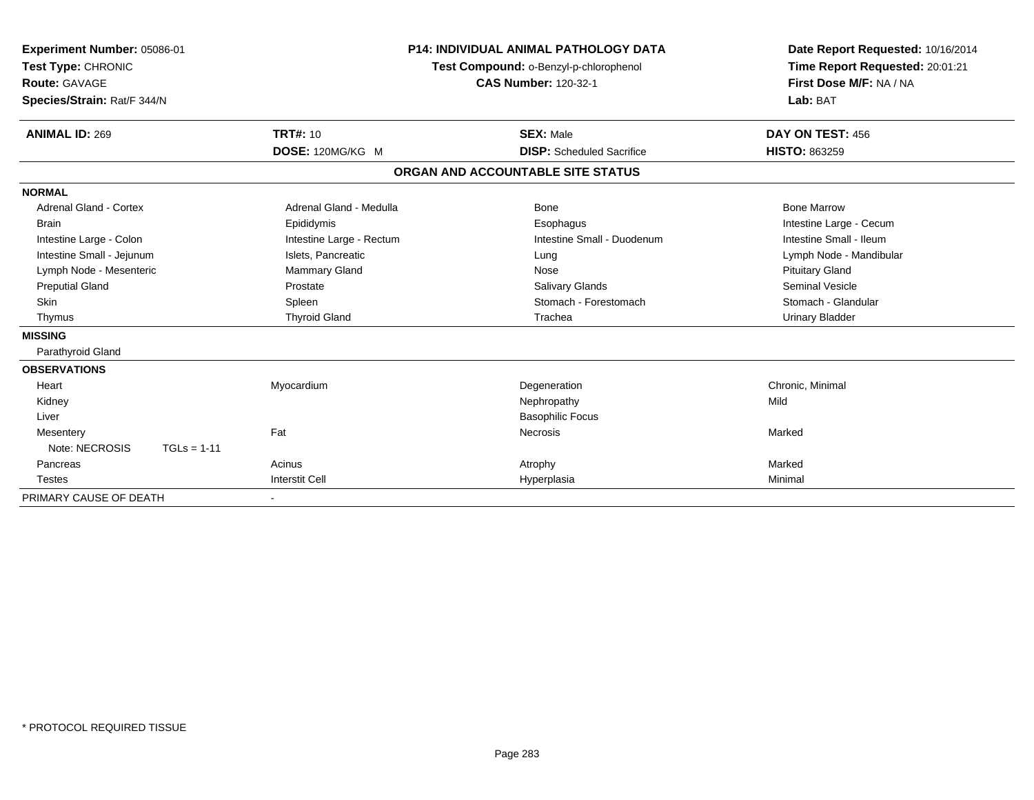**Experiment Number:** 05086-01
**Test Type:** CHRONIC
**Route:** GAVAGE
**Species/Strain:** Rat/F 344/N

**P14: INDIVIDUAL ANIMAL PATHOLOGY DATA**
**Test Compound:** o-Benzyl-p-chlorophenol
**CAS Number:** 120-32-1

**Date Report Requested:** 10/16/2014
**Time Report Requested:** 20:01:21
**First Dose M/F:** NA / NA
**Lab:** BAT

| **ANIMAL ID:** 269 | **TRT#:** 10 | **SEX:** Male | **DAY ON TEST:** 456 |
|---|---|---|---|
| | **DOSE:** 120MG/KG M | **DISP:** Scheduled Sacrifice | **HISTO:** 863259 |

## ORGAN AND ACCOUNTABLE SITE STATUS

**NORMAL**

| | | | |
|---|---|---|---|
| Adrenal Gland - Cortex | Adrenal Gland - Medulla | Bone | Bone Marrow |
| Brain | Epididymis | Esophagus | Intestine Large - Cecum |
| Intestine Large - Colon | Intestine Large - Rectum | Intestine Small - Duodenum | Intestine Small - Ileum |
| Intestine Small - Jejunum | Islets, Pancreatic | Lung | Lymph Node - Mandibular |
| Lymph Node - Mesenteric | Mammary Gland | Nose | Pituitary Gland |
| Preputial Gland | Prostate | Salivary Glands | Seminal Vesicle |
| Skin | Spleen | Stomach - Forestomach | Stomach - Glandular |
| Thymus | Thyroid Gland | Trachea | Urinary Bladder |

**MISSING**

Parathyroid Gland

**OBSERVATIONS**

| | | | |
|---|---|---|---|
| Heart | Myocardium | Degeneration | Chronic, Minimal |
| Kidney | | Nephropathy | Mild |
| Liver | | Basophilic Focus | |
| Mesentery | Fat | Necrosis | Marked |
| Note: NECROSIS TGLs = 1-11 | | | |
| Pancreas | Acinus | Atrophy | Marked |
| Testes | Interstit Cell | Hyperplasia | Minimal |

PRIMARY CAUSE OF DEATH -

* PROTOCOL REQUIRED TISSUE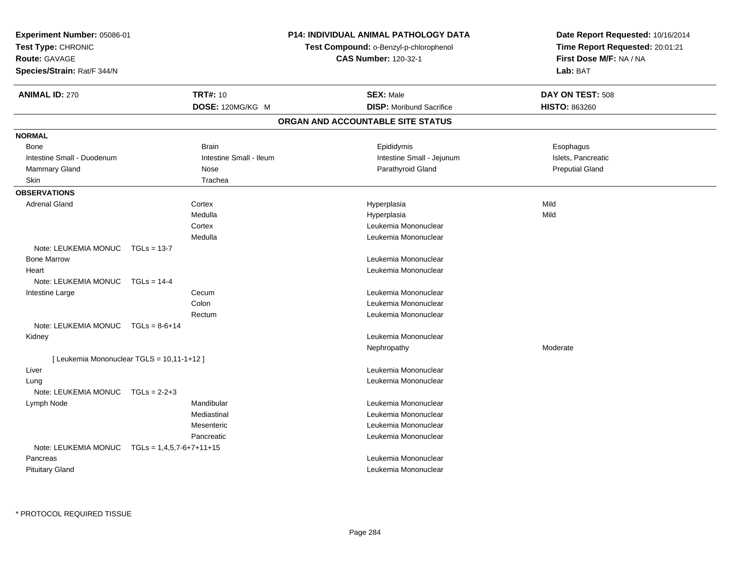**Experiment Number:** 05086-01
**Test Type:** CHRONIC
**Route:** GAVAGE
**Species/Strain:** Rat/F 344/N

**P14: INDIVIDUAL ANIMAL PATHOLOGY DATA**
**Test Compound:** o-Benzyl-p-chlorophenol
**CAS Number:** 120-32-1

**Date Report Requested:** 10/16/2014
**Time Report Requested:** 20:01:21
**First Dose M/F:** NA / NA
**Lab:** BAT

| **ANIMAL ID:** 270 | **TRT#:** 10 | **SEX:** Male | **DAY ON TEST:** 508 |
|---|---|---|---|
| | **DOSE:** 120MG/KG M | **DISP:** Moribund Sacrifice | **HISTO:** 863260 |

## ORGAN AND ACCOUNTABLE SITE STATUS

**NORMAL**

| | | | |
|---|---|---|---|
| Bone | Brain | Epididymis | Esophagus |
| Intestine Small - Duodenum | Intestine Small - Ileum | Intestine Small - Jejunum | Islets, Pancreatic |
| Mammary Gland | Nose | Parathyroid Gland | Preputial Gland |
| Skin | Trachea | | |

**OBSERVATIONS**

| | | | |
|---|---|---|---|
| Adrenal Gland | Cortex | Hyperplasia | Mild |
| | Medulla | Hyperplasia | Mild |
| | Cortex | Leukemia Mononuclear | |
| | Medulla | Leukemia Mononuclear | |
| Note: LEUKEMIA MONUC TGLs = 13-7 | | | |
| Bone Marrow | | Leukemia Mononuclear | |
| Heart | | Leukemia Mononuclear | |
| Note: LEUKEMIA MONUC TGLs = 14-4 | | | |
| Intestine Large | Cecum | Leukemia Mononuclear | |
| | Colon | Leukemia Mononuclear | |
| | Rectum | Leukemia Mononuclear | |
| Note: LEUKEMIA MONUC TGLs = 8-6+14 | | | |
| Kidney | | Leukemia Mononuclear | |
| | | Nephropathy | Moderate |
| [ Leukemia Mononuclear TGLS = 10,11-1+12 ] | | | |
| Liver | | Leukemia Mononuclear | |
| Lung | | Leukemia Mononuclear | |
| Note: LEUKEMIA MONUC TGLs = 2-2+3 | | | |
| Lymph Node | Mandibular | Leukemia Mononuclear | |
| | Mediastinal | Leukemia Mononuclear | |
| | Mesenteric | Leukemia Mononuclear | |
| | Pancreatic | Leukemia Mononuclear | |
| Note: LEUKEMIA MONUC TGLs = 1,4,5,7-6+7+11+15 | | | |
| Pancreas | | Leukemia Mononuclear | |
| Pituitary Gland | | Leukemia Mononuclear | |

* PROTOCOL REQUIRED TISSUE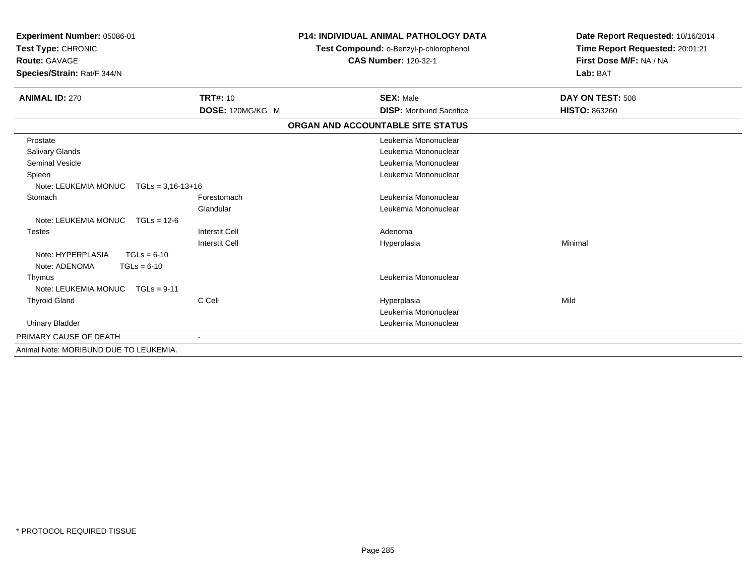**Experiment Number:** 05086-01
**Test Type:** CHRONIC
**Route:** GAVAGE
**Species/Strain:** Rat/F 344/N

**P14: INDIVIDUAL ANIMAL PATHOLOGY DATA**
**Test Compound:** o-Benzyl-p-chlorophenol
**CAS Number:** 120-32-1

**Date Report Requested:** 10/16/2014
**Time Report Requested:** 20:01:21
**First Dose M/F:** NA / NA
**Lab:** BAT

| **ANIMAL ID:** 270 | **TRT#:** 10 | **SEX:** Male | **DAY ON TEST:** 508 |
|---|---|---|---|
| | **DOSE:** 120MG/KG M | **DISP:** Moribund Sacrifice | **HISTO:** 863260 |

**ORGAN AND ACCOUNTABLE SITE STATUS**

| Organ | Site | Diagnosis | Severity |
|---|---|---|---|
| Prostate | | Leukemia Mononuclear | |
| Salivary Glands | | Leukemia Mononuclear | |
| Seminal Vesicle | | Leukemia Mononuclear | |
| Spleen | | Leukemia Mononuclear | |
| Note: LEUKEMIA MONUC TGLs = 3,16-13+16 | | | |
| Stomach | Forestomach | Leukemia Mononuclear | |
| | Glandular | Leukemia Mononuclear | |
| Note: LEUKEMIA MONUC TGLs = 12-6 | | | |
| Testes | Interstit Cell | Adenoma | |
| | Interstit Cell | Hyperplasia | Minimal |
| Note: HYPERPLASIA TGLs = 6-10 | | | |
| Note: ADENOMA TGLs = 6-10 | | | |
| Thymus | | Leukemia Mononuclear | |
| Note: LEUKEMIA MONUC TGLs = 9-11 | | | |
| Thyroid Gland | C Cell | Hyperplasia | Mild |
| | | Leukemia Mononuclear | |
| Urinary Bladder | | Leukemia Mononuclear | |
| PRIMARY CAUSE OF DEATH | - | | |

Animal Note: MORIBUND DUE TO LEUKEMIA.

* PROTOCOL REQUIRED TISSUE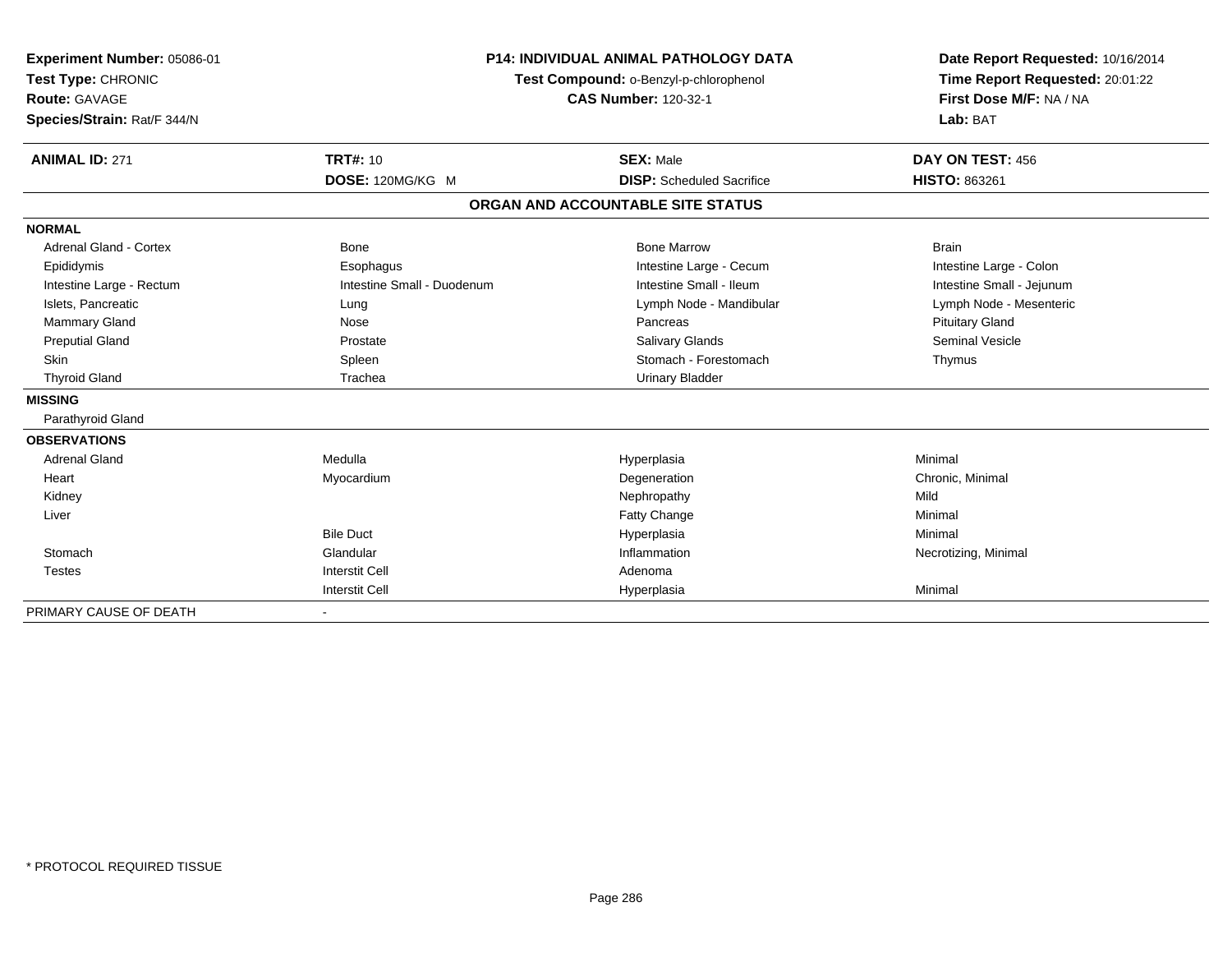**Experiment Number:** 05086-01
**Test Type:** CHRONIC
**Route:** GAVAGE
**Species/Strain:** Rat/F 344/N

**P14: INDIVIDUAL ANIMAL PATHOLOGY DATA**
**Test Compound:** o-Benzyl-p-chlorophenol
**CAS Number:** 120-32-1

**Date Report Requested:** 10/16/2014
**Time Report Requested:** 20:01:22
**First Dose M/F:** NA / NA
**Lab:** BAT

| **ANIMAL ID:** 271 | **TRT#:** 10 | **SEX:** Male | **DAY ON TEST:** 456 |
|---|---|---|---|
| | **DOSE:** 120MG/KG M | **DISP:** Scheduled Sacrifice | **HISTO:** 863261 |

## ORGAN AND ACCOUNTABLE SITE STATUS

| | | | |
|---|---|---|---|
| **NORMAL** | | | |
| Adrenal Gland - Cortex | Bone | Bone Marrow | Brain |
| Epididymis | Esophagus | Intestine Large - Cecum | Intestine Large - Colon |
| Intestine Large - Rectum | Intestine Small - Duodenum | Intestine Small - Ileum | Intestine Small - Jejunum |
| Islets, Pancreatic | Lung | Lymph Node - Mandibular | Lymph Node - Mesenteric |
| Mammary Gland | Nose | Pancreas | Pituitary Gland |
| Preputial Gland | Prostate | Salivary Glands | Seminal Vesicle |
| Skin | Spleen | Stomach - Forestomach | Thymus |
| Thyroid Gland | Trachea | Urinary Bladder | |
| **MISSING** | | | |
| Parathyroid Gland | | | |
| **OBSERVATIONS** | | | |
| Adrenal Gland | Medulla | Hyperplasia | Minimal |
| Heart | Myocardium | Degeneration | Chronic, Minimal |
| Kidney | | Nephropathy | Mild |
| Liver | | Fatty Change | Minimal |
| | Bile Duct | Hyperplasia | Minimal |
| Stomach | Glandular | Inflammation | Necrotizing, Minimal |
| Testes | Interstit Cell | Adenoma | |
| | Interstit Cell | Hyperplasia | Minimal |
| PRIMARY CAUSE OF DEATH | - | | |

* PROTOCOL REQUIRED TISSUE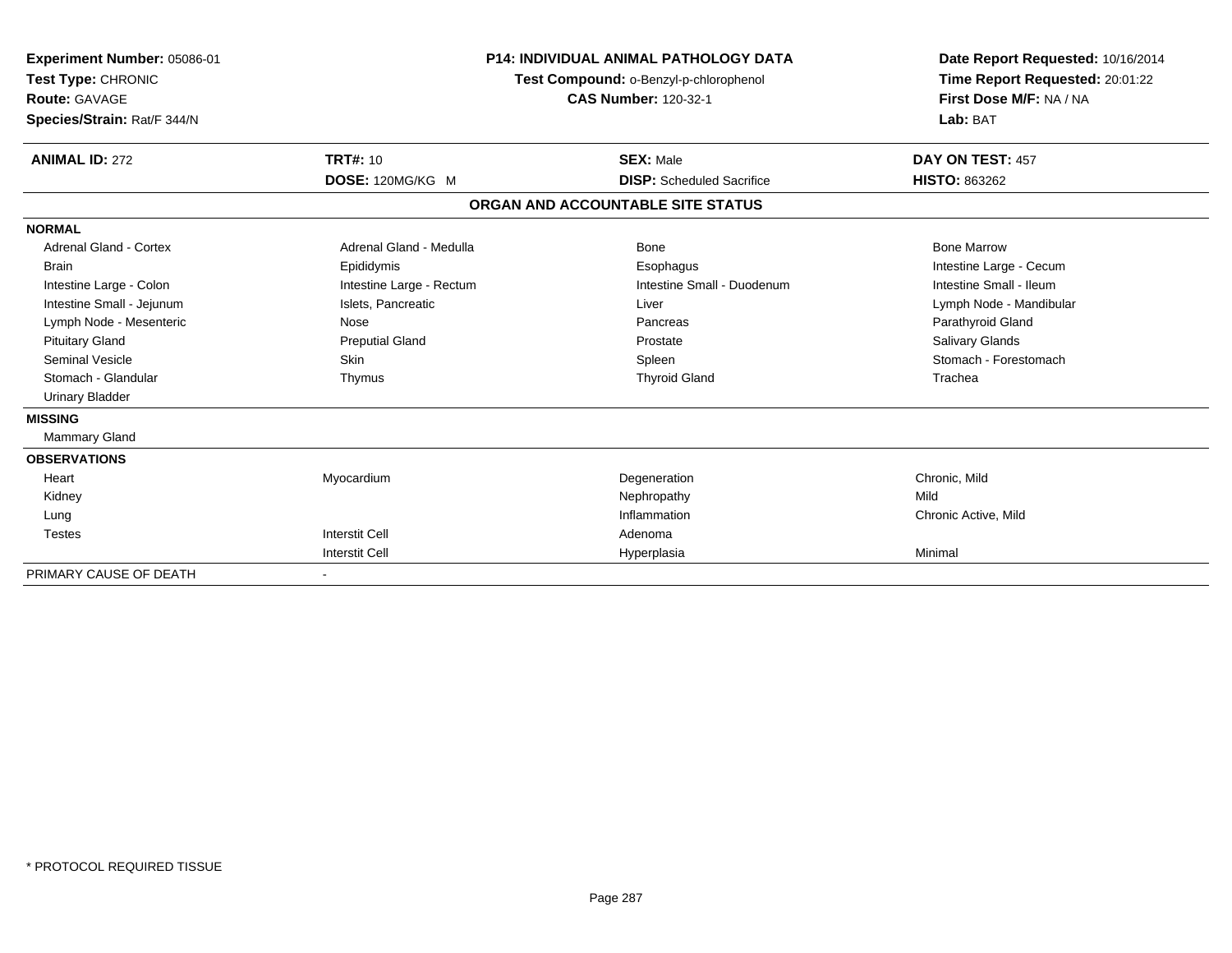**Experiment Number:** 05086-01
**Test Type:** CHRONIC
**Route:** GAVAGE
**Species/Strain:** Rat/F 344/N

**P14: INDIVIDUAL ANIMAL PATHOLOGY DATA**
**Test Compound:** o-Benzyl-p-chlorophenol
**CAS Number:** 120-32-1

**Date Report Requested:** 10/16/2014
**Time Report Requested:** 20:01:22
**First Dose M/F:** NA / NA
**Lab:** BAT

| **ANIMAL ID:** 272 | **TRT#:** 10 | **SEX:** Male | **DAY ON TEST:** 457 |
|---|---|---|---|
| | **DOSE:** 120MG/KG M | **DISP:** Scheduled Sacrifice | **HISTO:** 863262 |

## ORGAN AND ACCOUNTABLE SITE STATUS

| | | | |
|---|---|---|---|
| **NORMAL** | | | |
| Adrenal Gland - Cortex | Adrenal Gland - Medulla | Bone | Bone Marrow |
| Brain | Epididymis | Esophagus | Intestine Large - Cecum |
| Intestine Large - Colon | Intestine Large - Rectum | Intestine Small - Duodenum | Intestine Small - Ileum |
| Intestine Small - Jejunum | Islets, Pancreatic | Liver | Lymph Node - Mandibular |
| Lymph Node - Mesenteric | Nose | Pancreas | Parathyroid Gland |
| Pituitary Gland | Preputial Gland | Prostate | Salivary Glands |
| Seminal Vesicle | Skin | Spleen | Stomach - Forestomach |
| Stomach - Glandular | Thymus | Thyroid Gland | Trachea |
| Urinary Bladder | | | |
| **MISSING** | | | |
| Mammary Gland | | | |
| **OBSERVATIONS** | | | |
| Heart | Myocardium | Degeneration | Chronic, Mild |
| Kidney | | Nephropathy | Mild |
| Lung | | Inflammation | Chronic Active, Mild |
| Testes | Interstit Cell | Adenoma | |
| | Interstit Cell | Hyperplasia | Minimal |
| PRIMARY CAUSE OF DEATH | - | | |

\* PROTOCOL REQUIRED TISSUE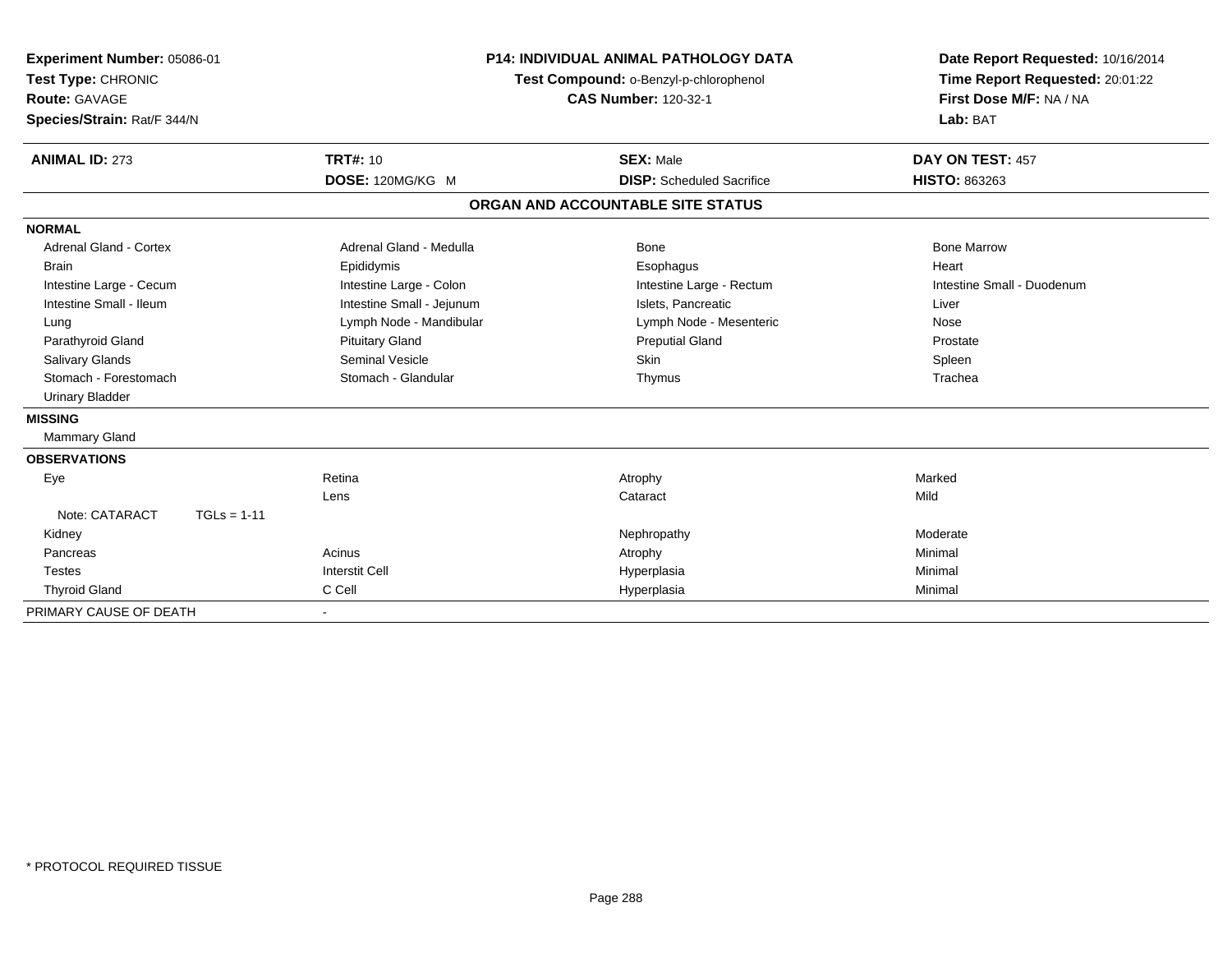**Experiment Number:** 05086-01
**Test Type:** CHRONIC
**Route:** GAVAGE
**Species/Strain:** Rat/F 344/N

**P14: INDIVIDUAL ANIMAL PATHOLOGY DATA**
**Test Compound:** o-Benzyl-p-chlorophenol
**CAS Number:** 120-32-1

**Date Report Requested:** 10/16/2014
**Time Report Requested:** 20:01:22
**First Dose M/F:** NA / NA
**Lab:** BAT

| **ANIMAL ID:** 273 | **TRT#:** 10 | **SEX:** Male | **DAY ON TEST:** 457 |
|---|---|---|---|
| | **DOSE:** 120MG/KG M | **DISP:** Scheduled Sacrifice | **HISTO:** 863263 |

## ORGAN AND ACCOUNTABLE SITE STATUS

**NORMAL**

| | | | |
|---|---|---|---|
| Adrenal Gland - Cortex | Adrenal Gland - Medulla | Bone | Bone Marrow |
| Brain | Epididymis | Esophagus | Heart |
| Intestine Large - Cecum | Intestine Large - Colon | Intestine Large - Rectum | Intestine Small - Duodenum |
| Intestine Small - Ileum | Intestine Small - Jejunum | Islets, Pancreatic | Liver |
| Lung | Lymph Node - Mandibular | Lymph Node - Mesenteric | Nose |
| Parathyroid Gland | Pituitary Gland | Preputial Gland | Prostate |
| Salivary Glands | Seminal Vesicle | Skin | Spleen |
| Stomach - Forestomach | Stomach - Glandular | Thymus | Trachea |
| Urinary Bladder | | | |

**MISSING**

Mammary Gland

**OBSERVATIONS**

| | | | |
|---|---|---|---|
| Eye | Retina | Atrophy | Marked |
| | Lens | Cataract | Mild |
| Note: CATARACT TGLs = 1-11 | | | |
| Kidney | | Nephropathy | Moderate |
| Pancreas | Acinus | Atrophy | Minimal |
| Testes | Interstit Cell | Hyperplasia | Minimal |
| Thyroid Gland | C Cell | Hyperplasia | Minimal |

PRIMARY CAUSE OF DEATH -

\* PROTOCOL REQUIRED TISSUE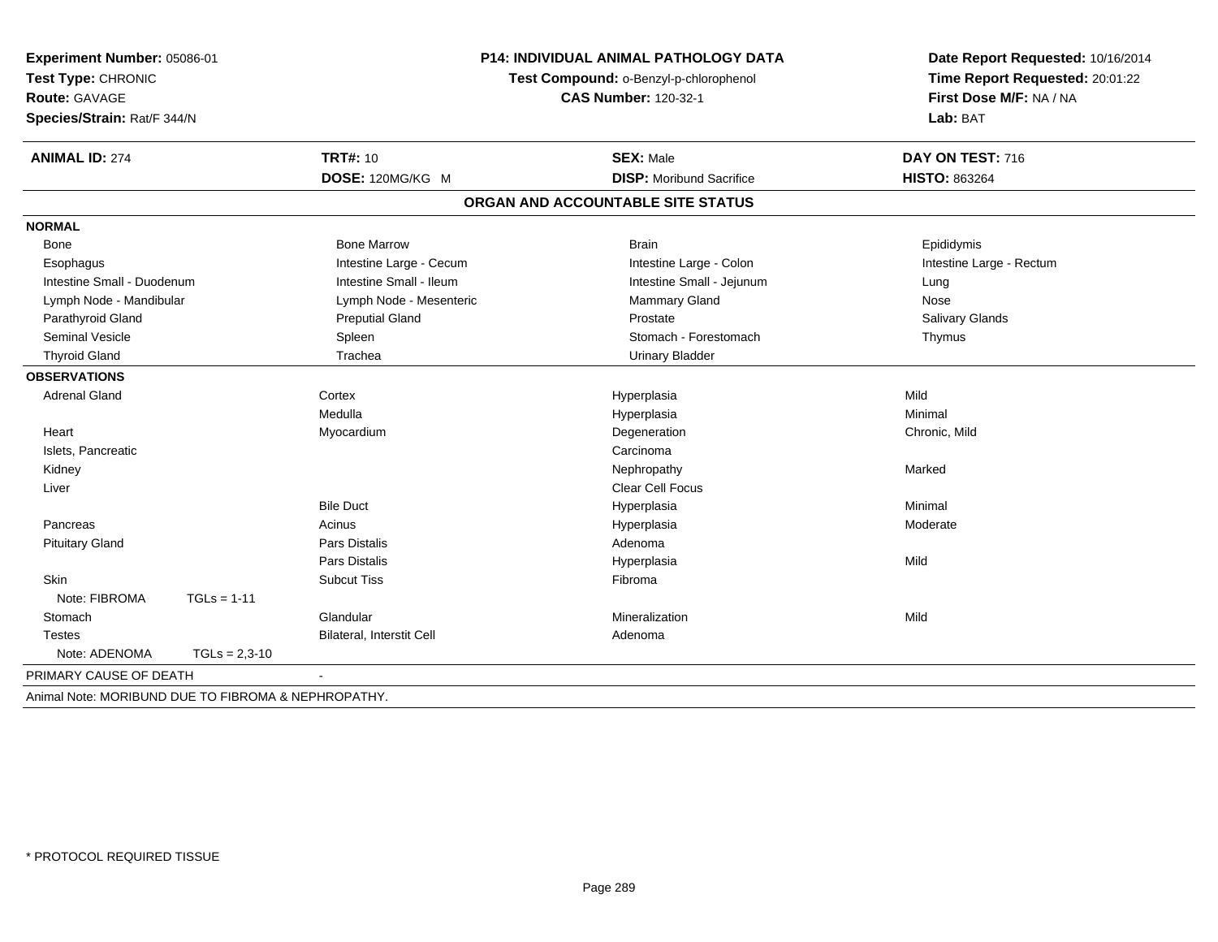**Experiment Number:** 05086-01
**Test Type:** CHRONIC
**Route:** GAVAGE
**Species/Strain:** Rat/F 344/N

**P14: INDIVIDUAL ANIMAL PATHOLOGY DATA**
**Test Compound:** o-Benzyl-p-chlorophenol
**CAS Number:** 120-32-1

**Date Report Requested:** 10/16/2014
**Time Report Requested:** 20:01:22
**First Dose M/F:** NA / NA
**Lab:** BAT

| **ANIMAL ID:** 274 | **TRT#:** 10 | **SEX:** Male | **DAY ON TEST:** 716 |
|---|---|---|---|
| | **DOSE:** 120MG/KG M | **DISP:** Moribund Sacrifice | **HISTO:** 863264 |

## ORGAN AND ACCOUNTABLE SITE STATUS

| | | | |
|---|---|---|---|
| **NORMAL** | | | |
| Bone | Bone Marrow | Brain | Epididymis |
| Esophagus | Intestine Large - Cecum | Intestine Large - Colon | Intestine Large - Rectum |
| Intestine Small - Duodenum | Intestine Small - Ileum | Intestine Small - Jejunum | Lung |
| Lymph Node - Mandibular | Lymph Node - Mesenteric | Mammary Gland | Nose |
| Parathyroid Gland | Preputial Gland | Prostate | Salivary Glands |
| Seminal Vesicle | Spleen | Stomach - Forestomach | Thymus |
| Thyroid Gland | Trachea | Urinary Bladder | |
| **OBSERVATIONS** | | | |
| Adrenal Gland | Cortex | Hyperplasia | Mild |
| | Medulla | Hyperplasia | Minimal |
| Heart | Myocardium | Degeneration | Chronic, Mild |
| Islets, Pancreatic | | Carcinoma | |
| Kidney | | Nephropathy | Marked |
| Liver | | Clear Cell Focus | |
| | Bile Duct | Hyperplasia | Minimal |
| Pancreas | Acinus | Hyperplasia | Moderate |
| Pituitary Gland | Pars Distalis | Adenoma | |
| | Pars Distalis | Hyperplasia | Mild |
| Skin | Subcut Tiss | Fibroma | |
| Note: FIBROMA TGLs = 1-11 | | | |
| Stomach | Glandular | Mineralization | Mild |
| Testes | Bilateral, Interstit Cell | Adenoma | |
| Note: ADENOMA TGLs = 2,3-10 | | | |
| PRIMARY CAUSE OF DEATH | - | | |

Animal Note: MORIBUND DUE TO FIBROMA & NEPHROPATHY.

* PROTOCOL REQUIRED TISSUE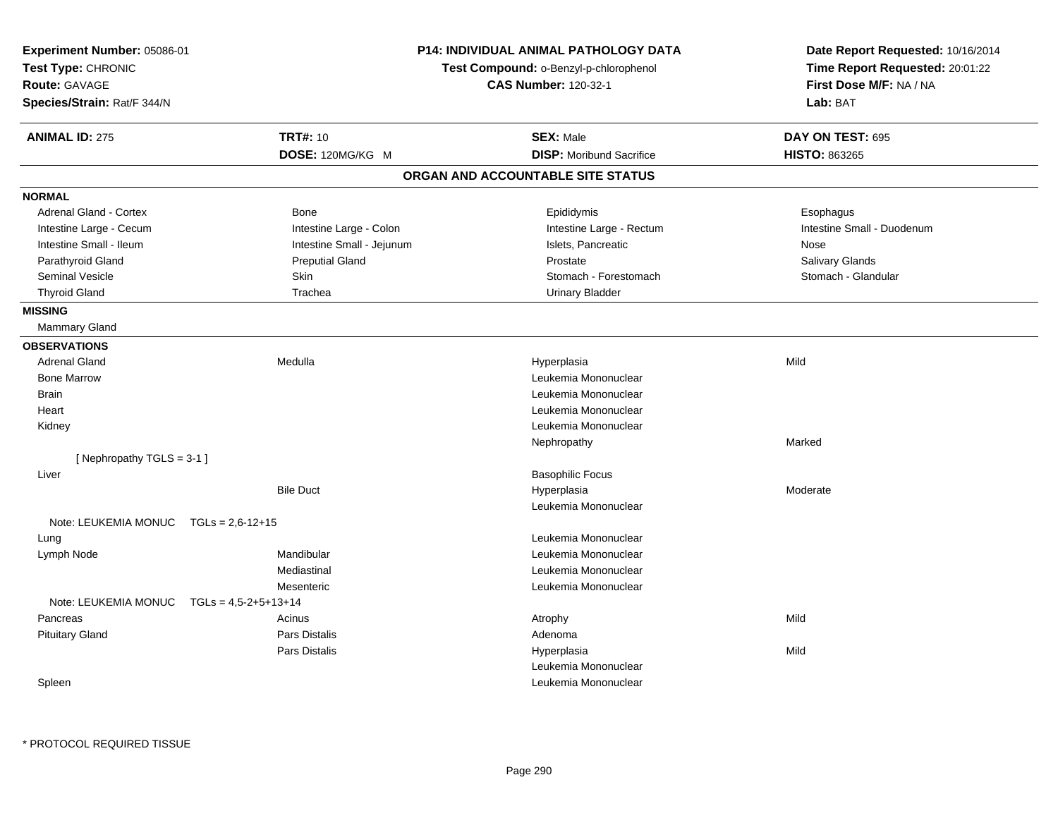**Experiment Number:** 05086-01
**Test Type:** CHRONIC
**Route:** GAVAGE
**Species/Strain:** Rat/F 344/N

**P14: INDIVIDUAL ANIMAL PATHOLOGY DATA**
**Test Compound:** o-Benzyl-p-chlorophenol
**CAS Number:** 120-32-1

**Date Report Requested:** 10/16/2014
**Time Report Requested:** 20:01:22
**First Dose M/F:** NA / NA
**Lab:** BAT

| **ANIMAL ID:** 275 | **TRT#:** 10 | **SEX:** Male | **DAY ON TEST:** 695 |
|---|---|---|---|
| | **DOSE:** 120MG/KG M | **DISP:** Moribund Sacrifice | **HISTO:** 863265 |

## ORGAN AND ACCOUNTABLE SITE STATUS

**NORMAL**

| | | | |
|---|---|---|---|
| Adrenal Gland - Cortex | Bone | Epididymis | Esophagus |
| Intestine Large - Cecum | Intestine Large - Colon | Intestine Large - Rectum | Intestine Small - Duodenum |
| Intestine Small - Ileum | Intestine Small - Jejunum | Islets, Pancreatic | Nose |
| Parathyroid Gland | Preputial Gland | Prostate | Salivary Glands |
| Seminal Vesicle | Skin | Stomach - Forestomach | Stomach - Glandular |
| Thyroid Gland | Trachea | Urinary Bladder | |

**MISSING**

Mammary Gland

**OBSERVATIONS**

| | | | |
|---|---|---|---|
| Adrenal Gland | Medulla | Hyperplasia | Mild |
| Bone Marrow | | Leukemia Mononuclear | |
| Brain | | Leukemia Mononuclear | |
| Heart | | Leukemia Mononuclear | |
| Kidney | | Leukemia Mononuclear | |
| | | Nephropathy | Marked |
| [ Nephropathy TGLS = 3-1 ] | | | |
| Liver | | Basophilic Focus | |
| | Bile Duct | Hyperplasia | Moderate |
| | | Leukemia Mononuclear | |
| Note: LEUKEMIA MONUC TGLs = 2,6-12+15 | | | |
| Lung | | Leukemia Mononuclear | |
| Lymph Node | Mandibular | Leukemia Mononuclear | |
| | Mediastinal | Leukemia Mononuclear | |
| | Mesenteric | Leukemia Mononuclear | |
| Note: LEUKEMIA MONUC TGLs = 4,5-2+5+13+14 | | | |
| Pancreas | Acinus | Atrophy | Mild |
| Pituitary Gland | Pars Distalis | Adenoma | |
| | Pars Distalis | Hyperplasia | Mild |
| | | Leukemia Mononuclear | |
| Spleen | | Leukemia Mononuclear | |

\* PROTOCOL REQUIRED TISSUE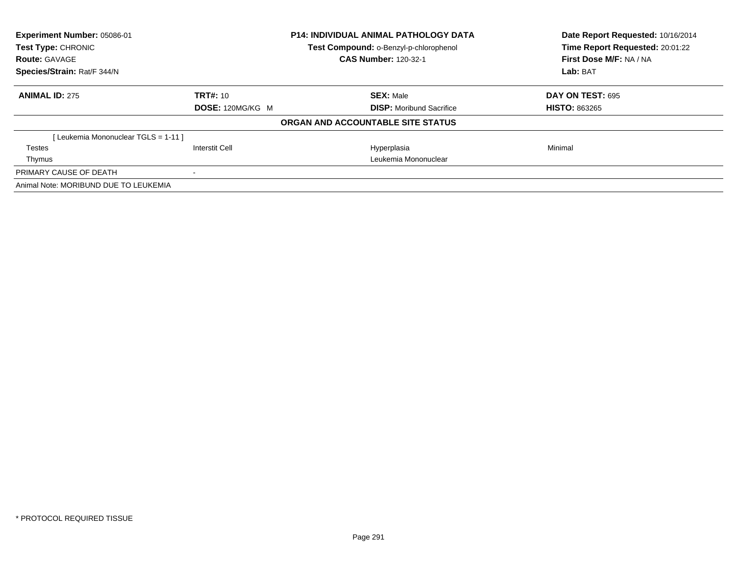**Experiment Number:** 05086-01
**Test Type:** CHRONIC
**Route:** GAVAGE
**Species/Strain:** Rat/F 344/N

**P14: INDIVIDUAL ANIMAL PATHOLOGY DATA**
**Test Compound:** o-Benzyl-p-chlorophenol
**CAS Number:** 120-32-1

**Date Report Requested:** 10/16/2014
**Time Report Requested:** 20:01:22
**First Dose M/F:** NA / NA
**Lab:** BAT

| **ANIMAL ID:** 275 | **TRT#:** 10 | **SEX:** Male | **DAY ON TEST:** 695 |
|---|---|---|---|
| | **DOSE:** 120MG/KG M | **DISP:** Moribund Sacrifice | **HISTO:** 863265 |

**ORGAN AND ACCOUNTABLE SITE STATUS**

| | | | |
|---|---|---|---|
| [ Leukemia Mononuclear TGLS = 1-11 ] | | | |
| Testes | Interstit Cell | Hyperplasia | Minimal |
| Thymus | | Leukemia Mononuclear | |
| PRIMARY CAUSE OF DEATH | - | | |
| Animal Note: MORIBUND DUE TO LEUKEMIA | | | |

* PROTOCOL REQUIRED TISSUE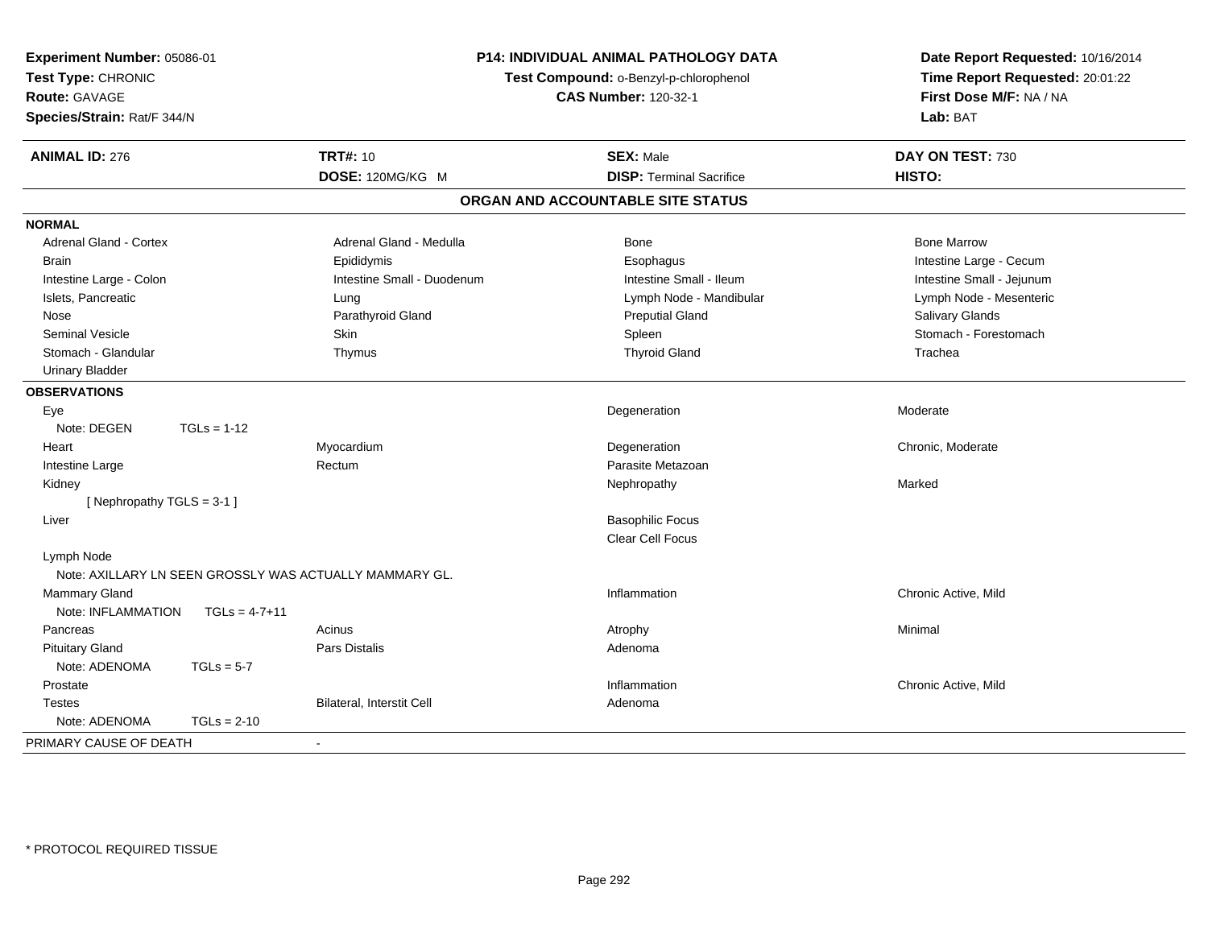**Experiment Number:** 05086-01
**Test Type:** CHRONIC
**Route:** GAVAGE
**Species/Strain:** Rat/F 344/N

**P14: INDIVIDUAL ANIMAL PATHOLOGY DATA**
**Test Compound:** o-Benzyl-p-chlorophenol
**CAS Number:** 120-32-1

**Date Report Requested:** 10/16/2014
**Time Report Requested:** 20:01:22
**First Dose M/F:** NA / NA
**Lab:** BAT

| **ANIMAL ID:** 276 | **TRT#:** 10 | **SEX:** Male | **DAY ON TEST:** 730 |
|---|---|---|---|
| | **DOSE:** 120MG/KG M | **DISP:** Terminal Sacrifice | **HISTO:** |

## ORGAN AND ACCOUNTABLE SITE STATUS

**NORMAL**

| | | | |
|---|---|---|---|
| Adrenal Gland - Cortex | Adrenal Gland - Medulla | Bone | Bone Marrow |
| Brain | Epididymis | Esophagus | Intestine Large - Cecum |
| Intestine Large - Colon | Intestine Small - Duodenum | Intestine Small - Ileum | Intestine Small - Jejunum |
| Islets, Pancreatic | Lung | Lymph Node - Mandibular | Lymph Node - Mesenteric |
| Nose | Parathyroid Gland | Preputial Gland | Salivary Glands |
| Seminal Vesicle | Skin | Spleen | Stomach - Forestomach |
| Stomach - Glandular | Thymus | Thyroid Gland | Trachea |
| Urinary Bladder | | | |

**OBSERVATIONS**

| | | | |
|---|---|---|---|
| Eye | | Degeneration | Moderate |
| Note: DEGEN TGLs = 1-12 | | | |
| Heart | Myocardium | Degeneration | Chronic, Moderate |
| Intestine Large | Rectum | Parasite Metazoan | |
| Kidney | | Nephropathy | Marked |
| [ Nephropathy TGLS = 3-1 ] | | | |
| Liver | | Basophilic Focus | |
| | | Clear Cell Focus | |
| Lymph Node | | | |
| Note: AXILLARY LN SEEN GROSSLY WAS ACTUALLY MAMMARY GL. | | | |
| Mammary Gland | | Inflammation | Chronic Active, Mild |
| Note: INFLAMMATION TGLs = 4-7+11 | | | |
| Pancreas | Acinus | Atrophy | Minimal |
| Pituitary Gland | Pars Distalis | Adenoma | |
| Note: ADENOMA TGLs = 5-7 | | | |
| Prostate | | Inflammation | Chronic Active, Mild |
| Testes | Bilateral, Interstit Cell | Adenoma | |
| Note: ADENOMA TGLs = 2-10 | | | |

PRIMARY CAUSE OF DEATH -

* PROTOCOL REQUIRED TISSUE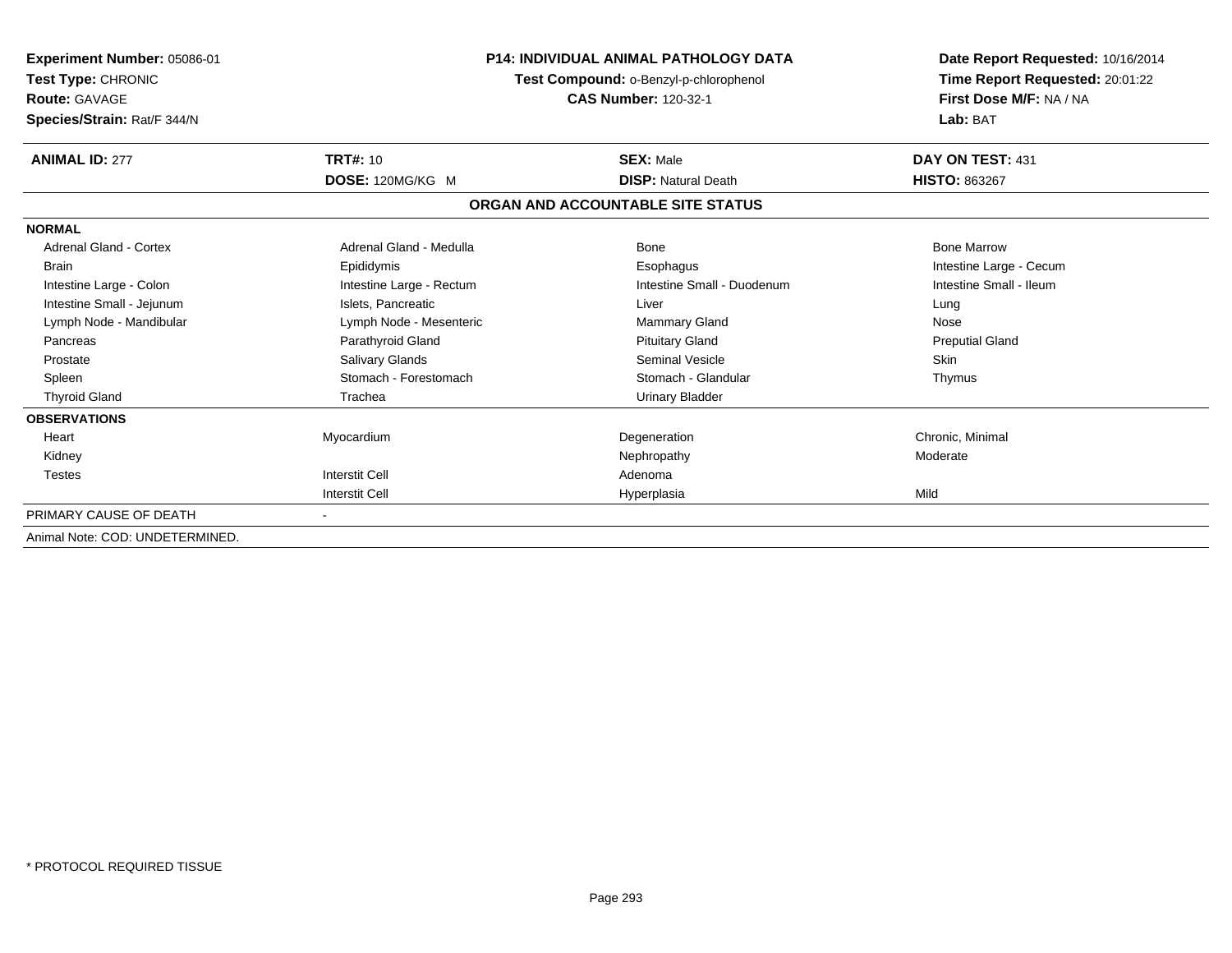**Experiment Number:** 05086-01
**Test Type:** CHRONIC
**Route:** GAVAGE
**Species/Strain:** Rat/F 344/N

**P14: INDIVIDUAL ANIMAL PATHOLOGY DATA**
**Test Compound:** o-Benzyl-p-chlorophenol
**CAS Number:** 120-32-1

**Date Report Requested:** 10/16/2014
**Time Report Requested:** 20:01:22
**First Dose M/F:** NA / NA
**Lab:** BAT

| **ANIMAL ID:** 277 | **TRT#:** 10 | **SEX:** Male | **DAY ON TEST:** 431 |
|---|---|---|---|
| | **DOSE:** 120MG/KG M | **DISP:** Natural Death | **HISTO:** 863267 |

## ORGAN AND ACCOUNTABLE SITE STATUS

| | | | |
|---|---|---|---|
| **NORMAL** | | | |
| Adrenal Gland - Cortex | Adrenal Gland - Medulla | Bone | Bone Marrow |
| Brain | Epididymis | Esophagus | Intestine Large - Cecum |
| Intestine Large - Colon | Intestine Large - Rectum | Intestine Small - Duodenum | Intestine Small - Ileum |
| Intestine Small - Jejunum | Islets, Pancreatic | Liver | Lung |
| Lymph Node - Mandibular | Lymph Node - Mesenteric | Mammary Gland | Nose |
| Pancreas | Parathyroid Gland | Pituitary Gland | Preputial Gland |
| Prostate | Salivary Glands | Seminal Vesicle | Skin |
| Spleen | Stomach - Forestomach | Stomach - Glandular | Thymus |
| Thyroid Gland | Trachea | Urinary Bladder | |
| **OBSERVATIONS** | | | |
| Heart | Myocardium | Degeneration | Chronic, Minimal |
| Kidney | | Nephropathy | Moderate |
| Testes | Interstit Cell | Adenoma | |
| | Interstit Cell | Hyperplasia | Mild |
| PRIMARY CAUSE OF DEATH | - | | |

Animal Note: COD: UNDETERMINED.

* PROTOCOL REQUIRED TISSUE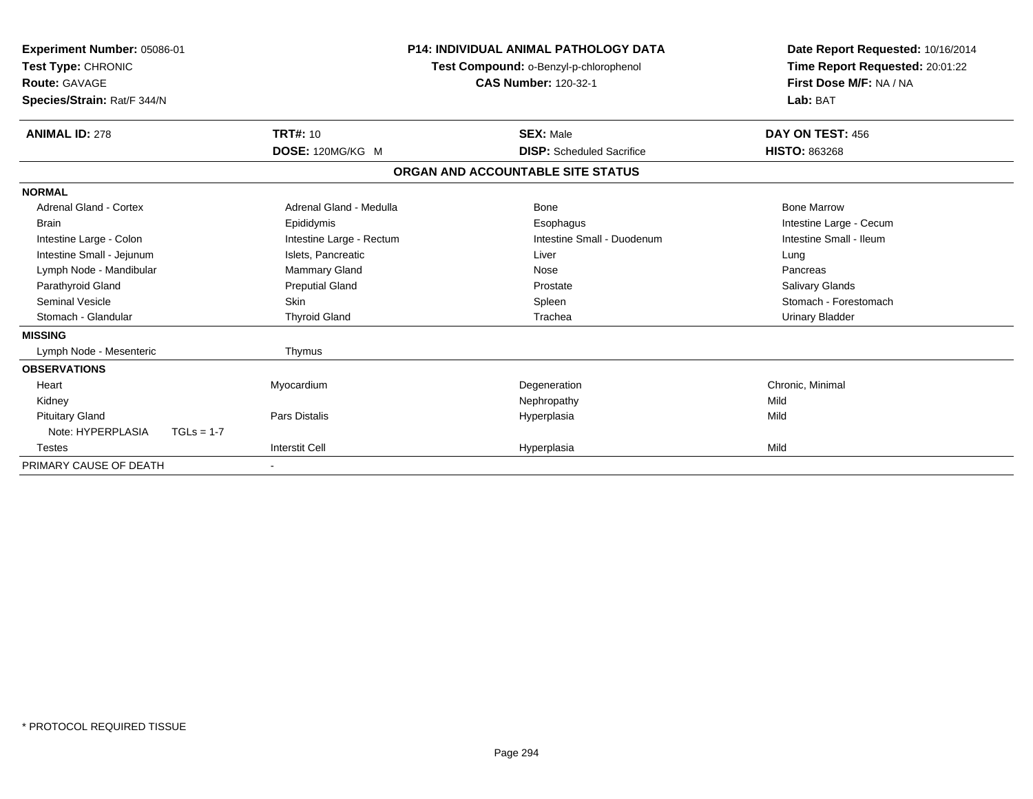**Experiment Number:** 05086-01
**Test Type:** CHRONIC
**Route:** GAVAGE
**Species/Strain:** Rat/F 344/N

**P14: INDIVIDUAL ANIMAL PATHOLOGY DATA**
**Test Compound:** o-Benzyl-p-chlorophenol
**CAS Number:** 120-32-1

**Date Report Requested:** 10/16/2014
**Time Report Requested:** 20:01:22
**First Dose M/F:** NA / NA
**Lab:** BAT

| **ANIMAL ID:** 278 | **TRT#:** 10 | **SEX:** Male | **DAY ON TEST:** 456 |
|---|---|---|---|
| | **DOSE:** 120MG/KG M | **DISP:** Scheduled Sacrifice | **HISTO:** 863268 |

**ORGAN AND ACCOUNTABLE SITE STATUS**

| | | | |
|---|---|---|---|
| **NORMAL** | | | |
| Adrenal Gland - Cortex | Adrenal Gland - Medulla | Bone | Bone Marrow |
| Brain | Epididymis | Esophagus | Intestine Large - Cecum |
| Intestine Large - Colon | Intestine Large - Rectum | Intestine Small - Duodenum | Intestine Small - Ileum |
| Intestine Small - Jejunum | Islets, Pancreatic | Liver | Lung |
| Lymph Node - Mandibular | Mammary Gland | Nose | Pancreas |
| Parathyroid Gland | Preputial Gland | Prostate | Salivary Glands |
| Seminal Vesicle | Skin | Spleen | Stomach - Forestomach |
| Stomach - Glandular | Thyroid Gland | Trachea | Urinary Bladder |
| **MISSING** | | | |
| Lymph Node - Mesenteric | Thymus | | |
| **OBSERVATIONS** | | | |
| Heart | Myocardium | Degeneration | Chronic, Minimal |
| Kidney | | Nephropathy | Mild |
| Pituitary Gland | Pars Distalis | Hyperplasia | Mild |
| Note: HYPERPLASIA TGLs = 1-7 | | | |
| Testes | Interstit Cell | Hyperplasia | Mild |
| PRIMARY CAUSE OF DEATH | - | | |

\* PROTOCOL REQUIRED TISSUE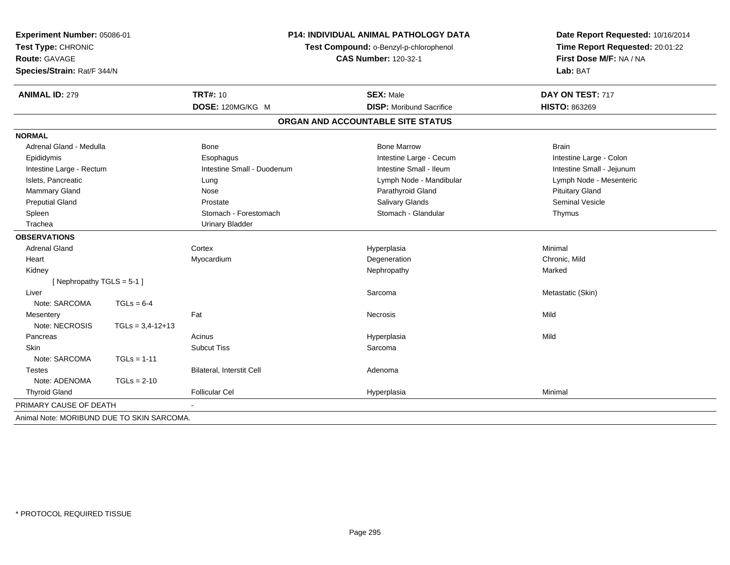**Experiment Number:** 05086-01
**Test Type:** CHRONIC
**Route:** GAVAGE
**Species/Strain:** Rat/F 344/N

**P14: INDIVIDUAL ANIMAL PATHOLOGY DATA**
**Test Compound:** o-Benzyl-p-chlorophenol
**CAS Number:** 120-32-1

**Date Report Requested:** 10/16/2014
**Time Report Requested:** 20:01:22
**First Dose M/F:** NA / NA
**Lab:** BAT

| **ANIMAL ID:** 279 | **TRT#:** 10 | **SEX:** Male | **DAY ON TEST:** 717 |
|---|---|---|---|
| | **DOSE:** 120MG/KG M | **DISP:** Moribund Sacrifice | **HISTO:** 863269 |

## ORGAN AND ACCOUNTABLE SITE STATUS

**NORMAL**

| | | | |
|---|---|---|---|
| Adrenal Gland - Medulla | Bone | Bone Marrow | Brain |
| Epididymis | Esophagus | Intestine Large - Cecum | Intestine Large - Colon |
| Intestine Large - Rectum | Intestine Small - Duodenum | Intestine Small - Ileum | Intestine Small - Jejunum |
| Islets, Pancreatic | Lung | Lymph Node - Mandibular | Lymph Node - Mesenteric |
| Mammary Gland | Nose | Parathyroid Gland | Pituitary Gland |
| Preputial Gland | Prostate | Salivary Glands | Seminal Vesicle |
| Spleen | Stomach - Forestomach | Stomach - Glandular | Thymus |
| Trachea | Urinary Bladder | | |

**OBSERVATIONS**

| | | | | |
|---|---|---|---|---|
| Adrenal Gland | | Cortex | Hyperplasia | Minimal |
| Heart | | Myocardium | Degeneration | Chronic, Mild |
| Kidney | | | Nephropathy | Marked |
| [ Nephropathy TGLS = 5-1 ] | | | | |
| Liver | | | Sarcoma | Metastatic (Skin) |
| Note: SARCOMA | TGLs = 6-4 | | | |
| Mesentery | | Fat | Necrosis | Mild |
| Note: NECROSIS | TGLs = 3,4-12+13 | | | |
| Pancreas | | Acinus | Hyperplasia | Mild |
| Skin | | Subcut Tiss | Sarcoma | |
| Note: SARCOMA | TGLs = 1-11 | | | |
| Testes | | Bilateral, Interstit Cell | Adenoma | |
| Note: ADENOMA | TGLs = 2-10 | | | |
| Thyroid Gland | | Follicular Cel | Hyperplasia | Minimal |

PRIMARY CAUSE OF DEATH -

Animal Note: MORIBUND DUE TO SKIN SARCOMA.

* PROTOCOL REQUIRED TISSUE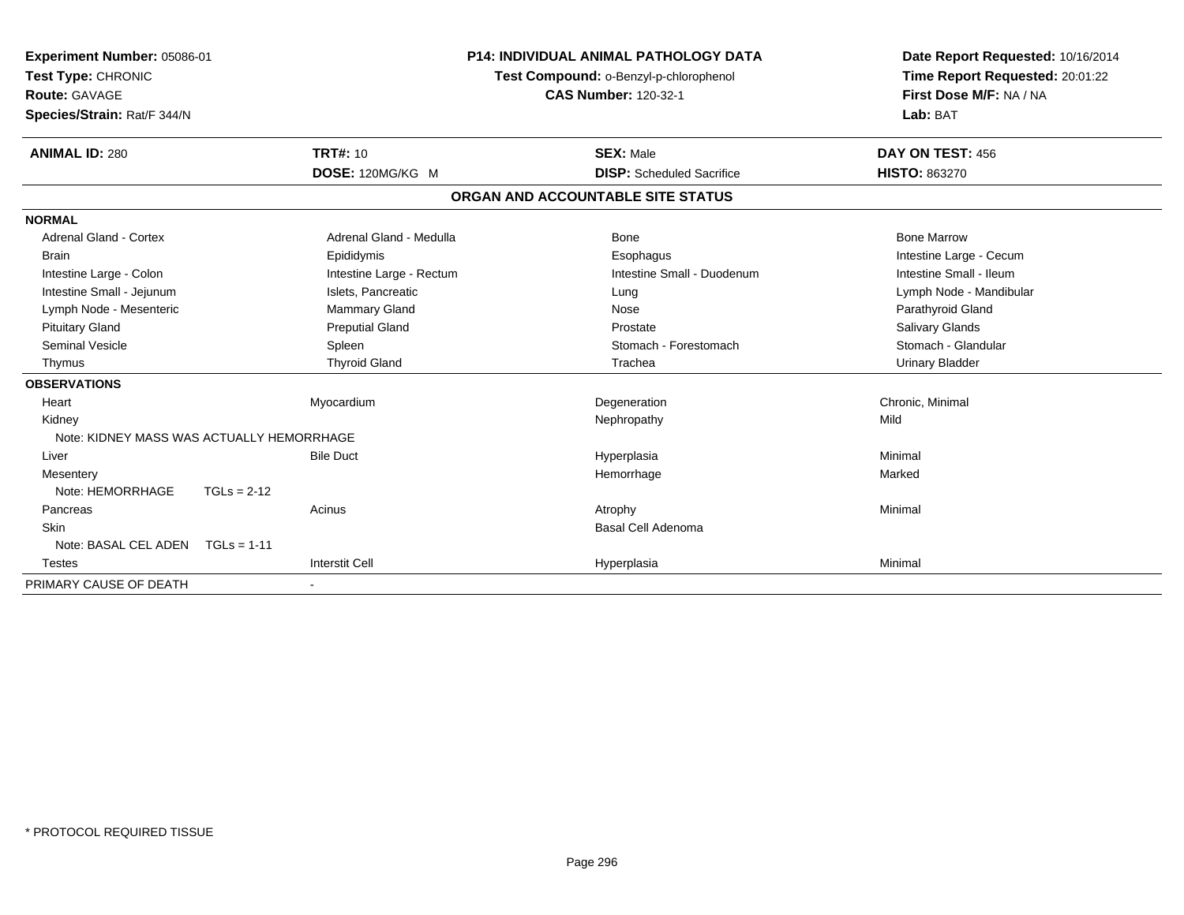**Experiment Number:** 05086-01
**Test Type:** CHRONIC
**Route:** GAVAGE
**Species/Strain:** Rat/F 344/N

**P14: INDIVIDUAL ANIMAL PATHOLOGY DATA**
**Test Compound:** o-Benzyl-p-chlorophenol
**CAS Number:** 120-32-1

**Date Report Requested:** 10/16/2014
**Time Report Requested:** 20:01:22
**First Dose M/F:** NA / NA
**Lab:** BAT

| **ANIMAL ID:** 280 | **TRT#:** 10 | **SEX:** Male | **DAY ON TEST:** 456 |
|---|---|---|---|
| | **DOSE:** 120MG/KG M | **DISP:** Scheduled Sacrifice | **HISTO:** 863270 |

## ORGAN AND ACCOUNTABLE SITE STATUS

| | | | |
|---|---|---|---|
| **NORMAL** | | | |
| Adrenal Gland - Cortex | Adrenal Gland - Medulla | Bone | Bone Marrow |
| Brain | Epididymis | Esophagus | Intestine Large - Cecum |
| Intestine Large - Colon | Intestine Large - Rectum | Intestine Small - Duodenum | Intestine Small - Ileum |
| Intestine Small - Jejunum | Islets, Pancreatic | Lung | Lymph Node - Mandibular |
| Lymph Node - Mesenteric | Mammary Gland | Nose | Parathyroid Gland |
| Pituitary Gland | Preputial Gland | Prostate | Salivary Glands |
| Seminal Vesicle | Spleen | Stomach - Forestomach | Stomach - Glandular |
| Thymus | Thyroid Gland | Trachea | Urinary Bladder |
| **OBSERVATIONS** | | | |
| Heart | Myocardium | Degeneration | Chronic, Minimal |
| Kidney | | Nephropathy | Mild |
| Note: KIDNEY MASS WAS ACTUALLY HEMORRHAGE | | | |
| Liver | Bile Duct | Hyperplasia | Minimal |
| Mesentery | | Hemorrhage | Marked |
| Note: HEMORRHAGE TGLs = 2-12 | | | |
| Pancreas | Acinus | Atrophy | Minimal |
| Skin | | Basal Cell Adenoma | |
| Note: BASAL CEL ADEN TGLs = 1-11 | | | |
| Testes | Interstit Cell | Hyperplasia | Minimal |
| PRIMARY CAUSE OF DEATH | - | | |

\* PROTOCOL REQUIRED TISSUE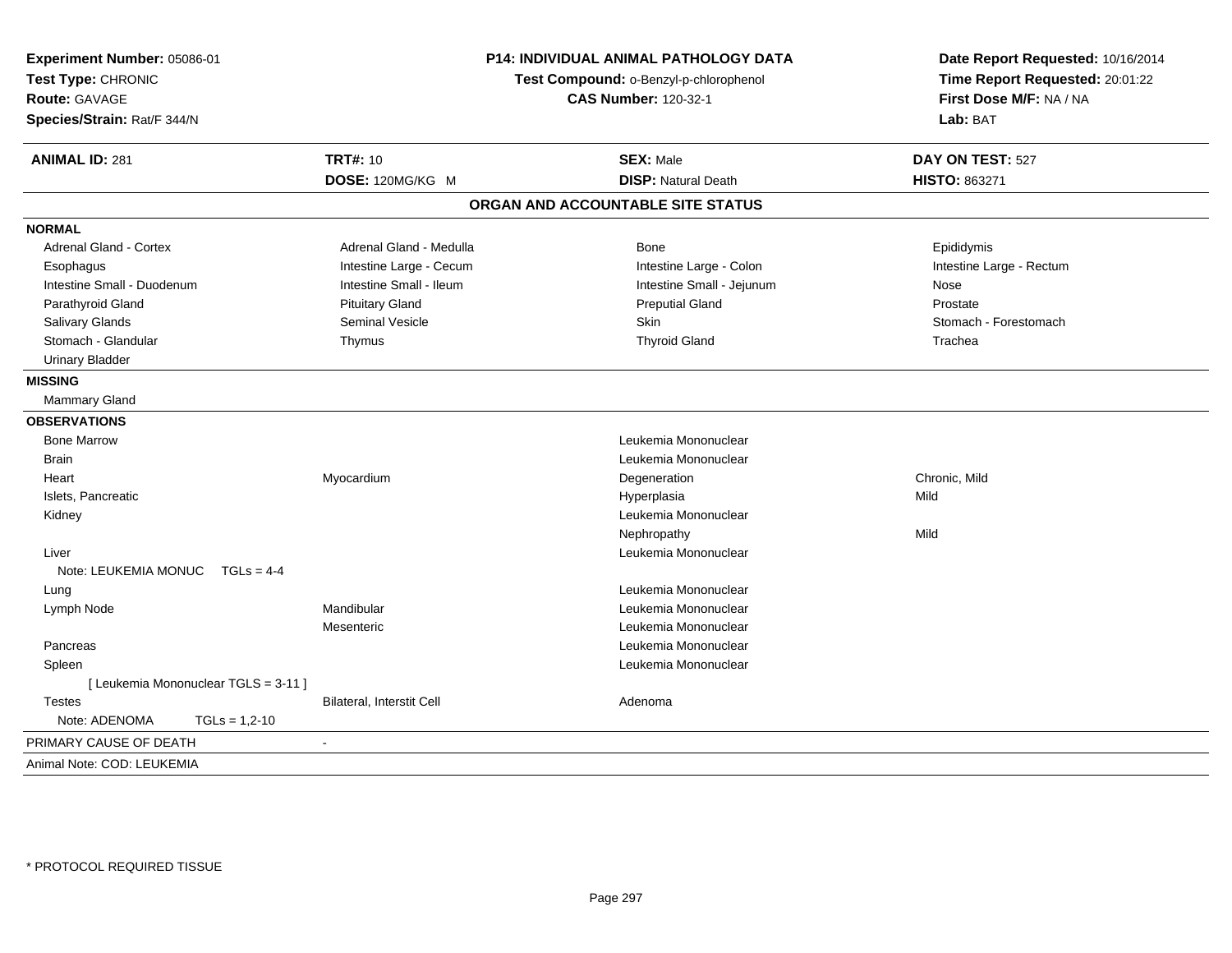**Experiment Number:** 05086-01
**Test Type:** CHRONIC
**Route:** GAVAGE
**Species/Strain:** Rat/F 344/N

**P14: INDIVIDUAL ANIMAL PATHOLOGY DATA**
**Test Compound:** o-Benzyl-p-chlorophenol
**CAS Number:** 120-32-1

**Date Report Requested:** 10/16/2014
**Time Report Requested:** 20:01:22
**First Dose M/F:** NA / NA
**Lab:** BAT

| **ANIMAL ID:** 281 | **TRT#:** 10 | **SEX:** Male | **DAY ON TEST:** 527 |
|---|---|---|---|
| | **DOSE:** 120MG/KG M | **DISP:** Natural Death | **HISTO:** 863271 |

## ORGAN AND ACCOUNTABLE SITE STATUS

**NORMAL**

| | | | |
|---|---|---|---|
| Adrenal Gland - Cortex | Adrenal Gland - Medulla | Bone | Epididymis |
| Esophagus | Intestine Large - Cecum | Intestine Large - Colon | Intestine Large - Rectum |
| Intestine Small - Duodenum | Intestine Small - Ileum | Intestine Small - Jejunum | Nose |
| Parathyroid Gland | Pituitary Gland | Preputial Gland | Prostate |
| Salivary Glands | Seminal Vesicle | Skin | Stomach - Forestomach |
| Stomach - Glandular | Thymus | Thyroid Gland | Trachea |
| Urinary Bladder | | | |

**MISSING**

Mammary Gland

**OBSERVATIONS**

| | | | |
|---|---|---|---|
| Bone Marrow | | Leukemia Mononuclear | |
| Brain | | Leukemia Mononuclear | |
| Heart | Myocardium | Degeneration | Chronic, Mild |
| Islets, Pancreatic | | Hyperplasia | Mild |
| Kidney | | Leukemia Mononuclear | |
| | | Nephropathy | Mild |
| Liver | | Leukemia Mononuclear | |
| Note: LEUKEMIA MONUC TGLs = 4-4 | | | |
| Lung | | Leukemia Mononuclear | |
| Lymph Node | Mandibular | Leukemia Mononuclear | |
| | Mesenteric | Leukemia Mononuclear | |
| Pancreas | | Leukemia Mononuclear | |
| Spleen | | Leukemia Mononuclear | |
| [ Leukemia Mononuclear TGLS = 3-11 ] | | | |
| Testes | Bilateral, Interstit Cell | Adenoma | |
| Note: ADENOMA TGLs = 1,2-10 | | | |

PRIMARY CAUSE OF DEATH -

Animal Note: COD: LEUKEMIA

* PROTOCOL REQUIRED TISSUE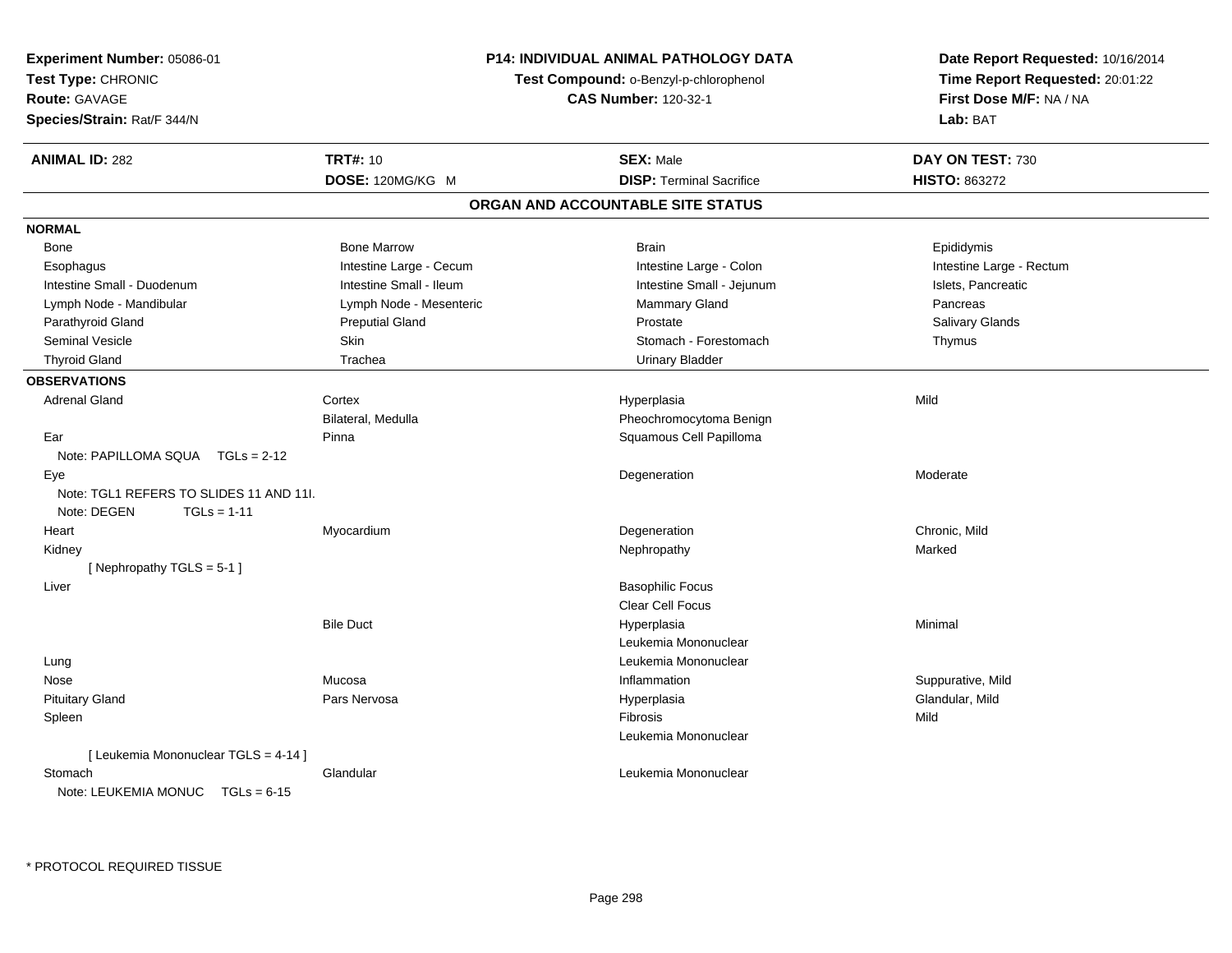**Experiment Number:** 05086-01
**Test Type:** CHRONIC
**Route:** GAVAGE
**Species/Strain:** Rat/F 344/N

**P14: INDIVIDUAL ANIMAL PATHOLOGY DATA**
**Test Compound:** o-Benzyl-p-chlorophenol
**CAS Number:** 120-32-1

**Date Report Requested:** 10/16/2014
**Time Report Requested:** 20:01:22
**First Dose M/F:** NA / NA
**Lab:** BAT

| **ANIMAL ID:** 282 | **TRT#:** 10 | **SEX:** Male | **DAY ON TEST:** 730 |
|---|---|---|---|
| | **DOSE:** 120MG/KG M | **DISP:** Terminal Sacrifice | **HISTO:** 863272 |

## ORGAN AND ACCOUNTABLE SITE STATUS

**NORMAL**

| | | | |
|---|---|---|---|
| Bone | Bone Marrow | Brain | Epididymis |
| Esophagus | Intestine Large - Cecum | Intestine Large - Colon | Intestine Large - Rectum |
| Intestine Small - Duodenum | Intestine Small - Ileum | Intestine Small - Jejunum | Islets, Pancreatic |
| Lymph Node - Mandibular | Lymph Node - Mesenteric | Mammary Gland | Pancreas |
| Parathyroid Gland | Preputial Gland | Prostate | Salivary Glands |
| Seminal Vesicle | Skin | Stomach - Forestomach | Thymus |
| Thyroid Gland | Trachea | Urinary Bladder | |

**OBSERVATIONS**

| | | | |
|---|---|---|---|
| Adrenal Gland | Cortex | Hyperplasia | Mild |
| | Bilateral, Medulla | Pheochromocytoma Benign | |
| Ear | Pinna | Squamous Cell Papilloma | |
| Note: PAPILLOMA SQUA TGLs = 2-12 | | | |
| Eye | | Degeneration | Moderate |
| Note: TGL1 REFERS TO SLIDES 11 AND 11I. | | | |
| Note: DEGEN TGLs = 1-11 | | | |
| Heart | Myocardium | Degeneration | Chronic, Mild |
| Kidney | | Nephropathy | Marked |
| [ Nephropathy TGLS = 5-1 ] | | | |
| Liver | | Basophilic Focus | |
| | | Clear Cell Focus | |
| | Bile Duct | Hyperplasia | Minimal |
| | | Leukemia Mononuclear | |
| Lung | | Leukemia Mononuclear | |
| Nose | Mucosa | Inflammation | Suppurative, Mild |
| Pituitary Gland | Pars Nervosa | Hyperplasia | Glandular, Mild |
| Spleen | | Fibrosis | Mild |
| | | Leukemia Mononuclear | |
| [ Leukemia Mononuclear TGLS = 4-14 ] | | | |
| Stomach | Glandular | Leukemia Mononuclear | |
| Note: LEUKEMIA MONUC TGLs = 6-15 | | | |

* PROTOCOL REQUIRED TISSUE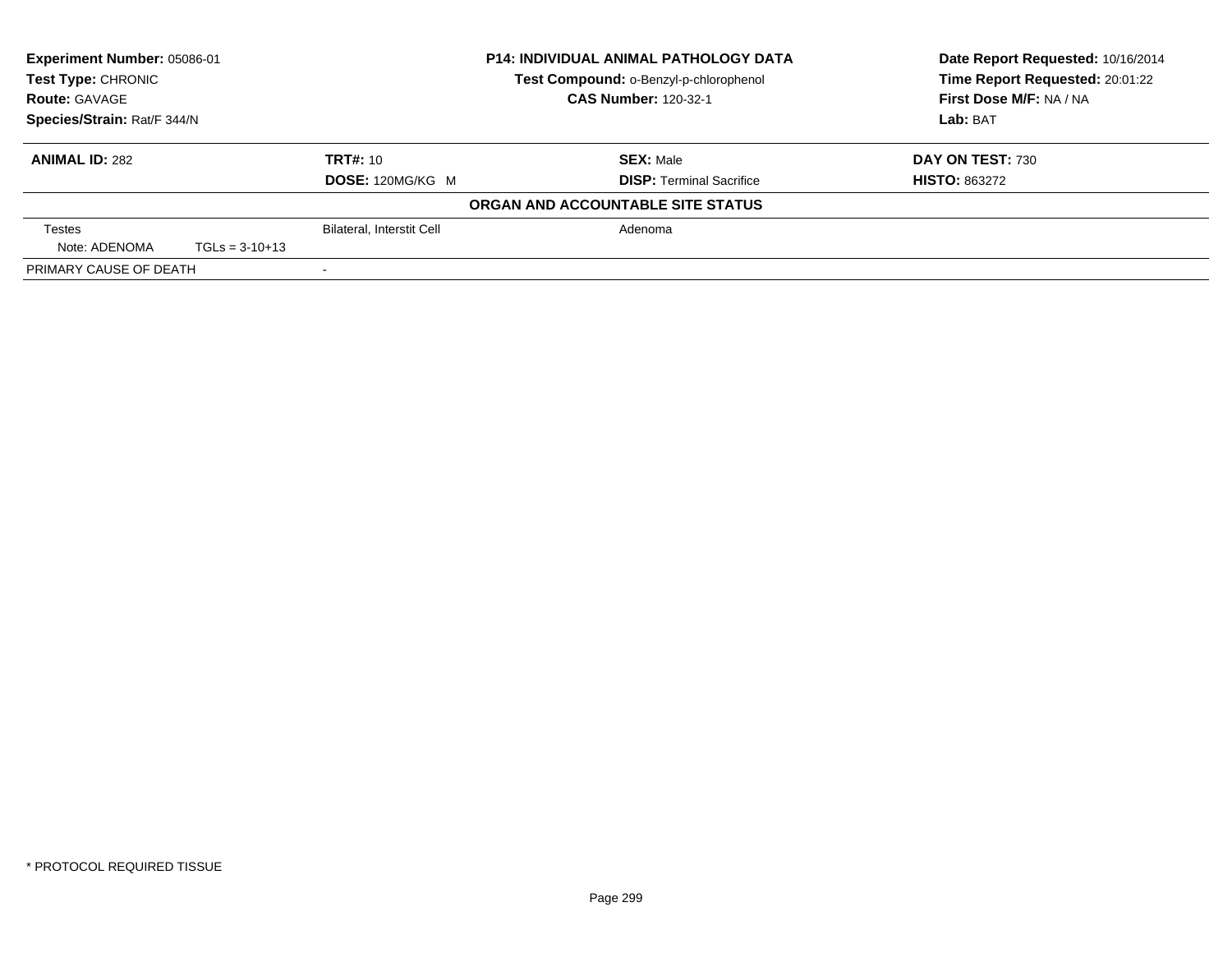**Experiment Number:** 05086-01
**Test Type:** CHRONIC
**Route:** GAVAGE
**Species/Strain:** Rat/F 344/N

**P14: INDIVIDUAL ANIMAL PATHOLOGY DATA**
**Test Compound:** o-Benzyl-p-chlorophenol
**CAS Number:** 120-32-1

**Date Report Requested:** 10/16/2014
**Time Report Requested:** 20:01:22
**First Dose M/F:** NA / NA
**Lab:** BAT

| **ANIMAL ID:** 282 | **TRT#:** 10 | **SEX:** Male | **DAY ON TEST:** 730 |
|---|---|---|---|
| | **DOSE:** 120MG/KG M | **DISP:** Terminal Sacrifice | **HISTO:** 863272 |

**ORGAN AND ACCOUNTABLE SITE STATUS**

| | | | |
|---|---|---|---|
| Testes | | Bilateral, Interstit Cell | Adenoma |
| Note: ADENOMA | TGLs = 3-10+13 | | |
| PRIMARY CAUSE OF DEATH | | - | |

* PROTOCOL REQUIRED TISSUE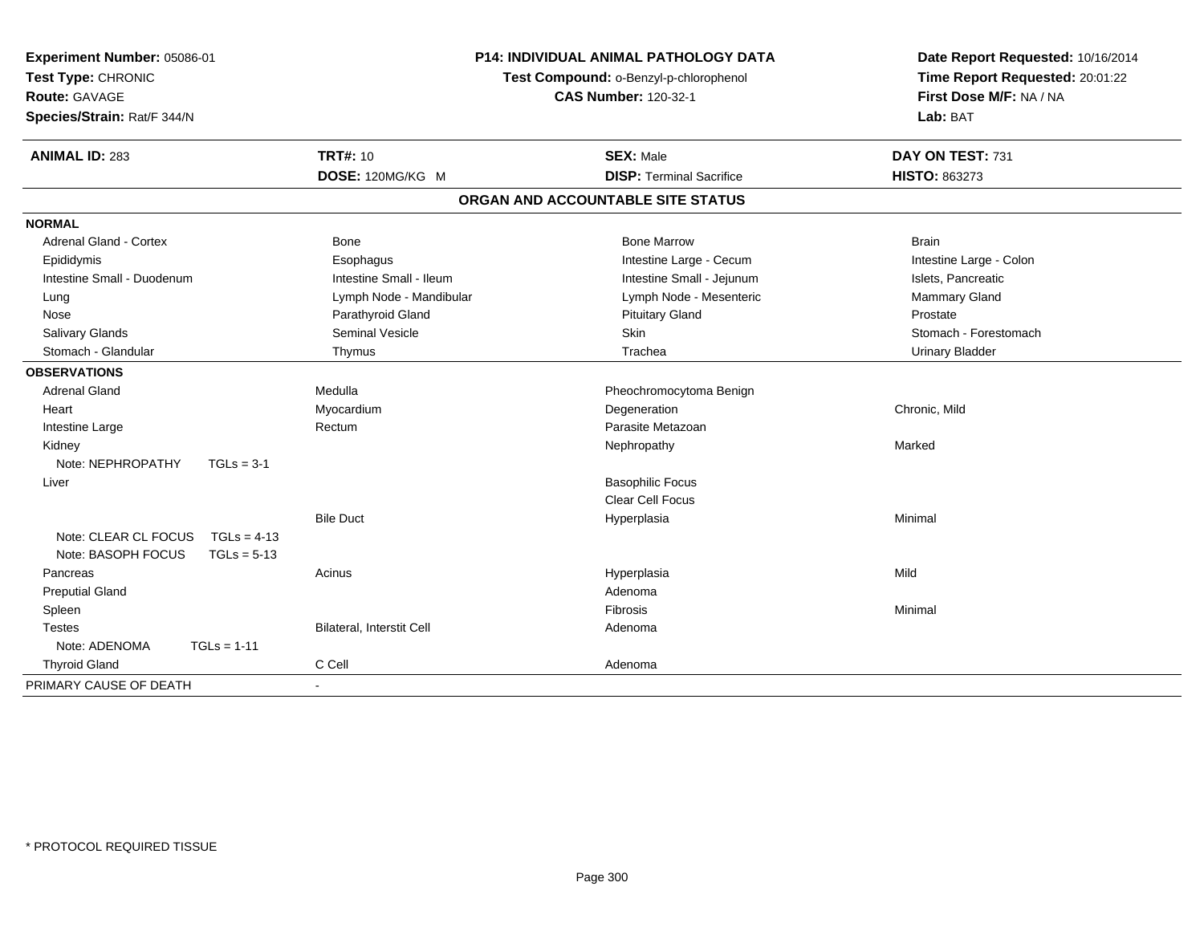**Experiment Number:** 05086-01
**Test Type:** CHRONIC
**Route:** GAVAGE
**Species/Strain:** Rat/F 344/N

**P14: INDIVIDUAL ANIMAL PATHOLOGY DATA**
**Test Compound:** o-Benzyl-p-chlorophenol
**CAS Number:** 120-32-1

**Date Report Requested:** 10/16/2014
**Time Report Requested:** 20:01:22
**First Dose M/F:** NA / NA
**Lab:** BAT

| **ANIMAL ID:** 283 | **TRT#:** 10 | **SEX:** Male | **DAY ON TEST:** 731 |
|---|---|---|---|
| | **DOSE:** 120MG/KG M | **DISP:** Terminal Sacrifice | **HISTO:** 863273 |

## ORGAN AND ACCOUNTABLE SITE STATUS

| | | | |
|---|---|---|---|
| **NORMAL** | | | |
| Adrenal Gland - Cortex | Bone | Bone Marrow | Brain |
| Epididymis | Esophagus | Intestine Large - Cecum | Intestine Large - Colon |
| Intestine Small - Duodenum | Intestine Small - Ileum | Intestine Small - Jejunum | Islets, Pancreatic |
| Lung | Lymph Node - Mandibular | Lymph Node - Mesenteric | Mammary Gland |
| Nose | Parathyroid Gland | Pituitary Gland | Prostate |
| Salivary Glands | Seminal Vesicle | Skin | Stomach - Forestomach |
| Stomach - Glandular | Thymus | Trachea | Urinary Bladder |
| **OBSERVATIONS** | | | |
| Adrenal Gland | Medulla | Pheochromocytoma Benign | |
| Heart | Myocardium | Degeneration | Chronic, Mild |
| Intestine Large | Rectum | Parasite Metazoan | |
| Kidney | | Nephropathy | Marked |
| Note: NEPHROPATHY TGLs = 3-1 | | | |
| Liver | | Basophilic Focus | |
| | | Clear Cell Focus | |
| | Bile Duct | Hyperplasia | Minimal |
| Note: CLEAR CL FOCUS TGLs = 4-13 | | | |
| Note: BASOPH FOCUS TGLs = 5-13 | | | |
| Pancreas | Acinus | Hyperplasia | Mild |
| Preputial Gland | | Adenoma | |
| Spleen | | Fibrosis | Minimal |
| Testes | Bilateral, Interstit Cell | Adenoma | |
| Note: ADENOMA TGLs = 1-11 | | | |
| Thyroid Gland | C Cell | Adenoma | |
| PRIMARY CAUSE OF DEATH | - | | |

\* PROTOCOL REQUIRED TISSUE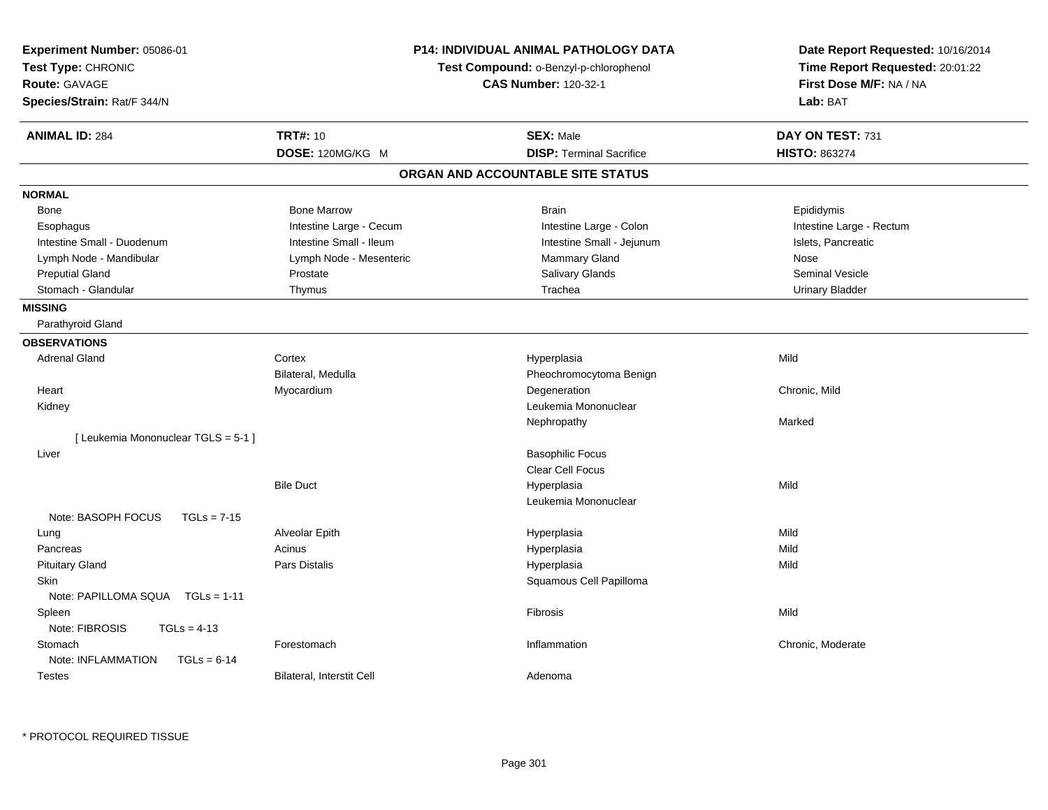**Experiment Number:** 05086-01
**Test Type:** CHRONIC
**Route:** GAVAGE
**Species/Strain:** Rat/F 344/N

**P14: INDIVIDUAL ANIMAL PATHOLOGY DATA**
**Test Compound:** o-Benzyl-p-chlorophenol
**CAS Number:** 120-32-1

**Date Report Requested:** 10/16/2014
**Time Report Requested:** 20:01:22
**First Dose M/F:** NA / NA
**Lab:** BAT

| **ANIMAL ID:** 284 | **TRT#:** 10 | **SEX:** Male | **DAY ON TEST:** 731 |
|---|---|---|---|
| | **DOSE:** 120MG/KG M | **DISP:** Terminal Sacrifice | **HISTO:** 863274 |

## ORGAN AND ACCOUNTABLE SITE STATUS

**NORMAL**

| | | | |
|---|---|---|---|
| Bone | Bone Marrow | Brain | Epididymis |
| Esophagus | Intestine Large - Cecum | Intestine Large - Colon | Intestine Large - Rectum |
| Intestine Small - Duodenum | Intestine Small - Ileum | Intestine Small - Jejunum | Islets, Pancreatic |
| Lymph Node - Mandibular | Lymph Node - Mesenteric | Mammary Gland | Nose |
| Preputial Gland | Prostate | Salivary Glands | Seminal Vesicle |
| Stomach - Glandular | Thymus | Trachea | Urinary Bladder |

**MISSING**

Parathyroid Gland

**OBSERVATIONS**

| | | | |
|---|---|---|---|
| Adrenal Gland | Cortex | Hyperplasia | Mild |
| | Bilateral, Medulla | Pheochromocytoma Benign | |
| Heart | Myocardium | Degeneration | Chronic, Mild |
| Kidney | | Leukemia Mononuclear | |
| | | Nephropathy | Marked |
| [ Leukemia Mononuclear TGLS = 5-1 ] | | | |
| Liver | | Basophilic Focus | |
| | | Clear Cell Focus | |
| | Bile Duct | Hyperplasia | Mild |
| | | Leukemia Mononuclear | |
| Note: BASOPH FOCUS TGLs = 7-15 | | | |
| Lung | Alveolar Epith | Hyperplasia | Mild |
| Pancreas | Acinus | Hyperplasia | Mild |
| Pituitary Gland | Pars Distalis | Hyperplasia | Mild |
| Skin | | Squamous Cell Papilloma | |
| Note: PAPILLOMA SQUA TGLs = 1-11 | | | |
| Spleen | | Fibrosis | Mild |
| Note: FIBROSIS TGLs = 4-13 | | | |
| Stomach | Forestomach | Inflammation | Chronic, Moderate |
| Note: INFLAMMATION TGLs = 6-14 | | | |
| Testes | Bilateral, Interstit Cell | Adenoma | |

* PROTOCOL REQUIRED TISSUE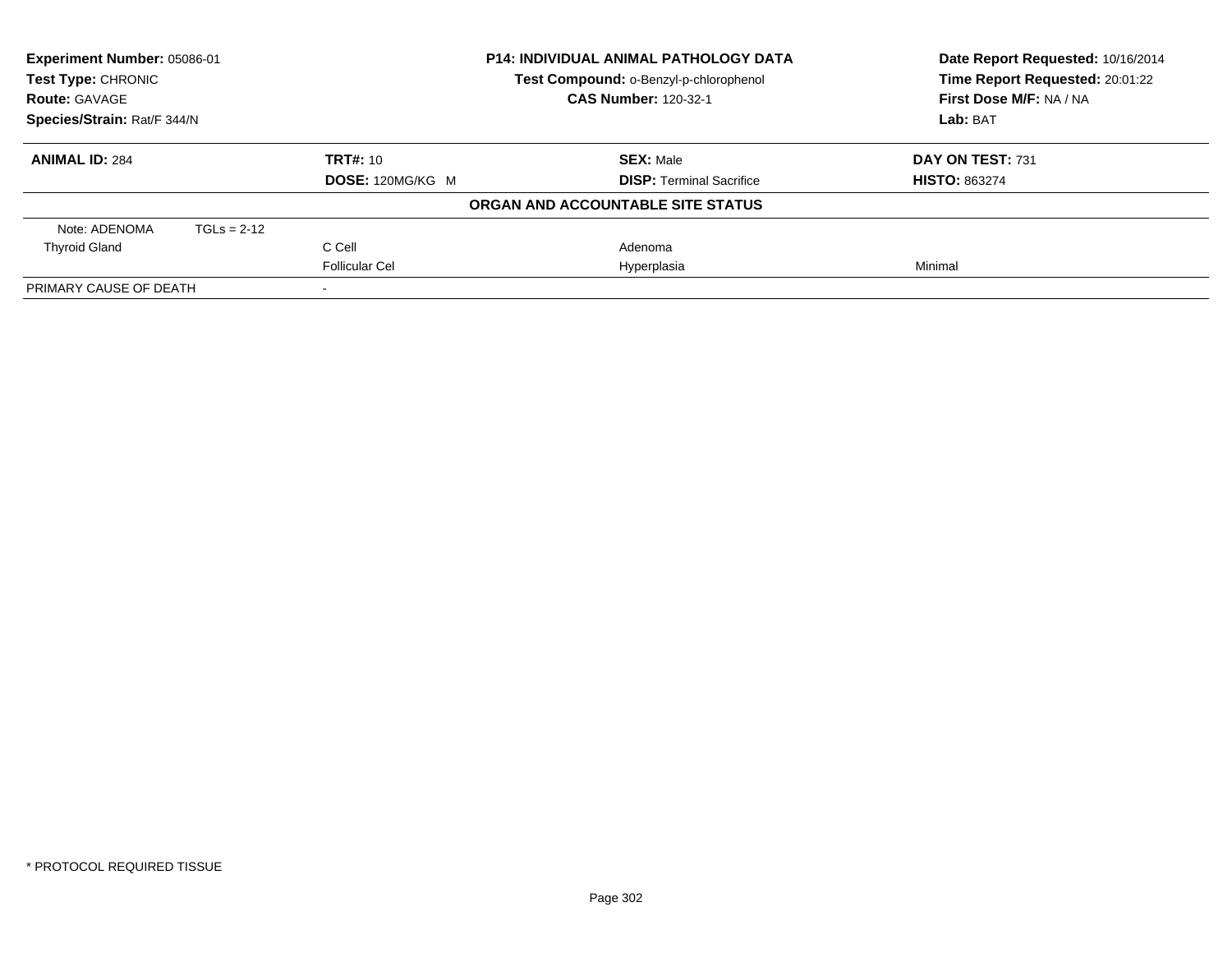| Experiment Number: 05086-01 | P14: INDIVIDUAL ANIMAL PATHOLOGY DATA | Date Report Requested: 10/16/2014 |
|---|---|---|
| Test Type: CHRONIC | Test Compound: o-Benzyl-p-chlorophenol | Time Report Requested: 20:01:22 |
| Route: GAVAGE | CAS Number: 120-32-1 | First Dose M/F: NA / NA |
| Species/Strain: Rat/F 344/N | | Lab: BAT |

| ANIMAL ID: 284 | TRT#: 10 | SEX: Male | DAY ON TEST: 731 |
|---|---|---|---|
| | DOSE: 120MG/KG M | DISP: Terminal Sacrifice | HISTO: 863274 |

**ORGAN AND ACCOUNTABLE SITE STATUS**

| | | | |
|---|---|---|---|
| Note: ADENOMA TGLs = 2-12 | | | |
| Thyroid Gland | C Cell | Adenoma | |
| | Follicular Cel | Hyperplasia | Minimal |
| PRIMARY CAUSE OF DEATH | - | | |

\* PROTOCOL REQUIRED TISSUE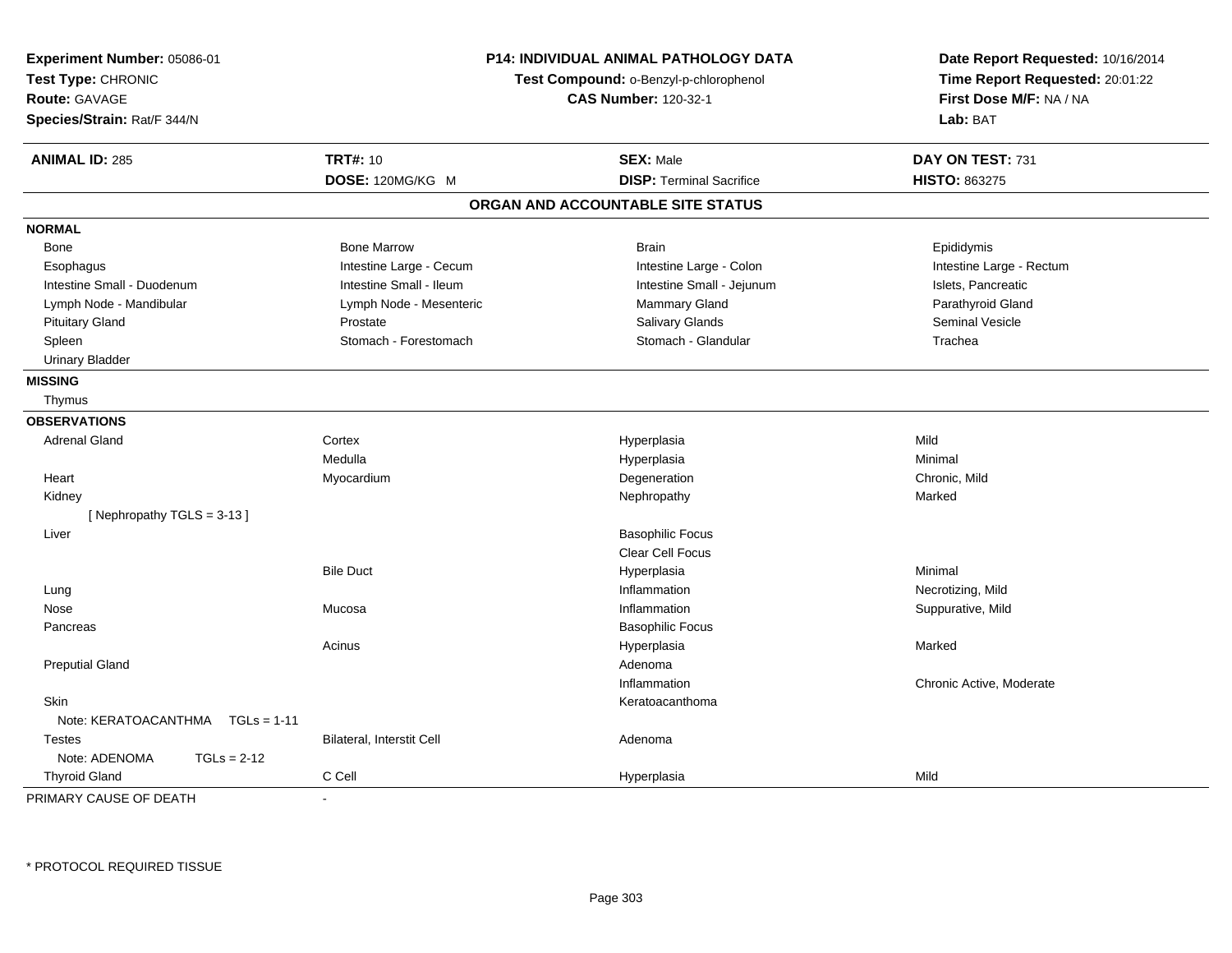**Experiment Number:** 05086-01
**Test Type:** CHRONIC
**Route:** GAVAGE
**Species/Strain:** Rat/F 344/N

**P14: INDIVIDUAL ANIMAL PATHOLOGY DATA**
**Test Compound:** o-Benzyl-p-chlorophenol
**CAS Number:** 120-32-1

**Date Report Requested:** 10/16/2014
**Time Report Requested:** 20:01:22
**First Dose M/F:** NA / NA
**Lab:** BAT

| **ANIMAL ID:** 285 | **TRT#:** 10 | **SEX:** Male | **DAY ON TEST:** 731 |
|---|---|---|---|
| | **DOSE:** 120MG/KG M | **DISP:** Terminal Sacrifice | **HISTO:** 863275 |

## ORGAN AND ACCOUNTABLE SITE STATUS

**NORMAL**

| | | | |
|---|---|---|---|
| Bone | Bone Marrow | Brain | Epididymis |
| Esophagus | Intestine Large - Cecum | Intestine Large - Colon | Intestine Large - Rectum |
| Intestine Small - Duodenum | Intestine Small - Ileum | Intestine Small - Jejunum | Islets, Pancreatic |
| Lymph Node - Mandibular | Lymph Node - Mesenteric | Mammary Gland | Parathyroid Gland |
| Pituitary Gland | Prostate | Salivary Glands | Seminal Vesicle |
| Spleen | Stomach - Forestomach | Stomach - Glandular | Trachea |
| Urinary Bladder | | | |

**MISSING**

Thymus

**OBSERVATIONS**

| | | | |
|---|---|---|---|
| Adrenal Gland | Cortex | Hyperplasia | Mild |
| | Medulla | Hyperplasia | Minimal |
| Heart | Myocardium | Degeneration | Chronic, Mild |
| Kidney | | Nephropathy | Marked |
| [ Nephropathy TGLS = 3-13 ] | | | |
| Liver | | Basophilic Focus | |
| | | Clear Cell Focus | |
| | Bile Duct | Hyperplasia | Minimal |
| Lung | | Inflammation | Necrotizing, Mild |
| Nose | Mucosa | Inflammation | Suppurative, Mild |
| Pancreas | | Basophilic Focus | |
| | Acinus | Hyperplasia | Marked |
| Preputial Gland | | Adenoma | |
| | | Inflammation | Chronic Active, Moderate |
| Skin | | Keratoacanthoma | |
| Note: KERATOACANTHMA TGLs = 1-11 | | | |
| Testes | Bilateral, Interstit Cell | Adenoma | |
| Note: ADENOMA TGLs = 2-12 | | | |
| Thyroid Gland | C Cell | Hyperplasia | Mild |

PRIMARY CAUSE OF DEATH -

* PROTOCOL REQUIRED TISSUE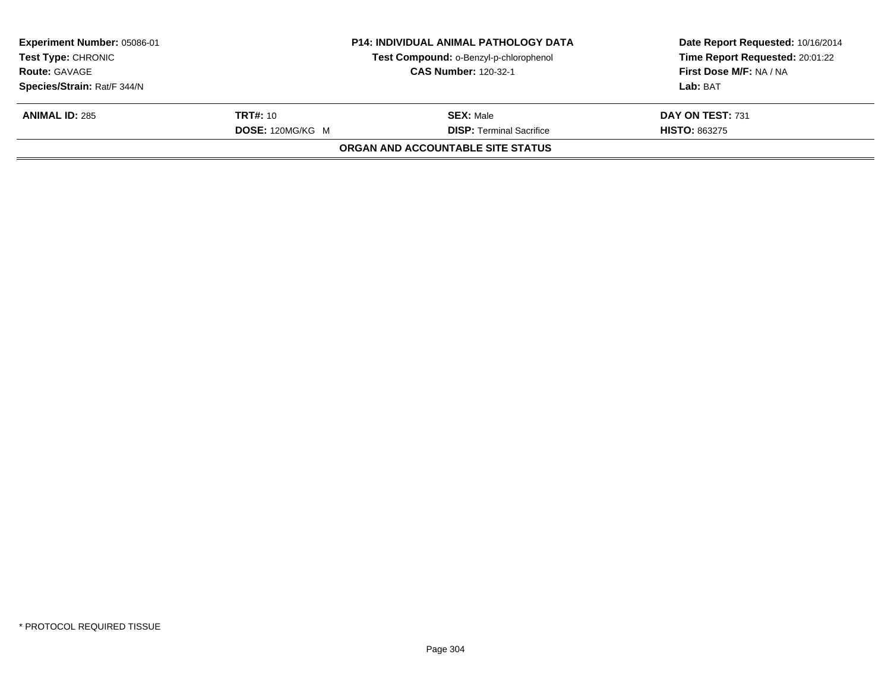**Experiment Number:** 05086-01
**Test Type:** CHRONIC
**Route:** GAVAGE
**Species/Strain:** Rat/F 344/N

**P14: INDIVIDUAL ANIMAL PATHOLOGY DATA**
**Test Compound:** o-Benzyl-p-chlorophenol
**CAS Number:** 120-32-1

**Date Report Requested:** 10/16/2014
**Time Report Requested:** 20:01:22
**First Dose M/F:** NA / NA
**Lab:** BAT

| **ANIMAL ID:** 285 | **TRT#:** 10 | **SEX:** Male | **DAY ON TEST:** 731 |
|---|---|---|---|
| | **DOSE:** 120MG/KG M | **DISP:** Terminal Sacrifice | **HISTO:** 863275 |

**ORGAN AND ACCOUNTABLE SITE STATUS**

* PROTOCOL REQUIRED TISSUE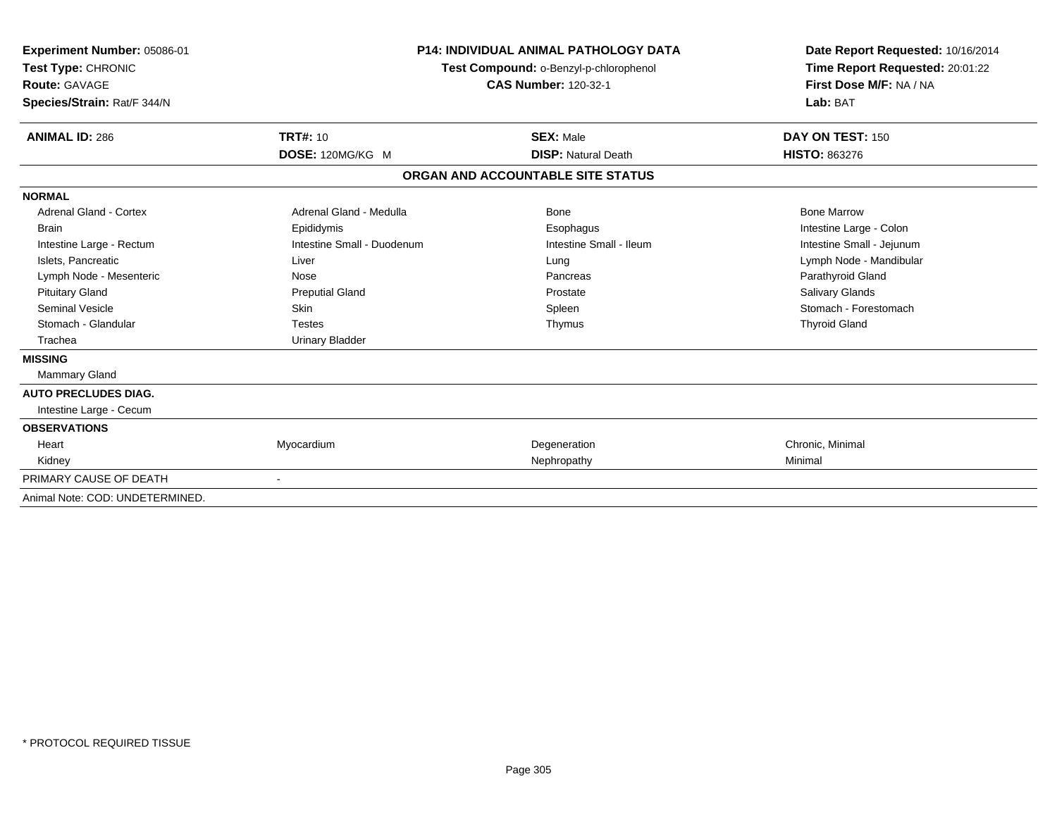**Experiment Number:** 05086-01
**Test Type:** CHRONIC
**Route:** GAVAGE
**Species/Strain:** Rat/F 344/N

**P14: INDIVIDUAL ANIMAL PATHOLOGY DATA**
**Test Compound:** o-Benzyl-p-chlorophenol
**CAS Number:** 120-32-1

**Date Report Requested:** 10/16/2014
**Time Report Requested:** 20:01:22
**First Dose M/F:** NA / NA
**Lab:** BAT

| **ANIMAL ID:** 286 | **TRT#:** 10 | **SEX:** Male | **DAY ON TEST:** 150 |
|---|---|---|---|
| | **DOSE:** 120MG/KG M | **DISP:** Natural Death | **HISTO:** 863276 |

**ORGAN AND ACCOUNTABLE SITE STATUS**

| | | | |
|---|---|---|---|
| **NORMAL** | | | |
| Adrenal Gland - Cortex | Adrenal Gland - Medulla | Bone | Bone Marrow |
| Brain | Epididymis | Esophagus | Intestine Large - Colon |
| Intestine Large - Rectum | Intestine Small - Duodenum | Intestine Small - Ileum | Intestine Small - Jejunum |
| Islets, Pancreatic | Liver | Lung | Lymph Node - Mandibular |
| Lymph Node - Mesenteric | Nose | Pancreas | Parathyroid Gland |
| Pituitary Gland | Preputial Gland | Prostate | Salivary Glands |
| Seminal Vesicle | Skin | Spleen | Stomach - Forestomach |
| Stomach - Glandular | Testes | Thymus | Thyroid Gland |
| Trachea | Urinary Bladder | | |
| **MISSING** | | | |
| Mammary Gland | | | |
| **AUTO PRECLUDES DIAG.** | | | |
| Intestine Large - Cecum | | | |
| **OBSERVATIONS** | | | |
| Heart | Myocardium | Degeneration | Chronic, Minimal |
| Kidney | | Nephropathy | Minimal |
| PRIMARY CAUSE OF DEATH | - | | |
| Animal Note: COD: UNDETERMINED. | | | |

* PROTOCOL REQUIRED TISSUE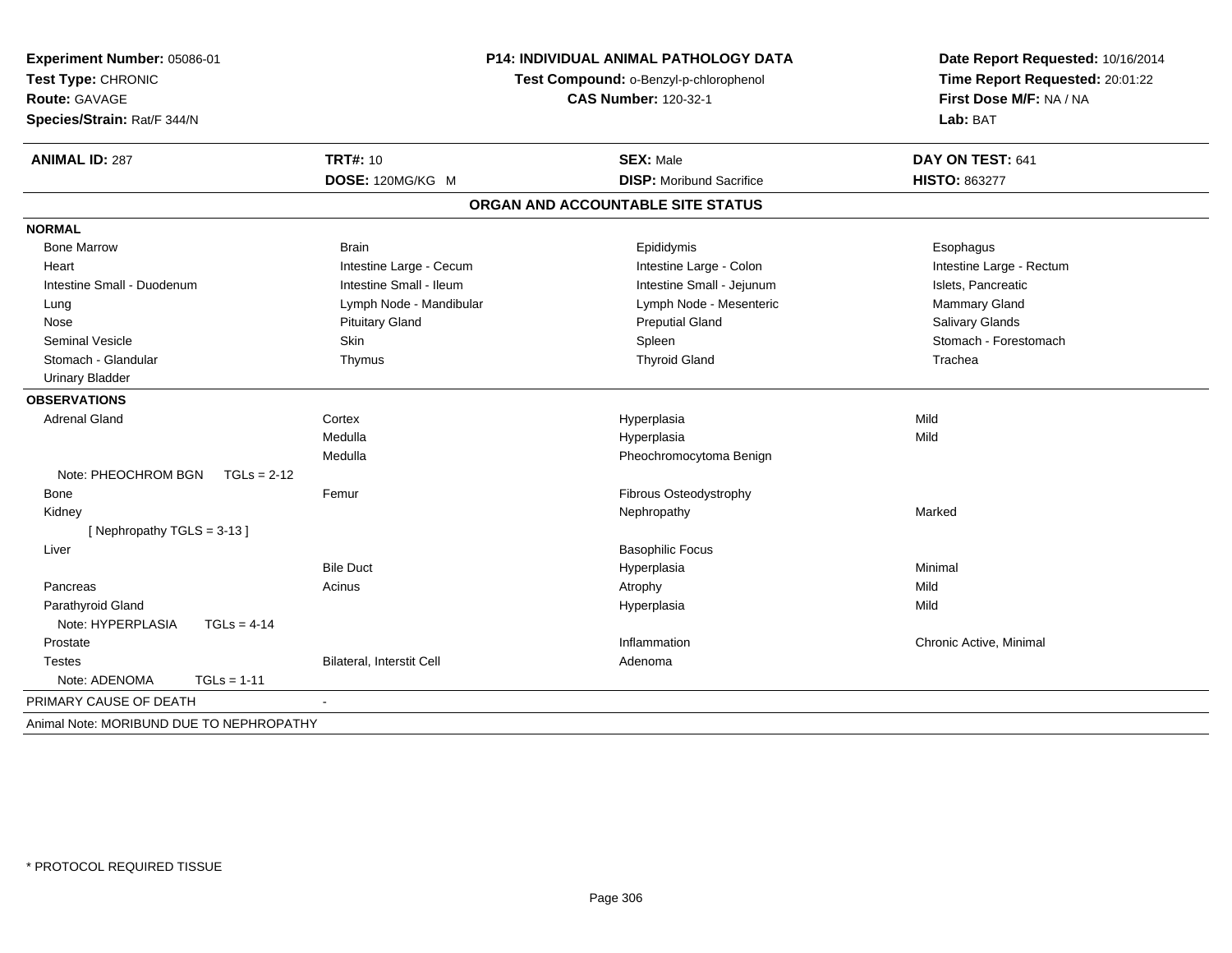**Experiment Number:** 05086-01
**Test Type:** CHRONIC
**Route:** GAVAGE
**Species/Strain:** Rat/F 344/N

**P14: INDIVIDUAL ANIMAL PATHOLOGY DATA**
**Test Compound:** o-Benzyl-p-chlorophenol
**CAS Number:** 120-32-1

**Date Report Requested:** 10/16/2014
**Time Report Requested:** 20:01:22
**First Dose M/F:** NA / NA
**Lab:** BAT

| **ANIMAL ID:** 287 | **TRT#:** 10 | **SEX:** Male | **DAY ON TEST:** 641 |
|---|---|---|---|
| | **DOSE:** 120MG/KG M | **DISP:** Moribund Sacrifice | **HISTO:** 863277 |

## ORGAN AND ACCOUNTABLE SITE STATUS

**NORMAL**

| | | | |
|---|---|---|---|
| Bone Marrow | Brain | Epididymis | Esophagus |
| Heart | Intestine Large - Cecum | Intestine Large - Colon | Intestine Large - Rectum |
| Intestine Small - Duodenum | Intestine Small - Ileum | Intestine Small - Jejunum | Islets, Pancreatic |
| Lung | Lymph Node - Mandibular | Lymph Node - Mesenteric | Mammary Gland |
| Nose | Pituitary Gland | Preputial Gland | Salivary Glands |
| Seminal Vesicle | Skin | Spleen | Stomach - Forestomach |
| Stomach - Glandular | Thymus | Thyroid Gland | Trachea |
| Urinary Bladder | | | |

**OBSERVATIONS**

| | | | |
|---|---|---|---|
| Adrenal Gland | Cortex | Hyperplasia | Mild |
| | Medulla | Hyperplasia | Mild |
| | Medulla | Pheochromocytoma Benign | |
| Note: PHEOCHROM BGN TGLs = 2-12 | | | |
| Bone | Femur | Fibrous Osteodystrophy | |
| Kidney | | Nephropathy | Marked |
| [ Nephropathy TGLS = 3-13 ] | | | |
| Liver | | Basophilic Focus | |
| | Bile Duct | Hyperplasia | Minimal |
| Pancreas | Acinus | Atrophy | Mild |
| Parathyroid Gland | | Hyperplasia | Mild |
| Note: HYPERPLASIA TGLs = 4-14 | | | |
| Prostate | | Inflammation | Chronic Active, Minimal |
| Testes | Bilateral, Interstit Cell | Adenoma | |
| Note: ADENOMA TGLs = 1-11 | | | |

PRIMARY CAUSE OF DEATH -

Animal Note: MORIBUND DUE TO NEPHROPATHY

\* PROTOCOL REQUIRED TISSUE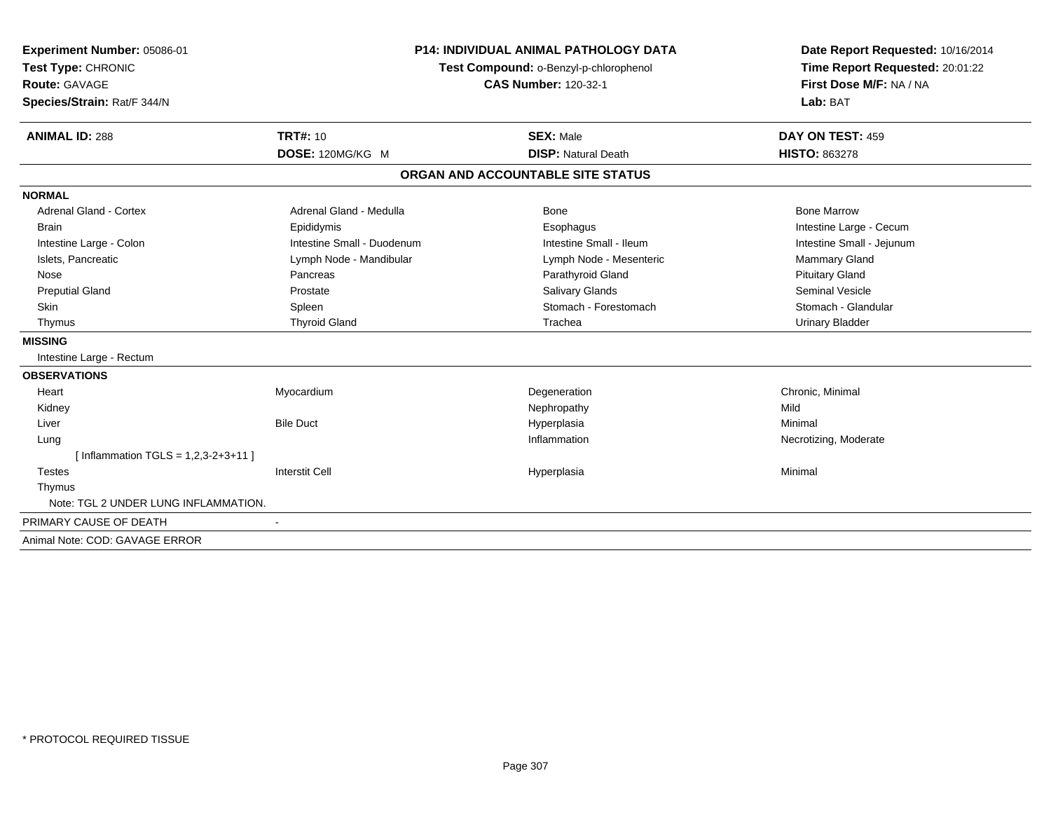**Experiment Number:** 05086-01
**Test Type:** CHRONIC
**Route:** GAVAGE
**Species/Strain:** Rat/F 344/N

**P14: INDIVIDUAL ANIMAL PATHOLOGY DATA**
**Test Compound:** o-Benzyl-p-chlorophenol
**CAS Number:** 120-32-1

**Date Report Requested:** 10/16/2014
**Time Report Requested:** 20:01:22
**First Dose M/F:** NA / NA
**Lab:** BAT

| **ANIMAL ID:** 288 | **TRT#:** 10 | **SEX:** Male | **DAY ON TEST:** 459 |
|---|---|---|---|
| | **DOSE:** 120MG/KG M | **DISP:** Natural Death | **HISTO:** 863278 |

## ORGAN AND ACCOUNTABLE SITE STATUS

| | | | |
|---|---|---|---|
| **NORMAL** | | | |
| Adrenal Gland - Cortex | Adrenal Gland - Medulla | Bone | Bone Marrow |
| Brain | Epididymis | Esophagus | Intestine Large - Cecum |
| Intestine Large - Colon | Intestine Small - Duodenum | Intestine Small - Ileum | Intestine Small - Jejunum |
| Islets, Pancreatic | Lymph Node - Mandibular | Lymph Node - Mesenteric | Mammary Gland |
| Nose | Pancreas | Parathyroid Gland | Pituitary Gland |
| Preputial Gland | Prostate | Salivary Glands | Seminal Vesicle |
| Skin | Spleen | Stomach - Forestomach | Stomach - Glandular |
| Thymus | Thyroid Gland | Trachea | Urinary Bladder |
| **MISSING** | | | |
| Intestine Large - Rectum | | | |
| **OBSERVATIONS** | | | |
| Heart | Myocardium | Degeneration | Chronic, Minimal |
| Kidney | | Nephropathy | Mild |
| Liver | Bile Duct | Hyperplasia | Minimal |
| Lung | | Inflammation | Necrotizing, Moderate |
| [ Inflammation TGLS = 1,2,3-2+3+11 ] | | | |
| Testes | Interstit Cell | Hyperplasia | Minimal |
| Thymus | | | |
| Note: TGL 2 UNDER LUNG INFLAMMATION. | | | |
| PRIMARY CAUSE OF DEATH | - | | |
| Animal Note: COD: GAVAGE ERROR | | | |

\* PROTOCOL REQUIRED TISSUE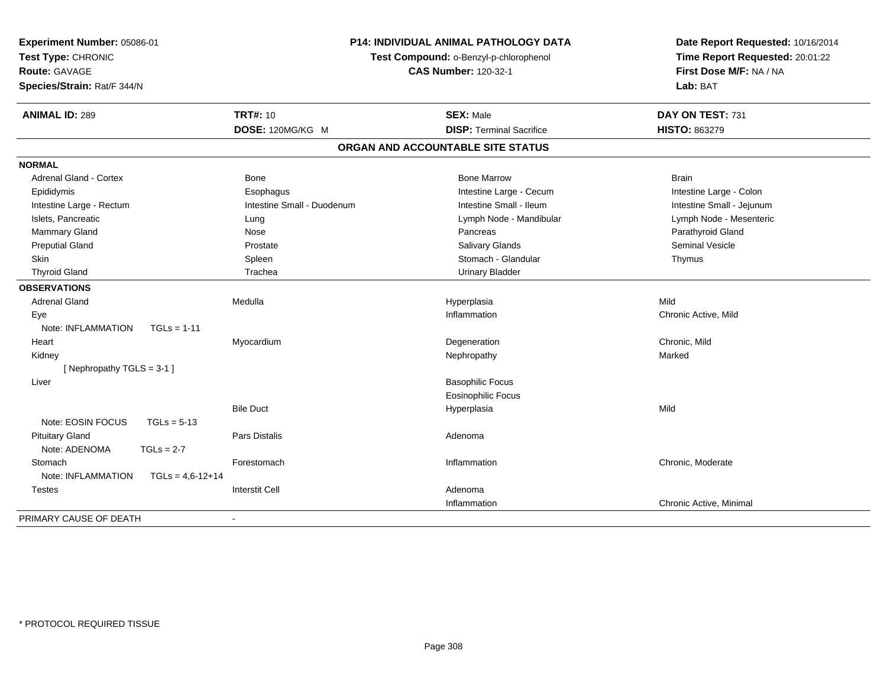**Experiment Number:** 05086-01
**Test Type:** CHRONIC
**Route:** GAVAGE
**Species/Strain:** Rat/F 344/N

**P14: INDIVIDUAL ANIMAL PATHOLOGY DATA**
**Test Compound:** o-Benzyl-p-chlorophenol
**CAS Number:** 120-32-1

**Date Report Requested:** 10/16/2014
**Time Report Requested:** 20:01:22
**First Dose M/F:** NA / NA
**Lab:** BAT

| **ANIMAL ID:** 289 | **TRT#:** 10 | **SEX:** Male | **DAY ON TEST:** 731 |
|---|---|---|---|
| | **DOSE:** 120MG/KG M | **DISP:** Terminal Sacrifice | **HISTO:** 863279 |

## ORGAN AND ACCOUNTABLE SITE STATUS

**NORMAL**

| | | | |
|---|---|---|---|
| Adrenal Gland - Cortex | Bone | Bone Marrow | Brain |
| Epididymis | Esophagus | Intestine Large - Cecum | Intestine Large - Colon |
| Intestine Large - Rectum | Intestine Small - Duodenum | Intestine Small - Ileum | Intestine Small - Jejunum |
| Islets, Pancreatic | Lung | Lymph Node - Mandibular | Lymph Node - Mesenteric |
| Mammary Gland | Nose | Pancreas | Parathyroid Gland |
| Preputial Gland | Prostate | Salivary Glands | Seminal Vesicle |
| Skin | Spleen | Stomach - Glandular | Thymus |
| Thyroid Gland | Trachea | Urinary Bladder | |

**OBSERVATIONS**

| | | | |
|---|---|---|---|
| Adrenal Gland | Medulla | Hyperplasia | Mild |
| Eye | | Inflammation | Chronic Active, Mild |
| Note: INFLAMMATION TGLs = 1-11 | | | |
| Heart | Myocardium | Degeneration | Chronic, Mild |
| Kidney | | Nephropathy | Marked |
| [ Nephropathy TGLS = 3-1 ] | | | |
| Liver | | Basophilic Focus | |
| | | Eosinophilic Focus | |
| | Bile Duct | Hyperplasia | Mild |
| Note: EOSIN FOCUS TGLs = 5-13 | | | |
| Pituitary Gland | Pars Distalis | Adenoma | |
| Note: ADENOMA TGLs = 2-7 | | | |
| Stomach | Forestomach | Inflammation | Chronic, Moderate |
| Note: INFLAMMATION TGLs = 4,6-12+14 | | | |
| Testes | Interstit Cell | Adenoma | |
| | | Inflammation | Chronic Active, Minimal |

PRIMARY CAUSE OF DEATH -

* PROTOCOL REQUIRED TISSUE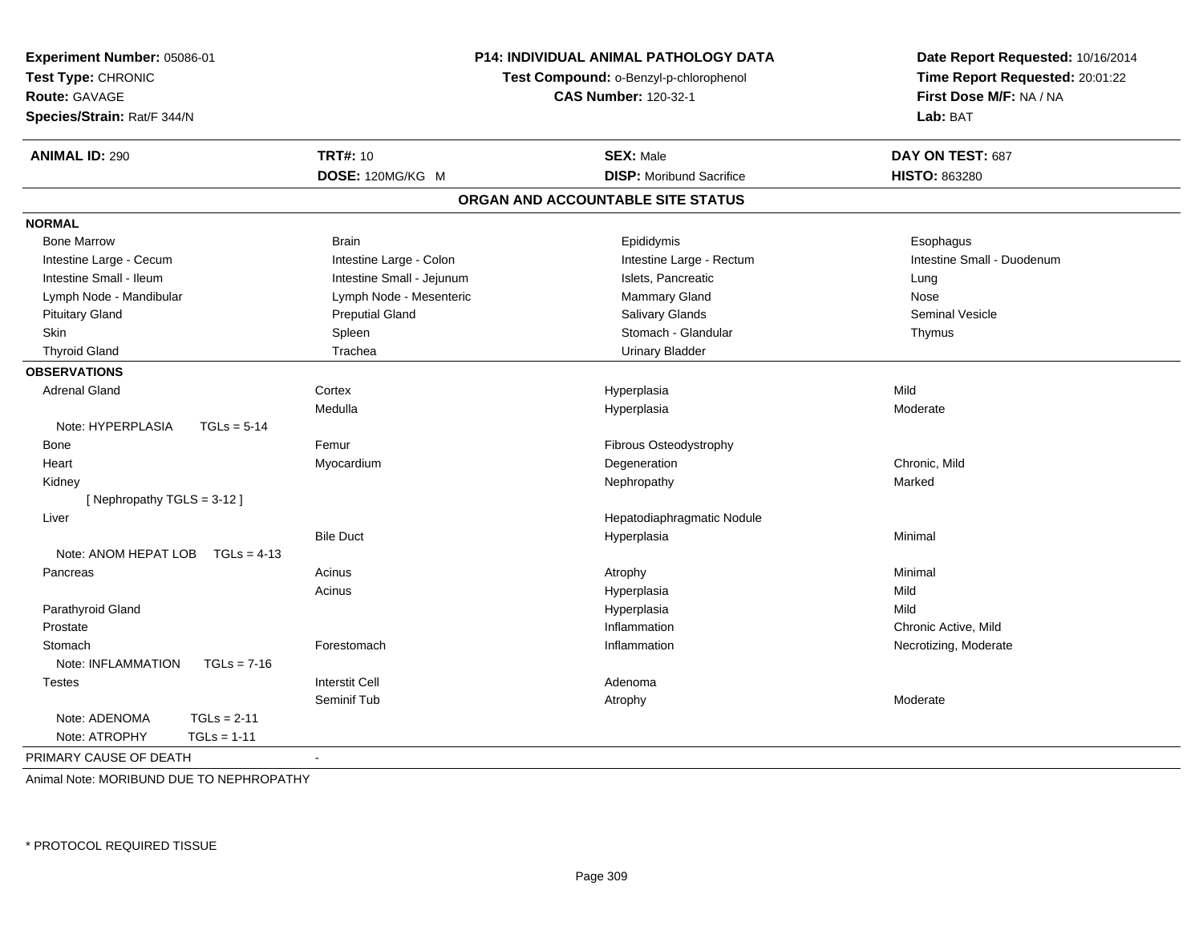**Experiment Number:** 05086-01
**Test Type:** CHRONIC
**Route:** GAVAGE
**Species/Strain:** Rat/F 344/N

**P14: INDIVIDUAL ANIMAL PATHOLOGY DATA**
**Test Compound:** o-Benzyl-p-chlorophenol
**CAS Number:** 120-32-1

**Date Report Requested:** 10/16/2014
**Time Report Requested:** 20:01:22
**First Dose M/F:** NA / NA
**Lab:** BAT

| **ANIMAL ID:** 290 | **TRT#:** 10 | **SEX:** Male | **DAY ON TEST:** 687 |
|---|---|---|---|
| | **DOSE:** 120MG/KG M | **DISP:** Moribund Sacrifice | **HISTO:** 863280 |

## ORGAN AND ACCOUNTABLE SITE STATUS

**NORMAL**

| | | | |
|---|---|---|---|
| Bone Marrow | Brain | Epididymis | Esophagus |
| Intestine Large - Cecum | Intestine Large - Colon | Intestine Large - Rectum | Intestine Small - Duodenum |
| Intestine Small - Ileum | Intestine Small - Jejunum | Islets, Pancreatic | Lung |
| Lymph Node - Mandibular | Lymph Node - Mesenteric | Mammary Gland | Nose |
| Pituitary Gland | Preputial Gland | Salivary Glands | Seminal Vesicle |
| Skin | Spleen | Stomach - Glandular | Thymus |
| Thyroid Gland | Trachea | Urinary Bladder | |

**OBSERVATIONS**

| | | | |
|---|---|---|---|
| Adrenal Gland | Cortex | Hyperplasia | Mild |
| | Medulla | Hyperplasia | Moderate |
| Note: HYPERPLASIA TGLs = 5-14 | | | |
| Bone | Femur | Fibrous Osteodystrophy | |
| Heart | Myocardium | Degeneration | Chronic, Mild |
| Kidney | | Nephropathy | Marked |
| [ Nephropathy TGLS = 3-12 ] | | | |
| Liver | | Hepatodiaphragmatic Nodule | |
| | Bile Duct | Hyperplasia | Minimal |
| Note: ANOM HEPAT LOB TGLs = 4-13 | | | |
| Pancreas | Acinus | Atrophy | Minimal |
| | Acinus | Hyperplasia | Mild |
| Parathyroid Gland | | Hyperplasia | Mild |
| Prostate | | Inflammation | Chronic Active, Mild |
| Stomach | Forestomach | Inflammation | Necrotizing, Moderate |
| Note: INFLAMMATION TGLs = 7-16 | | | |
| Testes | Interstit Cell | Adenoma | |
| | Seminif Tub | Atrophy | Moderate |
| Note: ADENOMA TGLs = 2-11 | | | |
| Note: ATROPHY TGLs = 1-11 | | | |

PRIMARY CAUSE OF DEATH -

Animal Note: MORIBUND DUE TO NEPHROPATHY

* PROTOCOL REQUIRED TISSUE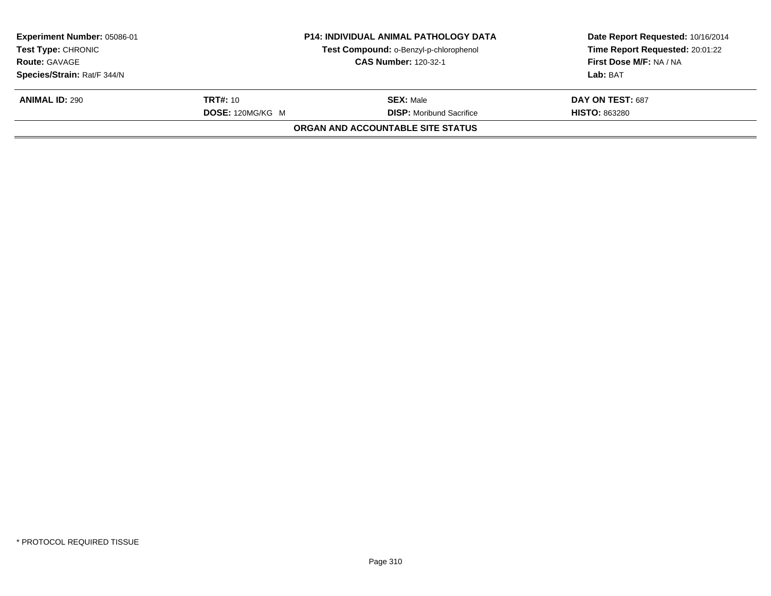| **Experiment Number:** 05086-01 | **P14: INDIVIDUAL ANIMAL PATHOLOGY DATA** | **Date Report Requested:** 10/16/2014 |
|---|---|---|
| **Test Type:** CHRONIC | **Test Compound:** o-Benzyl-p-chlorophenol | **Time Report Requested:** 20:01:22 |
| **Route:** GAVAGE | **CAS Number:** 120-32-1 | **First Dose M/F:** NA / NA |
| **Species/Strain:** Rat/F 344/N | | **Lab:** BAT |

| **ANIMAL ID:** 290 | **TRT#:** 10 | **SEX:** Male | **DAY ON TEST:** 687 |
|---|---|---|---|
| | **DOSE:** 120MG/KG M | **DISP:** Moribund Sacrifice | **HISTO:** 863280 |

**ORGAN AND ACCOUNTABLE SITE STATUS**

* PROTOCOL REQUIRED TISSUE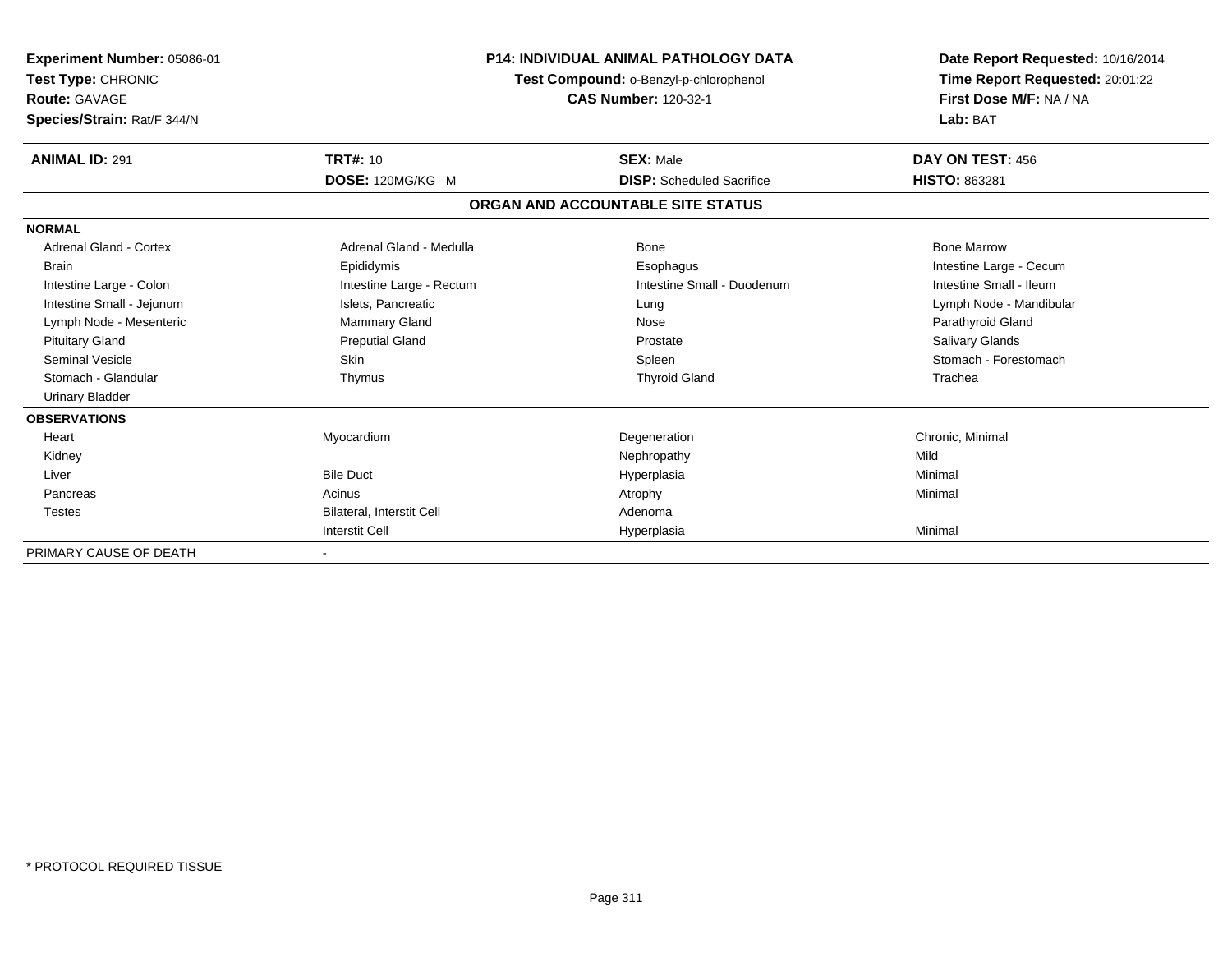**Experiment Number:** 05086-01
**Test Type:** CHRONIC
**Route:** GAVAGE
**Species/Strain:** Rat/F 344/N

**P14: INDIVIDUAL ANIMAL PATHOLOGY DATA**
**Test Compound:** o-Benzyl-p-chlorophenol
**CAS Number:** 120-32-1

**Date Report Requested:** 10/16/2014
**Time Report Requested:** 20:01:22
**First Dose M/F:** NA / NA
**Lab:** BAT

| **ANIMAL ID:** 291 | **TRT#:** 10 | **SEX:** Male | **DAY ON TEST:** 456 |
|---|---|---|---|
| | **DOSE:** 120MG/KG M | **DISP:** Scheduled Sacrifice | **HISTO:** 863281 |

## ORGAN AND ACCOUNTABLE SITE STATUS

| | | | |
|---|---|---|---|
| **NORMAL** | | | |
| Adrenal Gland - Cortex | Adrenal Gland - Medulla | Bone | Bone Marrow |
| Brain | Epididymis | Esophagus | Intestine Large - Cecum |
| Intestine Large - Colon | Intestine Large - Rectum | Intestine Small - Duodenum | Intestine Small - Ileum |
| Intestine Small - Jejunum | Islets, Pancreatic | Lung | Lymph Node - Mandibular |
| Lymph Node - Mesenteric | Mammary Gland | Nose | Parathyroid Gland |
| Pituitary Gland | Preputial Gland | Prostate | Salivary Glands |
| Seminal Vesicle | Skin | Spleen | Stomach - Forestomach |
| Stomach - Glandular | Thymus | Thyroid Gland | Trachea |
| Urinary Bladder | | | |
| **OBSERVATIONS** | | | |
| Heart | Myocardium | Degeneration | Chronic, Minimal |
| Kidney | | Nephropathy | Mild |
| Liver | Bile Duct | Hyperplasia | Minimal |
| Pancreas | Acinus | Atrophy | Minimal |
| Testes | Bilateral, Interstit Cell | Adenoma | |
| | Interstit Cell | Hyperplasia | Minimal |
| PRIMARY CAUSE OF DEATH | - | | |

\* PROTOCOL REQUIRED TISSUE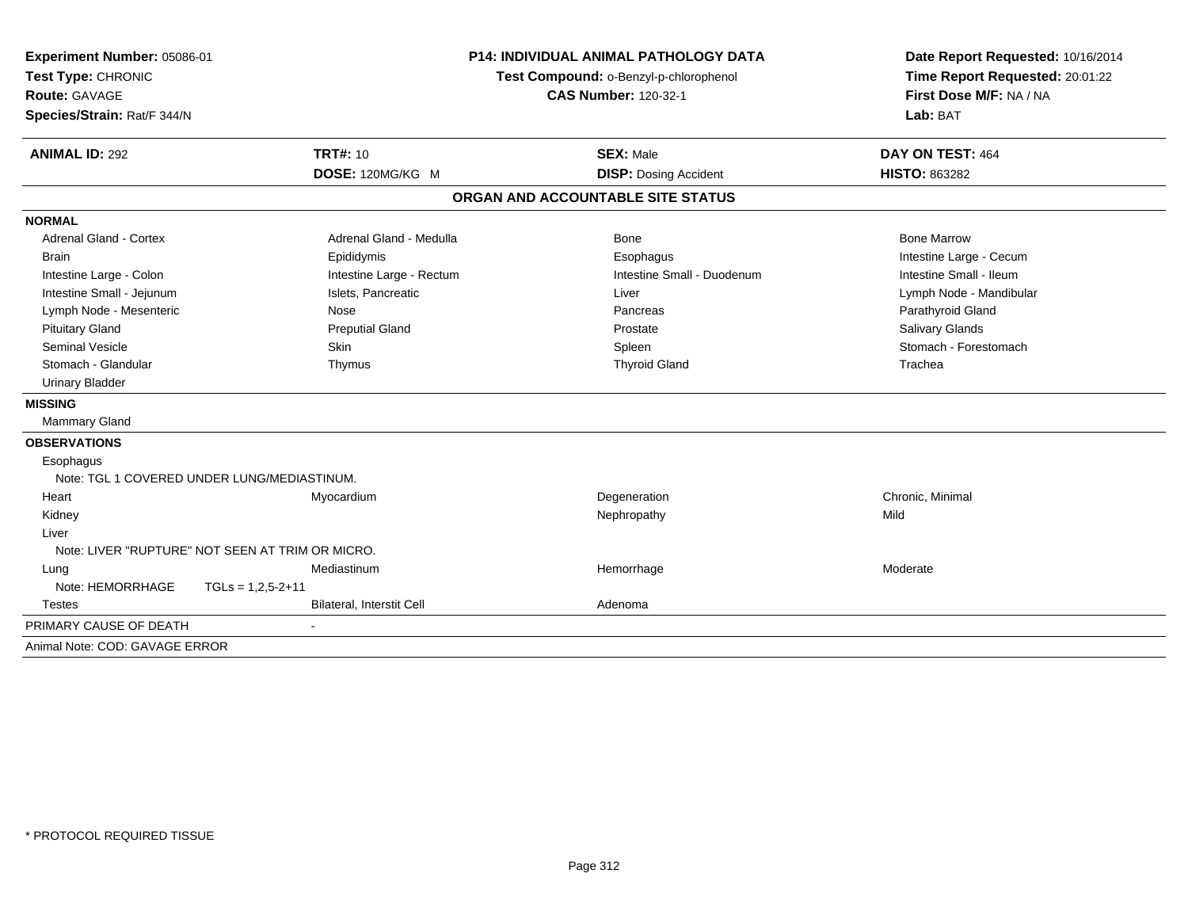**Experiment Number:** 05086-01
**Test Type:** CHRONIC
**Route:** GAVAGE
**Species/Strain:** Rat/F 344/N

**P14: INDIVIDUAL ANIMAL PATHOLOGY DATA**
**Test Compound:** o-Benzyl-p-chlorophenol
**CAS Number:** 120-32-1

**Date Report Requested:** 10/16/2014
**Time Report Requested:** 20:01:22
**First Dose M/F:** NA / NA
**Lab:** BAT

| **ANIMAL ID:** 292 | **TRT#:** 10 | **SEX:** Male | **DAY ON TEST:** 464 |
|---|---|---|---|
| | **DOSE:** 120MG/KG M | **DISP:** Dosing Accident | **HISTO:** 863282 |

## ORGAN AND ACCOUNTABLE SITE STATUS

**NORMAL**

| | | | |
|---|---|---|---|
| Adrenal Gland - Cortex | Adrenal Gland - Medulla | Bone | Bone Marrow |
| Brain | Epididymis | Esophagus | Intestine Large - Cecum |
| Intestine Large - Colon | Intestine Large - Rectum | Intestine Small - Duodenum | Intestine Small - Ileum |
| Intestine Small - Jejunum | Islets, Pancreatic | Liver | Lymph Node - Mandibular |
| Lymph Node - Mesenteric | Nose | Pancreas | Parathyroid Gland |
| Pituitary Gland | Preputial Gland | Prostate | Salivary Glands |
| Seminal Vesicle | Skin | Spleen | Stomach - Forestomach |
| Stomach - Glandular | Thymus | Thyroid Gland | Trachea |
| Urinary Bladder | | | |

**MISSING**

Mammary Gland

**OBSERVATIONS**

| | | | |
|---|---|---|---|
| Esophagus | | | |
| Note: TGL 1 COVERED UNDER LUNG/MEDIASTINUM. | | | |
| Heart | Myocardium | Degeneration | Chronic, Minimal |
| Kidney | | Nephropathy | Mild |
| Liver | | | |
| Note: LIVER "RUPTURE" NOT SEEN AT TRIM OR MICRO. | | | |
| Lung | Mediastinum | Hemorrhage | Moderate |
| Note: HEMORRHAGE TGLs = 1,2,5-2+11 | | | |
| Testes | Bilateral, Interstit Cell | Adenoma | |

PRIMARY CAUSE OF DEATH -

Animal Note: COD: GAVAGE ERROR

\* PROTOCOL REQUIRED TISSUE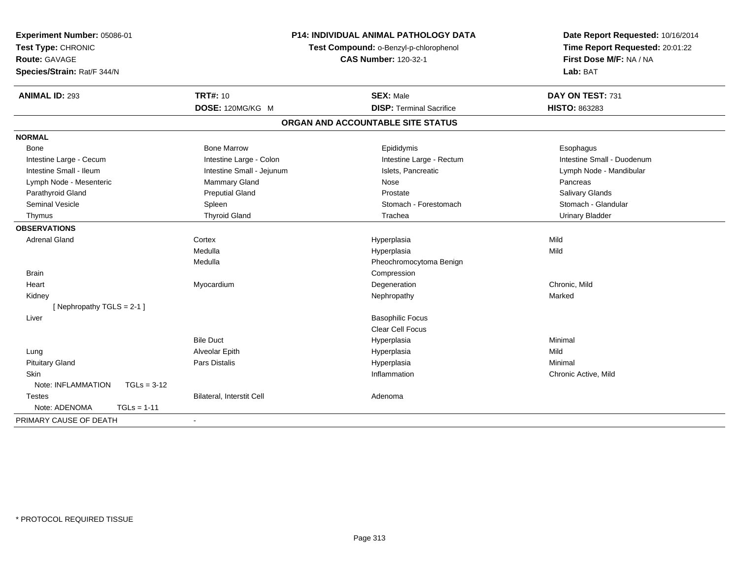**Experiment Number:** 05086-01
**Test Type:** CHRONIC
**Route:** GAVAGE
**Species/Strain:** Rat/F 344/N

**P14: INDIVIDUAL ANIMAL PATHOLOGY DATA**
**Test Compound:** o-Benzyl-p-chlorophenol
**CAS Number:** 120-32-1

**Date Report Requested:** 10/16/2014
**Time Report Requested:** 20:01:22
**First Dose M/F:** NA / NA
**Lab:** BAT

| **ANIMAL ID:** 293 | **TRT#:** 10 | **SEX:** Male | **DAY ON TEST:** 731 |
|---|---|---|---|
| | **DOSE:** 120MG/KG M | **DISP:** Terminal Sacrifice | **HISTO:** 863283 |

## ORGAN AND ACCOUNTABLE SITE STATUS

| | | | |
|---|---|---|---|
| **NORMAL** | | | |
| Bone | Bone Marrow | Epididymis | Esophagus |
| Intestine Large - Cecum | Intestine Large - Colon | Intestine Large - Rectum | Intestine Small - Duodenum |
| Intestine Small - Ileum | Intestine Small - Jejunum | Islets, Pancreatic | Lymph Node - Mandibular |
| Lymph Node - Mesenteric | Mammary Gland | Nose | Pancreas |
| Parathyroid Gland | Preputial Gland | Prostate | Salivary Glands |
| Seminal Vesicle | Spleen | Stomach - Forestomach | Stomach - Glandular |
| Thymus | Thyroid Gland | Trachea | Urinary Bladder |
| **OBSERVATIONS** | | | |
| Adrenal Gland | Cortex | Hyperplasia | Mild |
| | Medulla | Hyperplasia | Mild |
| | Medulla | Pheochromocytoma Benign | |
| Brain | | Compression | |
| Heart | Myocardium | Degeneration | Chronic, Mild |
| Kidney | | Nephropathy | Marked |
| [ Nephropathy TGLS = 2-1 ] | | | |
| Liver | | Basophilic Focus | |
| | | Clear Cell Focus | |
| | Bile Duct | Hyperplasia | Minimal |
| Lung | Alveolar Epith | Hyperplasia | Mild |
| Pituitary Gland | Pars Distalis | Hyperplasia | Minimal |
| Skin | | Inflammation | Chronic Active, Mild |
| Note: INFLAMMATION TGLs = 3-12 | | | |
| Testes | Bilateral, Interstit Cell | Adenoma | |
| Note: ADENOMA TGLs = 1-11 | | | |
| PRIMARY CAUSE OF DEATH | - | | |

* PROTOCOL REQUIRED TISSUE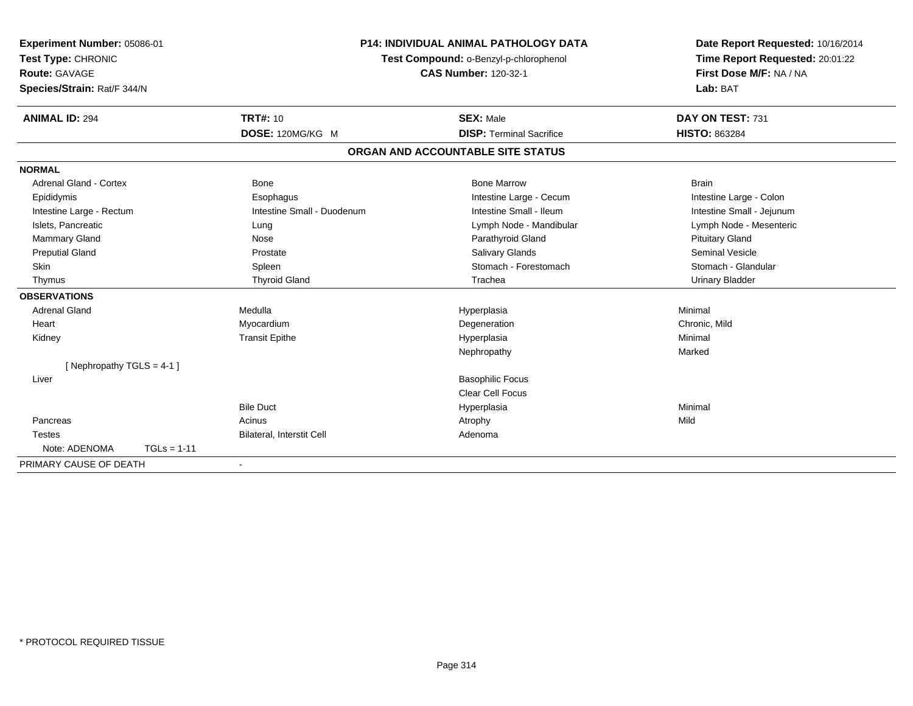**Experiment Number:** 05086-01
**Test Type:** CHRONIC
**Route:** GAVAGE
**Species/Strain:** Rat/F 344/N

**P14: INDIVIDUAL ANIMAL PATHOLOGY DATA**
**Test Compound:** o-Benzyl-p-chlorophenol
**CAS Number:** 120-32-1

**Date Report Requested:** 10/16/2014
**Time Report Requested:** 20:01:22
**First Dose M/F:** NA / NA
**Lab:** BAT

| **ANIMAL ID:** 294 | **TRT#:** 10 | **SEX:** Male | **DAY ON TEST:** 731 |
|---|---|---|---|
| | **DOSE:** 120MG/KG M | **DISP:** Terminal Sacrifice | **HISTO:** 863284 |

## ORGAN AND ACCOUNTABLE SITE STATUS

| | | | |
|---|---|---|---|
| **NORMAL** | | | |
| Adrenal Gland - Cortex | Bone | Bone Marrow | Brain |
| Epididymis | Esophagus | Intestine Large - Cecum | Intestine Large - Colon |
| Intestine Large - Rectum | Intestine Small - Duodenum | Intestine Small - Ileum | Intestine Small - Jejunum |
| Islets, Pancreatic | Lung | Lymph Node - Mandibular | Lymph Node - Mesenteric |
| Mammary Gland | Nose | Parathyroid Gland | Pituitary Gland |
| Preputial Gland | Prostate | Salivary Glands | Seminal Vesicle |
| Skin | Spleen | Stomach - Forestomach | Stomach - Glandular |
| Thymus | Thyroid Gland | Trachea | Urinary Bladder |
| **OBSERVATIONS** | | | |
| Adrenal Gland | Medulla | Hyperplasia | Minimal |
| Heart | Myocardium | Degeneration | Chronic, Mild |
| Kidney | Transit Epithe | Hyperplasia | Minimal |
| | | Nephropathy | Marked |
| [ Nephropathy TGLS = 4-1 ] | | | |
| Liver | | Basophilic Focus | |
| | | Clear Cell Focus | |
| | Bile Duct | Hyperplasia | Minimal |
| Pancreas | Acinus | Atrophy | Mild |
| Testes | Bilateral, Interstit Cell | Adenoma | |
| Note: ADENOMA TGLs = 1-11 | | | |
| PRIMARY CAUSE OF DEATH | - | | |

\* PROTOCOL REQUIRED TISSUE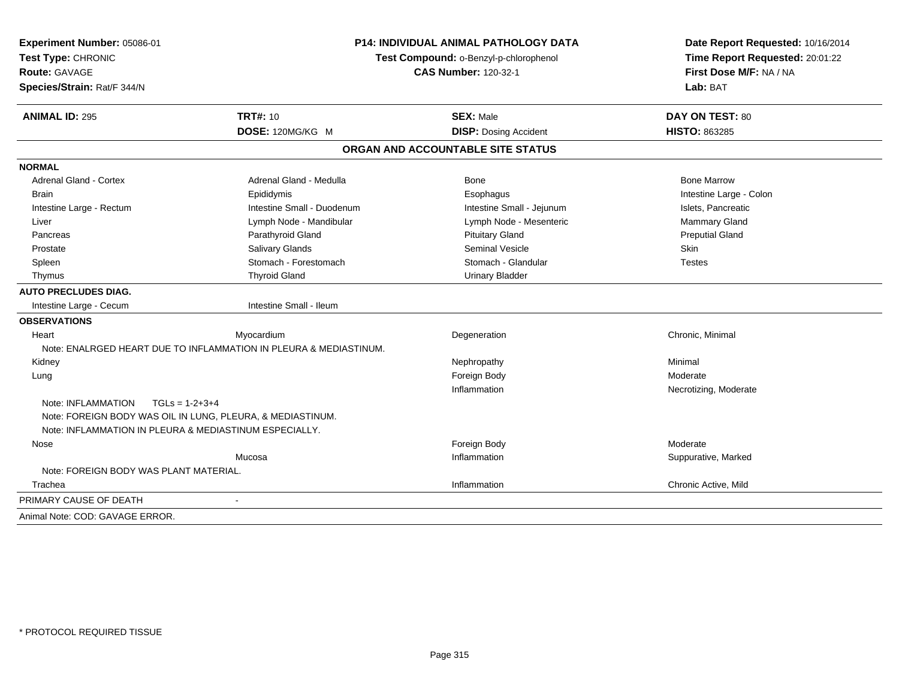**Experiment Number:** 05086-01
**Test Type:** CHRONIC
**Route:** GAVAGE
**Species/Strain:** Rat/F 344/N

**P14: INDIVIDUAL ANIMAL PATHOLOGY DATA**
**Test Compound:** o-Benzyl-p-chlorophenol
**CAS Number:** 120-32-1

**Date Report Requested:** 10/16/2014
**Time Report Requested:** 20:01:22
**First Dose M/F:** NA / NA
**Lab:** BAT

| **ANIMAL ID:** 295 | **TRT#:** 10 | **SEX:** Male | **DAY ON TEST:** 80 |
|---|---|---|---|
| | **DOSE:** 120MG/KG M | **DISP:** Dosing Accident | **HISTO:** 863285 |

## ORGAN AND ACCOUNTABLE SITE STATUS

| | | | |
|---|---|---|---|
| **NORMAL** | | | |
| Adrenal Gland - Cortex | Adrenal Gland - Medulla | Bone | Bone Marrow |
| Brain | Epididymis | Esophagus | Intestine Large - Colon |
| Intestine Large - Rectum | Intestine Small - Duodenum | Intestine Small - Jejunum | Islets, Pancreatic |
| Liver | Lymph Node - Mandibular | Lymph Node - Mesenteric | Mammary Gland |
| Pancreas | Parathyroid Gland | Pituitary Gland | Preputial Gland |
| Prostate | Salivary Glands | Seminal Vesicle | Skin |
| Spleen | Stomach - Forestomach | Stomach - Glandular | Testes |
| Thymus | Thyroid Gland | Urinary Bladder | |
| **AUTO PRECLUDES DIAG.** | | | |
| Intestine Large - Cecum | Intestine Small - Ileum | | |
| **OBSERVATIONS** | | | |
| Heart | Myocardium | Degeneration | Chronic, Minimal |
| Note: ENALRGED HEART DUE TO INFLAMMATION IN PLEURA & MEDIASTINUM. | | | |
| Kidney | | Nephropathy | Minimal |
| Lung | | Foreign Body | Moderate |
| | | Inflammation | Necrotizing, Moderate |
| Note: INFLAMMATION TGLs = 1-2+3+4 | | | |
| Note: FOREIGN BODY WAS OIL IN LUNG, PLEURA, & MEDIASTINUM. | | | |
| Note: INFLAMMATION IN PLEURA & MEDIASTINUM ESPECIALLY. | | | |
| Nose | | Foreign Body | Moderate |
| | Mucosa | Inflammation | Suppurative, Marked |
| Note: FOREIGN BODY WAS PLANT MATERIAL. | | | |
| Trachea | | Inflammation | Chronic Active, Mild |
| PRIMARY CAUSE OF DEATH | - | | |

Animal Note: COD: GAVAGE ERROR.

* PROTOCOL REQUIRED TISSUE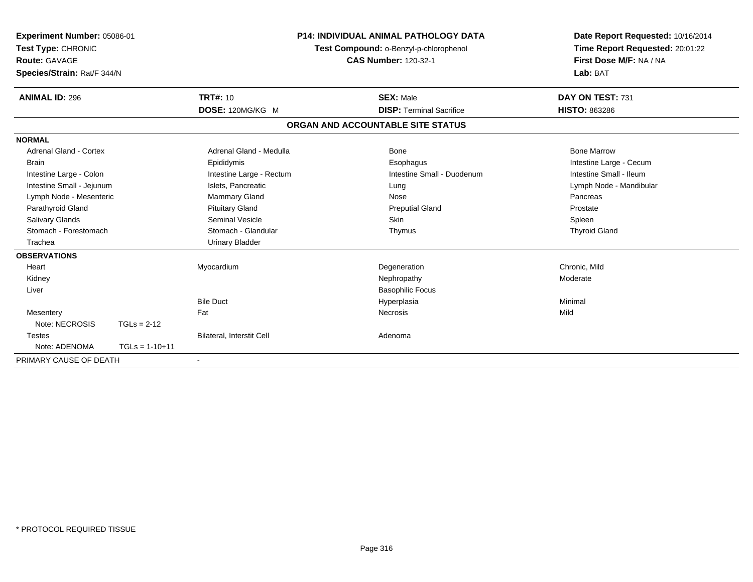**Experiment Number:** 05086-01
**Test Type:** CHRONIC
**Route:** GAVAGE
**Species/Strain:** Rat/F 344/N

**P14: INDIVIDUAL ANIMAL PATHOLOGY DATA**
**Test Compound:** o-Benzyl-p-chlorophenol
**CAS Number:** 120-32-1

**Date Report Requested:** 10/16/2014
**Time Report Requested:** 20:01:22
**First Dose M/F:** NA / NA
**Lab:** BAT

| **ANIMAL ID:** 296 | **TRT#:** 10 | **SEX:** Male | **DAY ON TEST:** 731 |
|---|---|---|---|
| | **DOSE:** 120MG/KG M | **DISP:** Terminal Sacrifice | **HISTO:** 863286 |

## ORGAN AND ACCOUNTABLE SITE STATUS

**NORMAL**

| | | | |
|---|---|---|---|
| Adrenal Gland - Cortex | Adrenal Gland - Medulla | Bone | Bone Marrow |
| Brain | Epididymis | Esophagus | Intestine Large - Cecum |
| Intestine Large - Colon | Intestine Large - Rectum | Intestine Small - Duodenum | Intestine Small - Ileum |
| Intestine Small - Jejunum | Islets, Pancreatic | Lung | Lymph Node - Mandibular |
| Lymph Node - Mesenteric | Mammary Gland | Nose | Pancreas |
| Parathyroid Gland | Pituitary Gland | Preputial Gland | Prostate |
| Salivary Glands | Seminal Vesicle | Skin | Spleen |
| Stomach - Forestomach | Stomach - Glandular | Thymus | Thyroid Gland |
| Trachea | Urinary Bladder | | |

**OBSERVATIONS**

| | | | |
|---|---|---|---|
| Heart | Myocardium | Degeneration | Chronic, Mild |
| Kidney | | Nephropathy | Moderate |
| Liver | | Basophilic Focus | |
| | Bile Duct | Hyperplasia | Minimal |
| Mesentery | Fat | Necrosis | Mild |
| Note: NECROSIS TGLs = 2-12 | | | |
| Testes | Bilateral, Interstit Cell | Adenoma | |
| Note: ADENOMA TGLs = 1-10+11 | | | |

PRIMARY CAUSE OF DEATH -

\* PROTOCOL REQUIRED TISSUE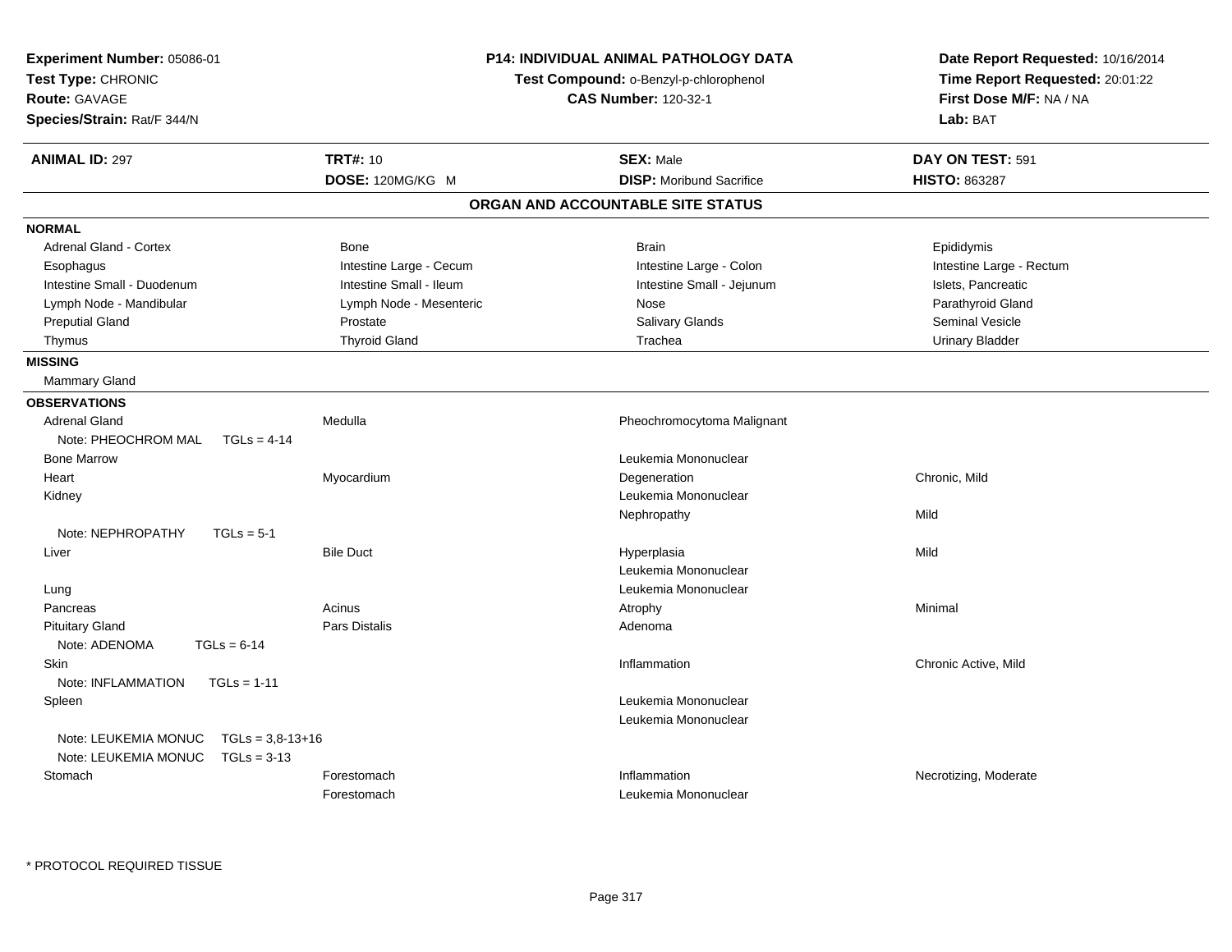**Experiment Number:** 05086-01
**Test Type:** CHRONIC
**Route:** GAVAGE
**Species/Strain:** Rat/F 344/N

**P14: INDIVIDUAL ANIMAL PATHOLOGY DATA**
**Test Compound:** o-Benzyl-p-chlorophenol
**CAS Number:** 120-32-1

**Date Report Requested:** 10/16/2014
**Time Report Requested:** 20:01:22
**First Dose M/F:** NA / NA
**Lab:** BAT

| **ANIMAL ID:** 297 | **TRT#:** 10 | **SEX:** Male | **DAY ON TEST:** 591 |
|---|---|---|---|
| | **DOSE:** 120MG/KG M | **DISP:** Moribund Sacrifice | **HISTO:** 863287 |

## ORGAN AND ACCOUNTABLE SITE STATUS

**NORMAL**

| | | | |
|---|---|---|---|
| Adrenal Gland - Cortex | Bone | Brain | Epididymis |
| Esophagus | Intestine Large - Cecum | Intestine Large - Colon | Intestine Large - Rectum |
| Intestine Small - Duodenum | Intestine Small - Ileum | Intestine Small - Jejunum | Islets, Pancreatic |
| Lymph Node - Mandibular | Lymph Node - Mesenteric | Nose | Parathyroid Gland |
| Preputial Gland | Prostate | Salivary Glands | Seminal Vesicle |
| Thymus | Thyroid Gland | Trachea | Urinary Bladder |

**MISSING**

Mammary Gland

**OBSERVATIONS**

| Organ | Site | Finding | Severity |
|---|---|---|---|
| Adrenal Gland | Medulla | Pheochromocytoma Malignant | |
| Note: PHEOCHROM MAL TGLs = 4-14 | | | |
| Bone Marrow | | Leukemia Mononuclear | |
| Heart | Myocardium | Degeneration | Chronic, Mild |
| Kidney | | Leukemia Mononuclear | |
| | | Nephropathy | Mild |
| Note: NEPHROPATHY TGLs = 5-1 | | | |
| Liver | Bile Duct | Hyperplasia | Mild |
| | | Leukemia Mononuclear | |
| Lung | | Leukemia Mononuclear | |
| Pancreas | Acinus | Atrophy | Minimal |
| Pituitary Gland | Pars Distalis | Adenoma | |
| Note: ADENOMA TGLs = 6-14 | | | |
| Skin | | Inflammation | Chronic Active, Mild |
| Note: INFLAMMATION TGLs = 1-11 | | | |
| Spleen | | Leukemia Mononuclear | |
| | | Leukemia Mononuclear | |
| Note: LEUKEMIA MONUC TGLs = 3,8-13+16 | | | |
| Note: LEUKEMIA MONUC TGLs = 3-13 | | | |
| Stomach | Forestomach | Inflammation | Necrotizing, Moderate |
| | Forestomach | Leukemia Mononuclear | |

\* PROTOCOL REQUIRED TISSUE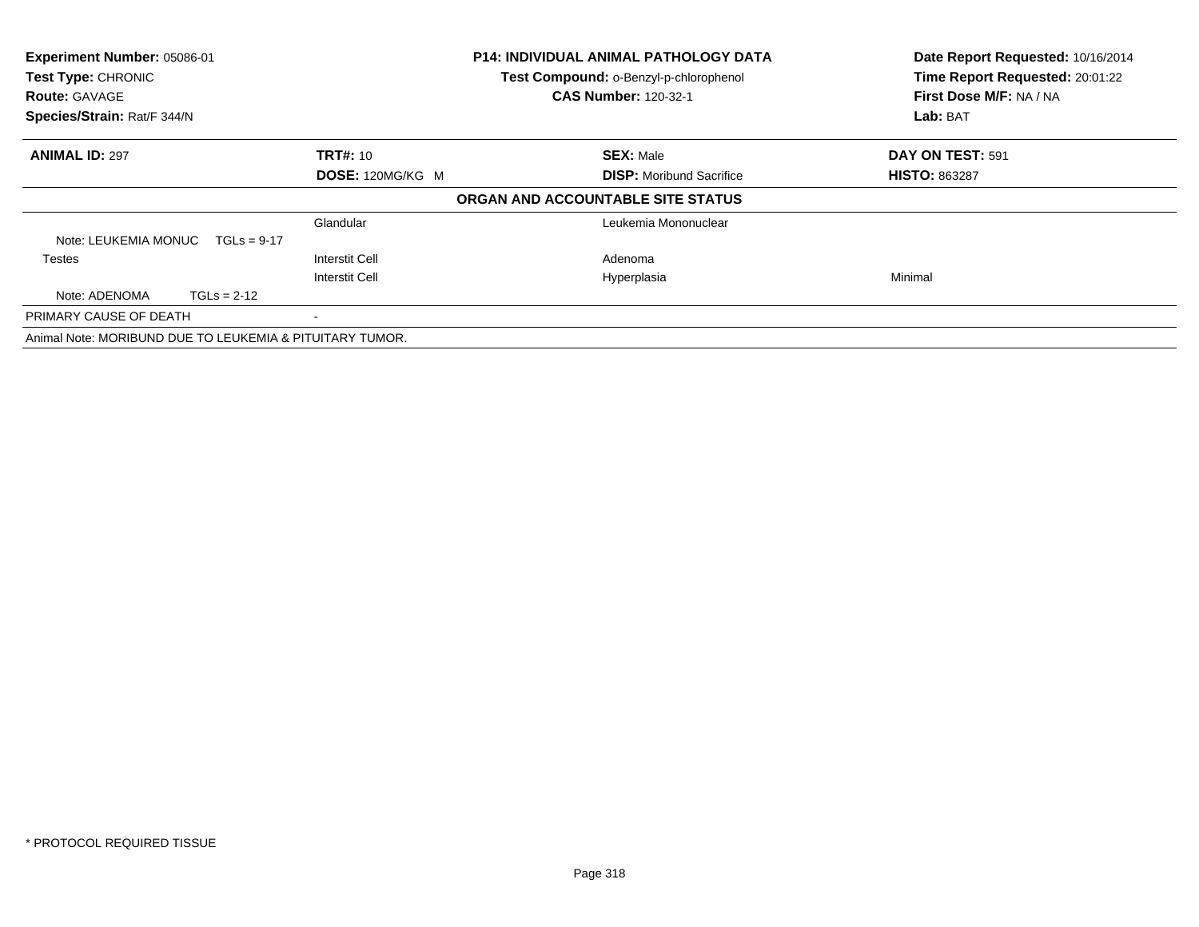**Experiment Number:** 05086-01
**Test Type:** CHRONIC
**Route:** GAVAGE
**Species/Strain:** Rat/F 344/N

**P14: INDIVIDUAL ANIMAL PATHOLOGY DATA**
**Test Compound:** o-Benzyl-p-chlorophenol
**CAS Number:** 120-32-1

**Date Report Requested:** 10/16/2014
**Time Report Requested:** 20:01:22
**First Dose M/F:** NA / NA
**Lab:** BAT

| **ANIMAL ID:** 297 | **TRT#:** 10 | **SEX:** Male | **DAY ON TEST:** 591 |
|---|---|---|---|
| | **DOSE:** 120MG/KG M | **DISP:** Moribund Sacrifice | **HISTO:** 863287 |

**ORGAN AND ACCOUNTABLE SITE STATUS**

| | | | |
|---|---|---|---|
| | Glandular | Leukemia Mononuclear | |
| Note: LEUKEMIA MONUC TGLs = 9-17 | | | |
| Testes | Interstit Cell | Adenoma | |
| | Interstit Cell | Hyperplasia | Minimal |
| Note: ADENOMA TGLs = 2-12 | | | |
| PRIMARY CAUSE OF DEATH | - | | |

Animal Note: MORIBUND DUE TO LEUKEMIA & PITUITARY TUMOR.

* PROTOCOL REQUIRED TISSUE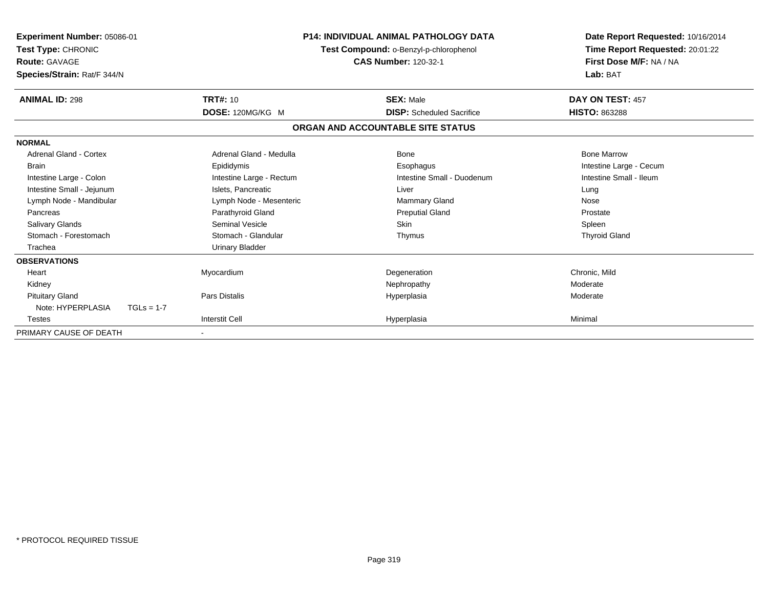**Experiment Number:** 05086-01
**Test Type:** CHRONIC
**Route:** GAVAGE
**Species/Strain:** Rat/F 344/N

**P14: INDIVIDUAL ANIMAL PATHOLOGY DATA**
**Test Compound:** o-Benzyl-p-chlorophenol
**CAS Number:** 120-32-1

**Date Report Requested:** 10/16/2014
**Time Report Requested:** 20:01:22
**First Dose M/F:** NA / NA
**Lab:** BAT

| **ANIMAL ID:** 298 | **TRT#:** 10 | **SEX:** Male | **DAY ON TEST:** 457 |
|---|---|---|---|
| | **DOSE:** 120MG/KG M | **DISP:** Scheduled Sacrifice | **HISTO:** 863288 |

## ORGAN AND ACCOUNTABLE SITE STATUS

| | | | |
|---|---|---|---|
| **NORMAL** | | | |
| Adrenal Gland - Cortex | Adrenal Gland - Medulla | Bone | Bone Marrow |
| Brain | Epididymis | Esophagus | Intestine Large - Cecum |
| Intestine Large - Colon | Intestine Large - Rectum | Intestine Small - Duodenum | Intestine Small - Ileum |
| Intestine Small - Jejunum | Islets, Pancreatic | Liver | Lung |
| Lymph Node - Mandibular | Lymph Node - Mesenteric | Mammary Gland | Nose |
| Pancreas | Parathyroid Gland | Preputial Gland | Prostate |
| Salivary Glands | Seminal Vesicle | Skin | Spleen |
| Stomach - Forestomach | Stomach - Glandular | Thymus | Thyroid Gland |
| Trachea | Urinary Bladder | | |
| **OBSERVATIONS** | | | |
| Heart | Myocardium | Degeneration | Chronic, Mild |
| Kidney | | Nephropathy | Moderate |
| Pituitary Gland | Pars Distalis | Hyperplasia | Moderate |
| Note: HYPERPLASIA TGLs = 1-7 | | | |
| Testes | Interstit Cell | Hyperplasia | Minimal |
| PRIMARY CAUSE OF DEATH | - | | |

\* PROTOCOL REQUIRED TISSUE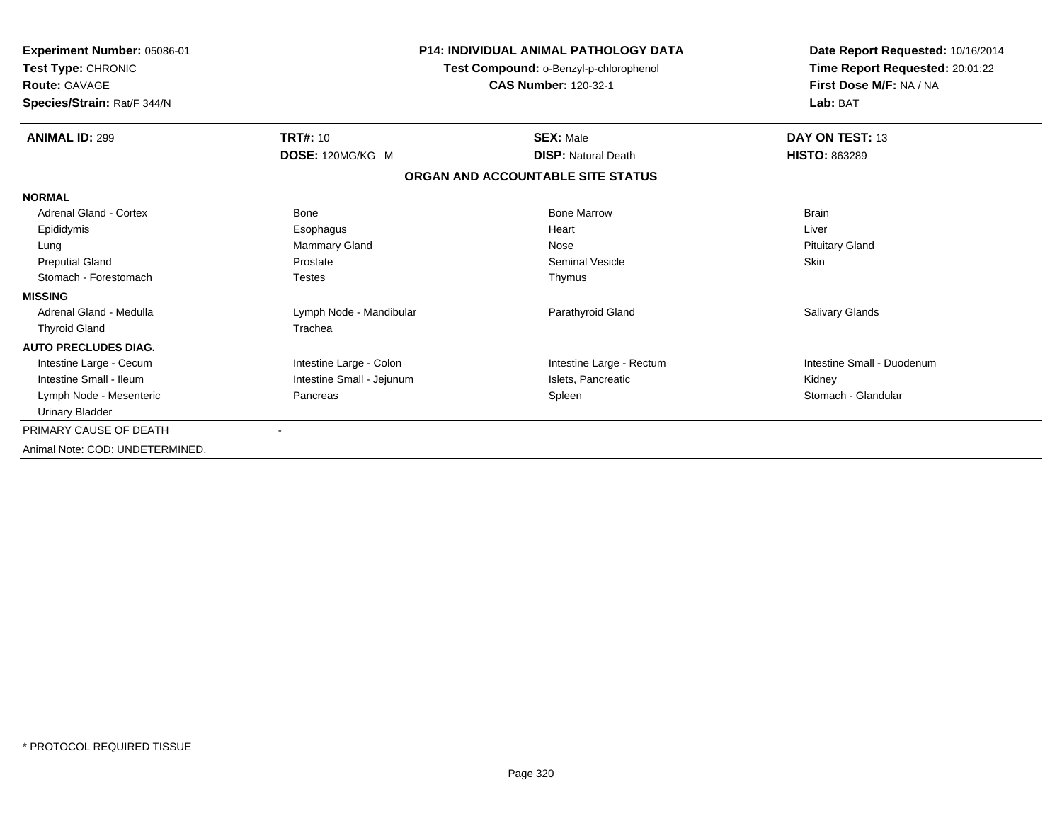**Experiment Number:** 05086-01
**Test Type:** CHRONIC
**Route:** GAVAGE
**Species/Strain:** Rat/F 344/N

**P14: INDIVIDUAL ANIMAL PATHOLOGY DATA**
**Test Compound:** o-Benzyl-p-chlorophenol
**CAS Number:** 120-32-1

**Date Report Requested:** 10/16/2014
**Time Report Requested:** 20:01:22
**First Dose M/F:** NA / NA
**Lab:** BAT

| **ANIMAL ID:** 299 | **TRT#:** 10 | **SEX:** Male | **DAY ON TEST:** 13 |
|---|---|---|---|
| | **DOSE:** 120MG/KG M | **DISP:** Natural Death | **HISTO:** 863289 |

**ORGAN AND ACCOUNTABLE SITE STATUS**

| | | | |
|---|---|---|---|
| **NORMAL** | | | |
| Adrenal Gland - Cortex | Bone | Bone Marrow | Brain |
| Epididymis | Esophagus | Heart | Liver |
| Lung | Mammary Gland | Nose | Pituitary Gland |
| Preputial Gland | Prostate | Seminal Vesicle | Skin |
| Stomach - Forestomach | Testes | Thymus | |
| **MISSING** | | | |
| Adrenal Gland - Medulla | Lymph Node - Mandibular | Parathyroid Gland | Salivary Glands |
| Thyroid Gland | Trachea | | |
| **AUTO PRECLUDES DIAG.** | | | |
| Intestine Large - Cecum | Intestine Large - Colon | Intestine Large - Rectum | Intestine Small - Duodenum |
| Intestine Small - Ileum | Intestine Small - Jejunum | Islets, Pancreatic | Kidney |
| Lymph Node - Mesenteric | Pancreas | Spleen | Stomach - Glandular |
| Urinary Bladder | | | |

PRIMARY CAUSE OF DEATH -

Animal Note: COD: UNDETERMINED.

\* PROTOCOL REQUIRED TISSUE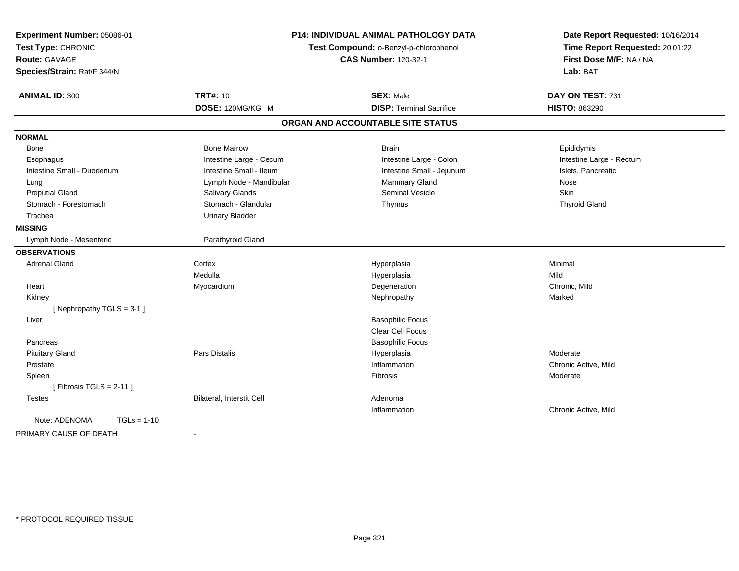**Experiment Number:** 05086-01
**Test Type:** CHRONIC
**Route:** GAVAGE
**Species/Strain:** Rat/F 344/N

**P14: INDIVIDUAL ANIMAL PATHOLOGY DATA**
**Test Compound:** o-Benzyl-p-chlorophenol
**CAS Number:** 120-32-1

**Date Report Requested:** 10/16/2014
**Time Report Requested:** 20:01:22
**First Dose M/F:** NA / NA
**Lab:** BAT

| **ANIMAL ID:** 300 | **TRT#:** 10 | **SEX:** Male | **DAY ON TEST:** 731 |
|---|---|---|---|
| | **DOSE:** 120MG/KG M | **DISP:** Terminal Sacrifice | **HISTO:** 863290 |

**ORGAN AND ACCOUNTABLE SITE STATUS**

| | | | |
|---|---|---|---|
| **NORMAL** | | | |
| Bone | Bone Marrow | Brain | Epididymis |
| Esophagus | Intestine Large - Cecum | Intestine Large - Colon | Intestine Large - Rectum |
| Intestine Small - Duodenum | Intestine Small - Ileum | Intestine Small - Jejunum | Islets, Pancreatic |
| Lung | Lymph Node - Mandibular | Mammary Gland | Nose |
| Preputial Gland | Salivary Glands | Seminal Vesicle | Skin |
| Stomach - Forestomach | Stomach - Glandular | Thymus | Thyroid Gland |
| Trachea | Urinary Bladder | | |
| **MISSING** | | | |
| Lymph Node - Mesenteric | Parathyroid Gland | | |
| **OBSERVATIONS** | | | |
| Adrenal Gland | Cortex | Hyperplasia | Minimal |
| | Medulla | Hyperplasia | Mild |
| Heart | Myocardium | Degeneration | Chronic, Mild |
| Kidney | | Nephropathy | Marked |
| [ Nephropathy TGLS = 3-1 ] | | | |
| Liver | | Basophilic Focus | |
| | | Clear Cell Focus | |
| Pancreas | | Basophilic Focus | |
| Pituitary Gland | Pars Distalis | Hyperplasia | Moderate |
| Prostate | | Inflammation | Chronic Active, Mild |
| Spleen | | Fibrosis | Moderate |
| [ Fibrosis TGLS = 2-11 ] | | | |
| Testes | Bilateral, Interstit Cell | Adenoma | |
| | | Inflammation | Chronic Active, Mild |
| Note: ADENOMA TGLs = 1-10 | | | |
| PRIMARY CAUSE OF DEATH | - | | |

\* PROTOCOL REQUIRED TISSUE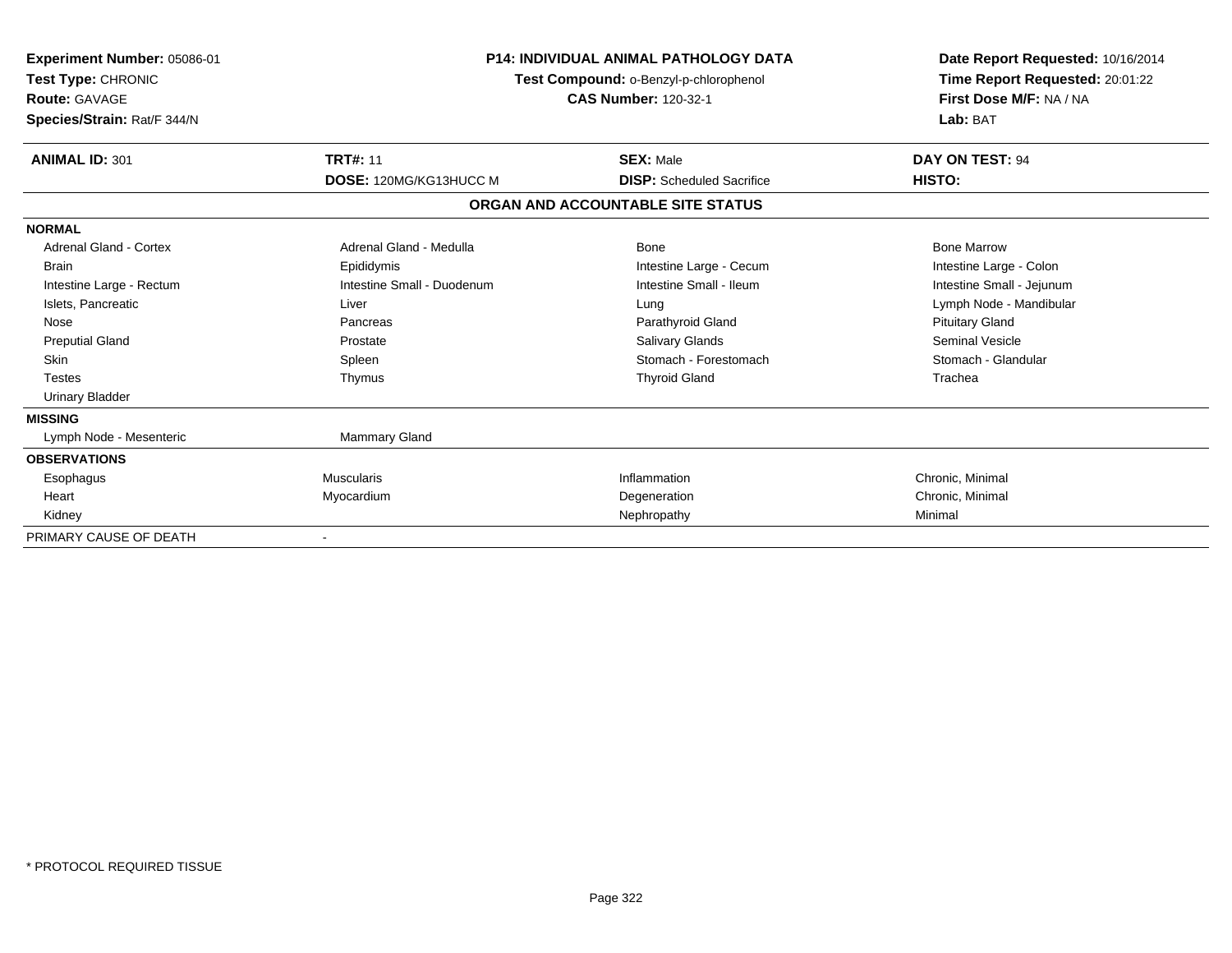**Experiment Number:** 05086-01
**Test Type:** CHRONIC
**Route:** GAVAGE
**Species/Strain:** Rat/F 344/N

**P14: INDIVIDUAL ANIMAL PATHOLOGY DATA**
**Test Compound:** o-Benzyl-p-chlorophenol
**CAS Number:** 120-32-1

**Date Report Requested:** 10/16/2014
**Time Report Requested:** 20:01:22
**First Dose M/F:** NA / NA
**Lab:** BAT

| **ANIMAL ID:** 301 | **TRT#:** 11 | **SEX:** Male | **DAY ON TEST:** 94 |
|---|---|---|---|
| | **DOSE:** 120MG/KG13HUCC M | **DISP:** Scheduled Sacrifice | **HISTO:** |

**ORGAN AND ACCOUNTABLE SITE STATUS**

| | | | |
|---|---|---|---|
| **NORMAL** | | | |
| Adrenal Gland - Cortex | Adrenal Gland - Medulla | Bone | Bone Marrow |
| Brain | Epididymis | Intestine Large - Cecum | Intestine Large - Colon |
| Intestine Large - Rectum | Intestine Small - Duodenum | Intestine Small - Ileum | Intestine Small - Jejunum |
| Islets, Pancreatic | Liver | Lung | Lymph Node - Mandibular |
| Nose | Pancreas | Parathyroid Gland | Pituitary Gland |
| Preputial Gland | Prostate | Salivary Glands | Seminal Vesicle |
| Skin | Spleen | Stomach - Forestomach | Stomach - Glandular |
| Testes | Thymus | Thyroid Gland | Trachea |
| Urinary Bladder | | | |
| **MISSING** | | | |
| Lymph Node - Mesenteric | Mammary Gland | | |
| **OBSERVATIONS** | | | |
| Esophagus | Muscularis | Inflammation | Chronic, Minimal |
| Heart | Myocardium | Degeneration | Chronic, Minimal |
| Kidney | | Nephropathy | Minimal |
| PRIMARY CAUSE OF DEATH | - | | |

* PROTOCOL REQUIRED TISSUE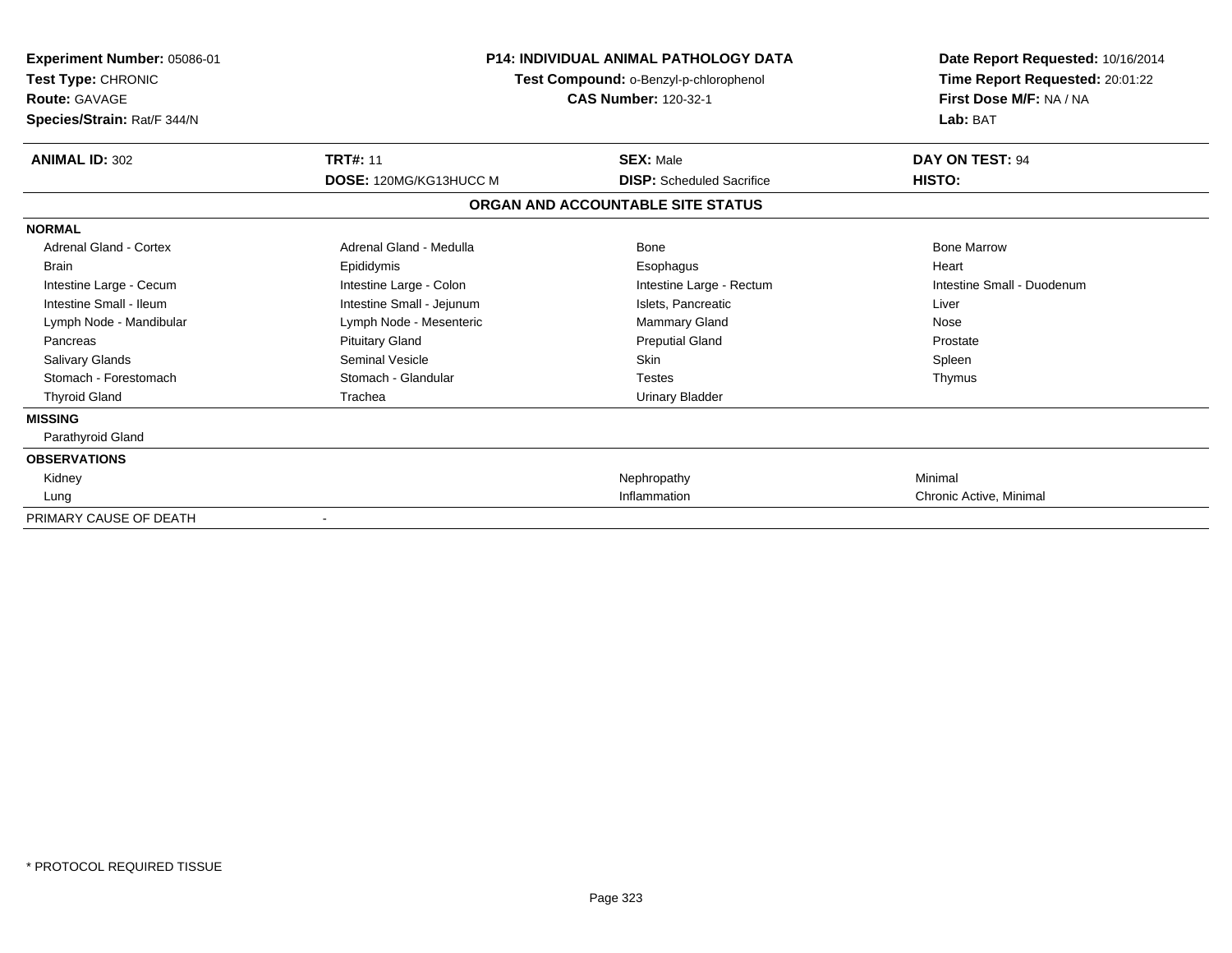**Experiment Number:** 05086-01
**Test Type:** CHRONIC
**Route:** GAVAGE
**Species/Strain:** Rat/F 344/N

**P14: INDIVIDUAL ANIMAL PATHOLOGY DATA**
**Test Compound:** o-Benzyl-p-chlorophenol
**CAS Number:** 120-32-1

**Date Report Requested:** 10/16/2014
**Time Report Requested:** 20:01:22
**First Dose M/F:** NA / NA
**Lab:** BAT

| **ANIMAL ID:** 302 | **TRT#:** 11 | **SEX:** Male | **DAY ON TEST:** 94 |
|---|---|---|---|
| | **DOSE:** 120MG/KG13HUCC M | **DISP:** Scheduled Sacrifice | **HISTO:** |

**ORGAN AND ACCOUNTABLE SITE STATUS**

| | | | |
|---|---|---|---|
| **NORMAL** | | | |
| Adrenal Gland - Cortex | Adrenal Gland - Medulla | Bone | Bone Marrow |
| Brain | Epididymis | Esophagus | Heart |
| Intestine Large - Cecum | Intestine Large - Colon | Intestine Large - Rectum | Intestine Small - Duodenum |
| Intestine Small - Ileum | Intestine Small - Jejunum | Islets, Pancreatic | Liver |
| Lymph Node - Mandibular | Lymph Node - Mesenteric | Mammary Gland | Nose |
| Pancreas | Pituitary Gland | Preputial Gland | Prostate |
| Salivary Glands | Seminal Vesicle | Skin | Spleen |
| Stomach - Forestomach | Stomach - Glandular | Testes | Thymus |
| Thyroid Gland | Trachea | Urinary Bladder | |
| **MISSING** | | | |
| Parathyroid Gland | | | |
| **OBSERVATIONS** | | | |
| Kidney | | Nephropathy | Minimal |
| Lung | | Inflammation | Chronic Active, Minimal |
| PRIMARY CAUSE OF DEATH | - | | |

\* PROTOCOL REQUIRED TISSUE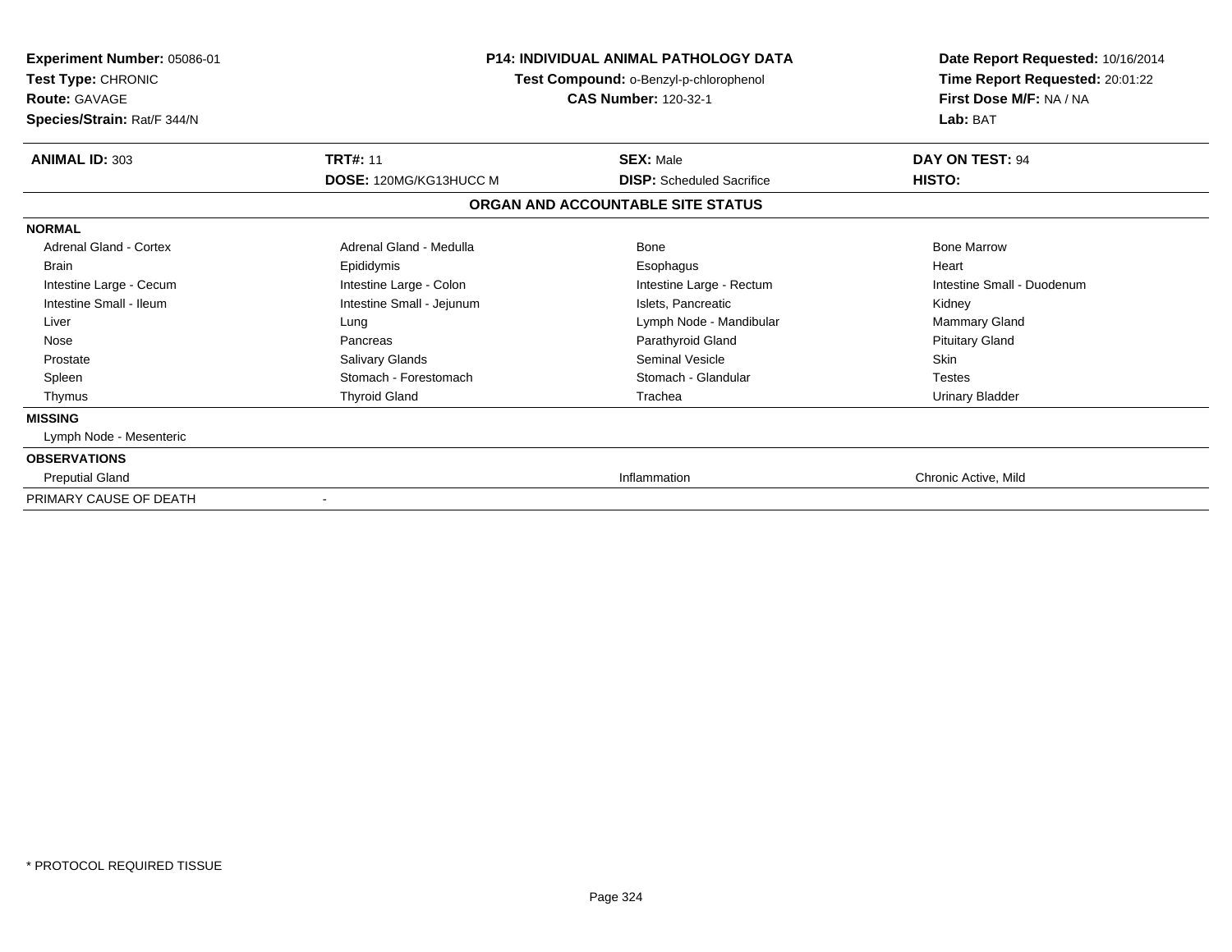**Experiment Number:** 05086-01
**Test Type:** CHRONIC
**Route:** GAVAGE
**Species/Strain:** Rat/F 344/N

**P14: INDIVIDUAL ANIMAL PATHOLOGY DATA**
**Test Compound:** o-Benzyl-p-chlorophenol
**CAS Number:** 120-32-1

**Date Report Requested:** 10/16/2014
**Time Report Requested:** 20:01:22
**First Dose M/F:** NA / NA
**Lab:** BAT

| **ANIMAL ID:** 303 | **TRT#:** 11 | **SEX:** Male | **DAY ON TEST:** 94 |
|---|---|---|---|
| | **DOSE:** 120MG/KG13HUCC M | **DISP:** Scheduled Sacrifice | **HISTO:** |

**ORGAN AND ACCOUNTABLE SITE STATUS**

| | | | |
|---|---|---|---|
| **NORMAL** | | | |
| Adrenal Gland - Cortex | Adrenal Gland - Medulla | Bone | Bone Marrow |
| Brain | Epididymis | Esophagus | Heart |
| Intestine Large - Cecum | Intestine Large - Colon | Intestine Large - Rectum | Intestine Small - Duodenum |
| Intestine Small - Ileum | Intestine Small - Jejunum | Islets, Pancreatic | Kidney |
| Liver | Lung | Lymph Node - Mandibular | Mammary Gland |
| Nose | Pancreas | Parathyroid Gland | Pituitary Gland |
| Prostate | Salivary Glands | Seminal Vesicle | Skin |
| Spleen | Stomach - Forestomach | Stomach - Glandular | Testes |
| Thymus | Thyroid Gland | Trachea | Urinary Bladder |
| **MISSING** | | | |
| Lymph Node - Mesenteric | | | |
| **OBSERVATIONS** | | | |
| Preputial Gland | | Inflammation | Chronic Active, Mild |
| PRIMARY CAUSE OF DEATH | - | | |

\* PROTOCOL REQUIRED TISSUE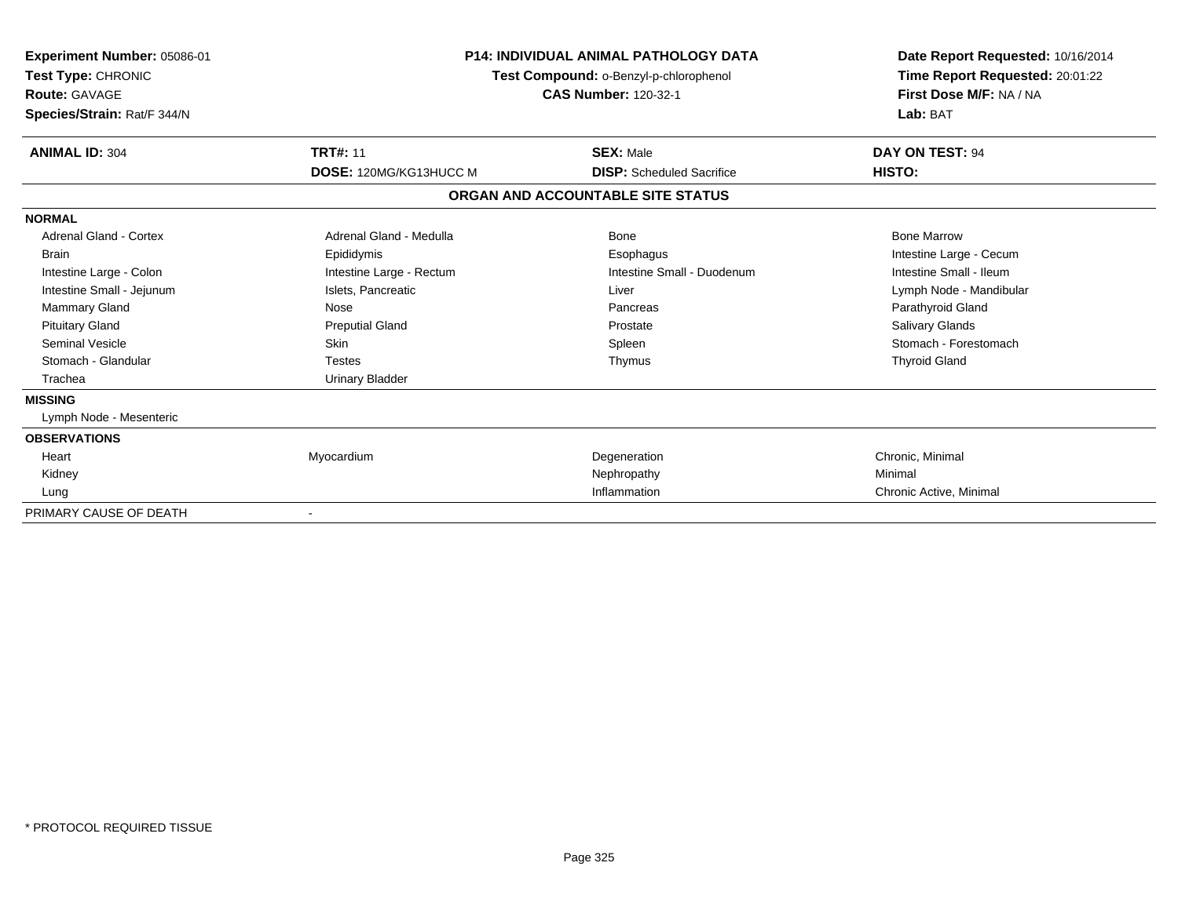**Experiment Number:** 05086-01
**Test Type:** CHRONIC
**Route:** GAVAGE
**Species/Strain:** Rat/F 344/N

**P14: INDIVIDUAL ANIMAL PATHOLOGY DATA**
**Test Compound:** o-Benzyl-p-chlorophenol
**CAS Number:** 120-32-1

**Date Report Requested:** 10/16/2014
**Time Report Requested:** 20:01:22
**First Dose M/F:** NA / NA
**Lab:** BAT

| **ANIMAL ID:** 304 | **TRT#:** 11 | **SEX:** Male | **DAY ON TEST:** 94 |
|---|---|---|---|
| | **DOSE:** 120MG/KG13HUCC M | **DISP:** Scheduled Sacrifice | **HISTO:** |

## ORGAN AND ACCOUNTABLE SITE STATUS

| | | | |
|---|---|---|---|
| **NORMAL** | | | |
| Adrenal Gland - Cortex | Adrenal Gland - Medulla | Bone | Bone Marrow |
| Brain | Epididymis | Esophagus | Intestine Large - Cecum |
| Intestine Large - Colon | Intestine Large - Rectum | Intestine Small - Duodenum | Intestine Small - Ileum |
| Intestine Small - Jejunum | Islets, Pancreatic | Liver | Lymph Node - Mandibular |
| Mammary Gland | Nose | Pancreas | Parathyroid Gland |
| Pituitary Gland | Preputial Gland | Prostate | Salivary Glands |
| Seminal Vesicle | Skin | Spleen | Stomach - Forestomach |
| Stomach - Glandular | Testes | Thymus | Thyroid Gland |
| Trachea | Urinary Bladder | | |
| **MISSING** | | | |
| Lymph Node - Mesenteric | | | |
| **OBSERVATIONS** | | | |
| Heart | Myocardium | Degeneration | Chronic, Minimal |
| Kidney | | Nephropathy | Minimal |
| Lung | | Inflammation | Chronic Active, Minimal |
| PRIMARY CAUSE OF DEATH | - | | |

* PROTOCOL REQUIRED TISSUE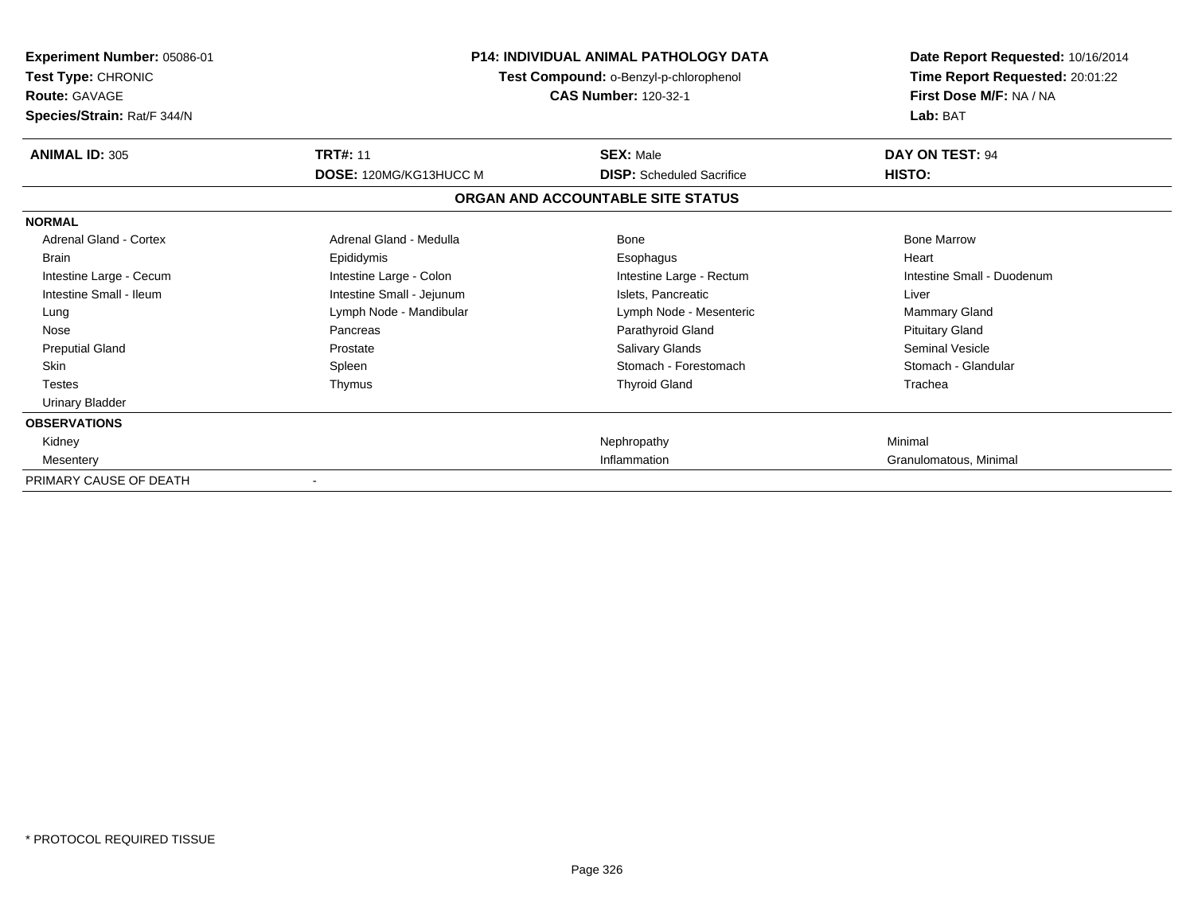**Experiment Number:** 05086-01
**Test Type:** CHRONIC
**Route:** GAVAGE
**Species/Strain:** Rat/F 344/N

**P14: INDIVIDUAL ANIMAL PATHOLOGY DATA**
**Test Compound:** o-Benzyl-p-chlorophenol
**CAS Number:** 120-32-1

**Date Report Requested:** 10/16/2014
**Time Report Requested:** 20:01:22
**First Dose M/F:** NA / NA
**Lab:** BAT

| **ANIMAL ID:** 305 | **TRT#:** 11 | **SEX:** Male | **DAY ON TEST:** 94 |
|---|---|---|---|
| | **DOSE:** 120MG/KG13HUCC M | **DISP:** Scheduled Sacrifice | **HISTO:** |

## ORGAN AND ACCOUNTABLE SITE STATUS

| | | | |
|---|---|---|---|
| **NORMAL** | | | |
| Adrenal Gland - Cortex | Adrenal Gland - Medulla | Bone | Bone Marrow |
| Brain | Epididymis | Esophagus | Heart |
| Intestine Large - Cecum | Intestine Large - Colon | Intestine Large - Rectum | Intestine Small - Duodenum |
| Intestine Small - Ileum | Intestine Small - Jejunum | Islets, Pancreatic | Liver |
| Lung | Lymph Node - Mandibular | Lymph Node - Mesenteric | Mammary Gland |
| Nose | Pancreas | Parathyroid Gland | Pituitary Gland |
| Preputial Gland | Prostate | Salivary Glands | Seminal Vesicle |
| Skin | Spleen | Stomach - Forestomach | Stomach - Glandular |
| Testes | Thymus | Thyroid Gland | Trachea |
| Urinary Bladder | | | |
| **OBSERVATIONS** | | | |
| Kidney | | Nephropathy | Minimal |
| Mesentery | | Inflammation | Granulomatous, Minimal |
| PRIMARY CAUSE OF DEATH | - | | |

\* PROTOCOL REQUIRED TISSUE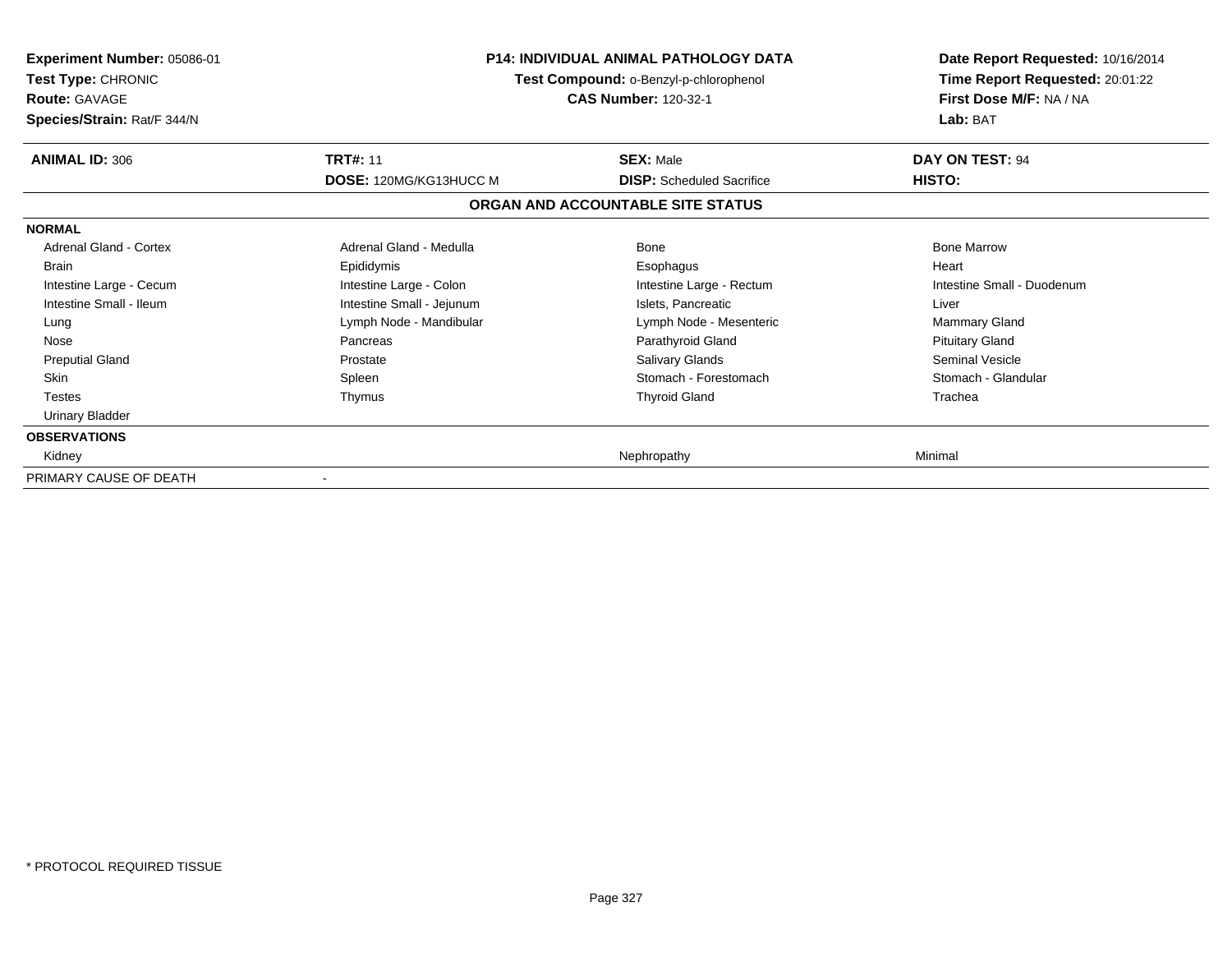**Experiment Number:** 05086-01
**Test Type:** CHRONIC
**Route:** GAVAGE
**Species/Strain:** Rat/F 344/N

**P14: INDIVIDUAL ANIMAL PATHOLOGY DATA**
**Test Compound:** o-Benzyl-p-chlorophenol
**CAS Number:** 120-32-1

**Date Report Requested:** 10/16/2014
**Time Report Requested:** 20:01:22
**First Dose M/F:** NA / NA
**Lab:** BAT

| **ANIMAL ID:** 306 | **TRT#:** 11 | **SEX:** Male | **DAY ON TEST:** 94 |
|---|---|---|---|
| | **DOSE:** 120MG/KG13HUCC M | **DISP:** Scheduled Sacrifice | **HISTO:** |

**ORGAN AND ACCOUNTABLE SITE STATUS**

| | | | |
|---|---|---|---|
| **NORMAL** | | | |
| Adrenal Gland - Cortex | Adrenal Gland - Medulla | Bone | Bone Marrow |
| Brain | Epididymis | Esophagus | Heart |
| Intestine Large - Cecum | Intestine Large - Colon | Intestine Large - Rectum | Intestine Small - Duodenum |
| Intestine Small - Ileum | Intestine Small - Jejunum | Islets, Pancreatic | Liver |
| Lung | Lymph Node - Mandibular | Lymph Node - Mesenteric | Mammary Gland |
| Nose | Pancreas | Parathyroid Gland | Pituitary Gland |
| Preputial Gland | Prostate | Salivary Glands | Seminal Vesicle |
| Skin | Spleen | Stomach - Forestomach | Stomach - Glandular |
| Testes | Thymus | Thyroid Gland | Trachea |
| Urinary Bladder | | | |
| **OBSERVATIONS** | | | |
| Kidney | | Nephropathy | Minimal |
| PRIMARY CAUSE OF DEATH | - | | |

* PROTOCOL REQUIRED TISSUE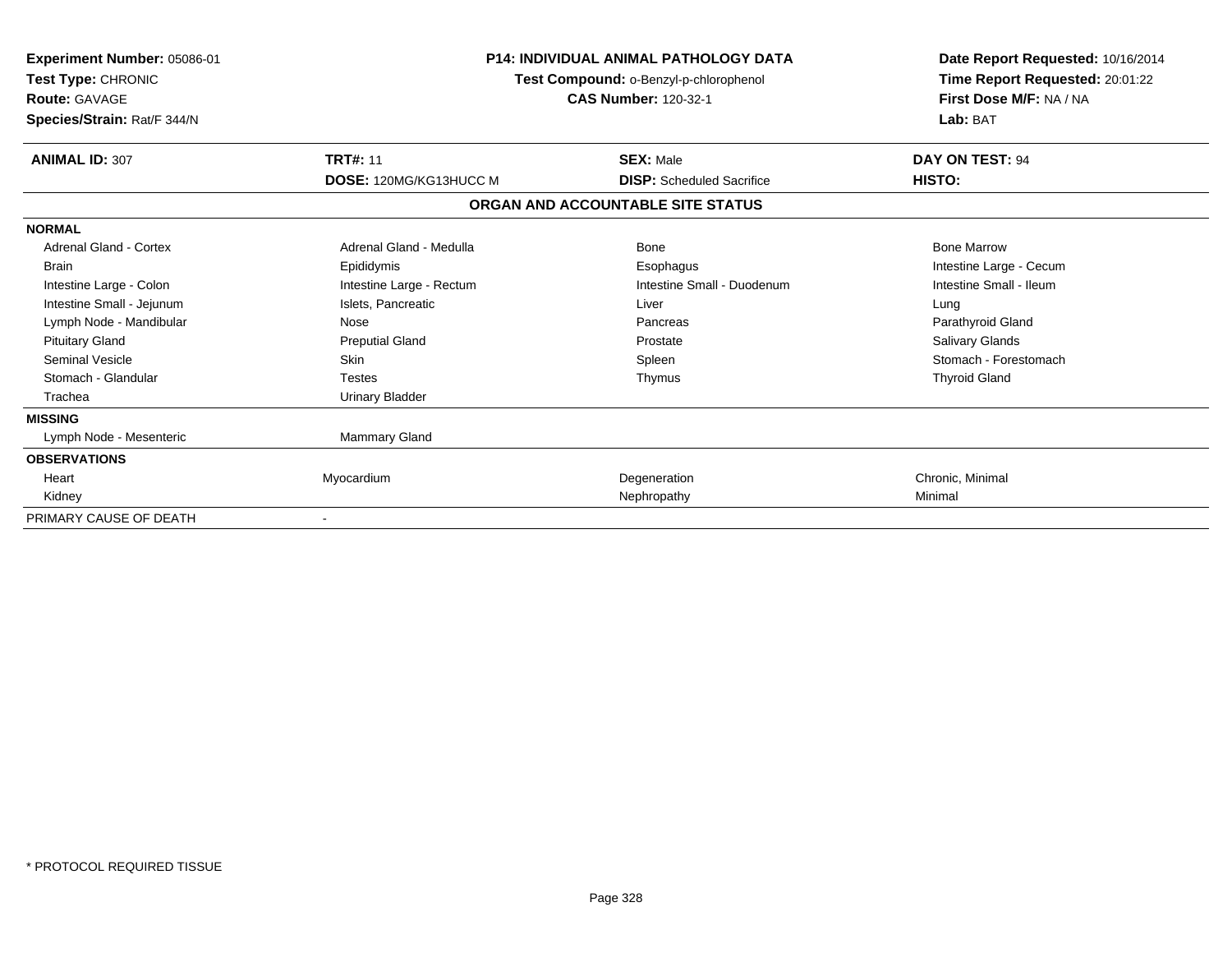**Experiment Number:** 05086-01
**Test Type:** CHRONIC
**Route:** GAVAGE
**Species/Strain:** Rat/F 344/N

**P14: INDIVIDUAL ANIMAL PATHOLOGY DATA**
**Test Compound:** o-Benzyl-p-chlorophenol
**CAS Number:** 120-32-1

**Date Report Requested:** 10/16/2014
**Time Report Requested:** 20:01:22
**First Dose M/F:** NA / NA
**Lab:** BAT

| **ANIMAL ID:** 307 | **TRT#:** 11 | **SEX:** Male | **DAY ON TEST:** 94 |
|---|---|---|---|
| | **DOSE:** 120MG/KG13HUCC M | **DISP:** Scheduled Sacrifice | **HISTO:** |

**ORGAN AND ACCOUNTABLE SITE STATUS**

| | | | |
|---|---|---|---|
| **NORMAL** | | | |
| Adrenal Gland - Cortex | Adrenal Gland - Medulla | Bone | Bone Marrow |
| Brain | Epididymis | Esophagus | Intestine Large - Cecum |
| Intestine Large - Colon | Intestine Large - Rectum | Intestine Small - Duodenum | Intestine Small - Ileum |
| Intestine Small - Jejunum | Islets, Pancreatic | Liver | Lung |
| Lymph Node - Mandibular | Nose | Pancreas | Parathyroid Gland |
| Pituitary Gland | Preputial Gland | Prostate | Salivary Glands |
| Seminal Vesicle | Skin | Spleen | Stomach - Forestomach |
| Stomach - Glandular | Testes | Thymus | Thyroid Gland |
| Trachea | Urinary Bladder | | |
| **MISSING** | | | |
| Lymph Node - Mesenteric | Mammary Gland | | |
| **OBSERVATIONS** | | | |
| Heart | Myocardium | Degeneration | Chronic, Minimal |
| Kidney | | Nephropathy | Minimal |
| PRIMARY CAUSE OF DEATH | - | | |

* PROTOCOL REQUIRED TISSUE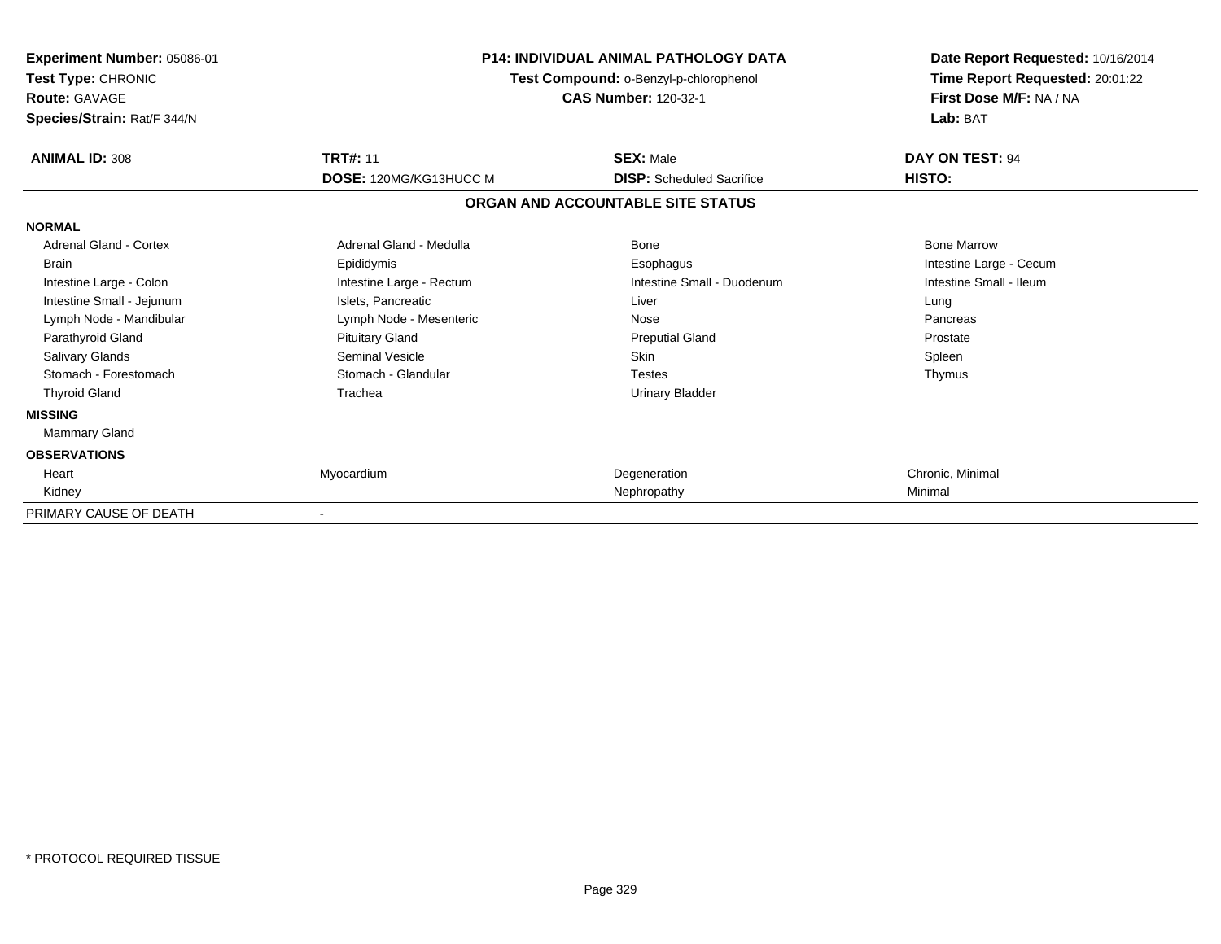**Experiment Number:** 05086-01
**Test Type:** CHRONIC
**Route:** GAVAGE
**Species/Strain:** Rat/F 344/N

**P14: INDIVIDUAL ANIMAL PATHOLOGY DATA**
**Test Compound:** o-Benzyl-p-chlorophenol
**CAS Number:** 120-32-1

**Date Report Requested:** 10/16/2014
**Time Report Requested:** 20:01:22
**First Dose M/F:** NA / NA
**Lab:** BAT

| **ANIMAL ID:** 308 | **TRT#:** 11 | **SEX:** Male | **DAY ON TEST:** 94 |
|---|---|---|---|
| | **DOSE:** 120MG/KG13HUCC M | **DISP:** Scheduled Sacrifice | **HISTO:** |

**ORGAN AND ACCOUNTABLE SITE STATUS**

| | | | |
|---|---|---|---|
| **NORMAL** | | | |
| Adrenal Gland - Cortex | Adrenal Gland - Medulla | Bone | Bone Marrow |
| Brain | Epididymis | Esophagus | Intestine Large - Cecum |
| Intestine Large - Colon | Intestine Large - Rectum | Intestine Small - Duodenum | Intestine Small - Ileum |
| Intestine Small - Jejunum | Islets, Pancreatic | Liver | Lung |
| Lymph Node - Mandibular | Lymph Node - Mesenteric | Nose | Pancreas |
| Parathyroid Gland | Pituitary Gland | Preputial Gland | Prostate |
| Salivary Glands | Seminal Vesicle | Skin | Spleen |
| Stomach - Forestomach | Stomach - Glandular | Testes | Thymus |
| Thyroid Gland | Trachea | Urinary Bladder | |
| **MISSING** | | | |
| Mammary Gland | | | |
| **OBSERVATIONS** | | | |
| Heart | Myocardium | Degeneration | Chronic, Minimal |
| Kidney | | Nephropathy | Minimal |
| PRIMARY CAUSE OF DEATH | - | | |

* PROTOCOL REQUIRED TISSUE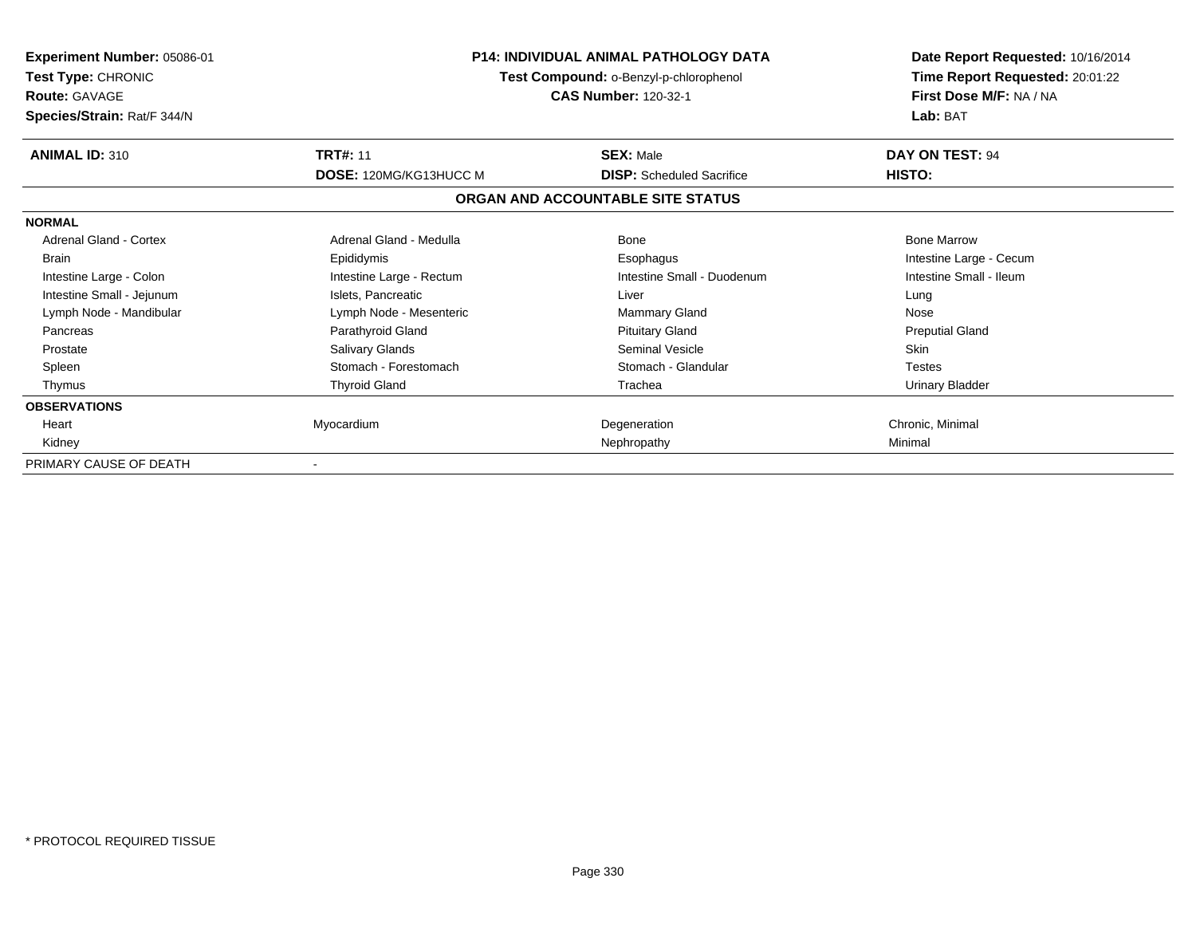**Experiment Number:** 05086-01
**Test Type:** CHRONIC
**Route:** GAVAGE
**Species/Strain:** Rat/F 344/N

**P14: INDIVIDUAL ANIMAL PATHOLOGY DATA**
**Test Compound:** o-Benzyl-p-chlorophenol
**CAS Number:** 120-32-1

**Date Report Requested:** 10/16/2014
**Time Report Requested:** 20:01:22
**First Dose M/F:** NA / NA
**Lab:** BAT

| **ANIMAL ID:** 310 | **TRT#:** 11 | **SEX:** Male | **DAY ON TEST:** 94 |
|---|---|---|---|
| | **DOSE:** 120MG/KG13HUCC M | **DISP:** Scheduled Sacrifice | **HISTO:** |

**ORGAN AND ACCOUNTABLE SITE STATUS**

| | | | |
|---|---|---|---|
| **NORMAL** | | | |
| Adrenal Gland - Cortex | Adrenal Gland - Medulla | Bone | Bone Marrow |
| Brain | Epididymis | Esophagus | Intestine Large - Cecum |
| Intestine Large - Colon | Intestine Large - Rectum | Intestine Small - Duodenum | Intestine Small - Ileum |
| Intestine Small - Jejunum | Islets, Pancreatic | Liver | Lung |
| Lymph Node - Mandibular | Lymph Node - Mesenteric | Mammary Gland | Nose |
| Pancreas | Parathyroid Gland | Pituitary Gland | Preputial Gland |
| Prostate | Salivary Glands | Seminal Vesicle | Skin |
| Spleen | Stomach - Forestomach | Stomach - Glandular | Testes |
| Thymus | Thyroid Gland | Trachea | Urinary Bladder |
| **OBSERVATIONS** | | | |
| Heart | Myocardium | Degeneration | Chronic, Minimal |
| Kidney | | Nephropathy | Minimal |
| PRIMARY CAUSE OF DEATH | - | | |

* PROTOCOL REQUIRED TISSUE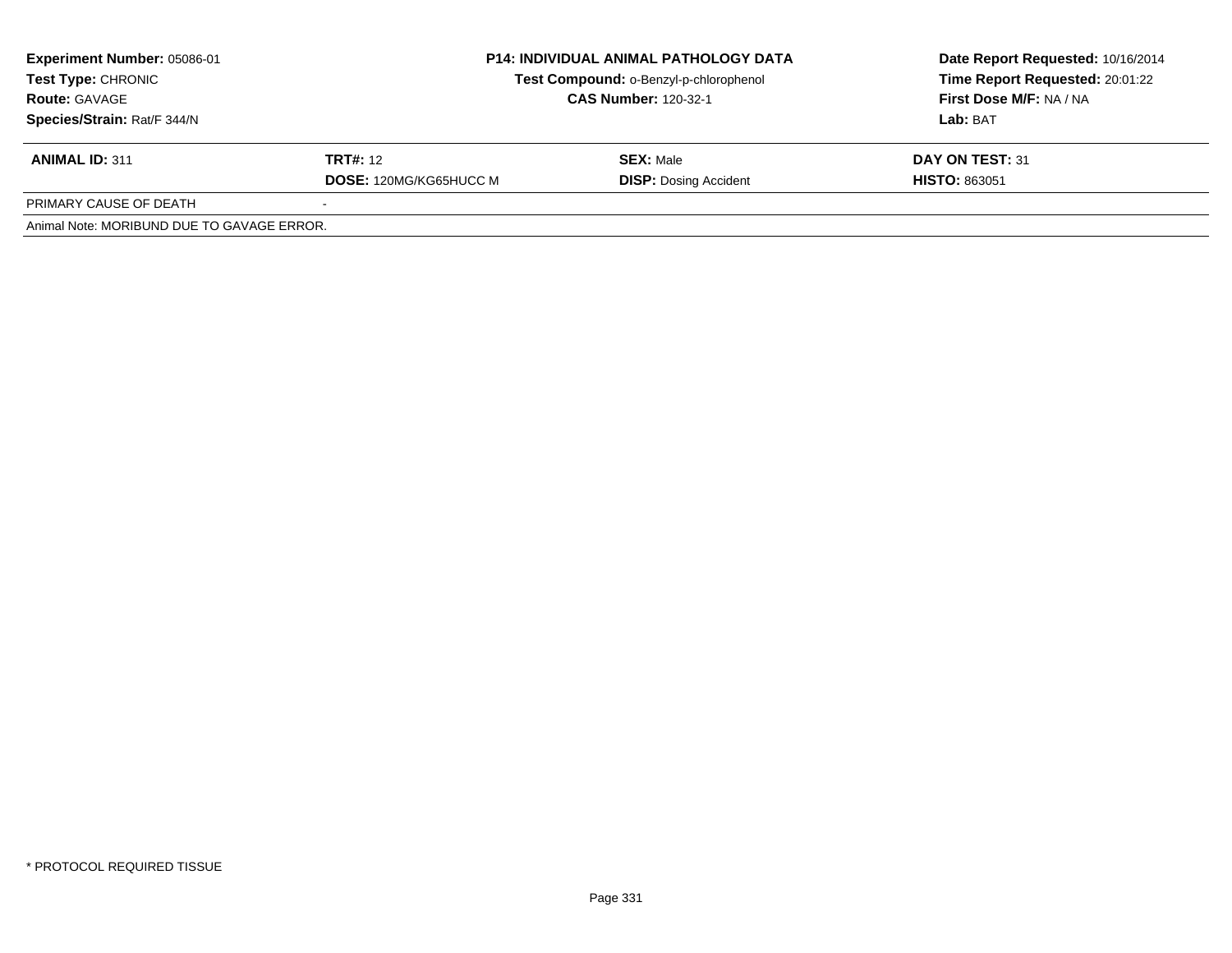**Experiment Number:** 05086-01
**Test Type:** CHRONIC
**Route:** GAVAGE
**Species/Strain:** Rat/F 344/N

**P14: INDIVIDUAL ANIMAL PATHOLOGY DATA**
**Test Compound:** o-Benzyl-p-chlorophenol
**CAS Number:** 120-32-1

**Date Report Requested:** 10/16/2014
**Time Report Requested:** 20:01:22
**First Dose M/F:** NA / NA
**Lab:** BAT

| **ANIMAL ID:** 311 | **TRT#:** 12 | **SEX:** Male | **DAY ON TEST:** 31 |
|---|---|---|---|
| | **DOSE:** 120MG/KG65HUCC M | **DISP:** Dosing Accident | **HISTO:** 863051 |
| PRIMARY CAUSE OF DEATH | - | | |
| Animal Note: MORIBUND DUE TO GAVAGE ERROR. | | | |

* PROTOCOL REQUIRED TISSUE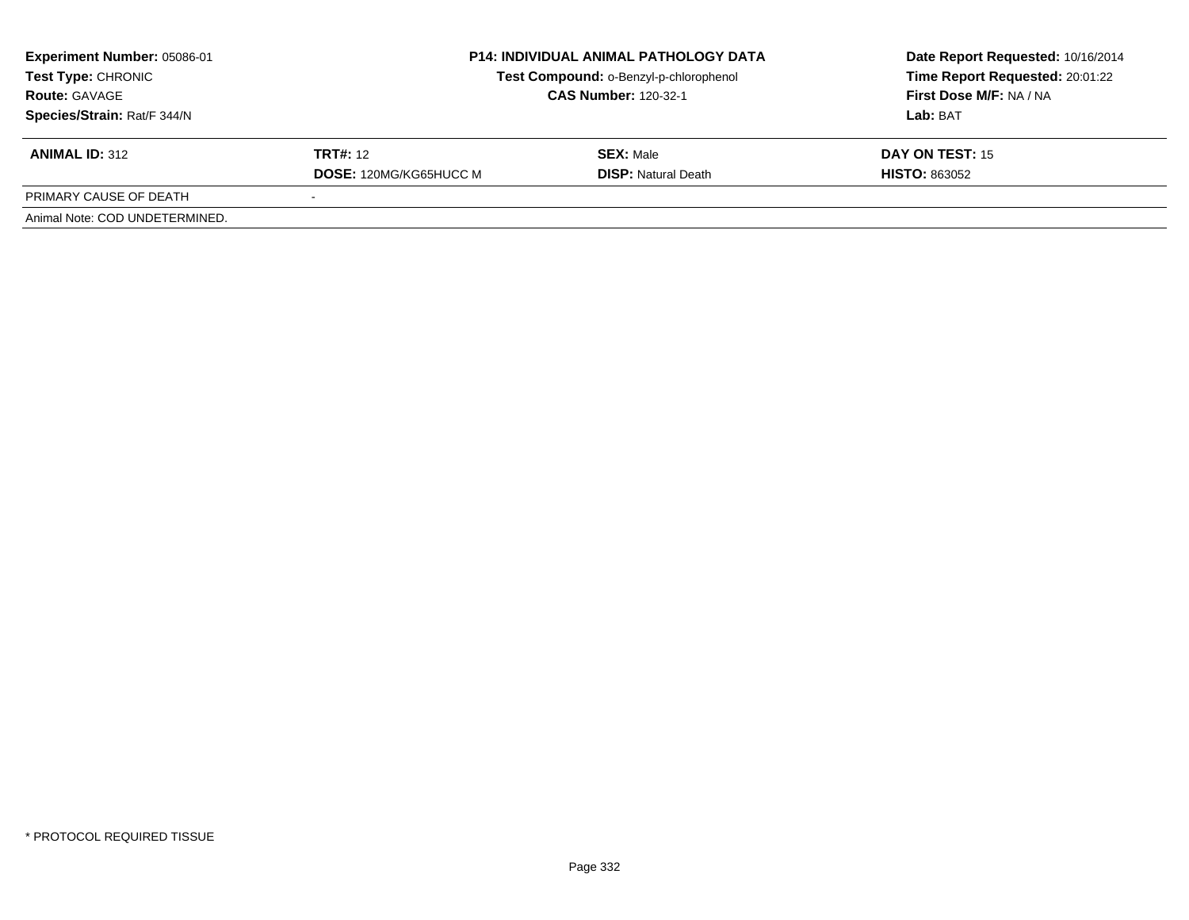**Experiment Number:** 05086-01
**Test Type:** CHRONIC
**Route:** GAVAGE
**Species/Strain:** Rat/F 344/N

**P14: INDIVIDUAL ANIMAL PATHOLOGY DATA**
**Test Compound:** o-Benzyl-p-chlorophenol
**CAS Number:** 120-32-1

**Date Report Requested:** 10/16/2014
**Time Report Requested:** 20:01:22
**First Dose M/F:** NA / NA
**Lab:** BAT

| **ANIMAL ID:** 312 | **TRT#:** 12 | **SEX:** Male | **DAY ON TEST:** 15 |
|---|---|---|---|
| | **DOSE:** 120MG/KG65HUCC M | **DISP:** Natural Death | **HISTO:** 863052 |
| PRIMARY CAUSE OF DEATH | - | | |
| Animal Note: COD UNDETERMINED. | | | |

* PROTOCOL REQUIRED TISSUE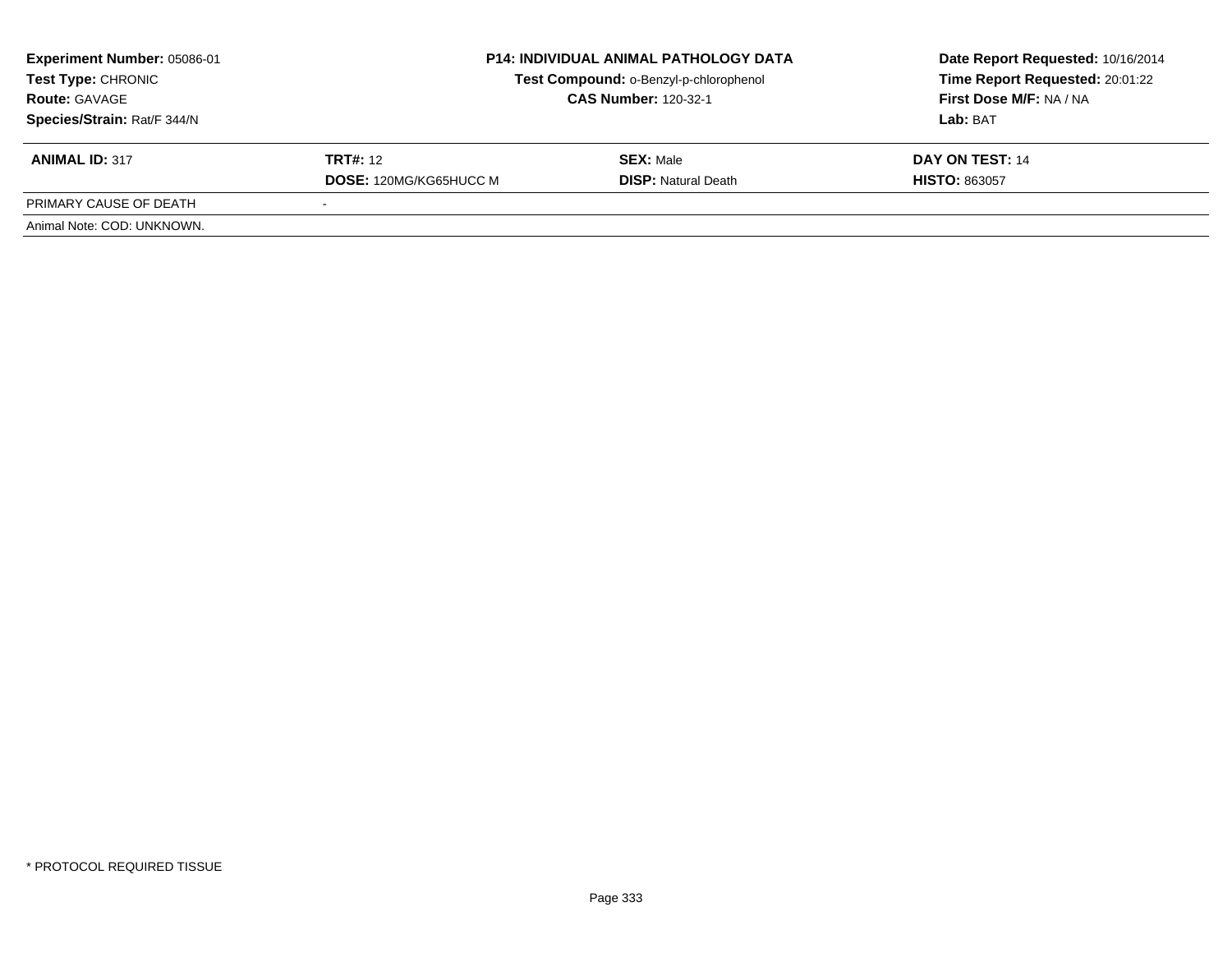| **Experiment Number:** 05086-01 | **P14: INDIVIDUAL ANIMAL PATHOLOGY DATA** | **Date Report Requested:** 10/16/2014 |
|---|---|---|
| **Test Type:** CHRONIC | **Test Compound:** o-Benzyl-p-chlorophenol | **Time Report Requested:** 20:01:22 |
| **Route:** GAVAGE | **CAS Number:** 120-32-1 | **First Dose M/F:** NA / NA |
| **Species/Strain:** Rat/F 344/N | | **Lab:** BAT |

| **ANIMAL ID:** 317 | **TRT#:** 12 | **SEX:** Male | **DAY ON TEST:** 14 |
|---|---|---|---|
| | **DOSE:** 120MG/KG65HUCC M | **DISP:** Natural Death | **HISTO:** 863057 |
| PRIMARY CAUSE OF DEATH | - | | |
| Animal Note: COD: UNKNOWN. | | | |

* PROTOCOL REQUIRED TISSUE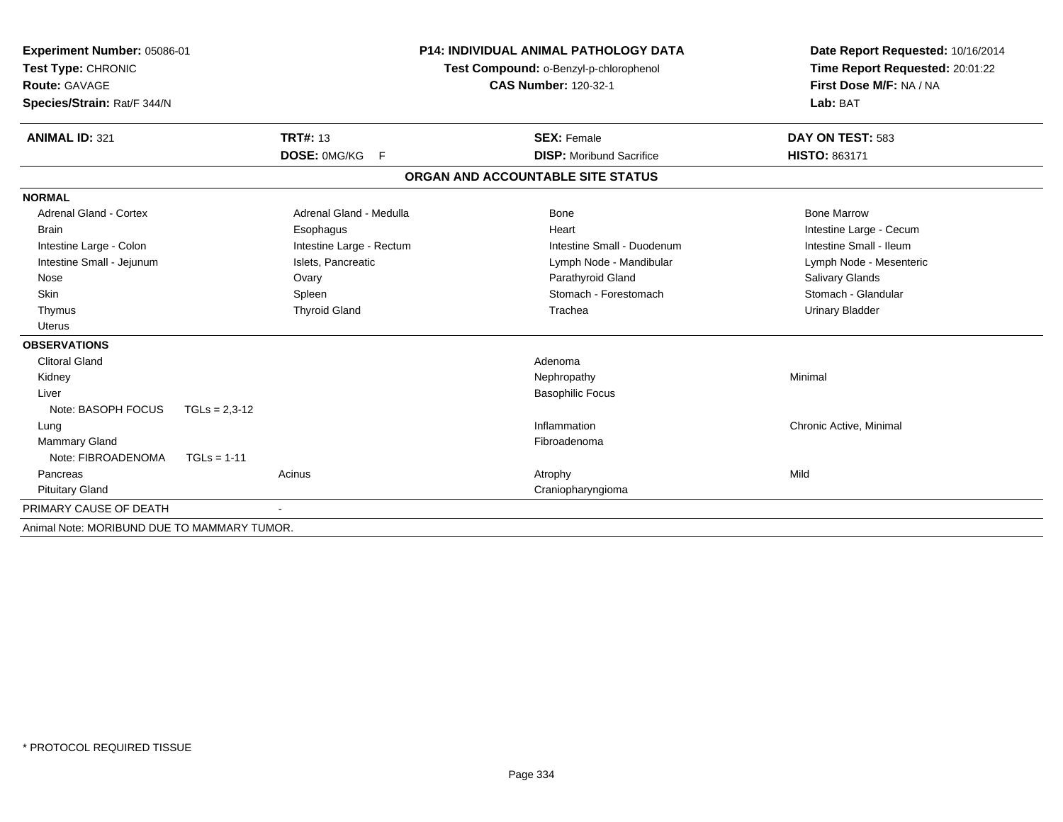**Experiment Number:** 05086-01
**Test Type:** CHRONIC
**Route:** GAVAGE
**Species/Strain:** Rat/F 344/N

**P14: INDIVIDUAL ANIMAL PATHOLOGY DATA**
**Test Compound:** o-Benzyl-p-chlorophenol
**CAS Number:** 120-32-1

**Date Report Requested:** 10/16/2014
**Time Report Requested:** 20:01:22
**First Dose M/F:** NA / NA
**Lab:** BAT

| **ANIMAL ID:** 321 | **TRT#:** 13 | **SEX:** Female | **DAY ON TEST:** 583 |
|---|---|---|---|
| | **DOSE:** 0MG/KG F | **DISP:** Moribund Sacrifice | **HISTO:** 863171 |

## ORGAN AND ACCOUNTABLE SITE STATUS

**NORMAL**

| | | | |
|---|---|---|---|
| Adrenal Gland - Cortex | Adrenal Gland - Medulla | Bone | Bone Marrow |
| Brain | Esophagus | Heart | Intestine Large - Cecum |
| Intestine Large - Colon | Intestine Large - Rectum | Intestine Small - Duodenum | Intestine Small - Ileum |
| Intestine Small - Jejunum | Islets, Pancreatic | Lymph Node - Mandibular | Lymph Node - Mesenteric |
| Nose | Ovary | Parathyroid Gland | Salivary Glands |
| Skin | Spleen | Stomach - Forestomach | Stomach - Glandular |
| Thymus | Thyroid Gland | Trachea | Urinary Bladder |
| Uterus | | | |

**OBSERVATIONS**

| | | | |
|---|---|---|---|
| Clitoral Gland | | Adenoma | |
| Kidney | | Nephropathy | Minimal |
| Liver | | Basophilic Focus | |
| Note: BASOPH FOCUS TGLs = 2,3-12 | | | |
| Lung | | Inflammation | Chronic Active, Minimal |
| Mammary Gland | | Fibroadenoma | |
| Note: FIBROADENOMA TGLs = 1-11 | | | |
| Pancreas | Acinus | Atrophy | Mild |
| Pituitary Gland | | Craniopharyngioma | |

PRIMARY CAUSE OF DEATH -

Animal Note: MORIBUND DUE TO MAMMARY TUMOR.

\* PROTOCOL REQUIRED TISSUE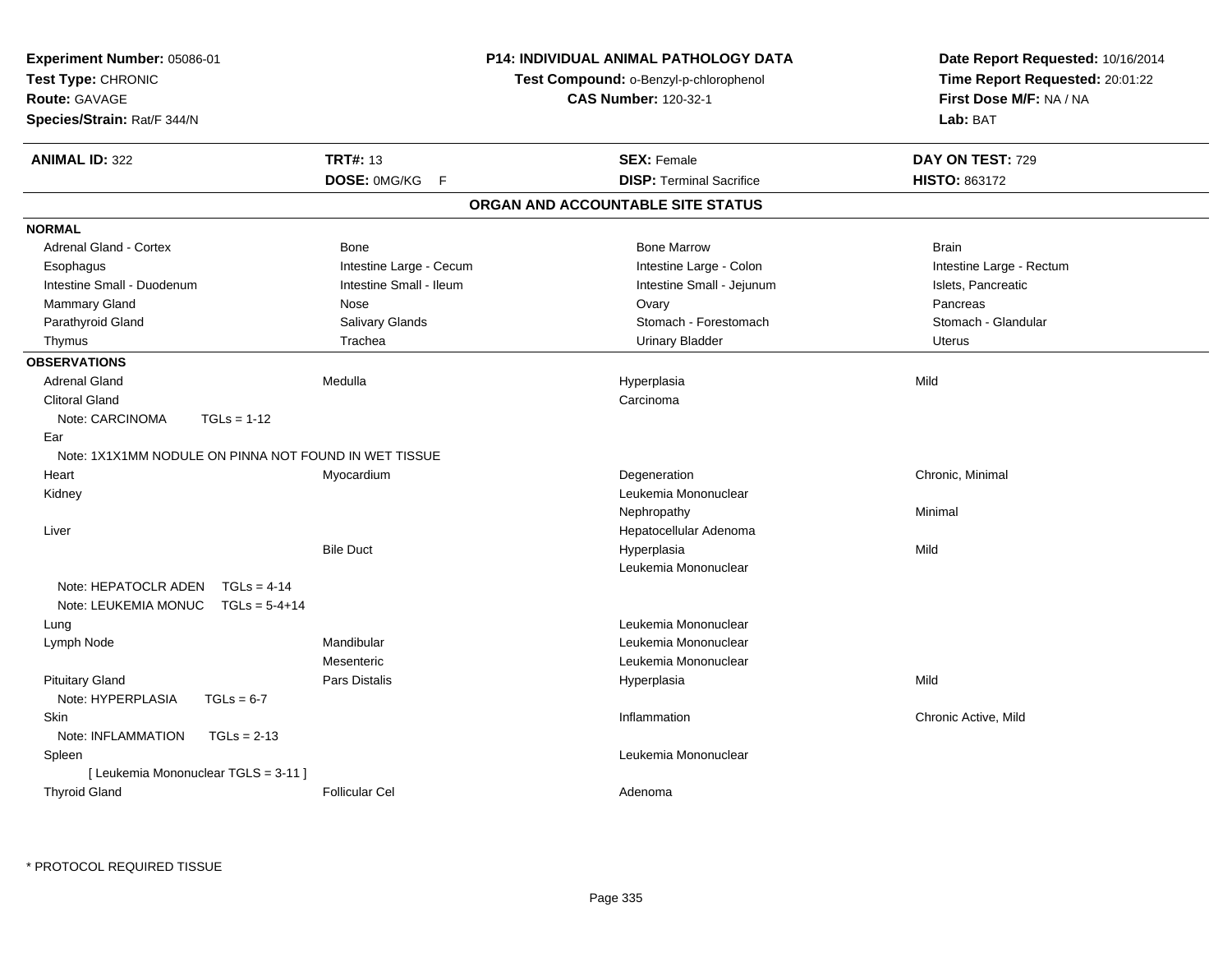**Experiment Number:** 05086-01
**Test Type:** CHRONIC
**Route:** GAVAGE
**Species/Strain:** Rat/F 344/N

**P14: INDIVIDUAL ANIMAL PATHOLOGY DATA**
**Test Compound:** o-Benzyl-p-chlorophenol
**CAS Number:** 120-32-1

**Date Report Requested:** 10/16/2014
**Time Report Requested:** 20:01:22
**First Dose M/F:** NA / NA
**Lab:** BAT

| **ANIMAL ID:** 322 | **TRT#:** 13 | **SEX:** Female | **DAY ON TEST:** 729 |
|---|---|---|---|
| | **DOSE:** 0MG/KG F | **DISP:** Terminal Sacrifice | **HISTO:** 863172 |

## ORGAN AND ACCOUNTABLE SITE STATUS

**NORMAL**

| | | | |
|---|---|---|---|
| Adrenal Gland - Cortex | Bone | Bone Marrow | Brain |
| Esophagus | Intestine Large - Cecum | Intestine Large - Colon | Intestine Large - Rectum |
| Intestine Small - Duodenum | Intestine Small - Ileum | Intestine Small - Jejunum | Islets, Pancreatic |
| Mammary Gland | Nose | Ovary | Pancreas |
| Parathyroid Gland | Salivary Glands | Stomach - Forestomach | Stomach - Glandular |
| Thymus | Trachea | Urinary Bladder | Uterus |

**OBSERVATIONS**

| | | | |
|---|---|---|---|
| Adrenal Gland | Medulla | Hyperplasia | Mild |
| Clitoral Gland | | Carcinoma | |
| Note: CARCINOMA TGLs = 1-12 | | | |
| Ear | | | |
| Note: 1X1X1MM NODULE ON PINNA NOT FOUND IN WET TISSUE | | | |
| Heart | Myocardium | Degeneration | Chronic, Minimal |
| Kidney | | Leukemia Mononuclear | |
| | | Nephropathy | Minimal |
| Liver | | Hepatocellular Adenoma | |
| | Bile Duct | Hyperplasia | Mild |
| | | Leukemia Mononuclear | |
| Note: HEPATOCLR ADEN TGLs = 4-14 | | | |
| Note: LEUKEMIA MONUC TGLs = 5-4+14 | | | |
| Lung | | Leukemia Mononuclear | |
| Lymph Node | Mandibular | Leukemia Mononuclear | |
| | Mesenteric | Leukemia Mononuclear | |
| Pituitary Gland | Pars Distalis | Hyperplasia | Mild |
| Note: HYPERPLASIA TGLs = 6-7 | | | |
| Skin | | Inflammation | Chronic Active, Mild |
| Note: INFLAMMATION TGLs = 2-13 | | | |
| Spleen | | Leukemia Mononuclear | |
| [ Leukemia Mononuclear TGLS = 3-11 ] | | | |
| Thyroid Gland | Follicular Cel | Adenoma | |

* PROTOCOL REQUIRED TISSUE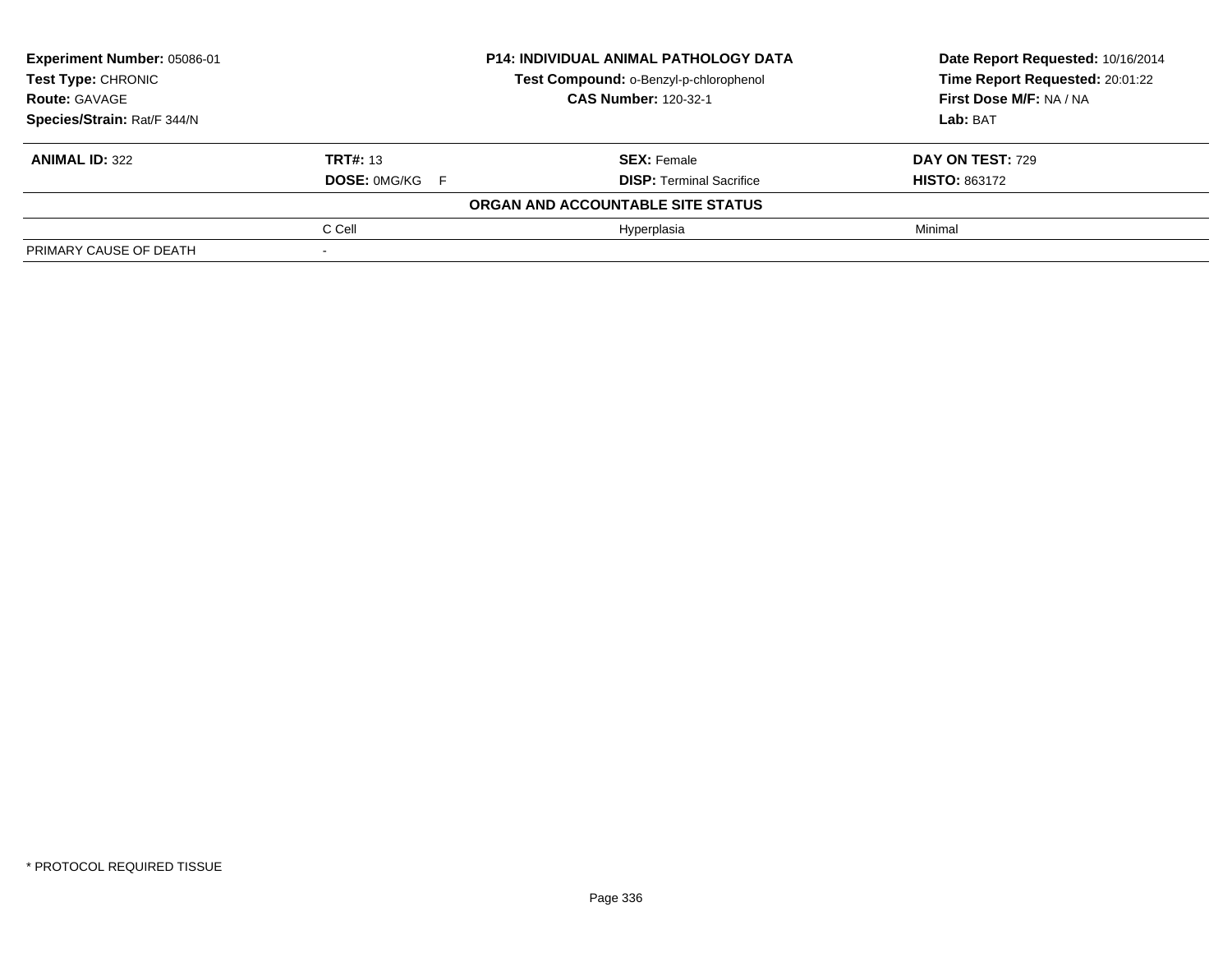| Experiment Number: 05086-01 | P14: INDIVIDUAL ANIMAL PATHOLOGY DATA | Date Report Requested: 10/16/2014 |
|---|---|---|
| Test Type: CHRONIC | Test Compound: o-Benzyl-p-chlorophenol | Time Report Requested: 20:01:22 |
| Route: GAVAGE | CAS Number: 120-32-1 | First Dose M/F: NA / NA |
| Species/Strain: Rat/F 344/N | | Lab: BAT |

| ANIMAL ID: 322 | TRT#: 13 | SEX: Female | DAY ON TEST: 729 |
|---|---|---|---|
| | DOSE: 0MG/KG F | DISP: Terminal Sacrifice | HISTO: 863172 |

**ORGAN AND ACCOUNTABLE SITE STATUS**

| | | | |
|---|---|---|---|
| | C Cell | Hyperplasia | Minimal |
| PRIMARY CAUSE OF DEATH | - | | |

* PROTOCOL REQUIRED TISSUE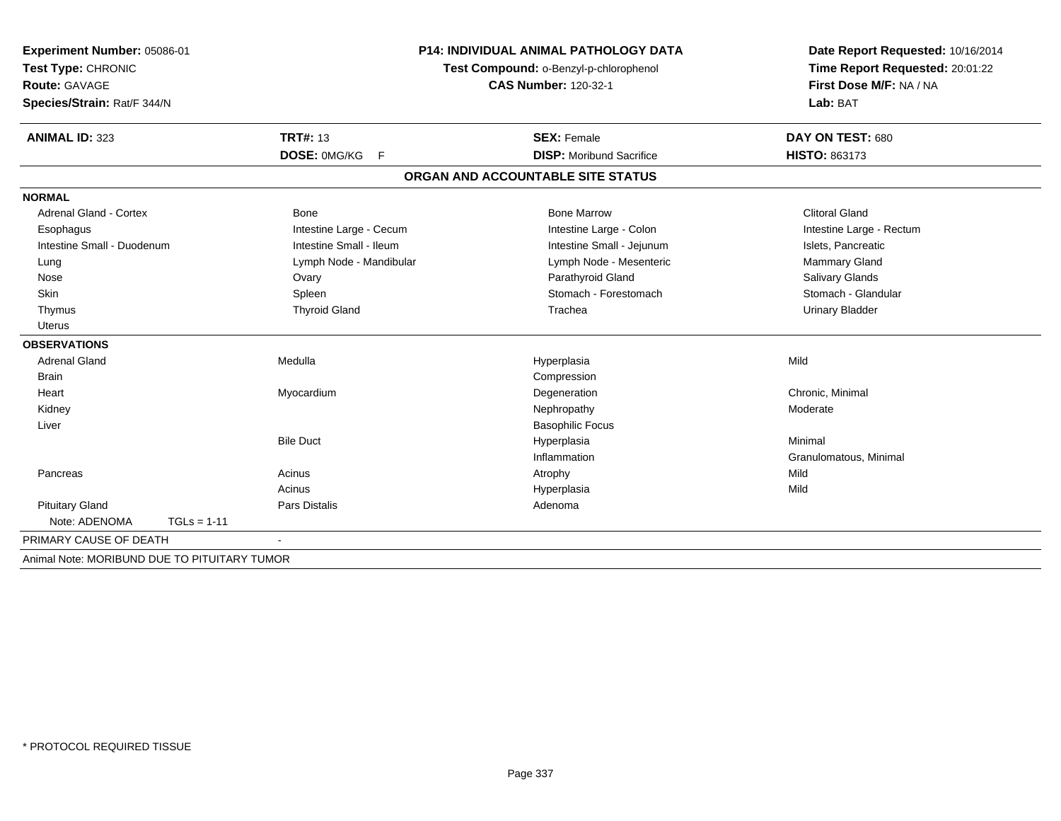**Experiment Number:** 05086-01
**Test Type:** CHRONIC
**Route:** GAVAGE
**Species/Strain:** Rat/F 344/N

**P14: INDIVIDUAL ANIMAL PATHOLOGY DATA**
**Test Compound:** o-Benzyl-p-chlorophenol
**CAS Number:** 120-32-1

**Date Report Requested:** 10/16/2014
**Time Report Requested:** 20:01:22
**First Dose M/F:** NA / NA
**Lab:** BAT

| **ANIMAL ID:** 323 | **TRT#:** 13 | **SEX:** Female | **DAY ON TEST:** 680 |
|---|---|---|---|
| | **DOSE:** 0MG/KG F | **DISP:** Moribund Sacrifice | **HISTO:** 863173 |

## ORGAN AND ACCOUNTABLE SITE STATUS

**NORMAL**

| | | | |
|---|---|---|---|
| Adrenal Gland - Cortex | Bone | Bone Marrow | Clitoral Gland |
| Esophagus | Intestine Large - Cecum | Intestine Large - Colon | Intestine Large - Rectum |
| Intestine Small - Duodenum | Intestine Small - Ileum | Intestine Small - Jejunum | Islets, Pancreatic |
| Lung | Lymph Node - Mandibular | Lymph Node - Mesenteric | Mammary Gland |
| Nose | Ovary | Parathyroid Gland | Salivary Glands |
| Skin | Spleen | Stomach - Forestomach | Stomach - Glandular |
| Thymus | Thyroid Gland | Trachea | Urinary Bladder |
| Uterus | | | |

**OBSERVATIONS**

| | | | |
|---|---|---|---|
| Adrenal Gland | Medulla | Hyperplasia | Mild |
| Brain | | Compression | |
| Heart | Myocardium | Degeneration | Chronic, Minimal |
| Kidney | | Nephropathy | Moderate |
| Liver | | Basophilic Focus | |
| | Bile Duct | Hyperplasia | Minimal |
| | | Inflammation | Granulomatous, Minimal |
| Pancreas | Acinus | Atrophy | Mild |
| | Acinus | Hyperplasia | Mild |
| Pituitary Gland | Pars Distalis | Adenoma | |
| Note: ADENOMA TGLs = 1-11 | | | |

PRIMARY CAUSE OF DEATH -

Animal Note: MORIBUND DUE TO PITUITARY TUMOR

* PROTOCOL REQUIRED TISSUE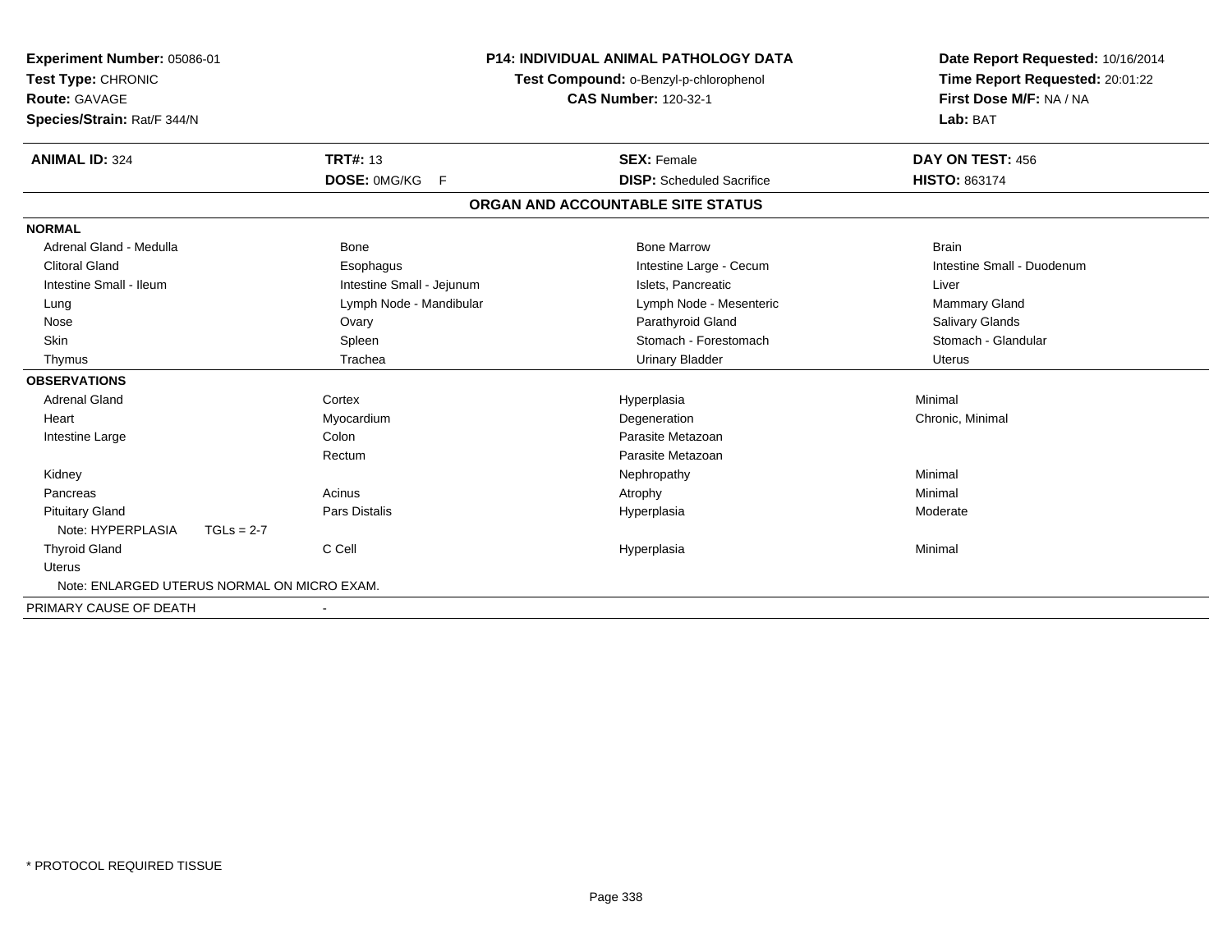**Experiment Number:** 05086-01
**Test Type:** CHRONIC
**Route:** GAVAGE
**Species/Strain:** Rat/F 344/N

**P14: INDIVIDUAL ANIMAL PATHOLOGY DATA**
**Test Compound:** o-Benzyl-p-chlorophenol
**CAS Number:** 120-32-1

**Date Report Requested:** 10/16/2014
**Time Report Requested:** 20:01:22
**First Dose M/F:** NA / NA
**Lab:** BAT

| **ANIMAL ID:** 324 | **TRT#:** 13 | **SEX:** Female | **DAY ON TEST:** 456 |
|---|---|---|---|
| | **DOSE:** 0MG/KG F | **DISP:** Scheduled Sacrifice | **HISTO:** 863174 |

## ORGAN AND ACCOUNTABLE SITE STATUS

| | | | |
|---|---|---|---|
| **NORMAL** | | | |
| Adrenal Gland - Medulla | Bone | Bone Marrow | Brain |
| Clitoral Gland | Esophagus | Intestine Large - Cecum | Intestine Small - Duodenum |
| Intestine Small - Ileum | Intestine Small - Jejunum | Islets, Pancreatic | Liver |
| Lung | Lymph Node - Mandibular | Lymph Node - Mesenteric | Mammary Gland |
| Nose | Ovary | Parathyroid Gland | Salivary Glands |
| Skin | Spleen | Stomach - Forestomach | Stomach - Glandular |
| Thymus | Trachea | Urinary Bladder | Uterus |
| **OBSERVATIONS** | | | |
| Adrenal Gland | Cortex | Hyperplasia | Minimal |
| Heart | Myocardium | Degeneration | Chronic, Minimal |
| Intestine Large | Colon | Parasite Metazoan | |
| | Rectum | Parasite Metazoan | |
| Kidney | | Nephropathy | Minimal |
| Pancreas | Acinus | Atrophy | Minimal |
| Pituitary Gland | Pars Distalis | Hyperplasia | Moderate |
| Note: HYPERPLASIA TGLs = 2-7 | | | |
| Thyroid Gland | C Cell | Hyperplasia | Minimal |
| Uterus | | | |
| Note: ENLARGED UTERUS NORMAL ON MICRO EXAM. | | | |
| PRIMARY CAUSE OF DEATH | - | | |

\* PROTOCOL REQUIRED TISSUE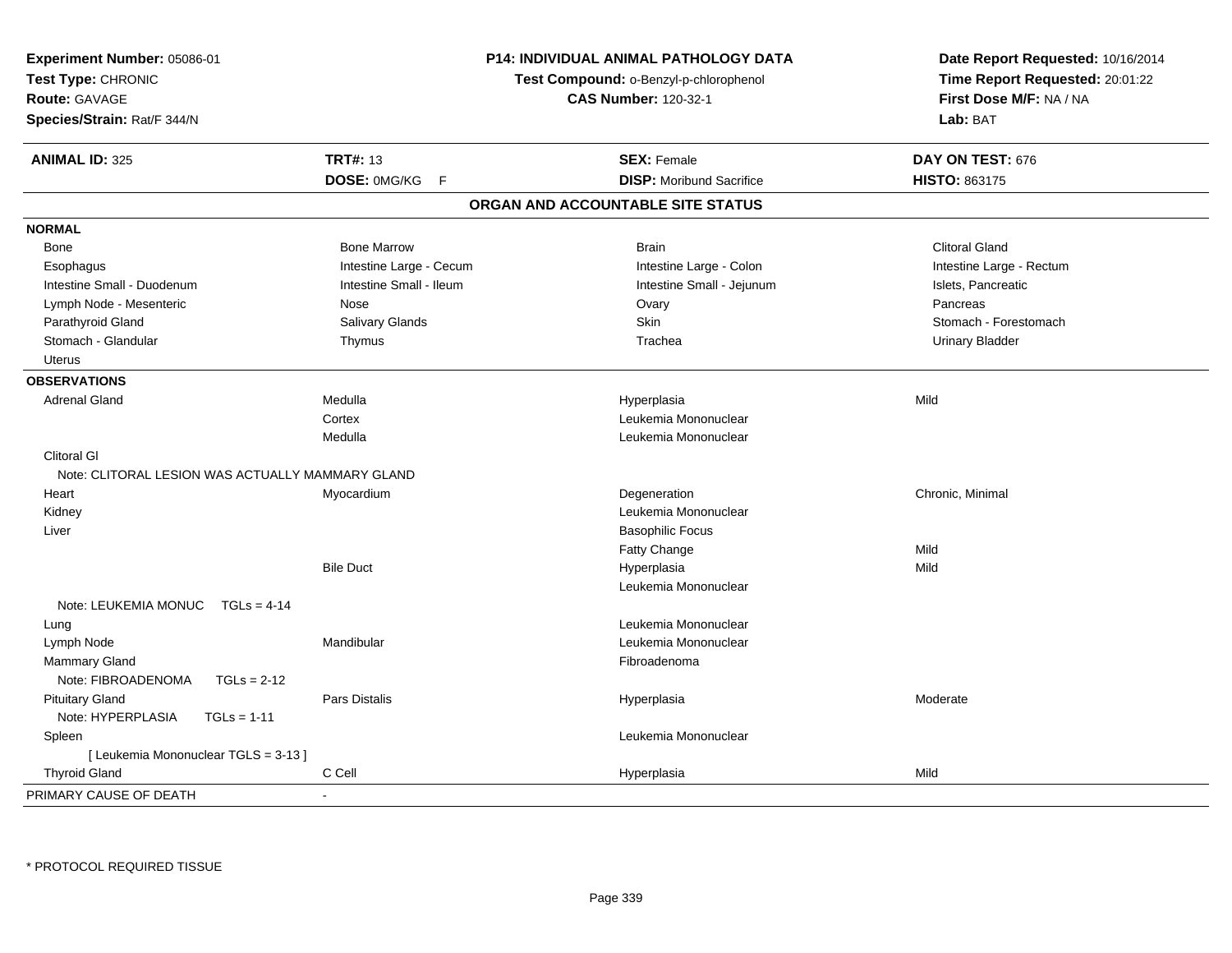**Experiment Number:** 05086-01
**Test Type:** CHRONIC
**Route:** GAVAGE
**Species/Strain:** Rat/F 344/N

**P14: INDIVIDUAL ANIMAL PATHOLOGY DATA**
**Test Compound:** o-Benzyl-p-chlorophenol
**CAS Number:** 120-32-1

**Date Report Requested:** 10/16/2014
**Time Report Requested:** 20:01:22
**First Dose M/F:** NA / NA
**Lab:** BAT

| **ANIMAL ID:** 325 | **TRT#:** 13 | **SEX:** Female | **DAY ON TEST:** 676 |
|---|---|---|---|
| | **DOSE:** 0MG/KG F | **DISP:** Moribund Sacrifice | **HISTO:** 863175 |

## ORGAN AND ACCOUNTABLE SITE STATUS

| | | | |
|---|---|---|---|
| **NORMAL** | | | |
| Bone | Bone Marrow | Brain | Clitoral Gland |
| Esophagus | Intestine Large - Cecum | Intestine Large - Colon | Intestine Large - Rectum |
| Intestine Small - Duodenum | Intestine Small - Ileum | Intestine Small - Jejunum | Islets, Pancreatic |
| Lymph Node - Mesenteric | Nose | Ovary | Pancreas |
| Parathyroid Gland | Salivary Glands | Skin | Stomach - Forestomach |
| Stomach - Glandular | Thymus | Trachea | Urinary Bladder |
| Uterus | | | |
| **OBSERVATIONS** | | | |
| Adrenal Gland | Medulla | Hyperplasia | Mild |
| | Cortex | Leukemia Mononuclear | |
| | Medulla | Leukemia Mononuclear | |
| Clitoral Gl | | | |
| Note: CLITORAL LESION WAS ACTUALLY MAMMARY GLAND | | | |
| Heart | Myocardium | Degeneration | Chronic, Minimal |
| Kidney | | Leukemia Mononuclear | |
| Liver | | Basophilic Focus | |
| | | Fatty Change | Mild |
| | Bile Duct | Hyperplasia | Mild |
| | | Leukemia Mononuclear | |
| Note: LEUKEMIA MONUC TGLs = 4-14 | | | |
| Lung | | Leukemia Mononuclear | |
| Lymph Node | Mandibular | Leukemia Mononuclear | |
| Mammary Gland | | Fibroadenoma | |
| Note: FIBROADENOMA TGLs = 2-12 | | | |
| Pituitary Gland | Pars Distalis | Hyperplasia | Moderate |
| Note: HYPERPLASIA TGLs = 1-11 | | | |
| Spleen | | Leukemia Mononuclear | |
| [ Leukemia Mononuclear TGLS = 3-13 ] | | | |
| Thyroid Gland | C Cell | Hyperplasia | Mild |
| PRIMARY CAUSE OF DEATH | - | | |

\* PROTOCOL REQUIRED TISSUE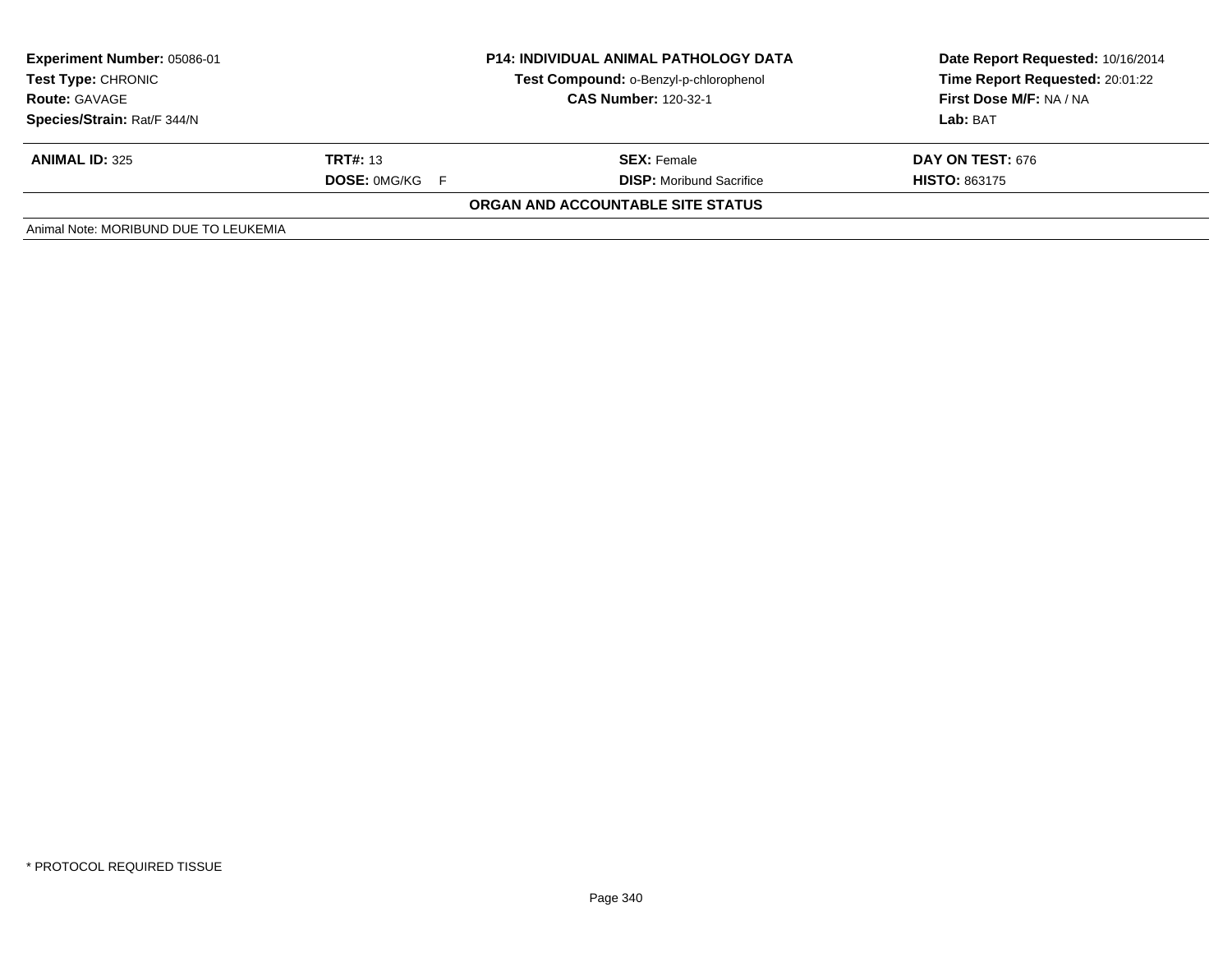| **Experiment Number:** 05086-01 | **P14: INDIVIDUAL ANIMAL PATHOLOGY DATA** | **Date Report Requested:** 10/16/2014 |
|---|---|---|
| **Test Type:** CHRONIC | **Test Compound:** o-Benzyl-p-chlorophenol | **Time Report Requested:** 20:01:22 |
| **Route:** GAVAGE | **CAS Number:** 120-32-1 | **First Dose M/F:** NA / NA |
| **Species/Strain:** Rat/F 344/N | | **Lab:** BAT |

| **ANIMAL ID:** 325 | **TRT#:** 13 | **SEX:** Female | **DAY ON TEST:** 676 |
|---|---|---|---|
| | **DOSE:** 0MG/KG F | **DISP:** Moribund Sacrifice | **HISTO:** 863175 |

**ORGAN AND ACCOUNTABLE SITE STATUS**

Animal Note: MORIBUND DUE TO LEUKEMIA

* PROTOCOL REQUIRED TISSUE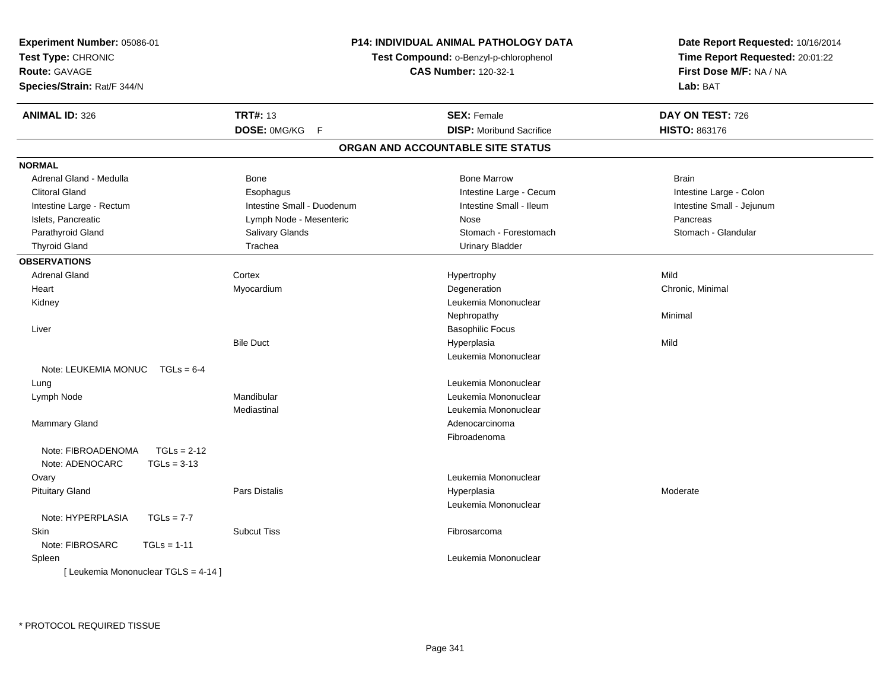**Experiment Number:** 05086-01
**Test Type:** CHRONIC
**Route:** GAVAGE
**Species/Strain:** Rat/F 344/N

**P14: INDIVIDUAL ANIMAL PATHOLOGY DATA**
**Test Compound:** o-Benzyl-p-chlorophenol
**CAS Number:** 120-32-1

**Date Report Requested:** 10/16/2014
**Time Report Requested:** 20:01:22
**First Dose M/F:** NA / NA
**Lab:** BAT

| **ANIMAL ID:** 326 | **TRT#:** 13 | **SEX:** Female | **DAY ON TEST:** 726 |
|---|---|---|---|
| | **DOSE:** 0MG/KG F | **DISP:** Moribund Sacrifice | **HISTO:** 863176 |

## ORGAN AND ACCOUNTABLE SITE STATUS

**NORMAL**

| | | | |
|---|---|---|---|
| Adrenal Gland - Medulla | Bone | Bone Marrow | Brain |
| Clitoral Gland | Esophagus | Intestine Large - Cecum | Intestine Large - Colon |
| Intestine Large - Rectum | Intestine Small - Duodenum | Intestine Small - Ileum | Intestine Small - Jejunum |
| Islets, Pancreatic | Lymph Node - Mesenteric | Nose | Pancreas |
| Parathyroid Gland | Salivary Glands | Stomach - Forestomach | Stomach - Glandular |
| Thyroid Gland | Trachea | Urinary Bladder | |

**OBSERVATIONS**

| | | | |
|---|---|---|---|
| Adrenal Gland | Cortex | Hypertrophy | Mild |
| Heart | Myocardium | Degeneration | Chronic, Minimal |
| Kidney | | Leukemia Mononuclear | |
| | | Nephropathy | Minimal |
| Liver | | Basophilic Focus | |
| | Bile Duct | Hyperplasia | Mild |
| | | Leukemia Mononuclear | |
| Note: LEUKEMIA MONUC TGLs = 6-4 | | | |
| Lung | | Leukemia Mononuclear | |
| Lymph Node | Mandibular | Leukemia Mononuclear | |
| | Mediastinal | Leukemia Mononuclear | |
| Mammary Gland | | Adenocarcinoma | |
| | | Fibroadenoma | |
| Note: FIBROADENOMA TGLs = 2-12 | | | |
| Note: ADENOCARC TGLs = 3-13 | | | |
| Ovary | | Leukemia Mononuclear | |
| Pituitary Gland | Pars Distalis | Hyperplasia | Moderate |
| | | Leukemia Mononuclear | |
| Note: HYPERPLASIA TGLs = 7-7 | | | |
| Skin | Subcut Tiss | Fibrosarcoma | |
| Note: FIBROSARC TGLs = 1-11 | | | |
| Spleen | | Leukemia Mononuclear | |
| [ Leukemia Mononuclear TGLS = 4-14 ] | | | |

* PROTOCOL REQUIRED TISSUE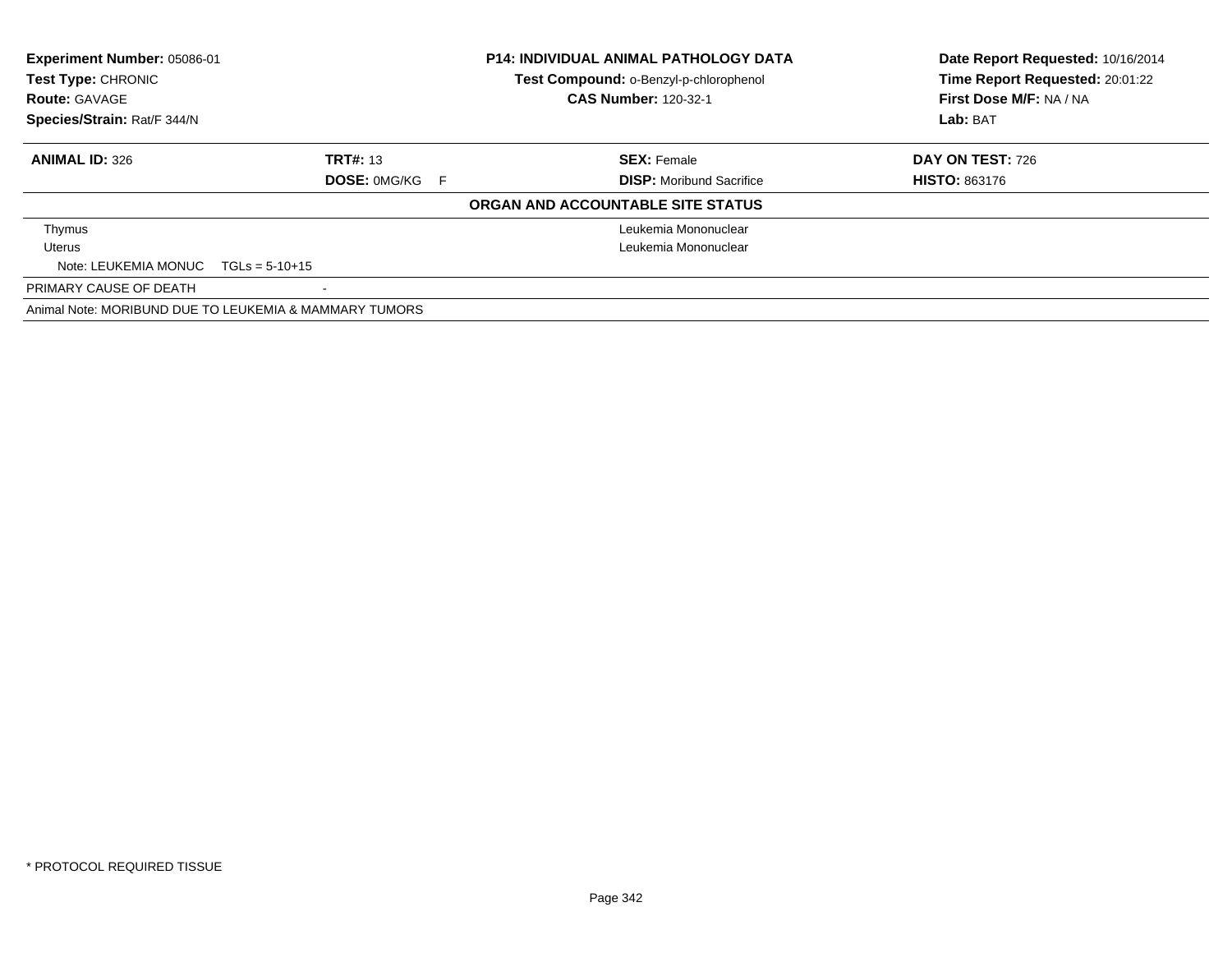**Experiment Number:** 05086-01
**Test Type:** CHRONIC
**Route:** GAVAGE
**Species/Strain:** Rat/F 344/N

**P14: INDIVIDUAL ANIMAL PATHOLOGY DATA**
**Test Compound:** o-Benzyl-p-chlorophenol
**CAS Number:** 120-32-1

**Date Report Requested:** 10/16/2014
**Time Report Requested:** 20:01:22
**First Dose M/F:** NA / NA
**Lab:** BAT

| **ANIMAL ID:** 326 | **TRT#:** 13 | **SEX:** Female | **DAY ON TEST:** 726 |
|---|---|---|---|
| | **DOSE:** 0MG/KG F | **DISP:** Moribund Sacrifice | **HISTO:** 863176 |

**ORGAN AND ACCOUNTABLE SITE STATUS**

| Organ | Status |
|---|---|
| Thymus | Leukemia Mononuclear |
| Uterus | Leukemia Mononuclear |
| Note: LEUKEMIA MONUC TGLs = 5-10+15 | |
| PRIMARY CAUSE OF DEATH | - |

Animal Note: MORIBUND DUE TO LEUKEMIA & MAMMARY TUMORS

* PROTOCOL REQUIRED TISSUE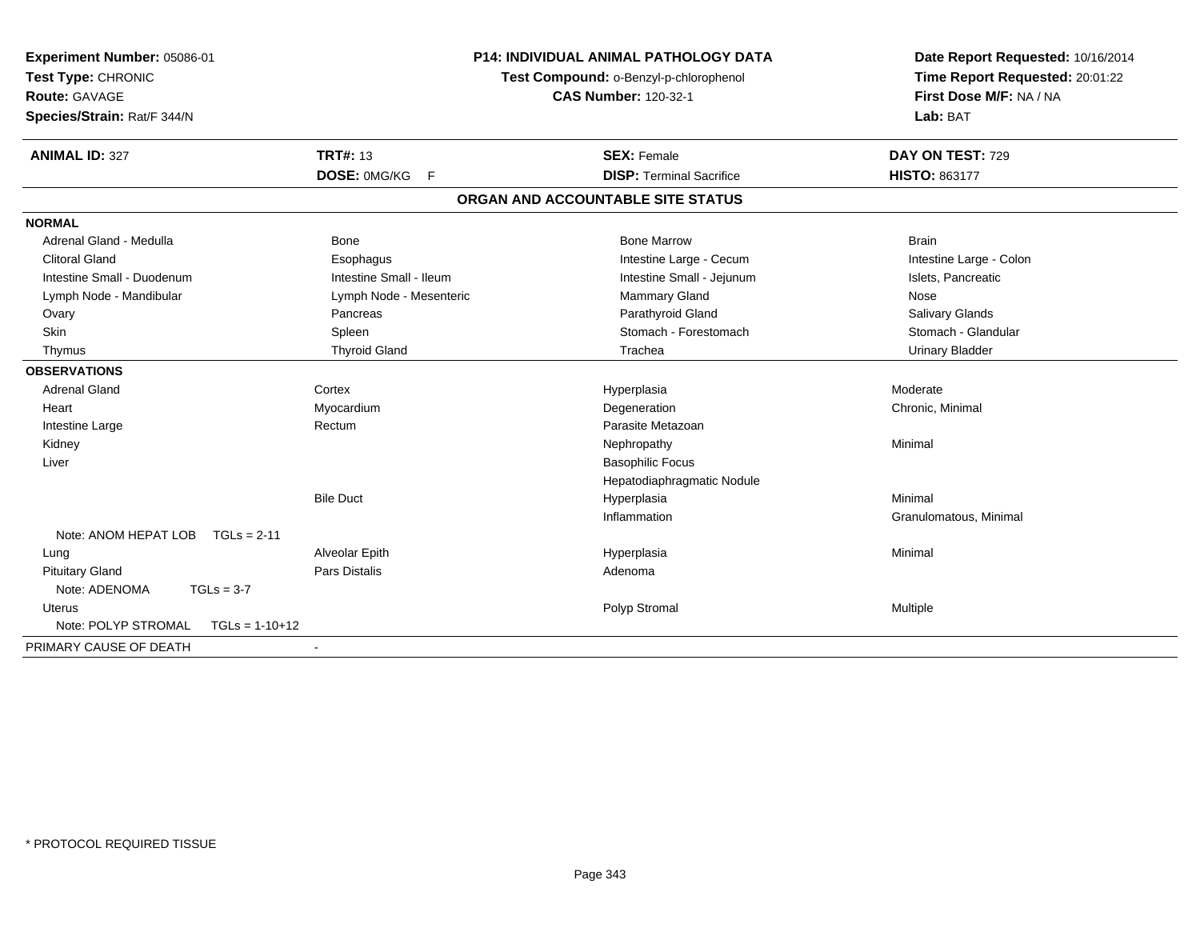**Experiment Number:** 05086-01
**Test Type:** CHRONIC
**Route:** GAVAGE
**Species/Strain:** Rat/F 344/N

**P14: INDIVIDUAL ANIMAL PATHOLOGY DATA**
**Test Compound:** o-Benzyl-p-chlorophenol
**CAS Number:** 120-32-1

**Date Report Requested:** 10/16/2014
**Time Report Requested:** 20:01:22
**First Dose M/F:** NA / NA
**Lab:** BAT

| **ANIMAL ID:** 327 | **TRT#:** 13 | **SEX:** Female | **DAY ON TEST:** 729 |
|---|---|---|---|
| | **DOSE:** 0MG/KG F | **DISP:** Terminal Sacrifice | **HISTO:** 863177 |

## ORGAN AND ACCOUNTABLE SITE STATUS

| | | | |
|---|---|---|---|
| **NORMAL** | | | |
| Adrenal Gland - Medulla | Bone | Bone Marrow | Brain |
| Clitoral Gland | Esophagus | Intestine Large - Cecum | Intestine Large - Colon |
| Intestine Small - Duodenum | Intestine Small - Ileum | Intestine Small - Jejunum | Islets, Pancreatic |
| Lymph Node - Mandibular | Lymph Node - Mesenteric | Mammary Gland | Nose |
| Ovary | Pancreas | Parathyroid Gland | Salivary Glands |
| Skin | Spleen | Stomach - Forestomach | Stomach - Glandular |
| Thymus | Thyroid Gland | Trachea | Urinary Bladder |
| **OBSERVATIONS** | | | |
| Adrenal Gland | Cortex | Hyperplasia | Moderate |
| Heart | Myocardium | Degeneration | Chronic, Minimal |
| Intestine Large | Rectum | Parasite Metazoan | |
| Kidney | | Nephropathy | Minimal |
| Liver | | Basophilic Focus | |
| | | Hepatodiaphragmatic Nodule | |
| | Bile Duct | Hyperplasia | Minimal |
| | | Inflammation | Granulomatous, Minimal |
| Note: ANOM HEPAT LOB TGLs = 2-11 | | | |
| Lung | Alveolar Epith | Hyperplasia | Minimal |
| Pituitary Gland | Pars Distalis | Adenoma | |
| Note: ADENOMA TGLs = 3-7 | | | |
| Uterus | | Polyp Stromal | Multiple |
| Note: POLYP STROMAL TGLs = 1-10+12 | | | |
| PRIMARY CAUSE OF DEATH | - | | |

\* PROTOCOL REQUIRED TISSUE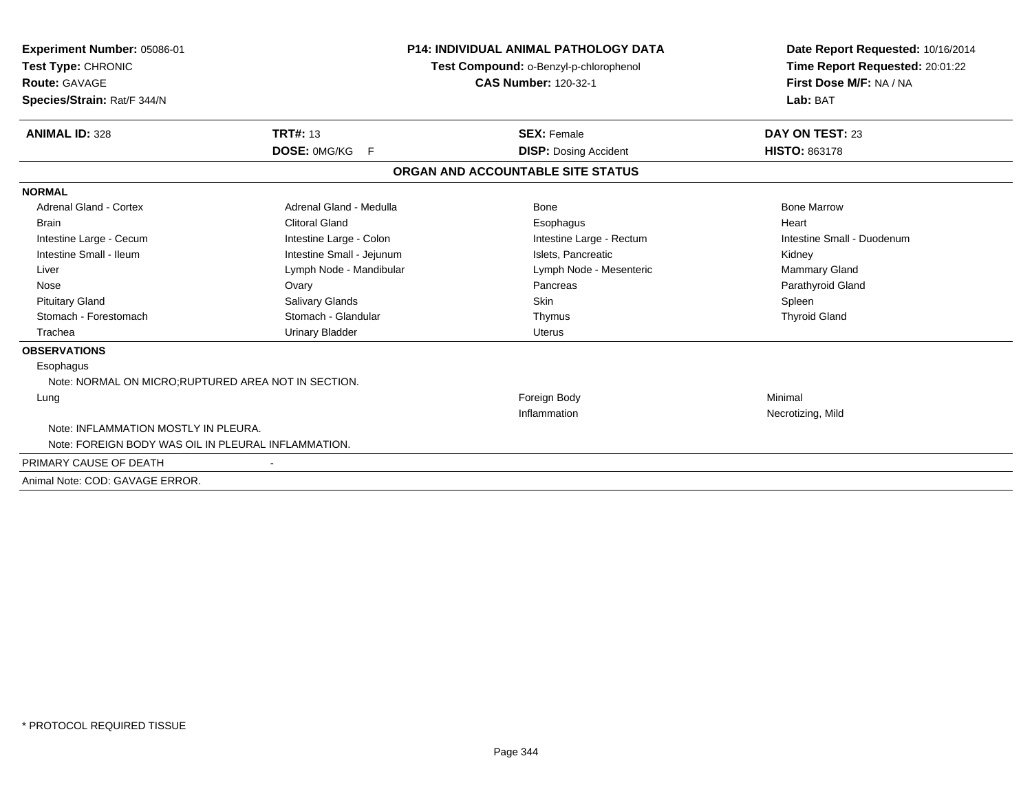**Experiment Number:** 05086-01
**Test Type:** CHRONIC
**Route:** GAVAGE
**Species/Strain:** Rat/F 344/N

**P14: INDIVIDUAL ANIMAL PATHOLOGY DATA**
**Test Compound:** o-Benzyl-p-chlorophenol
**CAS Number:** 120-32-1

**Date Report Requested:** 10/16/2014
**Time Report Requested:** 20:01:22
**First Dose M/F:** NA / NA
**Lab:** BAT

| **ANIMAL ID:** 328 | **TRT#:** 13 | **SEX:** Female | **DAY ON TEST:** 23 |
|---|---|---|---|
| | **DOSE:** 0MG/KG F | **DISP:** Dosing Accident | **HISTO:** 863178 |

## ORGAN AND ACCOUNTABLE SITE STATUS

**NORMAL**

| | | | |
|---|---|---|---|
| Adrenal Gland - Cortex | Adrenal Gland - Medulla | Bone | Bone Marrow |
| Brain | Clitoral Gland | Esophagus | Heart |
| Intestine Large - Cecum | Intestine Large - Colon | Intestine Large - Rectum | Intestine Small - Duodenum |
| Intestine Small - Ileum | Intestine Small - Jejunum | Islets, Pancreatic | Kidney |
| Liver | Lymph Node - Mandibular | Lymph Node - Mesenteric | Mammary Gland |
| Nose | Ovary | Pancreas | Parathyroid Gland |
| Pituitary Gland | Salivary Glands | Skin | Spleen |
| Stomach - Forestomach | Stomach - Glandular | Thymus | Thyroid Gland |
| Trachea | Urinary Bladder | Uterus | |

**OBSERVATIONS**

Esophagus

Note: NORMAL ON MICRO;RUPTURED AREA NOT IN SECTION.

| | | |
|---|---|---|
| Lung | Foreign Body | Minimal |
| | Inflammation | Necrotizing, Mild |

Note: INFLAMMATION MOSTLY IN PLEURA.

Note: FOREIGN BODY WAS OIL IN PLEURAL INFLAMMATION.

PRIMARY CAUSE OF DEATH -

Animal Note: COD: GAVAGE ERROR.

\* PROTOCOL REQUIRED TISSUE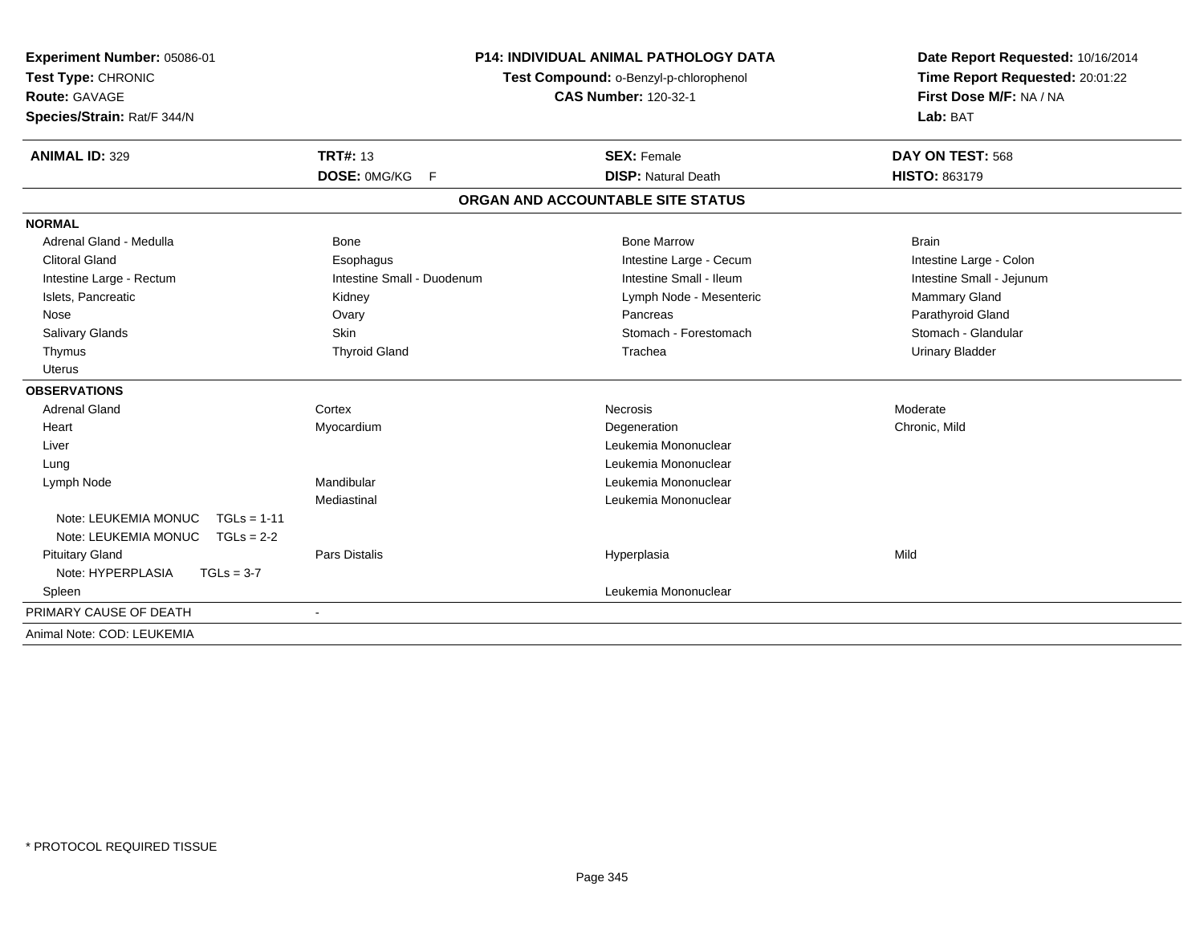**Experiment Number:** 05086-01
**Test Type:** CHRONIC
**Route:** GAVAGE
**Species/Strain:** Rat/F 344/N

**P14: INDIVIDUAL ANIMAL PATHOLOGY DATA**
**Test Compound:** o-Benzyl-p-chlorophenol
**CAS Number:** 120-32-1

**Date Report Requested:** 10/16/2014
**Time Report Requested:** 20:01:22
**First Dose M/F:** NA / NA
**Lab:** BAT

| **ANIMAL ID:** 329 | **TRT#:** 13 | **SEX:** Female | **DAY ON TEST:** 568 |
|---|---|---|---|
| | **DOSE:** 0MG/KG F | **DISP:** Natural Death | **HISTO:** 863179 |

## ORGAN AND ACCOUNTABLE SITE STATUS

| | | | |
|---|---|---|---|
| **NORMAL** | | | |
| Adrenal Gland - Medulla | Bone | Bone Marrow | Brain |
| Clitoral Gland | Esophagus | Intestine Large - Cecum | Intestine Large - Colon |
| Intestine Large - Rectum | Intestine Small - Duodenum | Intestine Small - Ileum | Intestine Small - Jejunum |
| Islets, Pancreatic | Kidney | Lymph Node - Mesenteric | Mammary Gland |
| Nose | Ovary | Pancreas | Parathyroid Gland |
| Salivary Glands | Skin | Stomach - Forestomach | Stomach - Glandular |
| Thymus | Thyroid Gland | Trachea | Urinary Bladder |
| Uterus | | | |
| **OBSERVATIONS** | | | |
| Adrenal Gland | Cortex | Necrosis | Moderate |
| Heart | Myocardium | Degeneration | Chronic, Mild |
| Liver | | Leukemia Mononuclear | |
| Lung | | Leukemia Mononuclear | |
| Lymph Node | Mandibular | Leukemia Mononuclear | |
| | Mediastinal | Leukemia Mononuclear | |
| Note: LEUKEMIA MONUC TGLs = 1-11 | | | |
| Note: LEUKEMIA MONUC TGLs = 2-2 | | | |
| Pituitary Gland | Pars Distalis | Hyperplasia | Mild |
| Note: HYPERPLASIA TGLs = 3-7 | | | |
| Spleen | | Leukemia Mononuclear | |
| PRIMARY CAUSE OF DEATH | - | | |
| Animal Note: COD: LEUKEMIA | | | |

\* PROTOCOL REQUIRED TISSUE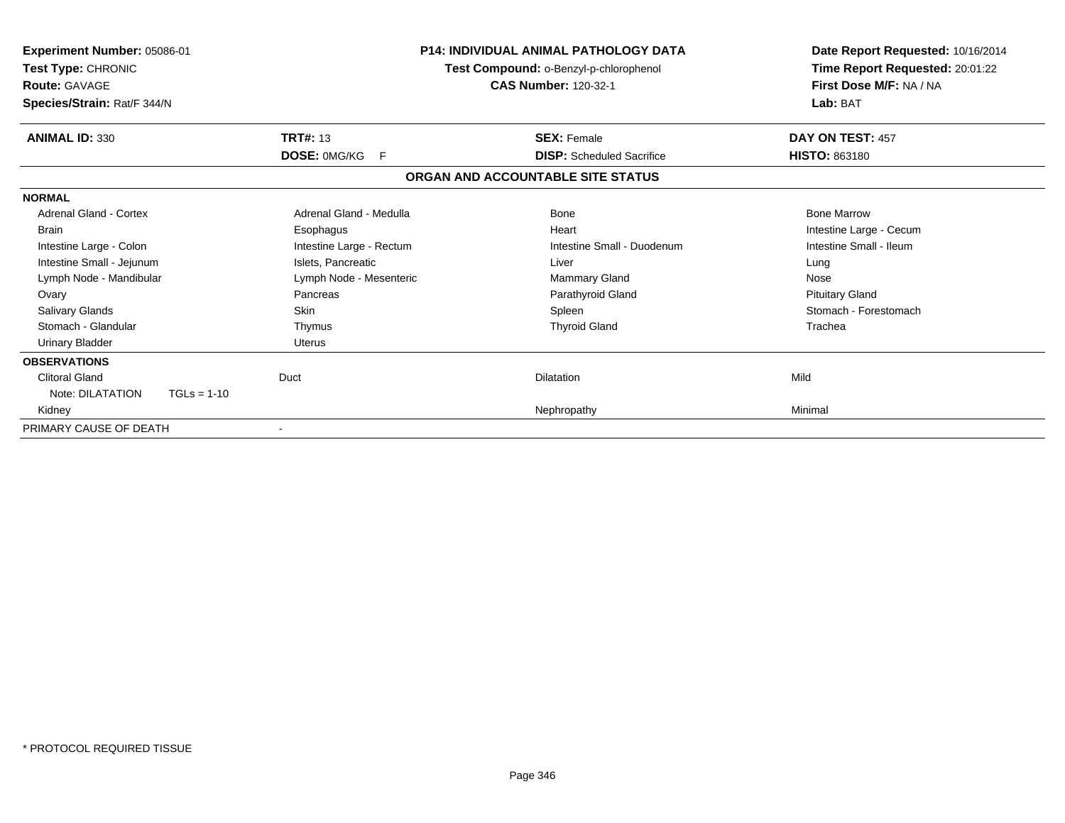**Experiment Number:** 05086-01
**Test Type:** CHRONIC
**Route:** GAVAGE
**Species/Strain:** Rat/F 344/N

**P14: INDIVIDUAL ANIMAL PATHOLOGY DATA**
**Test Compound:** o-Benzyl-p-chlorophenol
**CAS Number:** 120-32-1

**Date Report Requested:** 10/16/2014
**Time Report Requested:** 20:01:22
**First Dose M/F:** NA / NA
**Lab:** BAT

| **ANIMAL ID:** 330 | **TRT#:** 13 | **SEX:** Female | **DAY ON TEST:** 457 |
|---|---|---|---|
| | **DOSE:** 0MG/KG F | **DISP:** Scheduled Sacrifice | **HISTO:** 863180 |

## ORGAN AND ACCOUNTABLE SITE STATUS

| | | | |
|---|---|---|---|
| **NORMAL** | | | |
| Adrenal Gland - Cortex | Adrenal Gland - Medulla | Bone | Bone Marrow |
| Brain | Esophagus | Heart | Intestine Large - Cecum |
| Intestine Large - Colon | Intestine Large - Rectum | Intestine Small - Duodenum | Intestine Small - Ileum |
| Intestine Small - Jejunum | Islets, Pancreatic | Liver | Lung |
| Lymph Node - Mandibular | Lymph Node - Mesenteric | Mammary Gland | Nose |
| Ovary | Pancreas | Parathyroid Gland | Pituitary Gland |
| Salivary Glands | Skin | Spleen | Stomach - Forestomach |
| Stomach - Glandular | Thymus | Thyroid Gland | Trachea |
| Urinary Bladder | Uterus | | |
| **OBSERVATIONS** | | | |
| Clitoral Gland | Duct | Dilatation | Mild |
| Note: DILATATION TGLs = 1-10 | | | |
| Kidney | | Nephropathy | Minimal |
| PRIMARY CAUSE OF DEATH | - | | |

\* PROTOCOL REQUIRED TISSUE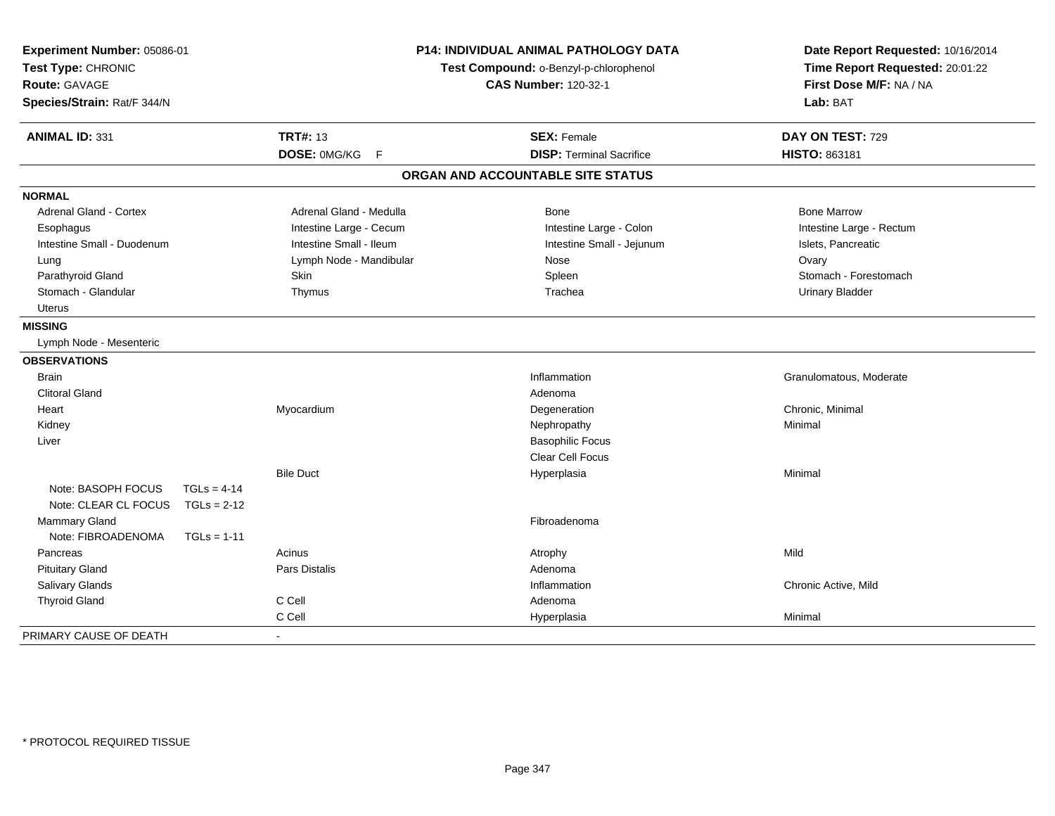**Experiment Number:** 05086-01
**Test Type:** CHRONIC
**Route:** GAVAGE
**Species/Strain:** Rat/F 344/N

**P14: INDIVIDUAL ANIMAL PATHOLOGY DATA**
**Test Compound:** o-Benzyl-p-chlorophenol
**CAS Number:** 120-32-1

**Date Report Requested:** 10/16/2014
**Time Report Requested:** 20:01:22
**First Dose M/F:** NA / NA
**Lab:** BAT

| **ANIMAL ID:** 331 | **TRT#:** 13 | **SEX:** Female | **DAY ON TEST:** 729 |
|---|---|---|---|
| | **DOSE:** 0MG/KG F | **DISP:** Terminal Sacrifice | **HISTO:** 863181 |

## ORGAN AND ACCOUNTABLE SITE STATUS

**NORMAL**

| | | | |
|---|---|---|---|
| Adrenal Gland - Cortex | Adrenal Gland - Medulla | Bone | Bone Marrow |
| Esophagus | Intestine Large - Cecum | Intestine Large - Colon | Intestine Large - Rectum |
| Intestine Small - Duodenum | Intestine Small - Ileum | Intestine Small - Jejunum | Islets, Pancreatic |
| Lung | Lymph Node - Mandibular | Nose | Ovary |
| Parathyroid Gland | Skin | Spleen | Stomach - Forestomach |
| Stomach - Glandular | Thymus | Trachea | Urinary Bladder |
| Uterus | | | |

**MISSING**

Lymph Node - Mesenteric

**OBSERVATIONS**

| Organ | Site | Observation | Severity |
|---|---|---|---|
| Brain | | Inflammation | Granulomatous, Moderate |
| Clitoral Gland | | Adenoma | |
| Heart | Myocardium | Degeneration | Chronic, Minimal |
| Kidney | | Nephropathy | Minimal |
| Liver | | Basophilic Focus | |
| | | Clear Cell Focus | |
| | Bile Duct | Hyperplasia | Minimal |
| Note: BASOPH FOCUS TGLs = 4-14 | | | |
| Note: CLEAR CL FOCUS TGLs = 2-12 | | | |
| Mammary Gland | | Fibroadenoma | |
| Note: FIBROADENOMA TGLs = 1-11 | | | |
| Pancreas | Acinus | Atrophy | Mild |
| Pituitary Gland | Pars Distalis | Adenoma | |
| Salivary Glands | | Inflammation | Chronic Active, Mild |
| Thyroid Gland | C Cell | Adenoma | |
| | C Cell | Hyperplasia | Minimal |

PRIMARY CAUSE OF DEATH -

\* PROTOCOL REQUIRED TISSUE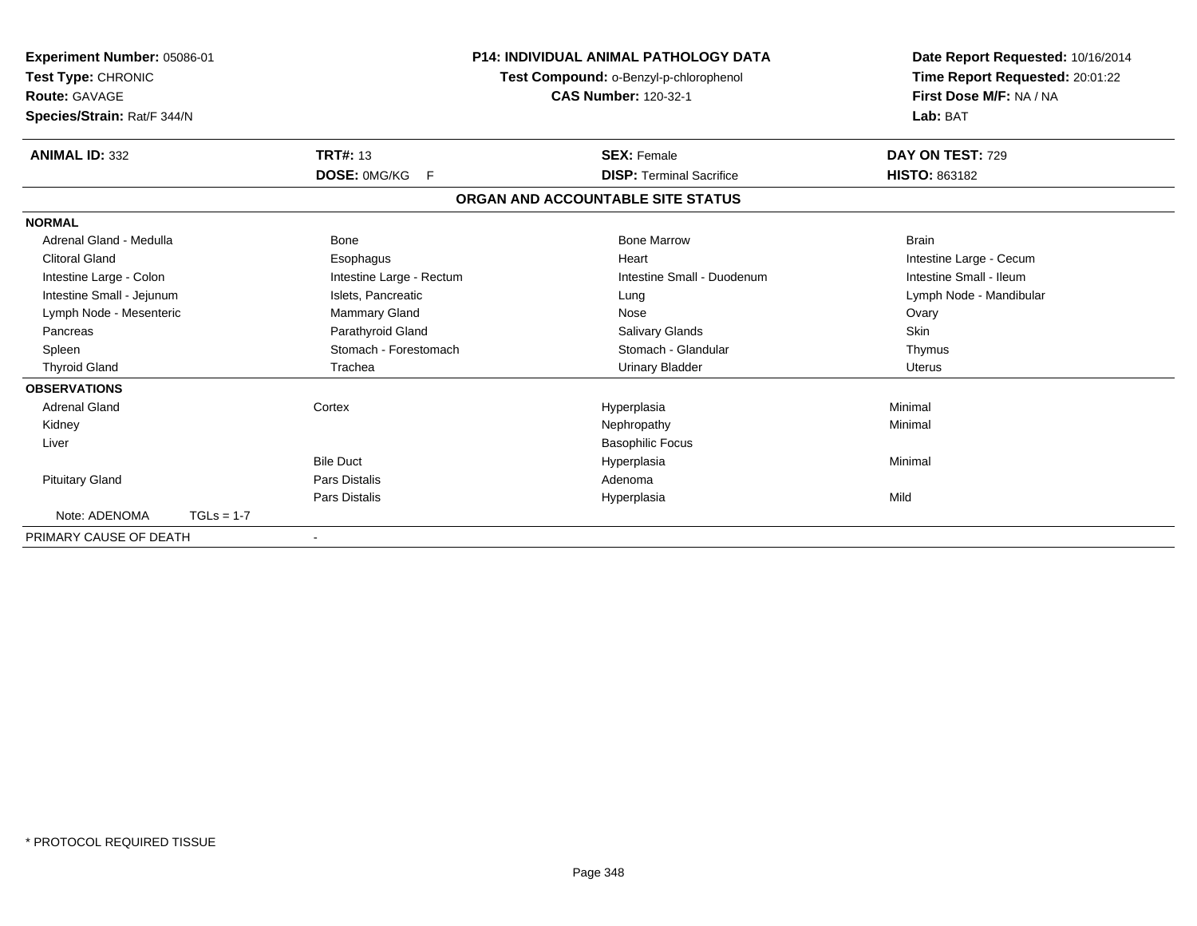**Experiment Number:** 05086-01
**Test Type:** CHRONIC
**Route:** GAVAGE
**Species/Strain:** Rat/F 344/N

**P14: INDIVIDUAL ANIMAL PATHOLOGY DATA**
**Test Compound:** o-Benzyl-p-chlorophenol
**CAS Number:** 120-32-1

**Date Report Requested:** 10/16/2014
**Time Report Requested:** 20:01:22
**First Dose M/F:** NA / NA
**Lab:** BAT

| **ANIMAL ID:** 332 | **TRT#:** 13 | **SEX:** Female | **DAY ON TEST:** 729 |
|---|---|---|---|
| | **DOSE:** 0MG/KG F | **DISP:** Terminal Sacrifice | **HISTO:** 863182 |

## ORGAN AND ACCOUNTABLE SITE STATUS

**NORMAL**

| | | | |
|---|---|---|---|
| Adrenal Gland - Medulla | Bone | Bone Marrow | Brain |
| Clitoral Gland | Esophagus | Heart | Intestine Large - Cecum |
| Intestine Large - Colon | Intestine Large - Rectum | Intestine Small - Duodenum | Intestine Small - Ileum |
| Intestine Small - Jejunum | Islets, Pancreatic | Lung | Lymph Node - Mandibular |
| Lymph Node - Mesenteric | Mammary Gland | Nose | Ovary |
| Pancreas | Parathyroid Gland | Salivary Glands | Skin |
| Spleen | Stomach - Forestomach | Stomach - Glandular | Thymus |
| Thyroid Gland | Trachea | Urinary Bladder | Uterus |

**OBSERVATIONS**

| | | | |
|---|---|---|---|
| Adrenal Gland | Cortex | Hyperplasia | Minimal |
| Kidney | | Nephropathy | Minimal |
| Liver | | Basophilic Focus | |
| | Bile Duct | Hyperplasia | Minimal |
| Pituitary Gland | Pars Distalis | Adenoma | |
| | Pars Distalis | Hyperplasia | Mild |
| Note: ADENOMA TGLs = 1-7 | | | |

PRIMARY CAUSE OF DEATH -

\* PROTOCOL REQUIRED TISSUE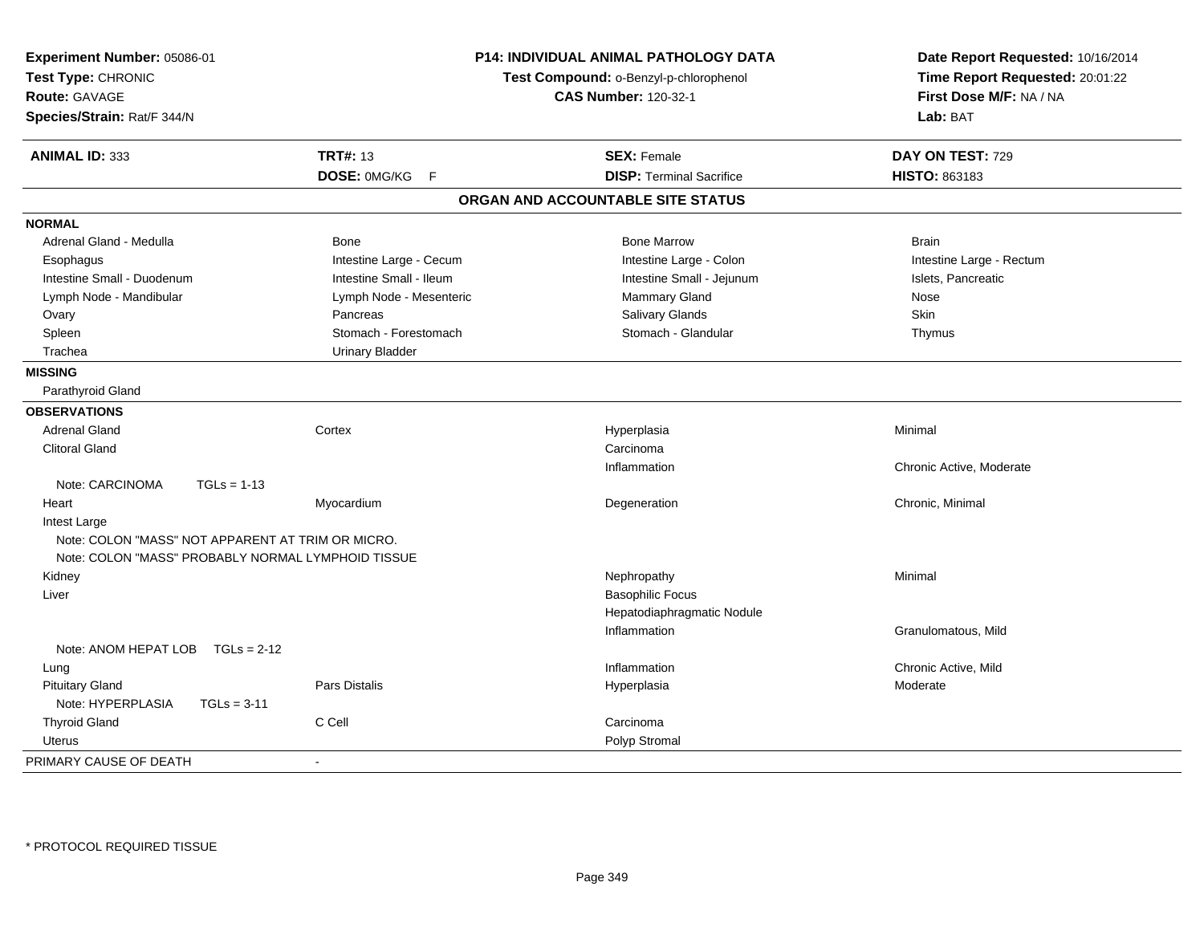**Experiment Number:** 05086-01
**Test Type:** CHRONIC
**Route:** GAVAGE
**Species/Strain:** Rat/F 344/N

**P14: INDIVIDUAL ANIMAL PATHOLOGY DATA**
**Test Compound:** o-Benzyl-p-chlorophenol
**CAS Number:** 120-32-1

**Date Report Requested:** 10/16/2014
**Time Report Requested:** 20:01:22
**First Dose M/F:** NA / NA
**Lab:** BAT

| **ANIMAL ID:** 333 | **TRT#:** 13 | **SEX:** Female | **DAY ON TEST:** 729 |
|---|---|---|---|
| | **DOSE:** 0MG/KG F | **DISP:** Terminal Sacrifice | **HISTO:** 863183 |

## ORGAN AND ACCOUNTABLE SITE STATUS

**NORMAL**

| | | | |
|---|---|---|---|
| Adrenal Gland - Medulla | Bone | Bone Marrow | Brain |
| Esophagus | Intestine Large - Cecum | Intestine Large - Colon | Intestine Large - Rectum |
| Intestine Small - Duodenum | Intestine Small - Ileum | Intestine Small - Jejunum | Islets, Pancreatic |
| Lymph Node - Mandibular | Lymph Node - Mesenteric | Mammary Gland | Nose |
| Ovary | Pancreas | Salivary Glands | Skin |
| Spleen | Stomach - Forestomach | Stomach - Glandular | Thymus |
| Trachea | Urinary Bladder | | |

**MISSING**

Parathyroid Gland

**OBSERVATIONS**

| | | | |
|---|---|---|---|
| Adrenal Gland | Cortex | Hyperplasia | Minimal |
| Clitoral Gland | | Carcinoma | |
| | | Inflammation | Chronic Active, Moderate |
| Note: CARCINOMA TGLs = 1-13 | | | |
| Heart | Myocardium | Degeneration | Chronic, Minimal |
| Intest Large | | | |
| Note: COLON "MASS" NOT APPARENT AT TRIM OR MICRO. | | | |
| Note: COLON "MASS" PROBABLY NORMAL LYMPHOID TISSUE | | | |
| Kidney | | Nephropathy | Minimal |
| Liver | | Basophilic Focus | |
| | | Hepatodiaphragmatic Nodule | |
| | | Inflammation | Granulomatous, Mild |
| Note: ANOM HEPAT LOB TGLs = 2-12 | | | |
| Lung | | Inflammation | Chronic Active, Mild |
| Pituitary Gland | Pars Distalis | Hyperplasia | Moderate |
| Note: HYPERPLASIA TGLs = 3-11 | | | |
| Thyroid Gland | C Cell | Carcinoma | |
| Uterus | | Polyp Stromal | |

PRIMARY CAUSE OF DEATH -

\* PROTOCOL REQUIRED TISSUE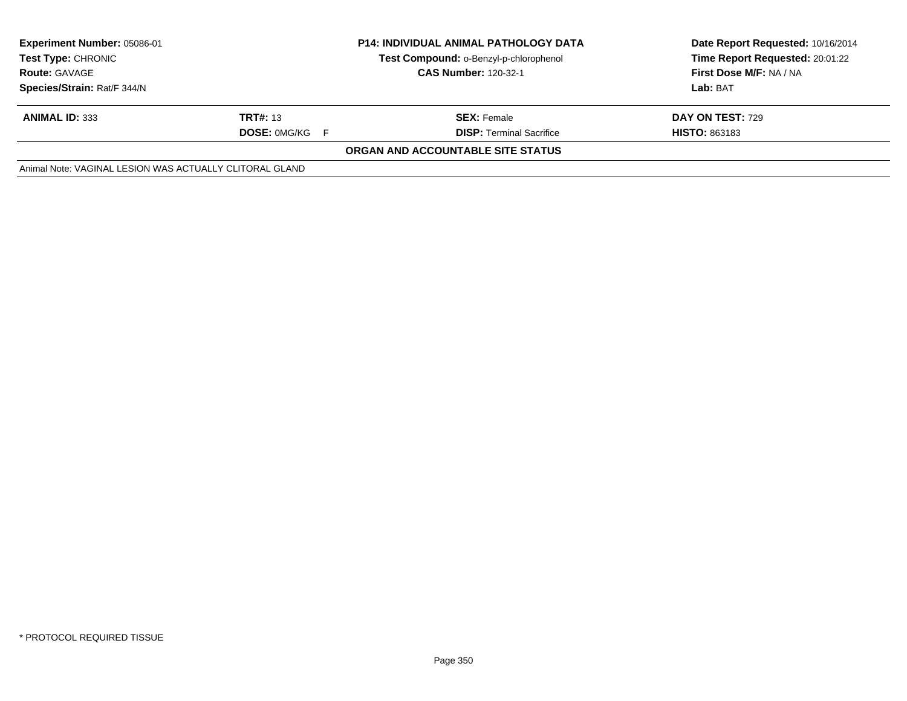| **Experiment Number:** 05086-01 | **P14: INDIVIDUAL ANIMAL PATHOLOGY DATA** | **Date Report Requested:** 10/16/2014 |
|---|---|---|
| **Test Type:** CHRONIC | **Test Compound:** o-Benzyl-p-chlorophenol | **Time Report Requested:** 20:01:22 |
| **Route:** GAVAGE | **CAS Number:** 120-32-1 | **First Dose M/F:** NA / NA |
| **Species/Strain:** Rat/F 344/N | | **Lab:** BAT |

| **ANIMAL ID:** 333 | **TRT#:** 13 | **SEX:** Female | **DAY ON TEST:** 729 |
|---|---|---|---|
| | **DOSE:** 0MG/KG F | **DISP:** Terminal Sacrifice | **HISTO:** 863183 |

**ORGAN AND ACCOUNTABLE SITE STATUS**

Animal Note: VAGINAL LESION WAS ACTUALLY CLITORAL GLAND

* PROTOCOL REQUIRED TISSUE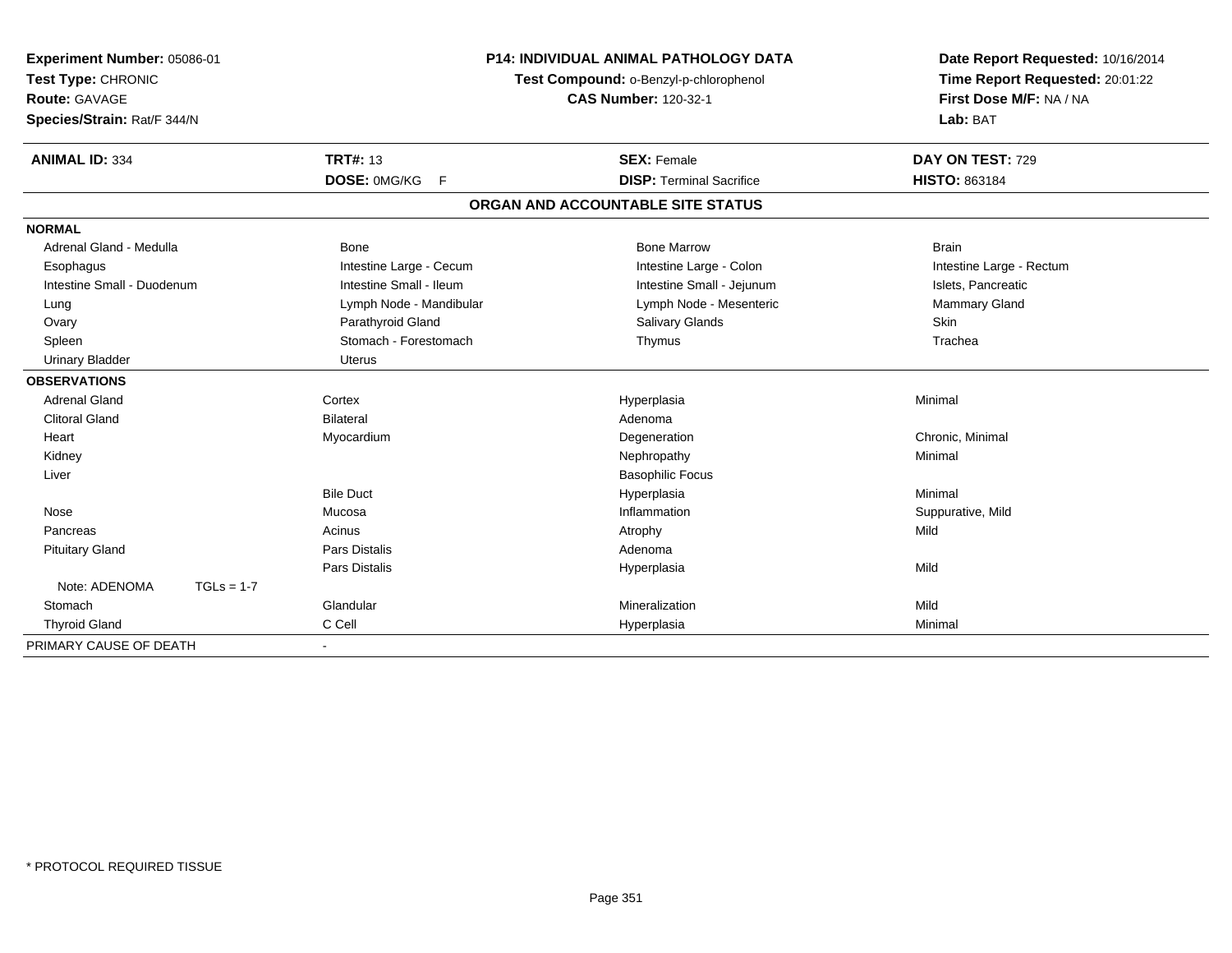**Experiment Number:** 05086-01
**Test Type:** CHRONIC
**Route:** GAVAGE
**Species/Strain:** Rat/F 344/N

**P14: INDIVIDUAL ANIMAL PATHOLOGY DATA**
**Test Compound:** o-Benzyl-p-chlorophenol
**CAS Number:** 120-32-1

**Date Report Requested:** 10/16/2014
**Time Report Requested:** 20:01:22
**First Dose M/F:** NA / NA
**Lab:** BAT

| **ANIMAL ID:** 334 | **TRT#:** 13 | **SEX:** Female | **DAY ON TEST:** 729 |
|---|---|---|---|
| | **DOSE:** 0MG/KG F | **DISP:** Terminal Sacrifice | **HISTO:** 863184 |

## ORGAN AND ACCOUNTABLE SITE STATUS

| | | | |
|---|---|---|---|
| **NORMAL** | | | |
| Adrenal Gland - Medulla | Bone | Bone Marrow | Brain |
| Esophagus | Intestine Large - Cecum | Intestine Large - Colon | Intestine Large - Rectum |
| Intestine Small - Duodenum | Intestine Small - Ileum | Intestine Small - Jejunum | Islets, Pancreatic |
| Lung | Lymph Node - Mandibular | Lymph Node - Mesenteric | Mammary Gland |
| Ovary | Parathyroid Gland | Salivary Glands | Skin |
| Spleen | Stomach - Forestomach | Thymus | Trachea |
| Urinary Bladder | Uterus | | |
| **OBSERVATIONS** | | | |
| Adrenal Gland | Cortex | Hyperplasia | Minimal |
| Clitoral Gland | Bilateral | Adenoma | |
| Heart | Myocardium | Degeneration | Chronic, Minimal |
| Kidney | | Nephropathy | Minimal |
| Liver | | Basophilic Focus | |
| | Bile Duct | Hyperplasia | Minimal |
| Nose | Mucosa | Inflammation | Suppurative, Mild |
| Pancreas | Acinus | Atrophy | Mild |
| Pituitary Gland | Pars Distalis | Adenoma | |
| | Pars Distalis | Hyperplasia | Mild |
| Note: ADENOMA TGLs = 1-7 | | | |
| Stomach | Glandular | Mineralization | Mild |
| Thyroid Gland | C Cell | Hyperplasia | Minimal |
| PRIMARY CAUSE OF DEATH | - | | |

\* PROTOCOL REQUIRED TISSUE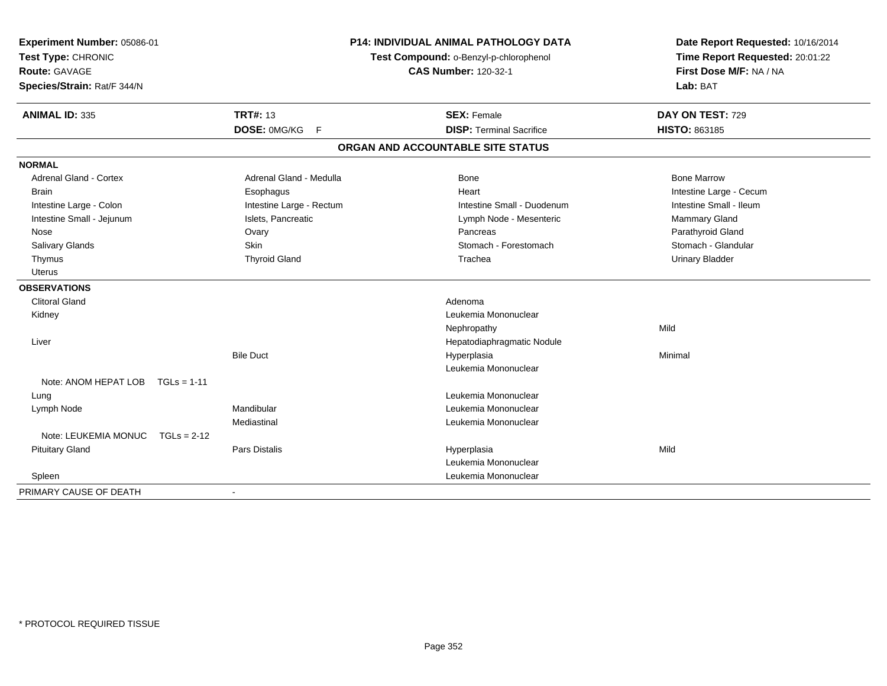**Experiment Number:** 05086-01
**Test Type:** CHRONIC
**Route:** GAVAGE
**Species/Strain:** Rat/F 344/N

**P14: INDIVIDUAL ANIMAL PATHOLOGY DATA**
**Test Compound:** o-Benzyl-p-chlorophenol
**CAS Number:** 120-32-1

**Date Report Requested:** 10/16/2014
**Time Report Requested:** 20:01:22
**First Dose M/F:** NA / NA
**Lab:** BAT

| **ANIMAL ID:** 335 | **TRT#:** 13 | **SEX:** Female | **DAY ON TEST:** 729 |
|---|---|---|---|
| | **DOSE:** 0MG/KG F | **DISP:** Terminal Sacrifice | **HISTO:** 863185 |

## ORGAN AND ACCOUNTABLE SITE STATUS

| | | | |
|---|---|---|---|
| **NORMAL** | | | |
| Adrenal Gland - Cortex | Adrenal Gland - Medulla | Bone | Bone Marrow |
| Brain | Esophagus | Heart | Intestine Large - Cecum |
| Intestine Large - Colon | Intestine Large - Rectum | Intestine Small - Duodenum | Intestine Small - Ileum |
| Intestine Small - Jejunum | Islets, Pancreatic | Lymph Node - Mesenteric | Mammary Gland |
| Nose | Ovary | Pancreas | Parathyroid Gland |
| Salivary Glands | Skin | Stomach - Forestomach | Stomach - Glandular |
| Thymus | Thyroid Gland | Trachea | Urinary Bladder |
| Uterus | | | |
| **OBSERVATIONS** | | | |
| Clitoral Gland | | Adenoma | |
| Kidney | | Leukemia Mononuclear | |
| | | Nephropathy | Mild |
| Liver | | Hepatodiaphragmatic Nodule | |
| | Bile Duct | Hyperplasia | Minimal |
| | | Leukemia Mononuclear | |
| Note: ANOM HEPAT LOB TGLs = 1-11 | | | |
| Lung | | Leukemia Mononuclear | |
| Lymph Node | Mandibular | Leukemia Mononuclear | |
| | Mediastinal | Leukemia Mononuclear | |
| Note: LEUKEMIA MONUC TGLs = 2-12 | | | |
| Pituitary Gland | Pars Distalis | Hyperplasia | Mild |
| | | Leukemia Mononuclear | |
| Spleen | | Leukemia Mononuclear | |
| PRIMARY CAUSE OF DEATH | - | | |

\* PROTOCOL REQUIRED TISSUE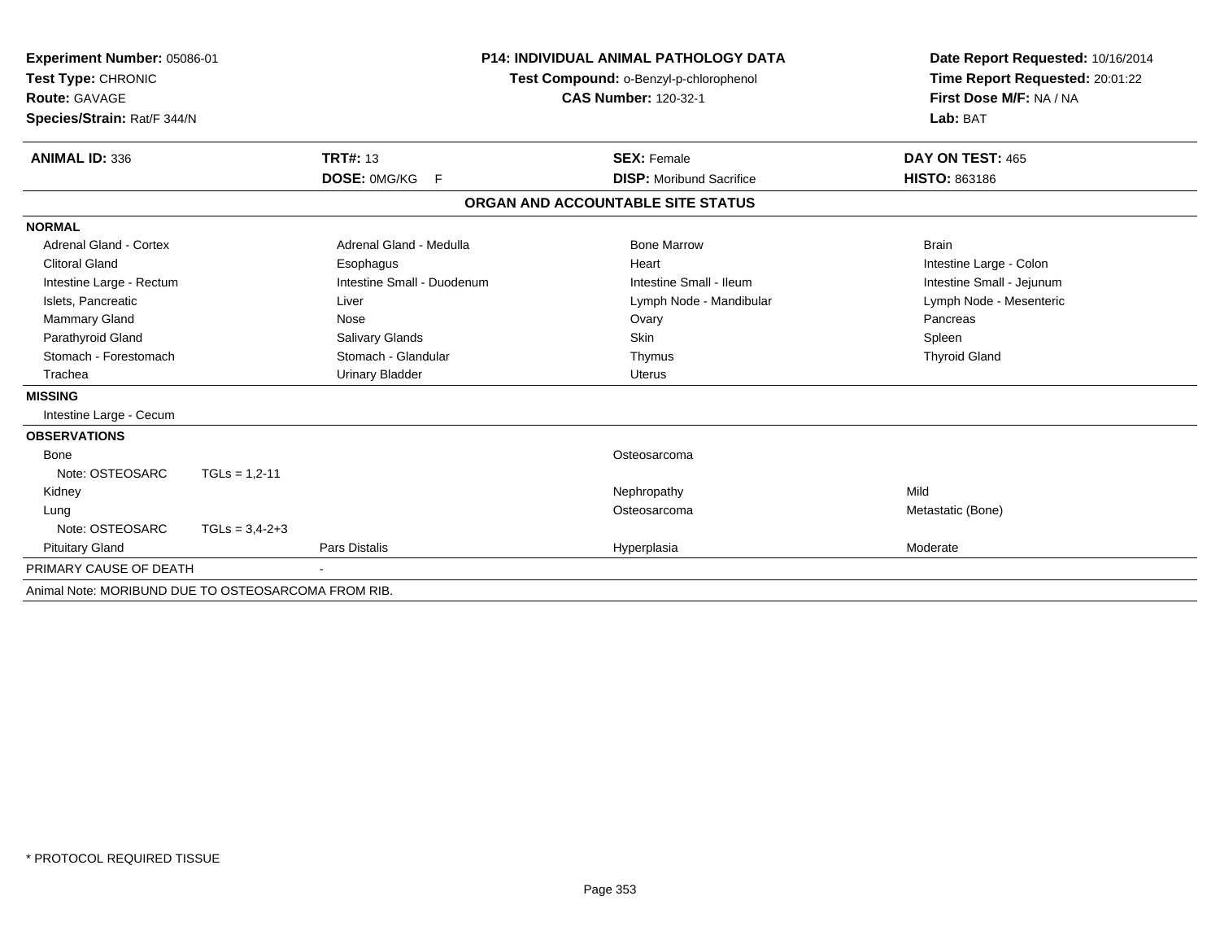**Experiment Number:** 05086-01
**Test Type:** CHRONIC
**Route:** GAVAGE
**Species/Strain:** Rat/F 344/N

**P14: INDIVIDUAL ANIMAL PATHOLOGY DATA**
**Test Compound:** o-Benzyl-p-chlorophenol
**CAS Number:** 120-32-1

**Date Report Requested:** 10/16/2014
**Time Report Requested:** 20:01:22
**First Dose M/F:** NA / NA
**Lab:** BAT

| **ANIMAL ID:** 336 | **TRT#:** 13 | **SEX:** Female | **DAY ON TEST:** 465 |
|---|---|---|---|
| | **DOSE:** 0MG/KG F | **DISP:** Moribund Sacrifice | **HISTO:** 863186 |

## ORGAN AND ACCOUNTABLE SITE STATUS

**NORMAL**

| | | | |
|---|---|---|---|
| Adrenal Gland - Cortex | Adrenal Gland - Medulla | Bone Marrow | Brain |
| Clitoral Gland | Esophagus | Heart | Intestine Large - Colon |
| Intestine Large - Rectum | Intestine Small - Duodenum | Intestine Small - Ileum | Intestine Small - Jejunum |
| Islets, Pancreatic | Liver | Lymph Node - Mandibular | Lymph Node - Mesenteric |
| Mammary Gland | Nose | Ovary | Pancreas |
| Parathyroid Gland | Salivary Glands | Skin | Spleen |
| Stomach - Forestomach | Stomach - Glandular | Thymus | Thyroid Gland |
| Trachea | Urinary Bladder | Uterus | |

**MISSING**

Intestine Large - Cecum

**OBSERVATIONS**

| | | | |
|---|---|---|---|
| Bone | | Osteosarcoma | |
| Note: OSTEOSARC TGLs = 1,2-11 | | | |
| Kidney | | Nephropathy | Mild |
| Lung | | Osteosarcoma | Metastatic (Bone) |
| Note: OSTEOSARC TGLs = 3,4-2+3 | | | |
| Pituitary Gland | Pars Distalis | Hyperplasia | Moderate |

PRIMARY CAUSE OF DEATH -

Animal Note: MORIBUND DUE TO OSTEOSARCOMA FROM RIB.

* PROTOCOL REQUIRED TISSUE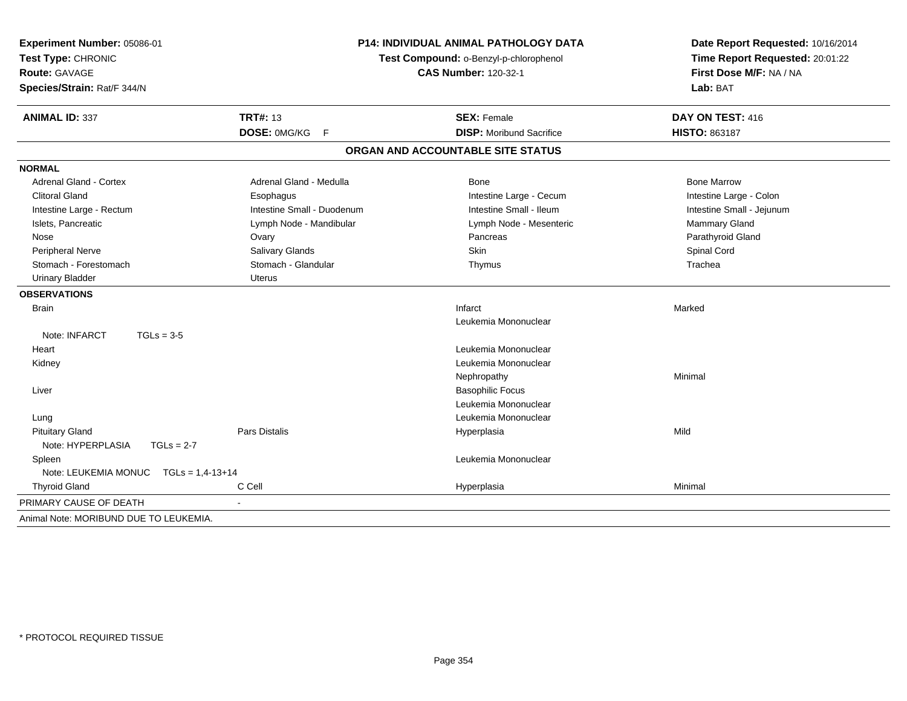**Experiment Number:** 05086-01
**Test Type:** CHRONIC
**Route:** GAVAGE
**Species/Strain:** Rat/F 344/N

**P14: INDIVIDUAL ANIMAL PATHOLOGY DATA**
**Test Compound:** o-Benzyl-p-chlorophenol
**CAS Number:** 120-32-1

**Date Report Requested:** 10/16/2014
**Time Report Requested:** 20:01:22
**First Dose M/F:** NA / NA
**Lab:** BAT

| **ANIMAL ID:** 337 | **TRT#:** 13 | **SEX:** Female | **DAY ON TEST:** 416 |
|---|---|---|---|
| | **DOSE:** 0MG/KG F | **DISP:** Moribund Sacrifice | **HISTO:** 863187 |

## ORGAN AND ACCOUNTABLE SITE STATUS

**NORMAL**

| | | | |
|---|---|---|---|
| Adrenal Gland - Cortex | Adrenal Gland - Medulla | Bone | Bone Marrow |
| Clitoral Gland | Esophagus | Intestine Large - Cecum | Intestine Large - Colon |
| Intestine Large - Rectum | Intestine Small - Duodenum | Intestine Small - Ileum | Intestine Small - Jejunum |
| Islets, Pancreatic | Lymph Node - Mandibular | Lymph Node - Mesenteric | Mammary Gland |
| Nose | Ovary | Pancreas | Parathyroid Gland |
| Peripheral Nerve | Salivary Glands | Skin | Spinal Cord |
| Stomach - Forestomach | Stomach - Glandular | Thymus | Trachea |
| Urinary Bladder | Uterus | | |

**OBSERVATIONS**

| | | | |
|---|---|---|---|
| Brain | | Infarct | Marked |
| | | Leukemia Mononuclear | |
| Note: INFARCT TGLs = 3-5 | | | |
| Heart | | Leukemia Mononuclear | |
| Kidney | | Leukemia Mononuclear | |
| | | Nephropathy | Minimal |
| Liver | | Basophilic Focus | |
| | | Leukemia Mononuclear | |
| Lung | | Leukemia Mononuclear | |
| Pituitary Gland | Pars Distalis | Hyperplasia | Mild |
| Note: HYPERPLASIA TGLs = 2-7 | | | |
| Spleen | | Leukemia Mononuclear | |
| Note: LEUKEMIA MONUC TGLs = 1,4-13+14 | | | |
| Thyroid Gland | C Cell | Hyperplasia | Minimal |

PRIMARY CAUSE OF DEATH -

Animal Note: MORIBUND DUE TO LEUKEMIA.

* PROTOCOL REQUIRED TISSUE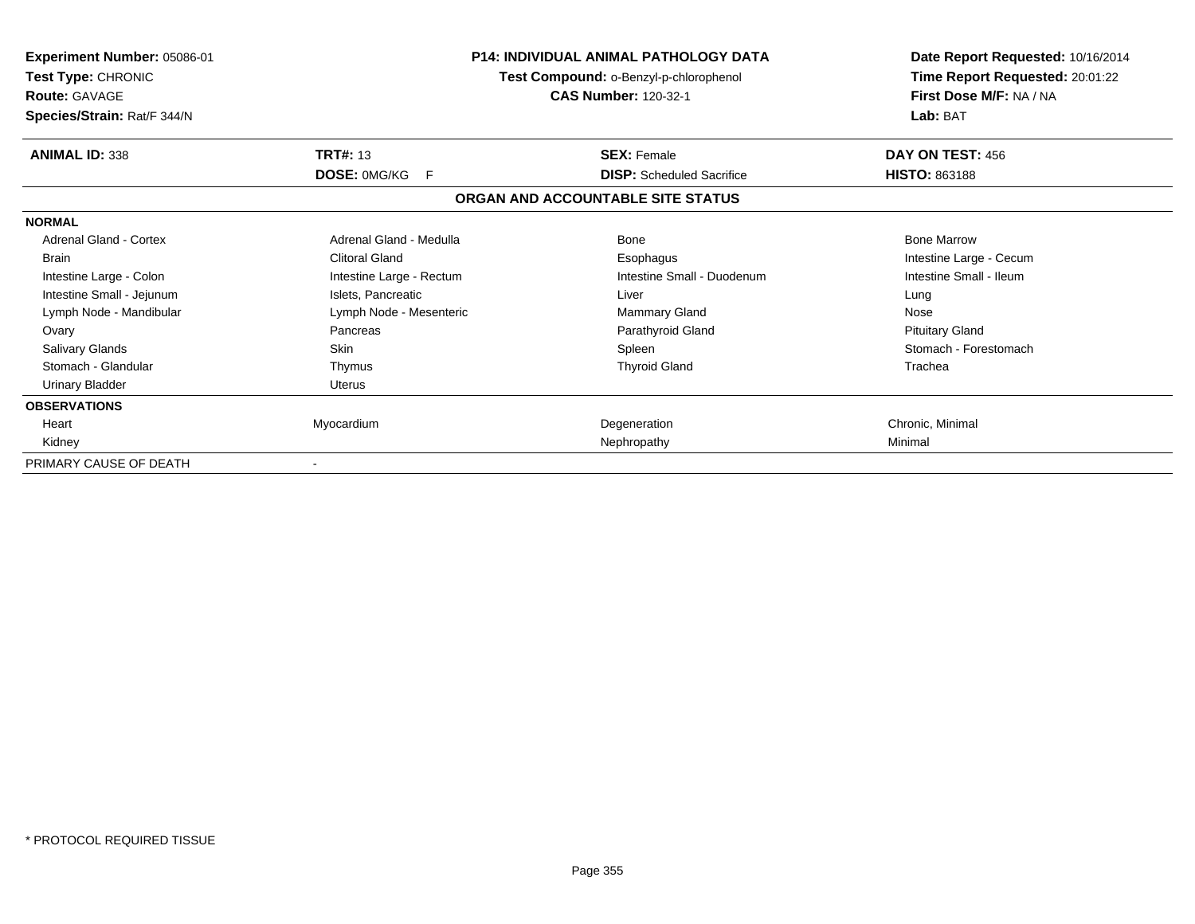**Experiment Number:** 05086-01
**Test Type:** CHRONIC
**Route:** GAVAGE
**Species/Strain:** Rat/F 344/N

**P14: INDIVIDUAL ANIMAL PATHOLOGY DATA**
**Test Compound:** o-Benzyl-p-chlorophenol
**CAS Number:** 120-32-1

**Date Report Requested:** 10/16/2014
**Time Report Requested:** 20:01:22
**First Dose M/F:** NA / NA
**Lab:** BAT

| **ANIMAL ID:** 338 | **TRT#:** 13 | **SEX:** Female | **DAY ON TEST:** 456 |
|---|---|---|---|
| | **DOSE:** 0MG/KG F | **DISP:** Scheduled Sacrifice | **HISTO:** 863188 |

**ORGAN AND ACCOUNTABLE SITE STATUS**

| | | | |
|---|---|---|---|
| **NORMAL** | | | |
| Adrenal Gland - Cortex | Adrenal Gland - Medulla | Bone | Bone Marrow |
| Brain | Clitoral Gland | Esophagus | Intestine Large - Cecum |
| Intestine Large - Colon | Intestine Large - Rectum | Intestine Small - Duodenum | Intestine Small - Ileum |
| Intestine Small - Jejunum | Islets, Pancreatic | Liver | Lung |
| Lymph Node - Mandibular | Lymph Node - Mesenteric | Mammary Gland | Nose |
| Ovary | Pancreas | Parathyroid Gland | Pituitary Gland |
| Salivary Glands | Skin | Spleen | Stomach - Forestomach |
| Stomach - Glandular | Thymus | Thyroid Gland | Trachea |
| Urinary Bladder | Uterus | | |
| **OBSERVATIONS** | | | |
| Heart | Myocardium | Degeneration | Chronic, Minimal |
| Kidney | | Nephropathy | Minimal |
| PRIMARY CAUSE OF DEATH | - | | |

\* PROTOCOL REQUIRED TISSUE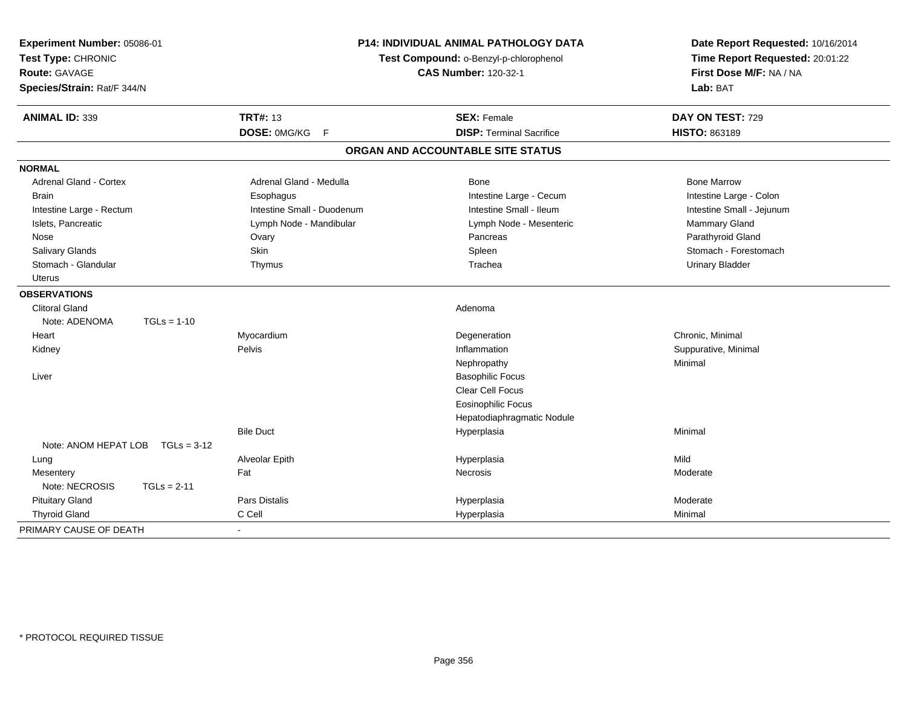**Experiment Number:** 05086-01
**Test Type:** CHRONIC
**Route:** GAVAGE
**Species/Strain:** Rat/F 344/N

**P14: INDIVIDUAL ANIMAL PATHOLOGY DATA**
**Test Compound:** o-Benzyl-p-chlorophenol
**CAS Number:** 120-32-1

**Date Report Requested:** 10/16/2014
**Time Report Requested:** 20:01:22
**First Dose M/F:** NA / NA
**Lab:** BAT

| **ANIMAL ID:** 339 | **TRT#:** 13 | **SEX:** Female | **DAY ON TEST:** 729 |
|---|---|---|---|
| | **DOSE:** 0MG/KG F | **DISP:** Terminal Sacrifice | **HISTO:** 863189 |

## ORGAN AND ACCOUNTABLE SITE STATUS

**NORMAL**

| | | | |
|---|---|---|---|
| Adrenal Gland - Cortex | Adrenal Gland - Medulla | Bone | Bone Marrow |
| Brain | Esophagus | Intestine Large - Cecum | Intestine Large - Colon |
| Intestine Large - Rectum | Intestine Small - Duodenum | Intestine Small - Ileum | Intestine Small - Jejunum |
| Islets, Pancreatic | Lymph Node - Mandibular | Lymph Node - Mesenteric | Mammary Gland |
| Nose | Ovary | Pancreas | Parathyroid Gland |
| Salivary Glands | Skin | Spleen | Stomach - Forestomach |
| Stomach - Glandular | Thymus | Trachea | Urinary Bladder |
| Uterus | | | |

**OBSERVATIONS**

| | | | |
|---|---|---|---|
| Clitoral Gland | | Adenoma | |
| Note: ADENOMA TGLs = 1-10 | | | |
| Heart | Myocardium | Degeneration | Chronic, Minimal |
| Kidney | Pelvis | Inflammation | Suppurative, Minimal |
| | | Nephropathy | Minimal |
| Liver | | Basophilic Focus | |
| | | Clear Cell Focus | |
| | | Eosinophilic Focus | |
| | | Hepatodiaphragmatic Nodule | |
| | Bile Duct | Hyperplasia | Minimal |
| Note: ANOM HEPAT LOB TGLs = 3-12 | | | |
| Lung | Alveolar Epith | Hyperplasia | Mild |
| Mesentery | Fat | Necrosis | Moderate |
| Note: NECROSIS TGLs = 2-11 | | | |
| Pituitary Gland | Pars Distalis | Hyperplasia | Moderate |
| Thyroid Gland | C Cell | Hyperplasia | Minimal |

PRIMARY CAUSE OF DEATH -

\* PROTOCOL REQUIRED TISSUE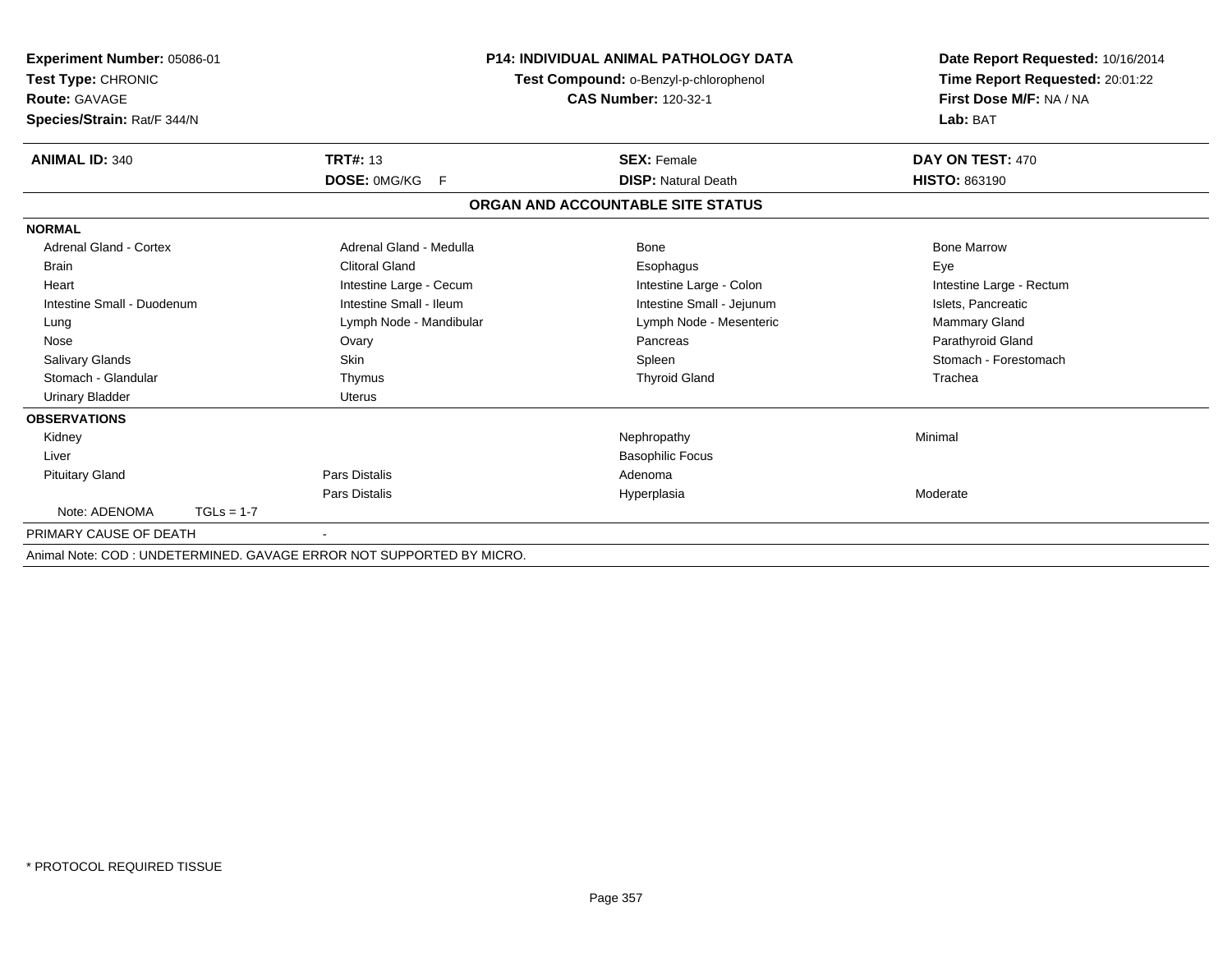**Experiment Number:** 05086-01
**Test Type:** CHRONIC
**Route:** GAVAGE
**Species/Strain:** Rat/F 344/N

**P14: INDIVIDUAL ANIMAL PATHOLOGY DATA**
**Test Compound:** o-Benzyl-p-chlorophenol
**CAS Number:** 120-32-1

**Date Report Requested:** 10/16/2014
**Time Report Requested:** 20:01:22
**First Dose M/F:** NA / NA
**Lab:** BAT

| **ANIMAL ID:** 340 | **TRT#:** 13 | **SEX:** Female | **DAY ON TEST:** 470 |
|---|---|---|---|
| | **DOSE:** 0MG/KG F | **DISP:** Natural Death | **HISTO:** 863190 |

**ORGAN AND ACCOUNTABLE SITE STATUS**

**NORMAL**

| | | | |
|---|---|---|---|
| Adrenal Gland - Cortex | Adrenal Gland - Medulla | Bone | Bone Marrow |
| Brain | Clitoral Gland | Esophagus | Eye |
| Heart | Intestine Large - Cecum | Intestine Large - Colon | Intestine Large - Rectum |
| Intestine Small - Duodenum | Intestine Small - Ileum | Intestine Small - Jejunum | Islets, Pancreatic |
| Lung | Lymph Node - Mandibular | Lymph Node - Mesenteric | Mammary Gland |
| Nose | Ovary | Pancreas | Parathyroid Gland |
| Salivary Glands | Skin | Spleen | Stomach - Forestomach |
| Stomach - Glandular | Thymus | Thyroid Gland | Trachea |
| Urinary Bladder | Uterus | | |

**OBSERVATIONS**

| | | | |
|---|---|---|---|
| Kidney | | Nephropathy | Minimal |
| Liver | | Basophilic Focus | |
| Pituitary Gland | Pars Distalis | Adenoma | |
| | Pars Distalis | Hyperplasia | Moderate |
| Note: ADENOMA TGLs = 1-7 | | | |

PRIMARY CAUSE OF DEATH -

Animal Note: COD : UNDETERMINED. GAVAGE ERROR NOT SUPPORTED BY MICRO.

* PROTOCOL REQUIRED TISSUE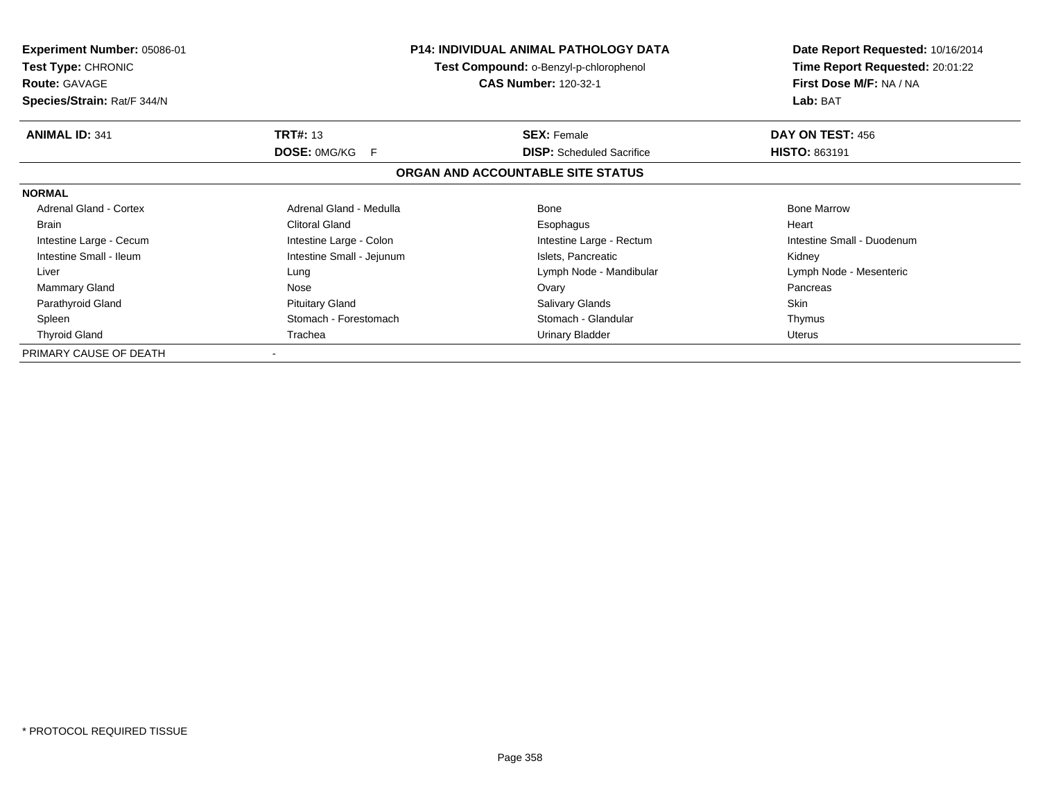**Experiment Number:** 05086-01
**Test Type:** CHRONIC
**Route:** GAVAGE
**Species/Strain:** Rat/F 344/N

**P14: INDIVIDUAL ANIMAL PATHOLOGY DATA**
**Test Compound:** o-Benzyl-p-chlorophenol
**CAS Number:** 120-32-1

**Date Report Requested:** 10/16/2014
**Time Report Requested:** 20:01:22
**First Dose M/F:** NA / NA
**Lab:** BAT

| **ANIMAL ID:** 341 | **TRT#:** 13 | **SEX:** Female | **DAY ON TEST:** 456 |
|---|---|---|---|
| | **DOSE:** 0MG/KG F | **DISP:** Scheduled Sacrifice | **HISTO:** 863191 |

## ORGAN AND ACCOUNTABLE SITE STATUS

**NORMAL**

| | | | |
|---|---|---|---|
| Adrenal Gland - Cortex | Adrenal Gland - Medulla | Bone | Bone Marrow |
| Brain | Clitoral Gland | Esophagus | Heart |
| Intestine Large - Cecum | Intestine Large - Colon | Intestine Large - Rectum | Intestine Small - Duodenum |
| Intestine Small - Ileum | Intestine Small - Jejunum | Islets, Pancreatic | Kidney |
| Liver | Lung | Lymph Node - Mandibular | Lymph Node - Mesenteric |
| Mammary Gland | Nose | Ovary | Pancreas |
| Parathyroid Gland | Pituitary Gland | Salivary Glands | Skin |
| Spleen | Stomach - Forestomach | Stomach - Glandular | Thymus |
| Thyroid Gland | Trachea | Urinary Bladder | Uterus |

PRIMARY CAUSE OF DEATH -

* PROTOCOL REQUIRED TISSUE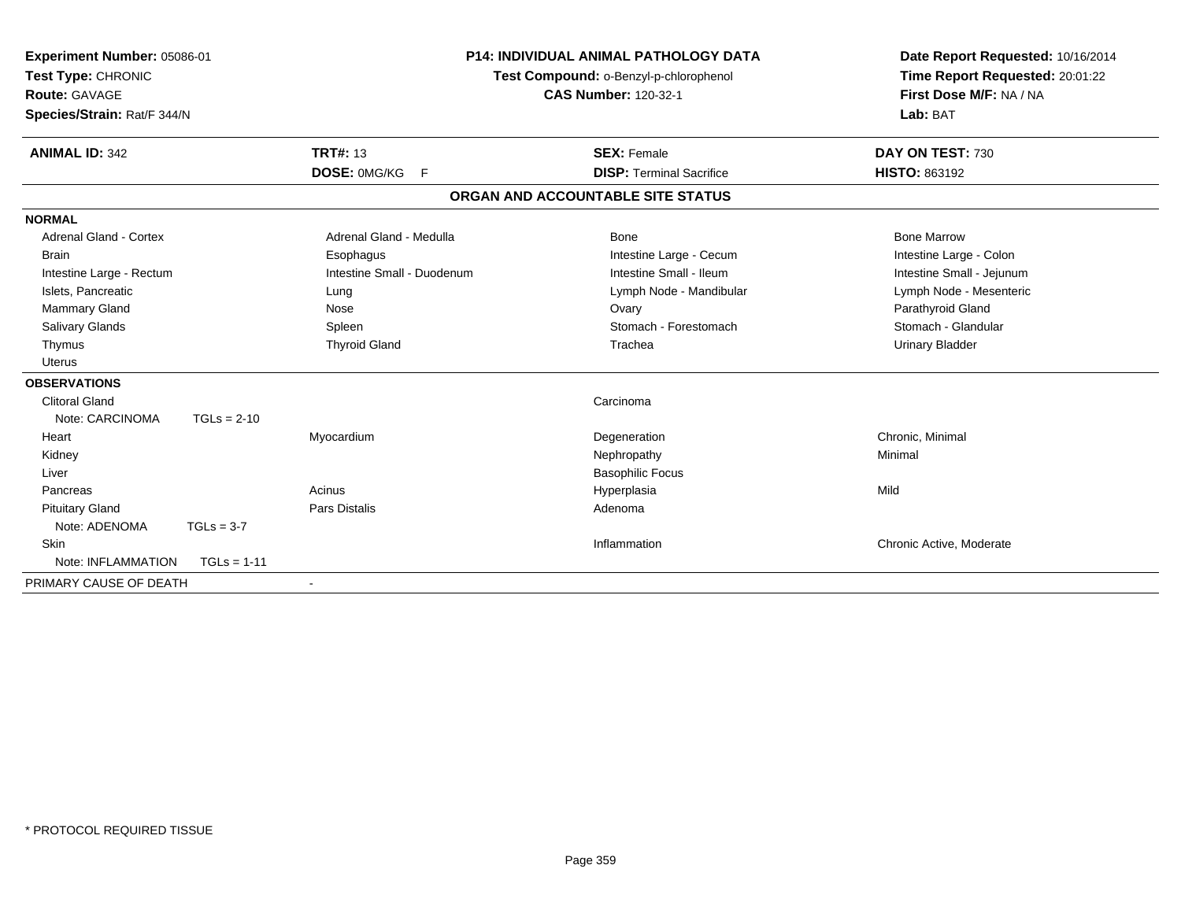**Experiment Number:** 05086-01
**Test Type:** CHRONIC
**Route:** GAVAGE
**Species/Strain:** Rat/F 344/N

**P14: INDIVIDUAL ANIMAL PATHOLOGY DATA**
**Test Compound:** o-Benzyl-p-chlorophenol
**CAS Number:** 120-32-1

**Date Report Requested:** 10/16/2014
**Time Report Requested:** 20:01:22
**First Dose M/F:** NA / NA
**Lab:** BAT

| **ANIMAL ID:** 342 | **TRT#:** 13 | **SEX:** Female | **DAY ON TEST:** 730 |
|---|---|---|---|
| | **DOSE:** 0MG/KG F | **DISP:** Terminal Sacrifice | **HISTO:** 863192 |

## ORGAN AND ACCOUNTABLE SITE STATUS

**NORMAL**

| | | | |
|---|---|---|---|
| Adrenal Gland - Cortex | Adrenal Gland - Medulla | Bone | Bone Marrow |
| Brain | Esophagus | Intestine Large - Cecum | Intestine Large - Colon |
| Intestine Large - Rectum | Intestine Small - Duodenum | Intestine Small - Ileum | Intestine Small - Jejunum |
| Islets, Pancreatic | Lung | Lymph Node - Mandibular | Lymph Node - Mesenteric |
| Mammary Gland | Nose | Ovary | Parathyroid Gland |
| Salivary Glands | Spleen | Stomach - Forestomach | Stomach - Glandular |
| Thymus | Thyroid Gland | Trachea | Urinary Bladder |
| Uterus | | | |

**OBSERVATIONS**

| | | | |
|---|---|---|---|
| Clitoral Gland | | Carcinoma | |
| Note: CARCINOMA TGLs = 2-10 | | | |
| Heart | Myocardium | Degeneration | Chronic, Minimal |
| Kidney | | Nephropathy | Minimal |
| Liver | | Basophilic Focus | |
| Pancreas | Acinus | Hyperplasia | Mild |
| Pituitary Gland | Pars Distalis | Adenoma | |
| Note: ADENOMA TGLs = 3-7 | | | |
| Skin | | Inflammation | Chronic Active, Moderate |
| Note: INFLAMMATION TGLs = 1-11 | | | |

PRIMARY CAUSE OF DEATH -

\* PROTOCOL REQUIRED TISSUE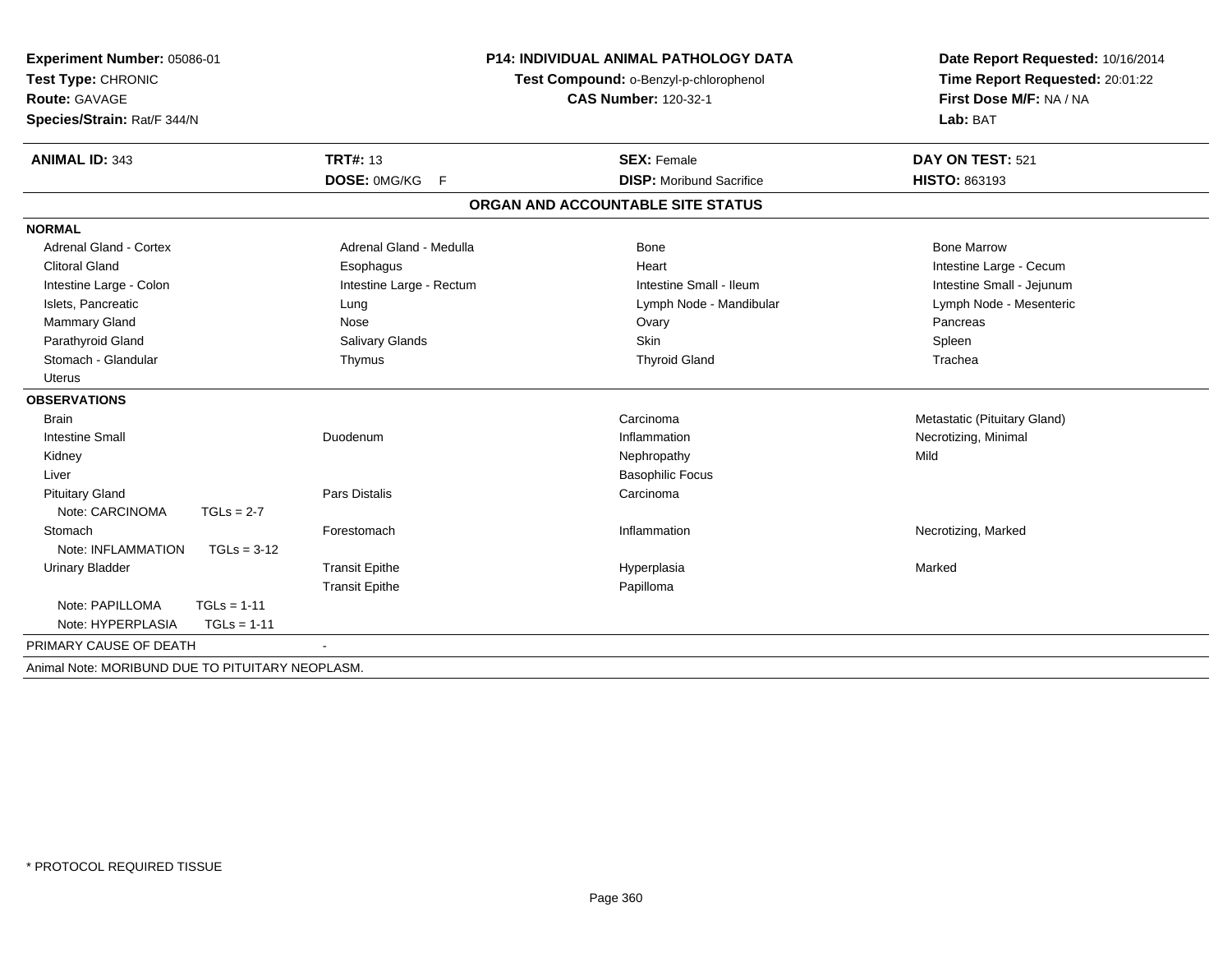**Experiment Number:** 05086-01
**Test Type:** CHRONIC
**Route:** GAVAGE
**Species/Strain:** Rat/F 344/N

**P14: INDIVIDUAL ANIMAL PATHOLOGY DATA**
**Test Compound:** o-Benzyl-p-chlorophenol
**CAS Number:** 120-32-1

**Date Report Requested:** 10/16/2014
**Time Report Requested:** 20:01:22
**First Dose M/F:** NA / NA
**Lab:** BAT

| **ANIMAL ID:** 343 | **TRT#:** 13 | **SEX:** Female | **DAY ON TEST:** 521 |
|---|---|---|---|
| | **DOSE:** 0MG/KG F | **DISP:** Moribund Sacrifice | **HISTO:** 863193 |

## ORGAN AND ACCOUNTABLE SITE STATUS

**NORMAL**

| | | | |
|---|---|---|---|
| Adrenal Gland - Cortex | Adrenal Gland - Medulla | Bone | Bone Marrow |
| Clitoral Gland | Esophagus | Heart | Intestine Large - Cecum |
| Intestine Large - Colon | Intestine Large - Rectum | Intestine Small - Ileum | Intestine Small - Jejunum |
| Islets, Pancreatic | Lung | Lymph Node - Mandibular | Lymph Node - Mesenteric |
| Mammary Gland | Nose | Ovary | Pancreas |
| Parathyroid Gland | Salivary Glands | Skin | Spleen |
| Stomach - Glandular | Thymus | Thyroid Gland | Trachea |
| Uterus | | | |

**OBSERVATIONS**

| | | | |
|---|---|---|---|
| Brain | | Carcinoma | Metastatic (Pituitary Gland) |
| Intestine Small | Duodenum | Inflammation | Necrotizing, Minimal |
| Kidney | | Nephropathy | Mild |
| Liver | | Basophilic Focus | |
| Pituitary Gland | Pars Distalis | Carcinoma | |
| Note: CARCINOMA TGLs = 2-7 | | | |
| Stomach | Forestomach | Inflammation | Necrotizing, Marked |
| Note: INFLAMMATION TGLs = 3-12 | | | |
| Urinary Bladder | Transit Epithe | Hyperplasia | Marked |
| | Transit Epithe | Papilloma | |
| Note: PAPILLOMA TGLs = 1-11 | | | |
| Note: HYPERPLASIA TGLs = 1-11 | | | |

PRIMARY CAUSE OF DEATH -

Animal Note: MORIBUND DUE TO PITUITARY NEOPLASM.

\* PROTOCOL REQUIRED TISSUE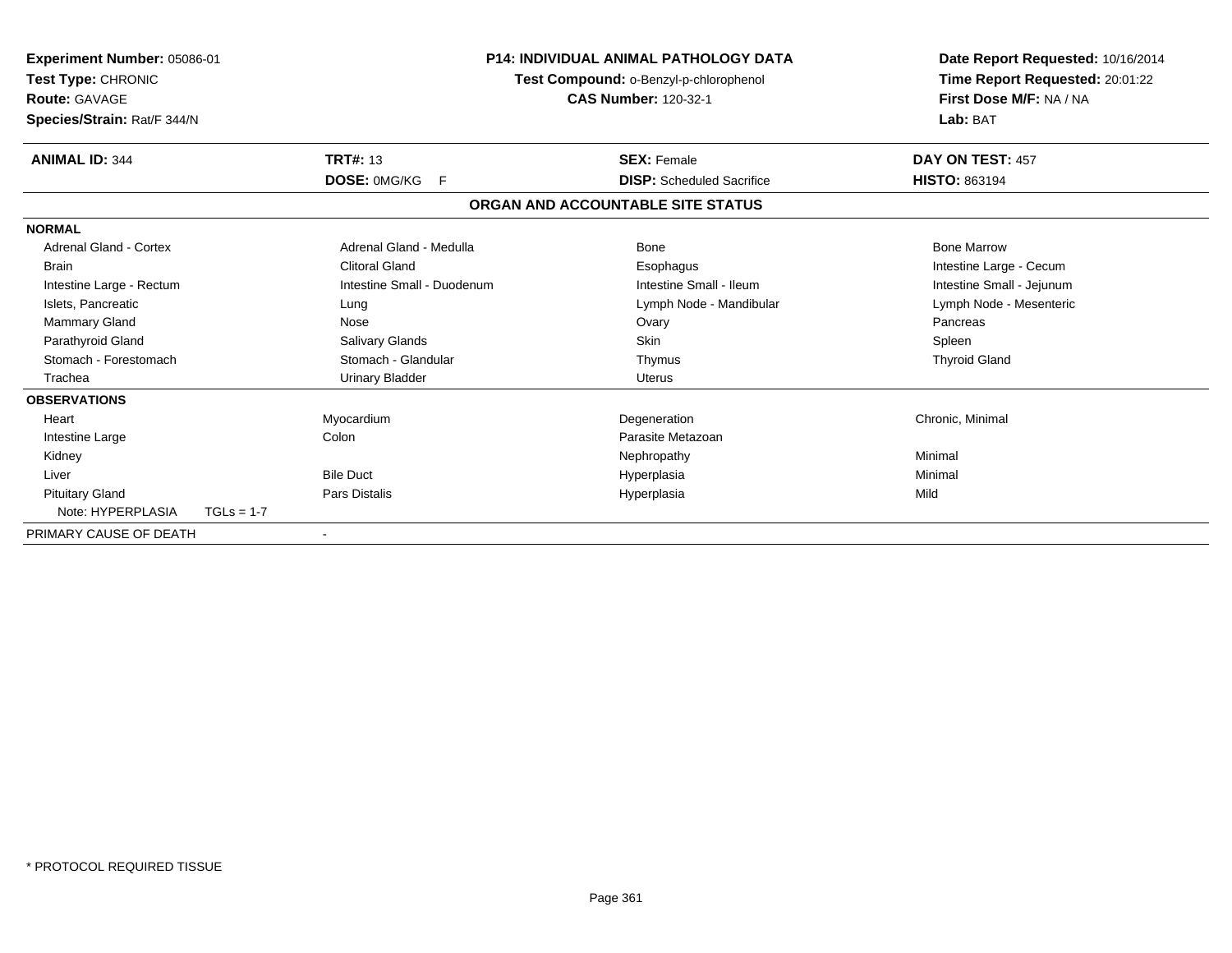**Experiment Number:** 05086-01
**Test Type:** CHRONIC
**Route:** GAVAGE
**Species/Strain:** Rat/F 344/N

**P14: INDIVIDUAL ANIMAL PATHOLOGY DATA**
**Test Compound:** o-Benzyl-p-chlorophenol
**CAS Number:** 120-32-1

**Date Report Requested:** 10/16/2014
**Time Report Requested:** 20:01:22
**First Dose M/F:** NA / NA
**Lab:** BAT

| **ANIMAL ID:** 344 | **TRT#:** 13 | **SEX:** Female | **DAY ON TEST:** 457 |
|---|---|---|---|
| | **DOSE:** 0MG/KG F | **DISP:** Scheduled Sacrifice | **HISTO:** 863194 |

## ORGAN AND ACCOUNTABLE SITE STATUS

**NORMAL**

| | | | |
|---|---|---|---|
| Adrenal Gland - Cortex | Adrenal Gland - Medulla | Bone | Bone Marrow |
| Brain | Clitoral Gland | Esophagus | Intestine Large - Cecum |
| Intestine Large - Rectum | Intestine Small - Duodenum | Intestine Small - Ileum | Intestine Small - Jejunum |
| Islets, Pancreatic | Lung | Lymph Node - Mandibular | Lymph Node - Mesenteric |
| Mammary Gland | Nose | Ovary | Pancreas |
| Parathyroid Gland | Salivary Glands | Skin | Spleen |
| Stomach - Forestomach | Stomach - Glandular | Thymus | Thyroid Gland |
| Trachea | Urinary Bladder | Uterus | |

**OBSERVATIONS**

| | | | |
|---|---|---|---|
| Heart | Myocardium | Degeneration | Chronic, Minimal |
| Intestine Large | Colon | Parasite Metazoan | |
| Kidney | | Nephropathy | Minimal |
| Liver | Bile Duct | Hyperplasia | Minimal |
| Pituitary Gland | Pars Distalis | Hyperplasia | Mild |
| Note: HYPERPLASIA TGLs = 1-7 | | | |

PRIMARY CAUSE OF DEATH -

\* PROTOCOL REQUIRED TISSUE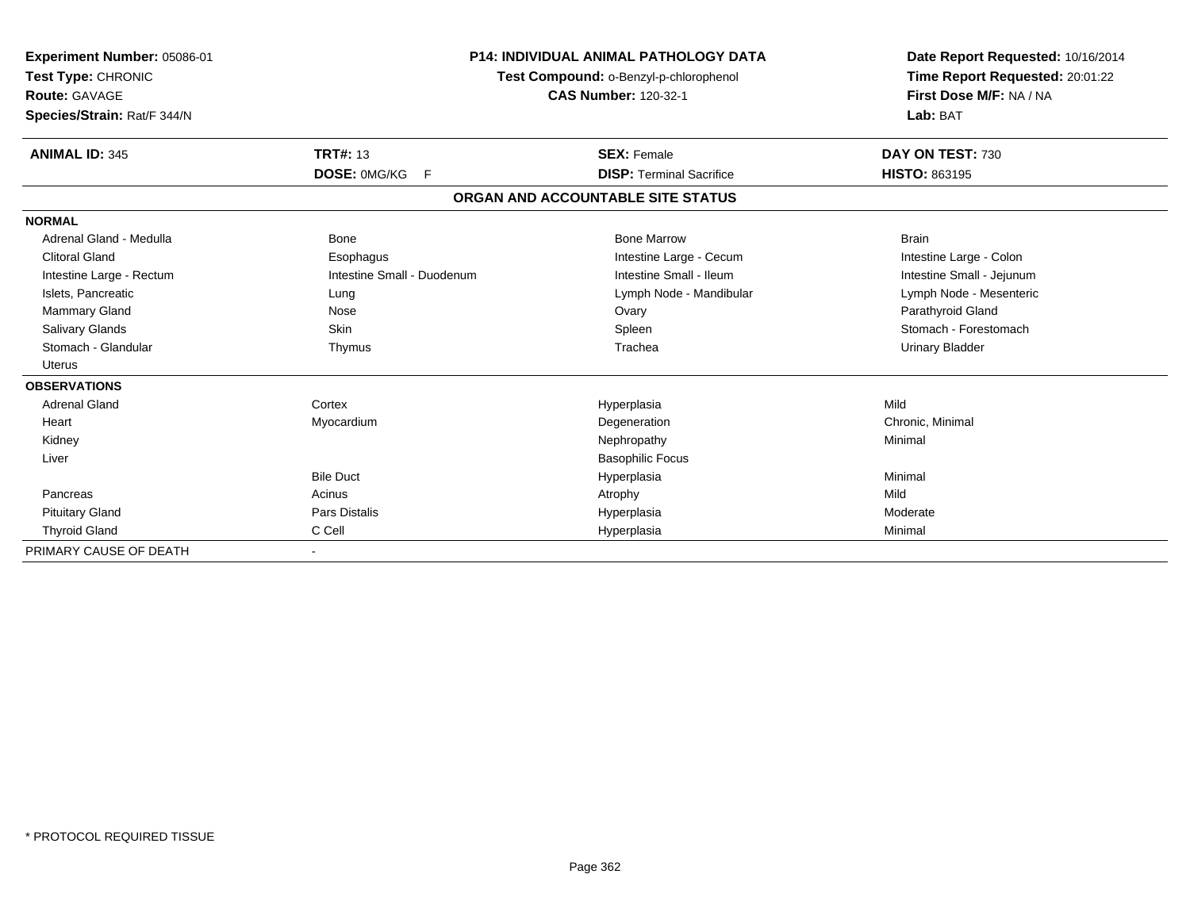**Experiment Number:** 05086-01
**Test Type:** CHRONIC
**Route:** GAVAGE
**Species/Strain:** Rat/F 344/N

**P14: INDIVIDUAL ANIMAL PATHOLOGY DATA**
**Test Compound:** o-Benzyl-p-chlorophenol
**CAS Number:** 120-32-1

**Date Report Requested:** 10/16/2014
**Time Report Requested:** 20:01:22
**First Dose M/F:** NA / NA
**Lab:** BAT

| **ANIMAL ID:** 345 | **TRT#:** 13 | **SEX:** Female | **DAY ON TEST:** 730 |
|---|---|---|---|
| | **DOSE:** 0MG/KG F | **DISP:** Terminal Sacrifice | **HISTO:** 863195 |

## ORGAN AND ACCOUNTABLE SITE STATUS

| | | | |
|---|---|---|---|
| **NORMAL** | | | |
| Adrenal Gland - Medulla | Bone | Bone Marrow | Brain |
| Clitoral Gland | Esophagus | Intestine Large - Cecum | Intestine Large - Colon |
| Intestine Large - Rectum | Intestine Small - Duodenum | Intestine Small - Ileum | Intestine Small - Jejunum |
| Islets, Pancreatic | Lung | Lymph Node - Mandibular | Lymph Node - Mesenteric |
| Mammary Gland | Nose | Ovary | Parathyroid Gland |
| Salivary Glands | Skin | Spleen | Stomach - Forestomach |
| Stomach - Glandular | Thymus | Trachea | Urinary Bladder |
| Uterus | | | |
| **OBSERVATIONS** | | | |
| Adrenal Gland | Cortex | Hyperplasia | Mild |
| Heart | Myocardium | Degeneration | Chronic, Minimal |
| Kidney | | Nephropathy | Minimal |
| Liver | | Basophilic Focus | |
| | Bile Duct | Hyperplasia | Minimal |
| Pancreas | Acinus | Atrophy | Mild |
| Pituitary Gland | Pars Distalis | Hyperplasia | Moderate |
| Thyroid Gland | C Cell | Hyperplasia | Minimal |
| PRIMARY CAUSE OF DEATH | - | | |

\* PROTOCOL REQUIRED TISSUE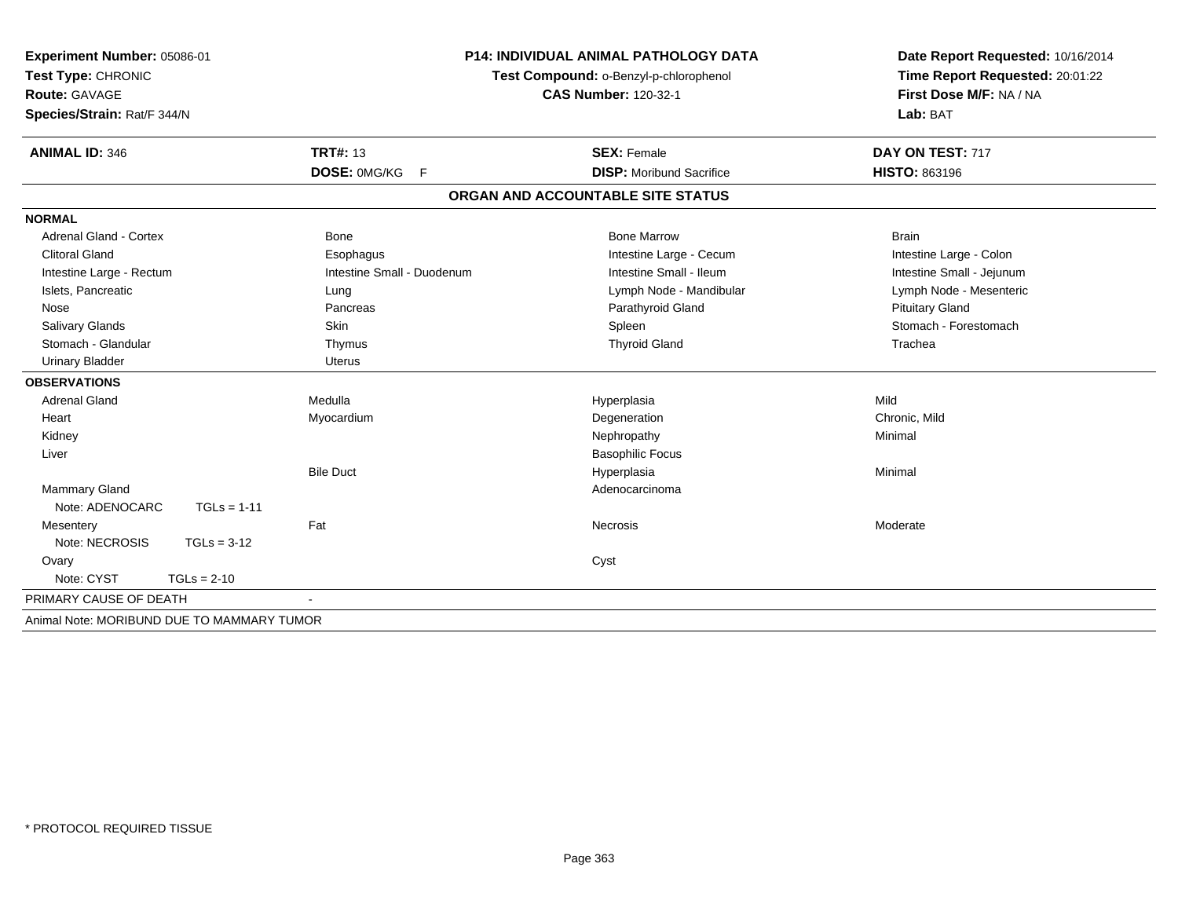**Experiment Number:** 05086-01
**Test Type:** CHRONIC
**Route:** GAVAGE
**Species/Strain:** Rat/F 344/N

**P14: INDIVIDUAL ANIMAL PATHOLOGY DATA**
**Test Compound:** o-Benzyl-p-chlorophenol
**CAS Number:** 120-32-1

**Date Report Requested:** 10/16/2014
**Time Report Requested:** 20:01:22
**First Dose M/F:** NA / NA
**Lab:** BAT

| **ANIMAL ID:** 346 | **TRT#:** 13 | **SEX:** Female | **DAY ON TEST:** 717 |
|---|---|---|---|
| | **DOSE:** 0MG/KG F | **DISP:** Moribund Sacrifice | **HISTO:** 863196 |

## ORGAN AND ACCOUNTABLE SITE STATUS

**NORMAL**

| | | | |
|---|---|---|---|
| Adrenal Gland - Cortex | Bone | Bone Marrow | Brain |
| Clitoral Gland | Esophagus | Intestine Large - Cecum | Intestine Large - Colon |
| Intestine Large - Rectum | Intestine Small - Duodenum | Intestine Small - Ileum | Intestine Small - Jejunum |
| Islets, Pancreatic | Lung | Lymph Node - Mandibular | Lymph Node - Mesenteric |
| Nose | Pancreas | Parathyroid Gland | Pituitary Gland |
| Salivary Glands | Skin | Spleen | Stomach - Forestomach |
| Stomach - Glandular | Thymus | Thyroid Gland | Trachea |
| Urinary Bladder | Uterus | | |

**OBSERVATIONS**

| | | | |
|---|---|---|---|
| Adrenal Gland | Medulla | Hyperplasia | Mild |
| Heart | Myocardium | Degeneration | Chronic, Mild |
| Kidney | | Nephropathy | Minimal |
| Liver | | Basophilic Focus | |
| | Bile Duct | Hyperplasia | Minimal |
| Mammary Gland | | Adenocarcinoma | |
| Note: ADENOCARC TGLs = 1-11 | | | |
| Mesentery | Fat | Necrosis | Moderate |
| Note: NECROSIS TGLs = 3-12 | | | |
| Ovary | | Cyst | |
| Note: CYST TGLs = 2-10 | | | |

PRIMARY CAUSE OF DEATH -

Animal Note: MORIBUND DUE TO MAMMARY TUMOR

* PROTOCOL REQUIRED TISSUE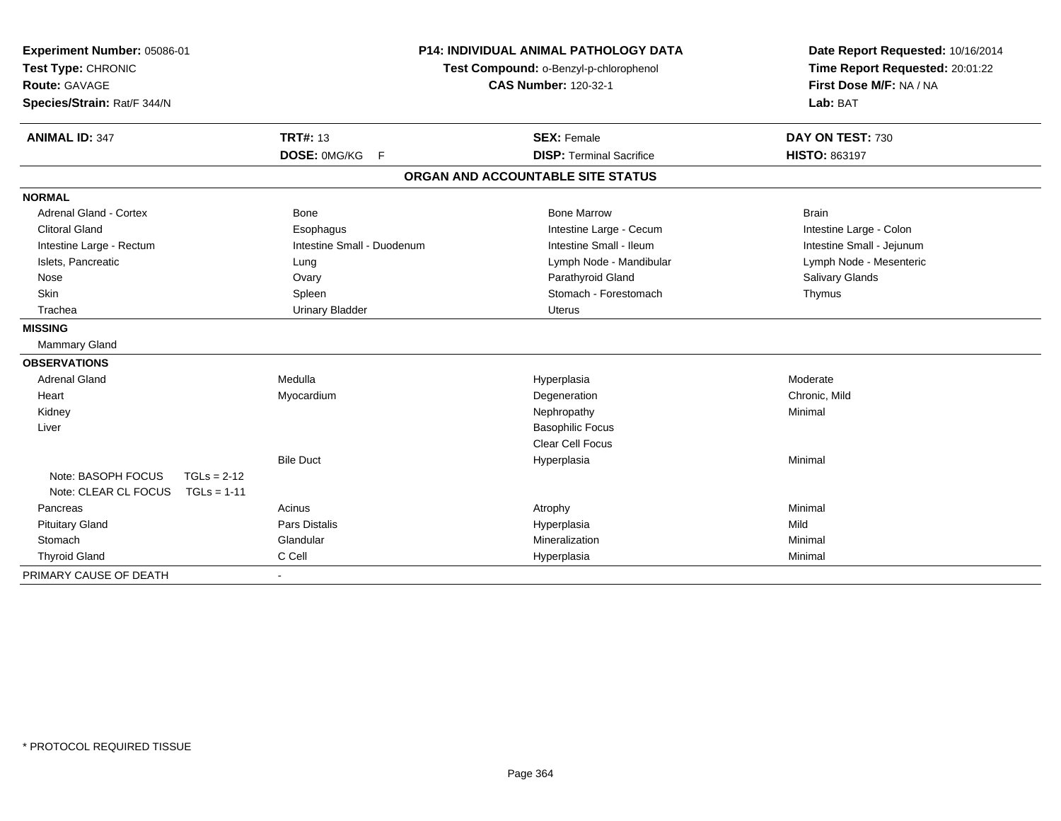**Experiment Number:** 05086-01
**Test Type:** CHRONIC
**Route:** GAVAGE
**Species/Strain:** Rat/F 344/N

**P14: INDIVIDUAL ANIMAL PATHOLOGY DATA**
**Test Compound:** o-Benzyl-p-chlorophenol
**CAS Number:** 120-32-1

**Date Report Requested:** 10/16/2014
**Time Report Requested:** 20:01:22
**First Dose M/F:** NA / NA
**Lab:** BAT

| **ANIMAL ID:** 347 | **TRT#:** 13 | **SEX:** Female | **DAY ON TEST:** 730 |
|---|---|---|---|
| | **DOSE:** 0MG/KG F | **DISP:** Terminal Sacrifice | **HISTO:** 863197 |

## ORGAN AND ACCOUNTABLE SITE STATUS

**NORMAL**

| | | | |
|---|---|---|---|
| Adrenal Gland - Cortex | Bone | Bone Marrow | Brain |
| Clitoral Gland | Esophagus | Intestine Large - Cecum | Intestine Large - Colon |
| Intestine Large - Rectum | Intestine Small - Duodenum | Intestine Small - Ileum | Intestine Small - Jejunum |
| Islets, Pancreatic | Lung | Lymph Node - Mandibular | Lymph Node - Mesenteric |
| Nose | Ovary | Parathyroid Gland | Salivary Glands |
| Skin | Spleen | Stomach - Forestomach | Thymus |
| Trachea | Urinary Bladder | Uterus | |

**MISSING**

Mammary Gland

**OBSERVATIONS**

| | | | |
|---|---|---|---|
| Adrenal Gland | Medulla | Hyperplasia | Moderate |
| Heart | Myocardium | Degeneration | Chronic, Mild |
| Kidney | | Nephropathy | Minimal |
| Liver | | Basophilic Focus | |
| | | Clear Cell Focus | |
| | Bile Duct | Hyperplasia | Minimal |
| Note: BASOPH FOCUS TGLs = 2-12 | | | |
| Note: CLEAR CL FOCUS TGLs = 1-11 | | | |
| Pancreas | Acinus | Atrophy | Minimal |
| Pituitary Gland | Pars Distalis | Hyperplasia | Mild |
| Stomach | Glandular | Mineralization | Minimal |
| Thyroid Gland | C Cell | Hyperplasia | Minimal |

PRIMARY CAUSE OF DEATH -

* PROTOCOL REQUIRED TISSUE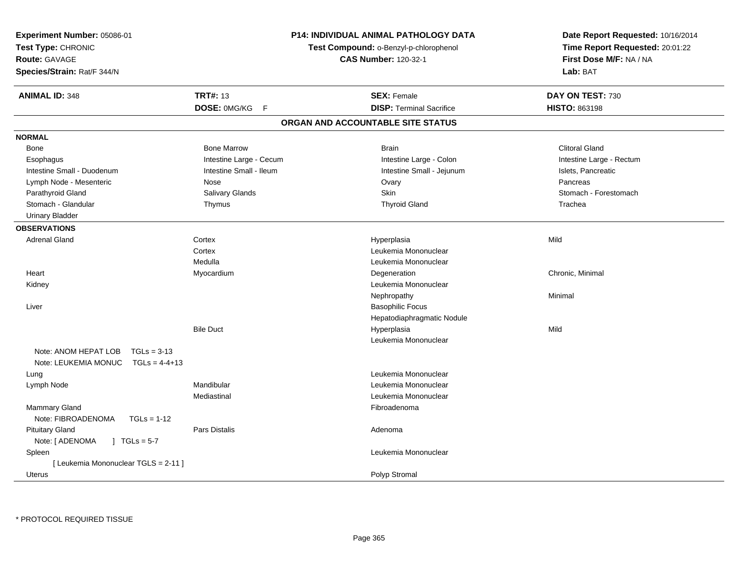**Experiment Number:** 05086-01
**Test Type:** CHRONIC
**Route:** GAVAGE
**Species/Strain:** Rat/F 344/N

**P14: INDIVIDUAL ANIMAL PATHOLOGY DATA**
**Test Compound:** o-Benzyl-p-chlorophenol
**CAS Number:** 120-32-1

**Date Report Requested:** 10/16/2014
**Time Report Requested:** 20:01:22
**First Dose M/F:** NA / NA
**Lab:** BAT

| **ANIMAL ID:** 348 | **TRT#:** 13 | **SEX:** Female | **DAY ON TEST:** 730 |
|---|---|---|---|
| | **DOSE:** 0MG/KG F | **DISP:** Terminal Sacrifice | **HISTO:** 863198 |

## ORGAN AND ACCOUNTABLE SITE STATUS

**NORMAL**

| | | | |
|---|---|---|---|
| Bone | Bone Marrow | Brain | Clitoral Gland |
| Esophagus | Intestine Large - Cecum | Intestine Large - Colon | Intestine Large - Rectum |
| Intestine Small - Duodenum | Intestine Small - Ileum | Intestine Small - Jejunum | Islets, Pancreatic |
| Lymph Node - Mesenteric | Nose | Ovary | Pancreas |
| Parathyroid Gland | Salivary Glands | Skin | Stomach - Forestomach |
| Stomach - Glandular | Thymus | Thyroid Gland | Trachea |
| Urinary Bladder | | | |

**OBSERVATIONS**

| | | | |
|---|---|---|---|
| Adrenal Gland | Cortex | Hyperplasia | Mild |
| | Cortex | Leukemia Mononuclear | |
| | Medulla | Leukemia Mononuclear | |
| Heart | Myocardium | Degeneration | Chronic, Minimal |
| Kidney | | Leukemia Mononuclear | |
| | | Nephropathy | Minimal |
| Liver | | Basophilic Focus | |
| | | Hepatodiaphragmatic Nodule | |
| | Bile Duct | Hyperplasia | Mild |
| | | Leukemia Mononuclear | |
| Note: ANOM HEPAT LOB TGLs = 3-13 | | | |
| Note: LEUKEMIA MONUC TGLs = 4-4+13 | | | |
| Lung | | Leukemia Mononuclear | |
| Lymph Node | Mandibular | Leukemia Mononuclear | |
| | Mediastinal | Leukemia Mononuclear | |
| Mammary Gland | | Fibroadenoma | |
| Note: FIBROADENOMA TGLs = 1-12 | | | |
| Pituitary Gland | Pars Distalis | Adenoma | |
| Note: [ ADENOMA ] TGLs = 5-7 | | | |
| Spleen | | Leukemia Mononuclear | |
| [ Leukemia Mononuclear TGLS = 2-11 ] | | | |
| Uterus | | Polyp Stromal | |

* PROTOCOL REQUIRED TISSUE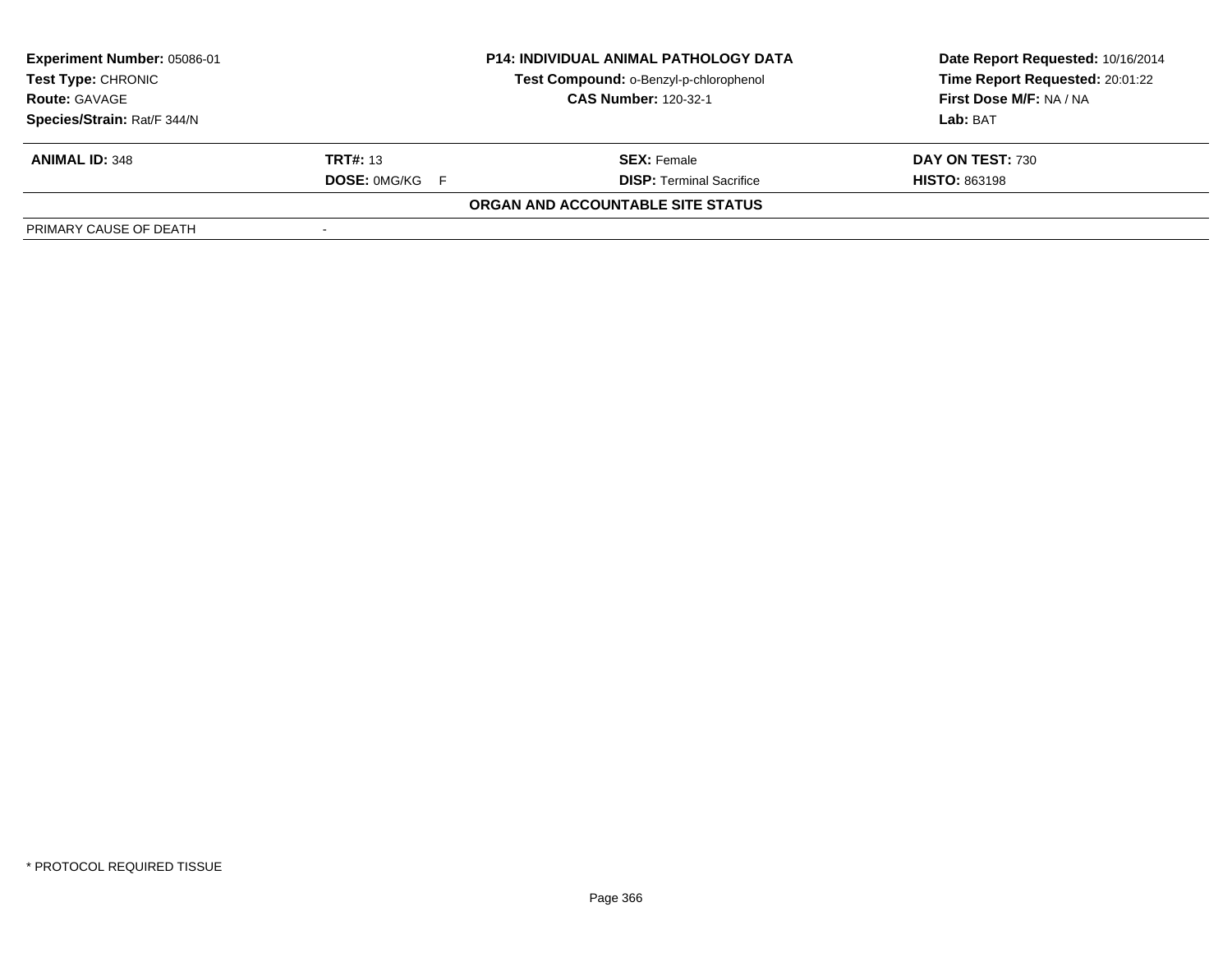**Experiment Number:** 05086-01
**Test Type:** CHRONIC
**Route:** GAVAGE
**Species/Strain:** Rat/F 344/N

**P14: INDIVIDUAL ANIMAL PATHOLOGY DATA**
**Test Compound:** o-Benzyl-p-chlorophenol
**CAS Number:** 120-32-1

**Date Report Requested:** 10/16/2014
**Time Report Requested:** 20:01:22
**First Dose M/F:** NA / NA
**Lab:** BAT

| **ANIMAL ID:** 348 | **TRT#:** 13 | **SEX:** Female | **DAY ON TEST:** 730 |
|---|---|---|---|
| | **DOSE:** 0MG/KG F | **DISP:** Terminal Sacrifice | **HISTO:** 863198 |

**ORGAN AND ACCOUNTABLE SITE STATUS**

| PRIMARY CAUSE OF DEATH | - |
|---|---|

* PROTOCOL REQUIRED TISSUE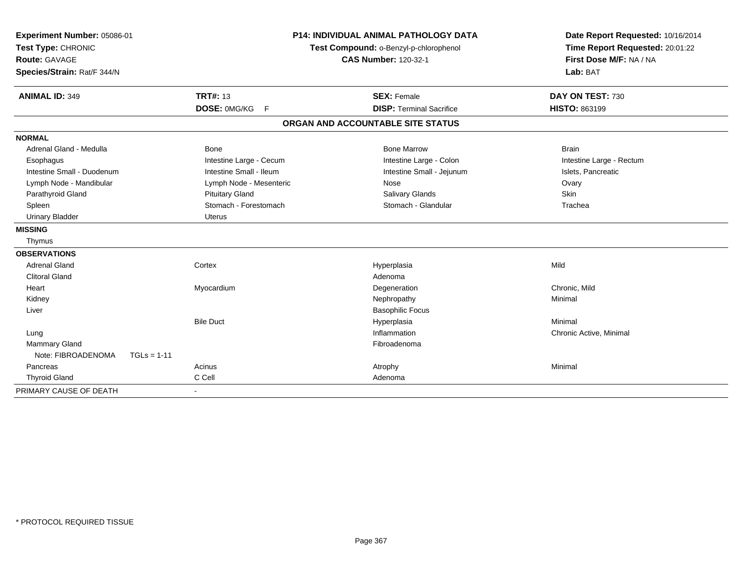**Experiment Number:** 05086-01
**Test Type:** CHRONIC
**Route:** GAVAGE
**Species/Strain:** Rat/F 344/N

**P14: INDIVIDUAL ANIMAL PATHOLOGY DATA**
**Test Compound:** o-Benzyl-p-chlorophenol
**CAS Number:** 120-32-1

**Date Report Requested:** 10/16/2014
**Time Report Requested:** 20:01:22
**First Dose M/F:** NA / NA
**Lab:** BAT

| **ANIMAL ID:** 349 | **TRT#:** 13 | **SEX:** Female | **DAY ON TEST:** 730 |
|---|---|---|---|
| | **DOSE:** 0MG/KG F | **DISP:** Terminal Sacrifice | **HISTO:** 863199 |

## ORGAN AND ACCOUNTABLE SITE STATUS

| | | | |
|---|---|---|---|
| **NORMAL** | | | |
| Adrenal Gland - Medulla | Bone | Bone Marrow | Brain |
| Esophagus | Intestine Large - Cecum | Intestine Large - Colon | Intestine Large - Rectum |
| Intestine Small - Duodenum | Intestine Small - Ileum | Intestine Small - Jejunum | Islets, Pancreatic |
| Lymph Node - Mandibular | Lymph Node - Mesenteric | Nose | Ovary |
| Parathyroid Gland | Pituitary Gland | Salivary Glands | Skin |
| Spleen | Stomach - Forestomach | Stomach - Glandular | Trachea |
| Urinary Bladder | Uterus | | |
| **MISSING** | | | |
| Thymus | | | |
| **OBSERVATIONS** | | | |
| Adrenal Gland | Cortex | Hyperplasia | Mild |
| Clitoral Gland | | Adenoma | |
| Heart | Myocardium | Degeneration | Chronic, Mild |
| Kidney | | Nephropathy | Minimal |
| Liver | | Basophilic Focus | |
| | Bile Duct | Hyperplasia | Minimal |
| Lung | | Inflammation | Chronic Active, Minimal |
| Mammary Gland | | Fibroadenoma | |
| Note: FIBROADENOMA TGLs = 1-11 | | | |
| Pancreas | Acinus | Atrophy | Minimal |
| Thyroid Gland | C Cell | Adenoma | |
| PRIMARY CAUSE OF DEATH | - | | |

\* PROTOCOL REQUIRED TISSUE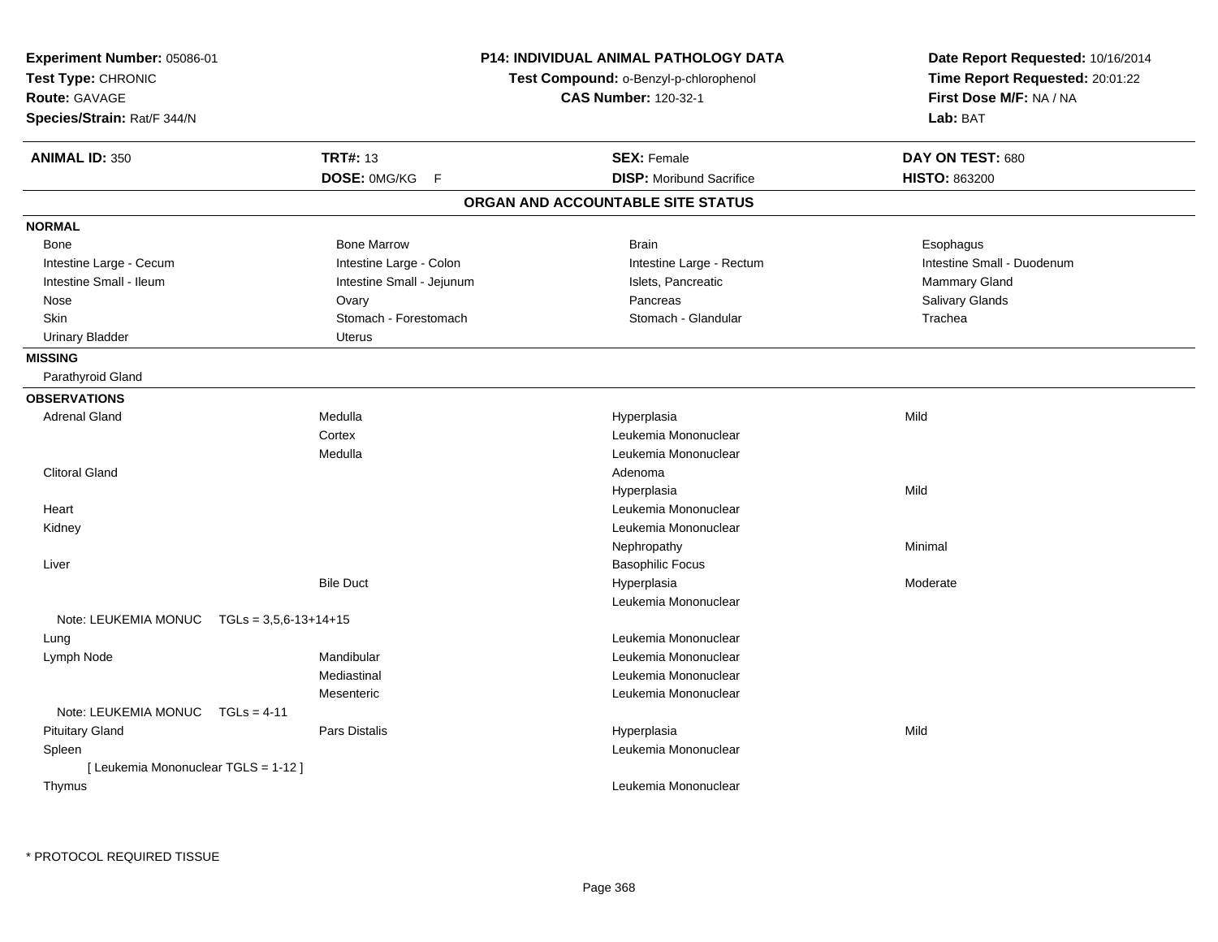**Experiment Number:** 05086-01
**Test Type:** CHRONIC
**Route:** GAVAGE
**Species/Strain:** Rat/F 344/N

**P14: INDIVIDUAL ANIMAL PATHOLOGY DATA**
**Test Compound:** o-Benzyl-p-chlorophenol
**CAS Number:** 120-32-1

**Date Report Requested:** 10/16/2014
**Time Report Requested:** 20:01:22
**First Dose M/F:** NA / NA
**Lab:** BAT

| **ANIMAL ID:** 350 | **TRT#:** 13 | **SEX:** Female | **DAY ON TEST:** 680 |
|---|---|---|---|
| | **DOSE:** 0MG/KG F | **DISP:** Moribund Sacrifice | **HISTO:** 863200 |

## ORGAN AND ACCOUNTABLE SITE STATUS

**NORMAL**

| | | | |
|---|---|---|---|
| Bone | Bone Marrow | Brain | Esophagus |
| Intestine Large - Cecum | Intestine Large - Colon | Intestine Large - Rectum | Intestine Small - Duodenum |
| Intestine Small - Ileum | Intestine Small - Jejunum | Islets, Pancreatic | Mammary Gland |
| Nose | Ovary | Pancreas | Salivary Glands |
| Skin | Stomach - Forestomach | Stomach - Glandular | Trachea |
| Urinary Bladder | Uterus | | |

**MISSING**

Parathyroid Gland

**OBSERVATIONS**

| Organ | Site | Observation | Severity |
|---|---|---|---|
| Adrenal Gland | Medulla | Hyperplasia | Mild |
| | Cortex | Leukemia Mononuclear | |
| | Medulla | Leukemia Mononuclear | |
| Clitoral Gland | | Adenoma | |
| | | Hyperplasia | Mild |
| Heart | | Leukemia Mononuclear | |
| Kidney | | Leukemia Mononuclear | |
| | | Nephropathy | Minimal |
| Liver | | Basophilic Focus | |
| | Bile Duct | Hyperplasia | Moderate |
| | | Leukemia Mononuclear | |
| Note: LEUKEMIA MONUC TGLs = 3,5,6-13+14+15 | | | |
| Lung | | Leukemia Mononuclear | |
| Lymph Node | Mandibular | Leukemia Mononuclear | |
| | Mediastinal | Leukemia Mononuclear | |
| | Mesenteric | Leukemia Mononuclear | |
| Note: LEUKEMIA MONUC TGLs = 4-11 | | | |
| Pituitary Gland | Pars Distalis | Hyperplasia | Mild |
| Spleen | | Leukemia Mononuclear | |
| [ Leukemia Mononuclear TGLS = 1-12 ] | | | |
| Thymus | | Leukemia Mononuclear | |

* PROTOCOL REQUIRED TISSUE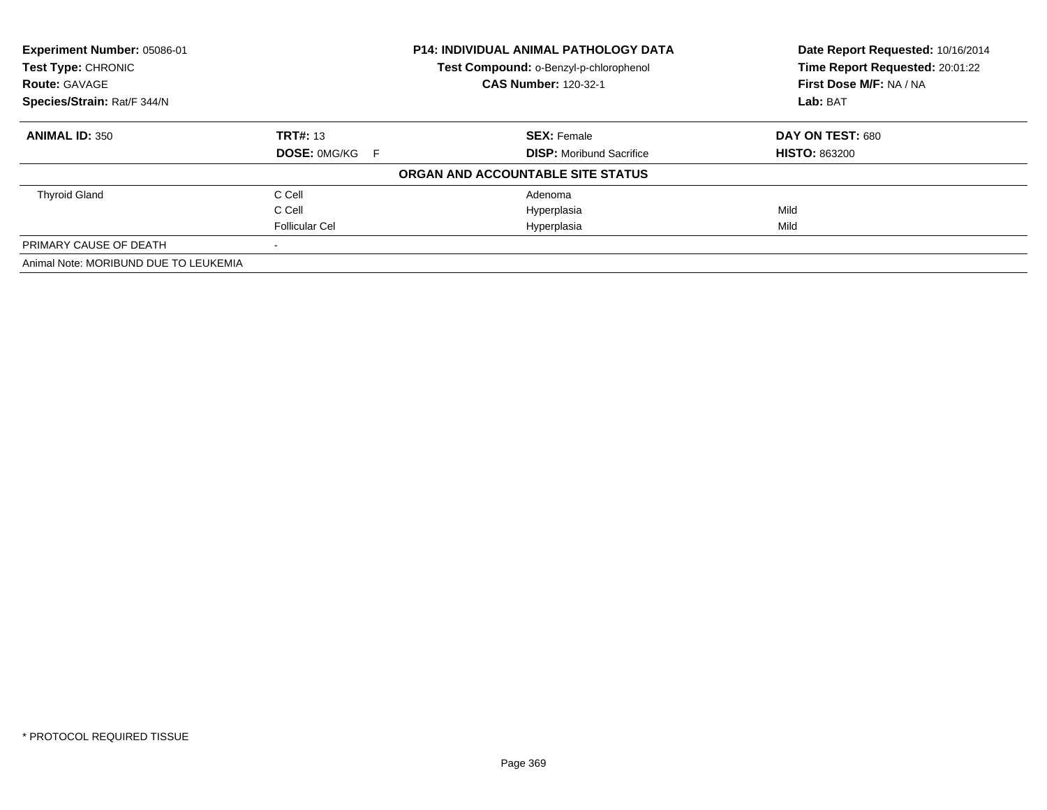**Experiment Number:** 05086-01
**Test Type:** CHRONIC
**Route:** GAVAGE
**Species/Strain:** Rat/F 344/N

**P14: INDIVIDUAL ANIMAL PATHOLOGY DATA**
**Test Compound:** o-Benzyl-p-chlorophenol
**CAS Number:** 120-32-1

**Date Report Requested:** 10/16/2014
**Time Report Requested:** 20:01:22
**First Dose M/F:** NA / NA
**Lab:** BAT

| **ANIMAL ID:** 350 | **TRT#:** 13 | **SEX:** Female | **DAY ON TEST:** 680 |
|---|---|---|---|
| | **DOSE:** 0MG/KG F | **DISP:** Moribund Sacrifice | **HISTO:** 863200 |
| | | **ORGAN AND ACCOUNTABLE SITE STATUS** | |
| Thyroid Gland | C Cell | Adenoma | |
| | C Cell | Hyperplasia | Mild |
| | Follicular Cel | Hyperplasia | Mild |
| PRIMARY CAUSE OF DEATH | - | | |
| Animal Note: MORIBUND DUE TO LEUKEMIA | | | |

\* PROTOCOL REQUIRED TISSUE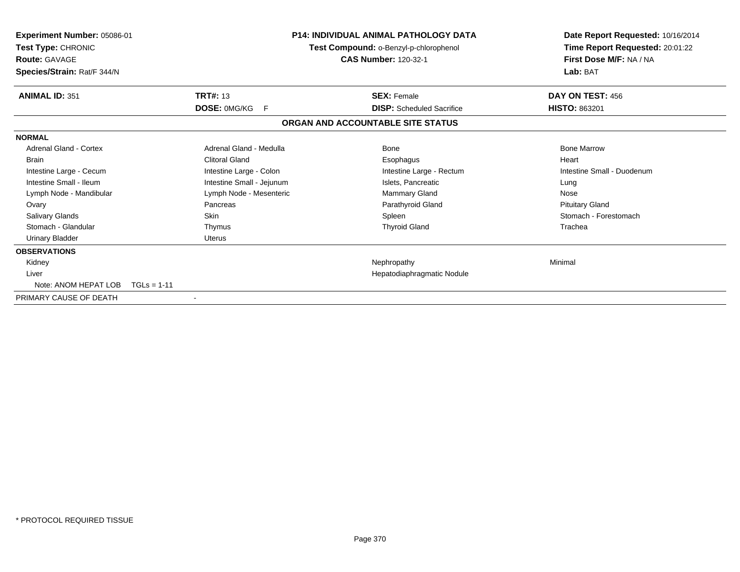**Experiment Number:** 05086-01
**Test Type:** CHRONIC
**Route:** GAVAGE
**Species/Strain:** Rat/F 344/N

**P14: INDIVIDUAL ANIMAL PATHOLOGY DATA**
**Test Compound:** o-Benzyl-p-chlorophenol
**CAS Number:** 120-32-1

**Date Report Requested:** 10/16/2014
**Time Report Requested:** 20:01:22
**First Dose M/F:** NA / NA
**Lab:** BAT

| **ANIMAL ID:** 351 | **TRT#:** 13 | **SEX:** Female | **DAY ON TEST:** 456 |
|---|---|---|---|
| | **DOSE:** 0MG/KG F | **DISP:** Scheduled Sacrifice | **HISTO:** 863201 |

## ORGAN AND ACCOUNTABLE SITE STATUS

| | | | |
|---|---|---|---|
| **NORMAL** | | | |
| Adrenal Gland - Cortex | Adrenal Gland - Medulla | Bone | Bone Marrow |
| Brain | Clitoral Gland | Esophagus | Heart |
| Intestine Large - Cecum | Intestine Large - Colon | Intestine Large - Rectum | Intestine Small - Duodenum |
| Intestine Small - Ileum | Intestine Small - Jejunum | Islets, Pancreatic | Lung |
| Lymph Node - Mandibular | Lymph Node - Mesenteric | Mammary Gland | Nose |
| Ovary | Pancreas | Parathyroid Gland | Pituitary Gland |
| Salivary Glands | Skin | Spleen | Stomach - Forestomach |
| Stomach - Glandular | Thymus | Thyroid Gland | Trachea |
| Urinary Bladder | Uterus | | |
| **OBSERVATIONS** | | | |
| Kidney | | Nephropathy | Minimal |
| Liver | | Hepatodiaphragmatic Nodule | |
| Note: ANOM HEPAT LOB TGLs = 1-11 | | | |
| PRIMARY CAUSE OF DEATH | - | | |

\* PROTOCOL REQUIRED TISSUE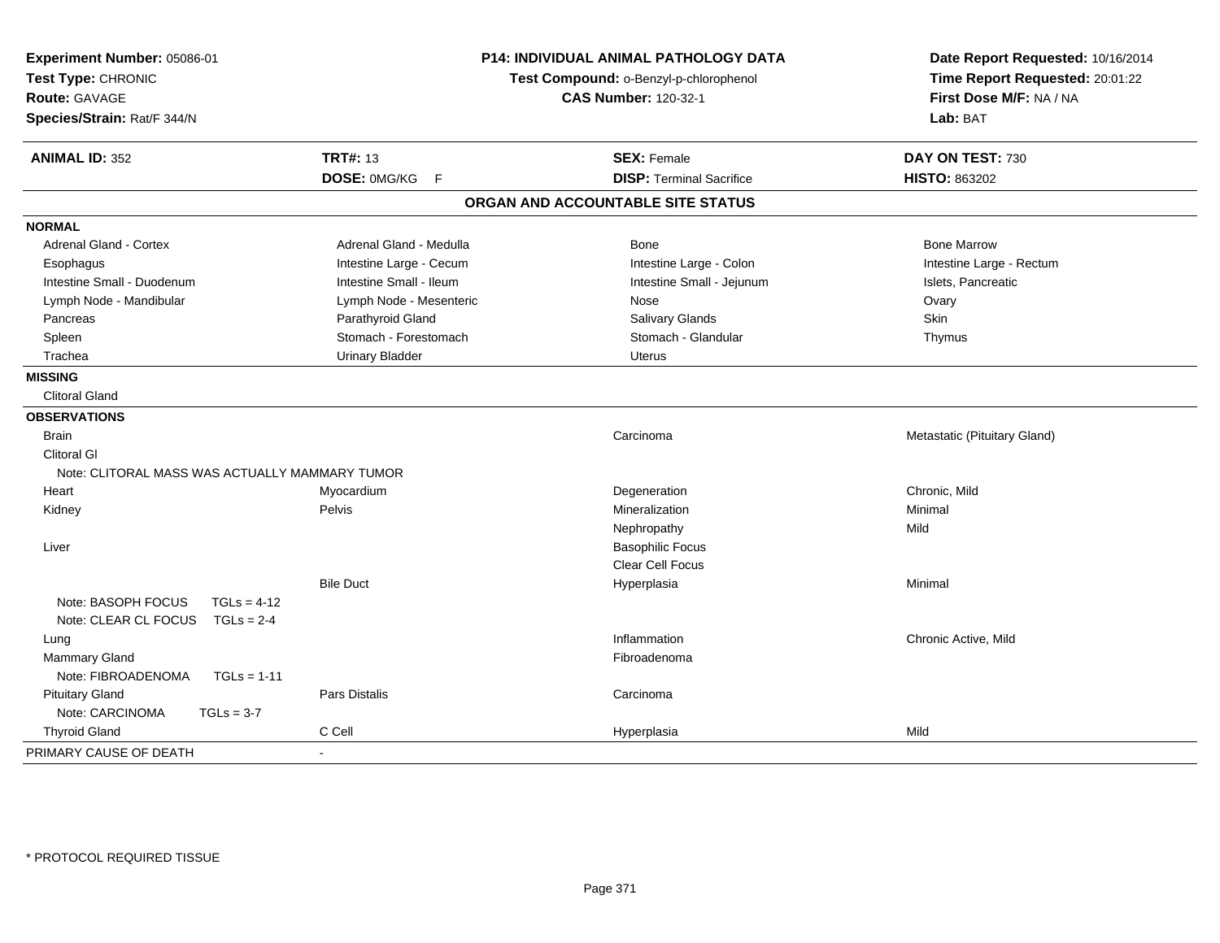**Experiment Number:** 05086-01
**Test Type:** CHRONIC
**Route:** GAVAGE
**Species/Strain:** Rat/F 344/N

**P14: INDIVIDUAL ANIMAL PATHOLOGY DATA**
**Test Compound:** o-Benzyl-p-chlorophenol
**CAS Number:** 120-32-1

**Date Report Requested:** 10/16/2014
**Time Report Requested:** 20:01:22
**First Dose M/F:** NA / NA
**Lab:** BAT

| **ANIMAL ID:** 352 | **TRT#:** 13 | **SEX:** Female | **DAY ON TEST:** 730 |
|---|---|---|---|
| | **DOSE:** 0MG/KG F | **DISP:** Terminal Sacrifice | **HISTO:** 863202 |

## ORGAN AND ACCOUNTABLE SITE STATUS

**NORMAL**

| | | | |
|---|---|---|---|
| Adrenal Gland - Cortex | Adrenal Gland - Medulla | Bone | Bone Marrow |
| Esophagus | Intestine Large - Cecum | Intestine Large - Colon | Intestine Large - Rectum |
| Intestine Small - Duodenum | Intestine Small - Ileum | Intestine Small - Jejunum | Islets, Pancreatic |
| Lymph Node - Mandibular | Lymph Node - Mesenteric | Nose | Ovary |
| Pancreas | Parathyroid Gland | Salivary Glands | Skin |
| Spleen | Stomach - Forestomach | Stomach - Glandular | Thymus |
| Trachea | Urinary Bladder | Uterus | |

**MISSING**

Clitoral Gland

**OBSERVATIONS**

| | | | |
|---|---|---|---|
| Brain | | Carcinoma | Metastatic (Pituitary Gland) |
| Clitoral Gl | | | |
| Note: CLITORAL MASS WAS ACTUALLY MAMMARY TUMOR | | | |
| Heart | Myocardium | Degeneration | Chronic, Mild |
| Kidney | Pelvis | Mineralization | Minimal |
| | | Nephropathy | Mild |
| Liver | | Basophilic Focus | |
| | | Clear Cell Focus | |
| | Bile Duct | Hyperplasia | Minimal |
| Note: BASOPH FOCUS TGLs = 4-12 | | | |
| Note: CLEAR CL FOCUS TGLs = 2-4 | | | |
| Lung | | Inflammation | Chronic Active, Mild |
| Mammary Gland | | Fibroadenoma | |
| Note: FIBROADENOMA TGLs = 1-11 | | | |
| Pituitary Gland | Pars Distalis | Carcinoma | |
| Note: CARCINOMA TGLs = 3-7 | | | |
| Thyroid Gland | C Cell | Hyperplasia | Mild |

PRIMARY CAUSE OF DEATH -

* PROTOCOL REQUIRED TISSUE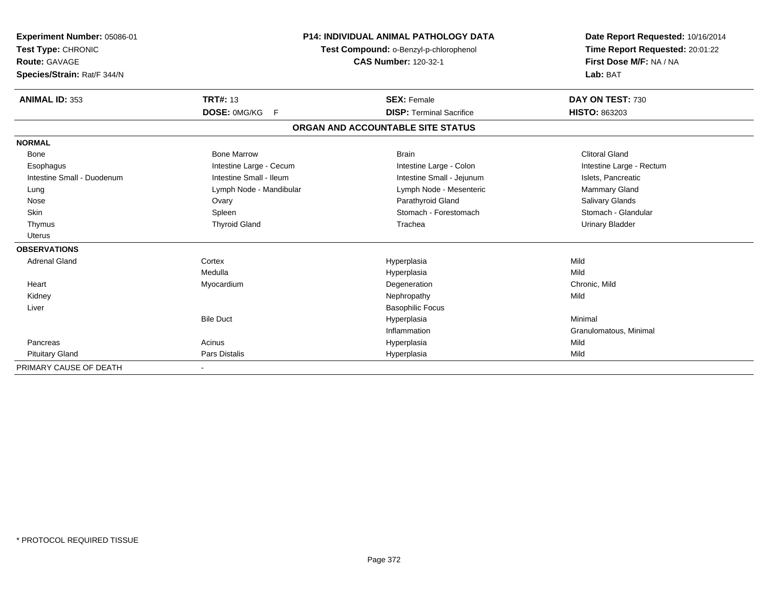**Experiment Number:** 05086-01
**Test Type:** CHRONIC
**Route:** GAVAGE
**Species/Strain:** Rat/F 344/N

**P14: INDIVIDUAL ANIMAL PATHOLOGY DATA**
**Test Compound:** o-Benzyl-p-chlorophenol
**CAS Number:** 120-32-1

**Date Report Requested:** 10/16/2014
**Time Report Requested:** 20:01:22
**First Dose M/F:** NA / NA
**Lab:** BAT

| **ANIMAL ID:** 353 | **TRT#:** 13 | **SEX:** Female | **DAY ON TEST:** 730 |
|---|---|---|---|
| | **DOSE:** 0MG/KG F | **DISP:** Terminal Sacrifice | **HISTO:** 863203 |

## ORGAN AND ACCOUNTABLE SITE STATUS

| | | | |
|---|---|---|---|
| **NORMAL** | | | |
| Bone | Bone Marrow | Brain | Clitoral Gland |
| Esophagus | Intestine Large - Cecum | Intestine Large - Colon | Intestine Large - Rectum |
| Intestine Small - Duodenum | Intestine Small - Ileum | Intestine Small - Jejunum | Islets, Pancreatic |
| Lung | Lymph Node - Mandibular | Lymph Node - Mesenteric | Mammary Gland |
| Nose | Ovary | Parathyroid Gland | Salivary Glands |
| Skin | Spleen | Stomach - Forestomach | Stomach - Glandular |
| Thymus | Thyroid Gland | Trachea | Urinary Bladder |
| Uterus | | | |
| **OBSERVATIONS** | | | |
| Adrenal Gland | Cortex | Hyperplasia | Mild |
| | Medulla | Hyperplasia | Mild |
| Heart | Myocardium | Degeneration | Chronic, Mild |
| Kidney | | Nephropathy | Mild |
| Liver | | Basophilic Focus | |
| | Bile Duct | Hyperplasia | Minimal |
| | | Inflammation | Granulomatous, Minimal |
| Pancreas | Acinus | Hyperplasia | Mild |
| Pituitary Gland | Pars Distalis | Hyperplasia | Mild |
| PRIMARY CAUSE OF DEATH | - | | |

* PROTOCOL REQUIRED TISSUE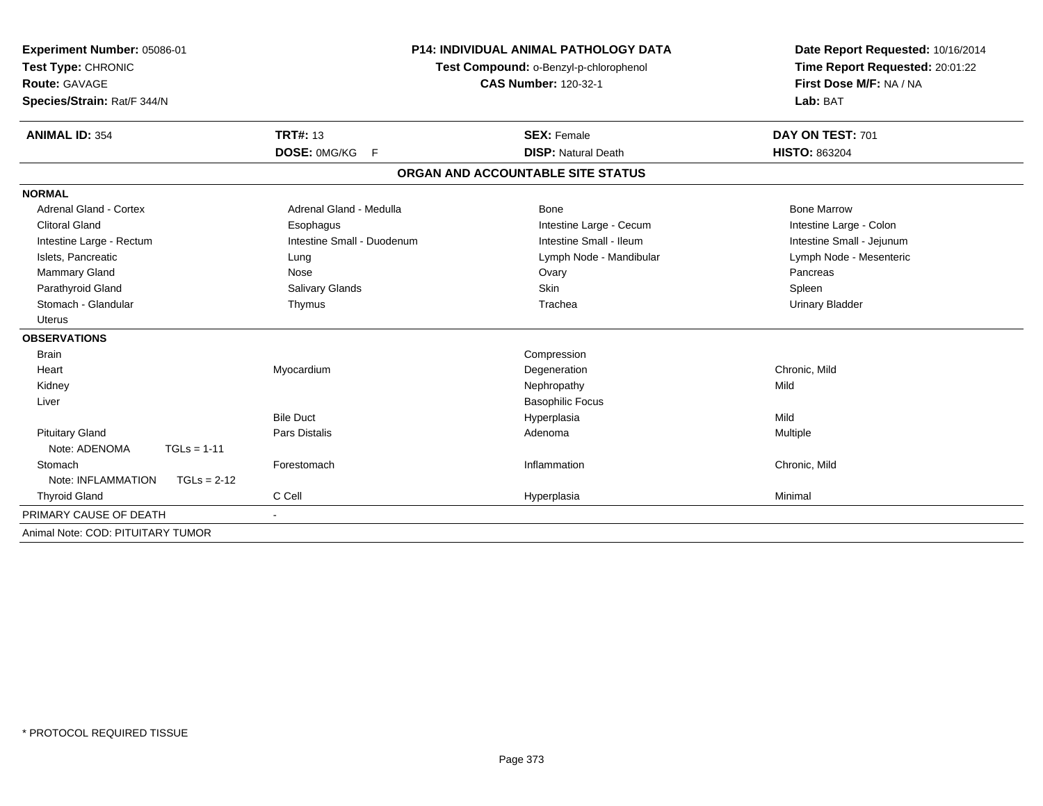**Experiment Number:** 05086-01
**Test Type:** CHRONIC
**Route:** GAVAGE
**Species/Strain:** Rat/F 344/N

**P14: INDIVIDUAL ANIMAL PATHOLOGY DATA**
**Test Compound:** o-Benzyl-p-chlorophenol
**CAS Number:** 120-32-1

**Date Report Requested:** 10/16/2014
**Time Report Requested:** 20:01:22
**First Dose M/F:** NA / NA
**Lab:** BAT

| **ANIMAL ID:** 354 | **TRT#:** 13 | **SEX:** Female | **DAY ON TEST:** 701 |
|---|---|---|---|
| | **DOSE:** 0MG/KG F | **DISP:** Natural Death | **HISTO:** 863204 |

## ORGAN AND ACCOUNTABLE SITE STATUS

| | | | |
|---|---|---|---|
| **NORMAL** | | | |
| Adrenal Gland - Cortex | Adrenal Gland - Medulla | Bone | Bone Marrow |
| Clitoral Gland | Esophagus | Intestine Large - Cecum | Intestine Large - Colon |
| Intestine Large - Rectum | Intestine Small - Duodenum | Intestine Small - Ileum | Intestine Small - Jejunum |
| Islets, Pancreatic | Lung | Lymph Node - Mandibular | Lymph Node - Mesenteric |
| Mammary Gland | Nose | Ovary | Pancreas |
| Parathyroid Gland | Salivary Glands | Skin | Spleen |
| Stomach - Glandular | Thymus | Trachea | Urinary Bladder |
| Uterus | | | |
| **OBSERVATIONS** | | | |
| Brain | | Compression | |
| Heart | Myocardium | Degeneration | Chronic, Mild |
| Kidney | | Nephropathy | Mild |
| Liver | | Basophilic Focus | |
| | Bile Duct | Hyperplasia | Mild |
| Pituitary Gland | Pars Distalis | Adenoma | Multiple |
| Note: ADENOMA TGLs = 1-11 | | | |
| Stomach | Forestomach | Inflammation | Chronic, Mild |
| Note: INFLAMMATION TGLs = 2-12 | | | |
| Thyroid Gland | C Cell | Hyperplasia | Minimal |
| PRIMARY CAUSE OF DEATH | - | | |
| Animal Note: COD: PITUITARY TUMOR | | | |

* PROTOCOL REQUIRED TISSUE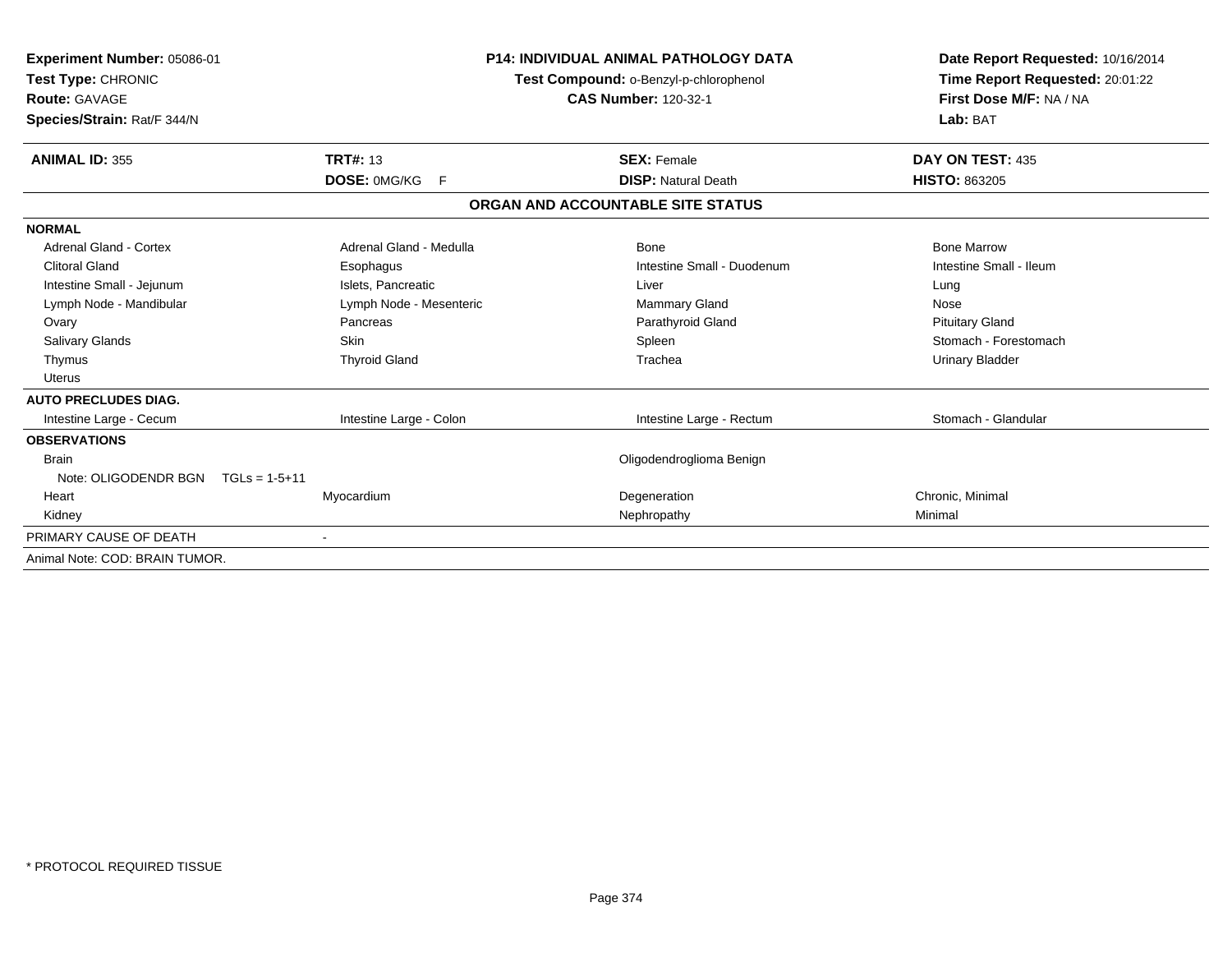**Experiment Number:** 05086-01
**Test Type:** CHRONIC
**Route:** GAVAGE
**Species/Strain:** Rat/F 344/N

**P14: INDIVIDUAL ANIMAL PATHOLOGY DATA**
**Test Compound:** o-Benzyl-p-chlorophenol
**CAS Number:** 120-32-1

**Date Report Requested:** 10/16/2014
**Time Report Requested:** 20:01:22
**First Dose M/F:** NA / NA
**Lab:** BAT

| **ANIMAL ID:** 355 | **TRT#:** 13 | **SEX:** Female | **DAY ON TEST:** 435 |
|---|---|---|---|
| | **DOSE:** 0MG/KG F | **DISP:** Natural Death | **HISTO:** 863205 |

## ORGAN AND ACCOUNTABLE SITE STATUS

| | | | |
|---|---|---|---|
| **NORMAL** | | | |
| Adrenal Gland - Cortex | Adrenal Gland - Medulla | Bone | Bone Marrow |
| Clitoral Gland | Esophagus | Intestine Small - Duodenum | Intestine Small - Ileum |
| Intestine Small - Jejunum | Islets, Pancreatic | Liver | Lung |
| Lymph Node - Mandibular | Lymph Node - Mesenteric | Mammary Gland | Nose |
| Ovary | Pancreas | Parathyroid Gland | Pituitary Gland |
| Salivary Glands | Skin | Spleen | Stomach - Forestomach |
| Thymus | Thyroid Gland | Trachea | Urinary Bladder |
| Uterus | | | |
| **AUTO PRECLUDES DIAG.** | | | |
| Intestine Large - Cecum | Intestine Large - Colon | Intestine Large - Rectum | Stomach - Glandular |
| **OBSERVATIONS** | | | |
| Brain | | Oligodendroglioma Benign | |
| Note: OLIGODENDR BGN TGLs = 1-5+11 | | | |
| Heart | Myocardium | Degeneration | Chronic, Minimal |
| Kidney | | Nephropathy | Minimal |
| PRIMARY CAUSE OF DEATH | - | | |
| Animal Note: COD: BRAIN TUMOR. | | | |

* PROTOCOL REQUIRED TISSUE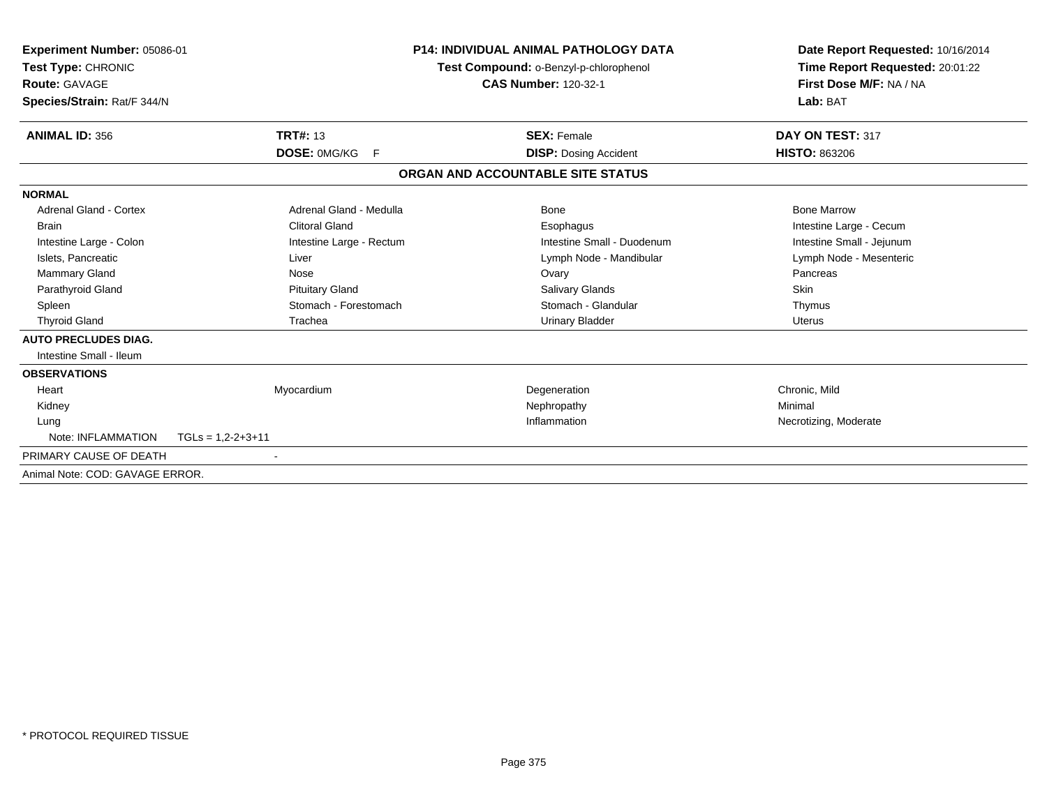**Experiment Number:** 05086-01
**Test Type:** CHRONIC
**Route:** GAVAGE
**Species/Strain:** Rat/F 344/N

**P14: INDIVIDUAL ANIMAL PATHOLOGY DATA**
**Test Compound:** o-Benzyl-p-chlorophenol
**CAS Number:** 120-32-1

**Date Report Requested:** 10/16/2014
**Time Report Requested:** 20:01:22
**First Dose M/F:** NA / NA
**Lab:** BAT

| **ANIMAL ID:** 356 | **TRT#:** 13 | **SEX:** Female | **DAY ON TEST:** 317 |
|---|---|---|---|
| | **DOSE:** 0MG/KG F | **DISP:** Dosing Accident | **HISTO:** 863206 |

## ORGAN AND ACCOUNTABLE SITE STATUS

**NORMAL**

| | | | |
|---|---|---|---|
| Adrenal Gland - Cortex | Adrenal Gland - Medulla | Bone | Bone Marrow |
| Brain | Clitoral Gland | Esophagus | Intestine Large - Cecum |
| Intestine Large - Colon | Intestine Large - Rectum | Intestine Small - Duodenum | Intestine Small - Jejunum |
| Islets, Pancreatic | Liver | Lymph Node - Mandibular | Lymph Node - Mesenteric |
| Mammary Gland | Nose | Ovary | Pancreas |
| Parathyroid Gland | Pituitary Gland | Salivary Glands | Skin |
| Spleen | Stomach - Forestomach | Stomach - Glandular | Thymus |
| Thyroid Gland | Trachea | Urinary Bladder | Uterus |

**AUTO PRECLUDES DIAG.**

Intestine Small - Ileum

**OBSERVATIONS**

| | | | |
|---|---|---|---|
| Heart | Myocardium | Degeneration | Chronic, Mild |
| Kidney | | Nephropathy | Minimal |
| Lung | | Inflammation | Necrotizing, Moderate |
| Note: INFLAMMATION TGLs = 1,2-2+3+11 | | | |

PRIMARY CAUSE OF DEATH -

Animal Note: COD: GAVAGE ERROR.

\* PROTOCOL REQUIRED TISSUE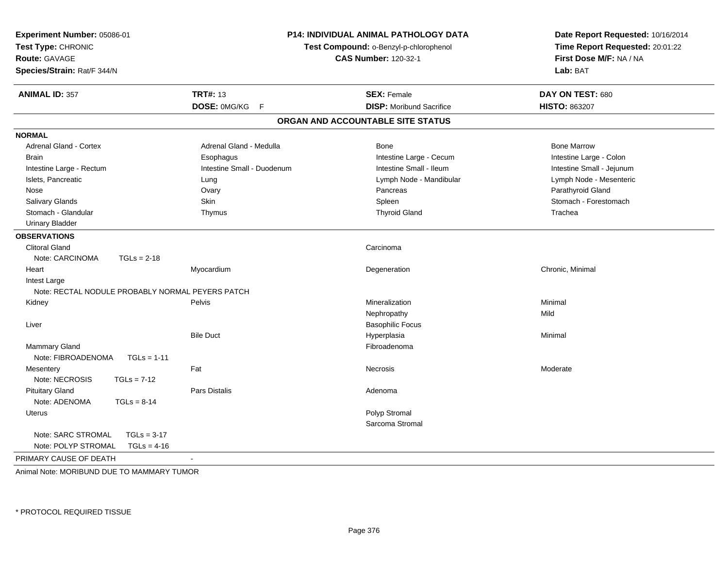**Experiment Number:** 05086-01
**Test Type:** CHRONIC
**Route:** GAVAGE
**Species/Strain:** Rat/F 344/N

**P14: INDIVIDUAL ANIMAL PATHOLOGY DATA**
**Test Compound:** o-Benzyl-p-chlorophenol
**CAS Number:** 120-32-1

**Date Report Requested:** 10/16/2014
**Time Report Requested:** 20:01:22
**First Dose M/F:** NA / NA
**Lab:** BAT

| **ANIMAL ID:** 357 | **TRT#:** 13 | **SEX:** Female | **DAY ON TEST:** 680 |
|---|---|---|---|
| | **DOSE:** 0MG/KG F | **DISP:** Moribund Sacrifice | **HISTO:** 863207 |

## ORGAN AND ACCOUNTABLE SITE STATUS

**NORMAL**

| | | | |
|---|---|---|---|
| Adrenal Gland - Cortex | Adrenal Gland - Medulla | Bone | Bone Marrow |
| Brain | Esophagus | Intestine Large - Cecum | Intestine Large - Colon |
| Intestine Large - Rectum | Intestine Small - Duodenum | Intestine Small - Ileum | Intestine Small - Jejunum |
| Islets, Pancreatic | Lung | Lymph Node - Mandibular | Lymph Node - Mesenteric |
| Nose | Ovary | Pancreas | Parathyroid Gland |
| Salivary Glands | Skin | Spleen | Stomach - Forestomach |
| Stomach - Glandular | Thymus | Thyroid Gland | Trachea |
| Urinary Bladder | | | |

**OBSERVATIONS**

| | | | |
|---|---|---|---|
| Clitoral Gland | | Carcinoma | |
| Note: CARCINOMA TGLs = 2-18 | | | |
| Heart | Myocardium | Degeneration | Chronic, Minimal |
| Intest Large | | | |
| Note: RECTAL NODULE PROBABLY NORMAL PEYERS PATCH | | | |
| Kidney | Pelvis | Mineralization | Minimal |
| | | Nephropathy | Mild |
| Liver | | Basophilic Focus | |
| | Bile Duct | Hyperplasia | Minimal |
| Mammary Gland | | Fibroadenoma | |
| Note: FIBROADENOMA TGLs = 1-11 | | | |
| Mesentery | Fat | Necrosis | Moderate |
| Note: NECROSIS TGLs = 7-12 | | | |
| Pituitary Gland | Pars Distalis | Adenoma | |
| Note: ADENOMA TGLs = 8-14 | | | |
| Uterus | | Polyp Stromal | |
| | | Sarcoma Stromal | |
| Note: SARC STROMAL TGLs = 3-17 | | | |
| Note: POLYP STROMAL TGLs = 4-16 | | | |

PRIMARY CAUSE OF DEATH -

Animal Note: MORIBUND DUE TO MAMMARY TUMOR

* PROTOCOL REQUIRED TISSUE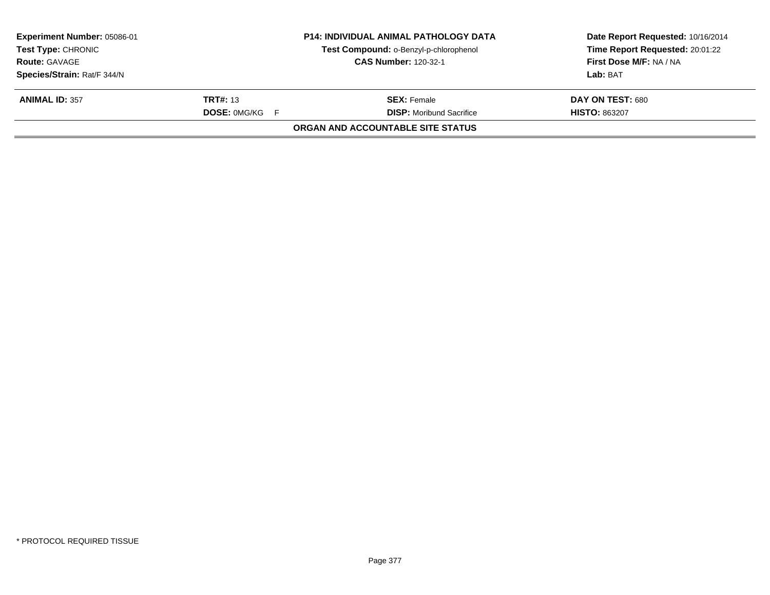| **Experiment Number:** 05086-01 | **P14: INDIVIDUAL ANIMAL PATHOLOGY DATA** | **Date Report Requested:** 10/16/2014 |
|---|---|---|
| **Test Type:** CHRONIC | **Test Compound:** o-Benzyl-p-chlorophenol | **Time Report Requested:** 20:01:22 |
| **Route:** GAVAGE | **CAS Number:** 120-32-1 | **First Dose M/F:** NA / NA |
| **Species/Strain:** Rat/F 344/N | | **Lab:** BAT |

| **ANIMAL ID:** 357 | **TRT#:** 13 | **SEX:** Female | **DAY ON TEST:** 680 |
|---|---|---|---|
| | **DOSE:** 0MG/KG F | **DISP:** Moribund Sacrifice | **HISTO:** 863207 |

**ORGAN AND ACCOUNTABLE SITE STATUS**

* PROTOCOL REQUIRED TISSUE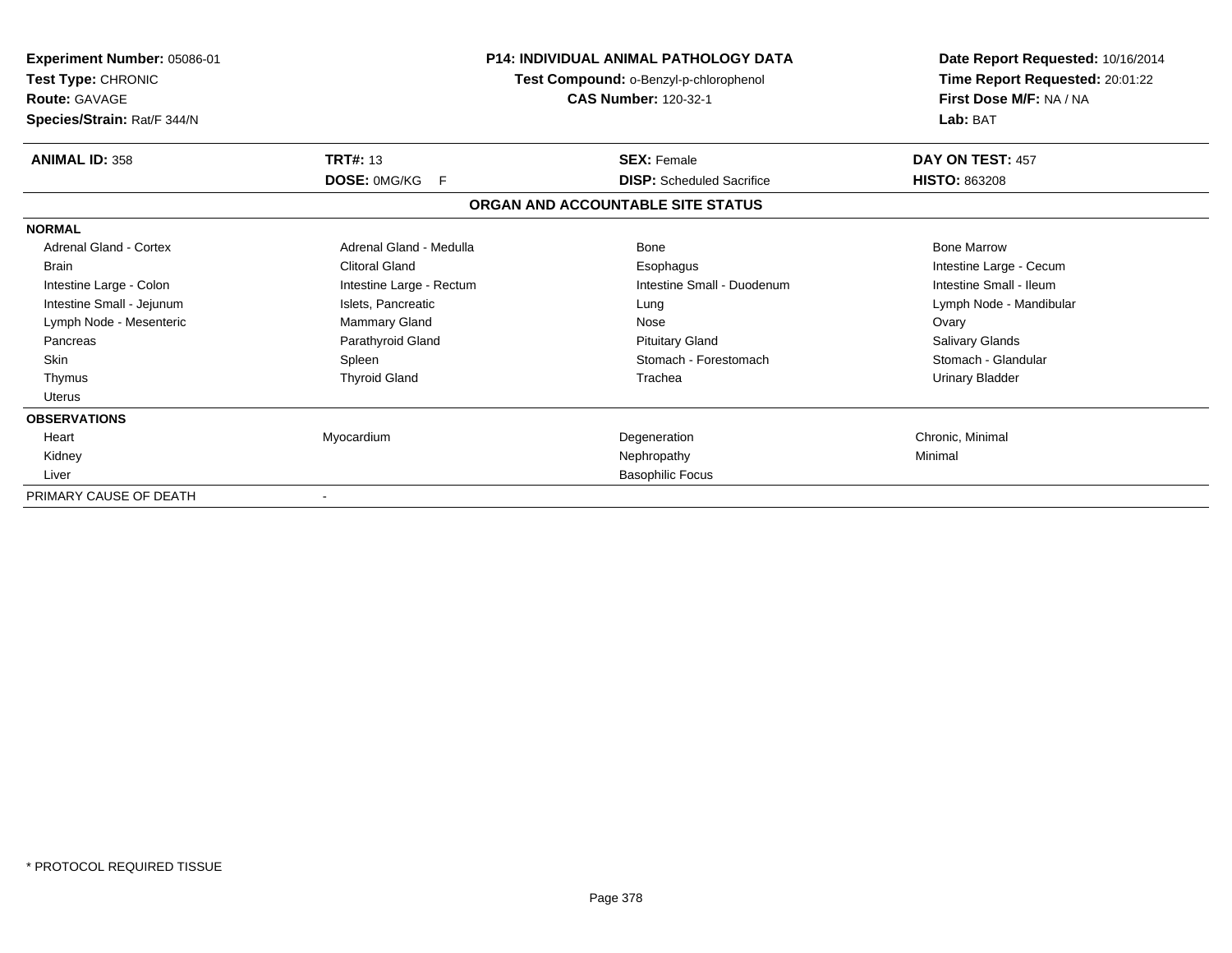**Experiment Number:** 05086-01
**Test Type:** CHRONIC
**Route:** GAVAGE
**Species/Strain:** Rat/F 344/N

**P14: INDIVIDUAL ANIMAL PATHOLOGY DATA**
**Test Compound:** o-Benzyl-p-chlorophenol
**CAS Number:** 120-32-1

**Date Report Requested:** 10/16/2014
**Time Report Requested:** 20:01:22
**First Dose M/F:** NA / NA
**Lab:** BAT

| **ANIMAL ID:** 358 | **TRT#:** 13 | **SEX:** Female | **DAY ON TEST:** 457 |
|---|---|---|---|
| | **DOSE:** 0MG/KG F | **DISP:** Scheduled Sacrifice | **HISTO:** 863208 |

**ORGAN AND ACCOUNTABLE SITE STATUS**

| | | | |
|---|---|---|---|
| **NORMAL** | | | |
| Adrenal Gland - Cortex | Adrenal Gland - Medulla | Bone | Bone Marrow |
| Brain | Clitoral Gland | Esophagus | Intestine Large - Cecum |
| Intestine Large - Colon | Intestine Large - Rectum | Intestine Small - Duodenum | Intestine Small - Ileum |
| Intestine Small - Jejunum | Islets, Pancreatic | Lung | Lymph Node - Mandibular |
| Lymph Node - Mesenteric | Mammary Gland | Nose | Ovary |
| Pancreas | Parathyroid Gland | Pituitary Gland | Salivary Glands |
| Skin | Spleen | Stomach - Forestomach | Stomach - Glandular |
| Thymus | Thyroid Gland | Trachea | Urinary Bladder |
| Uterus | | | |
| **OBSERVATIONS** | | | |
| Heart | Myocardium | Degeneration | Chronic, Minimal |
| Kidney | | Nephropathy | Minimal |
| Liver | | Basophilic Focus | |
| PRIMARY CAUSE OF DEATH | - | | |

\* PROTOCOL REQUIRED TISSUE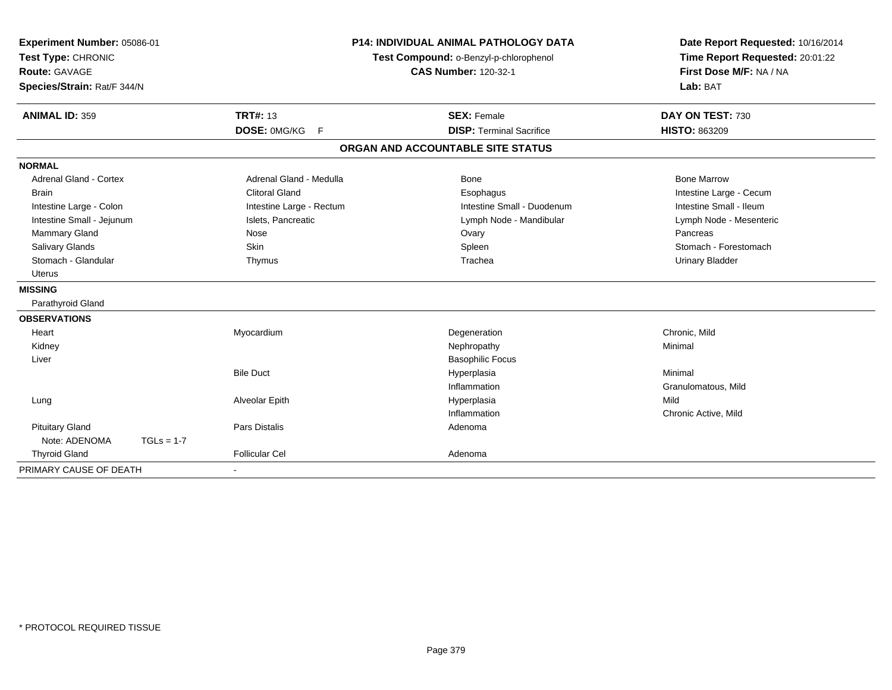**Experiment Number:** 05086-01
**Test Type:** CHRONIC
**Route:** GAVAGE
**Species/Strain:** Rat/F 344/N

**P14: INDIVIDUAL ANIMAL PATHOLOGY DATA**
**Test Compound:** o-Benzyl-p-chlorophenol
**CAS Number:** 120-32-1

**Date Report Requested:** 10/16/2014
**Time Report Requested:** 20:01:22
**First Dose M/F:** NA / NA
**Lab:** BAT

| **ANIMAL ID:** 359 | **TRT#:** 13 | **SEX:** Female | **DAY ON TEST:** 730 |
|---|---|---|---|
| | **DOSE:** 0MG/KG F | **DISP:** Terminal Sacrifice | **HISTO:** 863209 |

## ORGAN AND ACCOUNTABLE SITE STATUS

| | | | |
|---|---|---|---|
| **NORMAL** | | | |
| Adrenal Gland - Cortex | Adrenal Gland - Medulla | Bone | Bone Marrow |
| Brain | Clitoral Gland | Esophagus | Intestine Large - Cecum |
| Intestine Large - Colon | Intestine Large - Rectum | Intestine Small - Duodenum | Intestine Small - Ileum |
| Intestine Small - Jejunum | Islets, Pancreatic | Lymph Node - Mandibular | Lymph Node - Mesenteric |
| Mammary Gland | Nose | Ovary | Pancreas |
| Salivary Glands | Skin | Spleen | Stomach - Forestomach |
| Stomach - Glandular | Thymus | Trachea | Urinary Bladder |
| Uterus | | | |
| **MISSING** | | | |
| Parathyroid Gland | | | |
| **OBSERVATIONS** | | | |
| Heart | Myocardium | Degeneration | Chronic, Mild |
| Kidney | | Nephropathy | Minimal |
| Liver | | Basophilic Focus | |
| | Bile Duct | Hyperplasia | Minimal |
| | | Inflammation | Granulomatous, Mild |
| Lung | Alveolar Epith | Hyperplasia | Mild |
| | | Inflammation | Chronic Active, Mild |
| Pituitary Gland | Pars Distalis | Adenoma | |
| Note: ADENOMA TGLs = 1-7 | | | |
| Thyroid Gland | Follicular Cel | Adenoma | |
| PRIMARY CAUSE OF DEATH | - | | |

\* PROTOCOL REQUIRED TISSUE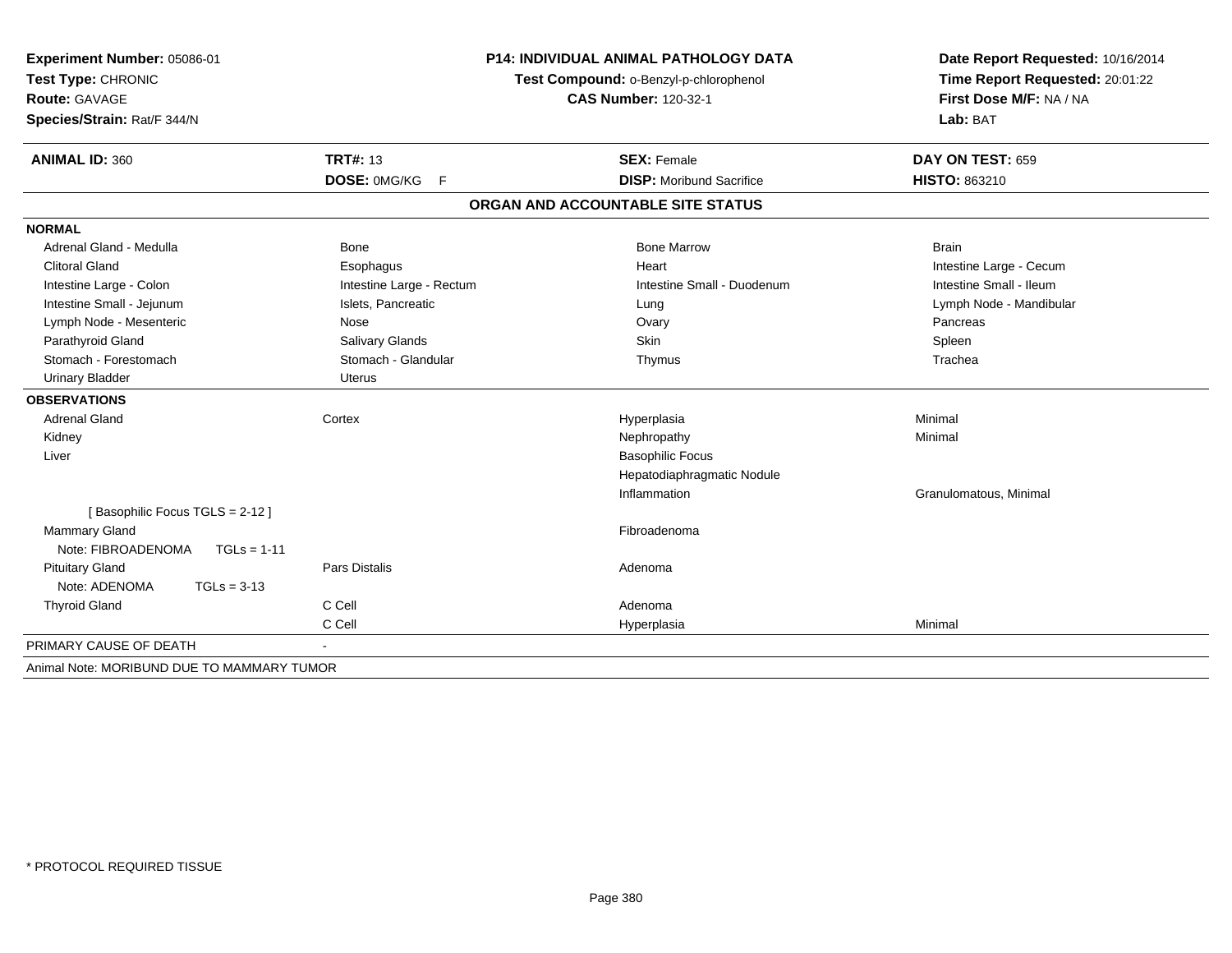**Experiment Number:** 05086-01
**Test Type:** CHRONIC
**Route:** GAVAGE
**Species/Strain:** Rat/F 344/N

**P14: INDIVIDUAL ANIMAL PATHOLOGY DATA**
**Test Compound:** o-Benzyl-p-chlorophenol
**CAS Number:** 120-32-1

**Date Report Requested:** 10/16/2014
**Time Report Requested:** 20:01:22
**First Dose M/F:** NA / NA
**Lab:** BAT

| **ANIMAL ID:** 360 | **TRT#:** 13 | **SEX:** Female | **DAY ON TEST:** 659 |
|---|---|---|---|
| | **DOSE:** 0MG/KG F | **DISP:** Moribund Sacrifice | **HISTO:** 863210 |

## ORGAN AND ACCOUNTABLE SITE STATUS

| | | | |
|---|---|---|---|
| **NORMAL** | | | |
| Adrenal Gland - Medulla | Bone | Bone Marrow | Brain |
| Clitoral Gland | Esophagus | Heart | Intestine Large - Cecum |
| Intestine Large - Colon | Intestine Large - Rectum | Intestine Small - Duodenum | Intestine Small - Ileum |
| Intestine Small - Jejunum | Islets, Pancreatic | Lung | Lymph Node - Mandibular |
| Lymph Node - Mesenteric | Nose | Ovary | Pancreas |
| Parathyroid Gland | Salivary Glands | Skin | Spleen |
| Stomach - Forestomach | Stomach - Glandular | Thymus | Trachea |
| Urinary Bladder | Uterus | | |
| **OBSERVATIONS** | | | |
| Adrenal Gland | Cortex | Hyperplasia | Minimal |
| Kidney | | Nephropathy | Minimal |
| Liver | | Basophilic Focus | |
| | | Hepatodiaphragmatic Nodule | |
| | | Inflammation | Granulomatous, Minimal |
| [ Basophilic Focus TGLS = 2-12 ] | | | |
| Mammary Gland | | Fibroadenoma | |
| Note: FIBROADENOMA TGLs = 1-11 | | | |
| Pituitary Gland | Pars Distalis | Adenoma | |
| Note: ADENOMA TGLs = 3-13 | | | |
| Thyroid Gland | C Cell | Adenoma | |
| | C Cell | Hyperplasia | Minimal |
| PRIMARY CAUSE OF DEATH | - | | |
| Animal Note: MORIBUND DUE TO MAMMARY TUMOR | | | |

\* PROTOCOL REQUIRED TISSUE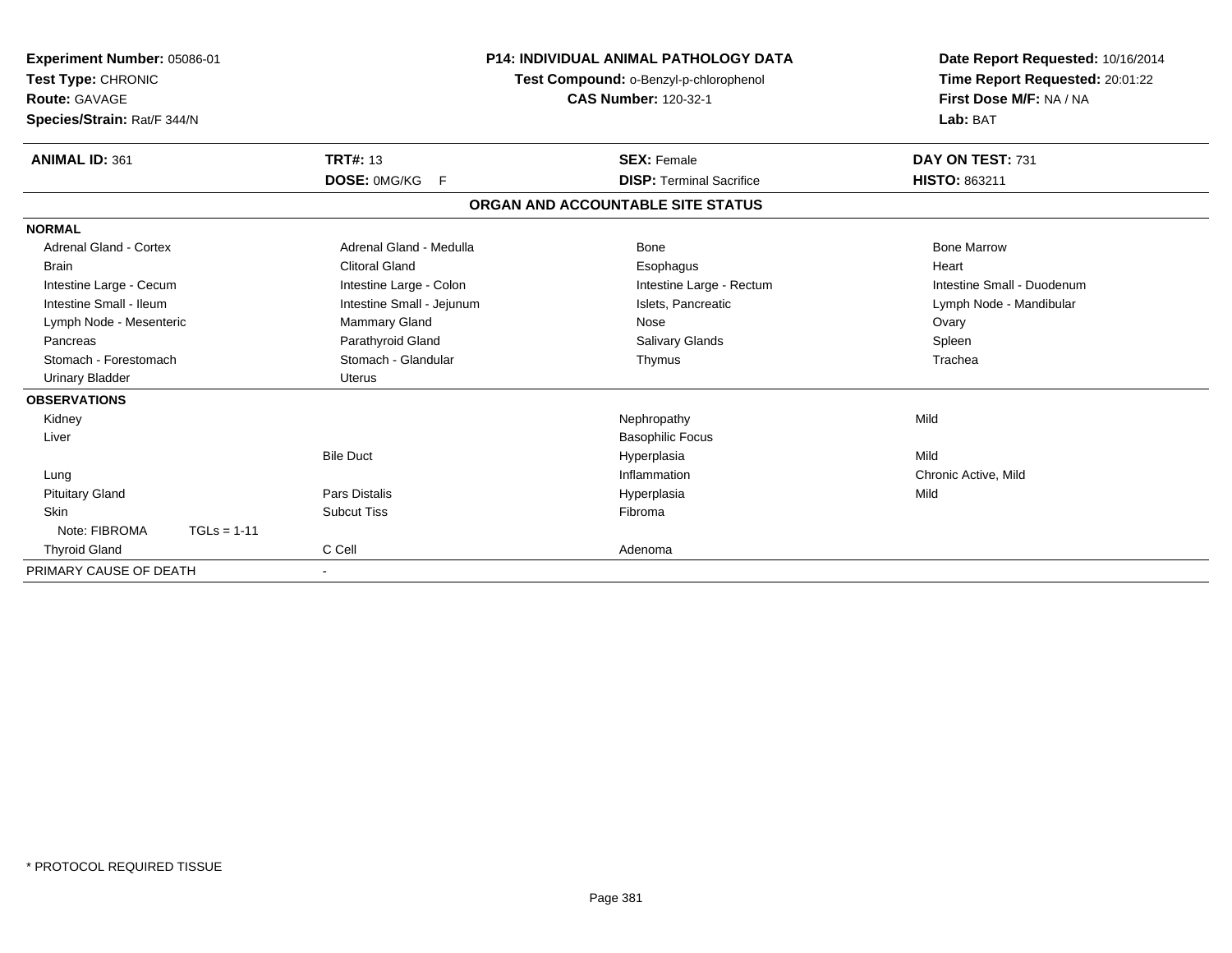**Experiment Number:** 05086-01
**Test Type:** CHRONIC
**Route:** GAVAGE
**Species/Strain:** Rat/F 344/N

**P14: INDIVIDUAL ANIMAL PATHOLOGY DATA**
**Test Compound:** o-Benzyl-p-chlorophenol
**CAS Number:** 120-32-1

**Date Report Requested:** 10/16/2014
**Time Report Requested:** 20:01:22
**First Dose M/F:** NA / NA
**Lab:** BAT

| **ANIMAL ID:** 361 | **TRT#:** 13 | **SEX:** Female | **DAY ON TEST:** 731 |
|---|---|---|---|
| | **DOSE:** 0MG/KG F | **DISP:** Terminal Sacrifice | **HISTO:** 863211 |

**ORGAN AND ACCOUNTABLE SITE STATUS**

**NORMAL**

| | | | |
|---|---|---|---|
| Adrenal Gland - Cortex | Adrenal Gland - Medulla | Bone | Bone Marrow |
| Brain | Clitoral Gland | Esophagus | Heart |
| Intestine Large - Cecum | Intestine Large - Colon | Intestine Large - Rectum | Intestine Small - Duodenum |
| Intestine Small - Ileum | Intestine Small - Jejunum | Islets, Pancreatic | Lymph Node - Mandibular |
| Lymph Node - Mesenteric | Mammary Gland | Nose | Ovary |
| Pancreas | Parathyroid Gland | Salivary Glands | Spleen |
| Stomach - Forestomach | Stomach - Glandular | Thymus | Trachea |
| Urinary Bladder | Uterus | | |

**OBSERVATIONS**

| | | | |
|---|---|---|---|
| Kidney | | Nephropathy | Mild |
| Liver | | Basophilic Focus | |
| | Bile Duct | Hyperplasia | Mild |
| Lung | | Inflammation | Chronic Active, Mild |
| Pituitary Gland | Pars Distalis | Hyperplasia | Mild |
| Skin | Subcut Tiss | Fibroma | |
| Note: FIBROMA TGLs = 1-11 | | | |
| Thyroid Gland | C Cell | Adenoma | |

PRIMARY CAUSE OF DEATH -

\* PROTOCOL REQUIRED TISSUE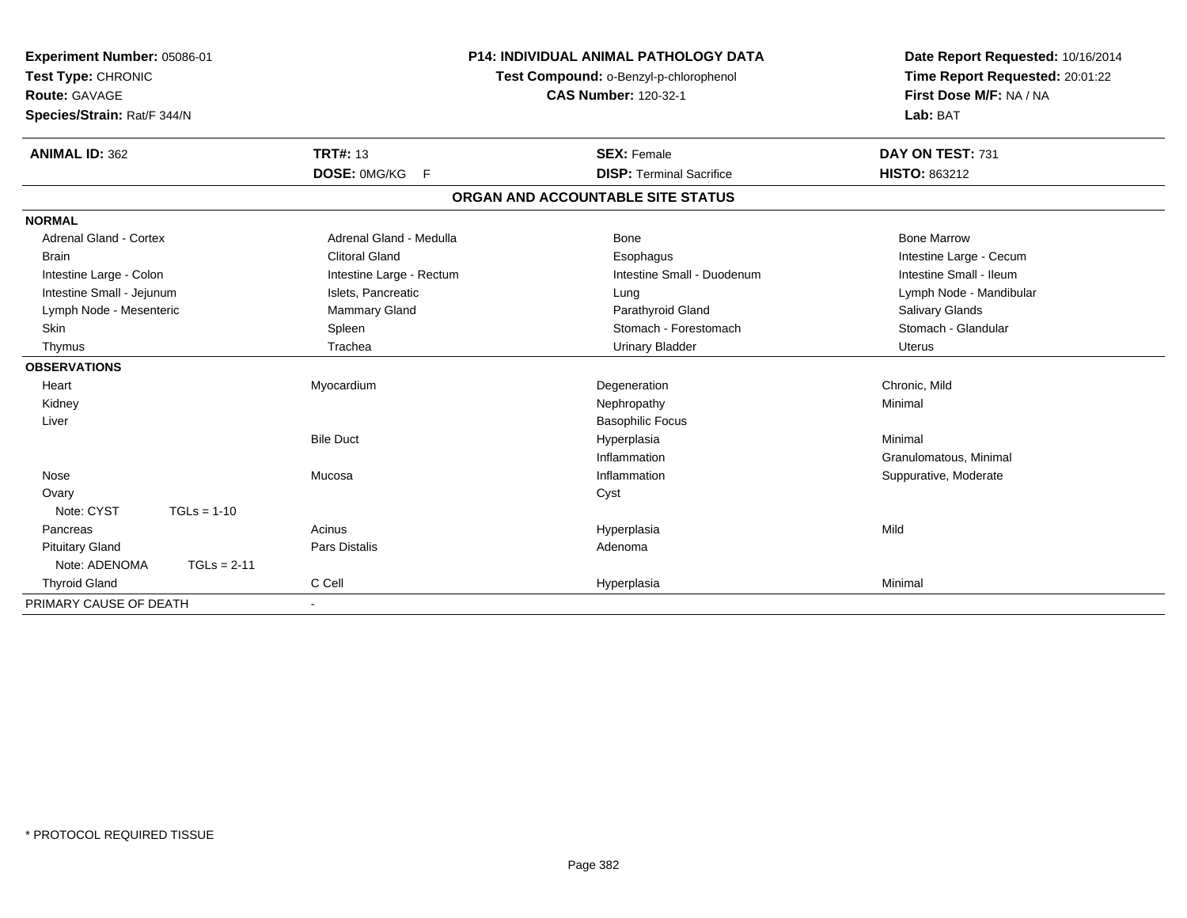**Experiment Number:** 05086-01
**Test Type:** CHRONIC
**Route:** GAVAGE
**Species/Strain:** Rat/F 344/N

**P14: INDIVIDUAL ANIMAL PATHOLOGY DATA**
**Test Compound:** o-Benzyl-p-chlorophenol
**CAS Number:** 120-32-1

**Date Report Requested:** 10/16/2014
**Time Report Requested:** 20:01:22
**First Dose M/F:** NA / NA
**Lab:** BAT

| **ANIMAL ID:** 362 | **TRT#:** 13 | **SEX:** Female | **DAY ON TEST:** 731 |
|---|---|---|---|
| | **DOSE:** 0MG/KG F | **DISP:** Terminal Sacrifice | **HISTO:** 863212 |

## ORGAN AND ACCOUNTABLE SITE STATUS

| | | | |
|---|---|---|---|
| **NORMAL** | | | |
| Adrenal Gland - Cortex | Adrenal Gland - Medulla | Bone | Bone Marrow |
| Brain | Clitoral Gland | Esophagus | Intestine Large - Cecum |
| Intestine Large - Colon | Intestine Large - Rectum | Intestine Small - Duodenum | Intestine Small - Ileum |
| Intestine Small - Jejunum | Islets, Pancreatic | Lung | Lymph Node - Mandibular |
| Lymph Node - Mesenteric | Mammary Gland | Parathyroid Gland | Salivary Glands |
| Skin | Spleen | Stomach - Forestomach | Stomach - Glandular |
| Thymus | Trachea | Urinary Bladder | Uterus |
| **OBSERVATIONS** | | | |
| Heart | Myocardium | Degeneration | Chronic, Mild |
| Kidney | | Nephropathy | Minimal |
| Liver | | Basophilic Focus | |
| | Bile Duct | Hyperplasia | Minimal |
| | | Inflammation | Granulomatous, Minimal |
| Nose | Mucosa | Inflammation | Suppurative, Moderate |
| Ovary | | Cyst | |
| Note: CYST TGLs = 1-10 | | | |
| Pancreas | Acinus | Hyperplasia | Mild |
| Pituitary Gland | Pars Distalis | Adenoma | |
| Note: ADENOMA TGLs = 2-11 | | | |
| Thyroid Gland | C Cell | Hyperplasia | Minimal |
| PRIMARY CAUSE OF DEATH | - | | |

\* PROTOCOL REQUIRED TISSUE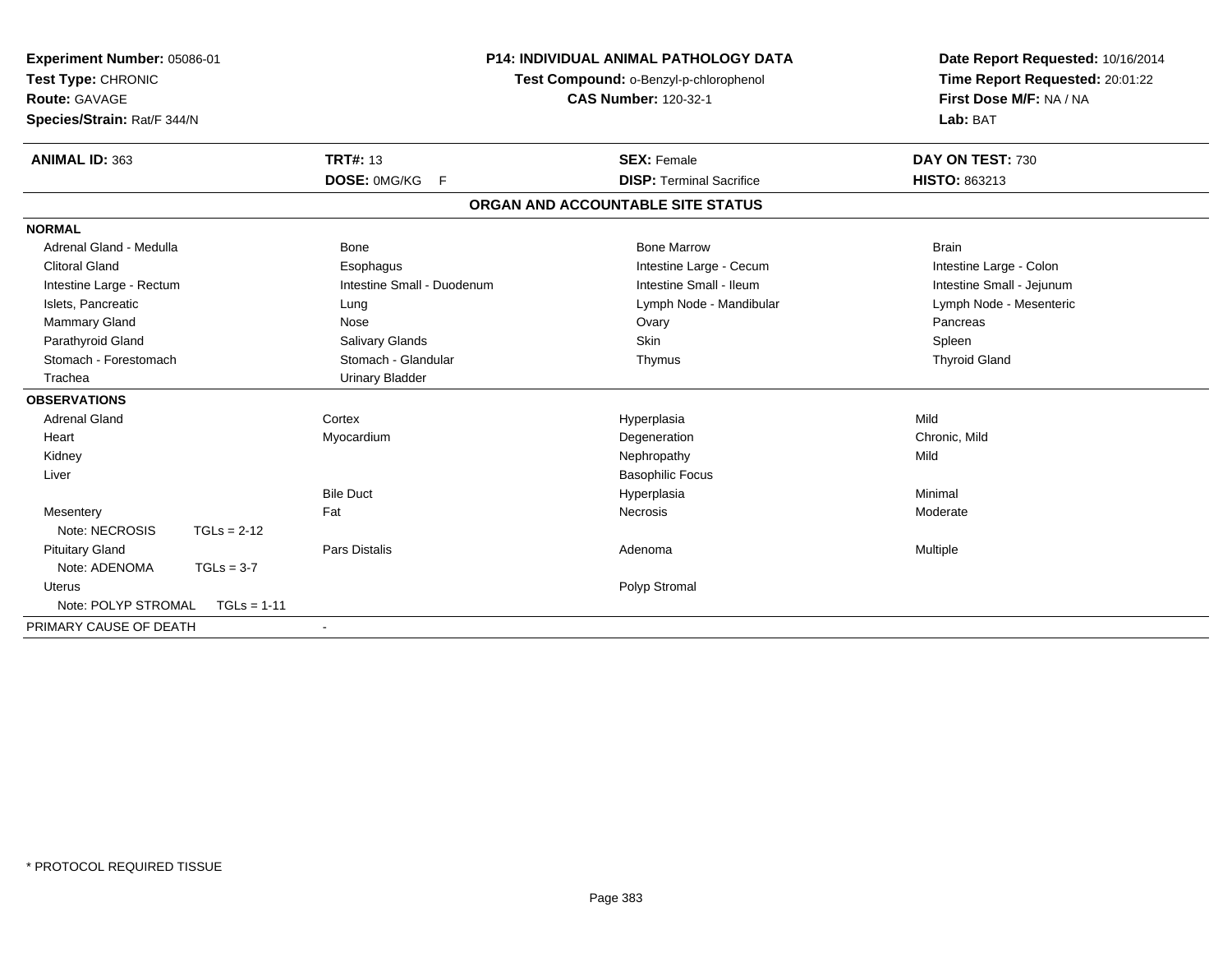**Experiment Number:** 05086-01
**Test Type:** CHRONIC
**Route:** GAVAGE
**Species/Strain:** Rat/F 344/N

**P14: INDIVIDUAL ANIMAL PATHOLOGY DATA**
**Test Compound:** o-Benzyl-p-chlorophenol
**CAS Number:** 120-32-1

**Date Report Requested:** 10/16/2014
**Time Report Requested:** 20:01:22
**First Dose M/F:** NA / NA
**Lab:** BAT

| **ANIMAL ID:** 363 | **TRT#:** 13 | **SEX:** Female | **DAY ON TEST:** 730 |
|---|---|---|---|
| | **DOSE:** 0MG/KG F | **DISP:** Terminal Sacrifice | **HISTO:** 863213 |

## ORGAN AND ACCOUNTABLE SITE STATUS

| | | | |
|---|---|---|---|
| **NORMAL** | | | |
| Adrenal Gland - Medulla | Bone | Bone Marrow | Brain |
| Clitoral Gland | Esophagus | Intestine Large - Cecum | Intestine Large - Colon |
| Intestine Large - Rectum | Intestine Small - Duodenum | Intestine Small - Ileum | Intestine Small - Jejunum |
| Islets, Pancreatic | Lung | Lymph Node - Mandibular | Lymph Node - Mesenteric |
| Mammary Gland | Nose | Ovary | Pancreas |
| Parathyroid Gland | Salivary Glands | Skin | Spleen |
| Stomach - Forestomach | Stomach - Glandular | Thymus | Thyroid Gland |
| Trachea | Urinary Bladder | | |
| **OBSERVATIONS** | | | |
| Adrenal Gland | Cortex | Hyperplasia | Mild |
| Heart | Myocardium | Degeneration | Chronic, Mild |
| Kidney | | Nephropathy | Mild |
| Liver | | Basophilic Focus | |
| | Bile Duct | Hyperplasia | Minimal |
| Mesentery | Fat | Necrosis | Moderate |
| Note: NECROSIS TGLs = 2-12 | | | |
| Pituitary Gland | Pars Distalis | Adenoma | Multiple |
| Note: ADENOMA TGLs = 3-7 | | | |
| Uterus | | Polyp Stromal | |
| Note: POLYP STROMAL TGLs = 1-11 | | | |
| PRIMARY CAUSE OF DEATH | - | | |

\* PROTOCOL REQUIRED TISSUE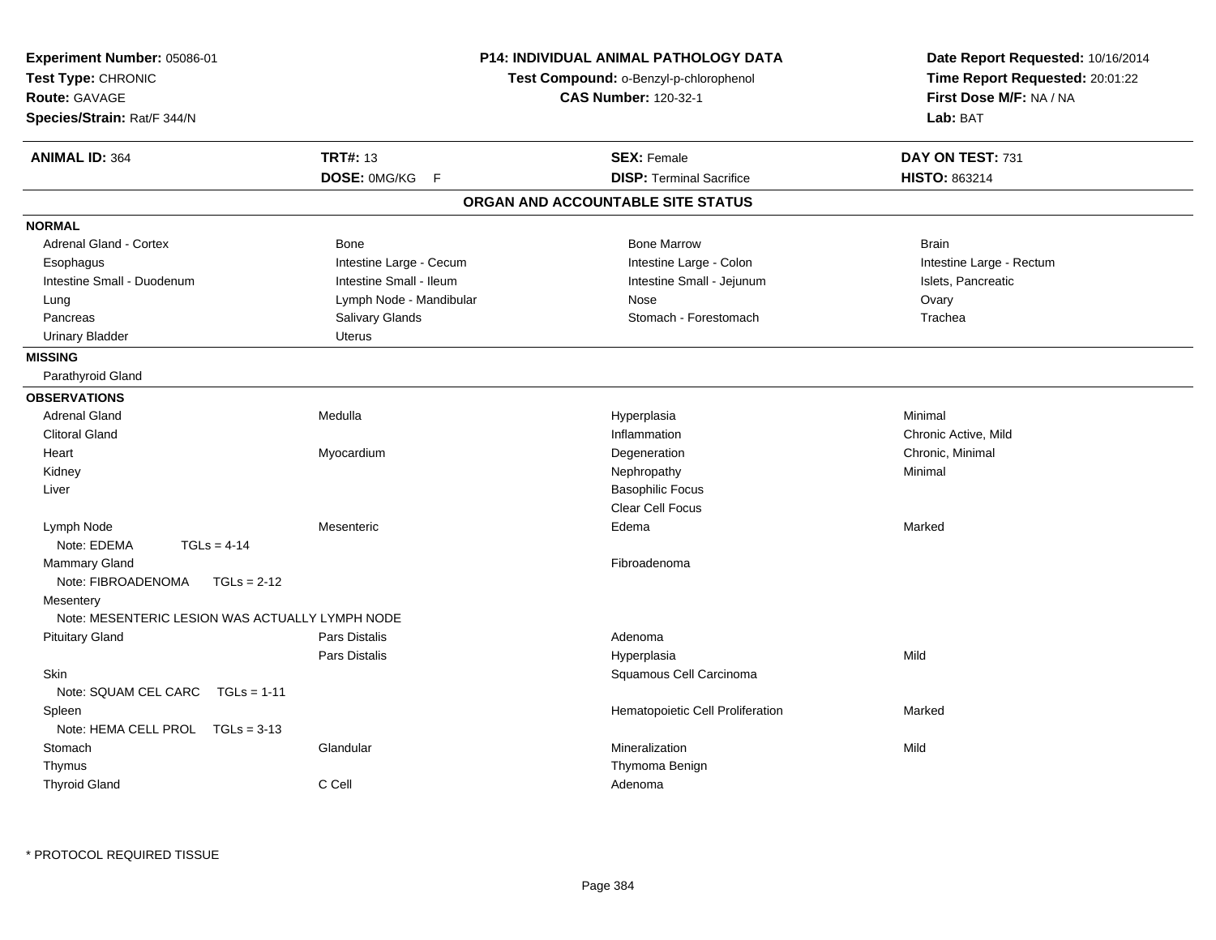**Experiment Number:** 05086-01
**Test Type:** CHRONIC
**Route:** GAVAGE
**Species/Strain:** Rat/F 344/N

**P14: INDIVIDUAL ANIMAL PATHOLOGY DATA**
**Test Compound:** o-Benzyl-p-chlorophenol
**CAS Number:** 120-32-1

**Date Report Requested:** 10/16/2014
**Time Report Requested:** 20:01:22
**First Dose M/F:** NA / NA
**Lab:** BAT

| **ANIMAL ID:** 364 | **TRT#:** 13 | **SEX:** Female | **DAY ON TEST:** 731 |
|---|---|---|---|
| | **DOSE:** 0MG/KG F | **DISP:** Terminal Sacrifice | **HISTO:** 863214 |

## ORGAN AND ACCOUNTABLE SITE STATUS

**NORMAL**

| | | | |
|---|---|---|---|
| Adrenal Gland - Cortex | Bone | Bone Marrow | Brain |
| Esophagus | Intestine Large - Cecum | Intestine Large - Colon | Intestine Large - Rectum |
| Intestine Small - Duodenum | Intestine Small - Ileum | Intestine Small - Jejunum | Islets, Pancreatic |
| Lung | Lymph Node - Mandibular | Nose | Ovary |
| Pancreas | Salivary Glands | Stomach - Forestomach | Trachea |
| Urinary Bladder | Uterus | | |

**MISSING**

Parathyroid Gland

**OBSERVATIONS**

| | | | |
|---|---|---|---|
| Adrenal Gland | Medulla | Hyperplasia | Minimal |
| Clitoral Gland | | Inflammation | Chronic Active, Mild |
| Heart | Myocardium | Degeneration | Chronic, Minimal |
| Kidney | | Nephropathy | Minimal |
| Liver | | Basophilic Focus | |
| | | Clear Cell Focus | |
| Lymph Node | Mesenteric | Edema | Marked |
| Note: EDEMA TGLs = 4-14 | | | |
| Mammary Gland | | Fibroadenoma | |
| Note: FIBROADENOMA TGLs = 2-12 | | | |
| Mesentery | | | |
| Note: MESENTERIC LESION WAS ACTUALLY LYMPH NODE | | | |
| Pituitary Gland | Pars Distalis | Adenoma | |
| | Pars Distalis | Hyperplasia | Mild |
| Skin | | Squamous Cell Carcinoma | |
| Note: SQUAM CEL CARC TGLs = 1-11 | | | |
| Spleen | | Hematopoietic Cell Proliferation | Marked |
| Note: HEMA CELL PROL TGLs = 3-13 | | | |
| Stomach | Glandular | Mineralization | Mild |
| Thymus | | Thymoma Benign | |
| Thyroid Gland | C Cell | Adenoma | |

* PROTOCOL REQUIRED TISSUE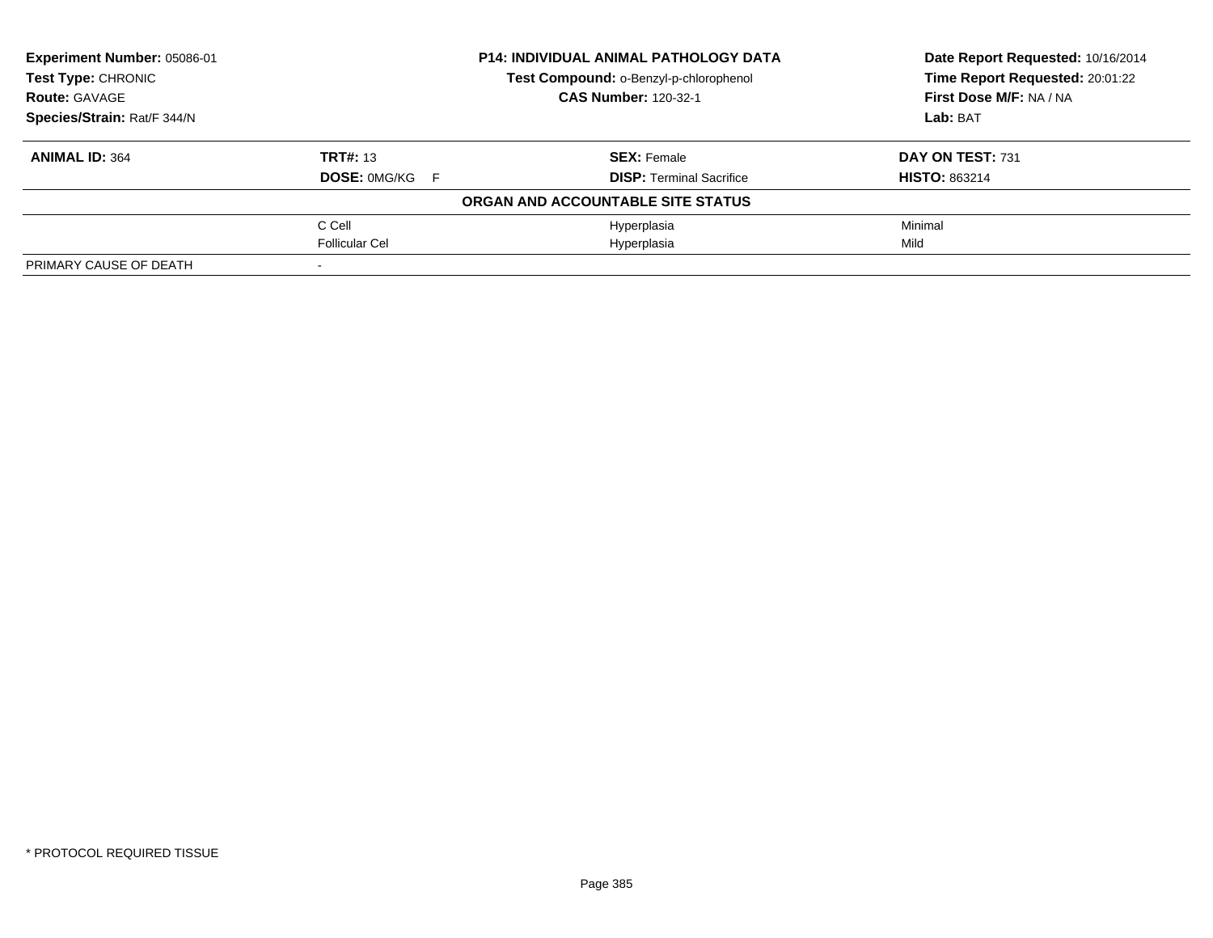**Experiment Number:** 05086-01
**Test Type:** CHRONIC
**Route:** GAVAGE
**Species/Strain:** Rat/F 344/N

**P14: INDIVIDUAL ANIMAL PATHOLOGY DATA**
**Test Compound:** o-Benzyl-p-chlorophenol
**CAS Number:** 120-32-1

**Date Report Requested:** 10/16/2014
**Time Report Requested:** 20:01:22
**First Dose M/F:** NA / NA
**Lab:** BAT

| **ANIMAL ID:** 364 | **TRT#:** 13 | **SEX:** Female | **DAY ON TEST:** 731 |
|---|---|---|---|
| | **DOSE:** 0MG/KG F | **DISP:** Terminal Sacrifice | **HISTO:** 863214 |
| | | **ORGAN AND ACCOUNTABLE SITE STATUS** | |
| | C Cell | Hyperplasia | Minimal |
| | Follicular Cel | Hyperplasia | Mild |
| PRIMARY CAUSE OF DEATH | - | | |

* PROTOCOL REQUIRED TISSUE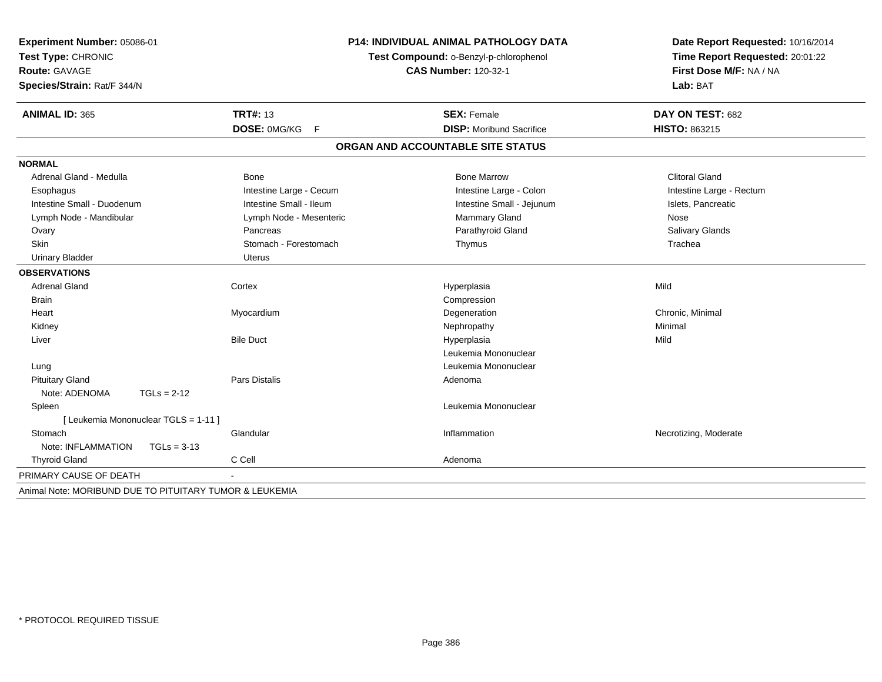**Experiment Number:** 05086-01
**Test Type:** CHRONIC
**Route:** GAVAGE
**Species/Strain:** Rat/F 344/N

**P14: INDIVIDUAL ANIMAL PATHOLOGY DATA**
**Test Compound:** o-Benzyl-p-chlorophenol
**CAS Number:** 120-32-1

**Date Report Requested:** 10/16/2014
**Time Report Requested:** 20:01:22
**First Dose M/F:** NA / NA
**Lab:** BAT

| **ANIMAL ID:** 365 | **TRT#:** 13 | **SEX:** Female | **DAY ON TEST:** 682 |
|---|---|---|---|
| | **DOSE:** 0MG/KG F | **DISP:** Moribund Sacrifice | **HISTO:** 863215 |

## ORGAN AND ACCOUNTABLE SITE STATUS

**NORMAL**

| | | | |
|---|---|---|---|
| Adrenal Gland - Medulla | Bone | Bone Marrow | Clitoral Gland |
| Esophagus | Intestine Large - Cecum | Intestine Large - Colon | Intestine Large - Rectum |
| Intestine Small - Duodenum | Intestine Small - Ileum | Intestine Small - Jejunum | Islets, Pancreatic |
| Lymph Node - Mandibular | Lymph Node - Mesenteric | Mammary Gland | Nose |
| Ovary | Pancreas | Parathyroid Gland | Salivary Glands |
| Skin | Stomach - Forestomach | Thymus | Trachea |
| Urinary Bladder | Uterus | | |

**OBSERVATIONS**

| | | | |
|---|---|---|---|
| Adrenal Gland | Cortex | Hyperplasia | Mild |
| Brain | | Compression | |
| Heart | Myocardium | Degeneration | Chronic, Minimal |
| Kidney | | Nephropathy | Minimal |
| Liver | Bile Duct | Hyperplasia | Mild |
| | | Leukemia Mononuclear | |
| Lung | | Leukemia Mononuclear | |
| Pituitary Gland | Pars Distalis | Adenoma | |
| Note: ADENOMA TGLs = 2-12 | | | |
| Spleen | | Leukemia Mononuclear | |
| [ Leukemia Mononuclear TGLS = 1-11 ] | | | |
| Stomach | Glandular | Inflammation | Necrotizing, Moderate |
| Note: INFLAMMATION TGLs = 3-13 | | | |
| Thyroid Gland | C Cell | Adenoma | |

PRIMARY CAUSE OF DEATH -

Animal Note: MORIBUND DUE TO PITUITARY TUMOR & LEUKEMIA

* PROTOCOL REQUIRED TISSUE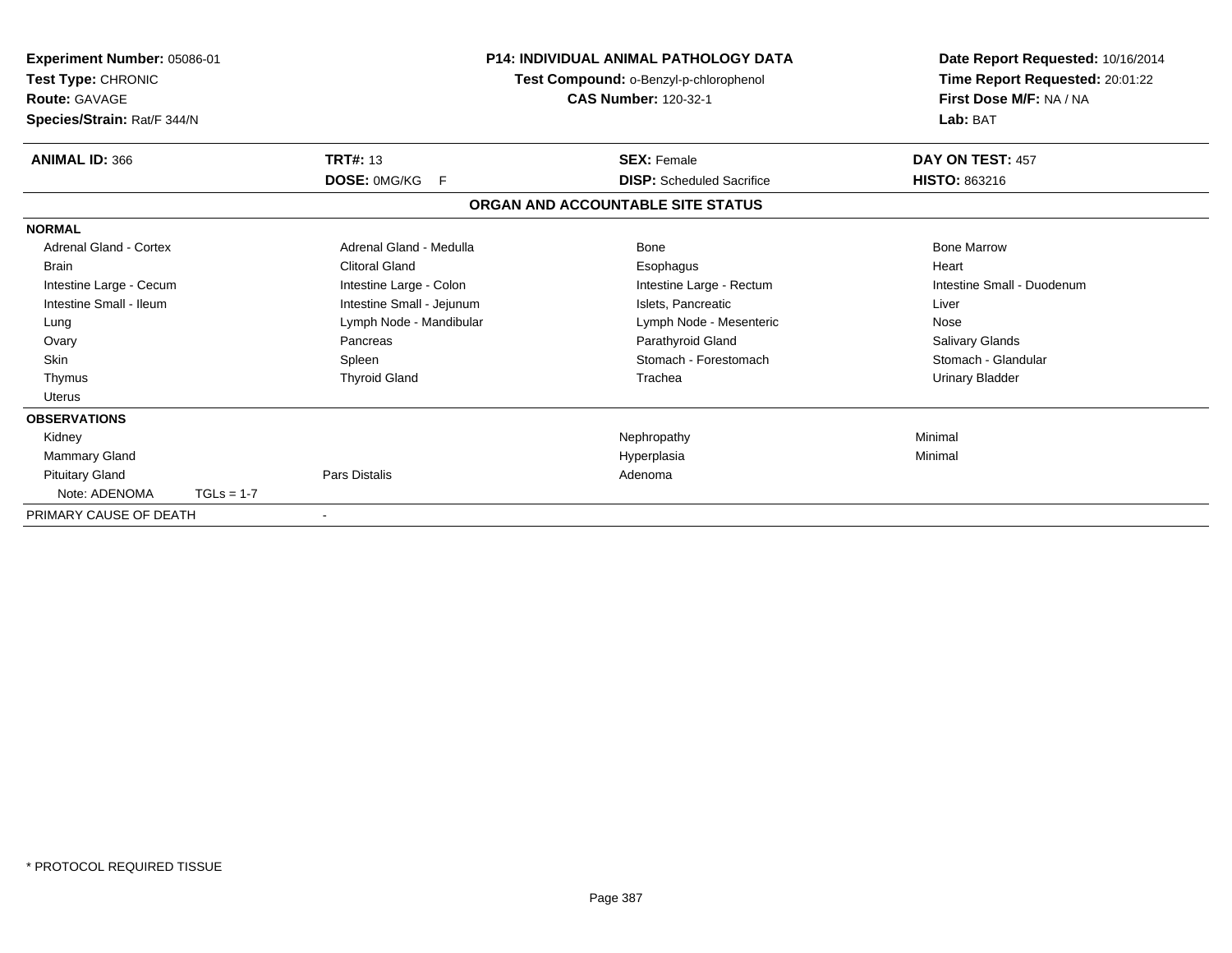**Experiment Number:** 05086-01
**Test Type:** CHRONIC
**Route:** GAVAGE
**Species/Strain:** Rat/F 344/N

**P14: INDIVIDUAL ANIMAL PATHOLOGY DATA**
**Test Compound:** o-Benzyl-p-chlorophenol
**CAS Number:** 120-32-1

**Date Report Requested:** 10/16/2014
**Time Report Requested:** 20:01:22
**First Dose M/F:** NA / NA
**Lab:** BAT

| **ANIMAL ID:** 366 | **TRT#:** 13 | **SEX:** Female | **DAY ON TEST:** 457 |
|---|---|---|---|
| | **DOSE:** 0MG/KG F | **DISP:** Scheduled Sacrifice | **HISTO:** 863216 |

## ORGAN AND ACCOUNTABLE SITE STATUS

**NORMAL**

| | | | |
|---|---|---|---|
| Adrenal Gland - Cortex | Adrenal Gland - Medulla | Bone | Bone Marrow |
| Brain | Clitoral Gland | Esophagus | Heart |
| Intestine Large - Cecum | Intestine Large - Colon | Intestine Large - Rectum | Intestine Small - Duodenum |
| Intestine Small - Ileum | Intestine Small - Jejunum | Islets, Pancreatic | Liver |
| Lung | Lymph Node - Mandibular | Lymph Node - Mesenteric | Nose |
| Ovary | Pancreas | Parathyroid Gland | Salivary Glands |
| Skin | Spleen | Stomach - Forestomach | Stomach - Glandular |
| Thymus | Thyroid Gland | Trachea | Urinary Bladder |
| Uterus | | | |

**OBSERVATIONS**

| | | | |
|---|---|---|---|
| Kidney | | Nephropathy | Minimal |
| Mammary Gland | | Hyperplasia | Minimal |
| Pituitary Gland | Pars Distalis | Adenoma | |
| Note: ADENOMA TGLs = 1-7 | | | |

PRIMARY CAUSE OF DEATH -

\* PROTOCOL REQUIRED TISSUE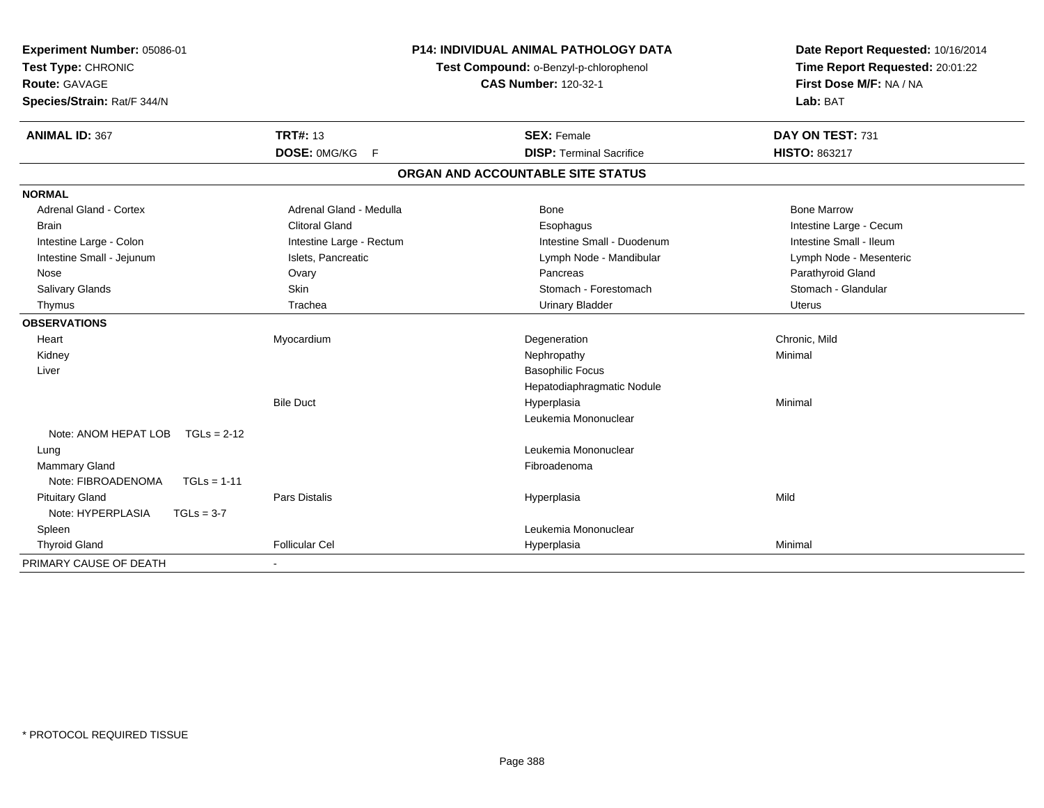**Experiment Number:** 05086-01
**Test Type:** CHRONIC
**Route:** GAVAGE
**Species/Strain:** Rat/F 344/N

**P14: INDIVIDUAL ANIMAL PATHOLOGY DATA**
**Test Compound:** o-Benzyl-p-chlorophenol
**CAS Number:** 120-32-1

**Date Report Requested:** 10/16/2014
**Time Report Requested:** 20:01:22
**First Dose M/F:** NA / NA
**Lab:** BAT

| **ANIMAL ID:** 367 | **TRT#:** 13 | **SEX:** Female | **DAY ON TEST:** 731 |
|---|---|---|---|
| | **DOSE:** 0MG/KG F | **DISP:** Terminal Sacrifice | **HISTO:** 863217 |

**ORGAN AND ACCOUNTABLE SITE STATUS**

| | | | |
|---|---|---|---|
| **NORMAL** | | | |
| Adrenal Gland - Cortex | Adrenal Gland - Medulla | Bone | Bone Marrow |
| Brain | Clitoral Gland | Esophagus | Intestine Large - Cecum |
| Intestine Large - Colon | Intestine Large - Rectum | Intestine Small - Duodenum | Intestine Small - Ileum |
| Intestine Small - Jejunum | Islets, Pancreatic | Lymph Node - Mandibular | Lymph Node - Mesenteric |
| Nose | Ovary | Pancreas | Parathyroid Gland |
| Salivary Glands | Skin | Stomach - Forestomach | Stomach - Glandular |
| Thymus | Trachea | Urinary Bladder | Uterus |
| **OBSERVATIONS** | | | |
| Heart | Myocardium | Degeneration | Chronic, Mild |
| Kidney | | Nephropathy | Minimal |
| Liver | | Basophilic Focus | |
| | | Hepatodiaphragmatic Nodule | |
| | Bile Duct | Hyperplasia | Minimal |
| | | Leukemia Mononuclear | |
| Note: ANOM HEPAT LOB TGLs = 2-12 | | | |
| Lung | | Leukemia Mononuclear | |
| Mammary Gland | | Fibroadenoma | |
| Note: FIBROADENOMA TGLs = 1-11 | | | |
| Pituitary Gland | Pars Distalis | Hyperplasia | Mild |
| Note: HYPERPLASIA TGLs = 3-7 | | | |
| Spleen | | Leukemia Mononuclear | |
| Thyroid Gland | Follicular Cel | Hyperplasia | Minimal |
| PRIMARY CAUSE OF DEATH | - | | |

\* PROTOCOL REQUIRED TISSUE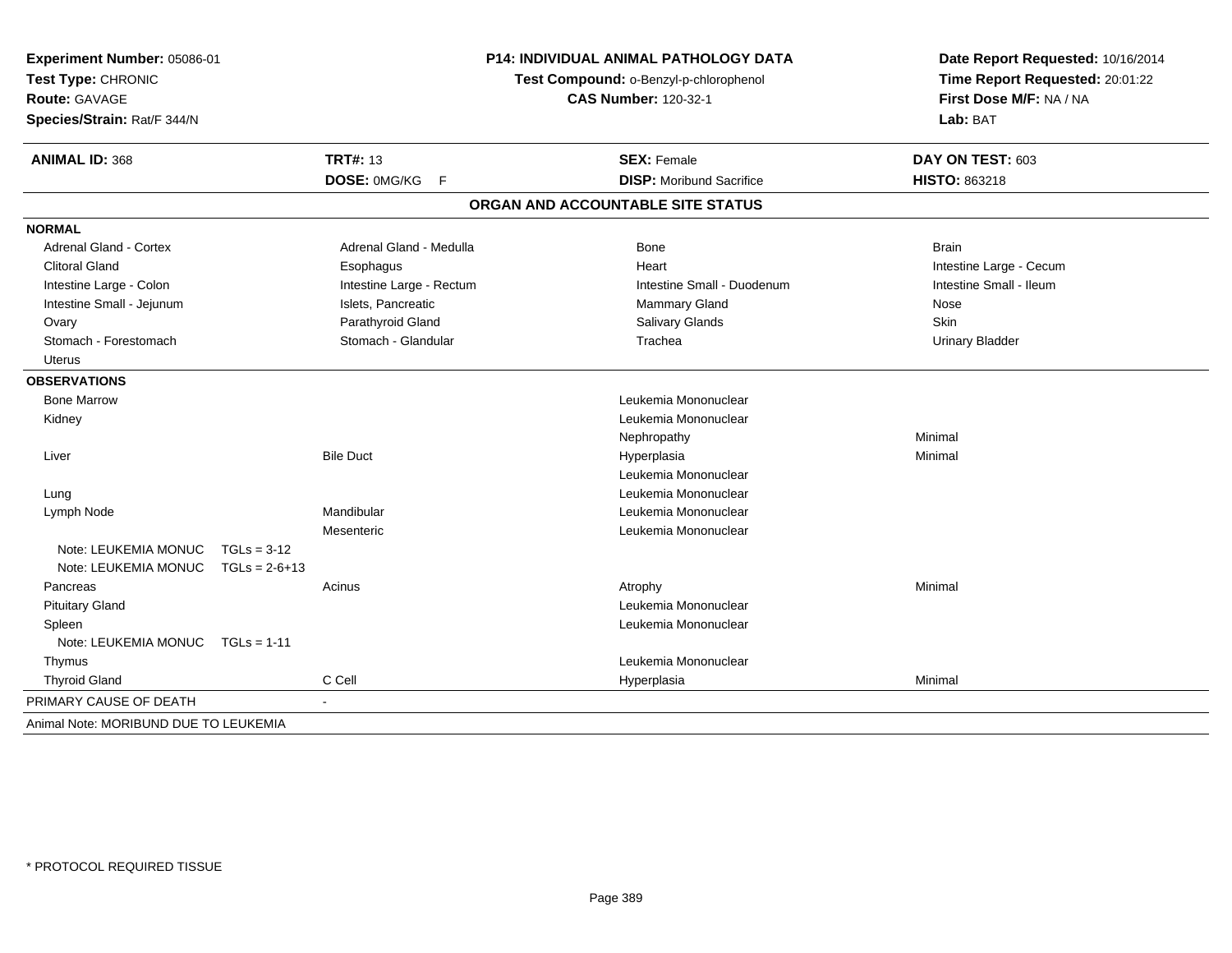**Experiment Number:** 05086-01
**Test Type:** CHRONIC
**Route:** GAVAGE
**Species/Strain:** Rat/F 344/N

**P14: INDIVIDUAL ANIMAL PATHOLOGY DATA**
**Test Compound:** o-Benzyl-p-chlorophenol
**CAS Number:** 120-32-1

**Date Report Requested:** 10/16/2014
**Time Report Requested:** 20:01:22
**First Dose M/F:** NA / NA
**Lab:** BAT

| **ANIMAL ID:** 368 | **TRT#:** 13 | **SEX:** Female | **DAY ON TEST:** 603 |
|---|---|---|---|
| | **DOSE:** 0MG/KG F | **DISP:** Moribund Sacrifice | **HISTO:** 863218 |

## ORGAN AND ACCOUNTABLE SITE STATUS

**NORMAL**

| | | | |
|---|---|---|---|
| Adrenal Gland - Cortex | Adrenal Gland - Medulla | Bone | Brain |
| Clitoral Gland | Esophagus | Heart | Intestine Large - Cecum |
| Intestine Large - Colon | Intestine Large - Rectum | Intestine Small - Duodenum | Intestine Small - Ileum |
| Intestine Small - Jejunum | Islets, Pancreatic | Mammary Gland | Nose |
| Ovary | Parathyroid Gland | Salivary Glands | Skin |
| Stomach - Forestomach | Stomach - Glandular | Trachea | Urinary Bladder |
| Uterus | | | |

**OBSERVATIONS**

| Organ | Site | Observation | Severity |
|---|---|---|---|
| Bone Marrow | | Leukemia Mononuclear | |
| Kidney | | Leukemia Mononuclear | |
| | | Nephropathy | Minimal |
| Liver | Bile Duct | Hyperplasia | Minimal |
| | | Leukemia Mononuclear | |
| Lung | | Leukemia Mononuclear | |
| Lymph Node | Mandibular | Leukemia Mononuclear | |
| | Mesenteric | Leukemia Mononuclear | |
| Note: LEUKEMIA MONUC TGLs = 3-12 | | | |
| Note: LEUKEMIA MONUC TGLs = 2-6+13 | | | |
| Pancreas | Acinus | Atrophy | Minimal |
| Pituitary Gland | | Leukemia Mononuclear | |
| Spleen | | Leukemia Mononuclear | |
| Note: LEUKEMIA MONUC TGLs = 1-11 | | | |
| Thymus | | Leukemia Mononuclear | |
| Thyroid Gland | C Cell | Hyperplasia | Minimal |

PRIMARY CAUSE OF DEATH -

Animal Note: MORIBUND DUE TO LEUKEMIA

\* PROTOCOL REQUIRED TISSUE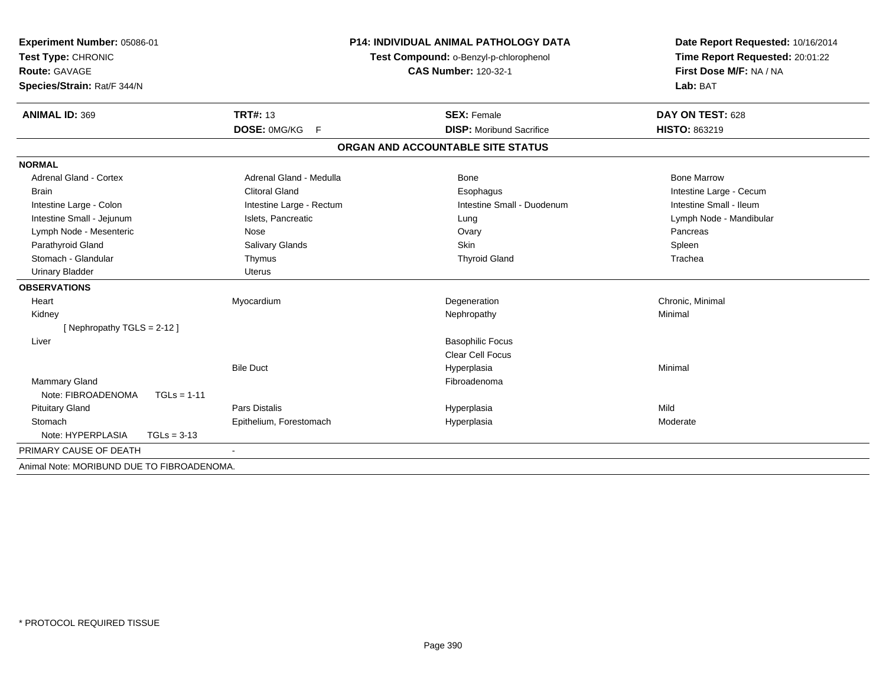**Experiment Number:** 05086-01
**Test Type:** CHRONIC
**Route:** GAVAGE
**Species/Strain:** Rat/F 344/N

**P14: INDIVIDUAL ANIMAL PATHOLOGY DATA**
**Test Compound:** o-Benzyl-p-chlorophenol
**CAS Number:** 120-32-1

**Date Report Requested:** 10/16/2014
**Time Report Requested:** 20:01:22
**First Dose M/F:** NA / NA
**Lab:** BAT

| **ANIMAL ID:** 369 | **TRT#:** 13 | **SEX:** Female | **DAY ON TEST:** 628 |
|---|---|---|---|
| | **DOSE:** 0MG/KG F | **DISP:** Moribund Sacrifice | **HISTO:** 863219 |

**ORGAN AND ACCOUNTABLE SITE STATUS**

| | | | |
|---|---|---|---|
| **NORMAL** | | | |
| Adrenal Gland - Cortex | Adrenal Gland - Medulla | Bone | Bone Marrow |
| Brain | Clitoral Gland | Esophagus | Intestine Large - Cecum |
| Intestine Large - Colon | Intestine Large - Rectum | Intestine Small - Duodenum | Intestine Small - Ileum |
| Intestine Small - Jejunum | Islets, Pancreatic | Lung | Lymph Node - Mandibular |
| Lymph Node - Mesenteric | Nose | Ovary | Pancreas |
| Parathyroid Gland | Salivary Glands | Skin | Spleen |
| Stomach - Glandular | Thymus | Thyroid Gland | Trachea |
| Urinary Bladder | Uterus | | |
| **OBSERVATIONS** | | | |
| Heart | Myocardium | Degeneration | Chronic, Minimal |
| Kidney | | Nephropathy | Minimal |
| [ Nephropathy TGLS = 2-12 ] | | | |
| Liver | | Basophilic Focus | |
| | | Clear Cell Focus | |
| | Bile Duct | Hyperplasia | Minimal |
| Mammary Gland | | Fibroadenoma | |
| Note: FIBROADENOMA TGLs = 1-11 | | | |
| Pituitary Gland | Pars Distalis | Hyperplasia | Mild |
| Stomach | Epithelium, Forestomach | Hyperplasia | Moderate |
| Note: HYPERPLASIA TGLs = 3-13 | | | |
| PRIMARY CAUSE OF DEATH | - | | |

Animal Note: MORIBUND DUE TO FIBROADENOMA.

* PROTOCOL REQUIRED TISSUE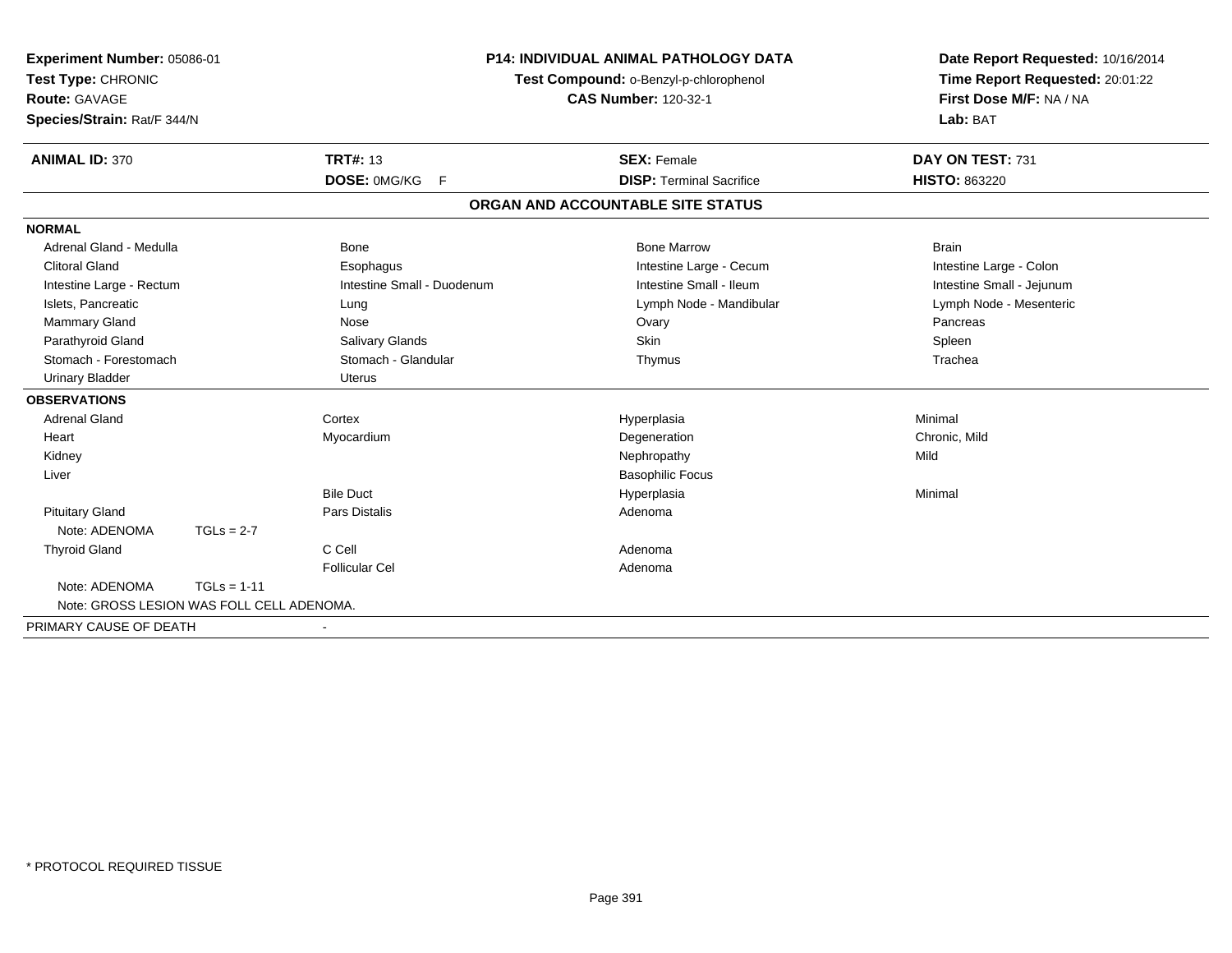**Experiment Number:** 05086-01
**Test Type:** CHRONIC
**Route:** GAVAGE
**Species/Strain:** Rat/F 344/N

**P14: INDIVIDUAL ANIMAL PATHOLOGY DATA**
**Test Compound:** o-Benzyl-p-chlorophenol
**CAS Number:** 120-32-1

**Date Report Requested:** 10/16/2014
**Time Report Requested:** 20:01:22
**First Dose M/F:** NA / NA
**Lab:** BAT

| **ANIMAL ID:** 370 | **TRT#:** 13 | **SEX:** Female | **DAY ON TEST:** 731 |
|---|---|---|---|
| | **DOSE:** 0MG/KG F | **DISP:** Terminal Sacrifice | **HISTO:** 863220 |

## ORGAN AND ACCOUNTABLE SITE STATUS

| | | | |
|---|---|---|---|
| **NORMAL** | | | |
| Adrenal Gland - Medulla | Bone | Bone Marrow | Brain |
| Clitoral Gland | Esophagus | Intestine Large - Cecum | Intestine Large - Colon |
| Intestine Large - Rectum | Intestine Small - Duodenum | Intestine Small - Ileum | Intestine Small - Jejunum |
| Islets, Pancreatic | Lung | Lymph Node - Mandibular | Lymph Node - Mesenteric |
| Mammary Gland | Nose | Ovary | Pancreas |
| Parathyroid Gland | Salivary Glands | Skin | Spleen |
| Stomach - Forestomach | Stomach - Glandular | Thymus | Trachea |
| Urinary Bladder | Uterus | | |
| **OBSERVATIONS** | | | |
| Adrenal Gland | Cortex | Hyperplasia | Minimal |
| Heart | Myocardium | Degeneration | Chronic, Mild |
| Kidney | | Nephropathy | Mild |
| Liver | | Basophilic Focus | |
| | Bile Duct | Hyperplasia | Minimal |
| Pituitary Gland | Pars Distalis | Adenoma | |
| Note: ADENOMA TGLs = 2-7 | | | |
| Thyroid Gland | C Cell | Adenoma | |
| | Follicular Cel | Adenoma | |
| Note: ADENOMA TGLs = 1-11 | | | |
| Note: GROSS LESION WAS FOLL CELL ADENOMA. | | | |
| PRIMARY CAUSE OF DEATH | - | | |

\* PROTOCOL REQUIRED TISSUE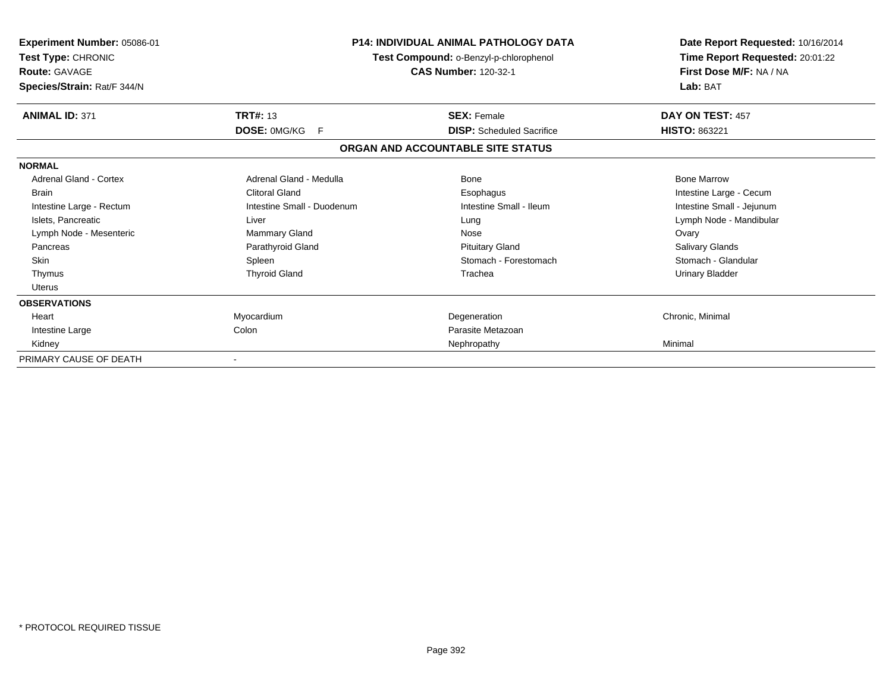**Experiment Number:** 05086-01
**Test Type:** CHRONIC
**Route:** GAVAGE
**Species/Strain:** Rat/F 344/N

**P14: INDIVIDUAL ANIMAL PATHOLOGY DATA**
**Test Compound:** o-Benzyl-p-chlorophenol
**CAS Number:** 120-32-1

**Date Report Requested:** 10/16/2014
**Time Report Requested:** 20:01:22
**First Dose M/F:** NA / NA
**Lab:** BAT

| **ANIMAL ID:** 371 | **TRT#:** 13 | **SEX:** Female | **DAY ON TEST:** 457 |
|---|---|---|---|
| | **DOSE:** 0MG/KG F | **DISP:** Scheduled Sacrifice | **HISTO:** 863221 |

## ORGAN AND ACCOUNTABLE SITE STATUS

| | | | |
|---|---|---|---|
| **NORMAL** | | | |
| Adrenal Gland - Cortex | Adrenal Gland - Medulla | Bone | Bone Marrow |
| Brain | Clitoral Gland | Esophagus | Intestine Large - Cecum |
| Intestine Large - Rectum | Intestine Small - Duodenum | Intestine Small - Ileum | Intestine Small - Jejunum |
| Islets, Pancreatic | Liver | Lung | Lymph Node - Mandibular |
| Lymph Node - Mesenteric | Mammary Gland | Nose | Ovary |
| Pancreas | Parathyroid Gland | Pituitary Gland | Salivary Glands |
| Skin | Spleen | Stomach - Forestomach | Stomach - Glandular |
| Thymus | Thyroid Gland | Trachea | Urinary Bladder |
| Uterus | | | |
| **OBSERVATIONS** | | | |
| Heart | Myocardium | Degeneration | Chronic, Minimal |
| Intestine Large | Colon | Parasite Metazoan | |
| Kidney | | Nephropathy | Minimal |
| PRIMARY CAUSE OF DEATH | - | | |

\* PROTOCOL REQUIRED TISSUE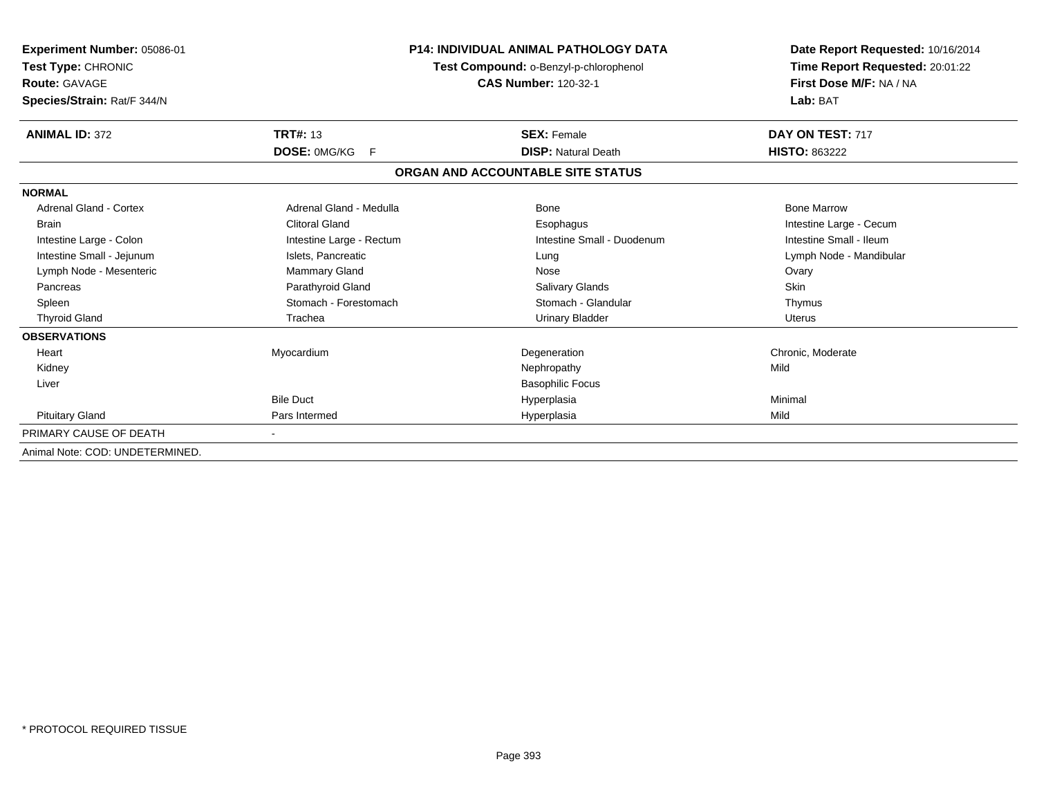**Experiment Number:** 05086-01
**Test Type:** CHRONIC
**Route:** GAVAGE
**Species/Strain:** Rat/F 344/N

**P14: INDIVIDUAL ANIMAL PATHOLOGY DATA**
**Test Compound:** o-Benzyl-p-chlorophenol
**CAS Number:** 120-32-1

**Date Report Requested:** 10/16/2014
**Time Report Requested:** 20:01:22
**First Dose M/F:** NA / NA
**Lab:** BAT

| **ANIMAL ID:** 372 | **TRT#:** 13 | **SEX:** Female | **DAY ON TEST:** 717 |
|---|---|---|---|
| | **DOSE:** 0MG/KG F | **DISP:** Natural Death | **HISTO:** 863222 |

## ORGAN AND ACCOUNTABLE SITE STATUS

| | | | |
|---|---|---|---|
| **NORMAL** | | | |
| Adrenal Gland - Cortex | Adrenal Gland - Medulla | Bone | Bone Marrow |
| Brain | Clitoral Gland | Esophagus | Intestine Large - Cecum |
| Intestine Large - Colon | Intestine Large - Rectum | Intestine Small - Duodenum | Intestine Small - Ileum |
| Intestine Small - Jejunum | Islets, Pancreatic | Lung | Lymph Node - Mandibular |
| Lymph Node - Mesenteric | Mammary Gland | Nose | Ovary |
| Pancreas | Parathyroid Gland | Salivary Glands | Skin |
| Spleen | Stomach - Forestomach | Stomach - Glandular | Thymus |
| Thyroid Gland | Trachea | Urinary Bladder | Uterus |
| **OBSERVATIONS** | | | |
| Heart | Myocardium | Degeneration | Chronic, Moderate |
| Kidney | | Nephropathy | Mild |
| Liver | | Basophilic Focus | |
| | Bile Duct | Hyperplasia | Minimal |
| Pituitary Gland | Pars Intermed | Hyperplasia | Mild |
| PRIMARY CAUSE OF DEATH | - | | |

Animal Note: COD: UNDETERMINED.

* PROTOCOL REQUIRED TISSUE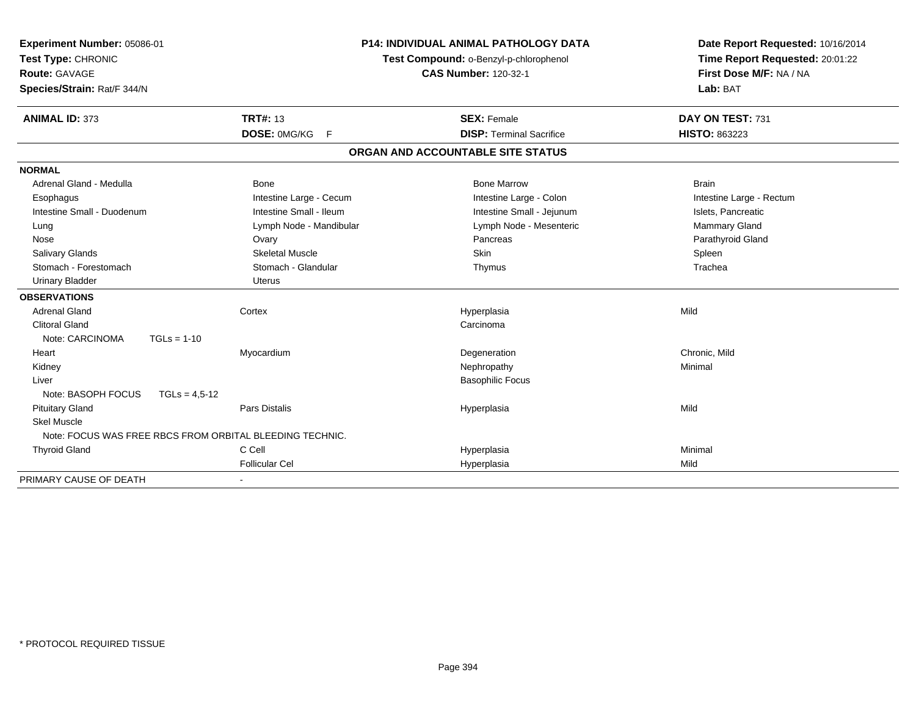**Experiment Number:** 05086-01
**Test Type:** CHRONIC
**Route:** GAVAGE
**Species/Strain:** Rat/F 344/N

**P14: INDIVIDUAL ANIMAL PATHOLOGY DATA**
**Test Compound:** o-Benzyl-p-chlorophenol
**CAS Number:** 120-32-1

**Date Report Requested:** 10/16/2014
**Time Report Requested:** 20:01:22
**First Dose M/F:** NA / NA
**Lab:** BAT

| **ANIMAL ID:** 373 | **TRT#:** 13 | **SEX:** Female | **DAY ON TEST:** 731 |
|---|---|---|---|
| | **DOSE:** 0MG/KG F | **DISP:** Terminal Sacrifice | **HISTO:** 863223 |

## ORGAN AND ACCOUNTABLE SITE STATUS

| | | | |
|---|---|---|---|
| **NORMAL** | | | |
| Adrenal Gland - Medulla | Bone | Bone Marrow | Brain |
| Esophagus | Intestine Large - Cecum | Intestine Large - Colon | Intestine Large - Rectum |
| Intestine Small - Duodenum | Intestine Small - Ileum | Intestine Small - Jejunum | Islets, Pancreatic |
| Lung | Lymph Node - Mandibular | Lymph Node - Mesenteric | Mammary Gland |
| Nose | Ovary | Pancreas | Parathyroid Gland |
| Salivary Glands | Skeletal Muscle | Skin | Spleen |
| Stomach - Forestomach | Stomach - Glandular | Thymus | Trachea |
| Urinary Bladder | Uterus | | |
| **OBSERVATIONS** | | | |
| Adrenal Gland | Cortex | Hyperplasia | Mild |
| Clitoral Gland | | Carcinoma | |
| Note: CARCINOMA TGLs = 1-10 | | | |
| Heart | Myocardium | Degeneration | Chronic, Mild |
| Kidney | | Nephropathy | Minimal |
| Liver | | Basophilic Focus | |
| Note: BASOPH FOCUS TGLs = 4,5-12 | | | |
| Pituitary Gland | Pars Distalis | Hyperplasia | Mild |
| Skel Muscle | | | |
| Note: FOCUS WAS FREE RBCS FROM ORBITAL BLEEDING TECHNIC. | | | |
| Thyroid Gland | C Cell | Hyperplasia | Minimal |
| | Follicular Cel | Hyperplasia | Mild |
| PRIMARY CAUSE OF DEATH | - | | |

\* PROTOCOL REQUIRED TISSUE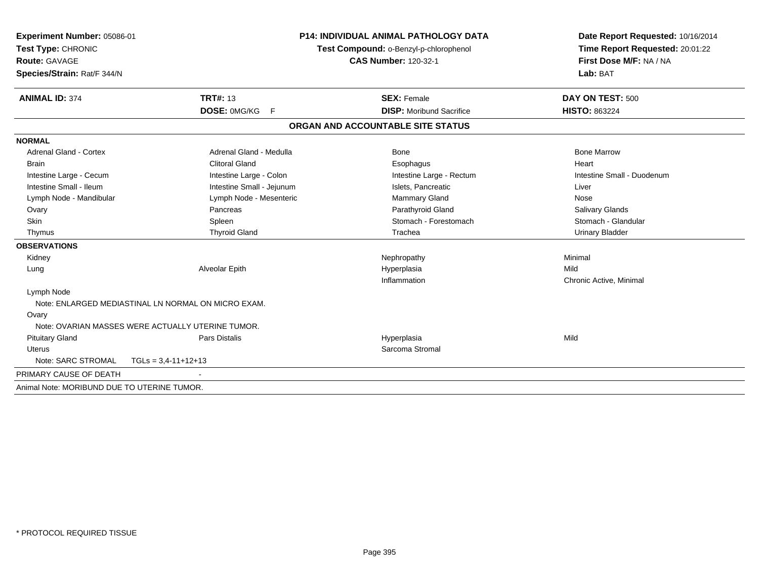**Experiment Number:** 05086-01
**Test Type:** CHRONIC
**Route:** GAVAGE
**Species/Strain:** Rat/F 344/N

**P14: INDIVIDUAL ANIMAL PATHOLOGY DATA**
**Test Compound:** o-Benzyl-p-chlorophenol
**CAS Number:** 120-32-1

**Date Report Requested:** 10/16/2014
**Time Report Requested:** 20:01:22
**First Dose M/F:** NA / NA
**Lab:** BAT

| **ANIMAL ID:** 374 | **TRT#:** 13 | **SEX:** Female | **DAY ON TEST:** 500 |
|---|---|---|---|
| | **DOSE:** 0MG/KG F | **DISP:** Moribund Sacrifice | **HISTO:** 863224 |

## ORGAN AND ACCOUNTABLE SITE STATUS

| | | | |
|---|---|---|---|
| **NORMAL** | | | |
| Adrenal Gland - Cortex | Adrenal Gland - Medulla | Bone | Bone Marrow |
| Brain | Clitoral Gland | Esophagus | Heart |
| Intestine Large - Cecum | Intestine Large - Colon | Intestine Large - Rectum | Intestine Small - Duodenum |
| Intestine Small - Ileum | Intestine Small - Jejunum | Islets, Pancreatic | Liver |
| Lymph Node - Mandibular | Lymph Node - Mesenteric | Mammary Gland | Nose |
| Ovary | Pancreas | Parathyroid Gland | Salivary Glands |
| Skin | Spleen | Stomach - Forestomach | Stomach - Glandular |
| Thymus | Thyroid Gland | Trachea | Urinary Bladder |
| **OBSERVATIONS** | | | |
| Kidney | | Nephropathy | Minimal |
| Lung | Alveolar Epith | Hyperplasia | Mild |
| | | Inflammation | Chronic Active, Minimal |
| Lymph Node | | | |
| Note: ENLARGED MEDIASTINAL LN NORMAL ON MICRO EXAM. | | | |
| Ovary | | | |
| Note: OVARIAN MASSES WERE ACTUALLY UTERINE TUMOR. | | | |
| Pituitary Gland | Pars Distalis | Hyperplasia | Mild |
| Uterus | | Sarcoma Stromal | |
| Note: SARC STROMAL TGLs = 3,4-11+12+13 | | | |

PRIMARY CAUSE OF DEATH -

Animal Note: MORIBUND DUE TO UTERINE TUMOR.

* PROTOCOL REQUIRED TISSUE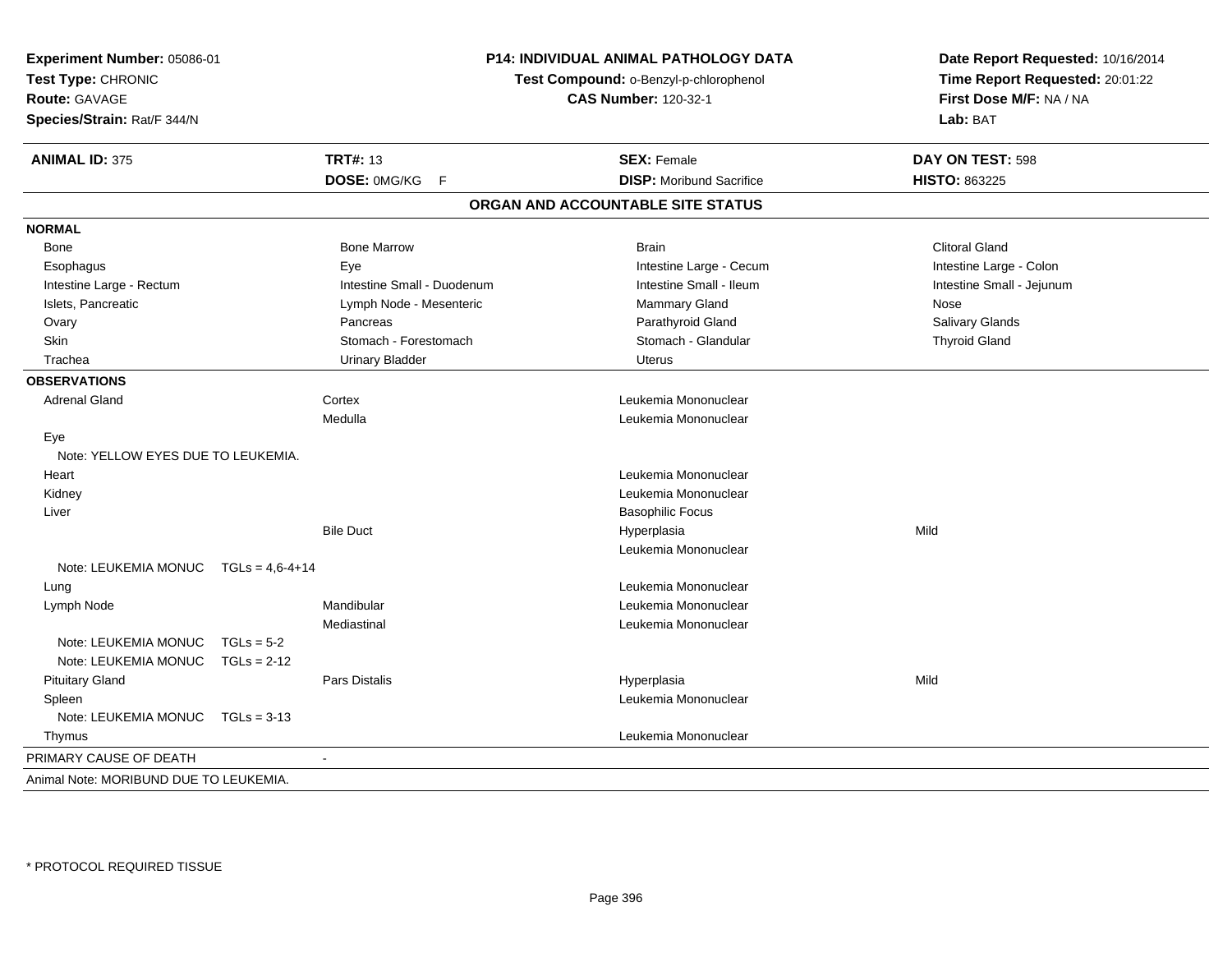**Experiment Number:** 05086-01
**Test Type:** CHRONIC
**Route:** GAVAGE
**Species/Strain:** Rat/F 344/N

**P14: INDIVIDUAL ANIMAL PATHOLOGY DATA**
**Test Compound:** o-Benzyl-p-chlorophenol
**CAS Number:** 120-32-1

**Date Report Requested:** 10/16/2014
**Time Report Requested:** 20:01:22
**First Dose M/F:** NA / NA
**Lab:** BAT

| **ANIMAL ID:** 375 | **TRT#:** 13 | **SEX:** Female | **DAY ON TEST:** 598 |
|---|---|---|---|
| | **DOSE:** 0MG/KG F | **DISP:** Moribund Sacrifice | **HISTO:** 863225 |

## ORGAN AND ACCOUNTABLE SITE STATUS

**NORMAL**

| | | | |
|---|---|---|---|
| Bone | Bone Marrow | Brain | Clitoral Gland |
| Esophagus | Eye | Intestine Large - Cecum | Intestine Large - Colon |
| Intestine Large - Rectum | Intestine Small - Duodenum | Intestine Small - Ileum | Intestine Small - Jejunum |
| Islets, Pancreatic | Lymph Node - Mesenteric | Mammary Gland | Nose |
| Ovary | Pancreas | Parathyroid Gland | Salivary Glands |
| Skin | Stomach - Forestomach | Stomach - Glandular | Thyroid Gland |
| Trachea | Urinary Bladder | Uterus | |

**OBSERVATIONS**

| Organ | Site | Observation | Severity |
|---|---|---|---|
| Adrenal Gland | Cortex | Leukemia Mononuclear | |
| | Medulla | Leukemia Mononuclear | |
| Eye | | | |
| Note: YELLOW EYES DUE TO LEUKEMIA. | | | |
| Heart | | Leukemia Mononuclear | |
| Kidney | | Leukemia Mononuclear | |
| Liver | | Basophilic Focus | |
| | Bile Duct | Hyperplasia | Mild |
| | | Leukemia Mononuclear | |
| Note: LEUKEMIA MONUC TGLs = 4,6-4+14 | | | |
| Lung | | Leukemia Mononuclear | |
| Lymph Node | Mandibular | Leukemia Mononuclear | |
| | Mediastinal | Leukemia Mononuclear | |
| Note: LEUKEMIA MONUC TGLs = 5-2 | | | |
| Note: LEUKEMIA MONUC TGLs = 2-12 | | | |
| Pituitary Gland | Pars Distalis | Hyperplasia | Mild |
| Spleen | | Leukemia Mononuclear | |
| Note: LEUKEMIA MONUC TGLs = 3-13 | | | |
| Thymus | | Leukemia Mononuclear | |

PRIMARY CAUSE OF DEATH -

Animal Note: MORIBUND DUE TO LEUKEMIA.

* PROTOCOL REQUIRED TISSUE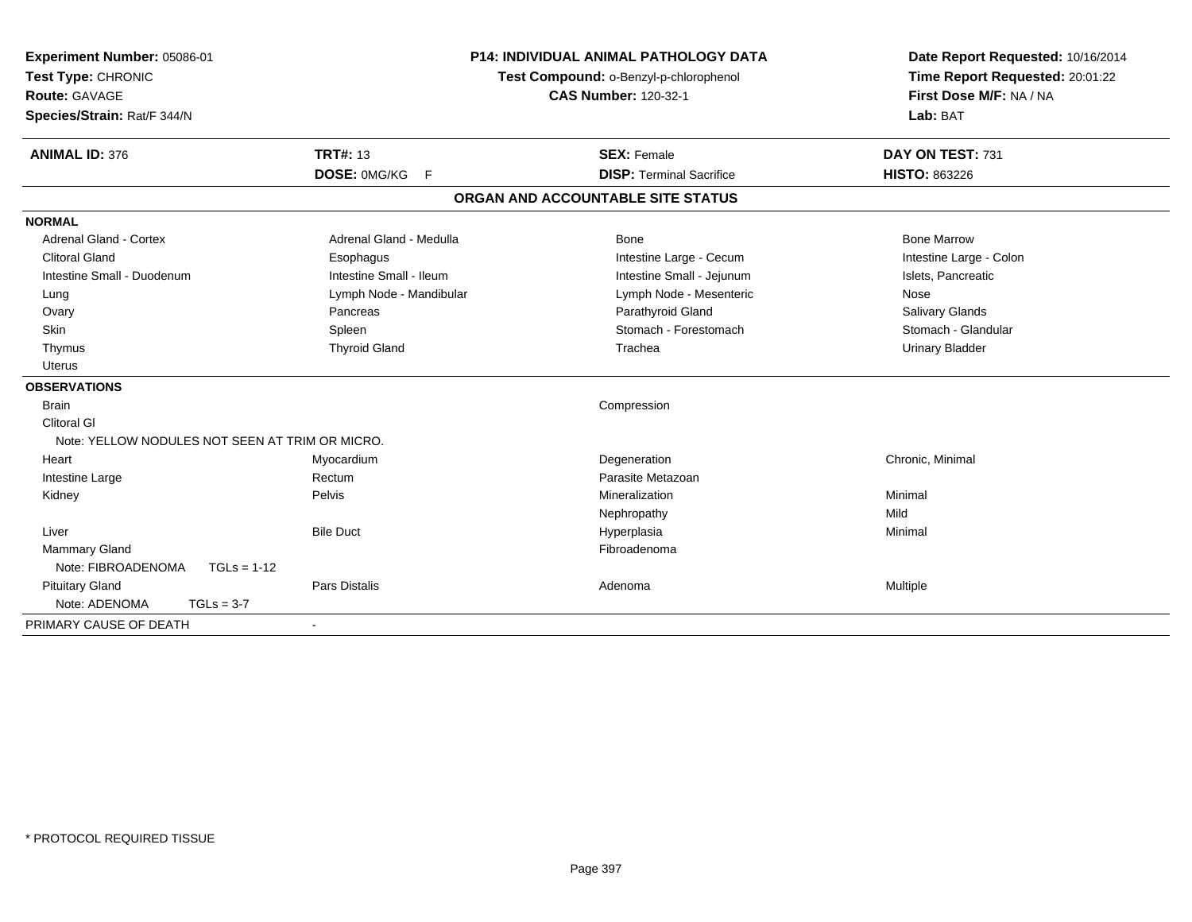**Experiment Number:** 05086-01
**Test Type:** CHRONIC
**Route:** GAVAGE
**Species/Strain:** Rat/F 344/N

**P14: INDIVIDUAL ANIMAL PATHOLOGY DATA**
**Test Compound:** o-Benzyl-p-chlorophenol
**CAS Number:** 120-32-1

**Date Report Requested:** 10/16/2014
**Time Report Requested:** 20:01:22
**First Dose M/F:** NA / NA
**Lab:** BAT

| **ANIMAL ID:** 376 | **TRT#:** 13 | **SEX:** Female | **DAY ON TEST:** 731 |
|---|---|---|---|
| | **DOSE:** 0MG/KG F | **DISP:** Terminal Sacrifice | **HISTO:** 863226 |

## ORGAN AND ACCOUNTABLE SITE STATUS

**NORMAL**

| | | | |
|---|---|---|---|
| Adrenal Gland - Cortex | Adrenal Gland - Medulla | Bone | Bone Marrow |
| Clitoral Gland | Esophagus | Intestine Large - Cecum | Intestine Large - Colon |
| Intestine Small - Duodenum | Intestine Small - Ileum | Intestine Small - Jejunum | Islets, Pancreatic |
| Lung | Lymph Node - Mandibular | Lymph Node - Mesenteric | Nose |
| Ovary | Pancreas | Parathyroid Gland | Salivary Glands |
| Skin | Spleen | Stomach - Forestomach | Stomach - Glandular |
| Thymus | Thyroid Gland | Trachea | Urinary Bladder |
| Uterus | | | |

**OBSERVATIONS**

| | | | |
|---|---|---|---|
| Brain | | Compression | |
| Clitoral Gl | | | |
| Note: YELLOW NODULES NOT SEEN AT TRIM OR MICRO. | | | |
| Heart | Myocardium | Degeneration | Chronic, Minimal |
| Intestine Large | Rectum | Parasite Metazoan | |
| Kidney | Pelvis | Mineralization | Minimal |
| | | Nephropathy | Mild |
| Liver | Bile Duct | Hyperplasia | Minimal |
| Mammary Gland | | Fibroadenoma | |
| Note: FIBROADENOMA TGLs = 1-12 | | | |
| Pituitary Gland | Pars Distalis | Adenoma | Multiple |
| Note: ADENOMA TGLs = 3-7 | | | |

PRIMARY CAUSE OF DEATH -

\* PROTOCOL REQUIRED TISSUE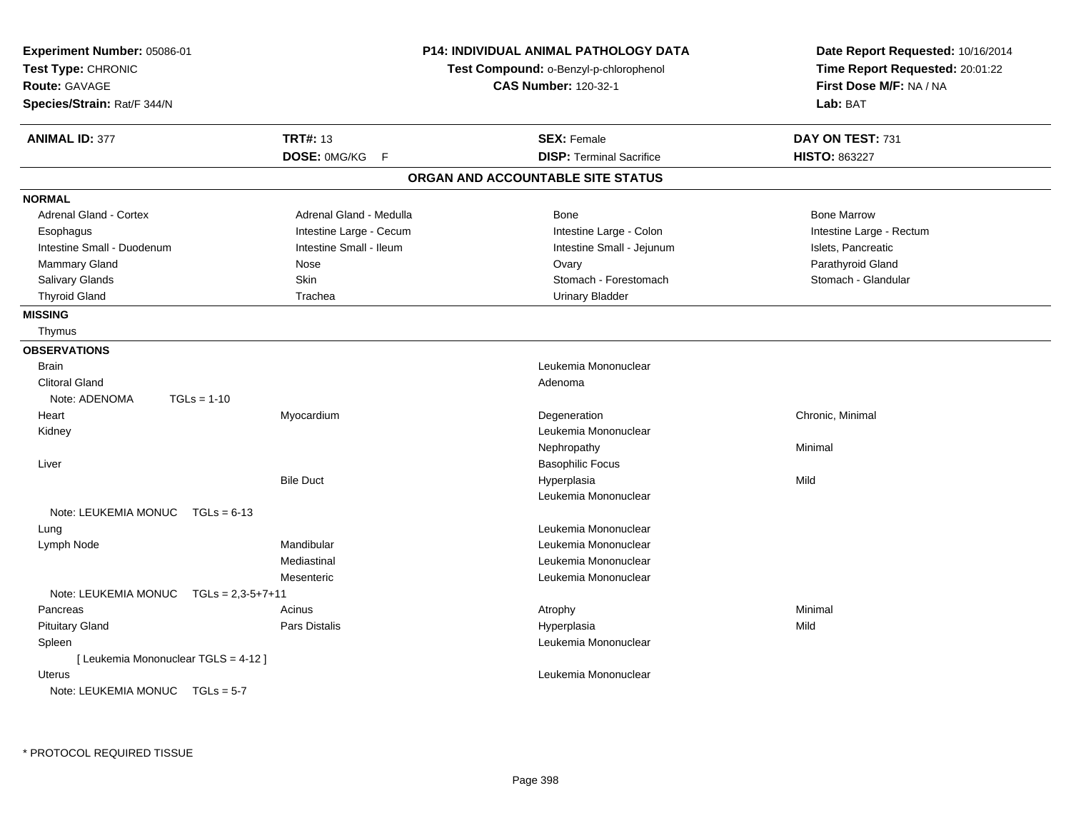**Experiment Number:** 05086-01
**Test Type:** CHRONIC
**Route:** GAVAGE
**Species/Strain:** Rat/F 344/N

**P14: INDIVIDUAL ANIMAL PATHOLOGY DATA**
**Test Compound:** o-Benzyl-p-chlorophenol
**CAS Number:** 120-32-1

**Date Report Requested:** 10/16/2014
**Time Report Requested:** 20:01:22
**First Dose M/F:** NA / NA
**Lab:** BAT

| **ANIMAL ID:** 377 | **TRT#:** 13 | **SEX:** Female | **DAY ON TEST:** 731 |
|---|---|---|---|
| | **DOSE:** 0MG/KG F | **DISP:** Terminal Sacrifice | **HISTO:** 863227 |

## ORGAN AND ACCOUNTABLE SITE STATUS

**NORMAL**

| | | | |
|---|---|---|---|
| Adrenal Gland - Cortex | Adrenal Gland - Medulla | Bone | Bone Marrow |
| Esophagus | Intestine Large - Cecum | Intestine Large - Colon | Intestine Large - Rectum |
| Intestine Small - Duodenum | Intestine Small - Ileum | Intestine Small - Jejunum | Islets, Pancreatic |
| Mammary Gland | Nose | Ovary | Parathyroid Gland |
| Salivary Glands | Skin | Stomach - Forestomach | Stomach - Glandular |
| Thyroid Gland | Trachea | Urinary Bladder | |

**MISSING**

Thymus

**OBSERVATIONS**

| Organ | Site | Observation | Severity |
|---|---|---|---|
| Brain | | Leukemia Mononuclear | |
| Clitoral Gland | | Adenoma | |
| Note: ADENOMA TGLs = 1-10 | | | |
| Heart | Myocardium | Degeneration | Chronic, Minimal |
| Kidney | | Leukemia Mononuclear | |
| | | Nephropathy | Minimal |
| Liver | | Basophilic Focus | |
| | Bile Duct | Hyperplasia | Mild |
| | | Leukemia Mononuclear | |
| Note: LEUKEMIA MONUC TGLs = 6-13 | | | |
| Lung | | Leukemia Mononuclear | |
| Lymph Node | Mandibular | Leukemia Mononuclear | |
| | Mediastinal | Leukemia Mononuclear | |
| | Mesenteric | Leukemia Mononuclear | |
| Note: LEUKEMIA MONUC TGLs = 2,3-5+7+11 | | | |
| Pancreas | Acinus | Atrophy | Minimal |
| Pituitary Gland | Pars Distalis | Hyperplasia | Mild |
| Spleen | | Leukemia Mononuclear | |
| [ Leukemia Mononuclear TGLS = 4-12 ] | | | |
| Uterus | | Leukemia Mononuclear | |
| Note: LEUKEMIA MONUC TGLs = 5-7 | | | |

* PROTOCOL REQUIRED TISSUE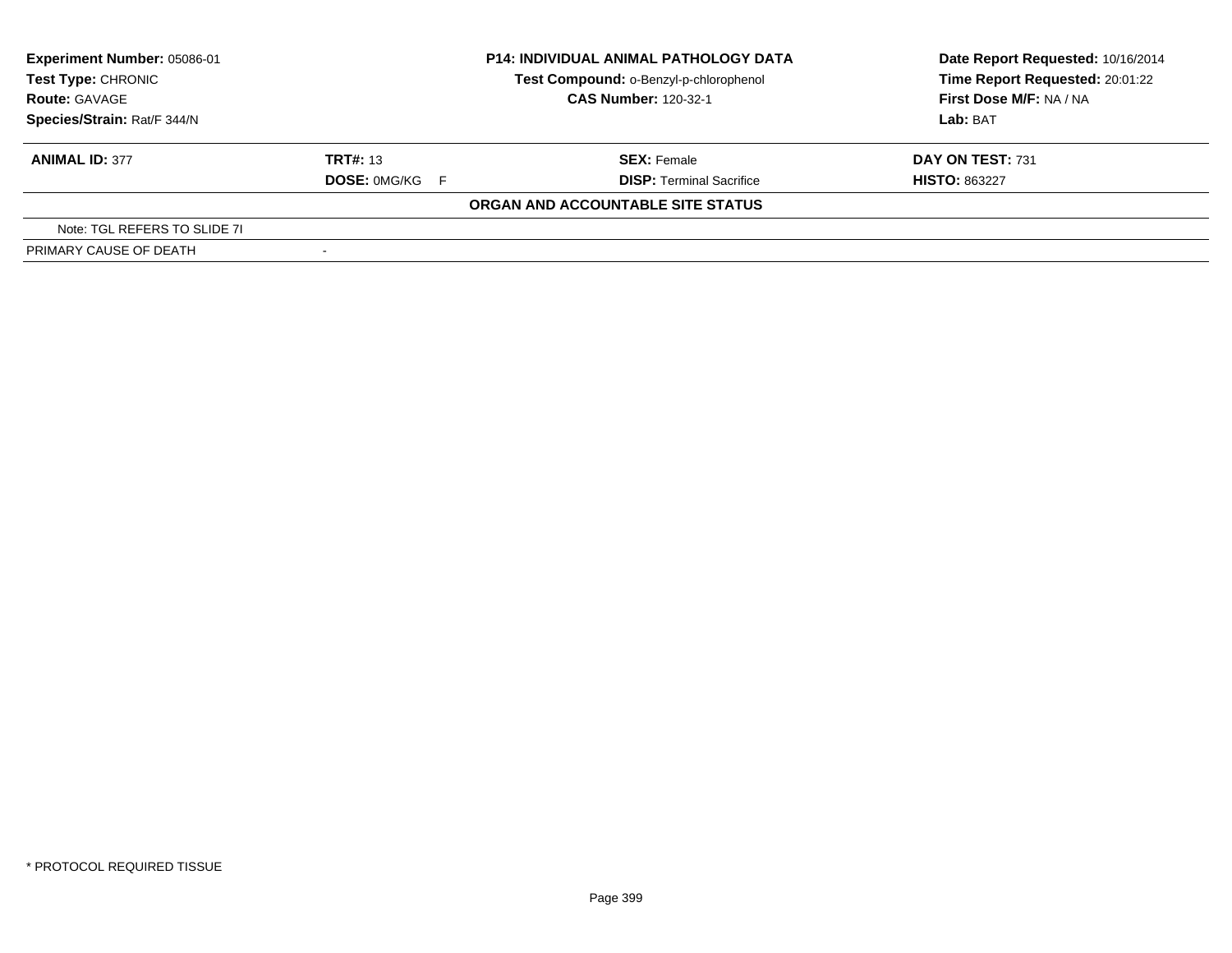**Experiment Number:** 05086-01
**Test Type:** CHRONIC
**Route:** GAVAGE
**Species/Strain:** Rat/F 344/N

**P14: INDIVIDUAL ANIMAL PATHOLOGY DATA**
**Test Compound:** o-Benzyl-p-chlorophenol
**CAS Number:** 120-32-1

**Date Report Requested:** 10/16/2014
**Time Report Requested:** 20:01:22
**First Dose M/F:** NA / NA
**Lab:** BAT

| **ANIMAL ID:** 377 | **TRT#:** 13 | **SEX:** Female | **DAY ON TEST:** 731 |
|---|---|---|---|
| | **DOSE:** 0MG/KG F | **DISP:** Terminal Sacrifice | **HISTO:** 863227 |

**ORGAN AND ACCOUNTABLE SITE STATUS**

| | |
|---|---|
| Note: TGL REFERS TO SLIDE 7I | |
| PRIMARY CAUSE OF DEATH | - |

* PROTOCOL REQUIRED TISSUE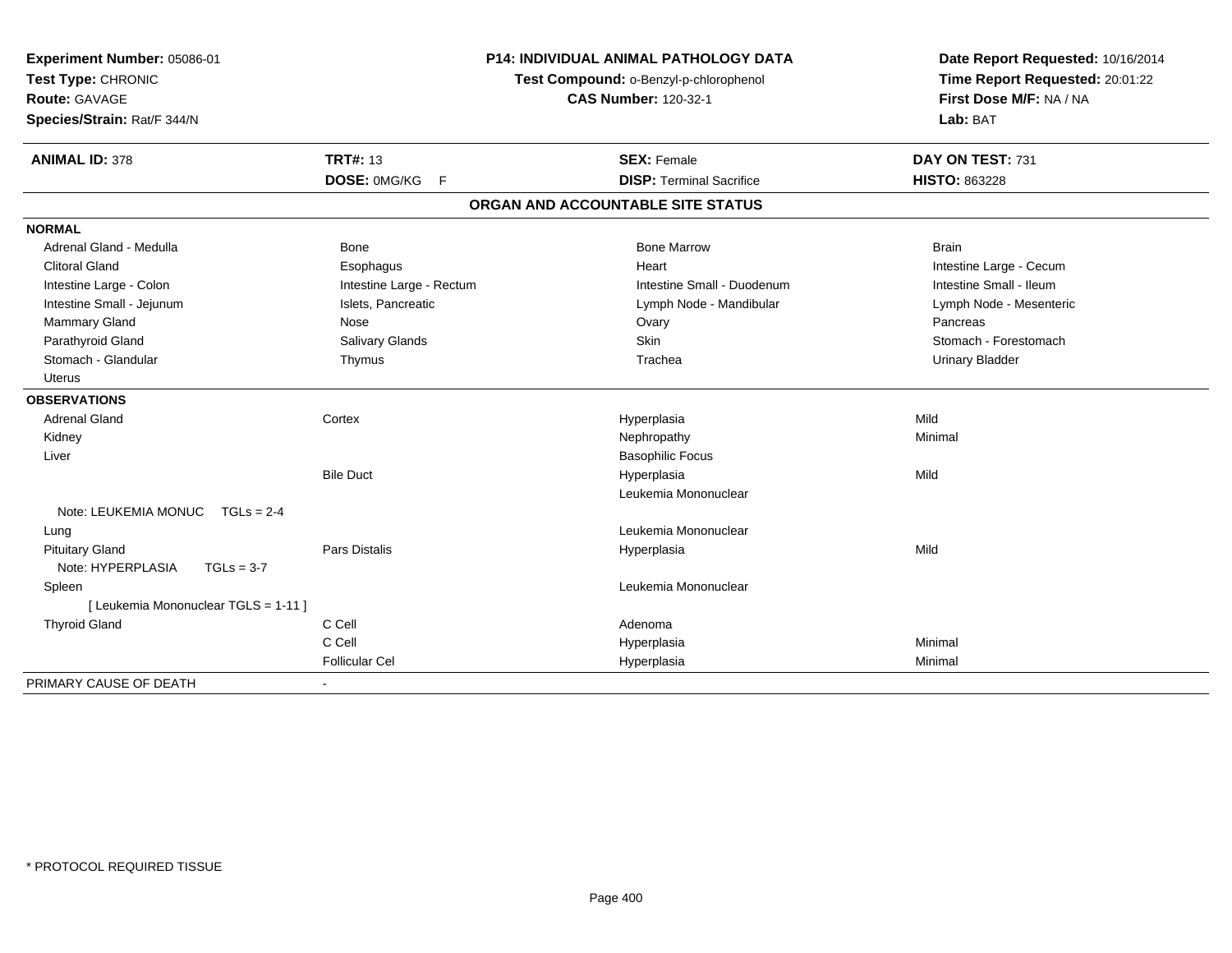**Experiment Number:** 05086-01
**Test Type:** CHRONIC
**Route:** GAVAGE
**Species/Strain:** Rat/F 344/N

**P14: INDIVIDUAL ANIMAL PATHOLOGY DATA**
**Test Compound:** o-Benzyl-p-chlorophenol
**CAS Number:** 120-32-1

**Date Report Requested:** 10/16/2014
**Time Report Requested:** 20:01:22
**First Dose M/F:** NA / NA
**Lab:** BAT

| **ANIMAL ID:** 378 | **TRT#:** 13 | **SEX:** Female | **DAY ON TEST:** 731 |
|---|---|---|---|
| | **DOSE:** 0MG/KG F | **DISP:** Terminal Sacrifice | **HISTO:** 863228 |

## ORGAN AND ACCOUNTABLE SITE STATUS

| | | | |
|---|---|---|---|
| **NORMAL** | | | |
| Adrenal Gland - Medulla | Bone | Bone Marrow | Brain |
| Clitoral Gland | Esophagus | Heart | Intestine Large - Cecum |
| Intestine Large - Colon | Intestine Large - Rectum | Intestine Small - Duodenum | Intestine Small - Ileum |
| Intestine Small - Jejunum | Islets, Pancreatic | Lymph Node - Mandibular | Lymph Node - Mesenteric |
| Mammary Gland | Nose | Ovary | Pancreas |
| Parathyroid Gland | Salivary Glands | Skin | Stomach - Forestomach |
| Stomach - Glandular | Thymus | Trachea | Urinary Bladder |
| Uterus | | | |
| **OBSERVATIONS** | | | |
| Adrenal Gland | Cortex | Hyperplasia | Mild |
| Kidney | | Nephropathy | Minimal |
| Liver | | Basophilic Focus | |
| | Bile Duct | Hyperplasia | Mild |
| | | Leukemia Mononuclear | |
| Note: LEUKEMIA MONUC TGLs = 2-4 | | | |
| Lung | | Leukemia Mononuclear | |
| Pituitary Gland | Pars Distalis | Hyperplasia | Mild |
| Note: HYPERPLASIA TGLs = 3-7 | | | |
| Spleen | | Leukemia Mononuclear | |
| [ Leukemia Mononuclear TGLS = 1-11 ] | | | |
| Thyroid Gland | C Cell | Adenoma | |
| | C Cell | Hyperplasia | Minimal |
| | Follicular Cel | Hyperplasia | Minimal |
| PRIMARY CAUSE OF DEATH | - | | |

\* PROTOCOL REQUIRED TISSUE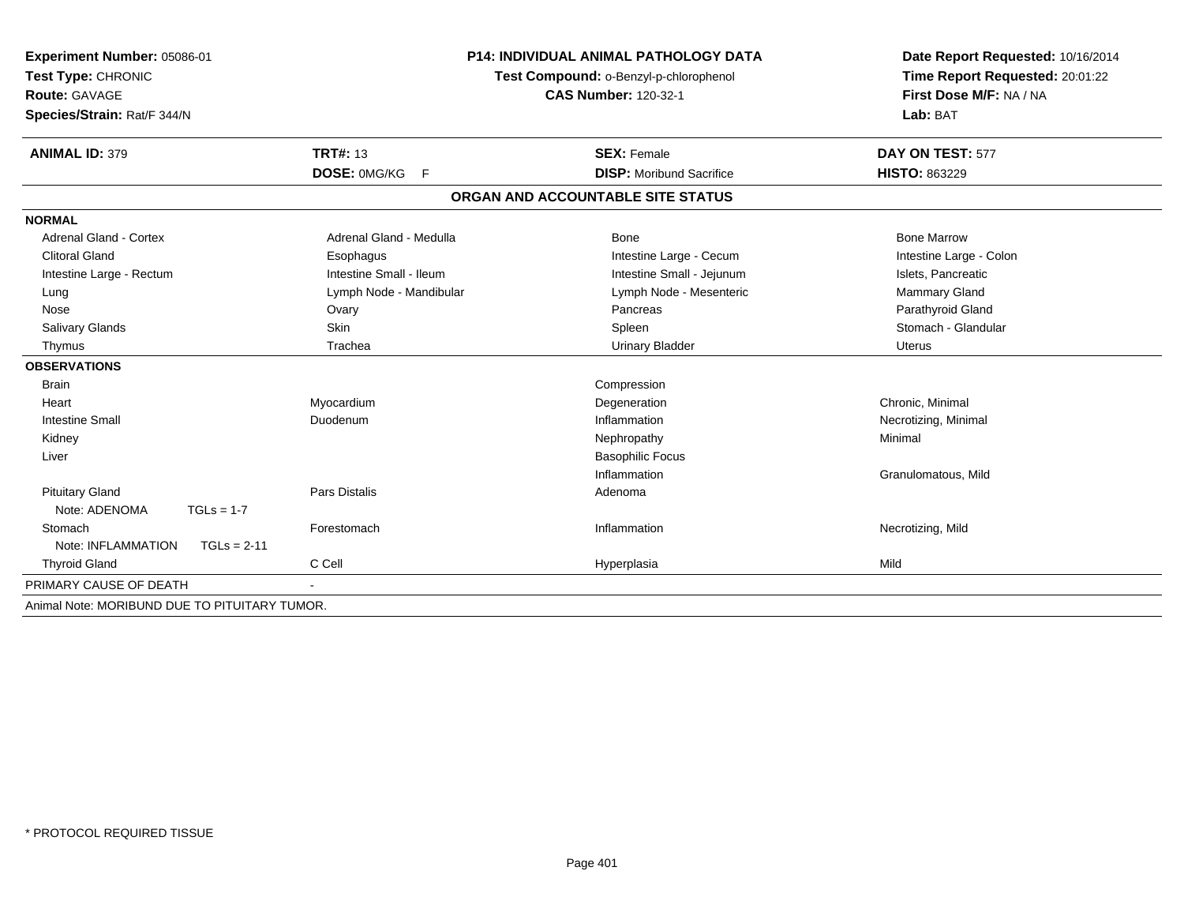**Experiment Number:** 05086-01
**Test Type:** CHRONIC
**Route:** GAVAGE
**Species/Strain:** Rat/F 344/N

**P14: INDIVIDUAL ANIMAL PATHOLOGY DATA**
**Test Compound:** o-Benzyl-p-chlorophenol
**CAS Number:** 120-32-1

**Date Report Requested:** 10/16/2014
**Time Report Requested:** 20:01:22
**First Dose M/F:** NA / NA
**Lab:** BAT

| **ANIMAL ID:** 379 | **TRT#:** 13 | **SEX:** Female | **DAY ON TEST:** 577 |
|---|---|---|---|
| | **DOSE:** 0MG/KG F | **DISP:** Moribund Sacrifice | **HISTO:** 863229 |

## ORGAN AND ACCOUNTABLE SITE STATUS

| | | | |
|---|---|---|---|
| **NORMAL** | | | |
| Adrenal Gland - Cortex | Adrenal Gland - Medulla | Bone | Bone Marrow |
| Clitoral Gland | Esophagus | Intestine Large - Cecum | Intestine Large - Colon |
| Intestine Large - Rectum | Intestine Small - Ileum | Intestine Small - Jejunum | Islets, Pancreatic |
| Lung | Lymph Node - Mandibular | Lymph Node - Mesenteric | Mammary Gland |
| Nose | Ovary | Pancreas | Parathyroid Gland |
| Salivary Glands | Skin | Spleen | Stomach - Glandular |
| Thymus | Trachea | Urinary Bladder | Uterus |
| **OBSERVATIONS** | | | |
| Brain | | Compression | |
| Heart | Myocardium | Degeneration | Chronic, Minimal |
| Intestine Small | Duodenum | Inflammation | Necrotizing, Minimal |
| Kidney | | Nephropathy | Minimal |
| Liver | | Basophilic Focus | |
| | | Inflammation | Granulomatous, Mild |
| Pituitary Gland | Pars Distalis | Adenoma | |
| Note: ADENOMA TGLs = 1-7 | | | |
| Stomach | Forestomach | Inflammation | Necrotizing, Mild |
| Note: INFLAMMATION TGLs = 2-11 | | | |
| Thyroid Gland | C Cell | Hyperplasia | Mild |
| PRIMARY CAUSE OF DEATH | - | | |

Animal Note: MORIBUND DUE TO PITUITARY TUMOR.

\* PROTOCOL REQUIRED TISSUE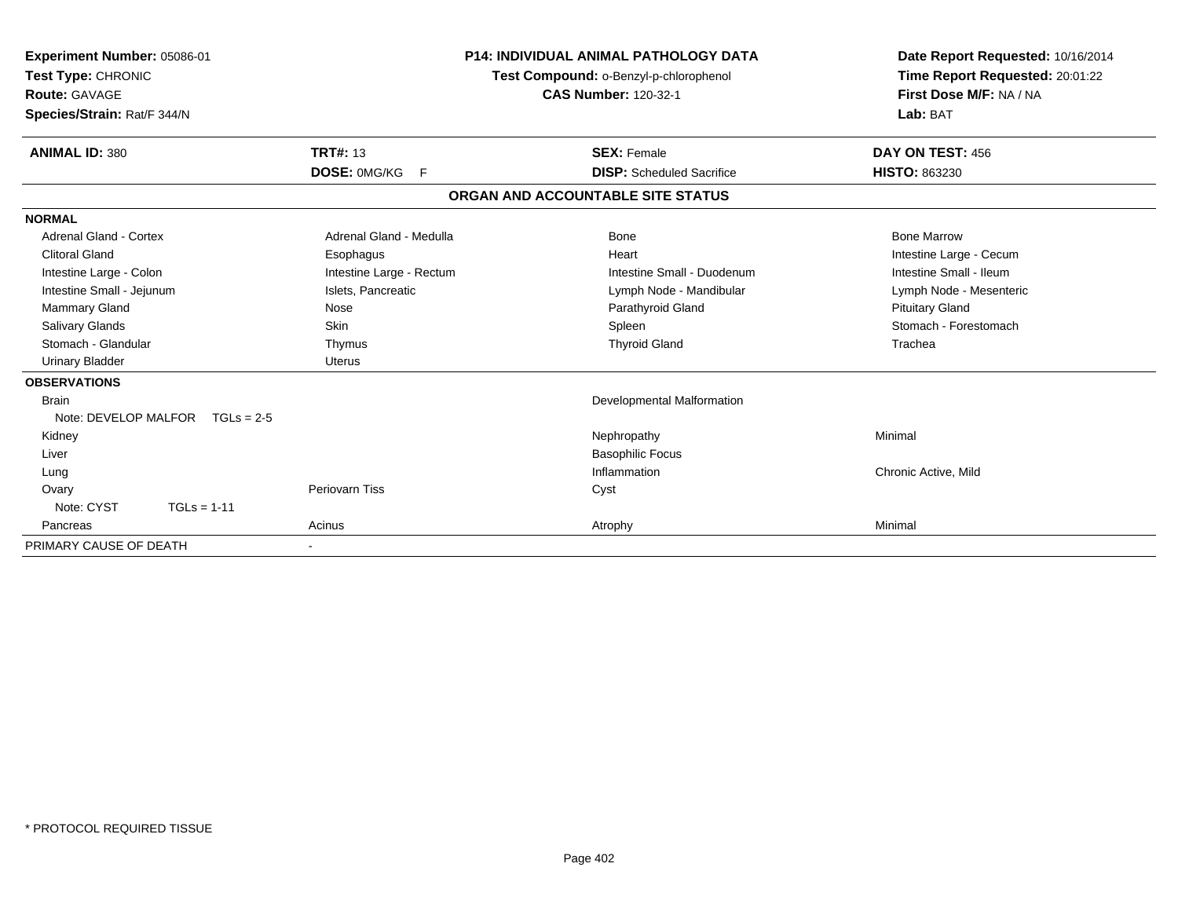**Experiment Number:** 05086-01
**Test Type:** CHRONIC
**Route:** GAVAGE
**Species/Strain:** Rat/F 344/N

**P14: INDIVIDUAL ANIMAL PATHOLOGY DATA**
**Test Compound:** o-Benzyl-p-chlorophenol
**CAS Number:** 120-32-1

**Date Report Requested:** 10/16/2014
**Time Report Requested:** 20:01:22
**First Dose M/F:** NA / NA
**Lab:** BAT

| **ANIMAL ID:** 380 | **TRT#:** 13 | **SEX:** Female | **DAY ON TEST:** 456 |
|---|---|---|---|
| | **DOSE:** 0MG/KG F | **DISP:** Scheduled Sacrifice | **HISTO:** 863230 |

## ORGAN AND ACCOUNTABLE SITE STATUS

| | | | |
|---|---|---|---|
| **NORMAL** | | | |
| Adrenal Gland - Cortex | Adrenal Gland - Medulla | Bone | Bone Marrow |
| Clitoral Gland | Esophagus | Heart | Intestine Large - Cecum |
| Intestine Large - Colon | Intestine Large - Rectum | Intestine Small - Duodenum | Intestine Small - Ileum |
| Intestine Small - Jejunum | Islets, Pancreatic | Lymph Node - Mandibular | Lymph Node - Mesenteric |
| Mammary Gland | Nose | Parathyroid Gland | Pituitary Gland |
| Salivary Glands | Skin | Spleen | Stomach - Forestomach |
| Stomach - Glandular | Thymus | Thyroid Gland | Trachea |
| Urinary Bladder | Uterus | | |
| **OBSERVATIONS** | | | |
| Brain | | Developmental Malformation | |
| Note: DEVELOP MALFOR TGLs = 2-5 | | | |
| Kidney | | Nephropathy | Minimal |
| Liver | | Basophilic Focus | |
| Lung | | Inflammation | Chronic Active, Mild |
| Ovary | Periovarn Tiss | Cyst | |
| Note: CYST TGLs = 1-11 | | | |
| Pancreas | Acinus | Atrophy | Minimal |
| PRIMARY CAUSE OF DEATH | - | | |

\* PROTOCOL REQUIRED TISSUE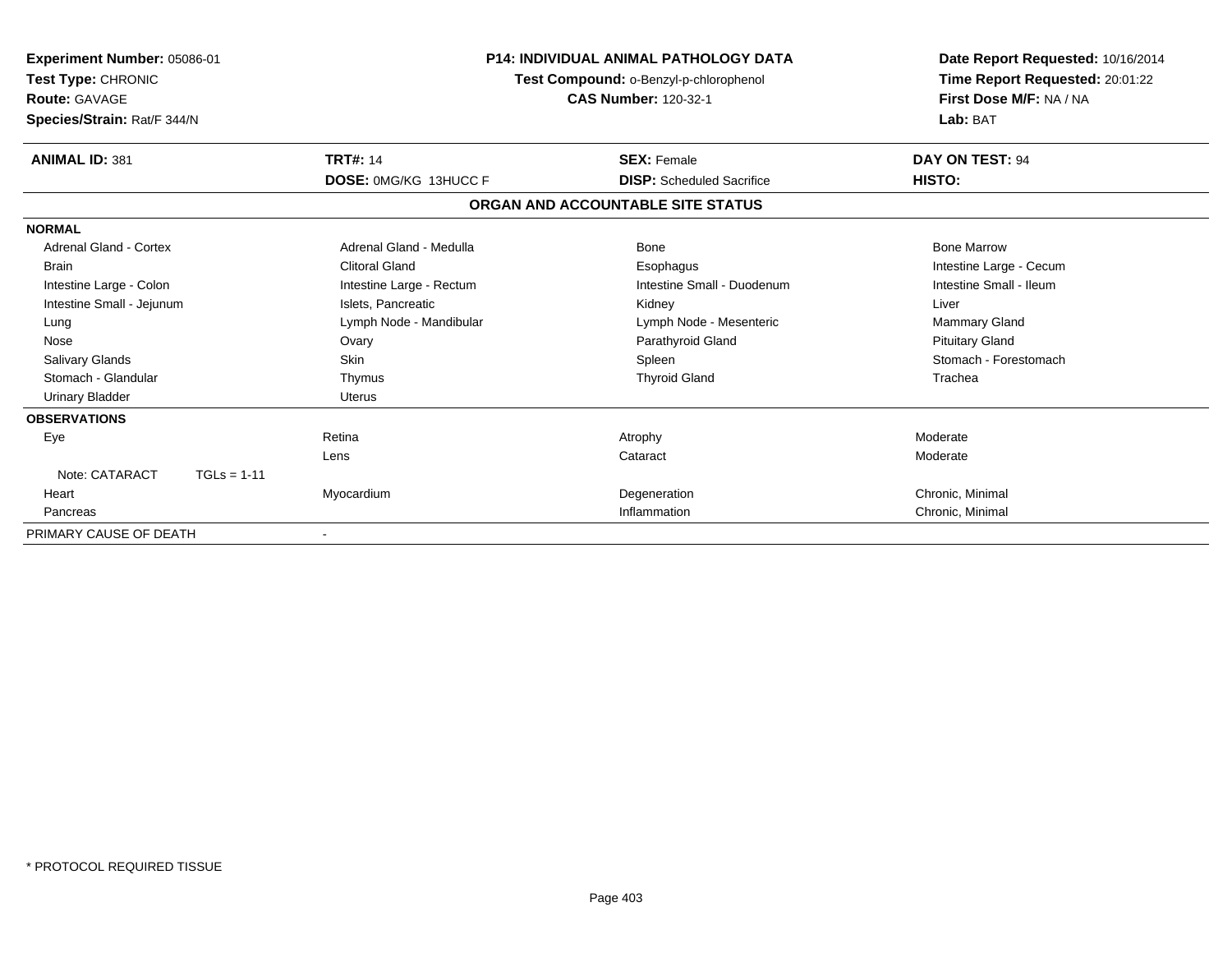**Experiment Number:** 05086-01
**Test Type:** CHRONIC
**Route:** GAVAGE
**Species/Strain:** Rat/F 344/N

**P14: INDIVIDUAL ANIMAL PATHOLOGY DATA**
**Test Compound:** o-Benzyl-p-chlorophenol
**CAS Number:** 120-32-1

**Date Report Requested:** 10/16/2014
**Time Report Requested:** 20:01:22
**First Dose M/F:** NA / NA
**Lab:** BAT

| **ANIMAL ID:** 381 | **TRT#:** 14 | **SEX:** Female | **DAY ON TEST:** 94 |
|---|---|---|---|
| | **DOSE:** 0MG/KG 13HUCC F | **DISP:** Scheduled Sacrifice | **HISTO:** |

## ORGAN AND ACCOUNTABLE SITE STATUS

| | | | |
|---|---|---|---|
| **NORMAL** | | | |
| Adrenal Gland - Cortex | Adrenal Gland - Medulla | Bone | Bone Marrow |
| Brain | Clitoral Gland | Esophagus | Intestine Large - Cecum |
| Intestine Large - Colon | Intestine Large - Rectum | Intestine Small - Duodenum | Intestine Small - Ileum |
| Intestine Small - Jejunum | Islets, Pancreatic | Kidney | Liver |
| Lung | Lymph Node - Mandibular | Lymph Node - Mesenteric | Mammary Gland |
| Nose | Ovary | Parathyroid Gland | Pituitary Gland |
| Salivary Glands | Skin | Spleen | Stomach - Forestomach |
| Stomach - Glandular | Thymus | Thyroid Gland | Trachea |
| Urinary Bladder | Uterus | | |
| **OBSERVATIONS** | | | |
| Eye | Retina | Atrophy | Moderate |
| | Lens | Cataract | Moderate |
| Note: CATARACT TGLs = 1-11 | | | |
| Heart | Myocardium | Degeneration | Chronic, Minimal |
| Pancreas | | Inflammation | Chronic, Minimal |
| PRIMARY CAUSE OF DEATH | - | | |

* PROTOCOL REQUIRED TISSUE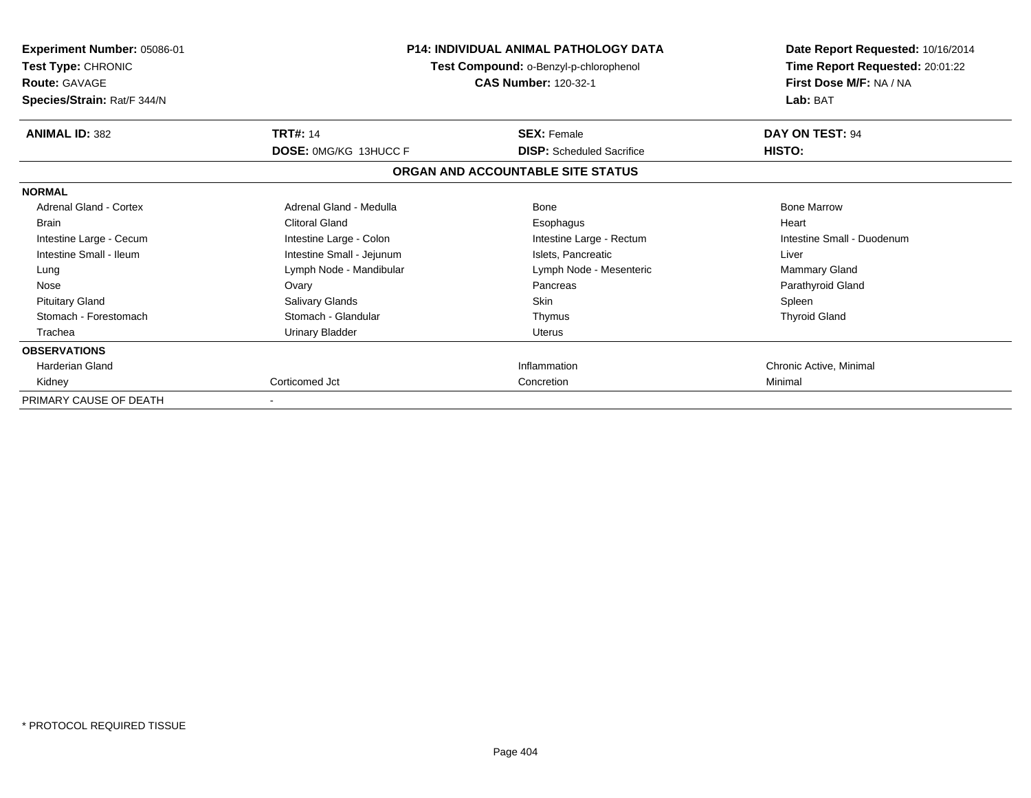**Experiment Number:** 05086-01
**Test Type:** CHRONIC
**Route:** GAVAGE
**Species/Strain:** Rat/F 344/N

**P14: INDIVIDUAL ANIMAL PATHOLOGY DATA**
**Test Compound:** o-Benzyl-p-chlorophenol
**CAS Number:** 120-32-1

**Date Report Requested:** 10/16/2014
**Time Report Requested:** 20:01:22
**First Dose M/F:** NA / NA
**Lab:** BAT

| **ANIMAL ID:** 382 | **TRT#:** 14 | **SEX:** Female | **DAY ON TEST:** 94 |
|---|---|---|---|
| | **DOSE:** 0MG/KG 13HUCC F | **DISP:** Scheduled Sacrifice | **HISTO:** |

**ORGAN AND ACCOUNTABLE SITE STATUS**

| | | | |
|---|---|---|---|
| **NORMAL** | | | |
| Adrenal Gland - Cortex | Adrenal Gland - Medulla | Bone | Bone Marrow |
| Brain | Clitoral Gland | Esophagus | Heart |
| Intestine Large - Cecum | Intestine Large - Colon | Intestine Large - Rectum | Intestine Small - Duodenum |
| Intestine Small - Ileum | Intestine Small - Jejunum | Islets, Pancreatic | Liver |
| Lung | Lymph Node - Mandibular | Lymph Node - Mesenteric | Mammary Gland |
| Nose | Ovary | Pancreas | Parathyroid Gland |
| Pituitary Gland | Salivary Glands | Skin | Spleen |
| Stomach - Forestomach | Stomach - Glandular | Thymus | Thyroid Gland |
| Trachea | Urinary Bladder | Uterus | |
| **OBSERVATIONS** | | | |
| Harderian Gland | | Inflammation | Chronic Active, Minimal |
| Kidney | Corticomed Jct | Concretion | Minimal |
| PRIMARY CAUSE OF DEATH | - | | |

\* PROTOCOL REQUIRED TISSUE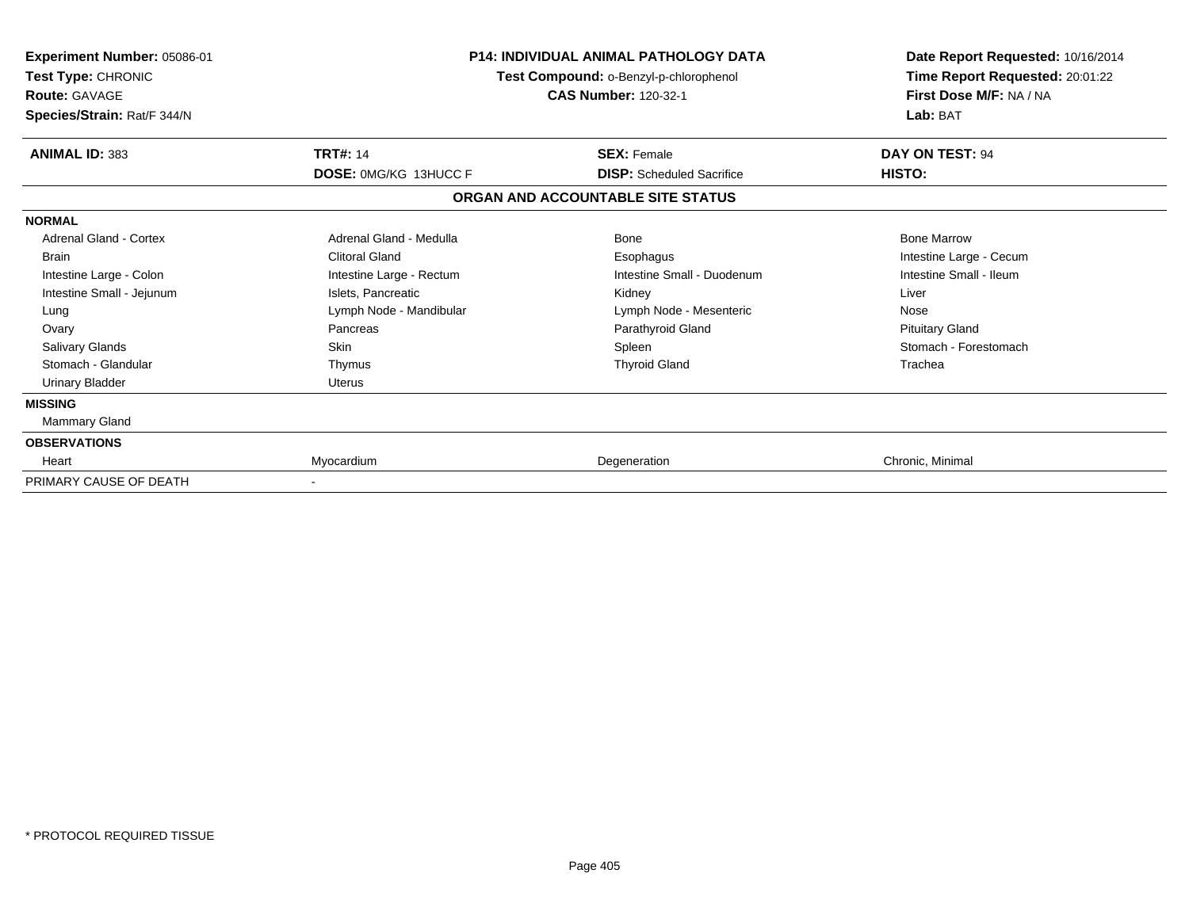**Experiment Number:** 05086-01
**Test Type:** CHRONIC
**Route:** GAVAGE
**Species/Strain:** Rat/F 344/N

**P14: INDIVIDUAL ANIMAL PATHOLOGY DATA**
**Test Compound:** o-Benzyl-p-chlorophenol
**CAS Number:** 120-32-1

**Date Report Requested:** 10/16/2014
**Time Report Requested:** 20:01:22
**First Dose M/F:** NA / NA
**Lab:** BAT

| **ANIMAL ID:** 383 | **TRT#:** 14 | **SEX:** Female | **DAY ON TEST:** 94 |
|---|---|---|---|
| | **DOSE:** 0MG/KG 13HUCC F | **DISP:** Scheduled Sacrifice | **HISTO:** |

## ORGAN AND ACCOUNTABLE SITE STATUS

| | | | |
|---|---|---|---|
| **NORMAL** | | | |
| Adrenal Gland - Cortex | Adrenal Gland - Medulla | Bone | Bone Marrow |
| Brain | Clitoral Gland | Esophagus | Intestine Large - Cecum |
| Intestine Large - Colon | Intestine Large - Rectum | Intestine Small - Duodenum | Intestine Small - Ileum |
| Intestine Small - Jejunum | Islets, Pancreatic | Kidney | Liver |
| Lung | Lymph Node - Mandibular | Lymph Node - Mesenteric | Nose |
| Ovary | Pancreas | Parathyroid Gland | Pituitary Gland |
| Salivary Glands | Skin | Spleen | Stomach - Forestomach |
| Stomach - Glandular | Thymus | Thyroid Gland | Trachea |
| Urinary Bladder | Uterus | | |
| **MISSING** | | | |
| Mammary Gland | | | |
| **OBSERVATIONS** | | | |
| Heart | Myocardium | Degeneration | Chronic, Minimal |
| PRIMARY CAUSE OF DEATH | - | | |

* PROTOCOL REQUIRED TISSUE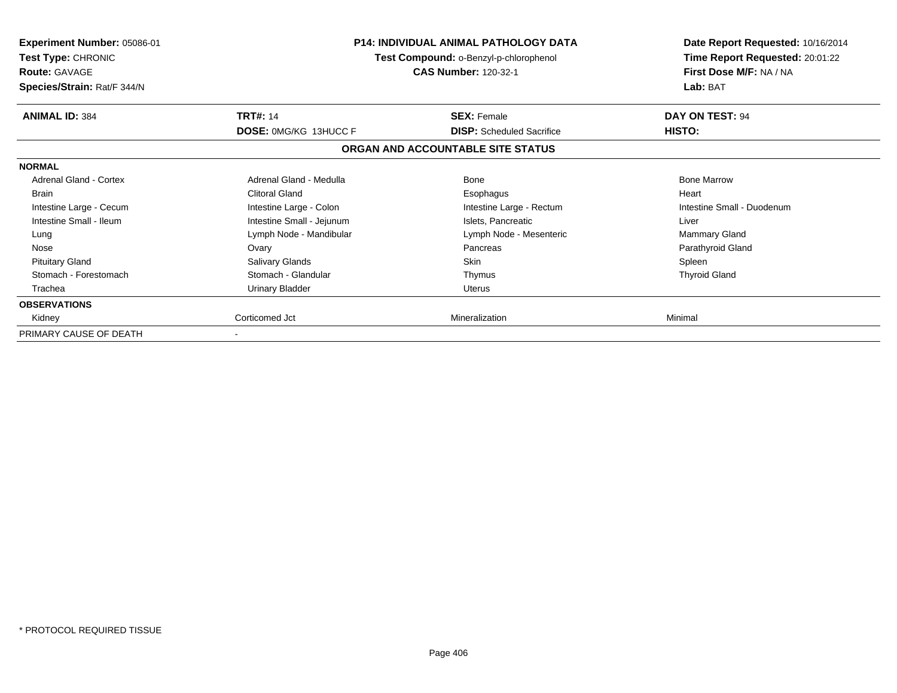**Experiment Number:** 05086-01
**Test Type:** CHRONIC
**Route:** GAVAGE
**Species/Strain:** Rat/F 344/N

**P14: INDIVIDUAL ANIMAL PATHOLOGY DATA**
**Test Compound:** o-Benzyl-p-chlorophenol
**CAS Number:** 120-32-1

**Date Report Requested:** 10/16/2014
**Time Report Requested:** 20:01:22
**First Dose M/F:** NA / NA
**Lab:** BAT

| **ANIMAL ID:** 384 | **TRT#:** 14 | **SEX:** Female | **DAY ON TEST:** 94 |
|---|---|---|---|
| | **DOSE:** 0MG/KG 13HUCC F | **DISP:** Scheduled Sacrifice | **HISTO:** |

**ORGAN AND ACCOUNTABLE SITE STATUS**

| | | | |
|---|---|---|---|
| **NORMAL** | | | |
| Adrenal Gland - Cortex | Adrenal Gland - Medulla | Bone | Bone Marrow |
| Brain | Clitoral Gland | Esophagus | Heart |
| Intestine Large - Cecum | Intestine Large - Colon | Intestine Large - Rectum | Intestine Small - Duodenum |
| Intestine Small - Ileum | Intestine Small - Jejunum | Islets, Pancreatic | Liver |
| Lung | Lymph Node - Mandibular | Lymph Node - Mesenteric | Mammary Gland |
| Nose | Ovary | Pancreas | Parathyroid Gland |
| Pituitary Gland | Salivary Glands | Skin | Spleen |
| Stomach - Forestomach | Stomach - Glandular | Thymus | Thyroid Gland |
| Trachea | Urinary Bladder | Uterus | |
| **OBSERVATIONS** | | | |
| Kidney | Corticomed Jct | Mineralization | Minimal |
| PRIMARY CAUSE OF DEATH | - | | |

\* PROTOCOL REQUIRED TISSUE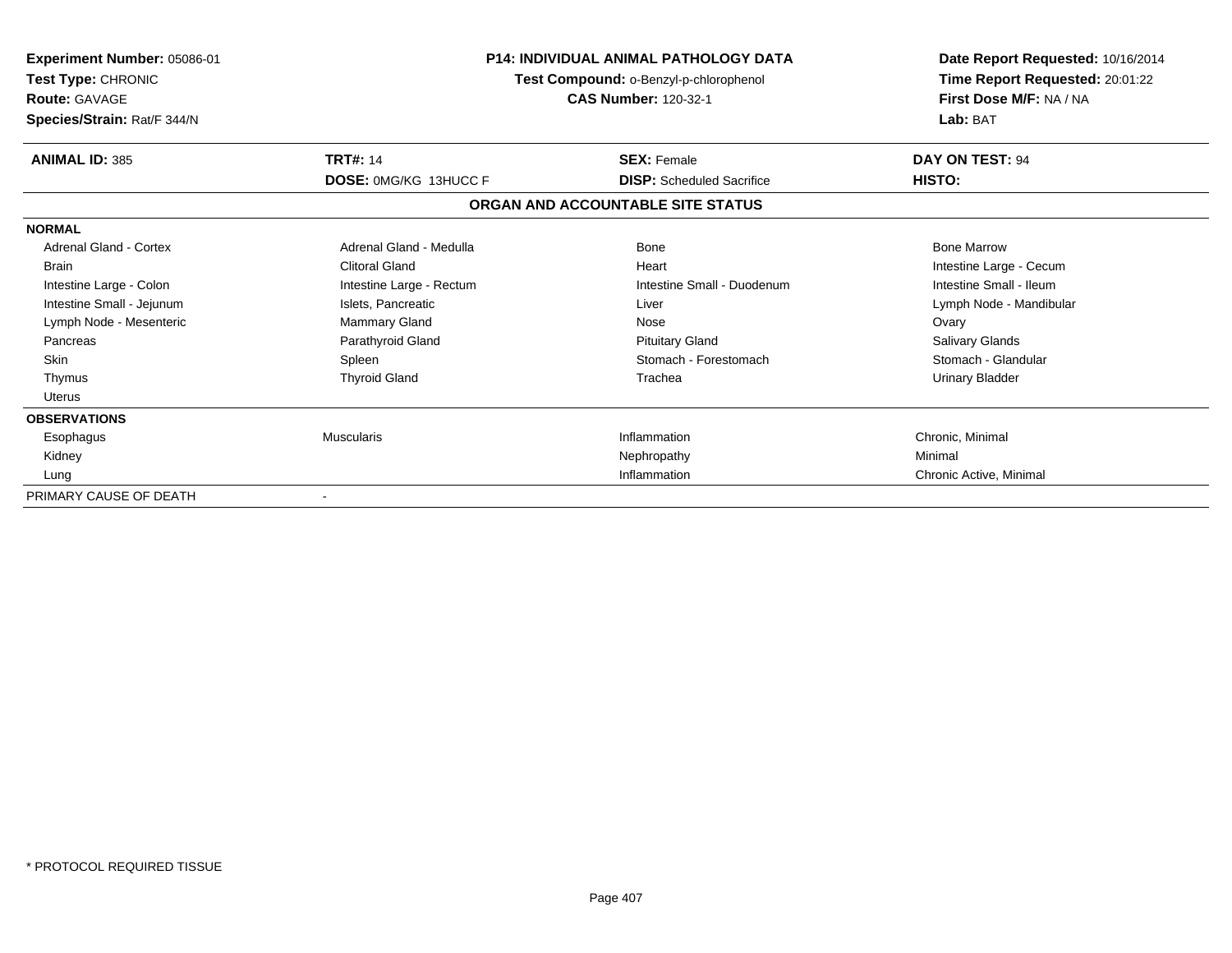**Experiment Number:** 05086-01
**Test Type:** CHRONIC
**Route:** GAVAGE
**Species/Strain:** Rat/F 344/N

**P14: INDIVIDUAL ANIMAL PATHOLOGY DATA**
**Test Compound:** o-Benzyl-p-chlorophenol
**CAS Number:** 120-32-1

**Date Report Requested:** 10/16/2014
**Time Report Requested:** 20:01:22
**First Dose M/F:** NA / NA
**Lab:** BAT

| **ANIMAL ID:** 385 | **TRT#:** 14 | **SEX:** Female | **DAY ON TEST:** 94 |
|---|---|---|---|
| | **DOSE:** 0MG/KG 13HUCC F | **DISP:** Scheduled Sacrifice | **HISTO:** |

### ORGAN AND ACCOUNTABLE SITE STATUS

| | | | |
|---|---|---|---|
| **NORMAL** | | | |
| Adrenal Gland - Cortex | Adrenal Gland - Medulla | Bone | Bone Marrow |
| Brain | Clitoral Gland | Heart | Intestine Large - Cecum |
| Intestine Large - Colon | Intestine Large - Rectum | Intestine Small - Duodenum | Intestine Small - Ileum |
| Intestine Small - Jejunum | Islets, Pancreatic | Liver | Lymph Node - Mandibular |
| Lymph Node - Mesenteric | Mammary Gland | Nose | Ovary |
| Pancreas | Parathyroid Gland | Pituitary Gland | Salivary Glands |
| Skin | Spleen | Stomach - Forestomach | Stomach - Glandular |
| Thymus | Thyroid Gland | Trachea | Urinary Bladder |
| Uterus | | | |
| **OBSERVATIONS** | | | |
| Esophagus | Muscularis | Inflammation | Chronic, Minimal |
| Kidney | | Nephropathy | Minimal |
| Lung | | Inflammation | Chronic Active, Minimal |
| PRIMARY CAUSE OF DEATH | - | | |

* PROTOCOL REQUIRED TISSUE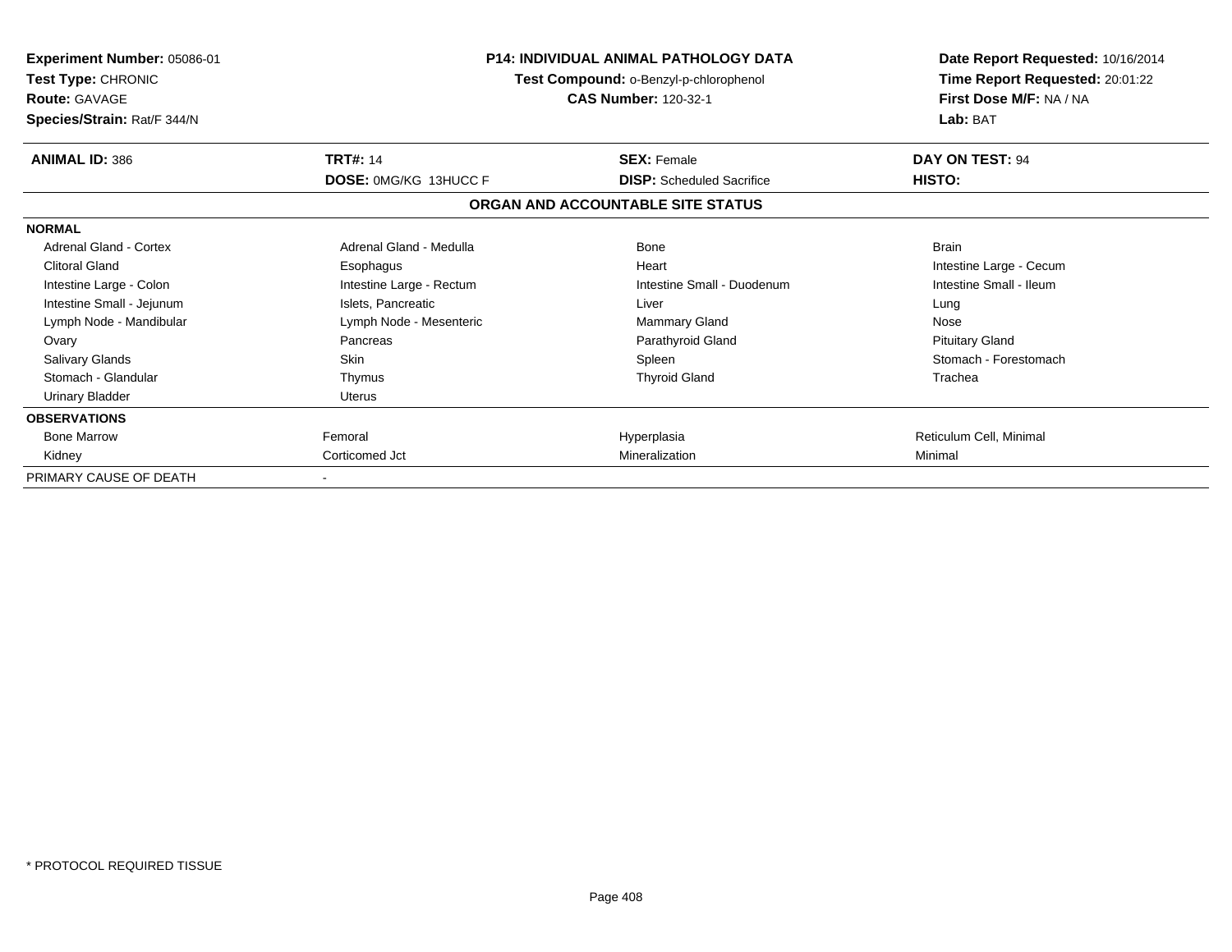**Experiment Number:** 05086-01
**Test Type:** CHRONIC
**Route:** GAVAGE
**Species/Strain:** Rat/F 344/N

**P14: INDIVIDUAL ANIMAL PATHOLOGY DATA**
**Test Compound:** o-Benzyl-p-chlorophenol
**CAS Number:** 120-32-1

**Date Report Requested:** 10/16/2014
**Time Report Requested:** 20:01:22
**First Dose M/F:** NA / NA
**Lab:** BAT

| **ANIMAL ID:** 386 | **TRT#:** 14 | **SEX:** Female | **DAY ON TEST:** 94 |
|---|---|---|---|
| | **DOSE:** 0MG/KG 13HUCC F | **DISP:** Scheduled Sacrifice | **HISTO:** |

**ORGAN AND ACCOUNTABLE SITE STATUS**

| | | | |
|---|---|---|---|
| **NORMAL** | | | |
| Adrenal Gland - Cortex | Adrenal Gland - Medulla | Bone | Brain |
| Clitoral Gland | Esophagus | Heart | Intestine Large - Cecum |
| Intestine Large - Colon | Intestine Large - Rectum | Intestine Small - Duodenum | Intestine Small - Ileum |
| Intestine Small - Jejunum | Islets, Pancreatic | Liver | Lung |
| Lymph Node - Mandibular | Lymph Node - Mesenteric | Mammary Gland | Nose |
| Ovary | Pancreas | Parathyroid Gland | Pituitary Gland |
| Salivary Glands | Skin | Spleen | Stomach - Forestomach |
| Stomach - Glandular | Thymus | Thyroid Gland | Trachea |
| Urinary Bladder | Uterus | | |
| **OBSERVATIONS** | | | |
| Bone Marrow | Femoral | Hyperplasia | Reticulum Cell, Minimal |
| Kidney | Corticomed Jct | Mineralization | Minimal |
| PRIMARY CAUSE OF DEATH | - | | |

\* PROTOCOL REQUIRED TISSUE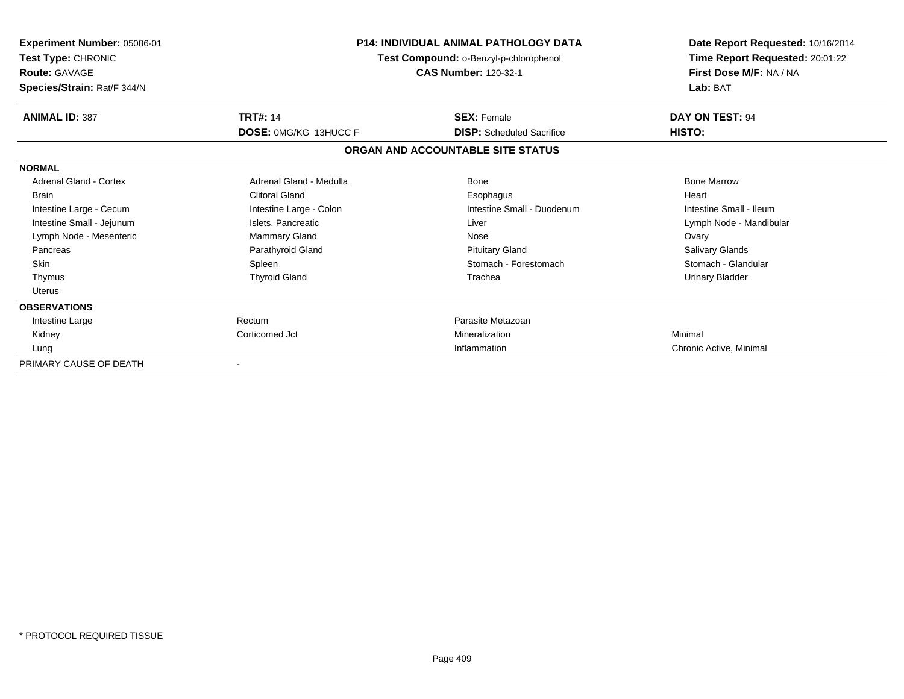**Experiment Number:** 05086-01
**Test Type:** CHRONIC
**Route:** GAVAGE
**Species/Strain:** Rat/F 344/N

**P14: INDIVIDUAL ANIMAL PATHOLOGY DATA**
**Test Compound:** o-Benzyl-p-chlorophenol
**CAS Number:** 120-32-1

**Date Report Requested:** 10/16/2014
**Time Report Requested:** 20:01:22
**First Dose M/F:** NA / NA
**Lab:** BAT

| **ANIMAL ID:** 387 | **TRT#:** 14 | **SEX:** Female | **DAY ON TEST:** 94 |
|---|---|---|---|
| | **DOSE:** 0MG/KG 13HUCC F | **DISP:** Scheduled Sacrifice | **HISTO:** |

**ORGAN AND ACCOUNTABLE SITE STATUS**

| | | | |
|---|---|---|---|
| **NORMAL** | | | |
| Adrenal Gland - Cortex | Adrenal Gland - Medulla | Bone | Bone Marrow |
| Brain | Clitoral Gland | Esophagus | Heart |
| Intestine Large - Cecum | Intestine Large - Colon | Intestine Small - Duodenum | Intestine Small - Ileum |
| Intestine Small - Jejunum | Islets, Pancreatic | Liver | Lymph Node - Mandibular |
| Lymph Node - Mesenteric | Mammary Gland | Nose | Ovary |
| Pancreas | Parathyroid Gland | Pituitary Gland | Salivary Glands |
| Skin | Spleen | Stomach - Forestomach | Stomach - Glandular |
| Thymus | Thyroid Gland | Trachea | Urinary Bladder |
| Uterus | | | |
| **OBSERVATIONS** | | | |
| Intestine Large | Rectum | Parasite Metazoan | |
| Kidney | Corticomed Jct | Mineralization | Minimal |
| Lung | | Inflammation | Chronic Active, Minimal |
| PRIMARY CAUSE OF DEATH | - | | |

* PROTOCOL REQUIRED TISSUE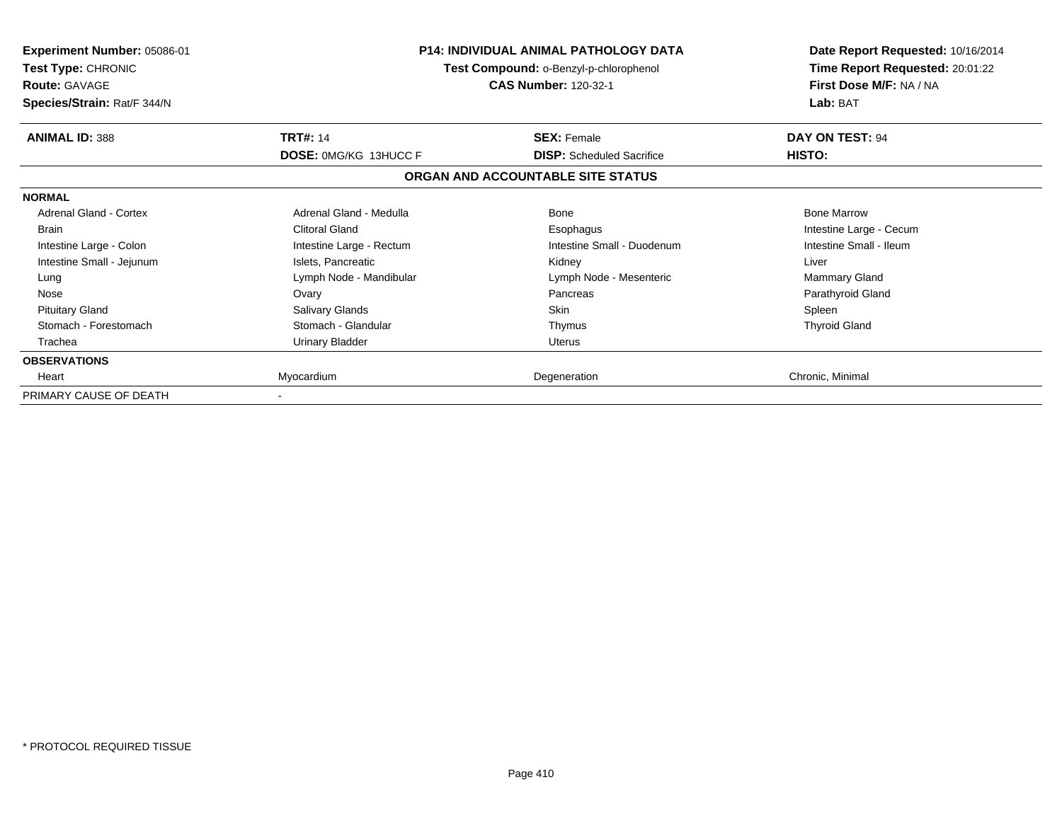**Experiment Number:** 05086-01
**Test Type:** CHRONIC
**Route:** GAVAGE
**Species/Strain:** Rat/F 344/N

**P14: INDIVIDUAL ANIMAL PATHOLOGY DATA**
**Test Compound:** o-Benzyl-p-chlorophenol
**CAS Number:** 120-32-1

**Date Report Requested:** 10/16/2014
**Time Report Requested:** 20:01:22
**First Dose M/F:** NA / NA
**Lab:** BAT

| **ANIMAL ID:** 388 | **TRT#:** 14 | **SEX:** Female | **DAY ON TEST:** 94 |
|---|---|---|---|
| | **DOSE:** 0MG/KG 13HUCC F | **DISP:** Scheduled Sacrifice | **HISTO:** |

**ORGAN AND ACCOUNTABLE SITE STATUS**

| | | | |
|---|---|---|---|
| **NORMAL** | | | |
| Adrenal Gland - Cortex | Adrenal Gland - Medulla | Bone | Bone Marrow |
| Brain | Clitoral Gland | Esophagus | Intestine Large - Cecum |
| Intestine Large - Colon | Intestine Large - Rectum | Intestine Small - Duodenum | Intestine Small - Ileum |
| Intestine Small - Jejunum | Islets, Pancreatic | Kidney | Liver |
| Lung | Lymph Node - Mandibular | Lymph Node - Mesenteric | Mammary Gland |
| Nose | Ovary | Pancreas | Parathyroid Gland |
| Pituitary Gland | Salivary Glands | Skin | Spleen |
| Stomach - Forestomach | Stomach - Glandular | Thymus | Thyroid Gland |
| Trachea | Urinary Bladder | Uterus | |
| **OBSERVATIONS** | | | |
| Heart | Myocardium | Degeneration | Chronic, Minimal |
| PRIMARY CAUSE OF DEATH | - | | |

* PROTOCOL REQUIRED TISSUE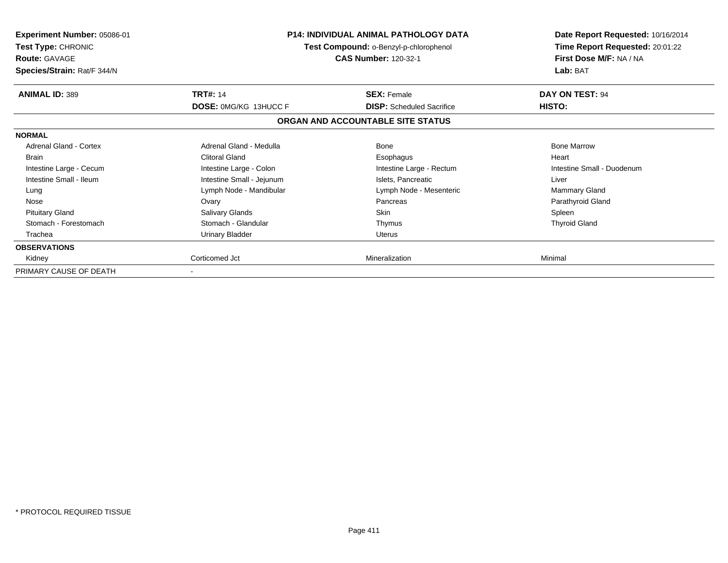**Experiment Number:** 05086-01
**Test Type:** CHRONIC
**Route:** GAVAGE
**Species/Strain:** Rat/F 344/N

**P14: INDIVIDUAL ANIMAL PATHOLOGY DATA**
**Test Compound:** o-Benzyl-p-chlorophenol
**CAS Number:** 120-32-1

**Date Report Requested:** 10/16/2014
**Time Report Requested:** 20:01:22
**First Dose M/F:** NA / NA
**Lab:** BAT

| **ANIMAL ID:** 389 | **TRT#:** 14 | **SEX:** Female | **DAY ON TEST:** 94 |
|---|---|---|---|
| | **DOSE:** 0MG/KG 13HUCC F | **DISP:** Scheduled Sacrifice | **HISTO:** |

**ORGAN AND ACCOUNTABLE SITE STATUS**

| | | | |
|---|---|---|---|
| **NORMAL** | | | |
| Adrenal Gland - Cortex | Adrenal Gland - Medulla | Bone | Bone Marrow |
| Brain | Clitoral Gland | Esophagus | Heart |
| Intestine Large - Cecum | Intestine Large - Colon | Intestine Large - Rectum | Intestine Small - Duodenum |
| Intestine Small - Ileum | Intestine Small - Jejunum | Islets, Pancreatic | Liver |
| Lung | Lymph Node - Mandibular | Lymph Node - Mesenteric | Mammary Gland |
| Nose | Ovary | Pancreas | Parathyroid Gland |
| Pituitary Gland | Salivary Glands | Skin | Spleen |
| Stomach - Forestomach | Stomach - Glandular | Thymus | Thyroid Gland |
| Trachea | Urinary Bladder | Uterus | |
| **OBSERVATIONS** | | | |
| Kidney | Corticomed Jct | Mineralization | Minimal |
| PRIMARY CAUSE OF DEATH | - | | |

\* PROTOCOL REQUIRED TISSUE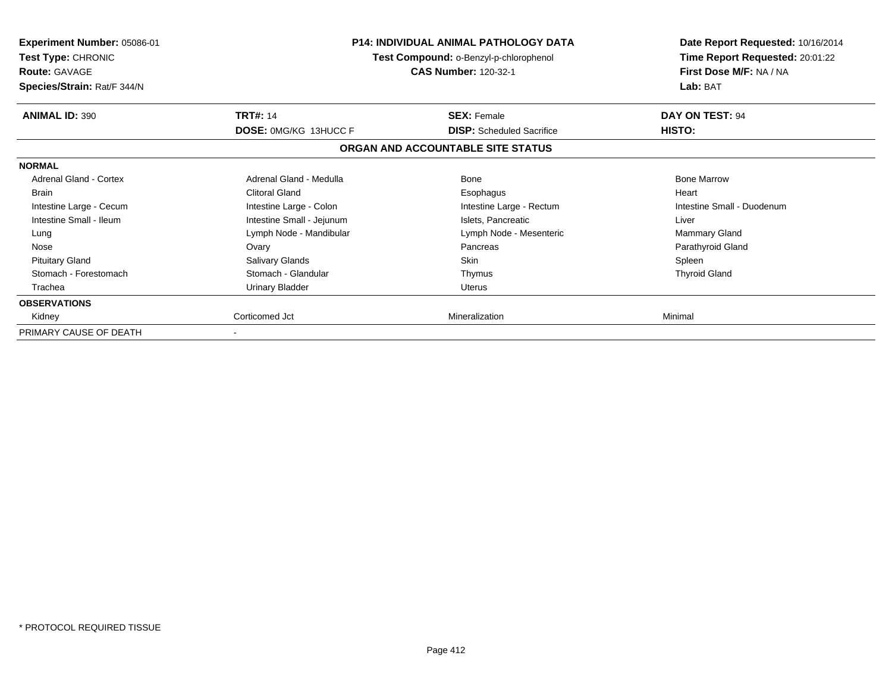**Experiment Number:** 05086-01
**Test Type:** CHRONIC
**Route:** GAVAGE
**Species/Strain:** Rat/F 344/N

**P14: INDIVIDUAL ANIMAL PATHOLOGY DATA**
**Test Compound:** o-Benzyl-p-chlorophenol
**CAS Number:** 120-32-1

**Date Report Requested:** 10/16/2014
**Time Report Requested:** 20:01:22
**First Dose M/F:** NA / NA
**Lab:** BAT

| **ANIMAL ID:** 390 | **TRT#:** 14 | **SEX:** Female | **DAY ON TEST:** 94 |
|---|---|---|---|
| | **DOSE:** 0MG/KG 13HUCC F | **DISP:** Scheduled Sacrifice | **HISTO:** |

**ORGAN AND ACCOUNTABLE SITE STATUS**

| | | | |
|---|---|---|---|
| **NORMAL** | | | |
| Adrenal Gland - Cortex | Adrenal Gland - Medulla | Bone | Bone Marrow |
| Brain | Clitoral Gland | Esophagus | Heart |
| Intestine Large - Cecum | Intestine Large - Colon | Intestine Large - Rectum | Intestine Small - Duodenum |
| Intestine Small - Ileum | Intestine Small - Jejunum | Islets, Pancreatic | Liver |
| Lung | Lymph Node - Mandibular | Lymph Node - Mesenteric | Mammary Gland |
| Nose | Ovary | Pancreas | Parathyroid Gland |
| Pituitary Gland | Salivary Glands | Skin | Spleen |
| Stomach - Forestomach | Stomach - Glandular | Thymus | Thyroid Gland |
| Trachea | Urinary Bladder | Uterus | |
| **OBSERVATIONS** | | | |
| Kidney | Corticomed Jct | Mineralization | Minimal |
| PRIMARY CAUSE OF DEATH | - | | |

\* PROTOCOL REQUIRED TISSUE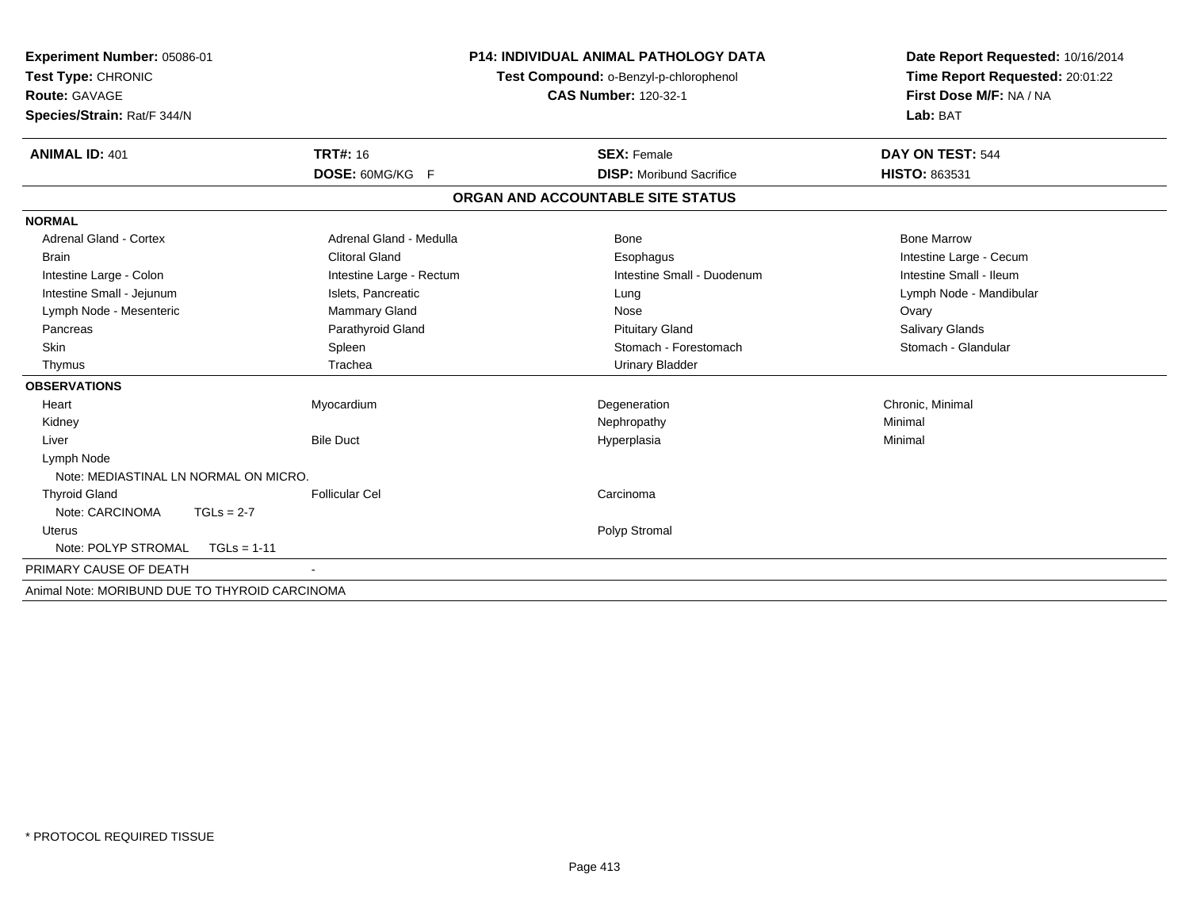**Experiment Number:** 05086-01
**Test Type:** CHRONIC
**Route:** GAVAGE
**Species/Strain:** Rat/F 344/N

**P14: INDIVIDUAL ANIMAL PATHOLOGY DATA**
**Test Compound:** o-Benzyl-p-chlorophenol
**CAS Number:** 120-32-1

**Date Report Requested:** 10/16/2014
**Time Report Requested:** 20:01:22
**First Dose M/F:** NA / NA
**Lab:** BAT

| **ANIMAL ID:** 401 | **TRT#:** 16 | **SEX:** Female | **DAY ON TEST:** 544 |
|---|---|---|---|
| | **DOSE:** 60MG/KG F | **DISP:** Moribund Sacrifice | **HISTO:** 863531 |

## ORGAN AND ACCOUNTABLE SITE STATUS

| | | | |
|---|---|---|---|
| **NORMAL** | | | |
| Adrenal Gland - Cortex | Adrenal Gland - Medulla | Bone | Bone Marrow |
| Brain | Clitoral Gland | Esophagus | Intestine Large - Cecum |
| Intestine Large - Colon | Intestine Large - Rectum | Intestine Small - Duodenum | Intestine Small - Ileum |
| Intestine Small - Jejunum | Islets, Pancreatic | Lung | Lymph Node - Mandibular |
| Lymph Node - Mesenteric | Mammary Gland | Nose | Ovary |
| Pancreas | Parathyroid Gland | Pituitary Gland | Salivary Glands |
| Skin | Spleen | Stomach - Forestomach | Stomach - Glandular |
| Thymus | Trachea | Urinary Bladder | |
| **OBSERVATIONS** | | | |
| Heart | Myocardium | Degeneration | Chronic, Minimal |
| Kidney | | Nephropathy | Minimal |
| Liver | Bile Duct | Hyperplasia | Minimal |
| Lymph Node | | | |
| Note: MEDIASTINAL LN NORMAL ON MICRO. | | | |
| Thyroid Gland | Follicular Cel | Carcinoma | |
| Note: CARCINOMA TGLs = 2-7 | | | |
| Uterus | | Polyp Stromal | |
| Note: POLYP STROMAL TGLs = 1-11 | | | |
| PRIMARY CAUSE OF DEATH | - | | |

Animal Note: MORIBUND DUE TO THYROID CARCINOMA

\* PROTOCOL REQUIRED TISSUE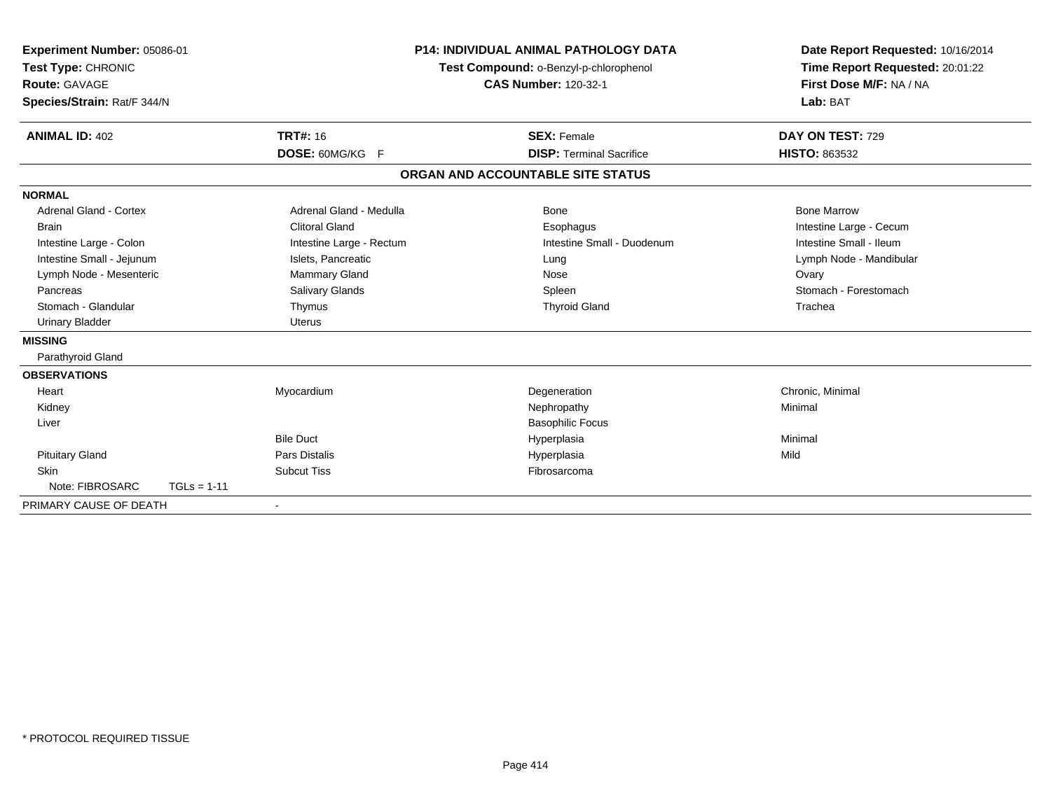**Experiment Number:** 05086-01
**Test Type:** CHRONIC
**Route:** GAVAGE
**Species/Strain:** Rat/F 344/N

**P14: INDIVIDUAL ANIMAL PATHOLOGY DATA**
**Test Compound:** o-Benzyl-p-chlorophenol
**CAS Number:** 120-32-1

**Date Report Requested:** 10/16/2014
**Time Report Requested:** 20:01:22
**First Dose M/F:** NA / NA
**Lab:** BAT

| **ANIMAL ID:** 402 | **TRT#:** 16 | **SEX:** Female | **DAY ON TEST:** 729 |
|---|---|---|---|
| | **DOSE:** 60MG/KG F | **DISP:** Terminal Sacrifice | **HISTO:** 863532 |

## ORGAN AND ACCOUNTABLE SITE STATUS

**NORMAL**

| | | | |
|---|---|---|---|
| Adrenal Gland - Cortex | Adrenal Gland - Medulla | Bone | Bone Marrow |
| Brain | Clitoral Gland | Esophagus | Intestine Large - Cecum |
| Intestine Large - Colon | Intestine Large - Rectum | Intestine Small - Duodenum | Intestine Small - Ileum |
| Intestine Small - Jejunum | Islets, Pancreatic | Lung | Lymph Node - Mandibular |
| Lymph Node - Mesenteric | Mammary Gland | Nose | Ovary |
| Pancreas | Salivary Glands | Spleen | Stomach - Forestomach |
| Stomach - Glandular | Thymus | Thyroid Gland | Trachea |
| Urinary Bladder | Uterus | | |

**MISSING**

Parathyroid Gland

**OBSERVATIONS**

| | | | |
|---|---|---|---|
| Heart | Myocardium | Degeneration | Chronic, Minimal |
| Kidney | | Nephropathy | Minimal |
| Liver | | Basophilic Focus | |
| | Bile Duct | Hyperplasia | Minimal |
| Pituitary Gland | Pars Distalis | Hyperplasia | Mild |
| Skin | Subcut Tiss | Fibrosarcoma | |
| Note: FIBROSARC TGLs = 1-11 | | | |

PRIMARY CAUSE OF DEATH -

* PROTOCOL REQUIRED TISSUE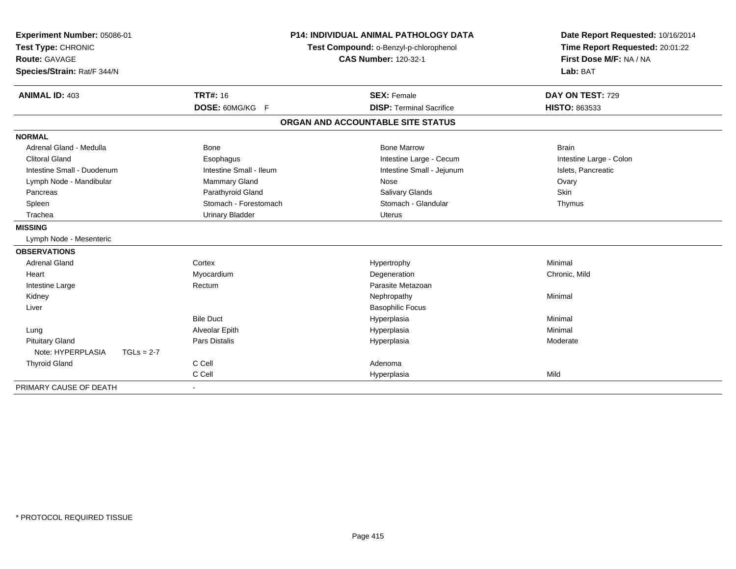**Experiment Number:** 05086-01
**Test Type:** CHRONIC
**Route:** GAVAGE
**Species/Strain:** Rat/F 344/N

**P14: INDIVIDUAL ANIMAL PATHOLOGY DATA**
**Test Compound:** o-Benzyl-p-chlorophenol
**CAS Number:** 120-32-1

**Date Report Requested:** 10/16/2014
**Time Report Requested:** 20:01:22
**First Dose M/F:** NA / NA
**Lab:** BAT

| **ANIMAL ID:** 403 | **TRT#:** 16 | **SEX:** Female | **DAY ON TEST:** 729 |
|---|---|---|---|
| | **DOSE:** 60MG/KG F | **DISP:** Terminal Sacrifice | **HISTO:** 863533 |

## ORGAN AND ACCOUNTABLE SITE STATUS

**NORMAL**

| | | | |
|---|---|---|---|
| Adrenal Gland - Medulla | Bone | Bone Marrow | Brain |
| Clitoral Gland | Esophagus | Intestine Large - Cecum | Intestine Large - Colon |
| Intestine Small - Duodenum | Intestine Small - Ileum | Intestine Small - Jejunum | Islets, Pancreatic |
| Lymph Node - Mandibular | Mammary Gland | Nose | Ovary |
| Pancreas | Parathyroid Gland | Salivary Glands | Skin |
| Spleen | Stomach - Forestomach | Stomach - Glandular | Thymus |
| Trachea | Urinary Bladder | Uterus | |

**MISSING**

Lymph Node - Mesenteric

**OBSERVATIONS**

| | | | |
|---|---|---|---|
| Adrenal Gland | Cortex | Hypertrophy | Minimal |
| Heart | Myocardium | Degeneration | Chronic, Mild |
| Intestine Large | Rectum | Parasite Metazoan | |
| Kidney | | Nephropathy | Minimal |
| Liver | | Basophilic Focus | |
| | Bile Duct | Hyperplasia | Minimal |
| Lung | Alveolar Epith | Hyperplasia | Minimal |
| Pituitary Gland | Pars Distalis | Hyperplasia | Moderate |
| Note: HYPERPLASIA TGLs = 2-7 | | | |
| Thyroid Gland | C Cell | Adenoma | |
| | C Cell | Hyperplasia | Mild |

PRIMARY CAUSE OF DEATH -

\* PROTOCOL REQUIRED TISSUE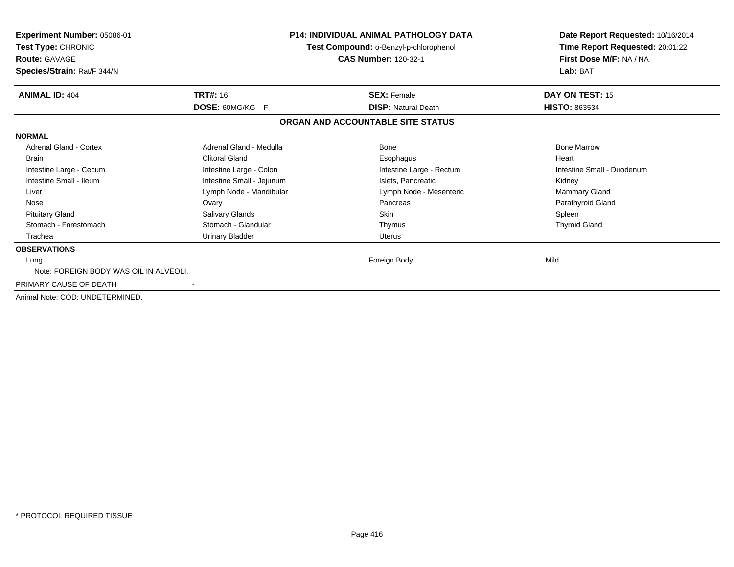**Experiment Number:** 05086-01
**Test Type:** CHRONIC
**Route:** GAVAGE
**Species/Strain:** Rat/F 344/N

**P14: INDIVIDUAL ANIMAL PATHOLOGY DATA**
**Test Compound:** o-Benzyl-p-chlorophenol
**CAS Number:** 120-32-1

**Date Report Requested:** 10/16/2014
**Time Report Requested:** 20:01:22
**First Dose M/F:** NA / NA
**Lab:** BAT

| **ANIMAL ID:** 404 | **TRT#:** 16 | **SEX:** Female | **DAY ON TEST:** 15 |
|---|---|---|---|
| | **DOSE:** 60MG/KG F | **DISP:** Natural Death | **HISTO:** 863534 |

**ORGAN AND ACCOUNTABLE SITE STATUS**

**NORMAL**

| | | | |
|---|---|---|---|
| Adrenal Gland - Cortex | Adrenal Gland - Medulla | Bone | Bone Marrow |
| Brain | Clitoral Gland | Esophagus | Heart |
| Intestine Large - Cecum | Intestine Large - Colon | Intestine Large - Rectum | Intestine Small - Duodenum |
| Intestine Small - Ileum | Intestine Small - Jejunum | Islets, Pancreatic | Kidney |
| Liver | Lymph Node - Mandibular | Lymph Node - Mesenteric | Mammary Gland |
| Nose | Ovary | Pancreas | Parathyroid Gland |
| Pituitary Gland | Salivary Glands | Skin | Spleen |
| Stomach - Forestomach | Stomach - Glandular | Thymus | Thyroid Gland |
| Trachea | Urinary Bladder | Uterus | |

**OBSERVATIONS**

| | | | |
|---|---|---|---|
| Lung | | Foreign Body | Mild |

Note: FOREIGN BODY WAS OIL IN ALVEOLI.

PRIMARY CAUSE OF DEATH -

Animal Note: COD: UNDETERMINED.

* PROTOCOL REQUIRED TISSUE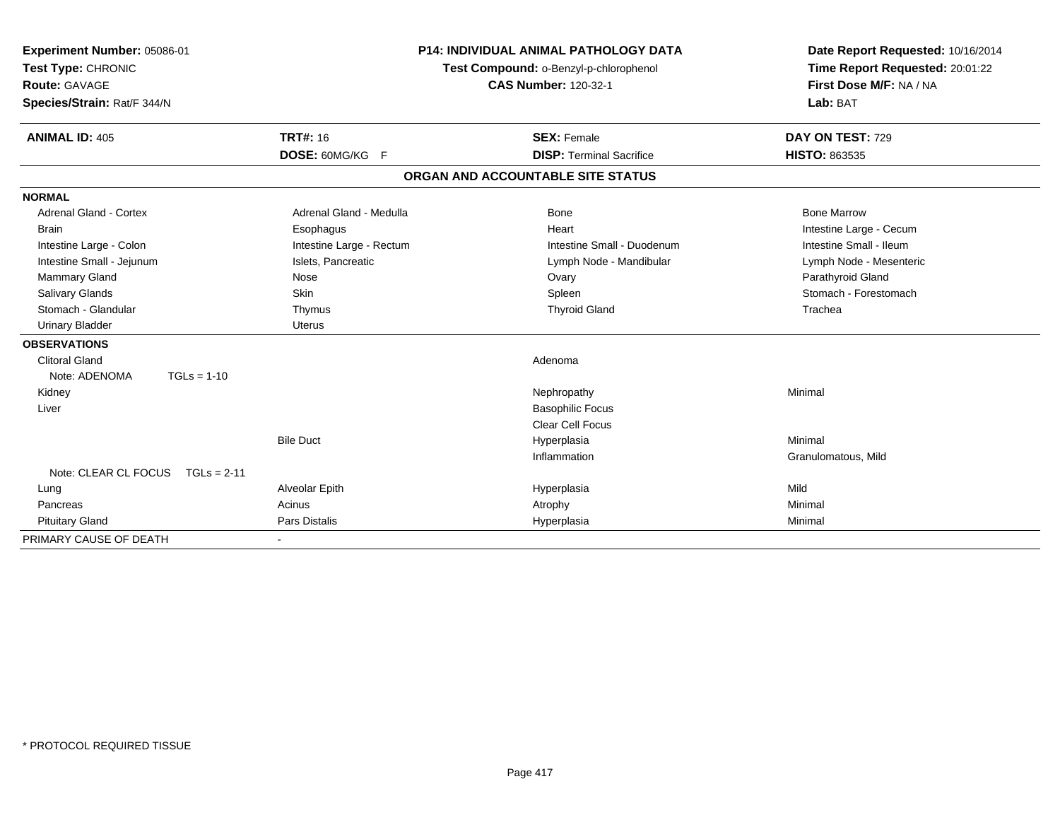**Experiment Number:** 05086-01
**Test Type:** CHRONIC
**Route:** GAVAGE
**Species/Strain:** Rat/F 344/N

**P14: INDIVIDUAL ANIMAL PATHOLOGY DATA**
**Test Compound:** o-Benzyl-p-chlorophenol
**CAS Number:** 120-32-1

**Date Report Requested:** 10/16/2014
**Time Report Requested:** 20:01:22
**First Dose M/F:** NA / NA
**Lab:** BAT

| **ANIMAL ID:** 405 | **TRT#:** 16 | **SEX:** Female | **DAY ON TEST:** 729 |
|---|---|---|---|
| | **DOSE:** 60MG/KG F | **DISP:** Terminal Sacrifice | **HISTO:** 863535 |

## ORGAN AND ACCOUNTABLE SITE STATUS

| | | | |
|---|---|---|---|
| **NORMAL** | | | |
| Adrenal Gland - Cortex | Adrenal Gland - Medulla | Bone | Bone Marrow |
| Brain | Esophagus | Heart | Intestine Large - Cecum |
| Intestine Large - Colon | Intestine Large - Rectum | Intestine Small - Duodenum | Intestine Small - Ileum |
| Intestine Small - Jejunum | Islets, Pancreatic | Lymph Node - Mandibular | Lymph Node - Mesenteric |
| Mammary Gland | Nose | Ovary | Parathyroid Gland |
| Salivary Glands | Skin | Spleen | Stomach - Forestomach |
| Stomach - Glandular | Thymus | Thyroid Gland | Trachea |
| Urinary Bladder | Uterus | | |
| **OBSERVATIONS** | | | |
| Clitoral Gland | | Adenoma | |
| Note: ADENOMA TGLs = 1-10 | | | |
| Kidney | | Nephropathy | Minimal |
| Liver | | Basophilic Focus | |
| | | Clear Cell Focus | |
| | Bile Duct | Hyperplasia | Minimal |
| | | Inflammation | Granulomatous, Mild |
| Note: CLEAR CL FOCUS TGLs = 2-11 | | | |
| Lung | Alveolar Epith | Hyperplasia | Mild |
| Pancreas | Acinus | Atrophy | Minimal |
| Pituitary Gland | Pars Distalis | Hyperplasia | Minimal |
| PRIMARY CAUSE OF DEATH | - | | |

\* PROTOCOL REQUIRED TISSUE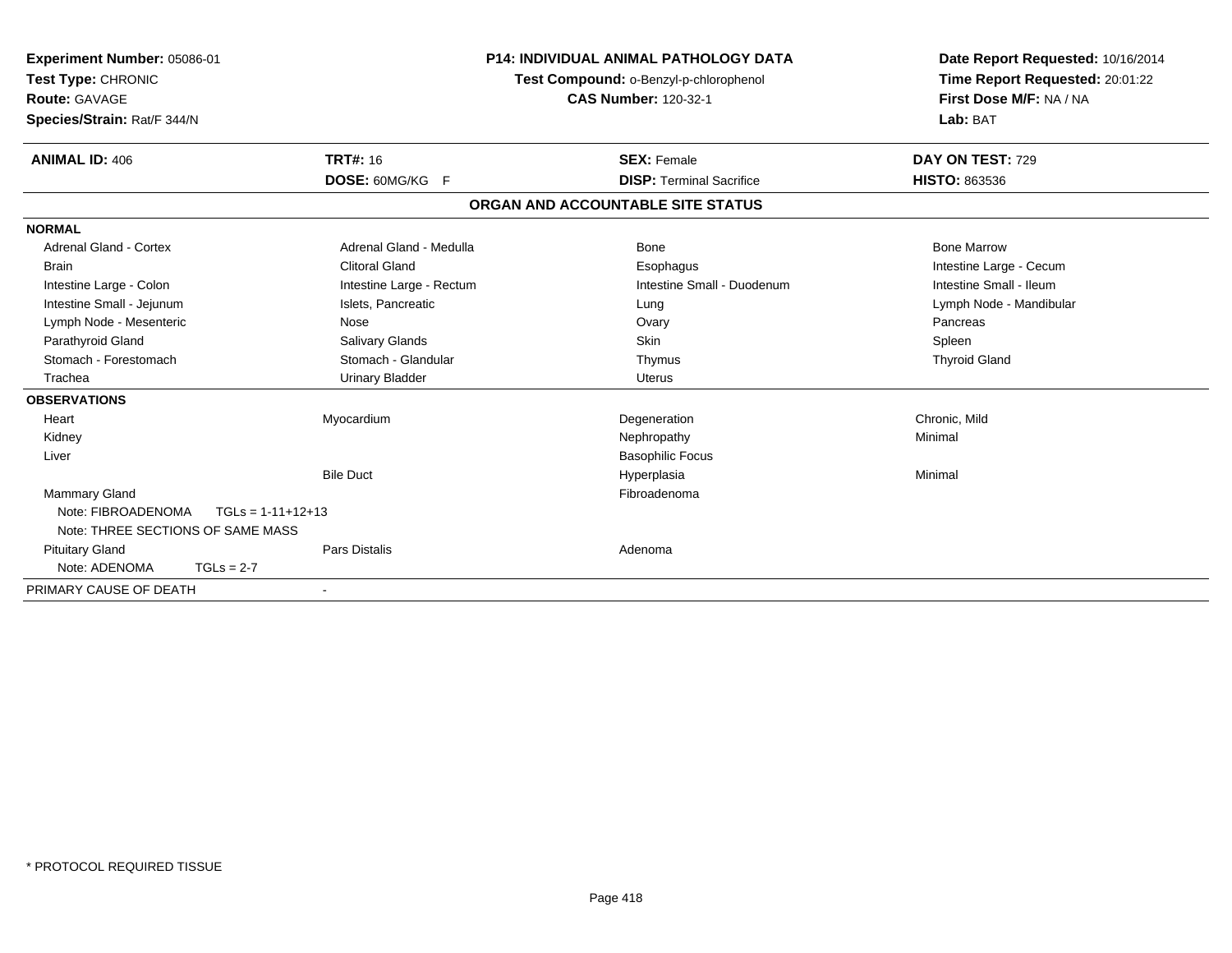**Experiment Number:** 05086-01
**Test Type:** CHRONIC
**Route:** GAVAGE
**Species/Strain:** Rat/F 344/N

**P14: INDIVIDUAL ANIMAL PATHOLOGY DATA**
**Test Compound:** o-Benzyl-p-chlorophenol
**CAS Number:** 120-32-1

**Date Report Requested:** 10/16/2014
**Time Report Requested:** 20:01:22
**First Dose M/F:** NA / NA
**Lab:** BAT

| **ANIMAL ID:** 406 | **TRT#:** 16 | **SEX:** Female | **DAY ON TEST:** 729 |
|---|---|---|---|
| | **DOSE:** 60MG/KG F | **DISP:** Terminal Sacrifice | **HISTO:** 863536 |

## ORGAN AND ACCOUNTABLE SITE STATUS

| | | | |
|---|---|---|---|
| **NORMAL** | | | |
| Adrenal Gland - Cortex | Adrenal Gland - Medulla | Bone | Bone Marrow |
| Brain | Clitoral Gland | Esophagus | Intestine Large - Cecum |
| Intestine Large - Colon | Intestine Large - Rectum | Intestine Small - Duodenum | Intestine Small - Ileum |
| Intestine Small - Jejunum | Islets, Pancreatic | Lung | Lymph Node - Mandibular |
| Lymph Node - Mesenteric | Nose | Ovary | Pancreas |
| Parathyroid Gland | Salivary Glands | Skin | Spleen |
| Stomach - Forestomach | Stomach - Glandular | Thymus | Thyroid Gland |
| Trachea | Urinary Bladder | Uterus | |
| **OBSERVATIONS** | | | |
| Heart | Myocardium | Degeneration | Chronic, Mild |
| Kidney | | Nephropathy | Minimal |
| Liver | | Basophilic Focus | |
| | Bile Duct | Hyperplasia | Minimal |
| Mammary Gland | | Fibroadenoma | |
| Note: FIBROADENOMA TGLs = 1-11+12+13 | | | |
| Note: THREE SECTIONS OF SAME MASS | | | |
| Pituitary Gland | Pars Distalis | Adenoma | |
| Note: ADENOMA TGLs = 2-7 | | | |
| PRIMARY CAUSE OF DEATH | - | | |

\* PROTOCOL REQUIRED TISSUE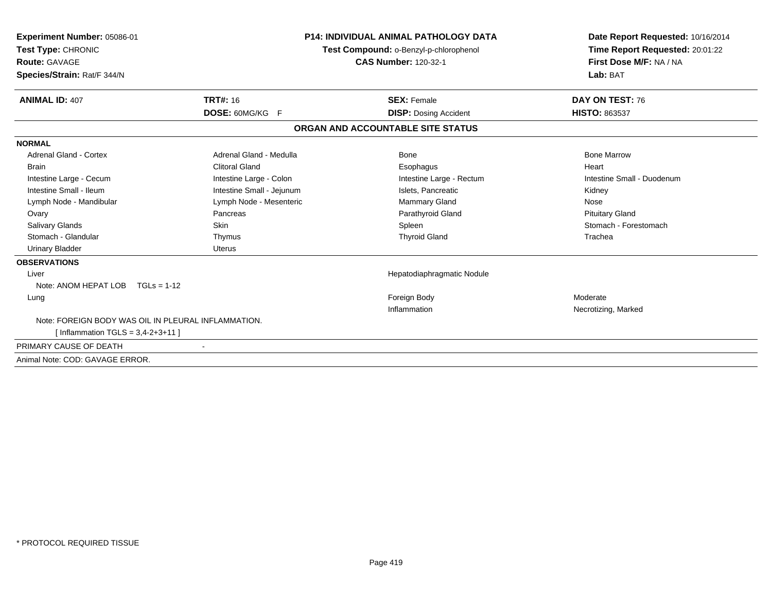**Experiment Number:** 05086-01
**Test Type:** CHRONIC
**Route:** GAVAGE
**Species/Strain:** Rat/F 344/N

**P14: INDIVIDUAL ANIMAL PATHOLOGY DATA**
**Test Compound:** o-Benzyl-p-chlorophenol
**CAS Number:** 120-32-1

**Date Report Requested:** 10/16/2014
**Time Report Requested:** 20:01:22
**First Dose M/F:** NA / NA
**Lab:** BAT

| **ANIMAL ID:** 407 | **TRT#:** 16 | **SEX:** Female | **DAY ON TEST:** 76 |
|---|---|---|---|
| | **DOSE:** 60MG/KG F | **DISP:** Dosing Accident | **HISTO:** 863537 |

## ORGAN AND ACCOUNTABLE SITE STATUS

**NORMAL**

| | | | |
|---|---|---|---|
| Adrenal Gland - Cortex | Adrenal Gland - Medulla | Bone | Bone Marrow |
| Brain | Clitoral Gland | Esophagus | Heart |
| Intestine Large - Cecum | Intestine Large - Colon | Intestine Large - Rectum | Intestine Small - Duodenum |
| Intestine Small - Ileum | Intestine Small - Jejunum | Islets, Pancreatic | Kidney |
| Lymph Node - Mandibular | Lymph Node - Mesenteric | Mammary Gland | Nose |
| Ovary | Pancreas | Parathyroid Gland | Pituitary Gland |
| Salivary Glands | Skin | Spleen | Stomach - Forestomach |
| Stomach - Glandular | Thymus | Thyroid Gland | Trachea |
| Urinary Bladder | Uterus | | |

**OBSERVATIONS**

| | | |
|---|---|---|
| Liver | Hepatodiaphragmatic Nodule | |
| Note: ANOM HEPAT LOB TGLs = 1-12 | | |
| Lung | Foreign Body | Moderate |
| | Inflammation | Necrotizing, Marked |
| Note: FOREIGN BODY WAS OIL IN PLEURAL INFLAMMATION. | | |
| [ Inflammation TGLS = 3,4-2+3+11 ] | | |

PRIMARY CAUSE OF DEATH -

Animal Note: COD: GAVAGE ERROR.

* PROTOCOL REQUIRED TISSUE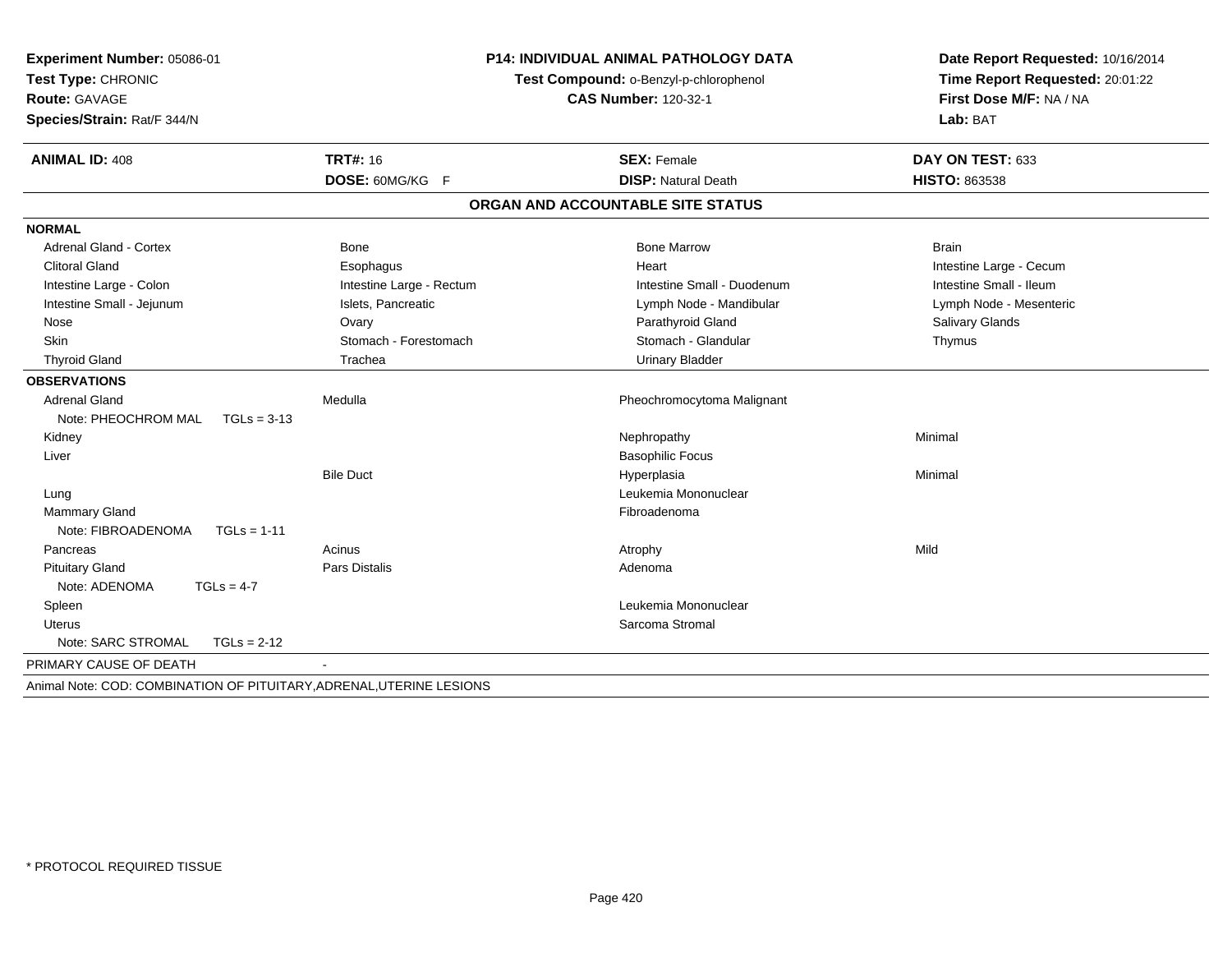**Experiment Number:** 05086-01
**Test Type:** CHRONIC
**Route:** GAVAGE
**Species/Strain:** Rat/F 344/N

**P14: INDIVIDUAL ANIMAL PATHOLOGY DATA**
**Test Compound:** o-Benzyl-p-chlorophenol
**CAS Number:** 120-32-1

**Date Report Requested:** 10/16/2014
**Time Report Requested:** 20:01:22
**First Dose M/F:** NA / NA
**Lab:** BAT

| **ANIMAL ID:** 408 | **TRT#:** 16 | **SEX:** Female | **DAY ON TEST:** 633 |
|---|---|---|---|
| | **DOSE:** 60MG/KG F | **DISP:** Natural Death | **HISTO:** 863538 |

## ORGAN AND ACCOUNTABLE SITE STATUS

**NORMAL**

| | | | |
|---|---|---|---|
| Adrenal Gland - Cortex | Bone | Bone Marrow | Brain |
| Clitoral Gland | Esophagus | Heart | Intestine Large - Cecum |
| Intestine Large - Colon | Intestine Large - Rectum | Intestine Small - Duodenum | Intestine Small - Ileum |
| Intestine Small - Jejunum | Islets, Pancreatic | Lymph Node - Mandibular | Lymph Node - Mesenteric |
| Nose | Ovary | Parathyroid Gland | Salivary Glands |
| Skin | Stomach - Forestomach | Stomach - Glandular | Thymus |
| Thyroid Gland | Trachea | Urinary Bladder | |

**OBSERVATIONS**

| | | | |
|---|---|---|---|
| Adrenal Gland | Medulla | Pheochromocytoma Malignant | |
| Note: PHEOCHROM MAL TGLs = 3-13 | | | |
| Kidney | | Nephropathy | Minimal |
| Liver | | Basophilic Focus | |
| | Bile Duct | Hyperplasia | Minimal |
| Lung | | Leukemia Mononuclear | |
| Mammary Gland | | Fibroadenoma | |
| Note: FIBROADENOMA TGLs = 1-11 | | | |
| Pancreas | Acinus | Atrophy | Mild |
| Pituitary Gland | Pars Distalis | Adenoma | |
| Note: ADENOMA TGLs = 4-7 | | | |
| Spleen | | Leukemia Mononuclear | |
| Uterus | | Sarcoma Stromal | |
| Note: SARC STROMAL TGLs = 2-12 | | | |

PRIMARY CAUSE OF DEATH -

Animal Note: COD: COMBINATION OF PITUITARY,ADRENAL,UTERINE LESIONS

* PROTOCOL REQUIRED TISSUE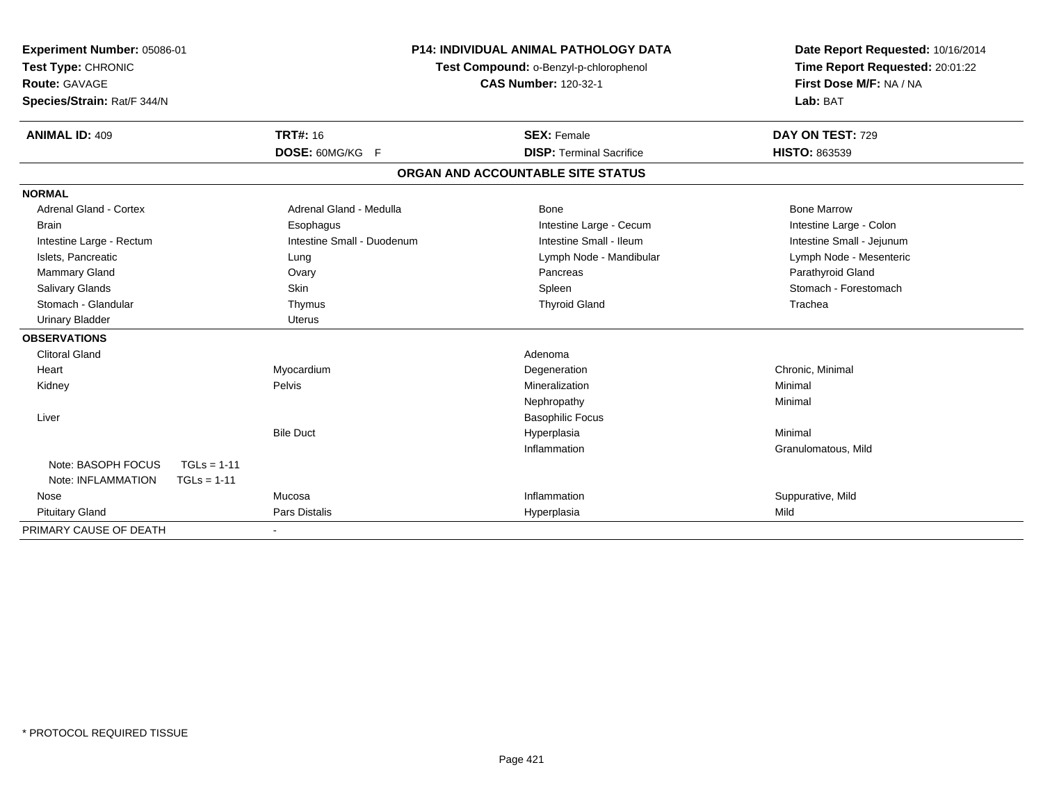**Experiment Number:** 05086-01
**Test Type:** CHRONIC
**Route:** GAVAGE
**Species/Strain:** Rat/F 344/N

**P14: INDIVIDUAL ANIMAL PATHOLOGY DATA**
**Test Compound:** o-Benzyl-p-chlorophenol
**CAS Number:** 120-32-1

**Date Report Requested:** 10/16/2014
**Time Report Requested:** 20:01:22
**First Dose M/F:** NA / NA
**Lab:** BAT

| **ANIMAL ID:** 409 | **TRT#:** 16 | **SEX:** Female | **DAY ON TEST:** 729 |
|---|---|---|---|
| | **DOSE:** 60MG/KG F | **DISP:** Terminal Sacrifice | **HISTO:** 863539 |

## ORGAN AND ACCOUNTABLE SITE STATUS

| | | | |
|---|---|---|---|
| **NORMAL** | | | |
| Adrenal Gland - Cortex | Adrenal Gland - Medulla | Bone | Bone Marrow |
| Brain | Esophagus | Intestine Large - Cecum | Intestine Large - Colon |
| Intestine Large - Rectum | Intestine Small - Duodenum | Intestine Small - Ileum | Intestine Small - Jejunum |
| Islets, Pancreatic | Lung | Lymph Node - Mandibular | Lymph Node - Mesenteric |
| Mammary Gland | Ovary | Pancreas | Parathyroid Gland |
| Salivary Glands | Skin | Spleen | Stomach - Forestomach |
| Stomach - Glandular | Thymus | Thyroid Gland | Trachea |
| Urinary Bladder | Uterus | | |
| **OBSERVATIONS** | | | |
| Clitoral Gland | | Adenoma | |
| Heart | Myocardium | Degeneration | Chronic, Minimal |
| Kidney | Pelvis | Mineralization | Minimal |
| | | Nephropathy | Minimal |
| Liver | | Basophilic Focus | |
| | Bile Duct | Hyperplasia | Minimal |
| | | Inflammation | Granulomatous, Mild |
| Note: BASOPH FOCUS TGLs = 1-11 | | | |
| Note: INFLAMMATION TGLs = 1-11 | | | |
| Nose | Mucosa | Inflammation | Suppurative, Mild |
| Pituitary Gland | Pars Distalis | Hyperplasia | Mild |
| PRIMARY CAUSE OF DEATH | - | | |

\* PROTOCOL REQUIRED TISSUE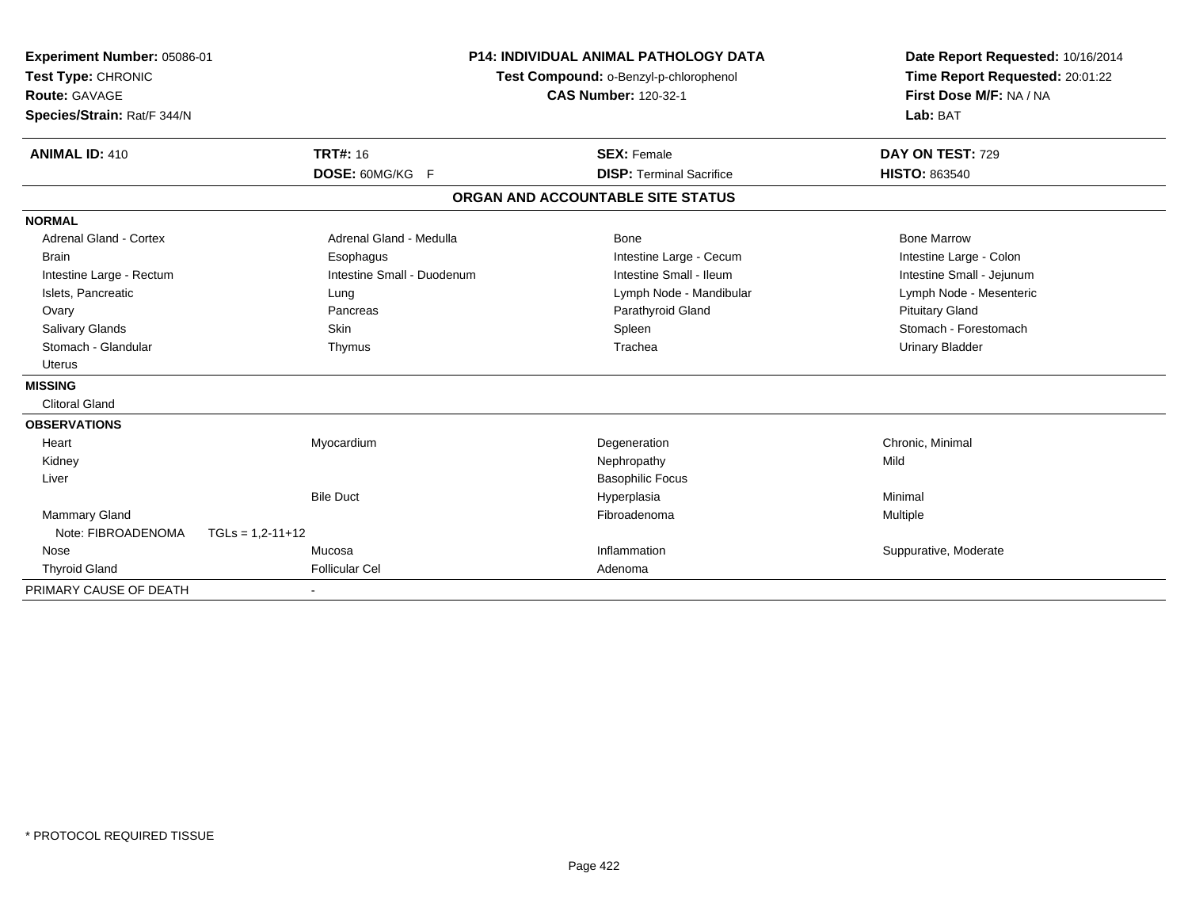**Experiment Number:** 05086-01
**Test Type:** CHRONIC
**Route:** GAVAGE
**Species/Strain:** Rat/F 344/N

**P14: INDIVIDUAL ANIMAL PATHOLOGY DATA**
**Test Compound:** o-Benzyl-p-chlorophenol
**CAS Number:** 120-32-1

**Date Report Requested:** 10/16/2014
**Time Report Requested:** 20:01:22
**First Dose M/F:** NA / NA
**Lab:** BAT

| **ANIMAL ID:** 410 | **TRT#:** 16 | **SEX:** Female | **DAY ON TEST:** 729 |
|---|---|---|---|
| | **DOSE:** 60MG/KG F | **DISP:** Terminal Sacrifice | **HISTO:** 863540 |

## ORGAN AND ACCOUNTABLE SITE STATUS

| | | | |
|---|---|---|---|
| **NORMAL** | | | |
| Adrenal Gland - Cortex | Adrenal Gland - Medulla | Bone | Bone Marrow |
| Brain | Esophagus | Intestine Large - Cecum | Intestine Large - Colon |
| Intestine Large - Rectum | Intestine Small - Duodenum | Intestine Small - Ileum | Intestine Small - Jejunum |
| Islets, Pancreatic | Lung | Lymph Node - Mandibular | Lymph Node - Mesenteric |
| Ovary | Pancreas | Parathyroid Gland | Pituitary Gland |
| Salivary Glands | Skin | Spleen | Stomach - Forestomach |
| Stomach - Glandular | Thymus | Trachea | Urinary Bladder |
| Uterus | | | |
| **MISSING** | | | |
| Clitoral Gland | | | |
| **OBSERVATIONS** | | | |
| Heart | Myocardium | Degeneration | Chronic, Minimal |
| Kidney | | Nephropathy | Mild |
| Liver | | Basophilic Focus | |
| | Bile Duct | Hyperplasia | Minimal |
| Mammary Gland | | Fibroadenoma | Multiple |
| Note: FIBROADENOMA TGLs = 1,2-11+12 | | | |
| Nose | Mucosa | Inflammation | Suppurative, Moderate |
| Thyroid Gland | Follicular Cel | Adenoma | |
| PRIMARY CAUSE OF DEATH | - | | |

\* PROTOCOL REQUIRED TISSUE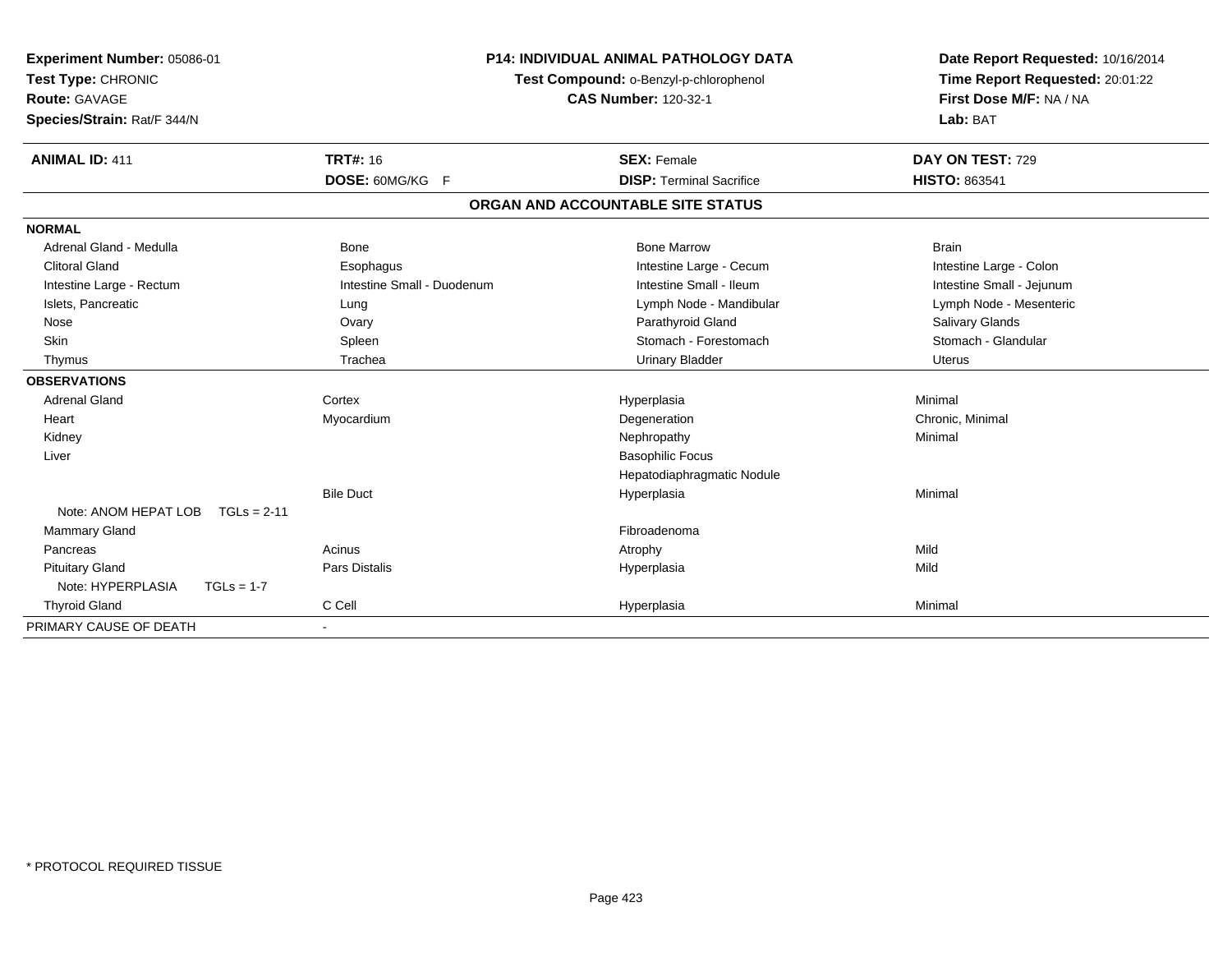**Experiment Number:** 05086-01
**Test Type:** CHRONIC
**Route:** GAVAGE
**Species/Strain:** Rat/F 344/N

**P14: INDIVIDUAL ANIMAL PATHOLOGY DATA**
**Test Compound:** o-Benzyl-p-chlorophenol
**CAS Number:** 120-32-1

**Date Report Requested:** 10/16/2014
**Time Report Requested:** 20:01:22
**First Dose M/F:** NA / NA
**Lab:** BAT

| **ANIMAL ID:** 411 | **TRT#:** 16 | **SEX:** Female | **DAY ON TEST:** 729 |
|---|---|---|---|
| | **DOSE:** 60MG/KG F | **DISP:** Terminal Sacrifice | **HISTO:** 863541 |

## ORGAN AND ACCOUNTABLE SITE STATUS

| | | | |
|---|---|---|---|
| **NORMAL** | | | |
| Adrenal Gland - Medulla | Bone | Bone Marrow | Brain |
| Clitoral Gland | Esophagus | Intestine Large - Cecum | Intestine Large - Colon |
| Intestine Large - Rectum | Intestine Small - Duodenum | Intestine Small - Ileum | Intestine Small - Jejunum |
| Islets, Pancreatic | Lung | Lymph Node - Mandibular | Lymph Node - Mesenteric |
| Nose | Ovary | Parathyroid Gland | Salivary Glands |
| Skin | Spleen | Stomach - Forestomach | Stomach - Glandular |
| Thymus | Trachea | Urinary Bladder | Uterus |
| **OBSERVATIONS** | | | |
| Adrenal Gland | Cortex | Hyperplasia | Minimal |
| Heart | Myocardium | Degeneration | Chronic, Minimal |
| Kidney | | Nephropathy | Minimal |
| Liver | | Basophilic Focus | |
| | | Hepatodiaphragmatic Nodule | |
| | Bile Duct | Hyperplasia | Minimal |
| Note: ANOM HEPAT LOB TGLs = 2-11 | | | |
| Mammary Gland | | Fibroadenoma | |
| Pancreas | Acinus | Atrophy | Mild |
| Pituitary Gland | Pars Distalis | Hyperplasia | Mild |
| Note: HYPERPLASIA TGLs = 1-7 | | | |
| Thyroid Gland | C Cell | Hyperplasia | Minimal |
| PRIMARY CAUSE OF DEATH | - | | |

\* PROTOCOL REQUIRED TISSUE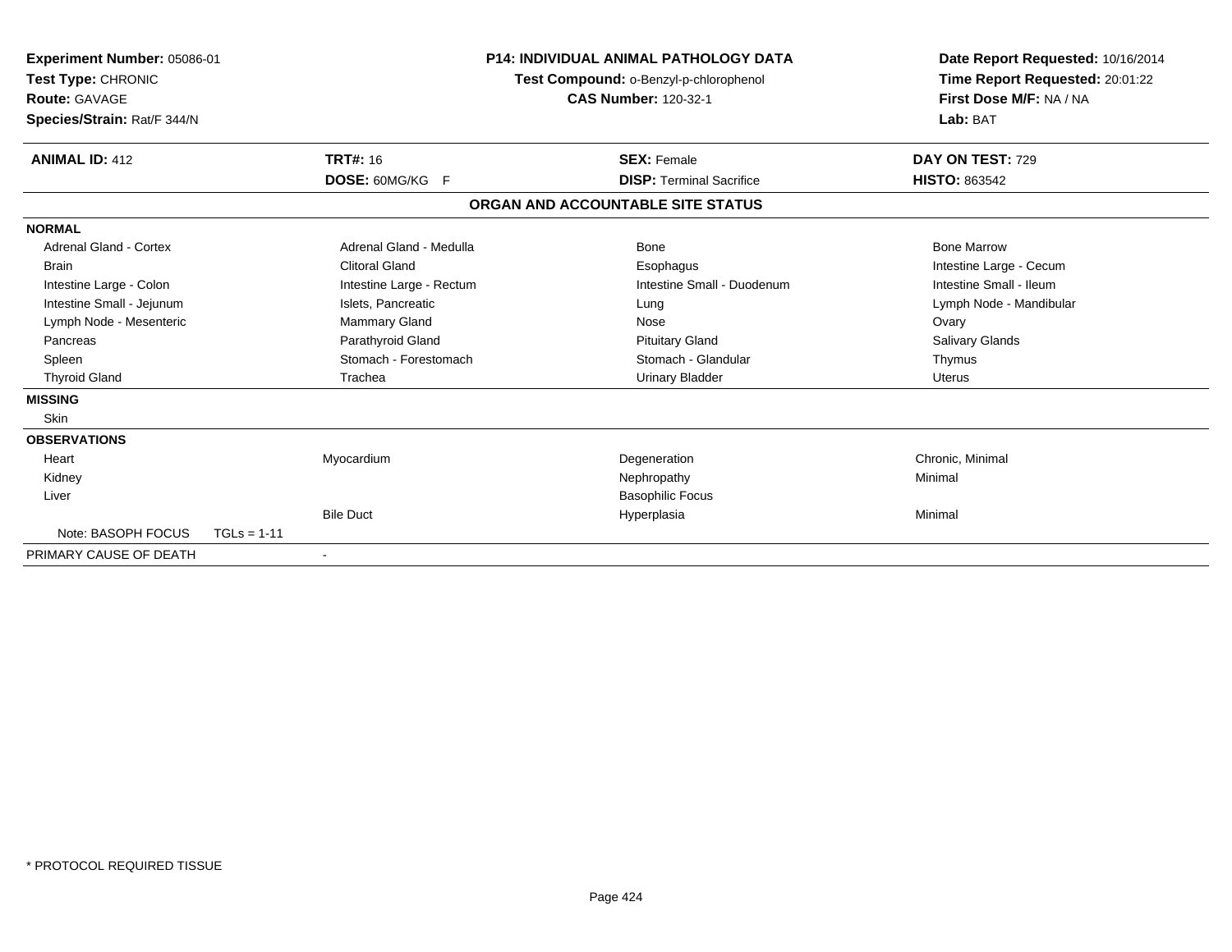**Experiment Number:** 05086-01
**Test Type:** CHRONIC
**Route:** GAVAGE
**Species/Strain:** Rat/F 344/N

**P14: INDIVIDUAL ANIMAL PATHOLOGY DATA**
**Test Compound:** o-Benzyl-p-chlorophenol
**CAS Number:** 120-32-1

**Date Report Requested:** 10/16/2014
**Time Report Requested:** 20:01:22
**First Dose M/F:** NA / NA
**Lab:** BAT

| **ANIMAL ID:** 412 | **TRT#:** 16 | **SEX:** Female | **DAY ON TEST:** 729 |
|---|---|---|---|
| | **DOSE:** 60MG/KG F | **DISP:** Terminal Sacrifice | **HISTO:** 863542 |

## ORGAN AND ACCOUNTABLE SITE STATUS

| | | | |
|---|---|---|---|
| **NORMAL** | | | |
| Adrenal Gland - Cortex | Adrenal Gland - Medulla | Bone | Bone Marrow |
| Brain | Clitoral Gland | Esophagus | Intestine Large - Cecum |
| Intestine Large - Colon | Intestine Large - Rectum | Intestine Small - Duodenum | Intestine Small - Ileum |
| Intestine Small - Jejunum | Islets, Pancreatic | Lung | Lymph Node - Mandibular |
| Lymph Node - Mesenteric | Mammary Gland | Nose | Ovary |
| Pancreas | Parathyroid Gland | Pituitary Gland | Salivary Glands |
| Spleen | Stomach - Forestomach | Stomach - Glandular | Thymus |
| Thyroid Gland | Trachea | Urinary Bladder | Uterus |
| **MISSING** | | | |
| Skin | | | |
| **OBSERVATIONS** | | | |
| Heart | Myocardium | Degeneration | Chronic, Minimal |
| Kidney | | Nephropathy | Minimal |
| Liver | | Basophilic Focus | |
| | Bile Duct | Hyperplasia | Minimal |
| Note: BASOPH FOCUS TGLs = 1-11 | | | |
| PRIMARY CAUSE OF DEATH | - | | |

\* PROTOCOL REQUIRED TISSUE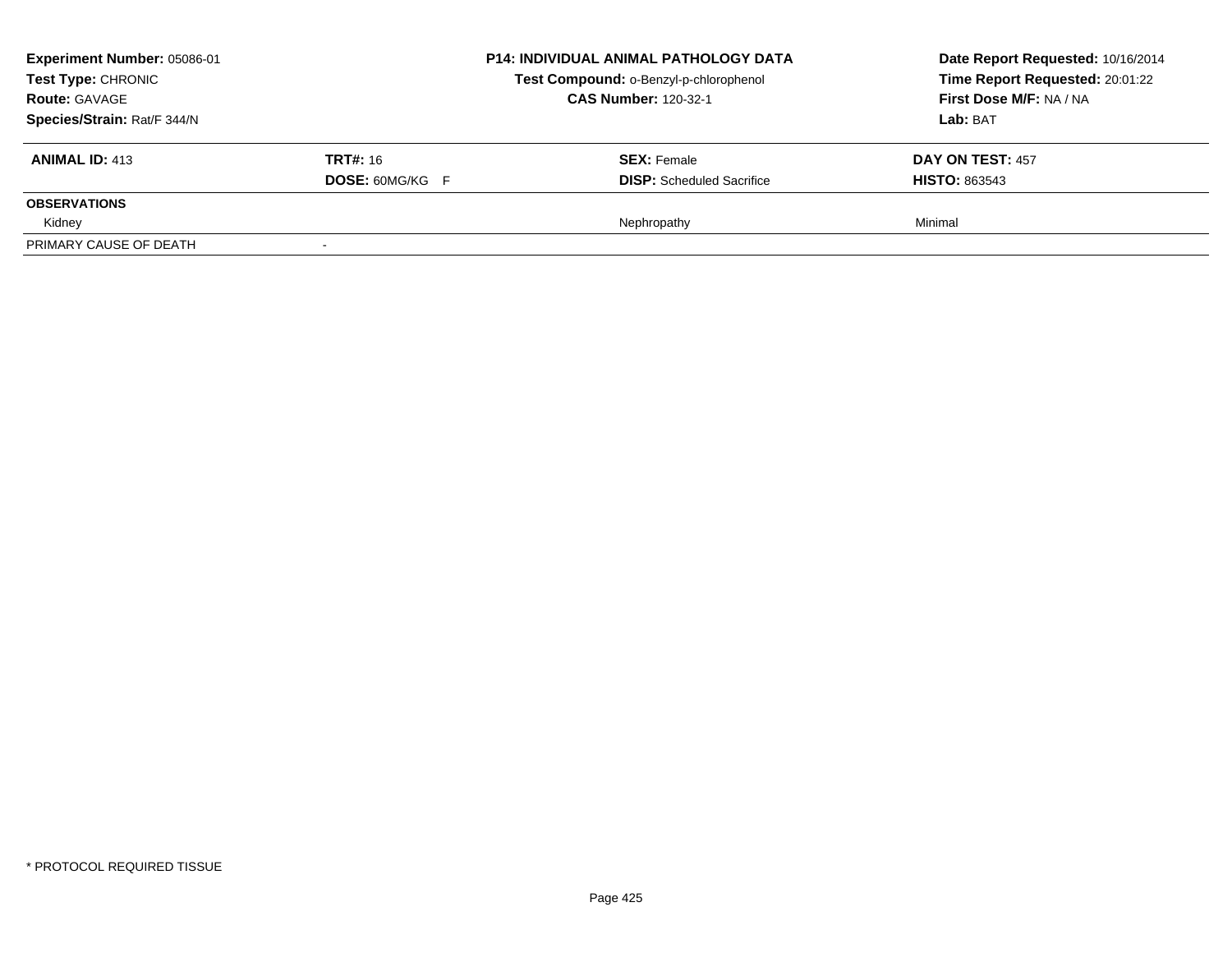**Experiment Number:** 05086-01
**Test Type:** CHRONIC
**Route:** GAVAGE
**Species/Strain:** Rat/F 344/N

**P14: INDIVIDUAL ANIMAL PATHOLOGY DATA**
**Test Compound:** o-Benzyl-p-chlorophenol
**CAS Number:** 120-32-1

**Date Report Requested:** 10/16/2014
**Time Report Requested:** 20:01:22
**First Dose M/F:** NA / NA
**Lab:** BAT

| **ANIMAL ID:** 413 | **TRT#:** 16 | **SEX:** Female | **DAY ON TEST:** 457 |
|---|---|---|---|
| | **DOSE:** 60MG/KG F | **DISP:** Scheduled Sacrifice | **HISTO:** 863543 |
| **OBSERVATIONS** | | | |
| Kidney | | Nephropathy | Minimal |
| PRIMARY CAUSE OF DEATH | - | | |

\* PROTOCOL REQUIRED TISSUE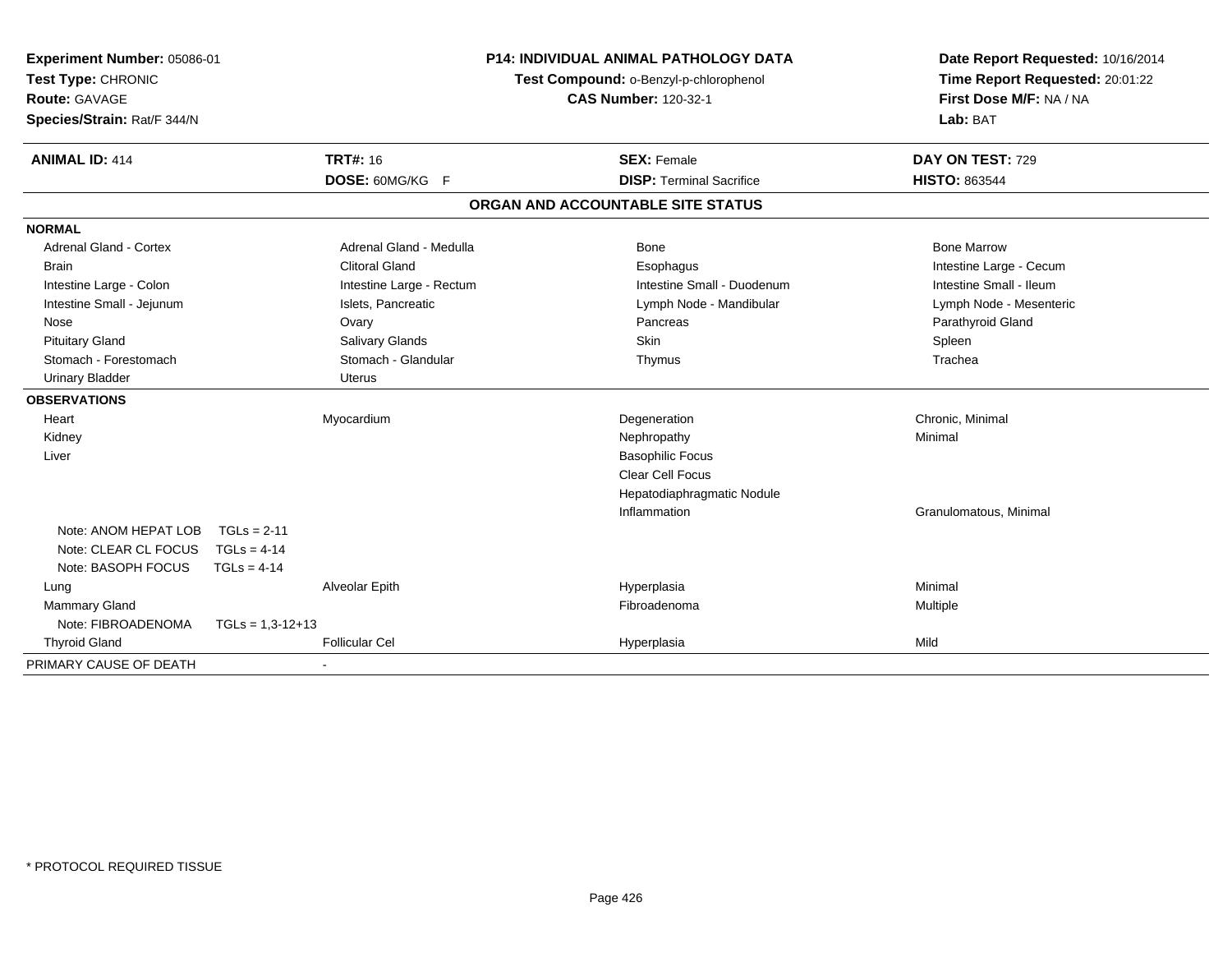**Experiment Number:** 05086-01
**Test Type:** CHRONIC
**Route:** GAVAGE
**Species/Strain:** Rat/F 344/N

**P14: INDIVIDUAL ANIMAL PATHOLOGY DATA**
**Test Compound:** o-Benzyl-p-chlorophenol
**CAS Number:** 120-32-1

**Date Report Requested:** 10/16/2014
**Time Report Requested:** 20:01:22
**First Dose M/F:** NA / NA
**Lab:** BAT

| **ANIMAL ID:** 414 | **TRT#:** 16 | **SEX:** Female | **DAY ON TEST:** 729 |
|---|---|---|---|
| | **DOSE:** 60MG/KG F | **DISP:** Terminal Sacrifice | **HISTO:** 863544 |

**ORGAN AND ACCOUNTABLE SITE STATUS**

| | | | |
|---|---|---|---|
| **NORMAL** | | | |
| Adrenal Gland - Cortex | Adrenal Gland - Medulla | Bone | Bone Marrow |
| Brain | Clitoral Gland | Esophagus | Intestine Large - Cecum |
| Intestine Large - Colon | Intestine Large - Rectum | Intestine Small - Duodenum | Intestine Small - Ileum |
| Intestine Small - Jejunum | Islets, Pancreatic | Lymph Node - Mandibular | Lymph Node - Mesenteric |
| Nose | Ovary | Pancreas | Parathyroid Gland |
| Pituitary Gland | Salivary Glands | Skin | Spleen |
| Stomach - Forestomach | Stomach - Glandular | Thymus | Trachea |
| Urinary Bladder | Uterus | | |
| **OBSERVATIONS** | | | |
| Heart | Myocardium | Degeneration | Chronic, Minimal |
| Kidney | | Nephropathy | Minimal |
| Liver | | Basophilic Focus | |
| | | Clear Cell Focus | |
| | | Hepatodiaphragmatic Nodule | |
| | | Inflammation | Granulomatous, Minimal |
| Note: ANOM HEPAT LOB TGLs = 2-11 | | | |
| Note: CLEAR CL FOCUS TGLs = 4-14 | | | |
| Note: BASOPH FOCUS TGLs = 4-14 | | | |
| Lung | Alveolar Epith | Hyperplasia | Minimal |
| Mammary Gland | | Fibroadenoma | Multiple |
| Note: FIBROADENOMA TGLs = 1,3-12+13 | | | |
| Thyroid Gland | Follicular Cel | Hyperplasia | Mild |
| PRIMARY CAUSE OF DEATH | - | | |

\* PROTOCOL REQUIRED TISSUE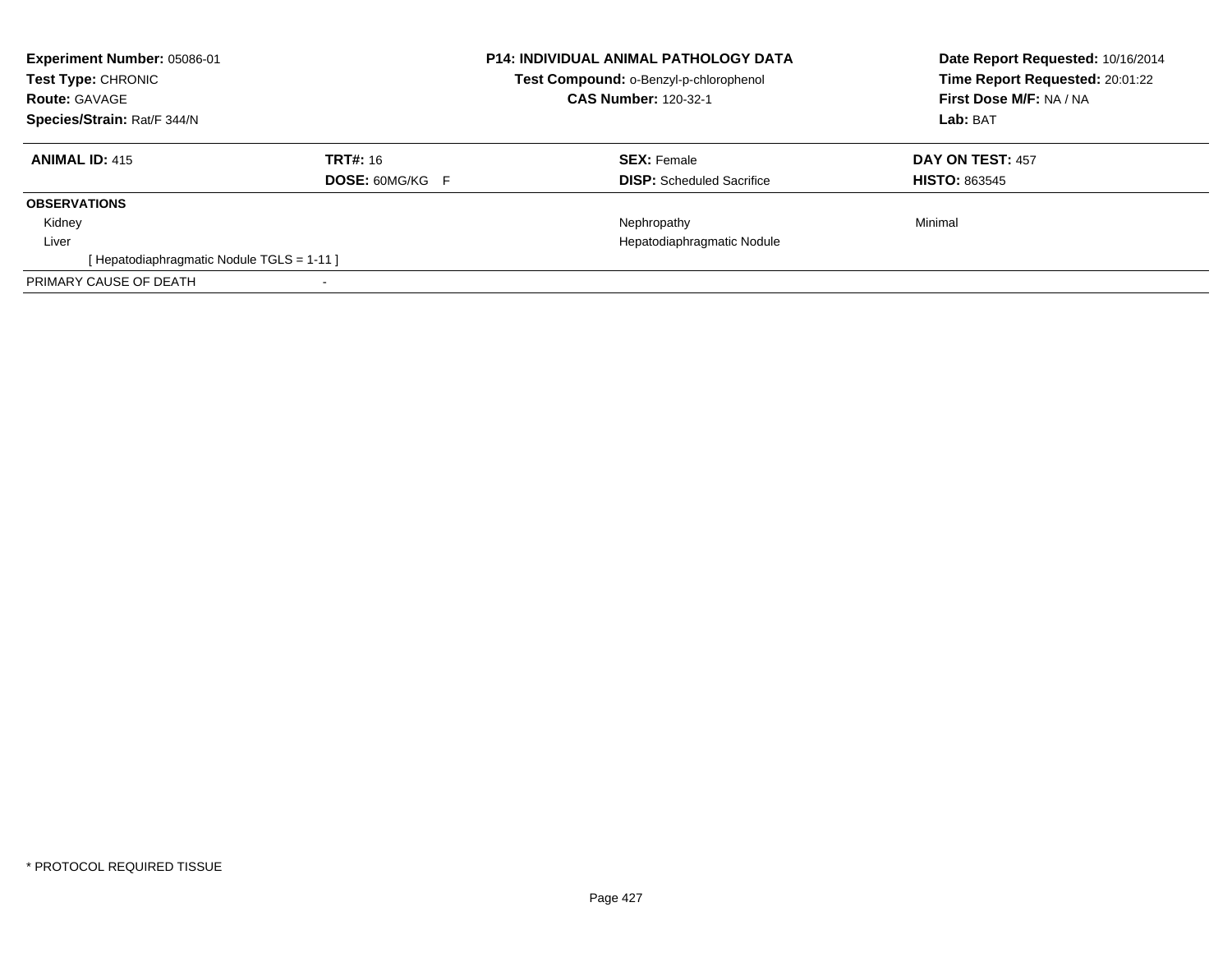**Experiment Number:** 05086-01
**Test Type:** CHRONIC
**Route:** GAVAGE
**Species/Strain:** Rat/F 344/N

**P14: INDIVIDUAL ANIMAL PATHOLOGY DATA**
**Test Compound:** o-Benzyl-p-chlorophenol
**CAS Number:** 120-32-1

**Date Report Requested:** 10/16/2014
**Time Report Requested:** 20:01:22
**First Dose M/F:** NA / NA
**Lab:** BAT

| **ANIMAL ID:** 415 | **TRT#:** 16 | **SEX:** Female | **DAY ON TEST:** 457 |
|---|---|---|---|
| | **DOSE:** 60MG/KG F | **DISP:** Scheduled Sacrifice | **HISTO:** 863545 |
| **OBSERVATIONS** | | | |
| Kidney | | Nephropathy | Minimal |
| Liver | | Hepatodiaphragmatic Nodule | |
| [ Hepatodiaphragmatic Nodule TGLS = 1-11 ] | | | |
| PRIMARY CAUSE OF DEATH | - | | |

* PROTOCOL REQUIRED TISSUE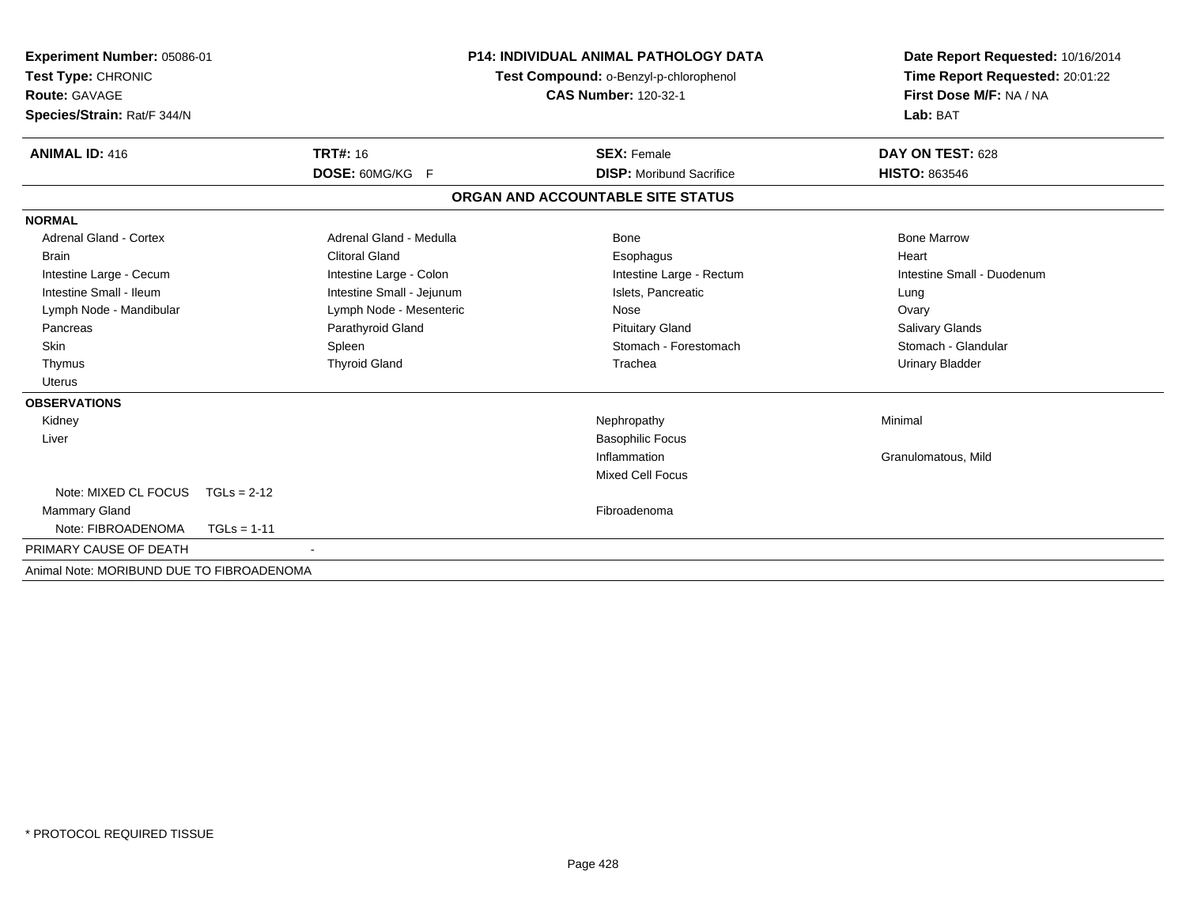**Experiment Number:** 05086-01
**Test Type:** CHRONIC
**Route:** GAVAGE
**Species/Strain:** Rat/F 344/N

**P14: INDIVIDUAL ANIMAL PATHOLOGY DATA**
**Test Compound:** o-Benzyl-p-chlorophenol
**CAS Number:** 120-32-1

**Date Report Requested:** 10/16/2014
**Time Report Requested:** 20:01:22
**First Dose M/F:** NA / NA
**Lab:** BAT

| **ANIMAL ID:** 416 | **TRT#:** 16 | **SEX:** Female | **DAY ON TEST:** 628 |
|---|---|---|---|
| | **DOSE:** 60MG/KG F | **DISP:** Moribund Sacrifice | **HISTO:** 863546 |

## ORGAN AND ACCOUNTABLE SITE STATUS

**NORMAL**

| | | | |
|---|---|---|---|
| Adrenal Gland - Cortex | Adrenal Gland - Medulla | Bone | Bone Marrow |
| Brain | Clitoral Gland | Esophagus | Heart |
| Intestine Large - Cecum | Intestine Large - Colon | Intestine Large - Rectum | Intestine Small - Duodenum |
| Intestine Small - Ileum | Intestine Small - Jejunum | Islets, Pancreatic | Lung |
| Lymph Node - Mandibular | Lymph Node - Mesenteric | Nose | Ovary |
| Pancreas | Parathyroid Gland | Pituitary Gland | Salivary Glands |
| Skin | Spleen | Stomach - Forestomach | Stomach - Glandular |
| Thymus | Thyroid Gland | Trachea | Urinary Bladder |
| Uterus | | | |

**OBSERVATIONS**

| | | |
|---|---|---|
| Kidney | Nephropathy | Minimal |
| Liver | Basophilic Focus | |
| | Inflammation | Granulomatous, Mild |
| | Mixed Cell Focus | |
| Note: MIXED CL FOCUS TGLs = 2-12 | | |
| Mammary Gland | Fibroadenoma | |
| Note: FIBROADENOMA TGLs = 1-11 | | |

PRIMARY CAUSE OF DEATH -

Animal Note: MORIBUND DUE TO FIBROADENOMA

* PROTOCOL REQUIRED TISSUE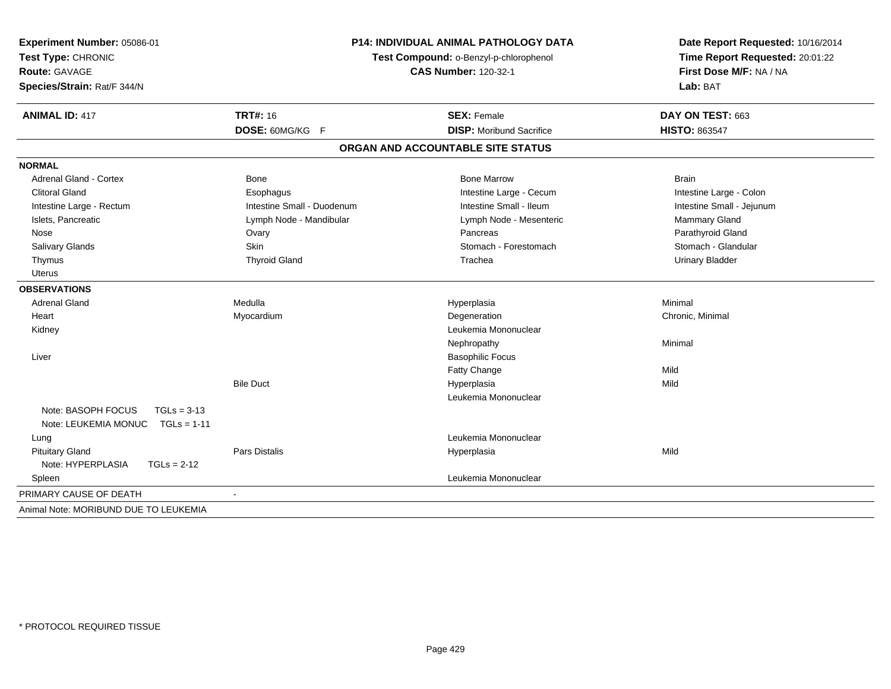**Experiment Number:** 05086-01
**Test Type:** CHRONIC
**Route:** GAVAGE
**Species/Strain:** Rat/F 344/N

**P14: INDIVIDUAL ANIMAL PATHOLOGY DATA**
**Test Compound:** o-Benzyl-p-chlorophenol
**CAS Number:** 120-32-1

**Date Report Requested:** 10/16/2014
**Time Report Requested:** 20:01:22
**First Dose M/F:** NA / NA
**Lab:** BAT

| **ANIMAL ID:** 417 | **TRT#:** 16 | **SEX:** Female | **DAY ON TEST:** 663 |
|---|---|---|---|
| | **DOSE:** 60MG/KG F | **DISP:** Moribund Sacrifice | **HISTO:** 863547 |

## ORGAN AND ACCOUNTABLE SITE STATUS

| | | | |
|---|---|---|---|
| **NORMAL** | | | |
| Adrenal Gland - Cortex | Bone | Bone Marrow | Brain |
| Clitoral Gland | Esophagus | Intestine Large - Cecum | Intestine Large - Colon |
| Intestine Large - Rectum | Intestine Small - Duodenum | Intestine Small - Ileum | Intestine Small - Jejunum |
| Islets, Pancreatic | Lymph Node - Mandibular | Lymph Node - Mesenteric | Mammary Gland |
| Nose | Ovary | Pancreas | Parathyroid Gland |
| Salivary Glands | Skin | Stomach - Forestomach | Stomach - Glandular |
| Thymus | Thyroid Gland | Trachea | Urinary Bladder |
| Uterus | | | |
| **OBSERVATIONS** | | | |
| Adrenal Gland | Medulla | Hyperplasia | Minimal |
| Heart | Myocardium | Degeneration | Chronic, Minimal |
| Kidney | | Leukemia Mononuclear | |
| | | Nephropathy | Minimal |
| Liver | | Basophilic Focus | |
| | | Fatty Change | Mild |
| | Bile Duct | Hyperplasia | Mild |
| | | Leukemia Mononuclear | |
| Note: BASOPH FOCUS TGLs = 3-13 | | | |
| Note: LEUKEMIA MONUC TGLs = 1-11 | | | |
| Lung | | Leukemia Mononuclear | |
| Pituitary Gland | Pars Distalis | Hyperplasia | Mild |
| Note: HYPERPLASIA TGLs = 2-12 | | | |
| Spleen | | Leukemia Mononuclear | |
| PRIMARY CAUSE OF DEATH | - | | |
| Animal Note: MORIBUND DUE TO LEUKEMIA | | | |

\* PROTOCOL REQUIRED TISSUE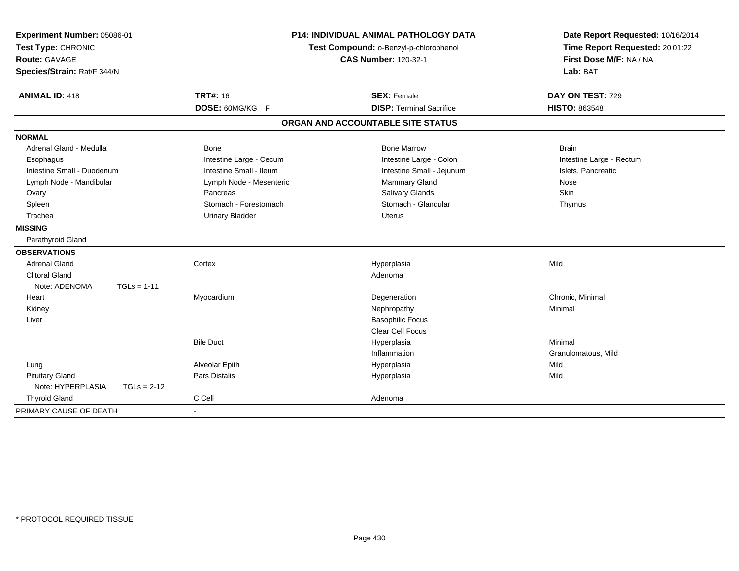**Experiment Number:** 05086-01
**Test Type:** CHRONIC
**Route:** GAVAGE
**Species/Strain:** Rat/F 344/N

**P14: INDIVIDUAL ANIMAL PATHOLOGY DATA**
**Test Compound:** o-Benzyl-p-chlorophenol
**CAS Number:** 120-32-1

**Date Report Requested:** 10/16/2014
**Time Report Requested:** 20:01:22
**First Dose M/F:** NA / NA
**Lab:** BAT

| **ANIMAL ID:** 418 | **TRT#:** 16 | **SEX:** Female | **DAY ON TEST:** 729 |
|---|---|---|---|
| | **DOSE:** 60MG/KG F | **DISP:** Terminal Sacrifice | **HISTO:** 863548 |

**ORGAN AND ACCOUNTABLE SITE STATUS**

| | | | |
|---|---|---|---|
| **NORMAL** | | | |
| Adrenal Gland - Medulla | Bone | Bone Marrow | Brain |
| Esophagus | Intestine Large - Cecum | Intestine Large - Colon | Intestine Large - Rectum |
| Intestine Small - Duodenum | Intestine Small - Ileum | Intestine Small - Jejunum | Islets, Pancreatic |
| Lymph Node - Mandibular | Lymph Node - Mesenteric | Mammary Gland | Nose |
| Ovary | Pancreas | Salivary Glands | Skin |
| Spleen | Stomach - Forestomach | Stomach - Glandular | Thymus |
| Trachea | Urinary Bladder | Uterus | |
| **MISSING** | | | |
| Parathyroid Gland | | | |
| **OBSERVATIONS** | | | |
| Adrenal Gland | Cortex | Hyperplasia | Mild |
| Clitoral Gland | | Adenoma | |
| Note: ADENOMA TGLs = 1-11 | | | |
| Heart | Myocardium | Degeneration | Chronic, Minimal |
| Kidney | | Nephropathy | Minimal |
| Liver | | Basophilic Focus | |
| | | Clear Cell Focus | |
| | Bile Duct | Hyperplasia | Minimal |
| | | Inflammation | Granulomatous, Mild |
| Lung | Alveolar Epith | Hyperplasia | Mild |
| Pituitary Gland | Pars Distalis | Hyperplasia | Mild |
| Note: HYPERPLASIA TGLs = 2-12 | | | |
| Thyroid Gland | C Cell | Adenoma | |
| PRIMARY CAUSE OF DEATH | - | | |

\* PROTOCOL REQUIRED TISSUE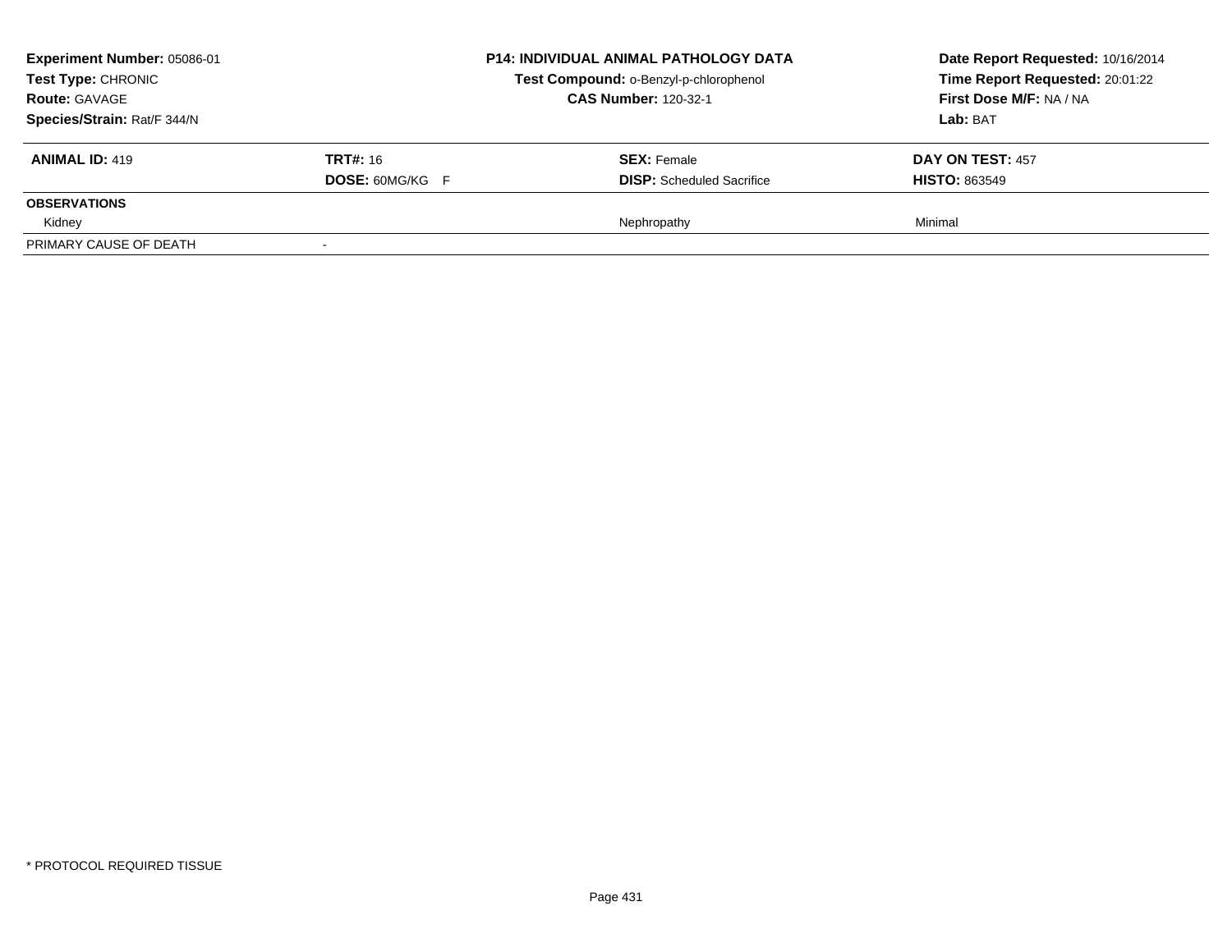**Experiment Number:** 05086-01
**Test Type:** CHRONIC
**Route:** GAVAGE
**Species/Strain:** Rat/F 344/N

**P14: INDIVIDUAL ANIMAL PATHOLOGY DATA**
**Test Compound:** o-Benzyl-p-chlorophenol
**CAS Number:** 120-32-1

**Date Report Requested:** 10/16/2014
**Time Report Requested:** 20:01:22
**First Dose M/F:** NA / NA
**Lab:** BAT

| **ANIMAL ID:** 419 | **TRT#:** 16 | **SEX:** Female | **DAY ON TEST:** 457 |
|---|---|---|---|
| | **DOSE:** 60MG/KG F | **DISP:** Scheduled Sacrifice | **HISTO:** 863549 |
| **OBSERVATIONS** | | | |
| Kidney | | Nephropathy | Minimal |
| PRIMARY CAUSE OF DEATH | - | | |

* PROTOCOL REQUIRED TISSUE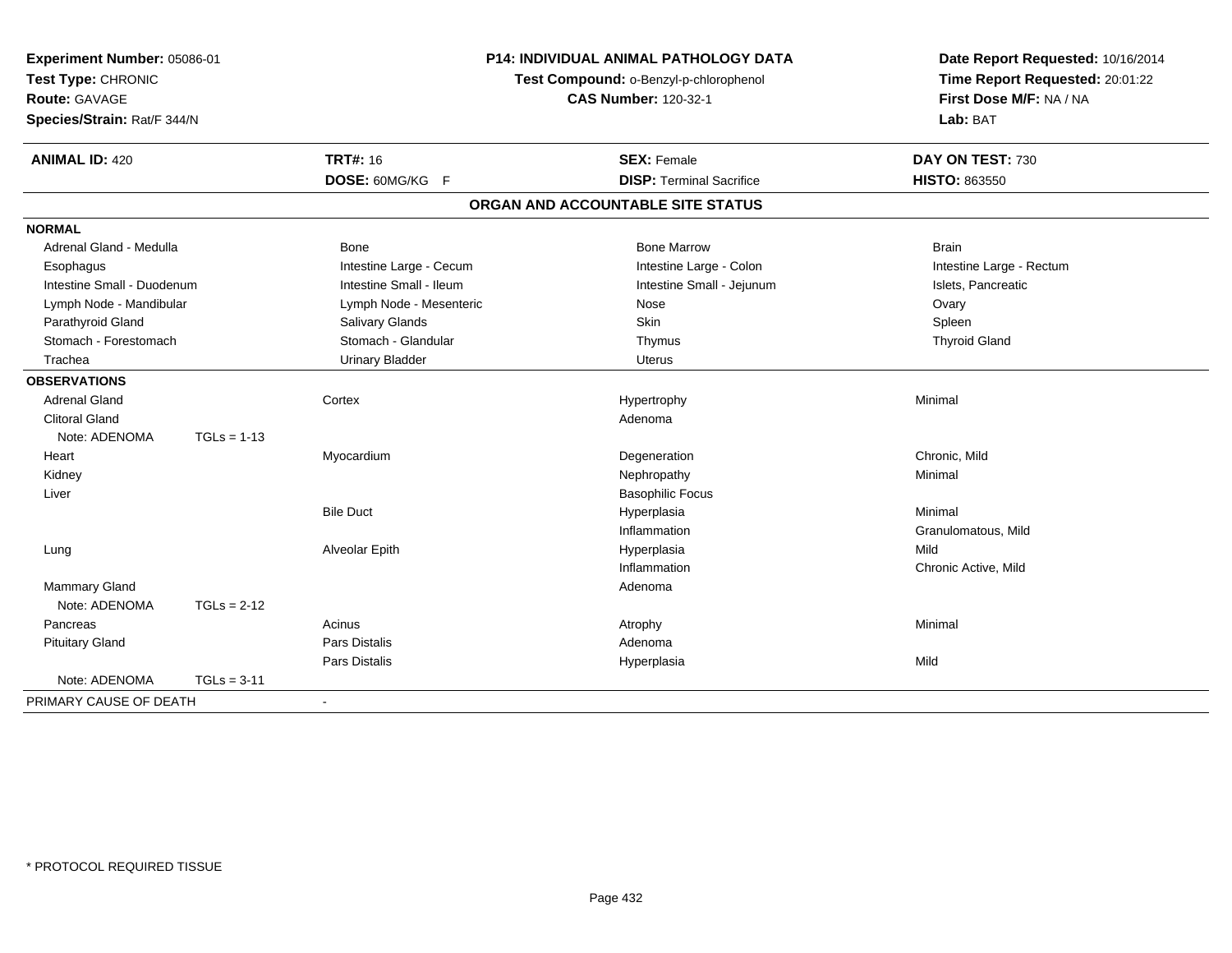**Experiment Number:** 05086-01
**Test Type:** CHRONIC
**Route:** GAVAGE
**Species/Strain:** Rat/F 344/N

**P14: INDIVIDUAL ANIMAL PATHOLOGY DATA**
**Test Compound:** o-Benzyl-p-chlorophenol
**CAS Number:** 120-32-1

**Date Report Requested:** 10/16/2014
**Time Report Requested:** 20:01:22
**First Dose M/F:** NA / NA
**Lab:** BAT

| **ANIMAL ID:** 420 | **TRT#:** 16 | **SEX:** Female | **DAY ON TEST:** 730 |
|---|---|---|---|
| | **DOSE:** 60MG/KG F | **DISP:** Terminal Sacrifice | **HISTO:** 863550 |

## ORGAN AND ACCOUNTABLE SITE STATUS

| | | | |
|---|---|---|---|
| **NORMAL** | | | |
| Adrenal Gland - Medulla | Bone | Bone Marrow | Brain |
| Esophagus | Intestine Large - Cecum | Intestine Large - Colon | Intestine Large - Rectum |
| Intestine Small - Duodenum | Intestine Small - Ileum | Intestine Small - Jejunum | Islets, Pancreatic |
| Lymph Node - Mandibular | Lymph Node - Mesenteric | Nose | Ovary |
| Parathyroid Gland | Salivary Glands | Skin | Spleen |
| Stomach - Forestomach | Stomach - Glandular | Thymus | Thyroid Gland |
| Trachea | Urinary Bladder | Uterus | |
| **OBSERVATIONS** | | | |
| Adrenal Gland | Cortex | Hypertrophy | Minimal |
| Clitoral Gland | | Adenoma | |
| Note: ADENOMA TGLs = 1-13 | | | |
| Heart | Myocardium | Degeneration | Chronic, Mild |
| Kidney | | Nephropathy | Minimal |
| Liver | | Basophilic Focus | |
| | Bile Duct | Hyperplasia | Minimal |
| | | Inflammation | Granulomatous, Mild |
| Lung | Alveolar Epith | Hyperplasia | Mild |
| | | Inflammation | Chronic Active, Mild |
| Mammary Gland | | Adenoma | |
| Note: ADENOMA TGLs = 2-12 | | | |
| Pancreas | Acinus | Atrophy | Minimal |
| Pituitary Gland | Pars Distalis | Adenoma | |
| | Pars Distalis | Hyperplasia | Mild |
| Note: ADENOMA TGLs = 3-11 | | | |
| PRIMARY CAUSE OF DEATH | - | | |

* PROTOCOL REQUIRED TISSUE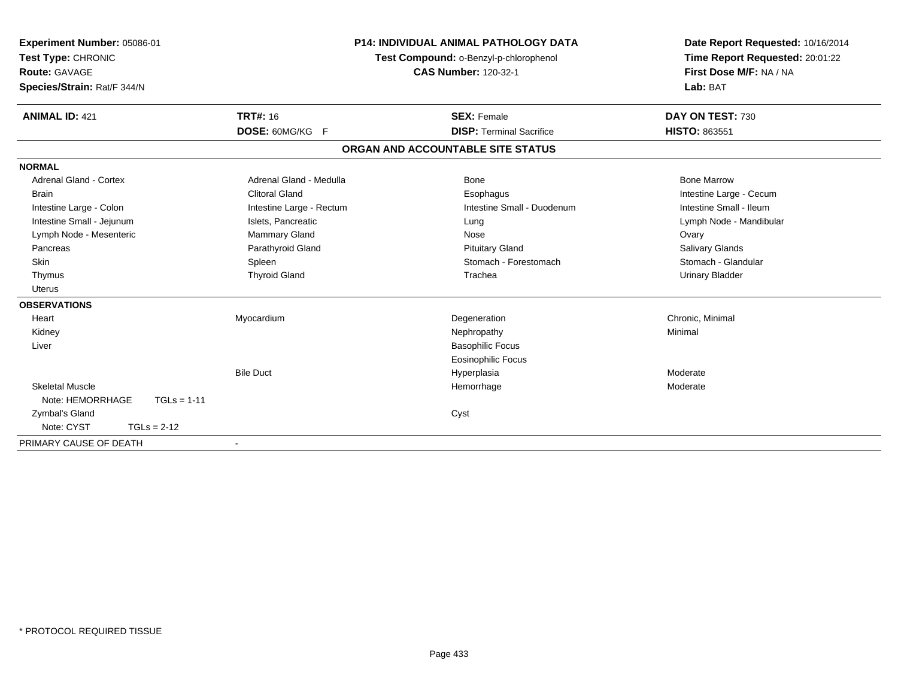**Experiment Number:** 05086-01
**Test Type:** CHRONIC
**Route:** GAVAGE
**Species/Strain:** Rat/F 344/N

**P14: INDIVIDUAL ANIMAL PATHOLOGY DATA**
**Test Compound:** o-Benzyl-p-chlorophenol
**CAS Number:** 120-32-1

**Date Report Requested:** 10/16/2014
**Time Report Requested:** 20:01:22
**First Dose M/F:** NA / NA
**Lab:** BAT

| **ANIMAL ID:** 421 | **TRT#:** 16 | **SEX:** Female | **DAY ON TEST:** 730 |
|---|---|---|---|
| | **DOSE:** 60MG/KG F | **DISP:** Terminal Sacrifice | **HISTO:** 863551 |

## ORGAN AND ACCOUNTABLE SITE STATUS

| | | | |
|---|---|---|---|
| **NORMAL** | | | |
| Adrenal Gland - Cortex | Adrenal Gland - Medulla | Bone | Bone Marrow |
| Brain | Clitoral Gland | Esophagus | Intestine Large - Cecum |
| Intestine Large - Colon | Intestine Large - Rectum | Intestine Small - Duodenum | Intestine Small - Ileum |
| Intestine Small - Jejunum | Islets, Pancreatic | Lung | Lymph Node - Mandibular |
| Lymph Node - Mesenteric | Mammary Gland | Nose | Ovary |
| Pancreas | Parathyroid Gland | Pituitary Gland | Salivary Glands |
| Skin | Spleen | Stomach - Forestomach | Stomach - Glandular |
| Thymus | Thyroid Gland | Trachea | Urinary Bladder |
| Uterus | | | |
| **OBSERVATIONS** | | | |
| Heart | Myocardium | Degeneration | Chronic, Minimal |
| Kidney | | Nephropathy | Minimal |
| Liver | | Basophilic Focus | |
| | | Eosinophilic Focus | |
| | Bile Duct | Hyperplasia | Moderate |
| Skeletal Muscle | | Hemorrhage | Moderate |
| Note: HEMORRHAGE TGLs = 1-11 | | | |
| Zymbal's Gland | | Cyst | |
| Note: CYST TGLs = 2-12 | | | |
| PRIMARY CAUSE OF DEATH | - | | |

* PROTOCOL REQUIRED TISSUE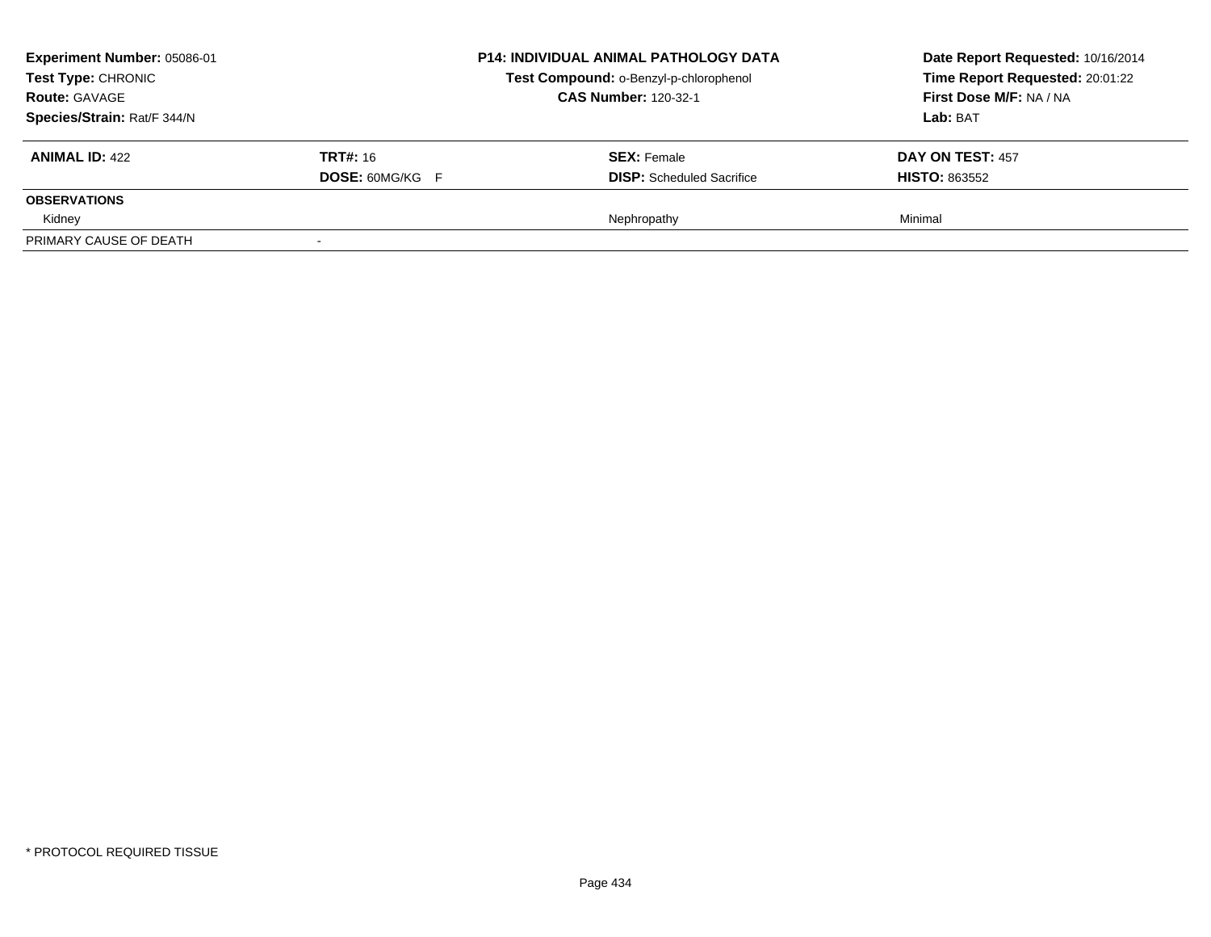| **Experiment Number:** 05086-01 | **P14: INDIVIDUAL ANIMAL PATHOLOGY DATA** | **Date Report Requested:** 10/16/2014 |
|---|---|---|
| **Test Type:** CHRONIC | **Test Compound:** o-Benzyl-p-chlorophenol | **Time Report Requested:** 20:01:22 |
| **Route:** GAVAGE | **CAS Number:** 120-32-1 | **First Dose M/F:** NA / NA |
| **Species/Strain:** Rat/F 344/N | | **Lab:** BAT |

| **ANIMAL ID:** 422 | **TRT#:** 16 | **SEX:** Female | **DAY ON TEST:** 457 |
|---|---|---|---|
| | **DOSE:** 60MG/KG F | **DISP:** Scheduled Sacrifice | **HISTO:** 863552 |
| **OBSERVATIONS** | | | |
| Kidney | | Nephropathy | Minimal |
| PRIMARY CAUSE OF DEATH | - | | |

* PROTOCOL REQUIRED TISSUE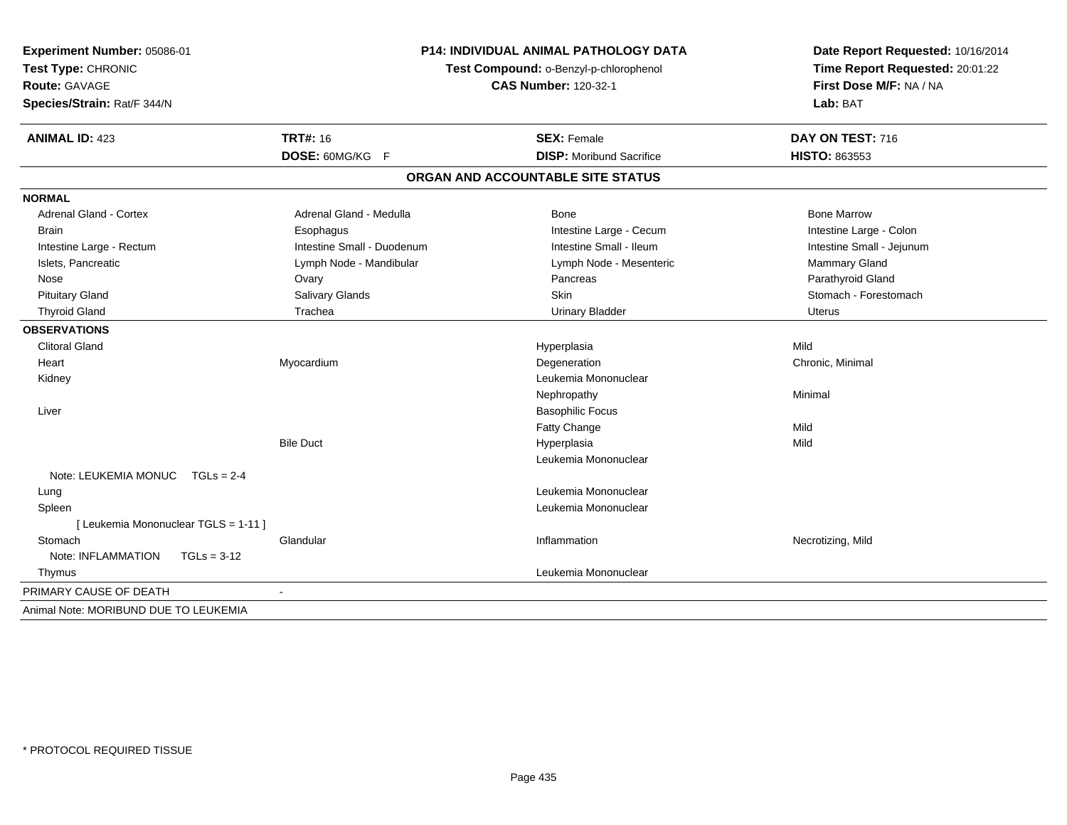**Experiment Number:** 05086-01
**Test Type:** CHRONIC
**Route:** GAVAGE
**Species/Strain:** Rat/F 344/N

**P14: INDIVIDUAL ANIMAL PATHOLOGY DATA**
**Test Compound:** o-Benzyl-p-chlorophenol
**CAS Number:** 120-32-1

**Date Report Requested:** 10/16/2014
**Time Report Requested:** 20:01:22
**First Dose M/F:** NA / NA
**Lab:** BAT

| **ANIMAL ID:** 423 | **TRT#:** 16 | **SEX:** Female | **DAY ON TEST:** 716 |
|---|---|---|---|
| | **DOSE:** 60MG/KG F | **DISP:** Moribund Sacrifice | **HISTO:** 863553 |

## ORGAN AND ACCOUNTABLE SITE STATUS

**NORMAL**

| | | | |
|---|---|---|---|
| Adrenal Gland - Cortex | Adrenal Gland - Medulla | Bone | Bone Marrow |
| Brain | Esophagus | Intestine Large - Cecum | Intestine Large - Colon |
| Intestine Large - Rectum | Intestine Small - Duodenum | Intestine Small - Ileum | Intestine Small - Jejunum |
| Islets, Pancreatic | Lymph Node - Mandibular | Lymph Node - Mesenteric | Mammary Gland |
| Nose | Ovary | Pancreas | Parathyroid Gland |
| Pituitary Gland | Salivary Glands | Skin | Stomach - Forestomach |
| Thyroid Gland | Trachea | Urinary Bladder | Uterus |

**OBSERVATIONS**

| | | | |
|---|---|---|---|
| Clitoral Gland | | Hyperplasia | Mild |
| Heart | Myocardium | Degeneration | Chronic, Minimal |
| Kidney | | Leukemia Mononuclear | |
| | | Nephropathy | Minimal |
| Liver | | Basophilic Focus | |
| | | Fatty Change | Mild |
| | Bile Duct | Hyperplasia | Mild |
| | | Leukemia Mononuclear | |
| Note: LEUKEMIA MONUC TGLs = 2-4 | | | |
| Lung | | Leukemia Mononuclear | |
| Spleen | | Leukemia Mononuclear | |
| [ Leukemia Mononuclear TGLS = 1-11 ] | | | |
| Stomach | Glandular | Inflammation | Necrotizing, Mild |
| Note: INFLAMMATION TGLs = 3-12 | | | |
| Thymus | | Leukemia Mononuclear | |

PRIMARY CAUSE OF DEATH -

Animal Note: MORIBUND DUE TO LEUKEMIA

* PROTOCOL REQUIRED TISSUE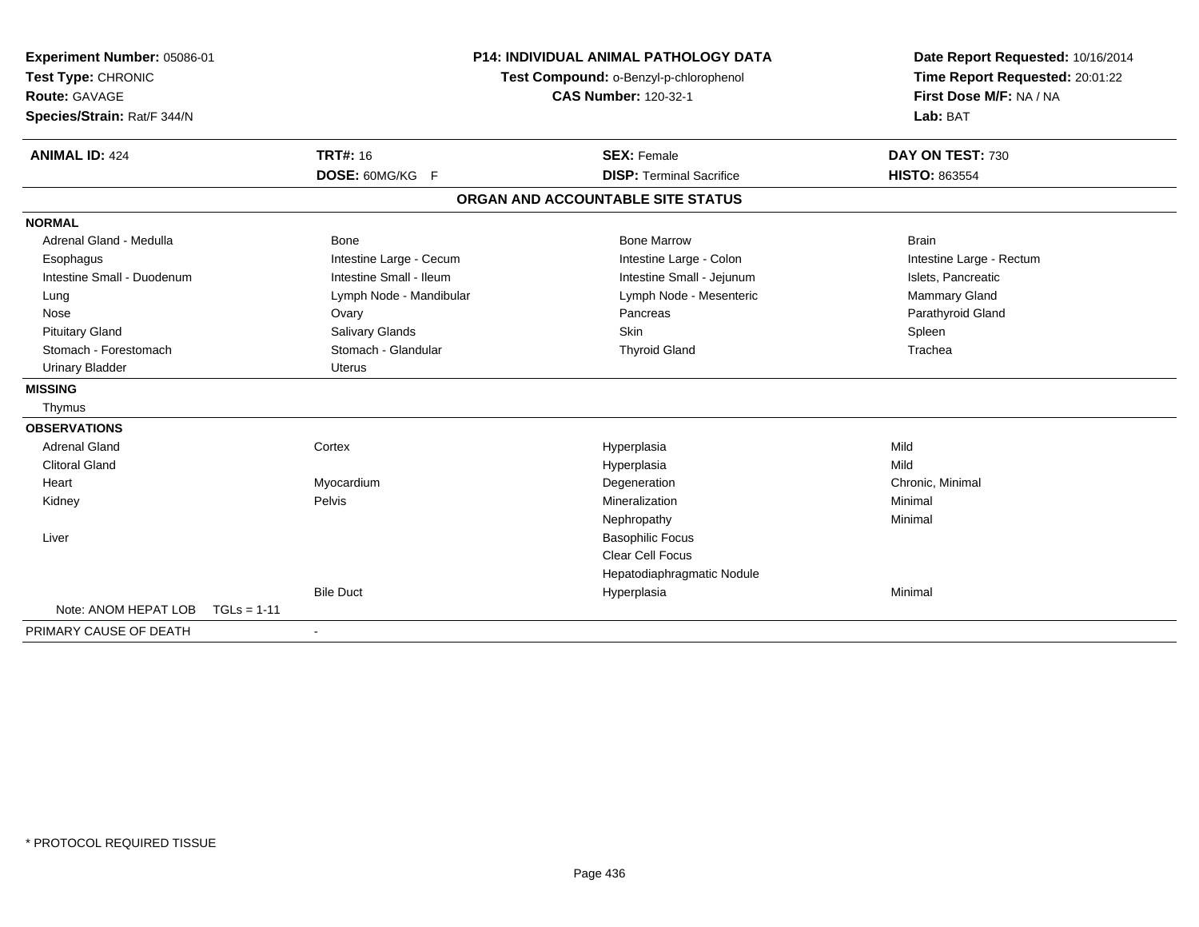**Experiment Number:** 05086-01
**Test Type:** CHRONIC
**Route:** GAVAGE
**Species/Strain:** Rat/F 344/N

**P14: INDIVIDUAL ANIMAL PATHOLOGY DATA**
**Test Compound:** o-Benzyl-p-chlorophenol
**CAS Number:** 120-32-1

**Date Report Requested:** 10/16/2014
**Time Report Requested:** 20:01:22
**First Dose M/F:** NA / NA
**Lab:** BAT

| **ANIMAL ID:** 424 | **TRT#:** 16 | **SEX:** Female | **DAY ON TEST:** 730 |
|---|---|---|---|
| | **DOSE:** 60MG/KG F | **DISP:** Terminal Sacrifice | **HISTO:** 863554 |

## ORGAN AND ACCOUNTABLE SITE STATUS

**NORMAL**

| | | | |
|---|---|---|---|
| Adrenal Gland - Medulla | Bone | Bone Marrow | Brain |
| Esophagus | Intestine Large - Cecum | Intestine Large - Colon | Intestine Large - Rectum |
| Intestine Small - Duodenum | Intestine Small - Ileum | Intestine Small - Jejunum | Islets, Pancreatic |
| Lung | Lymph Node - Mandibular | Lymph Node - Mesenteric | Mammary Gland |
| Nose | Ovary | Pancreas | Parathyroid Gland |
| Pituitary Gland | Salivary Glands | Skin | Spleen |
| Stomach - Forestomach | Stomach - Glandular | Thyroid Gland | Trachea |
| Urinary Bladder | Uterus | | |

**MISSING**

Thymus

**OBSERVATIONS**

| | | | |
|---|---|---|---|
| Adrenal Gland | Cortex | Hyperplasia | Mild |
| Clitoral Gland | | Hyperplasia | Mild |
| Heart | Myocardium | Degeneration | Chronic, Minimal |
| Kidney | Pelvis | Mineralization | Minimal |
| | | Nephropathy | Minimal |
| Liver | | Basophilic Focus | |
| | | Clear Cell Focus | |
| | | Hepatodiaphragmatic Nodule | |
| | Bile Duct | Hyperplasia | Minimal |
| Note: ANOM HEPAT LOB TGLs = 1-11 | | | |

PRIMARY CAUSE OF DEATH -

* PROTOCOL REQUIRED TISSUE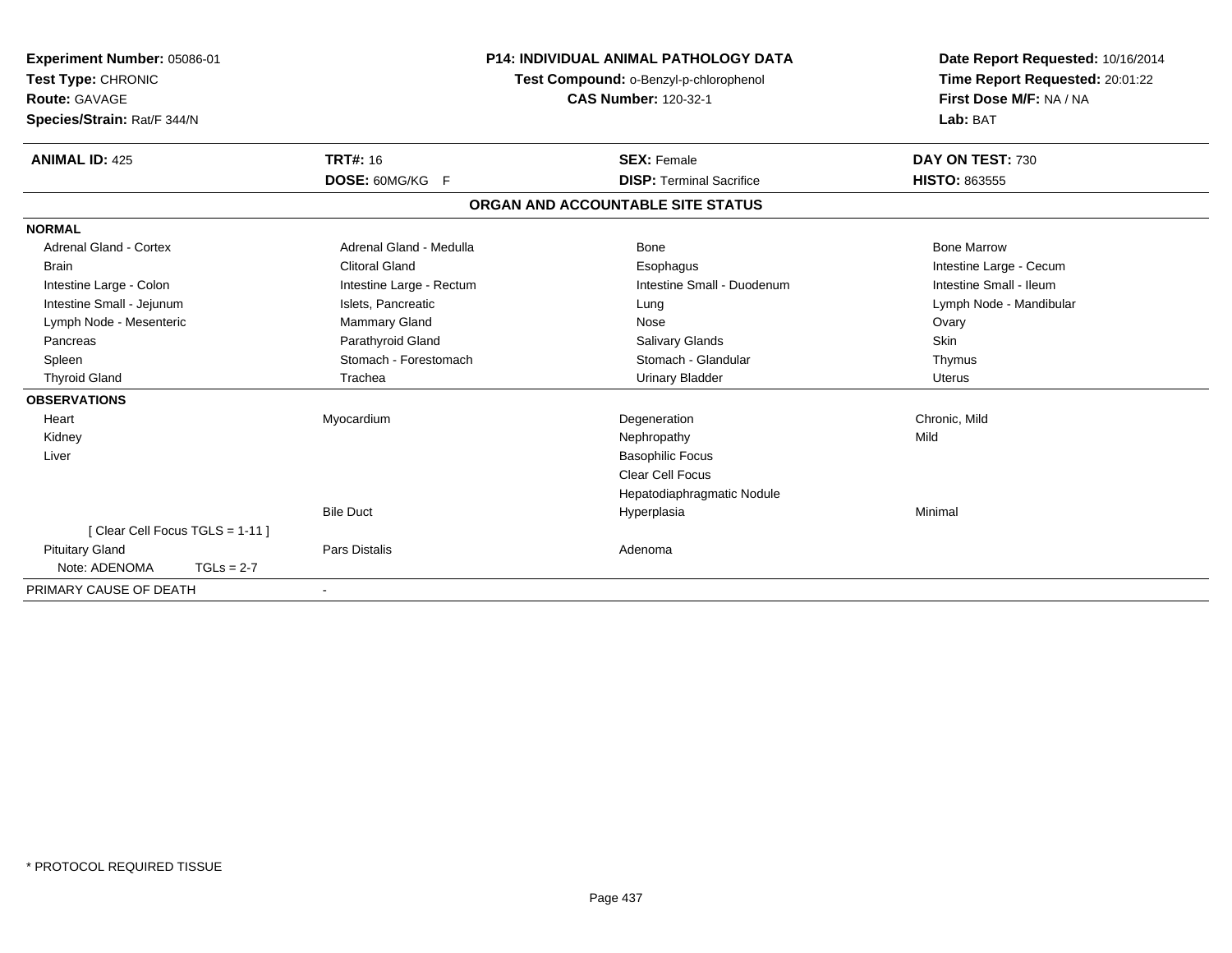**Experiment Number:** 05086-01
**Test Type:** CHRONIC
**Route:** GAVAGE
**Species/Strain:** Rat/F 344/N

**P14: INDIVIDUAL ANIMAL PATHOLOGY DATA**
**Test Compound:** o-Benzyl-p-chlorophenol
**CAS Number:** 120-32-1

**Date Report Requested:** 10/16/2014
**Time Report Requested:** 20:01:22
**First Dose M/F:** NA / NA
**Lab:** BAT

| **ANIMAL ID:** 425 | **TRT#:** 16 | **SEX:** Female | **DAY ON TEST:** 730 |
|---|---|---|---|
| | **DOSE:** 60MG/KG F | **DISP:** Terminal Sacrifice | **HISTO:** 863555 |

## ORGAN AND ACCOUNTABLE SITE STATUS

| | | | |
|---|---|---|---|
| **NORMAL** | | | |
| Adrenal Gland - Cortex | Adrenal Gland - Medulla | Bone | Bone Marrow |
| Brain | Clitoral Gland | Esophagus | Intestine Large - Cecum |
| Intestine Large - Colon | Intestine Large - Rectum | Intestine Small - Duodenum | Intestine Small - Ileum |
| Intestine Small - Jejunum | Islets, Pancreatic | Lung | Lymph Node - Mandibular |
| Lymph Node - Mesenteric | Mammary Gland | Nose | Ovary |
| Pancreas | Parathyroid Gland | Salivary Glands | Skin |
| Spleen | Stomach - Forestomach | Stomach - Glandular | Thymus |
| Thyroid Gland | Trachea | Urinary Bladder | Uterus |
| **OBSERVATIONS** | | | |
| Heart | Myocardium | Degeneration | Chronic, Mild |
| Kidney | | Nephropathy | Mild |
| Liver | | Basophilic Focus | |
| | | Clear Cell Focus | |
| | | Hepatodiaphragmatic Nodule | |
| | Bile Duct | Hyperplasia | Minimal |
| [ Clear Cell Focus TGLS = 1-11 ] | | | |
| Pituitary Gland | Pars Distalis | Adenoma | |
| Note: ADENOMA TGLs = 2-7 | | | |
| PRIMARY CAUSE OF DEATH | - | | |

* PROTOCOL REQUIRED TISSUE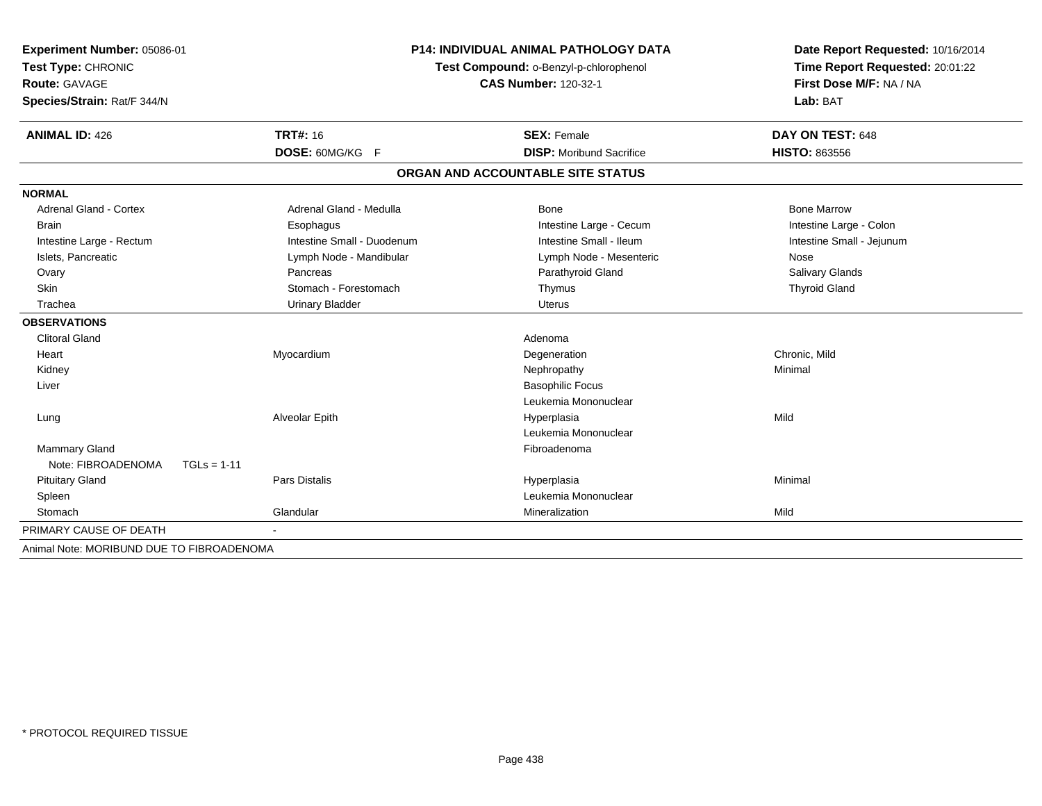**Experiment Number:** 05086-01
**Test Type:** CHRONIC
**Route:** GAVAGE
**Species/Strain:** Rat/F 344/N

**P14: INDIVIDUAL ANIMAL PATHOLOGY DATA**
**Test Compound:** o-Benzyl-p-chlorophenol
**CAS Number:** 120-32-1

**Date Report Requested:** 10/16/2014
**Time Report Requested:** 20:01:22
**First Dose M/F:** NA / NA
**Lab:** BAT

| **ANIMAL ID:** 426 | **TRT#:** 16 | **SEX:** Female | **DAY ON TEST:** 648 |
|---|---|---|---|
| | **DOSE:** 60MG/KG F | **DISP:** Moribund Sacrifice | **HISTO:** 863556 |

**ORGAN AND ACCOUNTABLE SITE STATUS**

| | | | |
|---|---|---|---|
| **NORMAL** | | | |
| Adrenal Gland - Cortex | Adrenal Gland - Medulla | Bone | Bone Marrow |
| Brain | Esophagus | Intestine Large - Cecum | Intestine Large - Colon |
| Intestine Large - Rectum | Intestine Small - Duodenum | Intestine Small - Ileum | Intestine Small - Jejunum |
| Islets, Pancreatic | Lymph Node - Mandibular | Lymph Node - Mesenteric | Nose |
| Ovary | Pancreas | Parathyroid Gland | Salivary Glands |
| Skin | Stomach - Forestomach | Thymus | Thyroid Gland |
| Trachea | Urinary Bladder | Uterus | |
| **OBSERVATIONS** | | | |
| Clitoral Gland | | Adenoma | |
| Heart | Myocardium | Degeneration | Chronic, Mild |
| Kidney | | Nephropathy | Minimal |
| Liver | | Basophilic Focus | |
| | | Leukemia Mononuclear | |
| Lung | Alveolar Epith | Hyperplasia | Mild |
| | | Leukemia Mononuclear | |
| Mammary Gland | | Fibroadenoma | |
| Note: FIBROADENOMA TGLs = 1-11 | | | |
| Pituitary Gland | Pars Distalis | Hyperplasia | Minimal |
| Spleen | | Leukemia Mononuclear | |
| Stomach | Glandular | Mineralization | Mild |
| PRIMARY CAUSE OF DEATH | - | | |
| Animal Note: MORIBUND DUE TO FIBROADENOMA | | | |

\* PROTOCOL REQUIRED TISSUE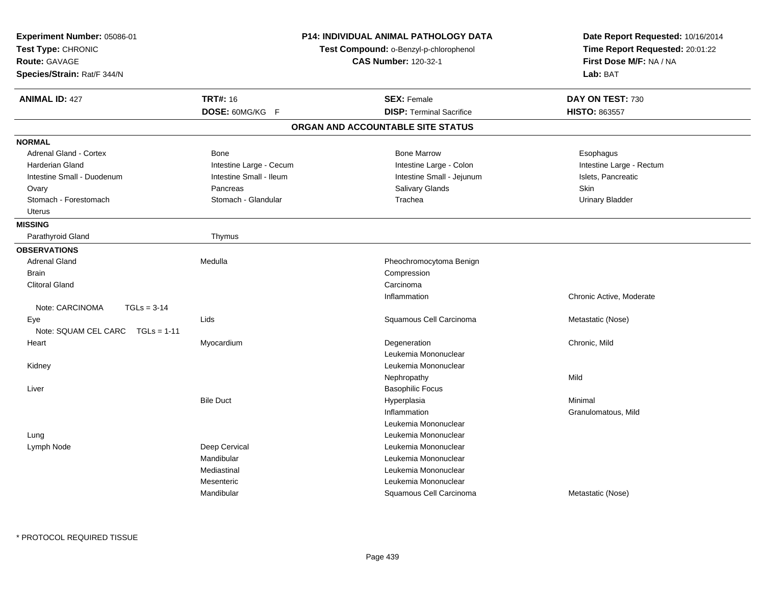**Experiment Number:** 05086-01
**Test Type:** CHRONIC
**Route:** GAVAGE
**Species/Strain:** Rat/F 344/N

**P14: INDIVIDUAL ANIMAL PATHOLOGY DATA**
**Test Compound:** o-Benzyl-p-chlorophenol
**CAS Number:** 120-32-1

**Date Report Requested:** 10/16/2014
**Time Report Requested:** 20:01:22
**First Dose M/F:** NA / NA
**Lab:** BAT

| **ANIMAL ID:** 427 | **TRT#:** 16 | **SEX:** Female | **DAY ON TEST:** 730 |
|---|---|---|---|
| | **DOSE:** 60MG/KG F | **DISP:** Terminal Sacrifice | **HISTO:** 863557 |

## ORGAN AND ACCOUNTABLE SITE STATUS

**NORMAL**

| | | | |
|---|---|---|---|
| Adrenal Gland - Cortex | Bone | Bone Marrow | Esophagus |
| Harderian Gland | Intestine Large - Cecum | Intestine Large - Colon | Intestine Large - Rectum |
| Intestine Small - Duodenum | Intestine Small - Ileum | Intestine Small - Jejunum | Islets, Pancreatic |
| Ovary | Pancreas | Salivary Glands | Skin |
| Stomach - Forestomach | Stomach - Glandular | Trachea | Urinary Bladder |
| Uterus | | | |

**MISSING**

| | |
|---|---|
| Parathyroid Gland | Thymus |

**OBSERVATIONS**

| Organ | Site | Observation | Qualifier |
|---|---|---|---|
| Adrenal Gland | Medulla | Pheochromocytoma Benign | |
| Brain | | Compression | |
| Clitoral Gland | | Carcinoma | |
| | | Inflammation | Chronic Active, Moderate |
| Note: CARCINOMA TGLs = 3-14 | | | |
| Eye | Lids | Squamous Cell Carcinoma | Metastatic (Nose) |
| Note: SQUAM CEL CARC TGLs = 1-11 | | | |
| Heart | Myocardium | Degeneration | Chronic, Mild |
| | | Leukemia Mononuclear | |
| Kidney | | Leukemia Mononuclear | |
| | | Nephropathy | Mild |
| Liver | | Basophilic Focus | |
| | Bile Duct | Hyperplasia | Minimal |
| | | Inflammation | Granulomatous, Mild |
| | | Leukemia Mononuclear | |
| Lung | | Leukemia Mononuclear | |
| Lymph Node | Deep Cervical | Leukemia Mononuclear | |
| | Mandibular | Leukemia Mononuclear | |
| | Mediastinal | Leukemia Mononuclear | |
| | Mesenteric | Leukemia Mononuclear | |
| | Mandibular | Squamous Cell Carcinoma | Metastatic (Nose) |

\* PROTOCOL REQUIRED TISSUE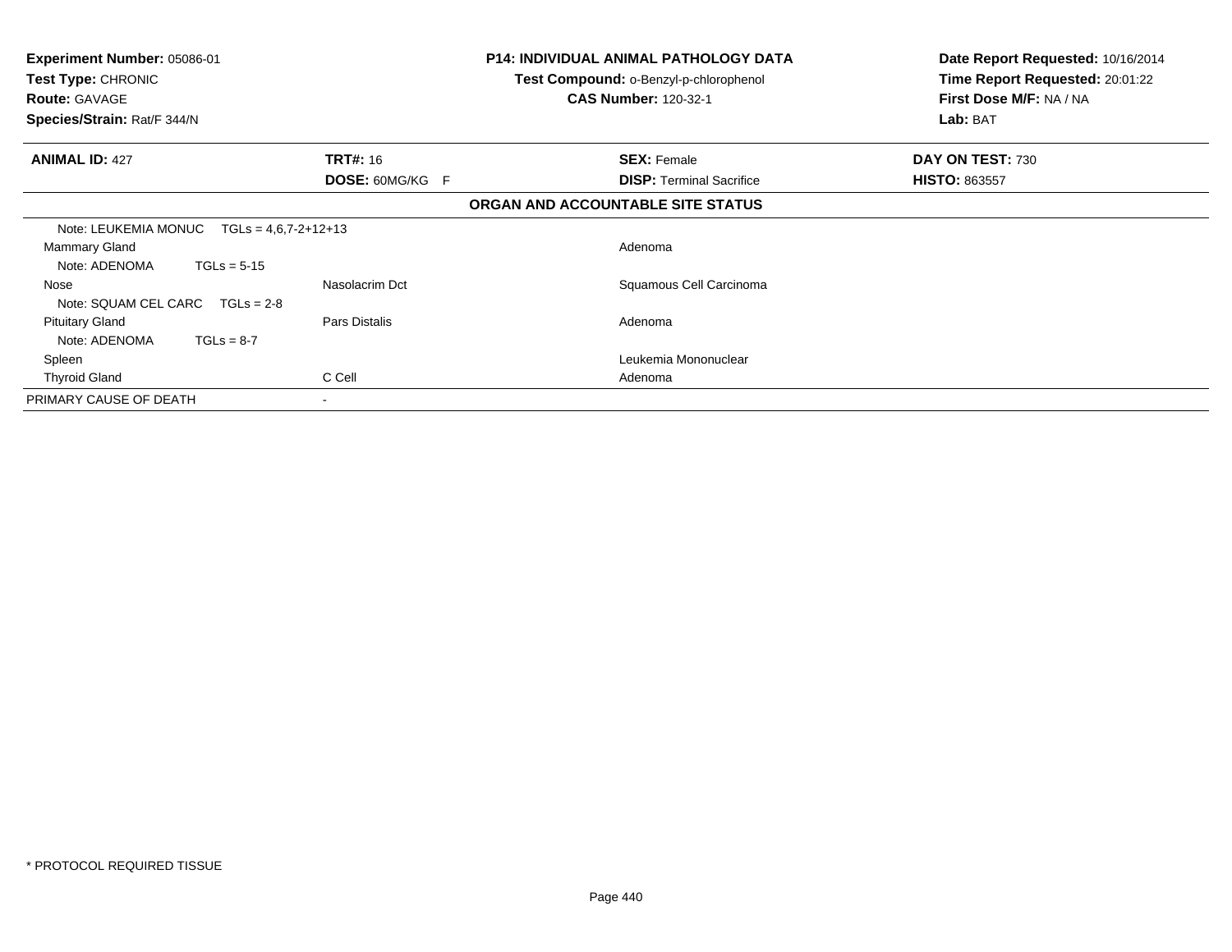**Experiment Number:** 05086-01
**Test Type:** CHRONIC
**Route:** GAVAGE
**Species/Strain:** Rat/F 344/N

**P14: INDIVIDUAL ANIMAL PATHOLOGY DATA**
**Test Compound:** o-Benzyl-p-chlorophenol
**CAS Number:** 120-32-1

**Date Report Requested:** 10/16/2014
**Time Report Requested:** 20:01:22
**First Dose M/F:** NA / NA
**Lab:** BAT

| **ANIMAL ID:** 427 | **TRT#:** 16 | **SEX:** Female | **DAY ON TEST:** 730 |
|---|---|---|---|
| | **DOSE:** 60MG/KG F | **DISP:** Terminal Sacrifice | **HISTO:** 863557 |

**ORGAN AND ACCOUNTABLE SITE STATUS**

| | | |
|---|---|---|
| Note: LEUKEMIA MONUC TGLs = 4,6,7-2+12+13 | | |
| Mammary Gland | | Adenoma |
| Note: ADENOMA TGLs = 5-15 | | |
| Nose | Nasolacrim Dct | Squamous Cell Carcinoma |
| Note: SQUAM CEL CARC TGLs = 2-8 | | |
| Pituitary Gland | Pars Distalis | Adenoma |
| Note: ADENOMA TGLs = 8-7 | | |
| Spleen | | Leukemia Mononuclear |
| Thyroid Gland | C Cell | Adenoma |
| PRIMARY CAUSE OF DEATH | - | |

\* PROTOCOL REQUIRED TISSUE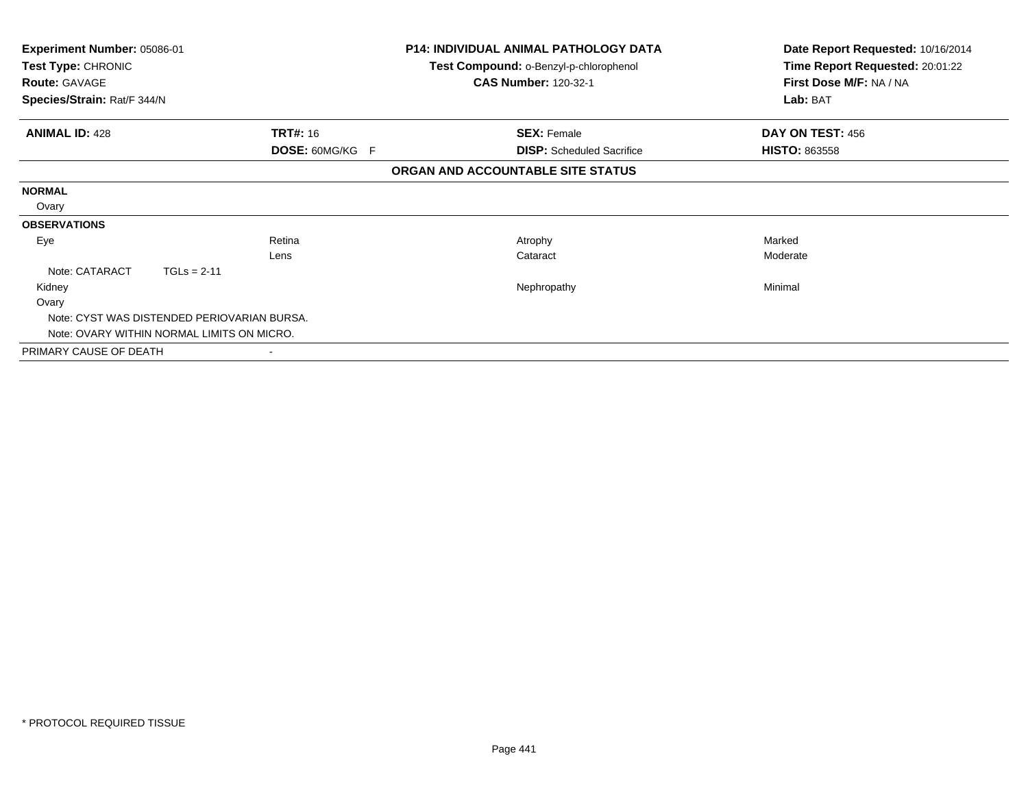**Experiment Number:** 05086-01
**Test Type:** CHRONIC
**Route:** GAVAGE
**Species/Strain:** Rat/F 344/N

**P14: INDIVIDUAL ANIMAL PATHOLOGY DATA**
**Test Compound:** o-Benzyl-p-chlorophenol
**CAS Number:** 120-32-1

**Date Report Requested:** 10/16/2014
**Time Report Requested:** 20:01:22
**First Dose M/F:** NA / NA
**Lab:** BAT

| **ANIMAL ID:** 428 | **TRT#:** 16 | **SEX:** Female | **DAY ON TEST:** 456 |
|---|---|---|---|
| | **DOSE:** 60MG/KG F | **DISP:** Scheduled Sacrifice | **HISTO:** 863558 |

## ORGAN AND ACCOUNTABLE SITE STATUS

| | | | |
|---|---|---|---|
| **NORMAL** | | | |
| Ovary | | | |
| **OBSERVATIONS** | | | |
| Eye | Retina | Atrophy | Marked |
| | Lens | Cataract | Moderate |
| Note: CATARACT TGLs = 2-11 | | | |
| Kidney | | Nephropathy | Minimal |
| Ovary | | | |
| Note: CYST WAS DISTENDED PERIOVARIAN BURSA. | | | |
| Note: OVARY WITHIN NORMAL LIMITS ON MICRO. | | | |
| PRIMARY CAUSE OF DEATH | - | | |

* PROTOCOL REQUIRED TISSUE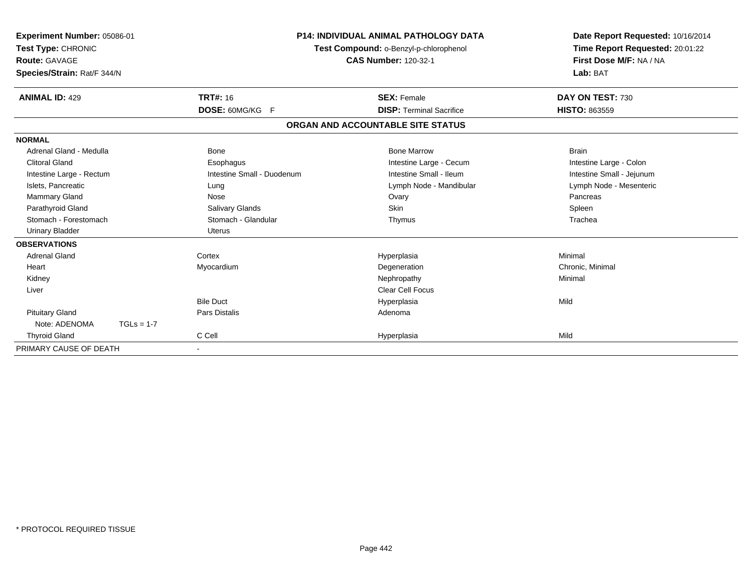**Experiment Number:** 05086-01
**Test Type:** CHRONIC
**Route:** GAVAGE
**Species/Strain:** Rat/F 344/N

**P14: INDIVIDUAL ANIMAL PATHOLOGY DATA**
**Test Compound:** o-Benzyl-p-chlorophenol
**CAS Number:** 120-32-1

**Date Report Requested:** 10/16/2014
**Time Report Requested:** 20:01:22
**First Dose M/F:** NA / NA
**Lab:** BAT

| **ANIMAL ID:** 429 | **TRT#:** 16 | **SEX:** Female | **DAY ON TEST:** 730 |
|---|---|---|---|
| | **DOSE:** 60MG/KG F | **DISP:** Terminal Sacrifice | **HISTO:** 863559 |

## ORGAN AND ACCOUNTABLE SITE STATUS

| | | | |
|---|---|---|---|
| **NORMAL** | | | |
| Adrenal Gland - Medulla | Bone | Bone Marrow | Brain |
| Clitoral Gland | Esophagus | Intestine Large - Cecum | Intestine Large - Colon |
| Intestine Large - Rectum | Intestine Small - Duodenum | Intestine Small - Ileum | Intestine Small - Jejunum |
| Islets, Pancreatic | Lung | Lymph Node - Mandibular | Lymph Node - Mesenteric |
| Mammary Gland | Nose | Ovary | Pancreas |
| Parathyroid Gland | Salivary Glands | Skin | Spleen |
| Stomach - Forestomach | Stomach - Glandular | Thymus | Trachea |
| Urinary Bladder | Uterus | | |
| **OBSERVATIONS** | | | |
| Adrenal Gland | Cortex | Hyperplasia | Minimal |
| Heart | Myocardium | Degeneration | Chronic, Minimal |
| Kidney | | Nephropathy | Minimal |
| Liver | | Clear Cell Focus | |
| | Bile Duct | Hyperplasia | Mild |
| Pituitary Gland | Pars Distalis | Adenoma | |
| Note: ADENOMA TGLs = 1-7 | | | |
| Thyroid Gland | C Cell | Hyperplasia | Mild |
| PRIMARY CAUSE OF DEATH | - | | |

\* PROTOCOL REQUIRED TISSUE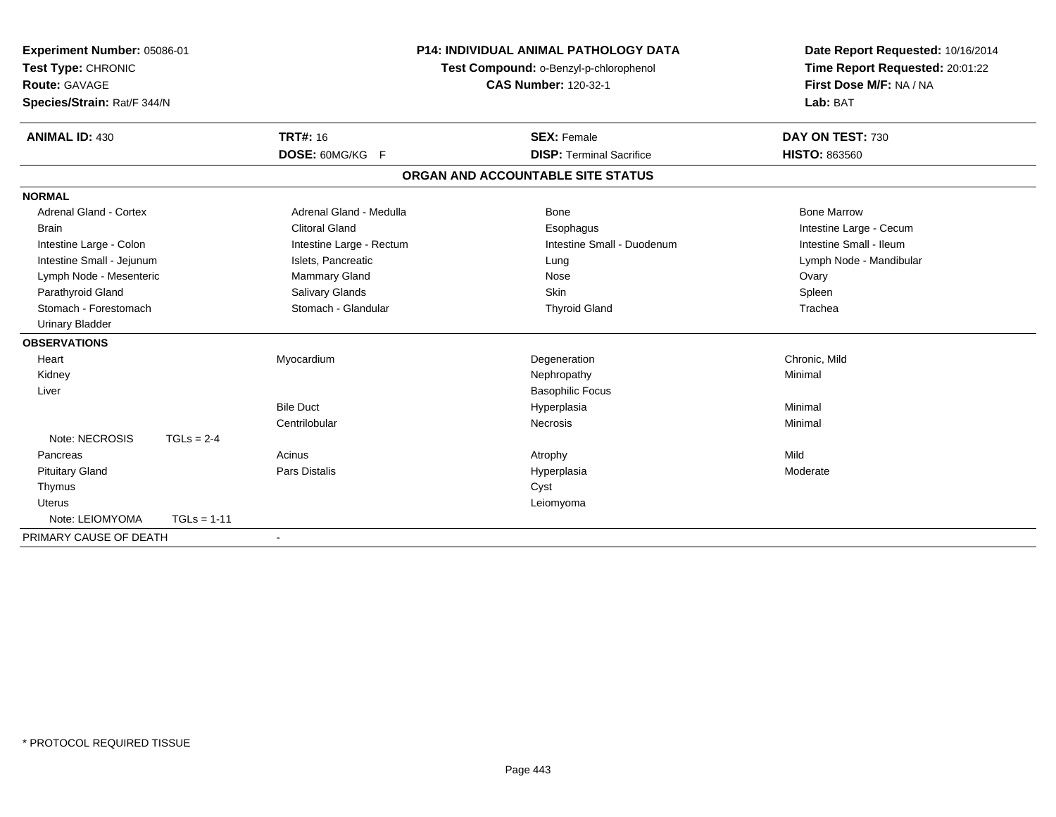**Experiment Number:** 05086-01
**Test Type:** CHRONIC
**Route:** GAVAGE
**Species/Strain:** Rat/F 344/N

**P14: INDIVIDUAL ANIMAL PATHOLOGY DATA**
**Test Compound:** o-Benzyl-p-chlorophenol
**CAS Number:** 120-32-1

**Date Report Requested:** 10/16/2014
**Time Report Requested:** 20:01:22
**First Dose M/F:** NA / NA
**Lab:** BAT

| **ANIMAL ID:** 430 | **TRT#:** 16 | **SEX:** Female | **DAY ON TEST:** 730 |
|---|---|---|---|
| | **DOSE:** 60MG/KG F | **DISP:** Terminal Sacrifice | **HISTO:** 863560 |

## ORGAN AND ACCOUNTABLE SITE STATUS

| | | | |
|---|---|---|---|
| **NORMAL** | | | |
| Adrenal Gland - Cortex | Adrenal Gland - Medulla | Bone | Bone Marrow |
| Brain | Clitoral Gland | Esophagus | Intestine Large - Cecum |
| Intestine Large - Colon | Intestine Large - Rectum | Intestine Small - Duodenum | Intestine Small - Ileum |
| Intestine Small - Jejunum | Islets, Pancreatic | Lung | Lymph Node - Mandibular |
| Lymph Node - Mesenteric | Mammary Gland | Nose | Ovary |
| Parathyroid Gland | Salivary Glands | Skin | Spleen |
| Stomach - Forestomach | Stomach - Glandular | Thyroid Gland | Trachea |
| Urinary Bladder | | | |
| **OBSERVATIONS** | | | |
| Heart | Myocardium | Degeneration | Chronic, Mild |
| Kidney | | Nephropathy | Minimal |
| Liver | | Basophilic Focus | |
| | Bile Duct | Hyperplasia | Minimal |
| | Centrilobular | Necrosis | Minimal |
| Note: NECROSIS TGLs = 2-4 | | | |
| Pancreas | Acinus | Atrophy | Mild |
| Pituitary Gland | Pars Distalis | Hyperplasia | Moderate |
| Thymus | | Cyst | |
| Uterus | | Leiomyoma | |
| Note: LEIOMYOMA TGLs = 1-11 | | | |
| PRIMARY CAUSE OF DEATH | - | | |

* PROTOCOL REQUIRED TISSUE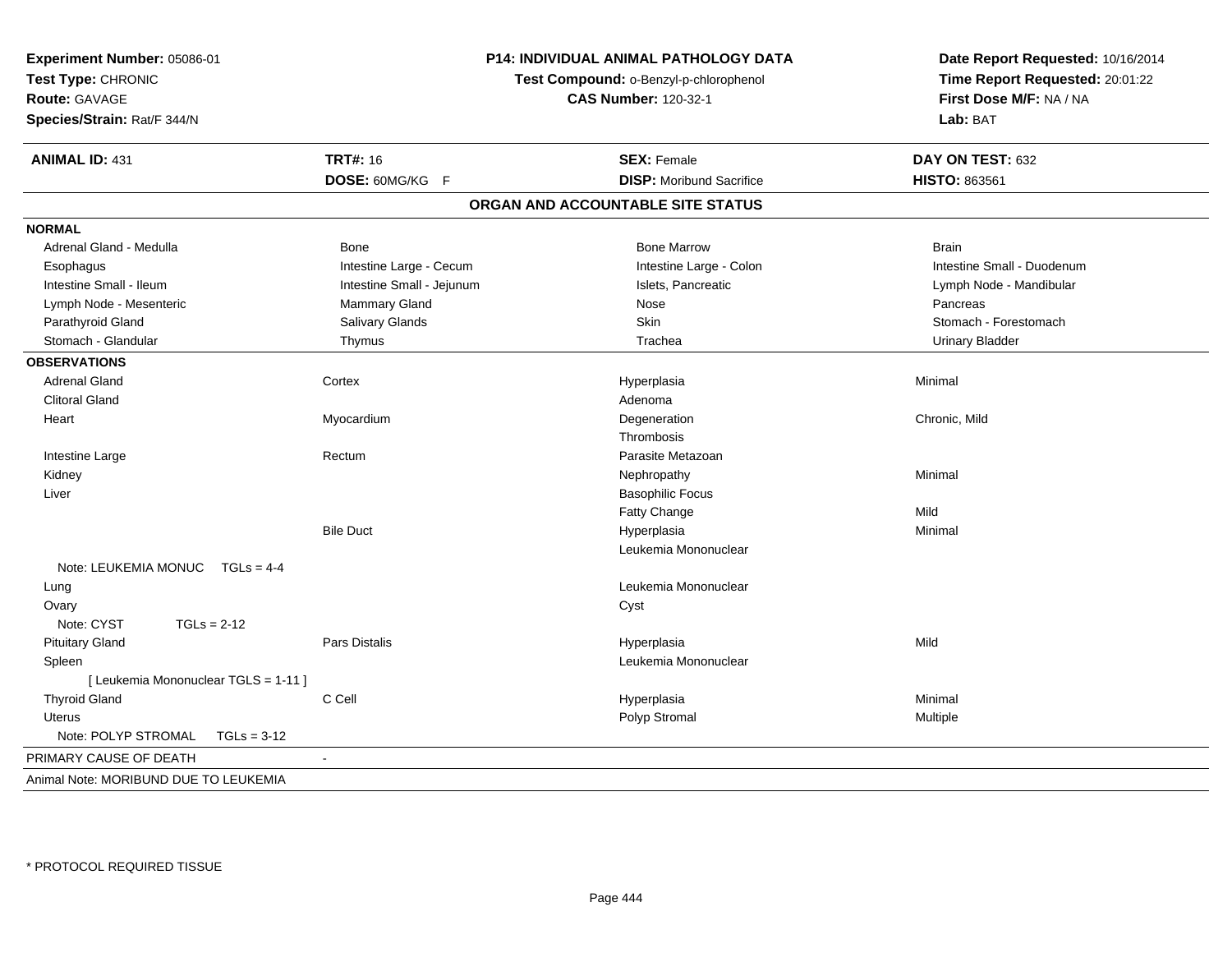**Experiment Number:** 05086-01
**Test Type:** CHRONIC
**Route:** GAVAGE
**Species/Strain:** Rat/F 344/N

**P14: INDIVIDUAL ANIMAL PATHOLOGY DATA**
**Test Compound:** o-Benzyl-p-chlorophenol
**CAS Number:** 120-32-1

**Date Report Requested:** 10/16/2014
**Time Report Requested:** 20:01:22
**First Dose M/F:** NA / NA
**Lab:** BAT

| **ANIMAL ID:** 431 | **TRT#:** 16 | **SEX:** Female | **DAY ON TEST:** 632 |
|---|---|---|---|
| | **DOSE:** 60MG/KG F | **DISP:** Moribund Sacrifice | **HISTO:** 863561 |

## ORGAN AND ACCOUNTABLE SITE STATUS

**NORMAL**

| | | | |
|---|---|---|---|
| Adrenal Gland - Medulla | Bone | Bone Marrow | Brain |
| Esophagus | Intestine Large - Cecum | Intestine Large - Colon | Intestine Small - Duodenum |
| Intestine Small - Ileum | Intestine Small - Jejunum | Islets, Pancreatic | Lymph Node - Mandibular |
| Lymph Node - Mesenteric | Mammary Gland | Nose | Pancreas |
| Parathyroid Gland | Salivary Glands | Skin | Stomach - Forestomach |
| Stomach - Glandular | Thymus | Trachea | Urinary Bladder |

**OBSERVATIONS**

| | | | |
|---|---|---|---|
| Adrenal Gland | Cortex | Hyperplasia | Minimal |
| Clitoral Gland | | Adenoma | |
| Heart | Myocardium | Degeneration | Chronic, Mild |
| | | Thrombosis | |
| Intestine Large | Rectum | Parasite Metazoan | |
| Kidney | | Nephropathy | Minimal |
| Liver | | Basophilic Focus | |
| | | Fatty Change | Mild |
| | Bile Duct | Hyperplasia | Minimal |
| | | Leukemia Mononuclear | |
| Note: LEUKEMIA MONUC TGLs = 4-4 | | | |
| Lung | | Leukemia Mononuclear | |
| Ovary | | Cyst | |
| Note: CYST TGLs = 2-12 | | | |
| Pituitary Gland | Pars Distalis | Hyperplasia | Mild |
| Spleen | | Leukemia Mononuclear | |
| [ Leukemia Mononuclear TGLS = 1-11 ] | | | |
| Thyroid Gland | C Cell | Hyperplasia | Minimal |
| Uterus | | Polyp Stromal | Multiple |
| Note: POLYP STROMAL TGLs = 3-12 | | | |

PRIMARY CAUSE OF DEATH -

Animal Note: MORIBUND DUE TO LEUKEMIA

* PROTOCOL REQUIRED TISSUE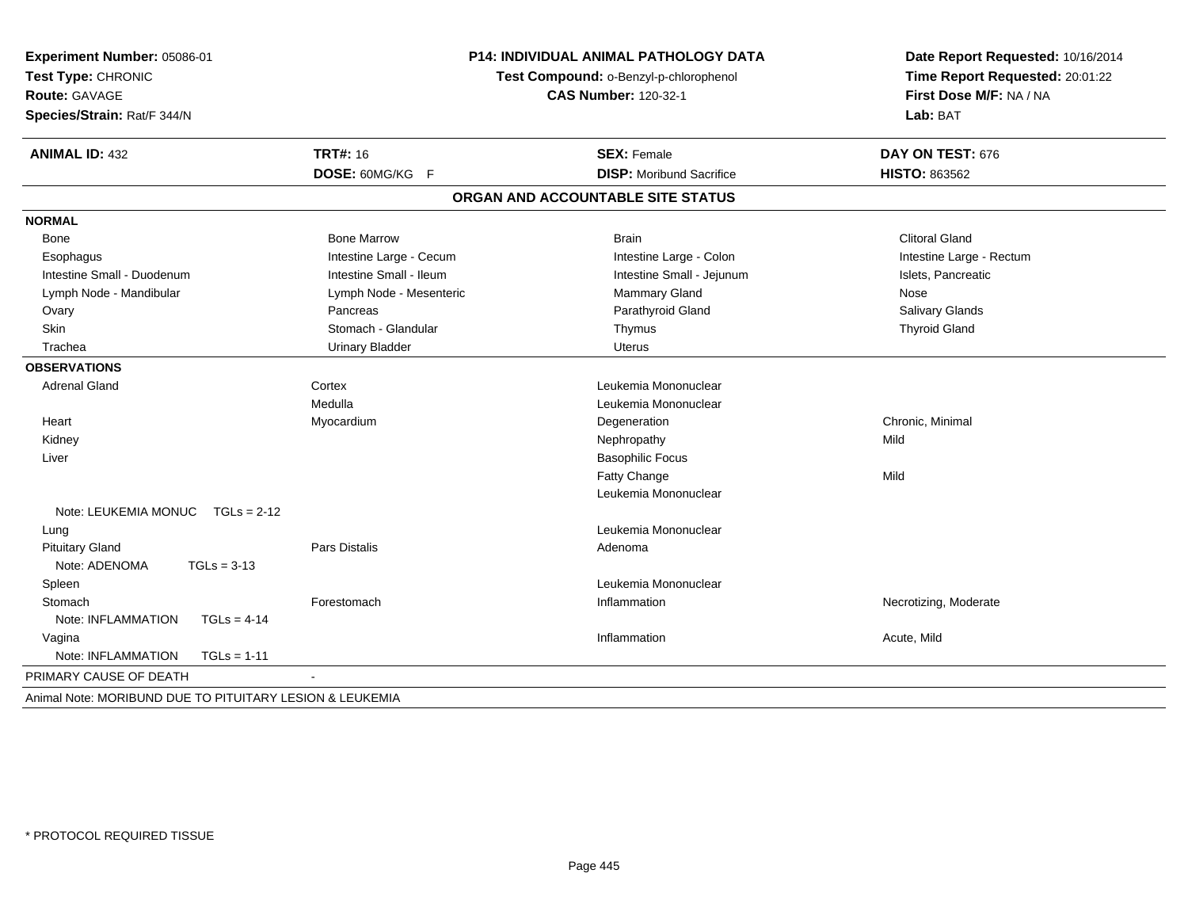**Experiment Number:** 05086-01
**Test Type:** CHRONIC
**Route:** GAVAGE
**Species/Strain:** Rat/F 344/N

**P14: INDIVIDUAL ANIMAL PATHOLOGY DATA**
**Test Compound:** o-Benzyl-p-chlorophenol
**CAS Number:** 120-32-1

**Date Report Requested:** 10/16/2014
**Time Report Requested:** 20:01:22
**First Dose M/F:** NA / NA
**Lab:** BAT

| **ANIMAL ID:** 432 | **TRT#:** 16 | **SEX:** Female | **DAY ON TEST:** 676 |
|---|---|---|---|
| | **DOSE:** 60MG/KG F | **DISP:** Moribund Sacrifice | **HISTO:** 863562 |

## ORGAN AND ACCOUNTABLE SITE STATUS

| | | | |
|---|---|---|---|
| **NORMAL** | | | |
| Bone | Bone Marrow | Brain | Clitoral Gland |
| Esophagus | Intestine Large - Cecum | Intestine Large - Colon | Intestine Large - Rectum |
| Intestine Small - Duodenum | Intestine Small - Ileum | Intestine Small - Jejunum | Islets, Pancreatic |
| Lymph Node - Mandibular | Lymph Node - Mesenteric | Mammary Gland | Nose |
| Ovary | Pancreas | Parathyroid Gland | Salivary Glands |
| Skin | Stomach - Glandular | Thymus | Thyroid Gland |
| Trachea | Urinary Bladder | Uterus | |
| **OBSERVATIONS** | | | |
| Adrenal Gland | Cortex | Leukemia Mononuclear | |
| | Medulla | Leukemia Mononuclear | |
| Heart | Myocardium | Degeneration | Chronic, Minimal |
| Kidney | | Nephropathy | Mild |
| Liver | | Basophilic Focus | |
| | | Fatty Change | Mild |
| | | Leukemia Mononuclear | |
| Note: LEUKEMIA MONUC TGLs = 2-12 | | | |
| Lung | | Leukemia Mononuclear | |
| Pituitary Gland | Pars Distalis | Adenoma | |
| Note: ADENOMA TGLs = 3-13 | | | |
| Spleen | | Leukemia Mononuclear | |
| Stomach | Forestomach | Inflammation | Necrotizing, Moderate |
| Note: INFLAMMATION TGLs = 4-14 | | | |
| Vagina | | Inflammation | Acute, Mild |
| Note: INFLAMMATION TGLs = 1-11 | | | |
| PRIMARY CAUSE OF DEATH | - | | |

Animal Note: MORIBUND DUE TO PITUITARY LESION & LEUKEMIA

* PROTOCOL REQUIRED TISSUE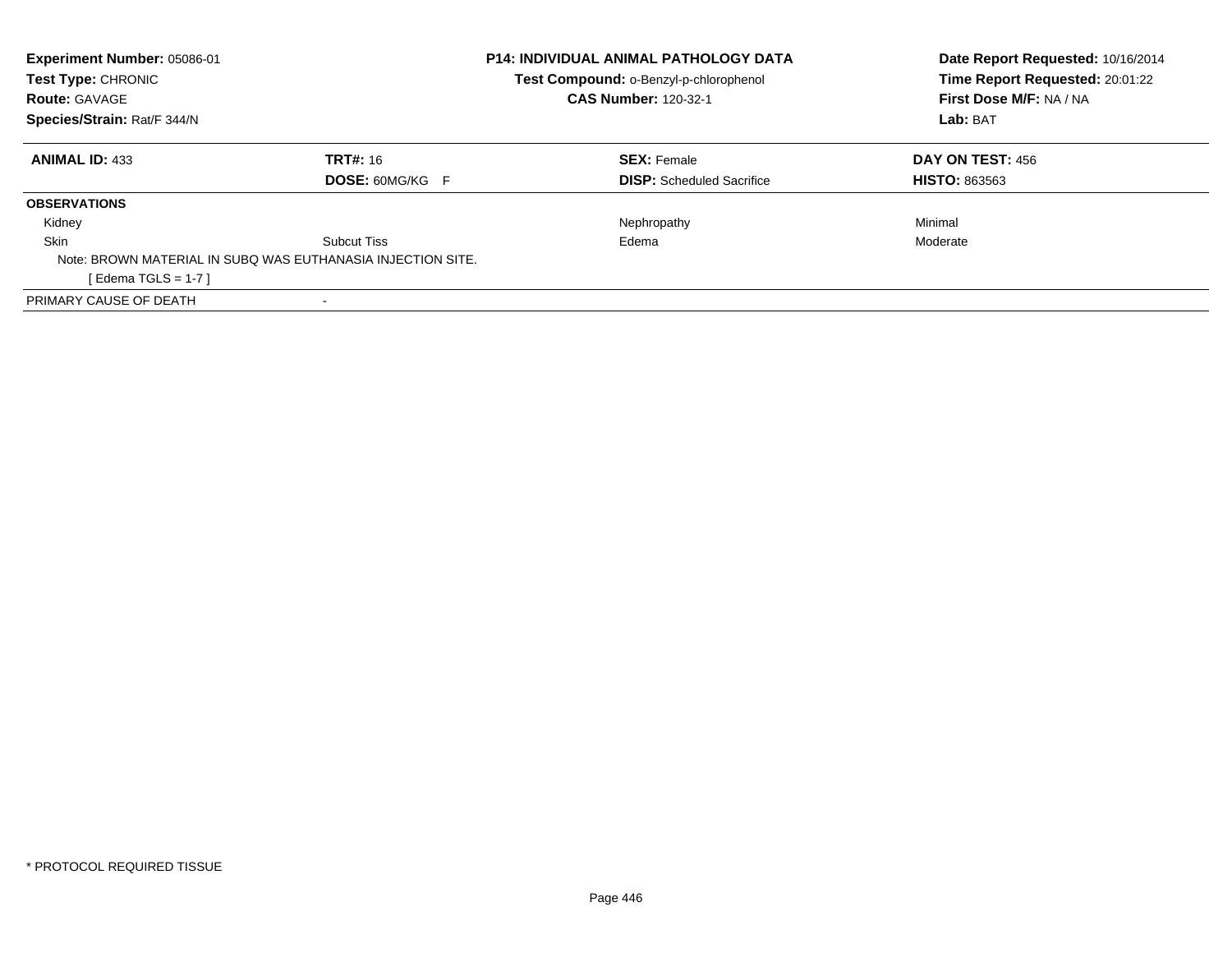**Experiment Number:** 05086-01
**Test Type:** CHRONIC
**Route:** GAVAGE
**Species/Strain:** Rat/F 344/N

**P14: INDIVIDUAL ANIMAL PATHOLOGY DATA**
**Test Compound:** o-Benzyl-p-chlorophenol
**CAS Number:** 120-32-1

**Date Report Requested:** 10/16/2014
**Time Report Requested:** 20:01:22
**First Dose M/F:** NA / NA
**Lab:** BAT

| **ANIMAL ID:** 433 | **TRT#:** 16 | **SEX:** Female | **DAY ON TEST:** 456 |
|---|---|---|---|
| | **DOSE:** 60MG/KG F | **DISP:** Scheduled Sacrifice | **HISTO:** 863563 |
| **OBSERVATIONS** | | | |
| Kidney | | Nephropathy | Minimal |
| Skin | Subcut Tiss | Edema | Moderate |
| Note: BROWN MATERIAL IN SUBQ WAS EUTHANASIA INJECTION SITE. | | | |
| [ Edema TGLS = 1-7 ] | | | |
| PRIMARY CAUSE OF DEATH | - | | |

* PROTOCOL REQUIRED TISSUE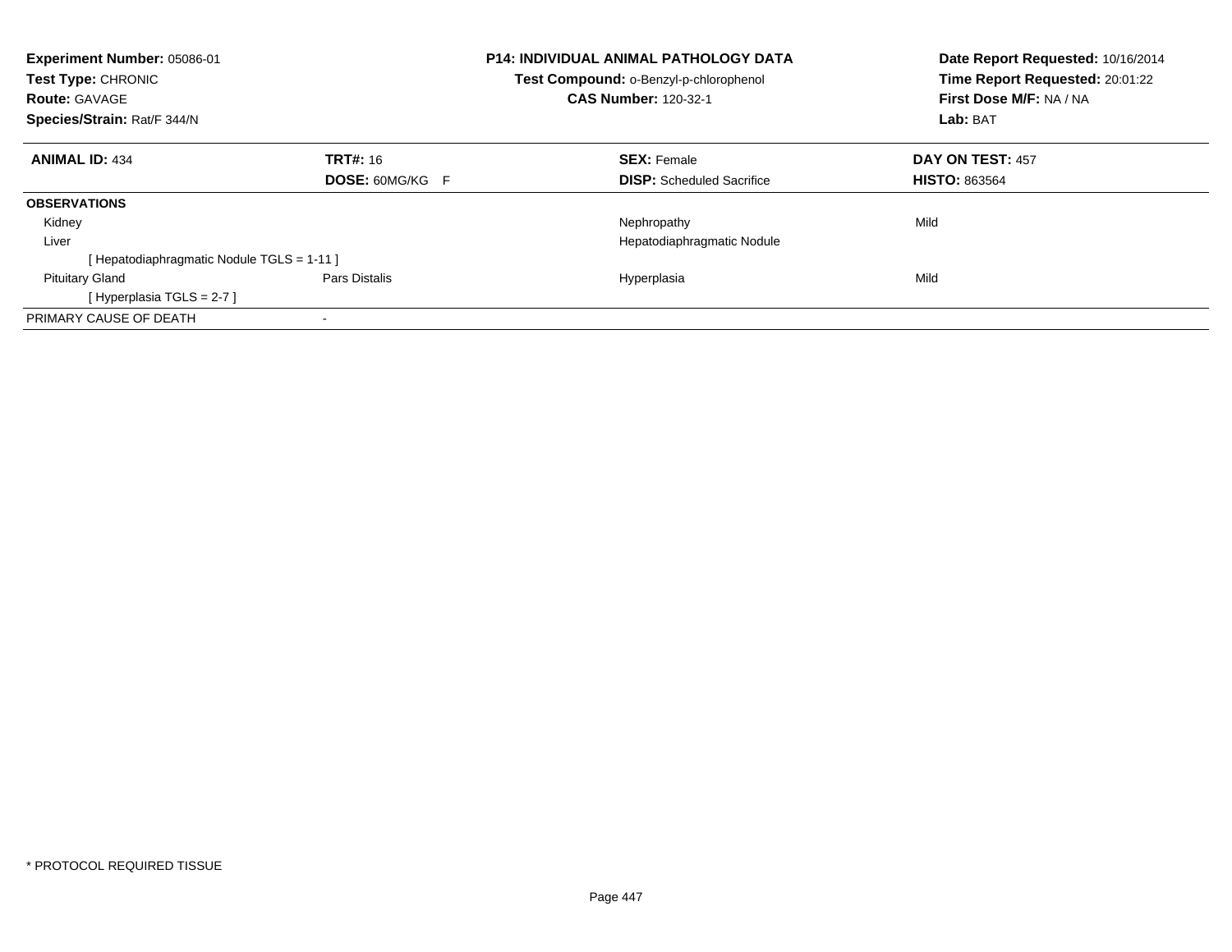**Experiment Number:** 05086-01
**Test Type:** CHRONIC
**Route:** GAVAGE
**Species/Strain:** Rat/F 344/N

**P14: INDIVIDUAL ANIMAL PATHOLOGY DATA**
**Test Compound:** o-Benzyl-p-chlorophenol
**CAS Number:** 120-32-1

**Date Report Requested:** 10/16/2014
**Time Report Requested:** 20:01:22
**First Dose M/F:** NA / NA
**Lab:** BAT

| **ANIMAL ID:** 434 | **TRT#:** 16 | **SEX:** Female | **DAY ON TEST:** 457 |
|---|---|---|---|
| | **DOSE:** 60MG/KG F | **DISP:** Scheduled Sacrifice | **HISTO:** 863564 |
| **OBSERVATIONS** | | | |
| Kidney | | Nephropathy | Mild |
| Liver | | Hepatodiaphragmatic Nodule | |
| [ Hepatodiaphragmatic Nodule TGLS = 1-11 ] | | | |
| Pituitary Gland | Pars Distalis | Hyperplasia | Mild |
| [ Hyperplasia TGLS = 2-7 ] | | | |
| PRIMARY CAUSE OF DEATH | - | | |

* PROTOCOL REQUIRED TISSUE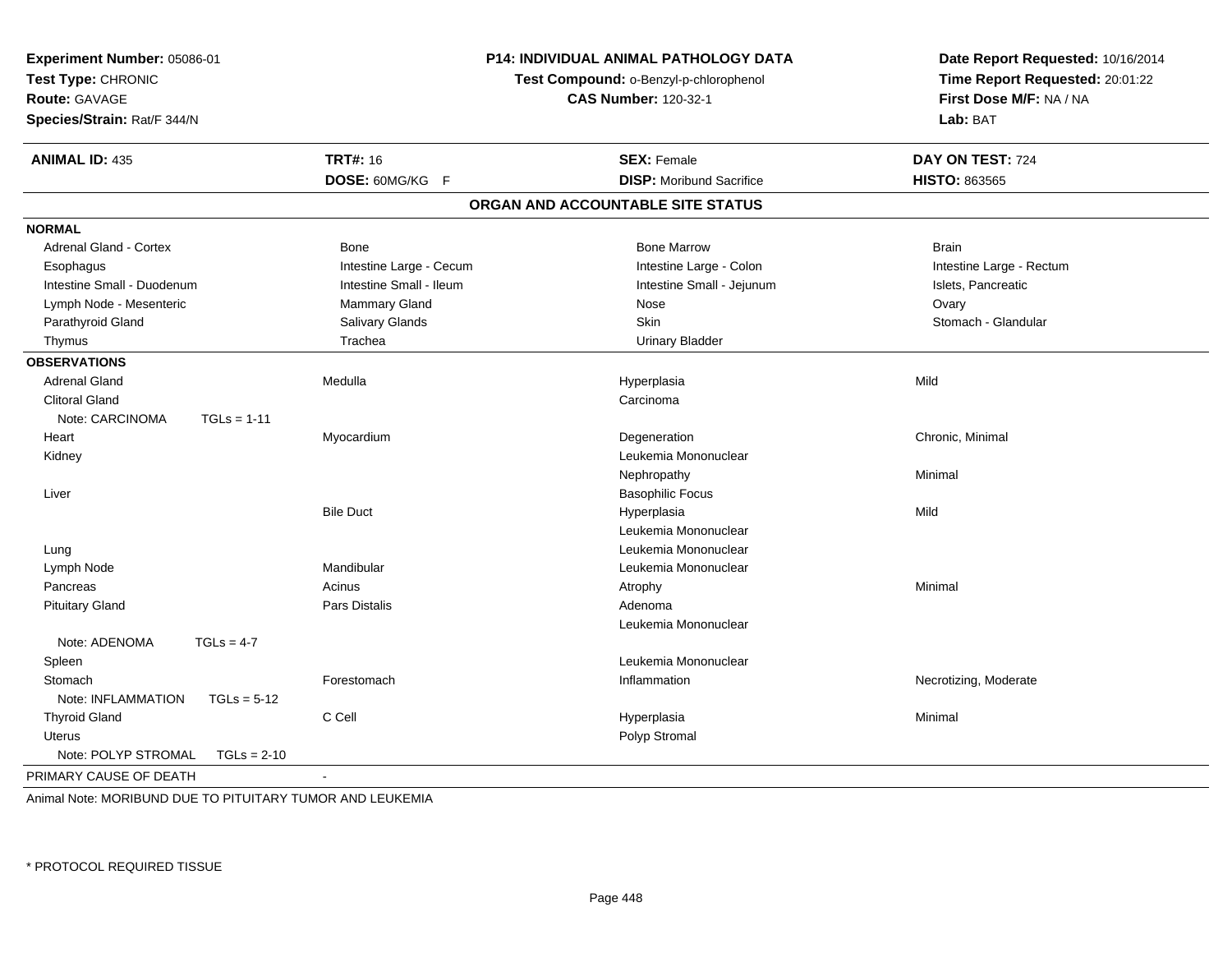**Experiment Number:** 05086-01
**Test Type:** CHRONIC
**Route:** GAVAGE
**Species/Strain:** Rat/F 344/N

**P14: INDIVIDUAL ANIMAL PATHOLOGY DATA**
**Test Compound:** o-Benzyl-p-chlorophenol
**CAS Number:** 120-32-1

**Date Report Requested:** 10/16/2014
**Time Report Requested:** 20:01:22
**First Dose M/F:** NA / NA
**Lab:** BAT

| **ANIMAL ID:** 435 | **TRT#:** 16 | **SEX:** Female | **DAY ON TEST:** 724 |
|---|---|---|---|
| | **DOSE:** 60MG/KG F | **DISP:** Moribund Sacrifice | **HISTO:** 863565 |

## ORGAN AND ACCOUNTABLE SITE STATUS

**NORMAL**

| | | | |
|---|---|---|---|
| Adrenal Gland - Cortex | Bone | Bone Marrow | Brain |
| Esophagus | Intestine Large - Cecum | Intestine Large - Colon | Intestine Large - Rectum |
| Intestine Small - Duodenum | Intestine Small - Ileum | Intestine Small - Jejunum | Islets, Pancreatic |
| Lymph Node - Mesenteric | Mammary Gland | Nose | Ovary |
| Parathyroid Gland | Salivary Glands | Skin | Stomach - Glandular |
| Thymus | Trachea | Urinary Bladder | |

**OBSERVATIONS**

| | | | |
|---|---|---|---|
| Adrenal Gland | Medulla | Hyperplasia | Mild |
| Clitoral Gland | | Carcinoma | |
| Note: CARCINOMA TGLs = 1-11 | | | |
| Heart | Myocardium | Degeneration | Chronic, Minimal |
| Kidney | | Leukemia Mononuclear | |
| | | Nephropathy | Minimal |
| Liver | | Basophilic Focus | |
| | Bile Duct | Hyperplasia | Mild |
| | | Leukemia Mononuclear | |
| Lung | | Leukemia Mononuclear | |
| Lymph Node | Mandibular | Leukemia Mononuclear | |
| Pancreas | Acinus | Atrophy | Minimal |
| Pituitary Gland | Pars Distalis | Adenoma | |
| | | Leukemia Mononuclear | |
| Note: ADENOMA TGLs = 4-7 | | | |
| Spleen | | Leukemia Mononuclear | |
| Stomach | Forestomach | Inflammation | Necrotizing, Moderate |
| Note: INFLAMMATION TGLs = 5-12 | | | |
| Thyroid Gland | C Cell | Hyperplasia | Minimal |
| Uterus | | Polyp Stromal | |
| Note: POLYP STROMAL TGLs = 2-10 | | | |

PRIMARY CAUSE OF DEATH -

Animal Note: MORIBUND DUE TO PITUITARY TUMOR AND LEUKEMIA

* PROTOCOL REQUIRED TISSUE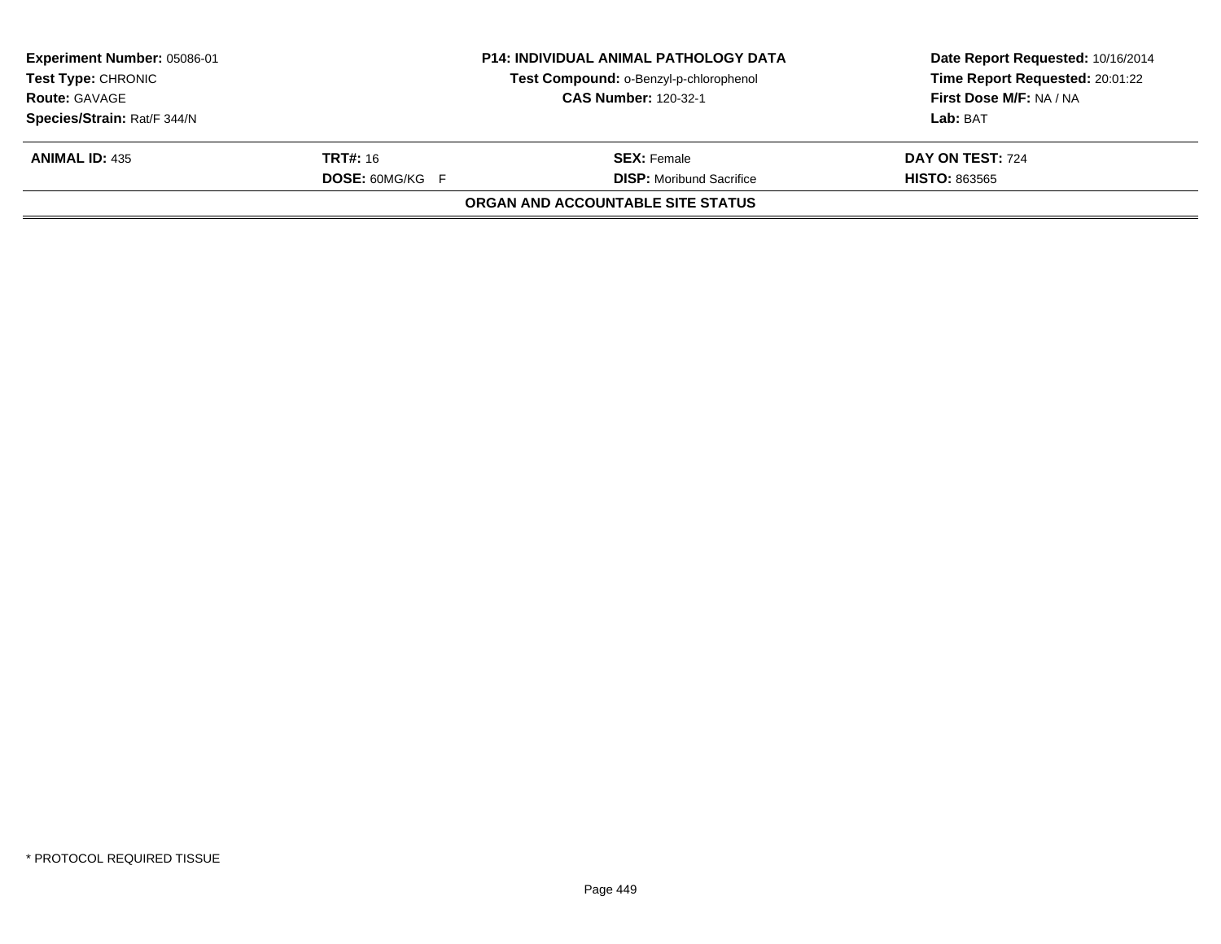**Experiment Number:** 05086-01
**Test Type:** CHRONIC
**Route:** GAVAGE
**Species/Strain:** Rat/F 344/N

**P14: INDIVIDUAL ANIMAL PATHOLOGY DATA**
**Test Compound:** o-Benzyl-p-chlorophenol
**CAS Number:** 120-32-1

**Date Report Requested:** 10/16/2014
**Time Report Requested:** 20:01:22
**First Dose M/F:** NA / NA
**Lab:** BAT

| **ANIMAL ID:** 435 | **TRT#:** 16 | **SEX:** Female | **DAY ON TEST:** 724 |
|---|---|---|---|
| | **DOSE:** 60MG/KG F | **DISP:** Moribund Sacrifice | **HISTO:** 863565 |

**ORGAN AND ACCOUNTABLE SITE STATUS**

* PROTOCOL REQUIRED TISSUE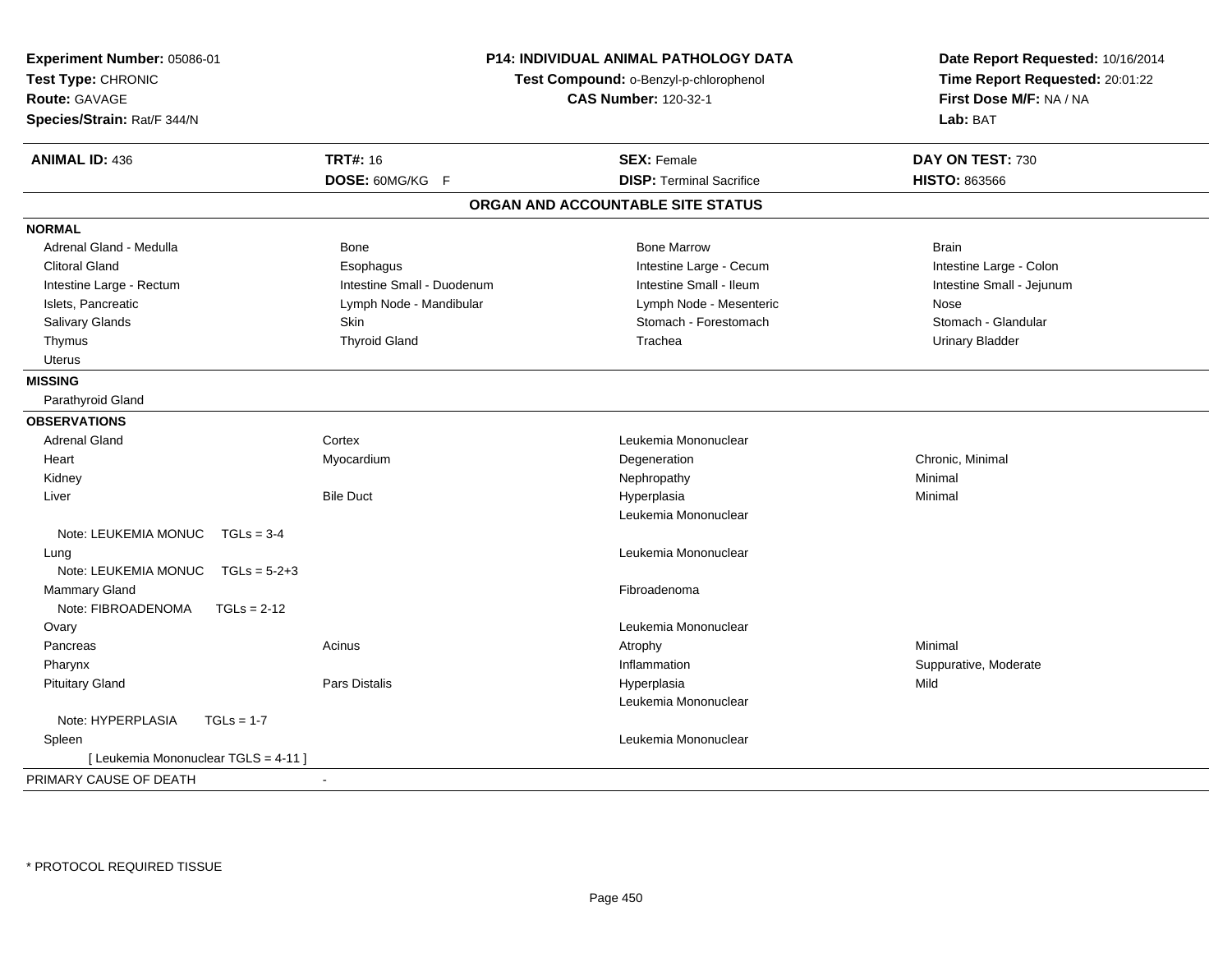**Experiment Number:** 05086-01
**Test Type:** CHRONIC
**Route:** GAVAGE
**Species/Strain:** Rat/F 344/N

**P14: INDIVIDUAL ANIMAL PATHOLOGY DATA**
**Test Compound:** o-Benzyl-p-chlorophenol
**CAS Number:** 120-32-1

**Date Report Requested:** 10/16/2014
**Time Report Requested:** 20:01:22
**First Dose M/F:** NA / NA
**Lab:** BAT

| **ANIMAL ID:** 436 | **TRT#:** 16 | **SEX:** Female | **DAY ON TEST:** 730 |
|---|---|---|---|
| | **DOSE:** 60MG/KG F | **DISP:** Terminal Sacrifice | **HISTO:** 863566 |

## ORGAN AND ACCOUNTABLE SITE STATUS

| | | | |
|---|---|---|---|
| **NORMAL** | | | |
| Adrenal Gland - Medulla | Bone | Bone Marrow | Brain |
| Clitoral Gland | Esophagus | Intestine Large - Cecum | Intestine Large - Colon |
| Intestine Large - Rectum | Intestine Small - Duodenum | Intestine Small - Ileum | Intestine Small - Jejunum |
| Islets, Pancreatic | Lymph Node - Mandibular | Lymph Node - Mesenteric | Nose |
| Salivary Glands | Skin | Stomach - Forestomach | Stomach - Glandular |
| Thymus | Thyroid Gland | Trachea | Urinary Bladder |
| Uterus | | | |
| **MISSING** | | | |
| Parathyroid Gland | | | |
| **OBSERVATIONS** | | | |
| Adrenal Gland | Cortex | Leukemia Mononuclear | |
| Heart | Myocardium | Degeneration | Chronic, Minimal |
| Kidney | | Nephropathy | Minimal |
| Liver | Bile Duct | Hyperplasia | Minimal |
| | | Leukemia Mononuclear | |
| Note: LEUKEMIA MONUC TGLs = 3-4 | | | |
| Lung | | Leukemia Mononuclear | |
| Note: LEUKEMIA MONUC TGLs = 5-2+3 | | | |
| Mammary Gland | | Fibroadenoma | |
| Note: FIBROADENOMA TGLs = 2-12 | | | |
| Ovary | | Leukemia Mononuclear | |
| Pancreas | Acinus | Atrophy | Minimal |
| Pharynx | | Inflammation | Suppurative, Moderate |
| Pituitary Gland | Pars Distalis | Hyperplasia | Mild |
| | | Leukemia Mononuclear | |
| Note: HYPERPLASIA TGLs = 1-7 | | | |
| Spleen | | Leukemia Mononuclear | |
| [ Leukemia Mononuclear TGLS = 4-11 ] | | | |
| PRIMARY CAUSE OF DEATH | - | | |

* PROTOCOL REQUIRED TISSUE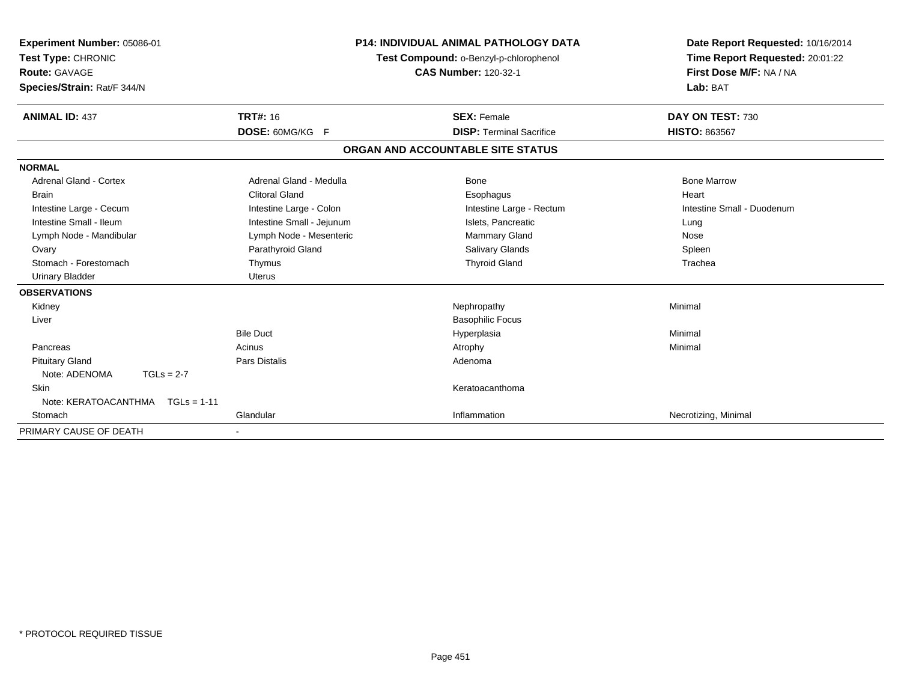**Experiment Number:** 05086-01
**Test Type:** CHRONIC
**Route:** GAVAGE
**Species/Strain:** Rat/F 344/N

**P14: INDIVIDUAL ANIMAL PATHOLOGY DATA**
**Test Compound:** o-Benzyl-p-chlorophenol
**CAS Number:** 120-32-1

**Date Report Requested:** 10/16/2014
**Time Report Requested:** 20:01:22
**First Dose M/F:** NA / NA
**Lab:** BAT

| **ANIMAL ID:** 437 | **TRT#:** 16 | **SEX:** Female | **DAY ON TEST:** 730 |
|---|---|---|---|
| | **DOSE:** 60MG/KG F | **DISP:** Terminal Sacrifice | **HISTO:** 863567 |

## ORGAN AND ACCOUNTABLE SITE STATUS

| | | | |
|---|---|---|---|
| **NORMAL** | | | |
| Adrenal Gland - Cortex | Adrenal Gland - Medulla | Bone | Bone Marrow |
| Brain | Clitoral Gland | Esophagus | Heart |
| Intestine Large - Cecum | Intestine Large - Colon | Intestine Large - Rectum | Intestine Small - Duodenum |
| Intestine Small - Ileum | Intestine Small - Jejunum | Islets, Pancreatic | Lung |
| Lymph Node - Mandibular | Lymph Node - Mesenteric | Mammary Gland | Nose |
| Ovary | Parathyroid Gland | Salivary Glands | Spleen |
| Stomach - Forestomach | Thymus | Thyroid Gland | Trachea |
| Urinary Bladder | Uterus | | |
| **OBSERVATIONS** | | | |
| Kidney | | Nephropathy | Minimal |
| Liver | | Basophilic Focus | |
| | Bile Duct | Hyperplasia | Minimal |
| Pancreas | Acinus | Atrophy | Minimal |
| Pituitary Gland | Pars Distalis | Adenoma | |
| Note: ADENOMA TGLs = 2-7 | | | |
| Skin | | Keratoacanthoma | |
| Note: KERATOACANTHMA TGLs = 1-11 | | | |
| Stomach | Glandular | Inflammation | Necrotizing, Minimal |
| PRIMARY CAUSE OF DEATH | - | | |

\* PROTOCOL REQUIRED TISSUE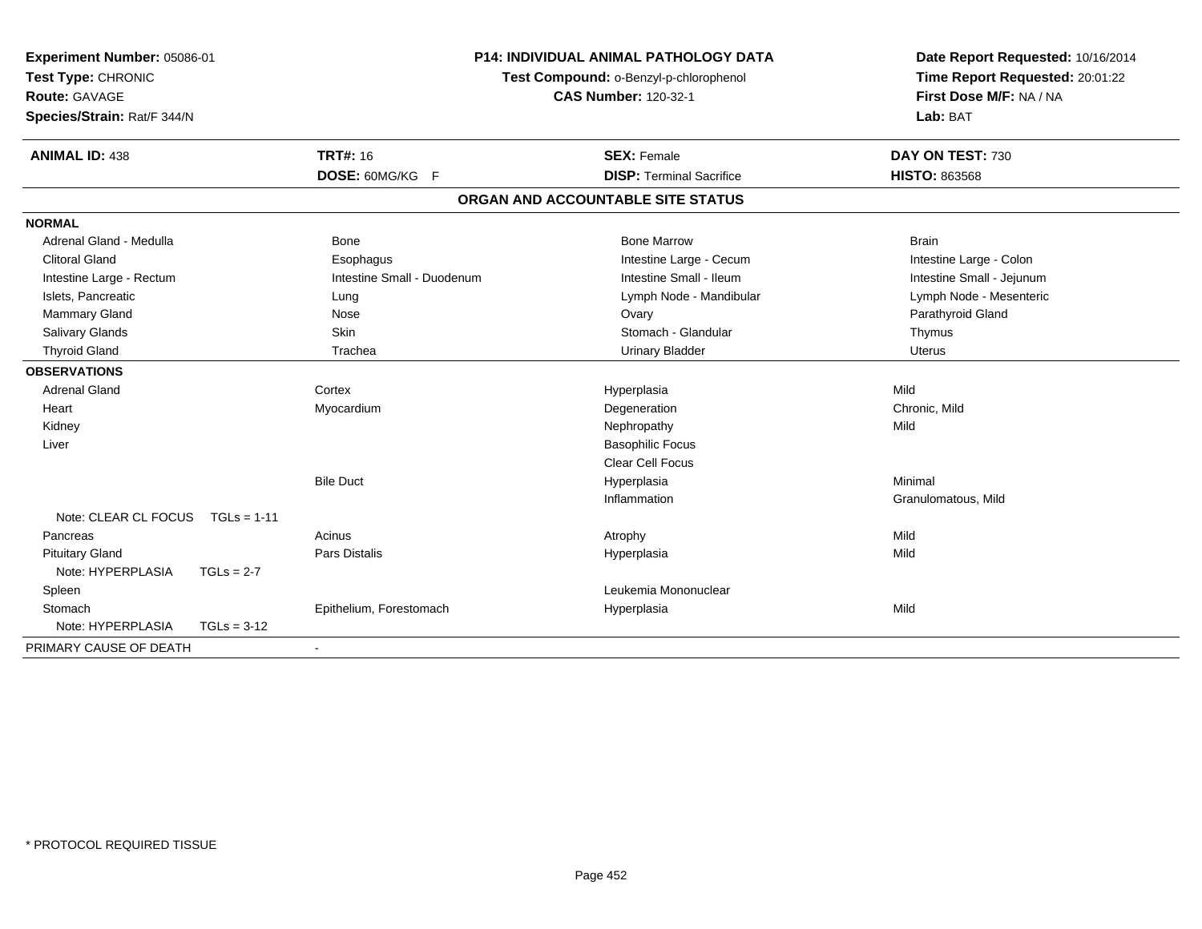**Experiment Number:** 05086-01
**Test Type:** CHRONIC
**Route:** GAVAGE
**Species/Strain:** Rat/F 344/N

**P14: INDIVIDUAL ANIMAL PATHOLOGY DATA**
**Test Compound:** o-Benzyl-p-chlorophenol
**CAS Number:** 120-32-1

**Date Report Requested:** 10/16/2014
**Time Report Requested:** 20:01:22
**First Dose M/F:** NA / NA
**Lab:** BAT

| **ANIMAL ID:** 438 | **TRT#:** 16 | **SEX:** Female | **DAY ON TEST:** 730 |
|---|---|---|---|
| | **DOSE:** 60MG/KG F | **DISP:** Terminal Sacrifice | **HISTO:** 863568 |

## ORGAN AND ACCOUNTABLE SITE STATUS

| | | | |
|---|---|---|---|
| **NORMAL** | | | |
| Adrenal Gland - Medulla | Bone | Bone Marrow | Brain |
| Clitoral Gland | Esophagus | Intestine Large - Cecum | Intestine Large - Colon |
| Intestine Large - Rectum | Intestine Small - Duodenum | Intestine Small - Ileum | Intestine Small - Jejunum |
| Islets, Pancreatic | Lung | Lymph Node - Mandibular | Lymph Node - Mesenteric |
| Mammary Gland | Nose | Ovary | Parathyroid Gland |
| Salivary Glands | Skin | Stomach - Glandular | Thymus |
| Thyroid Gland | Trachea | Urinary Bladder | Uterus |
| **OBSERVATIONS** | | | |
| Adrenal Gland | Cortex | Hyperplasia | Mild |
| Heart | Myocardium | Degeneration | Chronic, Mild |
| Kidney | | Nephropathy | Mild |
| Liver | | Basophilic Focus | |
| | | Clear Cell Focus | |
| | Bile Duct | Hyperplasia | Minimal |
| | | Inflammation | Granulomatous, Mild |
| Note: CLEAR CL FOCUS TGLs = 1-11 | | | |
| Pancreas | Acinus | Atrophy | Mild |
| Pituitary Gland | Pars Distalis | Hyperplasia | Mild |
| Note: HYPERPLASIA TGLs = 2-7 | | | |
| Spleen | | Leukemia Mononuclear | |
| Stomach | Epithelium, Forestomach | Hyperplasia | Mild |
| Note: HYPERPLASIA TGLs = 3-12 | | | |
| PRIMARY CAUSE OF DEATH | - | | |

* PROTOCOL REQUIRED TISSUE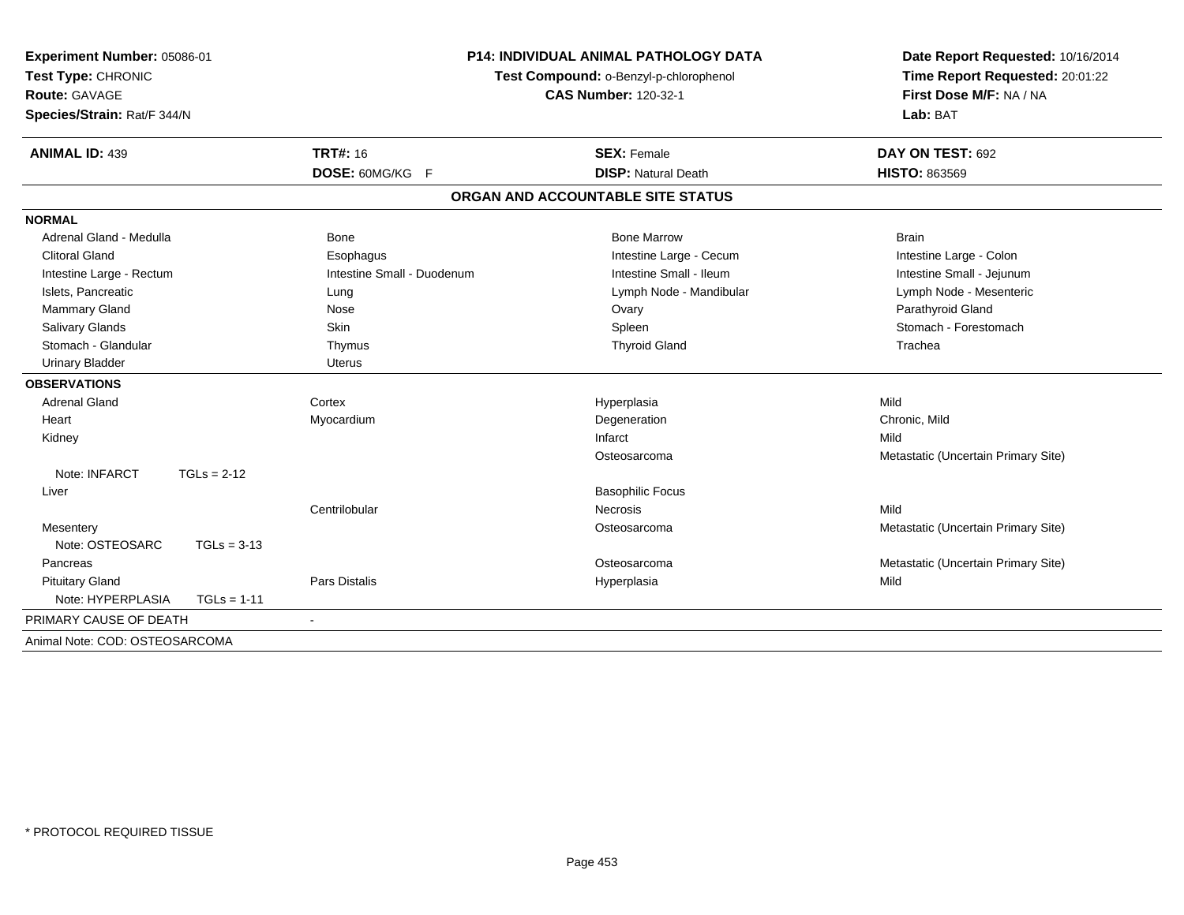**Experiment Number:** 05086-01
**Test Type:** CHRONIC
**Route:** GAVAGE
**Species/Strain:** Rat/F 344/N

**P14: INDIVIDUAL ANIMAL PATHOLOGY DATA**
**Test Compound:** o-Benzyl-p-chlorophenol
**CAS Number:** 120-32-1

**Date Report Requested:** 10/16/2014
**Time Report Requested:** 20:01:22
**First Dose M/F:** NA / NA
**Lab:** BAT

| **ANIMAL ID:** 439 | **TRT#:** 16 | **SEX:** Female | **DAY ON TEST:** 692 |
|---|---|---|---|
| | **DOSE:** 60MG/KG F | **DISP:** Natural Death | **HISTO:** 863569 |

## ORGAN AND ACCOUNTABLE SITE STATUS

**NORMAL**

| | | | |
|---|---|---|---|
| Adrenal Gland - Medulla | Bone | Bone Marrow | Brain |
| Clitoral Gland | Esophagus | Intestine Large - Cecum | Intestine Large - Colon |
| Intestine Large - Rectum | Intestine Small - Duodenum | Intestine Small - Ileum | Intestine Small - Jejunum |
| Islets, Pancreatic | Lung | Lymph Node - Mandibular | Lymph Node - Mesenteric |
| Mammary Gland | Nose | Ovary | Parathyroid Gland |
| Salivary Glands | Skin | Spleen | Stomach - Forestomach |
| Stomach - Glandular | Thymus | Thyroid Gland | Trachea |
| Urinary Bladder | Uterus | | |

**OBSERVATIONS**

| | | | |
|---|---|---|---|
| Adrenal Gland | Cortex | Hyperplasia | Mild |
| Heart | Myocardium | Degeneration | Chronic, Mild |
| Kidney | | Infarct | Mild |
| | | Osteosarcoma | Metastatic (Uncertain Primary Site) |
| Note: INFARCT TGLs = 2-12 | | | |
| Liver | | Basophilic Focus | |
| | Centrilobular | Necrosis | Mild |
| Mesentery | | Osteosarcoma | Metastatic (Uncertain Primary Site) |
| Note: OSTEOSARC TGLs = 3-13 | | | |
| Pancreas | | Osteosarcoma | Metastatic (Uncertain Primary Site) |
| Pituitary Gland | Pars Distalis | Hyperplasia | Mild |
| Note: HYPERPLASIA TGLs = 1-11 | | | |

PRIMARY CAUSE OF DEATH -

Animal Note: COD: OSTEOSARCOMA

\* PROTOCOL REQUIRED TISSUE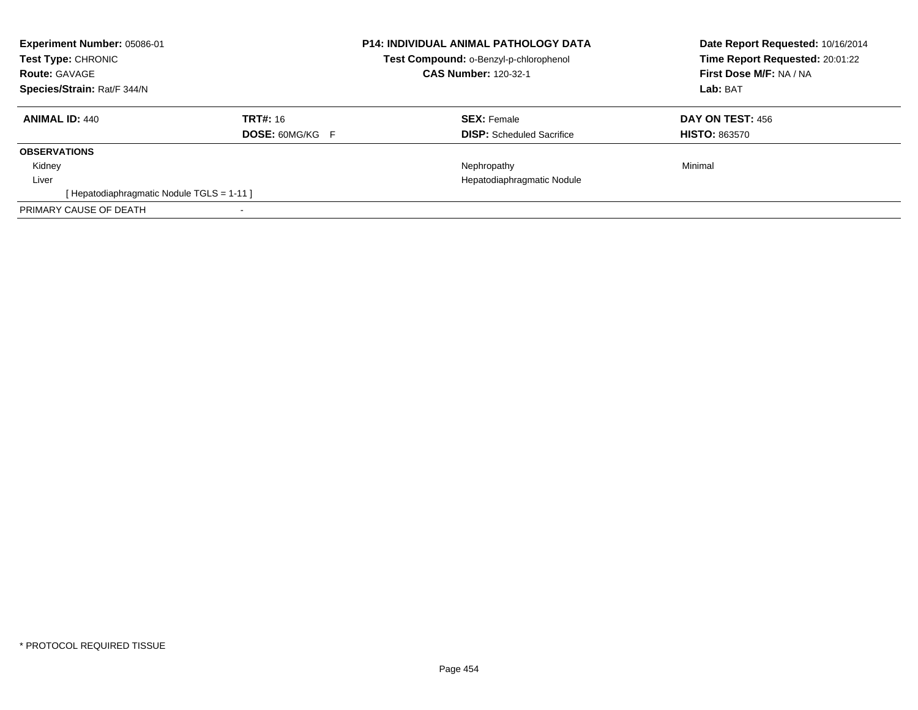**Experiment Number:** 05086-01
**Test Type:** CHRONIC
**Route:** GAVAGE
**Species/Strain:** Rat/F 344/N

**P14: INDIVIDUAL ANIMAL PATHOLOGY DATA**
**Test Compound:** o-Benzyl-p-chlorophenol
**CAS Number:** 120-32-1

**Date Report Requested:** 10/16/2014
**Time Report Requested:** 20:01:22
**First Dose M/F:** NA / NA
**Lab:** BAT

| **ANIMAL ID:** 440 | **TRT#:** 16 | **SEX:** Female | **DAY ON TEST:** 456 |
|---|---|---|---|
| | **DOSE:** 60MG/KG F | **DISP:** Scheduled Sacrifice | **HISTO:** 863570 |
| **OBSERVATIONS** | | | |
| Kidney | | Nephropathy | Minimal |
| Liver | | Hepatodiaphragmatic Nodule | |
| [ Hepatodiaphragmatic Nodule TGLS = 1-11 ] | | | |
| PRIMARY CAUSE OF DEATH | - | | |

* PROTOCOL REQUIRED TISSUE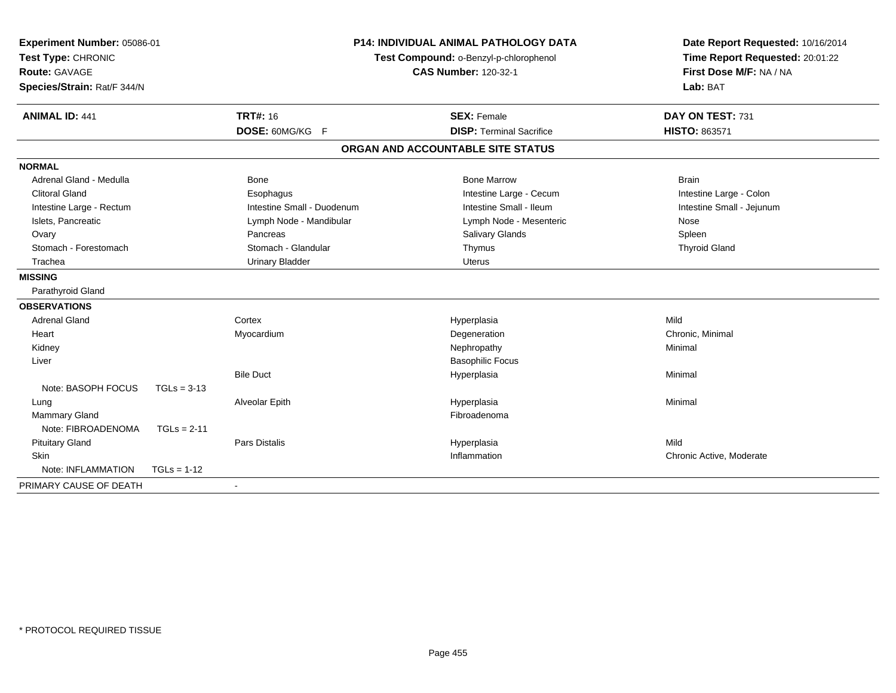**Experiment Number:** 05086-01
**Test Type:** CHRONIC
**Route:** GAVAGE
**Species/Strain:** Rat/F 344/N

**P14: INDIVIDUAL ANIMAL PATHOLOGY DATA**
**Test Compound:** o-Benzyl-p-chlorophenol
**CAS Number:** 120-32-1

**Date Report Requested:** 10/16/2014
**Time Report Requested:** 20:01:22
**First Dose M/F:** NA / NA
**Lab:** BAT

| **ANIMAL ID:** 441 | **TRT#:** 16 | **SEX:** Female | **DAY ON TEST:** 731 |
|---|---|---|---|
| | **DOSE:** 60MG/KG F | **DISP:** Terminal Sacrifice | **HISTO:** 863571 |

## ORGAN AND ACCOUNTABLE SITE STATUS

| | | | |
|---|---|---|---|
| **NORMAL** | | | |
| Adrenal Gland - Medulla | Bone | Bone Marrow | Brain |
| Clitoral Gland | Esophagus | Intestine Large - Cecum | Intestine Large - Colon |
| Intestine Large - Rectum | Intestine Small - Duodenum | Intestine Small - Ileum | Intestine Small - Jejunum |
| Islets, Pancreatic | Lymph Node - Mandibular | Lymph Node - Mesenteric | Nose |
| Ovary | Pancreas | Salivary Glands | Spleen |
| Stomach - Forestomach | Stomach - Glandular | Thymus | Thyroid Gland |
| Trachea | Urinary Bladder | Uterus | |
| **MISSING** | | | |
| Parathyroid Gland | | | |
| **OBSERVATIONS** | | | |
| Adrenal Gland | Cortex | Hyperplasia | Mild |
| Heart | Myocardium | Degeneration | Chronic, Minimal |
| Kidney | | Nephropathy | Minimal |
| Liver | | Basophilic Focus | |
| | Bile Duct | Hyperplasia | Minimal |
| Note: BASOPH FOCUS TGLs = 3-13 | | | |
| Lung | Alveolar Epith | Hyperplasia | Minimal |
| Mammary Gland | | Fibroadenoma | |
| Note: FIBROADENOMA TGLs = 2-11 | | | |
| Pituitary Gland | Pars Distalis | Hyperplasia | Mild |
| Skin | | Inflammation | Chronic Active, Moderate |
| Note: INFLAMMATION TGLs = 1-12 | | | |
| PRIMARY CAUSE OF DEATH | - | | |

* PROTOCOL REQUIRED TISSUE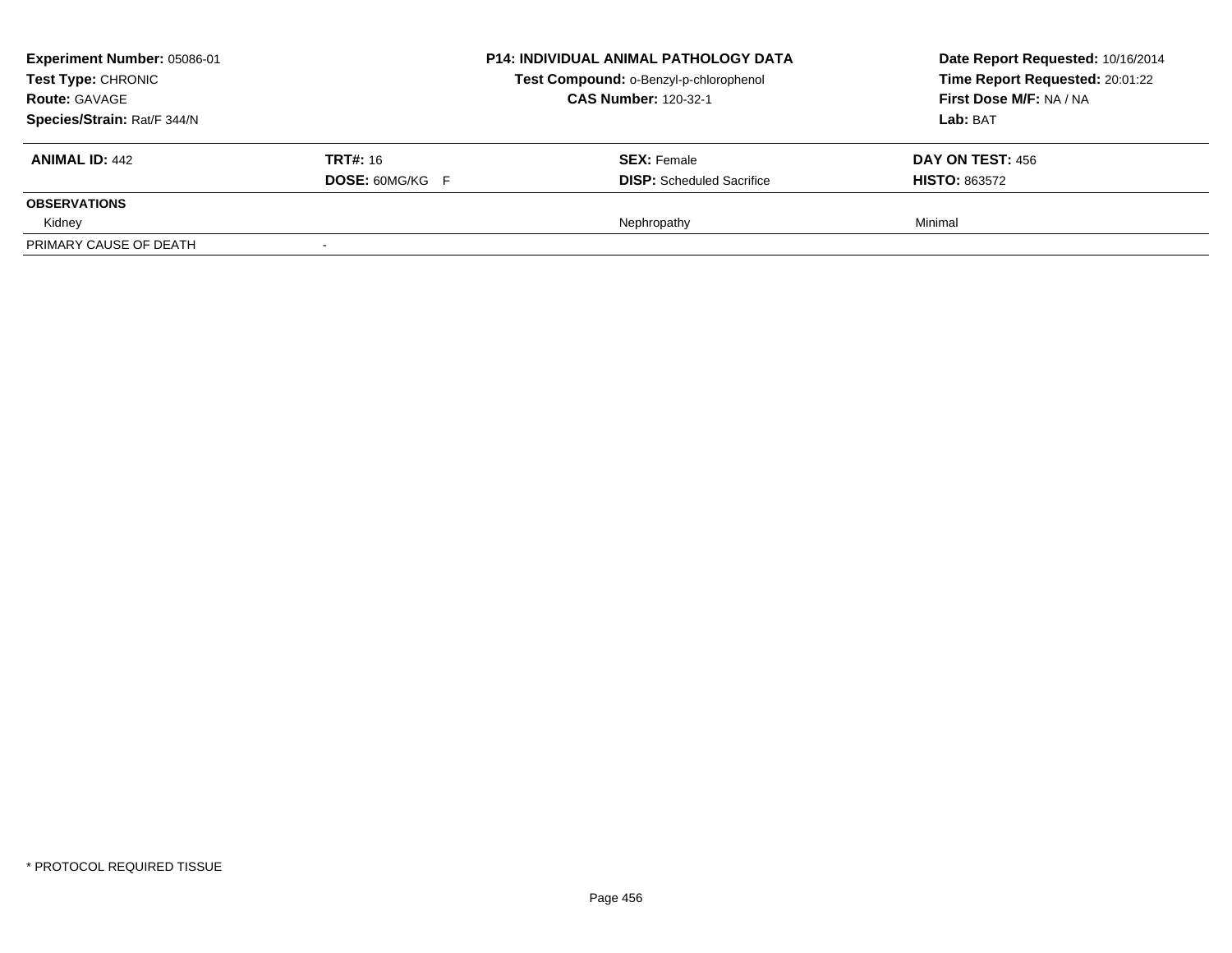**Experiment Number:** 05086-01
**Test Type:** CHRONIC
**Route:** GAVAGE
**Species/Strain:** Rat/F 344/N

**P14: INDIVIDUAL ANIMAL PATHOLOGY DATA**
**Test Compound:** o-Benzyl-p-chlorophenol
**CAS Number:** 120-32-1

**Date Report Requested:** 10/16/2014
**Time Report Requested:** 20:01:22
**First Dose M/F:** NA / NA
**Lab:** BAT

| **ANIMAL ID:** 442 | **TRT#:** 16 | **SEX:** Female | **DAY ON TEST:** 456 |
|---|---|---|---|
| | **DOSE:** 60MG/KG F | **DISP:** Scheduled Sacrifice | **HISTO:** 863572 |
| **OBSERVATIONS** | | | |
| Kidney | | Nephropathy | Minimal |
| PRIMARY CAUSE OF DEATH | - | | |

\* PROTOCOL REQUIRED TISSUE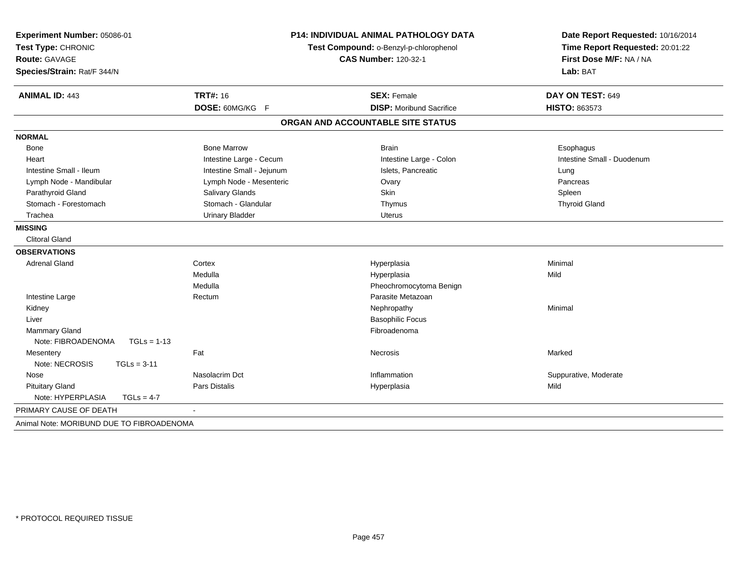**Experiment Number:** 05086-01
**Test Type:** CHRONIC
**Route:** GAVAGE
**Species/Strain:** Rat/F 344/N

**P14: INDIVIDUAL ANIMAL PATHOLOGY DATA**
**Test Compound:** o-Benzyl-p-chlorophenol
**CAS Number:** 120-32-1

**Date Report Requested:** 10/16/2014
**Time Report Requested:** 20:01:22
**First Dose M/F:** NA / NA
**Lab:** BAT

| **ANIMAL ID:** 443 | **TRT#:** 16 | **SEX:** Female | **DAY ON TEST:** 649 |
|---|---|---|---|
| | **DOSE:** 60MG/KG F | **DISP:** Moribund Sacrifice | **HISTO:** 863573 |

**ORGAN AND ACCOUNTABLE SITE STATUS**

| | | | |
|---|---|---|---|
| **NORMAL** | | | |
| Bone | Bone Marrow | Brain | Esophagus |
| Heart | Intestine Large - Cecum | Intestine Large - Colon | Intestine Small - Duodenum |
| Intestine Small - Ileum | Intestine Small - Jejunum | Islets, Pancreatic | Lung |
| Lymph Node - Mandibular | Lymph Node - Mesenteric | Ovary | Pancreas |
| Parathyroid Gland | Salivary Glands | Skin | Spleen |
| Stomach - Forestomach | Stomach - Glandular | Thymus | Thyroid Gland |
| Trachea | Urinary Bladder | Uterus | |
| **MISSING** | | | |
| Clitoral Gland | | | |
| **OBSERVATIONS** | | | |
| Adrenal Gland | Cortex | Hyperplasia | Minimal |
| | Medulla | Hyperplasia | Mild |
| | Medulla | Pheochromocytoma Benign | |
| Intestine Large | Rectum | Parasite Metazoan | |
| Kidney | | Nephropathy | Minimal |
| Liver | | Basophilic Focus | |
| Mammary Gland | | Fibroadenoma | |
| Note: FIBROADENOMA TGLs = 1-13 | | | |
| Mesentery | Fat | Necrosis | Marked |
| Note: NECROSIS TGLs = 3-11 | | | |
| Nose | Nasolacrim Dct | Inflammation | Suppurative, Moderate |
| Pituitary Gland | Pars Distalis | Hyperplasia | Mild |
| Note: HYPERPLASIA TGLs = 4-7 | | | |
| PRIMARY CAUSE OF DEATH | - | | |
| Animal Note: MORIBUND DUE TO FIBROADENOMA | | | |

* PROTOCOL REQUIRED TISSUE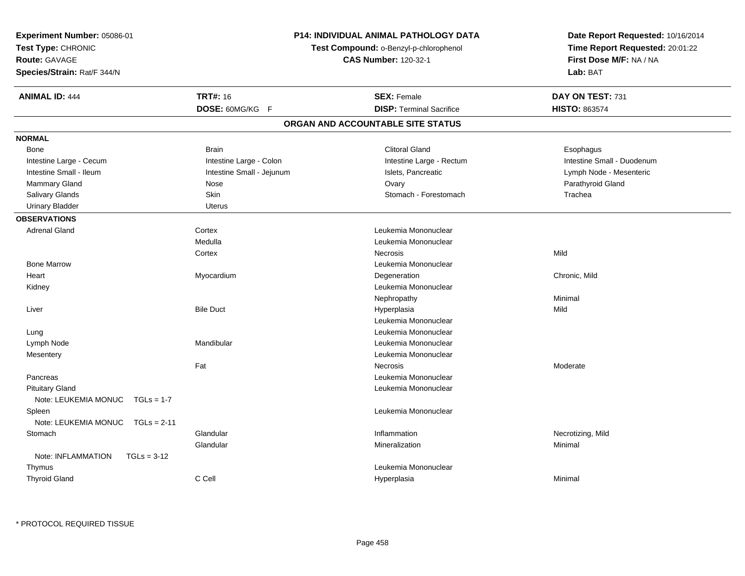**Experiment Number:** 05086-01
**Test Type:** CHRONIC
**Route:** GAVAGE
**Species/Strain:** Rat/F 344/N

**P14: INDIVIDUAL ANIMAL PATHOLOGY DATA**
**Test Compound:** o-Benzyl-p-chlorophenol
**CAS Number:** 120-32-1

**Date Report Requested:** 10/16/2014
**Time Report Requested:** 20:01:22
**First Dose M/F:** NA / NA
**Lab:** BAT

| **ANIMAL ID:** 444 | **TRT#:** 16 | **SEX:** Female | **DAY ON TEST:** 731 |
|---|---|---|---|
| | **DOSE:** 60MG/KG F | **DISP:** Terminal Sacrifice | **HISTO:** 863574 |

## ORGAN AND ACCOUNTABLE SITE STATUS

**NORMAL**

| | | | |
|---|---|---|---|
| Bone | Brain | Clitoral Gland | Esophagus |
| Intestine Large - Cecum | Intestine Large - Colon | Intestine Large - Rectum | Intestine Small - Duodenum |
| Intestine Small - Ileum | Intestine Small - Jejunum | Islets, Pancreatic | Lymph Node - Mesenteric |
| Mammary Gland | Nose | Ovary | Parathyroid Gland |
| Salivary Glands | Skin | Stomach - Forestomach | Trachea |
| Urinary Bladder | Uterus | | |

**OBSERVATIONS**

| Organ | Site | Observation | Severity |
|---|---|---|---|
| Adrenal Gland | Cortex | Leukemia Mononuclear | |
| | Medulla | Leukemia Mononuclear | |
| | Cortex | Necrosis | Mild |
| Bone Marrow | | Leukemia Mononuclear | |
| Heart | Myocardium | Degeneration | Chronic, Mild |
| Kidney | | Leukemia Mononuclear | |
| | | Nephropathy | Minimal |
| Liver | Bile Duct | Hyperplasia | Mild |
| | | Leukemia Mononuclear | |
| Lung | | Leukemia Mononuclear | |
| Lymph Node | Mandibular | Leukemia Mononuclear | |
| Mesentery | | Leukemia Mononuclear | |
| | Fat | Necrosis | Moderate |
| Pancreas | | Leukemia Mononuclear | |
| Pituitary Gland | | Leukemia Mononuclear | |
| Note: LEUKEMIA MONUC TGLs = 1-7 | | | |
| Spleen | | Leukemia Mononuclear | |
| Note: LEUKEMIA MONUC TGLs = 2-11 | | | |
| Stomach | Glandular | Inflammation | Necrotizing, Mild |
| | Glandular | Mineralization | Minimal |
| Note: INFLAMMATION TGLs = 3-12 | | | |
| Thymus | | Leukemia Mononuclear | |
| Thyroid Gland | C Cell | Hyperplasia | Minimal |

\* PROTOCOL REQUIRED TISSUE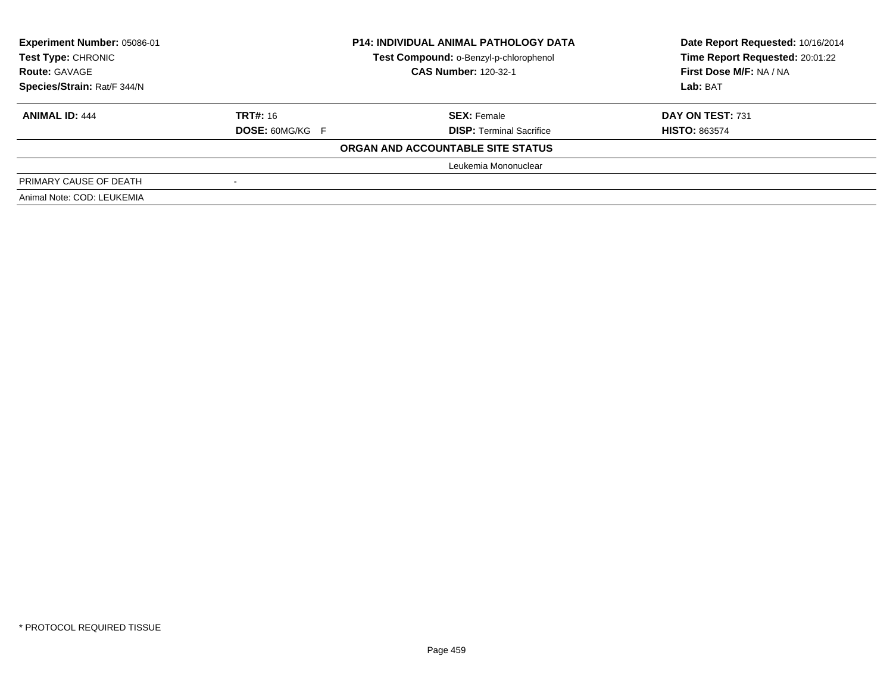| **Experiment Number:** 05086-01 | **P14: INDIVIDUAL ANIMAL PATHOLOGY DATA** | **Date Report Requested:** 10/16/2014 |
|---|---|---|
| **Test Type:** CHRONIC | **Test Compound:** o-Benzyl-p-chlorophenol | **Time Report Requested:** 20:01:22 |
| **Route:** GAVAGE | **CAS Number:** 120-32-1 | **First Dose M/F:** NA / NA |
| **Species/Strain:** Rat/F 344/N | | **Lab:** BAT |

| **ANIMAL ID:** 444 | **TRT#:** 16 | **SEX:** Female | **DAY ON TEST:** 731 |
|---|---|---|---|
| | **DOSE:** 60MG/KG F | **DISP:** Terminal Sacrifice | **HISTO:** 863574 |

**ORGAN AND ACCOUNTABLE SITE STATUS**

| | | Leukemia Mononuclear |
|---|---|---|
| PRIMARY CAUSE OF DEATH | - | |
| Animal Note: COD: LEUKEMIA | | |

\* PROTOCOL REQUIRED TISSUE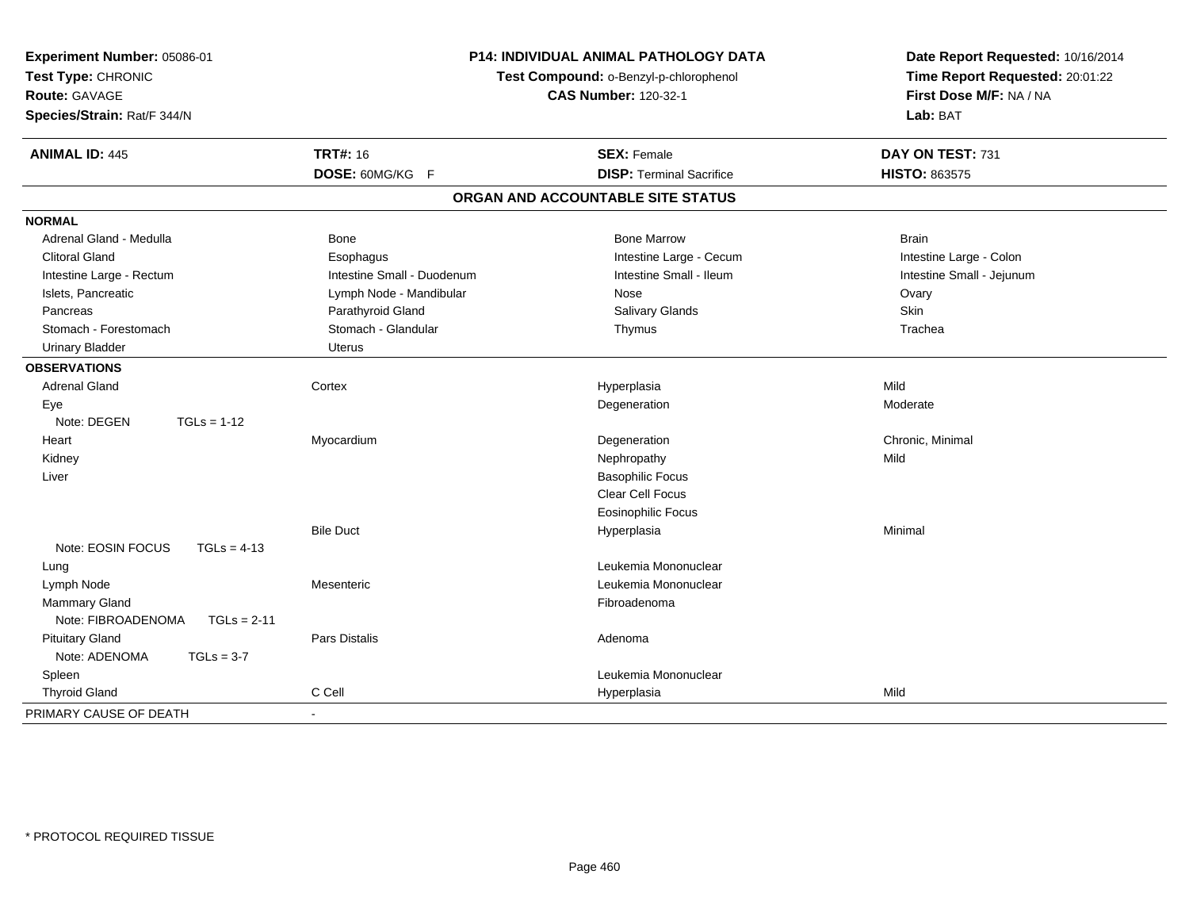**Experiment Number:** 05086-01
**Test Type:** CHRONIC
**Route:** GAVAGE
**Species/Strain:** Rat/F 344/N

**P14: INDIVIDUAL ANIMAL PATHOLOGY DATA**
**Test Compound:** o-Benzyl-p-chlorophenol
**CAS Number:** 120-32-1

**Date Report Requested:** 10/16/2014
**Time Report Requested:** 20:01:22
**First Dose M/F:** NA / NA
**Lab:** BAT

| **ANIMAL ID:** 445 | **TRT#:** 16 | **SEX:** Female | **DAY ON TEST:** 731 |
|---|---|---|---|
| | **DOSE:** 60MG/KG F | **DISP:** Terminal Sacrifice | **HISTO:** 863575 |

## ORGAN AND ACCOUNTABLE SITE STATUS

| | | | |
|---|---|---|---|
| **NORMAL** | | | |
| Adrenal Gland - Medulla | Bone | Bone Marrow | Brain |
| Clitoral Gland | Esophagus | Intestine Large - Cecum | Intestine Large - Colon |
| Intestine Large - Rectum | Intestine Small - Duodenum | Intestine Small - Ileum | Intestine Small - Jejunum |
| Islets, Pancreatic | Lymph Node - Mandibular | Nose | Ovary |
| Pancreas | Parathyroid Gland | Salivary Glands | Skin |
| Stomach - Forestomach | Stomach - Glandular | Thymus | Trachea |
| Urinary Bladder | Uterus | | |
| **OBSERVATIONS** | | | |
| Adrenal Gland | Cortex | Hyperplasia | Mild |
| Eye | | Degeneration | Moderate |
| Note: DEGEN TGLs = 1-12 | | | |
| Heart | Myocardium | Degeneration | Chronic, Minimal |
| Kidney | | Nephropathy | Mild |
| Liver | | Basophilic Focus | |
| | | Clear Cell Focus | |
| | | Eosinophilic Focus | |
| | Bile Duct | Hyperplasia | Minimal |
| Note: EOSIN FOCUS TGLs = 4-13 | | | |
| Lung | | Leukemia Mononuclear | |
| Lymph Node | Mesenteric | Leukemia Mononuclear | |
| Mammary Gland | | Fibroadenoma | |
| Note: FIBROADENOMA TGLs = 2-11 | | | |
| Pituitary Gland | Pars Distalis | Adenoma | |
| Note: ADENOMA TGLs = 3-7 | | | |
| Spleen | | Leukemia Mononuclear | |
| Thyroid Gland | C Cell | Hyperplasia | Mild |
| PRIMARY CAUSE OF DEATH | - | | |

* PROTOCOL REQUIRED TISSUE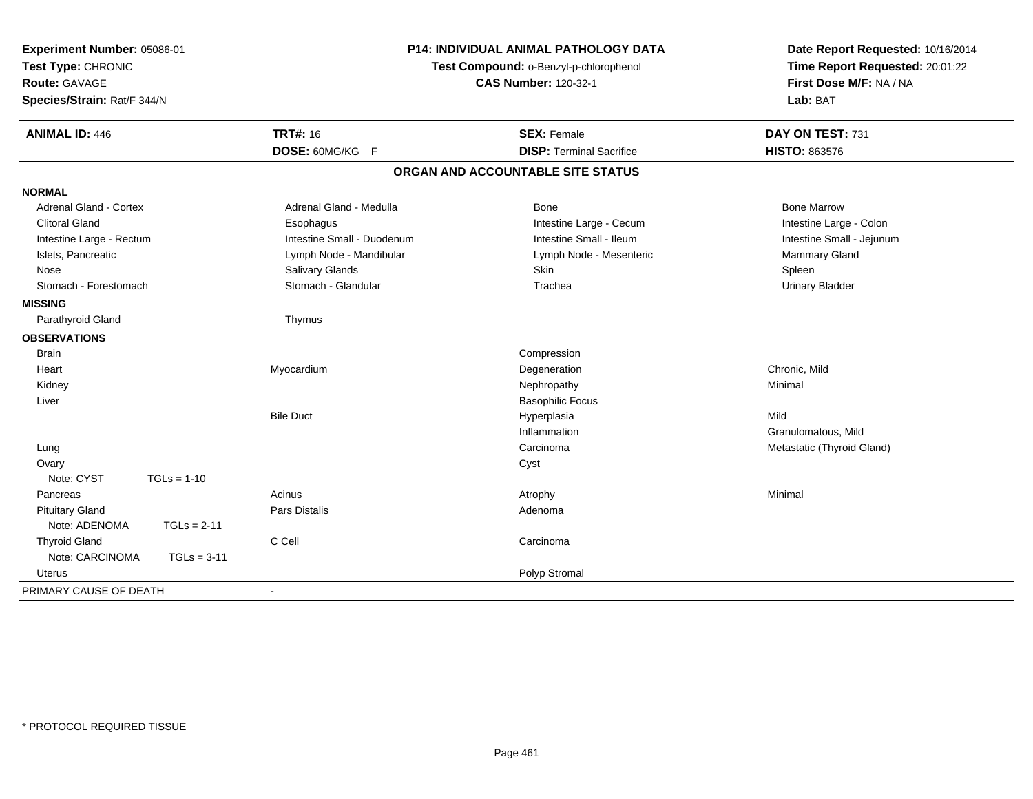**Experiment Number:** 05086-01
**Test Type:** CHRONIC
**Route:** GAVAGE
**Species/Strain:** Rat/F 344/N

**P14: INDIVIDUAL ANIMAL PATHOLOGY DATA**
**Test Compound:** o-Benzyl-p-chlorophenol
**CAS Number:** 120-32-1

**Date Report Requested:** 10/16/2014
**Time Report Requested:** 20:01:22
**First Dose M/F:** NA / NA
**Lab:** BAT

| **ANIMAL ID:** 446 | **TRT#:** 16 | **SEX:** Female | **DAY ON TEST:** 731 |
|---|---|---|---|
| | **DOSE:** 60MG/KG F | **DISP:** Terminal Sacrifice | **HISTO:** 863576 |

## ORGAN AND ACCOUNTABLE SITE STATUS

| | | | |
|---|---|---|---|
| **NORMAL** | | | |
| Adrenal Gland - Cortex | Adrenal Gland - Medulla | Bone | Bone Marrow |
| Clitoral Gland | Esophagus | Intestine Large - Cecum | Intestine Large - Colon |
| Intestine Large - Rectum | Intestine Small - Duodenum | Intestine Small - Ileum | Intestine Small - Jejunum |
| Islets, Pancreatic | Lymph Node - Mandibular | Lymph Node - Mesenteric | Mammary Gland |
| Nose | Salivary Glands | Skin | Spleen |
| Stomach - Forestomach | Stomach - Glandular | Trachea | Urinary Bladder |
| **MISSING** | | | |
| Parathyroid Gland | Thymus | | |
| **OBSERVATIONS** | | | |
| Brain | | Compression | |
| Heart | Myocardium | Degeneration | Chronic, Mild |
| Kidney | | Nephropathy | Minimal |
| Liver | | Basophilic Focus | |
| | Bile Duct | Hyperplasia | Mild |
| | | Inflammation | Granulomatous, Mild |
| Lung | | Carcinoma | Metastatic (Thyroid Gland) |
| Ovary | | Cyst | |
| Note: CYST TGLs = 1-10 | | | |
| Pancreas | Acinus | Atrophy | Minimal |
| Pituitary Gland | Pars Distalis | Adenoma | |
| Note: ADENOMA TGLs = 2-11 | | | |
| Thyroid Gland | C Cell | Carcinoma | |
| Note: CARCINOMA TGLs = 3-11 | | | |
| Uterus | | Polyp Stromal | |
| PRIMARY CAUSE OF DEATH | - | | |

* PROTOCOL REQUIRED TISSUE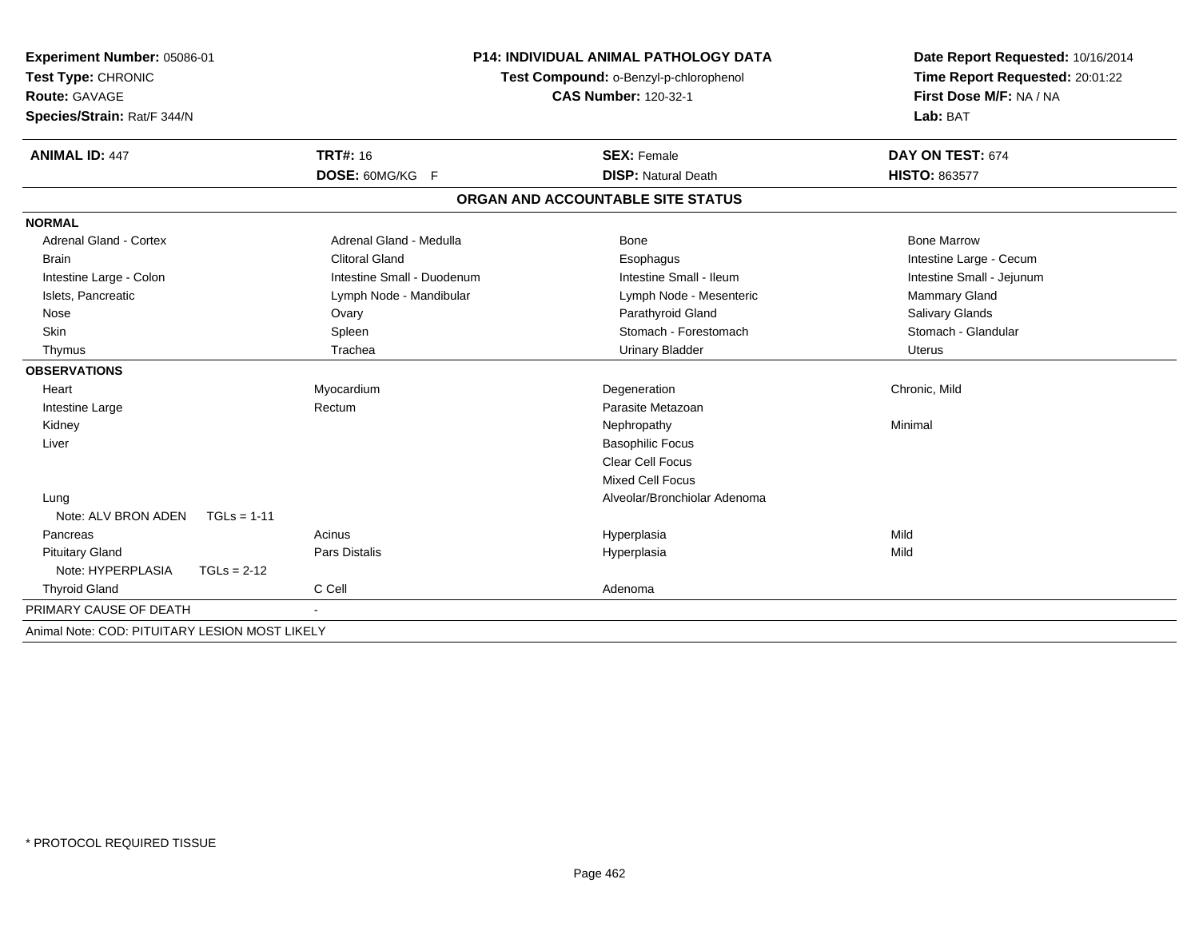**Experiment Number:** 05086-01
**Test Type:** CHRONIC
**Route:** GAVAGE
**Species/Strain:** Rat/F 344/N

**P14: INDIVIDUAL ANIMAL PATHOLOGY DATA**
**Test Compound:** o-Benzyl-p-chlorophenol
**CAS Number:** 120-32-1

**Date Report Requested:** 10/16/2014
**Time Report Requested:** 20:01:22
**First Dose M/F:** NA / NA
**Lab:** BAT

| **ANIMAL ID:** 447 | **TRT#:** 16 | **SEX:** Female | **DAY ON TEST:** 674 |
|---|---|---|---|
| | **DOSE:** 60MG/KG F | **DISP:** Natural Death | **HISTO:** 863577 |

## ORGAN AND ACCOUNTABLE SITE STATUS

**NORMAL**

| | | | |
|---|---|---|---|
| Adrenal Gland - Cortex | Adrenal Gland - Medulla | Bone | Bone Marrow |
| Brain | Clitoral Gland | Esophagus | Intestine Large - Cecum |
| Intestine Large - Colon | Intestine Small - Duodenum | Intestine Small - Ileum | Intestine Small - Jejunum |
| Islets, Pancreatic | Lymph Node - Mandibular | Lymph Node - Mesenteric | Mammary Gland |
| Nose | Ovary | Parathyroid Gland | Salivary Glands |
| Skin | Spleen | Stomach - Forestomach | Stomach - Glandular |
| Thymus | Trachea | Urinary Bladder | Uterus |

**OBSERVATIONS**

| | | | |
|---|---|---|---|
| Heart | Myocardium | Degeneration | Chronic, Mild |
| Intestine Large | Rectum | Parasite Metazoan | |
| Kidney | | Nephropathy | Minimal |
| Liver | | Basophilic Focus | |
| | | Clear Cell Focus | |
| | | Mixed Cell Focus | |
| Lung | | Alveolar/Bronchiolar Adenoma | |
| Note: ALV BRON ADEN TGLs = 1-11 | | | |
| Pancreas | Acinus | Hyperplasia | Mild |
| Pituitary Gland | Pars Distalis | Hyperplasia | Mild |
| Note: HYPERPLASIA TGLs = 2-12 | | | |
| Thyroid Gland | C Cell | Adenoma | |

PRIMARY CAUSE OF DEATH -

Animal Note: COD: PITUITARY LESION MOST LIKELY

\* PROTOCOL REQUIRED TISSUE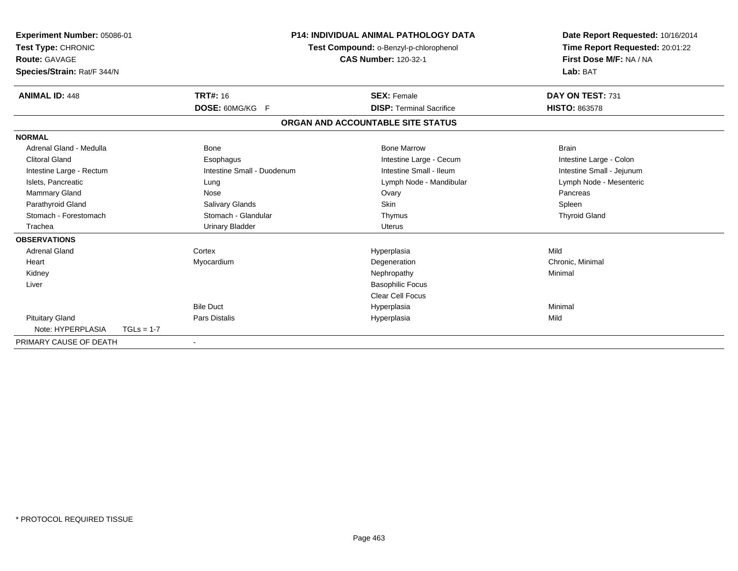**Experiment Number:** 05086-01
**Test Type:** CHRONIC
**Route:** GAVAGE
**Species/Strain:** Rat/F 344/N

**P14: INDIVIDUAL ANIMAL PATHOLOGY DATA**
**Test Compound:** o-Benzyl-p-chlorophenol
**CAS Number:** 120-32-1

**Date Report Requested:** 10/16/2014
**Time Report Requested:** 20:01:22
**First Dose M/F:** NA / NA
**Lab:** BAT

| **ANIMAL ID:** 448 | **TRT#:** 16 | **SEX:** Female | **DAY ON TEST:** 731 |
|---|---|---|---|
| | **DOSE:** 60MG/KG F | **DISP:** Terminal Sacrifice | **HISTO:** 863578 |

## ORGAN AND ACCOUNTABLE SITE STATUS

| | | | |
|---|---|---|---|
| **NORMAL** | | | |
| Adrenal Gland - Medulla | Bone | Bone Marrow | Brain |
| Clitoral Gland | Esophagus | Intestine Large - Cecum | Intestine Large - Colon |
| Intestine Large - Rectum | Intestine Small - Duodenum | Intestine Small - Ileum | Intestine Small - Jejunum |
| Islets, Pancreatic | Lung | Lymph Node - Mandibular | Lymph Node - Mesenteric |
| Mammary Gland | Nose | Ovary | Pancreas |
| Parathyroid Gland | Salivary Glands | Skin | Spleen |
| Stomach - Forestomach | Stomach - Glandular | Thymus | Thyroid Gland |
| Trachea | Urinary Bladder | Uterus | |
| **OBSERVATIONS** | | | |
| Adrenal Gland | Cortex | Hyperplasia | Mild |
| Heart | Myocardium | Degeneration | Chronic, Minimal |
| Kidney | | Nephropathy | Minimal |
| Liver | | Basophilic Focus | |
| | | Clear Cell Focus | |
| | Bile Duct | Hyperplasia | Minimal |
| Pituitary Gland | Pars Distalis | Hyperplasia | Mild |
| Note: HYPERPLASIA TGLs = 1-7 | | | |
| PRIMARY CAUSE OF DEATH | - | | |

* PROTOCOL REQUIRED TISSUE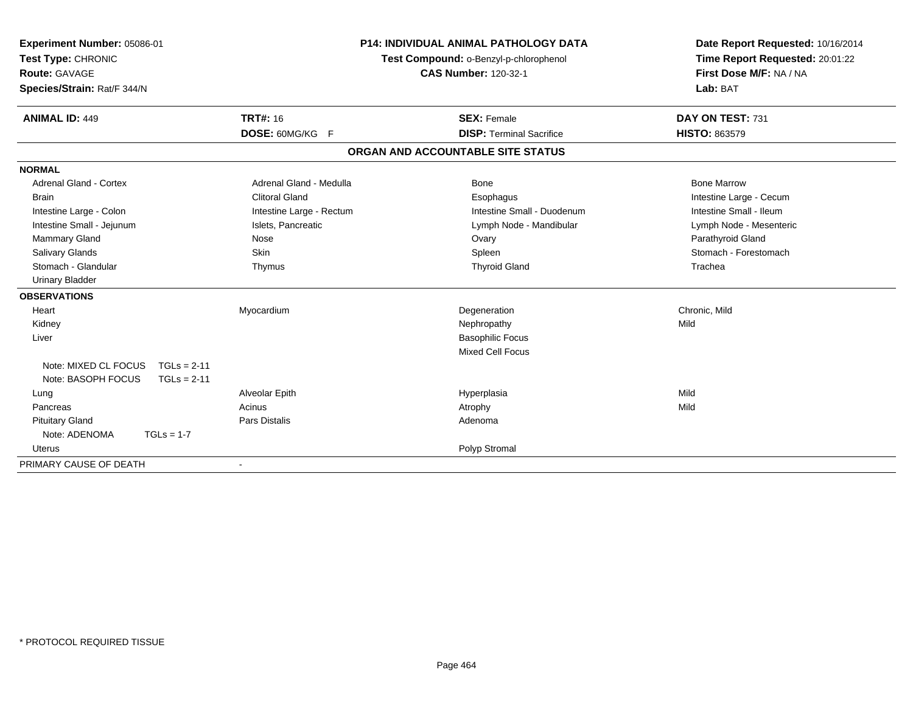**Experiment Number:** 05086-01
**Test Type:** CHRONIC
**Route:** GAVAGE
**Species/Strain:** Rat/F 344/N

**P14: INDIVIDUAL ANIMAL PATHOLOGY DATA**
**Test Compound:** o-Benzyl-p-chlorophenol
**CAS Number:** 120-32-1

**Date Report Requested:** 10/16/2014
**Time Report Requested:** 20:01:22
**First Dose M/F:** NA / NA
**Lab:** BAT

| **ANIMAL ID:** 449 | **TRT#:** 16 | **SEX:** Female | **DAY ON TEST:** 731 |
|---|---|---|---|
| | **DOSE:** 60MG/KG F | **DISP:** Terminal Sacrifice | **HISTO:** 863579 |

## ORGAN AND ACCOUNTABLE SITE STATUS

| | | | |
|---|---|---|---|
| **NORMAL** | | | |
| Adrenal Gland - Cortex | Adrenal Gland - Medulla | Bone | Bone Marrow |
| Brain | Clitoral Gland | Esophagus | Intestine Large - Cecum |
| Intestine Large - Colon | Intestine Large - Rectum | Intestine Small - Duodenum | Intestine Small - Ileum |
| Intestine Small - Jejunum | Islets, Pancreatic | Lymph Node - Mandibular | Lymph Node - Mesenteric |
| Mammary Gland | Nose | Ovary | Parathyroid Gland |
| Salivary Glands | Skin | Spleen | Stomach - Forestomach |
| Stomach - Glandular | Thymus | Thyroid Gland | Trachea |
| Urinary Bladder | | | |
| **OBSERVATIONS** | | | |
| Heart | Myocardium | Degeneration | Chronic, Mild |
| Kidney | | Nephropathy | Mild |
| Liver | | Basophilic Focus | |
| | | Mixed Cell Focus | |
| Note: MIXED CL FOCUS TGLs = 2-11 | | | |
| Note: BASOPH FOCUS TGLs = 2-11 | | | |
| Lung | Alveolar Epith | Hyperplasia | Mild |
| Pancreas | Acinus | Atrophy | Mild |
| Pituitary Gland | Pars Distalis | Adenoma | |
| Note: ADENOMA TGLs = 1-7 | | | |
| Uterus | | Polyp Stromal | |
| PRIMARY CAUSE OF DEATH | - | | |

* PROTOCOL REQUIRED TISSUE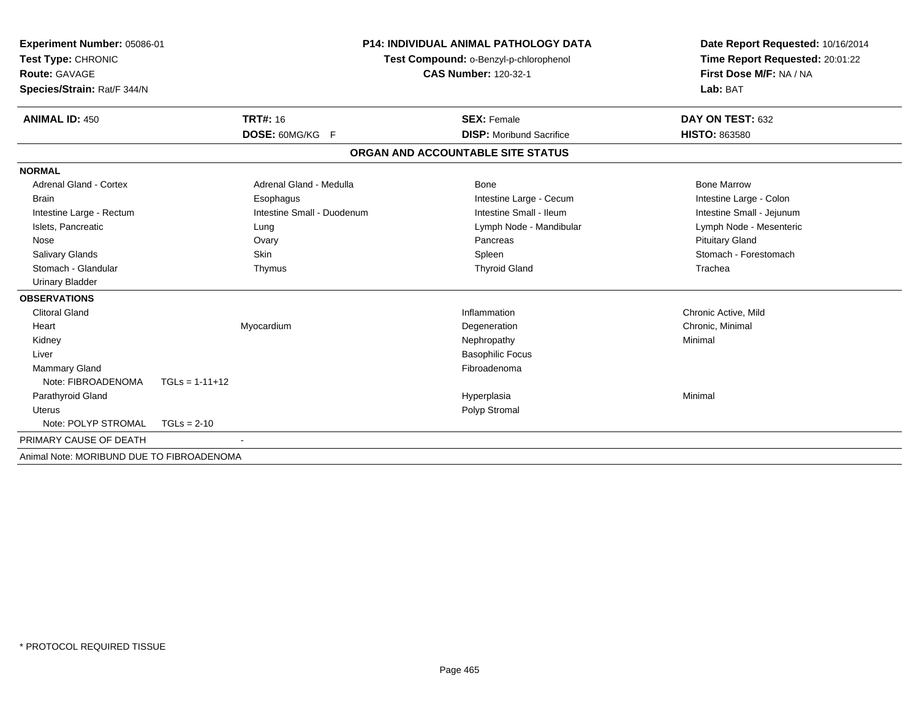**Experiment Number:** 05086-01
**Test Type:** CHRONIC
**Route:** GAVAGE
**Species/Strain:** Rat/F 344/N

**P14: INDIVIDUAL ANIMAL PATHOLOGY DATA**
**Test Compound:** o-Benzyl-p-chlorophenol
**CAS Number:** 120-32-1

**Date Report Requested:** 10/16/2014
**Time Report Requested:** 20:01:22
**First Dose M/F:** NA / NA
**Lab:** BAT

| **ANIMAL ID:** 450 | **TRT#:** 16 | **SEX:** Female | **DAY ON TEST:** 632 |
|---|---|---|---|
| | **DOSE:** 60MG/KG F | **DISP:** Moribund Sacrifice | **HISTO:** 863580 |

## ORGAN AND ACCOUNTABLE SITE STATUS

**NORMAL**

| | | | |
|---|---|---|---|
| Adrenal Gland - Cortex | Adrenal Gland - Medulla | Bone | Bone Marrow |
| Brain | Esophagus | Intestine Large - Cecum | Intestine Large - Colon |
| Intestine Large - Rectum | Intestine Small - Duodenum | Intestine Small - Ileum | Intestine Small - Jejunum |
| Islets, Pancreatic | Lung | Lymph Node - Mandibular | Lymph Node - Mesenteric |
| Nose | Ovary | Pancreas | Pituitary Gland |
| Salivary Glands | Skin | Spleen | Stomach - Forestomach |
| Stomach - Glandular | Thymus | Thyroid Gland | Trachea |
| Urinary Bladder | | | |

**OBSERVATIONS**

| | | | |
|---|---|---|---|
| Clitoral Gland | | Inflammation | Chronic Active, Mild |
| Heart | Myocardium | Degeneration | Chronic, Minimal |
| Kidney | | Nephropathy | Minimal |
| Liver | | Basophilic Focus | |
| Mammary Gland | | Fibroadenoma | |
| Note: FIBROADENOMA TGLs = 1-11+12 | | | |
| Parathyroid Gland | | Hyperplasia | Minimal |
| Uterus | | Polyp Stromal | |
| Note: POLYP STROMAL TGLs = 2-10 | | | |

PRIMARY CAUSE OF DEATH -

Animal Note: MORIBUND DUE TO FIBROADENOMA

* PROTOCOL REQUIRED TISSUE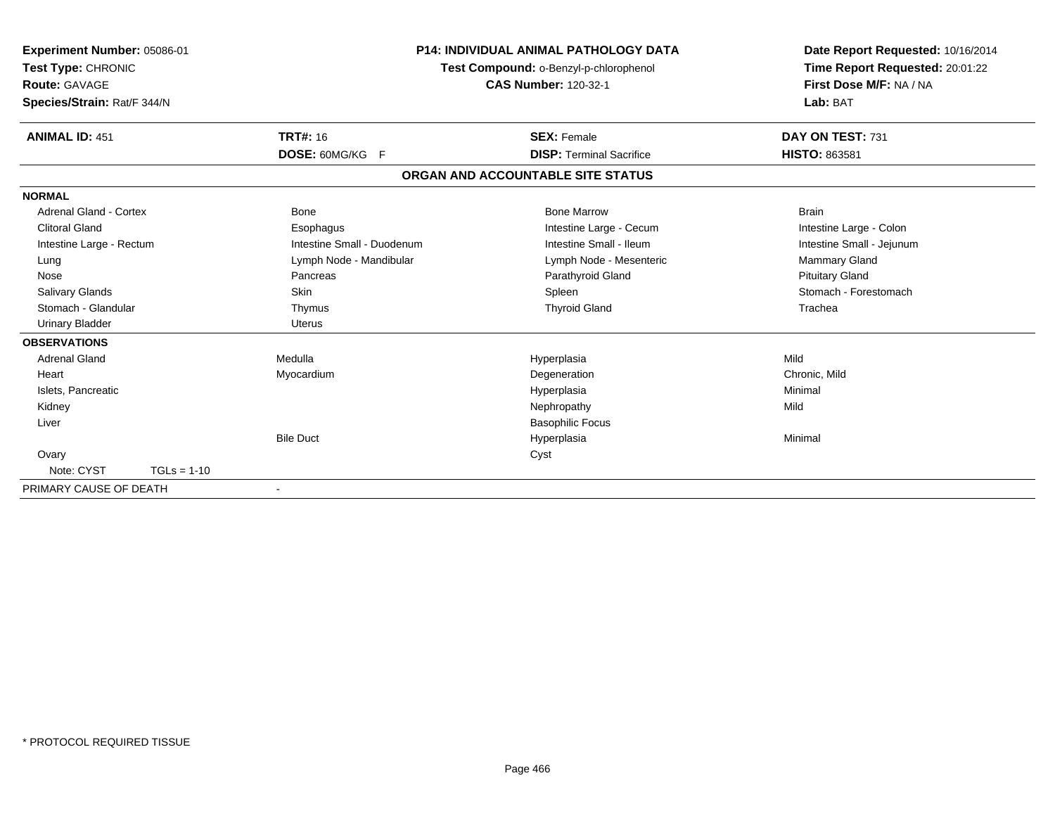**Experiment Number:** 05086-01
**Test Type:** CHRONIC
**Route:** GAVAGE
**Species/Strain:** Rat/F 344/N

**P14: INDIVIDUAL ANIMAL PATHOLOGY DATA**
**Test Compound:** o-Benzyl-p-chlorophenol
**CAS Number:** 120-32-1

**Date Report Requested:** 10/16/2014
**Time Report Requested:** 20:01:22
**First Dose M/F:** NA / NA
**Lab:** BAT

| **ANIMAL ID:** 451 | **TRT#:** 16 | **SEX:** Female | **DAY ON TEST:** 731 |
|---|---|---|---|
| | **DOSE:** 60MG/KG F | **DISP:** Terminal Sacrifice | **HISTO:** 863581 |

## ORGAN AND ACCOUNTABLE SITE STATUS

| | | | |
|---|---|---|---|
| **NORMAL** | | | |
| Adrenal Gland - Cortex | Bone | Bone Marrow | Brain |
| Clitoral Gland | Esophagus | Intestine Large - Cecum | Intestine Large - Colon |
| Intestine Large - Rectum | Intestine Small - Duodenum | Intestine Small - Ileum | Intestine Small - Jejunum |
| Lung | Lymph Node - Mandibular | Lymph Node - Mesenteric | Mammary Gland |
| Nose | Pancreas | Parathyroid Gland | Pituitary Gland |
| Salivary Glands | Skin | Spleen | Stomach - Forestomach |
| Stomach - Glandular | Thymus | Thyroid Gland | Trachea |
| Urinary Bladder | Uterus | | |
| **OBSERVATIONS** | | | |
| Adrenal Gland | Medulla | Hyperplasia | Mild |
| Heart | Myocardium | Degeneration | Chronic, Mild |
| Islets, Pancreatic | | Hyperplasia | Minimal |
| Kidney | | Nephropathy | Mild |
| Liver | | Basophilic Focus | |
| | Bile Duct | Hyperplasia | Minimal |
| Ovary | | Cyst | |
| Note: CYST TGLs = 1-10 | | | |
| PRIMARY CAUSE OF DEATH | - | | |

\* PROTOCOL REQUIRED TISSUE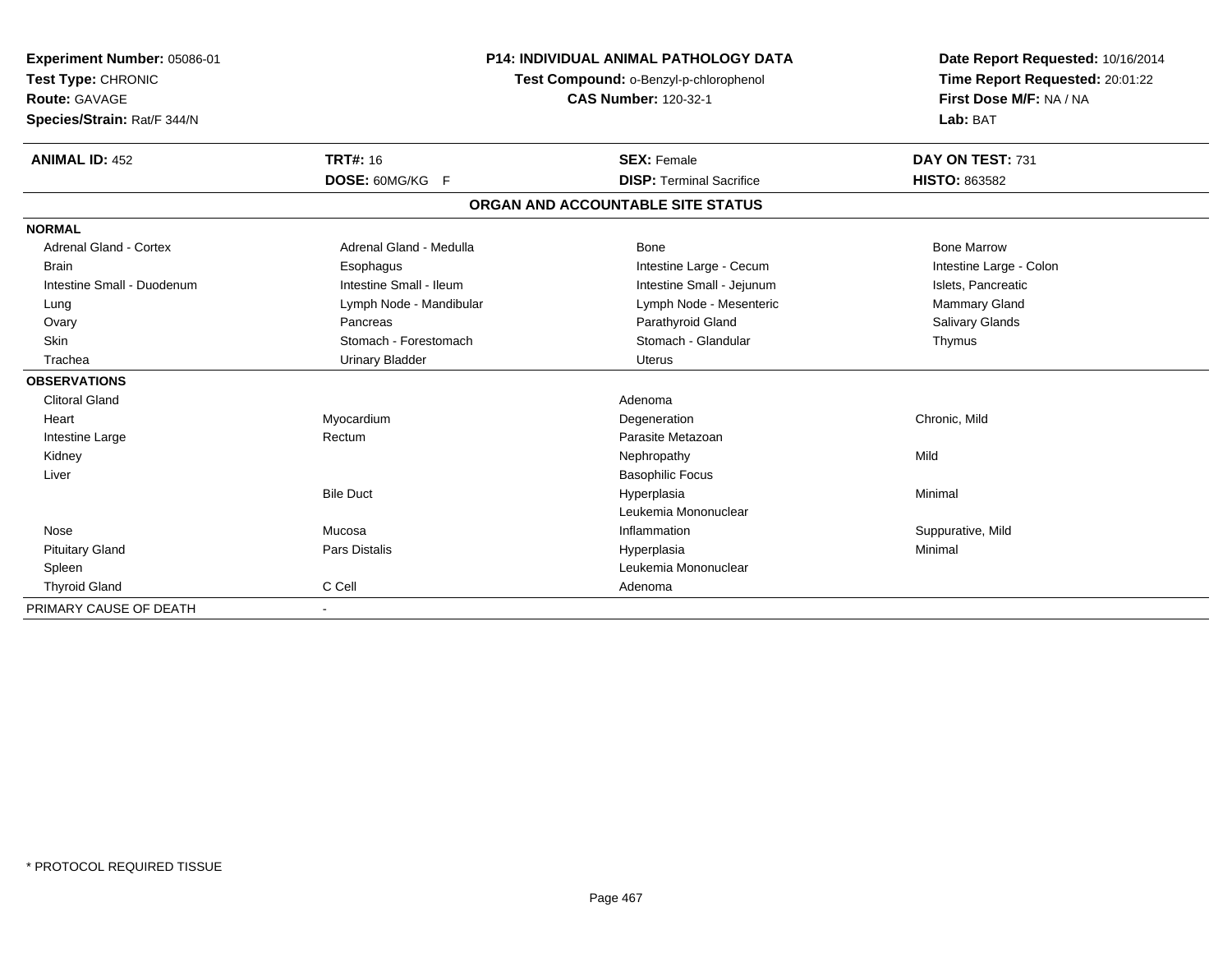**Experiment Number:** 05086-01
**Test Type:** CHRONIC
**Route:** GAVAGE
**Species/Strain:** Rat/F 344/N

**P14: INDIVIDUAL ANIMAL PATHOLOGY DATA**
**Test Compound:** o-Benzyl-p-chlorophenol
**CAS Number:** 120-32-1

**Date Report Requested:** 10/16/2014
**Time Report Requested:** 20:01:22
**First Dose M/F:** NA / NA
**Lab:** BAT

| **ANIMAL ID:** 452 | **TRT#:** 16 | **SEX:** Female | **DAY ON TEST:** 731 |
|---|---|---|---|
| | **DOSE:** 60MG/KG F | **DISP:** Terminal Sacrifice | **HISTO:** 863582 |

## ORGAN AND ACCOUNTABLE SITE STATUS

| | | | |
|---|---|---|---|
| **NORMAL** | | | |
| Adrenal Gland - Cortex | Adrenal Gland - Medulla | Bone | Bone Marrow |
| Brain | Esophagus | Intestine Large - Cecum | Intestine Large - Colon |
| Intestine Small - Duodenum | Intestine Small - Ileum | Intestine Small - Jejunum | Islets, Pancreatic |
| Lung | Lymph Node - Mandibular | Lymph Node - Mesenteric | Mammary Gland |
| Ovary | Pancreas | Parathyroid Gland | Salivary Glands |
| Skin | Stomach - Forestomach | Stomach - Glandular | Thymus |
| Trachea | Urinary Bladder | Uterus | |
| **OBSERVATIONS** | | | |
| Clitoral Gland | | Adenoma | |
| Heart | Myocardium | Degeneration | Chronic, Mild |
| Intestine Large | Rectum | Parasite Metazoan | |
| Kidney | | Nephropathy | Mild |
| Liver | | Basophilic Focus | |
| | Bile Duct | Hyperplasia | Minimal |
| | | Leukemia Mononuclear | |
| Nose | Mucosa | Inflammation | Suppurative, Mild |
| Pituitary Gland | Pars Distalis | Hyperplasia | Minimal |
| Spleen | | Leukemia Mononuclear | |
| Thyroid Gland | C Cell | Adenoma | |
| PRIMARY CAUSE OF DEATH | - | | |

* PROTOCOL REQUIRED TISSUE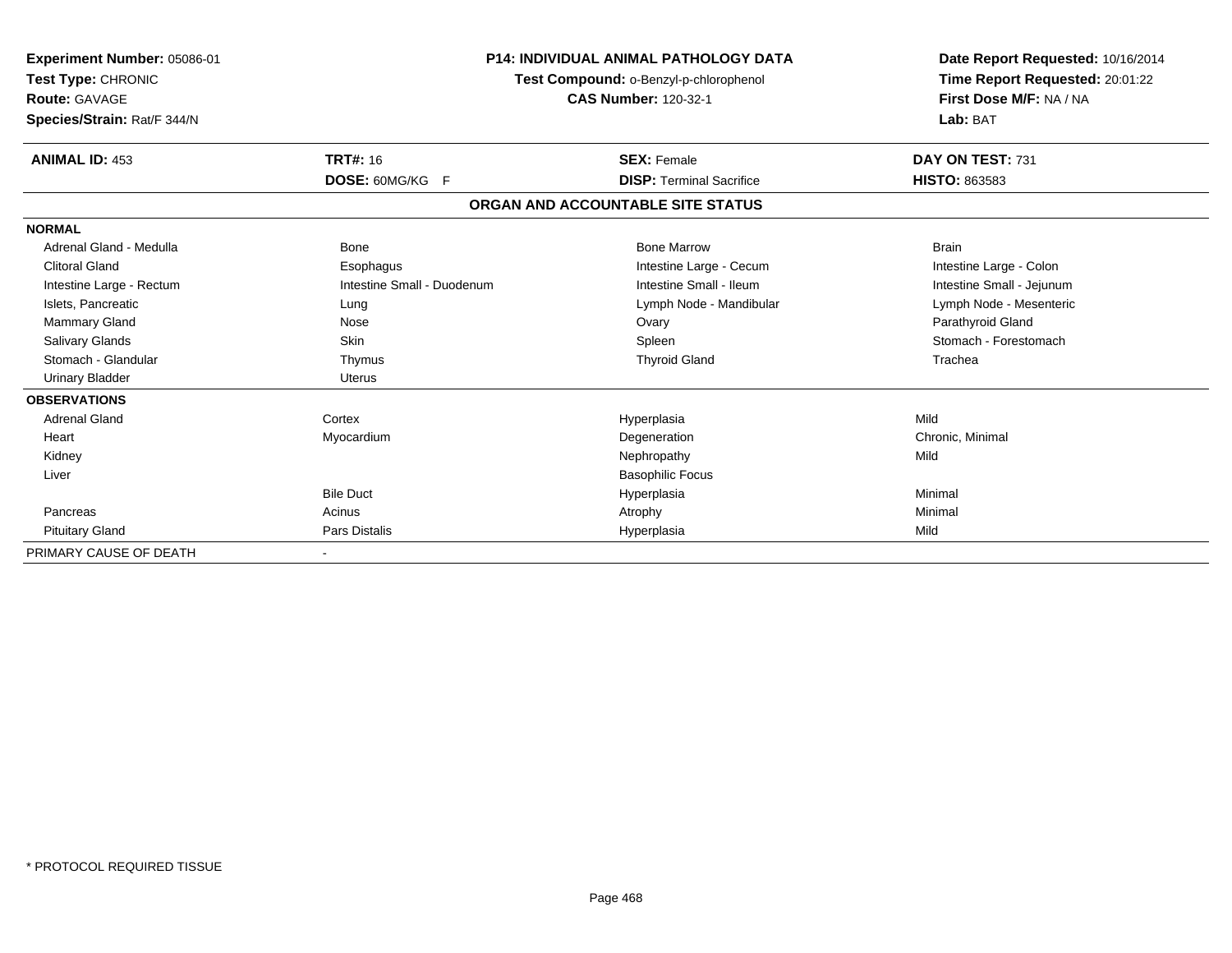**Experiment Number:** 05086-01
**Test Type:** CHRONIC
**Route:** GAVAGE
**Species/Strain:** Rat/F 344/N

**P14: INDIVIDUAL ANIMAL PATHOLOGY DATA**
**Test Compound:** o-Benzyl-p-chlorophenol
**CAS Number:** 120-32-1

**Date Report Requested:** 10/16/2014
**Time Report Requested:** 20:01:22
**First Dose M/F:** NA / NA
**Lab:** BAT

| **ANIMAL ID:** 453 | **TRT#:** 16 | **SEX:** Female | **DAY ON TEST:** 731 |
|---|---|---|---|
| | **DOSE:** 60MG/KG F | **DISP:** Terminal Sacrifice | **HISTO:** 863583 |

## ORGAN AND ACCOUNTABLE SITE STATUS

| | | | |
|---|---|---|---|
| **NORMAL** | | | |
| Adrenal Gland - Medulla | Bone | Bone Marrow | Brain |
| Clitoral Gland | Esophagus | Intestine Large - Cecum | Intestine Large - Colon |
| Intestine Large - Rectum | Intestine Small - Duodenum | Intestine Small - Ileum | Intestine Small - Jejunum |
| Islets, Pancreatic | Lung | Lymph Node - Mandibular | Lymph Node - Mesenteric |
| Mammary Gland | Nose | Ovary | Parathyroid Gland |
| Salivary Glands | Skin | Spleen | Stomach - Forestomach |
| Stomach - Glandular | Thymus | Thyroid Gland | Trachea |
| Urinary Bladder | Uterus | | |
| **OBSERVATIONS** | | | |
| Adrenal Gland | Cortex | Hyperplasia | Mild |
| Heart | Myocardium | Degeneration | Chronic, Minimal |
| Kidney | | Nephropathy | Mild |
| Liver | | Basophilic Focus | |
| | Bile Duct | Hyperplasia | Minimal |
| Pancreas | Acinus | Atrophy | Minimal |
| Pituitary Gland | Pars Distalis | Hyperplasia | Mild |
| PRIMARY CAUSE OF DEATH | - | | |

\* PROTOCOL REQUIRED TISSUE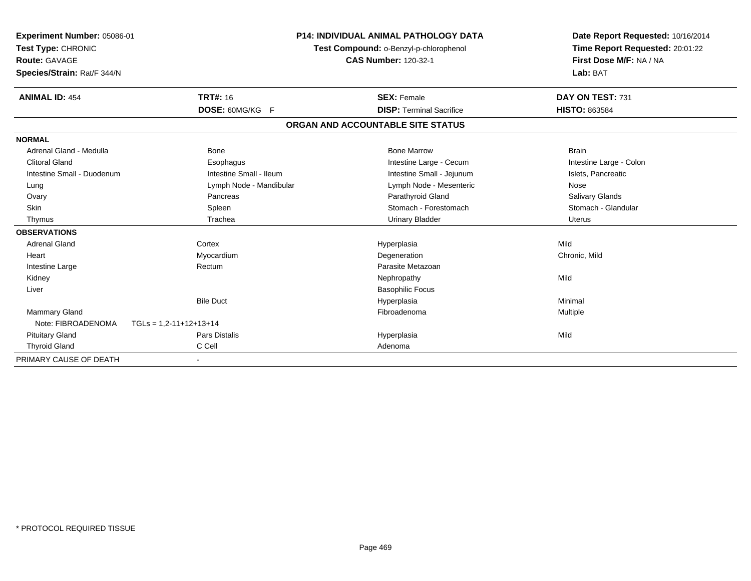**Experiment Number:** 05086-01
**Test Type:** CHRONIC
**Route:** GAVAGE
**Species/Strain:** Rat/F 344/N

**P14: INDIVIDUAL ANIMAL PATHOLOGY DATA**
**Test Compound:** o-Benzyl-p-chlorophenol
**CAS Number:** 120-32-1

**Date Report Requested:** 10/16/2014
**Time Report Requested:** 20:01:22
**First Dose M/F:** NA / NA
**Lab:** BAT

| **ANIMAL ID:** 454 | **TRT#:** 16 | **SEX:** Female | **DAY ON TEST:** 731 |
|---|---|---|---|
| | **DOSE:** 60MG/KG F | **DISP:** Terminal Sacrifice | **HISTO:** 863584 |

## ORGAN AND ACCOUNTABLE SITE STATUS

| | | | |
|---|---|---|---|
| **NORMAL** | | | |
| Adrenal Gland - Medulla | Bone | Bone Marrow | Brain |
| Clitoral Gland | Esophagus | Intestine Large - Cecum | Intestine Large - Colon |
| Intestine Small - Duodenum | Intestine Small - Ileum | Intestine Small - Jejunum | Islets, Pancreatic |
| Lung | Lymph Node - Mandibular | Lymph Node - Mesenteric | Nose |
| Ovary | Pancreas | Parathyroid Gland | Salivary Glands |
| Skin | Spleen | Stomach - Forestomach | Stomach - Glandular |
| Thymus | Trachea | Urinary Bladder | Uterus |
| **OBSERVATIONS** | | | |
| Adrenal Gland | Cortex | Hyperplasia | Mild |
| Heart | Myocardium | Degeneration | Chronic, Mild |
| Intestine Large | Rectum | Parasite Metazoan | |
| Kidney | | Nephropathy | Mild |
| Liver | | Basophilic Focus | |
| | Bile Duct | Hyperplasia | Minimal |
| Mammary Gland | | Fibroadenoma | Multiple |
| Note: FIBROADENOMA TGLs = 1,2-11+12+13+14 | | | |
| Pituitary Gland | Pars Distalis | Hyperplasia | Mild |
| Thyroid Gland | C Cell | Adenoma | |
| PRIMARY CAUSE OF DEATH | - | | |

\* PROTOCOL REQUIRED TISSUE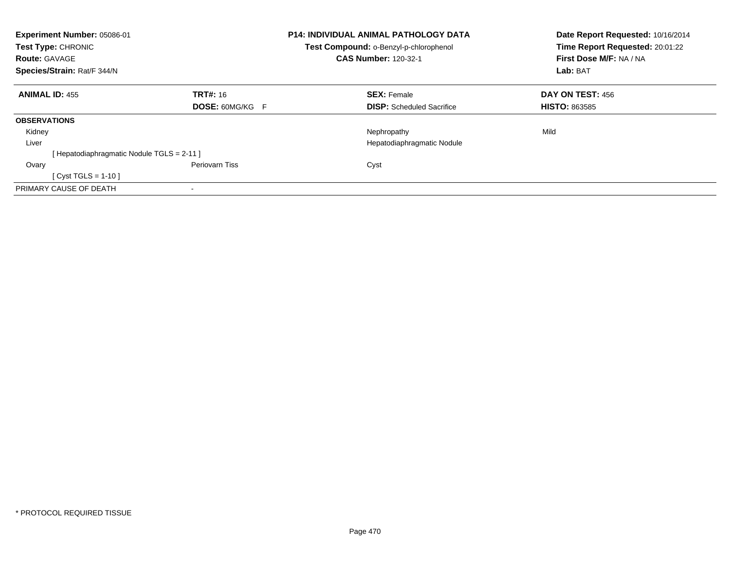**Experiment Number:** 05086-01
**Test Type:** CHRONIC
**Route:** GAVAGE
**Species/Strain:** Rat/F 344/N

**P14: INDIVIDUAL ANIMAL PATHOLOGY DATA**
**Test Compound:** o-Benzyl-p-chlorophenol
**CAS Number:** 120-32-1

**Date Report Requested:** 10/16/2014
**Time Report Requested:** 20:01:22
**First Dose M/F:** NA / NA
**Lab:** BAT

| **ANIMAL ID:** 455 | **TRT#:** 16 | **SEX:** Female | **DAY ON TEST:** 456 |
|---|---|---|---|
| | **DOSE:** 60MG/KG F | **DISP:** Scheduled Sacrifice | **HISTO:** 863585 |
| **OBSERVATIONS** | | | |
| Kidney | | Nephropathy | Mild |
| Liver | | Hepatodiaphragmatic Nodule | |
| [ Hepatodiaphragmatic Nodule TGLS = 2-11 ] | | | |
| Ovary | Periovarn Tiss | Cyst | |
| [ Cyst TGLS = 1-10 ] | | | |
| PRIMARY CAUSE OF DEATH | - | | |

* PROTOCOL REQUIRED TISSUE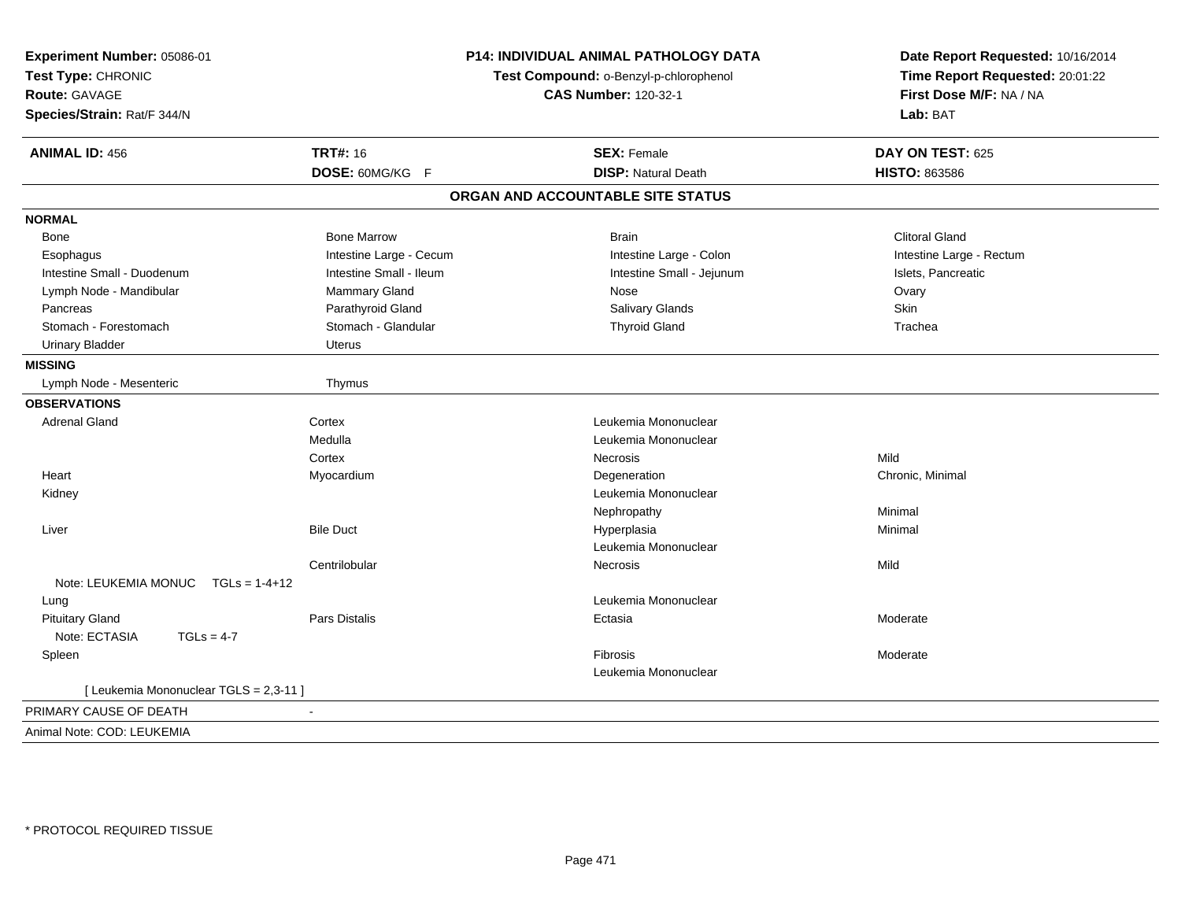**Experiment Number:** 05086-01
**Test Type:** CHRONIC
**Route:** GAVAGE
**Species/Strain:** Rat/F 344/N

**P14: INDIVIDUAL ANIMAL PATHOLOGY DATA**
**Test Compound:** o-Benzyl-p-chlorophenol
**CAS Number:** 120-32-1

**Date Report Requested:** 10/16/2014
**Time Report Requested:** 20:01:22
**First Dose M/F:** NA / NA
**Lab:** BAT

| **ANIMAL ID:** 456 | **TRT#:** 16 | **SEX:** Female | **DAY ON TEST:** 625 |
|---|---|---|---|
| | **DOSE:** 60MG/KG F | **DISP:** Natural Death | **HISTO:** 863586 |

## ORGAN AND ACCOUNTABLE SITE STATUS

**NORMAL**

| | | | |
|---|---|---|---|
| Bone | Bone Marrow | Brain | Clitoral Gland |
| Esophagus | Intestine Large - Cecum | Intestine Large - Colon | Intestine Large - Rectum |
| Intestine Small - Duodenum | Intestine Small - Ileum | Intestine Small - Jejunum | Islets, Pancreatic |
| Lymph Node - Mandibular | Mammary Gland | Nose | Ovary |
| Pancreas | Parathyroid Gland | Salivary Glands | Skin |
| Stomach - Forestomach | Stomach - Glandular | Thyroid Gland | Trachea |
| Urinary Bladder | Uterus | | |

**MISSING**

| | |
|---|---|
| Lymph Node - Mesenteric | Thymus |

**OBSERVATIONS**

| Organ | Site | Observation | Severity |
|---|---|---|---|
| Adrenal Gland | Cortex | Leukemia Mononuclear | |
| | Medulla | Leukemia Mononuclear | |
| | Cortex | Necrosis | Mild |
| Heart | Myocardium | Degeneration | Chronic, Minimal |
| Kidney | | Leukemia Mononuclear | |
| | | Nephropathy | Minimal |
| Liver | Bile Duct | Hyperplasia | Minimal |
| | | Leukemia Mononuclear | |
| | Centrilobular | Necrosis | Mild |
| Note: LEUKEMIA MONUC TGLs = 1-4+12 | | | |
| Lung | | Leukemia Mononuclear | |
| Pituitary Gland | Pars Distalis | Ectasia | Moderate |
| Note: ECTASIA TGLs = 4-7 | | | |
| Spleen | | Fibrosis | Moderate |
| | | Leukemia Mononuclear | |
| [ Leukemia Mononuclear TGLS = 2,3-11 ] | | | |

PRIMARY CAUSE OF DEATH -

Animal Note: COD: LEUKEMIA

* PROTOCOL REQUIRED TISSUE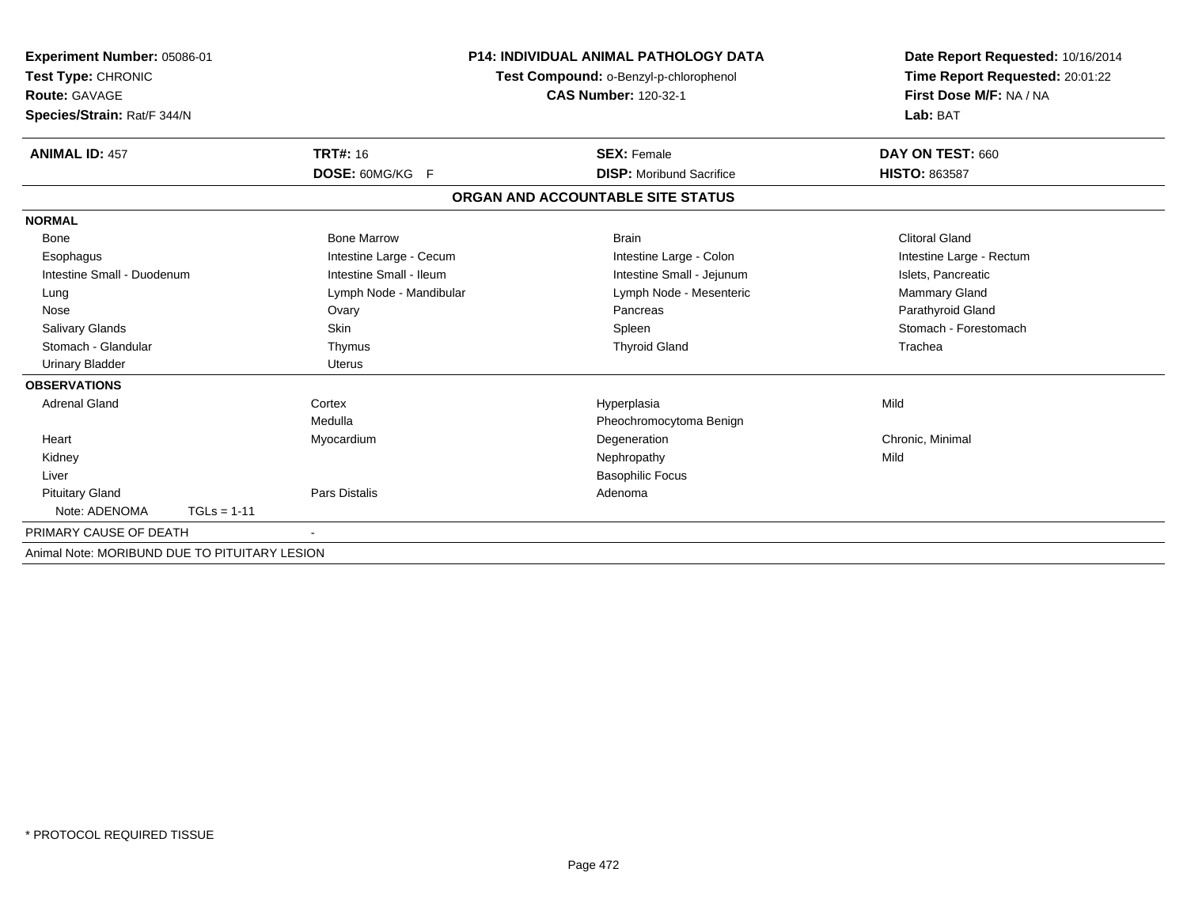**Experiment Number:** 05086-01
**Test Type:** CHRONIC
**Route:** GAVAGE
**Species/Strain:** Rat/F 344/N

**P14: INDIVIDUAL ANIMAL PATHOLOGY DATA**
**Test Compound:** o-Benzyl-p-chlorophenol
**CAS Number:** 120-32-1

**Date Report Requested:** 10/16/2014
**Time Report Requested:** 20:01:22
**First Dose M/F:** NA / NA
**Lab:** BAT

| **ANIMAL ID:** 457 | **TRT#:** 16 | **SEX:** Female | **DAY ON TEST:** 660 |
|---|---|---|---|
| | **DOSE:** 60MG/KG F | **DISP:** Moribund Sacrifice | **HISTO:** 863587 |

## ORGAN AND ACCOUNTABLE SITE STATUS

**NORMAL**

| | | | |
|---|---|---|---|
| Bone | Bone Marrow | Brain | Clitoral Gland |
| Esophagus | Intestine Large - Cecum | Intestine Large - Colon | Intestine Large - Rectum |
| Intestine Small - Duodenum | Intestine Small - Ileum | Intestine Small - Jejunum | Islets, Pancreatic |
| Lung | Lymph Node - Mandibular | Lymph Node - Mesenteric | Mammary Gland |
| Nose | Ovary | Pancreas | Parathyroid Gland |
| Salivary Glands | Skin | Spleen | Stomach - Forestomach |
| Stomach - Glandular | Thymus | Thyroid Gland | Trachea |
| Urinary Bladder | Uterus | | |

**OBSERVATIONS**

| | | | |
|---|---|---|---|
| Adrenal Gland | Cortex | Hyperplasia | Mild |
| | Medulla | Pheochromocytoma Benign | |
| Heart | Myocardium | Degeneration | Chronic, Minimal |
| Kidney | | Nephropathy | Mild |
| Liver | | Basophilic Focus | |
| Pituitary Gland | Pars Distalis | Adenoma | |
| Note: ADENOMA TGLs = 1-11 | | | |

PRIMARY CAUSE OF DEATH -

Animal Note: MORIBUND DUE TO PITUITARY LESION

\* PROTOCOL REQUIRED TISSUE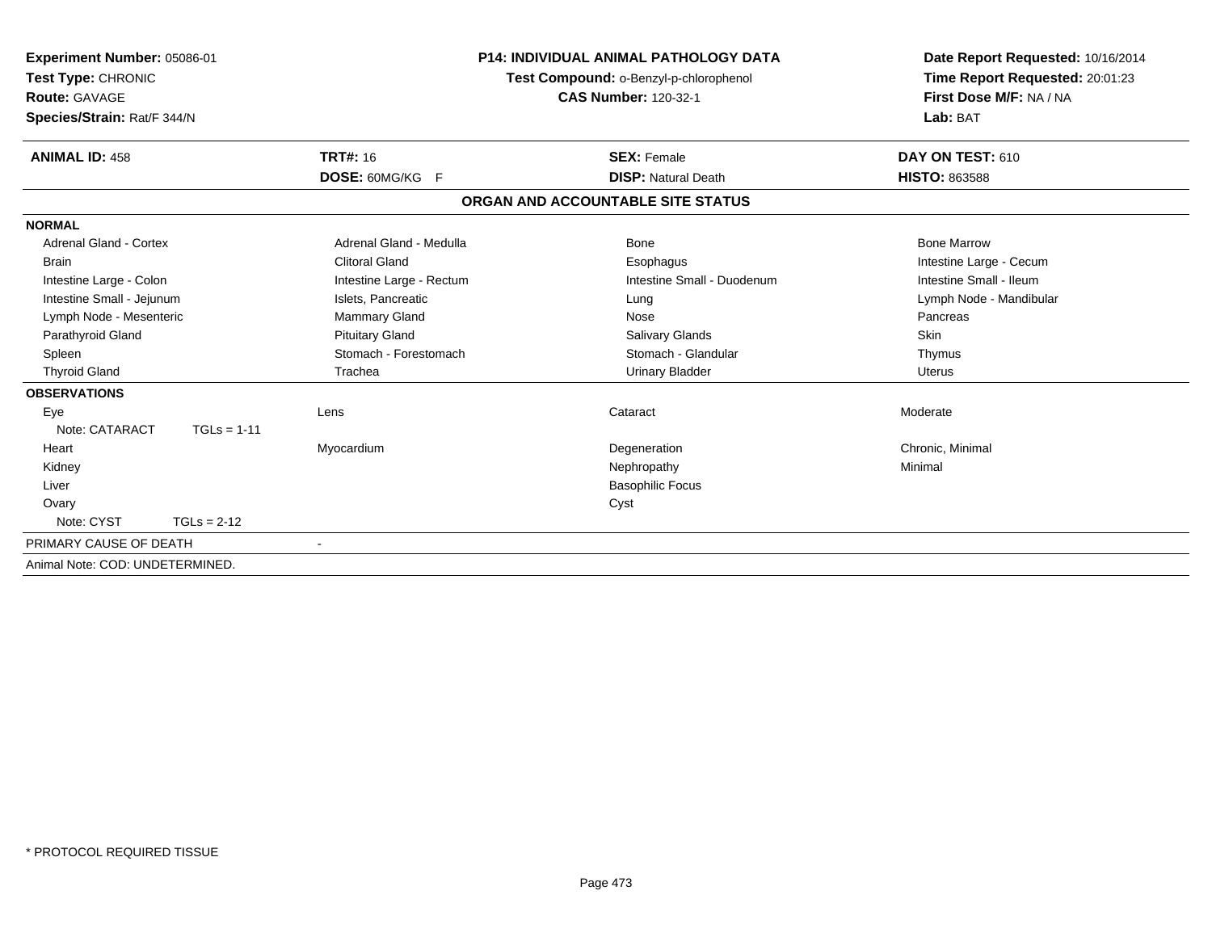**Experiment Number:** 05086-01
**Test Type:** CHRONIC
**Route:** GAVAGE
**Species/Strain:** Rat/F 344/N

**P14: INDIVIDUAL ANIMAL PATHOLOGY DATA**
**Test Compound:** o-Benzyl-p-chlorophenol
**CAS Number:** 120-32-1

**Date Report Requested:** 10/16/2014
**Time Report Requested:** 20:01:23
**First Dose M/F:** NA / NA
**Lab:** BAT

| **ANIMAL ID:** 458 | **TRT#:** 16 | **SEX:** Female | **DAY ON TEST:** 610 |
|---|---|---|---|
| | **DOSE:** 60MG/KG F | **DISP:** Natural Death | **HISTO:** 863588 |

## ORGAN AND ACCOUNTABLE SITE STATUS

**NORMAL**

| | | | |
|---|---|---|---|
| Adrenal Gland - Cortex | Adrenal Gland - Medulla | Bone | Bone Marrow |
| Brain | Clitoral Gland | Esophagus | Intestine Large - Cecum |
| Intestine Large - Colon | Intestine Large - Rectum | Intestine Small - Duodenum | Intestine Small - Ileum |
| Intestine Small - Jejunum | Islets, Pancreatic | Lung | Lymph Node - Mandibular |
| Lymph Node - Mesenteric | Mammary Gland | Nose | Pancreas |
| Parathyroid Gland | Pituitary Gland | Salivary Glands | Skin |
| Spleen | Stomach - Forestomach | Stomach - Glandular | Thymus |
| Thyroid Gland | Trachea | Urinary Bladder | Uterus |

**OBSERVATIONS**

| | | | |
|---|---|---|---|
| Eye | Lens | Cataract | Moderate |
| Note: CATARACT TGLs = 1-11 | | | |
| Heart | Myocardium | Degeneration | Chronic, Minimal |
| Kidney | | Nephropathy | Minimal |
| Liver | | Basophilic Focus | |
| Ovary | | Cyst | |
| Note: CYST TGLs = 2-12 | | | |

PRIMARY CAUSE OF DEATH -

Animal Note: COD: UNDETERMINED.

* PROTOCOL REQUIRED TISSUE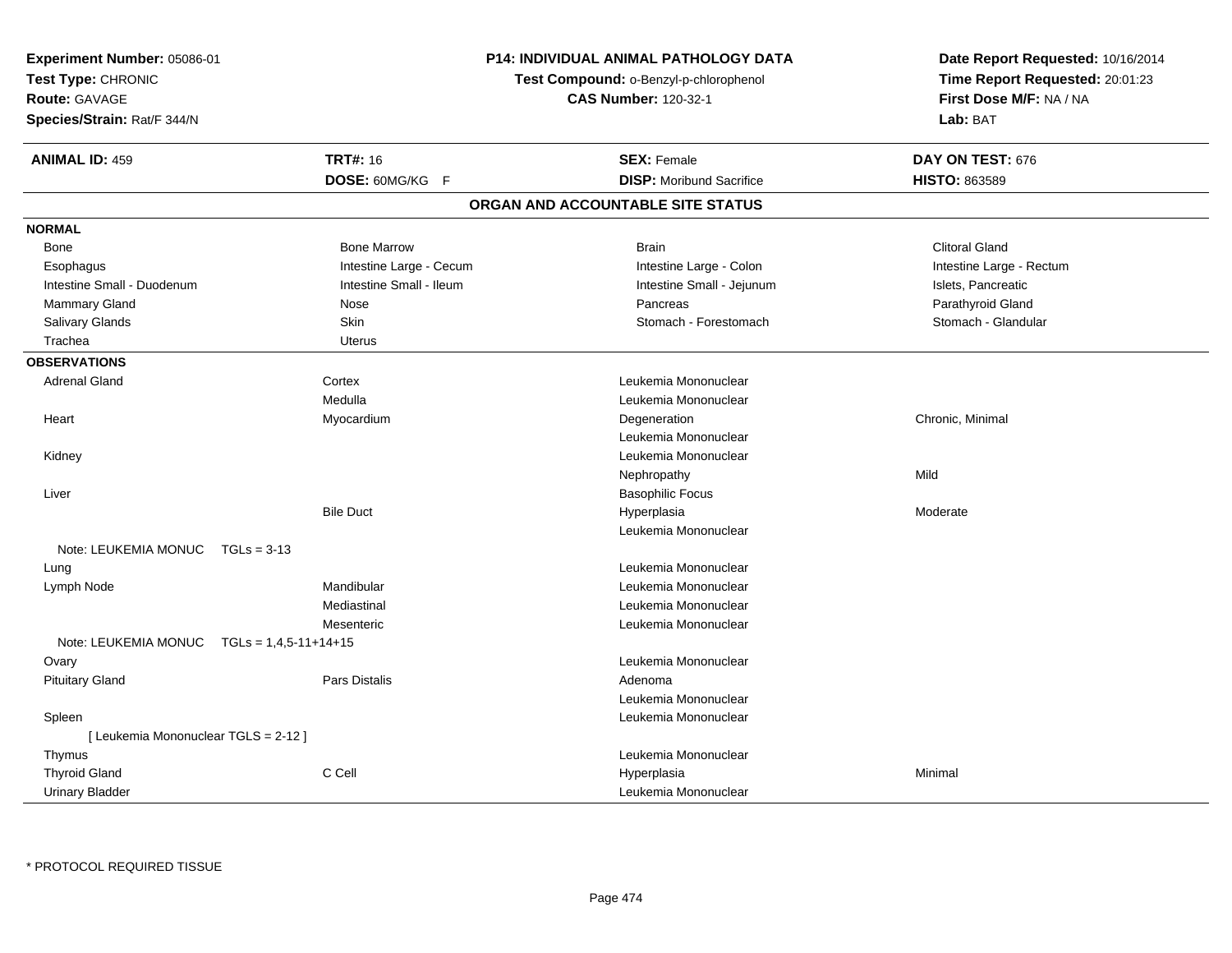**Experiment Number:** 05086-01
**Test Type:** CHRONIC
**Route:** GAVAGE
**Species/Strain:** Rat/F 344/N

**P14: INDIVIDUAL ANIMAL PATHOLOGY DATA**
**Test Compound:** o-Benzyl-p-chlorophenol
**CAS Number:** 120-32-1

**Date Report Requested:** 10/16/2014
**Time Report Requested:** 20:01:23
**First Dose M/F:** NA / NA
**Lab:** BAT

| **ANIMAL ID:** 459 | **TRT#:** 16 | **SEX:** Female | **DAY ON TEST:** 676 |
|---|---|---|---|
| | **DOSE:** 60MG/KG F | **DISP:** Moribund Sacrifice | **HISTO:** 863589 |

## ORGAN AND ACCOUNTABLE SITE STATUS

**NORMAL**

| | | | |
|---|---|---|---|
| Bone | Bone Marrow | Brain | Clitoral Gland |
| Esophagus | Intestine Large - Cecum | Intestine Large - Colon | Intestine Large - Rectum |
| Intestine Small - Duodenum | Intestine Small - Ileum | Intestine Small - Jejunum | Islets, Pancreatic |
| Mammary Gland | Nose | Pancreas | Parathyroid Gland |
| Salivary Glands | Skin | Stomach - Forestomach | Stomach - Glandular |
| Trachea | Uterus | | |

**OBSERVATIONS**

| | | | |
|---|---|---|---|
| Adrenal Gland | Cortex | Leukemia Mononuclear | |
| | Medulla | Leukemia Mononuclear | |
| Heart | Myocardium | Degeneration | Chronic, Minimal |
| | | Leukemia Mononuclear | |
| Kidney | | Leukemia Mononuclear | |
| | | Nephropathy | Mild |
| Liver | | Basophilic Focus | |
| | Bile Duct | Hyperplasia | Moderate |
| | | Leukemia Mononuclear | |
| Note: LEUKEMIA MONUC TGLs = 3-13 | | | |
| Lung | | Leukemia Mononuclear | |
| Lymph Node | Mandibular | Leukemia Mononuclear | |
| | Mediastinal | Leukemia Mononuclear | |
| | Mesenteric | Leukemia Mononuclear | |
| Note: LEUKEMIA MONUC TGLs = 1,4,5-11+14+15 | | | |
| Ovary | | Leukemia Mononuclear | |
| Pituitary Gland | Pars Distalis | Adenoma | |
| | | Leukemia Mononuclear | |
| Spleen | | Leukemia Mononuclear | |
| [ Leukemia Mononuclear TGLS = 2-12 ] | | | |
| Thymus | | Leukemia Mononuclear | |
| Thyroid Gland | C Cell | Hyperplasia | Minimal |
| Urinary Bladder | | Leukemia Mononuclear | |

\* PROTOCOL REQUIRED TISSUE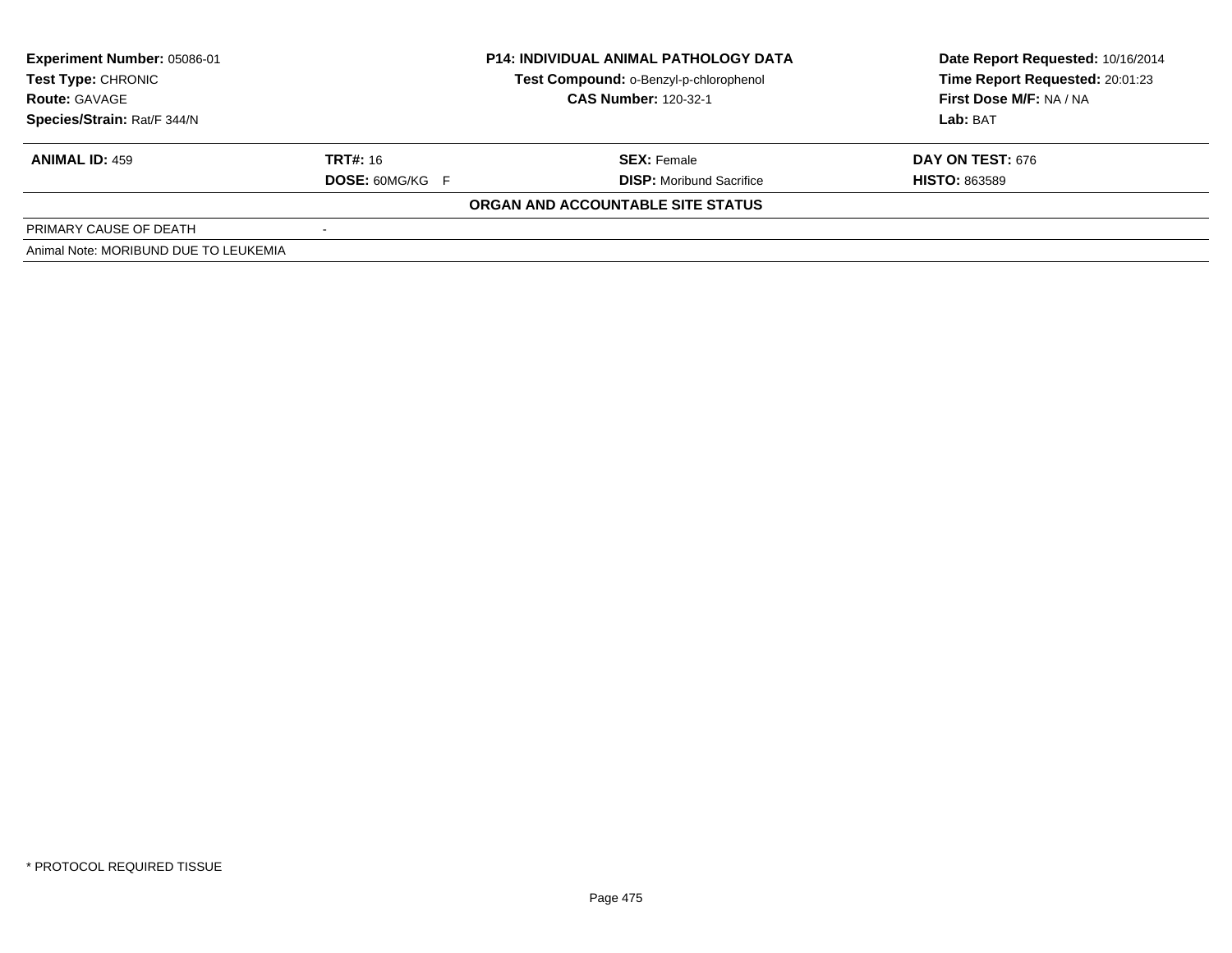| Experiment Number: 05086-01 | P14: INDIVIDUAL ANIMAL PATHOLOGY DATA | Date Report Requested: 10/16/2014 |
|---|---|---|
| Test Type: CHRONIC | Test Compound: o-Benzyl-p-chlorophenol | Time Report Requested: 20:01:23 |
| Route: GAVAGE | CAS Number: 120-32-1 | First Dose M/F: NA / NA |
| Species/Strain: Rat/F 344/N | | Lab: BAT |

| ANIMAL ID: 459 | TRT#: 16 | SEX: Female | DAY ON TEST: 676 |
|---|---|---|---|
| | DOSE: 60MG/KG F | DISP: Moribund Sacrifice | HISTO: 863589 |

**ORGAN AND ACCOUNTABLE SITE STATUS**

| PRIMARY CAUSE OF DEATH | - |
|---|---|
| Animal Note: MORIBUND DUE TO LEUKEMIA | |

* PROTOCOL REQUIRED TISSUE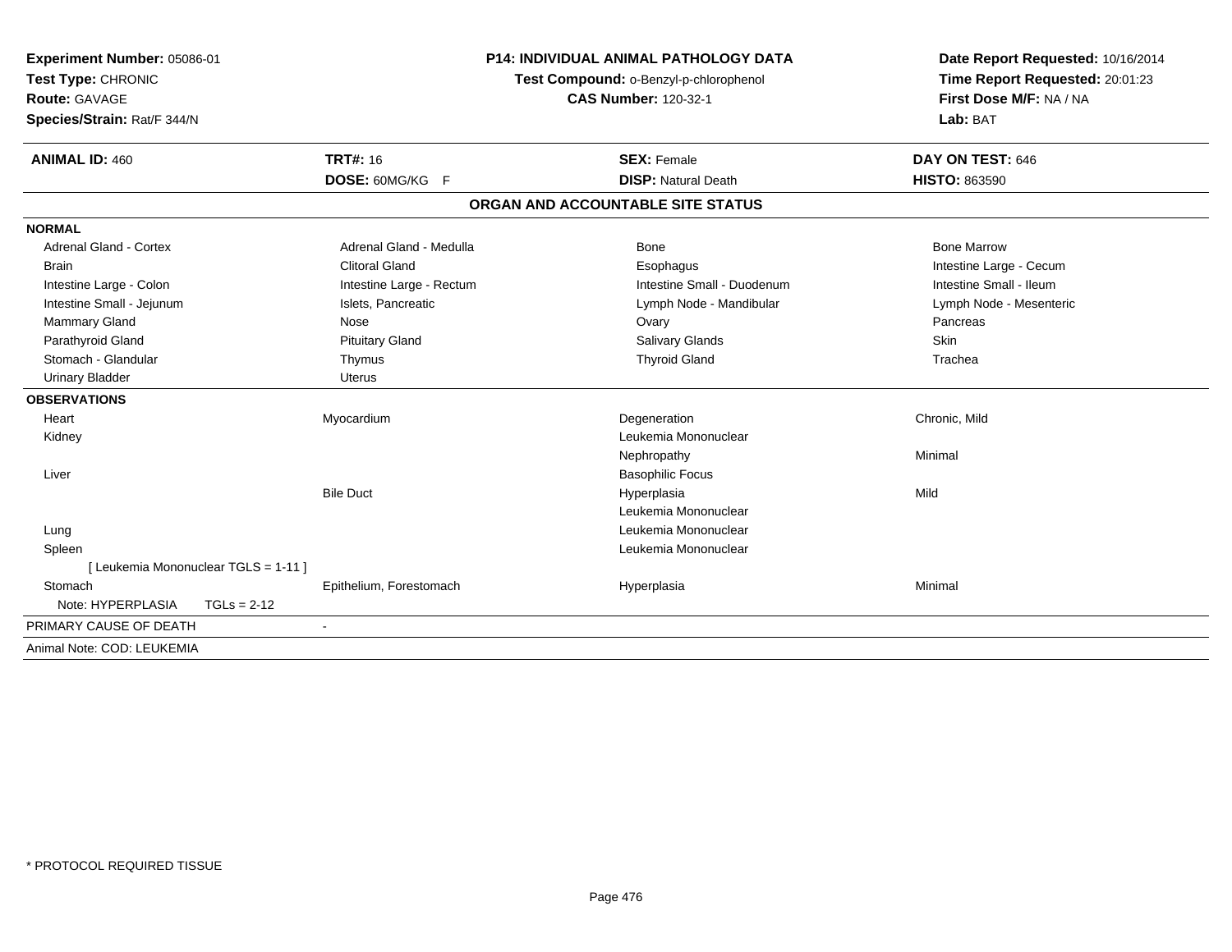**Experiment Number:** 05086-01
**Test Type:** CHRONIC
**Route:** GAVAGE
**Species/Strain:** Rat/F 344/N

**P14: INDIVIDUAL ANIMAL PATHOLOGY DATA**
**Test Compound:** o-Benzyl-p-chlorophenol
**CAS Number:** 120-32-1

**Date Report Requested:** 10/16/2014
**Time Report Requested:** 20:01:23
**First Dose M/F:** NA / NA
**Lab:** BAT

| **ANIMAL ID:** 460 | **TRT#:** 16 | **SEX:** Female | **DAY ON TEST:** 646 |
|---|---|---|---|
| | **DOSE:** 60MG/KG F | **DISP:** Natural Death | **HISTO:** 863590 |

## ORGAN AND ACCOUNTABLE SITE STATUS

**NORMAL**

| | | | |
|---|---|---|---|
| Adrenal Gland - Cortex | Adrenal Gland - Medulla | Bone | Bone Marrow |
| Brain | Clitoral Gland | Esophagus | Intestine Large - Cecum |
| Intestine Large - Colon | Intestine Large - Rectum | Intestine Small - Duodenum | Intestine Small - Ileum |
| Intestine Small - Jejunum | Islets, Pancreatic | Lymph Node - Mandibular | Lymph Node - Mesenteric |
| Mammary Gland | Nose | Ovary | Pancreas |
| Parathyroid Gland | Pituitary Gland | Salivary Glands | Skin |
| Stomach - Glandular | Thymus | Thyroid Gland | Trachea |
| Urinary Bladder | Uterus | | |

**OBSERVATIONS**

| | | | |
|---|---|---|---|
| Heart | Myocardium | Degeneration | Chronic, Mild |
| Kidney | | Leukemia Mononuclear | |
| | | Nephropathy | Minimal |
| Liver | | Basophilic Focus | |
| | Bile Duct | Hyperplasia | Mild |
| | | Leukemia Mononuclear | |
| Lung | | Leukemia Mononuclear | |
| Spleen | | Leukemia Mononuclear | |
| [ Leukemia Mononuclear TGLS = 1-11 ] | | | |
| Stomach | Epithelium, Forestomach | Hyperplasia | Minimal |
| Note: HYPERPLASIA TGLs = 2-12 | | | |

PRIMARY CAUSE OF DEATH -

Animal Note: COD: LEUKEMIA

\* PROTOCOL REQUIRED TISSUE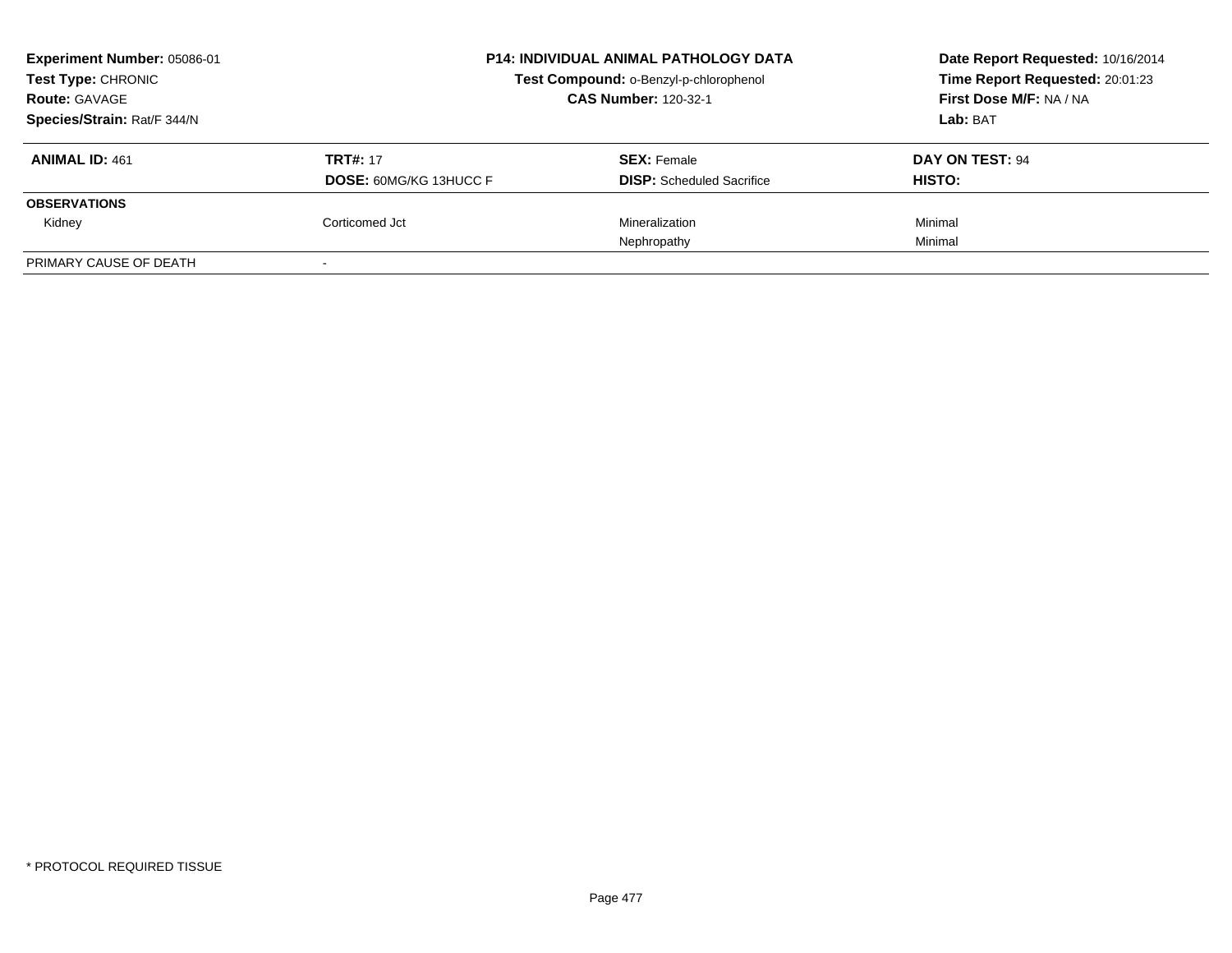**Experiment Number:** 05086-01
**Test Type:** CHRONIC
**Route:** GAVAGE
**Species/Strain:** Rat/F 344/N

**P14: INDIVIDUAL ANIMAL PATHOLOGY DATA**
**Test Compound:** o-Benzyl-p-chlorophenol
**CAS Number:** 120-32-1

**Date Report Requested:** 10/16/2014
**Time Report Requested:** 20:01:23
**First Dose M/F:** NA / NA
**Lab:** BAT

| **ANIMAL ID:** 461 | **TRT#:** 17 | **SEX:** Female | **DAY ON TEST:** 94 |
|---|---|---|---|
| | **DOSE:** 60MG/KG 13HUCC F | **DISP:** Scheduled Sacrifice | **HISTO:** |
| **OBSERVATIONS** | | | |
| Kidney | Corticomed Jct | Mineralization | Minimal |
| | | Nephropathy | Minimal |
| PRIMARY CAUSE OF DEATH | - | | |

\* PROTOCOL REQUIRED TISSUE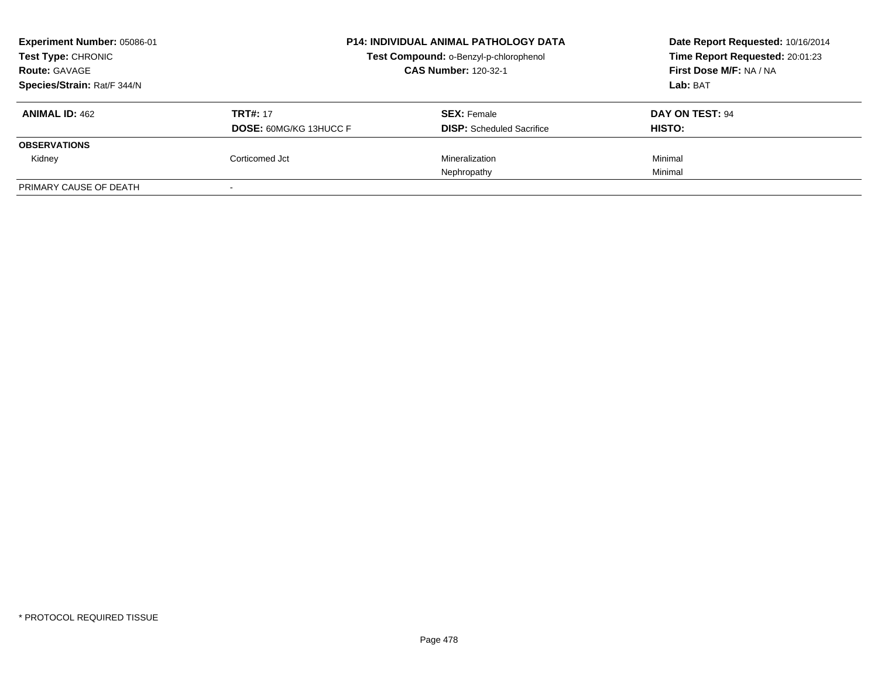**Experiment Number:** 05086-01
**Test Type:** CHRONIC
**Route:** GAVAGE
**Species/Strain:** Rat/F 344/N

**P14: INDIVIDUAL ANIMAL PATHOLOGY DATA**
**Test Compound:** o-Benzyl-p-chlorophenol
**CAS Number:** 120-32-1

**Date Report Requested:** 10/16/2014
**Time Report Requested:** 20:01:23
**First Dose M/F:** NA / NA
**Lab:** BAT

| **ANIMAL ID:** 462 | **TRT#:** 17 | **SEX:** Female | **DAY ON TEST:** 94 |
|---|---|---|---|
| | **DOSE:** 60MG/KG 13HUCC F | **DISP:** Scheduled Sacrifice | **HISTO:** |
| **OBSERVATIONS** | | | |
| Kidney | Corticomed Jct | Mineralization | Minimal |
| | | Nephropathy | Minimal |
| PRIMARY CAUSE OF DEATH | - | | |

\* PROTOCOL REQUIRED TISSUE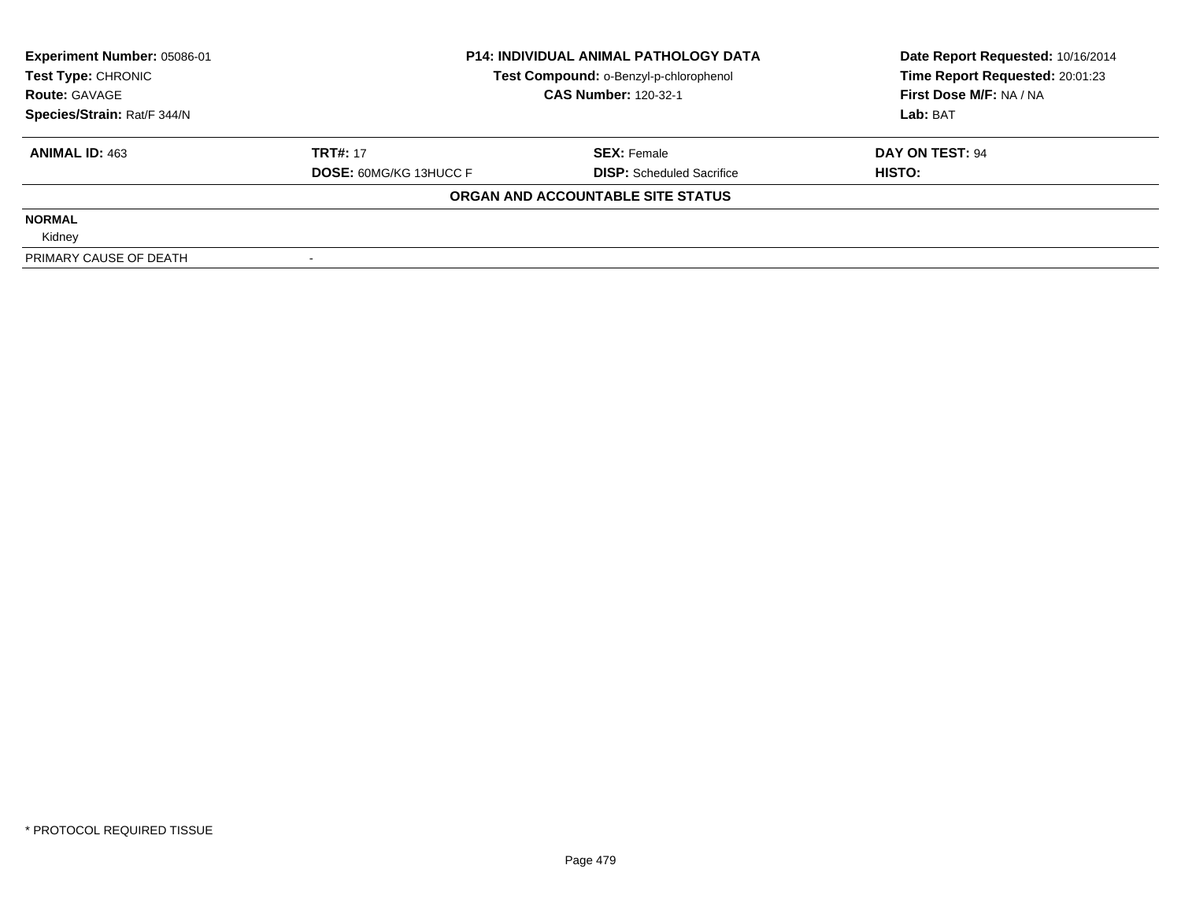**Experiment Number:** 05086-01
**Test Type:** CHRONIC
**Route:** GAVAGE
**Species/Strain:** Rat/F 344/N

**P14: INDIVIDUAL ANIMAL PATHOLOGY DATA**
**Test Compound:** o-Benzyl-p-chlorophenol
**CAS Number:** 120-32-1

**Date Report Requested:** 10/16/2014
**Time Report Requested:** 20:01:23
**First Dose M/F:** NA / NA
**Lab:** BAT

| **ANIMAL ID:** 463 | **TRT#:** 17 | **SEX:** Female | **DAY ON TEST:** 94 |
|---|---|---|---|
| | **DOSE:** 60MG/KG 13HUCC F | **DISP:** Scheduled Sacrifice | **HISTO:** |

**ORGAN AND ACCOUNTABLE SITE STATUS**

**NORMAL**
Kidney

PRIMARY CAUSE OF DEATH -

* PROTOCOL REQUIRED TISSUE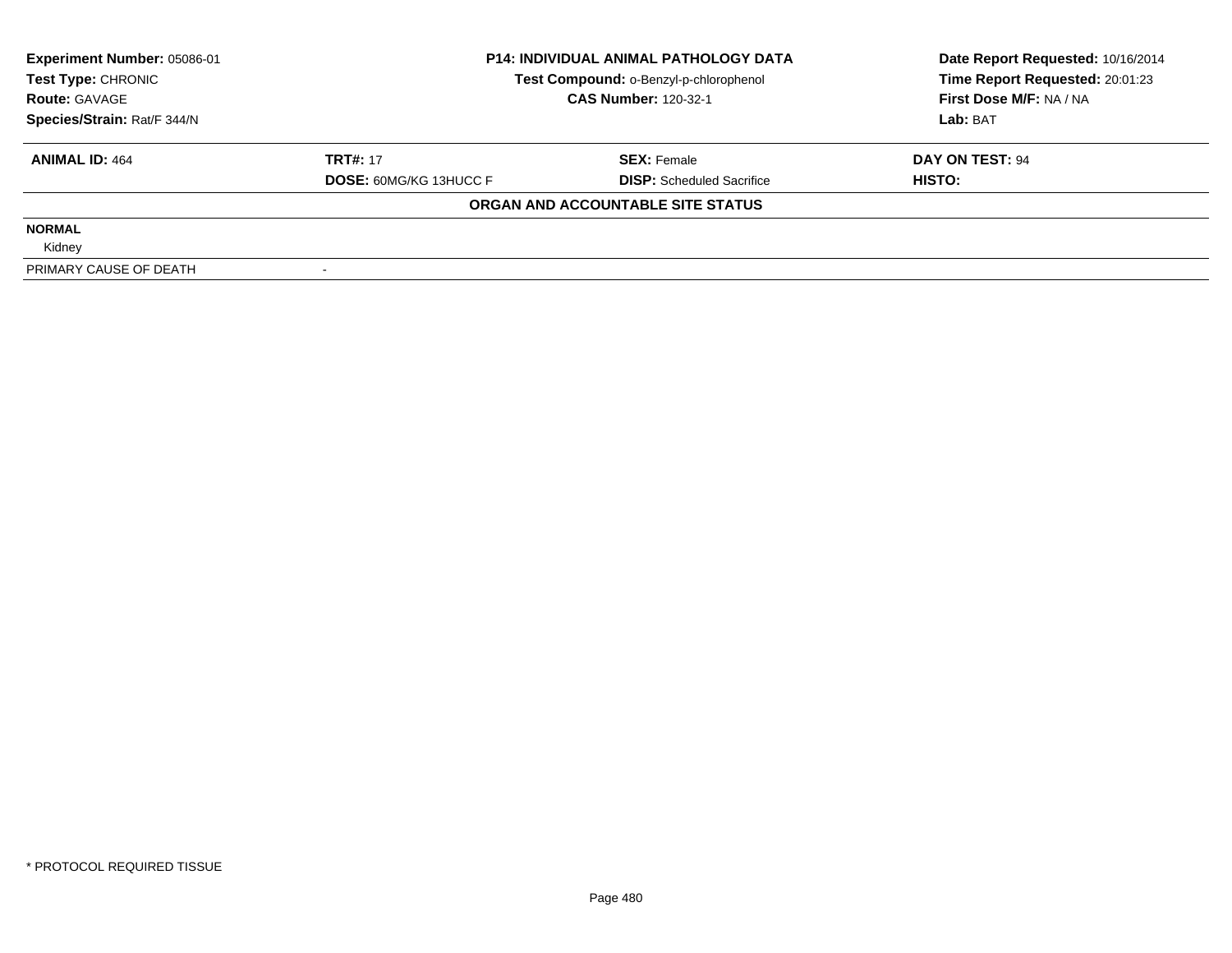**Experiment Number:** 05086-01
**Test Type:** CHRONIC
**Route:** GAVAGE
**Species/Strain:** Rat/F 344/N

**P14: INDIVIDUAL ANIMAL PATHOLOGY DATA**
**Test Compound:** o-Benzyl-p-chlorophenol
**CAS Number:** 120-32-1

**Date Report Requested:** 10/16/2014
**Time Report Requested:** 20:01:23
**First Dose M/F:** NA / NA
**Lab:** BAT

| **ANIMAL ID:** 464 | **TRT#:** 17 | **SEX:** Female | **DAY ON TEST:** 94 |
|---|---|---|---|
| | **DOSE:** 60MG/KG 13HUCC F | **DISP:** Scheduled Sacrifice | **HISTO:** |

**ORGAN AND ACCOUNTABLE SITE STATUS**

**NORMAL**
Kidney

| PRIMARY CAUSE OF DEATH | - |
|---|---|

* PROTOCOL REQUIRED TISSUE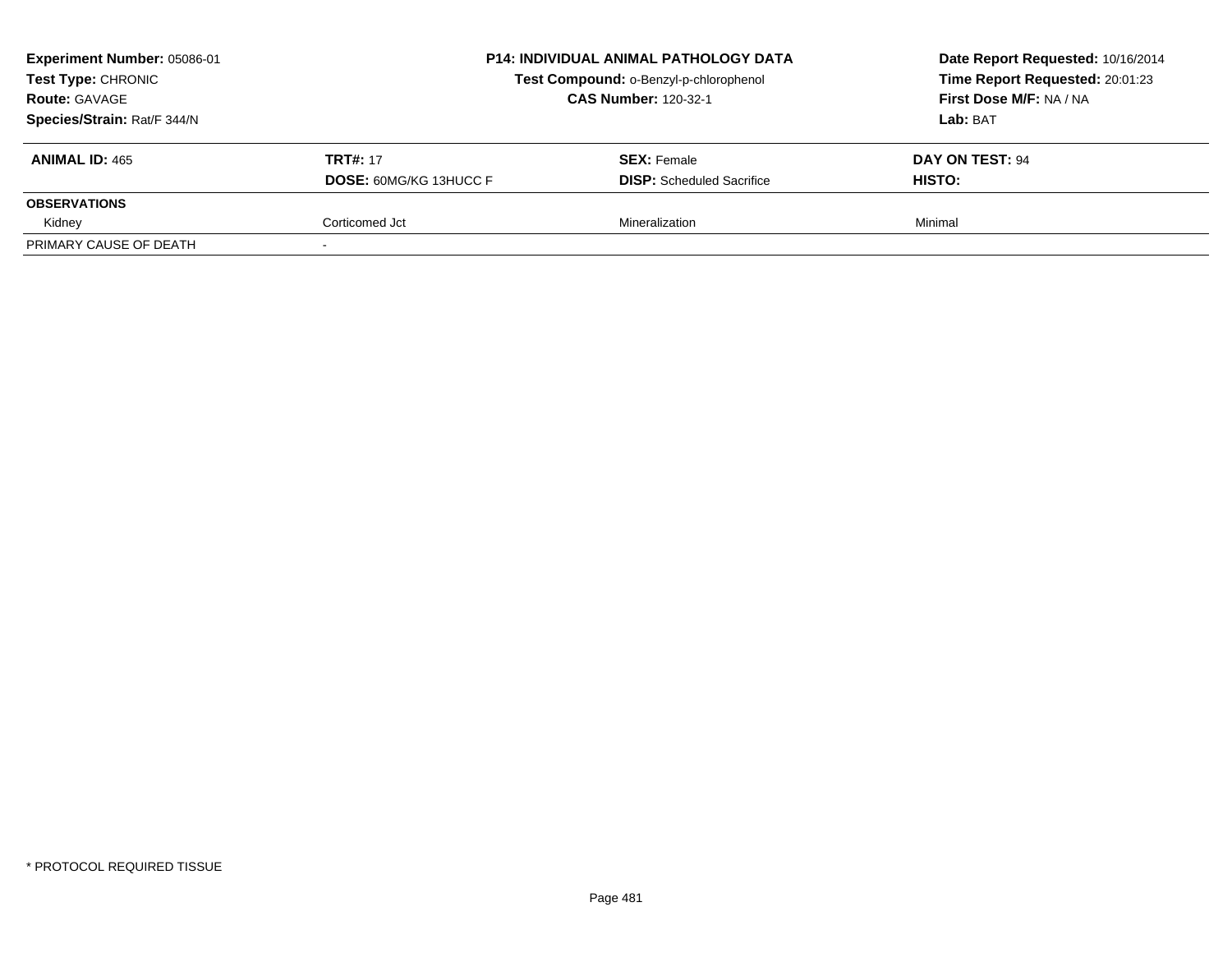**Experiment Number:** 05086-01
**Test Type:** CHRONIC
**Route:** GAVAGE
**Species/Strain:** Rat/F 344/N

**P14: INDIVIDUAL ANIMAL PATHOLOGY DATA**
**Test Compound:** o-Benzyl-p-chlorophenol
**CAS Number:** 120-32-1

**Date Report Requested:** 10/16/2014
**Time Report Requested:** 20:01:23
**First Dose M/F:** NA / NA
**Lab:** BAT

| **ANIMAL ID:** 465 | **TRT#:** 17 | **SEX:** Female | **DAY ON TEST:** 94 |
|---|---|---|---|
| | **DOSE:** 60MG/KG 13HUCC F | **DISP:** Scheduled Sacrifice | **HISTO:** |
| **OBSERVATIONS** | | | |
| Kidney | Corticomed Jct | Mineralization | Minimal |
| PRIMARY CAUSE OF DEATH | - | | |

* PROTOCOL REQUIRED TISSUE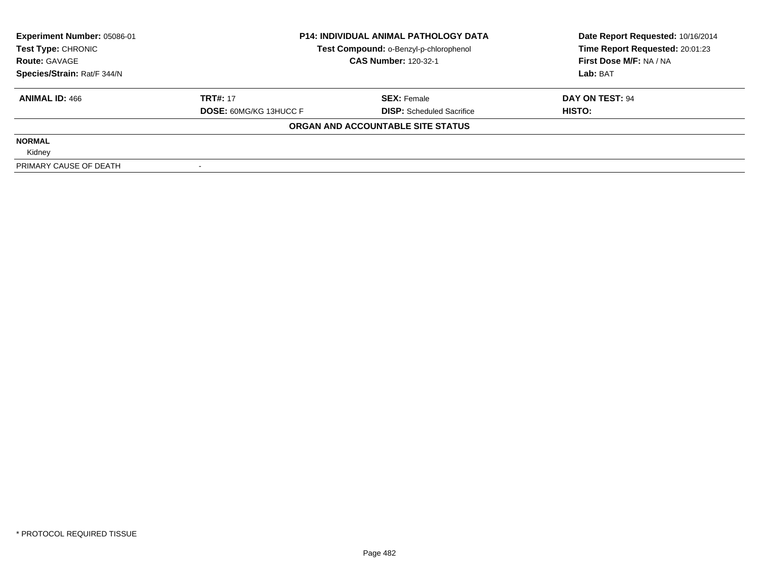**Experiment Number:** 05086-01
**Test Type:** CHRONIC
**Route:** GAVAGE
**Species/Strain:** Rat/F 344/N

**P14: INDIVIDUAL ANIMAL PATHOLOGY DATA**
**Test Compound:** o-Benzyl-p-chlorophenol
**CAS Number:** 120-32-1

**Date Report Requested:** 10/16/2014
**Time Report Requested:** 20:01:23
**First Dose M/F:** NA / NA
**Lab:** BAT

| **ANIMAL ID:** 466 | **TRT#:** 17 | **SEX:** Female | **DAY ON TEST:** 94 |
|---|---|---|---|
| | **DOSE:** 60MG/KG 13HUCC F | **DISP:** Scheduled Sacrifice | **HISTO:** |

**ORGAN AND ACCOUNTABLE SITE STATUS**

**NORMAL**

Kidney

| PRIMARY CAUSE OF DEATH | - |
|---|---|

* PROTOCOL REQUIRED TISSUE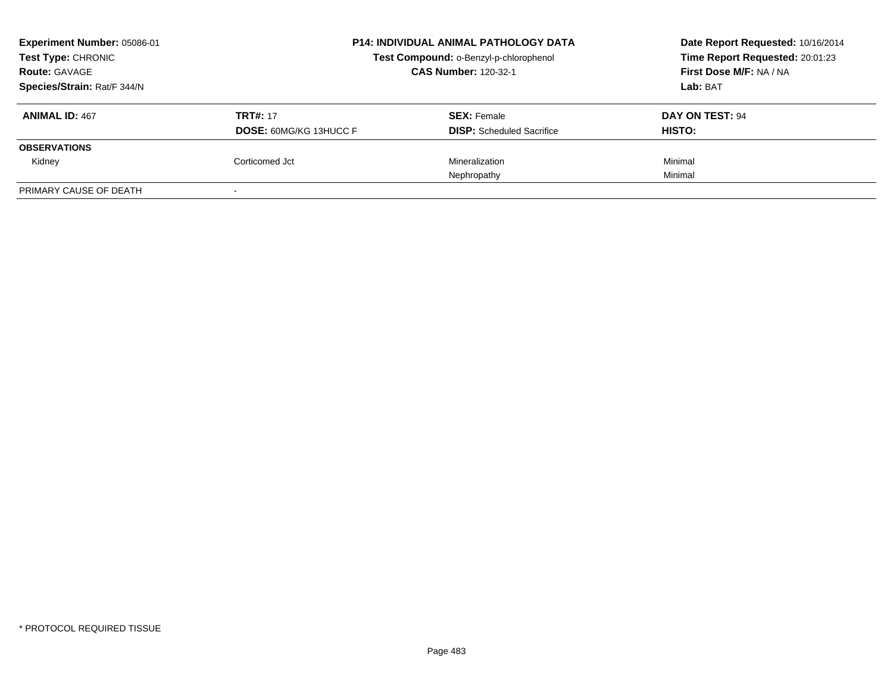**Experiment Number:** 05086-01
**Test Type:** CHRONIC
**Route:** GAVAGE
**Species/Strain:** Rat/F 344/N

**P14: INDIVIDUAL ANIMAL PATHOLOGY DATA**
**Test Compound:** o-Benzyl-p-chlorophenol
**CAS Number:** 120-32-1

**Date Report Requested:** 10/16/2014
**Time Report Requested:** 20:01:23
**First Dose M/F:** NA / NA
**Lab:** BAT

| **ANIMAL ID:** 467 | **TRT#:** 17 | **SEX:** Female | **DAY ON TEST:** 94 |
|---|---|---|---|
| | **DOSE:** 60MG/KG 13HUCC F | **DISP:** Scheduled Sacrifice | **HISTO:** |
| **OBSERVATIONS** | | | |
| Kidney | Corticomed Jct | Mineralization | Minimal |
| | | Nephropathy | Minimal |
| PRIMARY CAUSE OF DEATH | - | | |

\* PROTOCOL REQUIRED TISSUE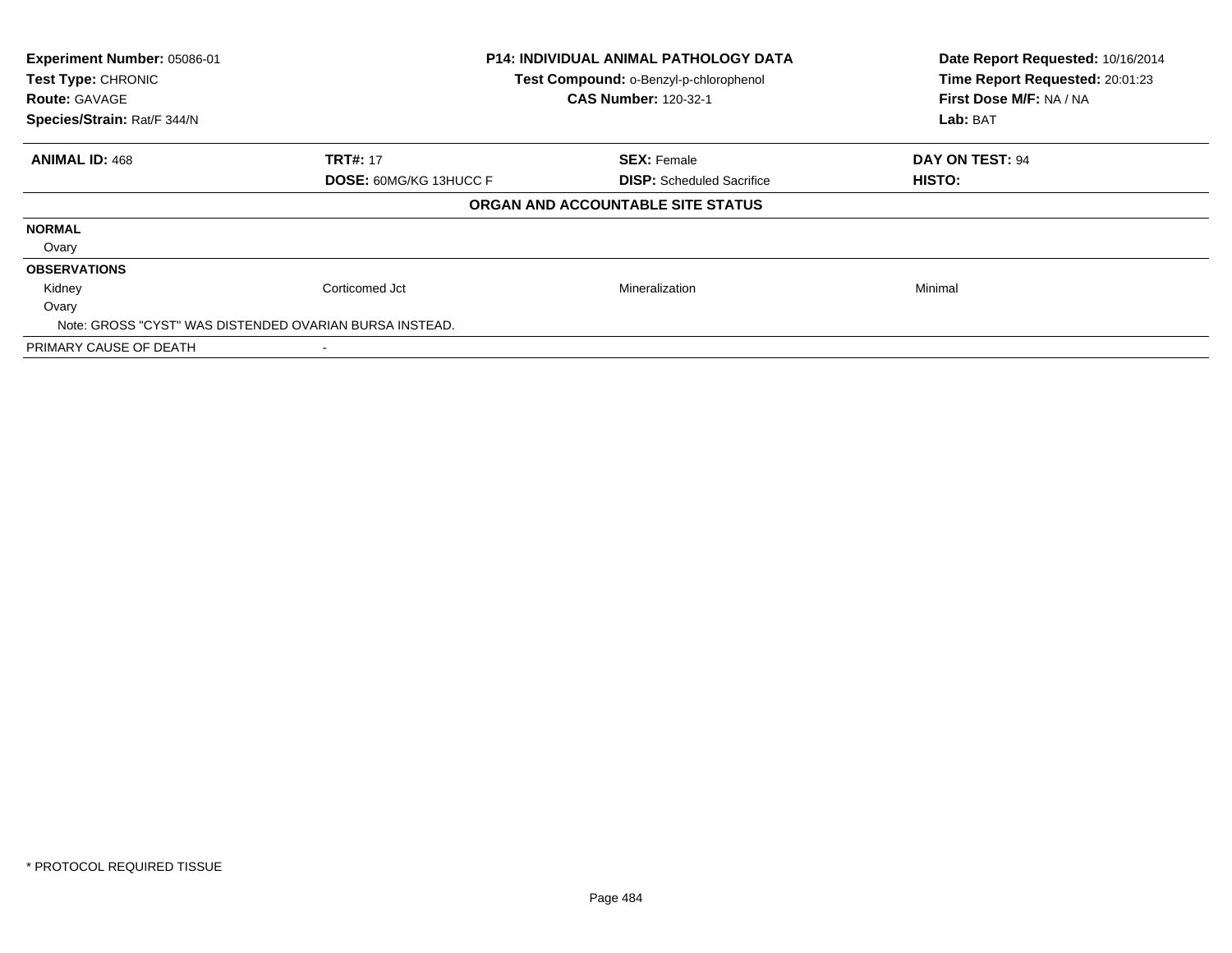**Experiment Number:** 05086-01
**Test Type:** CHRONIC
**Route:** GAVAGE
**Species/Strain:** Rat/F 344/N

**P14: INDIVIDUAL ANIMAL PATHOLOGY DATA**
**Test Compound:** o-Benzyl-p-chlorophenol
**CAS Number:** 120-32-1

**Date Report Requested:** 10/16/2014
**Time Report Requested:** 20:01:23
**First Dose M/F:** NA / NA
**Lab:** BAT

| **ANIMAL ID:** 468 | **TRT#:** 17 | **SEX:** Female | **DAY ON TEST:** 94 |
|---|---|---|---|
| | **DOSE:** 60MG/KG 13HUCC F | **DISP:** Scheduled Sacrifice | **HISTO:** |

**ORGAN AND ACCOUNTABLE SITE STATUS**

| | | | |
|---|---|---|---|
| **NORMAL** | | | |
| Ovary | | | |
| **OBSERVATIONS** | | | |
| Kidney | Corticomed Jct | Mineralization | Minimal |
| Ovary | | | |
| Note: GROSS "CYST" WAS DISTENDED OVARIAN BURSA INSTEAD. | | | |
| PRIMARY CAUSE OF DEATH | - | | |

* PROTOCOL REQUIRED TISSUE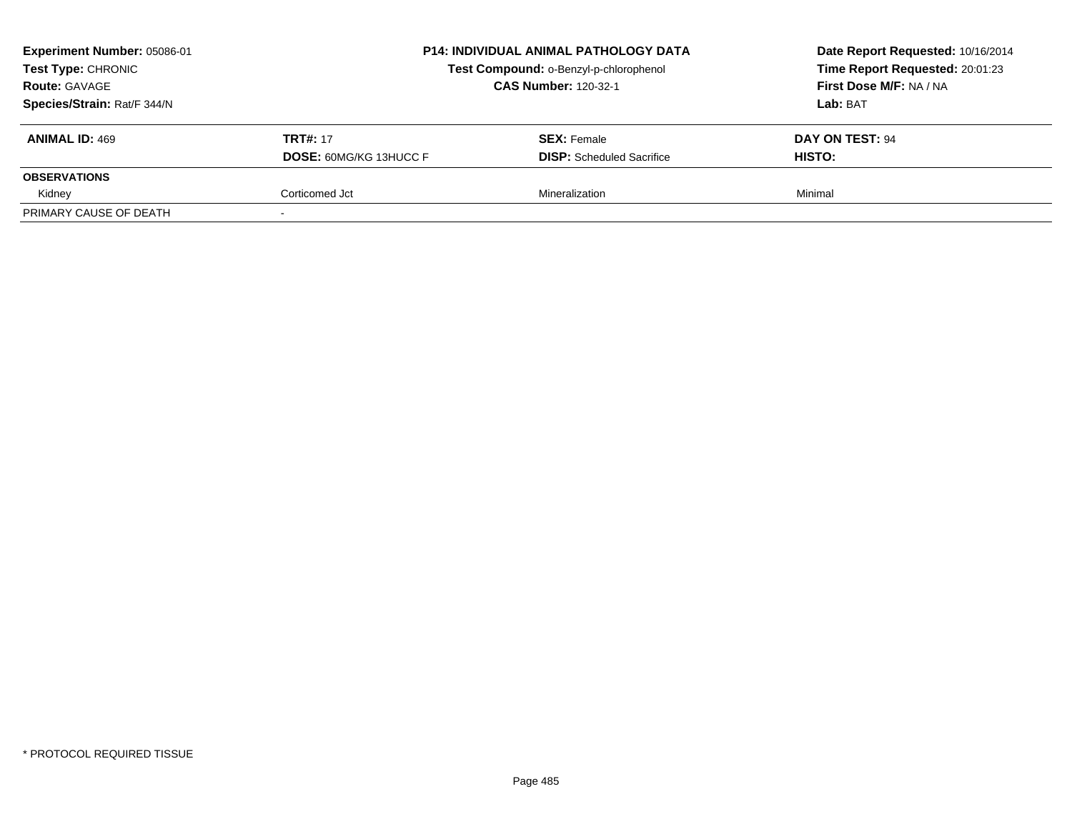**Experiment Number:** 05086-01
**Test Type:** CHRONIC
**Route:** GAVAGE
**Species/Strain:** Rat/F 344/N

**P14: INDIVIDUAL ANIMAL PATHOLOGY DATA**
**Test Compound:** o-Benzyl-p-chlorophenol
**CAS Number:** 120-32-1

**Date Report Requested:** 10/16/2014
**Time Report Requested:** 20:01:23
**First Dose M/F:** NA / NA
**Lab:** BAT

| **ANIMAL ID:** 469 | **TRT#:** 17 | **SEX:** Female | **DAY ON TEST:** 94 |
|---|---|---|---|
| | **DOSE:** 60MG/KG 13HUCC F | **DISP:** Scheduled Sacrifice | **HISTO:** |
| **OBSERVATIONS** | | | |
| Kidney | Corticomed Jct | Mineralization | Minimal |
| PRIMARY CAUSE OF DEATH | - | | |

* PROTOCOL REQUIRED TISSUE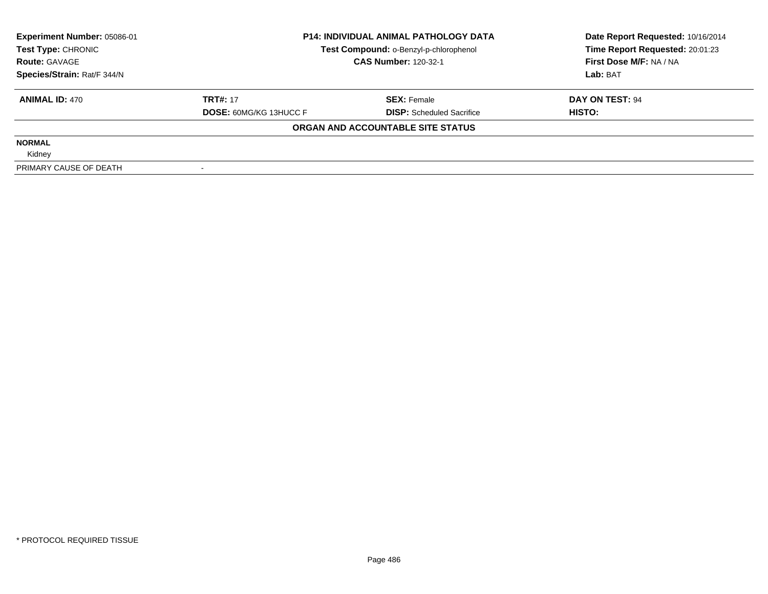**Experiment Number:** 05086-01
**Test Type:** CHRONIC
**Route:** GAVAGE
**Species/Strain:** Rat/F 344/N

**P14: INDIVIDUAL ANIMAL PATHOLOGY DATA**
**Test Compound:** o-Benzyl-p-chlorophenol
**CAS Number:** 120-32-1

**Date Report Requested:** 10/16/2014
**Time Report Requested:** 20:01:23
**First Dose M/F:** NA / NA
**Lab:** BAT

| **ANIMAL ID:** 470 | **TRT#:** 17 | **SEX:** Female | **DAY ON TEST:** 94 |
|---|---|---|---|
| | **DOSE:** 60MG/KG 13HUCC F | **DISP:** Scheduled Sacrifice | **HISTO:** |

**ORGAN AND ACCOUNTABLE SITE STATUS**

| | |
|---|---|
| **NORMAL** | |
| Kidney | |
| PRIMARY CAUSE OF DEATH | - |

\* PROTOCOL REQUIRED TISSUE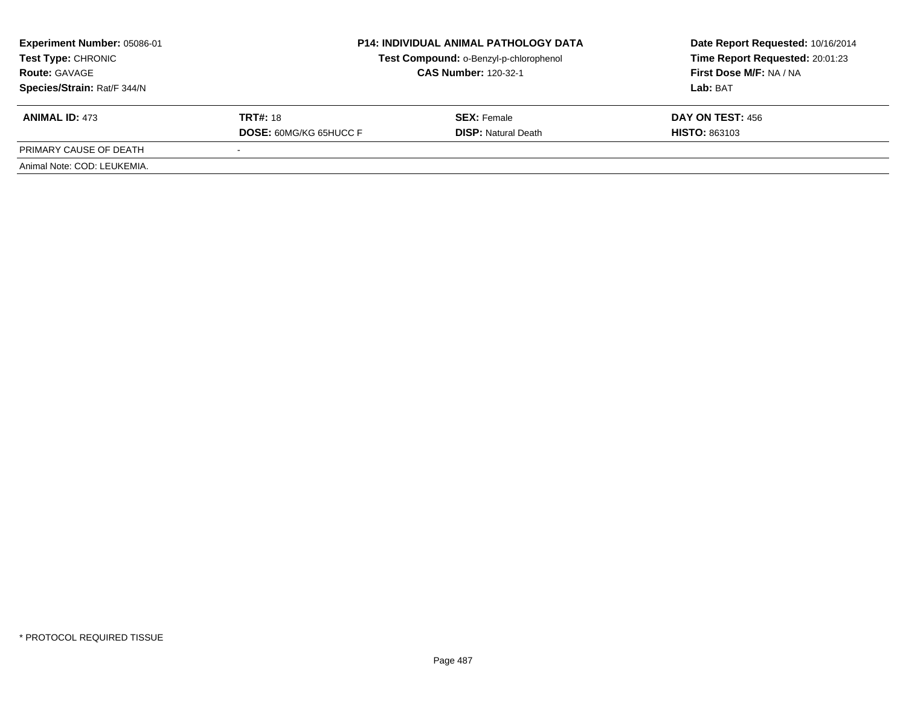**Experiment Number:** 05086-01
**Test Type:** CHRONIC
**Route:** GAVAGE
**Species/Strain:** Rat/F 344/N

**P14: INDIVIDUAL ANIMAL PATHOLOGY DATA**
**Test Compound:** o-Benzyl-p-chlorophenol
**CAS Number:** 120-32-1

**Date Report Requested:** 10/16/2014
**Time Report Requested:** 20:01:23
**First Dose M/F:** NA / NA
**Lab:** BAT

| **ANIMAL ID:** 473 | **TRT#:** 18 | **SEX:** Female | **DAY ON TEST:** 456 |
|---|---|---|---|
| | **DOSE:** 60MG/KG 65HUCC F | **DISP:** Natural Death | **HISTO:** 863103 |
| PRIMARY CAUSE OF DEATH | - | | |
| Animal Note: COD: LEUKEMIA. | | | |

* PROTOCOL REQUIRED TISSUE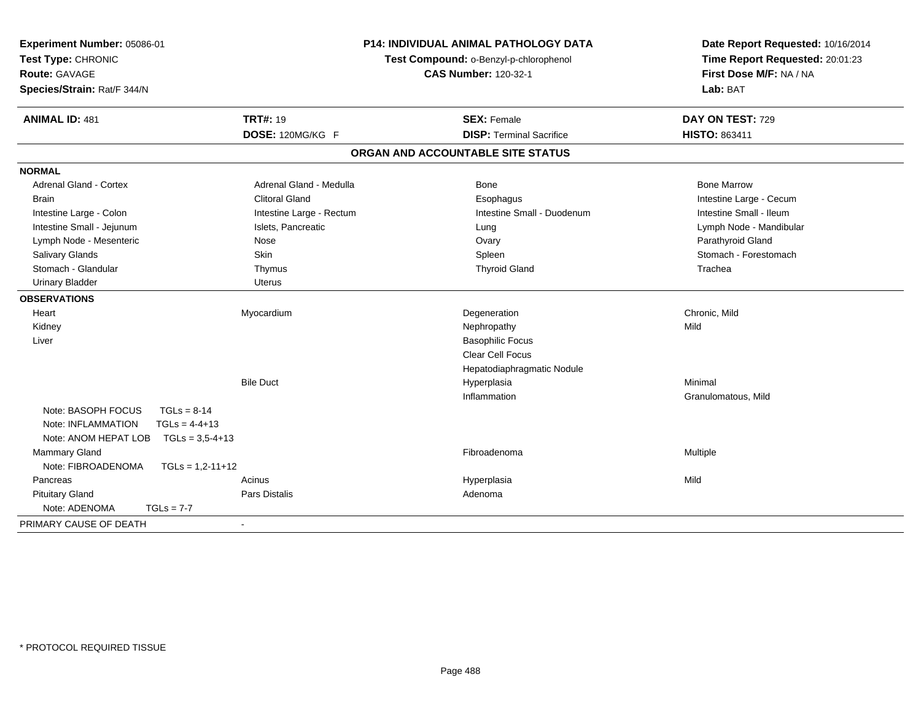**Experiment Number:** 05086-01
**Test Type:** CHRONIC
**Route:** GAVAGE
**Species/Strain:** Rat/F 344/N

**P14: INDIVIDUAL ANIMAL PATHOLOGY DATA**
**Test Compound:** o-Benzyl-p-chlorophenol
**CAS Number:** 120-32-1

**Date Report Requested:** 10/16/2014
**Time Report Requested:** 20:01:23
**First Dose M/F:** NA / NA
**Lab:** BAT

| **ANIMAL ID:** 481 | **TRT#:** 19 | **SEX:** Female | **DAY ON TEST:** 729 |
|---|---|---|---|
| | **DOSE:** 120MG/KG F | **DISP:** Terminal Sacrifice | **HISTO:** 863411 |

## ORGAN AND ACCOUNTABLE SITE STATUS

**NORMAL**

| | | | |
|---|---|---|---|
| Adrenal Gland - Cortex | Adrenal Gland - Medulla | Bone | Bone Marrow |
| Brain | Clitoral Gland | Esophagus | Intestine Large - Cecum |
| Intestine Large - Colon | Intestine Large - Rectum | Intestine Small - Duodenum | Intestine Small - Ileum |
| Intestine Small - Jejunum | Islets, Pancreatic | Lung | Lymph Node - Mandibular |
| Lymph Node - Mesenteric | Nose | Ovary | Parathyroid Gland |
| Salivary Glands | Skin | Spleen | Stomach - Forestomach |
| Stomach - Glandular | Thymus | Thyroid Gland | Trachea |
| Urinary Bladder | Uterus | | |

**OBSERVATIONS**

| | | | |
|---|---|---|---|
| Heart | Myocardium | Degeneration | Chronic, Mild |
| Kidney | | Nephropathy | Mild |
| Liver | | Basophilic Focus | |
| | | Clear Cell Focus | |
| | | Hepatodiaphragmatic Nodule | |
| | Bile Duct | Hyperplasia | Minimal |
| | | Inflammation | Granulomatous, Mild |
| Note: BASOPH FOCUS TGLs = 8-14 | | | |
| Note: INFLAMMATION TGLs = 4-4+13 | | | |
| Note: ANOM HEPAT LOB TGLs = 3,5-4+13 | | | |
| Mammary Gland | | Fibroadenoma | Multiple |
| Note: FIBROADENOMA TGLs = 1,2-11+12 | | | |
| Pancreas | Acinus | Hyperplasia | Mild |
| Pituitary Gland | Pars Distalis | Adenoma | |
| Note: ADENOMA TGLs = 7-7 | | | |

PRIMARY CAUSE OF DEATH -

* PROTOCOL REQUIRED TISSUE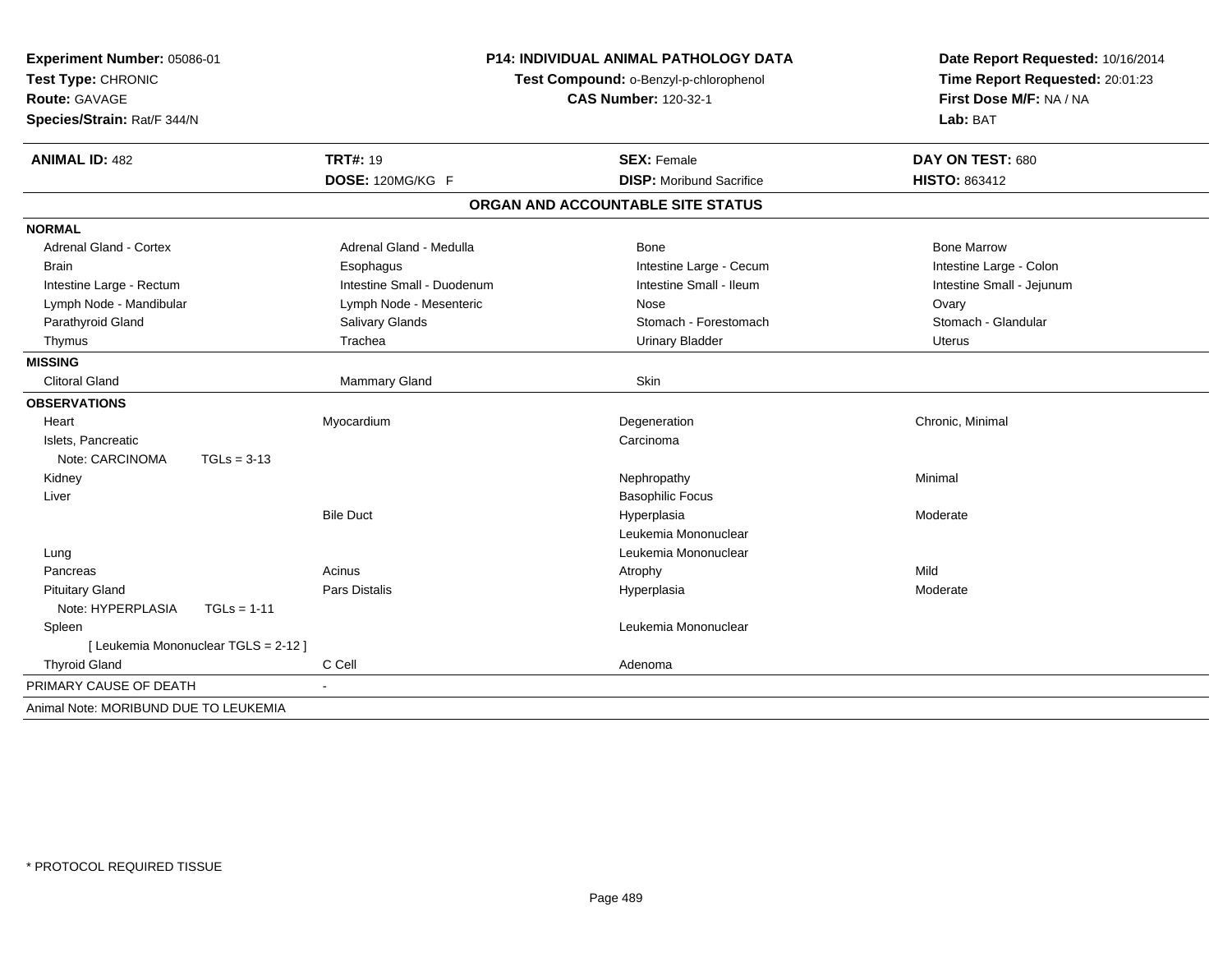**Experiment Number:** 05086-01
**Test Type:** CHRONIC
**Route:** GAVAGE
**Species/Strain:** Rat/F 344/N

**P14: INDIVIDUAL ANIMAL PATHOLOGY DATA**
**Test Compound:** o-Benzyl-p-chlorophenol
**CAS Number:** 120-32-1

**Date Report Requested:** 10/16/2014
**Time Report Requested:** 20:01:23
**First Dose M/F:** NA / NA
**Lab:** BAT

| **ANIMAL ID:** 482 | **TRT#:** 19 | **SEX:** Female | **DAY ON TEST:** 680 |
|---|---|---|---|
| | **DOSE:** 120MG/KG F | **DISP:** Moribund Sacrifice | **HISTO:** 863412 |

## ORGAN AND ACCOUNTABLE SITE STATUS

**NORMAL**

| | | | |
|---|---|---|---|
| Adrenal Gland - Cortex | Adrenal Gland - Medulla | Bone | Bone Marrow |
| Brain | Esophagus | Intestine Large - Cecum | Intestine Large - Colon |
| Intestine Large - Rectum | Intestine Small - Duodenum | Intestine Small - Ileum | Intestine Small - Jejunum |
| Lymph Node - Mandibular | Lymph Node - Mesenteric | Nose | Ovary |
| Parathyroid Gland | Salivary Glands | Stomach - Forestomach | Stomach - Glandular |
| Thymus | Trachea | Urinary Bladder | Uterus |

**MISSING**

| | | |
|---|---|---|
| Clitoral Gland | Mammary Gland | Skin |

**OBSERVATIONS**

| | | | |
|---|---|---|---|
| Heart | Myocardium | Degeneration | Chronic, Minimal |
| Islets, Pancreatic | | Carcinoma | |
| Note: CARCINOMA TGLs = 3-13 | | | |
| Kidney | | Nephropathy | Minimal |
| Liver | | Basophilic Focus | |
| | Bile Duct | Hyperplasia | Moderate |
| | | Leukemia Mononuclear | |
| Lung | | Leukemia Mononuclear | |
| Pancreas | Acinus | Atrophy | Mild |
| Pituitary Gland | Pars Distalis | Hyperplasia | Moderate |
| Note: HYPERPLASIA TGLs = 1-11 | | | |
| Spleen | | Leukemia Mononuclear | |
| [ Leukemia Mononuclear TGLS = 2-12 ] | | | |
| Thyroid Gland | C Cell | Adenoma | |

PRIMARY CAUSE OF DEATH -

Animal Note: MORIBUND DUE TO LEUKEMIA

\* PROTOCOL REQUIRED TISSUE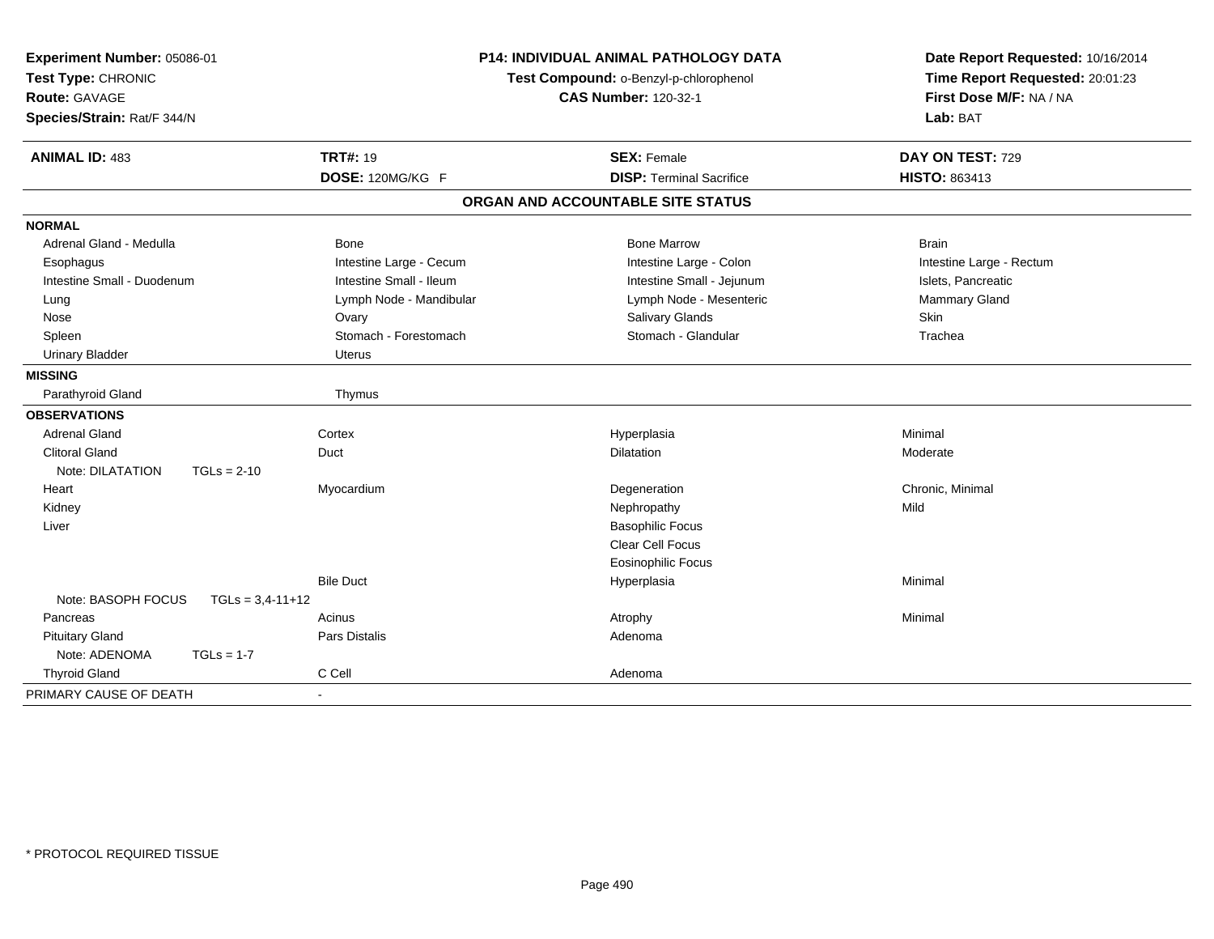**Experiment Number:** 05086-01
**Test Type:** CHRONIC
**Route:** GAVAGE
**Species/Strain:** Rat/F 344/N

**P14: INDIVIDUAL ANIMAL PATHOLOGY DATA**
**Test Compound:** o-Benzyl-p-chlorophenol
**CAS Number:** 120-32-1

**Date Report Requested:** 10/16/2014
**Time Report Requested:** 20:01:23
**First Dose M/F:** NA / NA
**Lab:** BAT

| **ANIMAL ID:** 483 | **TRT#:** 19 | **SEX:** Female | **DAY ON TEST:** 729 |
|---|---|---|---|
| | **DOSE:** 120MG/KG F | **DISP:** Terminal Sacrifice | **HISTO:** 863413 |

## ORGAN AND ACCOUNTABLE SITE STATUS

| | | | |
|---|---|---|---|
| **NORMAL** | | | |
| Adrenal Gland - Medulla | Bone | Bone Marrow | Brain |
| Esophagus | Intestine Large - Cecum | Intestine Large - Colon | Intestine Large - Rectum |
| Intestine Small - Duodenum | Intestine Small - Ileum | Intestine Small - Jejunum | Islets, Pancreatic |
| Lung | Lymph Node - Mandibular | Lymph Node - Mesenteric | Mammary Gland |
| Nose | Ovary | Salivary Glands | Skin |
| Spleen | Stomach - Forestomach | Stomach - Glandular | Trachea |
| Urinary Bladder | Uterus | | |
| **MISSING** | | | |
| Parathyroid Gland | Thymus | | |
| **OBSERVATIONS** | | | |
| Adrenal Gland | Cortex | Hyperplasia | Minimal |
| Clitoral Gland | Duct | Dilatation | Moderate |
| Note: DILATATION TGLs = 2-10 | | | |
| Heart | Myocardium | Degeneration | Chronic, Minimal |
| Kidney | | Nephropathy | Mild |
| Liver | | Basophilic Focus | |
| | | Clear Cell Focus | |
| | | Eosinophilic Focus | |
| | Bile Duct | Hyperplasia | Minimal |
| Note: BASOPH FOCUS TGLs = 3,4-11+12 | | | |
| Pancreas | Acinus | Atrophy | Minimal |
| Pituitary Gland | Pars Distalis | Adenoma | |
| Note: ADENOMA TGLs = 1-7 | | | |
| Thyroid Gland | C Cell | Adenoma | |
| PRIMARY CAUSE OF DEATH | - | | |

\* PROTOCOL REQUIRED TISSUE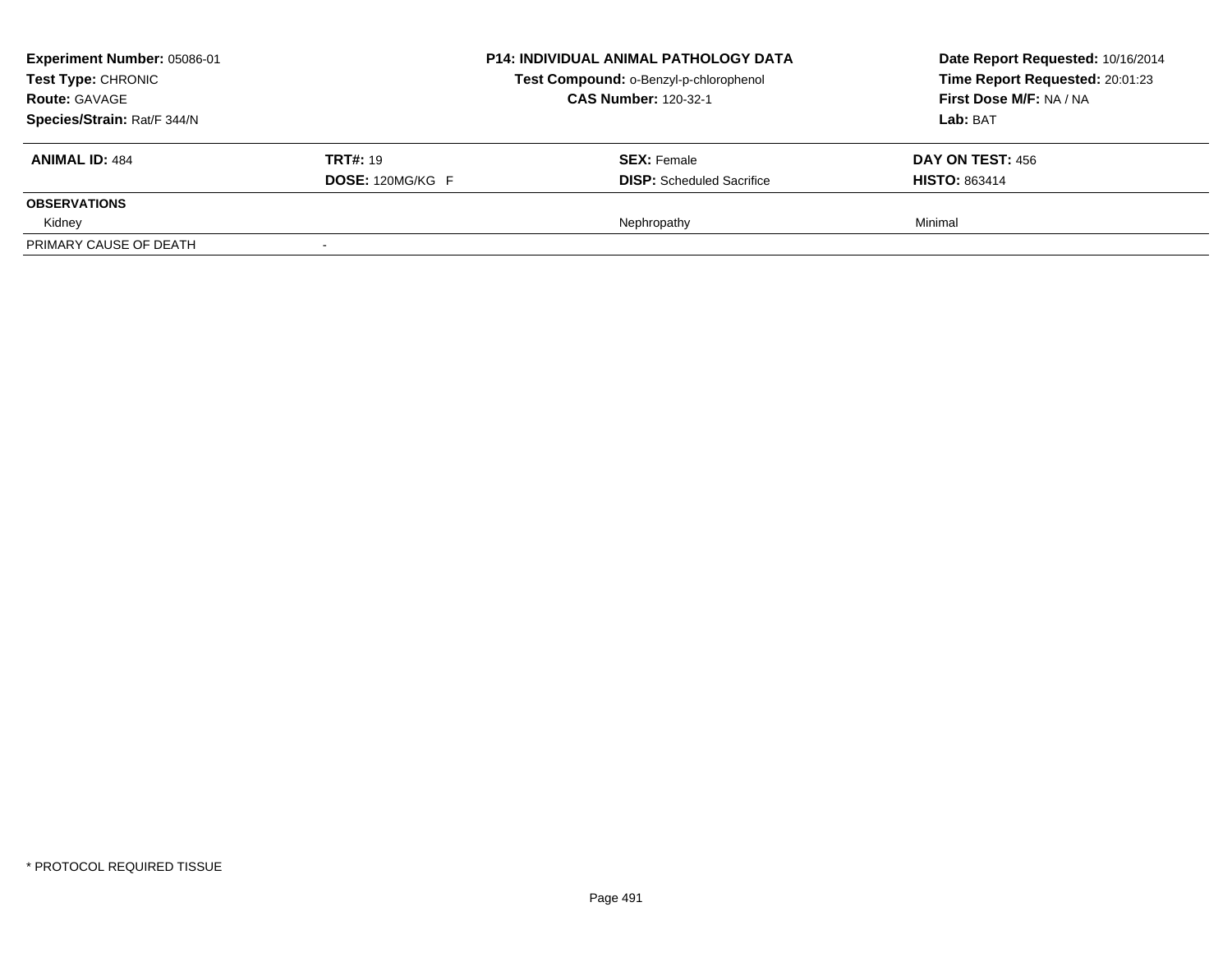**Experiment Number:** 05086-01
**Test Type:** CHRONIC
**Route:** GAVAGE
**Species/Strain:** Rat/F 344/N

**P14: INDIVIDUAL ANIMAL PATHOLOGY DATA**
**Test Compound:** o-Benzyl-p-chlorophenol
**CAS Number:** 120-32-1

**Date Report Requested:** 10/16/2014
**Time Report Requested:** 20:01:23
**First Dose M/F:** NA / NA
**Lab:** BAT

| **ANIMAL ID:** 484 | **TRT#:** 19 | **SEX:** Female | **DAY ON TEST:** 456 |
|---|---|---|---|
| | **DOSE:** 120MG/KG F | **DISP:** Scheduled Sacrifice | **HISTO:** 863414 |
| **OBSERVATIONS** | | | |
| Kidney | | Nephropathy | Minimal |
| PRIMARY CAUSE OF DEATH | - | | |

* PROTOCOL REQUIRED TISSUE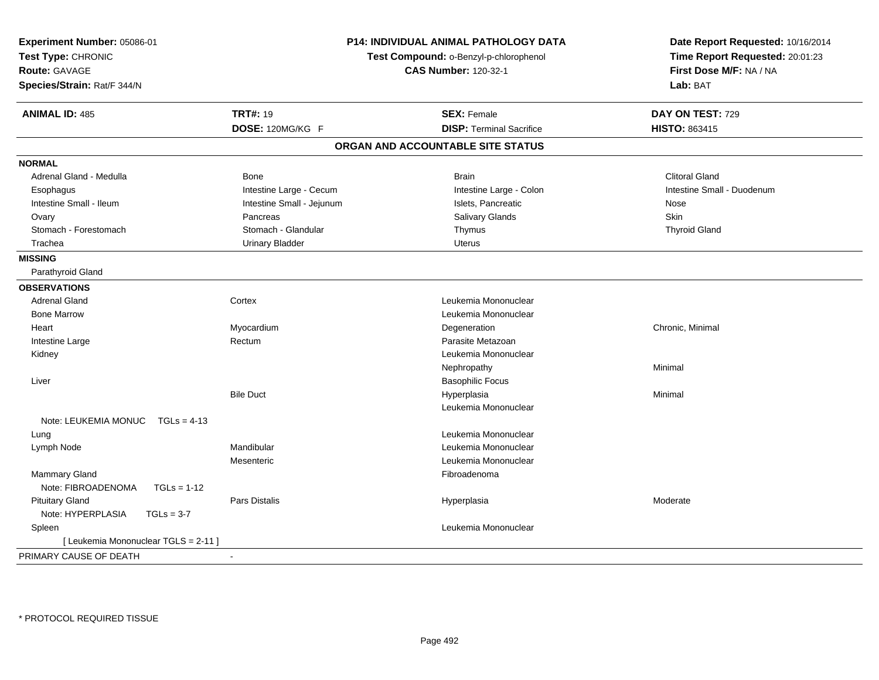**Experiment Number:** 05086-01
**Test Type:** CHRONIC
**Route:** GAVAGE
**Species/Strain:** Rat/F 344/N

**P14: INDIVIDUAL ANIMAL PATHOLOGY DATA**
**Test Compound:** o-Benzyl-p-chlorophenol
**CAS Number:** 120-32-1

**Date Report Requested:** 10/16/2014
**Time Report Requested:** 20:01:23
**First Dose M/F:** NA / NA
**Lab:** BAT

| **ANIMAL ID:** 485 | **TRT#:** 19 | **SEX:** Female | **DAY ON TEST:** 729 |
|---|---|---|---|
| | **DOSE:** 120MG/KG F | **DISP:** Terminal Sacrifice | **HISTO:** 863415 |

## ORGAN AND ACCOUNTABLE SITE STATUS

**NORMAL**

| | | | |
|---|---|---|---|
| Adrenal Gland - Medulla | Bone | Brain | Clitoral Gland |
| Esophagus | Intestine Large - Cecum | Intestine Large - Colon | Intestine Small - Duodenum |
| Intestine Small - Ileum | Intestine Small - Jejunum | Islets, Pancreatic | Nose |
| Ovary | Pancreas | Salivary Glands | Skin |
| Stomach - Forestomach | Stomach - Glandular | Thymus | Thyroid Gland |
| Trachea | Urinary Bladder | Uterus | |

**MISSING**

Parathyroid Gland

**OBSERVATIONS**

| | | | |
|---|---|---|---|
| Adrenal Gland | Cortex | Leukemia Mononuclear | |
| Bone Marrow | | Leukemia Mononuclear | |
| Heart | Myocardium | Degeneration | Chronic, Minimal |
| Intestine Large | Rectum | Parasite Metazoan | |
| Kidney | | Leukemia Mononuclear | |
| | | Nephropathy | Minimal |
| Liver | | Basophilic Focus | |
| | Bile Duct | Hyperplasia | Minimal |
| | | Leukemia Mononuclear | |
| Note: LEUKEMIA MONUC TGLs = 4-13 | | | |
| Lung | | Leukemia Mononuclear | |
| Lymph Node | Mandibular | Leukemia Mononuclear | |
| | Mesenteric | Leukemia Mononuclear | |
| Mammary Gland | | Fibroadenoma | |
| Note: FIBROADENOMA TGLs = 1-12 | | | |
| Pituitary Gland | Pars Distalis | Hyperplasia | Moderate |
| Note: HYPERPLASIA TGLs = 3-7 | | | |
| Spleen | | Leukemia Mononuclear | |
| [ Leukemia Mononuclear TGLS = 2-11 ] | | | |

PRIMARY CAUSE OF DEATH -

* PROTOCOL REQUIRED TISSUE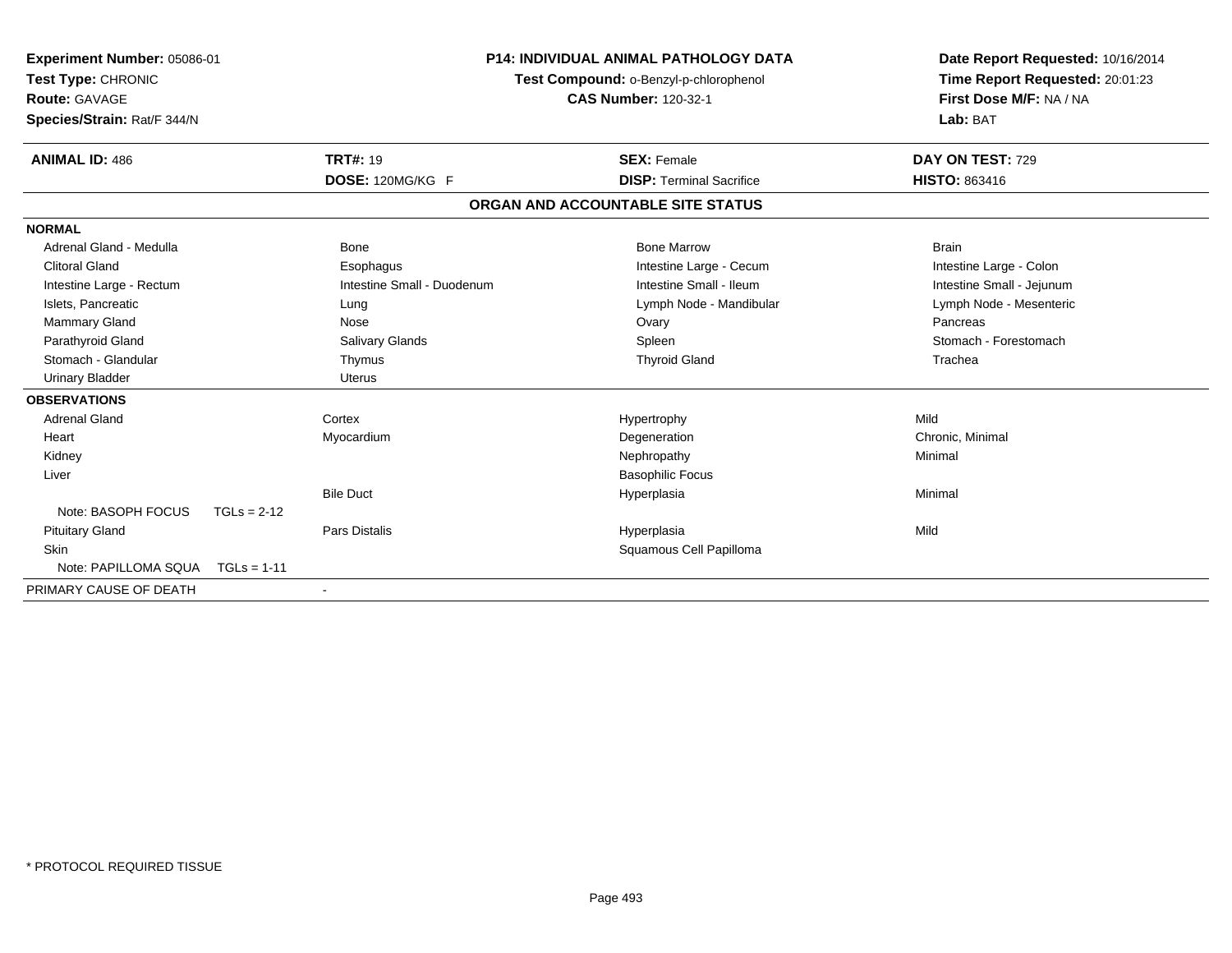**Experiment Number:** 05086-01
**Test Type:** CHRONIC
**Route:** GAVAGE
**Species/Strain:** Rat/F 344/N

**P14: INDIVIDUAL ANIMAL PATHOLOGY DATA**
**Test Compound:** o-Benzyl-p-chlorophenol
**CAS Number:** 120-32-1

**Date Report Requested:** 10/16/2014
**Time Report Requested:** 20:01:23
**First Dose M/F:** NA / NA
**Lab:** BAT

| **ANIMAL ID:** 486 | **TRT#:** 19 | **SEX:** Female | **DAY ON TEST:** 729 |
|---|---|---|---|
| | **DOSE:** 120MG/KG F | **DISP:** Terminal Sacrifice | **HISTO:** 863416 |

## ORGAN AND ACCOUNTABLE SITE STATUS

| | | | |
|---|---|---|---|
| **NORMAL** | | | |
| Adrenal Gland - Medulla | Bone | Bone Marrow | Brain |
| Clitoral Gland | Esophagus | Intestine Large - Cecum | Intestine Large - Colon |
| Intestine Large - Rectum | Intestine Small - Duodenum | Intestine Small - Ileum | Intestine Small - Jejunum |
| Islets, Pancreatic | Lung | Lymph Node - Mandibular | Lymph Node - Mesenteric |
| Mammary Gland | Nose | Ovary | Pancreas |
| Parathyroid Gland | Salivary Glands | Spleen | Stomach - Forestomach |
| Stomach - Glandular | Thymus | Thyroid Gland | Trachea |
| Urinary Bladder | Uterus | | |
| **OBSERVATIONS** | | | |
| Adrenal Gland | Cortex | Hypertrophy | Mild |
| Heart | Myocardium | Degeneration | Chronic, Minimal |
| Kidney | | Nephropathy | Minimal |
| Liver | | Basophilic Focus | |
| | Bile Duct | Hyperplasia | Minimal |
| Note: BASOPH FOCUS TGLs = 2-12 | | | |
| Pituitary Gland | Pars Distalis | Hyperplasia | Mild |
| Skin | | Squamous Cell Papilloma | |
| Note: PAPILLOMA SQUA TGLs = 1-11 | | | |
| PRIMARY CAUSE OF DEATH | - | | |

\* PROTOCOL REQUIRED TISSUE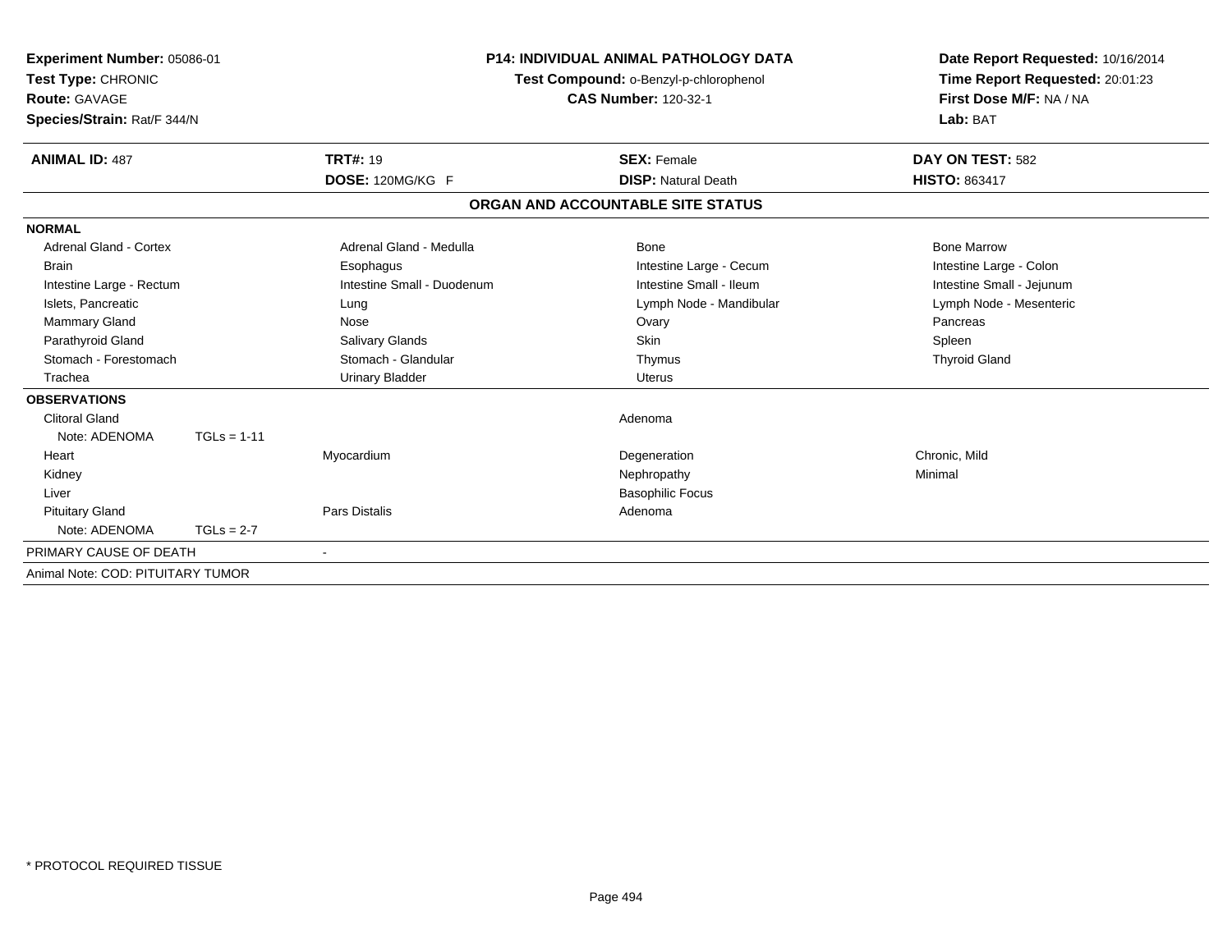**Experiment Number:** 05086-01
**Test Type:** CHRONIC
**Route:** GAVAGE
**Species/Strain:** Rat/F 344/N

**P14: INDIVIDUAL ANIMAL PATHOLOGY DATA**
**Test Compound:** o-Benzyl-p-chlorophenol
**CAS Number:** 120-32-1

**Date Report Requested:** 10/16/2014
**Time Report Requested:** 20:01:23
**First Dose M/F:** NA / NA
**Lab:** BAT

| **ANIMAL ID:** 487 | **TRT#:** 19 | **SEX:** Female | **DAY ON TEST:** 582 |
|---|---|---|---|
| | **DOSE:** 120MG/KG F | **DISP:** Natural Death | **HISTO:** 863417 |

## ORGAN AND ACCOUNTABLE SITE STATUS

**NORMAL**

| | | | |
|---|---|---|---|
| Adrenal Gland - Cortex | Adrenal Gland - Medulla | Bone | Bone Marrow |
| Brain | Esophagus | Intestine Large - Cecum | Intestine Large - Colon |
| Intestine Large - Rectum | Intestine Small - Duodenum | Intestine Small - Ileum | Intestine Small - Jejunum |
| Islets, Pancreatic | Lung | Lymph Node - Mandibular | Lymph Node - Mesenteric |
| Mammary Gland | Nose | Ovary | Pancreas |
| Parathyroid Gland | Salivary Glands | Skin | Spleen |
| Stomach - Forestomach | Stomach - Glandular | Thymus | Thyroid Gland |
| Trachea | Urinary Bladder | Uterus | |

**OBSERVATIONS**

| | | | |
|---|---|---|---|
| Clitoral Gland | | Adenoma | |
| Note: ADENOMA TGLs = 1-11 | | | |
| Heart | Myocardium | Degeneration | Chronic, Mild |
| Kidney | | Nephropathy | Minimal |
| Liver | | Basophilic Focus | |
| Pituitary Gland | Pars Distalis | Adenoma | |
| Note: ADENOMA TGLs = 2-7 | | | |

PRIMARY CAUSE OF DEATH -

Animal Note: COD: PITUITARY TUMOR

* PROTOCOL REQUIRED TISSUE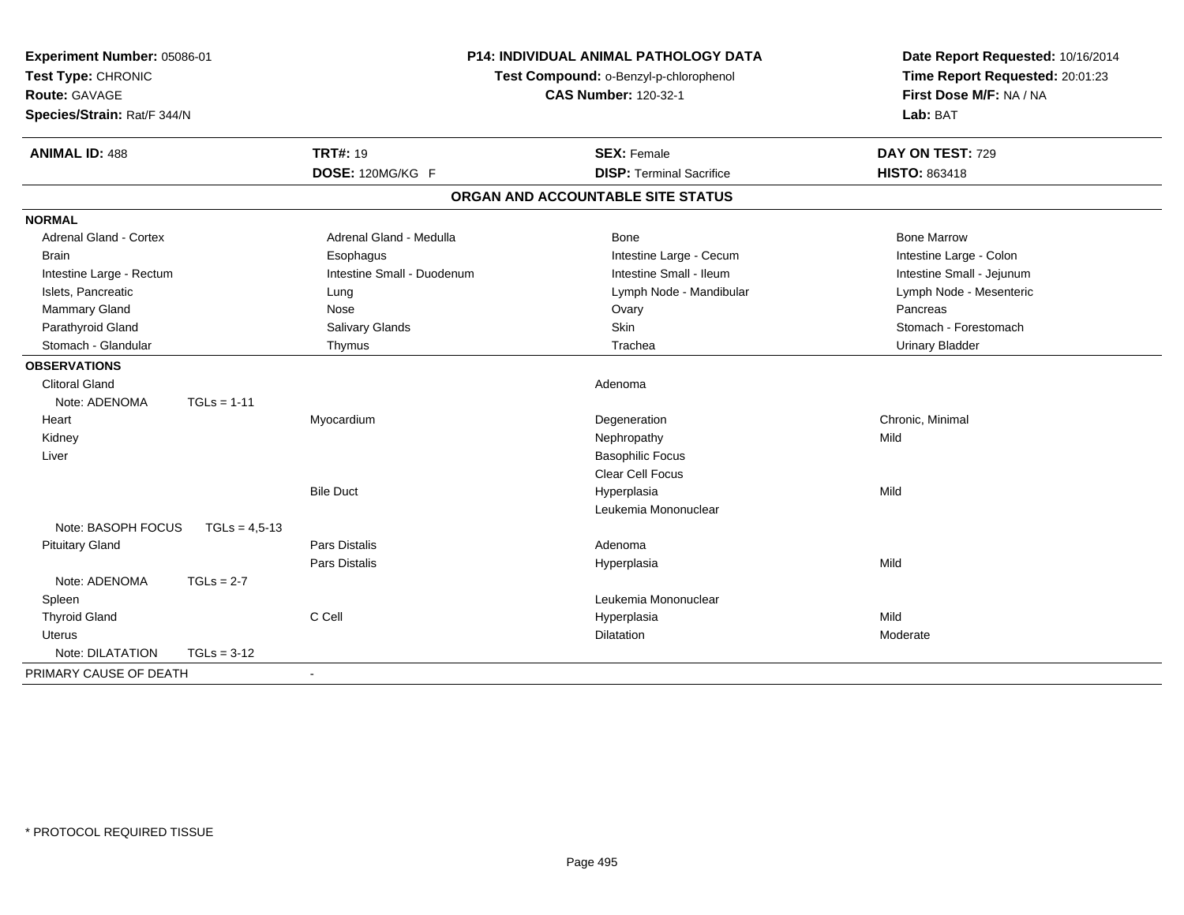**Experiment Number:** 05086-01
**Test Type:** CHRONIC
**Route:** GAVAGE
**Species/Strain:** Rat/F 344/N

**P14: INDIVIDUAL ANIMAL PATHOLOGY DATA**
**Test Compound:** o-Benzyl-p-chlorophenol
**CAS Number:** 120-32-1

**Date Report Requested:** 10/16/2014
**Time Report Requested:** 20:01:23
**First Dose M/F:** NA / NA
**Lab:** BAT

| **ANIMAL ID:** 488 | **TRT#:** 19 | **SEX:** Female | **DAY ON TEST:** 729 |
|---|---|---|---|
| | **DOSE:** 120MG/KG F | **DISP:** Terminal Sacrifice | **HISTO:** 863418 |

## ORGAN AND ACCOUNTABLE SITE STATUS

**NORMAL**

| | | | |
|---|---|---|---|
| Adrenal Gland - Cortex | Adrenal Gland - Medulla | Bone | Bone Marrow |
| Brain | Esophagus | Intestine Large - Cecum | Intestine Large - Colon |
| Intestine Large - Rectum | Intestine Small - Duodenum | Intestine Small - Ileum | Intestine Small - Jejunum |
| Islets, Pancreatic | Lung | Lymph Node - Mandibular | Lymph Node - Mesenteric |
| Mammary Gland | Nose | Ovary | Pancreas |
| Parathyroid Gland | Salivary Glands | Skin | Stomach - Forestomach |
| Stomach - Glandular | Thymus | Trachea | Urinary Bladder |

**OBSERVATIONS**

| | | | |
|---|---|---|---|
| Clitoral Gland | | Adenoma | |
| Note: ADENOMA TGLs = 1-11 | | | |
| Heart | Myocardium | Degeneration | Chronic, Minimal |
| Kidney | | Nephropathy | Mild |
| Liver | | Basophilic Focus | |
| | | Clear Cell Focus | |
| | Bile Duct | Hyperplasia | Mild |
| | | Leukemia Mononuclear | |
| Note: BASOPH FOCUS TGLs = 4,5-13 | | | |
| Pituitary Gland | Pars Distalis | Adenoma | |
| | Pars Distalis | Hyperplasia | Mild |
| Note: ADENOMA TGLs = 2-7 | | | |
| Spleen | | Leukemia Mononuclear | |
| Thyroid Gland | C Cell | Hyperplasia | Mild |
| Uterus | | Dilatation | Moderate |
| Note: DILATATION TGLs = 3-12 | | | |

PRIMARY CAUSE OF DEATH -

* PROTOCOL REQUIRED TISSUE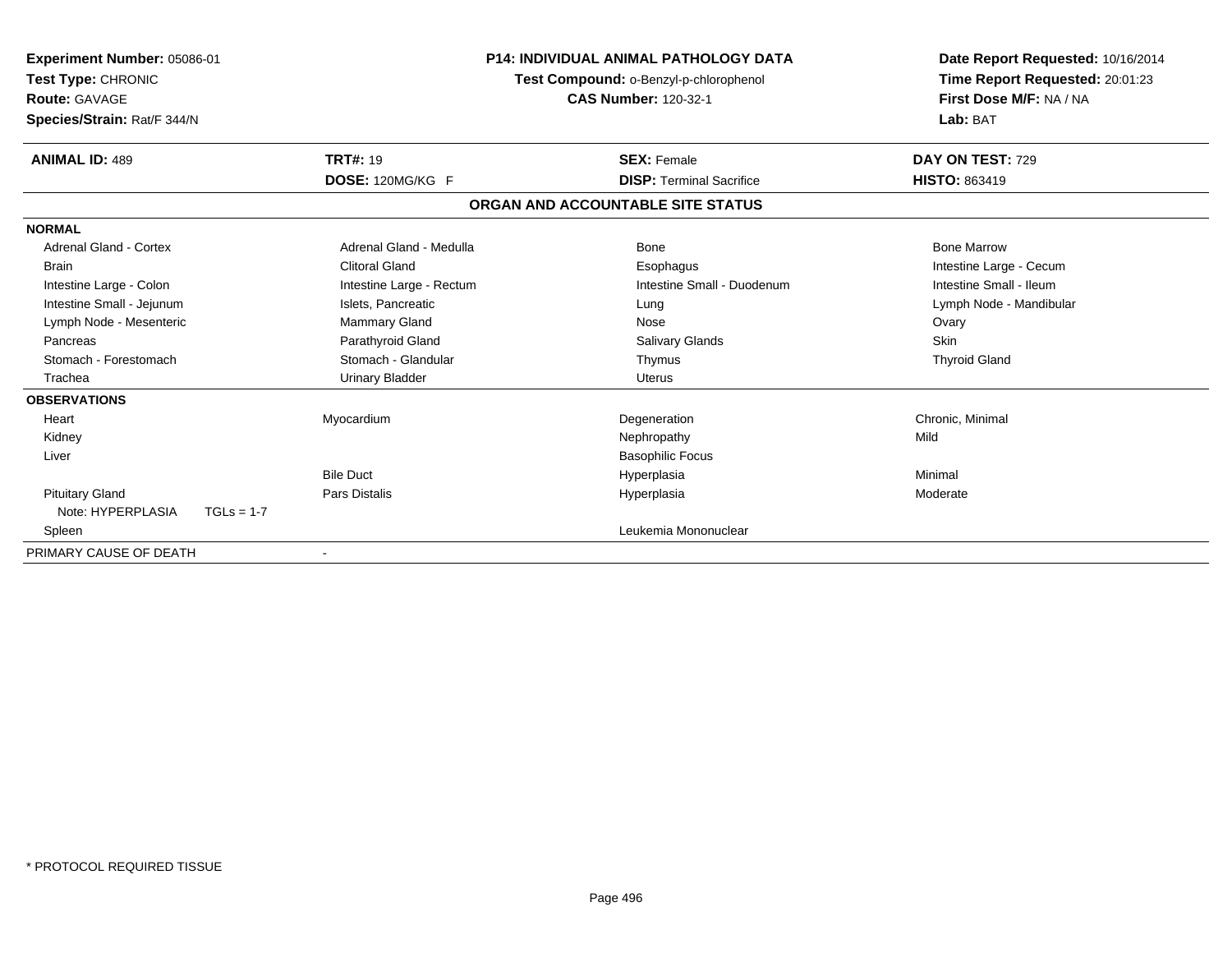**Experiment Number:** 05086-01
**Test Type:** CHRONIC
**Route:** GAVAGE
**Species/Strain:** Rat/F 344/N

**P14: INDIVIDUAL ANIMAL PATHOLOGY DATA**
**Test Compound:** o-Benzyl-p-chlorophenol
**CAS Number:** 120-32-1

**Date Report Requested:** 10/16/2014
**Time Report Requested:** 20:01:23
**First Dose M/F:** NA / NA
**Lab:** BAT

| **ANIMAL ID:** 489 | **TRT#:** 19 | **SEX:** Female | **DAY ON TEST:** 729 |
|---|---|---|---|
| | **DOSE:** 120MG/KG F | **DISP:** Terminal Sacrifice | **HISTO:** 863419 |

## ORGAN AND ACCOUNTABLE SITE STATUS

| | | | |
|---|---|---|---|
| **NORMAL** | | | |
| Adrenal Gland - Cortex | Adrenal Gland - Medulla | Bone | Bone Marrow |
| Brain | Clitoral Gland | Esophagus | Intestine Large - Cecum |
| Intestine Large - Colon | Intestine Large - Rectum | Intestine Small - Duodenum | Intestine Small - Ileum |
| Intestine Small - Jejunum | Islets, Pancreatic | Lung | Lymph Node - Mandibular |
| Lymph Node - Mesenteric | Mammary Gland | Nose | Ovary |
| Pancreas | Parathyroid Gland | Salivary Glands | Skin |
| Stomach - Forestomach | Stomach - Glandular | Thymus | Thyroid Gland |
| Trachea | Urinary Bladder | Uterus | |
| **OBSERVATIONS** | | | |
| Heart | Myocardium | Degeneration | Chronic, Minimal |
| Kidney | | Nephropathy | Mild |
| Liver | | Basophilic Focus | |
| | Bile Duct | Hyperplasia | Minimal |
| Pituitary Gland | Pars Distalis | Hyperplasia | Moderate |
| Note: HYPERPLASIA TGLs = 1-7 | | | |
| Spleen | | Leukemia Mononuclear | |
| PRIMARY CAUSE OF DEATH | - | | |

\* PROTOCOL REQUIRED TISSUE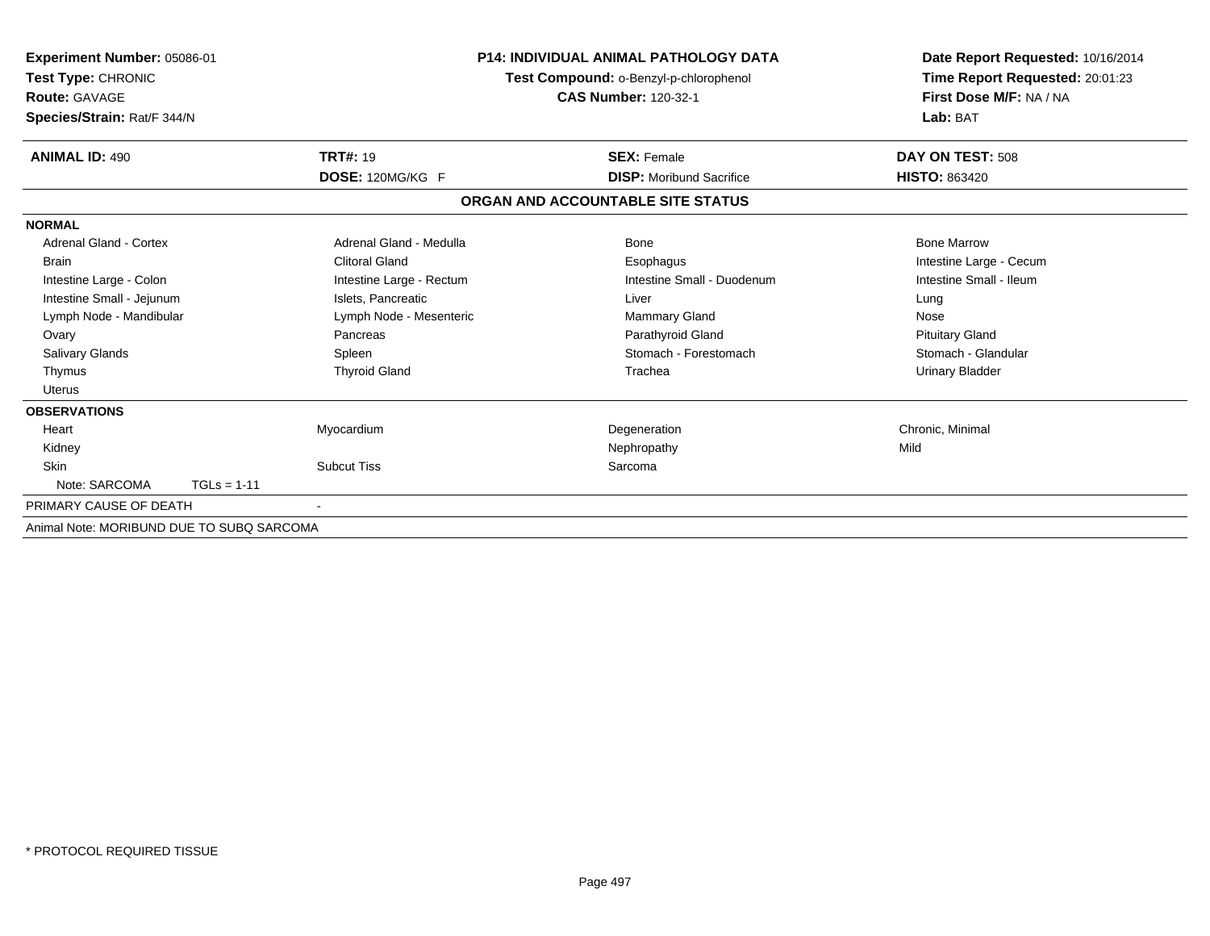**Experiment Number:** 05086-01
**Test Type:** CHRONIC
**Route:** GAVAGE
**Species/Strain:** Rat/F 344/N

**P14: INDIVIDUAL ANIMAL PATHOLOGY DATA**
**Test Compound:** o-Benzyl-p-chlorophenol
**CAS Number:** 120-32-1

**Date Report Requested:** 10/16/2014
**Time Report Requested:** 20:01:23
**First Dose M/F:** NA / NA
**Lab:** BAT

| **ANIMAL ID:** 490 | **TRT#:** 19 | **SEX:** Female | **DAY ON TEST:** 508 |
|---|---|---|---|
| | **DOSE:** 120MG/KG F | **DISP:** Moribund Sacrifice | **HISTO:** 863420 |

## ORGAN AND ACCOUNTABLE SITE STATUS

**NORMAL**

| | | | |
|---|---|---|---|
| Adrenal Gland - Cortex | Adrenal Gland - Medulla | Bone | Bone Marrow |
| Brain | Clitoral Gland | Esophagus | Intestine Large - Cecum |
| Intestine Large - Colon | Intestine Large - Rectum | Intestine Small - Duodenum | Intestine Small - Ileum |
| Intestine Small - Jejunum | Islets, Pancreatic | Liver | Lung |
| Lymph Node - Mandibular | Lymph Node - Mesenteric | Mammary Gland | Nose |
| Ovary | Pancreas | Parathyroid Gland | Pituitary Gland |
| Salivary Glands | Spleen | Stomach - Forestomach | Stomach - Glandular |
| Thymus | Thyroid Gland | Trachea | Urinary Bladder |
| Uterus | | | |

**OBSERVATIONS**

| | | | |
|---|---|---|---|
| Heart | Myocardium | Degeneration | Chronic, Minimal |
| Kidney | | Nephropathy | Mild |
| Skin | Subcut Tiss | Sarcoma | |
| Note: SARCOMA TGLs = 1-11 | | | |

PRIMARY CAUSE OF DEATH -

Animal Note: MORIBUND DUE TO SUBQ SARCOMA

\* PROTOCOL REQUIRED TISSUE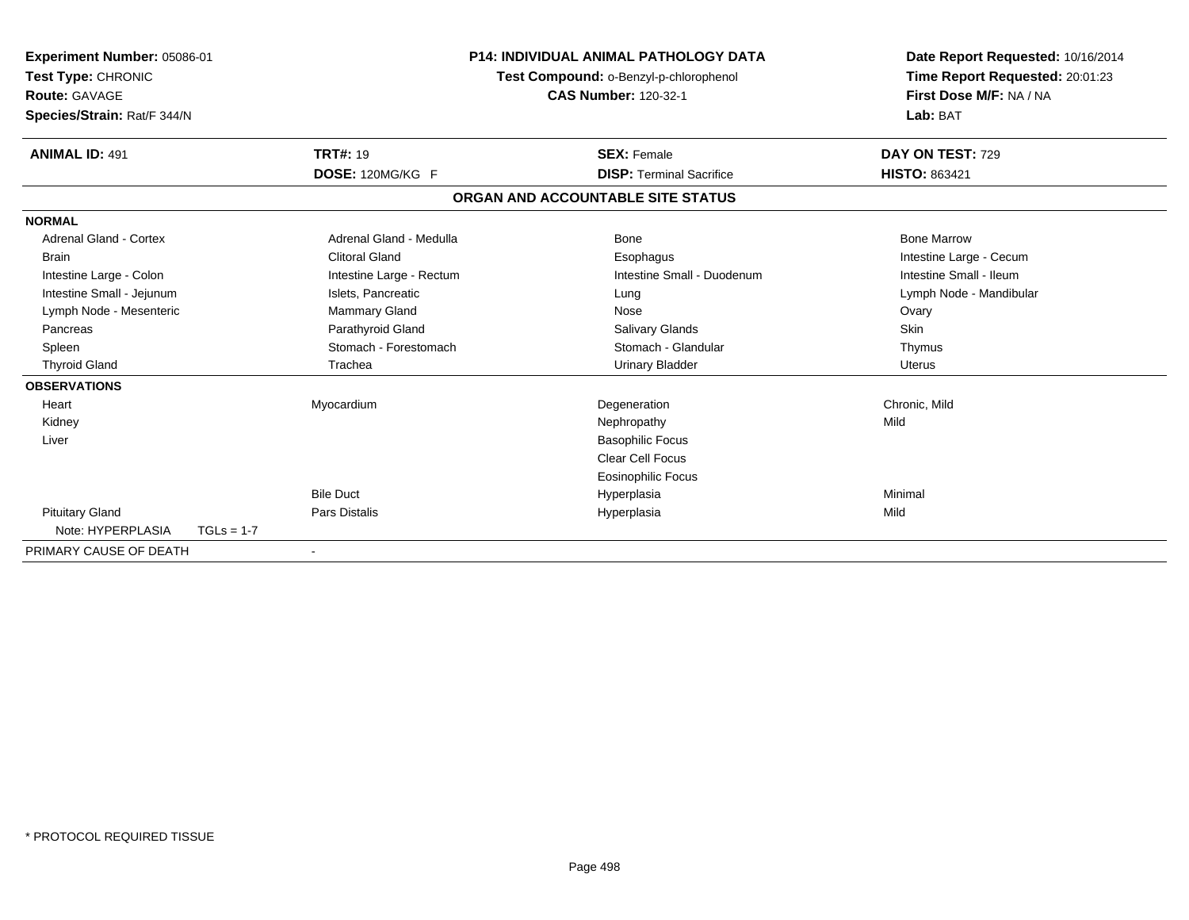**Experiment Number:** 05086-01
**Test Type:** CHRONIC
**Route:** GAVAGE
**Species/Strain:** Rat/F 344/N

**P14: INDIVIDUAL ANIMAL PATHOLOGY DATA**
**Test Compound:** o-Benzyl-p-chlorophenol
**CAS Number:** 120-32-1

**Date Report Requested:** 10/16/2014
**Time Report Requested:** 20:01:23
**First Dose M/F:** NA / NA
**Lab:** BAT

| **ANIMAL ID:** 491 | **TRT#:** 19 | **SEX:** Female | **DAY ON TEST:** 729 |
|---|---|---|---|
| | **DOSE:** 120MG/KG F | **DISP:** Terminal Sacrifice | **HISTO:** 863421 |

## ORGAN AND ACCOUNTABLE SITE STATUS

| **NORMAL** | | | |
|---|---|---|---|
| Adrenal Gland - Cortex | Adrenal Gland - Medulla | Bone | Bone Marrow |
| Brain | Clitoral Gland | Esophagus | Intestine Large - Cecum |
| Intestine Large - Colon | Intestine Large - Rectum | Intestine Small - Duodenum | Intestine Small - Ileum |
| Intestine Small - Jejunum | Islets, Pancreatic | Lung | Lymph Node - Mandibular |
| Lymph Node - Mesenteric | Mammary Gland | Nose | Ovary |
| Pancreas | Parathyroid Gland | Salivary Glands | Skin |
| Spleen | Stomach - Forestomach | Stomach - Glandular | Thymus |
| Thyroid Gland | Trachea | Urinary Bladder | Uterus |

| **OBSERVATIONS** | | | |
|---|---|---|---|
| Heart | Myocardium | Degeneration | Chronic, Mild |
| Kidney | | Nephropathy | Mild |
| Liver | | Basophilic Focus | |
| | | Clear Cell Focus | |
| | | Eosinophilic Focus | |
| | Bile Duct | Hyperplasia | Minimal |
| Pituitary Gland | Pars Distalis | Hyperplasia | Mild |
| Note: HYPERPLASIA TGLs = 1-7 | | | |

PRIMARY CAUSE OF DEATH -

\* PROTOCOL REQUIRED TISSUE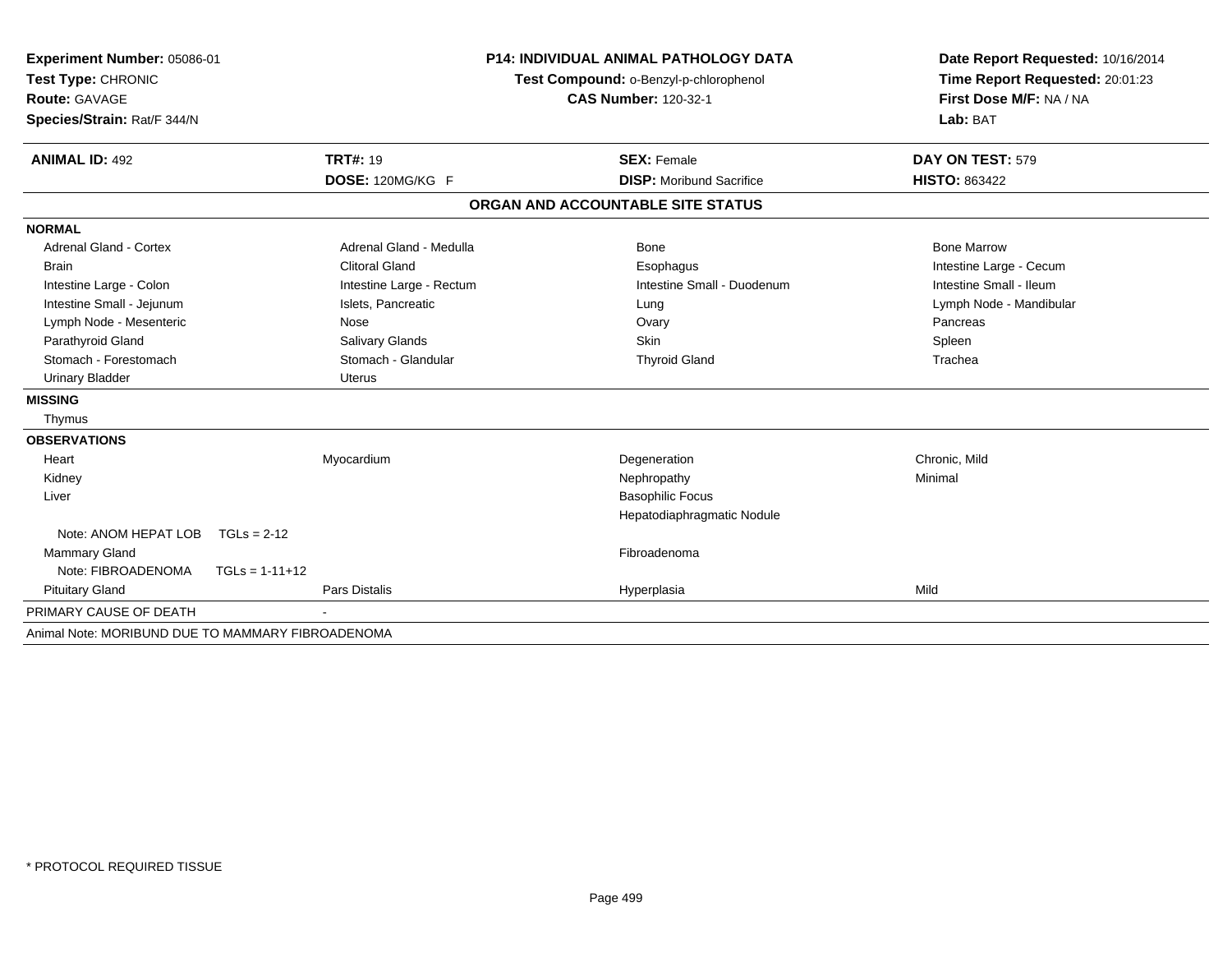**Experiment Number:** 05086-01
**Test Type:** CHRONIC
**Route:** GAVAGE
**Species/Strain:** Rat/F 344/N

**P14: INDIVIDUAL ANIMAL PATHOLOGY DATA**
**Test Compound:** o-Benzyl-p-chlorophenol
**CAS Number:** 120-32-1

**Date Report Requested:** 10/16/2014
**Time Report Requested:** 20:01:23
**First Dose M/F:** NA / NA
**Lab:** BAT

| **ANIMAL ID:** 492 | **TRT#:** 19 | **SEX:** Female | **DAY ON TEST:** 579 |
|---|---|---|---|
| | **DOSE:** 120MG/KG F | **DISP:** Moribund Sacrifice | **HISTO:** 863422 |

## ORGAN AND ACCOUNTABLE SITE STATUS

| | | | |
|---|---|---|---|
| **NORMAL** | | | |
| Adrenal Gland - Cortex | Adrenal Gland - Medulla | Bone | Bone Marrow |
| Brain | Clitoral Gland | Esophagus | Intestine Large - Cecum |
| Intestine Large - Colon | Intestine Large - Rectum | Intestine Small - Duodenum | Intestine Small - Ileum |
| Intestine Small - Jejunum | Islets, Pancreatic | Lung | Lymph Node - Mandibular |
| Lymph Node - Mesenteric | Nose | Ovary | Pancreas |
| Parathyroid Gland | Salivary Glands | Skin | Spleen |
| Stomach - Forestomach | Stomach - Glandular | Thyroid Gland | Trachea |
| Urinary Bladder | Uterus | | |
| **MISSING** | | | |
| Thymus | | | |
| **OBSERVATIONS** | | | |
| Heart | Myocardium | Degeneration | Chronic, Mild |
| Kidney | | Nephropathy | Minimal |
| Liver | | Basophilic Focus | |
| | | Hepatodiaphragmatic Nodule | |
| Note: ANOM HEPAT LOB TGLs = 2-12 | | | |
| Mammary Gland | | Fibroadenoma | |
| Note: FIBROADENOMA TGLs = 1-11+12 | | | |
| Pituitary Gland | Pars Distalis | Hyperplasia | Mild |
| PRIMARY CAUSE OF DEATH | - | | |

Animal Note: MORIBUND DUE TO MAMMARY FIBROADENOMA

* PROTOCOL REQUIRED TISSUE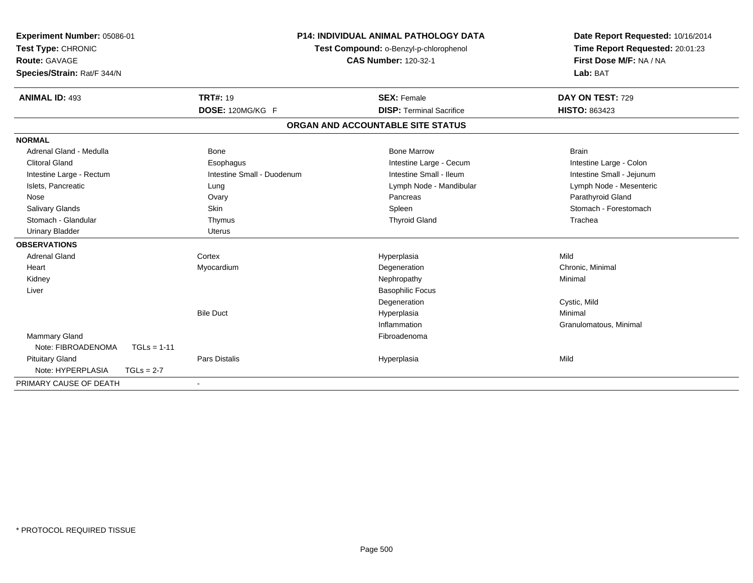**Experiment Number:** 05086-01
**Test Type:** CHRONIC
**Route:** GAVAGE
**Species/Strain:** Rat/F 344/N

**P14: INDIVIDUAL ANIMAL PATHOLOGY DATA**
**Test Compound:** o-Benzyl-p-chlorophenol
**CAS Number:** 120-32-1

**Date Report Requested:** 10/16/2014
**Time Report Requested:** 20:01:23
**First Dose M/F:** NA / NA
**Lab:** BAT

| **ANIMAL ID:** 493 | **TRT#:** 19 | **SEX:** Female | **DAY ON TEST:** 729 |
|---|---|---|---|
| | **DOSE:** 120MG/KG F | **DISP:** Terminal Sacrifice | **HISTO:** 863423 |

## ORGAN AND ACCOUNTABLE SITE STATUS

| | | | |
|---|---|---|---|
| **NORMAL** | | | |
| Adrenal Gland - Medulla | Bone | Bone Marrow | Brain |
| Clitoral Gland | Esophagus | Intestine Large - Cecum | Intestine Large - Colon |
| Intestine Large - Rectum | Intestine Small - Duodenum | Intestine Small - Ileum | Intestine Small - Jejunum |
| Islets, Pancreatic | Lung | Lymph Node - Mandibular | Lymph Node - Mesenteric |
| Nose | Ovary | Pancreas | Parathyroid Gland |
| Salivary Glands | Skin | Spleen | Stomach - Forestomach |
| Stomach - Glandular | Thymus | Thyroid Gland | Trachea |
| Urinary Bladder | Uterus | | |
| **OBSERVATIONS** | | | |
| Adrenal Gland | Cortex | Hyperplasia | Mild |
| Heart | Myocardium | Degeneration | Chronic, Minimal |
| Kidney | | Nephropathy | Minimal |
| Liver | | Basophilic Focus | |
| | | Degeneration | Cystic, Mild |
| | Bile Duct | Hyperplasia | Minimal |
| | | Inflammation | Granulomatous, Minimal |
| Mammary Gland | | Fibroadenoma | |
| Note: FIBROADENOMA TGLs = 1-11 | | | |
| Pituitary Gland | Pars Distalis | Hyperplasia | Mild |
| Note: HYPERPLASIA TGLs = 2-7 | | | |
| PRIMARY CAUSE OF DEATH | - | | |

* PROTOCOL REQUIRED TISSUE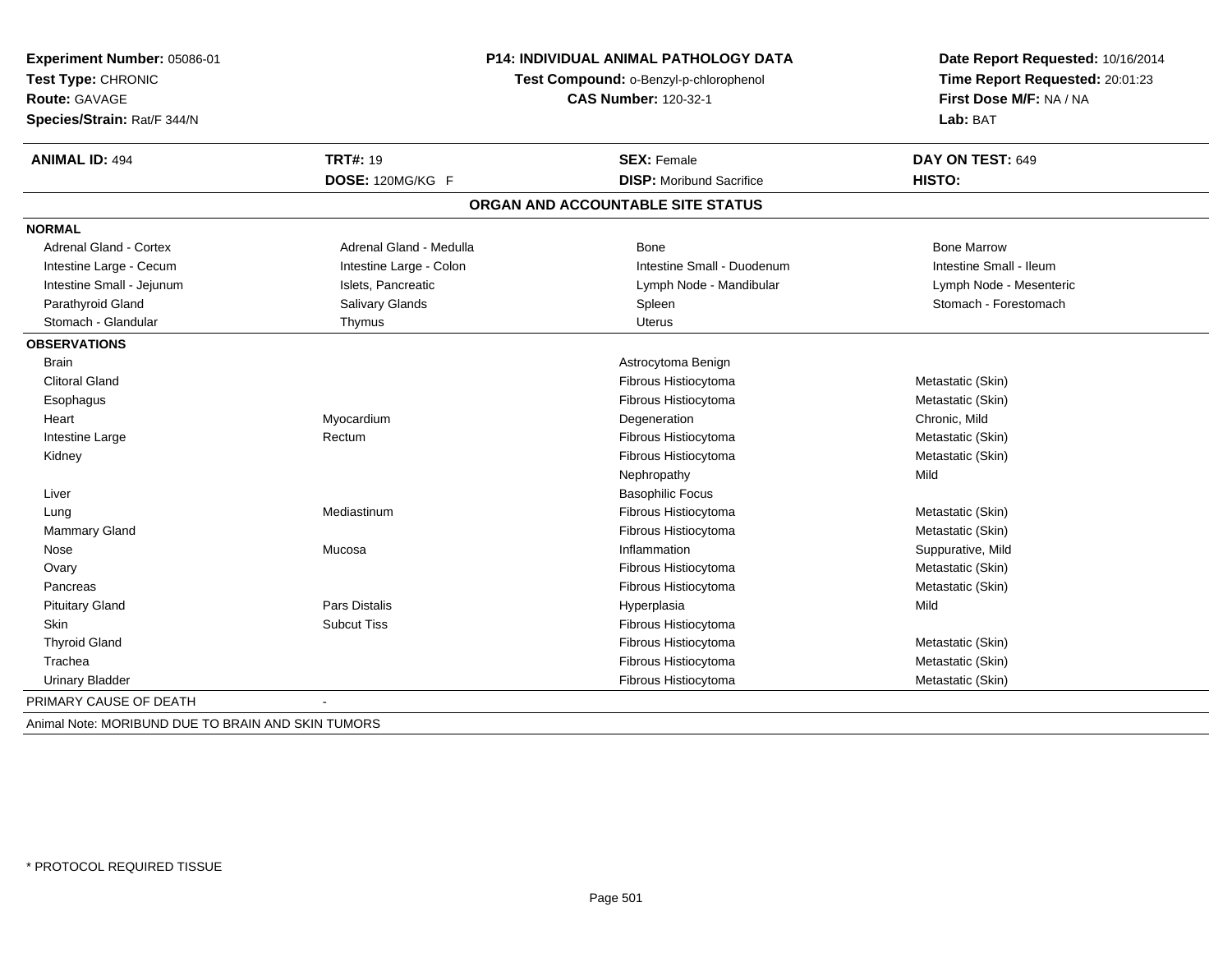**Experiment Number:** 05086-01
**Test Type:** CHRONIC
**Route:** GAVAGE
**Species/Strain:** Rat/F 344/N

**P14: INDIVIDUAL ANIMAL PATHOLOGY DATA**
**Test Compound:** o-Benzyl-p-chlorophenol
**CAS Number:** 120-32-1

**Date Report Requested:** 10/16/2014
**Time Report Requested:** 20:01:23
**First Dose M/F:** NA / NA
**Lab:** BAT

| **ANIMAL ID:** 494 | **TRT#:** 19 | **SEX:** Female | **DAY ON TEST:** 649 |
|---|---|---|---|
| | **DOSE:** 120MG/KG F | **DISP:** Moribund Sacrifice | **HISTO:** |

**ORGAN AND ACCOUNTABLE SITE STATUS**

**NORMAL**

| | | | |
|---|---|---|---|
| Adrenal Gland - Cortex | Adrenal Gland - Medulla | Bone | Bone Marrow |
| Intestine Large - Cecum | Intestine Large - Colon | Intestine Small - Duodenum | Intestine Small - Ileum |
| Intestine Small - Jejunum | Islets, Pancreatic | Lymph Node - Mandibular | Lymph Node - Mesenteric |
| Parathyroid Gland | Salivary Glands | Spleen | Stomach - Forestomach |
| Stomach - Glandular | Thymus | Uterus | |

**OBSERVATIONS**

| | | | |
|---|---|---|---|
| Brain | | Astrocytoma Benign | |
| Clitoral Gland | | Fibrous Histiocytoma | Metastatic (Skin) |
| Esophagus | | Fibrous Histiocytoma | Metastatic (Skin) |
| Heart | Myocardium | Degeneration | Chronic, Mild |
| Intestine Large | Rectum | Fibrous Histiocytoma | Metastatic (Skin) |
| Kidney | | Fibrous Histiocytoma | Metastatic (Skin) |
| | | Nephropathy | Mild |
| Liver | | Basophilic Focus | |
| Lung | Mediastinum | Fibrous Histiocytoma | Metastatic (Skin) |
| Mammary Gland | | Fibrous Histiocytoma | Metastatic (Skin) |
| Nose | Mucosa | Inflammation | Suppurative, Mild |
| Ovary | | Fibrous Histiocytoma | Metastatic (Skin) |
| Pancreas | | Fibrous Histiocytoma | Metastatic (Skin) |
| Pituitary Gland | Pars Distalis | Hyperplasia | Mild |
| Skin | Subcut Tiss | Fibrous Histiocytoma | |
| Thyroid Gland | | Fibrous Histiocytoma | Metastatic (Skin) |
| Trachea | | Fibrous Histiocytoma | Metastatic (Skin) |
| Urinary Bladder | | Fibrous Histiocytoma | Metastatic (Skin) |

PRIMARY CAUSE OF DEATH -

Animal Note: MORIBUND DUE TO BRAIN AND SKIN TUMORS

\* PROTOCOL REQUIRED TISSUE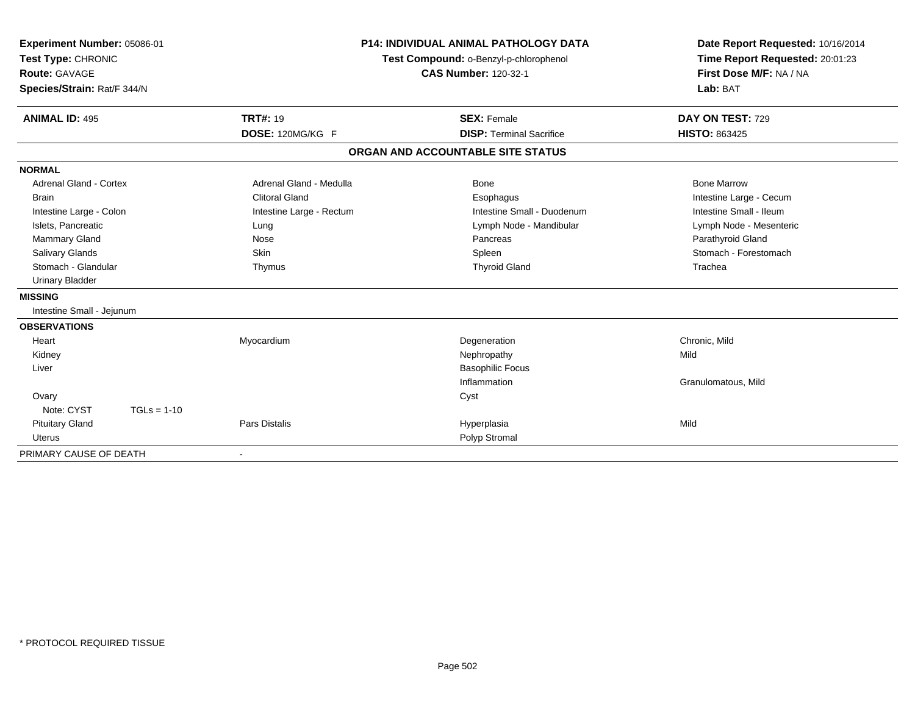**Experiment Number:** 05086-01
**Test Type:** CHRONIC
**Route:** GAVAGE
**Species/Strain:** Rat/F 344/N

**P14: INDIVIDUAL ANIMAL PATHOLOGY DATA**
**Test Compound:** o-Benzyl-p-chlorophenol
**CAS Number:** 120-32-1

**Date Report Requested:** 10/16/2014
**Time Report Requested:** 20:01:23
**First Dose M/F:** NA / NA
**Lab:** BAT

| **ANIMAL ID:** 495 | **TRT#:** 19 | **SEX:** Female | **DAY ON TEST:** 729 |
|---|---|---|---|
| | **DOSE:** 120MG/KG F | **DISP:** Terminal Sacrifice | **HISTO:** 863425 |

## ORGAN AND ACCOUNTABLE SITE STATUS

| | | | |
|---|---|---|---|
| **NORMAL** | | | |
| Adrenal Gland - Cortex | Adrenal Gland - Medulla | Bone | Bone Marrow |
| Brain | Clitoral Gland | Esophagus | Intestine Large - Cecum |
| Intestine Large - Colon | Intestine Large - Rectum | Intestine Small - Duodenum | Intestine Small - Ileum |
| Islets, Pancreatic | Lung | Lymph Node - Mandibular | Lymph Node - Mesenteric |
| Mammary Gland | Nose | Pancreas | Parathyroid Gland |
| Salivary Glands | Skin | Spleen | Stomach - Forestomach |
| Stomach - Glandular | Thymus | Thyroid Gland | Trachea |
| Urinary Bladder | | | |
| **MISSING** | | | |
| Intestine Small - Jejunum | | | |
| **OBSERVATIONS** | | | |
| Heart | Myocardium | Degeneration | Chronic, Mild |
| Kidney | | Nephropathy | Mild |
| Liver | | Basophilic Focus | |
| | | Inflammation | Granulomatous, Mild |
| Ovary | | Cyst | |
| Note: CYST TGLs = 1-10 | | | |
| Pituitary Gland | Pars Distalis | Hyperplasia | Mild |
| Uterus | | Polyp Stromal | |
| PRIMARY CAUSE OF DEATH | - | | |

* PROTOCOL REQUIRED TISSUE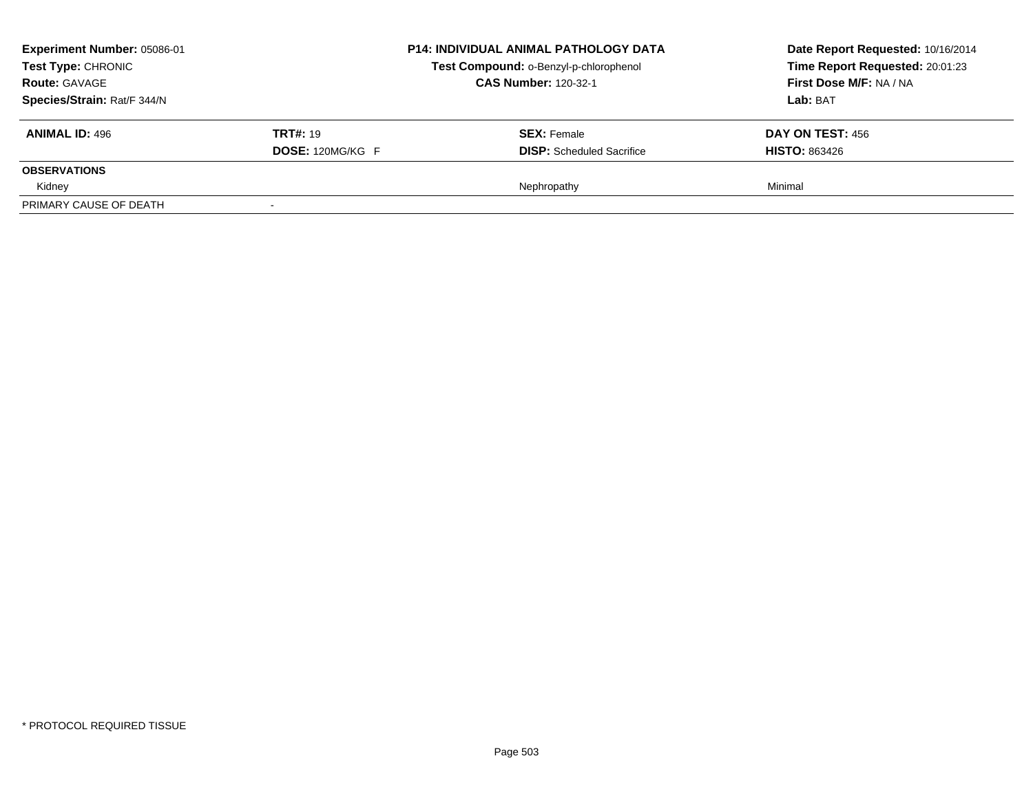**Experiment Number:** 05086-01
**Test Type:** CHRONIC
**Route:** GAVAGE
**Species/Strain:** Rat/F 344/N

**P14: INDIVIDUAL ANIMAL PATHOLOGY DATA**
**Test Compound:** o-Benzyl-p-chlorophenol
**CAS Number:** 120-32-1

**Date Report Requested:** 10/16/2014
**Time Report Requested:** 20:01:23
**First Dose M/F:** NA / NA
**Lab:** BAT

| **ANIMAL ID:** 496 | **TRT#:** 19 | **SEX:** Female | **DAY ON TEST:** 456 |
|---|---|---|---|
| | **DOSE:** 120MG/KG F | **DISP:** Scheduled Sacrifice | **HISTO:** 863426 |
| **OBSERVATIONS** | | | |
| Kidney | | Nephropathy | Minimal |
| PRIMARY CAUSE OF DEATH | - | | |

\* PROTOCOL REQUIRED TISSUE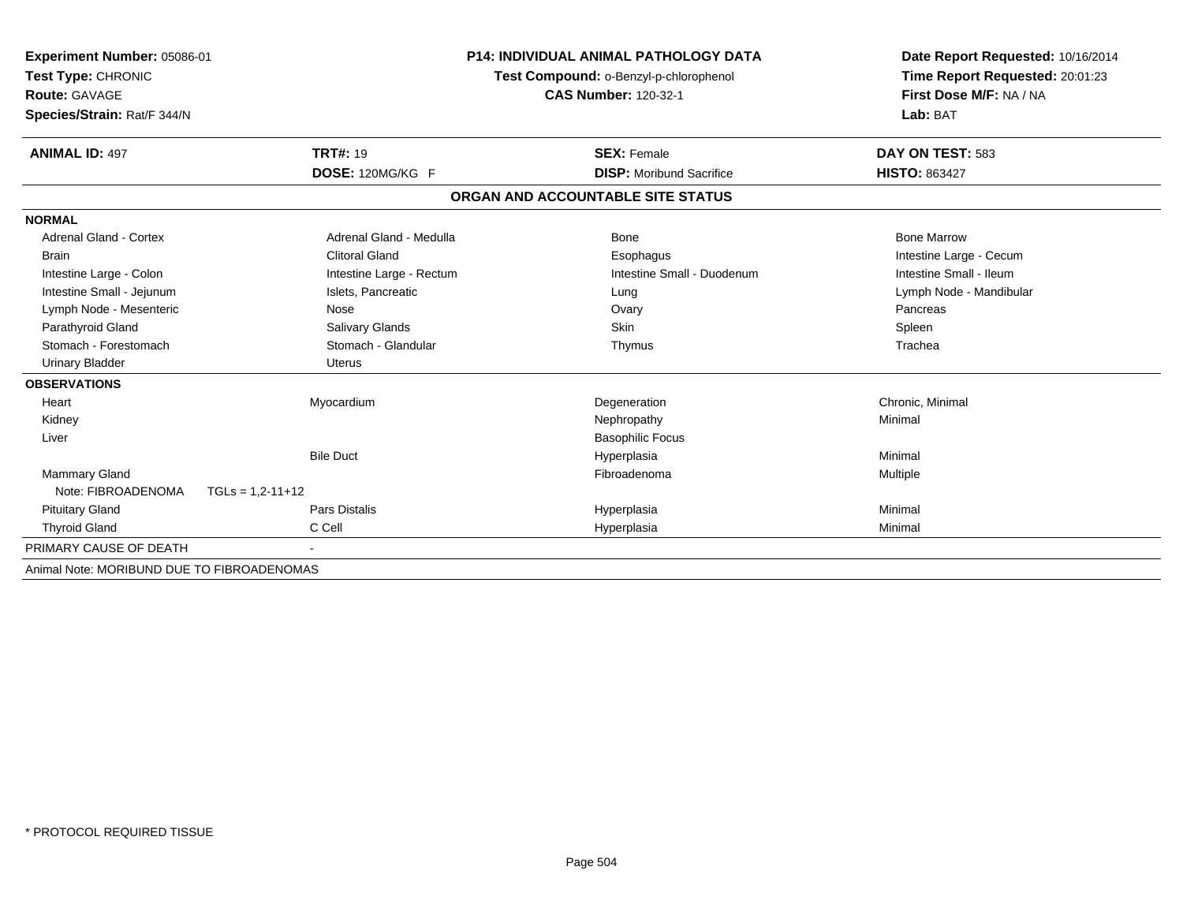**Experiment Number:** 05086-01
**Test Type:** CHRONIC
**Route:** GAVAGE
**Species/Strain:** Rat/F 344/N

**P14: INDIVIDUAL ANIMAL PATHOLOGY DATA**
**Test Compound:** o-Benzyl-p-chlorophenol
**CAS Number:** 120-32-1

**Date Report Requested:** 10/16/2014
**Time Report Requested:** 20:01:23
**First Dose M/F:** NA / NA
**Lab:** BAT

| **ANIMAL ID:** 497 | **TRT#:** 19 | **SEX:** Female | **DAY ON TEST:** 583 |
|---|---|---|---|
| | **DOSE:** 120MG/KG F | **DISP:** Moribund Sacrifice | **HISTO:** 863427 |

## ORGAN AND ACCOUNTABLE SITE STATUS

| | | | |
|---|---|---|---|
| **NORMAL** | | | |
| Adrenal Gland - Cortex | Adrenal Gland - Medulla | Bone | Bone Marrow |
| Brain | Clitoral Gland | Esophagus | Intestine Large - Cecum |
| Intestine Large - Colon | Intestine Large - Rectum | Intestine Small - Duodenum | Intestine Small - Ileum |
| Intestine Small - Jejunum | Islets, Pancreatic | Lung | Lymph Node - Mandibular |
| Lymph Node - Mesenteric | Nose | Ovary | Pancreas |
| Parathyroid Gland | Salivary Glands | Skin | Spleen |
| Stomach - Forestomach | Stomach - Glandular | Thymus | Trachea |
| Urinary Bladder | Uterus | | |
| **OBSERVATIONS** | | | |
| Heart | Myocardium | Degeneration | Chronic, Minimal |
| Kidney | | Nephropathy | Minimal |
| Liver | | Basophilic Focus | |
| | Bile Duct | Hyperplasia | Minimal |
| Mammary Gland | | Fibroadenoma | Multiple |
| Note: FIBROADENOMA TGLs = 1,2-11+12 | | | |
| Pituitary Gland | Pars Distalis | Hyperplasia | Minimal |
| Thyroid Gland | C Cell | Hyperplasia | Minimal |
| PRIMARY CAUSE OF DEATH | - | | |
| Animal Note: MORIBUND DUE TO FIBROADENOMAS | | | |

* PROTOCOL REQUIRED TISSUE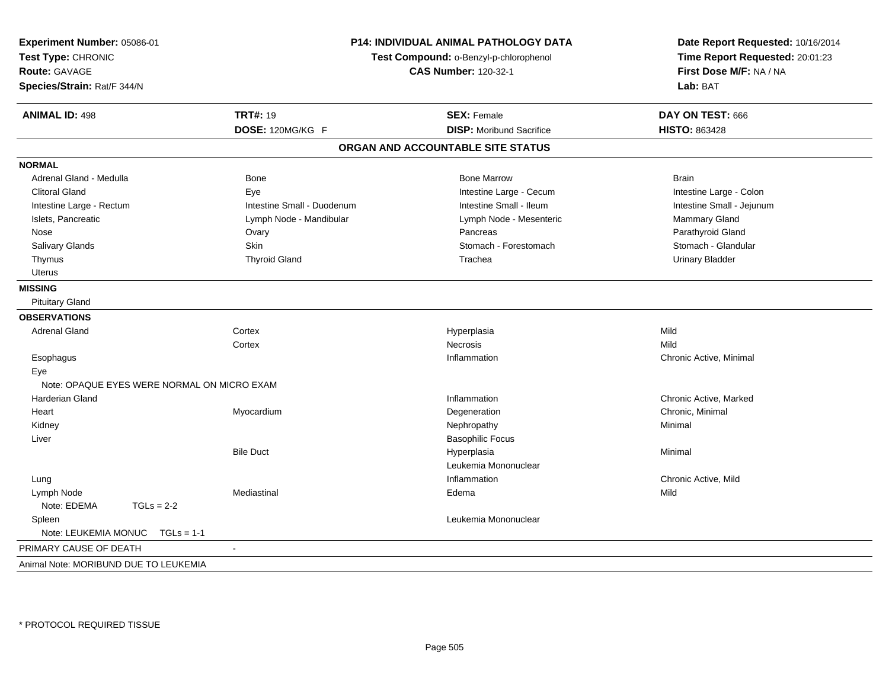**Experiment Number:** 05086-01
**Test Type:** CHRONIC
**Route:** GAVAGE
**Species/Strain:** Rat/F 344/N

**P14: INDIVIDUAL ANIMAL PATHOLOGY DATA**
**Test Compound:** o-Benzyl-p-chlorophenol
**CAS Number:** 120-32-1

**Date Report Requested:** 10/16/2014
**Time Report Requested:** 20:01:23
**First Dose M/F:** NA / NA
**Lab:** BAT

| **ANIMAL ID:** 498 | **TRT#:** 19 | **SEX:** Female | **DAY ON TEST:** 666 |
|---|---|---|---|
| | **DOSE:** 120MG/KG F | **DISP:** Moribund Sacrifice | **HISTO:** 863428 |

## ORGAN AND ACCOUNTABLE SITE STATUS

**NORMAL**

| | | | |
|---|---|---|---|
| Adrenal Gland - Medulla | Bone | Bone Marrow | Brain |
| Clitoral Gland | Eye | Intestine Large - Cecum | Intestine Large - Colon |
| Intestine Large - Rectum | Intestine Small - Duodenum | Intestine Small - Ileum | Intestine Small - Jejunum |
| Islets, Pancreatic | Lymph Node - Mandibular | Lymph Node - Mesenteric | Mammary Gland |
| Nose | Ovary | Pancreas | Parathyroid Gland |
| Salivary Glands | Skin | Stomach - Forestomach | Stomach - Glandular |
| Thymus | Thyroid Gland | Trachea | Urinary Bladder |
| Uterus | | | |

**MISSING**

Pituitary Gland

**OBSERVATIONS**

| | | | |
|---|---|---|---|
| Adrenal Gland | Cortex | Hyperplasia | Mild |
| | Cortex | Necrosis | Mild |
| Esophagus | | Inflammation | Chronic Active, Minimal |
| Eye | | | |
| Note: OPAQUE EYES WERE NORMAL ON MICRO EXAM | | | |
| Harderian Gland | | Inflammation | Chronic Active, Marked |
| Heart | Myocardium | Degeneration | Chronic, Minimal |
| Kidney | | Nephropathy | Minimal |
| Liver | | Basophilic Focus | |
| | Bile Duct | Hyperplasia | Minimal |
| | | Leukemia Mononuclear | |
| Lung | | Inflammation | Chronic Active, Mild |
| Lymph Node | Mediastinal | Edema | Mild |
| Note: EDEMA TGLs = 2-2 | | | |
| Spleen | | Leukemia Mononuclear | |
| Note: LEUKEMIA MONUC TGLs = 1-1 | | | |

PRIMARY CAUSE OF DEATH -

Animal Note: MORIBUND DUE TO LEUKEMIA

* PROTOCOL REQUIRED TISSUE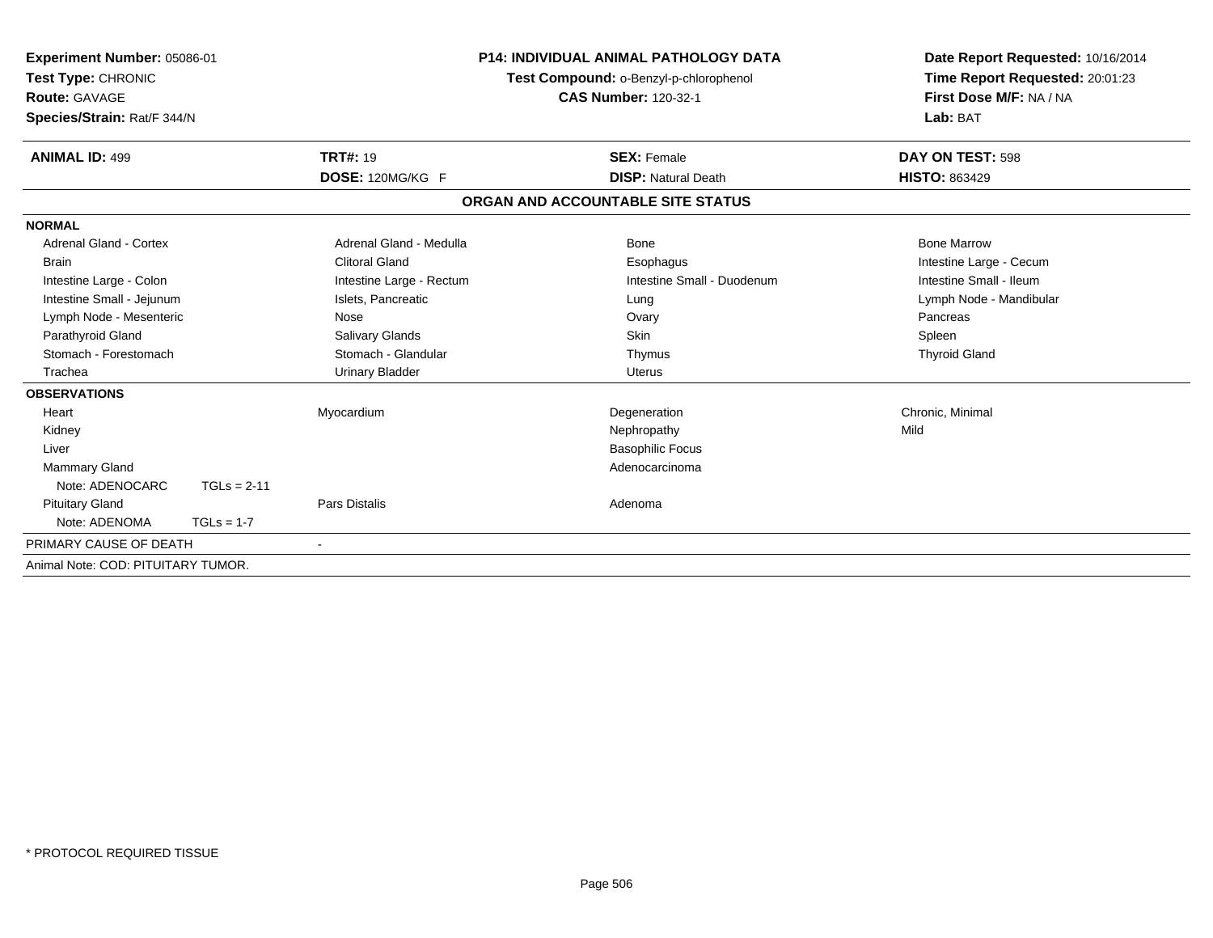**Experiment Number:** 05086-01
**Test Type:** CHRONIC
**Route:** GAVAGE
**Species/Strain:** Rat/F 344/N

**P14: INDIVIDUAL ANIMAL PATHOLOGY DATA**
**Test Compound:** o-Benzyl-p-chlorophenol
**CAS Number:** 120-32-1

**Date Report Requested:** 10/16/2014
**Time Report Requested:** 20:01:23
**First Dose M/F:** NA / NA
**Lab:** BAT

| **ANIMAL ID:** 499 | **TRT#:** 19 | **SEX:** Female | **DAY ON TEST:** 598 |
|---|---|---|---|
| | **DOSE:** 120MG/KG F | **DISP:** Natural Death | **HISTO:** 863429 |

## ORGAN AND ACCOUNTABLE SITE STATUS

**NORMAL**

| | | | |
|---|---|---|---|
| Adrenal Gland - Cortex | Adrenal Gland - Medulla | Bone | Bone Marrow |
| Brain | Clitoral Gland | Esophagus | Intestine Large - Cecum |
| Intestine Large - Colon | Intestine Large - Rectum | Intestine Small - Duodenum | Intestine Small - Ileum |
| Intestine Small - Jejunum | Islets, Pancreatic | Lung | Lymph Node - Mandibular |
| Lymph Node - Mesenteric | Nose | Ovary | Pancreas |
| Parathyroid Gland | Salivary Glands | Skin | Spleen |
| Stomach - Forestomach | Stomach - Glandular | Thymus | Thyroid Gland |
| Trachea | Urinary Bladder | Uterus | |

**OBSERVATIONS**

| | | | |
|---|---|---|---|
| Heart | Myocardium | Degeneration | Chronic, Minimal |
| Kidney | | Nephropathy | Mild |
| Liver | | Basophilic Focus | |
| Mammary Gland | | Adenocarcinoma | |
| Note: ADENOCARC TGLs = 2-11 | | | |
| Pituitary Gland | Pars Distalis | Adenoma | |
| Note: ADENOMA TGLs = 1-7 | | | |

PRIMARY CAUSE OF DEATH -

Animal Note: COD: PITUITARY TUMOR.

* PROTOCOL REQUIRED TISSUE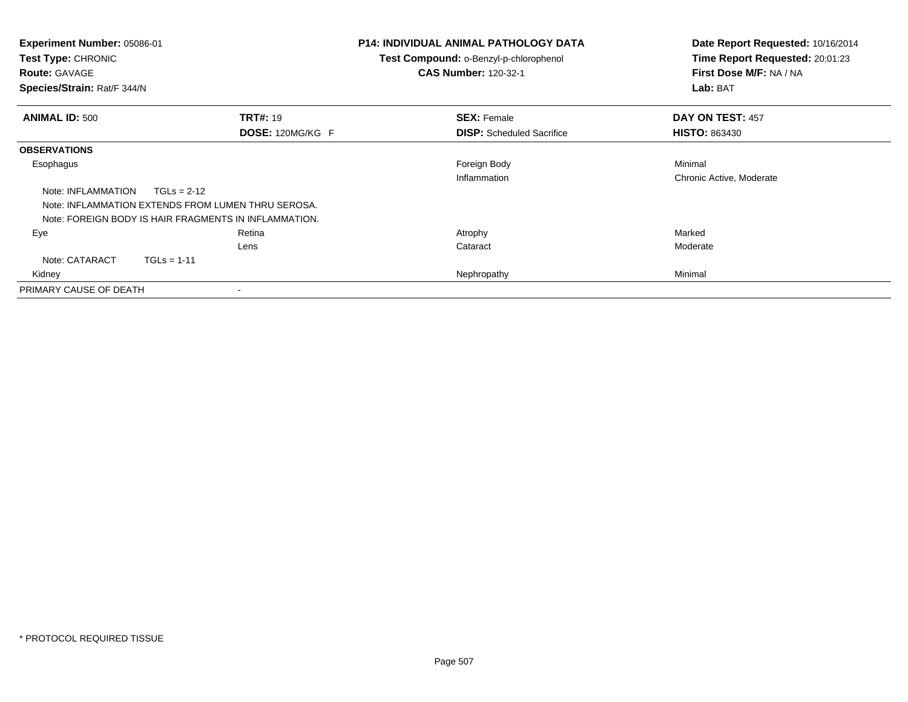**Experiment Number:** 05086-01
**Test Type:** CHRONIC
**Route:** GAVAGE
**Species/Strain:** Rat/F 344/N

**P14: INDIVIDUAL ANIMAL PATHOLOGY DATA**
**Test Compound:** o-Benzyl-p-chlorophenol
**CAS Number:** 120-32-1

**Date Report Requested:** 10/16/2014
**Time Report Requested:** 20:01:23
**First Dose M/F:** NA / NA
**Lab:** BAT

| **ANIMAL ID:** 500 | **TRT#:** 19 | **SEX:** Female | **DAY ON TEST:** 457 |
|---|---|---|---|
| | **DOSE:** 120MG/KG F | **DISP:** Scheduled Sacrifice | **HISTO:** 863430 |
| **OBSERVATIONS** | | | |
| Esophagus | | Foreign Body | Minimal |
| | | Inflammation | Chronic Active, Moderate |
| Note: INFLAMMATION TGLs = 2-12 | | | |
| Note: INFLAMMATION EXTENDS FROM LUMEN THRU SEROSA. | | | |
| Note: FOREIGN BODY IS HAIR FRAGMENTS IN INFLAMMATION. | | | |
| Eye | Retina | Atrophy | Marked |
| | Lens | Cataract | Moderate |
| Note: CATARACT TGLs = 1-11 | | | |
| Kidney | | Nephropathy | Minimal |
| PRIMARY CAUSE OF DEATH | - | | |

\* PROTOCOL REQUIRED TISSUE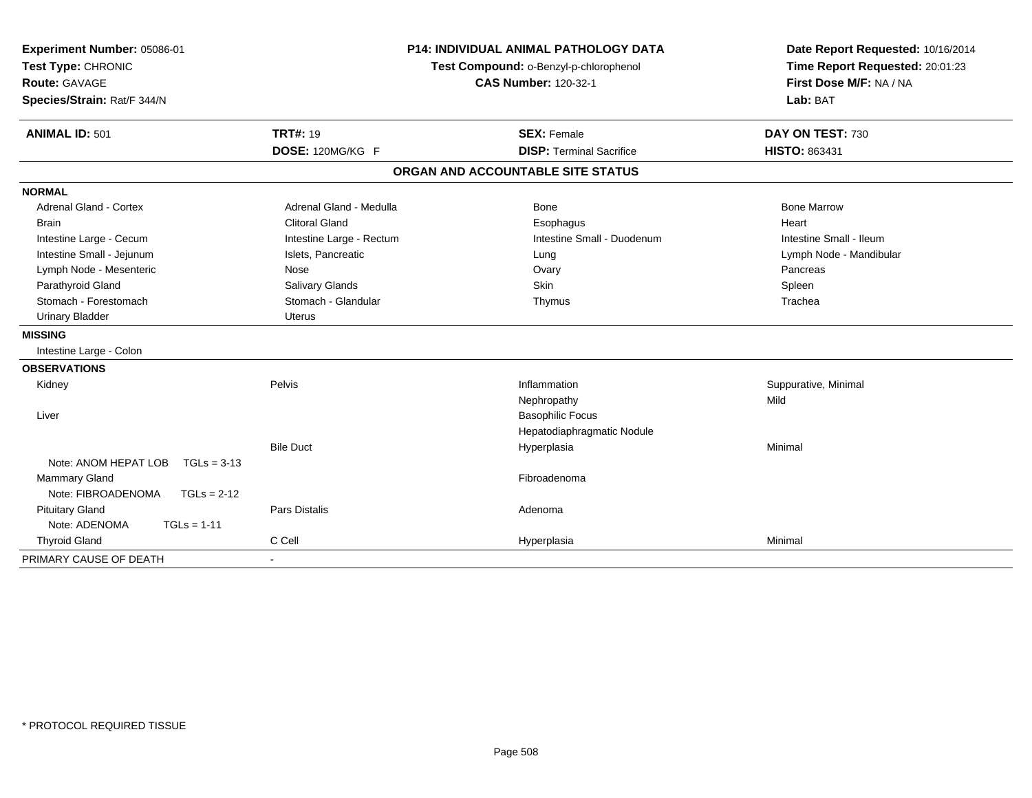**Experiment Number:** 05086-01
**Test Type:** CHRONIC
**Route:** GAVAGE
**Species/Strain:** Rat/F 344/N

**P14: INDIVIDUAL ANIMAL PATHOLOGY DATA**
**Test Compound:** o-Benzyl-p-chlorophenol
**CAS Number:** 120-32-1

**Date Report Requested:** 10/16/2014
**Time Report Requested:** 20:01:23
**First Dose M/F:** NA / NA
**Lab:** BAT

| **ANIMAL ID:** 501 | **TRT#:** 19 | **SEX:** Female | **DAY ON TEST:** 730 |
|---|---|---|---|
| | **DOSE:** 120MG/KG F | **DISP:** Terminal Sacrifice | **HISTO:** 863431 |

## ORGAN AND ACCOUNTABLE SITE STATUS

| | | | |
|---|---|---|---|
| **NORMAL** | | | |
| Adrenal Gland - Cortex | Adrenal Gland - Medulla | Bone | Bone Marrow |
| Brain | Clitoral Gland | Esophagus | Heart |
| Intestine Large - Cecum | Intestine Large - Rectum | Intestine Small - Duodenum | Intestine Small - Ileum |
| Intestine Small - Jejunum | Islets, Pancreatic | Lung | Lymph Node - Mandibular |
| Lymph Node - Mesenteric | Nose | Ovary | Pancreas |
| Parathyroid Gland | Salivary Glands | Skin | Spleen |
| Stomach - Forestomach | Stomach - Glandular | Thymus | Trachea |
| Urinary Bladder | Uterus | | |
| **MISSING** | | | |
| Intestine Large - Colon | | | |
| **OBSERVATIONS** | | | |
| Kidney | Pelvis | Inflammation | Suppurative, Minimal |
| | | Nephropathy | Mild |
| Liver | | Basophilic Focus | |
| | | Hepatodiaphragmatic Nodule | |
| | Bile Duct | Hyperplasia | Minimal |
| Note: ANOM HEPAT LOB TGLs = 3-13 | | | |
| Mammary Gland | | Fibroadenoma | |
| Note: FIBROADENOMA TGLs = 2-12 | | | |
| Pituitary Gland | Pars Distalis | Adenoma | |
| Note: ADENOMA TGLs = 1-11 | | | |
| Thyroid Gland | C Cell | Hyperplasia | Minimal |
| PRIMARY CAUSE OF DEATH | - | | |

* PROTOCOL REQUIRED TISSUE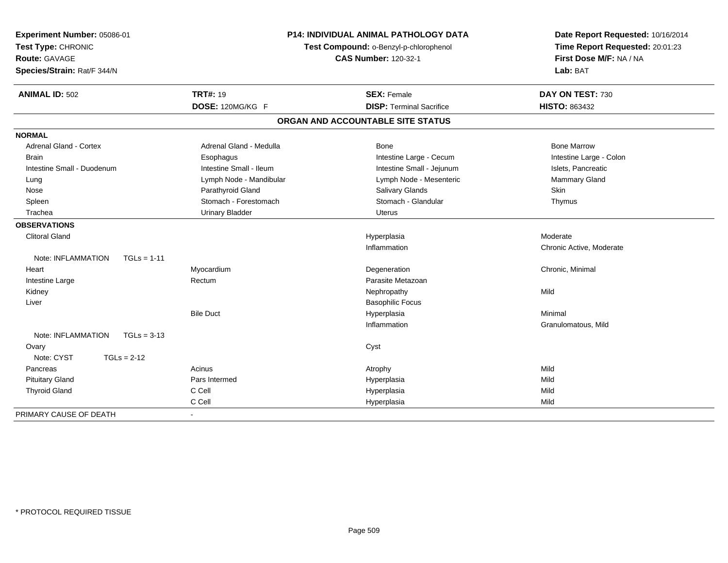**Experiment Number:** 05086-01
**Test Type:** CHRONIC
**Route:** GAVAGE
**Species/Strain:** Rat/F 344/N

**P14: INDIVIDUAL ANIMAL PATHOLOGY DATA**
**Test Compound:** o-Benzyl-p-chlorophenol
**CAS Number:** 120-32-1

**Date Report Requested:** 10/16/2014
**Time Report Requested:** 20:01:23
**First Dose M/F:** NA / NA
**Lab:** BAT

| **ANIMAL ID:** 502 | **TRT#:** 19 | **SEX:** Female | **DAY ON TEST:** 730 |
|---|---|---|---|
| | **DOSE:** 120MG/KG F | **DISP:** Terminal Sacrifice | **HISTO:** 863432 |

## ORGAN AND ACCOUNTABLE SITE STATUS

| | | | |
|---|---|---|---|
| **NORMAL** | | | |
| Adrenal Gland - Cortex | Adrenal Gland - Medulla | Bone | Bone Marrow |
| Brain | Esophagus | Intestine Large - Cecum | Intestine Large - Colon |
| Intestine Small - Duodenum | Intestine Small - Ileum | Intestine Small - Jejunum | Islets, Pancreatic |
| Lung | Lymph Node - Mandibular | Lymph Node - Mesenteric | Mammary Gland |
| Nose | Parathyroid Gland | Salivary Glands | Skin |
| Spleen | Stomach - Forestomach | Stomach - Glandular | Thymus |
| Trachea | Urinary Bladder | Uterus | |
| **OBSERVATIONS** | | | |
| Clitoral Gland | | Hyperplasia | Moderate |
| | | Inflammation | Chronic Active, Moderate |
| Note: INFLAMMATION TGLs = 1-11 | | | |
| Heart | Myocardium | Degeneration | Chronic, Minimal |
| Intestine Large | Rectum | Parasite Metazoan | |
| Kidney | | Nephropathy | Mild |
| Liver | | Basophilic Focus | |
| | Bile Duct | Hyperplasia | Minimal |
| | | Inflammation | Granulomatous, Mild |
| Note: INFLAMMATION TGLs = 3-13 | | | |
| Ovary | | Cyst | |
| Note: CYST TGLs = 2-12 | | | |
| Pancreas | Acinus | Atrophy | Mild |
| Pituitary Gland | Pars Intermed | Hyperplasia | Mild |
| Thyroid Gland | C Cell | Hyperplasia | Mild |
| | C Cell | Hyperplasia | Mild |
| PRIMARY CAUSE OF DEATH | - | | |

\* PROTOCOL REQUIRED TISSUE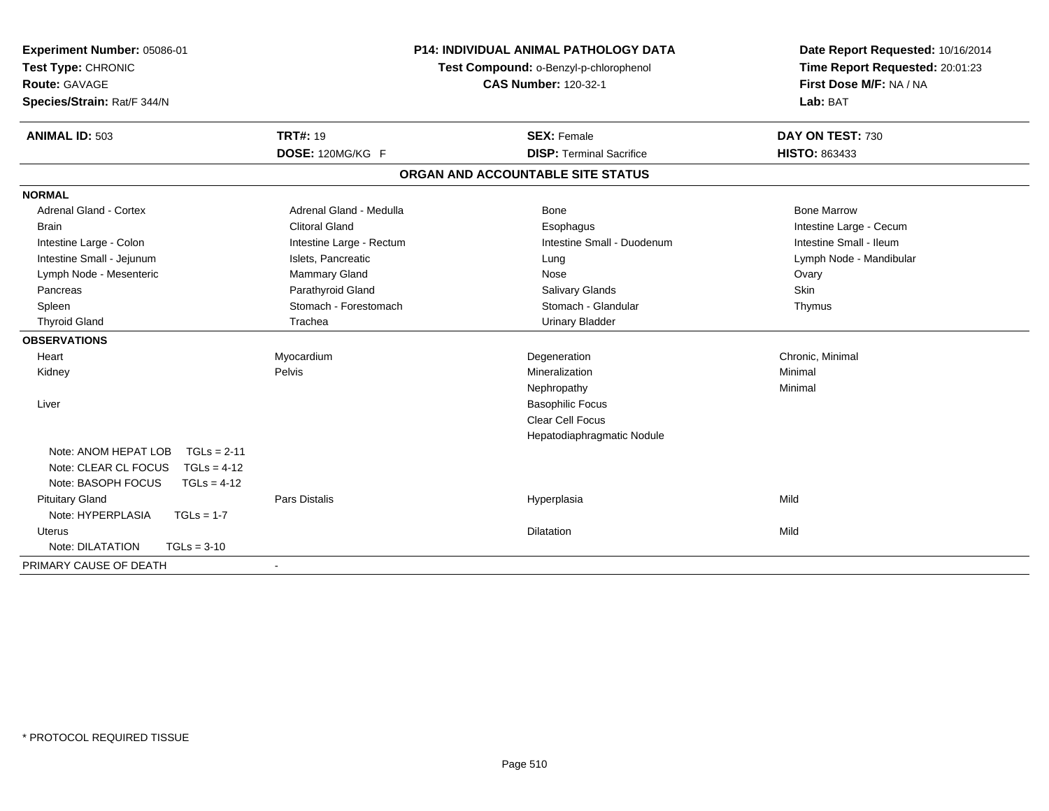**Experiment Number:** 05086-01
**Test Type:** CHRONIC
**Route:** GAVAGE
**Species/Strain:** Rat/F 344/N

**P14: INDIVIDUAL ANIMAL PATHOLOGY DATA**
**Test Compound:** o-Benzyl-p-chlorophenol
**CAS Number:** 120-32-1

**Date Report Requested:** 10/16/2014
**Time Report Requested:** 20:01:23
**First Dose M/F:** NA / NA
**Lab:** BAT

| **ANIMAL ID:** 503 | **TRT#:** 19 | **SEX:** Female | **DAY ON TEST:** 730 |
|---|---|---|---|
| | **DOSE:** 120MG/KG F | **DISP:** Terminal Sacrifice | **HISTO:** 863433 |

## ORGAN AND ACCOUNTABLE SITE STATUS

| | | | |
|---|---|---|---|
| **NORMAL** | | | |
| Adrenal Gland - Cortex | Adrenal Gland - Medulla | Bone | Bone Marrow |
| Brain | Clitoral Gland | Esophagus | Intestine Large - Cecum |
| Intestine Large - Colon | Intestine Large - Rectum | Intestine Small - Duodenum | Intestine Small - Ileum |
| Intestine Small - Jejunum | Islets, Pancreatic | Lung | Lymph Node - Mandibular |
| Lymph Node - Mesenteric | Mammary Gland | Nose | Ovary |
| Pancreas | Parathyroid Gland | Salivary Glands | Skin |
| Spleen | Stomach - Forestomach | Stomach - Glandular | Thymus |
| Thyroid Gland | Trachea | Urinary Bladder | |
| **OBSERVATIONS** | | | |
| Heart | Myocardium | Degeneration | Chronic, Minimal |
| Kidney | Pelvis | Mineralization | Minimal |
| | | Nephropathy | Minimal |
| Liver | | Basophilic Focus | |
| | | Clear Cell Focus | |
| | | Hepatodiaphragmatic Nodule | |
| Note: ANOM HEPAT LOB TGLs = 2-11 | | | |
| Note: CLEAR CL FOCUS TGLs = 4-12 | | | |
| Note: BASOPH FOCUS TGLs = 4-12 | | | |
| Pituitary Gland | Pars Distalis | Hyperplasia | Mild |
| Note: HYPERPLASIA TGLs = 1-7 | | | |
| Uterus | | Dilatation | Mild |
| Note: DILATATION TGLs = 3-10 | | | |
| PRIMARY CAUSE OF DEATH | - | | |

* PROTOCOL REQUIRED TISSUE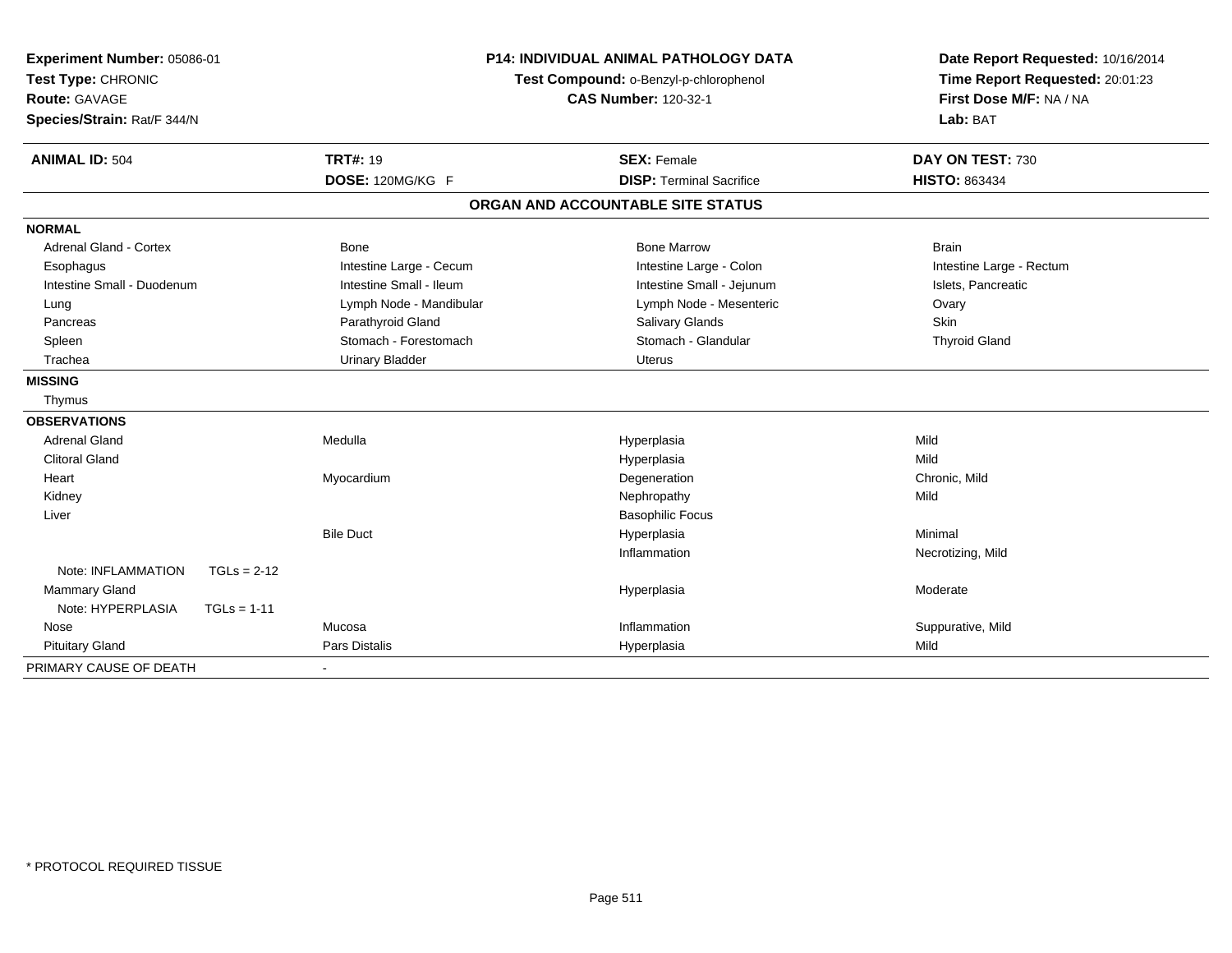**Experiment Number:** 05086-01
**Test Type:** CHRONIC
**Route:** GAVAGE
**Species/Strain:** Rat/F 344/N

**P14: INDIVIDUAL ANIMAL PATHOLOGY DATA**
**Test Compound:** o-Benzyl-p-chlorophenol
**CAS Number:** 120-32-1

**Date Report Requested:** 10/16/2014
**Time Report Requested:** 20:01:23
**First Dose M/F:** NA / NA
**Lab:** BAT

| **ANIMAL ID:** 504 | **TRT#:** 19 | **SEX:** Female | **DAY ON TEST:** 730 |
|---|---|---|---|
| | **DOSE:** 120MG/KG F | **DISP:** Terminal Sacrifice | **HISTO:** 863434 |

## ORGAN AND ACCOUNTABLE SITE STATUS

| | | | |
|---|---|---|---|
| **NORMAL** | | | |
| Adrenal Gland - Cortex | Bone | Bone Marrow | Brain |
| Esophagus | Intestine Large - Cecum | Intestine Large - Colon | Intestine Large - Rectum |
| Intestine Small - Duodenum | Intestine Small - Ileum | Intestine Small - Jejunum | Islets, Pancreatic |
| Lung | Lymph Node - Mandibular | Lymph Node - Mesenteric | Ovary |
| Pancreas | Parathyroid Gland | Salivary Glands | Skin |
| Spleen | Stomach - Forestomach | Stomach - Glandular | Thyroid Gland |
| Trachea | Urinary Bladder | Uterus | |
| **MISSING** | | | |
| Thymus | | | |
| **OBSERVATIONS** | | | |
| Adrenal Gland | Medulla | Hyperplasia | Mild |
| Clitoral Gland | | Hyperplasia | Mild |
| Heart | Myocardium | Degeneration | Chronic, Mild |
| Kidney | | Nephropathy | Mild |
| Liver | | Basophilic Focus | |
| | Bile Duct | Hyperplasia | Minimal |
| | | Inflammation | Necrotizing, Mild |
| Note: INFLAMMATION TGLs = 2-12 | | | |
| Mammary Gland | | Hyperplasia | Moderate |
| Note: HYPERPLASIA TGLs = 1-11 | | | |
| Nose | Mucosa | Inflammation | Suppurative, Mild |
| Pituitary Gland | Pars Distalis | Hyperplasia | Mild |
| PRIMARY CAUSE OF DEATH | - | | |

* PROTOCOL REQUIRED TISSUE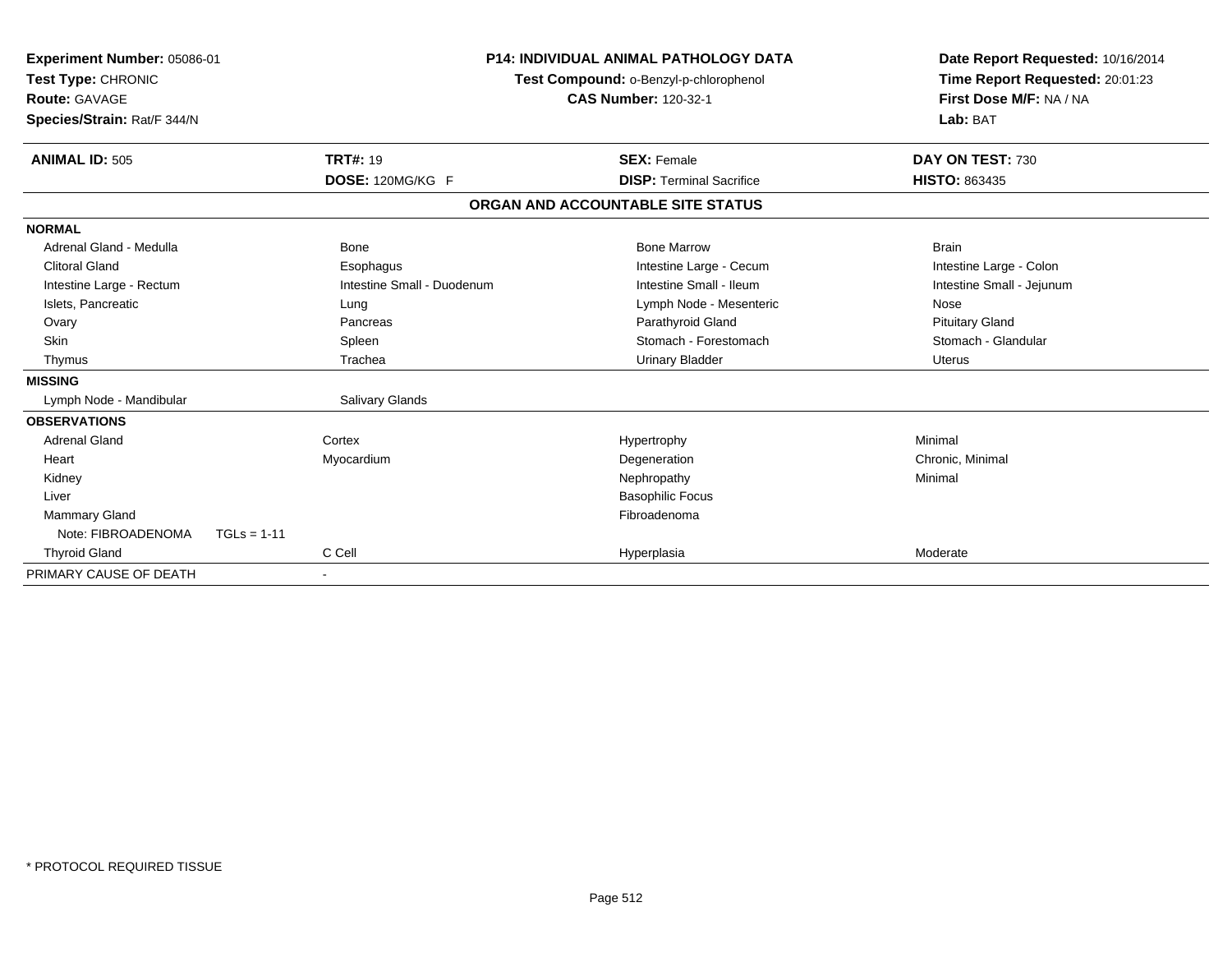**Experiment Number:** 05086-01
**Test Type:** CHRONIC
**Route:** GAVAGE
**Species/Strain:** Rat/F 344/N

**P14: INDIVIDUAL ANIMAL PATHOLOGY DATA**
**Test Compound:** o-Benzyl-p-chlorophenol
**CAS Number:** 120-32-1

**Date Report Requested:** 10/16/2014
**Time Report Requested:** 20:01:23
**First Dose M/F:** NA / NA
**Lab:** BAT

| **ANIMAL ID:** 505 | **TRT#:** 19 | **SEX:** Female | **DAY ON TEST:** 730 |
|---|---|---|---|
| | **DOSE:** 120MG/KG F | **DISP:** Terminal Sacrifice | **HISTO:** 863435 |

## ORGAN AND ACCOUNTABLE SITE STATUS

| | | | |
|---|---|---|---|
| **NORMAL** | | | |
| Adrenal Gland - Medulla | Bone | Bone Marrow | Brain |
| Clitoral Gland | Esophagus | Intestine Large - Cecum | Intestine Large - Colon |
| Intestine Large - Rectum | Intestine Small - Duodenum | Intestine Small - Ileum | Intestine Small - Jejunum |
| Islets, Pancreatic | Lung | Lymph Node - Mesenteric | Nose |
| Ovary | Pancreas | Parathyroid Gland | Pituitary Gland |
| Skin | Spleen | Stomach - Forestomach | Stomach - Glandular |
| Thymus | Trachea | Urinary Bladder | Uterus |
| **MISSING** | | | |
| Lymph Node - Mandibular | Salivary Glands | | |
| **OBSERVATIONS** | | | |
| Adrenal Gland | Cortex | Hypertrophy | Minimal |
| Heart | Myocardium | Degeneration | Chronic, Minimal |
| Kidney | | Nephropathy | Minimal |
| Liver | | Basophilic Focus | |
| Mammary Gland | | Fibroadenoma | |
| Note: FIBROADENOMA TGLs = 1-11 | | | |
| Thyroid Gland | C Cell | Hyperplasia | Moderate |
| PRIMARY CAUSE OF DEATH | - | | |

\* PROTOCOL REQUIRED TISSUE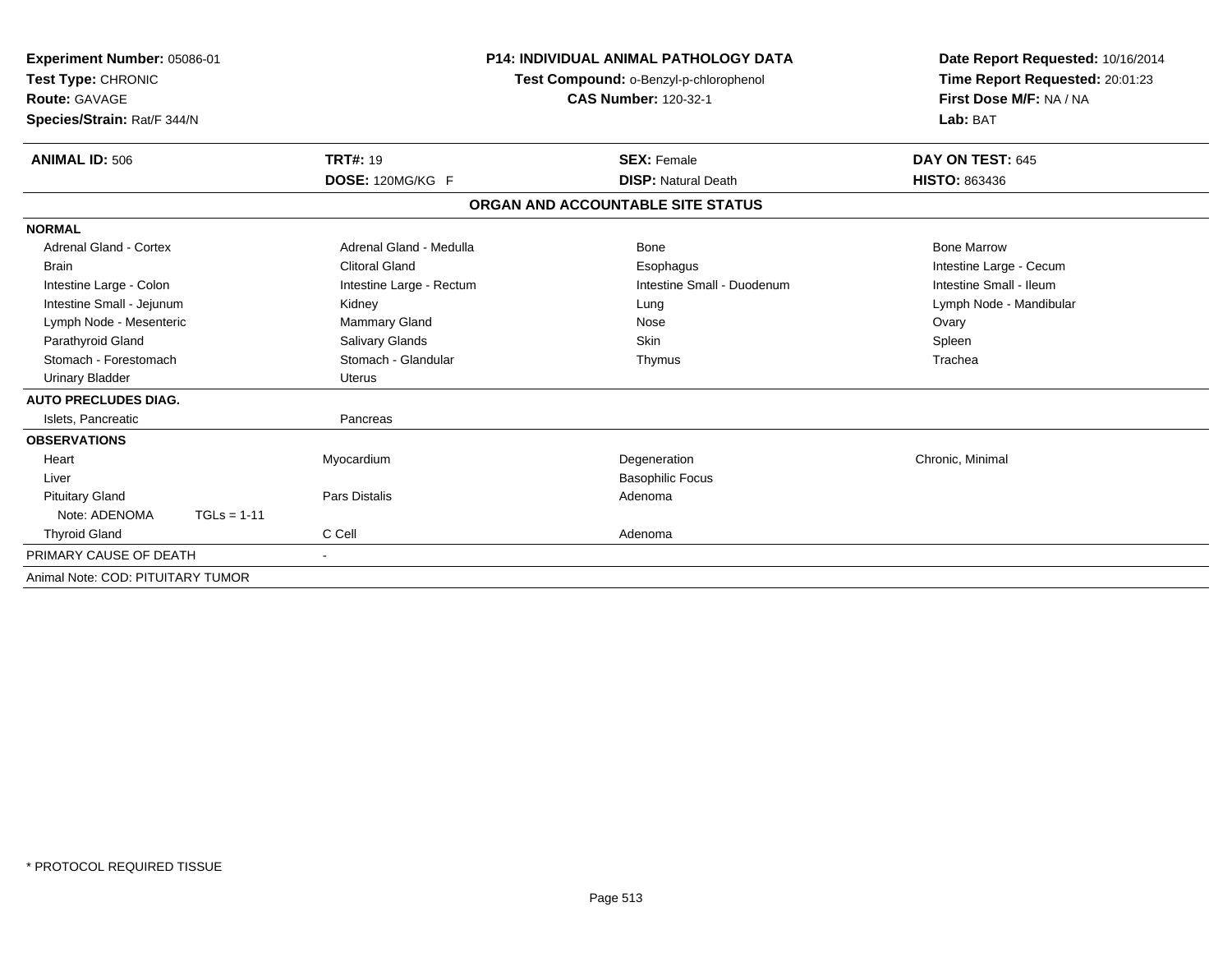**Experiment Number:** 05086-01
**Test Type:** CHRONIC
**Route:** GAVAGE
**Species/Strain:** Rat/F 344/N

**P14: INDIVIDUAL ANIMAL PATHOLOGY DATA**
**Test Compound:** o-Benzyl-p-chlorophenol
**CAS Number:** 120-32-1

**Date Report Requested:** 10/16/2014
**Time Report Requested:** 20:01:23
**First Dose M/F:** NA / NA
**Lab:** BAT

| **ANIMAL ID:** 506 | **TRT#:** 19 | **SEX:** Female | **DAY ON TEST:** 645 |
|---|---|---|---|
| | **DOSE:** 120MG/KG F | **DISP:** Natural Death | **HISTO:** 863436 |

## ORGAN AND ACCOUNTABLE SITE STATUS

| | | | |
|---|---|---|---|
| **NORMAL** | | | |
| Adrenal Gland - Cortex | Adrenal Gland - Medulla | Bone | Bone Marrow |
| Brain | Clitoral Gland | Esophagus | Intestine Large - Cecum |
| Intestine Large - Colon | Intestine Large - Rectum | Intestine Small - Duodenum | Intestine Small - Ileum |
| Intestine Small - Jejunum | Kidney | Lung | Lymph Node - Mandibular |
| Lymph Node - Mesenteric | Mammary Gland | Nose | Ovary |
| Parathyroid Gland | Salivary Glands | Skin | Spleen |
| Stomach - Forestomach | Stomach - Glandular | Thymus | Trachea |
| Urinary Bladder | Uterus | | |
| **AUTO PRECLUDES DIAG.** | | | |
| Islets, Pancreatic | Pancreas | | |
| **OBSERVATIONS** | | | |
| Heart | Myocardium | Degeneration | Chronic, Minimal |
| Liver | | Basophilic Focus | |
| Pituitary Gland | Pars Distalis | Adenoma | |
| Note: ADENOMA TGLs = 1-11 | | | |
| Thyroid Gland | C Cell | Adenoma | |
| PRIMARY CAUSE OF DEATH | - | | |
| Animal Note: COD: PITUITARY TUMOR | | | |

\* PROTOCOL REQUIRED TISSUE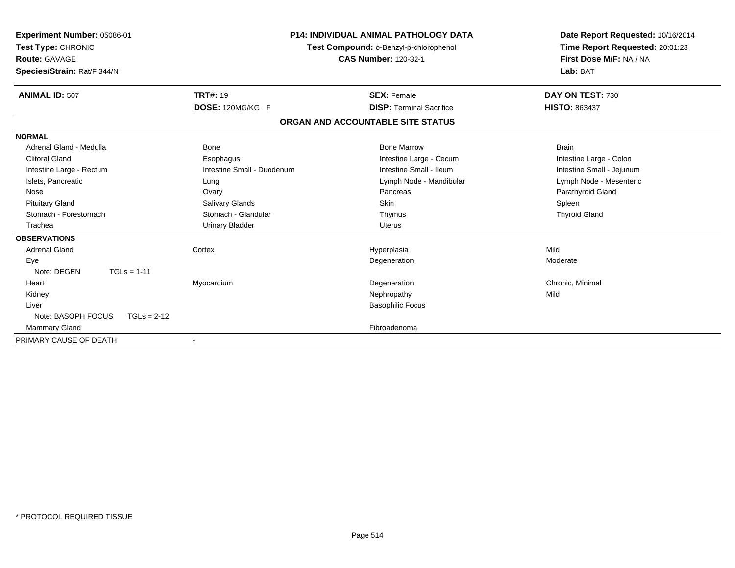**Experiment Number:** 05086-01
**Test Type:** CHRONIC
**Route:** GAVAGE
**Species/Strain:** Rat/F 344/N

**P14: INDIVIDUAL ANIMAL PATHOLOGY DATA**
**Test Compound:** o-Benzyl-p-chlorophenol
**CAS Number:** 120-32-1

**Date Report Requested:** 10/16/2014
**Time Report Requested:** 20:01:23
**First Dose M/F:** NA / NA
**Lab:** BAT

| **ANIMAL ID:** 507 | **TRT#:** 19 | **SEX:** Female | **DAY ON TEST:** 730 |
|---|---|---|---|
| | **DOSE:** 120MG/KG F | **DISP:** Terminal Sacrifice | **HISTO:** 863437 |

## ORGAN AND ACCOUNTABLE SITE STATUS

| | | | |
|---|---|---|---|
| **NORMAL** | | | |
| Adrenal Gland - Medulla | Bone | Bone Marrow | Brain |
| Clitoral Gland | Esophagus | Intestine Large - Cecum | Intestine Large - Colon |
| Intestine Large - Rectum | Intestine Small - Duodenum | Intestine Small - Ileum | Intestine Small - Jejunum |
| Islets, Pancreatic | Lung | Lymph Node - Mandibular | Lymph Node - Mesenteric |
| Nose | Ovary | Pancreas | Parathyroid Gland |
| Pituitary Gland | Salivary Glands | Skin | Spleen |
| Stomach - Forestomach | Stomach - Glandular | Thymus | Thyroid Gland |
| Trachea | Urinary Bladder | Uterus | |
| **OBSERVATIONS** | | | |
| Adrenal Gland | Cortex | Hyperplasia | Mild |
| Eye | | Degeneration | Moderate |
| Note: DEGEN TGLs = 1-11 | | | |
| Heart | Myocardium | Degeneration | Chronic, Minimal |
| Kidney | | Nephropathy | Mild |
| Liver | | Basophilic Focus | |
| Note: BASOPH FOCUS TGLs = 2-12 | | | |
| Mammary Gland | | Fibroadenoma | |
| PRIMARY CAUSE OF DEATH | - | | |

* PROTOCOL REQUIRED TISSUE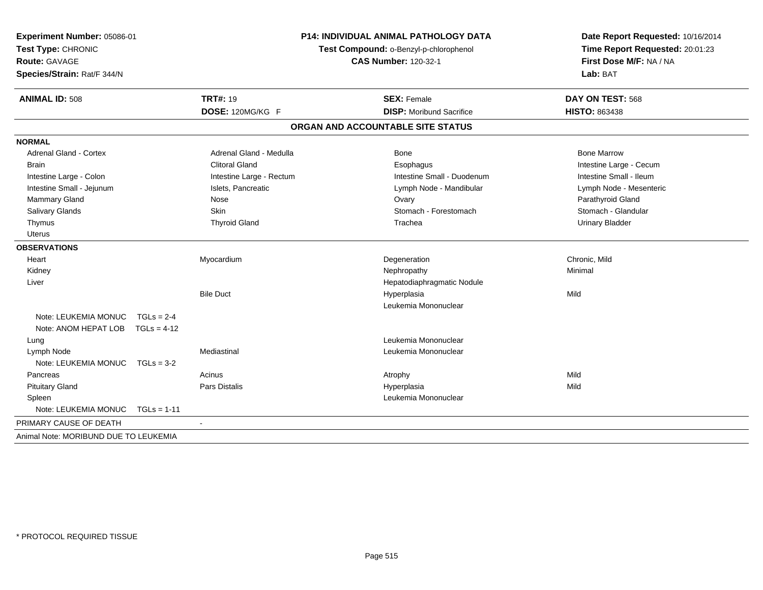**Experiment Number:** 05086-01
**Test Type:** CHRONIC
**Route:** GAVAGE
**Species/Strain:** Rat/F 344/N

**P14: INDIVIDUAL ANIMAL PATHOLOGY DATA**
**Test Compound:** o-Benzyl-p-chlorophenol
**CAS Number:** 120-32-1

**Date Report Requested:** 10/16/2014
**Time Report Requested:** 20:01:23
**First Dose M/F:** NA / NA
**Lab:** BAT

| **ANIMAL ID:** 508 | **TRT#:** 19 | **SEX:** Female | **DAY ON TEST:** 568 |
|---|---|---|---|
| | **DOSE:** 120MG/KG F | **DISP:** Moribund Sacrifice | **HISTO:** 863438 |

## ORGAN AND ACCOUNTABLE SITE STATUS

**NORMAL**

| | | | |
|---|---|---|---|
| Adrenal Gland - Cortex | Adrenal Gland - Medulla | Bone | Bone Marrow |
| Brain | Clitoral Gland | Esophagus | Intestine Large - Cecum |
| Intestine Large - Colon | Intestine Large - Rectum | Intestine Small - Duodenum | Intestine Small - Ileum |
| Intestine Small - Jejunum | Islets, Pancreatic | Lymph Node - Mandibular | Lymph Node - Mesenteric |
| Mammary Gland | Nose | Ovary | Parathyroid Gland |
| Salivary Glands | Skin | Stomach - Forestomach | Stomach - Glandular |
| Thymus | Thyroid Gland | Trachea | Urinary Bladder |
| Uterus | | | |

**OBSERVATIONS**

| | | | |
|---|---|---|---|
| Heart | Myocardium | Degeneration | Chronic, Mild |
| Kidney | | Nephropathy | Minimal |
| Liver | | Hepatodiaphragmatic Nodule | |
| | Bile Duct | Hyperplasia | Mild |
| | | Leukemia Mononuclear | |
| Note: LEUKEMIA MONUC TGLs = 2-4 | | | |
| Note: ANOM HEPAT LOB TGLs = 4-12 | | | |
| Lung | | Leukemia Mononuclear | |
| Lymph Node | Mediastinal | Leukemia Mononuclear | |
| Note: LEUKEMIA MONUC TGLs = 3-2 | | | |
| Pancreas | Acinus | Atrophy | Mild |
| Pituitary Gland | Pars Distalis | Hyperplasia | Mild |
| Spleen | | Leukemia Mononuclear | |
| Note: LEUKEMIA MONUC TGLs = 1-11 | | | |

PRIMARY CAUSE OF DEATH -

Animal Note: MORIBUND DUE TO LEUKEMIA

* PROTOCOL REQUIRED TISSUE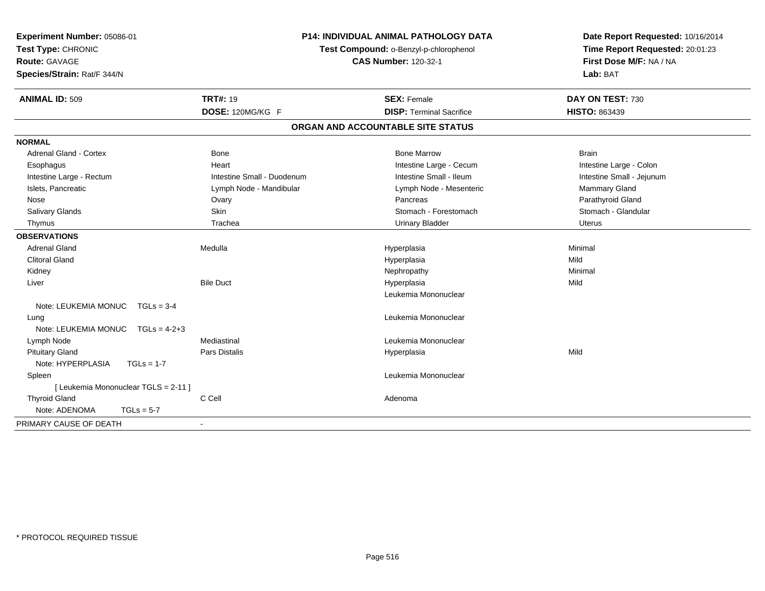**Experiment Number:** 05086-01
**Test Type:** CHRONIC
**Route:** GAVAGE
**Species/Strain:** Rat/F 344/N

**P14: INDIVIDUAL ANIMAL PATHOLOGY DATA**
**Test Compound:** o-Benzyl-p-chlorophenol
**CAS Number:** 120-32-1

**Date Report Requested:** 10/16/2014
**Time Report Requested:** 20:01:23
**First Dose M/F:** NA / NA
**Lab:** BAT

| **ANIMAL ID:** 509 | **TRT#:** 19 | **SEX:** Female | **DAY ON TEST:** 730 |
|---|---|---|---|
| | **DOSE:** 120MG/KG F | **DISP:** Terminal Sacrifice | **HISTO:** 863439 |

## ORGAN AND ACCOUNTABLE SITE STATUS

**NORMAL**

| | | | |
|---|---|---|---|
| Adrenal Gland - Cortex | Bone | Bone Marrow | Brain |
| Esophagus | Heart | Intestine Large - Cecum | Intestine Large - Colon |
| Intestine Large - Rectum | Intestine Small - Duodenum | Intestine Small - Ileum | Intestine Small - Jejunum |
| Islets, Pancreatic | Lymph Node - Mandibular | Lymph Node - Mesenteric | Mammary Gland |
| Nose | Ovary | Pancreas | Parathyroid Gland |
| Salivary Glands | Skin | Stomach - Forestomach | Stomach - Glandular |
| Thymus | Trachea | Urinary Bladder | Uterus |

**OBSERVATIONS**

| | | | |
|---|---|---|---|
| Adrenal Gland | Medulla | Hyperplasia | Minimal |
| Clitoral Gland | | Hyperplasia | Mild |
| Kidney | | Nephropathy | Minimal |
| Liver | Bile Duct | Hyperplasia | Mild |
| | | Leukemia Mononuclear | |
| Note: LEUKEMIA MONUC TGLs = 3-4 | | | |
| Lung | | Leukemia Mononuclear | |
| Note: LEUKEMIA MONUC TGLs = 4-2+3 | | | |
| Lymph Node | Mediastinal | Leukemia Mononuclear | |
| Pituitary Gland | Pars Distalis | Hyperplasia | Mild |
| Note: HYPERPLASIA TGLs = 1-7 | | | |
| Spleen | | Leukemia Mononuclear | |
| [ Leukemia Mononuclear TGLS = 2-11 ] | | | |
| Thyroid Gland | C Cell | Adenoma | |
| Note: ADENOMA TGLs = 5-7 | | | |

PRIMARY CAUSE OF DEATH -

\* PROTOCOL REQUIRED TISSUE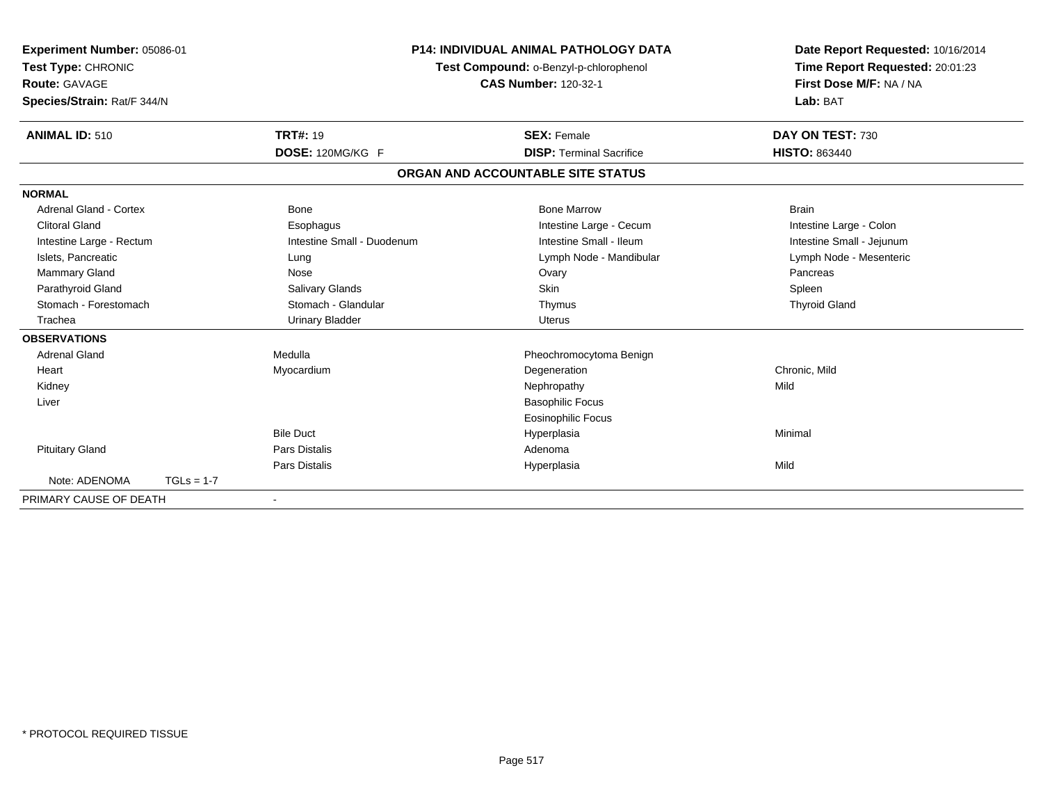**Experiment Number:** 05086-01
**Test Type:** CHRONIC
**Route:** GAVAGE
**Species/Strain:** Rat/F 344/N

**P14: INDIVIDUAL ANIMAL PATHOLOGY DATA**
**Test Compound:** o-Benzyl-p-chlorophenol
**CAS Number:** 120-32-1

**Date Report Requested:** 10/16/2014
**Time Report Requested:** 20:01:23
**First Dose M/F:** NA / NA
**Lab:** BAT

| **ANIMAL ID:** 510 | **TRT#:** 19 | **SEX:** Female | **DAY ON TEST:** 730 |
|---|---|---|---|
| | **DOSE:** 120MG/KG F | **DISP:** Terminal Sacrifice | **HISTO:** 863440 |

## ORGAN AND ACCOUNTABLE SITE STATUS

| | | | |
|---|---|---|---|
| **NORMAL** | | | |
| Adrenal Gland - Cortex | Bone | Bone Marrow | Brain |
| Clitoral Gland | Esophagus | Intestine Large - Cecum | Intestine Large - Colon |
| Intestine Large - Rectum | Intestine Small - Duodenum | Intestine Small - Ileum | Intestine Small - Jejunum |
| Islets, Pancreatic | Lung | Lymph Node - Mandibular | Lymph Node - Mesenteric |
| Mammary Gland | Nose | Ovary | Pancreas |
| Parathyroid Gland | Salivary Glands | Skin | Spleen |
| Stomach - Forestomach | Stomach - Glandular | Thymus | Thyroid Gland |
| Trachea | Urinary Bladder | Uterus | |
| **OBSERVATIONS** | | | |
| Adrenal Gland | Medulla | Pheochromocytoma Benign | |
| Heart | Myocardium | Degeneration | Chronic, Mild |
| Kidney | | Nephropathy | Mild |
| Liver | | Basophilic Focus | |
| | | Eosinophilic Focus | |
| | Bile Duct | Hyperplasia | Minimal |
| Pituitary Gland | Pars Distalis | Adenoma | |
| | Pars Distalis | Hyperplasia | Mild |
| Note: ADENOMA TGLs = 1-7 | | | |
| PRIMARY CAUSE OF DEATH | - | | |

* PROTOCOL REQUIRED TISSUE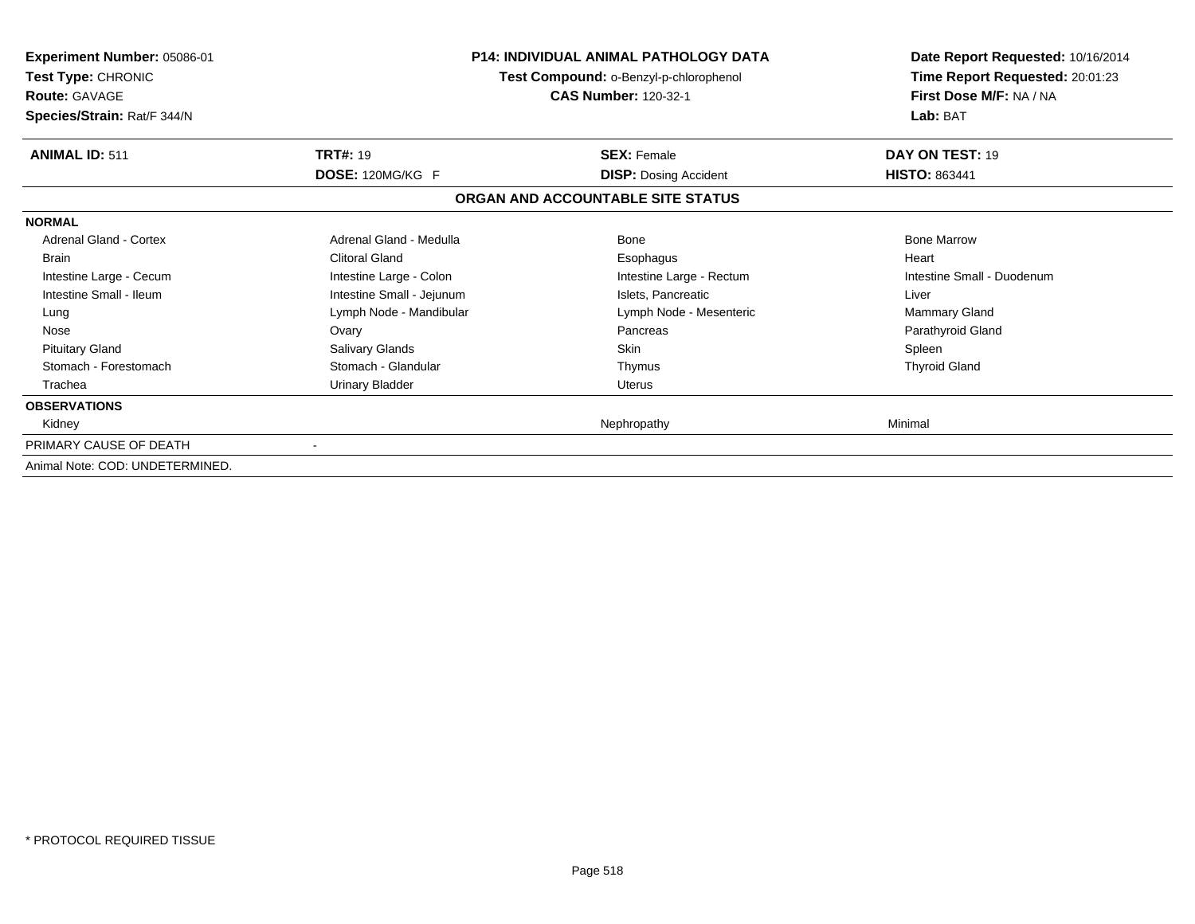**Experiment Number:** 05086-01
**Test Type:** CHRONIC
**Route:** GAVAGE
**Species/Strain:** Rat/F 344/N

**P14: INDIVIDUAL ANIMAL PATHOLOGY DATA**
**Test Compound:** o-Benzyl-p-chlorophenol
**CAS Number:** 120-32-1

**Date Report Requested:** 10/16/2014
**Time Report Requested:** 20:01:23
**First Dose M/F:** NA / NA
**Lab:** BAT

| **ANIMAL ID:** 511 | **TRT#:** 19 | **SEX:** Female | **DAY ON TEST:** 19 |
|---|---|---|---|
| | **DOSE:** 120MG/KG F | **DISP:** Dosing Accident | **HISTO:** 863441 |

**ORGAN AND ACCOUNTABLE SITE STATUS**

| | | | |
|---|---|---|---|
| **NORMAL** | | | |
| Adrenal Gland - Cortex | Adrenal Gland - Medulla | Bone | Bone Marrow |
| Brain | Clitoral Gland | Esophagus | Heart |
| Intestine Large - Cecum | Intestine Large - Colon | Intestine Large - Rectum | Intestine Small - Duodenum |
| Intestine Small - Ileum | Intestine Small - Jejunum | Islets, Pancreatic | Liver |
| Lung | Lymph Node - Mandibular | Lymph Node - Mesenteric | Mammary Gland |
| Nose | Ovary | Pancreas | Parathyroid Gland |
| Pituitary Gland | Salivary Glands | Skin | Spleen |
| Stomach - Forestomach | Stomach - Glandular | Thymus | Thyroid Gland |
| Trachea | Urinary Bladder | Uterus | |
| **OBSERVATIONS** | | | |
| Kidney | | Nephropathy | Minimal |
| PRIMARY CAUSE OF DEATH | - | | |

Animal Note: COD: UNDETERMINED.

* PROTOCOL REQUIRED TISSUE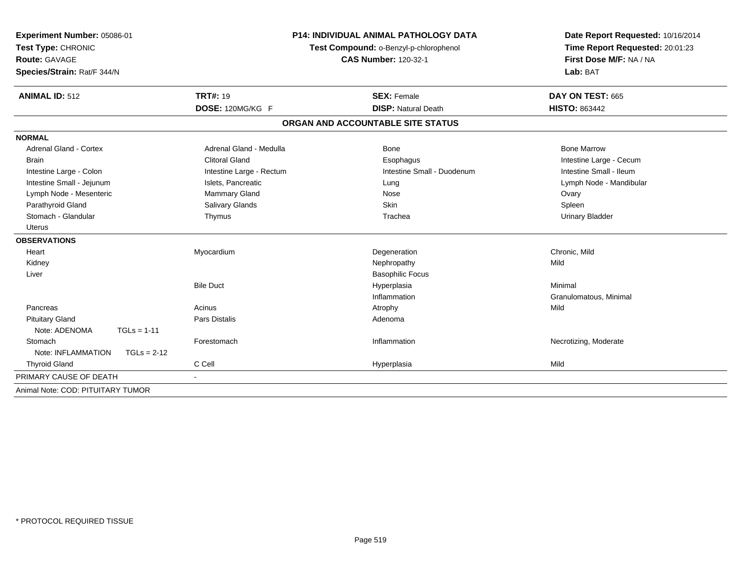**Experiment Number:** 05086-01
**Test Type:** CHRONIC
**Route:** GAVAGE
**Species/Strain:** Rat/F 344/N

**P14: INDIVIDUAL ANIMAL PATHOLOGY DATA**
**Test Compound:** o-Benzyl-p-chlorophenol
**CAS Number:** 120-32-1

**Date Report Requested:** 10/16/2014
**Time Report Requested:** 20:01:23
**First Dose M/F:** NA / NA
**Lab:** BAT

| **ANIMAL ID:** 512 | **TRT#:** 19 | **SEX:** Female | **DAY ON TEST:** 665 |
|---|---|---|---|
| | **DOSE:** 120MG/KG F | **DISP:** Natural Death | **HISTO:** 863442 |

## ORGAN AND ACCOUNTABLE SITE STATUS

**NORMAL**

| | | | |
|---|---|---|---|
| Adrenal Gland - Cortex | Adrenal Gland - Medulla | Bone | Bone Marrow |
| Brain | Clitoral Gland | Esophagus | Intestine Large - Cecum |
| Intestine Large - Colon | Intestine Large - Rectum | Intestine Small - Duodenum | Intestine Small - Ileum |
| Intestine Small - Jejunum | Islets, Pancreatic | Lung | Lymph Node - Mandibular |
| Lymph Node - Mesenteric | Mammary Gland | Nose | Ovary |
| Parathyroid Gland | Salivary Glands | Skin | Spleen |
| Stomach - Glandular | Thymus | Trachea | Urinary Bladder |
| Uterus | | | |

**OBSERVATIONS**

| | | | |
|---|---|---|---|
| Heart | Myocardium | Degeneration | Chronic, Mild |
| Kidney | | Nephropathy | Mild |
| Liver | | Basophilic Focus | |
| | Bile Duct | Hyperplasia | Minimal |
| | | Inflammation | Granulomatous, Minimal |
| Pancreas | Acinus | Atrophy | Mild |
| Pituitary Gland | Pars Distalis | Adenoma | |
| Note: ADENOMA TGLs = 1-11 | | | |
| Stomach | Forestomach | Inflammation | Necrotizing, Moderate |
| Note: INFLAMMATION TGLs = 2-12 | | | |
| Thyroid Gland | C Cell | Hyperplasia | Mild |

PRIMARY CAUSE OF DEATH -

Animal Note: COD: PITUITARY TUMOR

* PROTOCOL REQUIRED TISSUE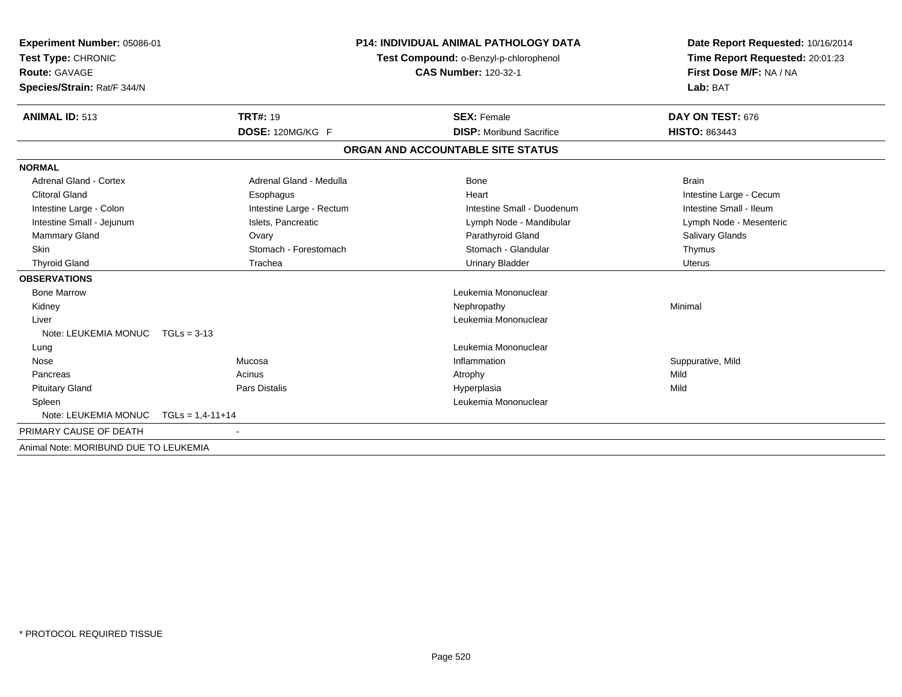**Experiment Number:** 05086-01
**Test Type:** CHRONIC
**Route:** GAVAGE
**Species/Strain:** Rat/F 344/N

**P14: INDIVIDUAL ANIMAL PATHOLOGY DATA**
**Test Compound:** o-Benzyl-p-chlorophenol
**CAS Number:** 120-32-1

**Date Report Requested:** 10/16/2014
**Time Report Requested:** 20:01:23
**First Dose M/F:** NA / NA
**Lab:** BAT

| **ANIMAL ID:** 513 | **TRT#:** 19 | **SEX:** Female | **DAY ON TEST:** 676 |
|---|---|---|---|
| | **DOSE:** 120MG/KG F | **DISP:** Moribund Sacrifice | **HISTO:** 863443 |

## ORGAN AND ACCOUNTABLE SITE STATUS

**NORMAL**

| | | | |
|---|---|---|---|
| Adrenal Gland - Cortex | Adrenal Gland - Medulla | Bone | Brain |
| Clitoral Gland | Esophagus | Heart | Intestine Large - Cecum |
| Intestine Large - Colon | Intestine Large - Rectum | Intestine Small - Duodenum | Intestine Small - Ileum |
| Intestine Small - Jejunum | Islets, Pancreatic | Lymph Node - Mandibular | Lymph Node - Mesenteric |
| Mammary Gland | Ovary | Parathyroid Gland | Salivary Glands |
| Skin | Stomach - Forestomach | Stomach - Glandular | Thymus |
| Thyroid Gland | Trachea | Urinary Bladder | Uterus |

**OBSERVATIONS**

| | | | |
|---|---|---|---|
| Bone Marrow | | Leukemia Mononuclear | |
| Kidney | | Nephropathy | Minimal |
| Liver | | Leukemia Mononuclear | |
| Note: LEUKEMIA MONUC TGLs = 3-13 | | | |
| Lung | | Leukemia Mononuclear | |
| Nose | Mucosa | Inflammation | Suppurative, Mild |
| Pancreas | Acinus | Atrophy | Mild |
| Pituitary Gland | Pars Distalis | Hyperplasia | Mild |
| Spleen | | Leukemia Mononuclear | |
| Note: LEUKEMIA MONUC TGLs = 1,4-11+14 | | | |

PRIMARY CAUSE OF DEATH -

Animal Note: MORIBUND DUE TO LEUKEMIA

* PROTOCOL REQUIRED TISSUE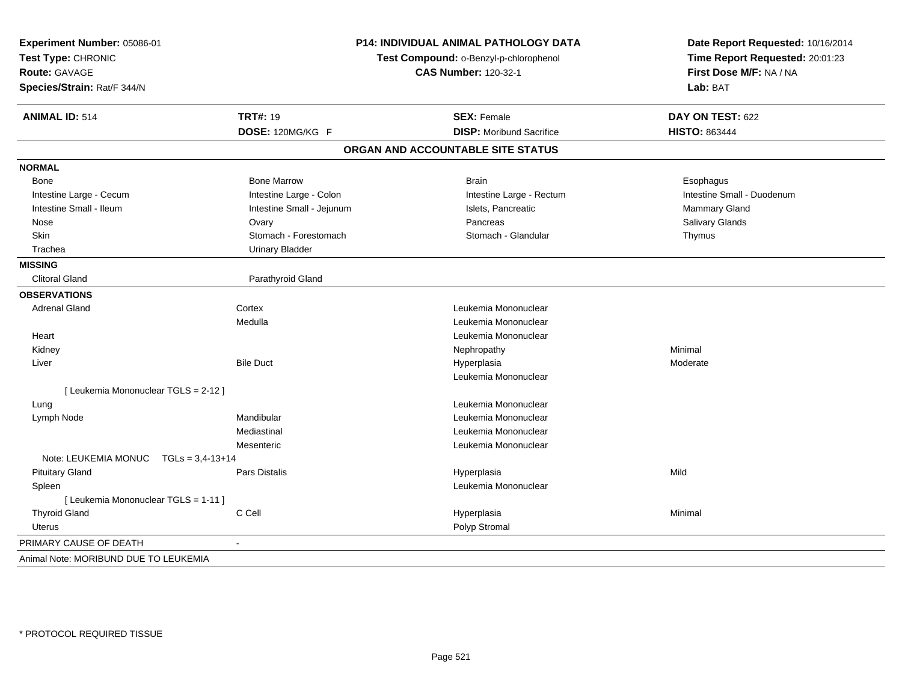**Experiment Number:** 05086-01
**Test Type:** CHRONIC
**Route:** GAVAGE
**Species/Strain:** Rat/F 344/N

**P14: INDIVIDUAL ANIMAL PATHOLOGY DATA**
**Test Compound:** o-Benzyl-p-chlorophenol
**CAS Number:** 120-32-1

**Date Report Requested:** 10/16/2014
**Time Report Requested:** 20:01:23
**First Dose M/F:** NA / NA
**Lab:** BAT

| **ANIMAL ID:** 514 | **TRT#:** 19 | **SEX:** Female | **DAY ON TEST:** 622 |
|---|---|---|---|
| | **DOSE:** 120MG/KG F | **DISP:** Moribund Sacrifice | **HISTO:** 863444 |

**ORGAN AND ACCOUNTABLE SITE STATUS**

**NORMAL**

| | | | |
|---|---|---|---|
| Bone | Bone Marrow | Brain | Esophagus |
| Intestine Large - Cecum | Intestine Large - Colon | Intestine Large - Rectum | Intestine Small - Duodenum |
| Intestine Small - Ileum | Intestine Small - Jejunum | Islets, Pancreatic | Mammary Gland |
| Nose | Ovary | Pancreas | Salivary Glands |
| Skin | Stomach - Forestomach | Stomach - Glandular | Thymus |
| Trachea | Urinary Bladder | | |

**MISSING**

| | |
|---|---|
| Clitoral Gland | Parathyroid Gland |

**OBSERVATIONS**

| | | | |
|---|---|---|---|
| Adrenal Gland | Cortex | Leukemia Mononuclear | |
| | Medulla | Leukemia Mononuclear | |
| Heart | | Leukemia Mononuclear | |
| Kidney | | Nephropathy | Minimal |
| Liver | Bile Duct | Hyperplasia | Moderate |
| | | Leukemia Mononuclear | |
| [ Leukemia Mononuclear TGLS = 2-12 ] | | | |
| Lung | | Leukemia Mononuclear | |
| Lymph Node | Mandibular | Leukemia Mononuclear | |
| | Mediastinal | Leukemia Mononuclear | |
| | Mesenteric | Leukemia Mononuclear | |
| Note: LEUKEMIA MONUC TGLs = 3,4-13+14 | | | |
| Pituitary Gland | Pars Distalis | Hyperplasia | Mild |
| Spleen | | Leukemia Mononuclear | |
| [ Leukemia Mononuclear TGLS = 1-11 ] | | | |
| Thyroid Gland | C Cell | Hyperplasia | Minimal |
| Uterus | | Polyp Stromal | |

PRIMARY CAUSE OF DEATH -

Animal Note: MORIBUND DUE TO LEUKEMIA

\* PROTOCOL REQUIRED TISSUE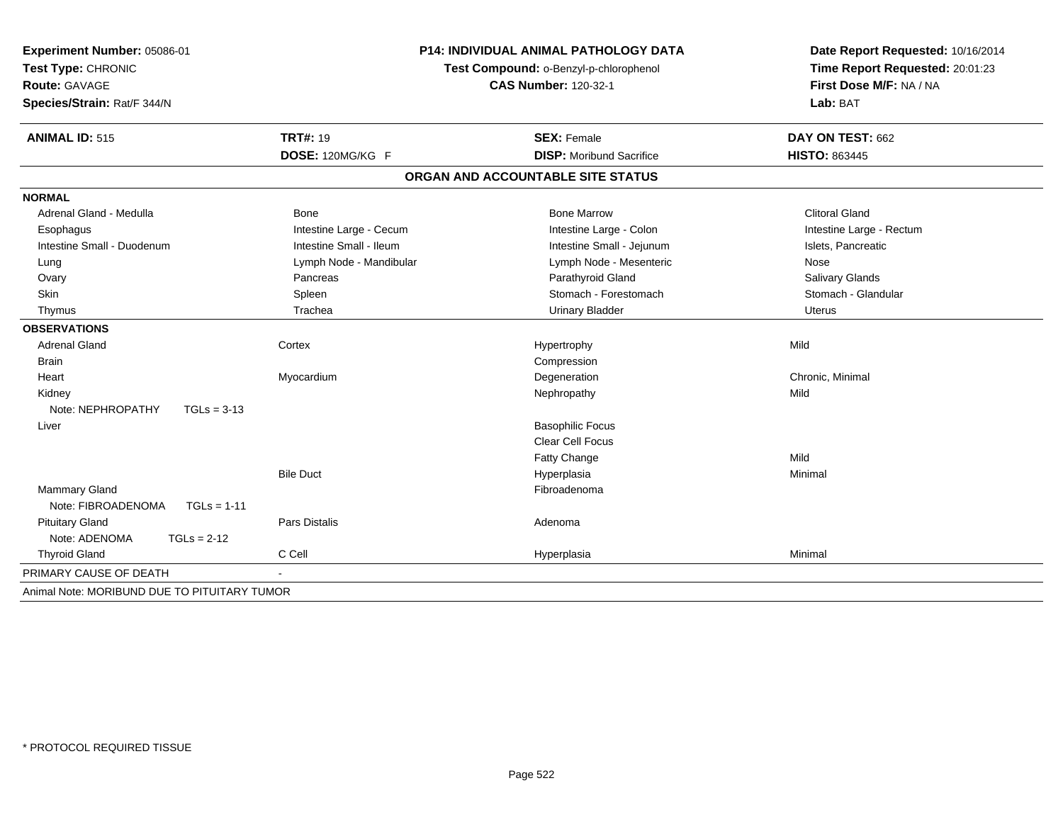**Experiment Number:** 05086-01
**Test Type:** CHRONIC
**Route:** GAVAGE
**Species/Strain:** Rat/F 344/N

**P14: INDIVIDUAL ANIMAL PATHOLOGY DATA**
**Test Compound:** o-Benzyl-p-chlorophenol
**CAS Number:** 120-32-1

**Date Report Requested:** 10/16/2014
**Time Report Requested:** 20:01:23
**First Dose M/F:** NA / NA
**Lab:** BAT

| **ANIMAL ID:** 515 | **TRT#:** 19 | **SEX:** Female | **DAY ON TEST:** 662 |
|---|---|---|---|
| | **DOSE:** 120MG/KG F | **DISP:** Moribund Sacrifice | **HISTO:** 863445 |

## ORGAN AND ACCOUNTABLE SITE STATUS

**NORMAL**

| | | | |
|---|---|---|---|
| Adrenal Gland - Medulla | Bone | Bone Marrow | Clitoral Gland |
| Esophagus | Intestine Large - Cecum | Intestine Large - Colon | Intestine Large - Rectum |
| Intestine Small - Duodenum | Intestine Small - Ileum | Intestine Small - Jejunum | Islets, Pancreatic |
| Lung | Lymph Node - Mandibular | Lymph Node - Mesenteric | Nose |
| Ovary | Pancreas | Parathyroid Gland | Salivary Glands |
| Skin | Spleen | Stomach - Forestomach | Stomach - Glandular |
| Thymus | Trachea | Urinary Bladder | Uterus |

**OBSERVATIONS**

| | | | |
|---|---|---|---|
| Adrenal Gland | Cortex | Hypertrophy | Mild |
| Brain | | Compression | |
| Heart | Myocardium | Degeneration | Chronic, Minimal |
| Kidney | | Nephropathy | Mild |
| Note: NEPHROPATHY TGLs = 3-13 | | | |
| Liver | | Basophilic Focus | |
| | | Clear Cell Focus | |
| | | Fatty Change | Mild |
| | Bile Duct | Hyperplasia | Minimal |
| Mammary Gland | | Fibroadenoma | |
| Note: FIBROADENOMA TGLs = 1-11 | | | |
| Pituitary Gland | Pars Distalis | Adenoma | |
| Note: ADENOMA TGLs = 2-12 | | | |
| Thyroid Gland | C Cell | Hyperplasia | Minimal |

PRIMARY CAUSE OF DEATH -

Animal Note: MORIBUND DUE TO PITUITARY TUMOR

* PROTOCOL REQUIRED TISSUE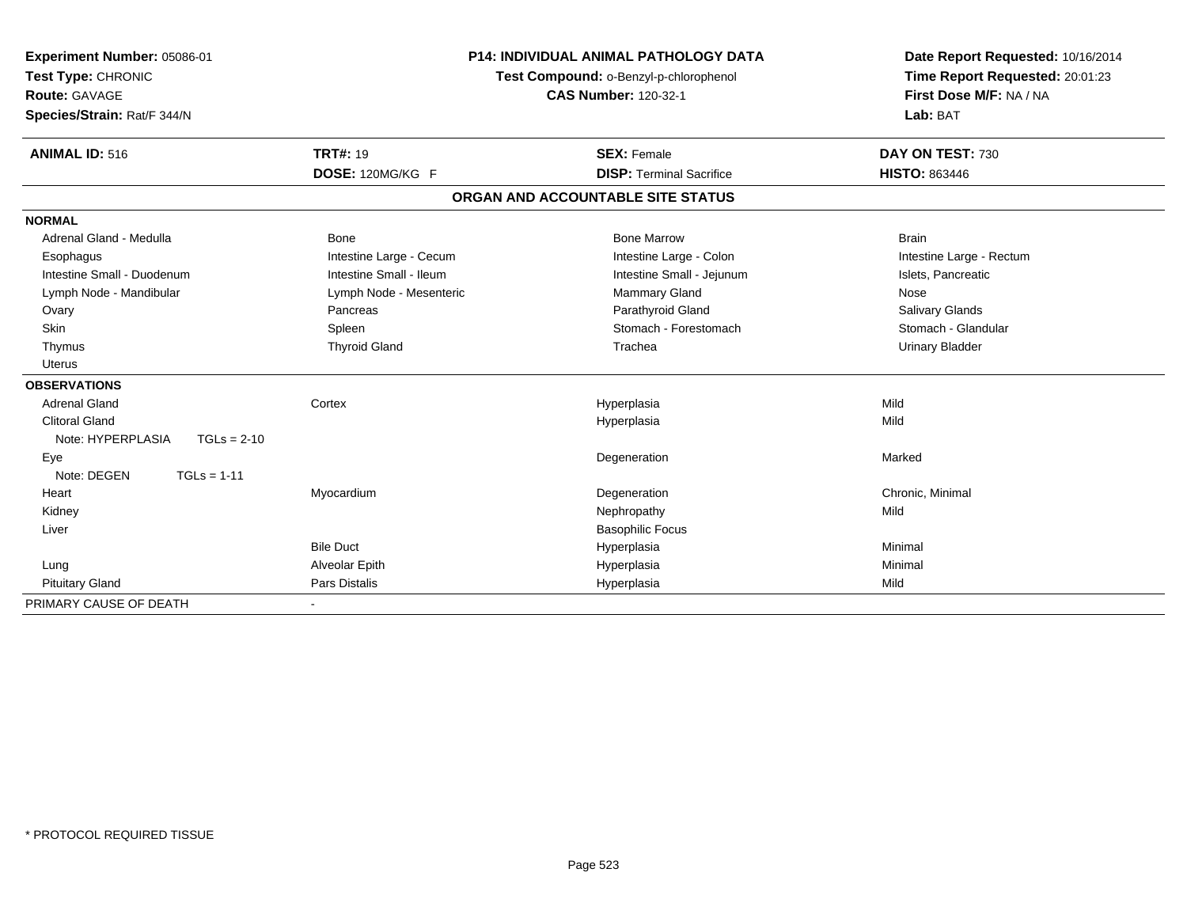**Experiment Number:** 05086-01
**Test Type:** CHRONIC
**Route:** GAVAGE
**Species/Strain:** Rat/F 344/N

**P14: INDIVIDUAL ANIMAL PATHOLOGY DATA**
**Test Compound:** o-Benzyl-p-chlorophenol
**CAS Number:** 120-32-1

**Date Report Requested:** 10/16/2014
**Time Report Requested:** 20:01:23
**First Dose M/F:** NA / NA
**Lab:** BAT

| **ANIMAL ID:** 516 | **TRT#:** 19 | **SEX:** Female | **DAY ON TEST:** 730 |
|---|---|---|---|
| | **DOSE:** 120MG/KG F | **DISP:** Terminal Sacrifice | **HISTO:** 863446 |

## ORGAN AND ACCOUNTABLE SITE STATUS

| | | | |
|---|---|---|---|
| **NORMAL** | | | |
| Adrenal Gland - Medulla | Bone | Bone Marrow | Brain |
| Esophagus | Intestine Large - Cecum | Intestine Large - Colon | Intestine Large - Rectum |
| Intestine Small - Duodenum | Intestine Small - Ileum | Intestine Small - Jejunum | Islets, Pancreatic |
| Lymph Node - Mandibular | Lymph Node - Mesenteric | Mammary Gland | Nose |
| Ovary | Pancreas | Parathyroid Gland | Salivary Glands |
| Skin | Spleen | Stomach - Forestomach | Stomach - Glandular |
| Thymus | Thyroid Gland | Trachea | Urinary Bladder |
| Uterus | | | |
| **OBSERVATIONS** | | | |
| Adrenal Gland | Cortex | Hyperplasia | Mild |
| Clitoral Gland | | Hyperplasia | Mild |
| Note: HYPERPLASIA TGLs = 2-10 | | | |
| Eye | | Degeneration | Marked |
| Note: DEGEN TGLs = 1-11 | | | |
| Heart | Myocardium | Degeneration | Chronic, Minimal |
| Kidney | | Nephropathy | Mild |
| Liver | | Basophilic Focus | |
| | Bile Duct | Hyperplasia | Minimal |
| Lung | Alveolar Epith | Hyperplasia | Minimal |
| Pituitary Gland | Pars Distalis | Hyperplasia | Mild |
| PRIMARY CAUSE OF DEATH | - | | |

* PROTOCOL REQUIRED TISSUE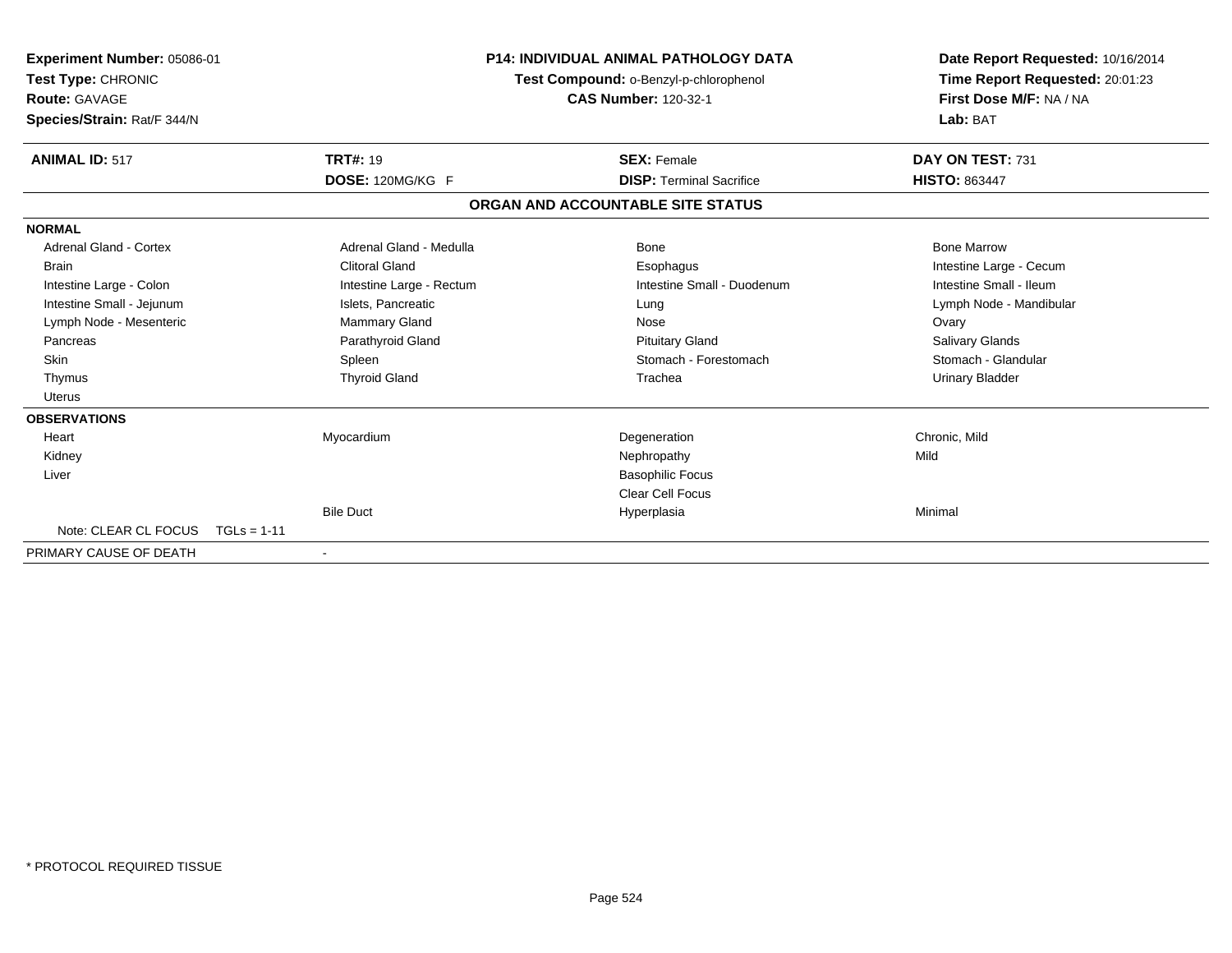**Experiment Number:** 05086-01
**Test Type:** CHRONIC
**Route:** GAVAGE
**Species/Strain:** Rat/F 344/N

**P14: INDIVIDUAL ANIMAL PATHOLOGY DATA**
**Test Compound:** o-Benzyl-p-chlorophenol
**CAS Number:** 120-32-1

**Date Report Requested:** 10/16/2014
**Time Report Requested:** 20:01:23
**First Dose M/F:** NA / NA
**Lab:** BAT

| **ANIMAL ID:** 517 | **TRT#:** 19 | **SEX:** Female | **DAY ON TEST:** 731 |
|---|---|---|---|
| | **DOSE:** 120MG/KG F | **DISP:** Terminal Sacrifice | **HISTO:** 863447 |

## ORGAN AND ACCOUNTABLE SITE STATUS

| | | | |
|---|---|---|---|
| **NORMAL** | | | |
| Adrenal Gland - Cortex | Adrenal Gland - Medulla | Bone | Bone Marrow |
| Brain | Clitoral Gland | Esophagus | Intestine Large - Cecum |
| Intestine Large - Colon | Intestine Large - Rectum | Intestine Small - Duodenum | Intestine Small - Ileum |
| Intestine Small - Jejunum | Islets, Pancreatic | Lung | Lymph Node - Mandibular |
| Lymph Node - Mesenteric | Mammary Gland | Nose | Ovary |
| Pancreas | Parathyroid Gland | Pituitary Gland | Salivary Glands |
| Skin | Spleen | Stomach - Forestomach | Stomach - Glandular |
| Thymus | Thyroid Gland | Trachea | Urinary Bladder |
| Uterus | | | |
| **OBSERVATIONS** | | | |
| Heart | Myocardium | Degeneration | Chronic, Mild |
| Kidney | | Nephropathy | Mild |
| Liver | | Basophilic Focus | |
| | | Clear Cell Focus | |
| | Bile Duct | Hyperplasia | Minimal |
| Note: CLEAR CL FOCUS TGLs = 1-11 | | | |
| PRIMARY CAUSE OF DEATH | - | | |

* PROTOCOL REQUIRED TISSUE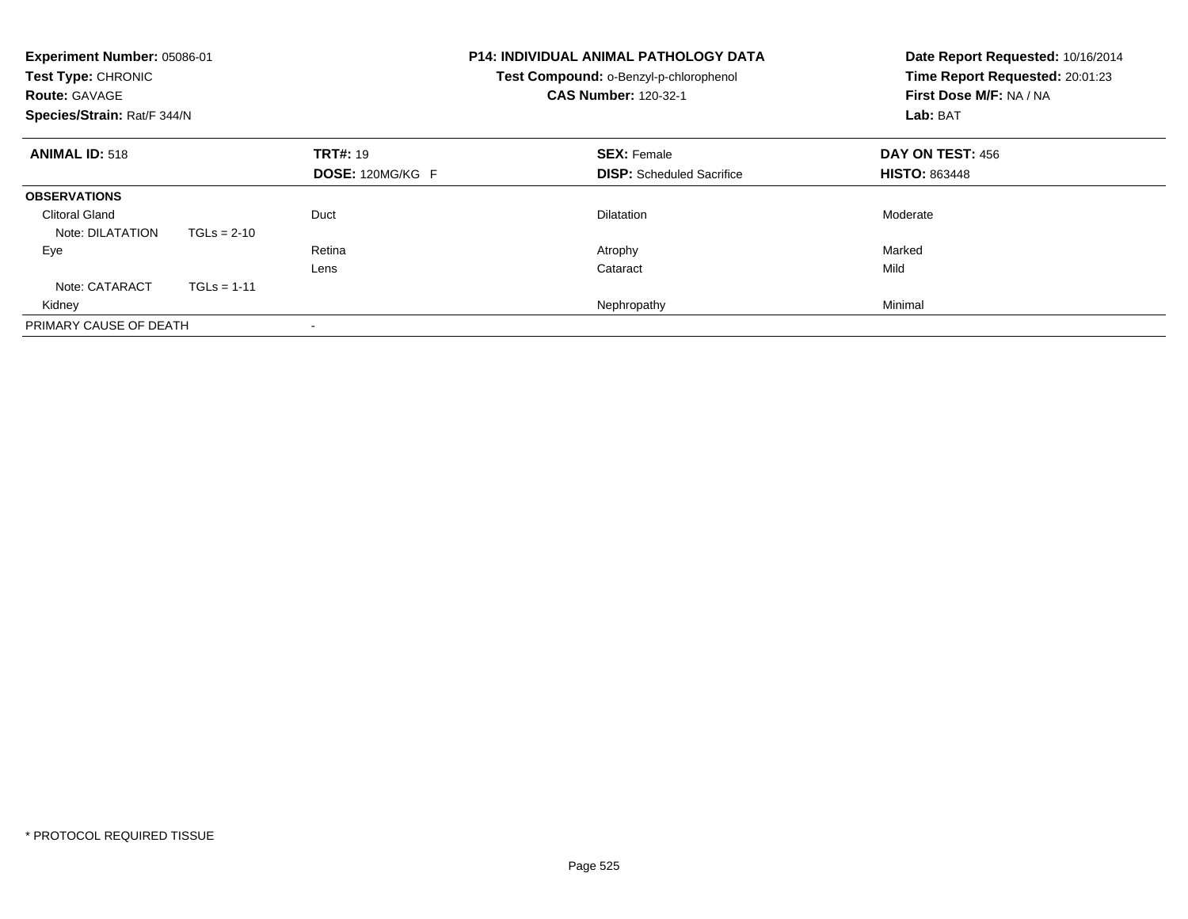**Experiment Number:** 05086-01
**Test Type:** CHRONIC
**Route:** GAVAGE
**Species/Strain:** Rat/F 344/N

**P14: INDIVIDUAL ANIMAL PATHOLOGY DATA**
**Test Compound:** o-Benzyl-p-chlorophenol
**CAS Number:** 120-32-1

**Date Report Requested:** 10/16/2014
**Time Report Requested:** 20:01:23
**First Dose M/F:** NA / NA
**Lab:** BAT

| **ANIMAL ID:** 518 | **TRT#:** 19 | **SEX:** Female | **DAY ON TEST:** 456 |
|---|---|---|---|
| | **DOSE:** 120MG/KG F | **DISP:** Scheduled Sacrifice | **HISTO:** 863448 |
| **OBSERVATIONS** | | | |
| Clitoral Gland | Duct | Dilatation | Moderate |
| Note: DILATATION TGLs = 2-10 | | | |
| Eye | Retina | Atrophy | Marked |
| | Lens | Cataract | Mild |
| Note: CATARACT TGLs = 1-11 | | | |
| Kidney | | Nephropathy | Minimal |
| PRIMARY CAUSE OF DEATH | - | | |

* PROTOCOL REQUIRED TISSUE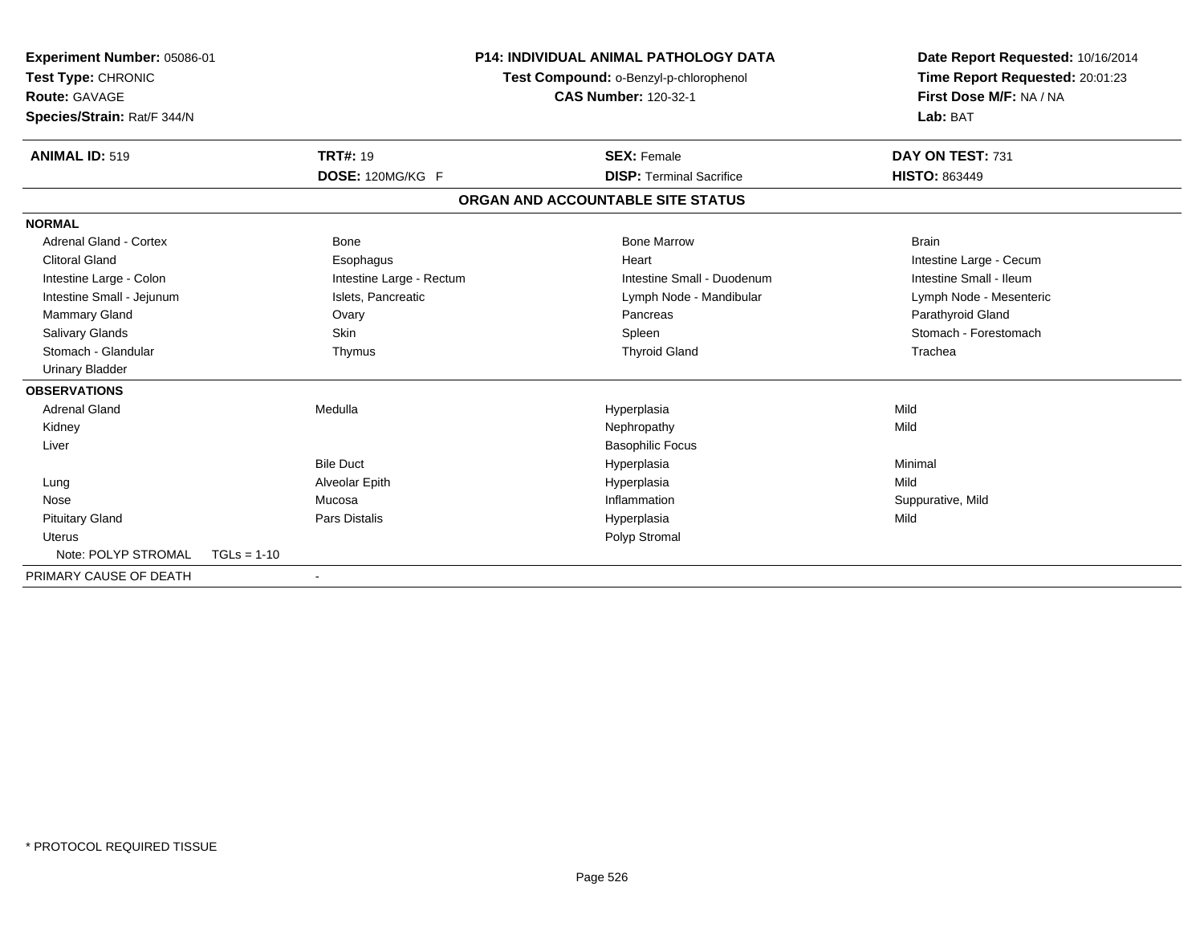**Experiment Number:** 05086-01
**Test Type:** CHRONIC
**Route:** GAVAGE
**Species/Strain:** Rat/F 344/N

**P14: INDIVIDUAL ANIMAL PATHOLOGY DATA**
**Test Compound:** o-Benzyl-p-chlorophenol
**CAS Number:** 120-32-1

**Date Report Requested:** 10/16/2014
**Time Report Requested:** 20:01:23
**First Dose M/F:** NA / NA
**Lab:** BAT

| **ANIMAL ID:** 519 | **TRT#:** 19 | **SEX:** Female | **DAY ON TEST:** 731 |
|---|---|---|---|
| | **DOSE:** 120MG/KG F | **DISP:** Terminal Sacrifice | **HISTO:** 863449 |

## ORGAN AND ACCOUNTABLE SITE STATUS

**NORMAL**

| | | | |
|---|---|---|---|
| Adrenal Gland - Cortex | Bone | Bone Marrow | Brain |
| Clitoral Gland | Esophagus | Heart | Intestine Large - Cecum |
| Intestine Large - Colon | Intestine Large - Rectum | Intestine Small - Duodenum | Intestine Small - Ileum |
| Intestine Small - Jejunum | Islets, Pancreatic | Lymph Node - Mandibular | Lymph Node - Mesenteric |
| Mammary Gland | Ovary | Pancreas | Parathyroid Gland |
| Salivary Glands | Skin | Spleen | Stomach - Forestomach |
| Stomach - Glandular | Thymus | Thyroid Gland | Trachea |
| Urinary Bladder | | | |

**OBSERVATIONS**

| | | | |
|---|---|---|---|
| Adrenal Gland | Medulla | Hyperplasia | Mild |
| Kidney | | Nephropathy | Mild |
| Liver | | Basophilic Focus | |
| | Bile Duct | Hyperplasia | Minimal |
| Lung | Alveolar Epith | Hyperplasia | Mild |
| Nose | Mucosa | Inflammation | Suppurative, Mild |
| Pituitary Gland | Pars Distalis | Hyperplasia | Mild |
| Uterus | | Polyp Stromal | |
| Note: POLYP STROMAL TGLs = 1-10 | | | |

PRIMARY CAUSE OF DEATH -

\* PROTOCOL REQUIRED TISSUE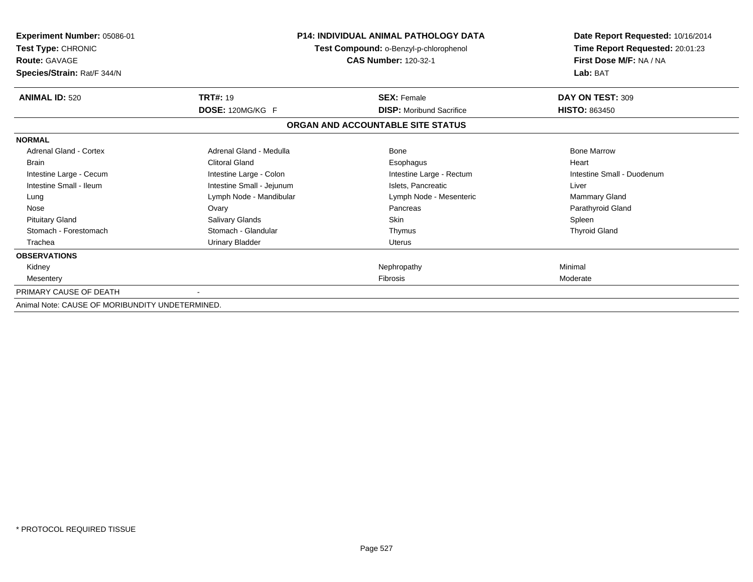**Experiment Number:** 05086-01
**Test Type:** CHRONIC
**Route:** GAVAGE
**Species/Strain:** Rat/F 344/N

**P14: INDIVIDUAL ANIMAL PATHOLOGY DATA**
**Test Compound:** o-Benzyl-p-chlorophenol
**CAS Number:** 120-32-1

**Date Report Requested:** 10/16/2014
**Time Report Requested:** 20:01:23
**First Dose M/F:** NA / NA
**Lab:** BAT

| **ANIMAL ID:** 520 | **TRT#:** 19 | **SEX:** Female | **DAY ON TEST:** 309 |
|---|---|---|---|
| | **DOSE:** 120MG/KG F | **DISP:** Moribund Sacrifice | **HISTO:** 863450 |

**ORGAN AND ACCOUNTABLE SITE STATUS**

| | | | |
|---|---|---|---|
| **NORMAL** | | | |
| Adrenal Gland - Cortex | Adrenal Gland - Medulla | Bone | Bone Marrow |
| Brain | Clitoral Gland | Esophagus | Heart |
| Intestine Large - Cecum | Intestine Large - Colon | Intestine Large - Rectum | Intestine Small - Duodenum |
| Intestine Small - Ileum | Intestine Small - Jejunum | Islets, Pancreatic | Liver |
| Lung | Lymph Node - Mandibular | Lymph Node - Mesenteric | Mammary Gland |
| Nose | Ovary | Pancreas | Parathyroid Gland |
| Pituitary Gland | Salivary Glands | Skin | Spleen |
| Stomach - Forestomach | Stomach - Glandular | Thymus | Thyroid Gland |
| Trachea | Urinary Bladder | Uterus | |
| **OBSERVATIONS** | | | |
| Kidney | | Nephropathy | Minimal |
| Mesentery | | Fibrosis | Moderate |
| PRIMARY CAUSE OF DEATH | - | | |

Animal Note: CAUSE OF MORIBUNDITY UNDETERMINED.

* PROTOCOL REQUIRED TISSUE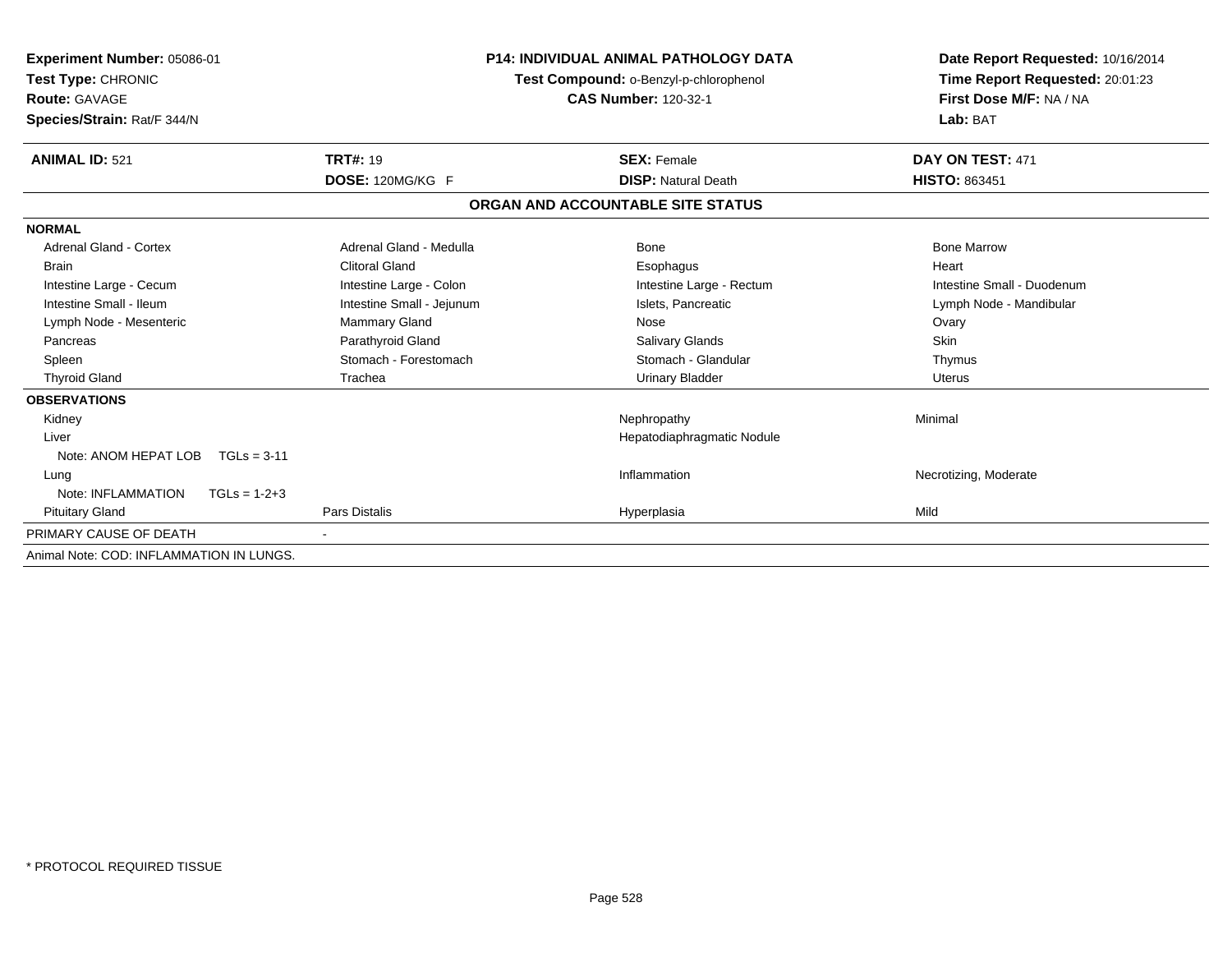**Experiment Number:** 05086-01
**Test Type:** CHRONIC
**Route:** GAVAGE
**Species/Strain:** Rat/F 344/N

**P14: INDIVIDUAL ANIMAL PATHOLOGY DATA**
**Test Compound:** o-Benzyl-p-chlorophenol
**CAS Number:** 120-32-1

**Date Report Requested:** 10/16/2014
**Time Report Requested:** 20:01:23
**First Dose M/F:** NA / NA
**Lab:** BAT

| **ANIMAL ID:** 521 | **TRT#:** 19 | **SEX:** Female | **DAY ON TEST:** 471 |
|---|---|---|---|
| | **DOSE:** 120MG/KG F | **DISP:** Natural Death | **HISTO:** 863451 |

## ORGAN AND ACCOUNTABLE SITE STATUS

| | | | |
|---|---|---|---|
| **NORMAL** | | | |
| Adrenal Gland - Cortex | Adrenal Gland - Medulla | Bone | Bone Marrow |
| Brain | Clitoral Gland | Esophagus | Heart |
| Intestine Large - Cecum | Intestine Large - Colon | Intestine Large - Rectum | Intestine Small - Duodenum |
| Intestine Small - Ileum | Intestine Small - Jejunum | Islets, Pancreatic | Lymph Node - Mandibular |
| Lymph Node - Mesenteric | Mammary Gland | Nose | Ovary |
| Pancreas | Parathyroid Gland | Salivary Glands | Skin |
| Spleen | Stomach - Forestomach | Stomach - Glandular | Thymus |
| Thyroid Gland | Trachea | Urinary Bladder | Uterus |
| **OBSERVATIONS** | | | |
| Kidney | | Nephropathy | Minimal |
| Liver | | Hepatodiaphragmatic Nodule | |
| Note: ANOM HEPAT LOB TGLs = 3-11 | | | |
| Lung | | Inflammation | Necrotizing, Moderate |
| Note: INFLAMMATION TGLs = 1-2+3 | | | |
| Pituitary Gland | Pars Distalis | Hyperplasia | Mild |
| PRIMARY CAUSE OF DEATH | - | | |

Animal Note: COD: INFLAMMATION IN LUNGS.

* PROTOCOL REQUIRED TISSUE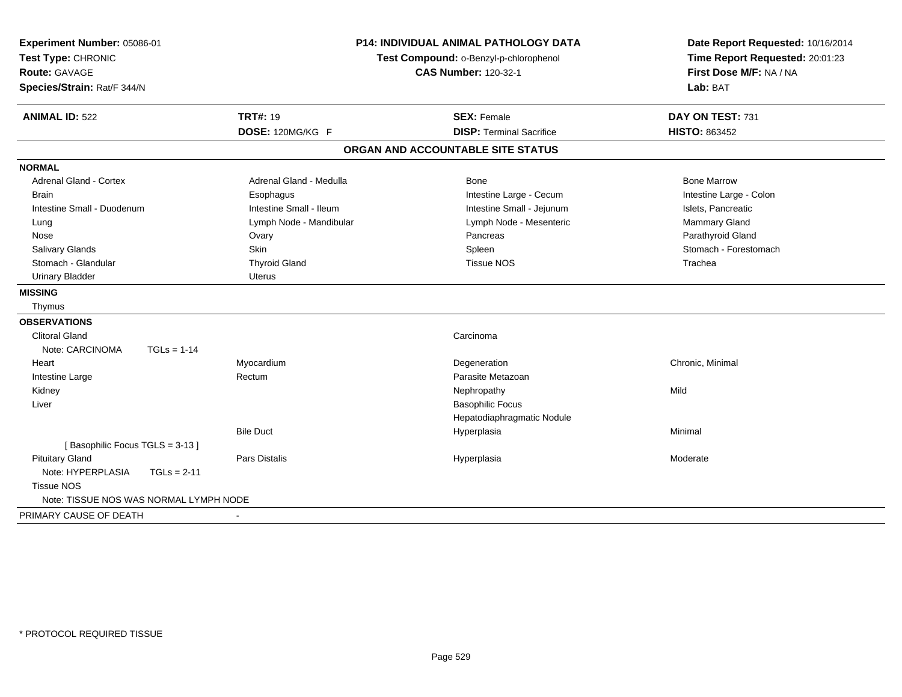**Experiment Number:** 05086-01
**Test Type:** CHRONIC
**Route:** GAVAGE
**Species/Strain:** Rat/F 344/N

**P14: INDIVIDUAL ANIMAL PATHOLOGY DATA**
**Test Compound:** o-Benzyl-p-chlorophenol
**CAS Number:** 120-32-1

**Date Report Requested:** 10/16/2014
**Time Report Requested:** 20:01:23
**First Dose M/F:** NA / NA
**Lab:** BAT

| **ANIMAL ID:** 522 | **TRT#:** 19 | **SEX:** Female | **DAY ON TEST:** 731 |
|---|---|---|---|
| | **DOSE:** 120MG/KG F | **DISP:** Terminal Sacrifice | **HISTO:** 863452 |

## ORGAN AND ACCOUNTABLE SITE STATUS

**NORMAL**

| | | | |
|---|---|---|---|
| Adrenal Gland - Cortex | Adrenal Gland - Medulla | Bone | Bone Marrow |
| Brain | Esophagus | Intestine Large - Cecum | Intestine Large - Colon |
| Intestine Small - Duodenum | Intestine Small - Ileum | Intestine Small - Jejunum | Islets, Pancreatic |
| Lung | Lymph Node - Mandibular | Lymph Node - Mesenteric | Mammary Gland |
| Nose | Ovary | Pancreas | Parathyroid Gland |
| Salivary Glands | Skin | Spleen | Stomach - Forestomach |
| Stomach - Glandular | Thyroid Gland | Tissue NOS | Trachea |
| Urinary Bladder | Uterus | | |

**MISSING**

Thymus

**OBSERVATIONS**

| | | | |
|---|---|---|---|
| Clitoral Gland | | Carcinoma | |
| Note: CARCINOMA TGLs = 1-14 | | | |
| Heart | Myocardium | Degeneration | Chronic, Minimal |
| Intestine Large | Rectum | Parasite Metazoan | |
| Kidney | | Nephropathy | Mild |
| Liver | | Basophilic Focus | |
| | | Hepatodiaphragmatic Nodule | |
| | Bile Duct | Hyperplasia | Minimal |
| [ Basophilic Focus TGLS = 3-13 ] | | | |
| Pituitary Gland | Pars Distalis | Hyperplasia | Moderate |
| Note: HYPERPLASIA TGLs = 2-11 | | | |
| Tissue NOS | | | |
| Note: TISSUE NOS WAS NORMAL LYMPH NODE | | | |

PRIMARY CAUSE OF DEATH -

* PROTOCOL REQUIRED TISSUE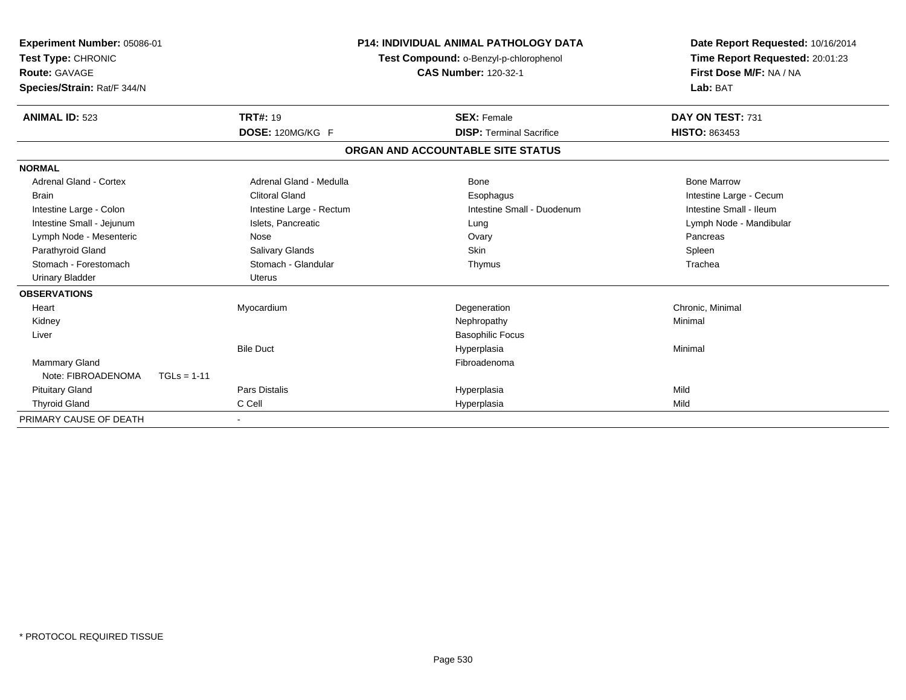**Experiment Number:** 05086-01
**Test Type:** CHRONIC
**Route:** GAVAGE
**Species/Strain:** Rat/F 344/N

**P14: INDIVIDUAL ANIMAL PATHOLOGY DATA**
**Test Compound:** o-Benzyl-p-chlorophenol
**CAS Number:** 120-32-1

**Date Report Requested:** 10/16/2014
**Time Report Requested:** 20:01:23
**First Dose M/F:** NA / NA
**Lab:** BAT

| **ANIMAL ID:** 523 | **TRT#:** 19 | **SEX:** Female | **DAY ON TEST:** 731 |
|---|---|---|---|
| | **DOSE:** 120MG/KG F | **DISP:** Terminal Sacrifice | **HISTO:** 863453 |

## ORGAN AND ACCOUNTABLE SITE STATUS

| | | | |
|---|---|---|---|
| **NORMAL** | | | |
| Adrenal Gland - Cortex | Adrenal Gland - Medulla | Bone | Bone Marrow |
| Brain | Clitoral Gland | Esophagus | Intestine Large - Cecum |
| Intestine Large - Colon | Intestine Large - Rectum | Intestine Small - Duodenum | Intestine Small - Ileum |
| Intestine Small - Jejunum | Islets, Pancreatic | Lung | Lymph Node - Mandibular |
| Lymph Node - Mesenteric | Nose | Ovary | Pancreas |
| Parathyroid Gland | Salivary Glands | Skin | Spleen |
| Stomach - Forestomach | Stomach - Glandular | Thymus | Trachea |
| Urinary Bladder | Uterus | | |
| **OBSERVATIONS** | | | |
| Heart | Myocardium | Degeneration | Chronic, Minimal |
| Kidney | | Nephropathy | Minimal |
| Liver | | Basophilic Focus | |
| | Bile Duct | Hyperplasia | Minimal |
| Mammary Gland | | Fibroadenoma | |
| Note: FIBROADENOMA TGLs = 1-11 | | | |
| Pituitary Gland | Pars Distalis | Hyperplasia | Mild |
| Thyroid Gland | C Cell | Hyperplasia | Mild |
| PRIMARY CAUSE OF DEATH | - | | |

\* PROTOCOL REQUIRED TISSUE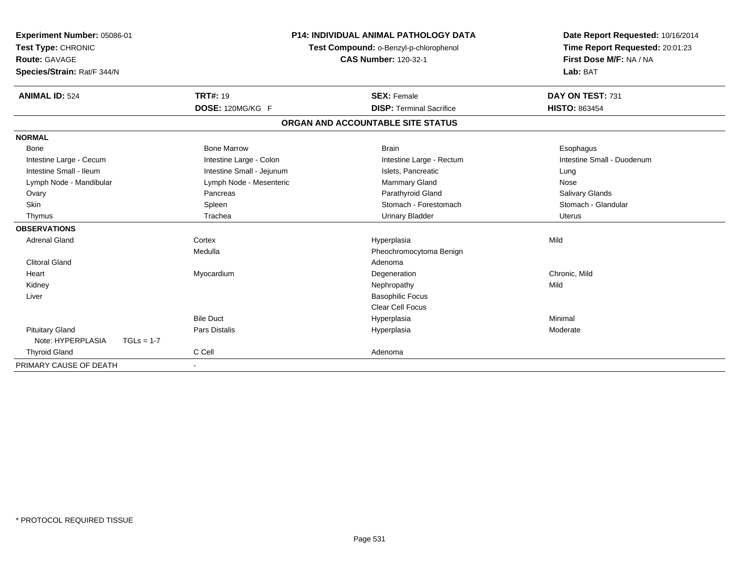**Experiment Number:** 05086-01
**Test Type:** CHRONIC
**Route:** GAVAGE
**Species/Strain:** Rat/F 344/N

**P14: INDIVIDUAL ANIMAL PATHOLOGY DATA**
**Test Compound:** o-Benzyl-p-chlorophenol
**CAS Number:** 120-32-1

**Date Report Requested:** 10/16/2014
**Time Report Requested:** 20:01:23
**First Dose M/F:** NA / NA
**Lab:** BAT

| **ANIMAL ID:** 524 | **TRT#:** 19 | **SEX:** Female | **DAY ON TEST:** 731 |
|---|---|---|---|
| | **DOSE:** 120MG/KG F | **DISP:** Terminal Sacrifice | **HISTO:** 863454 |

## ORGAN AND ACCOUNTABLE SITE STATUS

| | | | |
|---|---|---|---|
| **NORMAL** | | | |
| Bone | Bone Marrow | Brain | Esophagus |
| Intestine Large - Cecum | Intestine Large - Colon | Intestine Large - Rectum | Intestine Small - Duodenum |
| Intestine Small - Ileum | Intestine Small - Jejunum | Islets, Pancreatic | Lung |
| Lymph Node - Mandibular | Lymph Node - Mesenteric | Mammary Gland | Nose |
| Ovary | Pancreas | Parathyroid Gland | Salivary Glands |
| Skin | Spleen | Stomach - Forestomach | Stomach - Glandular |
| Thymus | Trachea | Urinary Bladder | Uterus |
| **OBSERVATIONS** | | | |
| Adrenal Gland | Cortex | Hyperplasia | Mild |
| | Medulla | Pheochromocytoma Benign | |
| Clitoral Gland | | Adenoma | |
| Heart | Myocardium | Degeneration | Chronic, Mild |
| Kidney | | Nephropathy | Mild |
| Liver | | Basophilic Focus | |
| | | Clear Cell Focus | |
| | Bile Duct | Hyperplasia | Minimal |
| Pituitary Gland | Pars Distalis | Hyperplasia | Moderate |
| Note: HYPERPLASIA TGLs = 1-7 | | | |
| Thyroid Gland | C Cell | Adenoma | |
| PRIMARY CAUSE OF DEATH | - | | |

* PROTOCOL REQUIRED TISSUE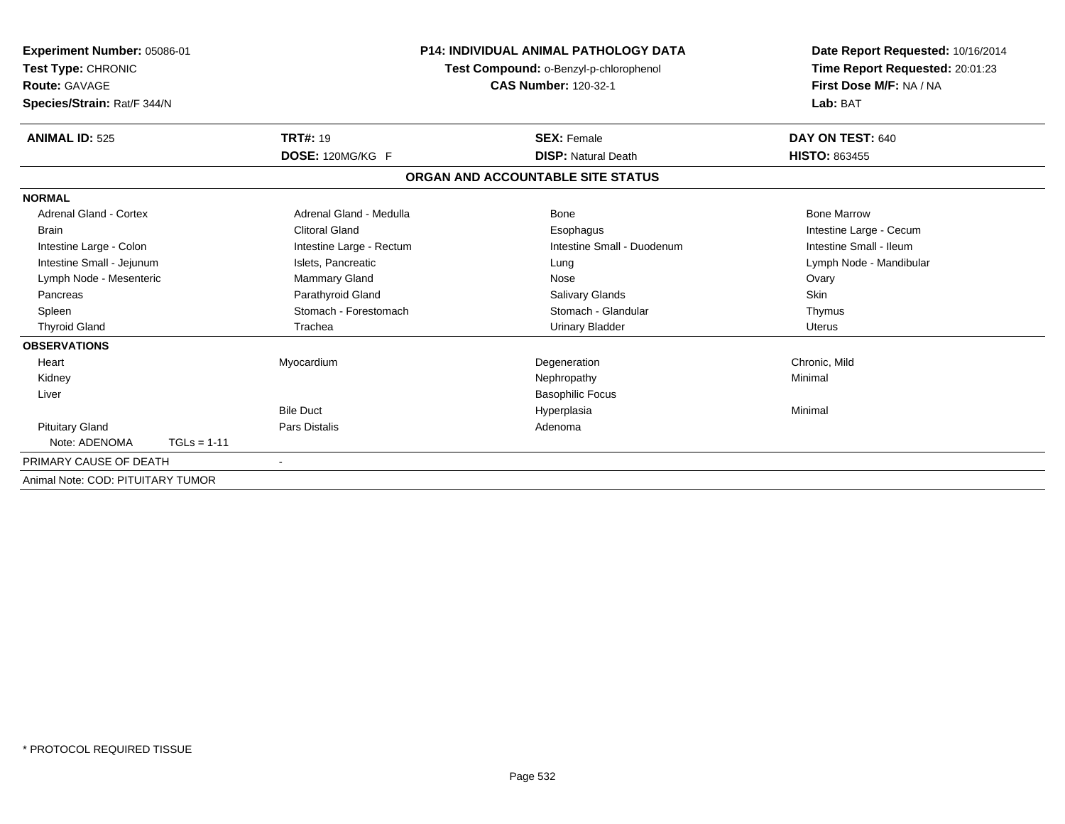**Experiment Number:** 05086-01
**Test Type:** CHRONIC
**Route:** GAVAGE
**Species/Strain:** Rat/F 344/N

**P14: INDIVIDUAL ANIMAL PATHOLOGY DATA**
**Test Compound:** o-Benzyl-p-chlorophenol
**CAS Number:** 120-32-1

**Date Report Requested:** 10/16/2014
**Time Report Requested:** 20:01:23
**First Dose M/F:** NA / NA
**Lab:** BAT

| **ANIMAL ID:** 525 | **TRT#:** 19 | **SEX:** Female | **DAY ON TEST:** 640 |
|---|---|---|---|
| | **DOSE:** 120MG/KG F | **DISP:** Natural Death | **HISTO:** 863455 |

**ORGAN AND ACCOUNTABLE SITE STATUS**

**NORMAL**

| | | | |
|---|---|---|---|
| Adrenal Gland - Cortex | Adrenal Gland - Medulla | Bone | Bone Marrow |
| Brain | Clitoral Gland | Esophagus | Intestine Large - Cecum |
| Intestine Large - Colon | Intestine Large - Rectum | Intestine Small - Duodenum | Intestine Small - Ileum |
| Intestine Small - Jejunum | Islets, Pancreatic | Lung | Lymph Node - Mandibular |
| Lymph Node - Mesenteric | Mammary Gland | Nose | Ovary |
| Pancreas | Parathyroid Gland | Salivary Glands | Skin |
| Spleen | Stomach - Forestomach | Stomach - Glandular | Thymus |
| Thyroid Gland | Trachea | Urinary Bladder | Uterus |

**OBSERVATIONS**

| | | | |
|---|---|---|---|
| Heart | Myocardium | Degeneration | Chronic, Mild |
| Kidney | | Nephropathy | Minimal |
| Liver | | Basophilic Focus | |
| | Bile Duct | Hyperplasia | Minimal |
| Pituitary Gland | Pars Distalis | Adenoma | |
| Note: ADENOMA TGLs = 1-11 | | | |

PRIMARY CAUSE OF DEATH -

Animal Note: COD: PITUITARY TUMOR

\* PROTOCOL REQUIRED TISSUE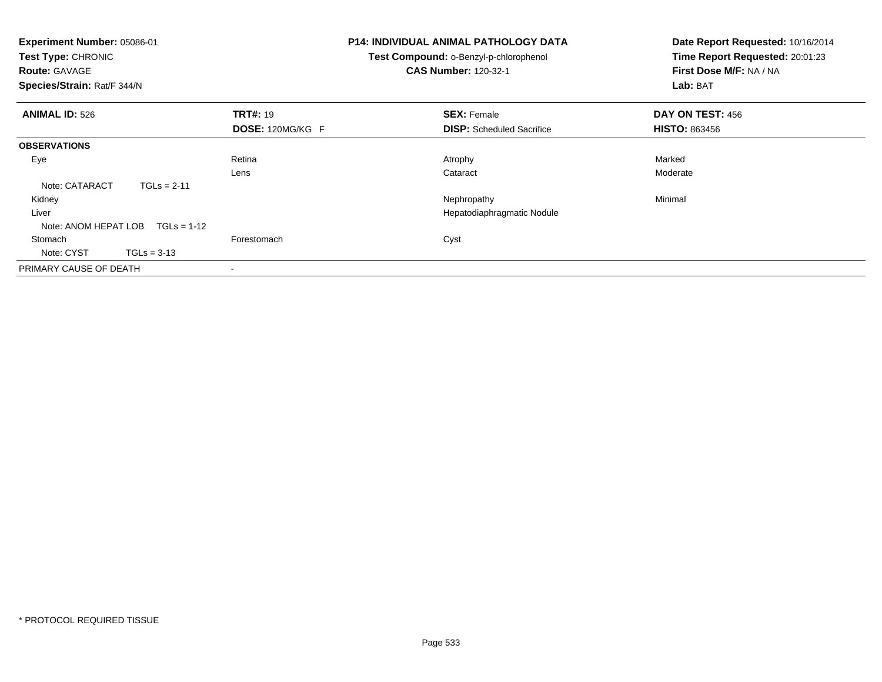**Experiment Number:** 05086-01
**Test Type:** CHRONIC
**Route:** GAVAGE
**Species/Strain:** Rat/F 344/N

**P14: INDIVIDUAL ANIMAL PATHOLOGY DATA**
**Test Compound:** o-Benzyl-p-chlorophenol
**CAS Number:** 120-32-1

**Date Report Requested:** 10/16/2014
**Time Report Requested:** 20:01:23
**First Dose M/F:** NA / NA
**Lab:** BAT

| **ANIMAL ID:** 526 | **TRT#:** 19 | **SEX:** Female | **DAY ON TEST:** 456 |
|---|---|---|---|
| | **DOSE:** 120MG/KG F | **DISP:** Scheduled Sacrifice | **HISTO:** 863456 |
| **OBSERVATIONS** | | | |
| Eye | Retina | Atrophy | Marked |
| | Lens | Cataract | Moderate |
| Note: CATARACT TGLs = 2-11 | | | |
| Kidney | | Nephropathy | Minimal |
| Liver | | Hepatodiaphragmatic Nodule | |
| Note: ANOM HEPAT LOB TGLs = 1-12 | | | |
| Stomach | Forestomach | Cyst | |
| Note: CYST TGLs = 3-13 | | | |
| PRIMARY CAUSE OF DEATH | - | | |

* PROTOCOL REQUIRED TISSUE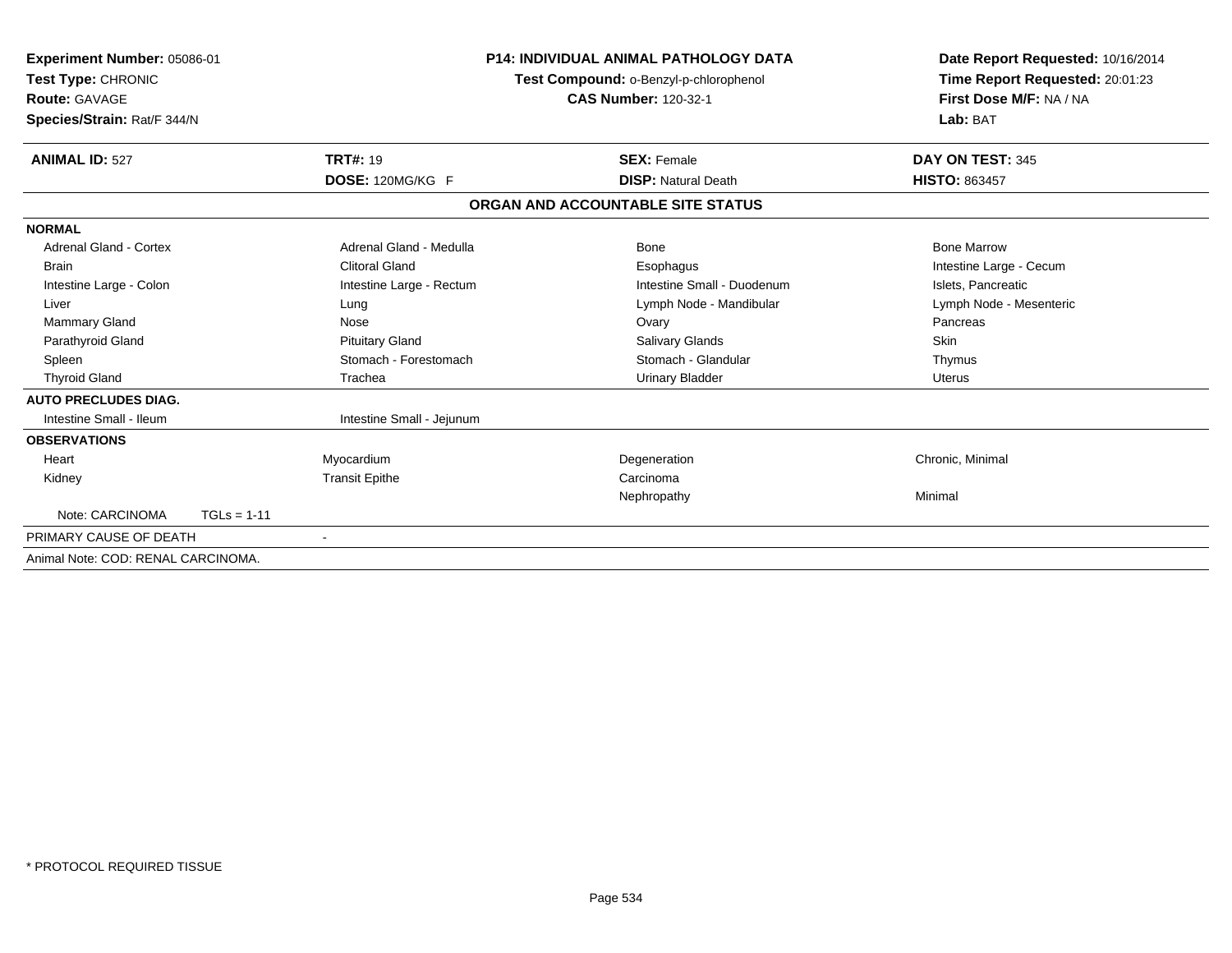**Experiment Number:** 05086-01
**Test Type:** CHRONIC
**Route:** GAVAGE
**Species/Strain:** Rat/F 344/N

**P14: INDIVIDUAL ANIMAL PATHOLOGY DATA**
**Test Compound:** o-Benzyl-p-chlorophenol
**CAS Number:** 120-32-1

**Date Report Requested:** 10/16/2014
**Time Report Requested:** 20:01:23
**First Dose M/F:** NA / NA
**Lab:** BAT

| **ANIMAL ID:** 527 | **TRT#:** 19 | **SEX:** Female | **DAY ON TEST:** 345 |
|---|---|---|---|
| | **DOSE:** 120MG/KG F | **DISP:** Natural Death | **HISTO:** 863457 |

## ORGAN AND ACCOUNTABLE SITE STATUS

| | | | |
|---|---|---|---|
| **NORMAL** | | | |
| Adrenal Gland - Cortex | Adrenal Gland - Medulla | Bone | Bone Marrow |
| Brain | Clitoral Gland | Esophagus | Intestine Large - Cecum |
| Intestine Large - Colon | Intestine Large - Rectum | Intestine Small - Duodenum | Islets, Pancreatic |
| Liver | Lung | Lymph Node - Mandibular | Lymph Node - Mesenteric |
| Mammary Gland | Nose | Ovary | Pancreas |
| Parathyroid Gland | Pituitary Gland | Salivary Glands | Skin |
| Spleen | Stomach - Forestomach | Stomach - Glandular | Thymus |
| Thyroid Gland | Trachea | Urinary Bladder | Uterus |
| **AUTO PRECLUDES DIAG.** | | | |
| Intestine Small - Ileum | Intestine Small - Jejunum | | |
| **OBSERVATIONS** | | | |
| Heart | Myocardium | Degeneration | Chronic, Minimal |
| Kidney | Transit Epithe | Carcinoma | |
| | | Nephropathy | Minimal |
| Note: CARCINOMA TGLs = 1-11 | | | |
| PRIMARY CAUSE OF DEATH | - | | |
| Animal Note: COD: RENAL CARCINOMA. | | | |

\* PROTOCOL REQUIRED TISSUE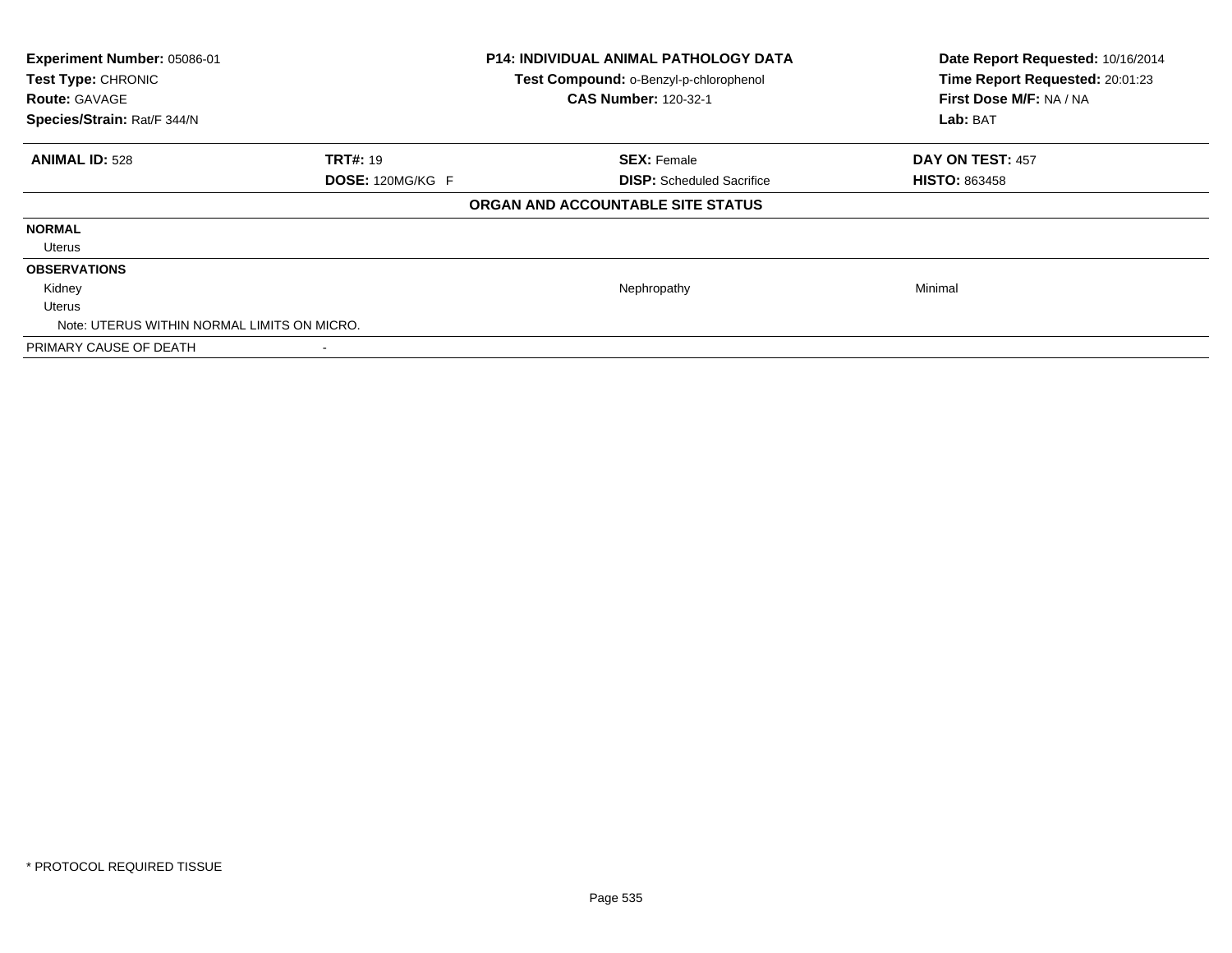**Experiment Number:** 05086-01
**Test Type:** CHRONIC
**Route:** GAVAGE
**Species/Strain:** Rat/F 344/N

**P14: INDIVIDUAL ANIMAL PATHOLOGY DATA**
**Test Compound:** o-Benzyl-p-chlorophenol
**CAS Number:** 120-32-1

**Date Report Requested:** 10/16/2014
**Time Report Requested:** 20:01:23
**First Dose M/F:** NA / NA
**Lab:** BAT

| **ANIMAL ID:** 528 | **TRT#:** 19 | **SEX:** Female | **DAY ON TEST:** 457 |
|---|---|---|---|
| | **DOSE:** 120MG/KG F | **DISP:** Scheduled Sacrifice | **HISTO:** 863458 |

**ORGAN AND ACCOUNTABLE SITE STATUS**

| | | | |
|---|---|---|---|
| **NORMAL** | | | |
| Uterus | | | |
| **OBSERVATIONS** | | | |
| Kidney | | Nephropathy | Minimal |
| Uterus | | | |
| Note: UTERUS WITHIN NORMAL LIMITS ON MICRO. | | | |
| PRIMARY CAUSE OF DEATH | - | | |

* PROTOCOL REQUIRED TISSUE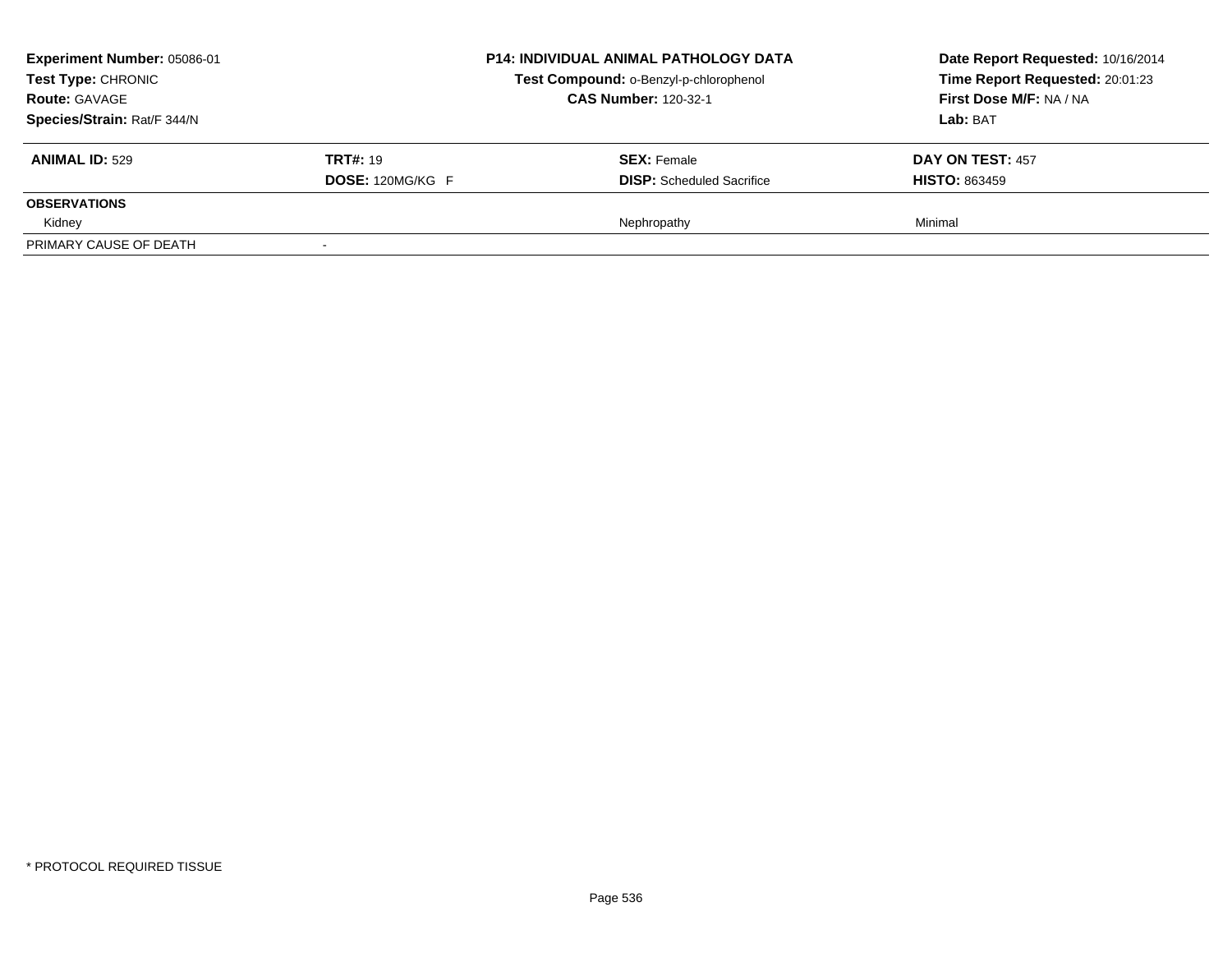**Experiment Number:** 05086-01
**Test Type:** CHRONIC
**Route:** GAVAGE
**Species/Strain:** Rat/F 344/N

**P14: INDIVIDUAL ANIMAL PATHOLOGY DATA**
**Test Compound:** o-Benzyl-p-chlorophenol
**CAS Number:** 120-32-1

**Date Report Requested:** 10/16/2014
**Time Report Requested:** 20:01:23
**First Dose M/F:** NA / NA
**Lab:** BAT

| **ANIMAL ID:** 529 | **TRT#:** 19 | **SEX:** Female | **DAY ON TEST:** 457 |
|---|---|---|---|
| | **DOSE:** 120MG/KG F | **DISP:** Scheduled Sacrifice | **HISTO:** 863459 |
| **OBSERVATIONS** | | | |
| Kidney | | Nephropathy | Minimal |
| PRIMARY CAUSE OF DEATH | - | | |

* PROTOCOL REQUIRED TISSUE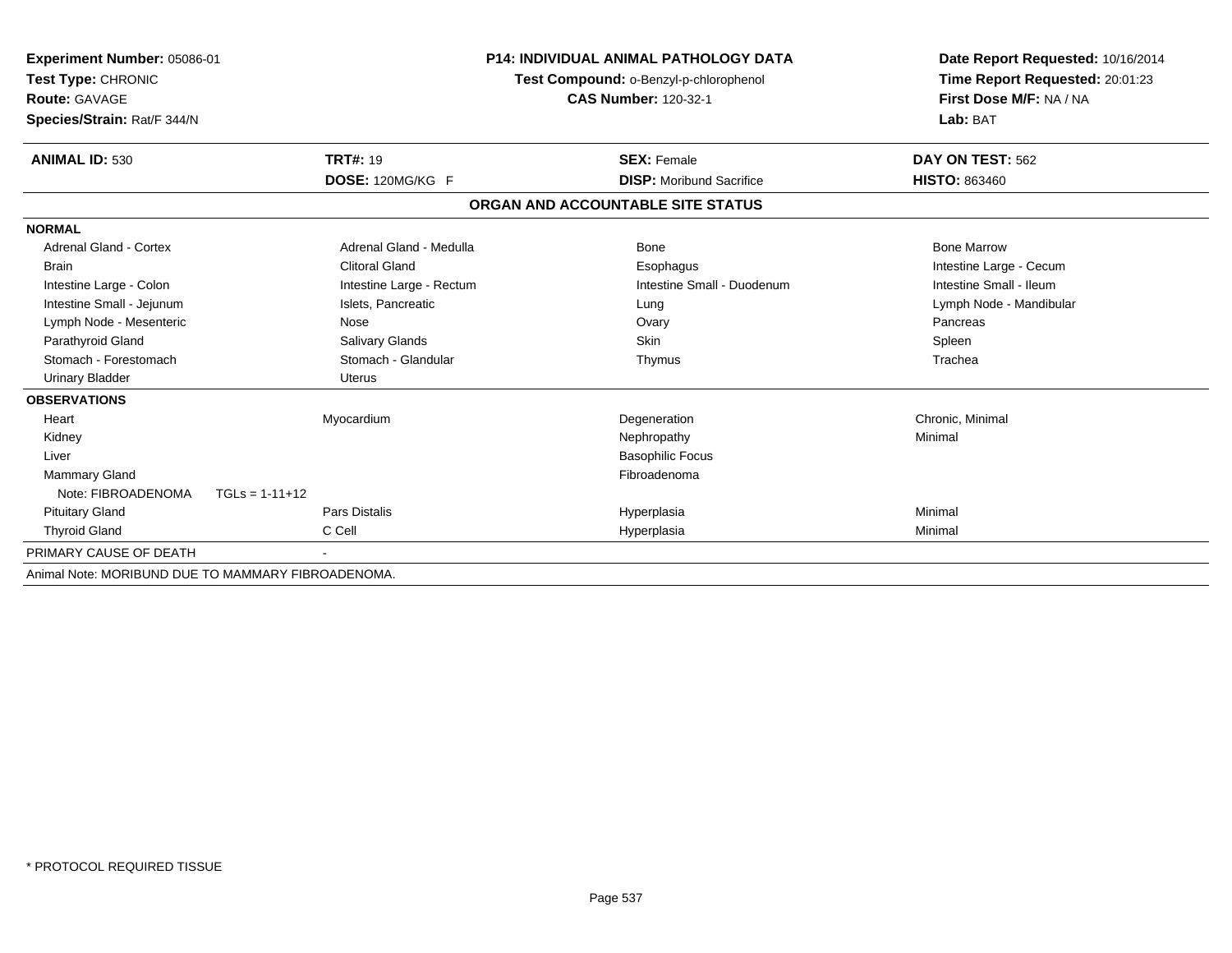**Experiment Number:** 05086-01
**Test Type:** CHRONIC
**Route:** GAVAGE
**Species/Strain:** Rat/F 344/N

**P14: INDIVIDUAL ANIMAL PATHOLOGY DATA**
**Test Compound:** o-Benzyl-p-chlorophenol
**CAS Number:** 120-32-1

**Date Report Requested:** 10/16/2014
**Time Report Requested:** 20:01:23
**First Dose M/F:** NA / NA
**Lab:** BAT

| **ANIMAL ID:** 530 | **TRT#:** 19 | **SEX:** Female | **DAY ON TEST:** 562 |
|---|---|---|---|
| | **DOSE:** 120MG/KG F | **DISP:** Moribund Sacrifice | **HISTO:** 863460 |

## ORGAN AND ACCOUNTABLE SITE STATUS

| | | | |
|---|---|---|---|
| **NORMAL** | | | |
| Adrenal Gland - Cortex | Adrenal Gland - Medulla | Bone | Bone Marrow |
| Brain | Clitoral Gland | Esophagus | Intestine Large - Cecum |
| Intestine Large - Colon | Intestine Large - Rectum | Intestine Small - Duodenum | Intestine Small - Ileum |
| Intestine Small - Jejunum | Islets, Pancreatic | Lung | Lymph Node - Mandibular |
| Lymph Node - Mesenteric | Nose | Ovary | Pancreas |
| Parathyroid Gland | Salivary Glands | Skin | Spleen |
| Stomach - Forestomach | Stomach - Glandular | Thymus | Trachea |
| Urinary Bladder | Uterus | | |
| **OBSERVATIONS** | | | |
| Heart | Myocardium | Degeneration | Chronic, Minimal |
| Kidney | | Nephropathy | Minimal |
| Liver | | Basophilic Focus | |
| Mammary Gland | | Fibroadenoma | |
| Note: FIBROADENOMA TGLs = 1-11+12 | | | |
| Pituitary Gland | Pars Distalis | Hyperplasia | Minimal |
| Thyroid Gland | C Cell | Hyperplasia | Minimal |
| PRIMARY CAUSE OF DEATH | - | | |

Animal Note: MORIBUND DUE TO MAMMARY FIBROADENOMA.

* PROTOCOL REQUIRED TISSUE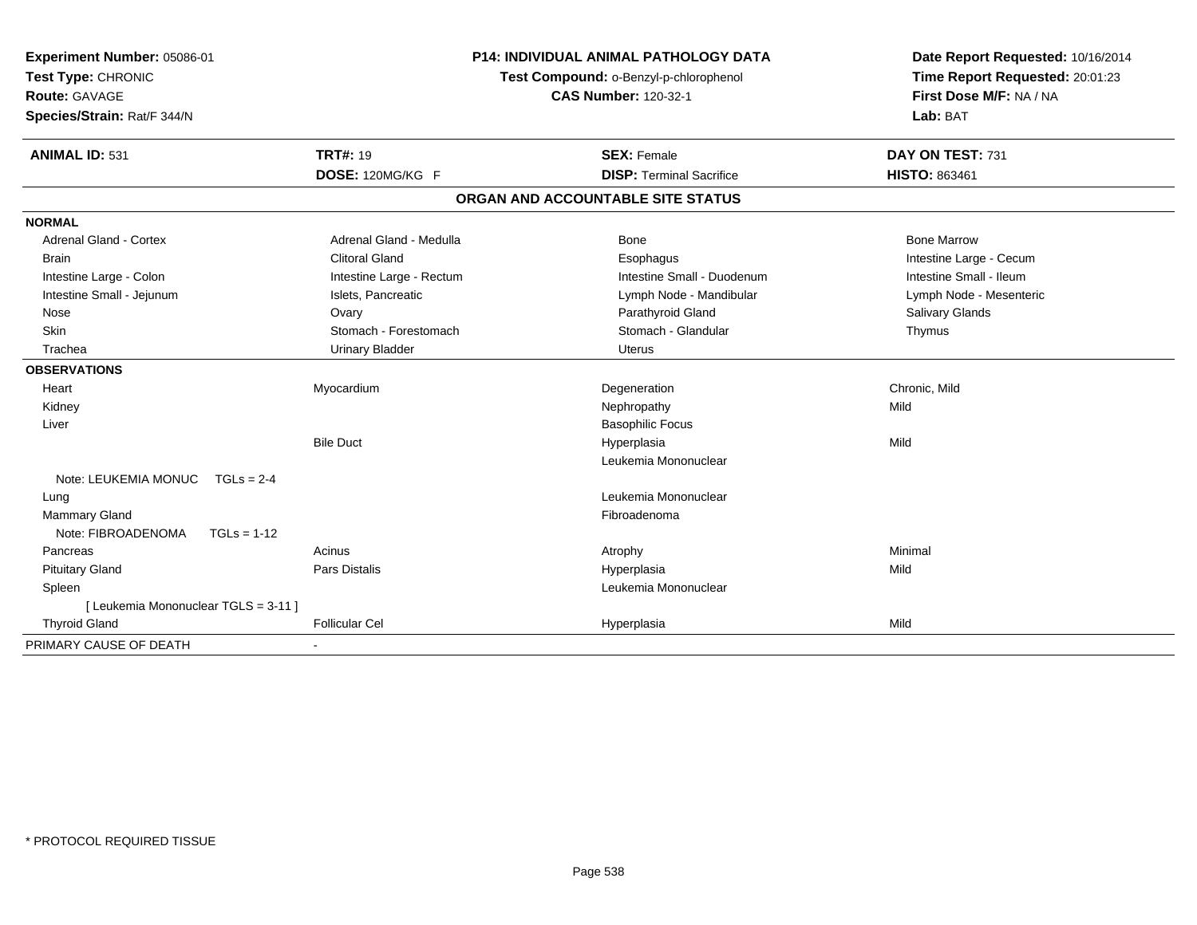**Experiment Number:** 05086-01
**Test Type:** CHRONIC
**Route:** GAVAGE
**Species/Strain:** Rat/F 344/N

**P14: INDIVIDUAL ANIMAL PATHOLOGY DATA**
**Test Compound:** o-Benzyl-p-chlorophenol
**CAS Number:** 120-32-1

**Date Report Requested:** 10/16/2014
**Time Report Requested:** 20:01:23
**First Dose M/F:** NA / NA
**Lab:** BAT

| **ANIMAL ID:** 531 | **TRT#:** 19 | **SEX:** Female | **DAY ON TEST:** 731 |
|---|---|---|---|
| | **DOSE:** 120MG/KG F | **DISP:** Terminal Sacrifice | **HISTO:** 863461 |

## ORGAN AND ACCOUNTABLE SITE STATUS

| | | | |
|---|---|---|---|
| **NORMAL** | | | |
| Adrenal Gland - Cortex | Adrenal Gland - Medulla | Bone | Bone Marrow |
| Brain | Clitoral Gland | Esophagus | Intestine Large - Cecum |
| Intestine Large - Colon | Intestine Large - Rectum | Intestine Small - Duodenum | Intestine Small - Ileum |
| Intestine Small - Jejunum | Islets, Pancreatic | Lymph Node - Mandibular | Lymph Node - Mesenteric |
| Nose | Ovary | Parathyroid Gland | Salivary Glands |
| Skin | Stomach - Forestomach | Stomach - Glandular | Thymus |
| Trachea | Urinary Bladder | Uterus | |
| **OBSERVATIONS** | | | |
| Heart | Myocardium | Degeneration | Chronic, Mild |
| Kidney | | Nephropathy | Mild |
| Liver | | Basophilic Focus | |
| | Bile Duct | Hyperplasia | Mild |
| | | Leukemia Mononuclear | |
| Note: LEUKEMIA MONUC TGLs = 2-4 | | | |
| Lung | | Leukemia Mononuclear | |
| Mammary Gland | | Fibroadenoma | |
| Note: FIBROADENOMA TGLs = 1-12 | | | |
| Pancreas | Acinus | Atrophy | Minimal |
| Pituitary Gland | Pars Distalis | Hyperplasia | Mild |
| Spleen | | Leukemia Mononuclear | |
| [ Leukemia Mononuclear TGLS = 3-11 ] | | | |
| Thyroid Gland | Follicular Cel | Hyperplasia | Mild |
| PRIMARY CAUSE OF DEATH | - | | |

\* PROTOCOL REQUIRED TISSUE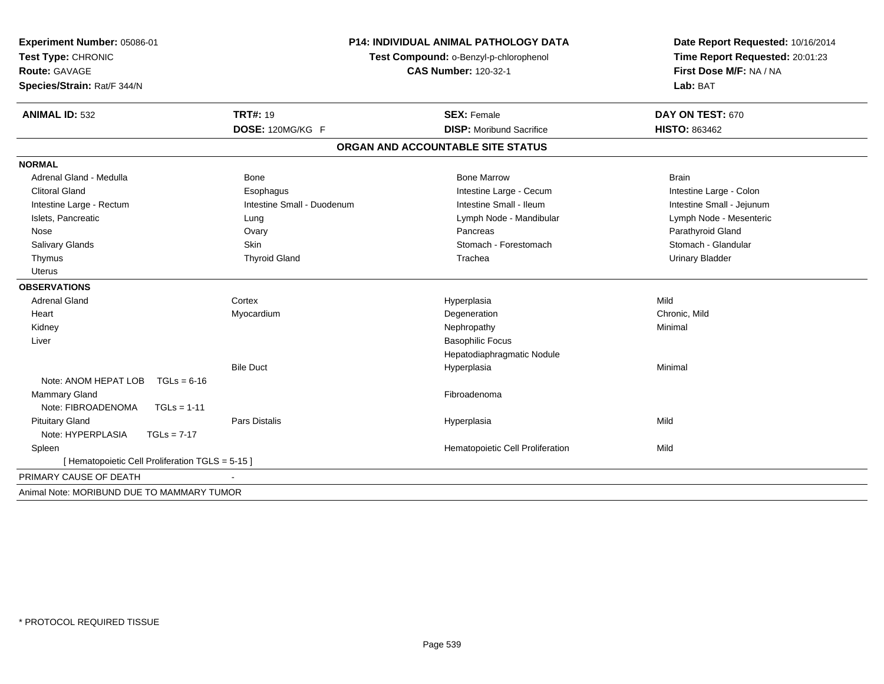**Experiment Number:** 05086-01
**Test Type:** CHRONIC
**Route:** GAVAGE
**Species/Strain:** Rat/F 344/N

**P14: INDIVIDUAL ANIMAL PATHOLOGY DATA**
**Test Compound:** o-Benzyl-p-chlorophenol
**CAS Number:** 120-32-1

**Date Report Requested:** 10/16/2014
**Time Report Requested:** 20:01:23
**First Dose M/F:** NA / NA
**Lab:** BAT

| **ANIMAL ID:** 532 | **TRT#:** 19 | **SEX:** Female | **DAY ON TEST:** 670 |
|---|---|---|---|
| | **DOSE:** 120MG/KG F | **DISP:** Moribund Sacrifice | **HISTO:** 863462 |

## ORGAN AND ACCOUNTABLE SITE STATUS

**NORMAL**

| | | | |
|---|---|---|---|
| Adrenal Gland - Medulla | Bone | Bone Marrow | Brain |
| Clitoral Gland | Esophagus | Intestine Large - Cecum | Intestine Large - Colon |
| Intestine Large - Rectum | Intestine Small - Duodenum | Intestine Small - Ileum | Intestine Small - Jejunum |
| Islets, Pancreatic | Lung | Lymph Node - Mandibular | Lymph Node - Mesenteric |
| Nose | Ovary | Pancreas | Parathyroid Gland |
| Salivary Glands | Skin | Stomach - Forestomach | Stomach - Glandular |
| Thymus | Thyroid Gland | Trachea | Urinary Bladder |
| Uterus | | | |

**OBSERVATIONS**

| | | | |
|---|---|---|---|
| Adrenal Gland | Cortex | Hyperplasia | Mild |
| Heart | Myocardium | Degeneration | Chronic, Mild |
| Kidney | | Nephropathy | Minimal |
| Liver | | Basophilic Focus | |
| | | Hepatodiaphragmatic Nodule | |
| | Bile Duct | Hyperplasia | Minimal |
| Note: ANOM HEPAT LOB TGLs = 6-16 | | | |
| Mammary Gland | | Fibroadenoma | |
| Note: FIBROADENOMA TGLs = 1-11 | | | |
| Pituitary Gland | Pars Distalis | Hyperplasia | Mild |
| Note: HYPERPLASIA TGLs = 7-17 | | | |
| Spleen | | Hematopoietic Cell Proliferation | Mild |
| [ Hematopoietic Cell Proliferation TGLS = 5-15 ] | | | |

PRIMARY CAUSE OF DEATH -

Animal Note: MORIBUND DUE TO MAMMARY TUMOR

* PROTOCOL REQUIRED TISSUE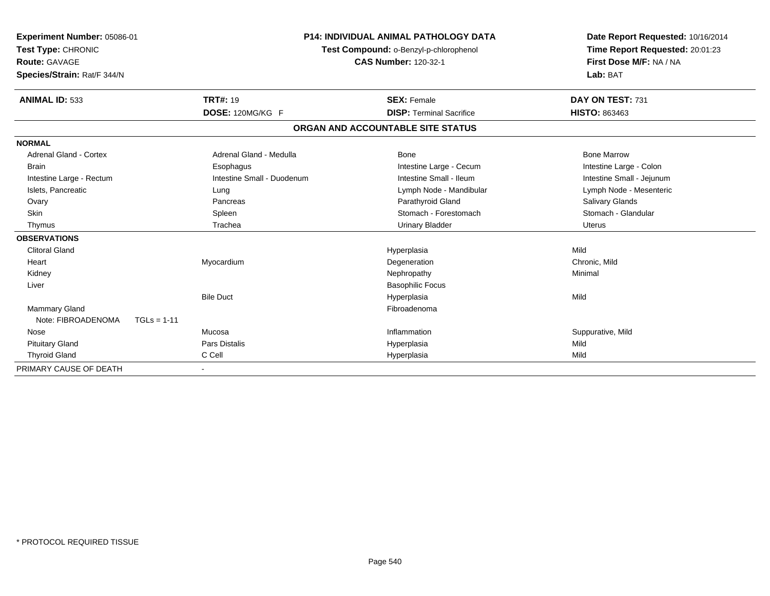**Experiment Number:** 05086-01
**Test Type:** CHRONIC
**Route:** GAVAGE
**Species/Strain:** Rat/F 344/N

**P14: INDIVIDUAL ANIMAL PATHOLOGY DATA**
**Test Compound:** o-Benzyl-p-chlorophenol
**CAS Number:** 120-32-1

**Date Report Requested:** 10/16/2014
**Time Report Requested:** 20:01:23
**First Dose M/F:** NA / NA
**Lab:** BAT

| **ANIMAL ID:** 533 | **TRT#:** 19 | **SEX:** Female | **DAY ON TEST:** 731 |
|---|---|---|---|
| | **DOSE:** 120MG/KG F | **DISP:** Terminal Sacrifice | **HISTO:** 863463 |

## ORGAN AND ACCOUNTABLE SITE STATUS

| | | | |
|---|---|---|---|
| **NORMAL** | | | |
| Adrenal Gland - Cortex | Adrenal Gland - Medulla | Bone | Bone Marrow |
| Brain | Esophagus | Intestine Large - Cecum | Intestine Large - Colon |
| Intestine Large - Rectum | Intestine Small - Duodenum | Intestine Small - Ileum | Intestine Small - Jejunum |
| Islets, Pancreatic | Lung | Lymph Node - Mandibular | Lymph Node - Mesenteric |
| Ovary | Pancreas | Parathyroid Gland | Salivary Glands |
| Skin | Spleen | Stomach - Forestomach | Stomach - Glandular |
| Thymus | Trachea | Urinary Bladder | Uterus |
| **OBSERVATIONS** | | | |
| Clitoral Gland | | Hyperplasia | Mild |
| Heart | Myocardium | Degeneration | Chronic, Mild |
| Kidney | | Nephropathy | Minimal |
| Liver | | Basophilic Focus | |
| | Bile Duct | Hyperplasia | Mild |
| Mammary Gland | | Fibroadenoma | |
| Note: FIBROADENOMA TGLs = 1-11 | | | |
| Nose | Mucosa | Inflammation | Suppurative, Mild |
| Pituitary Gland | Pars Distalis | Hyperplasia | Mild |
| Thyroid Gland | C Cell | Hyperplasia | Mild |
| PRIMARY CAUSE OF DEATH | - | | |

\* PROTOCOL REQUIRED TISSUE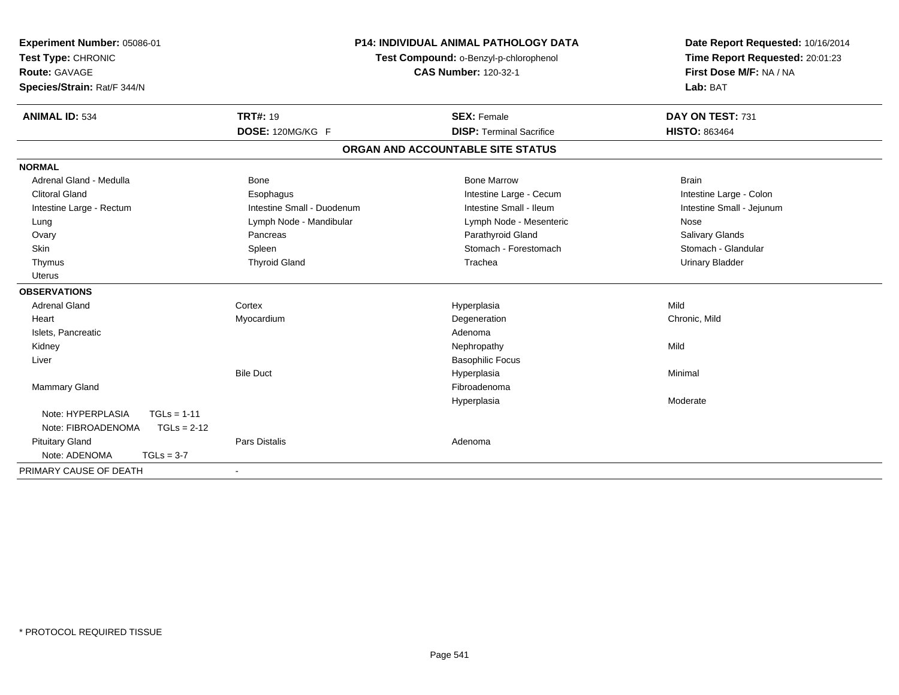**Experiment Number:** 05086-01
**Test Type:** CHRONIC
**Route:** GAVAGE
**Species/Strain:** Rat/F 344/N

**P14: INDIVIDUAL ANIMAL PATHOLOGY DATA**
**Test Compound:** o-Benzyl-p-chlorophenol
**CAS Number:** 120-32-1

**Date Report Requested:** 10/16/2014
**Time Report Requested:** 20:01:23
**First Dose M/F:** NA / NA
**Lab:** BAT

| **ANIMAL ID:** 534 | **TRT#:** 19 | **SEX:** Female | **DAY ON TEST:** 731 |
|---|---|---|---|
| | **DOSE:** 120MG/KG F | **DISP:** Terminal Sacrifice | **HISTO:** 863464 |

## ORGAN AND ACCOUNTABLE SITE STATUS

| | | | |
|---|---|---|---|
| **NORMAL** | | | |
| Adrenal Gland - Medulla | Bone | Bone Marrow | Brain |
| Clitoral Gland | Esophagus | Intestine Large - Cecum | Intestine Large - Colon |
| Intestine Large - Rectum | Intestine Small - Duodenum | Intestine Small - Ileum | Intestine Small - Jejunum |
| Lung | Lymph Node - Mandibular | Lymph Node - Mesenteric | Nose |
| Ovary | Pancreas | Parathyroid Gland | Salivary Glands |
| Skin | Spleen | Stomach - Forestomach | Stomach - Glandular |
| Thymus | Thyroid Gland | Trachea | Urinary Bladder |
| Uterus | | | |
| **OBSERVATIONS** | | | |
| Adrenal Gland | Cortex | Hyperplasia | Mild |
| Heart | Myocardium | Degeneration | Chronic, Mild |
| Islets, Pancreatic | | Adenoma | |
| Kidney | | Nephropathy | Mild |
| Liver | | Basophilic Focus | |
| | Bile Duct | Hyperplasia | Minimal |
| Mammary Gland | | Fibroadenoma | |
| | | Hyperplasia | Moderate |
| Note: HYPERPLASIA TGLs = 1-11 | | | |
| Note: FIBROADENOMA TGLs = 2-12 | | | |
| Pituitary Gland | Pars Distalis | Adenoma | |
| Note: ADENOMA TGLs = 3-7 | | | |
| PRIMARY CAUSE OF DEATH | - | | |

\* PROTOCOL REQUIRED TISSUE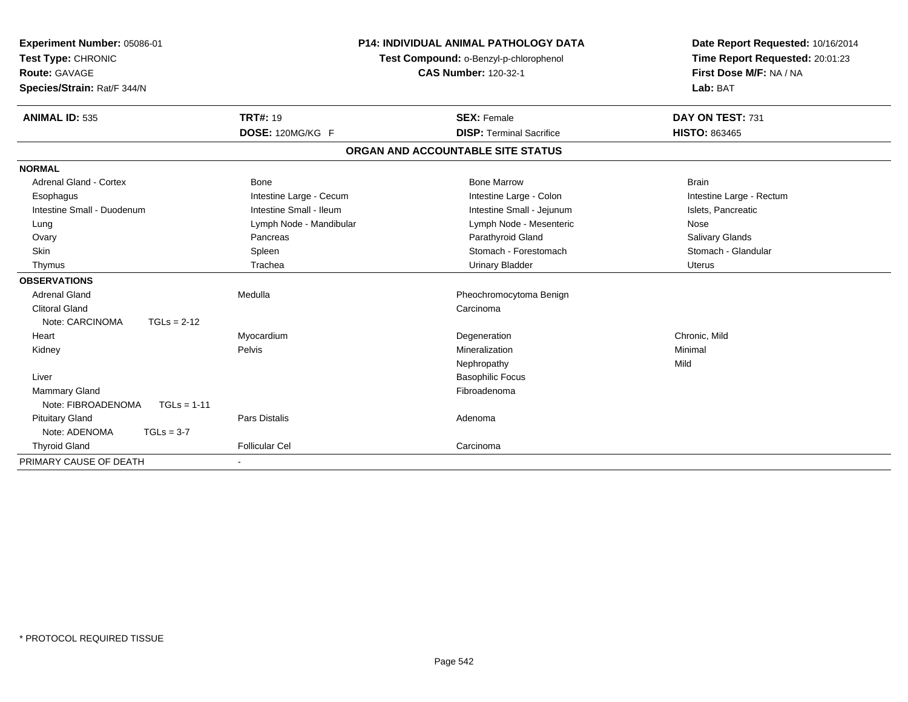**Experiment Number:** 05086-01
**Test Type:** CHRONIC
**Route:** GAVAGE
**Species/Strain:** Rat/F 344/N

**P14: INDIVIDUAL ANIMAL PATHOLOGY DATA**
**Test Compound:** o-Benzyl-p-chlorophenol
**CAS Number:** 120-32-1

**Date Report Requested:** 10/16/2014
**Time Report Requested:** 20:01:23
**First Dose M/F:** NA / NA
**Lab:** BAT

| **ANIMAL ID:** 535 | **TRT#:** 19 | **SEX:** Female | **DAY ON TEST:** 731 |
|---|---|---|---|
| | **DOSE:** 120MG/KG F | **DISP:** Terminal Sacrifice | **HISTO:** 863465 |

## ORGAN AND ACCOUNTABLE SITE STATUS

| | | | |
|---|---|---|---|
| **NORMAL** | | | |
| Adrenal Gland - Cortex | Bone | Bone Marrow | Brain |
| Esophagus | Intestine Large - Cecum | Intestine Large - Colon | Intestine Large - Rectum |
| Intestine Small - Duodenum | Intestine Small - Ileum | Intestine Small - Jejunum | Islets, Pancreatic |
| Lung | Lymph Node - Mandibular | Lymph Node - Mesenteric | Nose |
| Ovary | Pancreas | Parathyroid Gland | Salivary Glands |
| Skin | Spleen | Stomach - Forestomach | Stomach - Glandular |
| Thymus | Trachea | Urinary Bladder | Uterus |
| **OBSERVATIONS** | | | |
| Adrenal Gland | Medulla | Pheochromocytoma Benign | |
| Clitoral Gland | | Carcinoma | |
| Note: CARCINOMA TGLs = 2-12 | | | |
| Heart | Myocardium | Degeneration | Chronic, Mild |
| Kidney | Pelvis | Mineralization | Minimal |
| | | Nephropathy | Mild |
| Liver | | Basophilic Focus | |
| Mammary Gland | | Fibroadenoma | |
| Note: FIBROADENOMA TGLs = 1-11 | | | |
| Pituitary Gland | Pars Distalis | Adenoma | |
| Note: ADENOMA TGLs = 3-7 | | | |
| Thyroid Gland | Follicular Cel | Carcinoma | |
| PRIMARY CAUSE OF DEATH | - | | |

* PROTOCOL REQUIRED TISSUE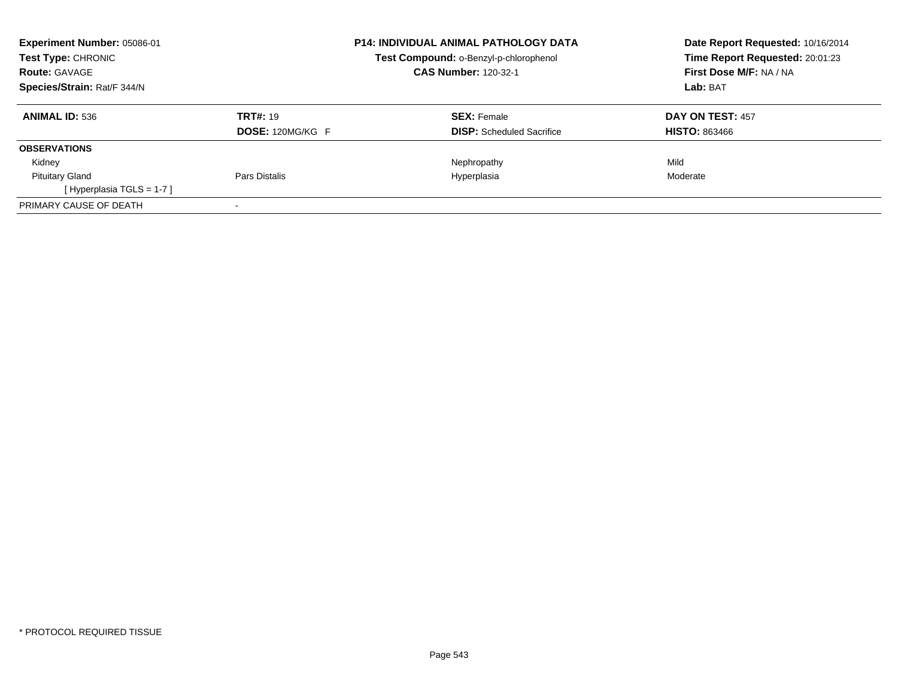**Experiment Number:** 05086-01
**Test Type:** CHRONIC
**Route:** GAVAGE
**Species/Strain:** Rat/F 344/N

**P14: INDIVIDUAL ANIMAL PATHOLOGY DATA**
**Test Compound:** o-Benzyl-p-chlorophenol
**CAS Number:** 120-32-1

**Date Report Requested:** 10/16/2014
**Time Report Requested:** 20:01:23
**First Dose M/F:** NA / NA
**Lab:** BAT

| **ANIMAL ID:** 536 | **TRT#:** 19 | **SEX:** Female | **DAY ON TEST:** 457 |
|---|---|---|---|
| | **DOSE:** 120MG/KG F | **DISP:** Scheduled Sacrifice | **HISTO:** 863466 |
| **OBSERVATIONS** | | | |
| Kidney | | Nephropathy | Mild |
| Pituitary Gland | Pars Distalis | Hyperplasia | Moderate |
| [ Hyperplasia TGLS = 1-7 ] | | | |
| PRIMARY CAUSE OF DEATH | - | | |

* PROTOCOL REQUIRED TISSUE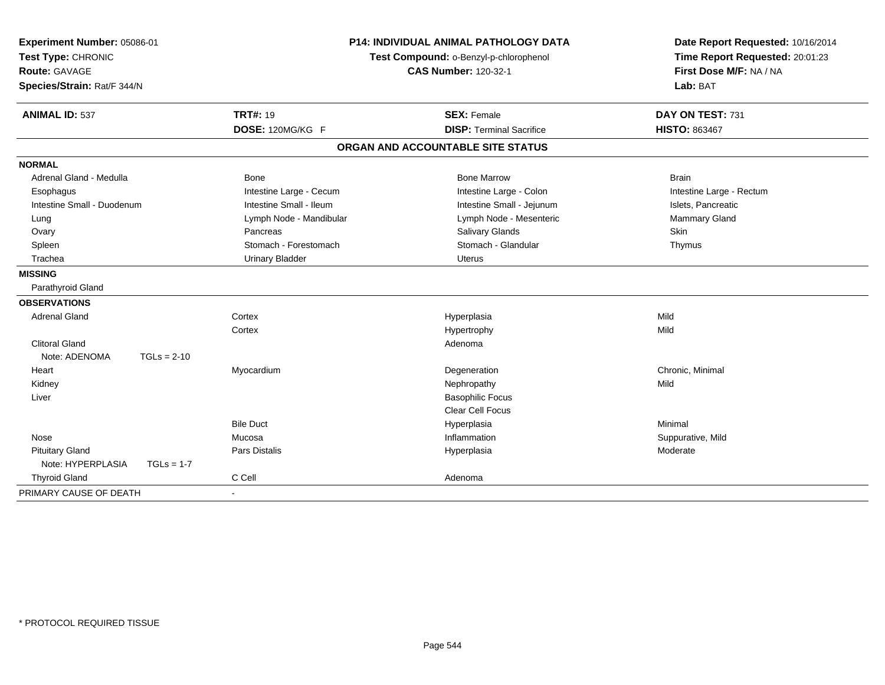**Experiment Number:** 05086-01
**Test Type:** CHRONIC
**Route:** GAVAGE
**Species/Strain:** Rat/F 344/N

**P14: INDIVIDUAL ANIMAL PATHOLOGY DATA**
**Test Compound:** o-Benzyl-p-chlorophenol
**CAS Number:** 120-32-1

**Date Report Requested:** 10/16/2014
**Time Report Requested:** 20:01:23
**First Dose M/F:** NA / NA
**Lab:** BAT

| **ANIMAL ID:** 537 | **TRT#:** 19 | **SEX:** Female | **DAY ON TEST:** 731 |
|---|---|---|---|
| | **DOSE:** 120MG/KG F | **DISP:** Terminal Sacrifice | **HISTO:** 863467 |

## ORGAN AND ACCOUNTABLE SITE STATUS

| | | | |
|---|---|---|---|
| **NORMAL** | | | |
| Adrenal Gland - Medulla | Bone | Bone Marrow | Brain |
| Esophagus | Intestine Large - Cecum | Intestine Large - Colon | Intestine Large - Rectum |
| Intestine Small - Duodenum | Intestine Small - Ileum | Intestine Small - Jejunum | Islets, Pancreatic |
| Lung | Lymph Node - Mandibular | Lymph Node - Mesenteric | Mammary Gland |
| Ovary | Pancreas | Salivary Glands | Skin |
| Spleen | Stomach - Forestomach | Stomach - Glandular | Thymus |
| Trachea | Urinary Bladder | Uterus | |
| **MISSING** | | | |
| Parathyroid Gland | | | |
| **OBSERVATIONS** | | | |
| Adrenal Gland | Cortex | Hyperplasia | Mild |
| | Cortex | Hypertrophy | Mild |
| Clitoral Gland | | Adenoma | |
| Note: ADENOMA TGLs = 2-10 | | | |
| Heart | Myocardium | Degeneration | Chronic, Minimal |
| Kidney | | Nephropathy | Mild |
| Liver | | Basophilic Focus | |
| | | Clear Cell Focus | |
| | Bile Duct | Hyperplasia | Minimal |
| Nose | Mucosa | Inflammation | Suppurative, Mild |
| Pituitary Gland | Pars Distalis | Hyperplasia | Moderate |
| Note: HYPERPLASIA TGLs = 1-7 | | | |
| Thyroid Gland | C Cell | Adenoma | |
| PRIMARY CAUSE OF DEATH | - | | |

* PROTOCOL REQUIRED TISSUE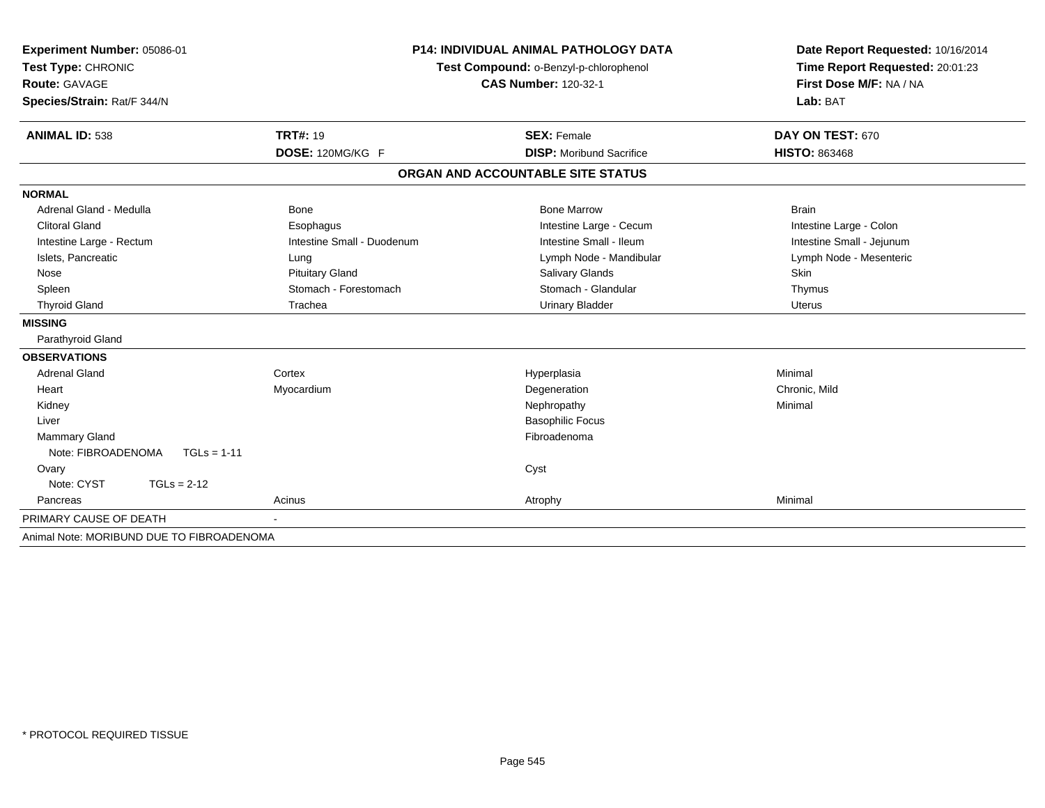**Experiment Number:** 05086-01
**Test Type:** CHRONIC
**Route:** GAVAGE
**Species/Strain:** Rat/F 344/N

**P14: INDIVIDUAL ANIMAL PATHOLOGY DATA**
**Test Compound:** o-Benzyl-p-chlorophenol
**CAS Number:** 120-32-1

**Date Report Requested:** 10/16/2014
**Time Report Requested:** 20:01:23
**First Dose M/F:** NA / NA
**Lab:** BAT

| **ANIMAL ID:** 538 | **TRT#:** 19 | **SEX:** Female | **DAY ON TEST:** 670 |
|---|---|---|---|
| | **DOSE:** 120MG/KG F | **DISP:** Moribund Sacrifice | **HISTO:** 863468 |

## ORGAN AND ACCOUNTABLE SITE STATUS

| | | | |
|---|---|---|---|
| **NORMAL** | | | |
| Adrenal Gland - Medulla | Bone | Bone Marrow | Brain |
| Clitoral Gland | Esophagus | Intestine Large - Cecum | Intestine Large - Colon |
| Intestine Large - Rectum | Intestine Small - Duodenum | Intestine Small - Ileum | Intestine Small - Jejunum |
| Islets, Pancreatic | Lung | Lymph Node - Mandibular | Lymph Node - Mesenteric |
| Nose | Pituitary Gland | Salivary Glands | Skin |
| Spleen | Stomach - Forestomach | Stomach - Glandular | Thymus |
| Thyroid Gland | Trachea | Urinary Bladder | Uterus |
| **MISSING** | | | |
| Parathyroid Gland | | | |
| **OBSERVATIONS** | | | |
| Adrenal Gland | Cortex | Hyperplasia | Minimal |
| Heart | Myocardium | Degeneration | Chronic, Mild |
| Kidney | | Nephropathy | Minimal |
| Liver | | Basophilic Focus | |
| Mammary Gland | | Fibroadenoma | |
| Note: FIBROADENOMA TGLs = 1-11 | | | |
| Ovary | | Cyst | |
| Note: CYST TGLs = 2-12 | | | |
| Pancreas | Acinus | Atrophy | Minimal |
| PRIMARY CAUSE OF DEATH | - | | |
| Animal Note: MORIBUND DUE TO FIBROADENOMA | | | |

* PROTOCOL REQUIRED TISSUE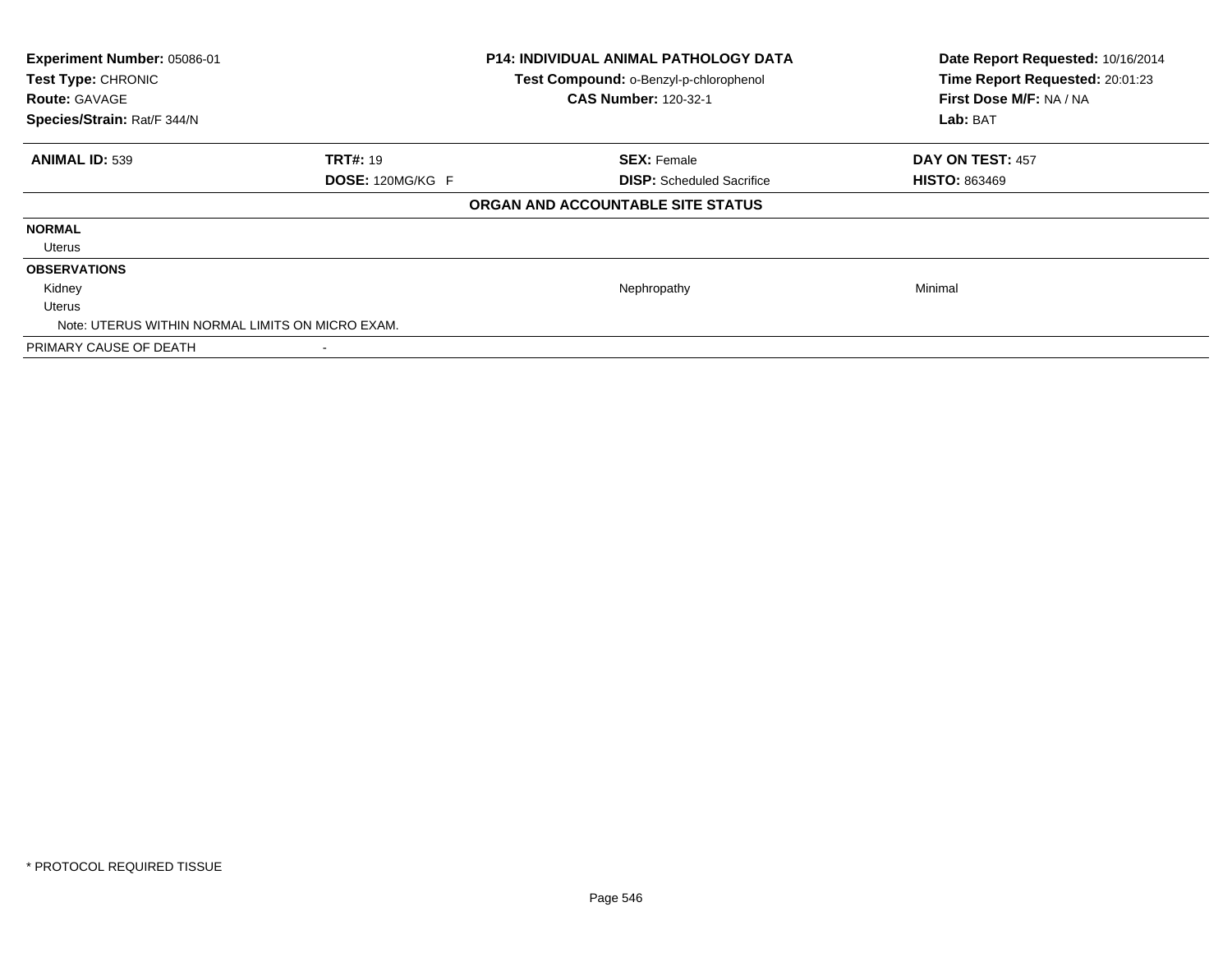**Experiment Number:** 05086-01
**Test Type:** CHRONIC
**Route:** GAVAGE
**Species/Strain:** Rat/F 344/N

**P14: INDIVIDUAL ANIMAL PATHOLOGY DATA**
**Test Compound:** o-Benzyl-p-chlorophenol
**CAS Number:** 120-32-1

**Date Report Requested:** 10/16/2014
**Time Report Requested:** 20:01:23
**First Dose M/F:** NA / NA
**Lab:** BAT

| **ANIMAL ID:** 539 | **TRT#:** 19 | **SEX:** Female | **DAY ON TEST:** 457 |
|---|---|---|---|
| | **DOSE:** 120MG/KG F | **DISP:** Scheduled Sacrifice | **HISTO:** 863469 |

**ORGAN AND ACCOUNTABLE SITE STATUS**

| | | | |
|---|---|---|---|
| **NORMAL** | | | |
| Uterus | | | |
| **OBSERVATIONS** | | | |
| Kidney | | Nephropathy | Minimal |
| Uterus | | | |
| Note: UTERUS WITHIN NORMAL LIMITS ON MICRO EXAM. | | | |
| PRIMARY CAUSE OF DEATH | - | | |

* PROTOCOL REQUIRED TISSUE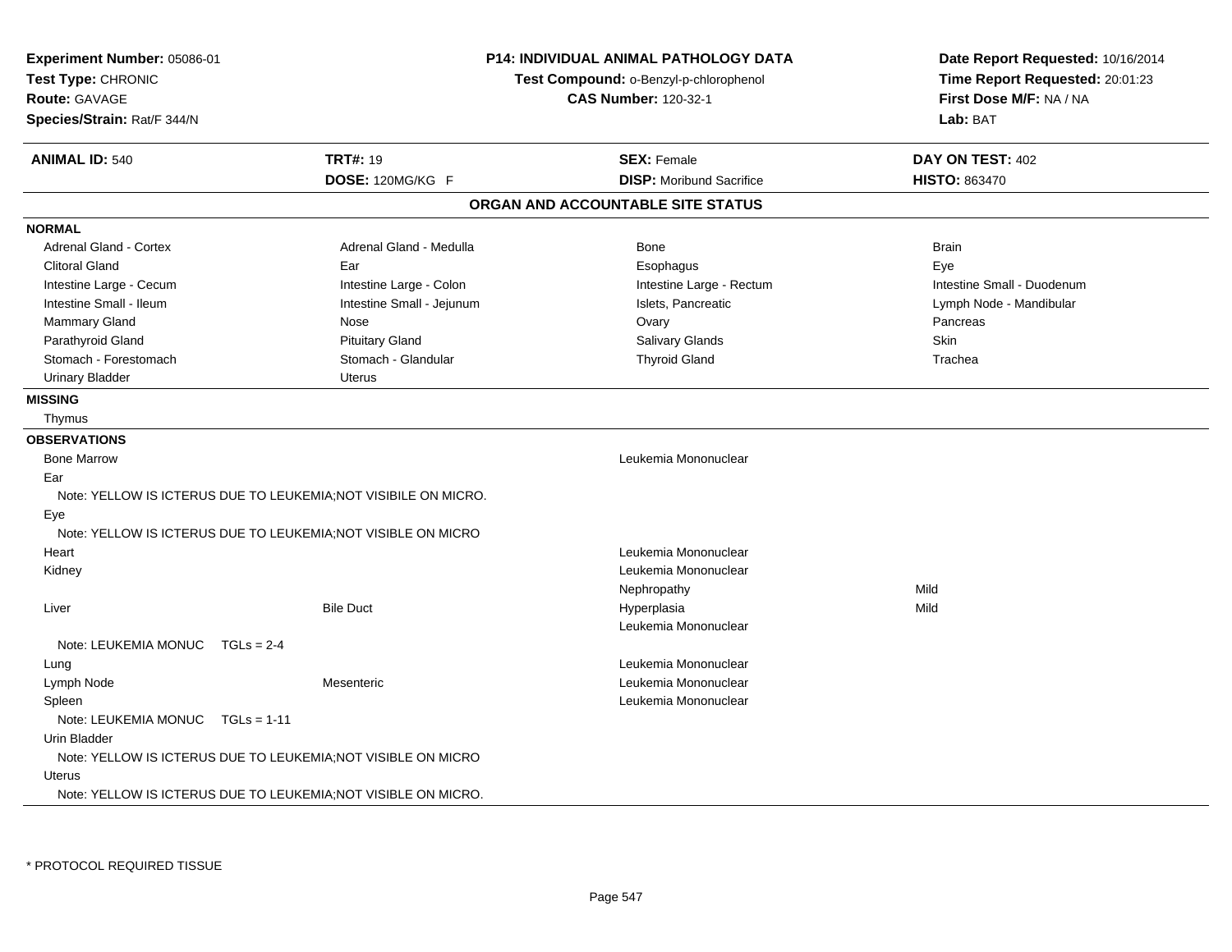**Experiment Number:** 05086-01
**Test Type:** CHRONIC
**Route:** GAVAGE
**Species/Strain:** Rat/F 344/N

**P14: INDIVIDUAL ANIMAL PATHOLOGY DATA**
**Test Compound:** o-Benzyl-p-chlorophenol
**CAS Number:** 120-32-1

**Date Report Requested:** 10/16/2014
**Time Report Requested:** 20:01:23
**First Dose M/F:** NA / NA
**Lab:** BAT

| **ANIMAL ID:** 540 | **TRT#:** 19 | **SEX:** Female | **DAY ON TEST:** 402 |
|---|---|---|---|
| | **DOSE:** 120MG/KG F | **DISP:** Moribund Sacrifice | **HISTO:** 863470 |

## ORGAN AND ACCOUNTABLE SITE STATUS

**NORMAL**

| | | | |
|---|---|---|---|
| Adrenal Gland - Cortex | Adrenal Gland - Medulla | Bone | Brain |
| Clitoral Gland | Ear | Esophagus | Eye |
| Intestine Large - Cecum | Intestine Large - Colon | Intestine Large - Rectum | Intestine Small - Duodenum |
| Intestine Small - Ileum | Intestine Small - Jejunum | Islets, Pancreatic | Lymph Node - Mandibular |
| Mammary Gland | Nose | Ovary | Pancreas |
| Parathyroid Gland | Pituitary Gland | Salivary Glands | Skin |
| Stomach - Forestomach | Stomach - Glandular | Thyroid Gland | Trachea |
| Urinary Bladder | Uterus | | |

**MISSING**

Thymus

**OBSERVATIONS**

| | | | |
|---|---|---|---|
| Bone Marrow | | Leukemia Mononuclear | |
| Ear | | | |
| Note: YELLOW IS ICTERUS DUE TO LEUKEMIA;NOT VISIBILE ON MICRO. | | | |
| Eye | | | |
| Note: YELLOW IS ICTERUS DUE TO LEUKEMIA;NOT VISIBLE ON MICRO | | | |
| Heart | | Leukemia Mononuclear | |
| Kidney | | Leukemia Mononuclear | |
| | | Nephropathy | Mild |
| Liver | Bile Duct | Hyperplasia | Mild |
| | | Leukemia Mononuclear | |
| Note: LEUKEMIA MONUC TGLs = 2-4 | | | |
| Lung | | Leukemia Mononuclear | |
| Lymph Node | Mesenteric | Leukemia Mononuclear | |
| Spleen | | Leukemia Mononuclear | |
| Note: LEUKEMIA MONUC TGLs = 1-11 | | | |
| Urin Bladder | | | |
| Note: YELLOW IS ICTERUS DUE TO LEUKEMIA;NOT VISIBLE ON MICRO | | | |
| Uterus | | | |
| Note: YELLOW IS ICTERUS DUE TO LEUKEMIA;NOT VISIBLE ON MICRO. | | | |

* PROTOCOL REQUIRED TISSUE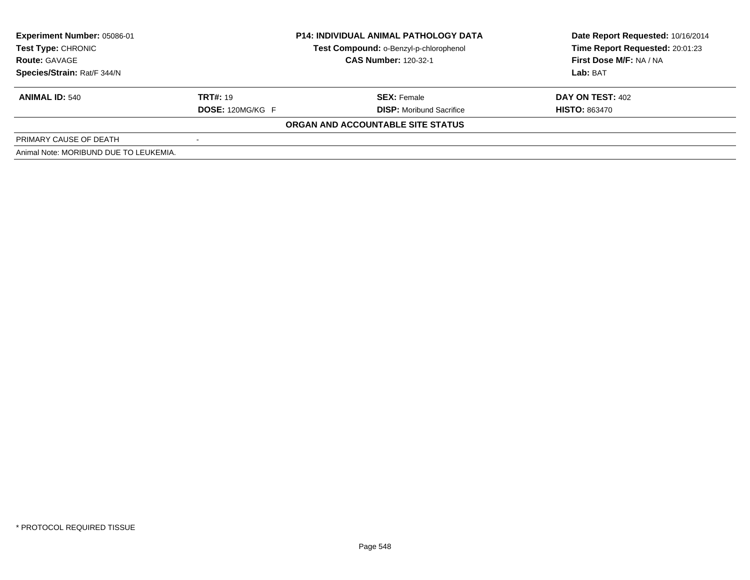**Experiment Number:** 05086-01
**Test Type:** CHRONIC
**Route:** GAVAGE
**Species/Strain:** Rat/F 344/N

**P14: INDIVIDUAL ANIMAL PATHOLOGY DATA**
**Test Compound:** o-Benzyl-p-chlorophenol
**CAS Number:** 120-32-1

**Date Report Requested:** 10/16/2014
**Time Report Requested:** 20:01:23
**First Dose M/F:** NA / NA
**Lab:** BAT

| **ANIMAL ID:** 540 | **TRT#:** 19 | **SEX:** Female | **DAY ON TEST:** 402 |
|---|---|---|---|
| | **DOSE:** 120MG/KG F | **DISP:** Moribund Sacrifice | **HISTO:** 863470 |

**ORGAN AND ACCOUNTABLE SITE STATUS**

| PRIMARY CAUSE OF DEATH | - |
|---|---|

Animal Note: MORIBUND DUE TO LEUKEMIA.

* PROTOCOL REQUIRED TISSUE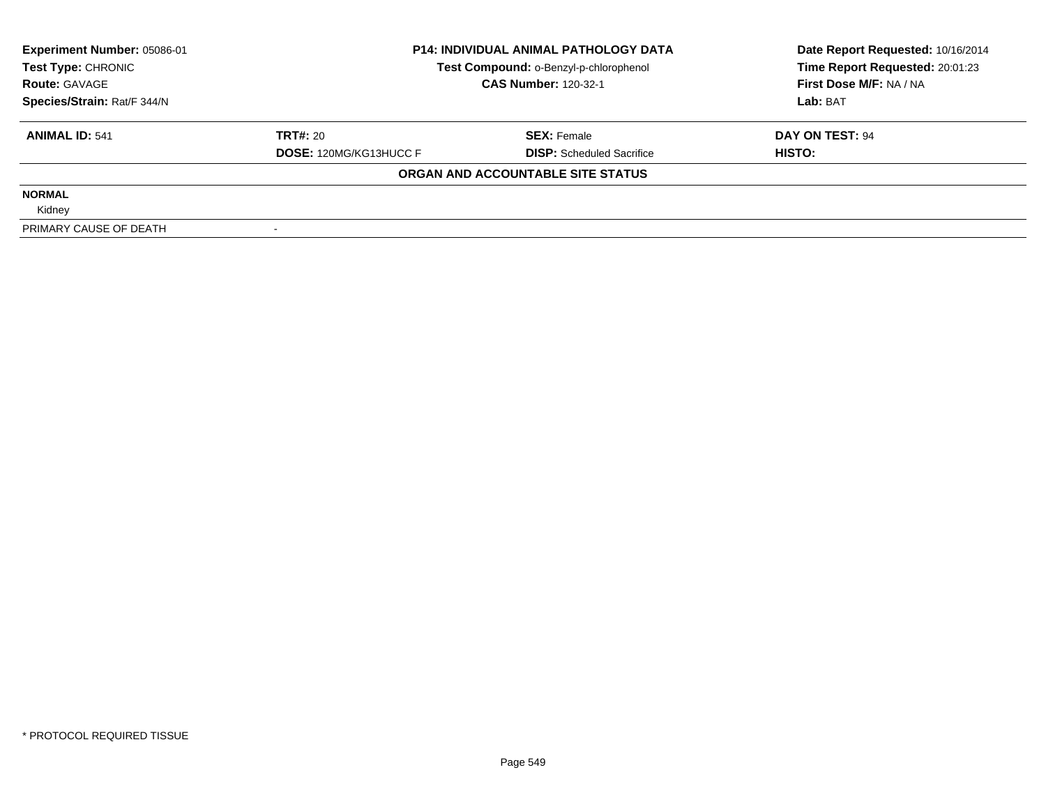**Experiment Number:** 05086-01
**Test Type:** CHRONIC
**Route:** GAVAGE
**Species/Strain:** Rat/F 344/N

**P14: INDIVIDUAL ANIMAL PATHOLOGY DATA**
**Test Compound:** o-Benzyl-p-chlorophenol
**CAS Number:** 120-32-1

**Date Report Requested:** 10/16/2014
**Time Report Requested:** 20:01:23
**First Dose M/F:** NA / NA
**Lab:** BAT

| **ANIMAL ID:** 541 | **TRT#:** 20 | **SEX:** Female | **DAY ON TEST:** 94 |
|---|---|---|---|
| | **DOSE:** 120MG/KG13HUCC F | **DISP:** Scheduled Sacrifice | **HISTO:** |

**ORGAN AND ACCOUNTABLE SITE STATUS**

**NORMAL**

Kidney

| PRIMARY CAUSE OF DEATH | - |
|---|---|

* PROTOCOL REQUIRED TISSUE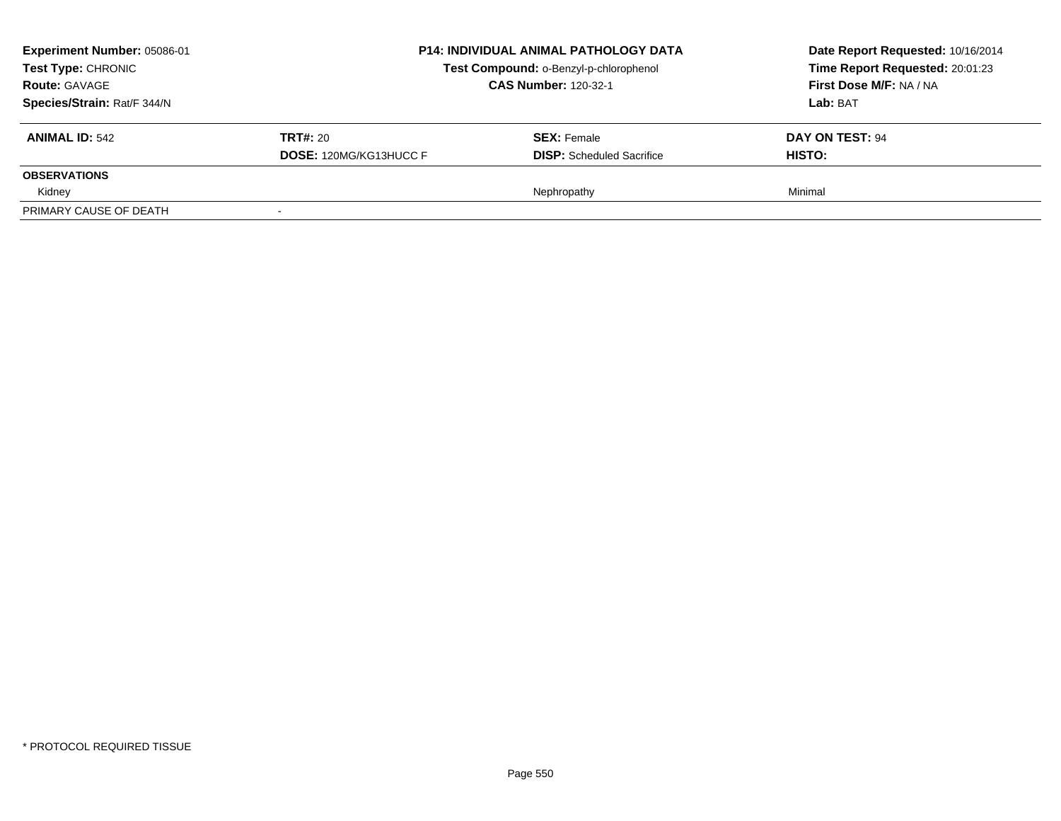**Experiment Number:** 05086-01
**Test Type:** CHRONIC
**Route:** GAVAGE
**Species/Strain:** Rat/F 344/N

**P14: INDIVIDUAL ANIMAL PATHOLOGY DATA**
**Test Compound:** o-Benzyl-p-chlorophenol
**CAS Number:** 120-32-1

**Date Report Requested:** 10/16/2014
**Time Report Requested:** 20:01:23
**First Dose M/F:** NA / NA
**Lab:** BAT

| **ANIMAL ID:** 542 | **TRT#:** 20 | **SEX:** Female | **DAY ON TEST:** 94 |
|---|---|---|---|
| | **DOSE:** 120MG/KG13HUCC F | **DISP:** Scheduled Sacrifice | **HISTO:** |
| **OBSERVATIONS** | | | |
| Kidney | | Nephropathy | Minimal |
| PRIMARY CAUSE OF DEATH | - | | |

\* PROTOCOL REQUIRED TISSUE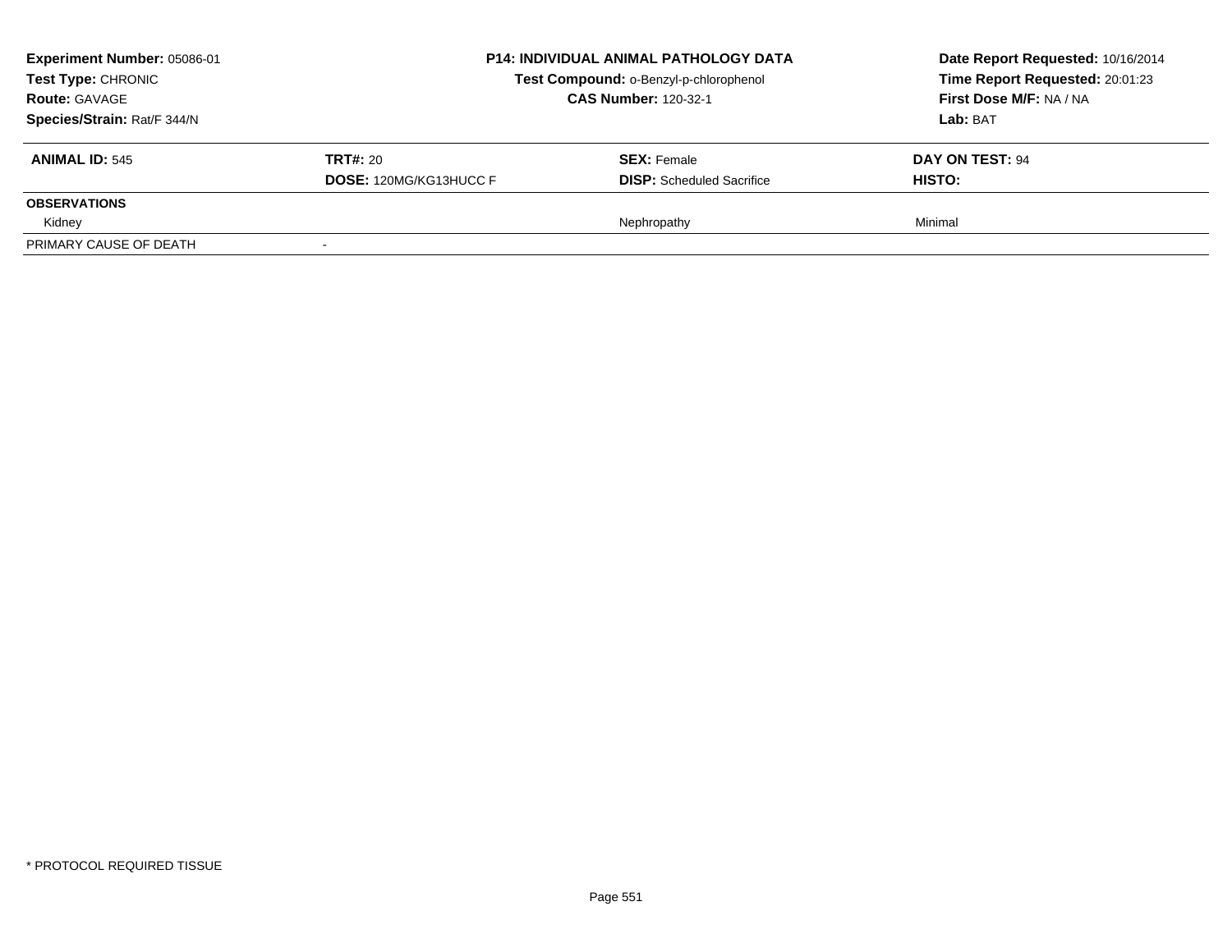**Experiment Number:** 05086-01
**Test Type:** CHRONIC
**Route:** GAVAGE
**Species/Strain:** Rat/F 344/N

**P14: INDIVIDUAL ANIMAL PATHOLOGY DATA**
**Test Compound:** o-Benzyl-p-chlorophenol
**CAS Number:** 120-32-1

**Date Report Requested:** 10/16/2014
**Time Report Requested:** 20:01:23
**First Dose M/F:** NA / NA
**Lab:** BAT

| **ANIMAL ID:** 545 | **TRT#:** 20 | **SEX:** Female | **DAY ON TEST:** 94 |
|---|---|---|---|
| | **DOSE:** 120MG/KG13HUCC F | **DISP:** Scheduled Sacrifice | **HISTO:** |
| **OBSERVATIONS** | | | |
| Kidney | | Nephropathy | Minimal |
| PRIMARY CAUSE OF DEATH | - | | |

* PROTOCOL REQUIRED TISSUE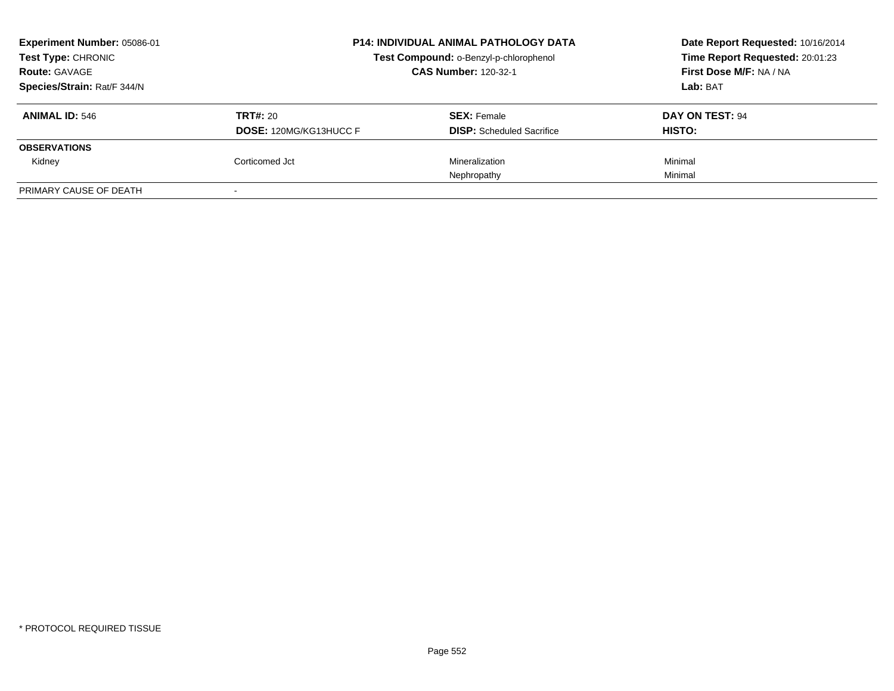**Experiment Number:** 05086-01
**Test Type:** CHRONIC
**Route:** GAVAGE
**Species/Strain:** Rat/F 344/N

**P14: INDIVIDUAL ANIMAL PATHOLOGY DATA**
**Test Compound:** o-Benzyl-p-chlorophenol
**CAS Number:** 120-32-1

**Date Report Requested:** 10/16/2014
**Time Report Requested:** 20:01:23
**First Dose M/F:** NA / NA
**Lab:** BAT

| **ANIMAL ID:** 546 | **TRT#:** 20 | **SEX:** Female | **DAY ON TEST:** 94 |
|---|---|---|---|
| | **DOSE:** 120MG/KG13HUCC F | **DISP:** Scheduled Sacrifice | **HISTO:** |
| **OBSERVATIONS** | | | |
| Kidney | Corticomed Jct | Mineralization | Minimal |
| | | Nephropathy | Minimal |
| PRIMARY CAUSE OF DEATH | - | | |

\* PROTOCOL REQUIRED TISSUE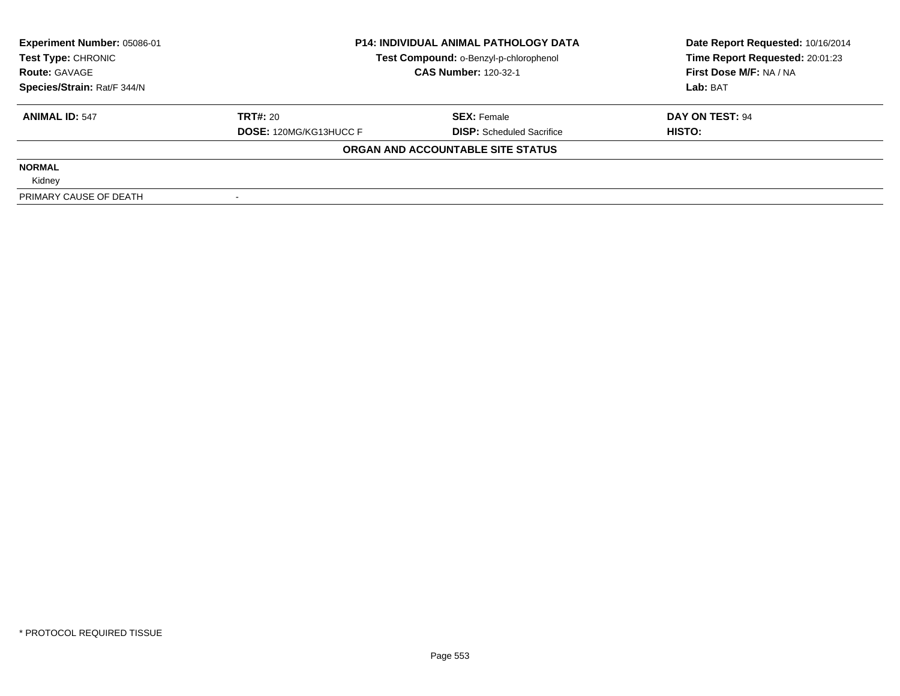**Experiment Number:** 05086-01
**Test Type:** CHRONIC
**Route:** GAVAGE
**Species/Strain:** Rat/F 344/N

**P14: INDIVIDUAL ANIMAL PATHOLOGY DATA**
**Test Compound:** o-Benzyl-p-chlorophenol
**CAS Number:** 120-32-1

**Date Report Requested:** 10/16/2014
**Time Report Requested:** 20:01:23
**First Dose M/F:** NA / NA
**Lab:** BAT

| **ANIMAL ID:** 547 | **TRT#:** 20 | **SEX:** Female | **DAY ON TEST:** 94 |
|---|---|---|---|
| | **DOSE:** 120MG/KG13HUCC F | **DISP:** Scheduled Sacrifice | **HISTO:** |

**ORGAN AND ACCOUNTABLE SITE STATUS**

**NORMAL**
Kidney

| PRIMARY CAUSE OF DEATH | - |
|---|---|

* PROTOCOL REQUIRED TISSUE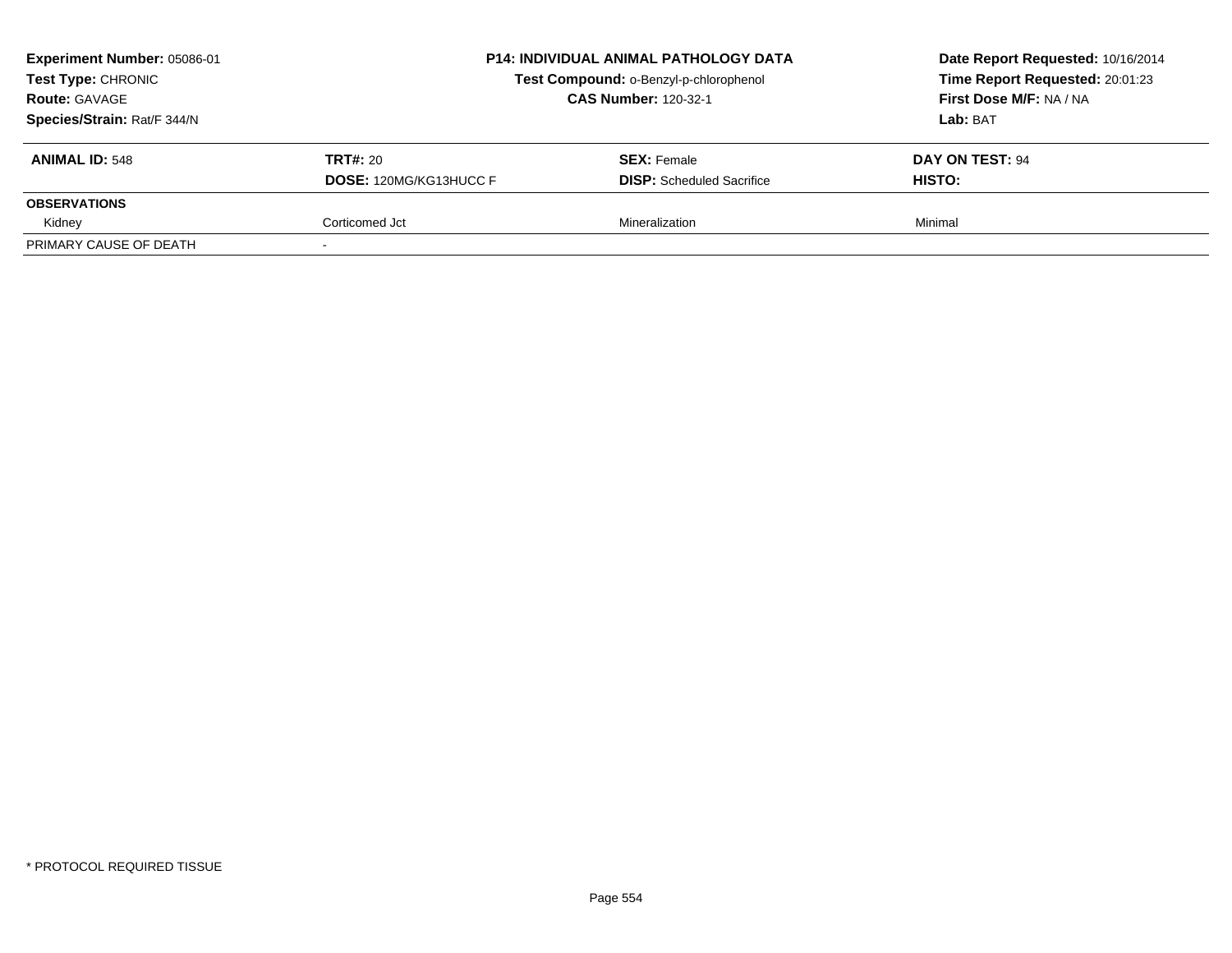**Experiment Number:** 05086-01
**Test Type:** CHRONIC
**Route:** GAVAGE
**Species/Strain:** Rat/F 344/N

**P14: INDIVIDUAL ANIMAL PATHOLOGY DATA**
**Test Compound:** o-Benzyl-p-chlorophenol
**CAS Number:** 120-32-1

**Date Report Requested:** 10/16/2014
**Time Report Requested:** 20:01:23
**First Dose M/F:** NA / NA
**Lab:** BAT

| **ANIMAL ID:** 548 | **TRT#:** 20 | **SEX:** Female | **DAY ON TEST:** 94 |
|---|---|---|---|
| | **DOSE:** 120MG/KG13HUCC F | **DISP:** Scheduled Sacrifice | **HISTO:** |
| **OBSERVATIONS** | | | |
| Kidney | Corticomed Jct | Mineralization | Minimal |
| PRIMARY CAUSE OF DEATH | - | | |

* PROTOCOL REQUIRED TISSUE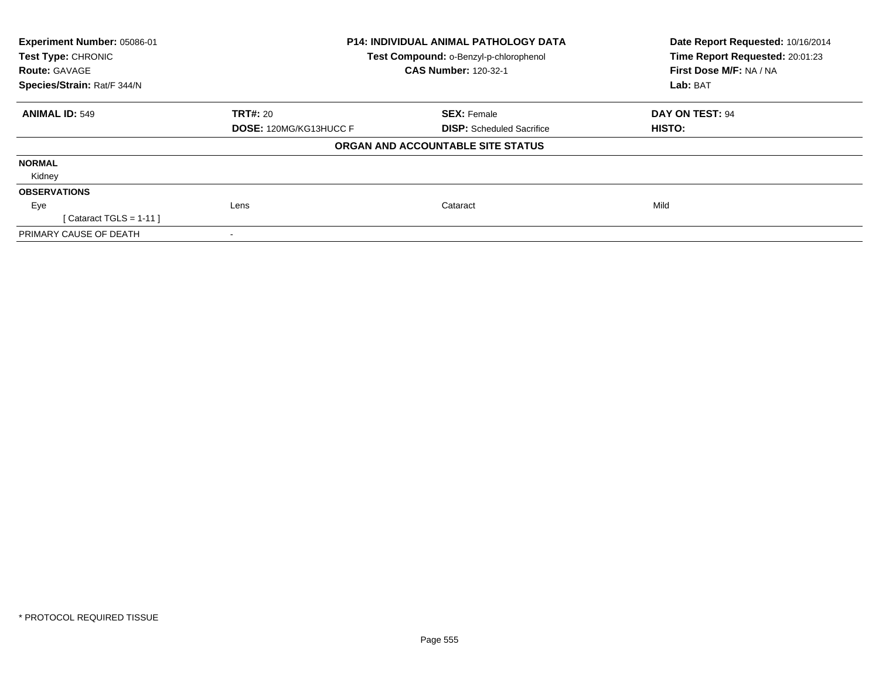**Experiment Number:** 05086-01
**Test Type:** CHRONIC
**Route:** GAVAGE
**Species/Strain:** Rat/F 344/N

**P14: INDIVIDUAL ANIMAL PATHOLOGY DATA**
**Test Compound:** o-Benzyl-p-chlorophenol
**CAS Number:** 120-32-1

**Date Report Requested:** 10/16/2014
**Time Report Requested:** 20:01:23
**First Dose M/F:** NA / NA
**Lab:** BAT

| **ANIMAL ID:** 549 | **TRT#:** 20 | **SEX:** Female | **DAY ON TEST:** 94 |
|---|---|---|---|
| | **DOSE:** 120MG/KG13HUCC F | **DISP:** Scheduled Sacrifice | **HISTO:** |

**ORGAN AND ACCOUNTABLE SITE STATUS**

| | | | |
|---|---|---|---|
| **NORMAL** | | | |
| Kidney | | | |
| **OBSERVATIONS** | | | |
| Eye | Lens | Cataract | Mild |
| [ Cataract TGLS = 1-11 ] | | | |
| PRIMARY CAUSE OF DEATH | - | | |

* PROTOCOL REQUIRED TISSUE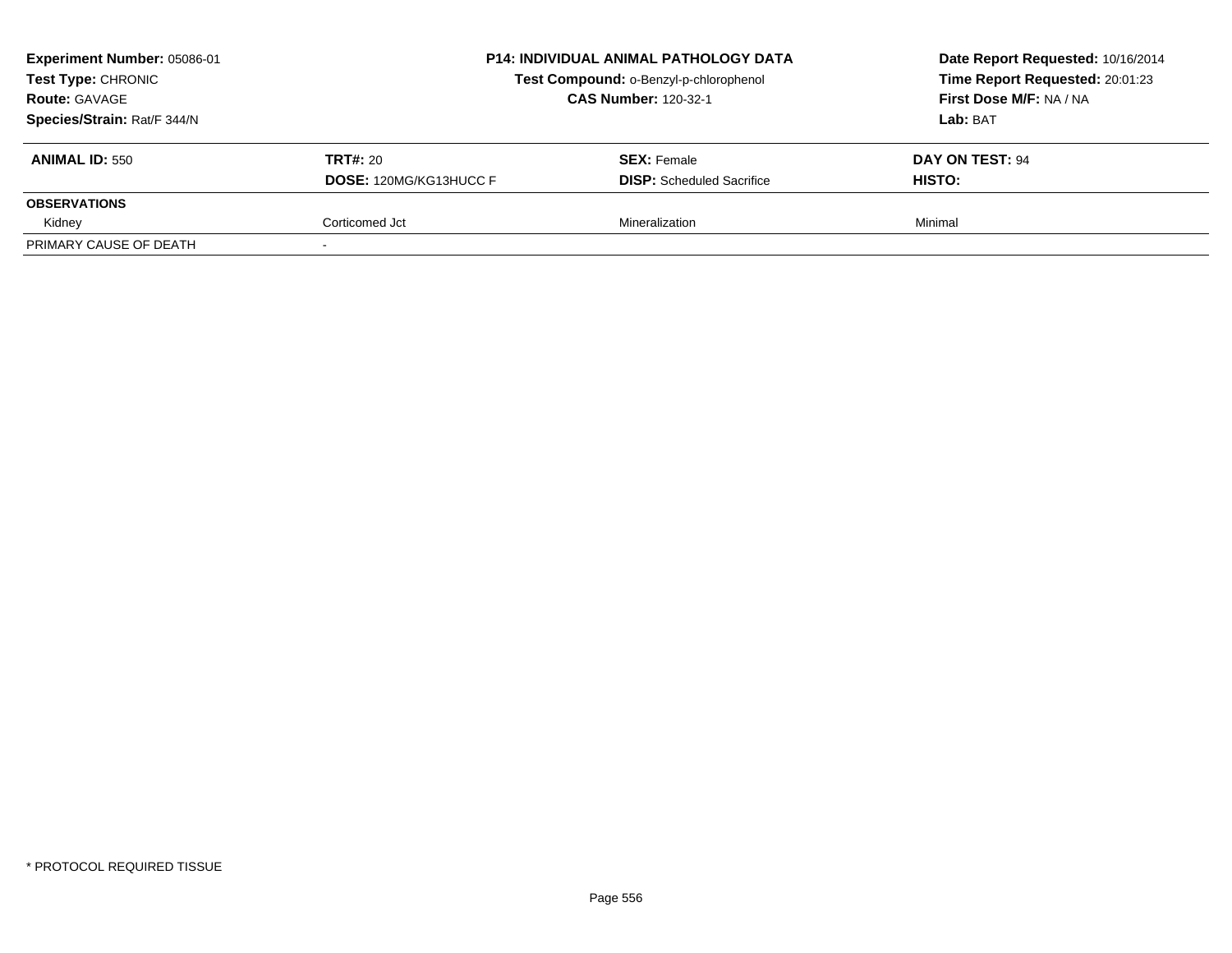**Experiment Number:** 05086-01
**Test Type:** CHRONIC
**Route:** GAVAGE
**Species/Strain:** Rat/F 344/N

**P14: INDIVIDUAL ANIMAL PATHOLOGY DATA**
**Test Compound:** o-Benzyl-p-chlorophenol
**CAS Number:** 120-32-1

**Date Report Requested:** 10/16/2014
**Time Report Requested:** 20:01:23
**First Dose M/F:** NA / NA
**Lab:** BAT

| **ANIMAL ID:** 550 | **TRT#:** 20 | **SEX:** Female | **DAY ON TEST:** 94 |
|---|---|---|---|
| | **DOSE:** 120MG/KG13HUCC F | **DISP:** Scheduled Sacrifice | **HISTO:** |
| **OBSERVATIONS** | | | |
| Kidney | Corticomed Jct | Mineralization | Minimal |
| PRIMARY CAUSE OF DEATH | - | | |

* PROTOCOL REQUIRED TISSUE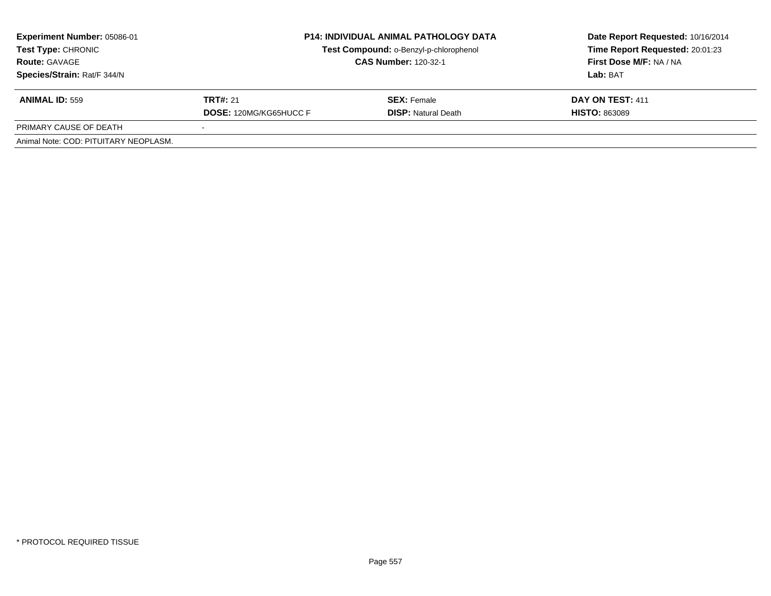**Experiment Number:** 05086-01
**Test Type:** CHRONIC
**Route:** GAVAGE
**Species/Strain:** Rat/F 344/N

**P14: INDIVIDUAL ANIMAL PATHOLOGY DATA**
**Test Compound:** o-Benzyl-p-chlorophenol
**CAS Number:** 120-32-1

**Date Report Requested:** 10/16/2014
**Time Report Requested:** 20:01:23
**First Dose M/F:** NA / NA
**Lab:** BAT

| **ANIMAL ID:** 559 | **TRT#:** 21 | **SEX:** Female | **DAY ON TEST:** 411 |
|---|---|---|---|
| | **DOSE:** 120MG/KG65HUCC F | **DISP:** Natural Death | **HISTO:** 863089 |
| PRIMARY CAUSE OF DEATH | - | | |
| Animal Note: COD: PITUITARY NEOPLASM. | | | |

* PROTOCOL REQUIRED TISSUE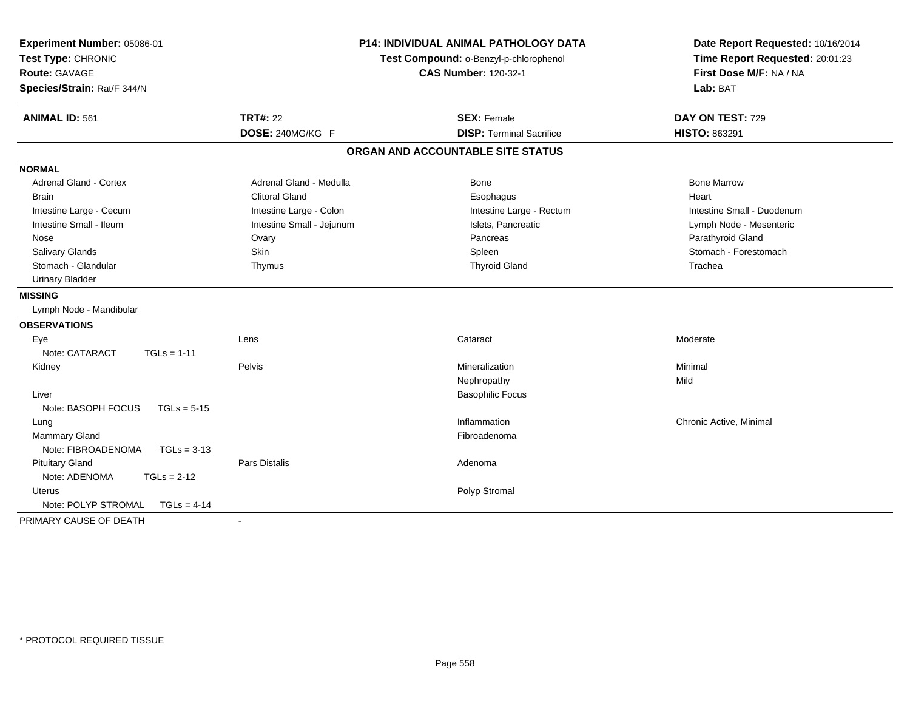**Experiment Number:** 05086-01
**Test Type:** CHRONIC
**Route:** GAVAGE
**Species/Strain:** Rat/F 344/N

**P14: INDIVIDUAL ANIMAL PATHOLOGY DATA**
**Test Compound:** o-Benzyl-p-chlorophenol
**CAS Number:** 120-32-1

**Date Report Requested:** 10/16/2014
**Time Report Requested:** 20:01:23
**First Dose M/F:** NA / NA
**Lab:** BAT

| **ANIMAL ID:** 561 | **TRT#:** 22 | **SEX:** Female | **DAY ON TEST:** 729 |
|---|---|---|---|
| | **DOSE:** 240MG/KG F | **DISP:** Terminal Sacrifice | **HISTO:** 863291 |

## ORGAN AND ACCOUNTABLE SITE STATUS

**NORMAL**

| | | | |
|---|---|---|---|
| Adrenal Gland - Cortex | Adrenal Gland - Medulla | Bone | Bone Marrow |
| Brain | Clitoral Gland | Esophagus | Heart |
| Intestine Large - Cecum | Intestine Large - Colon | Intestine Large - Rectum | Intestine Small - Duodenum |
| Intestine Small - Ileum | Intestine Small - Jejunum | Islets, Pancreatic | Lymph Node - Mesenteric |
| Nose | Ovary | Pancreas | Parathyroid Gland |
| Salivary Glands | Skin | Spleen | Stomach - Forestomach |
| Stomach - Glandular | Thymus | Thyroid Gland | Trachea |
| Urinary Bladder | | | |

**MISSING**

Lymph Node - Mandibular

**OBSERVATIONS**

| | | | |
|---|---|---|---|
| Eye | Lens | Cataract | Moderate |
| Note: CATARACT TGLs = 1-11 | | | |
| Kidney | Pelvis | Mineralization | Minimal |
| | | Nephropathy | Mild |
| Liver | | Basophilic Focus | |
| Note: BASOPH FOCUS TGLs = 5-15 | | | |
| Lung | | Inflammation | Chronic Active, Minimal |
| Mammary Gland | | Fibroadenoma | |
| Note: FIBROADENOMA TGLs = 3-13 | | | |
| Pituitary Gland | Pars Distalis | Adenoma | |
| Note: ADENOMA TGLs = 2-12 | | | |
| Uterus | | Polyp Stromal | |
| Note: POLYP STROMAL TGLs = 4-14 | | | |

PRIMARY CAUSE OF DEATH -

* PROTOCOL REQUIRED TISSUE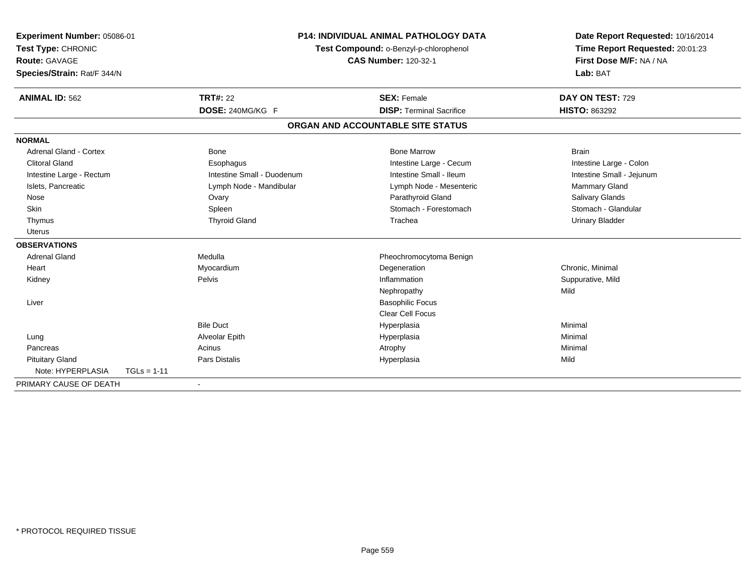**Experiment Number:** 05086-01
**Test Type:** CHRONIC
**Route:** GAVAGE
**Species/Strain:** Rat/F 344/N

**P14: INDIVIDUAL ANIMAL PATHOLOGY DATA**
**Test Compound:** o-Benzyl-p-chlorophenol
**CAS Number:** 120-32-1

**Date Report Requested:** 10/16/2014
**Time Report Requested:** 20:01:23
**First Dose M/F:** NA / NA
**Lab:** BAT

| **ANIMAL ID:** 562 | **TRT#:** 22 | **SEX:** Female | **DAY ON TEST:** 729 |
|---|---|---|---|
| | **DOSE:** 240MG/KG F | **DISP:** Terminal Sacrifice | **HISTO:** 863292 |

## ORGAN AND ACCOUNTABLE SITE STATUS

| | | | |
|---|---|---|---|
| **NORMAL** | | | |
| Adrenal Gland - Cortex | Bone | Bone Marrow | Brain |
| Clitoral Gland | Esophagus | Intestine Large - Cecum | Intestine Large - Colon |
| Intestine Large - Rectum | Intestine Small - Duodenum | Intestine Small - Ileum | Intestine Small - Jejunum |
| Islets, Pancreatic | Lymph Node - Mandibular | Lymph Node - Mesenteric | Mammary Gland |
| Nose | Ovary | Parathyroid Gland | Salivary Glands |
| Skin | Spleen | Stomach - Forestomach | Stomach - Glandular |
| Thymus | Thyroid Gland | Trachea | Urinary Bladder |
| Uterus | | | |
| **OBSERVATIONS** | | | |
| Adrenal Gland | Medulla | Pheochromocytoma Benign | |
| Heart | Myocardium | Degeneration | Chronic, Minimal |
| Kidney | Pelvis | Inflammation | Suppurative, Mild |
| | | Nephropathy | Mild |
| Liver | | Basophilic Focus | |
| | | Clear Cell Focus | |
| | Bile Duct | Hyperplasia | Minimal |
| Lung | Alveolar Epith | Hyperplasia | Minimal |
| Pancreas | Acinus | Atrophy | Minimal |
| Pituitary Gland | Pars Distalis | Hyperplasia | Mild |
| Note: HYPERPLASIA TGLs = 1-11 | | | |
| PRIMARY CAUSE OF DEATH | - | | |

\* PROTOCOL REQUIRED TISSUE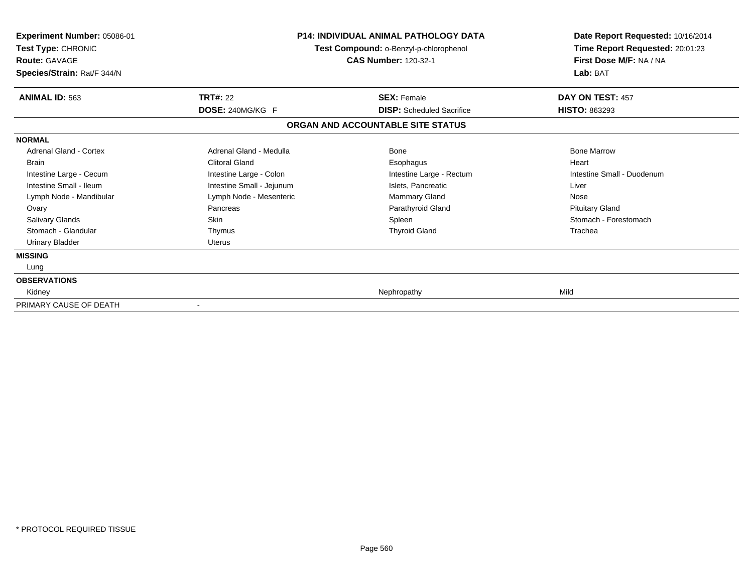**Experiment Number:** 05086-01
**Test Type:** CHRONIC
**Route:** GAVAGE
**Species/Strain:** Rat/F 344/N

**P14: INDIVIDUAL ANIMAL PATHOLOGY DATA**
**Test Compound:** o-Benzyl-p-chlorophenol
**CAS Number:** 120-32-1

**Date Report Requested:** 10/16/2014
**Time Report Requested:** 20:01:23
**First Dose M/F:** NA / NA
**Lab:** BAT

| **ANIMAL ID:** 563 | **TRT#:** 22 | **SEX:** Female | **DAY ON TEST:** 457 |
|---|---|---|---|
| | **DOSE:** 240MG/KG F | **DISP:** Scheduled Sacrifice | **HISTO:** 863293 |

## ORGAN AND ACCOUNTABLE SITE STATUS

| | | | |
|---|---|---|---|
| **NORMAL** | | | |
| Adrenal Gland - Cortex | Adrenal Gland - Medulla | Bone | Bone Marrow |
| Brain | Clitoral Gland | Esophagus | Heart |
| Intestine Large - Cecum | Intestine Large - Colon | Intestine Large - Rectum | Intestine Small - Duodenum |
| Intestine Small - Ileum | Intestine Small - Jejunum | Islets, Pancreatic | Liver |
| Lymph Node - Mandibular | Lymph Node - Mesenteric | Mammary Gland | Nose |
| Ovary | Pancreas | Parathyroid Gland | Pituitary Gland |
| Salivary Glands | Skin | Spleen | Stomach - Forestomach |
| Stomach - Glandular | Thymus | Thyroid Gland | Trachea |
| Urinary Bladder | Uterus | | |
| **MISSING** | | | |
| Lung | | | |
| **OBSERVATIONS** | | | |
| Kidney | | Nephropathy | Mild |
| PRIMARY CAUSE OF DEATH | - | | |

* PROTOCOL REQUIRED TISSUE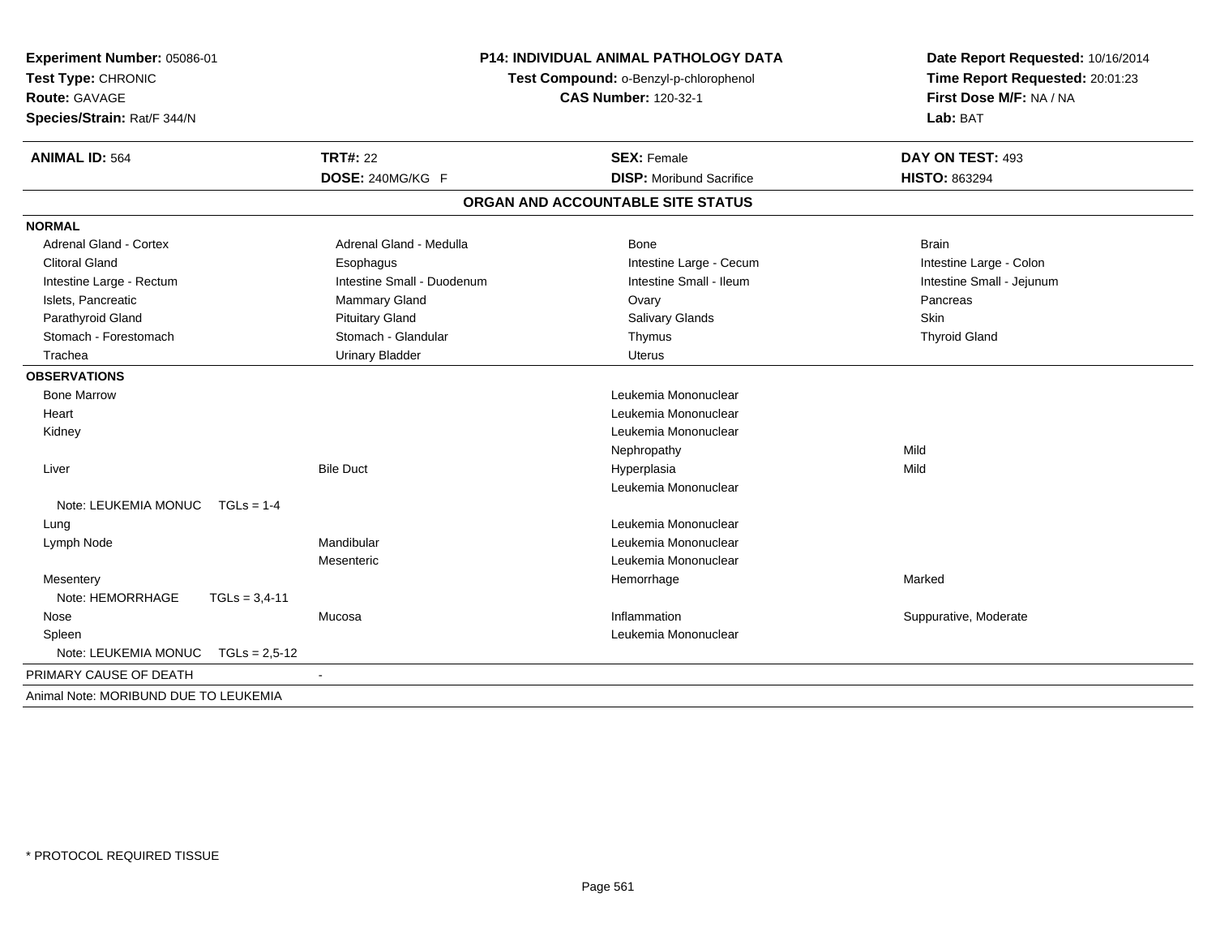**Experiment Number:** 05086-01
**Test Type:** CHRONIC
**Route:** GAVAGE
**Species/Strain:** Rat/F 344/N

**P14: INDIVIDUAL ANIMAL PATHOLOGY DATA**
**Test Compound:** o-Benzyl-p-chlorophenol
**CAS Number:** 120-32-1

**Date Report Requested:** 10/16/2014
**Time Report Requested:** 20:01:23
**First Dose M/F:** NA / NA
**Lab:** BAT

| **ANIMAL ID:** 564 | **TRT#:** 22 | **SEX:** Female | **DAY ON TEST:** 493 |
|---|---|---|---|
| | **DOSE:** 240MG/KG F | **DISP:** Moribund Sacrifice | **HISTO:** 863294 |

## ORGAN AND ACCOUNTABLE SITE STATUS

**NORMAL**

| | | | |
|---|---|---|---|
| Adrenal Gland - Cortex | Adrenal Gland - Medulla | Bone | Brain |
| Clitoral Gland | Esophagus | Intestine Large - Cecum | Intestine Large - Colon |
| Intestine Large - Rectum | Intestine Small - Duodenum | Intestine Small - Ileum | Intestine Small - Jejunum |
| Islets, Pancreatic | Mammary Gland | Ovary | Pancreas |
| Parathyroid Gland | Pituitary Gland | Salivary Glands | Skin |
| Stomach - Forestomach | Stomach - Glandular | Thymus | Thyroid Gland |
| Trachea | Urinary Bladder | Uterus | |

**OBSERVATIONS**

| | | | |
|---|---|---|---|
| Bone Marrow | | Leukemia Mononuclear | |
| Heart | | Leukemia Mononuclear | |
| Kidney | | Leukemia Mononuclear | |
| | | Nephropathy | Mild |
| Liver | Bile Duct | Hyperplasia | Mild |
| | | Leukemia Mononuclear | |
| Note: LEUKEMIA MONUC TGLs = 1-4 | | | |
| Lung | | Leukemia Mononuclear | |
| Lymph Node | Mandibular | Leukemia Mononuclear | |
| | Mesenteric | Leukemia Mononuclear | |
| Mesentery | | Hemorrhage | Marked |
| Note: HEMORRHAGE TGLs = 3,4-11 | | | |
| Nose | Mucosa | Inflammation | Suppurative, Moderate |
| Spleen | | Leukemia Mononuclear | |
| Note: LEUKEMIA MONUC TGLs = 2,5-12 | | | |

PRIMARY CAUSE OF DEATH -

Animal Note: MORIBUND DUE TO LEUKEMIA

* PROTOCOL REQUIRED TISSUE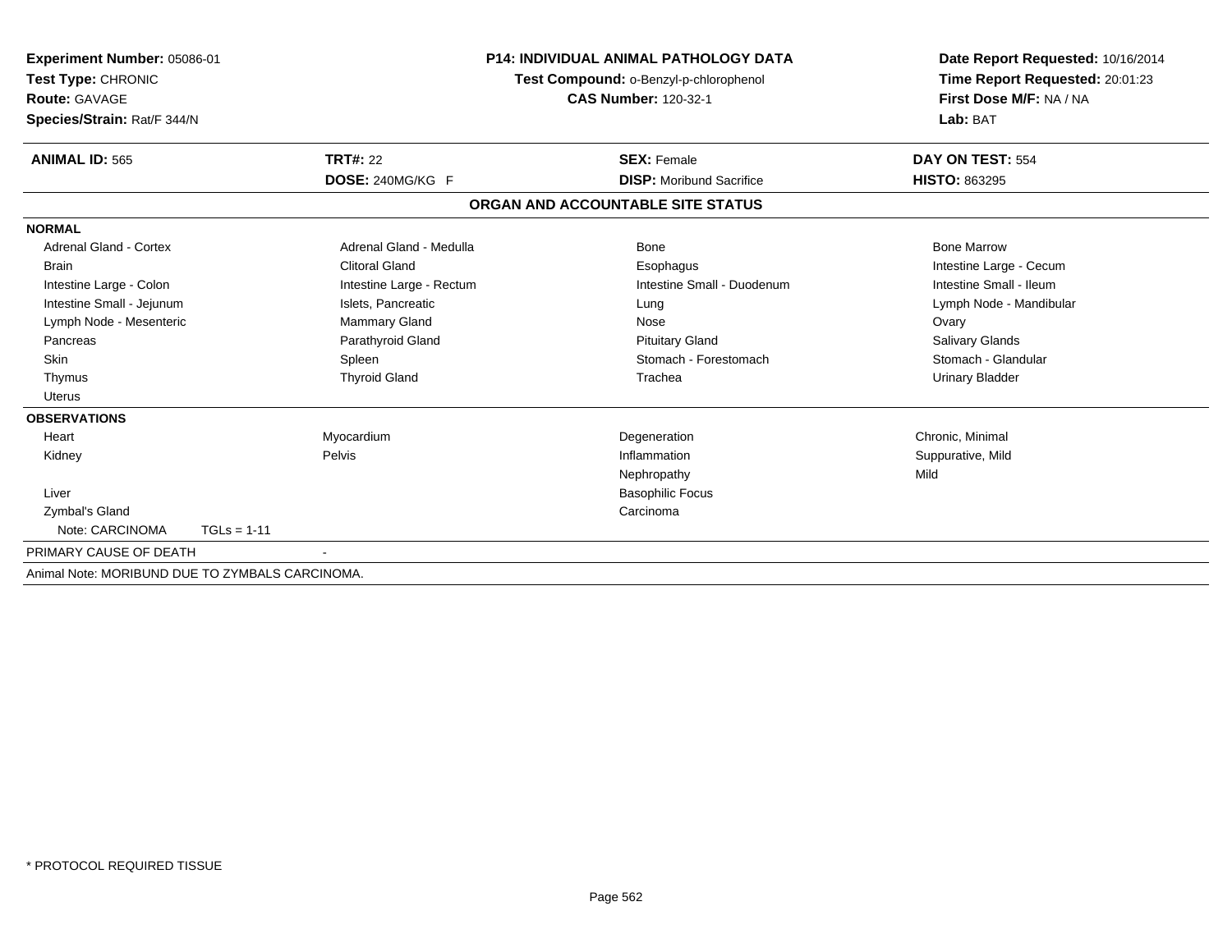**Experiment Number:** 05086-01
**Test Type:** CHRONIC
**Route:** GAVAGE
**Species/Strain:** Rat/F 344/N

**P14: INDIVIDUAL ANIMAL PATHOLOGY DATA**
**Test Compound:** o-Benzyl-p-chlorophenol
**CAS Number:** 120-32-1

**Date Report Requested:** 10/16/2014
**Time Report Requested:** 20:01:23
**First Dose M/F:** NA / NA
**Lab:** BAT

| **ANIMAL ID:** 565 | **TRT#:** 22 | **SEX:** Female | **DAY ON TEST:** 554 |
|---|---|---|---|
| | **DOSE:** 240MG/KG F | **DISP:** Moribund Sacrifice | **HISTO:** 863295 |

**ORGAN AND ACCOUNTABLE SITE STATUS**

**NORMAL**

| | | | |
|---|---|---|---|
| Adrenal Gland - Cortex | Adrenal Gland - Medulla | Bone | Bone Marrow |
| Brain | Clitoral Gland | Esophagus | Intestine Large - Cecum |
| Intestine Large - Colon | Intestine Large - Rectum | Intestine Small - Duodenum | Intestine Small - Ileum |
| Intestine Small - Jejunum | Islets, Pancreatic | Lung | Lymph Node - Mandibular |
| Lymph Node - Mesenteric | Mammary Gland | Nose | Ovary |
| Pancreas | Parathyroid Gland | Pituitary Gland | Salivary Glands |
| Skin | Spleen | Stomach - Forestomach | Stomach - Glandular |
| Thymus | Thyroid Gland | Trachea | Urinary Bladder |
| Uterus | | | |

**OBSERVATIONS**

| | | | |
|---|---|---|---|
| Heart | Myocardium | Degeneration | Chronic, Minimal |
| Kidney | Pelvis | Inflammation | Suppurative, Mild |
| | | Nephropathy | Mild |
| Liver | | Basophilic Focus | |
| Zymbal's Gland | | Carcinoma | |
| Note: CARCINOMA TGLs = 1-11 | | | |

PRIMARY CAUSE OF DEATH -

Animal Note: MORIBUND DUE TO ZYMBALS CARCINOMA.

* PROTOCOL REQUIRED TISSUE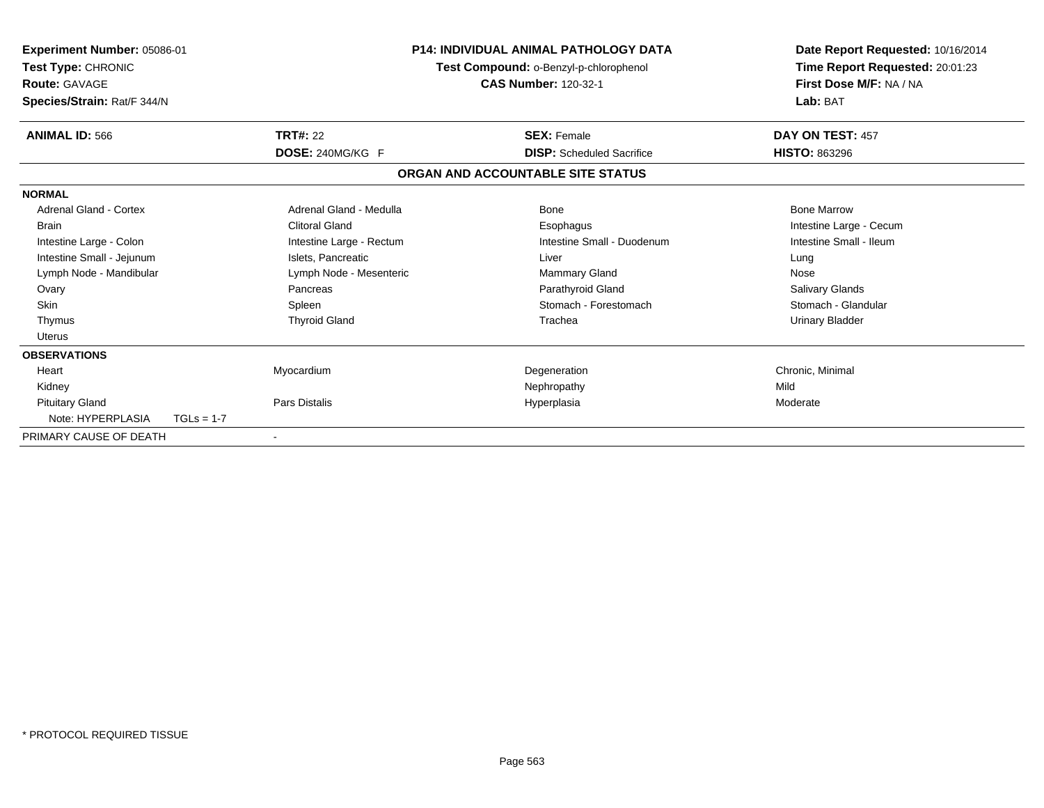**Experiment Number:** 05086-01
**Test Type:** CHRONIC
**Route:** GAVAGE
**Species/Strain:** Rat/F 344/N

**P14: INDIVIDUAL ANIMAL PATHOLOGY DATA**
**Test Compound:** o-Benzyl-p-chlorophenol
**CAS Number:** 120-32-1

**Date Report Requested:** 10/16/2014
**Time Report Requested:** 20:01:23
**First Dose M/F:** NA / NA
**Lab:** BAT

| **ANIMAL ID:** 566 | **TRT#:** 22 | **SEX:** Female | **DAY ON TEST:** 457 |
|---|---|---|---|
| | **DOSE:** 240MG/KG F | **DISP:** Scheduled Sacrifice | **HISTO:** 863296 |

**ORGAN AND ACCOUNTABLE SITE STATUS**

| | | | |
|---|---|---|---|
| **NORMAL** | | | |
| Adrenal Gland - Cortex | Adrenal Gland - Medulla | Bone | Bone Marrow |
| Brain | Clitoral Gland | Esophagus | Intestine Large - Cecum |
| Intestine Large - Colon | Intestine Large - Rectum | Intestine Small - Duodenum | Intestine Small - Ileum |
| Intestine Small - Jejunum | Islets, Pancreatic | Liver | Lung |
| Lymph Node - Mandibular | Lymph Node - Mesenteric | Mammary Gland | Nose |
| Ovary | Pancreas | Parathyroid Gland | Salivary Glands |
| Skin | Spleen | Stomach - Forestomach | Stomach - Glandular |
| Thymus | Thyroid Gland | Trachea | Urinary Bladder |
| Uterus | | | |
| **OBSERVATIONS** | | | |
| Heart | Myocardium | Degeneration | Chronic, Minimal |
| Kidney | | Nephropathy | Mild |
| Pituitary Gland | Pars Distalis | Hyperplasia | Moderate |
| Note: HYPERPLASIA TGLs = 1-7 | | | |
| PRIMARY CAUSE OF DEATH | - | | |

* PROTOCOL REQUIRED TISSUE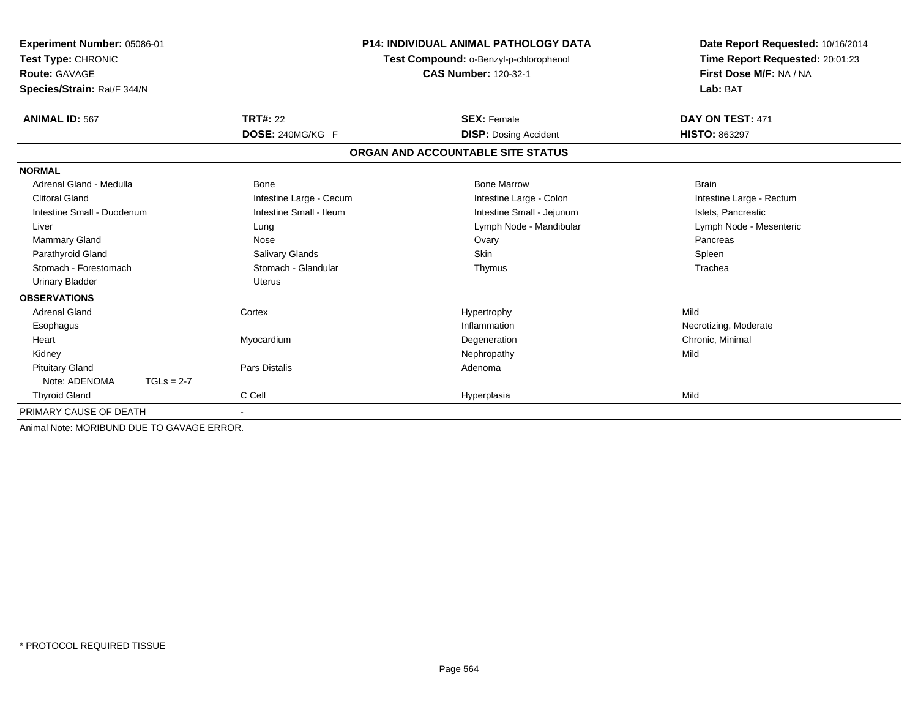**Experiment Number:** 05086-01
**Test Type:** CHRONIC
**Route:** GAVAGE
**Species/Strain:** Rat/F 344/N

**P14: INDIVIDUAL ANIMAL PATHOLOGY DATA**
**Test Compound:** o-Benzyl-p-chlorophenol
**CAS Number:** 120-32-1

**Date Report Requested:** 10/16/2014
**Time Report Requested:** 20:01:23
**First Dose M/F:** NA / NA
**Lab:** BAT

| **ANIMAL ID:** 567 | **TRT#:** 22 | **SEX:** Female | **DAY ON TEST:** 471 |
|---|---|---|---|
| | **DOSE:** 240MG/KG F | **DISP:** Dosing Accident | **HISTO:** 863297 |

## ORGAN AND ACCOUNTABLE SITE STATUS

| | | | |
|---|---|---|---|
| **NORMAL** | | | |
| Adrenal Gland - Medulla | Bone | Bone Marrow | Brain |
| Clitoral Gland | Intestine Large - Cecum | Intestine Large - Colon | Intestine Large - Rectum |
| Intestine Small - Duodenum | Intestine Small - Ileum | Intestine Small - Jejunum | Islets, Pancreatic |
| Liver | Lung | Lymph Node - Mandibular | Lymph Node - Mesenteric |
| Mammary Gland | Nose | Ovary | Pancreas |
| Parathyroid Gland | Salivary Glands | Skin | Spleen |
| Stomach - Forestomach | Stomach - Glandular | Thymus | Trachea |
| Urinary Bladder | Uterus | | |
| **OBSERVATIONS** | | | |
| Adrenal Gland | Cortex | Hypertrophy | Mild |
| Esophagus | | Inflammation | Necrotizing, Moderate |
| Heart | Myocardium | Degeneration | Chronic, Minimal |
| Kidney | | Nephropathy | Mild |
| Pituitary Gland | Pars Distalis | Adenoma | |
| Note: ADENOMA TGLs = 2-7 | | | |
| Thyroid Gland | C Cell | Hyperplasia | Mild |
| PRIMARY CAUSE OF DEATH | - | | |
| Animal Note: MORIBUND DUE TO GAVAGE ERROR. | | | |

\* PROTOCOL REQUIRED TISSUE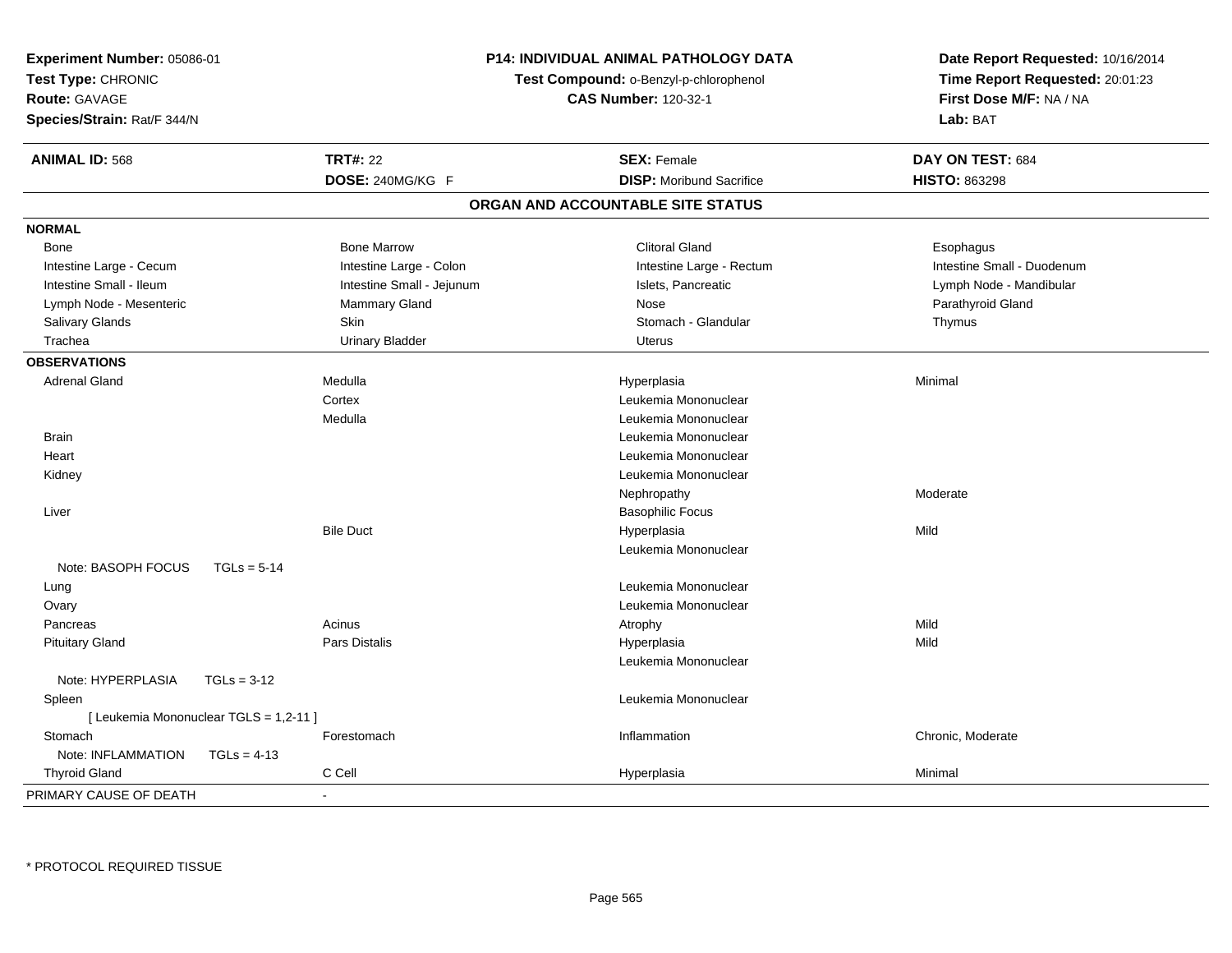**Experiment Number:** 05086-01
**Test Type:** CHRONIC
**Route:** GAVAGE
**Species/Strain:** Rat/F 344/N

**P14: INDIVIDUAL ANIMAL PATHOLOGY DATA**
**Test Compound:** o-Benzyl-p-chlorophenol
**CAS Number:** 120-32-1

**Date Report Requested:** 10/16/2014
**Time Report Requested:** 20:01:23
**First Dose M/F:** NA / NA
**Lab:** BAT

| **ANIMAL ID:** 568 | **TRT#:** 22 | **SEX:** Female | **DAY ON TEST:** 684 |
|---|---|---|---|
| | **DOSE:** 240MG/KG F | **DISP:** Moribund Sacrifice | **HISTO:** 863298 |

## ORGAN AND ACCOUNTABLE SITE STATUS

| | | | |
|---|---|---|---|
| **NORMAL** | | | |
| Bone | Bone Marrow | Clitoral Gland | Esophagus |
| Intestine Large - Cecum | Intestine Large - Colon | Intestine Large - Rectum | Intestine Small - Duodenum |
| Intestine Small - Ileum | Intestine Small - Jejunum | Islets, Pancreatic | Lymph Node - Mandibular |
| Lymph Node - Mesenteric | Mammary Gland | Nose | Parathyroid Gland |
| Salivary Glands | Skin | Stomach - Glandular | Thymus |
| Trachea | Urinary Bladder | Uterus | |
| **OBSERVATIONS** | | | |
| Adrenal Gland | Medulla | Hyperplasia | Minimal |
| | Cortex | Leukemia Mononuclear | |
| | Medulla | Leukemia Mononuclear | |
| Brain | | Leukemia Mononuclear | |
| Heart | | Leukemia Mononuclear | |
| Kidney | | Leukemia Mononuclear | |
| | | Nephropathy | Moderate |
| Liver | | Basophilic Focus | |
| | Bile Duct | Hyperplasia | Mild |
| | | Leukemia Mononuclear | |
| Note: BASOPH FOCUS TGLs = 5-14 | | | |
| Lung | | Leukemia Mononuclear | |
| Ovary | | Leukemia Mononuclear | |
| Pancreas | Acinus | Atrophy | Mild |
| Pituitary Gland | Pars Distalis | Hyperplasia | Mild |
| | | Leukemia Mononuclear | |
| Note: HYPERPLASIA TGLs = 3-12 | | | |
| Spleen | | Leukemia Mononuclear | |
| [ Leukemia Mononuclear TGLS = 1,2-11 ] | | | |
| Stomach | Forestomach | Inflammation | Chronic, Moderate |
| Note: INFLAMMATION TGLs = 4-13 | | | |
| Thyroid Gland | C Cell | Hyperplasia | Minimal |
| PRIMARY CAUSE OF DEATH | - | | |

* PROTOCOL REQUIRED TISSUE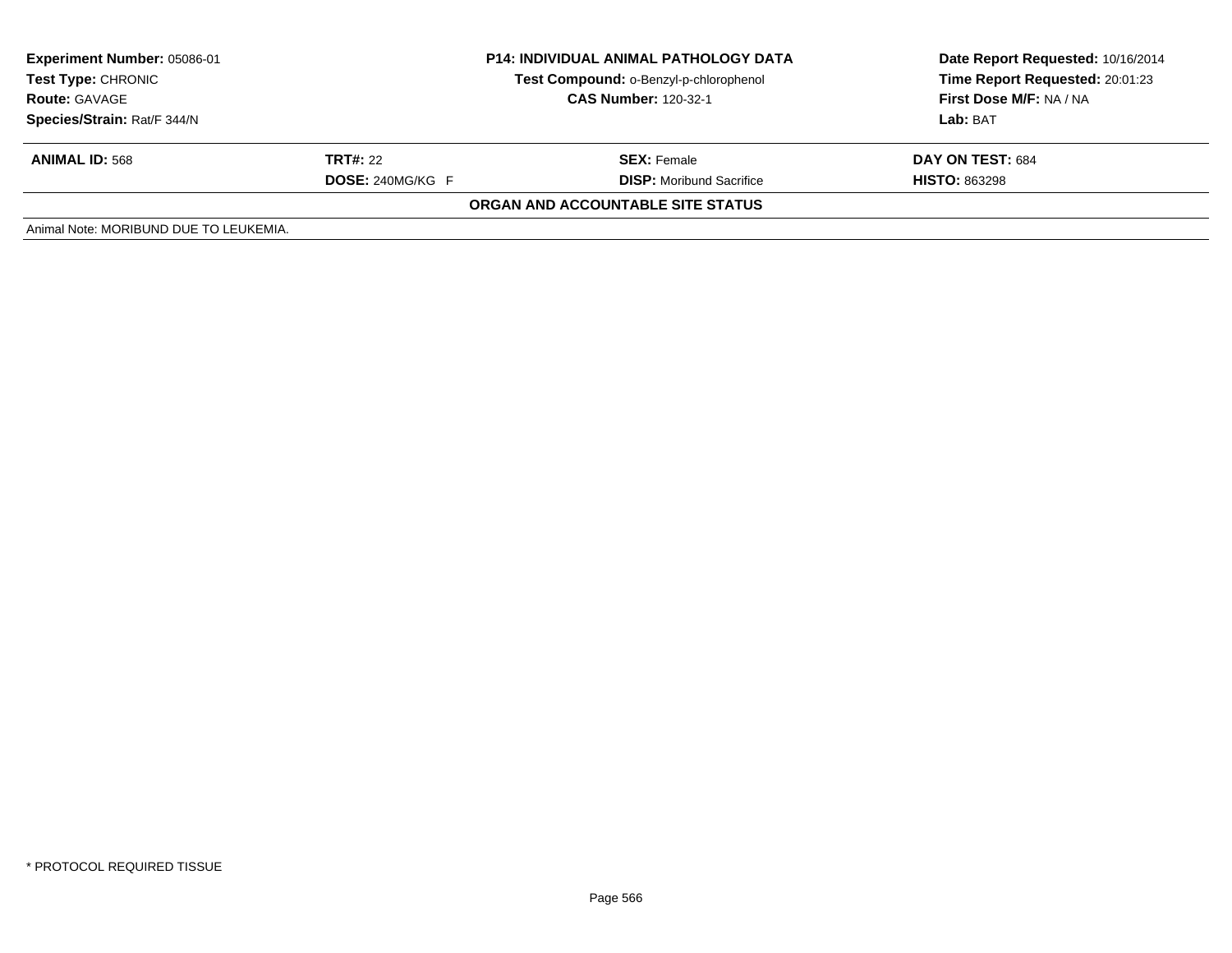| Experiment Number: 05086-01 | P14: INDIVIDUAL ANIMAL PATHOLOGY DATA | Date Report Requested: 10/16/2014 |
|---|---|---|
| Test Type: CHRONIC | Test Compound: o-Benzyl-p-chlorophenol | Time Report Requested: 20:01:23 |
| Route: GAVAGE | CAS Number: 120-32-1 | First Dose M/F: NA / NA |
| Species/Strain: Rat/F 344/N | | Lab: BAT |

| ANIMAL ID: 568 | TRT#: 22 | SEX: Female | DAY ON TEST: 684 |
|---|---|---|---|
| | DOSE: 240MG/KG F | DISP: Moribund Sacrifice | HISTO: 863298 |

**ORGAN AND ACCOUNTABLE SITE STATUS**

Animal Note: MORIBUND DUE TO LEUKEMIA.

* PROTOCOL REQUIRED TISSUE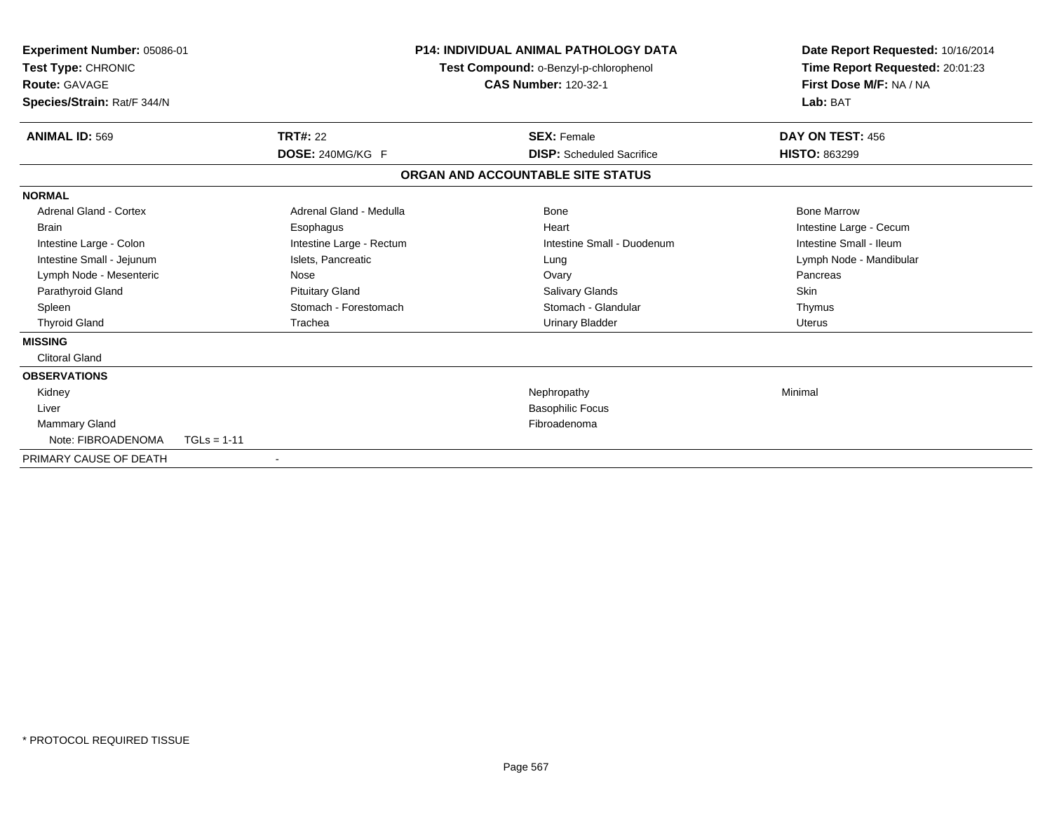**Experiment Number:** 05086-01
**Test Type:** CHRONIC
**Route:** GAVAGE
**Species/Strain:** Rat/F 344/N

## P14: INDIVIDUAL ANIMAL PATHOLOGY DATA

**Test Compound:** o-Benzyl-p-chlorophenol
**CAS Number:** 120-32-1

**Date Report Requested:** 10/16/2014
**Time Report Requested:** 20:01:23
**First Dose M/F:** NA / NA
**Lab:** BAT

| **ANIMAL ID:** 569 | **TRT#:** 22 | **SEX:** Female | **DAY ON TEST:** 456 |
|---|---|---|---|
| | **DOSE:** 240MG/KG F | **DISP:** Scheduled Sacrifice | **HISTO:** 863299 |

### ORGAN AND ACCOUNTABLE SITE STATUS

**NORMAL**

| | | | |
|---|---|---|---|
| Adrenal Gland - Cortex | Adrenal Gland - Medulla | Bone | Bone Marrow |
| Brain | Esophagus | Heart | Intestine Large - Cecum |
| Intestine Large - Colon | Intestine Large - Rectum | Intestine Small - Duodenum | Intestine Small - Ileum |
| Intestine Small - Jejunum | Islets, Pancreatic | Lung | Lymph Node - Mandibular |
| Lymph Node - Mesenteric | Nose | Ovary | Pancreas |
| Parathyroid Gland | Pituitary Gland | Salivary Glands | Skin |
| Spleen | Stomach - Forestomach | Stomach - Glandular | Thymus |
| Thyroid Gland | Trachea | Urinary Bladder | Uterus |

**MISSING**

Clitoral Gland

**OBSERVATIONS**

| | | |
|---|---|---|
| Kidney | Nephropathy | Minimal |
| Liver | Basophilic Focus | |
| Mammary Gland | Fibroadenoma | |
| Note: FIBROADENOMA TGLs = 1-11 | | |

PRIMARY CAUSE OF DEATH -

\* PROTOCOL REQUIRED TISSUE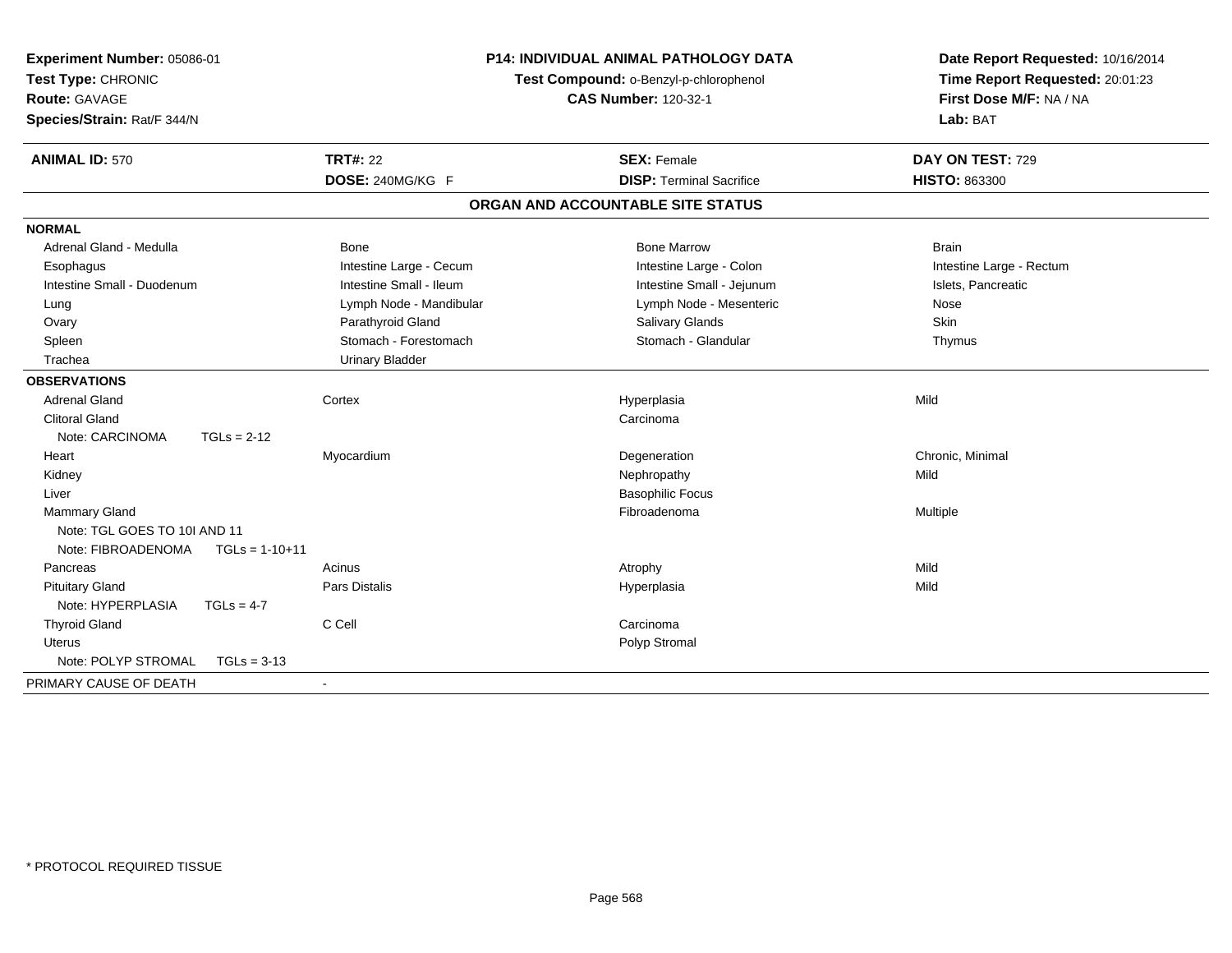**Experiment Number:** 05086-01
**Test Type:** CHRONIC
**Route:** GAVAGE
**Species/Strain:** Rat/F 344/N

**P14: INDIVIDUAL ANIMAL PATHOLOGY DATA**
**Test Compound:** o-Benzyl-p-chlorophenol
**CAS Number:** 120-32-1

**Date Report Requested:** 10/16/2014
**Time Report Requested:** 20:01:23
**First Dose M/F:** NA / NA
**Lab:** BAT

| **ANIMAL ID:** 570 | **TRT#:** 22 | **SEX:** Female | **DAY ON TEST:** 729 |
|---|---|---|---|
| | **DOSE:** 240MG/KG F | **DISP:** Terminal Sacrifice | **HISTO:** 863300 |

## ORGAN AND ACCOUNTABLE SITE STATUS

| | | | |
|---|---|---|---|
| **NORMAL** | | | |
| Adrenal Gland - Medulla | Bone | Bone Marrow | Brain |
| Esophagus | Intestine Large - Cecum | Intestine Large - Colon | Intestine Large - Rectum |
| Intestine Small - Duodenum | Intestine Small - Ileum | Intestine Small - Jejunum | Islets, Pancreatic |
| Lung | Lymph Node - Mandibular | Lymph Node - Mesenteric | Nose |
| Ovary | Parathyroid Gland | Salivary Glands | Skin |
| Spleen | Stomach - Forestomach | Stomach - Glandular | Thymus |
| Trachea | Urinary Bladder | | |
| **OBSERVATIONS** | | | |
| Adrenal Gland | Cortex | Hyperplasia | Mild |
| Clitoral Gland | | Carcinoma | |
| Note: CARCINOMA TGLs = 2-12 | | | |
| Heart | Myocardium | Degeneration | Chronic, Minimal |
| Kidney | | Nephropathy | Mild |
| Liver | | Basophilic Focus | |
| Mammary Gland | | Fibroadenoma | Multiple |
| Note: TGL GOES TO 10I AND 11 | | | |
| Note: FIBROADENOMA TGLs = 1-10+11 | | | |
| Pancreas | Acinus | Atrophy | Mild |
| Pituitary Gland | Pars Distalis | Hyperplasia | Mild |
| Note: HYPERPLASIA TGLs = 4-7 | | | |
| Thyroid Gland | C Cell | Carcinoma | |
| Uterus | | Polyp Stromal | |
| Note: POLYP STROMAL TGLs = 3-13 | | | |
| PRIMARY CAUSE OF DEATH | - | | |

\* PROTOCOL REQUIRED TISSUE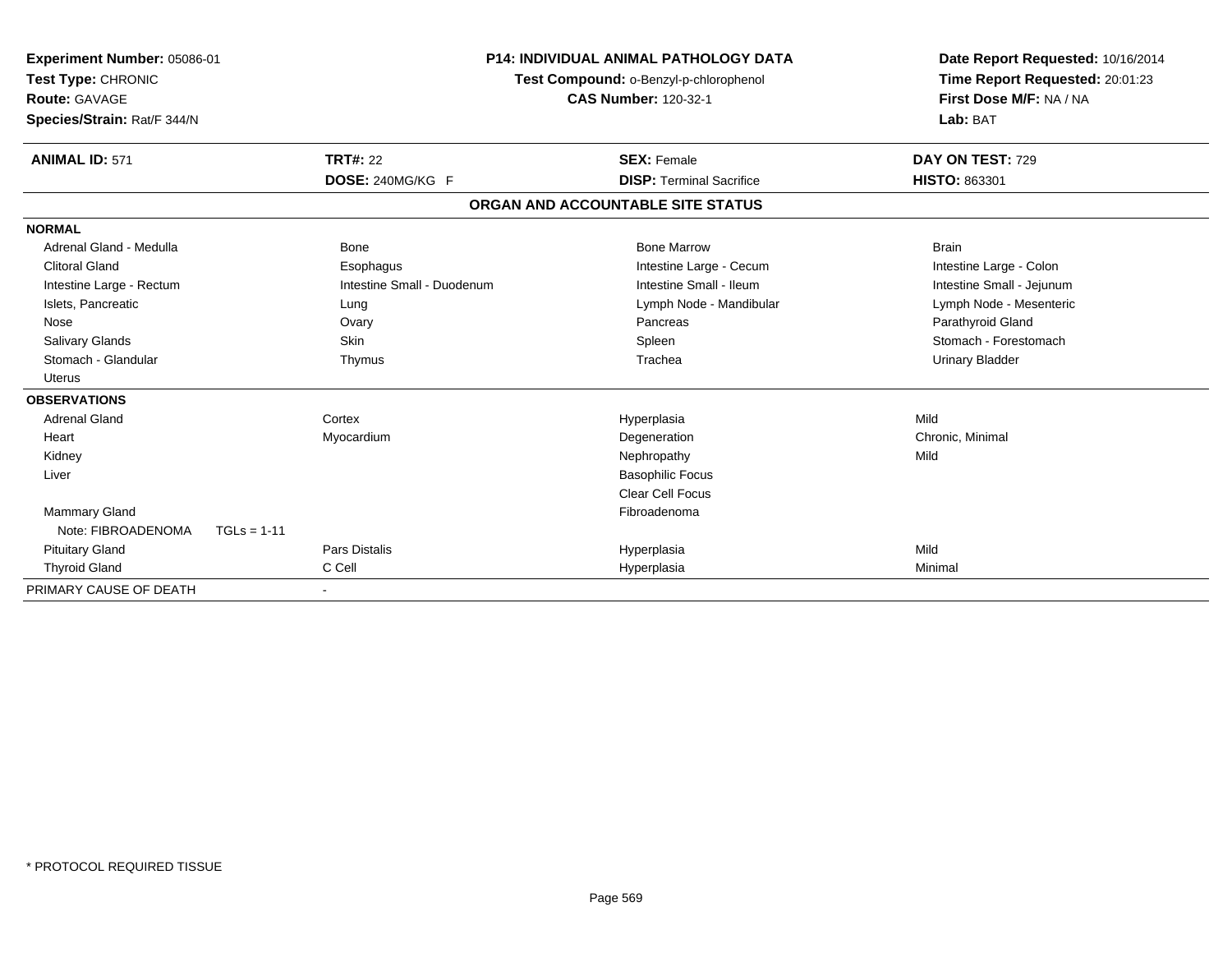**Experiment Number:** 05086-01
**Test Type:** CHRONIC
**Route:** GAVAGE
**Species/Strain:** Rat/F 344/N

**P14: INDIVIDUAL ANIMAL PATHOLOGY DATA**
**Test Compound:** o-Benzyl-p-chlorophenol
**CAS Number:** 120-32-1

**Date Report Requested:** 10/16/2014
**Time Report Requested:** 20:01:23
**First Dose M/F:** NA / NA
**Lab:** BAT

| **ANIMAL ID:** 571 | **TRT#:** 22 | **SEX:** Female | **DAY ON TEST:** 729 |
|---|---|---|---|
| | **DOSE:** 240MG/KG F | **DISP:** Terminal Sacrifice | **HISTO:** 863301 |

## ORGAN AND ACCOUNTABLE SITE STATUS

| | | | |
|---|---|---|---|
| **NORMAL** | | | |
| Adrenal Gland - Medulla | Bone | Bone Marrow | Brain |
| Clitoral Gland | Esophagus | Intestine Large - Cecum | Intestine Large - Colon |
| Intestine Large - Rectum | Intestine Small - Duodenum | Intestine Small - Ileum | Intestine Small - Jejunum |
| Islets, Pancreatic | Lung | Lymph Node - Mandibular | Lymph Node - Mesenteric |
| Nose | Ovary | Pancreas | Parathyroid Gland |
| Salivary Glands | Skin | Spleen | Stomach - Forestomach |
| Stomach - Glandular | Thymus | Trachea | Urinary Bladder |
| Uterus | | | |
| **OBSERVATIONS** | | | |
| Adrenal Gland | Cortex | Hyperplasia | Mild |
| Heart | Myocardium | Degeneration | Chronic, Minimal |
| Kidney | | Nephropathy | Mild |
| Liver | | Basophilic Focus | |
| | | Clear Cell Focus | |
| Mammary Gland | | Fibroadenoma | |
| Note: FIBROADENOMA TGLs = 1-11 | | | |
| Pituitary Gland | Pars Distalis | Hyperplasia | Mild |
| Thyroid Gland | C Cell | Hyperplasia | Minimal |
| PRIMARY CAUSE OF DEATH | - | | |

\* PROTOCOL REQUIRED TISSUE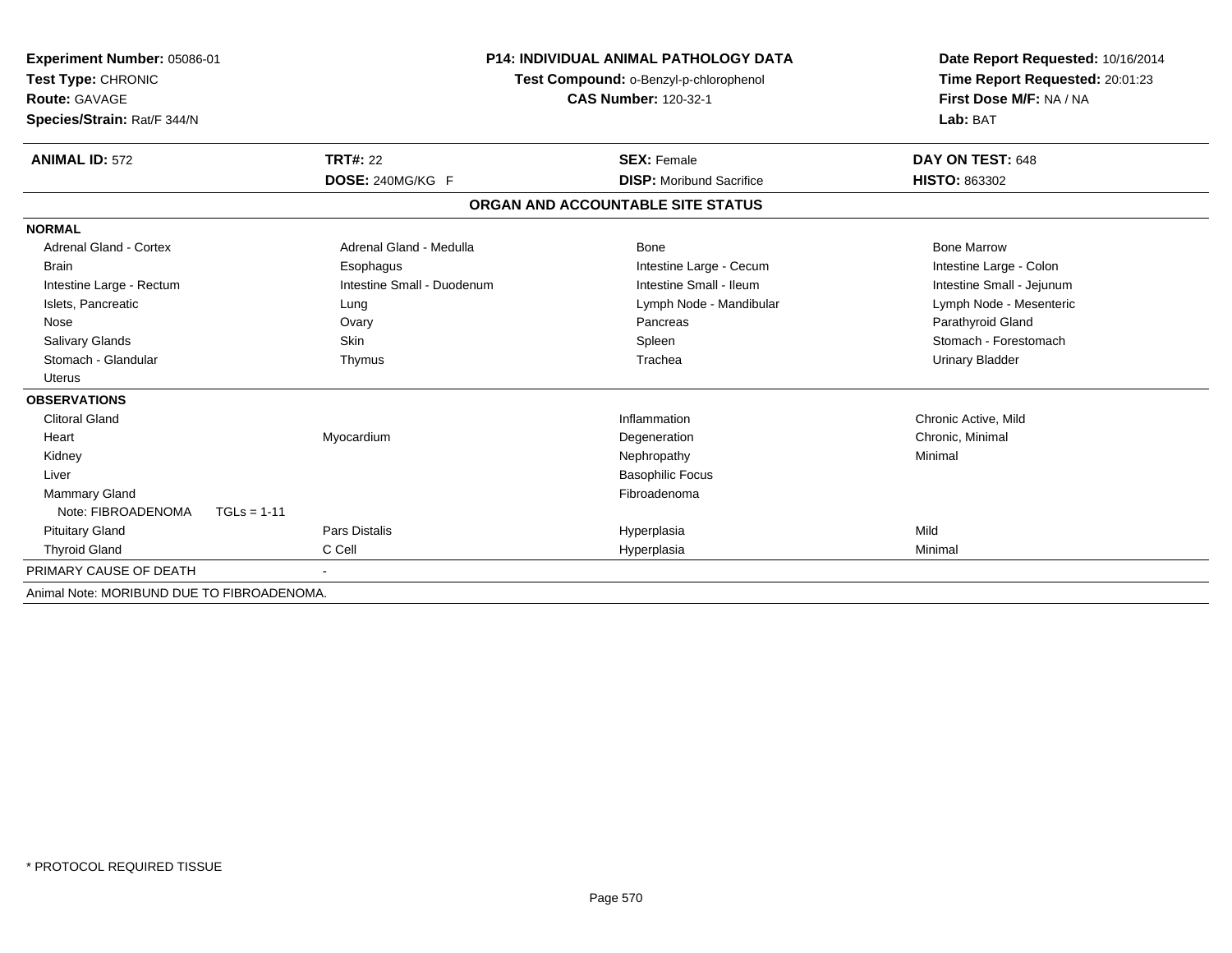**Experiment Number:** 05086-01
**Test Type:** CHRONIC
**Route:** GAVAGE
**Species/Strain:** Rat/F 344/N

**P14: INDIVIDUAL ANIMAL PATHOLOGY DATA**
**Test Compound:** o-Benzyl-p-chlorophenol
**CAS Number:** 120-32-1

**Date Report Requested:** 10/16/2014
**Time Report Requested:** 20:01:23
**First Dose M/F:** NA / NA
**Lab:** BAT

| **ANIMAL ID:** 572 | **TRT#:** 22 | **SEX:** Female | **DAY ON TEST:** 648 |
|---|---|---|---|
| | **DOSE:** 240MG/KG F | **DISP:** Moribund Sacrifice | **HISTO:** 863302 |

## ORGAN AND ACCOUNTABLE SITE STATUS

**NORMAL**

| | | | |
|---|---|---|---|
| Adrenal Gland - Cortex | Adrenal Gland - Medulla | Bone | Bone Marrow |
| Brain | Esophagus | Intestine Large - Cecum | Intestine Large - Colon |
| Intestine Large - Rectum | Intestine Small - Duodenum | Intestine Small - Ileum | Intestine Small - Jejunum |
| Islets, Pancreatic | Lung | Lymph Node - Mandibular | Lymph Node - Mesenteric |
| Nose | Ovary | Pancreas | Parathyroid Gland |
| Salivary Glands | Skin | Spleen | Stomach - Forestomach |
| Stomach - Glandular | Thymus | Trachea | Urinary Bladder |
| Uterus | | | |

**OBSERVATIONS**

| | | | |
|---|---|---|---|
| Clitoral Gland | | Inflammation | Chronic Active, Mild |
| Heart | Myocardium | Degeneration | Chronic, Minimal |
| Kidney | | Nephropathy | Minimal |
| Liver | | Basophilic Focus | |
| Mammary Gland | | Fibroadenoma | |
| Note: FIBROADENOMA TGLs = 1-11 | | | |
| Pituitary Gland | Pars Distalis | Hyperplasia | Mild |
| Thyroid Gland | C Cell | Hyperplasia | Minimal |

PRIMARY CAUSE OF DEATH -

Animal Note: MORIBUND DUE TO FIBROADENOMA.

* PROTOCOL REQUIRED TISSUE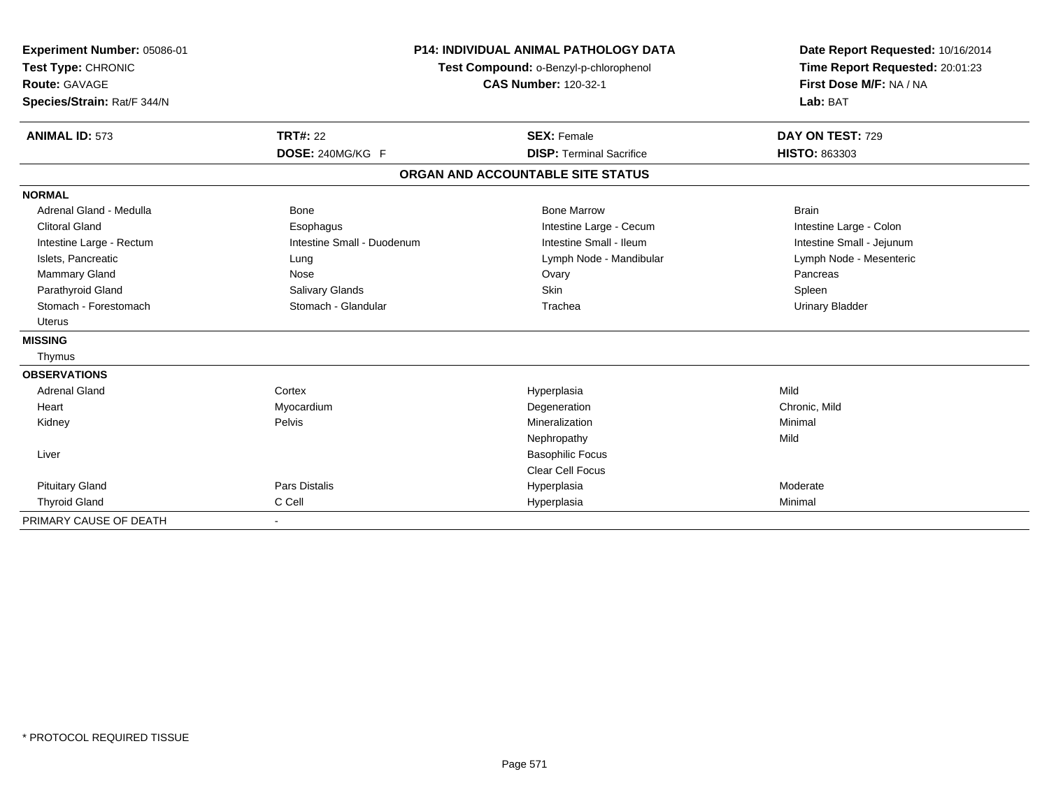**Experiment Number:** 05086-01
**Test Type:** CHRONIC
**Route:** GAVAGE
**Species/Strain:** Rat/F 344/N

**P14: INDIVIDUAL ANIMAL PATHOLOGY DATA**
**Test Compound:** o-Benzyl-p-chlorophenol
**CAS Number:** 120-32-1

**Date Report Requested:** 10/16/2014
**Time Report Requested:** 20:01:23
**First Dose M/F:** NA / NA
**Lab:** BAT

| **ANIMAL ID:** 573 | **TRT#:** 22 | **SEX:** Female | **DAY ON TEST:** 729 |
|---|---|---|---|
| | **DOSE:** 240MG/KG F | **DISP:** Terminal Sacrifice | **HISTO:** 863303 |

**ORGAN AND ACCOUNTABLE SITE STATUS**

| | | | |
|---|---|---|---|
| **NORMAL** | | | |
| Adrenal Gland - Medulla | Bone | Bone Marrow | Brain |
| Clitoral Gland | Esophagus | Intestine Large - Cecum | Intestine Large - Colon |
| Intestine Large - Rectum | Intestine Small - Duodenum | Intestine Small - Ileum | Intestine Small - Jejunum |
| Islets, Pancreatic | Lung | Lymph Node - Mandibular | Lymph Node - Mesenteric |
| Mammary Gland | Nose | Ovary | Pancreas |
| Parathyroid Gland | Salivary Glands | Skin | Spleen |
| Stomach - Forestomach | Stomach - Glandular | Trachea | Urinary Bladder |
| Uterus | | | |
| **MISSING** | | | |
| Thymus | | | |
| **OBSERVATIONS** | | | |
| Adrenal Gland | Cortex | Hyperplasia | Mild |
| Heart | Myocardium | Degeneration | Chronic, Mild |
| Kidney | Pelvis | Mineralization | Minimal |
| | | Nephropathy | Mild |
| Liver | | Basophilic Focus | |
| | | Clear Cell Focus | |
| Pituitary Gland | Pars Distalis | Hyperplasia | Moderate |
| Thyroid Gland | C Cell | Hyperplasia | Minimal |
| PRIMARY CAUSE OF DEATH | - | | |

* PROTOCOL REQUIRED TISSUE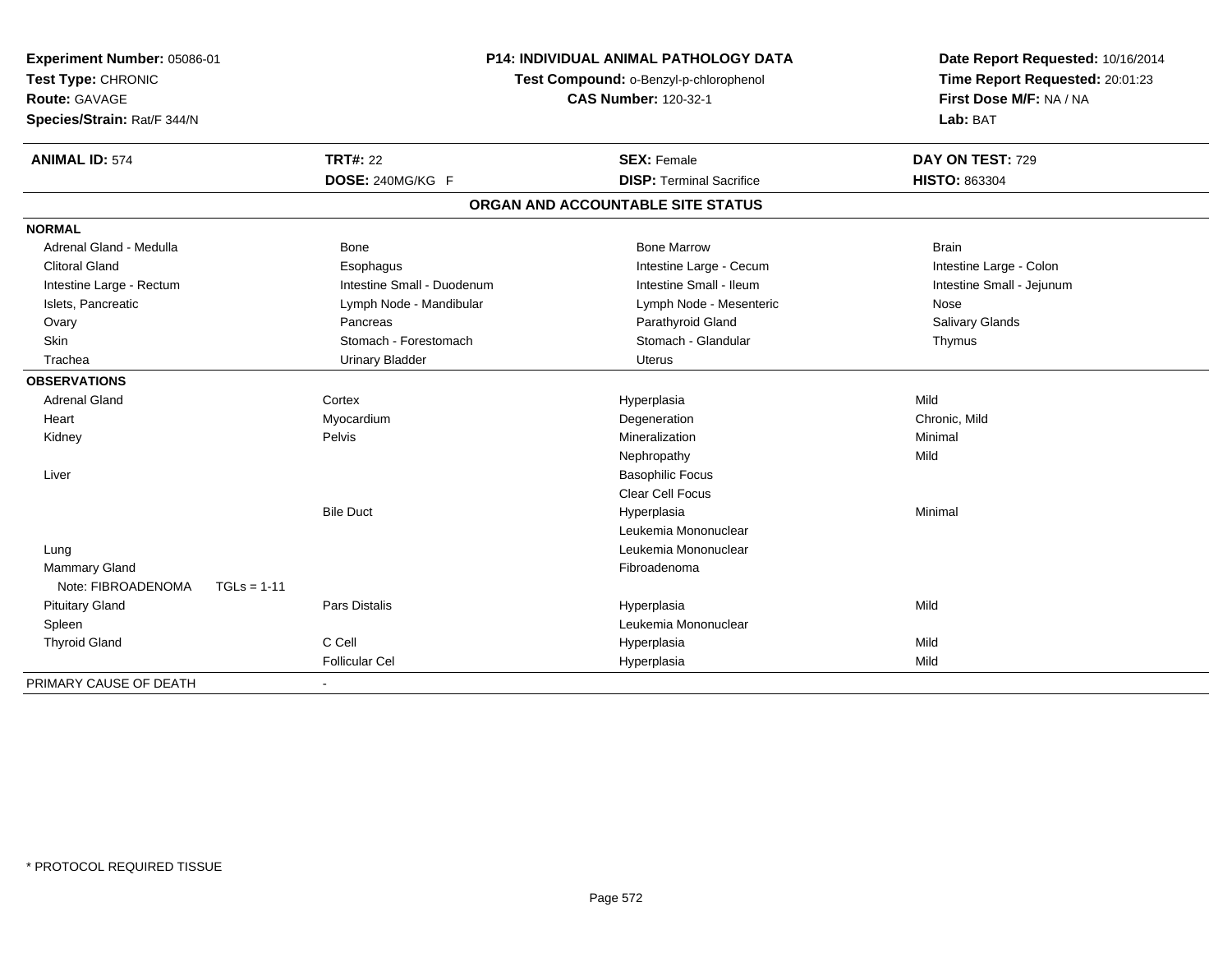**Experiment Number:** 05086-01
**Test Type:** CHRONIC
**Route:** GAVAGE
**Species/Strain:** Rat/F 344/N

**P14: INDIVIDUAL ANIMAL PATHOLOGY DATA**
**Test Compound:** o-Benzyl-p-chlorophenol
**CAS Number:** 120-32-1

**Date Report Requested:** 10/16/2014
**Time Report Requested:** 20:01:23
**First Dose M/F:** NA / NA
**Lab:** BAT

| **ANIMAL ID:** 574 | **TRT#:** 22 | **SEX:** Female | **DAY ON TEST:** 729 |
|---|---|---|---|
| | **DOSE:** 240MG/KG F | **DISP:** Terminal Sacrifice | **HISTO:** 863304 |

## ORGAN AND ACCOUNTABLE SITE STATUS

| | | | |
|---|---|---|---|
| **NORMAL** | | | |
| Adrenal Gland - Medulla | Bone | Bone Marrow | Brain |
| Clitoral Gland | Esophagus | Intestine Large - Cecum | Intestine Large - Colon |
| Intestine Large - Rectum | Intestine Small - Duodenum | Intestine Small - Ileum | Intestine Small - Jejunum |
| Islets, Pancreatic | Lymph Node - Mandibular | Lymph Node - Mesenteric | Nose |
| Ovary | Pancreas | Parathyroid Gland | Salivary Glands |
| Skin | Stomach - Forestomach | Stomach - Glandular | Thymus |
| Trachea | Urinary Bladder | Uterus | |
| **OBSERVATIONS** | | | |
| Adrenal Gland | Cortex | Hyperplasia | Mild |
| Heart | Myocardium | Degeneration | Chronic, Mild |
| Kidney | Pelvis | Mineralization | Minimal |
| | | Nephropathy | Mild |
| Liver | | Basophilic Focus | |
| | | Clear Cell Focus | |
| | Bile Duct | Hyperplasia | Minimal |
| | | Leukemia Mononuclear | |
| Lung | | Leukemia Mononuclear | |
| Mammary Gland | | Fibroadenoma | |
| Note: FIBROADENOMA TGLs = 1-11 | | | |
| Pituitary Gland | Pars Distalis | Hyperplasia | Mild |
| Spleen | | Leukemia Mononuclear | |
| Thyroid Gland | C Cell | Hyperplasia | Mild |
| | Follicular Cel | Hyperplasia | Mild |
| PRIMARY CAUSE OF DEATH | - | | |

* PROTOCOL REQUIRED TISSUE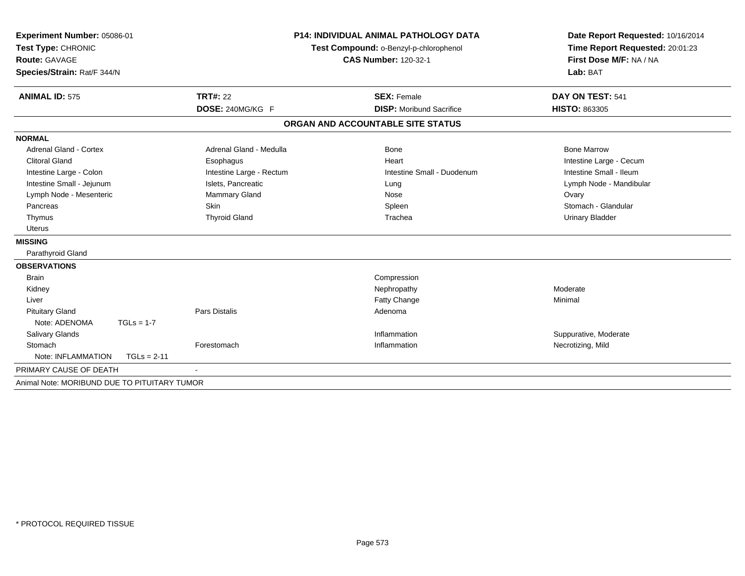**Experiment Number:** 05086-01
**Test Type:** CHRONIC
**Route:** GAVAGE
**Species/Strain:** Rat/F 344/N

**P14: INDIVIDUAL ANIMAL PATHOLOGY DATA**
**Test Compound:** o-Benzyl-p-chlorophenol
**CAS Number:** 120-32-1

**Date Report Requested:** 10/16/2014
**Time Report Requested:** 20:01:23
**First Dose M/F:** NA / NA
**Lab:** BAT

| **ANIMAL ID:** 575 | **TRT#:** 22 | **SEX:** Female | **DAY ON TEST:** 541 |
|---|---|---|---|
| | **DOSE:** 240MG/KG F | **DISP:** Moribund Sacrifice | **HISTO:** 863305 |

**ORGAN AND ACCOUNTABLE SITE STATUS**

**NORMAL**

| | | | |
|---|---|---|---|
| Adrenal Gland - Cortex | Adrenal Gland - Medulla | Bone | Bone Marrow |
| Clitoral Gland | Esophagus | Heart | Intestine Large - Cecum |
| Intestine Large - Colon | Intestine Large - Rectum | Intestine Small - Duodenum | Intestine Small - Ileum |
| Intestine Small - Jejunum | Islets, Pancreatic | Lung | Lymph Node - Mandibular |
| Lymph Node - Mesenteric | Mammary Gland | Nose | Ovary |
| Pancreas | Skin | Spleen | Stomach - Glandular |
| Thymus | Thyroid Gland | Trachea | Urinary Bladder |
| Uterus | | | |

**MISSING**

Parathyroid Gland

**OBSERVATIONS**

| | | | |
|---|---|---|---|
| Brain | | Compression | |
| Kidney | | Nephropathy | Moderate |
| Liver | | Fatty Change | Minimal |
| Pituitary Gland | Pars Distalis | Adenoma | |
| Note: ADENOMA TGLs = 1-7 | | | |
| Salivary Glands | | Inflammation | Suppurative, Moderate |
| Stomach | Forestomach | Inflammation | Necrotizing, Mild |
| Note: INFLAMMATION TGLs = 2-11 | | | |

PRIMARY CAUSE OF DEATH -

Animal Note: MORIBUND DUE TO PITUITARY TUMOR

* PROTOCOL REQUIRED TISSUE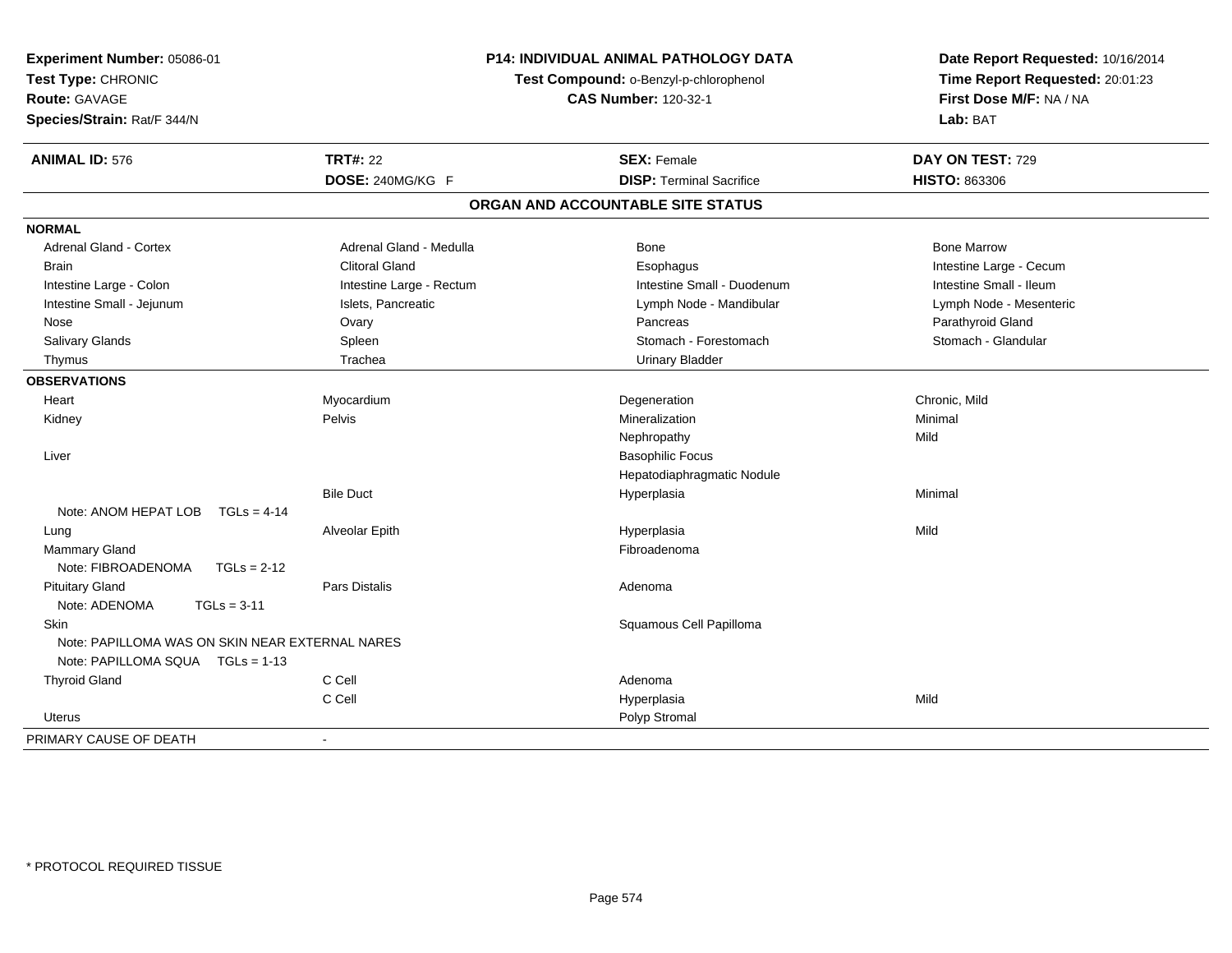**Experiment Number:** 05086-01
**Test Type:** CHRONIC
**Route:** GAVAGE
**Species/Strain:** Rat/F 344/N

**P14: INDIVIDUAL ANIMAL PATHOLOGY DATA**
**Test Compound:** o-Benzyl-p-chlorophenol
**CAS Number:** 120-32-1

**Date Report Requested:** 10/16/2014
**Time Report Requested:** 20:01:23
**First Dose M/F:** NA / NA
**Lab:** BAT

| **ANIMAL ID:** 576 | **TRT#:** 22 | **SEX:** Female | **DAY ON TEST:** 729 |
|---|---|---|---|
| | **DOSE:** 240MG/KG F | **DISP:** Terminal Sacrifice | **HISTO:** 863306 |

## ORGAN AND ACCOUNTABLE SITE STATUS

| | | | |
|---|---|---|---|
| **NORMAL** | | | |
| Adrenal Gland - Cortex | Adrenal Gland - Medulla | Bone | Bone Marrow |
| Brain | Clitoral Gland | Esophagus | Intestine Large - Cecum |
| Intestine Large - Colon | Intestine Large - Rectum | Intestine Small - Duodenum | Intestine Small - Ileum |
| Intestine Small - Jejunum | Islets, Pancreatic | Lymph Node - Mandibular | Lymph Node - Mesenteric |
| Nose | Ovary | Pancreas | Parathyroid Gland |
| Salivary Glands | Spleen | Stomach - Forestomach | Stomach - Glandular |
| Thymus | Trachea | Urinary Bladder | |
| **OBSERVATIONS** | | | |
| Heart | Myocardium | Degeneration | Chronic, Mild |
| Kidney | Pelvis | Mineralization | Minimal |
| | | Nephropathy | Mild |
| Liver | | Basophilic Focus | |
| | | Hepatodiaphragmatic Nodule | |
| | Bile Duct | Hyperplasia | Minimal |
| Note: ANOM HEPAT LOB TGLs = 4-14 | | | |
| Lung | Alveolar Epith | Hyperplasia | Mild |
| Mammary Gland | | Fibroadenoma | |
| Note: FIBROADENOMA TGLs = 2-12 | | | |
| Pituitary Gland | Pars Distalis | Adenoma | |
| Note: ADENOMA TGLs = 3-11 | | | |
| Skin | | Squamous Cell Papilloma | |
| Note: PAPILLOMA WAS ON SKIN NEAR EXTERNAL NARES | | | |
| Note: PAPILLOMA SQUA TGLs = 1-13 | | | |
| Thyroid Gland | C Cell | Adenoma | |
| | C Cell | Hyperplasia | Mild |
| Uterus | | Polyp Stromal | |
| PRIMARY CAUSE OF DEATH | - | | |

\* PROTOCOL REQUIRED TISSUE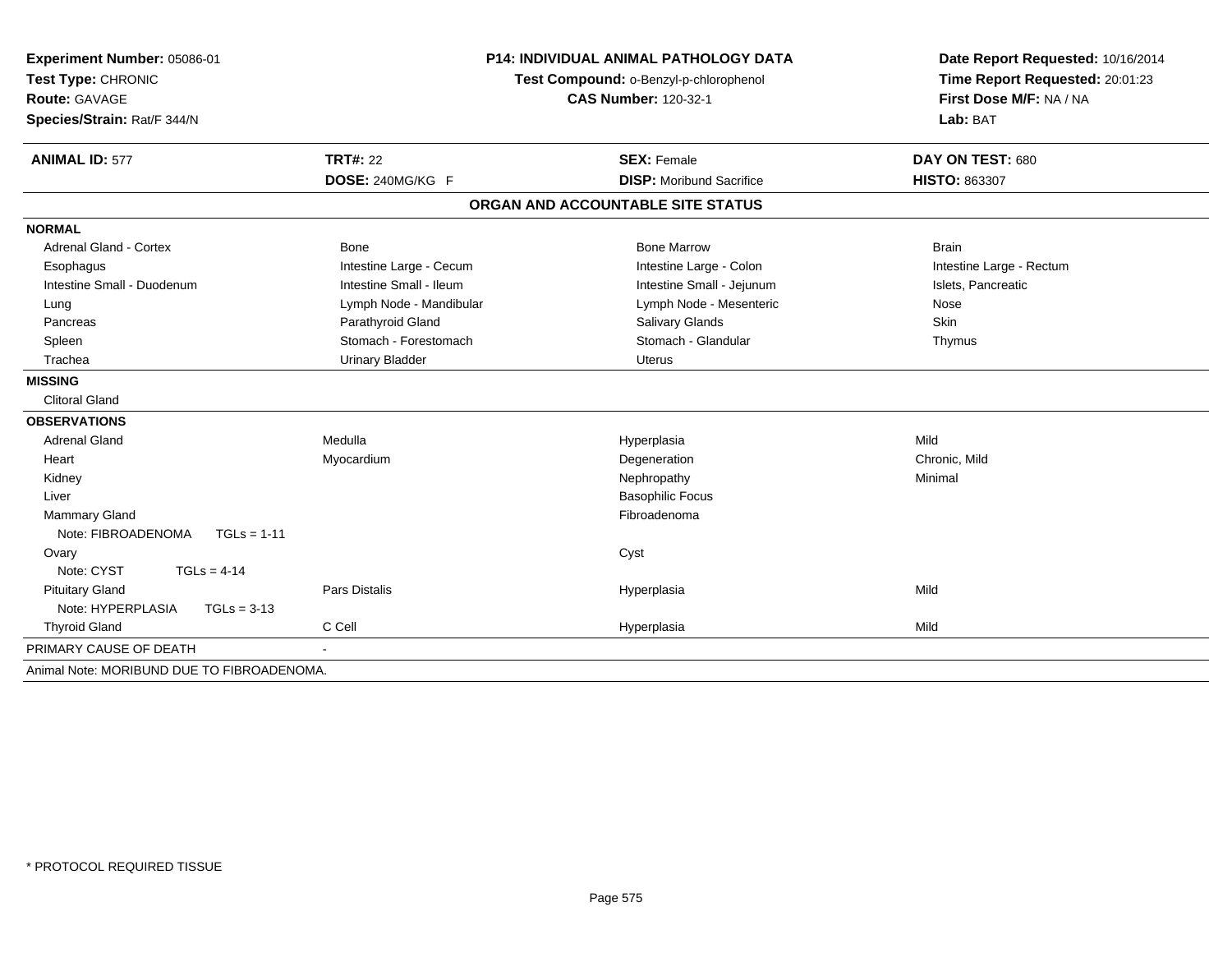**Experiment Number:** 05086-01
**Test Type:** CHRONIC
**Route:** GAVAGE
**Species/Strain:** Rat/F 344/N

**P14: INDIVIDUAL ANIMAL PATHOLOGY DATA**
**Test Compound:** o-Benzyl-p-chlorophenol
**CAS Number:** 120-32-1

**Date Report Requested:** 10/16/2014
**Time Report Requested:** 20:01:23
**First Dose M/F:** NA / NA
**Lab:** BAT

| **ANIMAL ID:** 577 | **TRT#:** 22 | **SEX:** Female | **DAY ON TEST:** 680 |
|---|---|---|---|
| | **DOSE:** 240MG/KG F | **DISP:** Moribund Sacrifice | **HISTO:** 863307 |

**ORGAN AND ACCOUNTABLE SITE STATUS**

| | | | |
|---|---|---|---|
| **NORMAL** | | | |
| Adrenal Gland - Cortex | Bone | Bone Marrow | Brain |
| Esophagus | Intestine Large - Cecum | Intestine Large - Colon | Intestine Large - Rectum |
| Intestine Small - Duodenum | Intestine Small - Ileum | Intestine Small - Jejunum | Islets, Pancreatic |
| Lung | Lymph Node - Mandibular | Lymph Node - Mesenteric | Nose |
| Pancreas | Parathyroid Gland | Salivary Glands | Skin |
| Spleen | Stomach - Forestomach | Stomach - Glandular | Thymus |
| Trachea | Urinary Bladder | Uterus | |
| **MISSING** | | | |
| Clitoral Gland | | | |
| **OBSERVATIONS** | | | |
| Adrenal Gland | Medulla | Hyperplasia | Mild |
| Heart | Myocardium | Degeneration | Chronic, Mild |
| Kidney | | Nephropathy | Minimal |
| Liver | | Basophilic Focus | |
| Mammary Gland | | Fibroadenoma | |
| Note: FIBROADENOMA TGLs = 1-11 | | | |
| Ovary | | Cyst | |
| Note: CYST TGLs = 4-14 | | | |
| Pituitary Gland | Pars Distalis | Hyperplasia | Mild |
| Note: HYPERPLASIA TGLs = 3-13 | | | |
| Thyroid Gland | C Cell | Hyperplasia | Mild |
| PRIMARY CAUSE OF DEATH | - | | |

Animal Note: MORIBUND DUE TO FIBROADENOMA.

* PROTOCOL REQUIRED TISSUE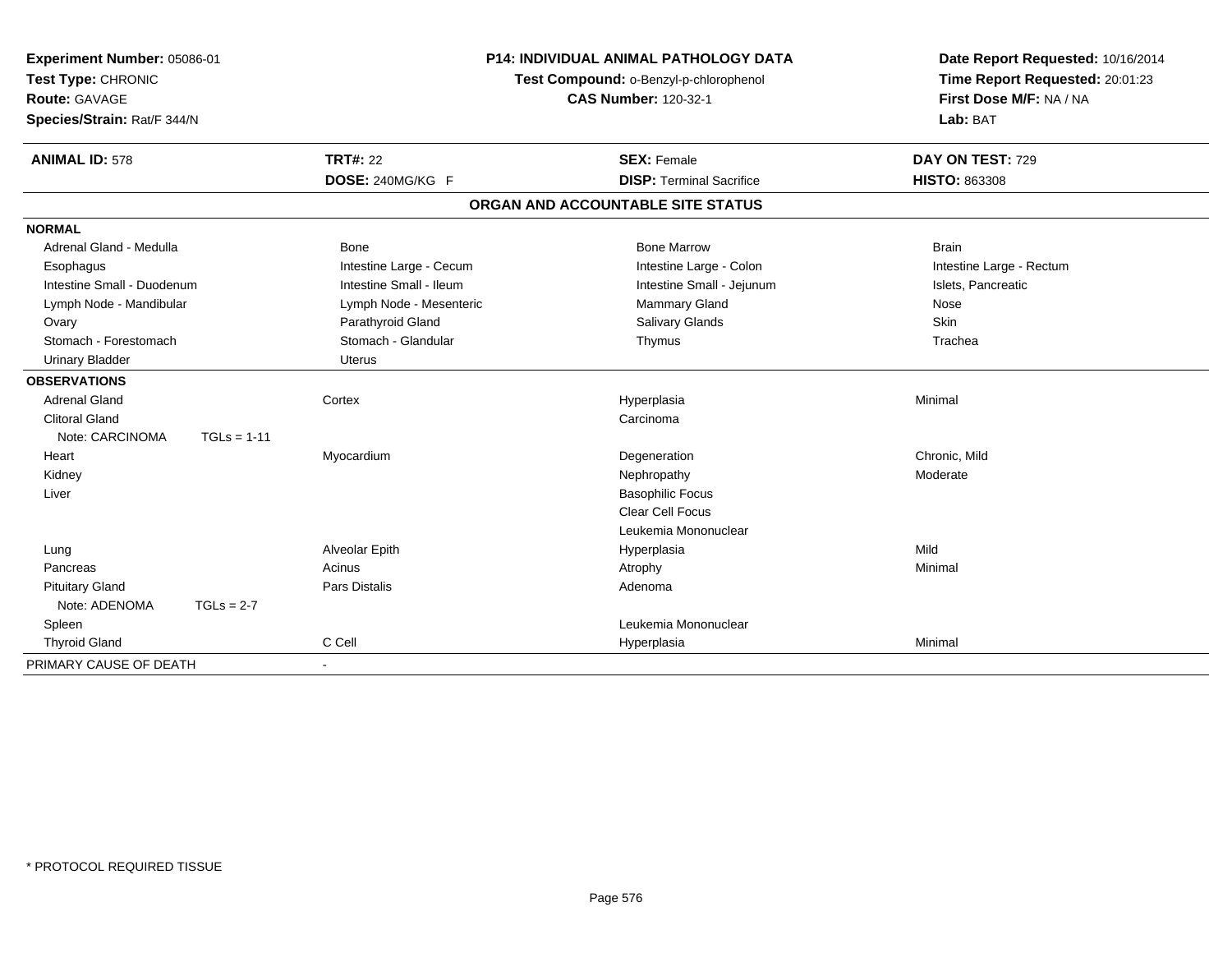**Experiment Number:** 05086-01
**Test Type:** CHRONIC
**Route:** GAVAGE
**Species/Strain:** Rat/F 344/N

**P14: INDIVIDUAL ANIMAL PATHOLOGY DATA**
**Test Compound:** o-Benzyl-p-chlorophenol
**CAS Number:** 120-32-1

**Date Report Requested:** 10/16/2014
**Time Report Requested:** 20:01:23
**First Dose M/F:** NA / NA
**Lab:** BAT

| **ANIMAL ID:** 578 | **TRT#:** 22 | **SEX:** Female | **DAY ON TEST:** 729 |
|---|---|---|---|
| | **DOSE:** 240MG/KG F | **DISP:** Terminal Sacrifice | **HISTO:** 863308 |

## ORGAN AND ACCOUNTABLE SITE STATUS

| | | | |
|---|---|---|---|
| **NORMAL** | | | |
| Adrenal Gland - Medulla | Bone | Bone Marrow | Brain |
| Esophagus | Intestine Large - Cecum | Intestine Large - Colon | Intestine Large - Rectum |
| Intestine Small - Duodenum | Intestine Small - Ileum | Intestine Small - Jejunum | Islets, Pancreatic |
| Lymph Node - Mandibular | Lymph Node - Mesenteric | Mammary Gland | Nose |
| Ovary | Parathyroid Gland | Salivary Glands | Skin |
| Stomach - Forestomach | Stomach - Glandular | Thymus | Trachea |
| Urinary Bladder | Uterus | | |
| **OBSERVATIONS** | | | |
| Adrenal Gland | Cortex | Hyperplasia | Minimal |
| Clitoral Gland | | Carcinoma | |
| Note: CARCINOMA TGLs = 1-11 | | | |
| Heart | Myocardium | Degeneration | Chronic, Mild |
| Kidney | | Nephropathy | Moderate |
| Liver | | Basophilic Focus | |
| | | Clear Cell Focus | |
| | | Leukemia Mononuclear | |
| Lung | Alveolar Epith | Hyperplasia | Mild |
| Pancreas | Acinus | Atrophy | Minimal |
| Pituitary Gland | Pars Distalis | Adenoma | |
| Note: ADENOMA TGLs = 2-7 | | | |
| Spleen | | Leukemia Mononuclear | |
| Thyroid Gland | C Cell | Hyperplasia | Minimal |
| PRIMARY CAUSE OF DEATH | - | | |

\* PROTOCOL REQUIRED TISSUE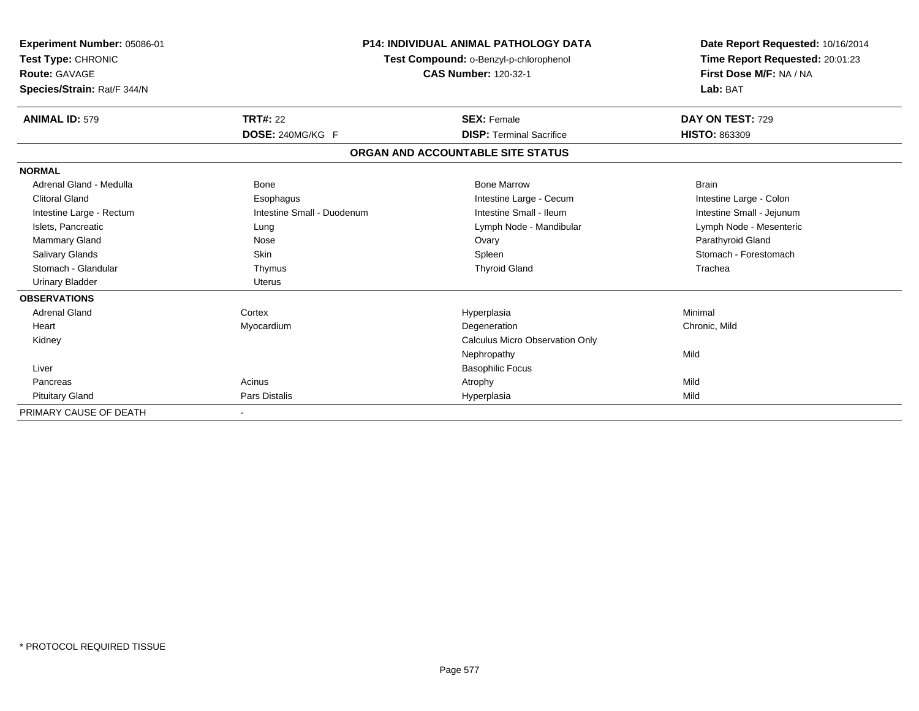**Experiment Number:** 05086-01
**Test Type:** CHRONIC
**Route:** GAVAGE
**Species/Strain:** Rat/F 344/N

**P14: INDIVIDUAL ANIMAL PATHOLOGY DATA**
**Test Compound:** o-Benzyl-p-chlorophenol
**CAS Number:** 120-32-1

**Date Report Requested:** 10/16/2014
**Time Report Requested:** 20:01:23
**First Dose M/F:** NA / NA
**Lab:** BAT

| **ANIMAL ID:** 579 | **TRT#:** 22 | **SEX:** Female | **DAY ON TEST:** 729 |
|---|---|---|---|
| | **DOSE:** 240MG/KG F | **DISP:** Terminal Sacrifice | **HISTO:** 863309 |

## ORGAN AND ACCOUNTABLE SITE STATUS

| | | | |
|---|---|---|---|
| **NORMAL** | | | |
| Adrenal Gland - Medulla | Bone | Bone Marrow | Brain |
| Clitoral Gland | Esophagus | Intestine Large - Cecum | Intestine Large - Colon |
| Intestine Large - Rectum | Intestine Small - Duodenum | Intestine Small - Ileum | Intestine Small - Jejunum |
| Islets, Pancreatic | Lung | Lymph Node - Mandibular | Lymph Node - Mesenteric |
| Mammary Gland | Nose | Ovary | Parathyroid Gland |
| Salivary Glands | Skin | Spleen | Stomach - Forestomach |
| Stomach - Glandular | Thymus | Thyroid Gland | Trachea |
| Urinary Bladder | Uterus | | |
| **OBSERVATIONS** | | | |
| Adrenal Gland | Cortex | Hyperplasia | Minimal |
| Heart | Myocardium | Degeneration | Chronic, Mild |
| Kidney | | Calculus Micro Observation Only | |
| | | Nephropathy | Mild |
| Liver | | Basophilic Focus | |
| Pancreas | Acinus | Atrophy | Mild |
| Pituitary Gland | Pars Distalis | Hyperplasia | Mild |
| PRIMARY CAUSE OF DEATH | - | | |

\* PROTOCOL REQUIRED TISSUE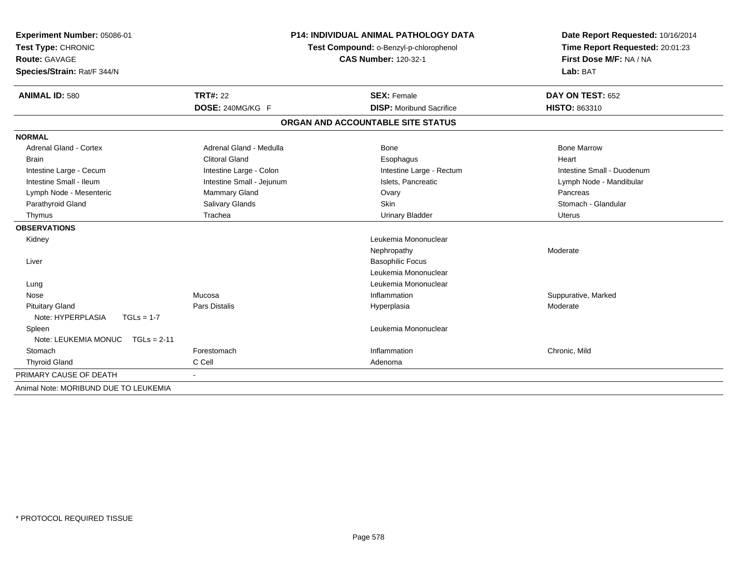**Experiment Number:** 05086-01
**Test Type:** CHRONIC
**Route:** GAVAGE
**Species/Strain:** Rat/F 344/N

**P14: INDIVIDUAL ANIMAL PATHOLOGY DATA**
**Test Compound:** o-Benzyl-p-chlorophenol
**CAS Number:** 120-32-1

**Date Report Requested:** 10/16/2014
**Time Report Requested:** 20:01:23
**First Dose M/F:** NA / NA
**Lab:** BAT

| **ANIMAL ID:** 580 | **TRT#:** 22 | **SEX:** Female | **DAY ON TEST:** 652 |
|---|---|---|---|
| | **DOSE:** 240MG/KG F | **DISP:** Moribund Sacrifice | **HISTO:** 863310 |

## ORGAN AND ACCOUNTABLE SITE STATUS

| | | | |
|---|---|---|---|
| **NORMAL** | | | |
| Adrenal Gland - Cortex | Adrenal Gland - Medulla | Bone | Bone Marrow |
| Brain | Clitoral Gland | Esophagus | Heart |
| Intestine Large - Cecum | Intestine Large - Colon | Intestine Large - Rectum | Intestine Small - Duodenum |
| Intestine Small - Ileum | Intestine Small - Jejunum | Islets, Pancreatic | Lymph Node - Mandibular |
| Lymph Node - Mesenteric | Mammary Gland | Ovary | Pancreas |
| Parathyroid Gland | Salivary Glands | Skin | Stomach - Glandular |
| Thymus | Trachea | Urinary Bladder | Uterus |
| **OBSERVATIONS** | | | |
| Kidney | | Leukemia Mononuclear | |
| | | Nephropathy | Moderate |
| Liver | | Basophilic Focus | |
| | | Leukemia Mononuclear | |
| Lung | | Leukemia Mononuclear | |
| Nose | Mucosa | Inflammation | Suppurative, Marked |
| Pituitary Gland | Pars Distalis | Hyperplasia | Moderate |
| Note: HYPERPLASIA TGLs = 1-7 | | | |
| Spleen | | Leukemia Mononuclear | |
| Note: LEUKEMIA MONUC TGLs = 2-11 | | | |
| Stomach | Forestomach | Inflammation | Chronic, Mild |
| Thyroid Gland | C Cell | Adenoma | |
| PRIMARY CAUSE OF DEATH | - | | |
| Animal Note: MORIBUND DUE TO LEUKEMIA | | | |

\* PROTOCOL REQUIRED TISSUE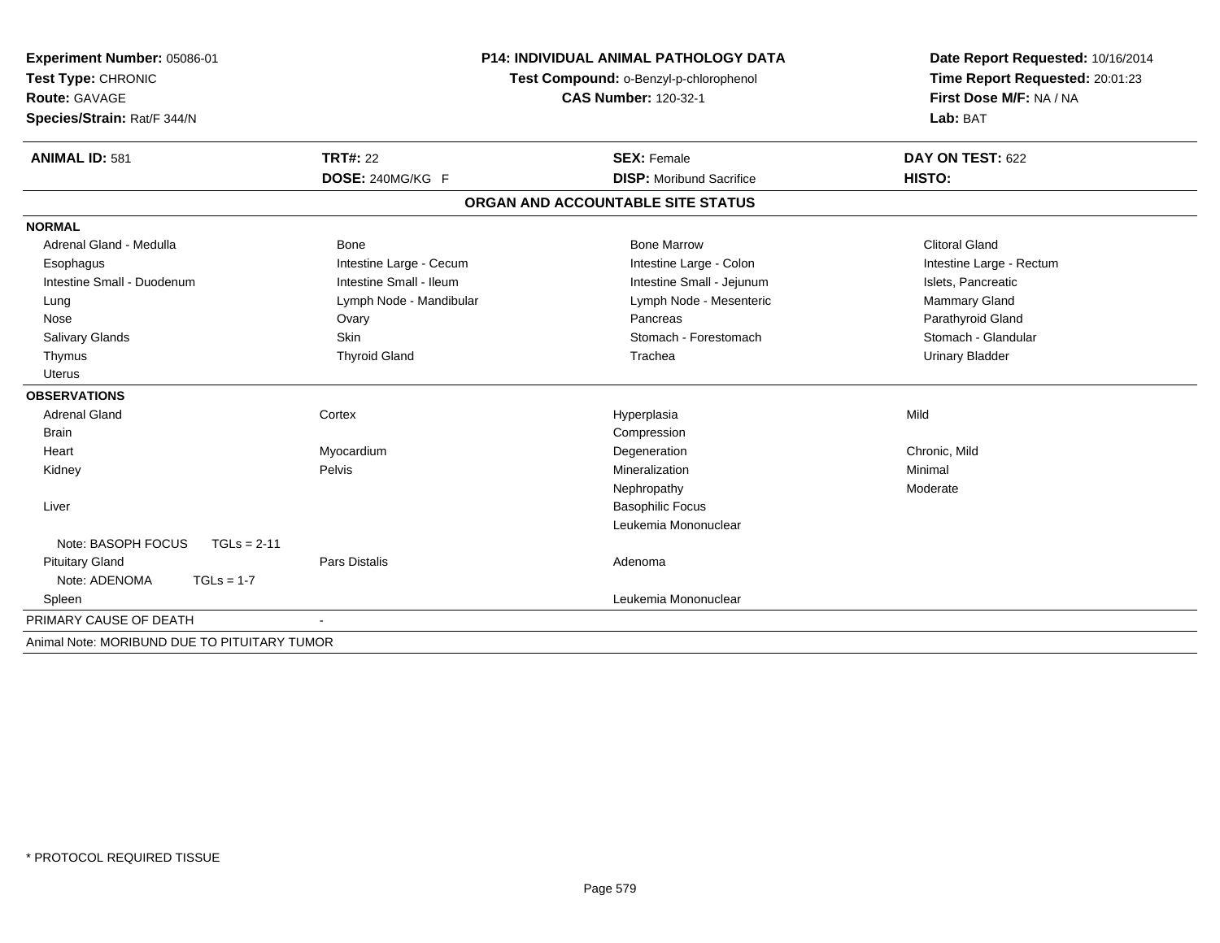**Experiment Number:** 05086-01
**Test Type:** CHRONIC
**Route:** GAVAGE
**Species/Strain:** Rat/F 344/N

**P14: INDIVIDUAL ANIMAL PATHOLOGY DATA**
**Test Compound:** o-Benzyl-p-chlorophenol
**CAS Number:** 120-32-1

**Date Report Requested:** 10/16/2014
**Time Report Requested:** 20:01:23
**First Dose M/F:** NA / NA
**Lab:** BAT

| **ANIMAL ID:** 581 | **TRT#:** 22 | **SEX:** Female | **DAY ON TEST:** 622 |
|---|---|---|---|
| | **DOSE:** 240MG/KG F | **DISP:** Moribund Sacrifice | **HISTO:** |

## ORGAN AND ACCOUNTABLE SITE STATUS

**NORMAL**

| | | | |
|---|---|---|---|
| Adrenal Gland - Medulla | Bone | Bone Marrow | Clitoral Gland |
| Esophagus | Intestine Large - Cecum | Intestine Large - Colon | Intestine Large - Rectum |
| Intestine Small - Duodenum | Intestine Small - Ileum | Intestine Small - Jejunum | Islets, Pancreatic |
| Lung | Lymph Node - Mandibular | Lymph Node - Mesenteric | Mammary Gland |
| Nose | Ovary | Pancreas | Parathyroid Gland |
| Salivary Glands | Skin | Stomach - Forestomach | Stomach - Glandular |
| Thymus | Thyroid Gland | Trachea | Urinary Bladder |
| Uterus | | | |

**OBSERVATIONS**

| | | | |
|---|---|---|---|
| Adrenal Gland | Cortex | Hyperplasia | Mild |
| Brain | | Compression | |
| Heart | Myocardium | Degeneration | Chronic, Mild |
| Kidney | Pelvis | Mineralization | Minimal |
| | | Nephropathy | Moderate |
| Liver | | Basophilic Focus | |
| | | Leukemia Mononuclear | |
| Note: BASOPH FOCUS TGLs = 2-11 | | | |
| Pituitary Gland | Pars Distalis | Adenoma | |
| Note: ADENOMA TGLs = 1-7 | | | |
| Spleen | | Leukemia Mononuclear | |

PRIMARY CAUSE OF DEATH -

Animal Note: MORIBUND DUE TO PITUITARY TUMOR

\* PROTOCOL REQUIRED TISSUE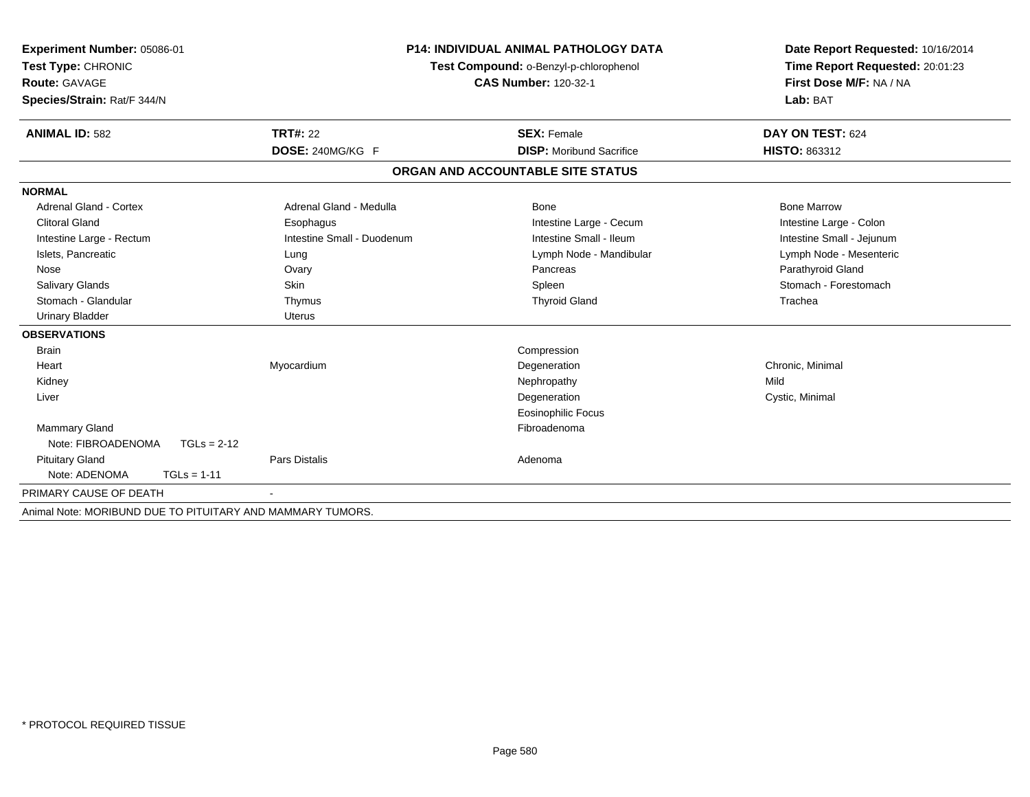**Experiment Number:** 05086-01
**Test Type:** CHRONIC
**Route:** GAVAGE
**Species/Strain:** Rat/F 344/N

**P14: INDIVIDUAL ANIMAL PATHOLOGY DATA**
**Test Compound:** o-Benzyl-p-chlorophenol
**CAS Number:** 120-32-1

**Date Report Requested:** 10/16/2014
**Time Report Requested:** 20:01:23
**First Dose M/F:** NA / NA
**Lab:** BAT

| **ANIMAL ID:** 582 | **TRT#:** 22 | **SEX:** Female | **DAY ON TEST:** 624 |
|---|---|---|---|
| | **DOSE:** 240MG/KG F | **DISP:** Moribund Sacrifice | **HISTO:** 863312 |

## ORGAN AND ACCOUNTABLE SITE STATUS

| | | | |
|---|---|---|---|
| **NORMAL** | | | |
| Adrenal Gland - Cortex | Adrenal Gland - Medulla | Bone | Bone Marrow |
| Clitoral Gland | Esophagus | Intestine Large - Cecum | Intestine Large - Colon |
| Intestine Large - Rectum | Intestine Small - Duodenum | Intestine Small - Ileum | Intestine Small - Jejunum |
| Islets, Pancreatic | Lung | Lymph Node - Mandibular | Lymph Node - Mesenteric |
| Nose | Ovary | Pancreas | Parathyroid Gland |
| Salivary Glands | Skin | Spleen | Stomach - Forestomach |
| Stomach - Glandular | Thymus | Thyroid Gland | Trachea |
| Urinary Bladder | Uterus | | |
| **OBSERVATIONS** | | | |
| Brain | | Compression | |
| Heart | Myocardium | Degeneration | Chronic, Minimal |
| Kidney | | Nephropathy | Mild |
| Liver | | Degeneration | Cystic, Minimal |
| | | Eosinophilic Focus | |
| Mammary Gland | | Fibroadenoma | |
| Note: FIBROADENOMA TGLs = 2-12 | | | |
| Pituitary Gland | Pars Distalis | Adenoma | |
| Note: ADENOMA TGLs = 1-11 | | | |
| PRIMARY CAUSE OF DEATH | - | | |

Animal Note: MORIBUND DUE TO PITUITARY AND MAMMARY TUMORS.

* PROTOCOL REQUIRED TISSUE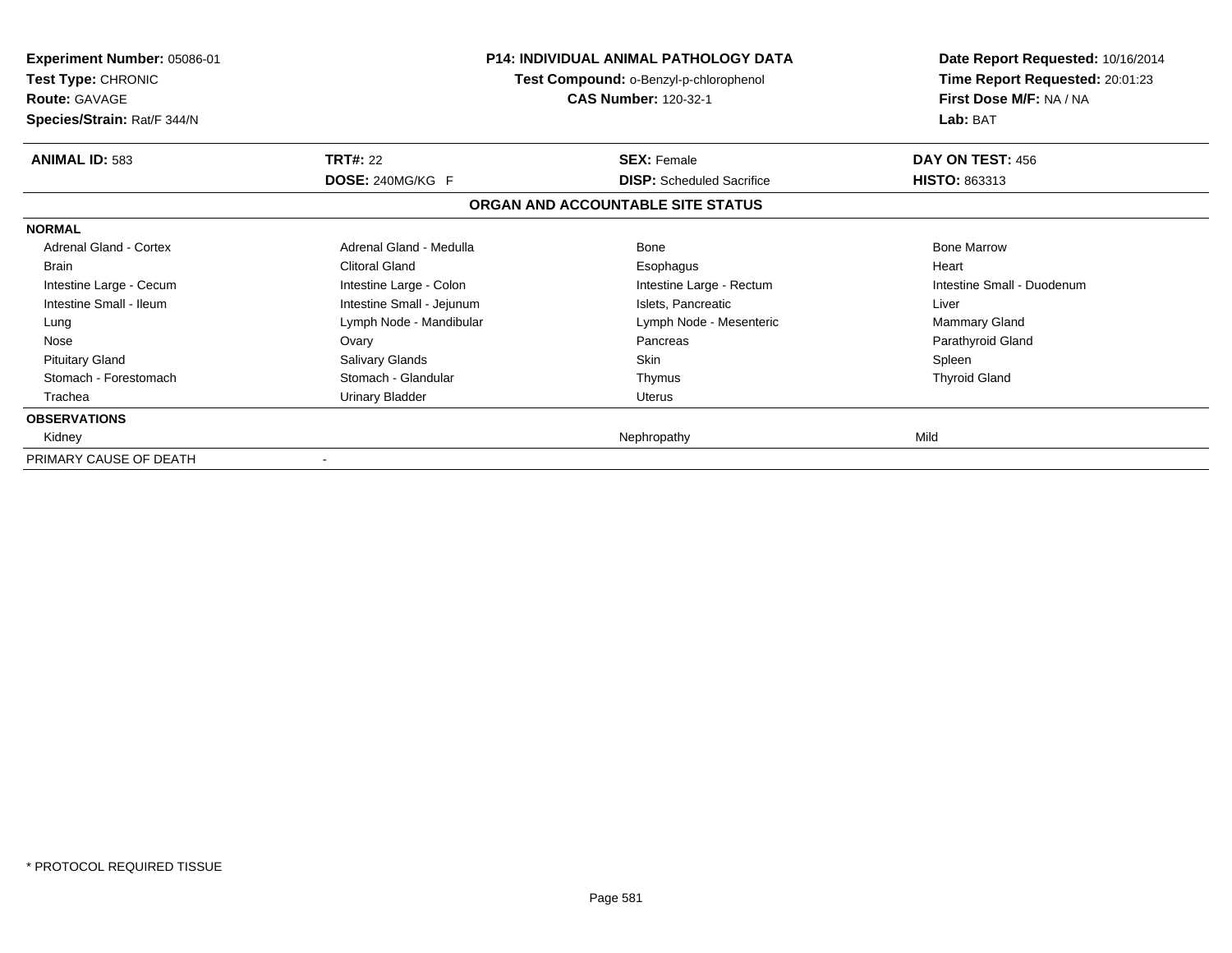**Experiment Number:** 05086-01
**Test Type:** CHRONIC
**Route:** GAVAGE
**Species/Strain:** Rat/F 344/N

**P14: INDIVIDUAL ANIMAL PATHOLOGY DATA**
**Test Compound:** o-Benzyl-p-chlorophenol
**CAS Number:** 120-32-1

**Date Report Requested:** 10/16/2014
**Time Report Requested:** 20:01:23
**First Dose M/F:** NA / NA
**Lab:** BAT

| **ANIMAL ID:** 583 | **TRT#:** 22 | **SEX:** Female | **DAY ON TEST:** 456 |
|---|---|---|---|
| | **DOSE:** 240MG/KG F | **DISP:** Scheduled Sacrifice | **HISTO:** 863313 |

**ORGAN AND ACCOUNTABLE SITE STATUS**

| | | | |
|---|---|---|---|
| **NORMAL** | | | |
| Adrenal Gland - Cortex | Adrenal Gland - Medulla | Bone | Bone Marrow |
| Brain | Clitoral Gland | Esophagus | Heart |
| Intestine Large - Cecum | Intestine Large - Colon | Intestine Large - Rectum | Intestine Small - Duodenum |
| Intestine Small - Ileum | Intestine Small - Jejunum | Islets, Pancreatic | Liver |
| Lung | Lymph Node - Mandibular | Lymph Node - Mesenteric | Mammary Gland |
| Nose | Ovary | Pancreas | Parathyroid Gland |
| Pituitary Gland | Salivary Glands | Skin | Spleen |
| Stomach - Forestomach | Stomach - Glandular | Thymus | Thyroid Gland |
| Trachea | Urinary Bladder | Uterus | |
| **OBSERVATIONS** | | | |
| Kidney | | Nephropathy | Mild |
| PRIMARY CAUSE OF DEATH | - | | |

\* PROTOCOL REQUIRED TISSUE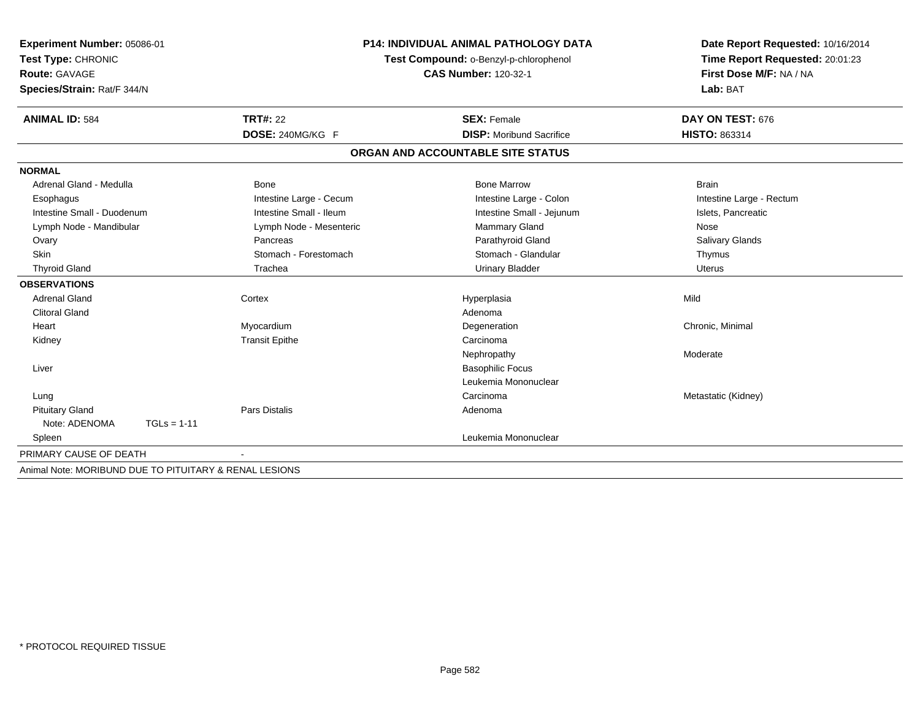**Experiment Number:** 05086-01
**Test Type:** CHRONIC
**Route:** GAVAGE
**Species/Strain:** Rat/F 344/N

**P14: INDIVIDUAL ANIMAL PATHOLOGY DATA**
**Test Compound:** o-Benzyl-p-chlorophenol
**CAS Number:** 120-32-1

**Date Report Requested:** 10/16/2014
**Time Report Requested:** 20:01:23
**First Dose M/F:** NA / NA
**Lab:** BAT

| **ANIMAL ID:** 584 | **TRT#:** 22 | **SEX:** Female | **DAY ON TEST:** 676 |
|---|---|---|---|
| | **DOSE:** 240MG/KG F | **DISP:** Moribund Sacrifice | **HISTO:** 863314 |

## ORGAN AND ACCOUNTABLE SITE STATUS

**NORMAL**

| | | | |
|---|---|---|---|
| Adrenal Gland - Medulla | Bone | Bone Marrow | Brain |
| Esophagus | Intestine Large - Cecum | Intestine Large - Colon | Intestine Large - Rectum |
| Intestine Small - Duodenum | Intestine Small - Ileum | Intestine Small - Jejunum | Islets, Pancreatic |
| Lymph Node - Mandibular | Lymph Node - Mesenteric | Mammary Gland | Nose |
| Ovary | Pancreas | Parathyroid Gland | Salivary Glands |
| Skin | Stomach - Forestomach | Stomach - Glandular | Thymus |
| Thyroid Gland | Trachea | Urinary Bladder | Uterus |

**OBSERVATIONS**

| | | | |
|---|---|---|---|
| Adrenal Gland | Cortex | Hyperplasia | Mild |
| Clitoral Gland | | Adenoma | |
| Heart | Myocardium | Degeneration | Chronic, Minimal |
| Kidney | Transit Epithe | Carcinoma | |
| | | Nephropathy | Moderate |
| Liver | | Basophilic Focus | |
| | | Leukemia Mononuclear | |
| Lung | | Carcinoma | Metastatic (Kidney) |
| Pituitary Gland | Pars Distalis | Adenoma | |
| Note: ADENOMA TGLs = 1-11 | | | |
| Spleen | | Leukemia Mononuclear | |

PRIMARY CAUSE OF DEATH -

Animal Note: MORIBUND DUE TO PITUITARY & RENAL LESIONS

* PROTOCOL REQUIRED TISSUE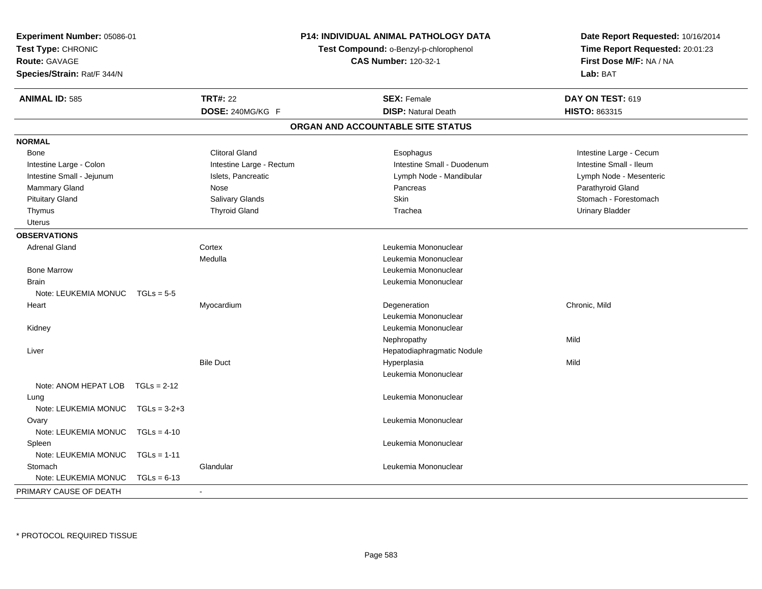**Experiment Number:** 05086-01
**Test Type:** CHRONIC
**Route:** GAVAGE
**Species/Strain:** Rat/F 344/N

**P14: INDIVIDUAL ANIMAL PATHOLOGY DATA**
**Test Compound:** o-Benzyl-p-chlorophenol
**CAS Number:** 120-32-1

**Date Report Requested:** 10/16/2014
**Time Report Requested:** 20:01:23
**First Dose M/F:** NA / NA
**Lab:** BAT

| **ANIMAL ID:** 585 | **TRT#:** 22 | **SEX:** Female | **DAY ON TEST:** 619 |
|---|---|---|---|
| | **DOSE:** 240MG/KG F | **DISP:** Natural Death | **HISTO:** 863315 |

## ORGAN AND ACCOUNTABLE SITE STATUS

**NORMAL**

| | | | |
|---|---|---|---|
| Bone | Clitoral Gland | Esophagus | Intestine Large - Cecum |
| Intestine Large - Colon | Intestine Large - Rectum | Intestine Small - Duodenum | Intestine Small - Ileum |
| Intestine Small - Jejunum | Islets, Pancreatic | Lymph Node - Mandibular | Lymph Node - Mesenteric |
| Mammary Gland | Nose | Pancreas | Parathyroid Gland |
| Pituitary Gland | Salivary Glands | Skin | Stomach - Forestomach |
| Thymus | Thyroid Gland | Trachea | Urinary Bladder |
| Uterus | | | |

**OBSERVATIONS**

| Organ | Site | Observation | Severity |
|---|---|---|---|
| Adrenal Gland | Cortex | Leukemia Mononuclear | |
| | Medulla | Leukemia Mononuclear | |
| Bone Marrow | | Leukemia Mononuclear | |
| Brain | | Leukemia Mononuclear | |
| Note: LEUKEMIA MONUC TGLs = 5-5 | | | |
| Heart | Myocardium | Degeneration | Chronic, Mild |
| | | Leukemia Mononuclear | |
| Kidney | | Leukemia Mononuclear | |
| | | Nephropathy | Mild |
| Liver | | Hepatodiaphragmatic Nodule | |
| | Bile Duct | Hyperplasia | Mild |
| | | Leukemia Mononuclear | |
| Note: ANOM HEPAT LOB TGLs = 2-12 | | | |
| Lung | | Leukemia Mononuclear | |
| Note: LEUKEMIA MONUC TGLs = 3-2+3 | | | |
| Ovary | | Leukemia Mononuclear | |
| Note: LEUKEMIA MONUC TGLs = 4-10 | | | |
| Spleen | | Leukemia Mononuclear | |
| Note: LEUKEMIA MONUC TGLs = 1-11 | | | |
| Stomach | Glandular | Leukemia Mononuclear | |
| Note: LEUKEMIA MONUC TGLs = 6-13 | | | |

PRIMARY CAUSE OF DEATH -

\* PROTOCOL REQUIRED TISSUE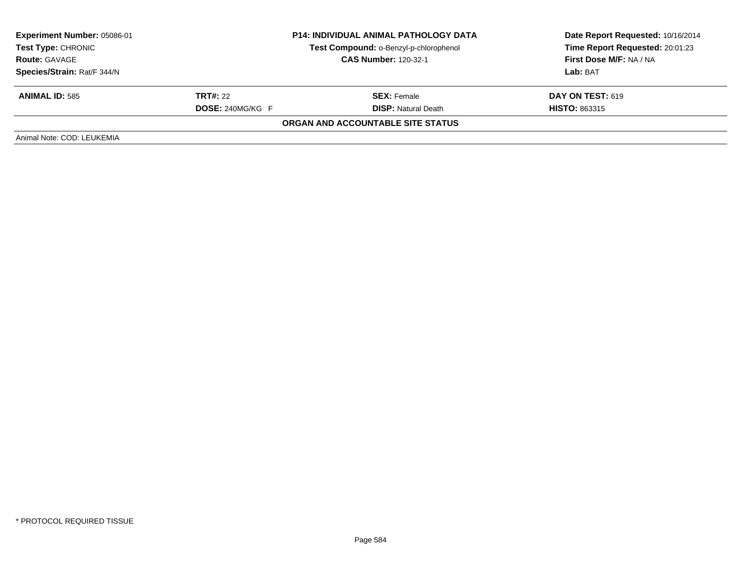**Experiment Number:** 05086-01
**Test Type:** CHRONIC
**Route:** GAVAGE
**Species/Strain:** Rat/F 344/N

**P14: INDIVIDUAL ANIMAL PATHOLOGY DATA**
**Test Compound:** o-Benzyl-p-chlorophenol
**CAS Number:** 120-32-1

**Date Report Requested:** 10/16/2014
**Time Report Requested:** 20:01:23
**First Dose M/F:** NA / NA
**Lab:** BAT

| **ANIMAL ID:** 585 | **TRT#:** 22 | **SEX:** Female | **DAY ON TEST:** 619 |
|---|---|---|---|
| | **DOSE:** 240MG/KG F | **DISP:** Natural Death | **HISTO:** 863315 |

**ORGAN AND ACCOUNTABLE SITE STATUS**

Animal Note: COD: LEUKEMIA

* PROTOCOL REQUIRED TISSUE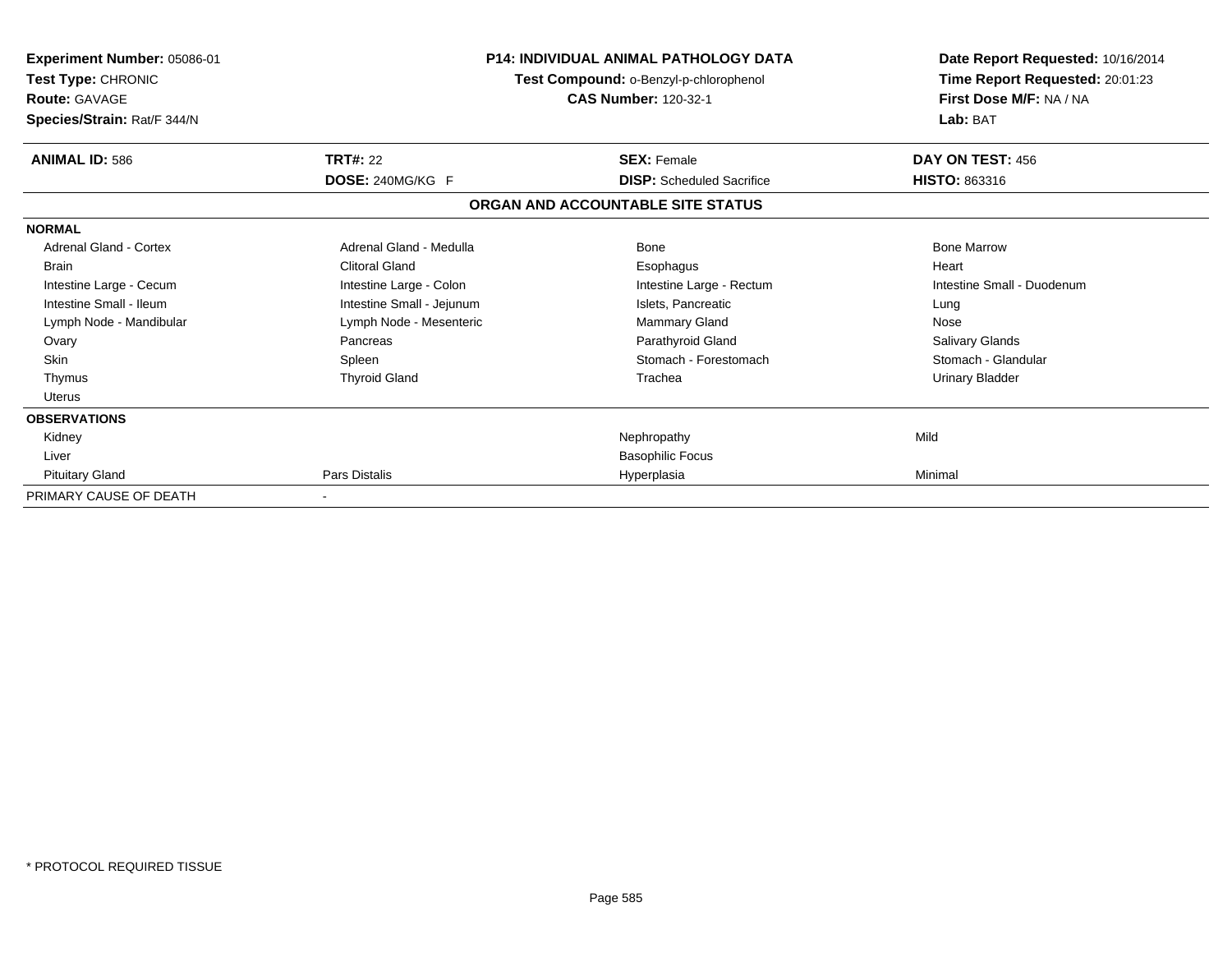**Experiment Number:** 05086-01
**Test Type:** CHRONIC
**Route:** GAVAGE
**Species/Strain:** Rat/F 344/N

**P14: INDIVIDUAL ANIMAL PATHOLOGY DATA**
**Test Compound:** o-Benzyl-p-chlorophenol
**CAS Number:** 120-32-1

**Date Report Requested:** 10/16/2014
**Time Report Requested:** 20:01:23
**First Dose M/F:** NA / NA
**Lab:** BAT

| **ANIMAL ID:** 586 | **TRT#:** 22 | **SEX:** Female | **DAY ON TEST:** 456 |
|---|---|---|---|
| | **DOSE:** 240MG/KG F | **DISP:** Scheduled Sacrifice | **HISTO:** 863316 |

**ORGAN AND ACCOUNTABLE SITE STATUS**

| | | | |
|---|---|---|---|
| **NORMAL** | | | |
| Adrenal Gland - Cortex | Adrenal Gland - Medulla | Bone | Bone Marrow |
| Brain | Clitoral Gland | Esophagus | Heart |
| Intestine Large - Cecum | Intestine Large - Colon | Intestine Large - Rectum | Intestine Small - Duodenum |
| Intestine Small - Ileum | Intestine Small - Jejunum | Islets, Pancreatic | Lung |
| Lymph Node - Mandibular | Lymph Node - Mesenteric | Mammary Gland | Nose |
| Ovary | Pancreas | Parathyroid Gland | Salivary Glands |
| Skin | Spleen | Stomach - Forestomach | Stomach - Glandular |
| Thymus | Thyroid Gland | Trachea | Urinary Bladder |
| Uterus | | | |
| **OBSERVATIONS** | | | |
| Kidney | | Nephropathy | Mild |
| Liver | | Basophilic Focus | |
| Pituitary Gland | Pars Distalis | Hyperplasia | Minimal |
| PRIMARY CAUSE OF DEATH | - | | |

\* PROTOCOL REQUIRED TISSUE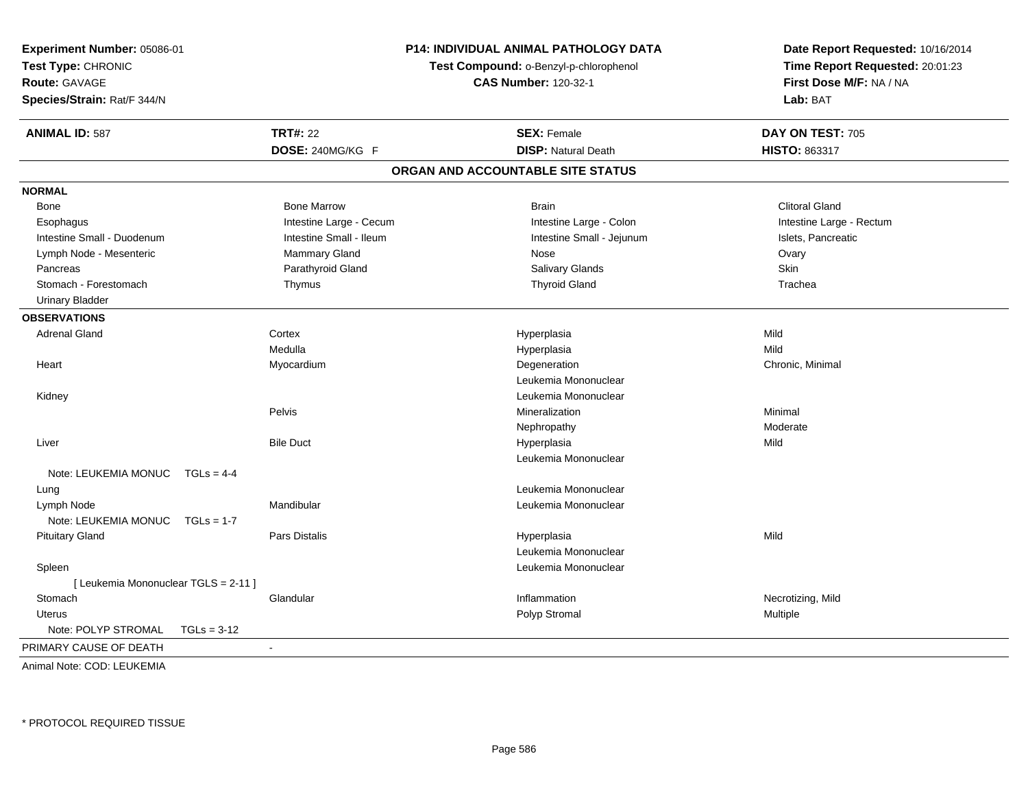**Experiment Number:** 05086-01
**Test Type:** CHRONIC
**Route:** GAVAGE
**Species/Strain:** Rat/F 344/N

**P14: INDIVIDUAL ANIMAL PATHOLOGY DATA**
**Test Compound:** o-Benzyl-p-chlorophenol
**CAS Number:** 120-32-1

**Date Report Requested:** 10/16/2014
**Time Report Requested:** 20:01:23
**First Dose M/F:** NA / NA
**Lab:** BAT

| **ANIMAL ID:** 587 | **TRT#:** 22 | **SEX:** Female | **DAY ON TEST:** 705 |
|---|---|---|---|
| | **DOSE:** 240MG/KG F | **DISP:** Natural Death | **HISTO:** 863317 |

## ORGAN AND ACCOUNTABLE SITE STATUS

**NORMAL**

| | | | |
|---|---|---|---|
| Bone | Bone Marrow | Brain | Clitoral Gland |
| Esophagus | Intestine Large - Cecum | Intestine Large - Colon | Intestine Large - Rectum |
| Intestine Small - Duodenum | Intestine Small - Ileum | Intestine Small - Jejunum | Islets, Pancreatic |
| Lymph Node - Mesenteric | Mammary Gland | Nose | Ovary |
| Pancreas | Parathyroid Gland | Salivary Glands | Skin |
| Stomach - Forestomach | Thymus | Thyroid Gland | Trachea |
| Urinary Bladder | | | |

**OBSERVATIONS**

| | | | |
|---|---|---|---|
| Adrenal Gland | Cortex | Hyperplasia | Mild |
| | Medulla | Hyperplasia | Mild |
| Heart | Myocardium | Degeneration | Chronic, Minimal |
| | | Leukemia Mononuclear | |
| Kidney | | Leukemia Mononuclear | |
| | Pelvis | Mineralization | Minimal |
| | | Nephropathy | Moderate |
| Liver | Bile Duct | Hyperplasia | Mild |
| | | Leukemia Mononuclear | |
| Note: LEUKEMIA MONUC TGLs = 4-4 | | | |
| Lung | | Leukemia Mononuclear | |
| Lymph Node | Mandibular | Leukemia Mononuclear | |
| Note: LEUKEMIA MONUC TGLs = 1-7 | | | |
| Pituitary Gland | Pars Distalis | Hyperplasia | Mild |
| | | Leukemia Mononuclear | |
| Spleen | | Leukemia Mononuclear | |
| [ Leukemia Mononuclear TGLS = 2-11 ] | | | |
| Stomach | Glandular | Inflammation | Necrotizing, Mild |
| Uterus | | Polyp Stromal | Multiple |
| Note: POLYP STROMAL TGLs = 3-12 | | | |

PRIMARY CAUSE OF DEATH -

Animal Note: COD: LEUKEMIA

\* PROTOCOL REQUIRED TISSUE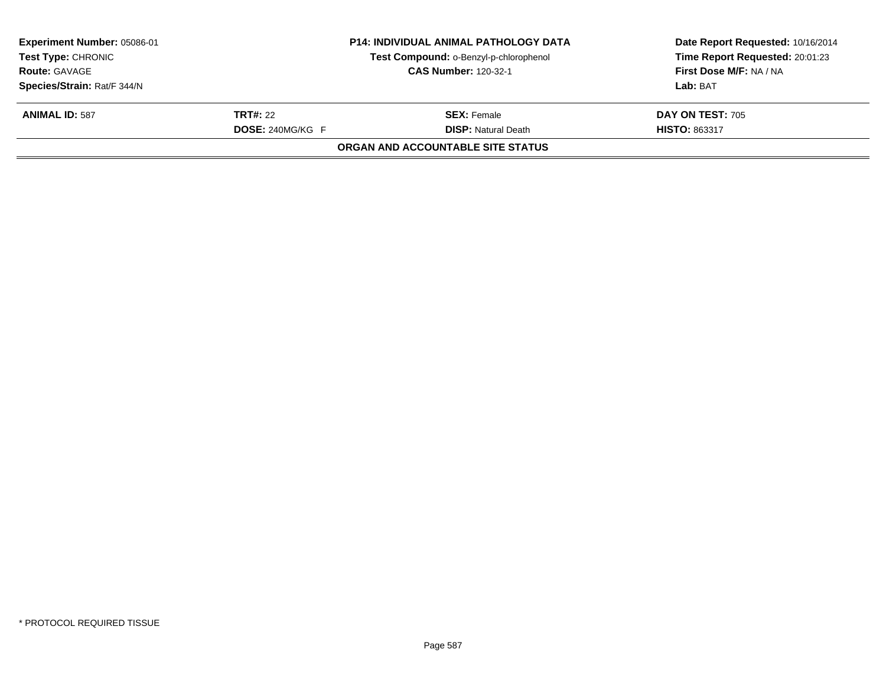**Experiment Number:** 05086-01
**Test Type:** CHRONIC
**Route:** GAVAGE
**Species/Strain:** Rat/F 344/N

**P14: INDIVIDUAL ANIMAL PATHOLOGY DATA**
**Test Compound:** o-Benzyl-p-chlorophenol
**CAS Number:** 120-32-1

**Date Report Requested:** 10/16/2014
**Time Report Requested:** 20:01:23
**First Dose M/F:** NA / NA
**Lab:** BAT

| **ANIMAL ID:** 587 | **TRT#:** 22 | **SEX:** Female | **DAY ON TEST:** 705 |
|---|---|---|---|
| | **DOSE:** 240MG/KG F | **DISP:** Natural Death | **HISTO:** 863317 |

**ORGAN AND ACCOUNTABLE SITE STATUS**

* PROTOCOL REQUIRED TISSUE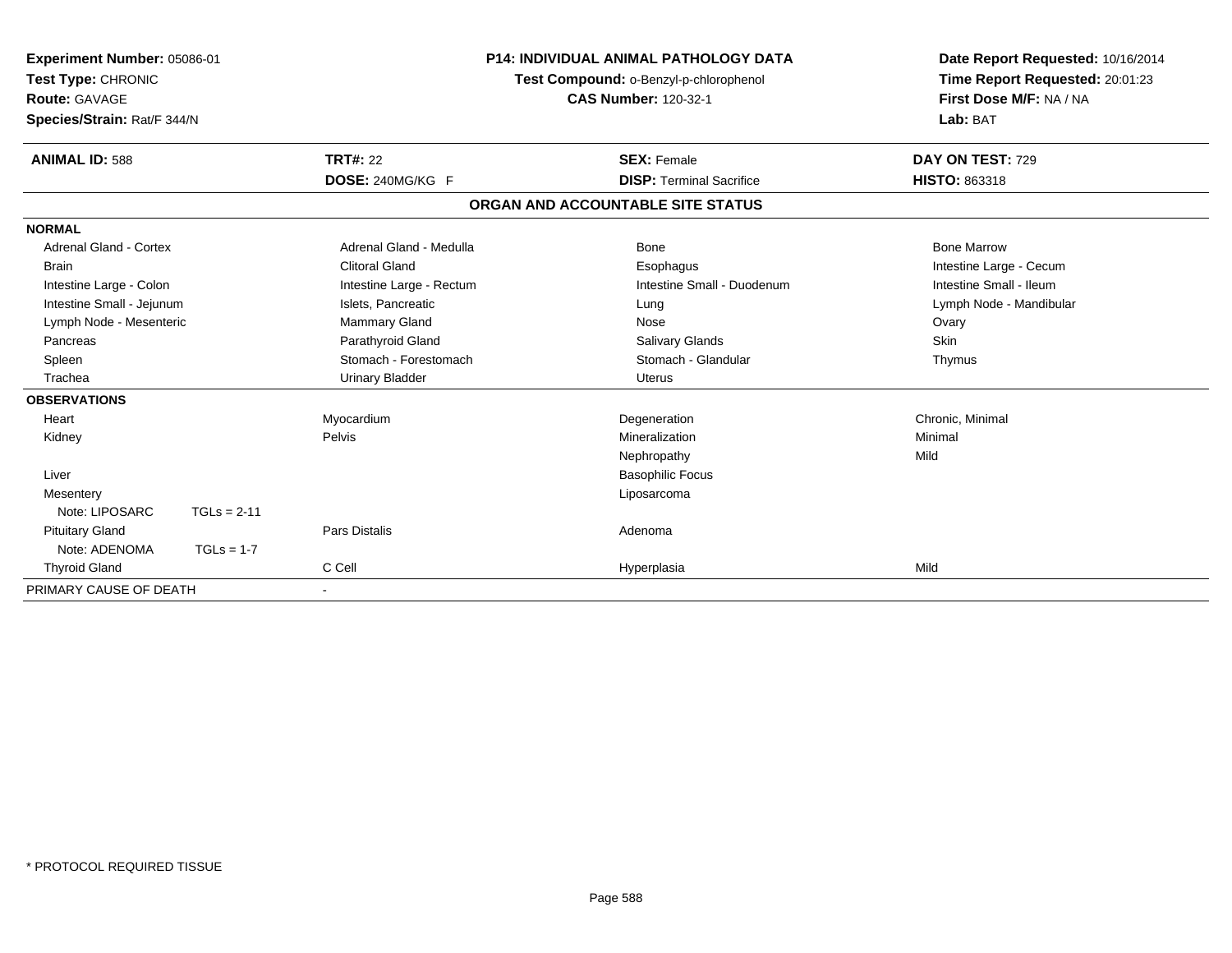**Experiment Number:** 05086-01
**Test Type:** CHRONIC
**Route:** GAVAGE
**Species/Strain:** Rat/F 344/N

**P14: INDIVIDUAL ANIMAL PATHOLOGY DATA**
**Test Compound:** o-Benzyl-p-chlorophenol
**CAS Number:** 120-32-1

**Date Report Requested:** 10/16/2014
**Time Report Requested:** 20:01:23
**First Dose M/F:** NA / NA
**Lab:** BAT

| **ANIMAL ID:** 588 | **TRT#:** 22 | **SEX:** Female | **DAY ON TEST:** 729 |
|---|---|---|---|
| | **DOSE:** 240MG/KG F | **DISP:** Terminal Sacrifice | **HISTO:** 863318 |

## ORGAN AND ACCOUNTABLE SITE STATUS

**NORMAL**

| | | | |
|---|---|---|---|
| Adrenal Gland - Cortex | Adrenal Gland - Medulla | Bone | Bone Marrow |
| Brain | Clitoral Gland | Esophagus | Intestine Large - Cecum |
| Intestine Large - Colon | Intestine Large - Rectum | Intestine Small - Duodenum | Intestine Small - Ileum |
| Intestine Small - Jejunum | Islets, Pancreatic | Lung | Lymph Node - Mandibular |
| Lymph Node - Mesenteric | Mammary Gland | Nose | Ovary |
| Pancreas | Parathyroid Gland | Salivary Glands | Skin |
| Spleen | Stomach - Forestomach | Stomach - Glandular | Thymus |
| Trachea | Urinary Bladder | Uterus | |

**OBSERVATIONS**

| | | | |
|---|---|---|---|
| Heart | Myocardium | Degeneration | Chronic, Minimal |
| Kidney | Pelvis | Mineralization | Minimal |
| | | Nephropathy | Mild |
| Liver | | Basophilic Focus | |
| Mesentery | | Liposarcoma | |
| Note: LIPOSARC TGLs = 2-11 | | | |
| Pituitary Gland | Pars Distalis | Adenoma | |
| Note: ADENOMA TGLs = 1-7 | | | |
| Thyroid Gland | C Cell | Hyperplasia | Mild |

PRIMARY CAUSE OF DEATH -

\* PROTOCOL REQUIRED TISSUE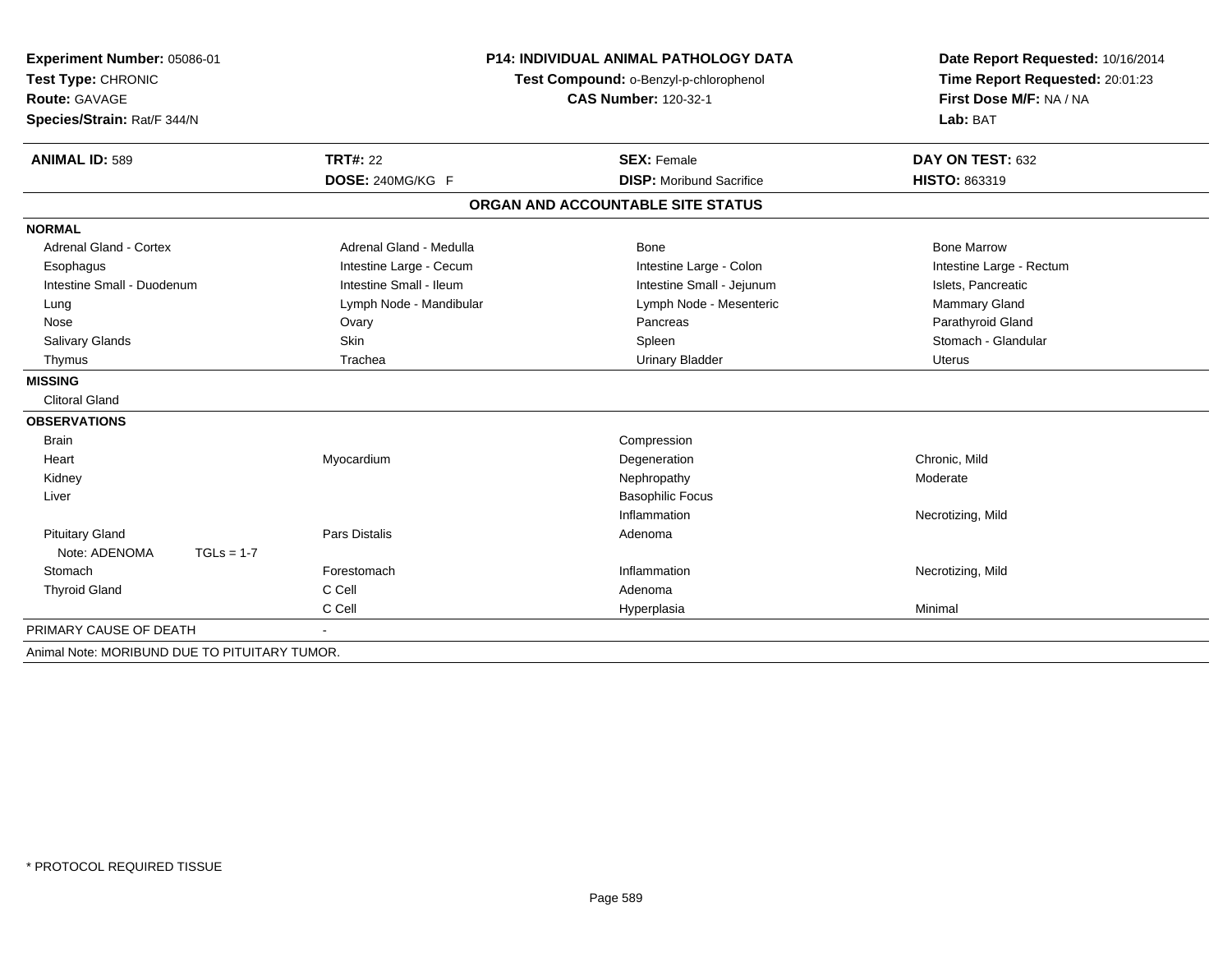**Experiment Number:** 05086-01
**Test Type:** CHRONIC
**Route:** GAVAGE
**Species/Strain:** Rat/F 344/N

**P14: INDIVIDUAL ANIMAL PATHOLOGY DATA**
**Test Compound:** o-Benzyl-p-chlorophenol
**CAS Number:** 120-32-1

**Date Report Requested:** 10/16/2014
**Time Report Requested:** 20:01:23
**First Dose M/F:** NA / NA
**Lab:** BAT

| **ANIMAL ID:** 589 | **TRT#:** 22 | **SEX:** Female | **DAY ON TEST:** 632 |
|---|---|---|---|
| | **DOSE:** 240MG/KG F | **DISP:** Moribund Sacrifice | **HISTO:** 863319 |

## ORGAN AND ACCOUNTABLE SITE STATUS

**NORMAL**

| | | | |
|---|---|---|---|
| Adrenal Gland - Cortex | Adrenal Gland - Medulla | Bone | Bone Marrow |
| Esophagus | Intestine Large - Cecum | Intestine Large - Colon | Intestine Large - Rectum |
| Intestine Small - Duodenum | Intestine Small - Ileum | Intestine Small - Jejunum | Islets, Pancreatic |
| Lung | Lymph Node - Mandibular | Lymph Node - Mesenteric | Mammary Gland |
| Nose | Ovary | Pancreas | Parathyroid Gland |
| Salivary Glands | Skin | Spleen | Stomach - Glandular |
| Thymus | Trachea | Urinary Bladder | Uterus |

**MISSING**

Clitoral Gland

**OBSERVATIONS**

| | | | |
|---|---|---|---|
| Brain | | Compression | |
| Heart | Myocardium | Degeneration | Chronic, Mild |
| Kidney | | Nephropathy | Moderate |
| Liver | | Basophilic Focus | |
| | | Inflammation | Necrotizing, Mild |
| Pituitary Gland | Pars Distalis | Adenoma | |
| Note: ADENOMA TGLs = 1-7 | | | |
| Stomach | Forestomach | Inflammation | Necrotizing, Mild |
| Thyroid Gland | C Cell | Adenoma | |
| | C Cell | Hyperplasia | Minimal |

PRIMARY CAUSE OF DEATH -

Animal Note: MORIBUND DUE TO PITUITARY TUMOR.

* PROTOCOL REQUIRED TISSUE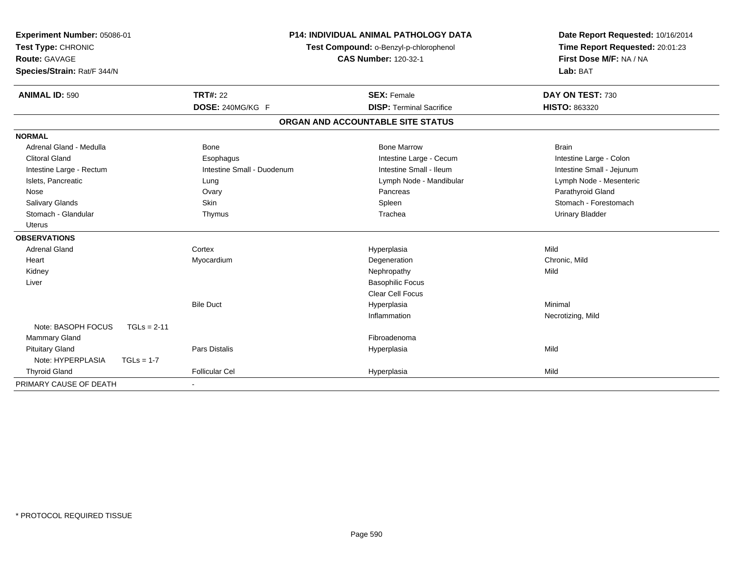**Experiment Number:** 05086-01
**Test Type:** CHRONIC
**Route:** GAVAGE
**Species/Strain:** Rat/F 344/N

**P14: INDIVIDUAL ANIMAL PATHOLOGY DATA**
**Test Compound:** o-Benzyl-p-chlorophenol
**CAS Number:** 120-32-1

**Date Report Requested:** 10/16/2014
**Time Report Requested:** 20:01:23
**First Dose M/F:** NA / NA
**Lab:** BAT

| **ANIMAL ID:** 590 | **TRT#:** 22 | **SEX:** Female | **DAY ON TEST:** 730 |
|---|---|---|---|
| | **DOSE:** 240MG/KG F | **DISP:** Terminal Sacrifice | **HISTO:** 863320 |

## ORGAN AND ACCOUNTABLE SITE STATUS

| | | | |
|---|---|---|---|
| **NORMAL** | | | |
| Adrenal Gland - Medulla | Bone | Bone Marrow | Brain |
| Clitoral Gland | Esophagus | Intestine Large - Cecum | Intestine Large - Colon |
| Intestine Large - Rectum | Intestine Small - Duodenum | Intestine Small - Ileum | Intestine Small - Jejunum |
| Islets, Pancreatic | Lung | Lymph Node - Mandibular | Lymph Node - Mesenteric |
| Nose | Ovary | Pancreas | Parathyroid Gland |
| Salivary Glands | Skin | Spleen | Stomach - Forestomach |
| Stomach - Glandular | Thymus | Trachea | Urinary Bladder |
| Uterus | | | |
| **OBSERVATIONS** | | | |
| Adrenal Gland | Cortex | Hyperplasia | Mild |
| Heart | Myocardium | Degeneration | Chronic, Mild |
| Kidney | | Nephropathy | Mild |
| Liver | | Basophilic Focus | |
| | | Clear Cell Focus | |
| | Bile Duct | Hyperplasia | Minimal |
| | | Inflammation | Necrotizing, Mild |
| Note: BASOPH FOCUS TGLs = 2-11 | | | |
| Mammary Gland | | Fibroadenoma | |
| Pituitary Gland | Pars Distalis | Hyperplasia | Mild |
| Note: HYPERPLASIA TGLs = 1-7 | | | |
| Thyroid Gland | Follicular Cel | Hyperplasia | Mild |
| PRIMARY CAUSE OF DEATH | - | | |

\* PROTOCOL REQUIRED TISSUE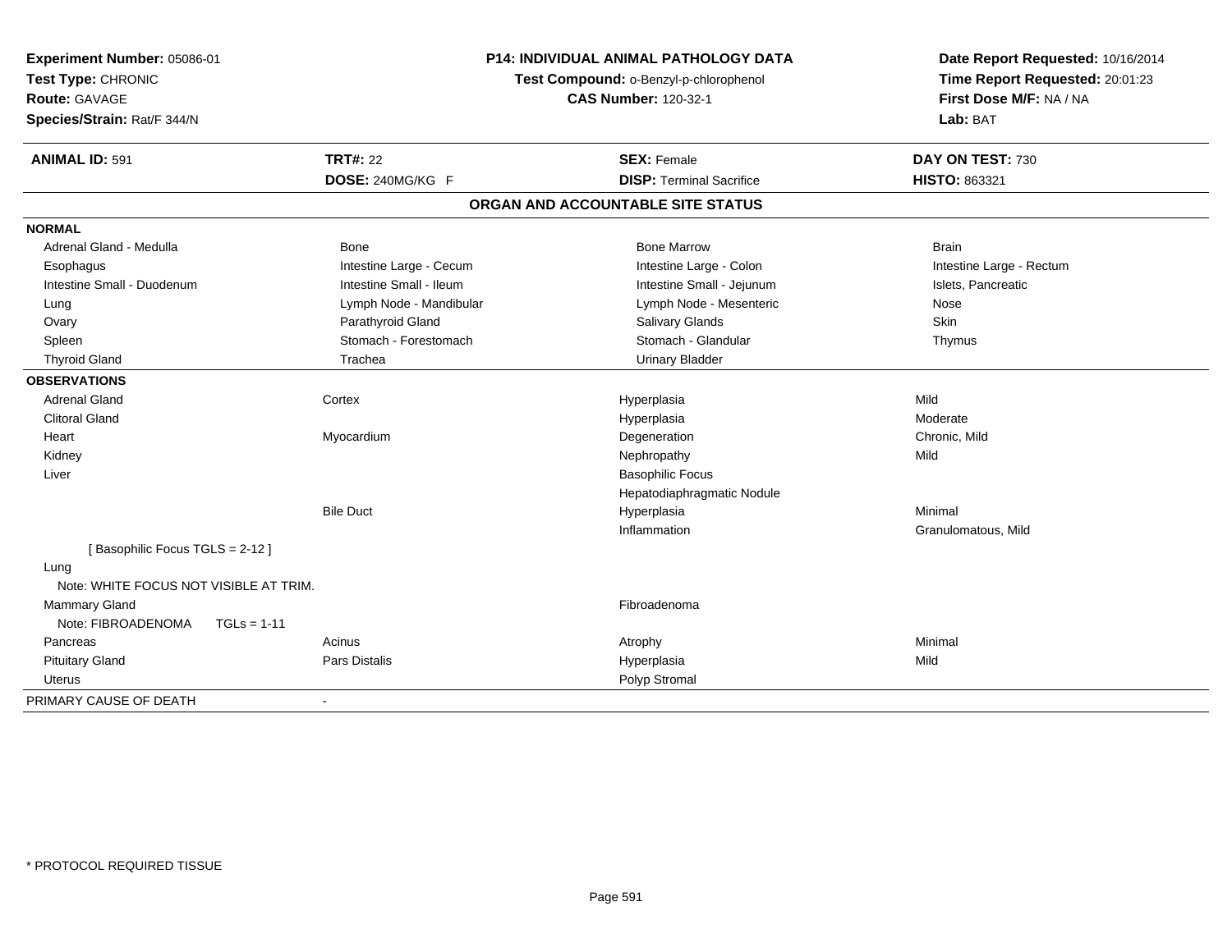**Experiment Number:** 05086-01
**Test Type:** CHRONIC
**Route:** GAVAGE
**Species/Strain:** Rat/F 344/N

**P14: INDIVIDUAL ANIMAL PATHOLOGY DATA**
**Test Compound:** o-Benzyl-p-chlorophenol
**CAS Number:** 120-32-1

**Date Report Requested:** 10/16/2014
**Time Report Requested:** 20:01:23
**First Dose M/F:** NA / NA
**Lab:** BAT

| **ANIMAL ID:** 591 | **TRT#:** 22 | **SEX:** Female | **DAY ON TEST:** 730 |
|---|---|---|---|
| | **DOSE:** 240MG/KG F | **DISP:** Terminal Sacrifice | **HISTO:** 863321 |

## ORGAN AND ACCOUNTABLE SITE STATUS

| | | | |
|---|---|---|---|
| **NORMAL** | | | |
| Adrenal Gland - Medulla | Bone | Bone Marrow | Brain |
| Esophagus | Intestine Large - Cecum | Intestine Large - Colon | Intestine Large - Rectum |
| Intestine Small - Duodenum | Intestine Small - Ileum | Intestine Small - Jejunum | Islets, Pancreatic |
| Lung | Lymph Node - Mandibular | Lymph Node - Mesenteric | Nose |
| Ovary | Parathyroid Gland | Salivary Glands | Skin |
| Spleen | Stomach - Forestomach | Stomach - Glandular | Thymus |
| Thyroid Gland | Trachea | Urinary Bladder | |
| **OBSERVATIONS** | | | |
| Adrenal Gland | Cortex | Hyperplasia | Mild |
| Clitoral Gland | | Hyperplasia | Moderate |
| Heart | Myocardium | Degeneration | Chronic, Mild |
| Kidney | | Nephropathy | Mild |
| Liver | | Basophilic Focus | |
| | | Hepatodiaphragmatic Nodule | |
| | Bile Duct | Hyperplasia | Minimal |
| | | Inflammation | Granulomatous, Mild |
| [ Basophilic Focus TGLS = 2-12 ] | | | |
| Lung | | | |
| Note: WHITE FOCUS NOT VISIBLE AT TRIM. | | | |
| Mammary Gland | | Fibroadenoma | |
| Note: FIBROADENOMA TGLs = 1-11 | | | |
| Pancreas | Acinus | Atrophy | Minimal |
| Pituitary Gland | Pars Distalis | Hyperplasia | Mild |
| Uterus | | Polyp Stromal | |
| PRIMARY CAUSE OF DEATH | - | | |

\* PROTOCOL REQUIRED TISSUE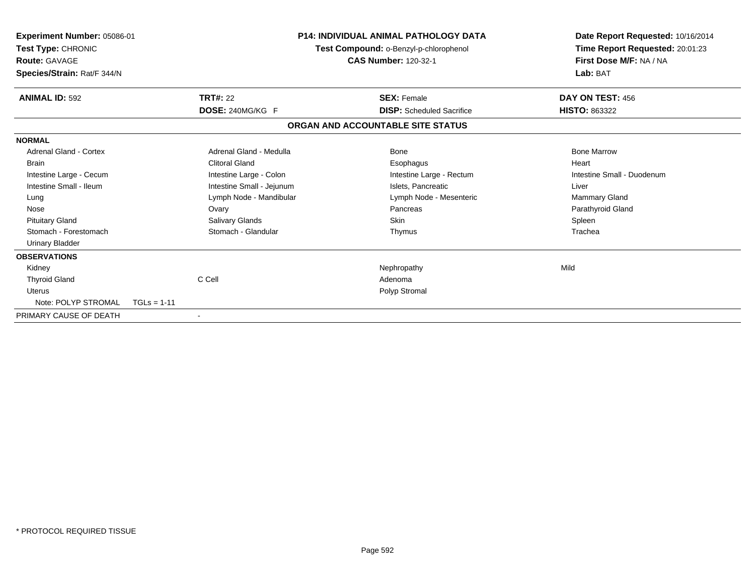**Experiment Number:** 05086-01
**Test Type:** CHRONIC
**Route:** GAVAGE
**Species/Strain:** Rat/F 344/N

**P14: INDIVIDUAL ANIMAL PATHOLOGY DATA**
**Test Compound:** o-Benzyl-p-chlorophenol
**CAS Number:** 120-32-1

**Date Report Requested:** 10/16/2014
**Time Report Requested:** 20:01:23
**First Dose M/F:** NA / NA
**Lab:** BAT

| **ANIMAL ID:** 592 | **TRT#:** 22 | **SEX:** Female | **DAY ON TEST:** 456 |
|---|---|---|---|
| | **DOSE:** 240MG/KG F | **DISP:** Scheduled Sacrifice | **HISTO:** 863322 |

## ORGAN AND ACCOUNTABLE SITE STATUS

**NORMAL**

| | | | |
|---|---|---|---|
| Adrenal Gland - Cortex | Adrenal Gland - Medulla | Bone | Bone Marrow |
| Brain | Clitoral Gland | Esophagus | Heart |
| Intestine Large - Cecum | Intestine Large - Colon | Intestine Large - Rectum | Intestine Small - Duodenum |
| Intestine Small - Ileum | Intestine Small - Jejunum | Islets, Pancreatic | Liver |
| Lung | Lymph Node - Mandibular | Lymph Node - Mesenteric | Mammary Gland |
| Nose | Ovary | Pancreas | Parathyroid Gland |
| Pituitary Gland | Salivary Glands | Skin | Spleen |
| Stomach - Forestomach | Stomach - Glandular | Thymus | Trachea |
| Urinary Bladder | | | |

**OBSERVATIONS**

| | | | |
|---|---|---|---|
| Kidney | | Nephropathy | Mild |
| Thyroid Gland | C Cell | Adenoma | |
| Uterus | | Polyp Stromal | |
| Note: POLYP STROMAL TGLs = 1-11 | | | |

PRIMARY CAUSE OF DEATH -

\* PROTOCOL REQUIRED TISSUE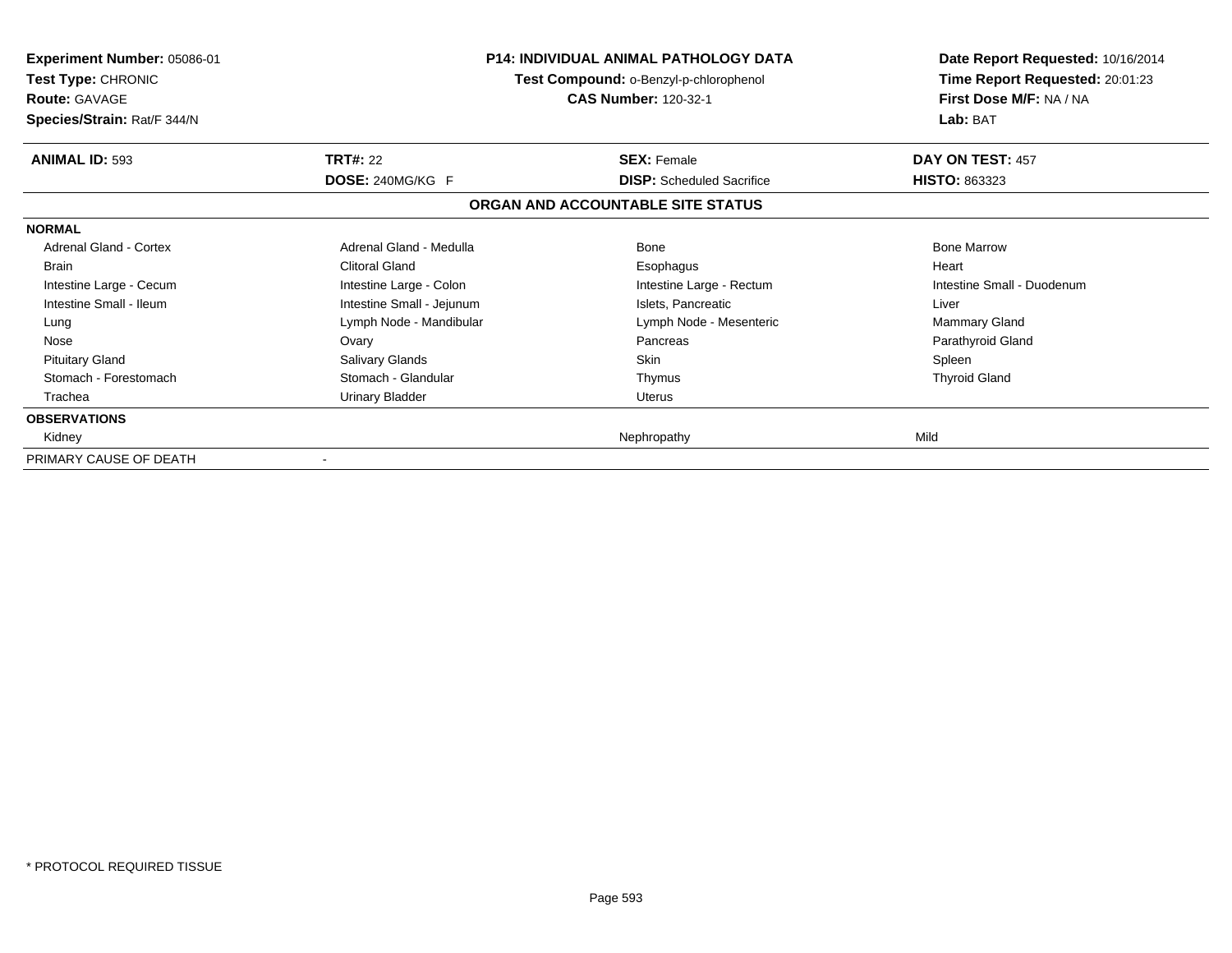**Experiment Number:** 05086-01
**Test Type:** CHRONIC
**Route:** GAVAGE
**Species/Strain:** Rat/F 344/N

**P14: INDIVIDUAL ANIMAL PATHOLOGY DATA**
**Test Compound:** o-Benzyl-p-chlorophenol
**CAS Number:** 120-32-1

**Date Report Requested:** 10/16/2014
**Time Report Requested:** 20:01:23
**First Dose M/F:** NA / NA
**Lab:** BAT

| **ANIMAL ID:** 593 | **TRT#:** 22 | **SEX:** Female | **DAY ON TEST:** 457 |
|---|---|---|---|
| | **DOSE:** 240MG/KG F | **DISP:** Scheduled Sacrifice | **HISTO:** 863323 |

**ORGAN AND ACCOUNTABLE SITE STATUS**

| | | | |
|---|---|---|---|
| **NORMAL** | | | |
| Adrenal Gland - Cortex | Adrenal Gland - Medulla | Bone | Bone Marrow |
| Brain | Clitoral Gland | Esophagus | Heart |
| Intestine Large - Cecum | Intestine Large - Colon | Intestine Large - Rectum | Intestine Small - Duodenum |
| Intestine Small - Ileum | Intestine Small - Jejunum | Islets, Pancreatic | Liver |
| Lung | Lymph Node - Mandibular | Lymph Node - Mesenteric | Mammary Gland |
| Nose | Ovary | Pancreas | Parathyroid Gland |
| Pituitary Gland | Salivary Glands | Skin | Spleen |
| Stomach - Forestomach | Stomach - Glandular | Thymus | Thyroid Gland |
| Trachea | Urinary Bladder | Uterus | |
| **OBSERVATIONS** | | | |
| Kidney | | Nephropathy | Mild |
| PRIMARY CAUSE OF DEATH | - | | |

\* PROTOCOL REQUIRED TISSUE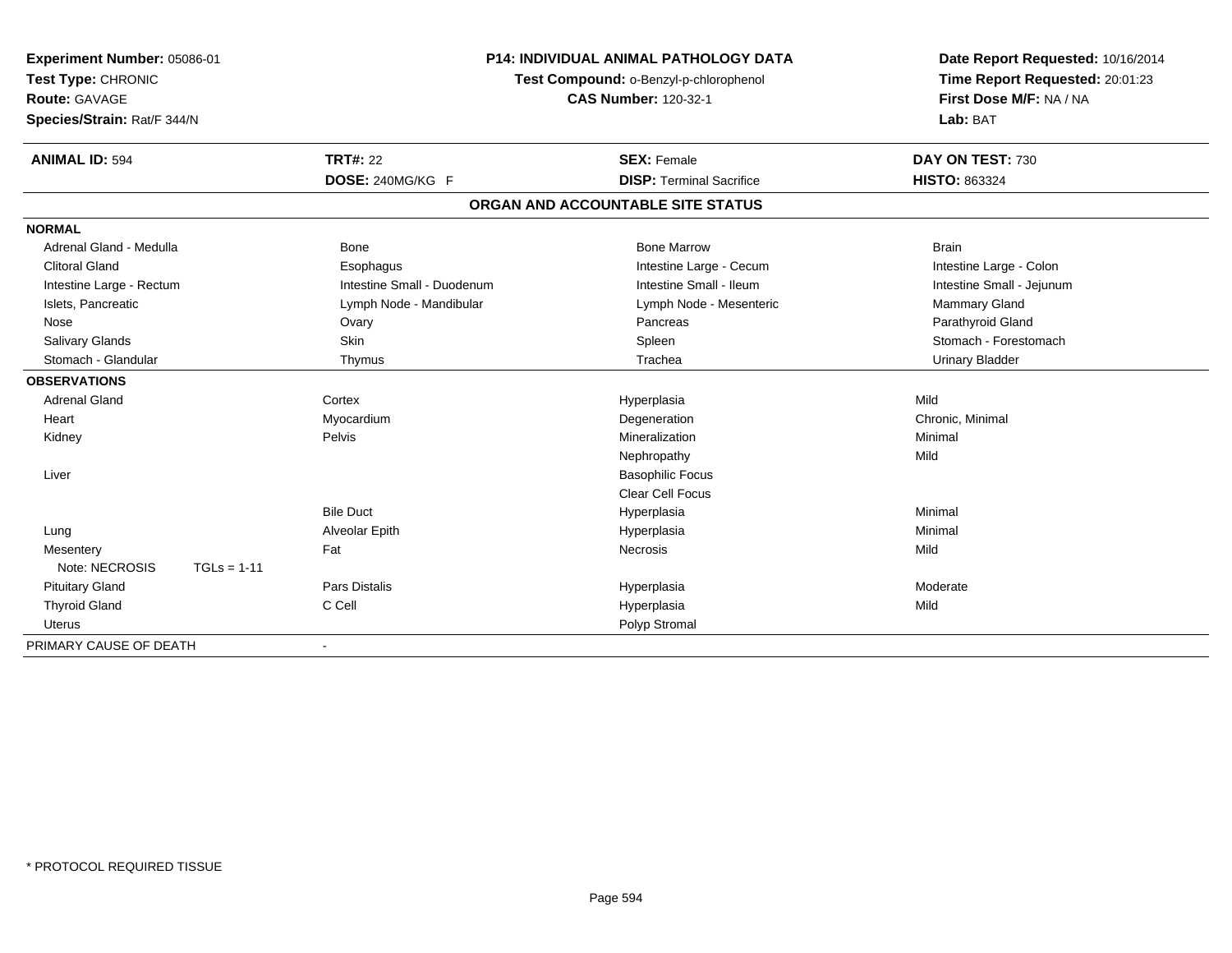**Experiment Number:** 05086-01
**Test Type:** CHRONIC
**Route:** GAVAGE
**Species/Strain:** Rat/F 344/N

**P14: INDIVIDUAL ANIMAL PATHOLOGY DATA**
**Test Compound:** o-Benzyl-p-chlorophenol
**CAS Number:** 120-32-1

**Date Report Requested:** 10/16/2014
**Time Report Requested:** 20:01:23
**First Dose M/F:** NA / NA
**Lab:** BAT

| **ANIMAL ID:** 594 | **TRT#:** 22 | **SEX:** Female | **DAY ON TEST:** 730 |
|---|---|---|---|
| | **DOSE:** 240MG/KG F | **DISP:** Terminal Sacrifice | **HISTO:** 863324 |

## ORGAN AND ACCOUNTABLE SITE STATUS

| | | | |
|---|---|---|---|
| **NORMAL** | | | |
| Adrenal Gland - Medulla | Bone | Bone Marrow | Brain |
| Clitoral Gland | Esophagus | Intestine Large - Cecum | Intestine Large - Colon |
| Intestine Large - Rectum | Intestine Small - Duodenum | Intestine Small - Ileum | Intestine Small - Jejunum |
| Islets, Pancreatic | Lymph Node - Mandibular | Lymph Node - Mesenteric | Mammary Gland |
| Nose | Ovary | Pancreas | Parathyroid Gland |
| Salivary Glands | Skin | Spleen | Stomach - Forestomach |
| Stomach - Glandular | Thymus | Trachea | Urinary Bladder |
| **OBSERVATIONS** | | | |
| Adrenal Gland | Cortex | Hyperplasia | Mild |
| Heart | Myocardium | Degeneration | Chronic, Minimal |
| Kidney | Pelvis | Mineralization | Minimal |
| | | Nephropathy | Mild |
| Liver | | Basophilic Focus | |
| | | Clear Cell Focus | |
| | Bile Duct | Hyperplasia | Minimal |
| Lung | Alveolar Epith | Hyperplasia | Minimal |
| Mesentery | Fat | Necrosis | Mild |
| Note: NECROSIS TGLs = 1-11 | | | |
| Pituitary Gland | Pars Distalis | Hyperplasia | Moderate |
| Thyroid Gland | C Cell | Hyperplasia | Mild |
| Uterus | | Polyp Stromal | |
| PRIMARY CAUSE OF DEATH | - | | |

\* PROTOCOL REQUIRED TISSUE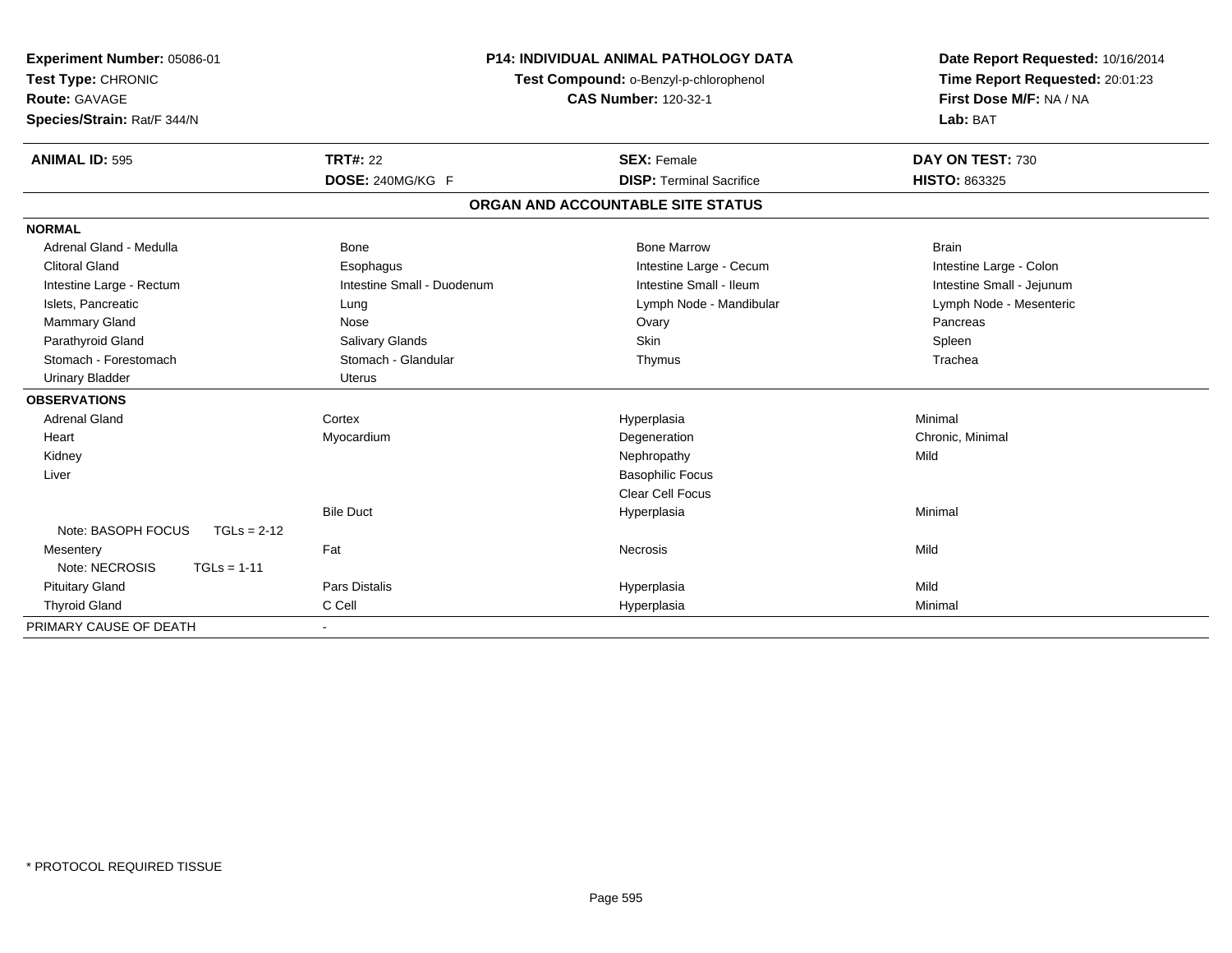**Experiment Number:** 05086-01
**Test Type:** CHRONIC
**Route:** GAVAGE
**Species/Strain:** Rat/F 344/N

**P14: INDIVIDUAL ANIMAL PATHOLOGY DATA**
**Test Compound:** o-Benzyl-p-chlorophenol
**CAS Number:** 120-32-1

**Date Report Requested:** 10/16/2014
**Time Report Requested:** 20:01:23
**First Dose M/F:** NA / NA
**Lab:** BAT

| **ANIMAL ID:** 595 | **TRT#:** 22 | **SEX:** Female | **DAY ON TEST:** 730 |
|---|---|---|---|
| | **DOSE:** 240MG/KG F | **DISP:** Terminal Sacrifice | **HISTO:** 863325 |

## ORGAN AND ACCOUNTABLE SITE STATUS

| | | | |
|---|---|---|---|
| **NORMAL** | | | |
| Adrenal Gland - Medulla | Bone | Bone Marrow | Brain |
| Clitoral Gland | Esophagus | Intestine Large - Cecum | Intestine Large - Colon |
| Intestine Large - Rectum | Intestine Small - Duodenum | Intestine Small - Ileum | Intestine Small - Jejunum |
| Islets, Pancreatic | Lung | Lymph Node - Mandibular | Lymph Node - Mesenteric |
| Mammary Gland | Nose | Ovary | Pancreas |
| Parathyroid Gland | Salivary Glands | Skin | Spleen |
| Stomach - Forestomach | Stomach - Glandular | Thymus | Trachea |
| Urinary Bladder | Uterus | | |
| **OBSERVATIONS** | | | |
| Adrenal Gland | Cortex | Hyperplasia | Minimal |
| Heart | Myocardium | Degeneration | Chronic, Minimal |
| Kidney | | Nephropathy | Mild |
| Liver | | Basophilic Focus | |
| | | Clear Cell Focus | |
| | Bile Duct | Hyperplasia | Minimal |
| Note: BASOPH FOCUS TGLs = 2-12 | | | |
| Mesentery | Fat | Necrosis | Mild |
| Note: NECROSIS TGLs = 1-11 | | | |
| Pituitary Gland | Pars Distalis | Hyperplasia | Mild |
| Thyroid Gland | C Cell | Hyperplasia | Minimal |
| PRIMARY CAUSE OF DEATH | - | | |

* PROTOCOL REQUIRED TISSUE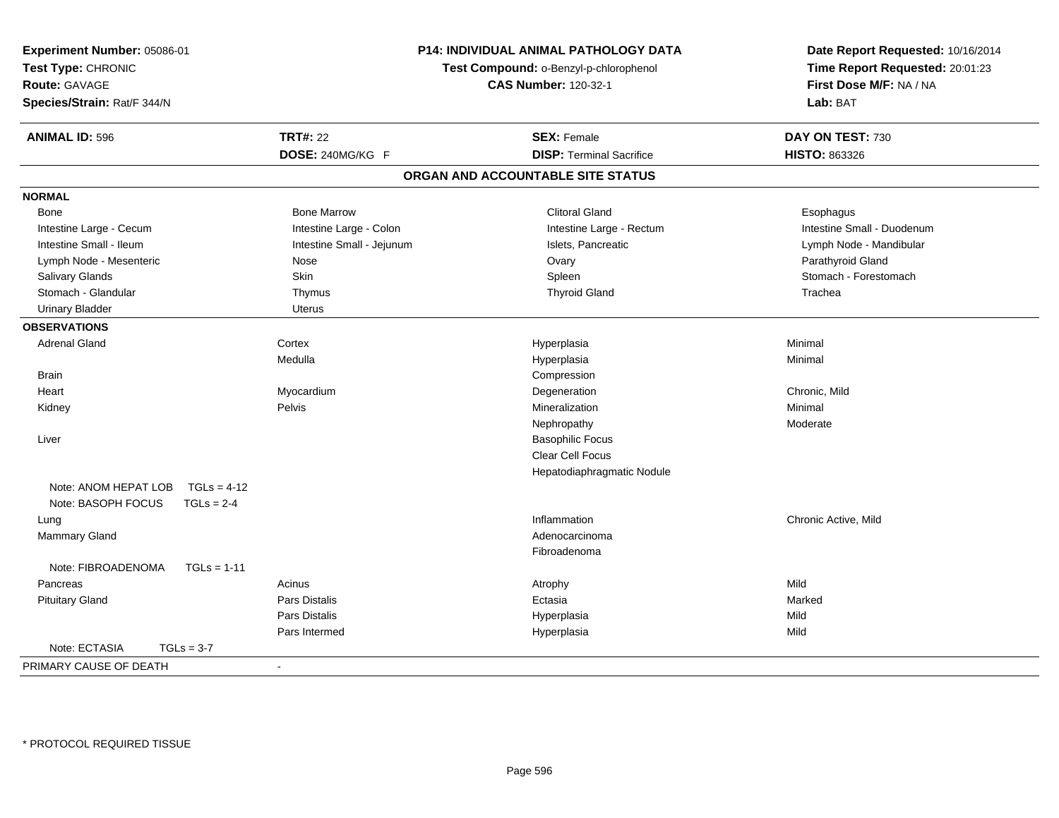**Experiment Number:** 05086-01
**Test Type:** CHRONIC
**Route:** GAVAGE
**Species/Strain:** Rat/F 344/N

**P14: INDIVIDUAL ANIMAL PATHOLOGY DATA**
**Test Compound:** o-Benzyl-p-chlorophenol
**CAS Number:** 120-32-1

**Date Report Requested:** 10/16/2014
**Time Report Requested:** 20:01:23
**First Dose M/F:** NA / NA
**Lab:** BAT

| **ANIMAL ID:** 596 | **TRT#:** 22 | **SEX:** Female | **DAY ON TEST:** 730 |
|---|---|---|---|
| | **DOSE:** 240MG/KG F | **DISP:** Terminal Sacrifice | **HISTO:** 863326 |

## ORGAN AND ACCOUNTABLE SITE STATUS

**NORMAL**

| | | | |
|---|---|---|---|
| Bone | Bone Marrow | Clitoral Gland | Esophagus |
| Intestine Large - Cecum | Intestine Large - Colon | Intestine Large - Rectum | Intestine Small - Duodenum |
| Intestine Small - Ileum | Intestine Small - Jejunum | Islets, Pancreatic | Lymph Node - Mandibular |
| Lymph Node - Mesenteric | Nose | Ovary | Parathyroid Gland |
| Salivary Glands | Skin | Spleen | Stomach - Forestomach |
| Stomach - Glandular | Thymus | Thyroid Gland | Trachea |
| Urinary Bladder | Uterus | | |

**OBSERVATIONS**

| | | | |
|---|---|---|---|
| Adrenal Gland | Cortex | Hyperplasia | Minimal |
| | Medulla | Hyperplasia | Minimal |
| Brain | | Compression | |
| Heart | Myocardium | Degeneration | Chronic, Mild |
| Kidney | Pelvis | Mineralization | Minimal |
| | | Nephropathy | Moderate |
| Liver | | Basophilic Focus | |
| | | Clear Cell Focus | |
| | | Hepatodiaphragmatic Nodule | |
| Note: ANOM HEPAT LOB TGLs = 4-12 | | | |
| Note: BASOPH FOCUS TGLs = 2-4 | | | |
| Lung | | Inflammation | Chronic Active, Mild |
| Mammary Gland | | Adenocarcinoma | |
| | | Fibroadenoma | |
| Note: FIBROADENOMA TGLs = 1-11 | | | |
| Pancreas | Acinus | Atrophy | Mild |
| Pituitary Gland | Pars Distalis | Ectasia | Marked |
| | Pars Distalis | Hyperplasia | Mild |
| | Pars Intermed | Hyperplasia | Mild |
| Note: ECTASIA TGLs = 3-7 | | | |

PRIMARY CAUSE OF DEATH -

* PROTOCOL REQUIRED TISSUE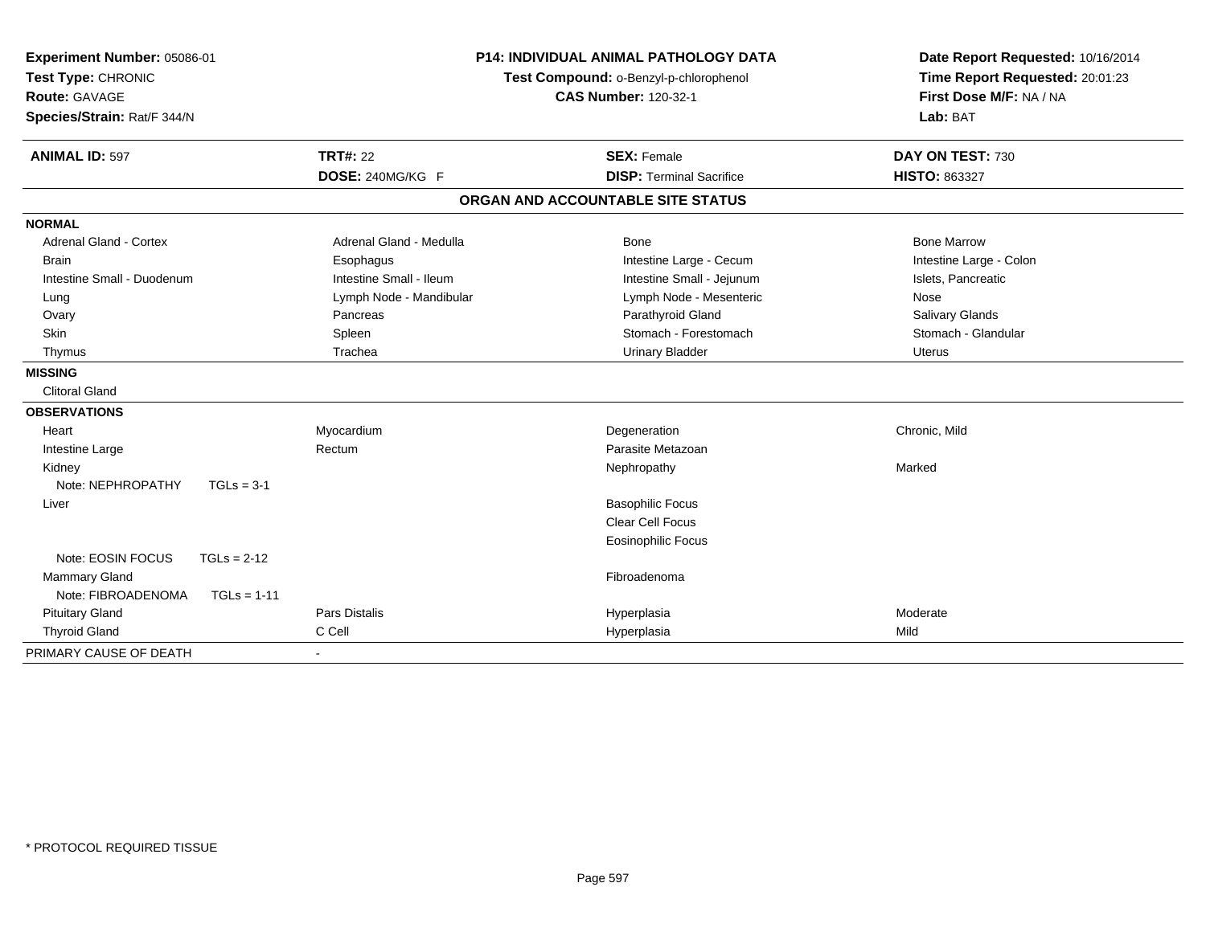**Experiment Number:** 05086-01
**Test Type:** CHRONIC
**Route:** GAVAGE
**Species/Strain:** Rat/F 344/N

**P14: INDIVIDUAL ANIMAL PATHOLOGY DATA**
**Test Compound:** o-Benzyl-p-chlorophenol
**CAS Number:** 120-32-1

**Date Report Requested:** 10/16/2014
**Time Report Requested:** 20:01:23
**First Dose M/F:** NA / NA
**Lab:** BAT

| **ANIMAL ID:** 597 | **TRT#:** 22 | **SEX:** Female | **DAY ON TEST:** 730 |
|---|---|---|---|
| | **DOSE:** 240MG/KG F | **DISP:** Terminal Sacrifice | **HISTO:** 863327 |

**ORGAN AND ACCOUNTABLE SITE STATUS**

| | | | |
|---|---|---|---|
| **NORMAL** | | | |
| Adrenal Gland - Cortex | Adrenal Gland - Medulla | Bone | Bone Marrow |
| Brain | Esophagus | Intestine Large - Cecum | Intestine Large - Colon |
| Intestine Small - Duodenum | Intestine Small - Ileum | Intestine Small - Jejunum | Islets, Pancreatic |
| Lung | Lymph Node - Mandibular | Lymph Node - Mesenteric | Nose |
| Ovary | Pancreas | Parathyroid Gland | Salivary Glands |
| Skin | Spleen | Stomach - Forestomach | Stomach - Glandular |
| Thymus | Trachea | Urinary Bladder | Uterus |
| **MISSING** | | | |
| Clitoral Gland | | | |
| **OBSERVATIONS** | | | |
| Heart | Myocardium | Degeneration | Chronic, Mild |
| Intestine Large | Rectum | Parasite Metazoan | |
| Kidney | | Nephropathy | Marked |
| Note: NEPHROPATHY TGLs = 3-1 | | | |
| Liver | | Basophilic Focus | |
| | | Clear Cell Focus | |
| | | Eosinophilic Focus | |
| Note: EOSIN FOCUS TGLs = 2-12 | | | |
| Mammary Gland | | Fibroadenoma | |
| Note: FIBROADENOMA TGLs = 1-11 | | | |
| Pituitary Gland | Pars Distalis | Hyperplasia | Moderate |
| Thyroid Gland | C Cell | Hyperplasia | Mild |
| PRIMARY CAUSE OF DEATH | - | | |

* PROTOCOL REQUIRED TISSUE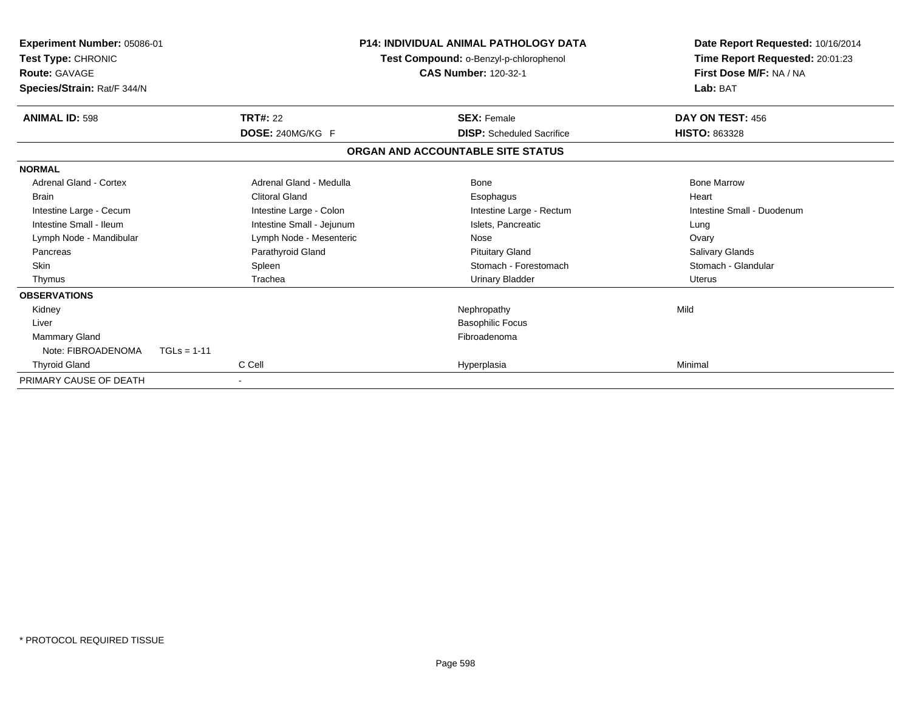**Experiment Number:** 05086-01
**Test Type:** CHRONIC
**Route:** GAVAGE
**Species/Strain:** Rat/F 344/N

**P14: INDIVIDUAL ANIMAL PATHOLOGY DATA**
**Test Compound:** o-Benzyl-p-chlorophenol
**CAS Number:** 120-32-1

**Date Report Requested:** 10/16/2014
**Time Report Requested:** 20:01:23
**First Dose M/F:** NA / NA
**Lab:** BAT

| **ANIMAL ID:** 598 | **TRT#:** 22 | **SEX:** Female | **DAY ON TEST:** 456 |
|---|---|---|---|
| | **DOSE:** 240MG/KG F | **DISP:** Scheduled Sacrifice | **HISTO:** 863328 |

## ORGAN AND ACCOUNTABLE SITE STATUS

| | | | |
|---|---|---|---|
| **NORMAL** | | | |
| Adrenal Gland - Cortex | Adrenal Gland - Medulla | Bone | Bone Marrow |
| Brain | Clitoral Gland | Esophagus | Heart |
| Intestine Large - Cecum | Intestine Large - Colon | Intestine Large - Rectum | Intestine Small - Duodenum |
| Intestine Small - Ileum | Intestine Small - Jejunum | Islets, Pancreatic | Lung |
| Lymph Node - Mandibular | Lymph Node - Mesenteric | Nose | Ovary |
| Pancreas | Parathyroid Gland | Pituitary Gland | Salivary Glands |
| Skin | Spleen | Stomach - Forestomach | Stomach - Glandular |
| Thymus | Trachea | Urinary Bladder | Uterus |
| **OBSERVATIONS** | | | |
| Kidney | | Nephropathy | Mild |
| Liver | | Basophilic Focus | |
| Mammary Gland | | Fibroadenoma | |
| Note: FIBROADENOMA TGLs = 1-11 | | | |
| Thyroid Gland | C Cell | Hyperplasia | Minimal |
| PRIMARY CAUSE OF DEATH | - | | |

\* PROTOCOL REQUIRED TISSUE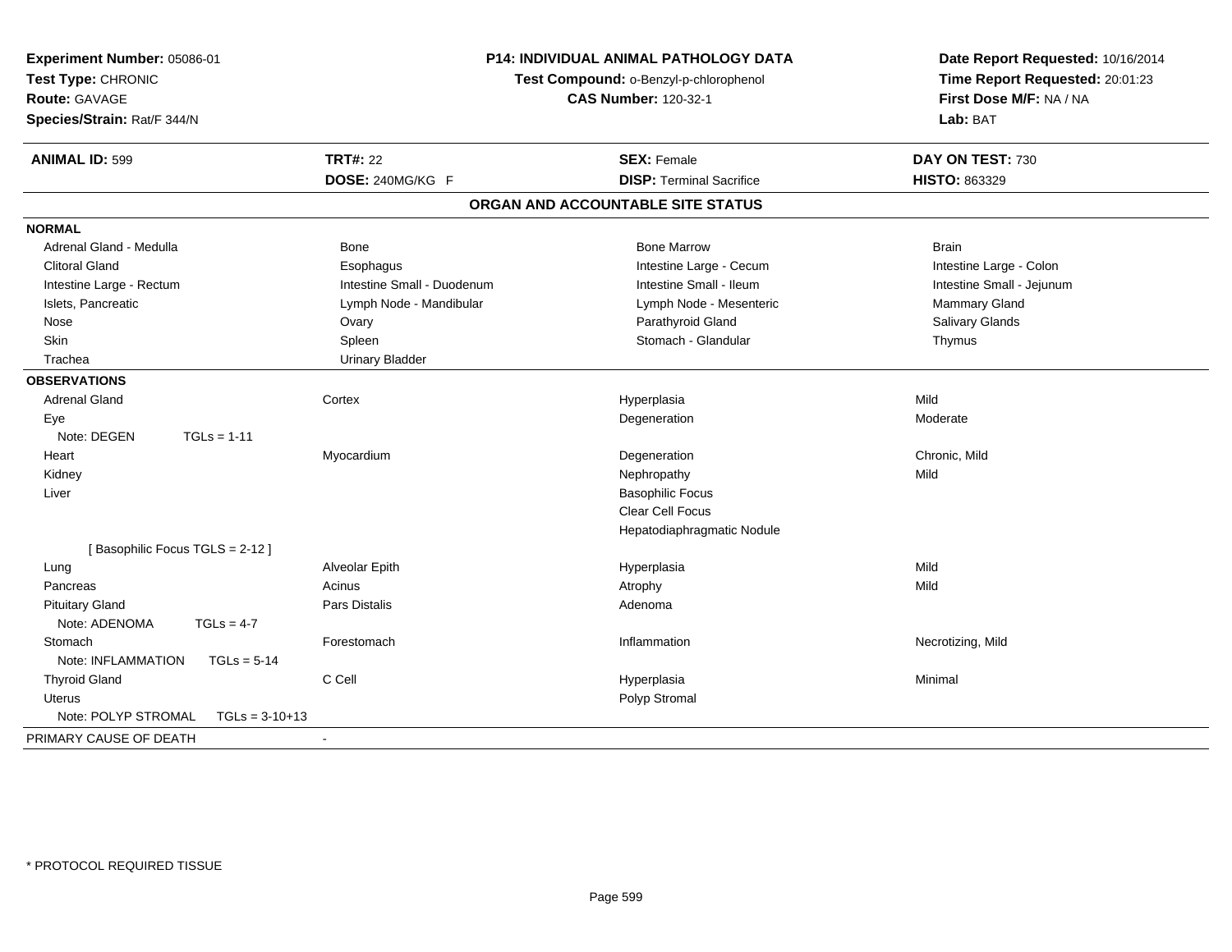**Experiment Number:** 05086-01
**Test Type:** CHRONIC
**Route:** GAVAGE
**Species/Strain:** Rat/F 344/N

**P14: INDIVIDUAL ANIMAL PATHOLOGY DATA**
**Test Compound:** o-Benzyl-p-chlorophenol
**CAS Number:** 120-32-1

**Date Report Requested:** 10/16/2014
**Time Report Requested:** 20:01:23
**First Dose M/F:** NA / NA
**Lab:** BAT

| **ANIMAL ID:** 599 | **TRT#:** 22 | **SEX:** Female | **DAY ON TEST:** 730 |
|---|---|---|---|
| | **DOSE:** 240MG/KG F | **DISP:** Terminal Sacrifice | **HISTO:** 863329 |

## ORGAN AND ACCOUNTABLE SITE STATUS

| | | | |
|---|---|---|---|
| **NORMAL** | | | |
| Adrenal Gland - Medulla | Bone | Bone Marrow | Brain |
| Clitoral Gland | Esophagus | Intestine Large - Cecum | Intestine Large - Colon |
| Intestine Large - Rectum | Intestine Small - Duodenum | Intestine Small - Ileum | Intestine Small - Jejunum |
| Islets, Pancreatic | Lymph Node - Mandibular | Lymph Node - Mesenteric | Mammary Gland |
| Nose | Ovary | Parathyroid Gland | Salivary Glands |
| Skin | Spleen | Stomach - Glandular | Thymus |
| Trachea | Urinary Bladder | | |
| **OBSERVATIONS** | | | |
| Adrenal Gland | Cortex | Hyperplasia | Mild |
| Eye | | Degeneration | Moderate |
| Note: DEGEN TGLs = 1-11 | | | |
| Heart | Myocardium | Degeneration | Chronic, Mild |
| Kidney | | Nephropathy | Mild |
| Liver | | Basophilic Focus | |
| | | Clear Cell Focus | |
| | | Hepatodiaphragmatic Nodule | |
| [ Basophilic Focus TGLS = 2-12 ] | | | |
| Lung | Alveolar Epith | Hyperplasia | Mild |
| Pancreas | Acinus | Atrophy | Mild |
| Pituitary Gland | Pars Distalis | Adenoma | |
| Note: ADENOMA TGLs = 4-7 | | | |
| Stomach | Forestomach | Inflammation | Necrotizing, Mild |
| Note: INFLAMMATION TGLs = 5-14 | | | |
| Thyroid Gland | C Cell | Hyperplasia | Minimal |
| Uterus | | Polyp Stromal | |
| Note: POLYP STROMAL TGLs = 3-10+13 | | | |
| PRIMARY CAUSE OF DEATH | - | | |

* PROTOCOL REQUIRED TISSUE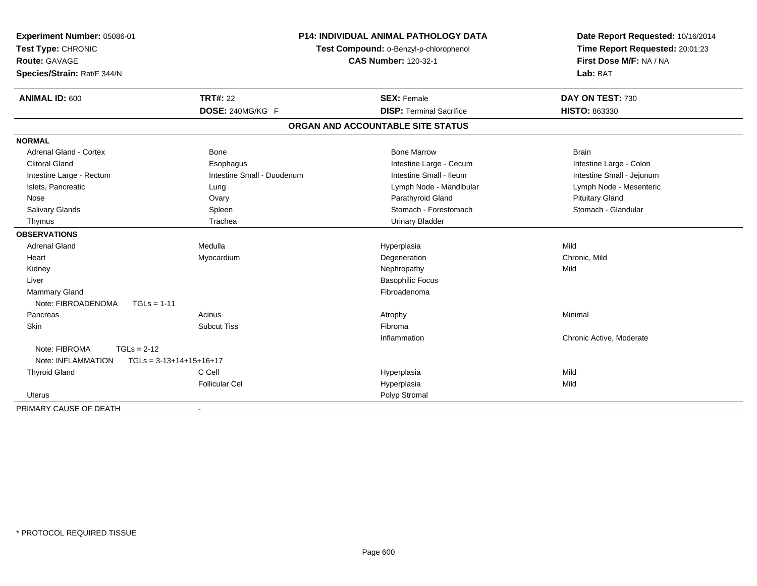**Experiment Number:** 05086-01
**Test Type:** CHRONIC
**Route:** GAVAGE
**Species/Strain:** Rat/F 344/N

**P14: INDIVIDUAL ANIMAL PATHOLOGY DATA**
**Test Compound:** o-Benzyl-p-chlorophenol
**CAS Number:** 120-32-1

**Date Report Requested:** 10/16/2014
**Time Report Requested:** 20:01:23
**First Dose M/F:** NA / NA
**Lab:** BAT

| **ANIMAL ID:** 600 | **TRT#:** 22 | **SEX:** Female | **DAY ON TEST:** 730 |
|---|---|---|---|
| | **DOSE:** 240MG/KG F | **DISP:** Terminal Sacrifice | **HISTO:** 863330 |

## ORGAN AND ACCOUNTABLE SITE STATUS

| | | | |
|---|---|---|---|
| **NORMAL** | | | |
| Adrenal Gland - Cortex | Bone | Bone Marrow | Brain |
| Clitoral Gland | Esophagus | Intestine Large - Cecum | Intestine Large - Colon |
| Intestine Large - Rectum | Intestine Small - Duodenum | Intestine Small - Ileum | Intestine Small - Jejunum |
| Islets, Pancreatic | Lung | Lymph Node - Mandibular | Lymph Node - Mesenteric |
| Nose | Ovary | Parathyroid Gland | Pituitary Gland |
| Salivary Glands | Spleen | Stomach - Forestomach | Stomach - Glandular |
| Thymus | Trachea | Urinary Bladder | |
| **OBSERVATIONS** | | | |
| Adrenal Gland | Medulla | Hyperplasia | Mild |
| Heart | Myocardium | Degeneration | Chronic, Mild |
| Kidney | | Nephropathy | Mild |
| Liver | | Basophilic Focus | |
| Mammary Gland | | Fibroadenoma | |
| Note: FIBROADENOMA TGLs = 1-11 | | | |
| Pancreas | Acinus | Atrophy | Minimal |
| Skin | Subcut Tiss | Fibroma | |
| | | Inflammation | Chronic Active, Moderate |
| Note: FIBROMA TGLs = 2-12 | | | |
| Note: INFLAMMATION TGLs = 3-13+14+15+16+17 | | | |
| Thyroid Gland | C Cell | Hyperplasia | Mild |
| | Follicular Cel | Hyperplasia | Mild |
| Uterus | | Polyp Stromal | |
| PRIMARY CAUSE OF DEATH | - | | |

* PROTOCOL REQUIRED TISSUE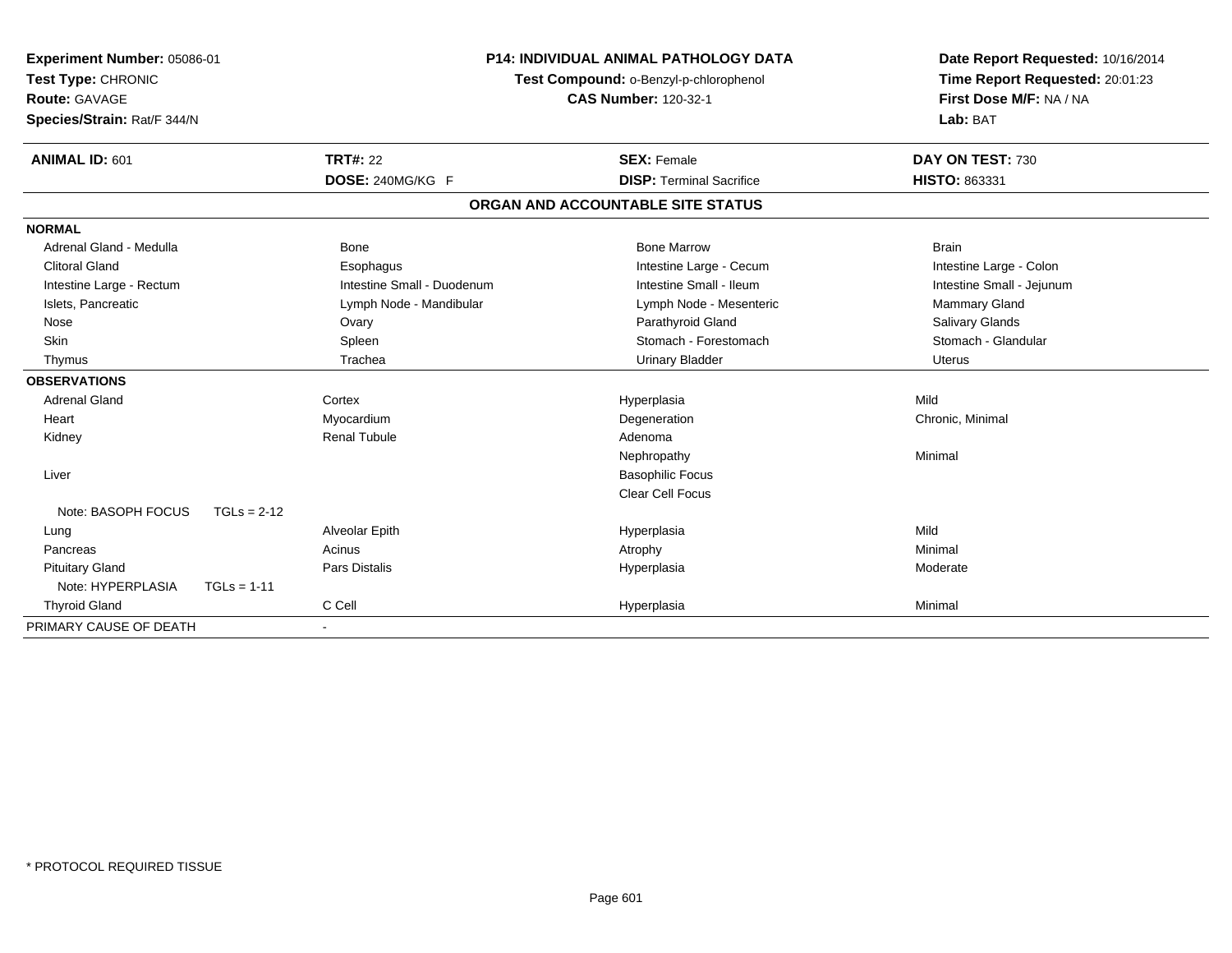**Experiment Number:** 05086-01
**Test Type:** CHRONIC
**Route:** GAVAGE
**Species/Strain:** Rat/F 344/N

**P14: INDIVIDUAL ANIMAL PATHOLOGY DATA**
**Test Compound:** o-Benzyl-p-chlorophenol
**CAS Number:** 120-32-1

**Date Report Requested:** 10/16/2014
**Time Report Requested:** 20:01:23
**First Dose M/F:** NA / NA
**Lab:** BAT

| **ANIMAL ID:** 601 | **TRT#:** 22 | **SEX:** Female | **DAY ON TEST:** 730 |
|---|---|---|---|
| | **DOSE:** 240MG/KG F | **DISP:** Terminal Sacrifice | **HISTO:** 863331 |

## ORGAN AND ACCOUNTABLE SITE STATUS

| | | | |
|---|---|---|---|
| **NORMAL** | | | |
| Adrenal Gland - Medulla | Bone | Bone Marrow | Brain |
| Clitoral Gland | Esophagus | Intestine Large - Cecum | Intestine Large - Colon |
| Intestine Large - Rectum | Intestine Small - Duodenum | Intestine Small - Ileum | Intestine Small - Jejunum |
| Islets, Pancreatic | Lymph Node - Mandibular | Lymph Node - Mesenteric | Mammary Gland |
| Nose | Ovary | Parathyroid Gland | Salivary Glands |
| Skin | Spleen | Stomach - Forestomach | Stomach - Glandular |
| Thymus | Trachea | Urinary Bladder | Uterus |
| **OBSERVATIONS** | | | |
| Adrenal Gland | Cortex | Hyperplasia | Mild |
| Heart | Myocardium | Degeneration | Chronic, Minimal |
| Kidney | Renal Tubule | Adenoma | |
| | | Nephropathy | Minimal |
| Liver | | Basophilic Focus | |
| | | Clear Cell Focus | |
| Note: BASOPH FOCUS TGLs = 2-12 | | | |
| Lung | Alveolar Epith | Hyperplasia | Mild |
| Pancreas | Acinus | Atrophy | Minimal |
| Pituitary Gland | Pars Distalis | Hyperplasia | Moderate |
| Note: HYPERPLASIA TGLs = 1-11 | | | |
| Thyroid Gland | C Cell | Hyperplasia | Minimal |
| PRIMARY CAUSE OF DEATH | - | | |

\* PROTOCOL REQUIRED TISSUE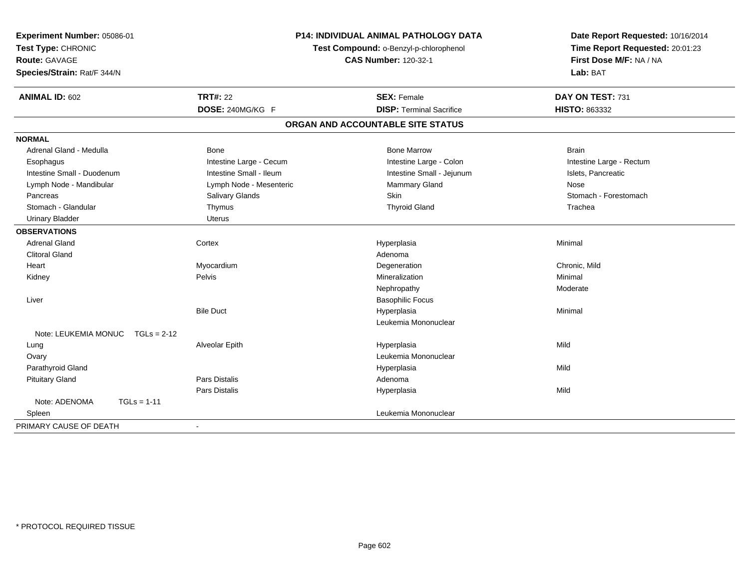**Experiment Number:** 05086-01
**Test Type:** CHRONIC
**Route:** GAVAGE
**Species/Strain:** Rat/F 344/N

**P14: INDIVIDUAL ANIMAL PATHOLOGY DATA**
**Test Compound:** o-Benzyl-p-chlorophenol
**CAS Number:** 120-32-1

**Date Report Requested:** 10/16/2014
**Time Report Requested:** 20:01:23
**First Dose M/F:** NA / NA
**Lab:** BAT

| **ANIMAL ID:** 602 | **TRT#:** 22 | **SEX:** Female | **DAY ON TEST:** 731 |
|---|---|---|---|
| | **DOSE:** 240MG/KG F | **DISP:** Terminal Sacrifice | **HISTO:** 863332 |

## ORGAN AND ACCOUNTABLE SITE STATUS

| | | | |
|---|---|---|---|
| **NORMAL** | | | |
| Adrenal Gland - Medulla | Bone | Bone Marrow | Brain |
| Esophagus | Intestine Large - Cecum | Intestine Large - Colon | Intestine Large - Rectum |
| Intestine Small - Duodenum | Intestine Small - Ileum | Intestine Small - Jejunum | Islets, Pancreatic |
| Lymph Node - Mandibular | Lymph Node - Mesenteric | Mammary Gland | Nose |
| Pancreas | Salivary Glands | Skin | Stomach - Forestomach |
| Stomach - Glandular | Thymus | Thyroid Gland | Trachea |
| Urinary Bladder | Uterus | | |
| **OBSERVATIONS** | | | |
| Adrenal Gland | Cortex | Hyperplasia | Minimal |
| Clitoral Gland | | Adenoma | |
| Heart | Myocardium | Degeneration | Chronic, Mild |
| Kidney | Pelvis | Mineralization | Minimal |
| | | Nephropathy | Moderate |
| Liver | | Basophilic Focus | |
| | Bile Duct | Hyperplasia | Minimal |
| | | Leukemia Mononuclear | |
| Note: LEUKEMIA MONUC TGLs = 2-12 | | | |
| Lung | Alveolar Epith | Hyperplasia | Mild |
| Ovary | | Leukemia Mononuclear | |
| Parathyroid Gland | | Hyperplasia | Mild |
| Pituitary Gland | Pars Distalis | Adenoma | |
| | Pars Distalis | Hyperplasia | Mild |
| Note: ADENOMA TGLs = 1-11 | | | |
| Spleen | | Leukemia Mononuclear | |
| PRIMARY CAUSE OF DEATH | - | | |

* PROTOCOL REQUIRED TISSUE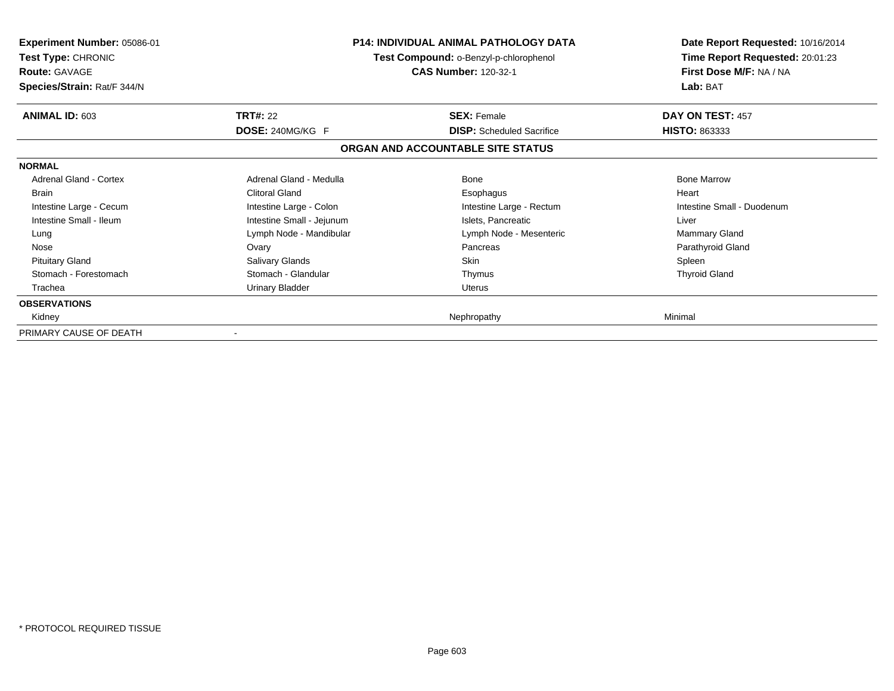**Experiment Number:** 05086-01
**Test Type:** CHRONIC
**Route:** GAVAGE
**Species/Strain:** Rat/F 344/N

**P14: INDIVIDUAL ANIMAL PATHOLOGY DATA**
**Test Compound:** o-Benzyl-p-chlorophenol
**CAS Number:** 120-32-1

**Date Report Requested:** 10/16/2014
**Time Report Requested:** 20:01:23
**First Dose M/F:** NA / NA
**Lab:** BAT

| **ANIMAL ID:** 603 | **TRT#:** 22 | **SEX:** Female | **DAY ON TEST:** 457 |
|---|---|---|---|
| | **DOSE:** 240MG/KG F | **DISP:** Scheduled Sacrifice | **HISTO:** 863333 |

**ORGAN AND ACCOUNTABLE SITE STATUS**

| | | | |
|---|---|---|---|
| **NORMAL** | | | |
| Adrenal Gland - Cortex | Adrenal Gland - Medulla | Bone | Bone Marrow |
| Brain | Clitoral Gland | Esophagus | Heart |
| Intestine Large - Cecum | Intestine Large - Colon | Intestine Large - Rectum | Intestine Small - Duodenum |
| Intestine Small - Ileum | Intestine Small - Jejunum | Islets, Pancreatic | Liver |
| Lung | Lymph Node - Mandibular | Lymph Node - Mesenteric | Mammary Gland |
| Nose | Ovary | Pancreas | Parathyroid Gland |
| Pituitary Gland | Salivary Glands | Skin | Spleen |
| Stomach - Forestomach | Stomach - Glandular | Thymus | Thyroid Gland |
| Trachea | Urinary Bladder | Uterus | |
| **OBSERVATIONS** | | | |
| Kidney | | Nephropathy | Minimal |
| PRIMARY CAUSE OF DEATH | - | | |

\* PROTOCOL REQUIRED TISSUE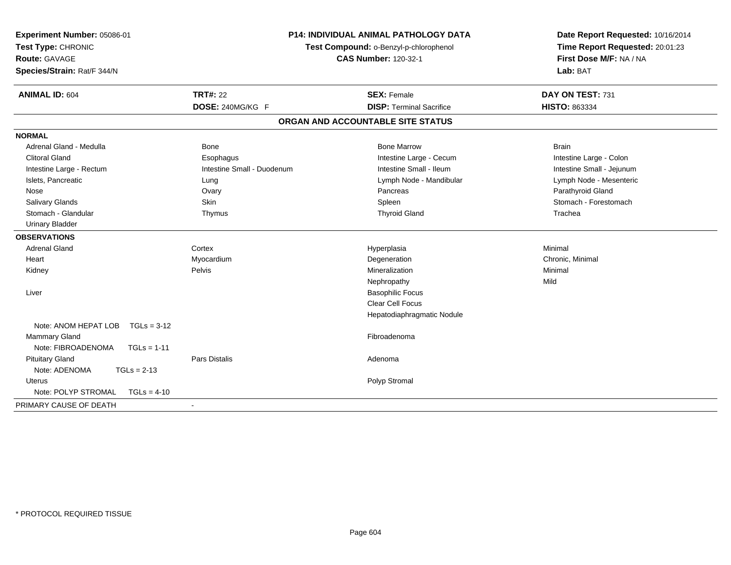**Experiment Number:** 05086-01
**Test Type:** CHRONIC
**Route:** GAVAGE
**Species/Strain:** Rat/F 344/N

**P14: INDIVIDUAL ANIMAL PATHOLOGY DATA**
**Test Compound:** o-Benzyl-p-chlorophenol
**CAS Number:** 120-32-1

**Date Report Requested:** 10/16/2014
**Time Report Requested:** 20:01:23
**First Dose M/F:** NA / NA
**Lab:** BAT

| **ANIMAL ID:** 604 | **TRT#:** 22 | **SEX:** Female | **DAY ON TEST:** 731 |
|---|---|---|---|
| | **DOSE:** 240MG/KG F | **DISP:** Terminal Sacrifice | **HISTO:** 863334 |

## ORGAN AND ACCOUNTABLE SITE STATUS

| | | | |
|---|---|---|---|
| **NORMAL** | | | |
| Adrenal Gland - Medulla | Bone | Bone Marrow | Brain |
| Clitoral Gland | Esophagus | Intestine Large - Cecum | Intestine Large - Colon |
| Intestine Large - Rectum | Intestine Small - Duodenum | Intestine Small - Ileum | Intestine Small - Jejunum |
| Islets, Pancreatic | Lung | Lymph Node - Mandibular | Lymph Node - Mesenteric |
| Nose | Ovary | Pancreas | Parathyroid Gland |
| Salivary Glands | Skin | Spleen | Stomach - Forestomach |
| Stomach - Glandular | Thymus | Thyroid Gland | Trachea |
| Urinary Bladder | | | |
| **OBSERVATIONS** | | | |
| Adrenal Gland | Cortex | Hyperplasia | Minimal |
| Heart | Myocardium | Degeneration | Chronic, Minimal |
| Kidney | Pelvis | Mineralization | Minimal |
| | | Nephropathy | Mild |
| Liver | | Basophilic Focus | |
| | | Clear Cell Focus | |
| | | Hepatodiaphragmatic Nodule | |
| Note: ANOM HEPAT LOB TGLs = 3-12 | | | |
| Mammary Gland | | Fibroadenoma | |
| Note: FIBROADENOMA TGLs = 1-11 | | | |
| Pituitary Gland | Pars Distalis | Adenoma | |
| Note: ADENOMA TGLs = 2-13 | | | |
| Uterus | | Polyp Stromal | |
| Note: POLYP STROMAL TGLs = 4-10 | | | |
| PRIMARY CAUSE OF DEATH | - | | |

* PROTOCOL REQUIRED TISSUE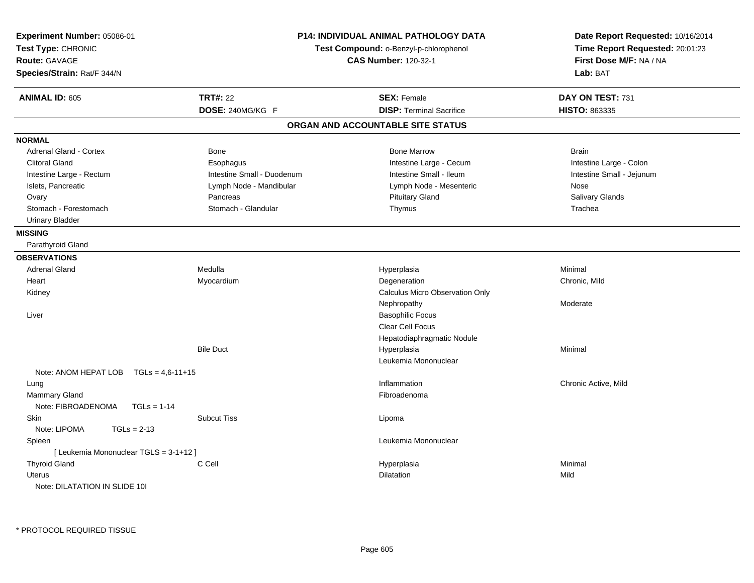**Experiment Number:** 05086-01
**Test Type:** CHRONIC
**Route:** GAVAGE
**Species/Strain:** Rat/F 344/N

**P14: INDIVIDUAL ANIMAL PATHOLOGY DATA**
**Test Compound:** o-Benzyl-p-chlorophenol
**CAS Number:** 120-32-1

**Date Report Requested:** 10/16/2014
**Time Report Requested:** 20:01:23
**First Dose M/F:** NA / NA
**Lab:** BAT

| **ANIMAL ID:** 605 | **TRT#:** 22 | **SEX:** Female | **DAY ON TEST:** 731 |
|---|---|---|---|
| | **DOSE:** 240MG/KG F | **DISP:** Terminal Sacrifice | **HISTO:** 863335 |

## ORGAN AND ACCOUNTABLE SITE STATUS

**NORMAL**

| | | | |
|---|---|---|---|
| Adrenal Gland - Cortex | Bone | Bone Marrow | Brain |
| Clitoral Gland | Esophagus | Intestine Large - Cecum | Intestine Large - Colon |
| Intestine Large - Rectum | Intestine Small - Duodenum | Intestine Small - Ileum | Intestine Small - Jejunum |
| Islets, Pancreatic | Lymph Node - Mandibular | Lymph Node - Mesenteric | Nose |
| Ovary | Pancreas | Pituitary Gland | Salivary Glands |
| Stomach - Forestomach | Stomach - Glandular | Thymus | Trachea |
| Urinary Bladder | | | |

**MISSING**

Parathyroid Gland

**OBSERVATIONS**

| | | | |
|---|---|---|---|
| Adrenal Gland | Medulla | Hyperplasia | Minimal |
| Heart | Myocardium | Degeneration | Chronic, Mild |
| Kidney | | Calculus Micro Observation Only | |
| | | Nephropathy | Moderate |
| Liver | | Basophilic Focus | |
| | | Clear Cell Focus | |
| | | Hepatodiaphragmatic Nodule | |
| | Bile Duct | Hyperplasia | Minimal |
| | | Leukemia Mononuclear | |
| Note: ANOM HEPAT LOB TGLs = 4,6-11+15 | | | |
| Lung | | Inflammation | Chronic Active, Mild |
| Mammary Gland | | Fibroadenoma | |
| Note: FIBROADENOMA TGLs = 1-14 | | | |
| Skin | Subcut Tiss | Lipoma | |
| Note: LIPOMA TGLs = 2-13 | | | |
| Spleen | | Leukemia Mononuclear | |
| [ Leukemia Mononuclear TGLS = 3-1+12 ] | | | |
| Thyroid Gland | C Cell | Hyperplasia | Minimal |
| Uterus | | Dilatation | Mild |
| Note: DILATATION IN SLIDE 10I | | | |

* PROTOCOL REQUIRED TISSUE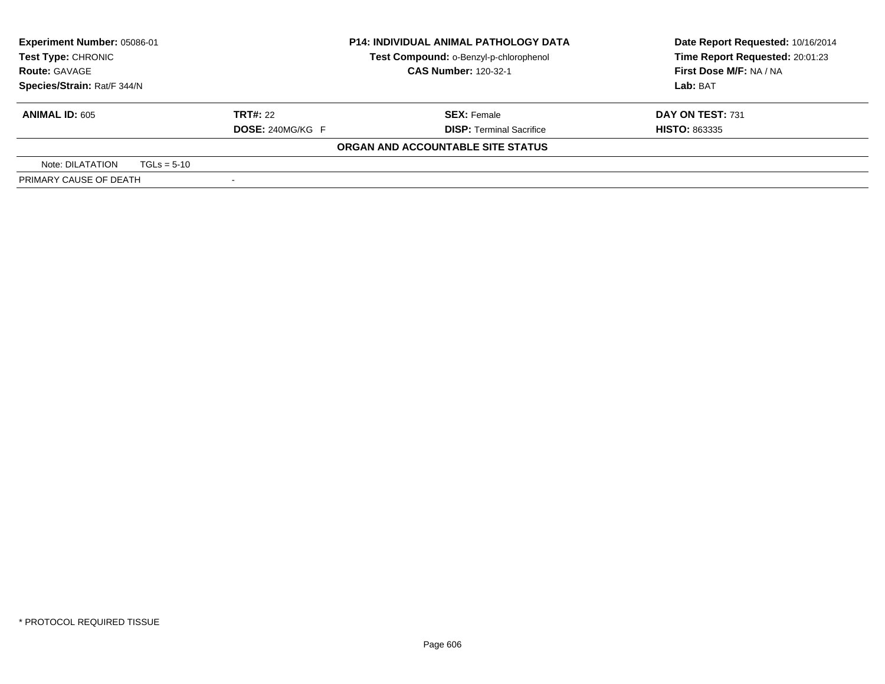**Experiment Number:** 05086-01
**Test Type:** CHRONIC
**Route:** GAVAGE
**Species/Strain:** Rat/F 344/N

**P14: INDIVIDUAL ANIMAL PATHOLOGY DATA**
**Test Compound:** o-Benzyl-p-chlorophenol
**CAS Number:** 120-32-1

**Date Report Requested:** 10/16/2014
**Time Report Requested:** 20:01:23
**First Dose M/F:** NA / NA
**Lab:** BAT

| **ANIMAL ID:** 605 | **TRT#:** 22 | **SEX:** Female | **DAY ON TEST:** 731 |
|---|---|---|---|
| | **DOSE:** 240MG/KG F | **DISP:** Terminal Sacrifice | **HISTO:** 863335 |

**ORGAN AND ACCOUNTABLE SITE STATUS**

| | |
|---|---|
| Note: DILATATION TGLs = 5-10 | |
| PRIMARY CAUSE OF DEATH | - |

* PROTOCOL REQUIRED TISSUE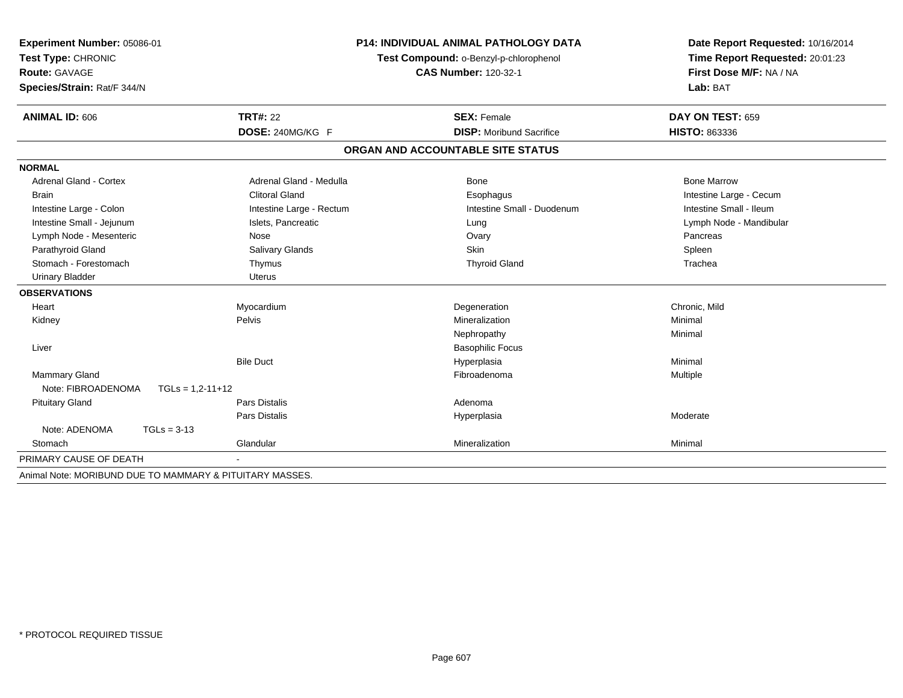**Experiment Number:** 05086-01
**Test Type:** CHRONIC
**Route:** GAVAGE
**Species/Strain:** Rat/F 344/N

**P14: INDIVIDUAL ANIMAL PATHOLOGY DATA**
**Test Compound:** o-Benzyl-p-chlorophenol
**CAS Number:** 120-32-1

**Date Report Requested:** 10/16/2014
**Time Report Requested:** 20:01:23
**First Dose M/F:** NA / NA
**Lab:** BAT

| **ANIMAL ID:** 606 | **TRT#:** 22 | **SEX:** Female | **DAY ON TEST:** 659 |
|---|---|---|---|
| | **DOSE:** 240MG/KG F | **DISP:** Moribund Sacrifice | **HISTO:** 863336 |

## ORGAN AND ACCOUNTABLE SITE STATUS

**NORMAL**

| | | | |
|---|---|---|---|
| Adrenal Gland - Cortex | Adrenal Gland - Medulla | Bone | Bone Marrow |
| Brain | Clitoral Gland | Esophagus | Intestine Large - Cecum |
| Intestine Large - Colon | Intestine Large - Rectum | Intestine Small - Duodenum | Intestine Small - Ileum |
| Intestine Small - Jejunum | Islets, Pancreatic | Lung | Lymph Node - Mandibular |
| Lymph Node - Mesenteric | Nose | Ovary | Pancreas |
| Parathyroid Gland | Salivary Glands | Skin | Spleen |
| Stomach - Forestomach | Thymus | Thyroid Gland | Trachea |
| Urinary Bladder | Uterus | | |

**OBSERVATIONS**

| | | | |
|---|---|---|---|
| Heart | Myocardium | Degeneration | Chronic, Mild |
| Kidney | Pelvis | Mineralization | Minimal |
| | | Nephropathy | Minimal |
| Liver | | Basophilic Focus | |
| | Bile Duct | Hyperplasia | Minimal |
| Mammary Gland | | Fibroadenoma | Multiple |
| Note: FIBROADENOMA TGLs = 1,2-11+12 | | | |
| Pituitary Gland | Pars Distalis | Adenoma | |
| | Pars Distalis | Hyperplasia | Moderate |
| Note: ADENOMA TGLs = 3-13 | | | |
| Stomach | Glandular | Mineralization | Minimal |

PRIMARY CAUSE OF DEATH -

Animal Note: MORIBUND DUE TO MAMMARY & PITUITARY MASSES.

* PROTOCOL REQUIRED TISSUE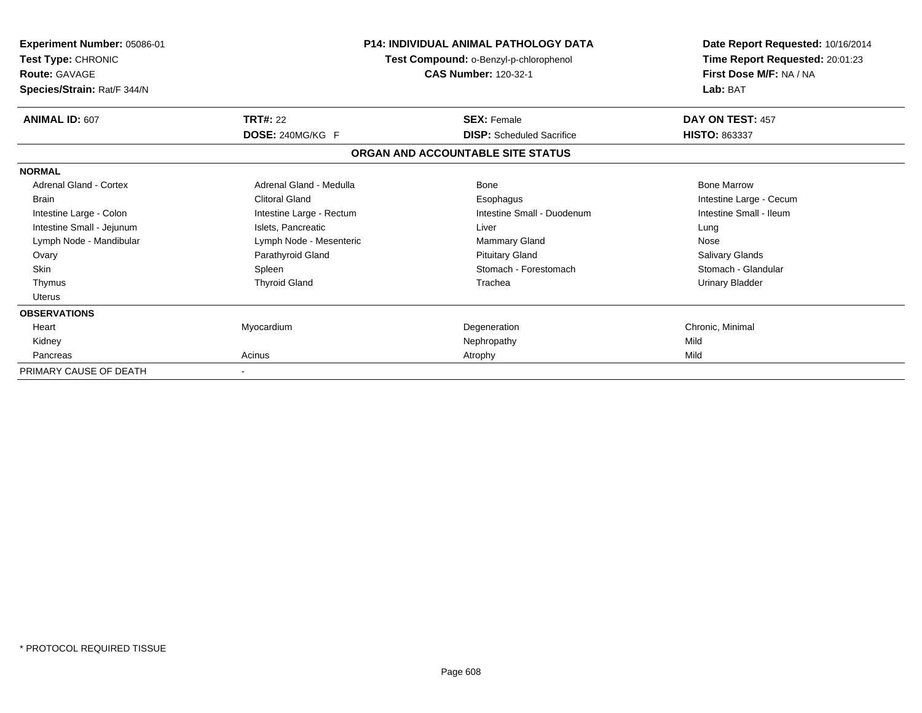**Experiment Number:** 05086-01
**Test Type:** CHRONIC
**Route:** GAVAGE
**Species/Strain:** Rat/F 344/N

**P14: INDIVIDUAL ANIMAL PATHOLOGY DATA**
**Test Compound:** o-Benzyl-p-chlorophenol
**CAS Number:** 120-32-1

**Date Report Requested:** 10/16/2014
**Time Report Requested:** 20:01:23
**First Dose M/F:** NA / NA
**Lab:** BAT

| **ANIMAL ID:** 607 | **TRT#:** 22 | **SEX:** Female | **DAY ON TEST:** 457 |
|---|---|---|---|
| | **DOSE:** 240MG/KG F | **DISP:** Scheduled Sacrifice | **HISTO:** 863337 |

## ORGAN AND ACCOUNTABLE SITE STATUS

| | | | |
|---|---|---|---|
| **NORMAL** | | | |
| Adrenal Gland - Cortex | Adrenal Gland - Medulla | Bone | Bone Marrow |
| Brain | Clitoral Gland | Esophagus | Intestine Large - Cecum |
| Intestine Large - Colon | Intestine Large - Rectum | Intestine Small - Duodenum | Intestine Small - Ileum |
| Intestine Small - Jejunum | Islets, Pancreatic | Liver | Lung |
| Lymph Node - Mandibular | Lymph Node - Mesenteric | Mammary Gland | Nose |
| Ovary | Parathyroid Gland | Pituitary Gland | Salivary Glands |
| Skin | Spleen | Stomach - Forestomach | Stomach - Glandular |
| Thymus | Thyroid Gland | Trachea | Urinary Bladder |
| Uterus | | | |
| **OBSERVATIONS** | | | |
| Heart | Myocardium | Degeneration | Chronic, Minimal |
| Kidney | | Nephropathy | Mild |
| Pancreas | Acinus | Atrophy | Mild |
| PRIMARY CAUSE OF DEATH | - | | |

* PROTOCOL REQUIRED TISSUE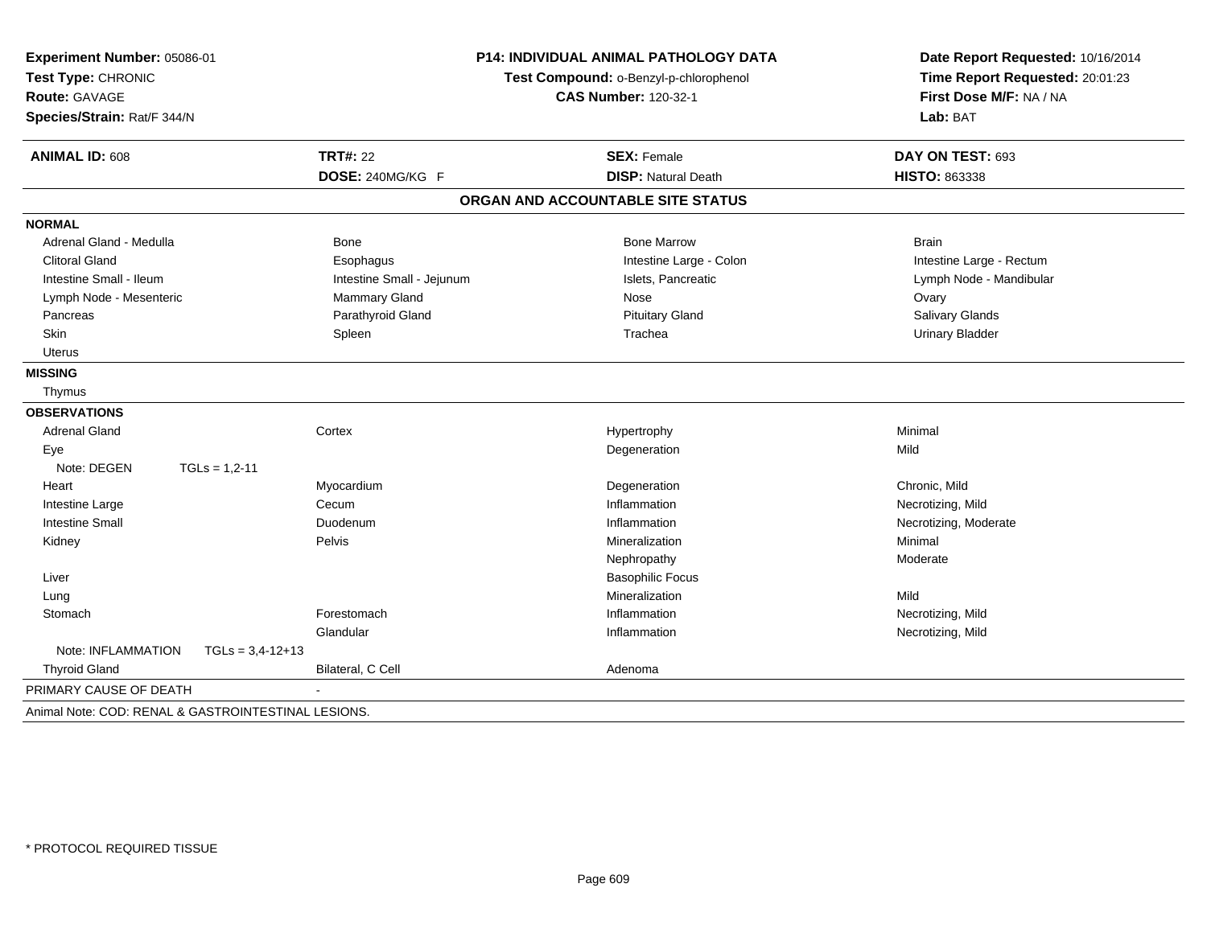**Experiment Number:** 05086-01
**Test Type:** CHRONIC
**Route:** GAVAGE
**Species/Strain:** Rat/F 344/N

**P14: INDIVIDUAL ANIMAL PATHOLOGY DATA**
**Test Compound:** o-Benzyl-p-chlorophenol
**CAS Number:** 120-32-1

**Date Report Requested:** 10/16/2014
**Time Report Requested:** 20:01:23
**First Dose M/F:** NA / NA
**Lab:** BAT

| **ANIMAL ID:** 608 | **TRT#:** 22 | **SEX:** Female | **DAY ON TEST:** 693 |
|---|---|---|---|
| | **DOSE:** 240MG/KG F | **DISP:** Natural Death | **HISTO:** 863338 |

## ORGAN AND ACCOUNTABLE SITE STATUS

**NORMAL**

| | | | |
|---|---|---|---|
| Adrenal Gland - Medulla | Bone | Bone Marrow | Brain |
| Clitoral Gland | Esophagus | Intestine Large - Colon | Intestine Large - Rectum |
| Intestine Small - Ileum | Intestine Small - Jejunum | Islets, Pancreatic | Lymph Node - Mandibular |
| Lymph Node - Mesenteric | Mammary Gland | Nose | Ovary |
| Pancreas | Parathyroid Gland | Pituitary Gland | Salivary Glands |
| Skin | Spleen | Trachea | Urinary Bladder |
| Uterus | | | |

**MISSING**

Thymus

**OBSERVATIONS**

| | | | |
|---|---|---|---|
| Adrenal Gland | Cortex | Hypertrophy | Minimal |
| Eye | | Degeneration | Mild |
| Note: DEGEN TGLs = 1,2-11 | | | |
| Heart | Myocardium | Degeneration | Chronic, Mild |
| Intestine Large | Cecum | Inflammation | Necrotizing, Mild |
| Intestine Small | Duodenum | Inflammation | Necrotizing, Moderate |
| Kidney | Pelvis | Mineralization | Minimal |
| | | Nephropathy | Moderate |
| Liver | | Basophilic Focus | |
| Lung | | Mineralization | Mild |
| Stomach | Forestomach | Inflammation | Necrotizing, Mild |
| | Glandular | Inflammation | Necrotizing, Mild |
| Note: INFLAMMATION TGLs = 3,4-12+13 | | | |
| Thyroid Gland | Bilateral, C Cell | Adenoma | |

PRIMARY CAUSE OF DEATH -

Animal Note: COD: RENAL & GASTROINTESTINAL LESIONS.

* PROTOCOL REQUIRED TISSUE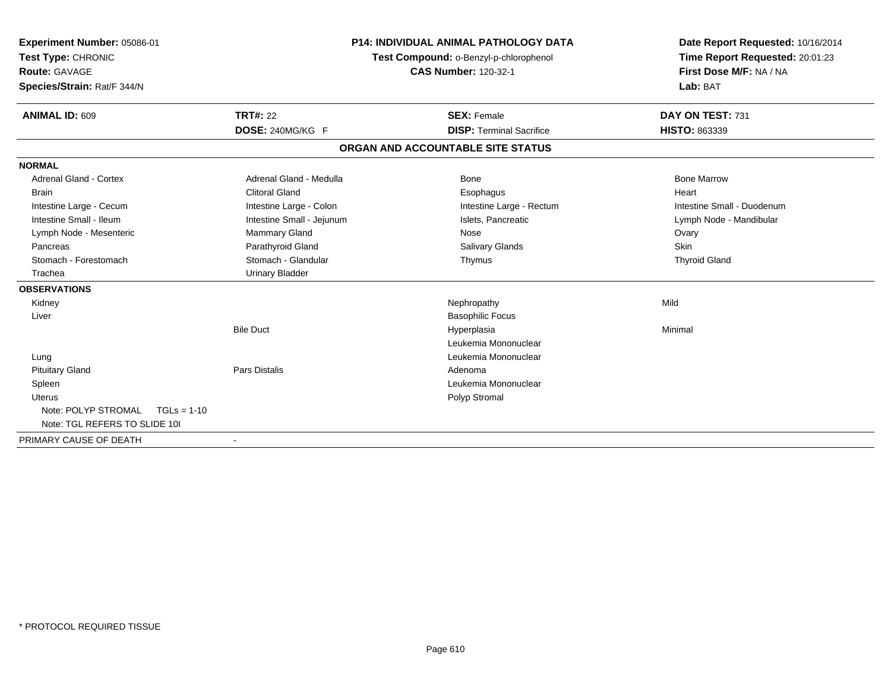**Experiment Number:** 05086-01
**Test Type:** CHRONIC
**Route:** GAVAGE
**Species/Strain:** Rat/F 344/N

**P14: INDIVIDUAL ANIMAL PATHOLOGY DATA**
**Test Compound:** o-Benzyl-p-chlorophenol
**CAS Number:** 120-32-1

**Date Report Requested:** 10/16/2014
**Time Report Requested:** 20:01:23
**First Dose M/F:** NA / NA
**Lab:** BAT

| **ANIMAL ID:** 609 | **TRT#:** 22 | **SEX:** Female | **DAY ON TEST:** 731 |
|---|---|---|---|
| | **DOSE:** 240MG/KG F | **DISP:** Terminal Sacrifice | **HISTO:** 863339 |

## ORGAN AND ACCOUNTABLE SITE STATUS

| | | | |
|---|---|---|---|
| **NORMAL** | | | |
| Adrenal Gland - Cortex | Adrenal Gland - Medulla | Bone | Bone Marrow |
| Brain | Clitoral Gland | Esophagus | Heart |
| Intestine Large - Cecum | Intestine Large - Colon | Intestine Large - Rectum | Intestine Small - Duodenum |
| Intestine Small - Ileum | Intestine Small - Jejunum | Islets, Pancreatic | Lymph Node - Mandibular |
| Lymph Node - Mesenteric | Mammary Gland | Nose | Ovary |
| Pancreas | Parathyroid Gland | Salivary Glands | Skin |
| Stomach - Forestomach | Stomach - Glandular | Thymus | Thyroid Gland |
| Trachea | Urinary Bladder | | |
| **OBSERVATIONS** | | | |
| Kidney | | Nephropathy | Mild |
| Liver | | Basophilic Focus | |
| | Bile Duct | Hyperplasia | Minimal |
| | | Leukemia Mononuclear | |
| Lung | | Leukemia Mononuclear | |
| Pituitary Gland | Pars Distalis | Adenoma | |
| Spleen | | Leukemia Mononuclear | |
| Uterus | | Polyp Stromal | |
| Note: POLYP STROMAL TGLs = 1-10 | | | |
| Note: TGL REFERS TO SLIDE 10I | | | |
| PRIMARY CAUSE OF DEATH | - | | |

\* PROTOCOL REQUIRED TISSUE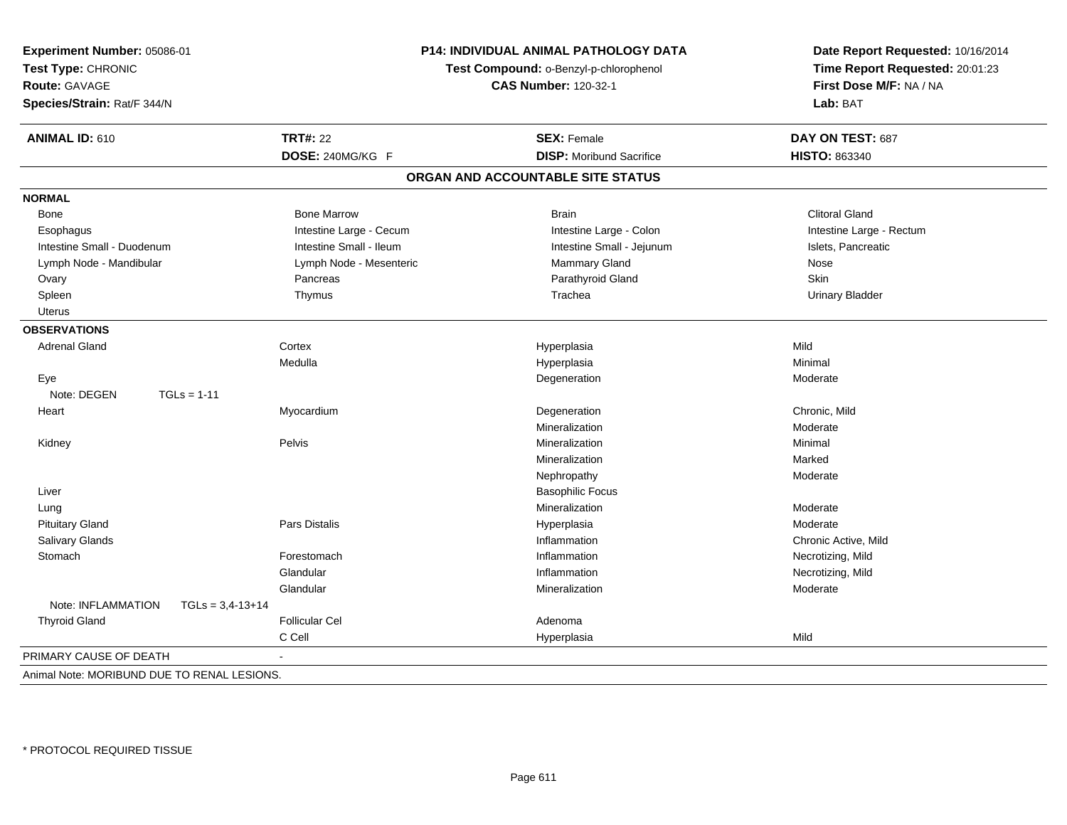**Experiment Number:** 05086-01
**Test Type:** CHRONIC
**Route:** GAVAGE
**Species/Strain:** Rat/F 344/N

**P14: INDIVIDUAL ANIMAL PATHOLOGY DATA**
**Test Compound:** o-Benzyl-p-chlorophenol
**CAS Number:** 120-32-1

**Date Report Requested:** 10/16/2014
**Time Report Requested:** 20:01:23
**First Dose M/F:** NA / NA
**Lab:** BAT

| **ANIMAL ID:** 610 | **TRT#:** 22 | **SEX:** Female | **DAY ON TEST:** 687 |
|---|---|---|---|
| | **DOSE:** 240MG/KG F | **DISP:** Moribund Sacrifice | **HISTO:** 863340 |

## ORGAN AND ACCOUNTABLE SITE STATUS

**NORMAL**

| | | | |
|---|---|---|---|
| Bone | Bone Marrow | Brain | Clitoral Gland |
| Esophagus | Intestine Large - Cecum | Intestine Large - Colon | Intestine Large - Rectum |
| Intestine Small - Duodenum | Intestine Small - Ileum | Intestine Small - Jejunum | Islets, Pancreatic |
| Lymph Node - Mandibular | Lymph Node - Mesenteric | Mammary Gland | Nose |
| Ovary | Pancreas | Parathyroid Gland | Skin |
| Spleen | Thymus | Trachea | Urinary Bladder |
| Uterus | | | |

**OBSERVATIONS**

| | | | |
|---|---|---|---|
| Adrenal Gland | Cortex | Hyperplasia | Mild |
| | Medulla | Hyperplasia | Minimal |
| Eye | | Degeneration | Moderate |
| Note: DEGEN TGLs = 1-11 | | | |
| Heart | Myocardium | Degeneration | Chronic, Mild |
| | | Mineralization | Moderate |
| Kidney | Pelvis | Mineralization | Minimal |
| | | Mineralization | Marked |
| | | Nephropathy | Moderate |
| Liver | | Basophilic Focus | |
| Lung | | Mineralization | Moderate |
| Pituitary Gland | Pars Distalis | Hyperplasia | Moderate |
| Salivary Glands | | Inflammation | Chronic Active, Mild |
| Stomach | Forestomach | Inflammation | Necrotizing, Mild |
| | Glandular | Inflammation | Necrotizing, Mild |
| | Glandular | Mineralization | Moderate |
| Note: INFLAMMATION TGLs = 3,4-13+14 | | | |
| Thyroid Gland | Follicular Cel | Adenoma | |
| | C Cell | Hyperplasia | Mild |

PRIMARY CAUSE OF DEATH -

Animal Note: MORIBUND DUE TO RENAL LESIONS.

\* PROTOCOL REQUIRED TISSUE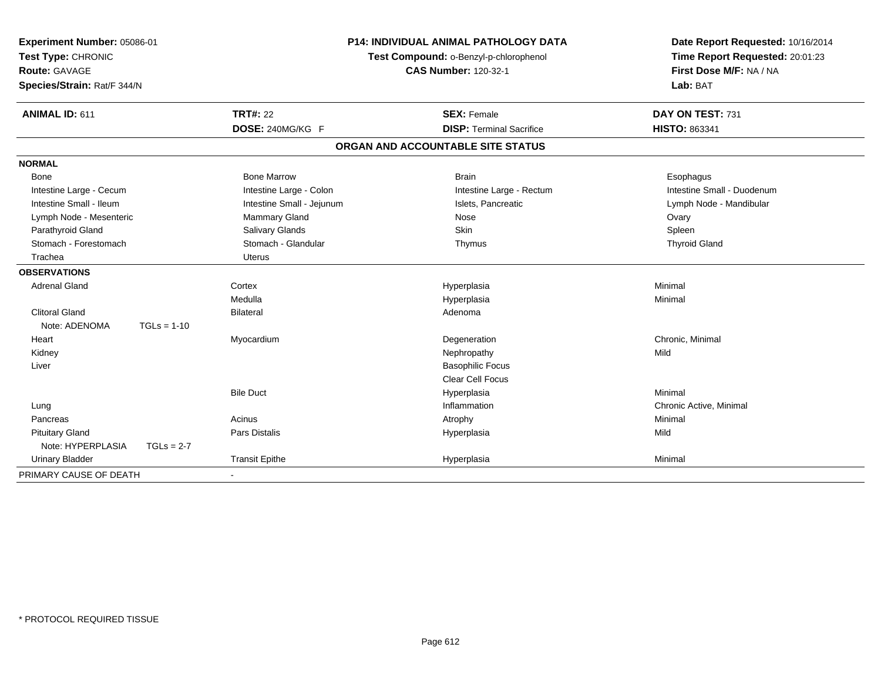**Experiment Number:** 05086-01
**Test Type:** CHRONIC
**Route:** GAVAGE
**Species/Strain:** Rat/F 344/N

**P14: INDIVIDUAL ANIMAL PATHOLOGY DATA**
**Test Compound:** o-Benzyl-p-chlorophenol
**CAS Number:** 120-32-1

**Date Report Requested:** 10/16/2014
**Time Report Requested:** 20:01:23
**First Dose M/F:** NA / NA
**Lab:** BAT

| **ANIMAL ID:** 611 | **TRT#:** 22 | **SEX:** Female | **DAY ON TEST:** 731 |
|---|---|---|---|
| | **DOSE:** 240MG/KG F | **DISP:** Terminal Sacrifice | **HISTO:** 863341 |

## ORGAN AND ACCOUNTABLE SITE STATUS

| | | | |
|---|---|---|---|
| **NORMAL** | | | |
| Bone | Bone Marrow | Brain | Esophagus |
| Intestine Large - Cecum | Intestine Large - Colon | Intestine Large - Rectum | Intestine Small - Duodenum |
| Intestine Small - Ileum | Intestine Small - Jejunum | Islets, Pancreatic | Lymph Node - Mandibular |
| Lymph Node - Mesenteric | Mammary Gland | Nose | Ovary |
| Parathyroid Gland | Salivary Glands | Skin | Spleen |
| Stomach - Forestomach | Stomach - Glandular | Thymus | Thyroid Gland |
| Trachea | Uterus | | |
| **OBSERVATIONS** | | | |
| Adrenal Gland | Cortex | Hyperplasia | Minimal |
| | Medulla | Hyperplasia | Minimal |
| Clitoral Gland | Bilateral | Adenoma | |
| Note: ADENOMA TGLs = 1-10 | | | |
| Heart | Myocardium | Degeneration | Chronic, Minimal |
| Kidney | | Nephropathy | Mild |
| Liver | | Basophilic Focus | |
| | | Clear Cell Focus | |
| | Bile Duct | Hyperplasia | Minimal |
| Lung | | Inflammation | Chronic Active, Minimal |
| Pancreas | Acinus | Atrophy | Minimal |
| Pituitary Gland | Pars Distalis | Hyperplasia | Mild |
| Note: HYPERPLASIA TGLs = 2-7 | | | |
| Urinary Bladder | Transit Epithe | Hyperplasia | Minimal |
| PRIMARY CAUSE OF DEATH | - | | |

* PROTOCOL REQUIRED TISSUE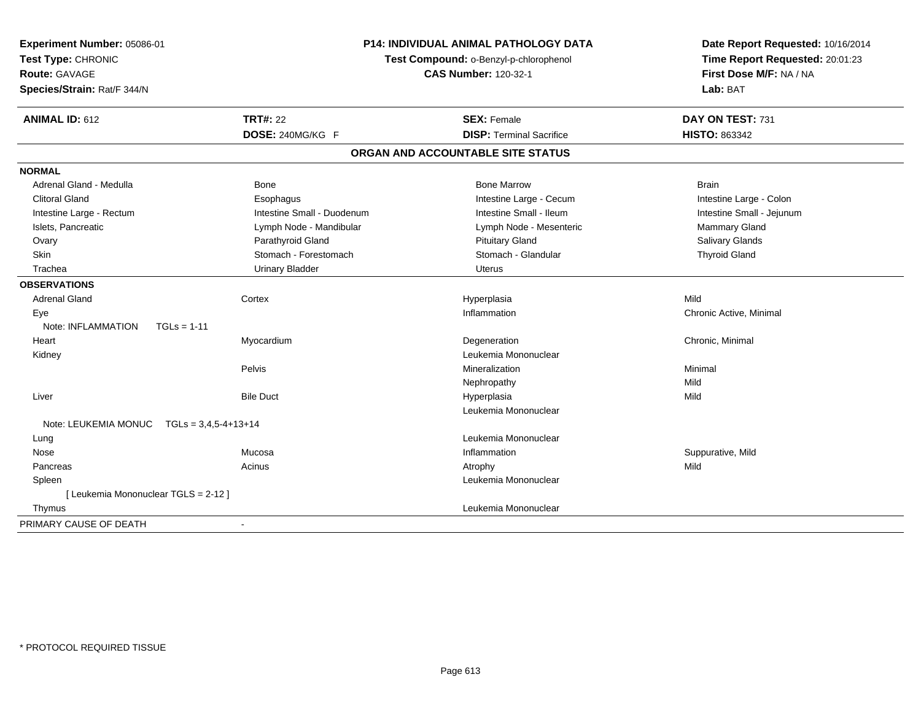**Experiment Number:** 05086-01
**Test Type:** CHRONIC
**Route:** GAVAGE
**Species/Strain:** Rat/F 344/N

**P14: INDIVIDUAL ANIMAL PATHOLOGY DATA**
**Test Compound:** o-Benzyl-p-chlorophenol
**CAS Number:** 120-32-1

**Date Report Requested:** 10/16/2014
**Time Report Requested:** 20:01:23
**First Dose M/F:** NA / NA
**Lab:** BAT

| **ANIMAL ID:** 612 | **TRT#:** 22 | **SEX:** Female | **DAY ON TEST:** 731 |
|---|---|---|---|
| | **DOSE:** 240MG/KG F | **DISP:** Terminal Sacrifice | **HISTO:** 863342 |

## ORGAN AND ACCOUNTABLE SITE STATUS

**NORMAL**

| | | | |
|---|---|---|---|
| Adrenal Gland - Medulla | Bone | Bone Marrow | Brain |
| Clitoral Gland | Esophagus | Intestine Large - Cecum | Intestine Large - Colon |
| Intestine Large - Rectum | Intestine Small - Duodenum | Intestine Small - Ileum | Intestine Small - Jejunum |
| Islets, Pancreatic | Lymph Node - Mandibular | Lymph Node - Mesenteric | Mammary Gland |
| Ovary | Parathyroid Gland | Pituitary Gland | Salivary Glands |
| Skin | Stomach - Forestomach | Stomach - Glandular | Thyroid Gland |
| Trachea | Urinary Bladder | Uterus | |

**OBSERVATIONS**

| | | | |
|---|---|---|---|
| Adrenal Gland | Cortex | Hyperplasia | Mild |
| Eye | | Inflammation | Chronic Active, Minimal |
| Note: INFLAMMATION TGLs = 1-11 | | | |
| Heart | Myocardium | Degeneration | Chronic, Minimal |
| Kidney | | Leukemia Mononuclear | |
| | Pelvis | Mineralization | Minimal |
| | | Nephropathy | Mild |
| Liver | Bile Duct | Hyperplasia | Mild |
| | | Leukemia Mononuclear | |
| Note: LEUKEMIA MONUC TGLs = 3,4,5-4+13+14 | | | |
| Lung | | Leukemia Mononuclear | |
| Nose | Mucosa | Inflammation | Suppurative, Mild |
| Pancreas | Acinus | Atrophy | Mild |
| Spleen | | Leukemia Mononuclear | |
| [ Leukemia Mononuclear TGLS = 2-12 ] | | | |
| Thymus | | Leukemia Mononuclear | |

PRIMARY CAUSE OF DEATH -

* PROTOCOL REQUIRED TISSUE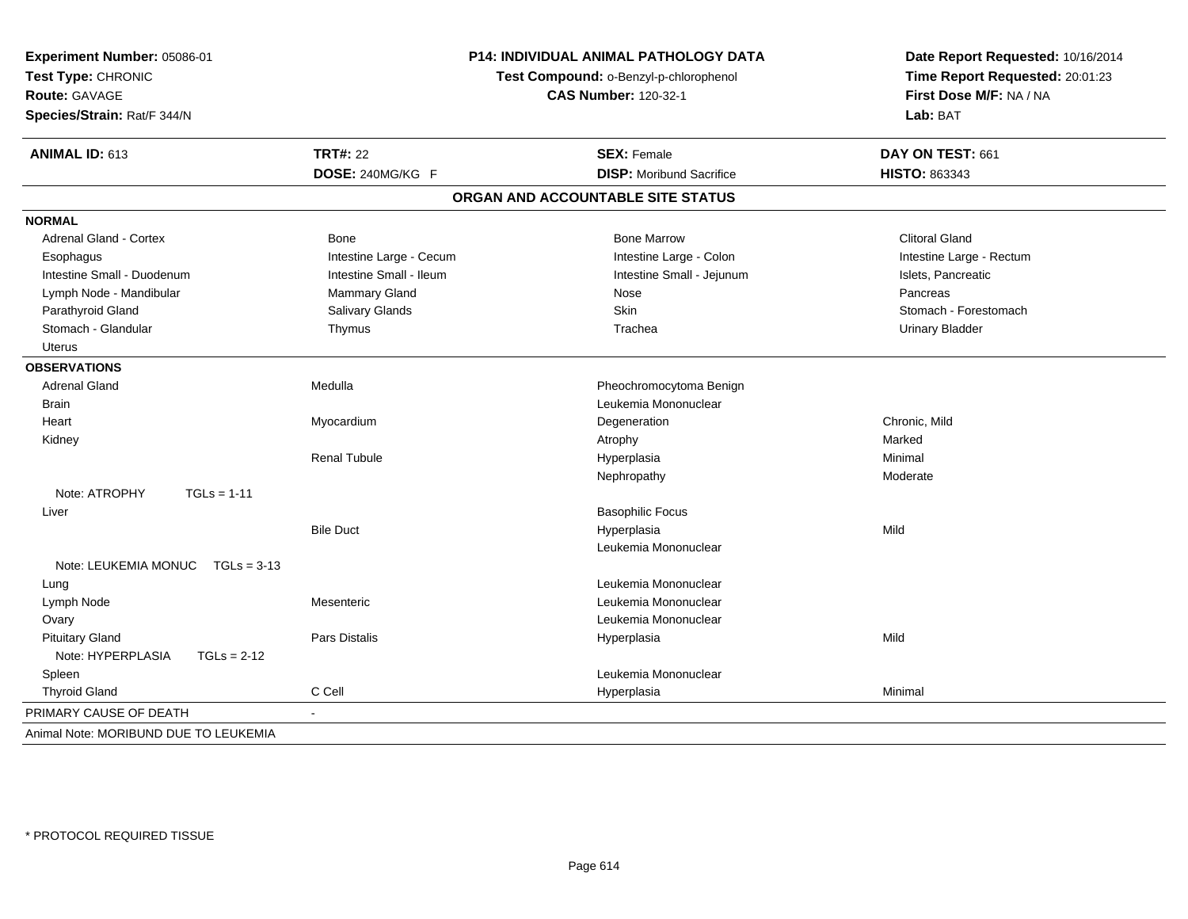**Experiment Number:** 05086-01
**Test Type:** CHRONIC
**Route:** GAVAGE
**Species/Strain:** Rat/F 344/N

**P14: INDIVIDUAL ANIMAL PATHOLOGY DATA**
**Test Compound:** o-Benzyl-p-chlorophenol
**CAS Number:** 120-32-1

**Date Report Requested:** 10/16/2014
**Time Report Requested:** 20:01:23
**First Dose M/F:** NA / NA
**Lab:** BAT

| **ANIMAL ID:** 613 | **TRT#:** 22 | **SEX:** Female | **DAY ON TEST:** 661 |
|---|---|---|---|
| | **DOSE:** 240MG/KG F | **DISP:** Moribund Sacrifice | **HISTO:** 863343 |

## ORGAN AND ACCOUNTABLE SITE STATUS

**NORMAL**

| | | | |
|---|---|---|---|
| Adrenal Gland - Cortex | Bone | Bone Marrow | Clitoral Gland |
| Esophagus | Intestine Large - Cecum | Intestine Large - Colon | Intestine Large - Rectum |
| Intestine Small - Duodenum | Intestine Small - Ileum | Intestine Small - Jejunum | Islets, Pancreatic |
| Lymph Node - Mandibular | Mammary Gland | Nose | Pancreas |
| Parathyroid Gland | Salivary Glands | Skin | Stomach - Forestomach |
| Stomach - Glandular | Thymus | Trachea | Urinary Bladder |
| Uterus | | | |

**OBSERVATIONS**

| | | | |
|---|---|---|---|
| Adrenal Gland | Medulla | Pheochromocytoma Benign | |
| Brain | | Leukemia Mononuclear | |
| Heart | Myocardium | Degeneration | Chronic, Mild |
| Kidney | | Atrophy | Marked |
| | Renal Tubule | Hyperplasia | Minimal |
| | | Nephropathy | Moderate |
| Note: ATROPHY TGLs = 1-11 | | | |
| Liver | | Basophilic Focus | |
| | Bile Duct | Hyperplasia | Mild |
| | | Leukemia Mononuclear | |
| Note: LEUKEMIA MONUC TGLs = 3-13 | | | |
| Lung | | Leukemia Mononuclear | |
| Lymph Node | Mesenteric | Leukemia Mononuclear | |
| Ovary | | Leukemia Mononuclear | |
| Pituitary Gland | Pars Distalis | Hyperplasia | Mild |
| Note: HYPERPLASIA TGLs = 2-12 | | | |
| Spleen | | Leukemia Mononuclear | |
| Thyroid Gland | C Cell | Hyperplasia | Minimal |

PRIMARY CAUSE OF DEATH -

Animal Note: MORIBUND DUE TO LEUKEMIA

\* PROTOCOL REQUIRED TISSUE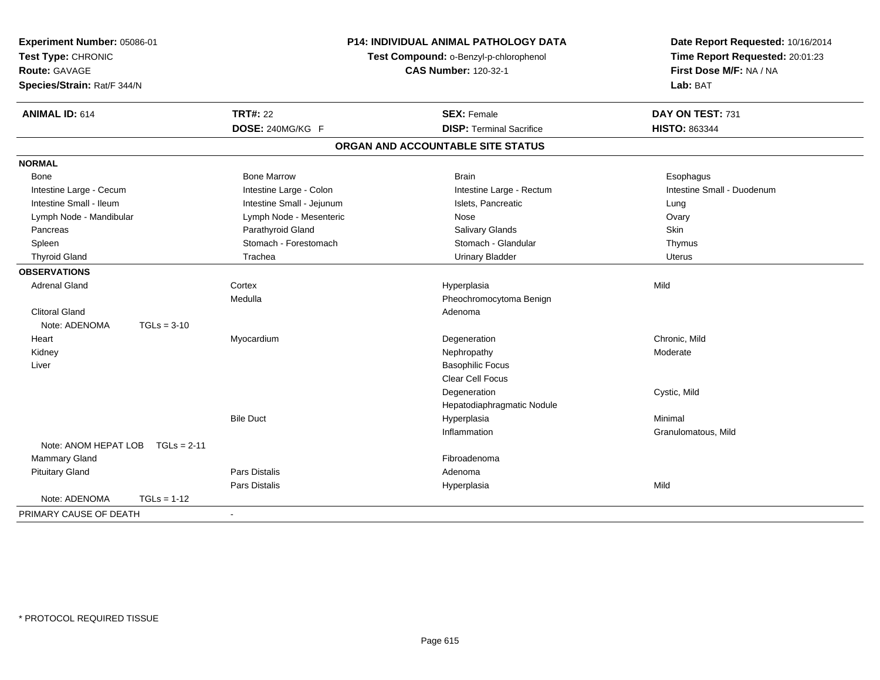**Experiment Number:** 05086-01
**Test Type:** CHRONIC
**Route:** GAVAGE
**Species/Strain:** Rat/F 344/N

**P14: INDIVIDUAL ANIMAL PATHOLOGY DATA**
**Test Compound:** o-Benzyl-p-chlorophenol
**CAS Number:** 120-32-1

**Date Report Requested:** 10/16/2014
**Time Report Requested:** 20:01:23
**First Dose M/F:** NA / NA
**Lab:** BAT

| **ANIMAL ID:** 614 | **TRT#:** 22 | **SEX:** Female | **DAY ON TEST:** 731 |
|---|---|---|---|
| | **DOSE:** 240MG/KG F | **DISP:** Terminal Sacrifice | **HISTO:** 863344 |

## ORGAN AND ACCOUNTABLE SITE STATUS

| | | | |
|---|---|---|---|
| **NORMAL** | | | |
| Bone | Bone Marrow | Brain | Esophagus |
| Intestine Large - Cecum | Intestine Large - Colon | Intestine Large - Rectum | Intestine Small - Duodenum |
| Intestine Small - Ileum | Intestine Small - Jejunum | Islets, Pancreatic | Lung |
| Lymph Node - Mandibular | Lymph Node - Mesenteric | Nose | Ovary |
| Pancreas | Parathyroid Gland | Salivary Glands | Skin |
| Spleen | Stomach - Forestomach | Stomach - Glandular | Thymus |
| Thyroid Gland | Trachea | Urinary Bladder | Uterus |
| **OBSERVATIONS** | | | |
| Adrenal Gland | Cortex | Hyperplasia | Mild |
| | Medulla | Pheochromocytoma Benign | |
| Clitoral Gland | | Adenoma | |
| Note: ADENOMA TGLs = 3-10 | | | |
| Heart | Myocardium | Degeneration | Chronic, Mild |
| Kidney | | Nephropathy | Moderate |
| Liver | | Basophilic Focus | |
| | | Clear Cell Focus | |
| | | Degeneration | Cystic, Mild |
| | | Hepatodiaphragmatic Nodule | |
| | Bile Duct | Hyperplasia | Minimal |
| | | Inflammation | Granulomatous, Mild |
| Note: ANOM HEPAT LOB TGLs = 2-11 | | | |
| Mammary Gland | | Fibroadenoma | |
| Pituitary Gland | Pars Distalis | Adenoma | |
| | Pars Distalis | Hyperplasia | Mild |
| Note: ADENOMA TGLs = 1-12 | | | |
| PRIMARY CAUSE OF DEATH | - | | |

* PROTOCOL REQUIRED TISSUE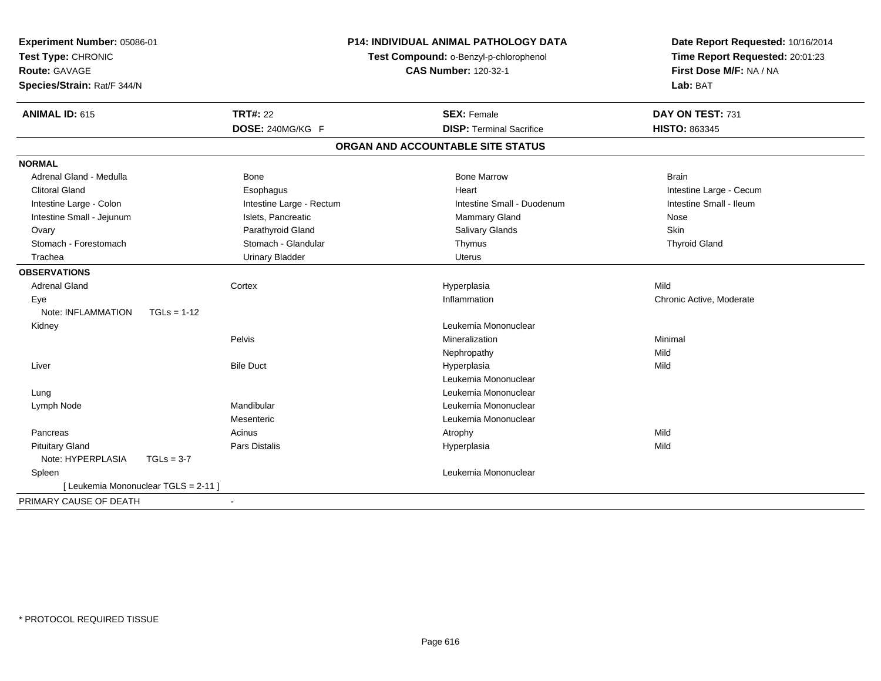**Experiment Number:** 05086-01
**Test Type:** CHRONIC
**Route:** GAVAGE
**Species/Strain:** Rat/F 344/N

**P14: INDIVIDUAL ANIMAL PATHOLOGY DATA**
**Test Compound:** o-Benzyl-p-chlorophenol
**CAS Number:** 120-32-1

**Date Report Requested:** 10/16/2014
**Time Report Requested:** 20:01:23
**First Dose M/F:** NA / NA
**Lab:** BAT

| **ANIMAL ID:** 615 | **TRT#:** 22 | **SEX:** Female | **DAY ON TEST:** 731 |
|---|---|---|---|
| | **DOSE:** 240MG/KG F | **DISP:** Terminal Sacrifice | **HISTO:** 863345 |

## ORGAN AND ACCOUNTABLE SITE STATUS

| | | | |
|---|---|---|---|
| **NORMAL** | | | |
| Adrenal Gland - Medulla | Bone | Bone Marrow | Brain |
| Clitoral Gland | Esophagus | Heart | Intestine Large - Cecum |
| Intestine Large - Colon | Intestine Large - Rectum | Intestine Small - Duodenum | Intestine Small - Ileum |
| Intestine Small - Jejunum | Islets, Pancreatic | Mammary Gland | Nose |
| Ovary | Parathyroid Gland | Salivary Glands | Skin |
| Stomach - Forestomach | Stomach - Glandular | Thymus | Thyroid Gland |
| Trachea | Urinary Bladder | Uterus | |
| **OBSERVATIONS** | | | |
| Adrenal Gland | Cortex | Hyperplasia | Mild |
| Eye | | Inflammation | Chronic Active, Moderate |
| Note: INFLAMMATION TGLs = 1-12 | | | |
| Kidney | | Leukemia Mononuclear | |
| | Pelvis | Mineralization | Minimal |
| | | Nephropathy | Mild |
| Liver | Bile Duct | Hyperplasia | Mild |
| | | Leukemia Mononuclear | |
| Lung | | Leukemia Mononuclear | |
| Lymph Node | Mandibular | Leukemia Mononuclear | |
| | Mesenteric | Leukemia Mononuclear | |
| Pancreas | Acinus | Atrophy | Mild |
| Pituitary Gland | Pars Distalis | Hyperplasia | Mild |
| Note: HYPERPLASIA TGLs = 3-7 | | | |
| Spleen | | Leukemia Mononuclear | |
| [ Leukemia Mononuclear TGLS = 2-11 ] | | | |
| PRIMARY CAUSE OF DEATH | - | | |

\* PROTOCOL REQUIRED TISSUE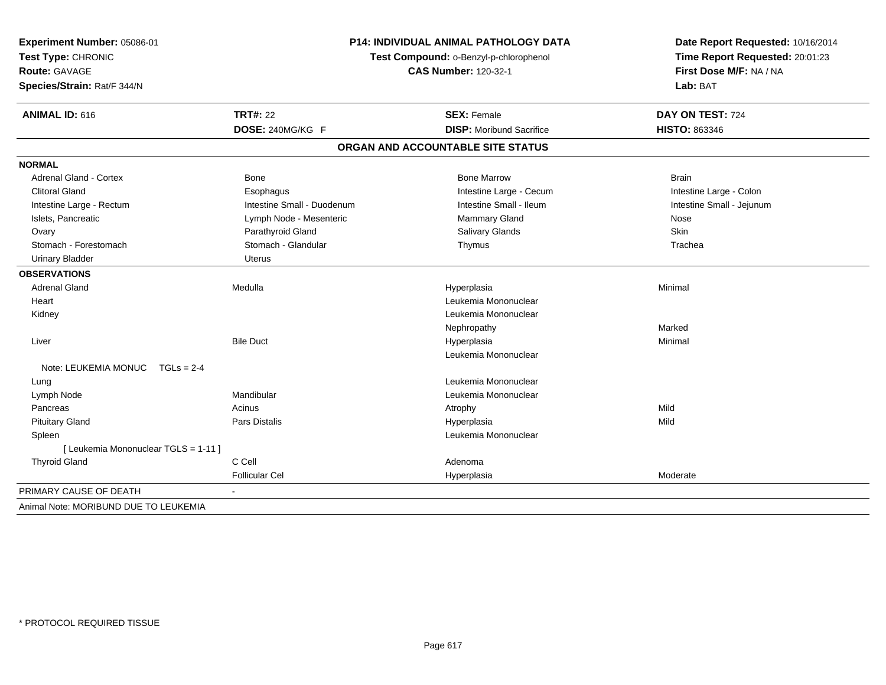**Experiment Number:** 05086-01
**Test Type:** CHRONIC
**Route:** GAVAGE
**Species/Strain:** Rat/F 344/N

**P14: INDIVIDUAL ANIMAL PATHOLOGY DATA**
**Test Compound:** o-Benzyl-p-chlorophenol
**CAS Number:** 120-32-1

**Date Report Requested:** 10/16/2014
**Time Report Requested:** 20:01:23
**First Dose M/F:** NA / NA
**Lab:** BAT

| **ANIMAL ID:** 616 | **TRT#:** 22 | **SEX:** Female | **DAY ON TEST:** 724 |
|---|---|---|---|
| | **DOSE:** 240MG/KG F | **DISP:** Moribund Sacrifice | **HISTO:** 863346 |

## ORGAN AND ACCOUNTABLE SITE STATUS

| | | | |
|---|---|---|---|
| **NORMAL** | | | |
| Adrenal Gland - Cortex | Bone | Bone Marrow | Brain |
| Clitoral Gland | Esophagus | Intestine Large - Cecum | Intestine Large - Colon |
| Intestine Large - Rectum | Intestine Small - Duodenum | Intestine Small - Ileum | Intestine Small - Jejunum |
| Islets, Pancreatic | Lymph Node - Mesenteric | Mammary Gland | Nose |
| Ovary | Parathyroid Gland | Salivary Glands | Skin |
| Stomach - Forestomach | Stomach - Glandular | Thymus | Trachea |
| Urinary Bladder | Uterus | | |
| **OBSERVATIONS** | | | |
| Adrenal Gland | Medulla | Hyperplasia | Minimal |
| Heart | | Leukemia Mononuclear | |
| Kidney | | Leukemia Mononuclear | |
| | | Nephropathy | Marked |
| Liver | Bile Duct | Hyperplasia | Minimal |
| | | Leukemia Mononuclear | |
| Note: LEUKEMIA MONUC TGLs = 2-4 | | | |
| Lung | | Leukemia Mononuclear | |
| Lymph Node | Mandibular | Leukemia Mononuclear | |
| Pancreas | Acinus | Atrophy | Mild |
| Pituitary Gland | Pars Distalis | Hyperplasia | Mild |
| Spleen | | Leukemia Mononuclear | |
| [ Leukemia Mononuclear TGLS = 1-11 ] | | | |
| Thyroid Gland | C Cell | Adenoma | |
| | Follicular Cel | Hyperplasia | Moderate |
| PRIMARY CAUSE OF DEATH | - | | |
| Animal Note: MORIBUND DUE TO LEUKEMIA | | | |

* PROTOCOL REQUIRED TISSUE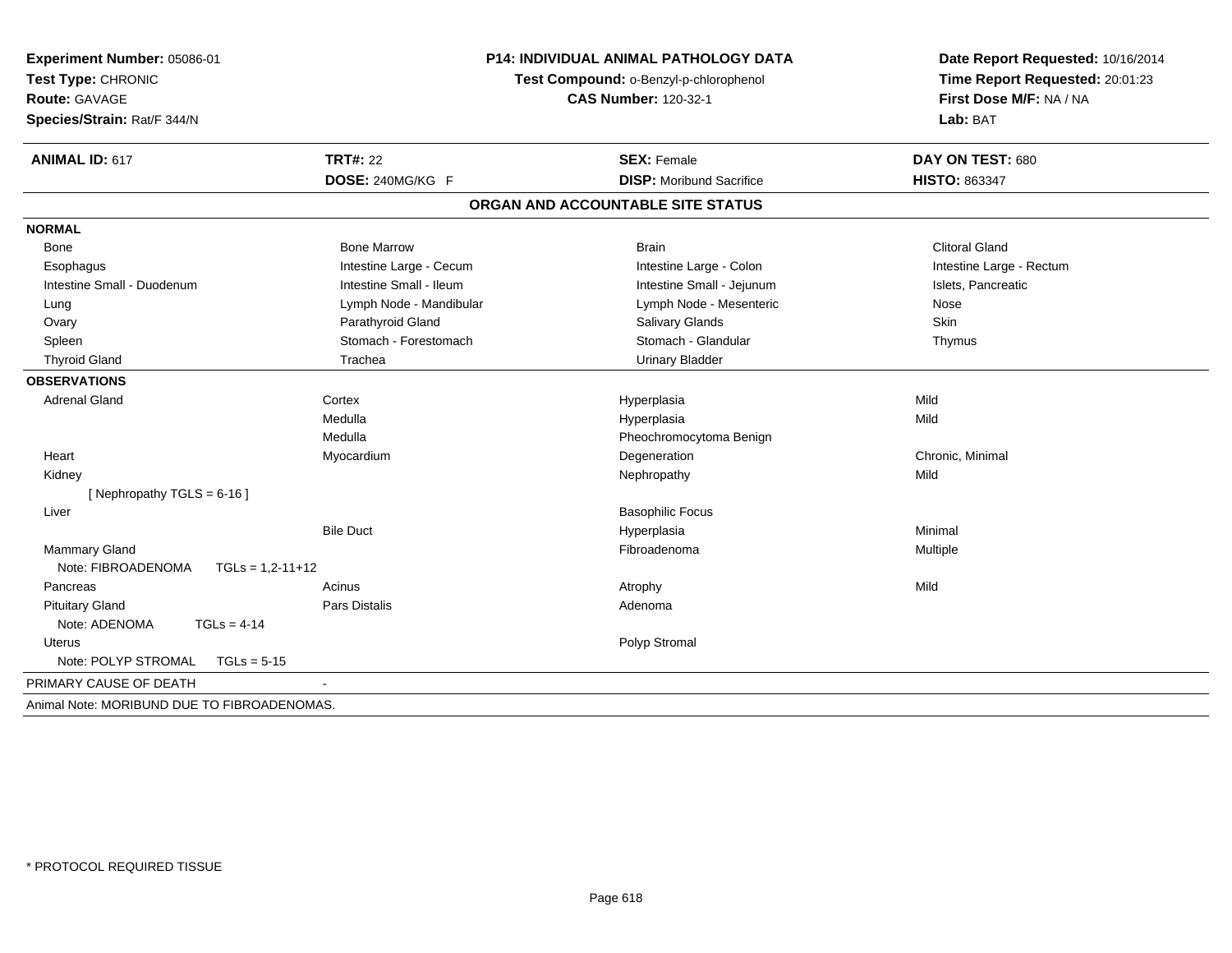**Experiment Number:** 05086-01
**Test Type:** CHRONIC
**Route:** GAVAGE
**Species/Strain:** Rat/F 344/N

**P14: INDIVIDUAL ANIMAL PATHOLOGY DATA**
**Test Compound:** o-Benzyl-p-chlorophenol
**CAS Number:** 120-32-1

**Date Report Requested:** 10/16/2014
**Time Report Requested:** 20:01:23
**First Dose M/F:** NA / NA
**Lab:** BAT

| **ANIMAL ID:** 617 | **TRT#:** 22 | **SEX:** Female | **DAY ON TEST:** 680 |
|---|---|---|---|
| | **DOSE:** 240MG/KG F | **DISP:** Moribund Sacrifice | **HISTO:** 863347 |

## ORGAN AND ACCOUNTABLE SITE STATUS

**NORMAL**

| | | | |
|---|---|---|---|
| Bone | Bone Marrow | Brain | Clitoral Gland |
| Esophagus | Intestine Large - Cecum | Intestine Large - Colon | Intestine Large - Rectum |
| Intestine Small - Duodenum | Intestine Small - Ileum | Intestine Small - Jejunum | Islets, Pancreatic |
| Lung | Lymph Node - Mandibular | Lymph Node - Mesenteric | Nose |
| Ovary | Parathyroid Gland | Salivary Glands | Skin |
| Spleen | Stomach - Forestomach | Stomach - Glandular | Thymus |
| Thyroid Gland | Trachea | Urinary Bladder | |

**OBSERVATIONS**

| | | | |
|---|---|---|---|
| Adrenal Gland | Cortex | Hyperplasia | Mild |
| | Medulla | Hyperplasia | Mild |
| | Medulla | Pheochromocytoma Benign | |
| Heart | Myocardium | Degeneration | Chronic, Minimal |
| Kidney | | Nephropathy | Mild |
| [ Nephropathy TGLS = 6-16 ] | | | |
| Liver | | Basophilic Focus | |
| | Bile Duct | Hyperplasia | Minimal |
| Mammary Gland | | Fibroadenoma | Multiple |
| Note: FIBROADENOMA TGLs = 1,2-11+12 | | | |
| Pancreas | Acinus | Atrophy | Mild |
| Pituitary Gland | Pars Distalis | Adenoma | |
| Note: ADENOMA TGLs = 4-14 | | | |
| Uterus | | Polyp Stromal | |
| Note: POLYP STROMAL TGLs = 5-15 | | | |

PRIMARY CAUSE OF DEATH -

Animal Note: MORIBUND DUE TO FIBROADENOMAS.

\* PROTOCOL REQUIRED TISSUE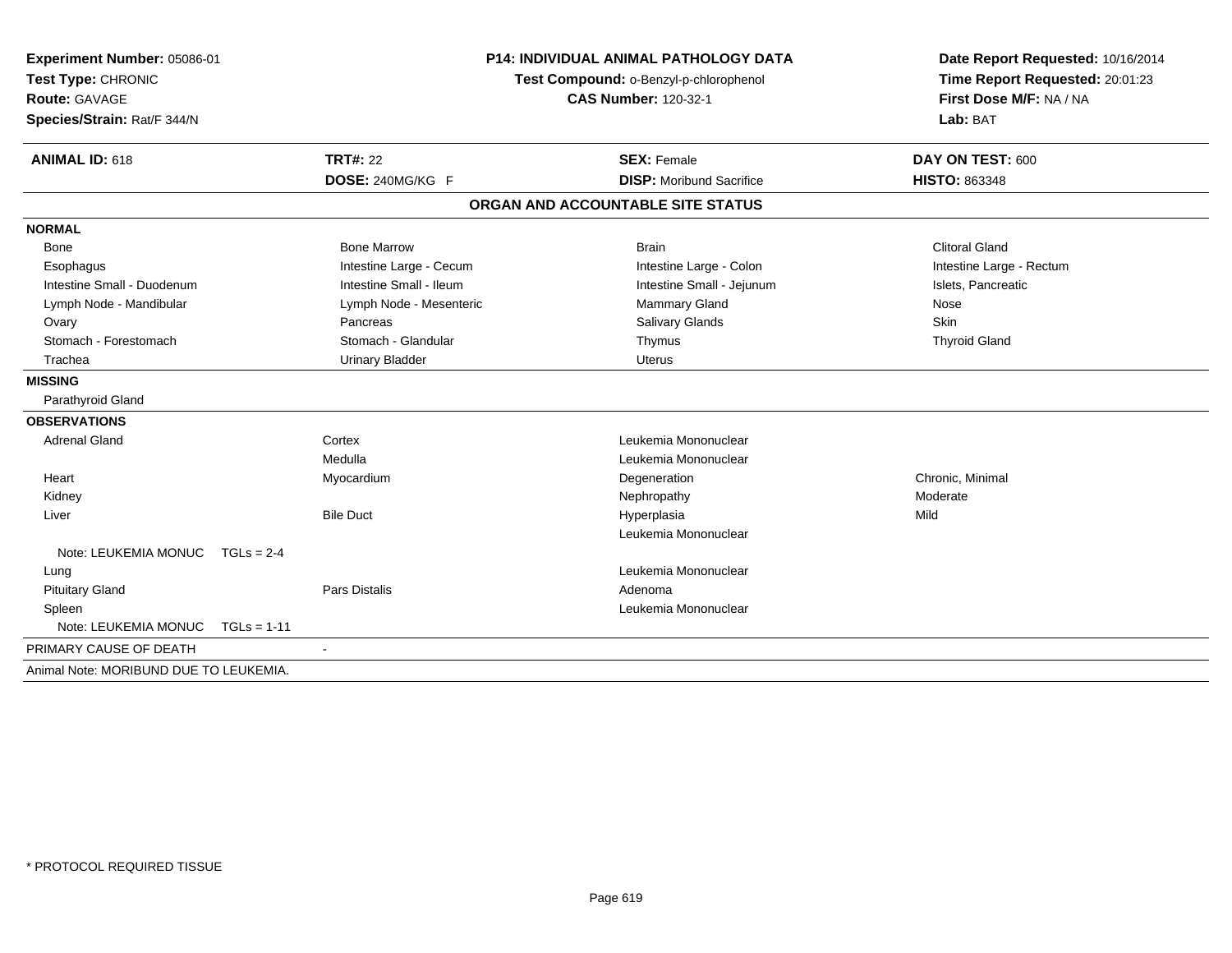**Experiment Number:** 05086-01
**Test Type:** CHRONIC
**Route:** GAVAGE
**Species/Strain:** Rat/F 344/N

**P14: INDIVIDUAL ANIMAL PATHOLOGY DATA**
**Test Compound:** o-Benzyl-p-chlorophenol
**CAS Number:** 120-32-1

**Date Report Requested:** 10/16/2014
**Time Report Requested:** 20:01:23
**First Dose M/F:** NA / NA
**Lab:** BAT

| **ANIMAL ID:** 618 | **TRT#:** 22 | **SEX:** Female | **DAY ON TEST:** 600 |
|---|---|---|---|
| | **DOSE:** 240MG/KG F | **DISP:** Moribund Sacrifice | **HISTO:** 863348 |

## ORGAN AND ACCOUNTABLE SITE STATUS

**NORMAL**

| | | | |
|---|---|---|---|
| Bone | Bone Marrow | Brain | Clitoral Gland |
| Esophagus | Intestine Large - Cecum | Intestine Large - Colon | Intestine Large - Rectum |
| Intestine Small - Duodenum | Intestine Small - Ileum | Intestine Small - Jejunum | Islets, Pancreatic |
| Lymph Node - Mandibular | Lymph Node - Mesenteric | Mammary Gland | Nose |
| Ovary | Pancreas | Salivary Glands | Skin |
| Stomach - Forestomach | Stomach - Glandular | Thymus | Thyroid Gland |
| Trachea | Urinary Bladder | Uterus | |

**MISSING**

Parathyroid Gland

**OBSERVATIONS**

| | | | |
|---|---|---|---|
| Adrenal Gland | Cortex | Leukemia Mononuclear | |
| | Medulla | Leukemia Mononuclear | |
| Heart | Myocardium | Degeneration | Chronic, Minimal |
| Kidney | | Nephropathy | Moderate |
| Liver | Bile Duct | Hyperplasia | Mild |
| | | Leukemia Mononuclear | |
| Note: LEUKEMIA MONUC TGLs = 2-4 | | | |
| Lung | | Leukemia Mononuclear | |
| Pituitary Gland | Pars Distalis | Adenoma | |
| Spleen | | Leukemia Mononuclear | |
| Note: LEUKEMIA MONUC TGLs = 1-11 | | | |

PRIMARY CAUSE OF DEATH -

Animal Note: MORIBUND DUE TO LEUKEMIA.

* PROTOCOL REQUIRED TISSUE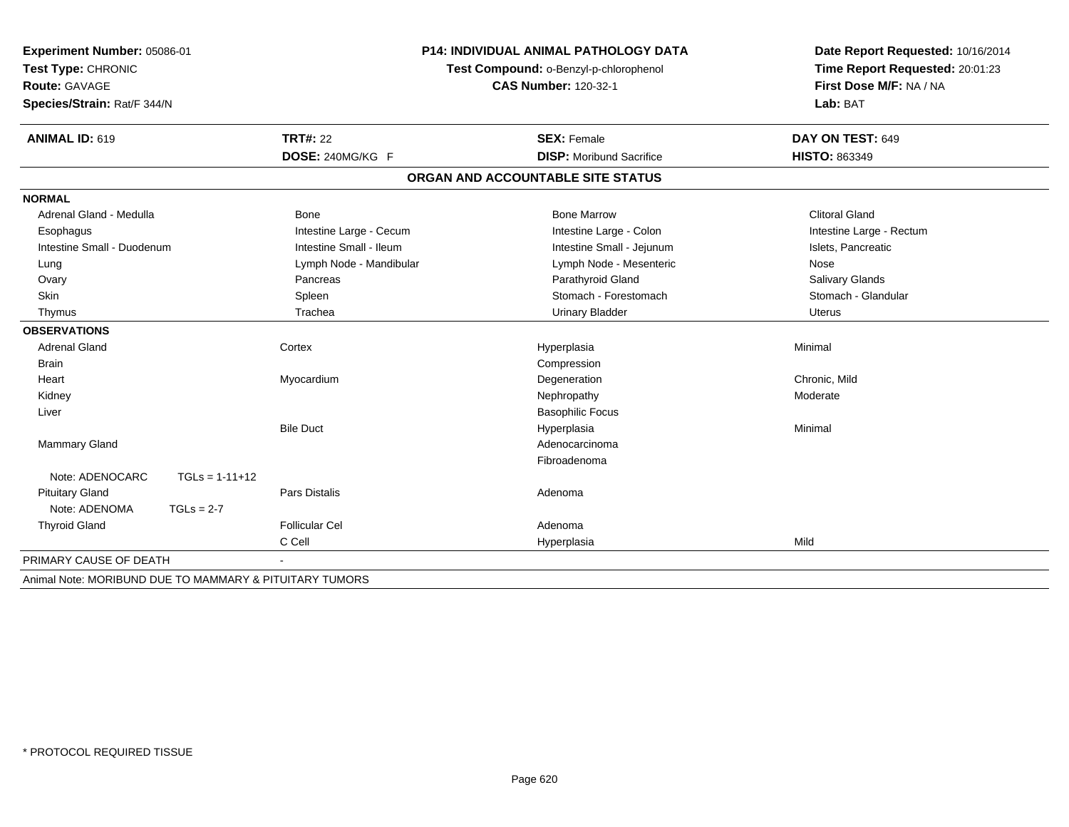**Experiment Number:** 05086-01
**Test Type:** CHRONIC
**Route:** GAVAGE
**Species/Strain:** Rat/F 344/N

**P14: INDIVIDUAL ANIMAL PATHOLOGY DATA**
**Test Compound:** o-Benzyl-p-chlorophenol
**CAS Number:** 120-32-1

**Date Report Requested:** 10/16/2014
**Time Report Requested:** 20:01:23
**First Dose M/F:** NA / NA
**Lab:** BAT

| **ANIMAL ID:** 619 | **TRT#:** 22 | **SEX:** Female | **DAY ON TEST:** 649 |
|---|---|---|---|
| | **DOSE:** 240MG/KG F | **DISP:** Moribund Sacrifice | **HISTO:** 863349 |

## ORGAN AND ACCOUNTABLE SITE STATUS

**NORMAL**

| | | | |
|---|---|---|---|
| Adrenal Gland - Medulla | Bone | Bone Marrow | Clitoral Gland |
| Esophagus | Intestine Large - Cecum | Intestine Large - Colon | Intestine Large - Rectum |
| Intestine Small - Duodenum | Intestine Small - Ileum | Intestine Small - Jejunum | Islets, Pancreatic |
| Lung | Lymph Node - Mandibular | Lymph Node - Mesenteric | Nose |
| Ovary | Pancreas | Parathyroid Gland | Salivary Glands |
| Skin | Spleen | Stomach - Forestomach | Stomach - Glandular |
| Thymus | Trachea | Urinary Bladder | Uterus |

**OBSERVATIONS**

| | | | |
|---|---|---|---|
| Adrenal Gland | Cortex | Hyperplasia | Minimal |
| Brain | | Compression | |
| Heart | Myocardium | Degeneration | Chronic, Mild |
| Kidney | | Nephropathy | Moderate |
| Liver | | Basophilic Focus | |
| | Bile Duct | Hyperplasia | Minimal |
| Mammary Gland | | Adenocarcinoma | |
| | | Fibroadenoma | |
| Note: ADENOCARC TGLs = 1-11+12 | | | |
| Pituitary Gland | Pars Distalis | Adenoma | |
| Note: ADENOMA TGLs = 2-7 | | | |
| Thyroid Gland | Follicular Cel | Adenoma | |
| | C Cell | Hyperplasia | Mild |

PRIMARY CAUSE OF DEATH -

Animal Note: MORIBUND DUE TO MAMMARY & PITUITARY TUMORS

\* PROTOCOL REQUIRED TISSUE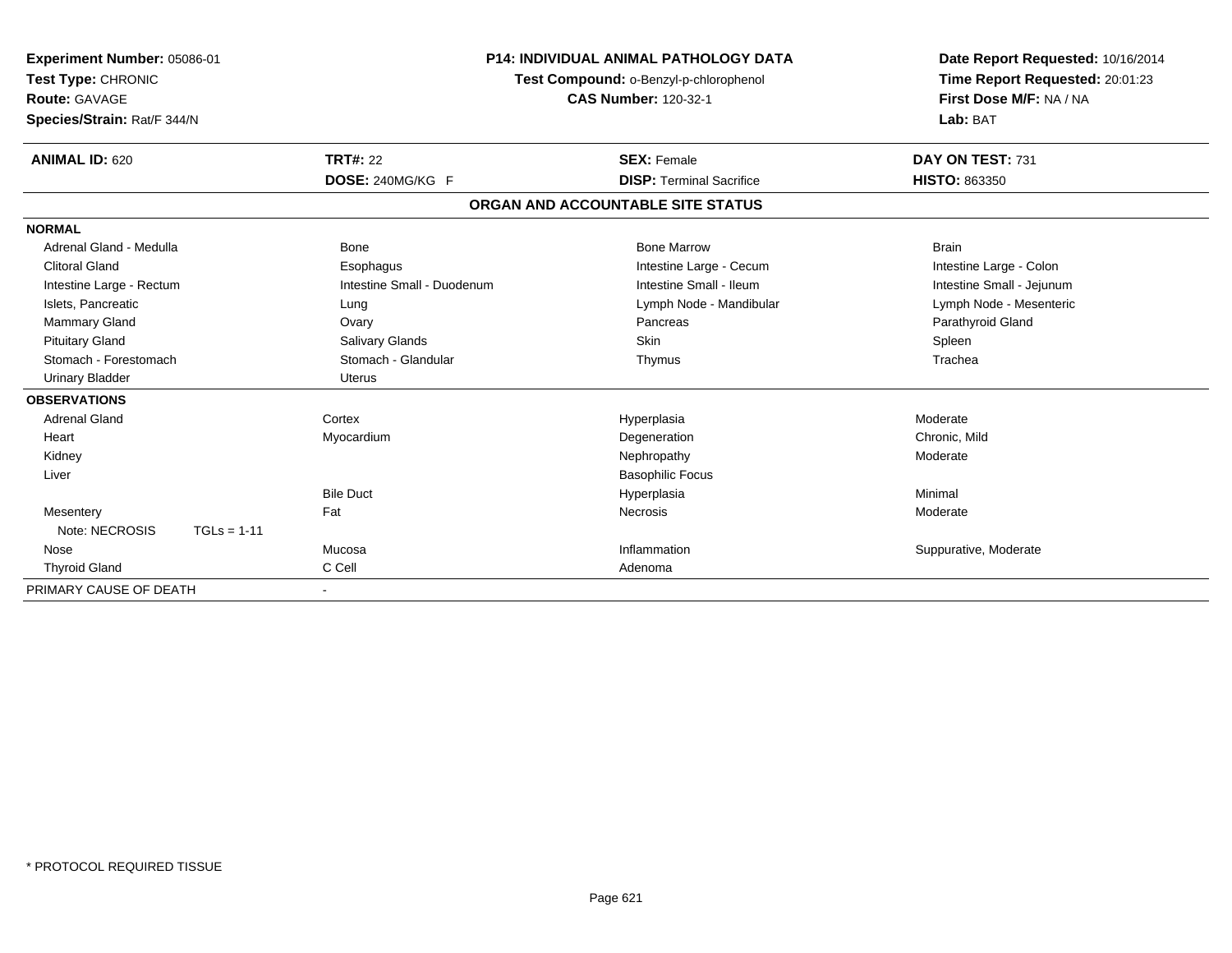**Experiment Number:** 05086-01
**Test Type:** CHRONIC
**Route:** GAVAGE
**Species/Strain:** Rat/F 344/N

**P14: INDIVIDUAL ANIMAL PATHOLOGY DATA**
**Test Compound:** o-Benzyl-p-chlorophenol
**CAS Number:** 120-32-1

**Date Report Requested:** 10/16/2014
**Time Report Requested:** 20:01:23
**First Dose M/F:** NA / NA
**Lab:** BAT

| **ANIMAL ID:** 620 | **TRT#:** 22 | **SEX:** Female | **DAY ON TEST:** 731 |
|---|---|---|---|
| | **DOSE:** 240MG/KG F | **DISP:** Terminal Sacrifice | **HISTO:** 863350 |

## ORGAN AND ACCOUNTABLE SITE STATUS

| | | | |
|---|---|---|---|
| **NORMAL** | | | |
| Adrenal Gland - Medulla | Bone | Bone Marrow | Brain |
| Clitoral Gland | Esophagus | Intestine Large - Cecum | Intestine Large - Colon |
| Intestine Large - Rectum | Intestine Small - Duodenum | Intestine Small - Ileum | Intestine Small - Jejunum |
| Islets, Pancreatic | Lung | Lymph Node - Mandibular | Lymph Node - Mesenteric |
| Mammary Gland | Ovary | Pancreas | Parathyroid Gland |
| Pituitary Gland | Salivary Glands | Skin | Spleen |
| Stomach - Forestomach | Stomach - Glandular | Thymus | Trachea |
| Urinary Bladder | Uterus | | |
| **OBSERVATIONS** | | | |
| Adrenal Gland | Cortex | Hyperplasia | Moderate |
| Heart | Myocardium | Degeneration | Chronic, Mild |
| Kidney | | Nephropathy | Moderate |
| Liver | | Basophilic Focus | |
| | Bile Duct | Hyperplasia | Minimal |
| Mesentery | Fat | Necrosis | Moderate |
| Note: NECROSIS TGLs = 1-11 | | | |
| Nose | Mucosa | Inflammation | Suppurative, Moderate |
| Thyroid Gland | C Cell | Adenoma | |
| PRIMARY CAUSE OF DEATH | - | | |

\* PROTOCOL REQUIRED TISSUE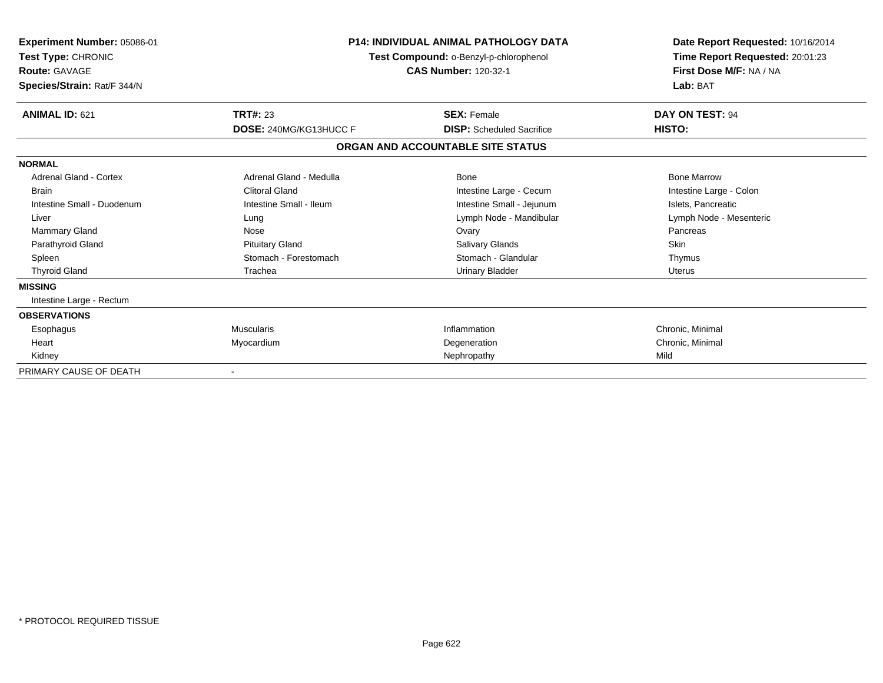**Experiment Number:** 05086-01
**Test Type:** CHRONIC
**Route:** GAVAGE
**Species/Strain:** Rat/F 344/N

**P14: INDIVIDUAL ANIMAL PATHOLOGY DATA**
**Test Compound:** o-Benzyl-p-chlorophenol
**CAS Number:** 120-32-1

**Date Report Requested:** 10/16/2014
**Time Report Requested:** 20:01:23
**First Dose M/F:** NA / NA
**Lab:** BAT

| **ANIMAL ID:** 621 | **TRT#:** 23 | **SEX:** Female | **DAY ON TEST:** 94 |
|---|---|---|---|
| | **DOSE:** 240MG/KG13HUCC F | **DISP:** Scheduled Sacrifice | **HISTO:** |

## ORGAN AND ACCOUNTABLE SITE STATUS

| | | | |
|---|---|---|---|
| **NORMAL** | | | |
| Adrenal Gland - Cortex | Adrenal Gland - Medulla | Bone | Bone Marrow |
| Brain | Clitoral Gland | Intestine Large - Cecum | Intestine Large - Colon |
| Intestine Small - Duodenum | Intestine Small - Ileum | Intestine Small - Jejunum | Islets, Pancreatic |
| Liver | Lung | Lymph Node - Mandibular | Lymph Node - Mesenteric |
| Mammary Gland | Nose | Ovary | Pancreas |
| Parathyroid Gland | Pituitary Gland | Salivary Glands | Skin |
| Spleen | Stomach - Forestomach | Stomach - Glandular | Thymus |
| Thyroid Gland | Trachea | Urinary Bladder | Uterus |
| **MISSING** | | | |
| Intestine Large - Rectum | | | |
| **OBSERVATIONS** | | | |
| Esophagus | Muscularis | Inflammation | Chronic, Minimal |
| Heart | Myocardium | Degeneration | Chronic, Minimal |
| Kidney | | Nephropathy | Mild |
| PRIMARY CAUSE OF DEATH | - | | |

* PROTOCOL REQUIRED TISSUE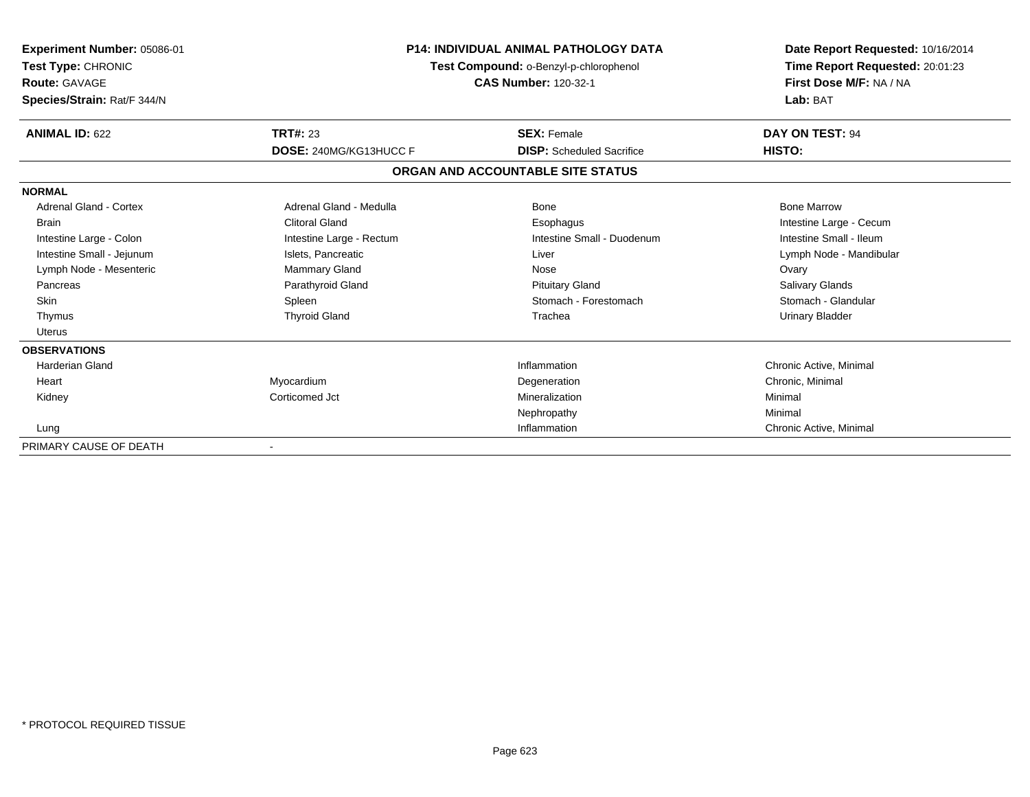**Experiment Number:** 05086-01
**Test Type:** CHRONIC
**Route:** GAVAGE
**Species/Strain:** Rat/F 344/N

**P14: INDIVIDUAL ANIMAL PATHOLOGY DATA**
**Test Compound:** o-Benzyl-p-chlorophenol
**CAS Number:** 120-32-1

**Date Report Requested:** 10/16/2014
**Time Report Requested:** 20:01:23
**First Dose M/F:** NA / NA
**Lab:** BAT

| **ANIMAL ID:** 622 | **TRT#:** 23 | **SEX:** Female | **DAY ON TEST:** 94 |
|---|---|---|---|
| | **DOSE:** 240MG/KG13HUCC F | **DISP:** Scheduled Sacrifice | **HISTO:** |

**ORGAN AND ACCOUNTABLE SITE STATUS**

**NORMAL**

| | | | |
|---|---|---|---|
| Adrenal Gland - Cortex | Adrenal Gland - Medulla | Bone | Bone Marrow |
| Brain | Clitoral Gland | Esophagus | Intestine Large - Cecum |
| Intestine Large - Colon | Intestine Large - Rectum | Intestine Small - Duodenum | Intestine Small - Ileum |
| Intestine Small - Jejunum | Islets, Pancreatic | Liver | Lymph Node - Mandibular |
| Lymph Node - Mesenteric | Mammary Gland | Nose | Ovary |
| Pancreas | Parathyroid Gland | Pituitary Gland | Salivary Glands |
| Skin | Spleen | Stomach - Forestomach | Stomach - Glandular |
| Thymus | Thyroid Gland | Trachea | Urinary Bladder |
| Uterus | | | |

**OBSERVATIONS**

| | | | |
|---|---|---|---|
| Harderian Gland | | Inflammation | Chronic Active, Minimal |
| Heart | Myocardium | Degeneration | Chronic, Minimal |
| Kidney | Corticomed Jct | Mineralization | Minimal |
| | | Nephropathy | Minimal |
| Lung | | Inflammation | Chronic Active, Minimal |

PRIMARY CAUSE OF DEATH -

* PROTOCOL REQUIRED TISSUE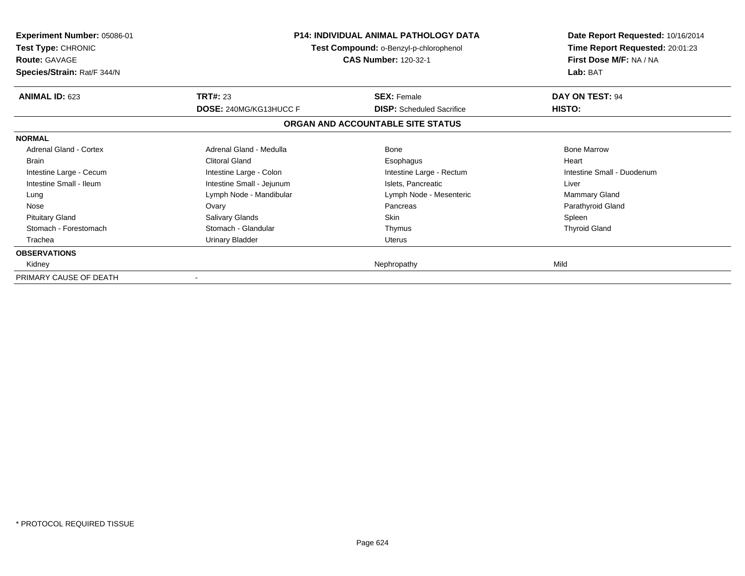**Experiment Number:** 05086-01
**Test Type:** CHRONIC
**Route:** GAVAGE
**Species/Strain:** Rat/F 344/N

**P14: INDIVIDUAL ANIMAL PATHOLOGY DATA**
**Test Compound:** o-Benzyl-p-chlorophenol
**CAS Number:** 120-32-1

**Date Report Requested:** 10/16/2014
**Time Report Requested:** 20:01:23
**First Dose M/F:** NA / NA
**Lab:** BAT

| **ANIMAL ID:** 623 | **TRT#:** 23 | **SEX:** Female | **DAY ON TEST:** 94 |
|---|---|---|---|
| | **DOSE:** 240MG/KG13HUCC F | **DISP:** Scheduled Sacrifice | **HISTO:** |

**ORGAN AND ACCOUNTABLE SITE STATUS**

| | | | |
|---|---|---|---|
| **NORMAL** | | | |
| Adrenal Gland - Cortex | Adrenal Gland - Medulla | Bone | Bone Marrow |
| Brain | Clitoral Gland | Esophagus | Heart |
| Intestine Large - Cecum | Intestine Large - Colon | Intestine Large - Rectum | Intestine Small - Duodenum |
| Intestine Small - Ileum | Intestine Small - Jejunum | Islets, Pancreatic | Liver |
| Lung | Lymph Node - Mandibular | Lymph Node - Mesenteric | Mammary Gland |
| Nose | Ovary | Pancreas | Parathyroid Gland |
| Pituitary Gland | Salivary Glands | Skin | Spleen |
| Stomach - Forestomach | Stomach - Glandular | Thymus | Thyroid Gland |
| Trachea | Urinary Bladder | Uterus | |
| **OBSERVATIONS** | | | |
| Kidney | | Nephropathy | Mild |
| PRIMARY CAUSE OF DEATH | - | | |

\* PROTOCOL REQUIRED TISSUE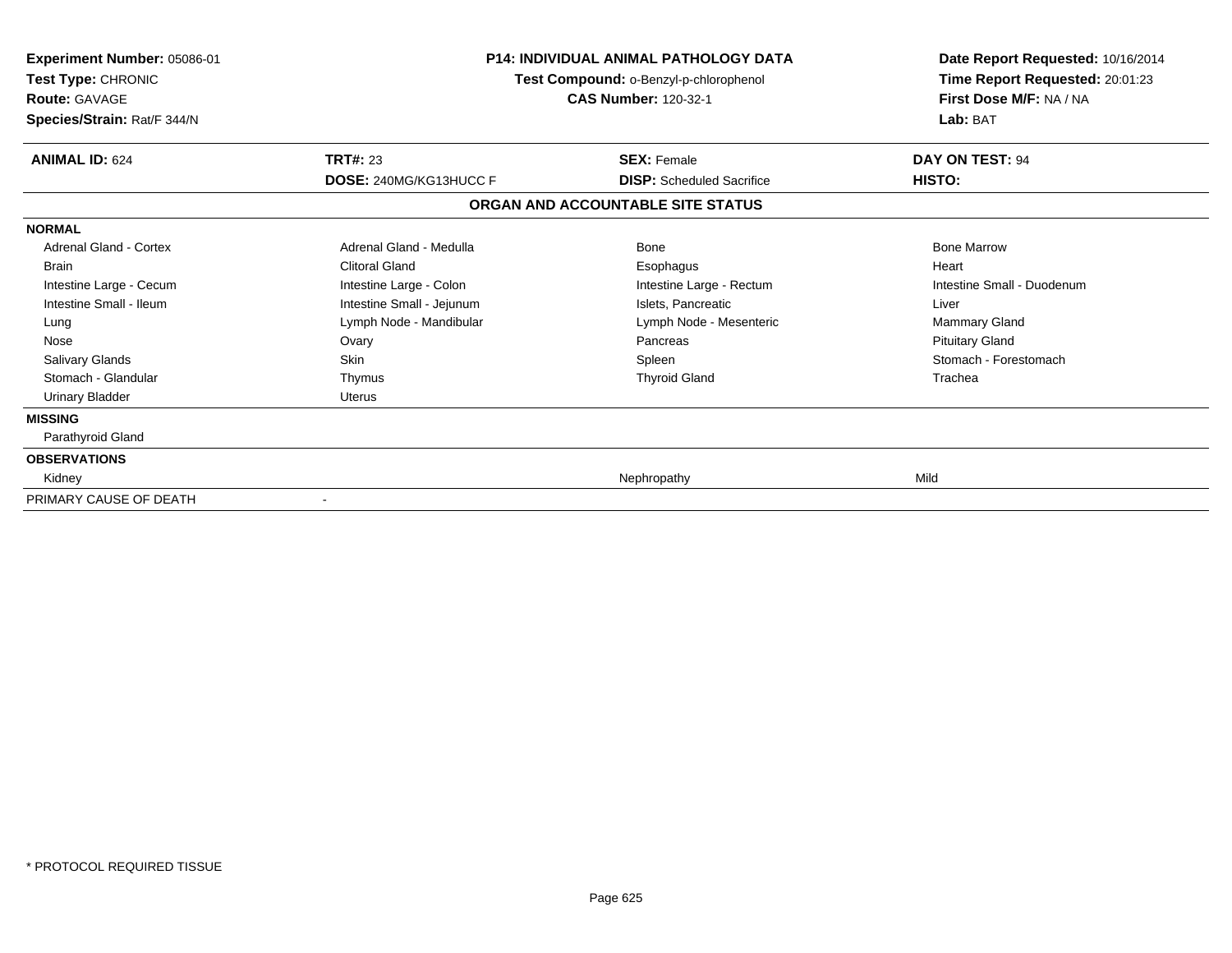**Experiment Number:** 05086-01
**Test Type:** CHRONIC
**Route:** GAVAGE
**Species/Strain:** Rat/F 344/N

**P14: INDIVIDUAL ANIMAL PATHOLOGY DATA**
**Test Compound:** o-Benzyl-p-chlorophenol
**CAS Number:** 120-32-1

**Date Report Requested:** 10/16/2014
**Time Report Requested:** 20:01:23
**First Dose M/F:** NA / NA
**Lab:** BAT

| **ANIMAL ID:** 624 | **TRT#:** 23 | **SEX:** Female | **DAY ON TEST:** 94 |
|---|---|---|---|
| | **DOSE:** 240MG/KG13HUCC F | **DISP:** Scheduled Sacrifice | **HISTO:** |

**ORGAN AND ACCOUNTABLE SITE STATUS**

| | | | |
|---|---|---|---|
| **NORMAL** | | | |
| Adrenal Gland - Cortex | Adrenal Gland - Medulla | Bone | Bone Marrow |
| Brain | Clitoral Gland | Esophagus | Heart |
| Intestine Large - Cecum | Intestine Large - Colon | Intestine Large - Rectum | Intestine Small - Duodenum |
| Intestine Small - Ileum | Intestine Small - Jejunum | Islets, Pancreatic | Liver |
| Lung | Lymph Node - Mandibular | Lymph Node - Mesenteric | Mammary Gland |
| Nose | Ovary | Pancreas | Pituitary Gland |
| Salivary Glands | Skin | Spleen | Stomach - Forestomach |
| Stomach - Glandular | Thymus | Thyroid Gland | Trachea |
| Urinary Bladder | Uterus | | |
| **MISSING** | | | |
| Parathyroid Gland | | | |
| **OBSERVATIONS** | | | |
| Kidney | | Nephropathy | Mild |
| PRIMARY CAUSE OF DEATH | - | | |

* PROTOCOL REQUIRED TISSUE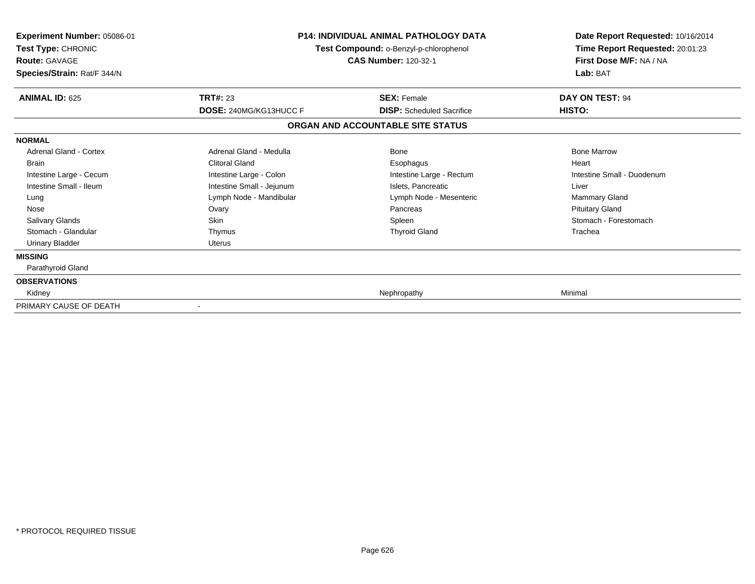**Experiment Number:** 05086-01
**Test Type:** CHRONIC
**Route:** GAVAGE
**Species/Strain:** Rat/F 344/N

**P14: INDIVIDUAL ANIMAL PATHOLOGY DATA**
**Test Compound:** o-Benzyl-p-chlorophenol
**CAS Number:** 120-32-1

**Date Report Requested:** 10/16/2014
**Time Report Requested:** 20:01:23
**First Dose M/F:** NA / NA
**Lab:** BAT

| **ANIMAL ID:** 625 | **TRT#:** 23 | **SEX:** Female | **DAY ON TEST:** 94 |
|---|---|---|---|
| | **DOSE:** 240MG/KG13HUCC F | **DISP:** Scheduled Sacrifice | **HISTO:** |

## ORGAN AND ACCOUNTABLE SITE STATUS

| | | | |
|---|---|---|---|
| **NORMAL** | | | |
| Adrenal Gland - Cortex | Adrenal Gland - Medulla | Bone | Bone Marrow |
| Brain | Clitoral Gland | Esophagus | Heart |
| Intestine Large - Cecum | Intestine Large - Colon | Intestine Large - Rectum | Intestine Small - Duodenum |
| Intestine Small - Ileum | Intestine Small - Jejunum | Islets, Pancreatic | Liver |
| Lung | Lymph Node - Mandibular | Lymph Node - Mesenteric | Mammary Gland |
| Nose | Ovary | Pancreas | Pituitary Gland |
| Salivary Glands | Skin | Spleen | Stomach - Forestomach |
| Stomach - Glandular | Thymus | Thyroid Gland | Trachea |
| Urinary Bladder | Uterus | | |
| **MISSING** | | | |
| Parathyroid Gland | | | |
| **OBSERVATIONS** | | | |
| Kidney | | Nephropathy | Minimal |
| PRIMARY CAUSE OF DEATH | - | | |

* PROTOCOL REQUIRED TISSUE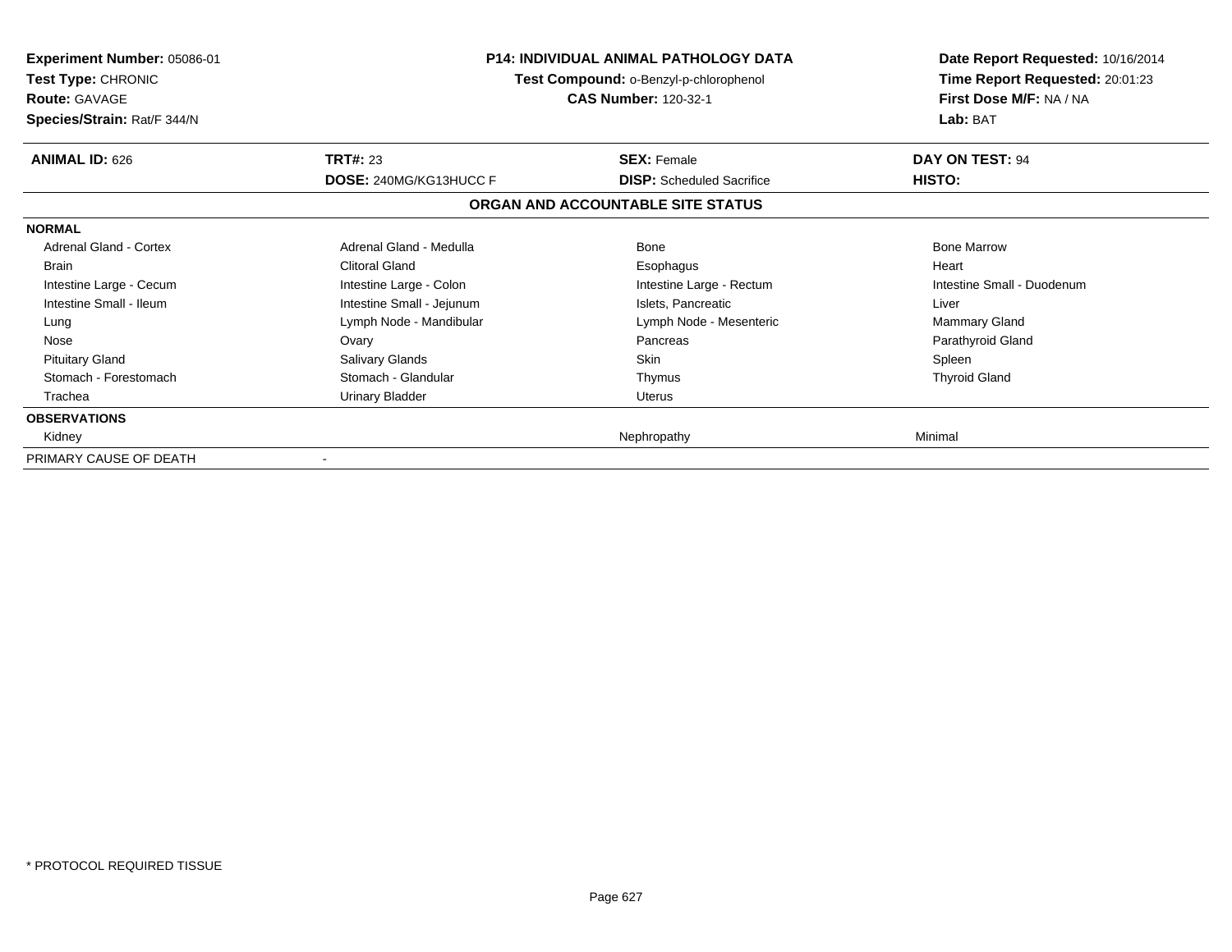**Experiment Number:** 05086-01
**Test Type:** CHRONIC
**Route:** GAVAGE
**Species/Strain:** Rat/F 344/N

**P14: INDIVIDUAL ANIMAL PATHOLOGY DATA**
**Test Compound:** o-Benzyl-p-chlorophenol
**CAS Number:** 120-32-1

**Date Report Requested:** 10/16/2014
**Time Report Requested:** 20:01:23
**First Dose M/F:** NA / NA
**Lab:** BAT

| **ANIMAL ID:** 626 | **TRT#:** 23 | **SEX:** Female | **DAY ON TEST:** 94 |
|---|---|---|---|
| | **DOSE:** 240MG/KG13HUCC F | **DISP:** Scheduled Sacrifice | **HISTO:** |

### ORGAN AND ACCOUNTABLE SITE STATUS

| | | | |
|---|---|---|---|
| **NORMAL** | | | |
| Adrenal Gland - Cortex | Adrenal Gland - Medulla | Bone | Bone Marrow |
| Brain | Clitoral Gland | Esophagus | Heart |
| Intestine Large - Cecum | Intestine Large - Colon | Intestine Large - Rectum | Intestine Small - Duodenum |
| Intestine Small - Ileum | Intestine Small - Jejunum | Islets, Pancreatic | Liver |
| Lung | Lymph Node - Mandibular | Lymph Node - Mesenteric | Mammary Gland |
| Nose | Ovary | Pancreas | Parathyroid Gland |
| Pituitary Gland | Salivary Glands | Skin | Spleen |
| Stomach - Forestomach | Stomach - Glandular | Thymus | Thyroid Gland |
| Trachea | Urinary Bladder | Uterus | |
| **OBSERVATIONS** | | | |
| Kidney | | Nephropathy | Minimal |
| PRIMARY CAUSE OF DEATH | - | | |

\* PROTOCOL REQUIRED TISSUE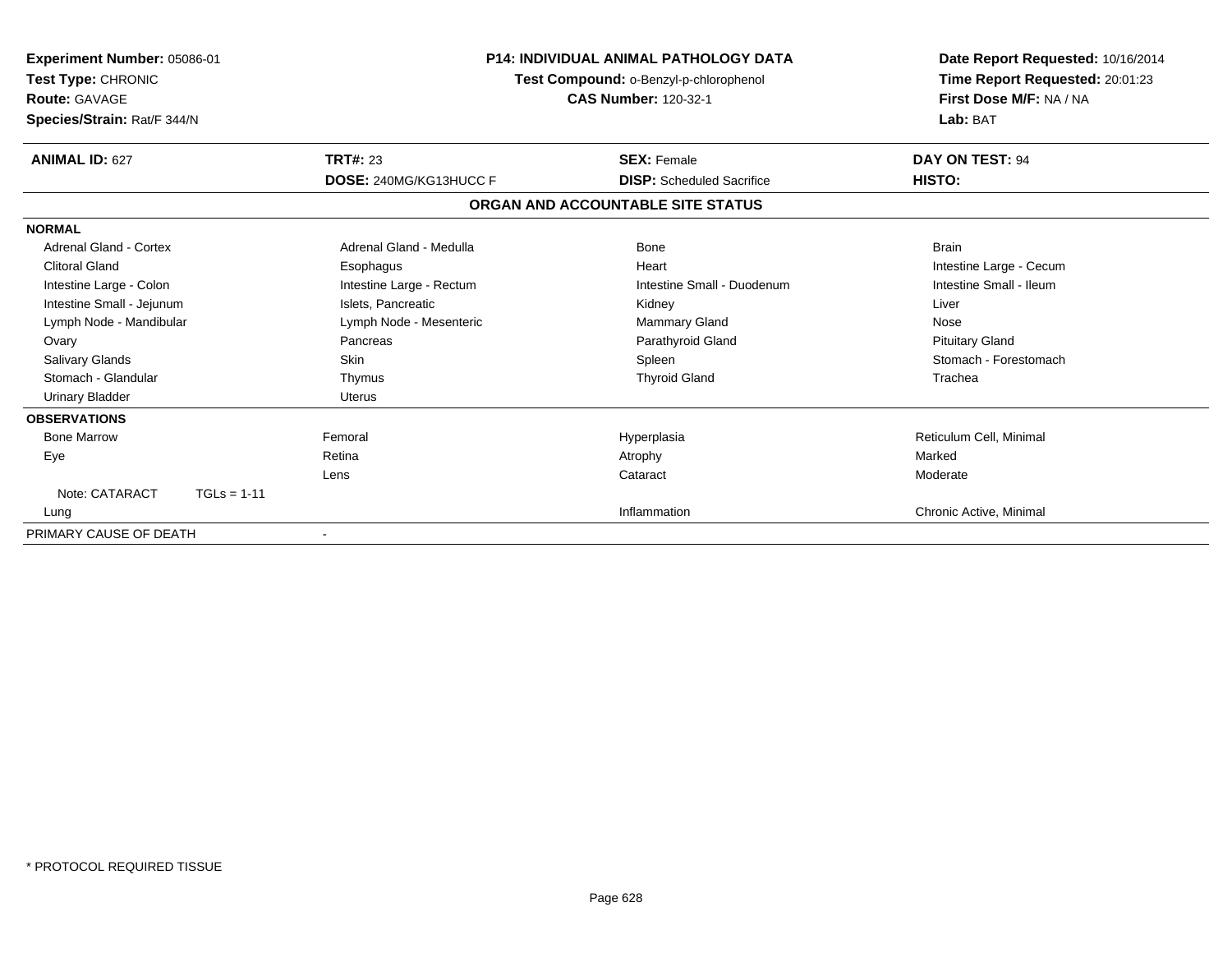**Experiment Number:** 05086-01
**Test Type:** CHRONIC
**Route:** GAVAGE
**Species/Strain:** Rat/F 344/N

**P14: INDIVIDUAL ANIMAL PATHOLOGY DATA**
**Test Compound:** o-Benzyl-p-chlorophenol
**CAS Number:** 120-32-1

**Date Report Requested:** 10/16/2014
**Time Report Requested:** 20:01:23
**First Dose M/F:** NA / NA
**Lab:** BAT

| **ANIMAL ID:** 627 | **TRT#:** 23 | **SEX:** Female | **DAY ON TEST:** 94 |
|---|---|---|---|
| | **DOSE:** 240MG/KG13HUCC F | **DISP:** Scheduled Sacrifice | **HISTO:** |

**ORGAN AND ACCOUNTABLE SITE STATUS**

**NORMAL**

| | | | |
|---|---|---|---|
| Adrenal Gland - Cortex | Adrenal Gland - Medulla | Bone | Brain |
| Clitoral Gland | Esophagus | Heart | Intestine Large - Cecum |
| Intestine Large - Colon | Intestine Large - Rectum | Intestine Small - Duodenum | Intestine Small - Ileum |
| Intestine Small - Jejunum | Islets, Pancreatic | Kidney | Liver |
| Lymph Node - Mandibular | Lymph Node - Mesenteric | Mammary Gland | Nose |
| Ovary | Pancreas | Parathyroid Gland | Pituitary Gland |
| Salivary Glands | Skin | Spleen | Stomach - Forestomach |
| Stomach - Glandular | Thymus | Thyroid Gland | Trachea |
| Urinary Bladder | Uterus | | |

**OBSERVATIONS**

| | | | |
|---|---|---|---|
| Bone Marrow | Femoral | Hyperplasia | Reticulum Cell, Minimal |
| Eye | Retina | Atrophy | Marked |
| | Lens | Cataract | Moderate |
| Note: CATARACT TGLs = 1-11 | | | |
| Lung | | Inflammation | Chronic Active, Minimal |

PRIMARY CAUSE OF DEATH -

\* PROTOCOL REQUIRED TISSUE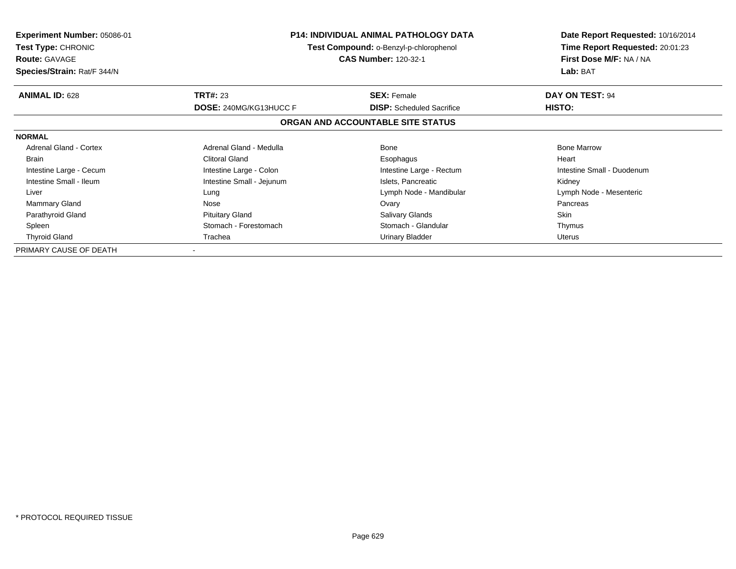**Experiment Number:** 05086-01
**Test Type:** CHRONIC
**Route:** GAVAGE
**Species/Strain:** Rat/F 344/N

**P14: INDIVIDUAL ANIMAL PATHOLOGY DATA**
**Test Compound:** o-Benzyl-p-chlorophenol
**CAS Number:** 120-32-1

**Date Report Requested:** 10/16/2014
**Time Report Requested:** 20:01:23
**First Dose M/F:** NA / NA
**Lab:** BAT

| **ANIMAL ID:** 628 | **TRT#:** 23 | **SEX:** Female | **DAY ON TEST:** 94 |
|---|---|---|---|
| | **DOSE:** 240MG/KG13HUCC F | **DISP:** Scheduled Sacrifice | **HISTO:** |

## ORGAN AND ACCOUNTABLE SITE STATUS

**NORMAL**

| | | | |
|---|---|---|---|
| Adrenal Gland - Cortex | Adrenal Gland - Medulla | Bone | Bone Marrow |
| Brain | Clitoral Gland | Esophagus | Heart |
| Intestine Large - Cecum | Intestine Large - Colon | Intestine Large - Rectum | Intestine Small - Duodenum |
| Intestine Small - Ileum | Intestine Small - Jejunum | Islets, Pancreatic | Kidney |
| Liver | Lung | Lymph Node - Mandibular | Lymph Node - Mesenteric |
| Mammary Gland | Nose | Ovary | Pancreas |
| Parathyroid Gland | Pituitary Gland | Salivary Glands | Skin |
| Spleen | Stomach - Forestomach | Stomach - Glandular | Thymus |
| Thyroid Gland | Trachea | Urinary Bladder | Uterus |

PRIMARY CAUSE OF DEATH -

* PROTOCOL REQUIRED TISSUE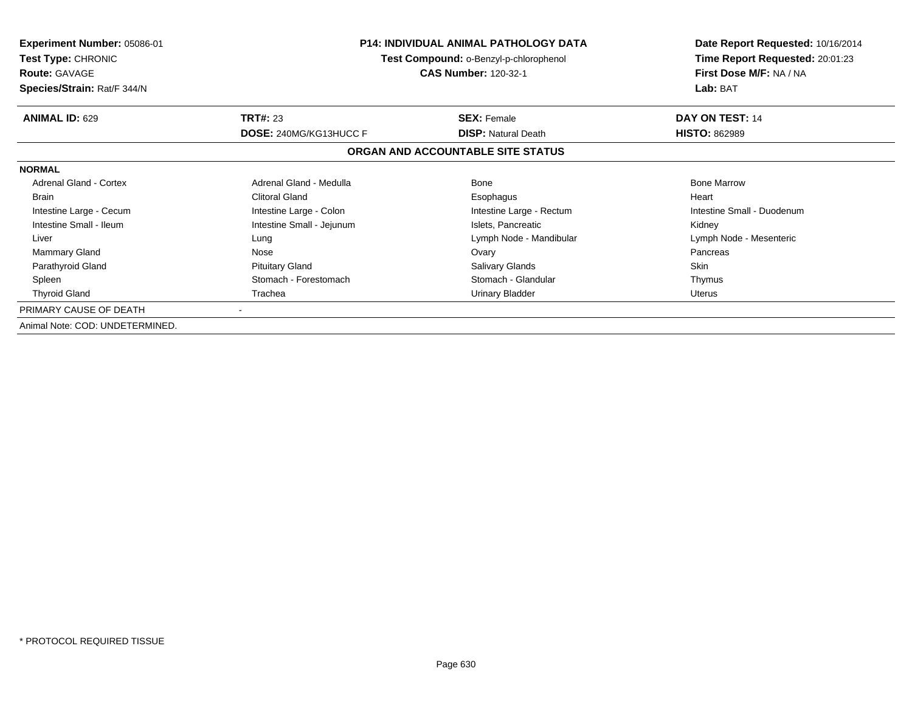**Experiment Number:** 05086-01
**Test Type:** CHRONIC
**Route:** GAVAGE
**Species/Strain:** Rat/F 344/N

**P14: INDIVIDUAL ANIMAL PATHOLOGY DATA**
**Test Compound:** o-Benzyl-p-chlorophenol
**CAS Number:** 120-32-1

**Date Report Requested:** 10/16/2014
**Time Report Requested:** 20:01:23
**First Dose M/F:** NA / NA
**Lab:** BAT

| **ANIMAL ID:** 629 | **TRT#:** 23 | **SEX:** Female | **DAY ON TEST:** 14 |
|---|---|---|---|
| | **DOSE:** 240MG/KG13HUCC F | **DISP:** Natural Death | **HISTO:** 862989 |

**ORGAN AND ACCOUNTABLE SITE STATUS**

**NORMAL**

| | | | |
|---|---|---|---|
| Adrenal Gland - Cortex | Adrenal Gland - Medulla | Bone | Bone Marrow |
| Brain | Clitoral Gland | Esophagus | Heart |
| Intestine Large - Cecum | Intestine Large - Colon | Intestine Large - Rectum | Intestine Small - Duodenum |
| Intestine Small - Ileum | Intestine Small - Jejunum | Islets, Pancreatic | Kidney |
| Liver | Lung | Lymph Node - Mandibular | Lymph Node - Mesenteric |
| Mammary Gland | Nose | Ovary | Pancreas |
| Parathyroid Gland | Pituitary Gland | Salivary Glands | Skin |
| Spleen | Stomach - Forestomach | Stomach - Glandular | Thymus |
| Thyroid Gland | Trachea | Urinary Bladder | Uterus |

PRIMARY CAUSE OF DEATH -

Animal Note: COD: UNDETERMINED.

* PROTOCOL REQUIRED TISSUE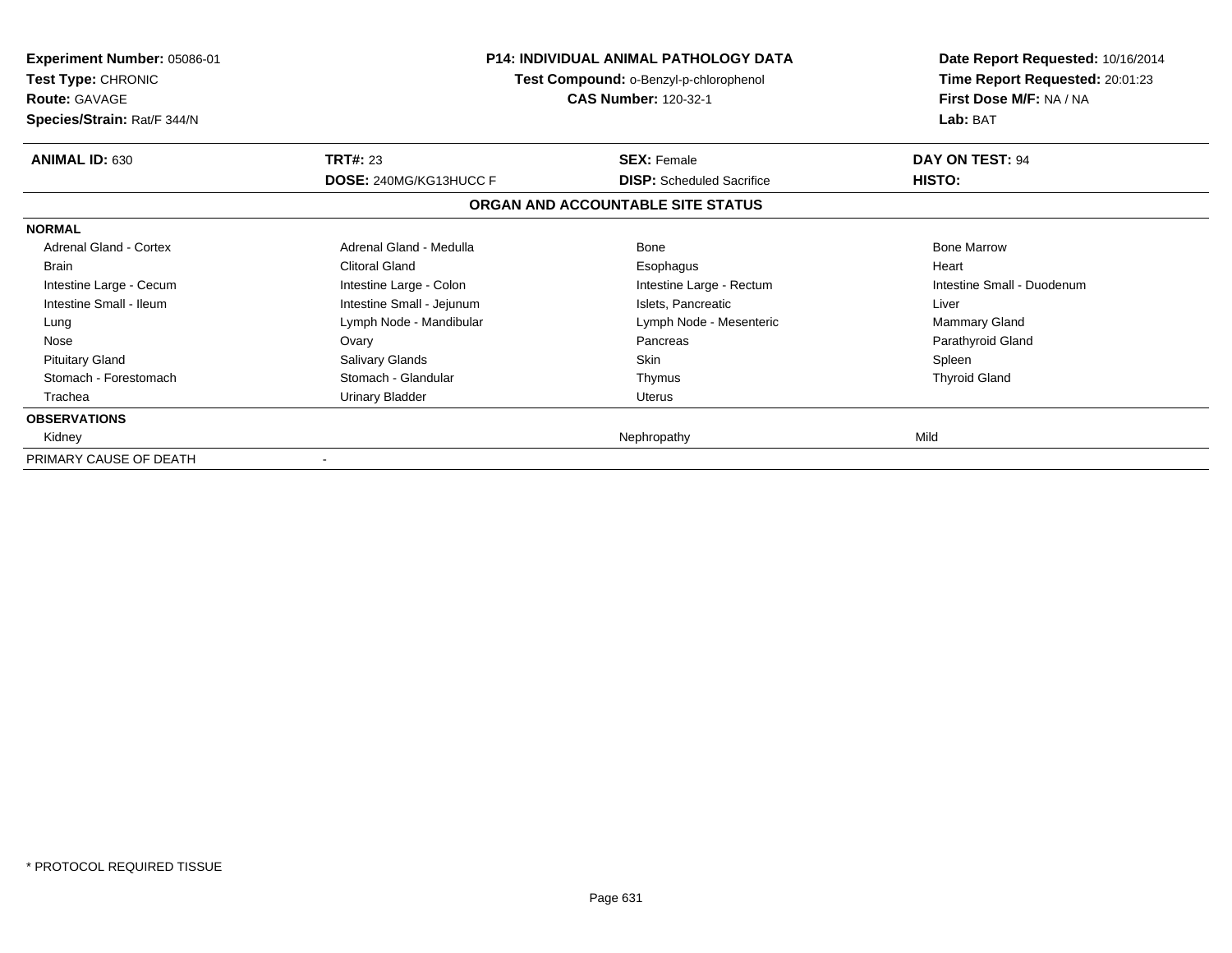**Experiment Number:** 05086-01
**Test Type:** CHRONIC
**Route:** GAVAGE
**Species/Strain:** Rat/F 344/N

**P14: INDIVIDUAL ANIMAL PATHOLOGY DATA**
**Test Compound:** o-Benzyl-p-chlorophenol
**CAS Number:** 120-32-1

**Date Report Requested:** 10/16/2014
**Time Report Requested:** 20:01:23
**First Dose M/F:** NA / NA
**Lab:** BAT

| **ANIMAL ID:** 630 | **TRT#:** 23 | **SEX:** Female | **DAY ON TEST:** 94 |
|---|---|---|---|
| | **DOSE:** 240MG/KG13HUCC F | **DISP:** Scheduled Sacrifice | **HISTO:** |

## ORGAN AND ACCOUNTABLE SITE STATUS

| | | | |
|---|---|---|---|
| **NORMAL** | | | |
| Adrenal Gland - Cortex | Adrenal Gland - Medulla | Bone | Bone Marrow |
| Brain | Clitoral Gland | Esophagus | Heart |
| Intestine Large - Cecum | Intestine Large - Colon | Intestine Large - Rectum | Intestine Small - Duodenum |
| Intestine Small - Ileum | Intestine Small - Jejunum | Islets, Pancreatic | Liver |
| Lung | Lymph Node - Mandibular | Lymph Node - Mesenteric | Mammary Gland |
| Nose | Ovary | Pancreas | Parathyroid Gland |
| Pituitary Gland | Salivary Glands | Skin | Spleen |
| Stomach - Forestomach | Stomach - Glandular | Thymus | Thyroid Gland |
| Trachea | Urinary Bladder | Uterus | |
| **OBSERVATIONS** | | | |
| Kidney | | Nephropathy | Mild |
| PRIMARY CAUSE OF DEATH | - | | |

\* PROTOCOL REQUIRED TISSUE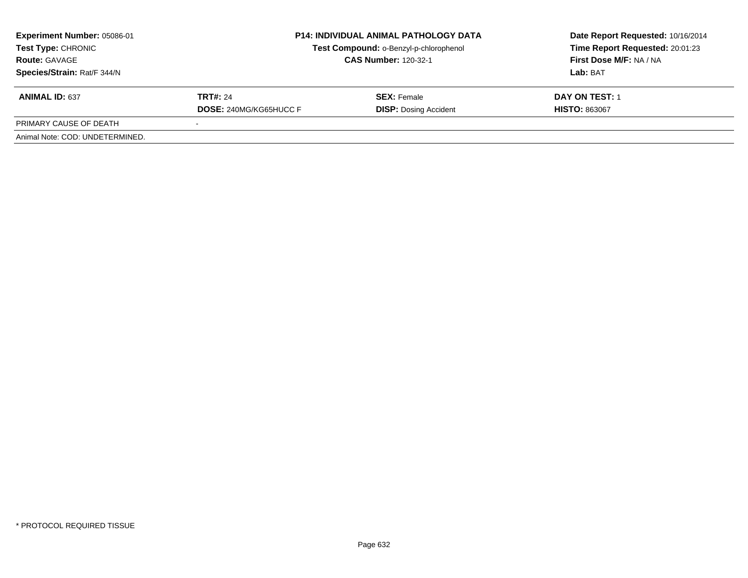**Experiment Number:** 05086-01
**Test Type:** CHRONIC
**Route:** GAVAGE
**Species/Strain:** Rat/F 344/N

**P14: INDIVIDUAL ANIMAL PATHOLOGY DATA**
**Test Compound:** o-Benzyl-p-chlorophenol
**CAS Number:** 120-32-1

**Date Report Requested:** 10/16/2014
**Time Report Requested:** 20:01:23
**First Dose M/F:** NA / NA
**Lab:** BAT

| **ANIMAL ID:** 637 | **TRT#:** 24 | **SEX:** Female | **DAY ON TEST:** 1 |
|---|---|---|---|
| | **DOSE:** 240MG/KG65HUCC F | **DISP:** Dosing Accident | **HISTO:** 863067 |
| PRIMARY CAUSE OF DEATH | - | | |

Animal Note: COD: UNDETERMINED.

* PROTOCOL REQUIRED TISSUE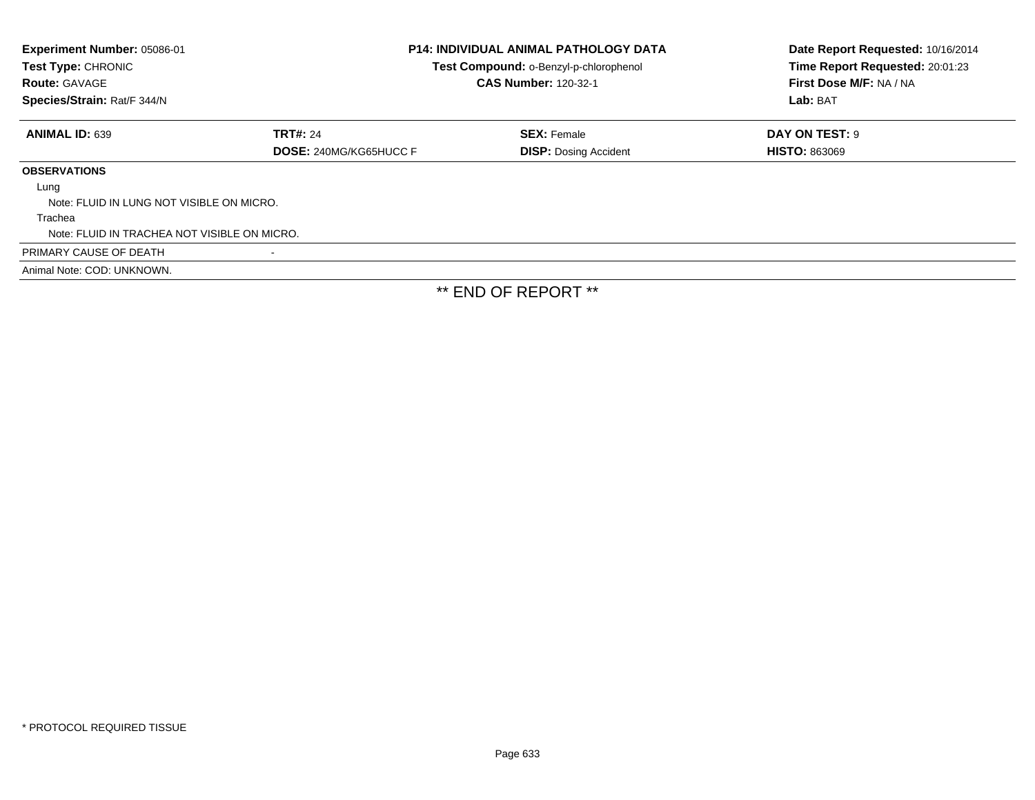**Experiment Number:** 05086-01
**Test Type:** CHRONIC
**Route:** GAVAGE
**Species/Strain:** Rat/F 344/N

**P14: INDIVIDUAL ANIMAL PATHOLOGY DATA**
**Test Compound:** o-Benzyl-p-chlorophenol
**CAS Number:** 120-32-1

**Date Report Requested:** 10/16/2014
**Time Report Requested:** 20:01:23
**First Dose M/F:** NA / NA
**Lab:** BAT

| | | | |
|---|---|---|---|
| **ANIMAL ID:** 639 | **TRT#:** 24 | **SEX:** Female | **DAY ON TEST:** 9 |
| | **DOSE:** 240MG/KG65HUCC F | **DISP:** Dosing Accident | **HISTO:** 863069 |

**OBSERVATIONS**

Lung
Note: FLUID IN LUNG NOT VISIBLE ON MICRO.

Trachea
Note: FLUID IN TRACHEA NOT VISIBLE ON MICRO.

PRIMARY CAUSE OF DEATH -

Animal Note: COD: UNKNOWN.

** END OF REPORT **

* PROTOCOL REQUIRED TISSUE